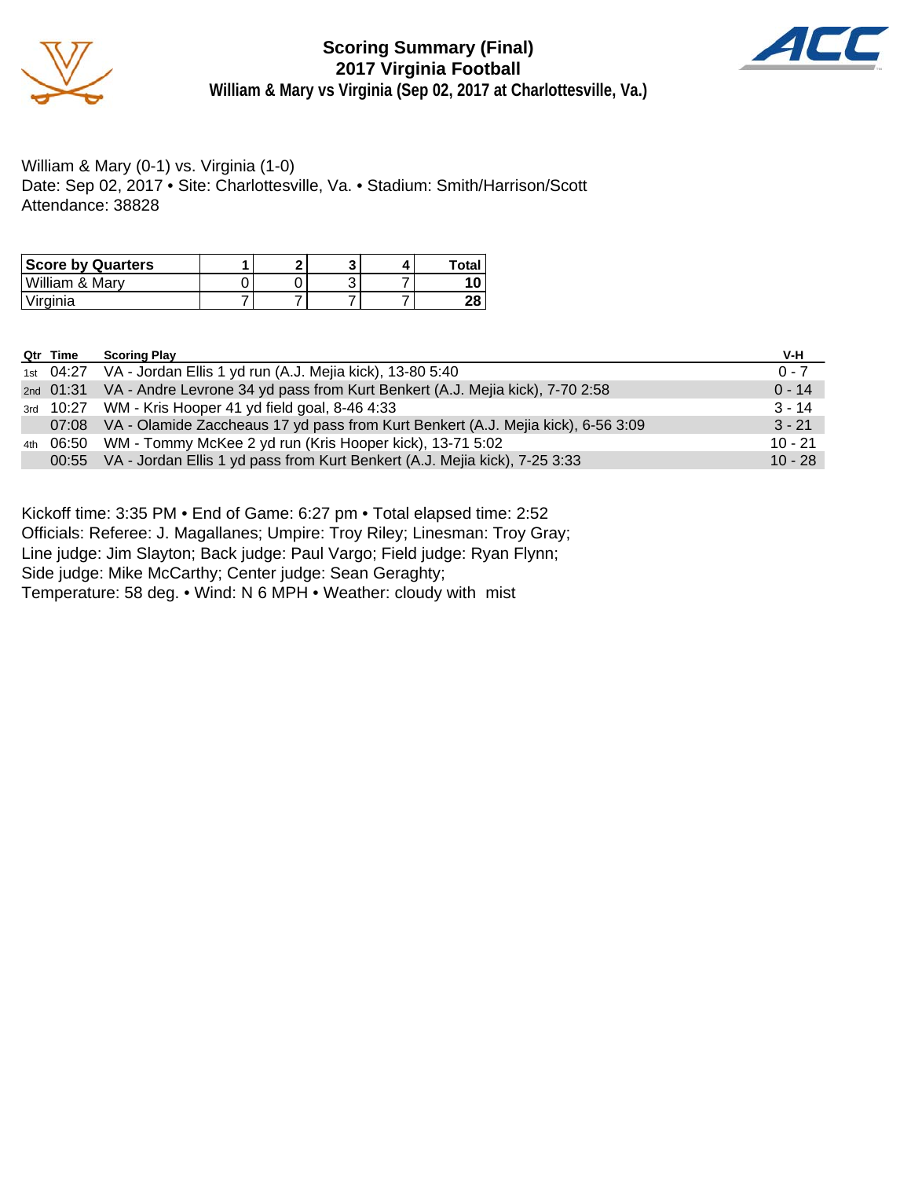# Scoring Summary (Final)
## 2017 Virginia Football
### William & Mary vs Virginia (Sep 02, 2017 at Charlottesville, Va.)

William & Mary (0-1) vs. Virginia (1-0)
Date: Sep 02, 2017 • Site: Charlottesville, Va. • Stadium: Smith/Harrison/Scott
Attendance: 38828

| Score by Quarters | 1 | 2 | 3 | 4 | Total |
|---|---|---|---|---|---|
| William & Mary | 0 | 0 | 3 | 7 | **10** |
| Virginia | 7 | 7 | 7 | 7 | **28** |

| Qtr | Time | Scoring Play | V-H |
|---|---|---|---|
| 1st | 04:27 | VA - Jordan Ellis 1 yd run (A.J. Mejia kick), 13-80 5:40 | 0 - 7 |
| 2nd | 01:31 | VA - Andre Levrone 34 yd pass from Kurt Benkert (A.J. Mejia kick), 7-70 2:58 | 0 - 14 |
| 3rd | 10:27 | WM - Kris Hooper 41 yd field goal, 8-46 4:33 | 3 - 14 |
| | 07:08 | VA - Olamide Zaccheaus 17 yd pass from Kurt Benkert (A.J. Mejia kick), 6-56 3:09 | 3 - 21 |
| 4th | 06:50 | WM - Tommy McKee 2 yd run (Kris Hooper kick), 13-71 5:02 | 10 - 21 |
| | 00:55 | VA - Jordan Ellis 1 yd pass from Kurt Benkert (A.J. Mejia kick), 7-25 3:33 | 10 - 28 |

Kickoff time: 3:35 PM • End of Game: 6:27 pm • Total elapsed time: 2:52
Officials: Referee: J. Magallanes; Umpire: Troy Riley; Linesman: Troy Gray;
Line judge: Jim Slayton; Back judge: Paul Vargo; Field judge: Ryan Flynn;
Side judge: Mike McCarthy; Center judge: Sean Geraghty;
Temperature: 58 deg. • Wind: N 6 MPH • Weather: cloudy with mist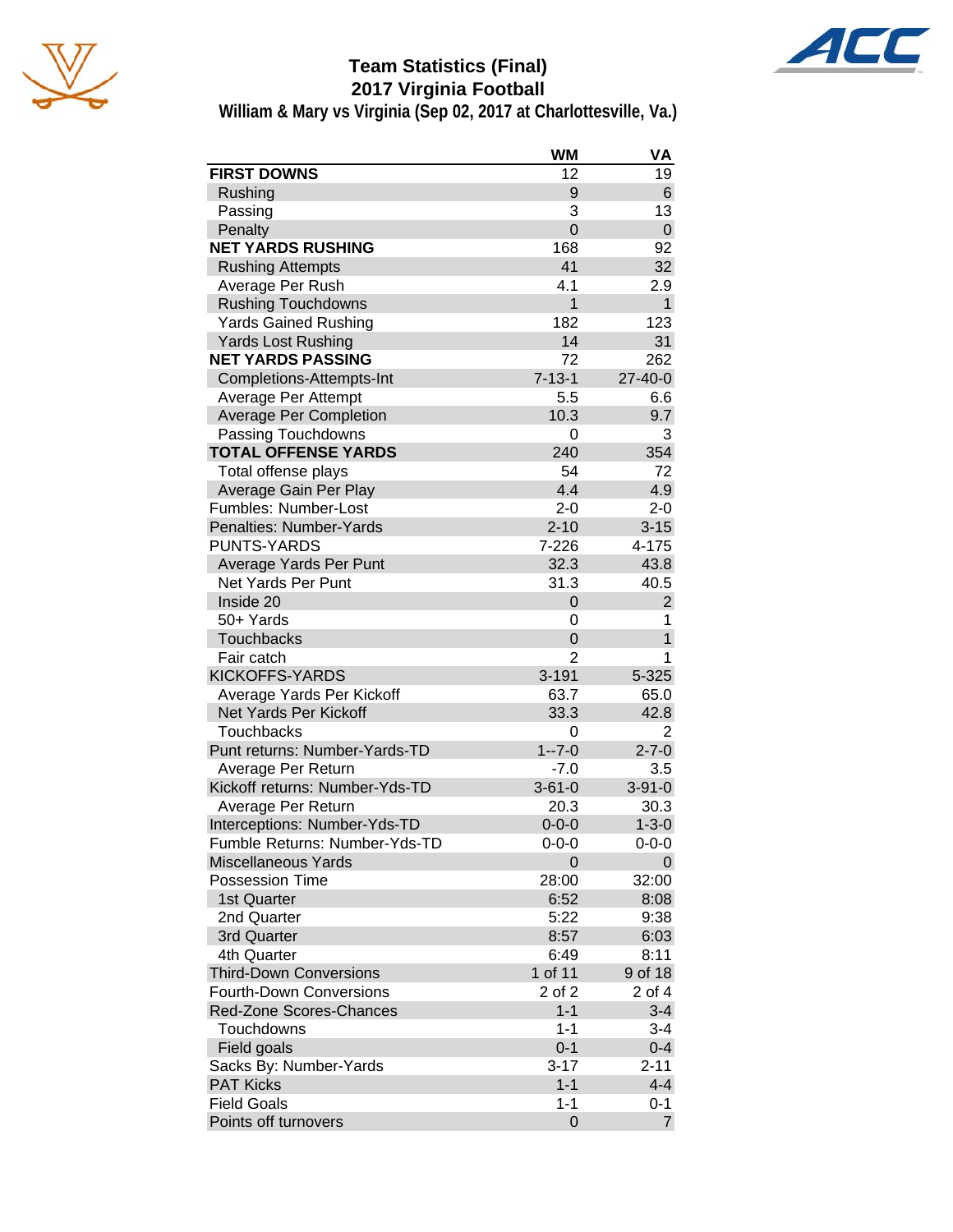# Team Statistics (Final)
## 2017 Virginia Football
### William & Mary vs Virginia (Sep 02, 2017 at Charlottesville, Va.)

| | WM | VA |
|---|---|---|
| **FIRST DOWNS** | 12 | 19 |
| Rushing | 9 | 6 |
| Passing | 3 | 13 |
| Penalty | 0 | 0 |
| **NET YARDS RUSHING** | 168 | 92 |
| Rushing Attempts | 41 | 32 |
| Average Per Rush | 4.1 | 2.9 |
| Rushing Touchdowns | 1 | 1 |
| Yards Gained Rushing | 182 | 123 |
| Yards Lost Rushing | 14 | 31 |
| **NET YARDS PASSING** | 72 | 262 |
| Completions-Attempts-Int | 7-13-1 | 27-40-0 |
| Average Per Attempt | 5.5 | 6.6 |
| Average Per Completion | 10.3 | 9.7 |
| Passing Touchdowns | 0 | 3 |
| **TOTAL OFFENSE YARDS** | 240 | 354 |
| Total offense plays | 54 | 72 |
| Average Gain Per Play | 4.4 | 4.9 |
| Fumbles: Number-Lost | 2-0 | 2-0 |
| Penalties: Number-Yards | 2-10 | 3-15 |
| PUNTS-YARDS | 7-226 | 4-175 |
| Average Yards Per Punt | 32.3 | 43.8 |
| Net Yards Per Punt | 31.3 | 40.5 |
| Inside 20 | 0 | 2 |
| 50+ Yards | 0 | 1 |
| Touchbacks | 0 | 1 |
| Fair catch | 2 | 1 |
| KICKOFFS-YARDS | 3-191 | 5-325 |
| Average Yards Per Kickoff | 63.7 | 65.0 |
| Net Yards Per Kickoff | 33.3 | 42.8 |
| Touchbacks | 0 | 2 |
| Punt returns: Number-Yards-TD | 1--7-0 | 2-7-0 |
| Average Per Return | -7.0 | 3.5 |
| Kickoff returns: Number-Yds-TD | 3-61-0 | 3-91-0 |
| Average Per Return | 20.3 | 30.3 |
| Interceptions: Number-Yds-TD | 0-0-0 | 1-3-0 |
| Fumble Returns: Number-Yds-TD | 0-0-0 | 0-0-0 |
| Miscellaneous Yards | 0 | 0 |
| Possession Time | 28:00 | 32:00 |
| 1st Quarter | 6:52 | 8:08 |
| 2nd Quarter | 5:22 | 9:38 |
| 3rd Quarter | 8:57 | 6:03 |
| 4th Quarter | 6:49 | 8:11 |
| Third-Down Conversions | 1 of 11 | 9 of 18 |
| Fourth-Down Conversions | 2 of 2 | 2 of 4 |
| Red-Zone Scores-Chances | 1-1 | 3-4 |
| Touchdowns | 1-1 | 3-4 |
| Field goals | 0-1 | 0-4 |
| Sacks By: Number-Yards | 3-17 | 2-11 |
| PAT Kicks | 1-1 | 4-4 |
| Field Goals | 1-1 | 0-1 |
| Points off turnovers | 0 | 7 |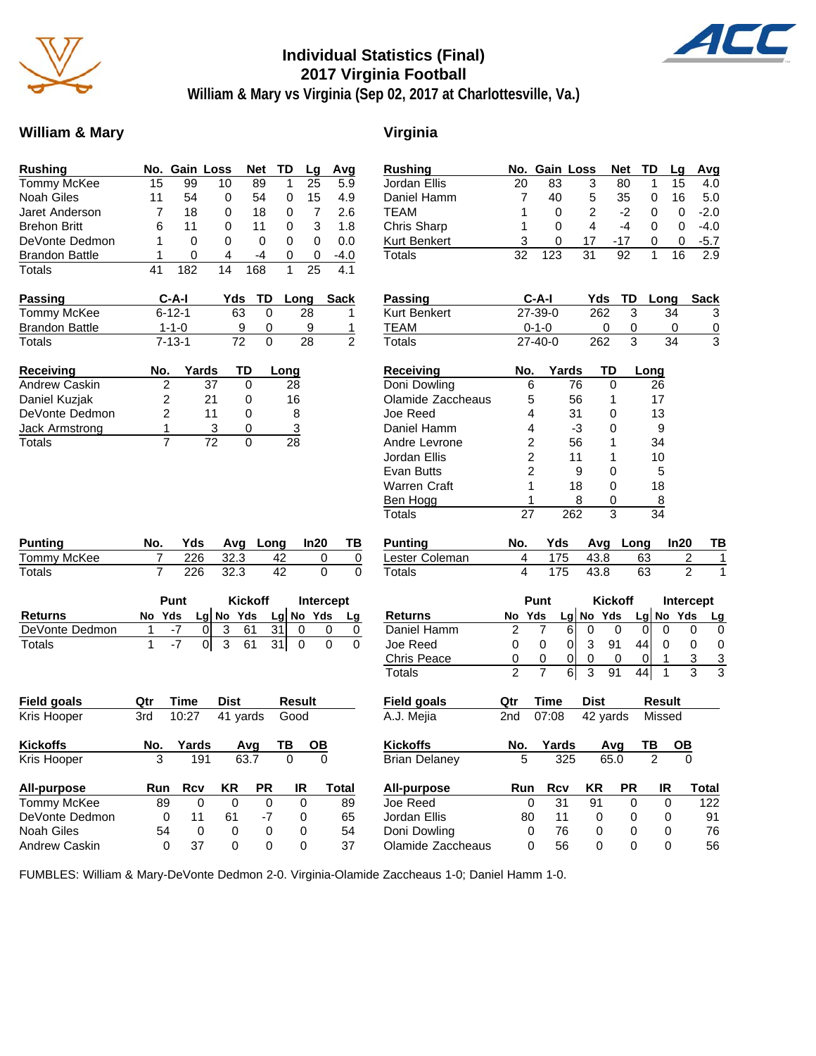# Individual Statistics (Final)
## 2017 Virginia Football
### William & Mary vs Virginia (Sep 02, 2017 at Charlottesville, Va.)

## William & Mary

| Rushing | No. | Gain | Loss | Net | TD | Lg | Avg |
|---|---|---|---|---|---|---|---|
| Tommy McKee | 15 | 99 | 10 | 89 | 1 | 25 | 5.9 |
| Noah Giles | 11 | 54 | 0 | 54 | 0 | 15 | 4.9 |
| Jaret Anderson | 7 | 18 | 0 | 18 | 0 | 7 | 2.6 |
| Brehon Britt | 6 | 11 | 0 | 11 | 0 | 3 | 1.8 |
| DeVonte Dedmon | 1 | 0 | 0 | 0 | 0 | 0 | 0.0 |
| Brandon Battle | 1 | 0 | 4 | -4 | 0 | 0 | -4.0 |
| Totals | 41 | 182 | 14 | 168 | 1 | 25 | 4.1 |

| Passing | C-A-I | Yds | TD | Long | Sack |
|---|---|---|---|---|---|
| Tommy McKee | 6-12-1 | 63 | 0 | 28 | 1 |
| Brandon Battle | 1-1-0 | 9 | 0 | 9 | 1 |
| Totals | 7-13-1 | 72 | 0 | 28 | 2 |

| Receiving | No. | Yards | TD | Long |
|---|---|---|---|---|
| Andrew Caskin | 2 | 37 | 0 | 28 |
| Daniel Kuzjak | 2 | 21 | 0 | 16 |
| DeVonte Dedmon | 2 | 11 | 0 | 8 |
| Jack Armstrong | 1 | 3 | 0 | 3 |
| Totals | 7 | 72 | 0 | 28 |

| Punting | No. | Yds | Avg | Long | In20 | TB |
|---|---|---|---|---|---|---|
| Tommy McKee | 7 | 226 | 32.3 | 42 | 0 | 0 |
| Totals | 7 | 226 | 32.3 | 42 | 0 | 0 |

| | Punt | | | Kickoff | | | Intercept | | |
|---|---|---|---|---|---|---|---|---|---|
| Returns | No | Yds | Lg | No | Yds | Lg | No | Yds | Lg |
| DeVonte Dedmon | 1 | -7 | 0 | 3 | 61 | 31 | 0 | 0 | 0 |
| Totals | 1 | -7 | 0 | 3 | 61 | 31 | 0 | 0 | 0 |

| Field goals | Qtr | Time | Dist | Result |
|---|---|---|---|---|
| Kris Hooper | 3rd | 10:27 | 41 yards | Good |

| Kickoffs | No. | Yards | Avg | TB | OB |
|---|---|---|---|---|---|
| Kris Hooper | 3 | 191 | 63.7 | 0 | 0 |

| All-purpose | Run | Rcv | KR | PR | IR | Total |
|---|---|---|---|---|---|---|
| Tommy McKee | 89 | 0 | 0 | 0 | 0 | 89 |
| DeVonte Dedmon | 0 | 11 | 61 | -7 | 0 | 65 |
| Noah Giles | 54 | 0 | 0 | 0 | 0 | 54 |
| Andrew Caskin | 0 | 37 | 0 | 0 | 0 | 37 |

## Virginia

| Rushing | No. | Gain | Loss | Net | TD | Lg | Avg |
|---|---|---|---|---|---|---|---|
| Jordan Ellis | 20 | 83 | 3 | 80 | 1 | 15 | 4.0 |
| Daniel Hamm | 7 | 40 | 5 | 35 | 0 | 16 | 5.0 |
| TEAM | 1 | 0 | 2 | -2 | 0 | 0 | -2.0 |
| Chris Sharp | 1 | 0 | 4 | -4 | 0 | 0 | -4.0 |
| Kurt Benkert | 3 | 0 | 17 | -17 | 0 | 0 | -5.7 |
| Totals | 32 | 123 | 31 | 92 | 1 | 16 | 2.9 |

| Passing | C-A-I | Yds | TD | Long | Sack |
|---|---|---|---|---|---|
| Kurt Benkert | 27-39-0 | 262 | 3 | 34 | 3 |
| TEAM | 0-1-0 | 0 | 0 | 0 | 0 |
| Totals | 27-40-0 | 262 | 3 | 34 | 3 |

| Receiving | No. | Yards | TD | Long |
|---|---|---|---|---|
| Doni Dowling | 6 | 76 | 0 | 26 |
| Olamide Zaccheaus | 5 | 56 | 1 | 17 |
| Joe Reed | 4 | 31 | 0 | 13 |
| Daniel Hamm | 4 | -3 | 0 | 9 |
| Andre Levrone | 2 | 56 | 1 | 34 |
| Jordan Ellis | 2 | 11 | 1 | 10 |
| Evan Butts | 2 | 9 | 0 | 5 |
| Warren Craft | 1 | 18 | 0 | 18 |
| Ben Hogg | 1 | 8 | 0 | 8 |
| Totals | 27 | 262 | 3 | 34 |

| Punting | No. | Yds | Avg | Long | In20 | TB |
|---|---|---|---|---|---|---|
| Lester Coleman | 4 | 175 | 43.8 | 63 | 2 | 1 |
| Totals | 4 | 175 | 43.8 | 63 | 2 | 1 |

| | Punt | | | Kickoff | | | Intercept | | |
|---|---|---|---|---|---|---|---|---|---|
| Returns | No | Yds | Lg | No | Yds | Lg | No | Yds | Lg |
| Daniel Hamm | 2 | 7 | 6 | 0 | 0 | 0 | 0 | 0 | 0 |
| Joe Reed | 0 | 0 | 0 | 3 | 91 | 44 | 0 | 0 | 0 |
| Chris Peace | 0 | 0 | 0 | 0 | 0 | 0 | 1 | 3 | 3 |
| Totals | 2 | 7 | 6 | 3 | 91 | 44 | 1 | 3 | 3 |

| Field goals | Qtr | Time | Dist | Result |
|---|---|---|---|---|
| A.J. Mejia | 2nd | 07:08 | 42 yards | Missed |

| Kickoffs | No. | Yards | Avg | TB | OB |
|---|---|---|---|---|---|
| Brian Delaney | 5 | 325 | 65.0 | 2 | 0 |

| All-purpose | Run | Rcv | KR | PR | IR | Total |
|---|---|---|---|---|---|---|
| Joe Reed | 0 | 31 | 91 | 0 | 0 | 122 |
| Jordan Ellis | 80 | 11 | 0 | 0 | 0 | 91 |
| Doni Dowling | 0 | 76 | 0 | 0 | 0 | 76 |
| Olamide Zaccheaus | 0 | 56 | 0 | 0 | 0 | 56 |

FUMBLES: William & Mary-DeVonte Dedmon 2-0. Virginia-Olamide Zaccheaus 1-0; Daniel Hamm 1-0.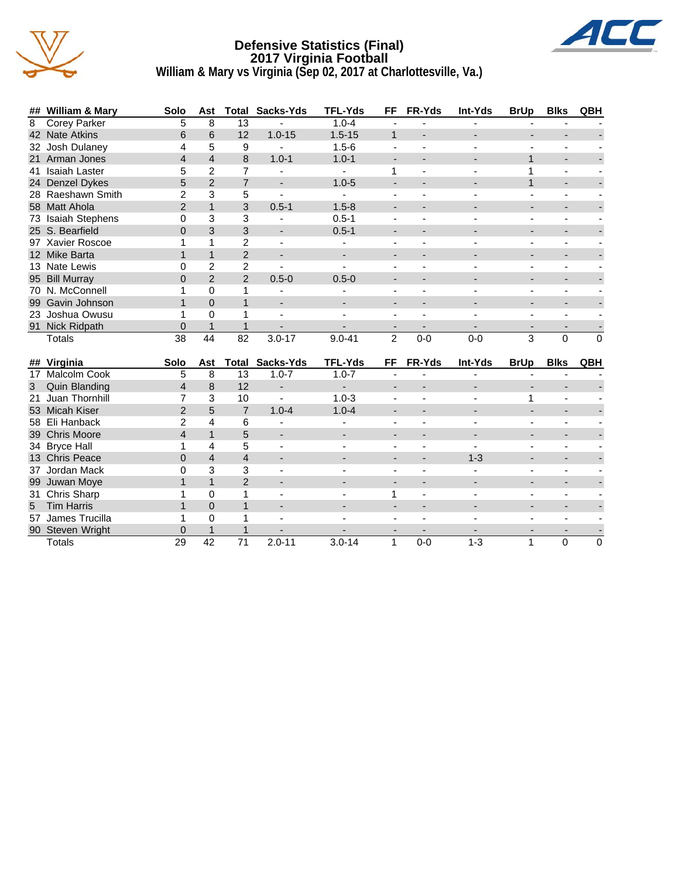# Defensive Statistics (Final)
## 2017 Virginia Football
### William & Mary vs Virginia (Sep 02, 2017 at Charlottesville, Va.)

| ## | William & Mary | Solo | Ast | Total | Sacks-Yds | TFL-Yds | FF | FR-Yds | Int-Yds | BrUp | Blks | QBH |
|---|---|---|---|---|---|---|---|---|---|---|---|---|
| 8 | Corey Parker | 5 | 8 | 13 | - | 1.0-4 | - | - | - | - | - | - |
| 42 | Nate Atkins | 6 | 6 | 12 | 1.0-15 | 1.5-15 | 1 | - | - | - | - | - |
| 32 | Josh Dulaney | 4 | 5 | 9 | - | 1.5-6 | - | - | - | - | - | - |
| 21 | Arman Jones | 4 | 4 | 8 | 1.0-1 | 1.0-1 | - | - | - | 1 | - | - |
| 41 | Isaiah Laster | 5 | 2 | 7 | - | - | 1 | - | - | 1 | - | - |
| 24 | Denzel Dykes | 5 | 2 | 7 | - | 1.0-5 | - | - | - | 1 | - | - |
| 28 | Raeshawn Smith | 2 | 3 | 5 | - | - | - | - | - | - | - | - |
| 58 | Matt Ahola | 2 | 1 | 3 | 0.5-1 | 1.5-8 | - | - | - | - | - | - |
| 73 | Isaiah Stephens | 0 | 3 | 3 | - | 0.5-1 | - | - | - | - | - | - |
| 25 | S. Bearfield | 0 | 3 | 3 | - | 0.5-1 | - | - | - | - | - | - |
| 97 | Xavier Roscoe | 1 | 1 | 2 | - | - | - | - | - | - | - | - |
| 12 | Mike Barta | 1 | 1 | 2 | - | - | - | - | - | - | - | - |
| 13 | Nate Lewis | 0 | 2 | 2 | - | - | - | - | - | - | - | - |
| 95 | Bill Murray | 0 | 2 | 2 | 0.5-0 | 0.5-0 | - | - | - | - | - | - |
| 70 | N. McConnell | 1 | 0 | 1 | - | - | - | - | - | - | - | - |
| 99 | Gavin Johnson | 1 | 0 | 1 | - | - | - | - | - | - | - | - |
| 23 | Joshua Owusu | 1 | 0 | 1 | - | - | - | - | - | - | - | - |
| 91 | Nick Ridpath | 0 | 1 | 1 | - | - | - | - | - | - | - | - |
| | Totals | 38 | 44 | 82 | 3.0-17 | 9.0-41 | 2 | 0-0 | 0-0 | 3 | 0 | 0 |

| ## | Virginia | Solo | Ast | Total | Sacks-Yds | TFL-Yds | FF | FR-Yds | Int-Yds | BrUp | Blks | QBH |
|---|---|---|---|---|---|---|---|---|---|---|---|---|
| 17 | Malcolm Cook | 5 | 8 | 13 | 1.0-7 | 1.0-7 | - | - | - | - | - | - |
| 3 | Quin Blanding | 4 | 8 | 12 | - | - | - | - | - | - | - | - |
| 21 | Juan Thornhill | 7 | 3 | 10 | - | 1.0-3 | - | - | - | 1 | - | - |
| 53 | Micah Kiser | 2 | 5 | 7 | 1.0-4 | 1.0-4 | - | - | - | - | - | - |
| 58 | Eli Hanback | 2 | 4 | 6 | - | - | - | - | - | - | - | - |
| 39 | Chris Moore | 4 | 1 | 5 | - | - | - | - | - | - | - | - |
| 34 | Bryce Hall | 1 | 4 | 5 | - | - | - | - | - | - | - | - |
| 13 | Chris Peace | 0 | 4 | 4 | - | - | - | - | 1-3 | - | - | - |
| 37 | Jordan Mack | 0 | 3 | 3 | - | - | - | - | - | - | - | - |
| 99 | Juwan Moye | 1 | 1 | 2 | - | - | - | - | - | - | - | - |
| 31 | Chris Sharp | 1 | 0 | 1 | - | - | 1 | - | - | - | - | - |
| 5 | Tim Harris | 1 | 0 | 1 | - | - | - | - | - | - | - | - |
| 57 | James Trucilla | 1 | 0 | 1 | - | - | - | - | - | - | - | - |
| 90 | Steven Wright | 0 | 1 | 1 | - | - | - | - | - | - | - | - |
| | Totals | 29 | 42 | 71 | 2.0-11 | 3.0-14 | 1 | 0-0 | 1-3 | 1 | 0 | 0 |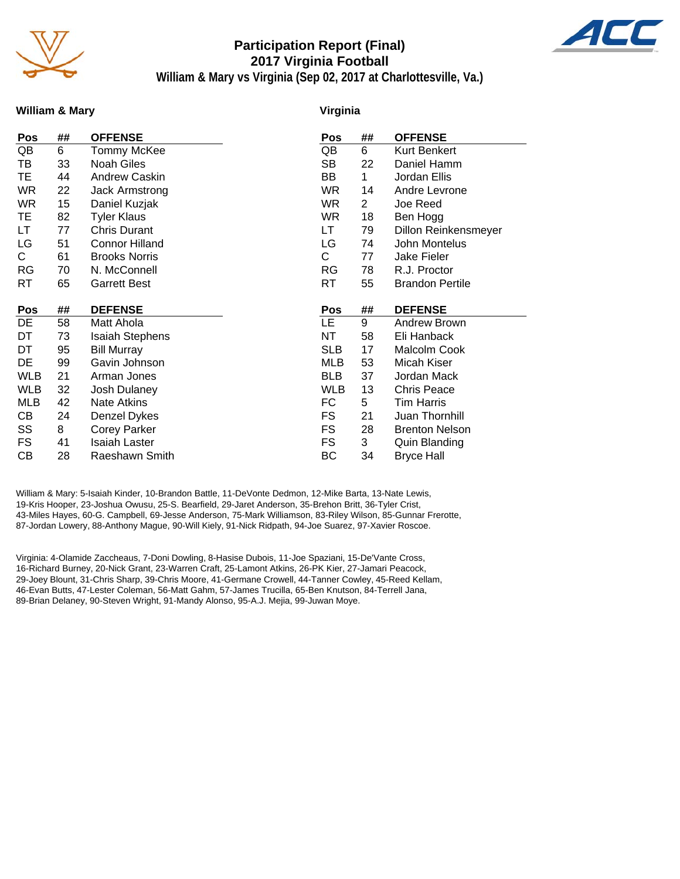# Participation Report (Final)
## 2017 Virginia Football
### William & Mary vs Virginia (Sep 02, 2017 at Charlottesville, Va.)

**William & Mary**

| Pos | ## | OFFENSE |
|---|---|---|
| QB | 6 | Tommy McKee |
| TB | 33 | Noah Giles |
| TE | 44 | Andrew Caskin |
| WR | 22 | Jack Armstrong |
| WR | 15 | Daniel Kuzjak |
| TE | 82 | Tyler Klaus |
| LT | 77 | Chris Durant |
| LG | 51 | Connor Hilland |
| C | 61 | Brooks Norris |
| RG | 70 | N. McConnell |
| RT | 65 | Garrett Best |

| Pos | ## | DEFENSE |
|---|---|---|
| DE | 58 | Matt Ahola |
| DT | 73 | Isaiah Stephens |
| DT | 95 | Bill Murray |
| DE | 99 | Gavin Johnson |
| WLB | 21 | Arman Jones |
| WLB | 32 | Josh Dulaney |
| MLB | 42 | Nate Atkins |
| CB | 24 | Denzel Dykes |
| SS | 8 | Corey Parker |
| FS | 41 | Isaiah Laster |
| CB | 28 | Raeshawn Smith |

**Virginia**

| Pos | ## | OFFENSE |
|---|---|---|
| QB | 6 | Kurt Benkert |
| SB | 22 | Daniel Hamm |
| BB | 1 | Jordan Ellis |
| WR | 14 | Andre Levrone |
| WR | 2 | Joe Reed |
| WR | 18 | Ben Hogg |
| LT | 79 | Dillon Reinkensmeyer |
| LG | 74 | John Montelus |
| C | 77 | Jake Fieler |
| RG | 78 | R.J. Proctor |
| RT | 55 | Brandon Pertile |

| Pos | ## | DEFENSE |
|---|---|---|
| LE | 9 | Andrew Brown |
| NT | 58 | Eli Hanback |
| SLB | 17 | Malcolm Cook |
| MLB | 53 | Micah Kiser |
| BLB | 37 | Jordan Mack |
| WLB | 13 | Chris Peace |
| FC | 5 | Tim Harris |
| FS | 21 | Juan Thornhill |
| FS | 28 | Brenton Nelson |
| FS | 3 | Quin Blanding |
| BC | 34 | Bryce Hall |

William & Mary: 5-Isaiah Kinder, 10-Brandon Battle, 11-DeVonte Dedmon, 12-Mike Barta, 13-Nate Lewis, 19-Kris Hooper, 23-Joshua Owusu, 25-S. Bearfield, 29-Jaret Anderson, 35-Brehon Britt, 36-Tyler Crist, 43-Miles Hayes, 60-G. Campbell, 69-Jesse Anderson, 75-Mark Williamson, 83-Riley Wilson, 85-Gunnar Frerotte, 87-Jordan Lowery, 88-Anthony Mague, 90-Will Kiely, 91-Nick Ridpath, 94-Joe Suarez, 97-Xavier Roscoe.

Virginia: 4-Olamide Zaccheaus, 7-Doni Dowling, 8-Hasise Dubois, 11-Joe Spaziani, 15-De'Vante Cross, 16-Richard Burney, 20-Nick Grant, 23-Warren Craft, 25-Lamont Atkins, 26-PK Kier, 27-Jamari Peacock, 29-Joey Blount, 31-Chris Sharp, 39-Chris Moore, 41-Germane Crowell, 44-Tanner Cowley, 45-Reed Kellam, 46-Evan Butts, 47-Lester Coleman, 56-Matt Gahm, 57-James Trucilla, 65-Ben Knutson, 84-Terrell Jana, 89-Brian Delaney, 90-Steven Wright, 91-Mandy Alonso, 95-A.J. Mejia, 99-Juwan Moye.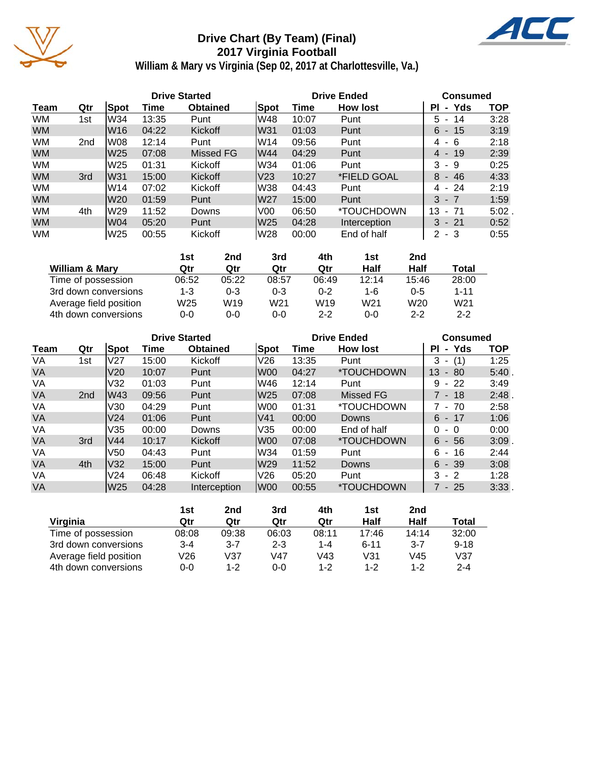# Drive Chart (By Team) (Final)
## 2017 Virginia Football
### William & Mary vs Virginia (Sep 02, 2017 at Charlottesville, Va.)

| | | Drive Started | | | Drive Ended | | | Consumed | |
|---|---|---|---|---|---|---|---|---|---|
| **Team** | **Qtr** | **Spot** | **Time** | **Obtained** | **Spot** | **Time** | **How lost** | **Pl - Yds** | **TOP** |
| WM | 1st | W34 | 13:35 | Punt | W48 | 10:07 | Punt | 5 - 14 | 3:28 |
| WM | | W16 | 04:22 | Kickoff | W31 | 01:03 | Punt | 6 - 15 | 3:19 |
| WM | 2nd | W08 | 12:14 | Punt | W14 | 09:56 | Punt | 4 - 6 | 2:18 |
| WM | | W25 | 07:08 | Missed FG | W44 | 04:29 | Punt | 4 - 19 | 2:39 |
| WM | | W25 | 01:31 | Kickoff | W34 | 01:06 | Punt | 3 - 9 | 0:25 |
| WM | 3rd | W31 | 15:00 | Kickoff | V23 | 10:27 | *FIELD GOAL | 8 - 46 | 4:33 |
| WM | | W14 | 07:02 | Kickoff | W38 | 04:43 | Punt | 4 - 24 | 2:19 |
| WM | | W20 | 01:59 | Punt | W27 | 15:00 | Punt | 3 - 7 | 1:59 |
| WM | 4th | W29 | 11:52 | Downs | V00 | 06:50 | *TOUCHDOWN | 13 - 71 | 5:02 . |
| WM | | W04 | 05:20 | Punt | W25 | 04:28 | Interception | 3 - 21 | 0:52 |
| WM | | W25 | 00:55 | Kickoff | W28 | 00:00 | End of half | 2 - 3 | 0:55 |

| William & Mary | 1st Qtr | 2nd Qtr | 3rd Qtr | 4th Qtr | 1st Half | 2nd Half | Total |
|---|---|---|---|---|---|---|---|
| Time of possession | 06:52 | 05:22 | 08:57 | 06:49 | 12:14 | 15:46 | 28:00 |
| 3rd down conversions | 1-3 | 0-3 | 0-3 | 0-2 | 1-6 | 0-5 | 1-11 |
| Average field position | W25 | W19 | W21 | W19 | W21 | W20 | W21 |
| 4th down conversions | 0-0 | 0-0 | 0-0 | 2-2 | 0-0 | 2-2 | 2-2 |

| | | Drive Started | | | Drive Ended | | | Consumed | |
|---|---|---|---|---|---|---|---|---|---|
| **Team** | **Qtr** | **Spot** | **Time** | **Obtained** | **Spot** | **Time** | **How lost** | **Pl - Yds** | **TOP** |
| VA | 1st | V27 | 15:00 | Kickoff | V26 | 13:35 | Punt | 3 - (1) | 1:25 |
| VA | | V20 | 10:07 | Punt | W00 | 04:27 | *TOUCHDOWN | 13 - 80 | 5:40 . |
| VA | | V32 | 01:03 | Punt | W46 | 12:14 | Punt | 9 - 22 | 3:49 |
| VA | 2nd | W43 | 09:56 | Punt | W25 | 07:08 | Missed FG | 7 - 18 | 2:48 . |
| VA | | V30 | 04:29 | Punt | W00 | 01:31 | *TOUCHDOWN | 7 - 70 | 2:58 |
| VA | | V24 | 01:06 | Punt | V41 | 00:00 | Downs | 6 - 17 | 1:06 |
| VA | | V35 | 00:00 | Downs | V35 | 00:00 | End of half | 0 - 0 | 0:00 |
| VA | 3rd | V44 | 10:17 | Kickoff | W00 | 07:08 | *TOUCHDOWN | 6 - 56 | 3:09 . |
| VA | | V50 | 04:43 | Punt | W34 | 01:59 | Punt | 6 - 16 | 2:44 |
| VA | 4th | V32 | 15:00 | Punt | W29 | 11:52 | Downs | 6 - 39 | 3:08 |
| VA | | V24 | 06:48 | Kickoff | V26 | 05:20 | Punt | 3 - 2 | 1:28 |
| VA | | W25 | 04:28 | Interception | W00 | 00:55 | *TOUCHDOWN | 7 - 25 | 3:33 . |

| Virginia | 1st Qtr | 2nd Qtr | 3rd Qtr | 4th Qtr | 1st Half | 2nd Half | Total |
|---|---|---|---|---|---|---|---|
| Time of possession | 08:08 | 09:38 | 06:03 | 08:11 | 17:46 | 14:14 | 32:00 |
| 3rd down conversions | 3-4 | 3-7 | 2-3 | 1-4 | 6-11 | 3-7 | 9-18 |
| Average field position | V26 | V37 | V47 | V43 | V31 | V45 | V37 |
| 4th down conversions | 0-0 | 1-2 | 0-0 | 1-2 | 1-2 | 1-2 | 2-4 |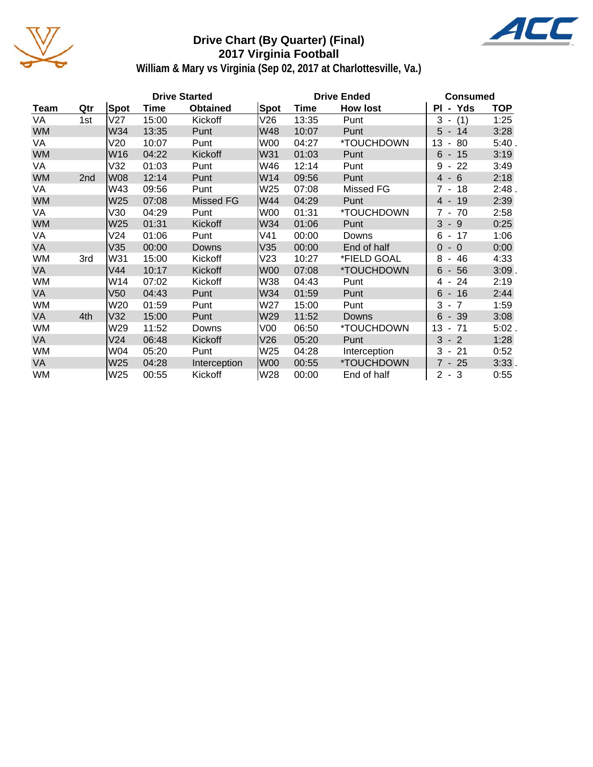# Drive Chart (By Quarter) (Final)
## 2017 Virginia Football
### William & Mary vs Virginia (Sep 02, 2017 at Charlottesville, Va.)

| | | Drive Started | | | Drive Ended | | | Consumed | |
|---|---|---|---|---|---|---|---|---|---|
| Team | Qtr | Spot | Time | Obtained | Spot | Time | How lost | Pl - Yds | TOP |
| VA | 1st | V27 | 15:00 | Kickoff | V26 | 13:35 | Punt | 3 - (1) | 1:25 |
| WM | | W34 | 13:35 | Punt | W48 | 10:07 | Punt | 5 - 14 | 3:28 |
| VA | | V20 | 10:07 | Punt | W00 | 04:27 | *TOUCHDOWN | 13 - 80 | 5:40 . |
| WM | | W16 | 04:22 | Kickoff | W31 | 01:03 | Punt | 6 - 15 | 3:19 |
| VA | | V32 | 01:03 | Punt | W46 | 12:14 | Punt | 9 - 22 | 3:49 |
| WM | 2nd | W08 | 12:14 | Punt | W14 | 09:56 | Punt | 4 - 6 | 2:18 |
| VA | | W43 | 09:56 | Punt | W25 | 07:08 | Missed FG | 7 - 18 | 2:48 . |
| WM | | W25 | 07:08 | Missed FG | W44 | 04:29 | Punt | 4 - 19 | 2:39 |
| VA | | V30 | 04:29 | Punt | W00 | 01:31 | *TOUCHDOWN | 7 - 70 | 2:58 |
| WM | | W25 | 01:31 | Kickoff | W34 | 01:06 | Punt | 3 - 9 | 0:25 |
| VA | | V24 | 01:06 | Punt | V41 | 00:00 | Downs | 6 - 17 | 1:06 |
| VA | | V35 | 00:00 | Downs | V35 | 00:00 | End of half | 0 - 0 | 0:00 |
| WM | 3rd | W31 | 15:00 | Kickoff | V23 | 10:27 | *FIELD GOAL | 8 - 46 | 4:33 |
| VA | | V44 | 10:17 | Kickoff | W00 | 07:08 | *TOUCHDOWN | 6 - 56 | 3:09 . |
| WM | | W14 | 07:02 | Kickoff | W38 | 04:43 | Punt | 4 - 24 | 2:19 |
| VA | | V50 | 04:43 | Punt | W34 | 01:59 | Punt | 6 - 16 | 2:44 |
| WM | | W20 | 01:59 | Punt | W27 | 15:00 | Punt | 3 - 7 | 1:59 |
| VA | 4th | V32 | 15:00 | Punt | W29 | 11:52 | Downs | 6 - 39 | 3:08 |
| WM | | W29 | 11:52 | Downs | V00 | 06:50 | *TOUCHDOWN | 13 - 71 | 5:02 . |
| VA | | V24 | 06:48 | Kickoff | V26 | 05:20 | Punt | 3 - 2 | 1:28 |
| WM | | W04 | 05:20 | Punt | W25 | 04:28 | Interception | 3 - 21 | 0:52 |
| VA | | W25 | 04:28 | Interception | W00 | 00:55 | *TOUCHDOWN | 7 - 25 | 3:33 . |
| WM | | W25 | 00:55 | Kickoff | W28 | 00:00 | End of half | 2 - 3 | 0:55 |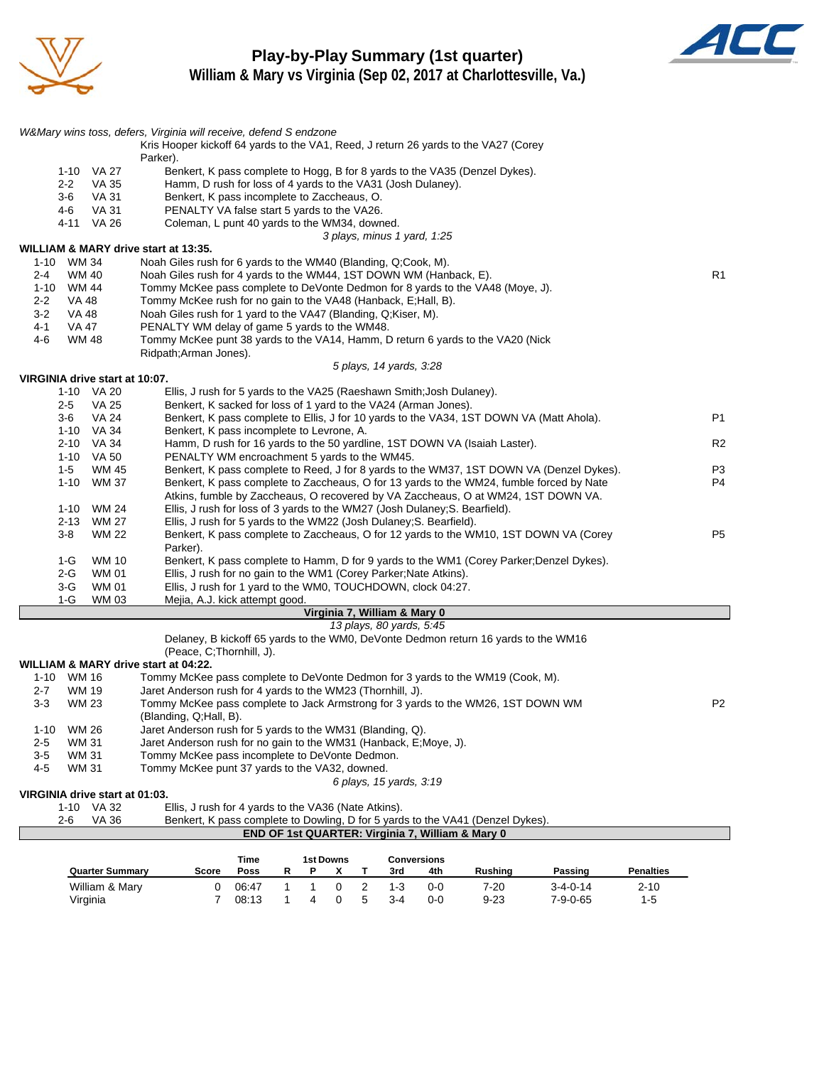# Play-by-Play Summary (1st quarter)
## William & Mary vs Virginia (Sep 02, 2017 at Charlottesville, Va.)

*W&Mary wins toss, defers, Virginia will receive, defend S endzone*

Kris Hooper kickoff 64 yards to the VA1, Reed, J return 26 yards to the VA27 (Corey Parker).

| Down | Spot | Play | |
|---|---|---|---|
| 1-10 | VA 27 | Benkert, K pass complete to Hogg, B for 8 yards to the VA35 (Denzel Dykes). | |
| 2-2 | VA 35 | Hamm, D rush for loss of 4 yards to the VA31 (Josh Dulaney). | |
| 3-6 | VA 31 | Benkert, K pass incomplete to Zaccheaus, O. | |
| 4-6 | VA 31 | PENALTY VA false start 5 yards to the VA26. | |
| 4-11 | VA 26 | Coleman, L punt 40 yards to the WM34, downed. | |

*3 plays, minus 1 yard, 1:25*

**WILLIAM & MARY drive start at 13:35.**

| Down | Spot | Play | |
|---|---|---|---|
| 1-10 | WM 34 | Noah Giles rush for 6 yards to the WM40 (Blanding, Q;Cook, M). | |
| 2-4 | WM 40 | Noah Giles rush for 4 yards to the WM44, 1ST DOWN WM (Hanback, E). | R1 |
| 1-10 | WM 44 | Tommy McKee pass complete to DeVonte Dedmon for 8 yards to the VA48 (Moye, J). | |
| 2-2 | VA 48 | Tommy McKee rush for no gain to the VA48 (Hanback, E;Hall, B). | |
| 3-2 | VA 48 | Noah Giles rush for 1 yard to the VA47 (Blanding, Q;Kiser, M). | |
| 4-1 | VA 47 | PENALTY WM delay of game 5 yards to the WM48. | |
| 4-6 | WM 48 | Tommy McKee punt 38 yards to the VA14, Hamm, D return 6 yards to the VA20 (Nick Ridpath;Arman Jones). | |

*5 plays, 14 yards, 3:28*

**VIRGINIA drive start at 10:07.**

| Down | Spot | Play | |
|---|---|---|---|
| 1-10 | VA 20 | Ellis, J rush for 5 yards to the VA25 (Raeshawn Smith;Josh Dulaney). | |
| 2-5 | VA 25 | Benkert, K sacked for loss of 1 yard to the VA24 (Arman Jones). | |
| 3-6 | VA 24 | Benkert, K pass complete to Ellis, J for 10 yards to the VA34, 1ST DOWN VA (Matt Ahola). | P1 |
| 1-10 | VA 34 | Benkert, K pass incomplete to Levrone, A. | |
| 2-10 | VA 34 | Hamm, D rush for 16 yards to the 50 yardline, 1ST DOWN VA (Isaiah Laster). | R2 |
| 1-10 | VA 50 | PENALTY WM encroachment 5 yards to the WM45. | |
| 1-5 | WM 45 | Benkert, K pass complete to Reed, J for 8 yards to the WM37, 1ST DOWN VA (Denzel Dykes). | P3 |
| 1-10 | WM 37 | Benkert, K pass complete to Zaccheaus, O for 13 yards to the WM24, fumble forced by Nate Atkins, fumble by Zaccheaus, O recovered by VA Zaccheaus, O at WM24, 1ST DOWN VA. | P4 |
| 1-10 | WM 24 | Ellis, J rush for loss of 3 yards to the WM27 (Josh Dulaney;S. Bearfield). | |
| 2-13 | WM 27 | Ellis, J rush for 5 yards to the WM22 (Josh Dulaney;S. Bearfield). | |
| 3-8 | WM 22 | Benkert, K pass complete to Zaccheaus, O for 12 yards to the WM10, 1ST DOWN VA (Corey Parker). | P5 |
| 1-G | WM 10 | Benkert, K pass complete to Hamm, D for 9 yards to the WM1 (Corey Parker;Denzel Dykes). | |
| 2-G | WM 01 | Ellis, J rush for no gain to the WM1 (Corey Parker;Nate Atkins). | |
| 3-G | WM 01 | Ellis, J rush for 1 yard to the WM0, TOUCHDOWN, clock 04:27. | |
| 1-G | WM 03 | Mejia, A.J. kick attempt good. | |

**Virginia 7, William & Mary 0**

*13 plays, 80 yards, 5:45*

Delaney, B kickoff 65 yards to the WM0, DeVonte Dedmon return 16 yards to the WM16 (Peace, C;Thornhill, J).

**WILLIAM & MARY drive start at 04:22.**

| Down | Spot | Play | |
|---|---|---|---|
| 1-10 | WM 16 | Tommy McKee pass complete to DeVonte Dedmon for 3 yards to the WM19 (Cook, M). | |
| 2-7 | WM 19 | Jaret Anderson rush for 4 yards to the WM23 (Thornhill, J). | |
| 3-3 | WM 23 | Tommy McKee pass complete to Jack Armstrong for 3 yards to the WM26, 1ST DOWN WM (Blanding, Q;Hall, B). | P2 |
| 1-10 | WM 26 | Jaret Anderson rush for 5 yards to the WM31 (Blanding, Q). | |
| 2-5 | WM 31 | Jaret Anderson rush for no gain to the WM31 (Hanback, E;Moye, J). | |
| 3-5 | WM 31 | Tommy McKee pass incomplete to DeVonte Dedmon. | |
| 4-5 | WM 31 | Tommy McKee punt 37 yards to the VA32, downed. | |

*6 plays, 15 yards, 3:19*

**VIRGINIA drive start at 01:03.**

| Down | Spot | Play |
|---|---|---|
| 1-10 | VA 32 | Ellis, J rush for 4 yards to the VA36 (Nate Atkins). |
| 2-6 | VA 36 | Benkert, K pass complete to Dowling, D for 5 yards to the VA41 (Denzel Dykes). |

**END OF 1st QUARTER: Virginia 7, William & Mary 0**

| Quarter Summary | Score | Time Poss | 1st Downs R | P | X | T | Conversions 3rd | 4th | Rushing | Passing | Penalties |
|---|---|---|---|---|---|---|---|---|---|---|---|
| William & Mary | 0 | 06:47 | 1 | 1 | 0 | 2 | 1-3 | 0-0 | 7-20 | 3-4-0-14 | 2-10 |
| Virginia | 7 | 08:13 | 1 | 4 | 0 | 5 | 3-4 | 0-0 | 9-23 | 7-9-0-65 | 1-5 |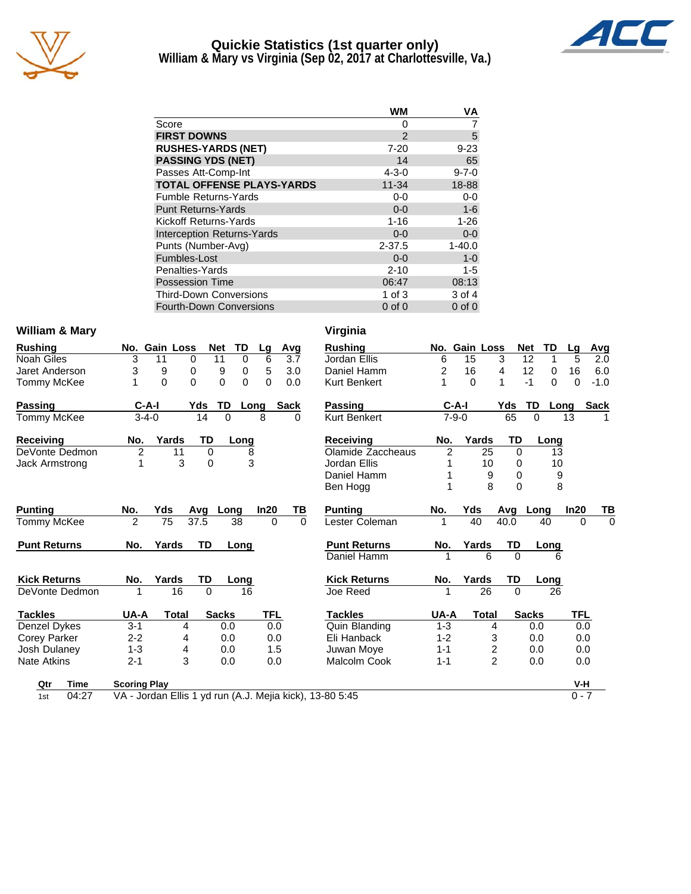# Quickie Statistics (1st quarter only)
## William & Mary vs Virginia (Sep 02, 2017 at Charlottesville, Va.)

| | WM | VA |
|---|---|---|
| Score | 0 | 7 |
| **FIRST DOWNS** | 2 | 5 |
| **RUSHES-YARDS (NET)** | 7-20 | 9-23 |
| **PASSING YDS (NET)** | 14 | 65 |
| Passes Att-Comp-Int | 4-3-0 | 9-7-0 |
| **TOTAL OFFENSE PLAYS-YARDS** | 11-34 | 18-88 |
| Fumble Returns-Yards | 0-0 | 0-0 |
| Punt Returns-Yards | 0-0 | 1-6 |
| Kickoff Returns-Yards | 1-16 | 1-26 |
| Interception Returns-Yards | 0-0 | 0-0 |
| Punts (Number-Avg) | 2-37.5 | 1-40.0 |
| Fumbles-Lost | 0-0 | 1-0 |
| Penalties-Yards | 2-10 | 1-5 |
| Possession Time | 06:47 | 08:13 |
| Third-Down Conversions | 1 of 3 | 3 of 4 |
| Fourth-Down Conversions | 0 of 0 | 0 of 0 |

### William & Mary

| Rushing | No. | Gain | Loss | Net | TD | Lg | Avg |
|---|---|---|---|---|---|---|---|
| Noah Giles | 3 | 11 | 0 | 11 | 0 | 6 | 3.7 |
| Jaret Anderson | 3 | 9 | 0 | 9 | 0 | 5 | 3.0 |
| Tommy McKee | 1 | 0 | 0 | 0 | 0 | 0 | 0.0 |

| Passing | C-A-I | Yds | TD | Long | Sack |
|---|---|---|---|---|---|
| Tommy McKee | 3-4-0 | 14 | 0 | 8 | 0 |

| Receiving | No. | Yards | TD | Long |
|---|---|---|---|---|
| DeVonte Dedmon | 2 | 11 | 0 | 8 |
| Jack Armstrong | 1 | 3 | 0 | 3 |

| Punting | No. | Yds | Avg | Long | In20 | TB |
|---|---|---|---|---|---|---|
| Tommy McKee | 2 | 75 | 37.5 | 38 | 0 | 0 |

| Punt Returns | No. | Yards | TD | Long |
|---|---|---|---|---|

| Kick Returns | No. | Yards | TD | Long |
|---|---|---|---|---|
| DeVonte Dedmon | 1 | 16 | 0 | 16 |

| Tackles | UA-A | Total | Sacks | TFL |
|---|---|---|---|---|
| Denzel Dykes | 3-1 | 4 | 0.0 | 0.0 |
| Corey Parker | 2-2 | 4 | 0.0 | 0.0 |
| Josh Dulaney | 1-3 | 4 | 0.0 | 1.5 |
| Nate Atkins | 2-1 | 3 | 0.0 | 0.0 |

### Virginia

| Rushing | No. | Gain | Loss | Net | TD | Lg | Avg |
|---|---|---|---|---|---|---|---|
| Jordan Ellis | 6 | 15 | 3 | 12 | 1 | 5 | 2.0 |
| Daniel Hamm | 2 | 16 | 4 | 12 | 0 | 16 | 6.0 |
| Kurt Benkert | 1 | 0 | 1 | -1 | 0 | 0 | -1.0 |

| Passing | C-A-I | Yds | TD | Long | Sack |
|---|---|---|---|---|---|
| Kurt Benkert | 7-9-0 | 65 | 0 | 13 | 1 |

| Receiving | No. | Yards | TD | Long |
|---|---|---|---|---|
| Olamide Zaccheaus | 2 | 25 | 0 | 13 |
| Jordan Ellis | 1 | 10 | 0 | 10 |
| Daniel Hamm | 1 | 9 | 0 | 9 |
| Ben Hogg | 1 | 8 | 0 | 8 |

| Punting | No. | Yds | Avg | Long | In20 | TB |
|---|---|---|---|---|---|---|
| Lester Coleman | 1 | 40 | 40.0 | 40 | 0 | 0 |

| Punt Returns | No. | Yards | TD | Long |
|---|---|---|---|---|
| Daniel Hamm | 1 | 6 | 0 | 6 |

| Kick Returns | No. | Yards | TD | Long |
|---|---|---|---|---|
| Joe Reed | 1 | 26 | 0 | 26 |

| Tackles | UA-A | Total | Sacks | TFL |
|---|---|---|---|---|
| Quin Blanding | 1-3 | 4 | 0.0 | 0.0 |
| Eli Hanback | 1-2 | 3 | 0.0 | 0.0 |
| Juwan Moye | 1-1 | 2 | 0.0 | 0.0 |
| Malcolm Cook | 1-1 | 2 | 0.0 | 0.0 |

| Qtr | Time | Scoring Play | V-H |
|---|---|---|---|
| 1st | 04:27 | VA - Jordan Ellis 1 yd run (A.J. Mejia kick), 13-80 5:45 | 0 - 7 |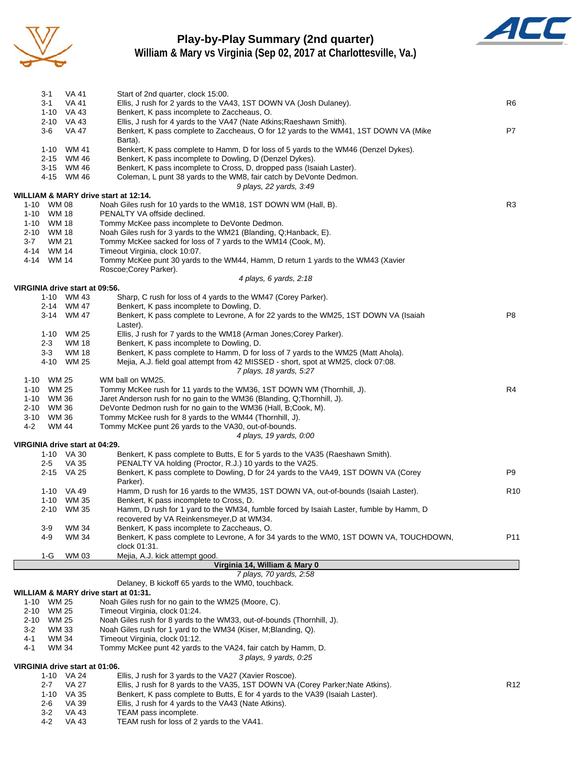# Play-by-Play Summary (2nd quarter)
## William & Mary vs Virginia (Sep 02, 2017 at Charlottesville, Va.)

| Down | Spot | Play | |
|---|---|---|---|
| 3-1 | VA 41 | Start of 2nd quarter, clock 15:00. | |
| 3-1 | VA 41 | Ellis, J rush for 2 yards to the VA43, 1ST DOWN VA (Josh Dulaney). | R6 |
| 1-10 | VA 43 | Benkert, K pass incomplete to Zaccheaus, O. | |
| 2-10 | VA 43 | Ellis, J rush for 4 yards to the VA47 (Nate Atkins;Raeshawn Smith). | |
| 3-6 | VA 47 | Benkert, K pass complete to Zaccheaus, O for 12 yards to the WM41, 1ST DOWN VA (Mike Barta). | P7 |
| 1-10 | WM 41 | Benkert, K pass complete to Hamm, D for loss of 5 yards to the WM46 (Denzel Dykes). | |
| 2-15 | WM 46 | Benkert, K pass incomplete to Dowling, D (Denzel Dykes). | |
| 3-15 | WM 46 | Benkert, K pass incomplete to Cross, D, dropped pass (Isaiah Laster). | |
| 4-15 | WM 46 | Coleman, L punt 38 yards to the WM8, fair catch by DeVonte Dedmon. | |
| | | *9 plays, 22 yards, 3:49* | |

**WILLIAM & MARY drive start at 12:14.**

| Down | Spot | Play | |
|---|---|---|---|
| 1-10 | WM 08 | Noah Giles rush for 10 yards to the WM18, 1ST DOWN WM (Hall, B). | R3 |
| 1-10 | WM 18 | PENALTY VA offside declined. | |
| 1-10 | WM 18 | Tommy McKee pass incomplete to DeVonte Dedmon. | |
| 2-10 | WM 18 | Noah Giles rush for 3 yards to the WM21 (Blanding, Q;Hanback, E). | |
| 3-7 | WM 21 | Tommy McKee sacked for loss of 7 yards to the WM14 (Cook, M). | |
| 4-14 | WM 14 | Timeout Virginia, clock 10:07. | |
| 4-14 | WM 14 | Tommy McKee punt 30 yards to the WM44, Hamm, D return 1 yards to the WM43 (Xavier Roscoe;Corey Parker). | |
| | | *4 plays, 6 yards, 2:18* | |

**VIRGINIA drive start at 09:56.**

| Down | Spot | Play | |
|---|---|---|---|
| 1-10 | WM 43 | Sharp, C rush for loss of 4 yards to the WM47 (Corey Parker). | |
| 2-14 | WM 47 | Benkert, K pass incomplete to Dowling, D. | |
| 3-14 | WM 47 | Benkert, K pass complete to Levrone, A for 22 yards to the WM25, 1ST DOWN VA (Isaiah Laster). | P8 |
| 1-10 | WM 25 | Ellis, J rush for 7 yards to the WM18 (Arman Jones;Corey Parker). | |
| 2-3 | WM 18 | Benkert, K pass incomplete to Dowling, D. | |
| 3-3 | WM 18 | Benkert, K pass complete to Hamm, D for loss of 7 yards to the WM25 (Matt Ahola). | |
| 4-10 | WM 25 | Mejia, A.J. field goal attempt from 42 MISSED - short, spot at WM25, clock 07:08. | |
| | | *7 plays, 18 yards, 5:27* | |
| 1-10 | WM 25 | WM ball on WM25. | |
| 1-10 | WM 25 | Tommy McKee rush for 11 yards to the WM36, 1ST DOWN WM (Thornhill, J). | R4 |
| 1-10 | WM 36 | Jaret Anderson rush for no gain to the WM36 (Blanding, Q;Thornhill, J). | |
| 2-10 | WM 36 | DeVonte Dedmon rush for no gain to the WM36 (Hall, B;Cook, M). | |
| 3-10 | WM 36 | Tommy McKee rush for 8 yards to the WM44 (Thornhill, J). | |
| 4-2 | WM 44 | Tommy McKee punt 26 yards to the VA30, out-of-bounds. | |
| | | *4 plays, 19 yards, 0:00* | |

**VIRGINIA drive start at 04:29.**

| Down | Spot | Play | |
|---|---|---|---|
| 1-10 | VA 30 | Benkert, K pass complete to Butts, E for 5 yards to the VA35 (Raeshawn Smith). | |
| 2-5 | VA 35 | PENALTY VA holding (Proctor, R.J.) 10 yards to the VA25. | |
| 2-15 | VA 25 | Benkert, K pass complete to Dowling, D for 24 yards to the VA49, 1ST DOWN VA (Corey Parker). | P9 |
| 1-10 | VA 49 | Hamm, D rush for 16 yards to the WM35, 1ST DOWN VA, out-of-bounds (Isaiah Laster). | R10 |
| 1-10 | WM 35 | Benkert, K pass incomplete to Cross, D. | |
| 2-10 | WM 35 | Hamm, D rush for 1 yard to the WM34, fumble forced by Isaiah Laster, fumble by Hamm, D recovered by VA Reinkensmeyer,D at WM34. | |
| 3-9 | WM 34 | Benkert, K pass incomplete to Zaccheaus, O. | |
| 4-9 | WM 34 | Benkert, K pass complete to Levrone, A for 34 yards to the WM0, 1ST DOWN VA, TOUCHDOWN, clock 01:31. | P11 |
| 1-G | WM 03 | Mejia, A.J. kick attempt good. | |
| | | **Virginia 14, William & Mary 0** | |
| | | *7 plays, 70 yards, 2:58* | |
| | | Delaney, B kickoff 65 yards to the WM0, touchback. | |

**WILLIAM & MARY drive start at 01:31.**

| Down | Spot | Play | |
|---|---|---|---|
| 1-10 | WM 25 | Noah Giles rush for no gain to the WM25 (Moore, C). | |
| 2-10 | WM 25 | Timeout Virginia, clock 01:24. | |
| 2-10 | WM 25 | Noah Giles rush for 8 yards to the WM33, out-of-bounds (Thornhill, J). | |
| 3-2 | WM 33 | Noah Giles rush for 1 yard to the WM34 (Kiser, M;Blanding, Q). | |
| 4-1 | WM 34 | Timeout Virginia, clock 01:12. | |
| 4-1 | WM 34 | Tommy McKee punt 42 yards to the VA24, fair catch by Hamm, D. | |
| | | *3 plays, 9 yards, 0:25* | |

**VIRGINIA drive start at 01:06.**

| Down | Spot | Play | |
|---|---|---|---|
| 1-10 | VA 24 | Ellis, J rush for 3 yards to the VA27 (Xavier Roscoe). | |
| 2-7 | VA 27 | Ellis, J rush for 8 yards to the VA35, 1ST DOWN VA (Corey Parker;Nate Atkins). | R12 |
| 1-10 | VA 35 | Benkert, K pass complete to Butts, E for 4 yards to the VA39 (Isaiah Laster). | |
| 2-6 | VA 39 | Ellis, J rush for 4 yards to the VA43 (Nate Atkins). | |
| 3-2 | VA 43 | TEAM pass incomplete. | |
| 4-2 | VA 43 | TEAM rush for loss of 2 yards to the VA41. | |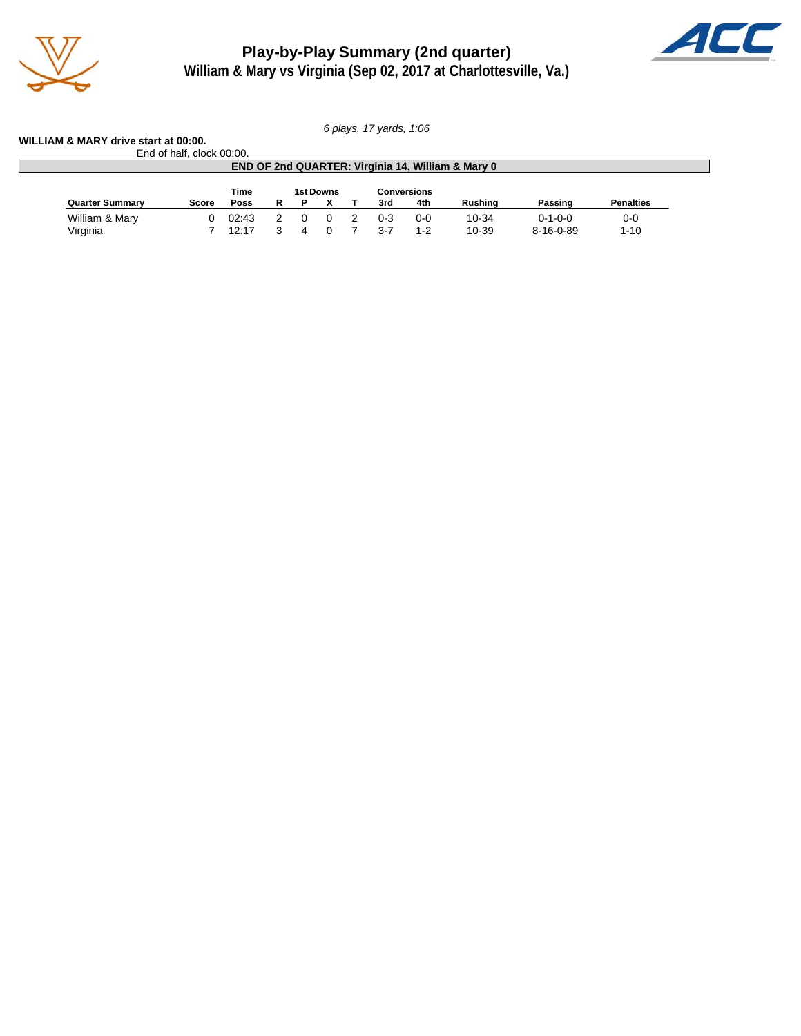# Play-by-Play Summary (2nd quarter)
## William & Mary vs Virginia (Sep 02, 2017 at Charlottesville, Va.)

*6 plays, 17 yards, 1:06*

**WILLIAM & MARY drive start at 00:00.**

End of half, clock 00:00.

**END OF 2nd QUARTER: Virginia 14, William & Mary 0**

| Quarter Summary | Score | Time Poss | 1st Downs R | P | X | T | Conversions 3rd | 4th | Rushing | Passing | Penalties |
|---|---|---|---|---|---|---|---|---|---|---|---|
| William & Mary | 0 | 02:43 | 2 | 0 | 0 | 2 | 0-3 | 0-0 | 10-34 | 0-1-0-0 | 0-0 |
| Virginia | 7 | 12:17 | 3 | 4 | 0 | 7 | 3-7 | 1-2 | 10-39 | 8-16-0-89 | 1-10 |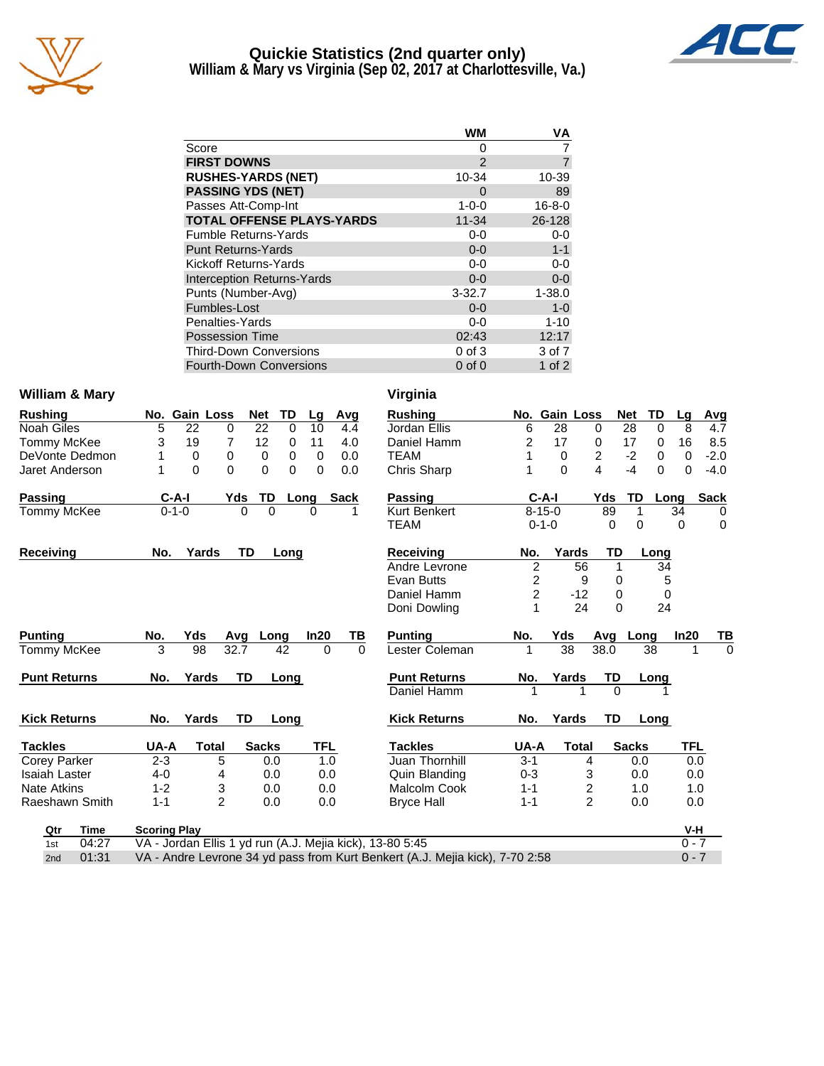# Quickie Statistics (2nd quarter only)
## William & Mary vs Virginia (Sep 02, 2017 at Charlottesville, Va.)

| | WM | VA |
|---|---|---|
| Score | 0 | 7 |
| **FIRST DOWNS** | 2 | 7 |
| **RUSHES-YARDS (NET)** | 10-34 | 10-39 |
| **PASSING YDS (NET)** | 0 | 89 |
| Passes Att-Comp-Int | 1-0-0 | 16-8-0 |
| **TOTAL OFFENSE PLAYS-YARDS** | 11-34 | 26-128 |
| Fumble Returns-Yards | 0-0 | 0-0 |
| Punt Returns-Yards | 0-0 | 1-1 |
| Kickoff Returns-Yards | 0-0 | 0-0 |
| Interception Returns-Yards | 0-0 | 0-0 |
| Punts (Number-Avg) | 3-32.7 | 1-38.0 |
| Fumbles-Lost | 0-0 | 1-0 |
| Penalties-Yards | 0-0 | 1-10 |
| Possession Time | 02:43 | 12:17 |
| Third-Down Conversions | 0 of 3 | 3 of 7 |
| Fourth-Down Conversions | 0 of 0 | 1 of 2 |

### William & Mary

| Rushing | No. | Gain | Loss | Net | TD | Lg | Avg |
|---|---|---|---|---|---|---|---|
| Noah Giles | 5 | 22 | 0 | 22 | 0 | 10 | 4.4 |
| Tommy McKee | 3 | 19 | 7 | 12 | 0 | 11 | 4.0 |
| DeVonte Dedmon | 1 | 0 | 0 | 0 | 0 | 0 | 0.0 |
| Jaret Anderson | 1 | 0 | 0 | 0 | 0 | 0 | 0.0 |

| Passing | C-A-I | Yds | TD | Long | Sack |
|---|---|---|---|---|---|
| Tommy McKee | 0-1-0 | 0 | 0 | 0 | 1 |

| Receiving | No. | Yards | TD | Long |
|---|---|---|---|---|

| Punting | No. | Yds | Avg | Long | In20 | TB |
|---|---|---|---|---|---|---|
| Tommy McKee | 3 | 98 | 32.7 | 42 | 0 | 0 |

| Punt Returns | No. | Yards | TD | Long |
|---|---|---|---|---|

| Kick Returns | No. | Yards | TD | Long |
|---|---|---|---|---|

| Tackles | UA-A | Total | Sacks | TFL |
|---|---|---|---|---|
| Corey Parker | 2-3 | 5 | 0.0 | 1.0 |
| Isaiah Laster | 4-0 | 4 | 0.0 | 0.0 |
| Nate Atkins | 1-2 | 3 | 0.0 | 0.0 |
| Raeshawn Smith | 1-1 | 2 | 0.0 | 0.0 |

### Virginia

| Rushing | No. | Gain | Loss | Net | TD | Lg | Avg |
|---|---|---|---|---|---|---|---|
| Jordan Ellis | 6 | 28 | 0 | 28 | 0 | 8 | 4.7 |
| Daniel Hamm | 2 | 17 | 0 | 17 | 0 | 16 | 8.5 |
| TEAM | 1 | 0 | 2 | -2 | 0 | 0 | -2.0 |
| Chris Sharp | 1 | 0 | 4 | -4 | 0 | 0 | -4.0 |

| Passing | C-A-I | Yds | TD | Long | Sack |
|---|---|---|---|---|---|
| Kurt Benkert | 8-15-0 | 89 | 1 | 34 | 0 |
| TEAM | 0-1-0 | 0 | 0 | 0 | 0 |

| Receiving | No. | Yards | TD | Long |
|---|---|---|---|---|
| Andre Levrone | 2 | 56 | 1 | 34 |
| Evan Butts | 2 | 9 | 0 | 5 |
| Daniel Hamm | 2 | -12 | 0 | 0 |
| Doni Dowling | 1 | 24 | 0 | 24 |

| Punting | No. | Yds | Avg | Long | In20 | TB |
|---|---|---|---|---|---|---|
| Lester Coleman | 1 | 38 | 38.0 | 38 | 1 | 0 |

| Punt Returns | No. | Yards | TD | Long |
|---|---|---|---|---|
| Daniel Hamm | 1 | 1 | 0 | 1 |

| Kick Returns | No. | Yards | TD | Long |
|---|---|---|---|---|

| Tackles | UA-A | Total | Sacks | TFL |
|---|---|---|---|---|
| Juan Thornhill | 3-1 | 4 | 0.0 | 0.0 |
| Quin Blanding | 0-3 | 3 | 0.0 | 0.0 |
| Malcolm Cook | 1-1 | 2 | 1.0 | 1.0 |
| Bryce Hall | 1-1 | 2 | 0.0 | 0.0 |

| Qtr | Time | Scoring Play | V-H |
|---|---|---|---|
| 1st | 04:27 | VA - Jordan Ellis 1 yd run (A.J. Mejia kick), 13-80 5:45 | 0 - 7 |
| 2nd | 01:31 | VA - Andre Levrone 34 yd pass from Kurt Benkert (A.J. Mejia kick), 7-70 2:58 | 0 - 7 |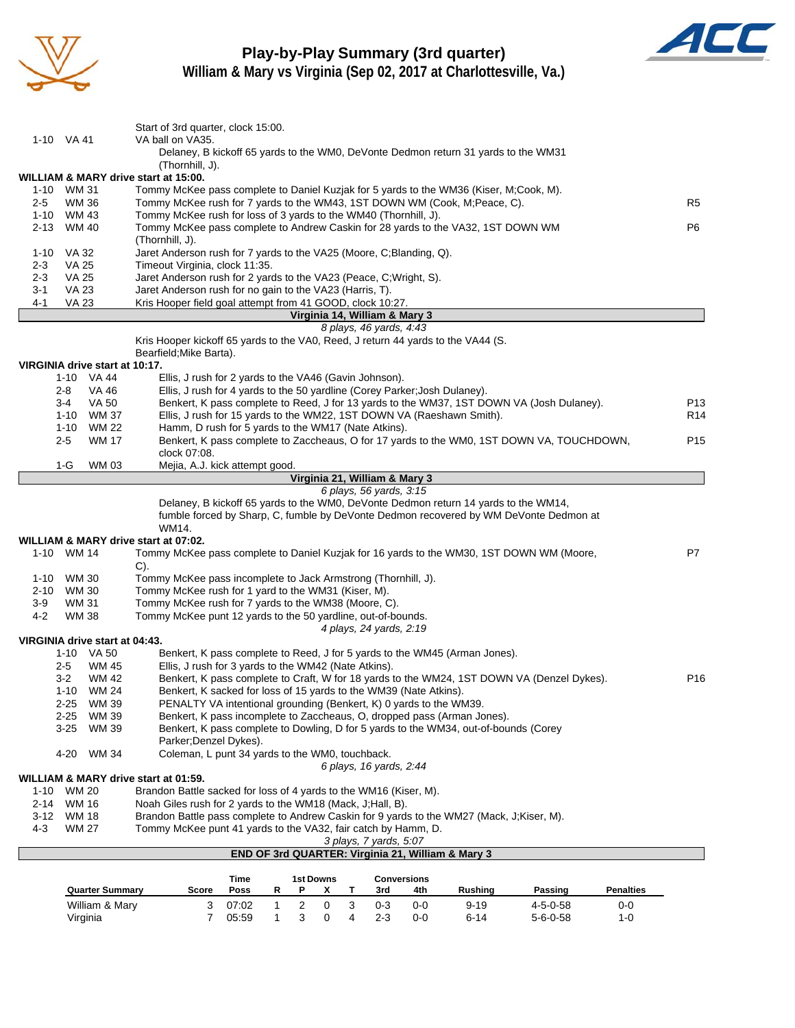# Play-by-Play Summary (3rd quarter)
## William & Mary vs Virginia (Sep 02, 2017 at Charlottesville, Va.)

| Down | Spot | Play | |
|---|---|---|---|
| | | Start of 3rd quarter, clock 15:00. | |
| 1-10 | VA 41 | VA ball on VA35. | |
| | | Delaney, B kickoff 65 yards to the WM0, DeVonte Dedmon return 31 yards to the WM31 (Thornhill, J). | |

**WILLIAM & MARY drive start at 15:00.**

| Down | Spot | Play | |
|---|---|---|---|
| 1-10 | WM 31 | Tommy McKee pass complete to Daniel Kuzjak for 5 yards to the WM36 (Kiser, M;Cook, M). | |
| 2-5 | WM 36 | Tommy McKee rush for 7 yards to the WM43, 1ST DOWN WM (Cook, M;Peace, C). | R5 |
| 1-10 | WM 43 | Tommy McKee rush for loss of 3 yards to the WM40 (Thornhill, J). | |
| 2-13 | WM 40 | Tommy McKee pass complete to Andrew Caskin for 28 yards to the VA32, 1ST DOWN WM (Thornhill, J). | P6 |
| 1-10 | VA 32 | Jaret Anderson rush for 7 yards to the VA25 (Moore, C;Blanding, Q). | |
| 2-3 | VA 25 | Timeout Virginia, clock 11:35. | |
| 2-3 | VA 25 | Jaret Anderson rush for 2 yards to the VA23 (Peace, C;Wright, S). | |
| 3-1 | VA 23 | Jaret Anderson rush for no gain to the VA23 (Harris, T). | |
| 4-1 | VA 23 | Kris Hooper field goal attempt from 41 GOOD, clock 10:27. | |

**Virginia 14, William & Mary 3**

*8 plays, 46 yards, 4:43*

Kris Hooper kickoff 65 yards to the VA0, Reed, J return 44 yards to the VA44 (S. Bearfield;Mike Barta).

**VIRGINIA drive start at 10:17.**

| Down | Spot | Play | |
|---|---|---|---|
| 1-10 | VA 44 | Ellis, J rush for 2 yards to the VA46 (Gavin Johnson). | |
| 2-8 | VA 46 | Ellis, J rush for 4 yards to the 50 yardline (Corey Parker;Josh Dulaney). | |
| 3-4 | VA 50 | Benkert, K pass complete to Reed, J for 13 yards to the WM37, 1ST DOWN VA (Josh Dulaney). | P13 |
| 1-10 | WM 37 | Ellis, J rush for 15 yards to the WM22, 1ST DOWN VA (Raeshawn Smith). | R14 |
| 1-10 | WM 22 | Hamm, D rush for 5 yards to the WM17 (Nate Atkins). | |
| 2-5 | WM 17 | Benkert, K pass complete to Zaccheaus, O for 17 yards to the WM0, 1ST DOWN VA, TOUCHDOWN, clock 07:08. | P15 |
| 1-G | WM 03 | Mejia, A.J. kick attempt good. | |

**Virginia 21, William & Mary 3**

*6 plays, 56 yards, 3:15*

Delaney, B kickoff 65 yards to the WM0, DeVonte Dedmon return 14 yards to the WM14, fumble forced by Sharp, C, fumble by DeVonte Dedmon recovered by WM DeVonte Dedmon at WM14.

**WILLIAM & MARY drive start at 07:02.**

| Down | Spot | Play | |
|---|---|---|---|
| 1-10 | WM 14 | Tommy McKee pass complete to Daniel Kuzjak for 16 yards to the WM30, 1ST DOWN WM (Moore, C). | P7 |
| 1-10 | WM 30 | Tommy McKee pass incomplete to Jack Armstrong (Thornhill, J). | |
| 2-10 | WM 30 | Tommy McKee rush for 1 yard to the WM31 (Kiser, M). | |
| 3-9 | WM 31 | Tommy McKee rush for 7 yards to the WM38 (Moore, C). | |
| 4-2 | WM 38 | Tommy McKee punt 12 yards to the 50 yardline, out-of-bounds. | |

*4 plays, 24 yards, 2:19*

**VIRGINIA drive start at 04:43.**

| Down | Spot | Play | |
|---|---|---|---|
| 1-10 | VA 50 | Benkert, K pass complete to Reed, J for 5 yards to the WM45 (Arman Jones). | |
| 2-5 | WM 45 | Ellis, J rush for 3 yards to the WM42 (Nate Atkins). | |
| 3-2 | WM 42 | Benkert, K pass complete to Craft, W for 18 yards to the WM24, 1ST DOWN VA (Denzel Dykes). | P16 |
| 1-10 | WM 24 | Benkert, K sacked for loss of 15 yards to the WM39 (Nate Atkins). | |
| 2-25 | WM 39 | PENALTY VA intentional grounding (Benkert, K) 0 yards to the WM39. | |
| 2-25 | WM 39 | Benkert, K pass incomplete to Zaccheaus, O, dropped pass (Arman Jones). | |
| 3-25 | WM 39 | Benkert, K pass complete to Dowling, D for 5 yards to the WM34, out-of-bounds (Corey Parker;Denzel Dykes). | |
| 4-20 | WM 34 | Coleman, L punt 34 yards to the WM0, touchback. | |

*6 plays, 16 yards, 2:44*

**WILLIAM & MARY drive start at 01:59.**

| Down | Spot | Play | |
|---|---|---|---|
| 1-10 | WM 20 | Brandon Battle sacked for loss of 4 yards to the WM16 (Kiser, M). | |
| 2-14 | WM 16 | Noah Giles rush for 2 yards to the WM18 (Mack, J;Hall, B). | |
| 3-12 | WM 18 | Brandon Battle pass complete to Andrew Caskin for 9 yards to the WM27 (Mack, J;Kiser, M). | |
| 4-3 | WM 27 | Tommy McKee punt 41 yards to the VA32, fair catch by Hamm, D. | |

*3 plays, 7 yards, 5:07*

**END OF 3rd QUARTER: Virginia 21, William & Mary 3**

| Quarter Summary | Score | Time Poss | 1st Downs R | P | X | T | Conversions 3rd | 4th | Rushing | Passing | Penalties |
|---|---|---|---|---|---|---|---|---|---|---|---|
| William & Mary | 3 | 07:02 | 1 | 2 | 0 | 3 | 0-3 | 0-0 | 9-19 | 4-5-0-58 | 0-0 |
| Virginia | 7 | 05:59 | 1 | 3 | 0 | 4 | 2-3 | 0-0 | 6-14 | 5-6-0-58 | 1-0 |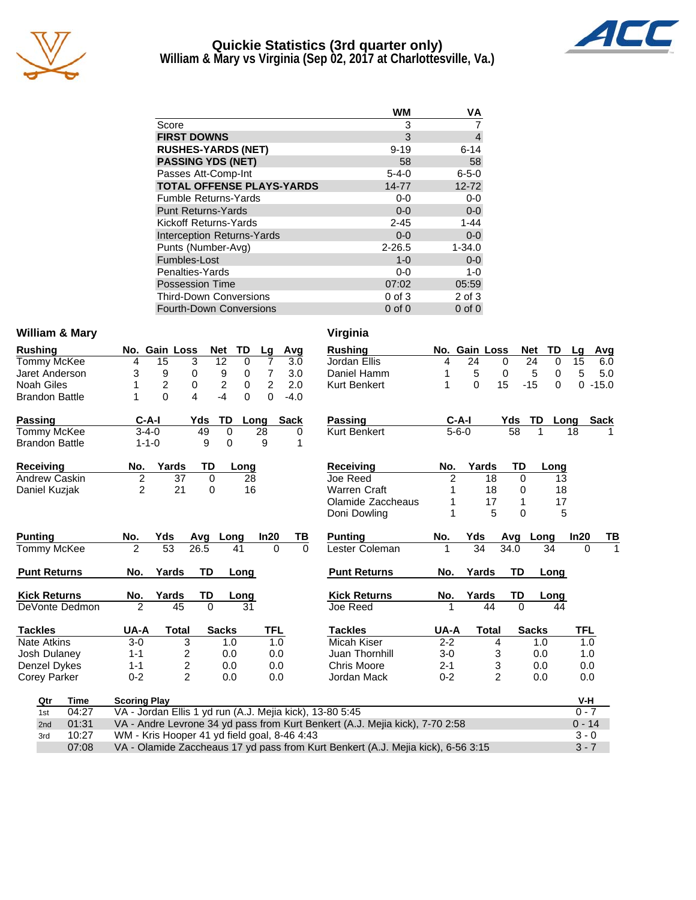# Quickie Statistics (3rd quarter only)
## William & Mary vs Virginia (Sep 02, 2017 at Charlottesville, Va.)

| | WM | VA |
|---|---|---|
| Score | 3 | 7 |
| **FIRST DOWNS** | 3 | 4 |
| **RUSHES-YARDS (NET)** | 9-19 | 6-14 |
| **PASSING YDS (NET)** | 58 | 58 |
| Passes Att-Comp-Int | 5-4-0 | 6-5-0 |
| **TOTAL OFFENSE PLAYS-YARDS** | 14-77 | 12-72 |
| Fumble Returns-Yards | 0-0 | 0-0 |
| Punt Returns-Yards | 0-0 | 0-0 |
| Kickoff Returns-Yards | 2-45 | 1-44 |
| Interception Returns-Yards | 0-0 | 0-0 |
| Punts (Number-Avg) | 2-26.5 | 1-34.0 |
| Fumbles-Lost | 1-0 | 0-0 |
| Penalties-Yards | 0-0 | 1-0 |
| Possession Time | 07:02 | 05:59 |
| Third-Down Conversions | 0 of 3 | 2 of 3 |
| Fourth-Down Conversions | 0 of 0 | 0 of 0 |

### William & Mary

| Rushing | No. | Gain | Loss | Net | TD | Lg | Avg |
|---|---|---|---|---|---|---|---|
| Tommy McKee | 4 | 15 | 3 | 12 | 0 | 7 | 3.0 |
| Jaret Anderson | 3 | 9 | 0 | 9 | 0 | 7 | 3.0 |
| Noah Giles | 1 | 2 | 0 | 2 | 0 | 2 | 2.0 |
| Brandon Battle | 1 | 0 | 4 | -4 | 0 | 0 | -4.0 |

| Passing | C-A-I | Yds | TD | Long | Sack |
|---|---|---|---|---|---|
| Tommy McKee | 3-4-0 | 49 | 0 | 28 | 0 |
| Brandon Battle | 1-1-0 | 9 | 0 | 9 | 1 |

| Receiving | No. | Yards | TD | Long |
|---|---|---|---|---|
| Andrew Caskin | 2 | 37 | 0 | 28 |
| Daniel Kuzjak | 2 | 21 | 0 | 16 |

| Punting | No. | Yds | Avg | Long | In20 | TB |
|---|---|---|---|---|---|---|
| Tommy McKee | 2 | 53 | 26.5 | 41 | 0 | 0 |

| Punt Returns | No. | Yards | TD | Long |
|---|---|---|---|---|

| Kick Returns | No. | Yards | TD | Long |
|---|---|---|---|---|
| DeVonte Dedmon | 2 | 45 | 0 | 31 |

| Tackles | UA-A | Total | Sacks | TFL |
|---|---|---|---|---|
| Nate Atkins | 3-0 | 3 | 1.0 | 1.0 |
| Josh Dulaney | 1-1 | 2 | 0.0 | 0.0 |
| Denzel Dykes | 1-1 | 2 | 0.0 | 0.0 |
| Corey Parker | 0-2 | 2 | 0.0 | 0.0 |

### Virginia

| Rushing | No. | Gain | Loss | Net | TD | Lg | Avg |
|---|---|---|---|---|---|---|---|
| Jordan Ellis | 4 | 24 | 0 | 24 | 0 | 15 | 6.0 |
| Daniel Hamm | 1 | 5 | 0 | 5 | 0 | 5 | 5.0 |
| Kurt Benkert | 1 | 0 | 15 | -15 | 0 | 0 | -15.0 |

| Passing | C-A-I | Yds | TD | Long | Sack |
|---|---|---|---|---|---|
| Kurt Benkert | 5-6-0 | 58 | 1 | 18 | 1 |

| Receiving | No. | Yards | TD | Long |
|---|---|---|---|---|
| Joe Reed | 2 | 18 | 0 | 13 |
| Warren Craft | 1 | 18 | 0 | 18 |
| Olamide Zaccheaus | 1 | 17 | 1 | 17 |
| Doni Dowling | 1 | 5 | 0 | 5 |

| Punting | No. | Yds | Avg | Long | In20 | TB |
|---|---|---|---|---|---|---|
| Lester Coleman | 1 | 34 | 34.0 | 34 | 0 | 1 |

| Punt Returns | No. | Yards | TD | Long |
|---|---|---|---|---|

| Kick Returns | No. | Yards | TD | Long |
|---|---|---|---|---|
| Joe Reed | 1 | 44 | 0 | 44 |

| Tackles | UA-A | Total | Sacks | TFL |
|---|---|---|---|---|
| Micah Kiser | 2-2 | 4 | 1.0 | 1.0 |
| Juan Thornhill | 3-0 | 3 | 0.0 | 1.0 |
| Chris Moore | 2-1 | 3 | 0.0 | 0.0 |
| Jordan Mack | 0-2 | 2 | 0.0 | 0.0 |

### Scoring Plays

| Qtr | Time | Scoring Play | V-H |
|---|---|---|---|
| 1st | 04:27 | VA - Jordan Ellis 1 yd run (A.J. Mejia kick), 13-80 5:45 | 0 - 7 |
| 2nd | 01:31 | VA - Andre Levrone 34 yd pass from Kurt Benkert (A.J. Mejia kick), 7-70 2:58 | 0 - 14 |
| 3rd | 10:27 | WM - Kris Hooper 41 yd field goal, 8-46 4:43 | 3 - 0 |
| | 07:08 | VA - Olamide Zaccheaus 17 yd pass from Kurt Benkert (A.J. Mejia kick), 6-56 3:15 | 3 - 7 |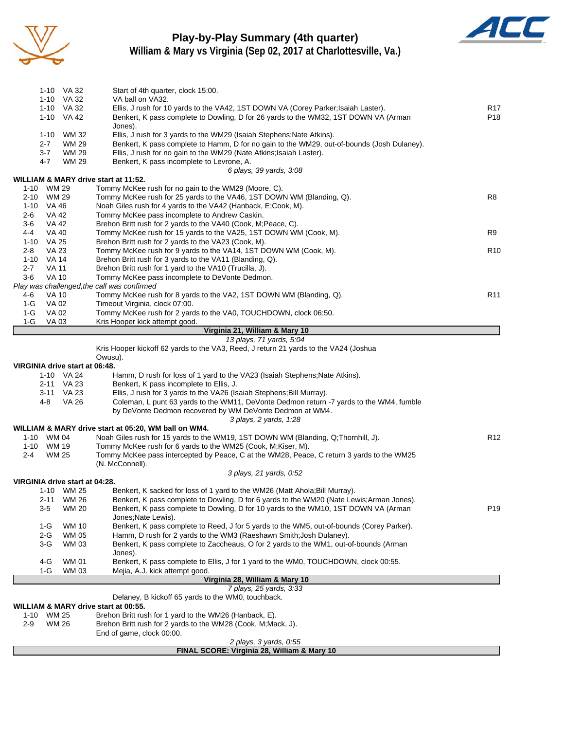# Play-by-Play Summary (4th quarter)

## William & Mary vs Virginia (Sep 02, 2017 at Charlottesville, Va.)

| Down | Spot | Play | |
|---|---|---|---|
| 1-10 | VA 32 | Start of 4th quarter, clock 15:00. | |
| 1-10 | VA 32 | VA ball on VA32. | |
| 1-10 | VA 32 | Ellis, J rush for 10 yards to the VA42, 1ST DOWN VA (Corey Parker;Isaiah Laster). | R17 |
| 1-10 | VA 42 | Benkert, K pass complete to Dowling, D for 26 yards to the WM32, 1ST DOWN VA (Arman Jones). | P18 |
| 1-10 | WM 32 | Ellis, J rush for 3 yards to the WM29 (Isaiah Stephens;Nate Atkins). | |
| 2-7 | WM 29 | Benkert, K pass complete to Hamm, D for no gain to the WM29, out-of-bounds (Josh Dulaney). | |
| 3-7 | WM 29 | Ellis, J rush for no gain to the WM29 (Nate Atkins;Isaiah Laster). | |
| 4-7 | WM 29 | Benkert, K pass incomplete to Levrone, A. | |
| | | *6 plays, 39 yards, 3:08* | |

**WILLIAM & MARY drive start at 11:52.**

| Down | Spot | Play | |
|---|---|---|---|
| 1-10 | WM 29 | Tommy McKee rush for no gain to the WM29 (Moore, C). | |
| 2-10 | WM 29 | Tommy McKee rush for 25 yards to the VA46, 1ST DOWN WM (Blanding, Q). | R8 |
| 1-10 | VA 46 | Noah Giles rush for 4 yards to the VA42 (Hanback, E;Cook, M). | |
| 2-6 | VA 42 | Tommy McKee pass incomplete to Andrew Caskin. | |
| 3-6 | VA 42 | Brehon Britt rush for 2 yards to the VA40 (Cook, M;Peace, C). | |
| 4-4 | VA 40 | Tommy McKee rush for 15 yards to the VA25, 1ST DOWN WM (Cook, M). | R9 |
| 1-10 | VA 25 | Brehon Britt rush for 2 yards to the VA23 (Cook, M). | |
| 2-8 | VA 23 | Tommy McKee rush for 9 yards to the VA14, 1ST DOWN WM (Cook, M). | R10 |
| 1-10 | VA 14 | Brehon Britt rush for 3 yards to the VA11 (Blanding, Q). | |
| 2-7 | VA 11 | Brehon Britt rush for 1 yard to the VA10 (Trucilla, J). | |
| 3-6 | VA 10 | Tommy McKee pass incomplete to DeVonte Dedmon. | |
| | | *Play was challenged,the call was confirmed* | |
| 4-6 | VA 10 | Tommy McKee rush for 8 yards to the VA2, 1ST DOWN WM (Blanding, Q). | R11 |
| 1-G | VA 02 | Timeout Virginia, clock 07:00. | |
| 1-G | VA 02 | Tommy McKee rush for 2 yards to the VA0, TOUCHDOWN, clock 06:50. | |
| 1-G | VA 03 | Kris Hooper kick attempt good. | |

**Virginia 21, William & Mary 10**

*13 plays, 71 yards, 5:04*

Kris Hooper kickoff 62 yards to the VA3, Reed, J return 21 yards to the VA24 (Joshua Owusu).

**VIRGINIA drive start at 06:48.**

| Down | Spot | Play | |
|---|---|---|---|
| 1-10 | VA 24 | Hamm, D rush for loss of 1 yard to the VA23 (Isaiah Stephens;Nate Atkins). | |
| 2-11 | VA 23 | Benkert, K pass incomplete to Ellis, J. | |
| 3-11 | VA 23 | Ellis, J rush for 3 yards to the VA26 (Isaiah Stephens;Bill Murray). | |
| 4-8 | VA 26 | Coleman, L punt 63 yards to the WM11, DeVonte Dedmon return -7 yards to the WM4, fumble by DeVonte Dedmon recovered by WM DeVonte Dedmon at WM4. | |
| | | *3 plays, 2 yards, 1:28* | |

**WILLIAM & MARY drive start at 05:20, WM ball on WM4.**

| Down | Spot | Play | |
|---|---|---|---|
| 1-10 | WM 04 | Noah Giles rush for 15 yards to the WM19, 1ST DOWN WM (Blanding, Q;Thornhill, J). | R12 |
| 1-10 | WM 19 | Tommy McKee rush for 6 yards to the WM25 (Cook, M;Kiser, M). | |
| 2-4 | WM 25 | Tommy McKee pass intercepted by Peace, C at the WM28, Peace, C return 3 yards to the WM25 (N. McConnell). | |
| | | *3 plays, 21 yards, 0:52* | |

**VIRGINIA drive start at 04:28.**

| Down | Spot | Play | |
|---|---|---|---|
| 1-10 | WM 25 | Benkert, K sacked for loss of 1 yard to the WM26 (Matt Ahola;Bill Murray). | |
| 2-11 | WM 26 | Benkert, K pass complete to Dowling, D for 6 yards to the WM20 (Nate Lewis;Arman Jones). | |
| 3-5 | WM 20 | Benkert, K pass complete to Dowling, D for 10 yards to the WM10, 1ST DOWN VA (Arman Jones;Nate Lewis). | P19 |
| 1-G | WM 10 | Benkert, K pass complete to Reed, J for 5 yards to the WM5, out-of-bounds (Corey Parker). | |
| 2-G | WM 05 | Hamm, D rush for 2 yards to the WM3 (Raeshawn Smith;Josh Dulaney). | |
| 3-G | WM 03 | Benkert, K pass complete to Zaccheaus, O for 2 yards to the WM1, out-of-bounds (Arman Jones). | |
| 4-G | WM 01 | Benkert, K pass complete to Ellis, J for 1 yard to the WM0, TOUCHDOWN, clock 00:55. | |
| 1-G | WM 03 | Mejia, A.J. kick attempt good. | |

**Virginia 28, William & Mary 10**

*7 plays, 25 yards, 3:33*

Delaney, B kickoff 65 yards to the WM0, touchback.

**WILLIAM & MARY drive start at 00:55.**

| Down | Spot | Play | |
|---|---|---|---|
| 1-10 | WM 25 | Brehon Britt rush for 1 yard to the WM26 (Hanback, E). | |
| 2-9 | WM 26 | Brehon Britt rush for 2 yards to the WM28 (Cook, M;Mack, J). | |
| | | End of game, clock 00:00. | |
| | | *2 plays, 3 yards, 0:55* | |

**FINAL SCORE: Virginia 28, William & Mary 10**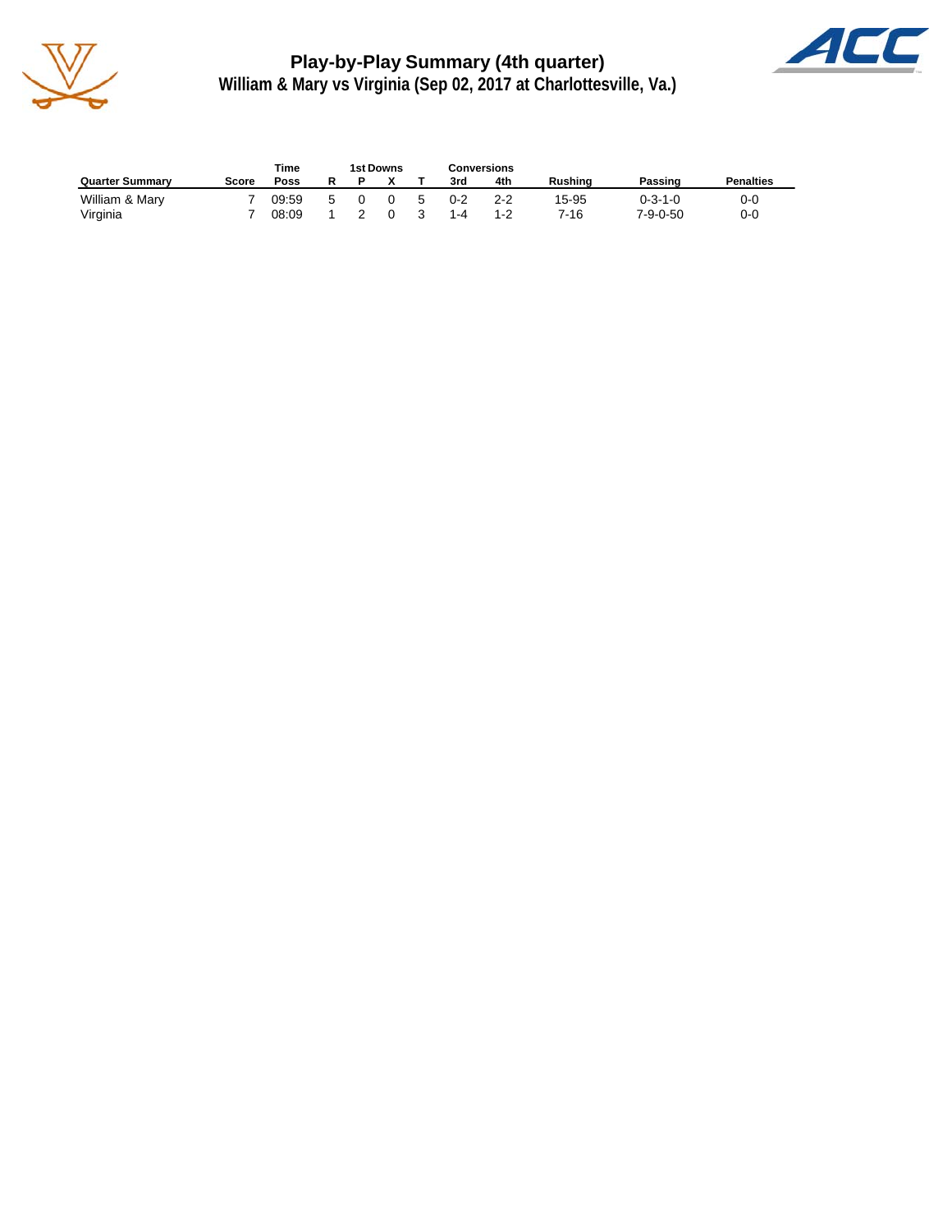# Play-by-Play Summary (4th quarter)

## William & Mary vs Virginia (Sep 02, 2017 at Charlottesville, Va.)

| | | Time | 1st Downs | | | | Conversions | | | | |
|---|---|---|---|---|---|---|---|---|---|---|---|
| Quarter Summary | Score | Poss | R | P | X | T | 3rd | 4th | Rushing | Passing | Penalties |
| William & Mary | 7 | 09:59 | 5 | 0 | 0 | 5 | 0-2 | 2-2 | 15-95 | 0-3-1-0 | 0-0 |
| Virginia | 7 | 08:09 | 1 | 2 | 0 | 3 | 1-4 | 1-2 | 7-16 | 7-9-0-50 | 0-0 |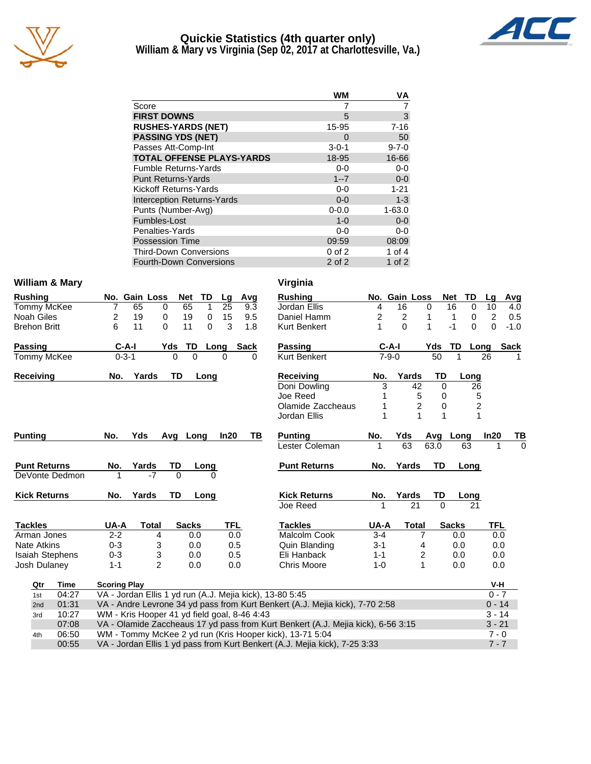# Quickie Statistics (4th quarter only)
## William & Mary vs Virginia (Sep 02, 2017 at Charlottesville, Va.)

| | WM | VA |
|---|---|---|
| Score | 7 | 7 |
| **FIRST DOWNS** | 5 | 3 |
| **RUSHES-YARDS (NET)** | 15-95 | 7-16 |
| **PASSING YDS (NET)** | 0 | 50 |
| Passes Att-Comp-Int | 3-0-1 | 9-7-0 |
| **TOTAL OFFENSE PLAYS-YARDS** | 18-95 | 16-66 |
| Fumble Returns-Yards | 0-0 | 0-0 |
| Punt Returns-Yards | 1--7 | 0-0 |
| Kickoff Returns-Yards | 0-0 | 1-21 |
| Interception Returns-Yards | 0-0 | 1-3 |
| Punts (Number-Avg) | 0-0.0 | 1-63.0 |
| Fumbles-Lost | 1-0 | 0-0 |
| Penalties-Yards | 0-0 | 0-0 |
| Possession Time | 09:59 | 08:09 |
| Third-Down Conversions | 0 of 2 | 1 of 4 |
| Fourth-Down Conversions | 2 of 2 | 1 of 2 |

### William & Mary

| Rushing | No. | Gain | Loss | Net | TD | Lg | Avg |
|---|---|---|---|---|---|---|---|
| Tommy McKee | 7 | 65 | 0 | 65 | 1 | 25 | 9.3 |
| Noah Giles | 2 | 19 | 0 | 19 | 0 | 15 | 9.5 |
| Brehon Britt | 6 | 11 | 0 | 11 | 0 | 3 | 1.8 |

| Passing | C-A-I | Yds | TD | Long | Sack |
|---|---|---|---|---|---|
| Tommy McKee | 0-3-1 | 0 | 0 | 0 | 0 |

| Receiving | No. | Yards | TD | Long |
|---|---|---|---|---|

| Punting | No. | Yds | Avg | Long | In20 | TB |
|---|---|---|---|---|---|---|

| Punt Returns | No. | Yards | TD | Long |
|---|---|---|---|---|
| DeVonte Dedmon | 1 | -7 | 0 | 0 |

| Kick Returns | No. | Yards | TD | Long |
|---|---|---|---|---|

| Tackles | UA-A | Total | Sacks | TFL |
|---|---|---|---|---|
| Arman Jones | 2-2 | 4 | 0.0 | 0.0 |
| Nate Atkins | 0-3 | 3 | 0.0 | 0.5 |
| Isaiah Stephens | 0-3 | 3 | 0.0 | 0.5 |
| Josh Dulaney | 1-1 | 2 | 0.0 | 0.0 |

### Virginia

| Rushing | No. | Gain | Loss | Net | TD | Lg | Avg |
|---|---|---|---|---|---|---|---|
| Jordan Ellis | 4 | 16 | 0 | 16 | 0 | 10 | 4.0 |
| Daniel Hamm | 2 | 2 | 1 | 1 | 0 | 2 | 0.5 |
| Kurt Benkert | 1 | 0 | 1 | -1 | 0 | 0 | -1.0 |

| Passing | C-A-I | Yds | TD | Long | Sack |
|---|---|---|---|---|---|
| Kurt Benkert | 7-9-0 | 50 | 1 | 26 | 1 |

| Receiving | No. | Yards | TD | Long |
|---|---|---|---|---|
| Doni Dowling | 3 | 42 | 0 | 26 |
| Joe Reed | 1 | 5 | 0 | 5 |
| Olamide Zaccheaus | 1 | 2 | 0 | 2 |
| Jordan Ellis | 1 | 1 | 1 | 1 |

| Punting | No. | Yds | Avg | Long | In20 | TB |
|---|---|---|---|---|---|---|
| Lester Coleman | 1 | 63 | 63.0 | 63 | 1 | 0 |

| Punt Returns | No. | Yards | TD | Long |
|---|---|---|---|---|

| Kick Returns | No. | Yards | TD | Long |
|---|---|---|---|---|
| Joe Reed | 1 | 21 | 0 | 21 |

| Tackles | UA-A | Total | Sacks | TFL |
|---|---|---|---|---|
| Malcolm Cook | 3-4 | 7 | 0.0 | 0.0 |
| Quin Blanding | 3-1 | 4 | 0.0 | 0.0 |
| Eli Hanback | 1-1 | 2 | 0.0 | 0.0 |
| Chris Moore | 1-0 | 1 | 0.0 | 0.0 |

### Scoring Summary

| Qtr | Time | Scoring Play | V-H |
|---|---|---|---|
| 1st | 04:27 | VA - Jordan Ellis 1 yd run (A.J. Mejia kick), 13-80 5:45 | 0 - 7 |
| 2nd | 01:31 | VA - Andre Levrone 34 yd pass from Kurt Benkert (A.J. Mejia kick), 7-70 2:58 | 0 - 14 |
| 3rd | 10:27 | WM - Kris Hooper 41 yd field goal, 8-46 4:43 | 3 - 14 |
| | 07:08 | VA - Olamide Zaccheaus 17 yd pass from Kurt Benkert (A.J. Mejia kick), 6-56 3:15 | 3 - 21 |
| 4th | 06:50 | WM - Tommy McKee 2 yd run (Kris Hooper kick), 13-71 5:04 | 7 - 0 |
| | 00:55 | VA - Jordan Ellis 1 yd pass from Kurt Benkert (A.J. Mejia kick), 7-25 3:33 | 7 - 7 |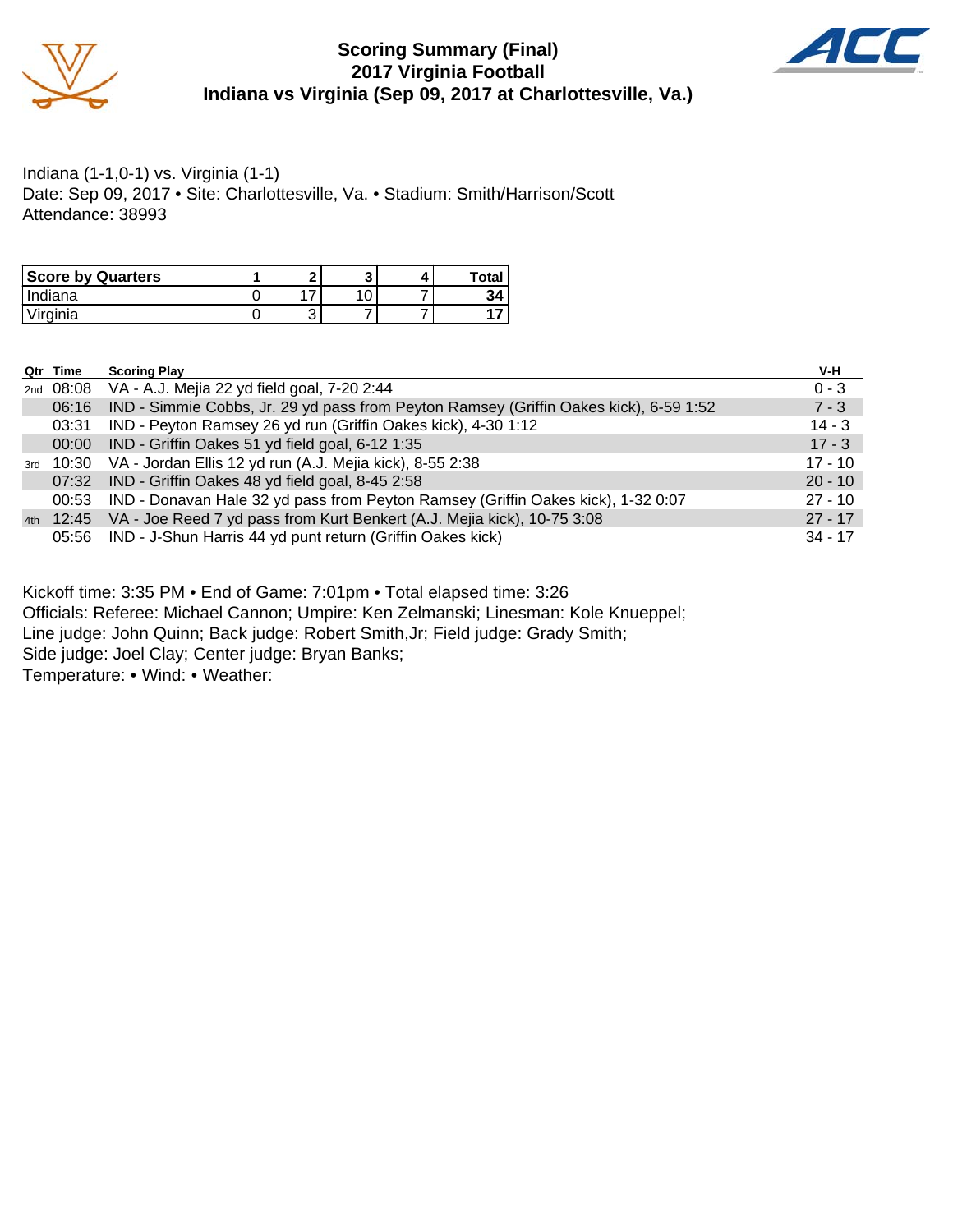# Scoring Summary (Final)
## 2017 Virginia Football
## Indiana vs Virginia (Sep 09, 2017 at Charlottesville, Va.)

Indiana (1-1,0-1) vs. Virginia (1-1)
Date: Sep 09, 2017 • Site: Charlottesville, Va. • Stadium: Smith/Harrison/Scott
Attendance: 38993

| Score by Quarters | 1 | 2 | 3 | 4 | Total |
|---|---|---|---|---|---|
| Indiana | 0 | 17 | 10 | 7 | **34** |
| Virginia | 0 | 3 | 7 | 7 | **17** |

| Qtr | Time | Scoring Play | V-H |
|---|---|---|---|
| 2nd | 08:08 | VA - A.J. Mejia 22 yd field goal, 7-20 2:44 | 0 - 3 |
| | 06:16 | IND - Simmie Cobbs, Jr. 29 yd pass from Peyton Ramsey (Griffin Oakes kick), 6-59 1:52 | 7 - 3 |
| | 03:31 | IND - Peyton Ramsey 26 yd run (Griffin Oakes kick), 4-30 1:12 | 14 - 3 |
| | 00:00 | IND - Griffin Oakes 51 yd field goal, 6-12 1:35 | 17 - 3 |
| 3rd | 10:30 | VA - Jordan Ellis 12 yd run (A.J. Mejia kick), 8-55 2:38 | 17 - 10 |
| | 07:32 | IND - Griffin Oakes 48 yd field goal, 8-45 2:58 | 20 - 10 |
| | 00:53 | IND - Donavan Hale 32 yd pass from Peyton Ramsey (Griffin Oakes kick), 1-32 0:07 | 27 - 10 |
| 4th | 12:45 | VA - Joe Reed 7 yd pass from Kurt Benkert (A.J. Mejia kick), 10-75 3:08 | 27 - 17 |
| | 05:56 | IND - J-Shun Harris 44 yd punt return (Griffin Oakes kick) | 34 - 17 |

Kickoff time: 3:35 PM • End of Game: 7:01pm • Total elapsed time: 3:26
Officials: Referee: Michael Cannon; Umpire: Ken Zelmanski; Linesman: Kole Knueppel;
Line judge: John Quinn; Back judge: Robert Smith,Jr; Field judge: Grady Smith;
Side judge: Joel Clay; Center judge: Bryan Banks;
Temperature: • Wind: • Weather: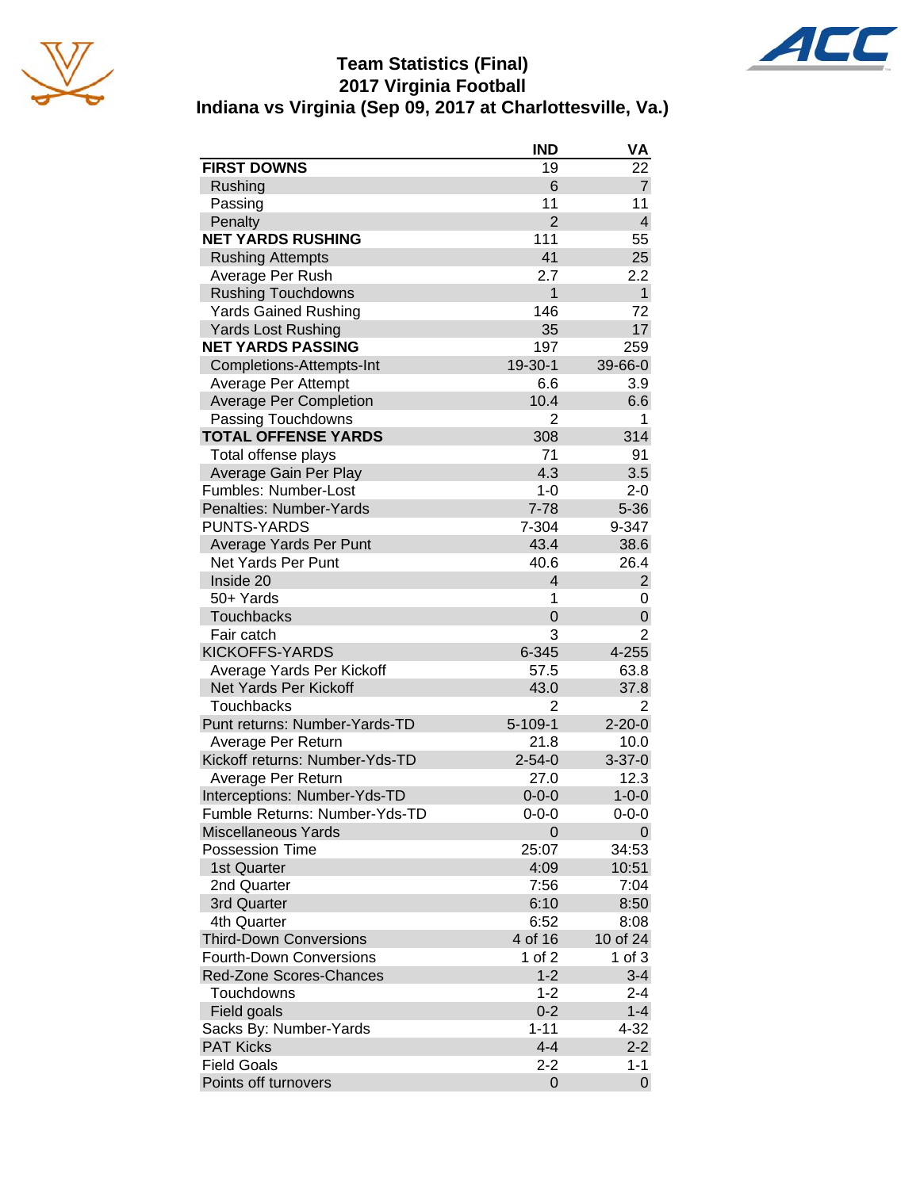# Team Statistics (Final)
## 2017 Virginia Football
### Indiana vs Virginia (Sep 09, 2017 at Charlottesville, Va.)

| | IND | VA |
|---|---|---|
| **FIRST DOWNS** | 19 | 22 |
| Rushing | 6 | 7 |
| Passing | 11 | 11 |
| Penalty | 2 | 4 |
| **NET YARDS RUSHING** | 111 | 55 |
| Rushing Attempts | 41 | 25 |
| Average Per Rush | 2.7 | 2.2 |
| Rushing Touchdowns | 1 | 1 |
| Yards Gained Rushing | 146 | 72 |
| Yards Lost Rushing | 35 | 17 |
| **NET YARDS PASSING** | 197 | 259 |
| Completions-Attempts-Int | 19-30-1 | 39-66-0 |
| Average Per Attempt | 6.6 | 3.9 |
| Average Per Completion | 10.4 | 6.6 |
| Passing Touchdowns | 2 | 1 |
| **TOTAL OFFENSE YARDS** | 308 | 314 |
| Total offense plays | 71 | 91 |
| Average Gain Per Play | 4.3 | 3.5 |
| Fumbles: Number-Lost | 1-0 | 2-0 |
| Penalties: Number-Yards | 7-78 | 5-36 |
| PUNTS-YARDS | 7-304 | 9-347 |
| Average Yards Per Punt | 43.4 | 38.6 |
| Net Yards Per Punt | 40.6 | 26.4 |
| Inside 20 | 4 | 2 |
| 50+ Yards | 1 | 0 |
| Touchbacks | 0 | 0 |
| Fair catch | 3 | 2 |
| KICKOFFS-YARDS | 6-345 | 4-255 |
| Average Yards Per Kickoff | 57.5 | 63.8 |
| Net Yards Per Kickoff | 43.0 | 37.8 |
| Touchbacks | 2 | 2 |
| Punt returns: Number-Yards-TD | 5-109-1 | 2-20-0 |
| Average Per Return | 21.8 | 10.0 |
| Kickoff returns: Number-Yds-TD | 2-54-0 | 3-37-0 |
| Average Per Return | 27.0 | 12.3 |
| Interceptions: Number-Yds-TD | 0-0-0 | 1-0-0 |
| Fumble Returns: Number-Yds-TD | 0-0-0 | 0-0-0 |
| Miscellaneous Yards | 0 | 0 |
| Possession Time | 25:07 | 34:53 |
| 1st Quarter | 4:09 | 10:51 |
| 2nd Quarter | 7:56 | 7:04 |
| 3rd Quarter | 6:10 | 8:50 |
| 4th Quarter | 6:52 | 8:08 |
| Third-Down Conversions | 4 of 16 | 10 of 24 |
| Fourth-Down Conversions | 1 of 2 | 1 of 3 |
| Red-Zone Scores-Chances | 1-2 | 3-4 |
| Touchdowns | 1-2 | 2-4 |
| Field goals | 0-2 | 1-4 |
| Sacks By: Number-Yards | 1-11 | 4-32 |
| PAT Kicks | 4-4 | 2-2 |
| Field Goals | 2-2 | 1-1 |
| Points off turnovers | 0 | 0 |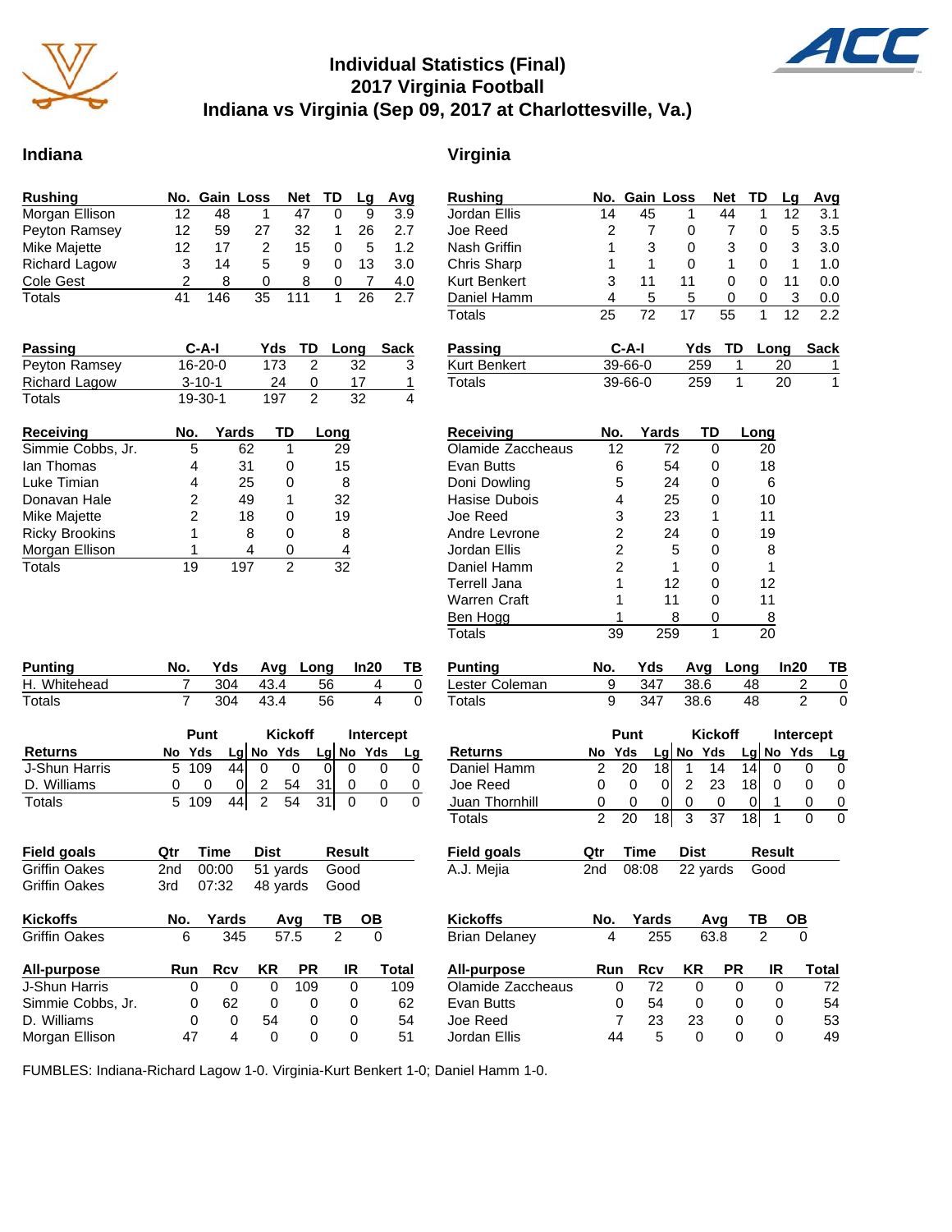# Individual Statistics (Final)
## 2017 Virginia Football
## Indiana vs Virginia (Sep 09, 2017 at Charlottesville, Va.)

## Indiana

| Rushing | No. | Gain | Loss | Net | TD | Lg | Avg |
|---|---|---|---|---|---|---|---|
| Morgan Ellison | 12 | 48 | 1 | 47 | 0 | 9 | 3.9 |
| Peyton Ramsey | 12 | 59 | 27 | 32 | 1 | 26 | 2.7 |
| Mike Majette | 12 | 17 | 2 | 15 | 0 | 5 | 1.2 |
| Richard Lagow | 3 | 14 | 5 | 9 | 0 | 13 | 3.0 |
| Cole Gest | 2 | 8 | 0 | 8 | 0 | 7 | 4.0 |
| Totals | 41 | 146 | 35 | 111 | 1 | 26 | 2.7 |

| Passing | C-A-I | Yds | TD | Long | Sack |
|---|---|---|---|---|---|
| Peyton Ramsey | 16-20-0 | 173 | 2 | 32 | 3 |
| Richard Lagow | 3-10-1 | 24 | 0 | 17 | 1 |
| Totals | 19-30-1 | 197 | 2 | 32 | 4 |

| Receiving | No. | Yards | TD | Long |
|---|---|---|---|---|
| Simmie Cobbs, Jr. | 5 | 62 | 1 | 29 |
| Ian Thomas | 4 | 31 | 0 | 15 |
| Luke Timian | 4 | 25 | 0 | 8 |
| Donavan Hale | 2 | 49 | 1 | 32 |
| Mike Majette | 2 | 18 | 0 | 19 |
| Ricky Brookins | 1 | 8 | 0 | 8 |
| Morgan Ellison | 1 | 4 | 0 | 4 |
| Totals | 19 | 197 | 2 | 32 |

| Punting | No. | Yds | Avg | Long | In20 | TB |
|---|---|---|---|---|---|---|
| H. Whitehead | 7 | 304 | 43.4 | 56 | 4 | 0 |
| Totals | 7 | 304 | 43.4 | 56 | 4 | 0 |

| | Punt | | | Kickoff | | | Intercept | | |
|---|---|---|---|---|---|---|---|---|---|
| Returns | No | Yds | Lg | No | Yds | Lg | No | Yds | Lg |
| J-Shun Harris | 5 | 109 | 44 | 0 | 0 | 0 | 0 | 0 | 0 |
| D. Williams | 0 | 0 | 0 | 2 | 54 | 31 | 0 | 0 | 0 |
| Totals | 5 | 109 | 44 | 2 | 54 | 31 | 0 | 0 | 0 |

| Field goals | Qtr | Time | Dist | Result |
|---|---|---|---|---|
| Griffin Oakes | 2nd | 00:00 | 51 yards | Good |
| Griffin Oakes | 3rd | 07:32 | 48 yards | Good |

| Kickoffs | No. | Yards | Avg | TB | OB |
|---|---|---|---|---|---|
| Griffin Oakes | 6 | 345 | 57.5 | 2 | 0 |

| All-purpose | Run | Rcv | KR | PR | IR | Total |
|---|---|---|---|---|---|---|
| J-Shun Harris | 0 | 0 | 0 | 109 | 0 | 109 |
| Simmie Cobbs, Jr. | 0 | 62 | 0 | 0 | 0 | 62 |
| D. Williams | 0 | 0 | 54 | 0 | 0 | 54 |
| Morgan Ellison | 47 | 4 | 0 | 0 | 0 | 51 |

## Virginia

| Rushing | No. | Gain | Loss | Net | TD | Lg | Avg |
|---|---|---|---|---|---|---|---|
| Jordan Ellis | 14 | 45 | 1 | 44 | 1 | 12 | 3.1 |
| Joe Reed | 2 | 7 | 0 | 7 | 0 | 5 | 3.5 |
| Nash Griffin | 1 | 3 | 0 | 3 | 0 | 3 | 3.0 |
| Chris Sharp | 1 | 1 | 0 | 1 | 0 | 1 | 1.0 |
| Kurt Benkert | 3 | 11 | 11 | 0 | 0 | 11 | 0.0 |
| Daniel Hamm | 4 | 5 | 5 | 0 | 0 | 3 | 0.0 |
| Totals | 25 | 72 | 17 | 55 | 1 | 12 | 2.2 |

| Passing | C-A-I | Yds | TD | Long | Sack |
|---|---|---|---|---|---|
| Kurt Benkert | 39-66-0 | 259 | 1 | 20 | 1 |
| Totals | 39-66-0 | 259 | 1 | 20 | 1 |

| Receiving | No. | Yards | TD | Long |
|---|---|---|---|---|
| Olamide Zaccheaus | 12 | 72 | 0 | 20 |
| Evan Butts | 6 | 54 | 0 | 18 |
| Doni Dowling | 5 | 24 | 0 | 6 |
| Hasise Dubois | 4 | 25 | 0 | 10 |
| Joe Reed | 3 | 23 | 1 | 11 |
| Andre Levrone | 2 | 24 | 0 | 19 |
| Jordan Ellis | 2 | 5 | 0 | 8 |
| Daniel Hamm | 2 | 1 | 0 | 1 |
| Terrell Jana | 1 | 12 | 0 | 12 |
| Warren Craft | 1 | 11 | 0 | 11 |
| Ben Hogg | 1 | 8 | 0 | 8 |
| Totals | 39 | 259 | 1 | 20 |

| Punting | No. | Yds | Avg | Long | In20 | TB |
|---|---|---|---|---|---|---|
| Lester Coleman | 9 | 347 | 38.6 | 48 | 2 | 0 |
| Totals | 9 | 347 | 38.6 | 48 | 2 | 0 |

| | Punt | | | Kickoff | | | Intercept | | |
|---|---|---|---|---|---|---|---|---|---|
| Returns | No | Yds | Lg | No | Yds | Lg | No | Yds | Lg |
| Daniel Hamm | 2 | 20 | 18 | 1 | 14 | 14 | 0 | 0 | 0 |
| Joe Reed | 0 | 0 | 0 | 2 | 23 | 18 | 0 | 0 | 0 |
| Juan Thornhill | 0 | 0 | 0 | 0 | 0 | 0 | 1 | 0 | 0 |
| Totals | 2 | 20 | 18 | 3 | 37 | 18 | 1 | 0 | 0 |

| Field goals | Qtr | Time | Dist | Result |
|---|---|---|---|---|
| A.J. Mejia | 2nd | 08:08 | 22 yards | Good |

| Kickoffs | No. | Yards | Avg | TB | OB |
|---|---|---|---|---|---|
| Brian Delaney | 4 | 255 | 63.8 | 2 | 0 |

| All-purpose | Run | Rcv | KR | PR | IR | Total |
|---|---|---|---|---|---|---|
| Olamide Zaccheaus | 0 | 72 | 0 | 0 | 0 | 72 |
| Evan Butts | 0 | 54 | 0 | 0 | 0 | 54 |
| Joe Reed | 7 | 23 | 23 | 0 | 0 | 53 |
| Jordan Ellis | 44 | 5 | 0 | 0 | 0 | 49 |

FUMBLES: Indiana-Richard Lagow 1-0. Virginia-Kurt Benkert 1-0; Daniel Hamm 1-0.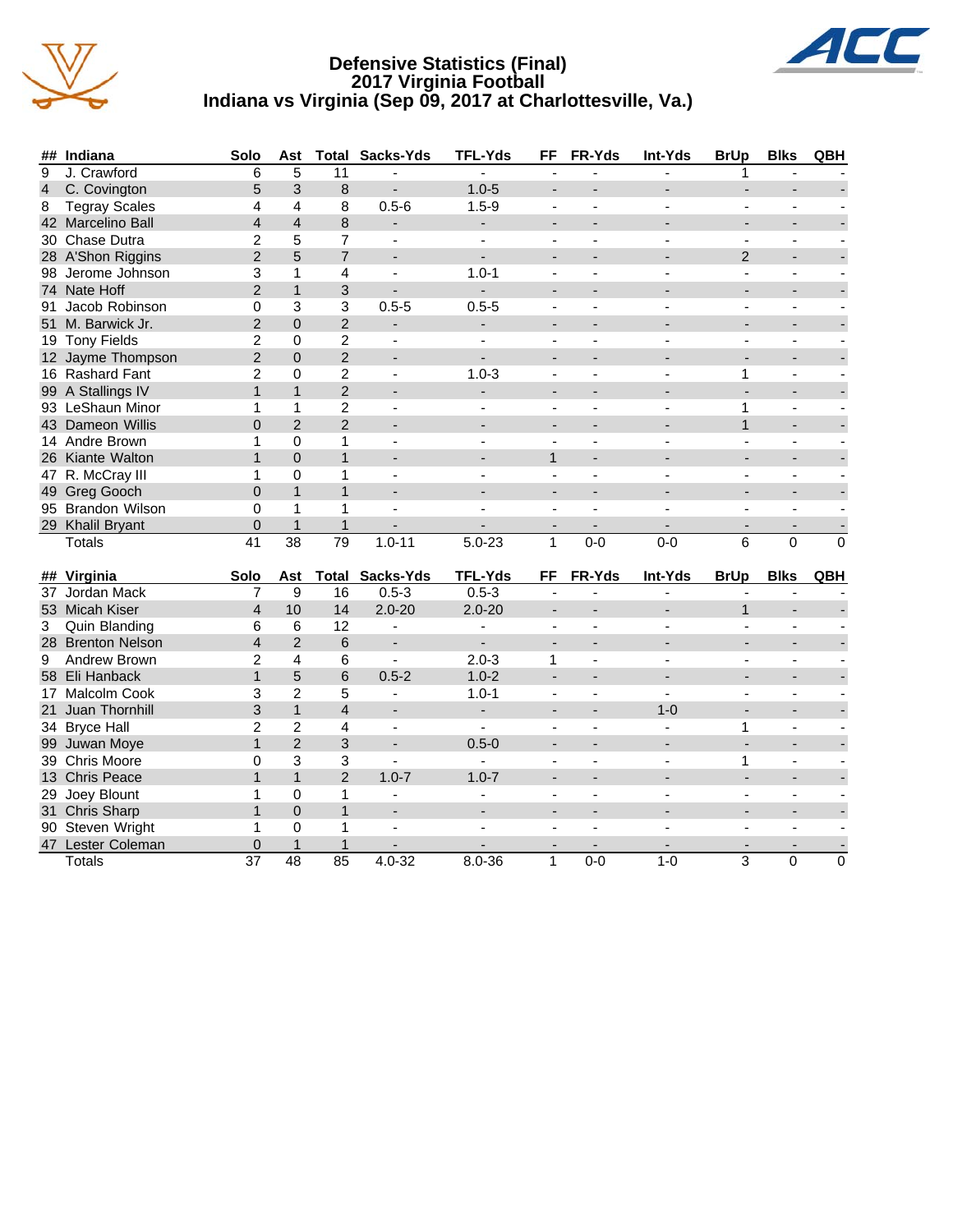# Defensive Statistics (Final)
## 2017 Virginia Football
## Indiana vs Virginia (Sep 09, 2017 at Charlottesville, Va.)

| ## | Indiana | Solo | Ast | Total | Sacks-Yds | TFL-Yds | FF | FR-Yds | Int-Yds | BrUp | Blks | QBH |
|---|---|---|---|---|---|---|---|---|---|---|---|---|
| 9 | J. Crawford | 6 | 5 | 11 | - | - | - | - | - | 1 | - | - |
| 4 | C. Covington | 5 | 3 | 8 | - | 1.0-5 | - | - | - | - | - | - |
| 8 | Tegray Scales | 4 | 4 | 8 | 0.5-6 | 1.5-9 | - | - | - | - | - | - |
| 42 | Marcelino Ball | 4 | 4 | 8 | - | - | - | - | - | - | - | - |
| 30 | Chase Dutra | 2 | 5 | 7 | - | - | - | - | - | - | - | - |
| 28 | A'Shon Riggins | 2 | 5 | 7 | - | - | - | - | - | 2 | - | - |
| 98 | Jerome Johnson | 3 | 1 | 4 | - | 1.0-1 | - | - | - | - | - | - |
| 74 | Nate Hoff | 2 | 1 | 3 | - | - | - | - | - | - | - | - |
| 91 | Jacob Robinson | 0 | 3 | 3 | 0.5-5 | 0.5-5 | - | - | - | - | - | - |
| 51 | M. Barwick Jr. | 2 | 0 | 2 | - | - | - | - | - | - | - | - |
| 19 | Tony Fields | 2 | 0 | 2 | - | - | - | - | - | - | - | - |
| 12 | Jayme Thompson | 2 | 0 | 2 | - | - | - | - | - | - | - | - |
| 16 | Rashard Fant | 2 | 0 | 2 | - | 1.0-3 | - | - | - | 1 | - | - |
| 99 | A Stallings IV | 1 | 1 | 2 | - | - | - | - | - | - | - | - |
| 93 | LeShaun Minor | 1 | 1 | 2 | - | - | - | - | - | 1 | - | - |
| 43 | Dameon Willis | 0 | 2 | 2 | - | - | - | - | - | 1 | - | - |
| 14 | Andre Brown | 1 | 0 | 1 | - | - | - | - | - | - | - | - |
| 26 | Kiante Walton | 1 | 0 | 1 | - | - | 1 | - | - | - | - | - |
| 47 | R. McCray III | 1 | 0 | 1 | - | - | - | - | - | - | - | - |
| 49 | Greg Gooch | 0 | 1 | 1 | - | - | - | - | - | - | - | - |
| 95 | Brandon Wilson | 0 | 1 | 1 | - | - | - | - | - | - | - | - |
| 29 | Khalil Bryant | 0 | 1 | 1 | - | - | - | - | - | - | - | - |
| | Totals | 41 | 38 | 79 | 1.0-11 | 5.0-23 | 1 | 0-0 | 0-0 | 6 | 0 | 0 |

| ## | Virginia | Solo | Ast | Total | Sacks-Yds | TFL-Yds | FF | FR-Yds | Int-Yds | BrUp | Blks | QBH |
|---|---|---|---|---|---|---|---|---|---|---|---|---|
| 37 | Jordan Mack | 7 | 9 | 16 | 0.5-3 | 0.5-3 | - | - | - | - | - | - |
| 53 | Micah Kiser | 4 | 10 | 14 | 2.0-20 | 2.0-20 | - | - | - | 1 | - | - |
| 3 | Quin Blanding | 6 | 6 | 12 | - | - | - | - | - | - | - | - |
| 28 | Brenton Nelson | 4 | 2 | 6 | - | - | - | - | - | - | - | - |
| 9 | Andrew Brown | 2 | 4 | 6 | - | 2.0-3 | 1 | - | - | - | - | - |
| 58 | Eli Hanback | 1 | 5 | 6 | 0.5-2 | 1.0-2 | - | - | - | - | - | - |
| 17 | Malcolm Cook | 3 | 2 | 5 | - | 1.0-1 | - | - | - | - | - | - |
| 21 | Juan Thornhill | 3 | 1 | 4 | - | - | - | - | 1-0 | - | - | - |
| 34 | Bryce Hall | 2 | 2 | 4 | - | - | - | - | - | 1 | - | - |
| 99 | Juwan Moye | 1 | 2 | 3 | - | 0.5-0 | - | - | - | - | - | - |
| 39 | Chris Moore | 0 | 3 | 3 | - | - | - | - | - | 1 | - | - |
| 13 | Chris Peace | 1 | 1 | 2 | 1.0-7 | 1.0-7 | - | - | - | - | - | - |
| 29 | Joey Blount | 1 | 0 | 1 | - | - | - | - | - | - | - | - |
| 31 | Chris Sharp | 1 | 0 | 1 | - | - | - | - | - | - | - | - |
| 90 | Steven Wright | 1 | 0 | 1 | - | - | - | - | - | - | - | - |
| 47 | Lester Coleman | 0 | 1 | 1 | - | - | - | - | - | - | - | - |
| | Totals | 37 | 48 | 85 | 4.0-32 | 8.0-36 | 1 | 0-0 | 1-0 | 3 | 0 | 0 |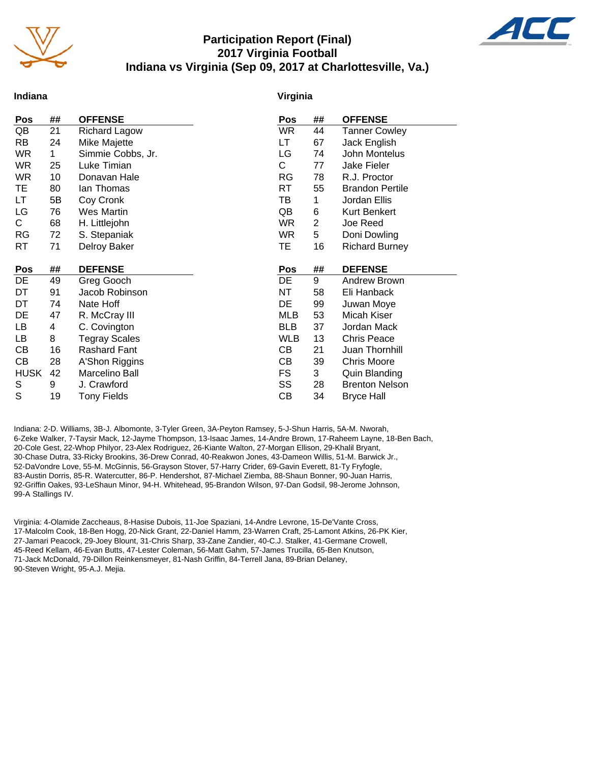# Participation Report (Final)
## 2017 Virginia Football
## Indiana vs Virginia (Sep 09, 2017 at Charlottesville, Va.)

### Indiana

| Pos | ## | OFFENSE |
|---|---|---|
| QB | 21 | Richard Lagow |
| RB | 24 | Mike Majette |
| WR | 1 | Simmie Cobbs, Jr. |
| WR | 25 | Luke Timian |
| WR | 10 | Donavan Hale |
| TE | 80 | Ian Thomas |
| LT | 5B | Coy Cronk |
| LG | 76 | Wes Martin |
| C | 68 | H. Littlejohn |
| RG | 72 | S. Stepaniak |
| RT | 71 | Delroy Baker |

| Pos | ## | DEFENSE |
|---|---|---|
| DE | 49 | Greg Gooch |
| DT | 91 | Jacob Robinson |
| DT | 74 | Nate Hoff |
| DE | 47 | R. McCray III |
| LB | 4 | C. Covington |
| LB | 8 | Tegray Scales |
| CB | 16 | Rashard Fant |
| CB | 28 | A'Shon Riggins |
| HUSK | 42 | Marcelino Ball |
| S | 9 | J. Crawford |
| S | 19 | Tony Fields |

### Virginia

| Pos | ## | OFFENSE |
|---|---|---|
| WR | 44 | Tanner Cowley |
| LT | 67 | Jack English |
| LG | 74 | John Montelus |
| C | 77 | Jake Fieler |
| RG | 78 | R.J. Proctor |
| RT | 55 | Brandon Pertile |
| TB | 1 | Jordan Ellis |
| QB | 6 | Kurt Benkert |
| WR | 2 | Joe Reed |
| WR | 5 | Doni Dowling |
| TE | 16 | Richard Burney |

| Pos | ## | DEFENSE |
|---|---|---|
| DE | 9 | Andrew Brown |
| NT | 58 | Eli Hanback |
| DE | 99 | Juwan Moye |
| MLB | 53 | Micah Kiser |
| BLB | 37 | Jordan Mack |
| WLB | 13 | Chris Peace |
| CB | 21 | Juan Thornhill |
| CB | 39 | Chris Moore |
| FS | 3 | Quin Blanding |
| SS | 28 | Brenton Nelson |
| CB | 34 | Bryce Hall |

Indiana: 2-D. Williams, 3B-J. Albomonte, 3-Tyler Green, 3A-Peyton Ramsey, 5-J-Shun Harris, 5A-M. Nworah, 6-Zeke Walker, 7-Taysir Mack, 12-Jayme Thompson, 13-Isaac James, 14-Andre Brown, 17-Raheem Layne, 18-Ben Bach, 20-Cole Gest, 22-Whop Philyor, 23-Alex Rodriguez, 26-Kiante Walton, 27-Morgan Ellison, 29-Khalil Bryant, 30-Chase Dutra, 33-Ricky Brookins, 36-Drew Conrad, 40-Reakwon Jones, 43-Dameon Willis, 51-M. Barwick Jr., 52-DaVondre Love, 55-M. McGinnis, 56-Grayson Stover, 57-Harry Crider, 69-Gavin Everett, 81-Ty Fryfogle, 83-Austin Dorris, 85-R. Watercutter, 86-P. Hendershot, 87-Michael Ziemba, 88-Shaun Bonner, 90-Juan Harris, 92-Griffin Oakes, 93-LeShaun Minor, 94-H. Whitehead, 95-Brandon Wilson, 97-Dan Godsil, 98-Jerome Johnson, 99-A Stallings IV.

Virginia: 4-Olamide Zaccheaus, 8-Hasise Dubois, 11-Joe Spaziani, 14-Andre Levrone, 15-De'Vante Cross, 17-Malcolm Cook, 18-Ben Hogg, 20-Nick Grant, 22-Daniel Hamm, 23-Warren Craft, 25-Lamont Atkins, 26-PK Kier, 27-Jamari Peacock, 29-Joey Blount, 31-Chris Sharp, 33-Zane Zandier, 40-C.J. Stalker, 41-Germane Crowell, 45-Reed Kellam, 46-Evan Butts, 47-Lester Coleman, 56-Matt Gahm, 57-James Trucilla, 65-Ben Knutson, 71-Jack McDonald, 79-Dillon Reinkensmeyer, 81-Nash Griffin, 84-Terrell Jana, 89-Brian Delaney, 90-Steven Wright, 95-A.J. Mejia.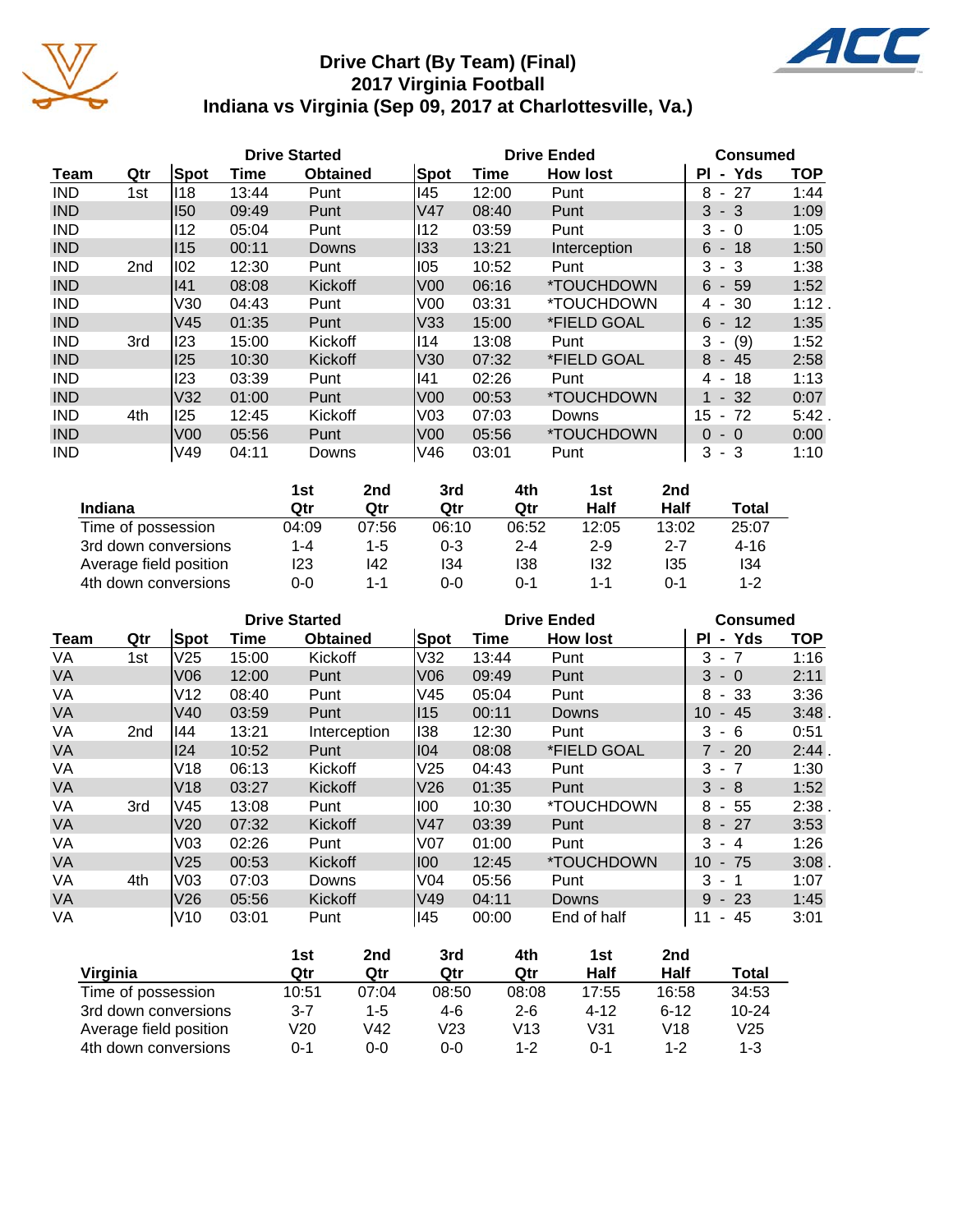# Drive Chart (By Team) (Final)
## 2017 Virginia Football
## Indiana vs Virginia (Sep 09, 2017 at Charlottesville, Va.)

| | | Drive Started | | | Drive Ended | | | Consumed | |
|---|---|---|---|---|---|---|---|---|---|
| Team | Qtr | Spot | Time | Obtained | Spot | Time | How lost | Pl - Yds | TOP |
| IND | 1st | I18 | 13:44 | Punt | I45 | 12:00 | Punt | 8 - 27 | 1:44 |
| IND | | I50 | 09:49 | Punt | V47 | 08:40 | Punt | 3 - 3 | 1:09 |
| IND | | I12 | 05:04 | Punt | I12 | 03:59 | Punt | 3 - 0 | 1:05 |
| IND | | I15 | 00:11 | Downs | I33 | 13:21 | Interception | 6 - 18 | 1:50 |
| IND | 2nd | I02 | 12:30 | Punt | I05 | 10:52 | Punt | 3 - 3 | 1:38 |
| IND | | I41 | 08:08 | Kickoff | V00 | 06:16 | *TOUCHDOWN | 6 - 59 | 1:52 |
| IND | | V30 | 04:43 | Punt | V00 | 03:31 | *TOUCHDOWN | 4 - 30 | 1:12 . |
| IND | | V45 | 01:35 | Punt | V33 | 15:00 | *FIELD GOAL | 6 - 12 | 1:35 |
| IND | 3rd | I23 | 15:00 | Kickoff | I14 | 13:08 | Punt | 3 - (9) | 1:52 |
| IND | | I25 | 10:30 | Kickoff | V30 | 07:32 | *FIELD GOAL | 8 - 45 | 2:58 |
| IND | | I23 | 03:39 | Punt | I41 | 02:26 | Punt | 4 - 18 | 1:13 |
| IND | | V32 | 01:00 | Punt | V00 | 00:53 | *TOUCHDOWN | 1 - 32 | 0:07 |
| IND | 4th | I25 | 12:45 | Kickoff | V03 | 07:03 | Downs | 15 - 72 | 5:42 . |
| IND | | V00 | 05:56 | Punt | V00 | 05:56 | *TOUCHDOWN | 0 - 0 | 0:00 |
| IND | | V49 | 04:11 | Downs | V46 | 03:01 | Punt | 3 - 3 | 1:10 |

| Indiana | 1st Qtr | 2nd Qtr | 3rd Qtr | 4th Qtr | 1st Half | 2nd Half | Total |
|---|---|---|---|---|---|---|---|
| Time of possession | 04:09 | 07:56 | 06:10 | 06:52 | 12:05 | 13:02 | 25:07 |
| 3rd down conversions | 1-4 | 1-5 | 0-3 | 2-4 | 2-9 | 2-7 | 4-16 |
| Average field position | I23 | I42 | I34 | I38 | I32 | I35 | I34 |
| 4th down conversions | 0-0 | 1-1 | 0-0 | 0-1 | 1-1 | 0-1 | 1-2 |

| | | Drive Started | | | Drive Ended | | | Consumed | |
|---|---|---|---|---|---|---|---|---|---|
| Team | Qtr | Spot | Time | Obtained | Spot | Time | How lost | Pl - Yds | TOP |
| VA | 1st | V25 | 15:00 | Kickoff | V32 | 13:44 | Punt | 3 - 7 | 1:16 |
| VA | | V06 | 12:00 | Punt | V06 | 09:49 | Punt | 3 - 0 | 2:11 |
| VA | | V12 | 08:40 | Punt | V45 | 05:04 | Punt | 8 - 33 | 3:36 |
| VA | | V40 | 03:59 | Punt | I15 | 00:11 | Downs | 10 - 45 | 3:48 . |
| VA | 2nd | I44 | 13:21 | Interception | I38 | 12:30 | Punt | 3 - 6 | 0:51 |
| VA | | I24 | 10:52 | Punt | I04 | 08:08 | *FIELD GOAL | 7 - 20 | 2:44 . |
| VA | | V18 | 06:13 | Kickoff | V25 | 04:43 | Punt | 3 - 7 | 1:30 |
| VA | | V18 | 03:27 | Kickoff | V26 | 01:35 | Punt | 3 - 8 | 1:52 |
| VA | 3rd | V45 | 13:08 | Punt | I00 | 10:30 | *TOUCHDOWN | 8 - 55 | 2:38 . |
| VA | | V20 | 07:32 | Kickoff | V47 | 03:39 | Punt | 8 - 27 | 3:53 |
| VA | | V03 | 02:26 | Punt | V07 | 01:00 | Punt | 3 - 4 | 1:26 |
| VA | | V25 | 00:53 | Kickoff | I00 | 12:45 | *TOUCHDOWN | 10 - 75 | 3:08 . |
| VA | 4th | V03 | 07:03 | Downs | V04 | 05:56 | Punt | 3 - 1 | 1:07 |
| VA | | V26 | 05:56 | Kickoff | V49 | 04:11 | Downs | 9 - 23 | 1:45 |
| VA | | V10 | 03:01 | Punt | I45 | 00:00 | End of half | 11 - 45 | 3:01 |

| Virginia | 1st Qtr | 2nd Qtr | 3rd Qtr | 4th Qtr | 1st Half | 2nd Half | Total |
|---|---|---|---|---|---|---|---|
| Time of possession | 10:51 | 07:04 | 08:50 | 08:08 | 17:55 | 16:58 | 34:53 |
| 3rd down conversions | 3-7 | 1-5 | 4-6 | 2-6 | 4-12 | 6-12 | 10-24 |
| Average field position | V20 | V42 | V23 | V13 | V31 | V18 | V25 |
| 4th down conversions | 0-1 | 0-0 | 0-0 | 1-2 | 0-1 | 1-2 | 1-3 |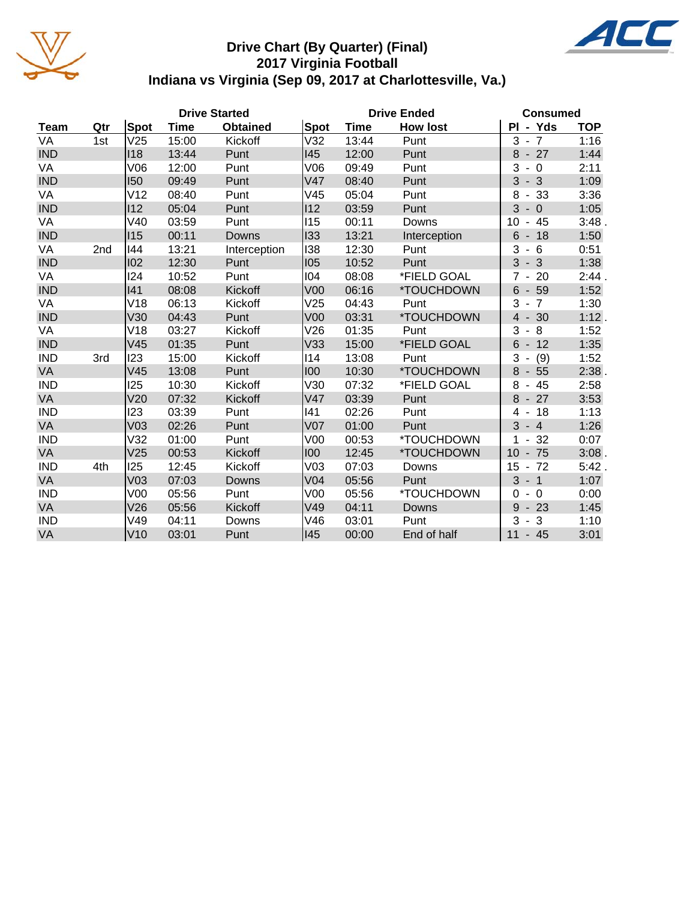# Drive Chart (By Quarter) (Final)
## 2017 Virginia Football
## Indiana vs Virginia (Sep 09, 2017 at Charlottesville, Va.)

| | | Drive Started | | | Drive Ended | | | Consumed | |
|---|---|---|---|---|---|---|---|---|---|
| Team | Qtr | Spot | Time | Obtained | Spot | Time | How lost | Pl - Yds | TOP |
| VA | 1st | V25 | 15:00 | Kickoff | V32 | 13:44 | Punt | 3 - 7 | 1:16 |
| IND | | I18 | 13:44 | Punt | I45 | 12:00 | Punt | 8 - 27 | 1:44 |
| VA | | V06 | 12:00 | Punt | V06 | 09:49 | Punt | 3 - 0 | 2:11 |
| IND | | I50 | 09:49 | Punt | V47 | 08:40 | Punt | 3 - 3 | 1:09 |
| VA | | V12 | 08:40 | Punt | V45 | 05:04 | Punt | 8 - 33 | 3:36 |
| IND | | I12 | 05:04 | Punt | I12 | 03:59 | Punt | 3 - 0 | 1:05 |
| VA | | V40 | 03:59 | Punt | I15 | 00:11 | Downs | 10 - 45 | 3:48 . |
| IND | | I15 | 00:11 | Downs | I33 | 13:21 | Interception | 6 - 18 | 1:50 |
| VA | 2nd | I44 | 13:21 | Interception | I38 | 12:30 | Punt | 3 - 6 | 0:51 |
| IND | | I02 | 12:30 | Punt | I05 | 10:52 | Punt | 3 - 3 | 1:38 |
| VA | | I24 | 10:52 | Punt | I04 | 08:08 | *FIELD GOAL | 7 - 20 | 2:44 . |
| IND | | I41 | 08:08 | Kickoff | V00 | 06:16 | *TOUCHDOWN | 6 - 59 | 1:52 |
| VA | | V18 | 06:13 | Kickoff | V25 | 04:43 | Punt | 3 - 7 | 1:30 |
| IND | | V30 | 04:43 | Punt | V00 | 03:31 | *TOUCHDOWN | 4 - 30 | 1:12 . |
| VA | | V18 | 03:27 | Kickoff | V26 | 01:35 | Punt | 3 - 8 | 1:52 |
| IND | | V45 | 01:35 | Punt | V33 | 15:00 | *FIELD GOAL | 6 - 12 | 1:35 |
| IND | 3rd | I23 | 15:00 | Kickoff | I14 | 13:08 | Punt | 3 - (9) | 1:52 |
| VA | | V45 | 13:08 | Punt | I00 | 10:30 | *TOUCHDOWN | 8 - 55 | 2:38 . |
| IND | | I25 | 10:30 | Kickoff | V30 | 07:32 | *FIELD GOAL | 8 - 45 | 2:58 |
| VA | | V20 | 07:32 | Kickoff | V47 | 03:39 | Punt | 8 - 27 | 3:53 |
| IND | | I23 | 03:39 | Punt | I41 | 02:26 | Punt | 4 - 18 | 1:13 |
| VA | | V03 | 02:26 | Punt | V07 | 01:00 | Punt | 3 - 4 | 1:26 |
| IND | | V32 | 01:00 | Punt | V00 | 00:53 | *TOUCHDOWN | 1 - 32 | 0:07 |
| VA | | V25 | 00:53 | Kickoff | I00 | 12:45 | *TOUCHDOWN | 10 - 75 | 3:08 . |
| IND | 4th | I25 | 12:45 | Kickoff | V03 | 07:03 | Downs | 15 - 72 | 5:42 . |
| VA | | V03 | 07:03 | Downs | V04 | 05:56 | Punt | 3 - 1 | 1:07 |
| IND | | V00 | 05:56 | Punt | V00 | 05:56 | *TOUCHDOWN | 0 - 0 | 0:00 |
| VA | | V26 | 05:56 | Kickoff | V49 | 04:11 | Downs | 9 - 23 | 1:45 |
| IND | | V49 | 04:11 | Downs | V46 | 03:01 | Punt | 3 - 3 | 1:10 |
| VA | | V10 | 03:01 | Punt | I45 | 00:00 | End of half | 11 - 45 | 3:01 |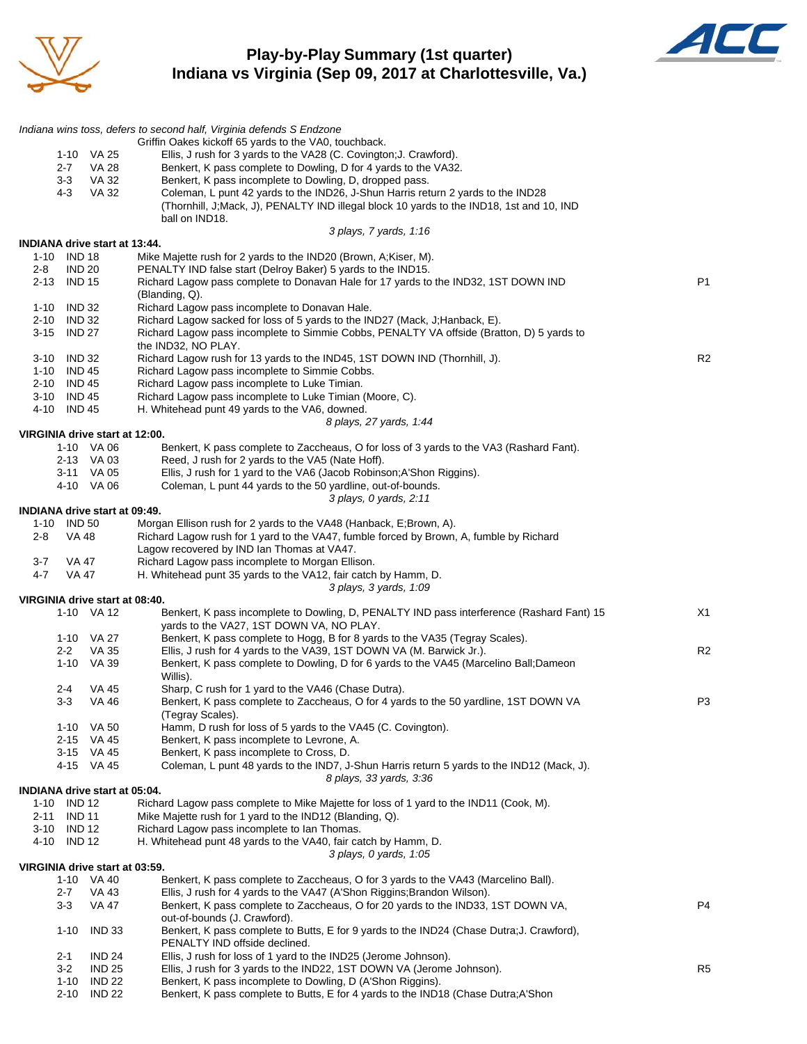# Play-by-Play Summary (1st quarter)
## Indiana vs Virginia (Sep 09, 2017 at Charlottesville, Va.)

*Indiana wins toss, defers to second half, Virginia defends S Endzone*

| Down | Spot | Play | |
|---|---|---|---|
| | | Griffin Oakes kickoff 65 yards to the VA0, touchback. | |
| 1-10 | VA 25 | Ellis, J rush for 3 yards to the VA28 (C. Covington;J. Crawford). | |
| 2-7 | VA 28 | Benkert, K pass complete to Dowling, D for 4 yards to the VA32. | |
| 3-3 | VA 32 | Benkert, K pass incomplete to Dowling, D, dropped pass. | |
| 4-3 | VA 32 | Coleman, L punt 42 yards to the IND26, J-Shun Harris return 2 yards to the IND28 (Thornhill, J;Mack, J), PENALTY IND illegal block 10 yards to the IND18, 1st and 10, IND ball on IND18. | |
| | | *3 plays, 7 yards, 1:16* | |

**INDIANA drive start at 13:44.**

| Down | Spot | Play | |
|---|---|---|---|
| 1-10 | IND 18 | Mike Majette rush for 2 yards to the IND20 (Brown, A;Kiser, M). | |
| 2-8 | IND 20 | PENALTY IND false start (Delroy Baker) 5 yards to the IND15. | |
| 2-13 | IND 15 | Richard Lagow pass complete to Donavan Hale for 17 yards to the IND32, 1ST DOWN IND (Blanding, Q). | P1 |
| 1-10 | IND 32 | Richard Lagow pass incomplete to Donavan Hale. | |
| 2-10 | IND 32 | Richard Lagow sacked for loss of 5 yards to the IND27 (Mack, J;Hanback, E). | |
| 3-15 | IND 27 | Richard Lagow pass incomplete to Simmie Cobbs, PENALTY VA offside (Bratton, D) 5 yards to the IND32, NO PLAY. | |
| 3-10 | IND 32 | Richard Lagow rush for 13 yards to the IND45, 1ST DOWN IND (Thornhill, J). | R2 |
| 1-10 | IND 45 | Richard Lagow pass incomplete to Simmie Cobbs. | |
| 2-10 | IND 45 | Richard Lagow pass incomplete to Luke Timian. | |
| 3-10 | IND 45 | Richard Lagow pass incomplete to Luke Timian (Moore, C). | |
| 4-10 | IND 45 | H. Whitehead punt 49 yards to the VA6, downed. | |
| | | *8 plays, 27 yards, 1:44* | |

**VIRGINIA drive start at 12:00.**

| Down | Spot | Play | |
|---|---|---|---|
| 1-10 | VA 06 | Benkert, K pass complete to Zaccheaus, O for loss of 3 yards to the VA3 (Rashard Fant). | |
| 2-13 | VA 03 | Reed, J rush for 2 yards to the VA5 (Nate Hoff). | |
| 3-11 | VA 05 | Ellis, J rush for 1 yard to the VA6 (Jacob Robinson;A'Shon Riggins). | |
| 4-10 | VA 06 | Coleman, L punt 44 yards to the 50 yardline, out-of-bounds. | |
| | | *3 plays, 0 yards, 2:11* | |

**INDIANA drive start at 09:49.**

| Down | Spot | Play | |
|---|---|---|---|
| 1-10 | IND 50 | Morgan Ellison rush for 2 yards to the VA48 (Hanback, E;Brown, A). | |
| 2-8 | VA 48 | Richard Lagow rush for 1 yard to the VA47, fumble forced by Brown, A, fumble by Richard Lagow recovered by IND Ian Thomas at VA47. | |
| 3-7 | VA 47 | Richard Lagow pass incomplete to Morgan Ellison. | |
| 4-7 | VA 47 | H. Whitehead punt 35 yards to the VA12, fair catch by Hamm, D. | |
| | | *3 plays, 3 yards, 1:09* | |

**VIRGINIA drive start at 08:40.**

| Down | Spot | Play | |
|---|---|---|---|
| 1-10 | VA 12 | Benkert, K pass incomplete to Dowling, D, PENALTY IND pass interference (Rashard Fant) 15 yards to the VA27, 1ST DOWN VA, NO PLAY. | X1 |
| 1-10 | VA 27 | Benkert, K pass complete to Hogg, B for 8 yards to the VA35 (Tegray Scales). | |
| 2-2 | VA 35 | Ellis, J rush for 4 yards to the VA39, 1ST DOWN VA (M. Barwick Jr.). | R2 |
| 1-10 | VA 39 | Benkert, K pass complete to Dowling, D for 6 yards to the VA45 (Marcelino Ball;Dameon Willis). | |
| 2-4 | VA 45 | Sharp, C rush for 1 yard to the VA46 (Chase Dutra). | |
| 3-3 | VA 46 | Benkert, K pass complete to Zaccheaus, O for 4 yards to the 50 yardline, 1ST DOWN VA (Tegray Scales). | P3 |
| 1-10 | VA 50 | Hamm, D rush for loss of 5 yards to the VA45 (C. Covington). | |
| 2-15 | VA 45 | Benkert, K pass incomplete to Levrone, A. | |
| 3-15 | VA 45 | Benkert, K pass incomplete to Cross, D. | |
| 4-15 | VA 45 | Coleman, L punt 48 yards to the IND7, J-Shun Harris return 5 yards to the IND12 (Mack, J). | |
| | | *8 plays, 33 yards, 3:36* | |

**INDIANA drive start at 05:04.**

| Down | Spot | Play | |
|---|---|---|---|
| 1-10 | IND 12 | Richard Lagow pass complete to Mike Majette for loss of 1 yard to the IND11 (Cook, M). | |
| 2-11 | IND 11 | Mike Majette rush for 1 yard to the IND12 (Blanding, Q). | |
| 3-10 | IND 12 | Richard Lagow pass incomplete to Ian Thomas. | |
| 4-10 | IND 12 | H. Whitehead punt 48 yards to the VA40, fair catch by Hamm, D. | |
| | | *3 plays, 0 yards, 1:05* | |

**VIRGINIA drive start at 03:59.**

| Down | Spot | Play | |
|---|---|---|---|
| 1-10 | VA 40 | Benkert, K pass complete to Zaccheaus, O for 3 yards to the VA43 (Marcelino Ball). | |
| 2-7 | VA 43 | Ellis, J rush for 4 yards to the VA47 (A'Shon Riggins;Brandon Wilson). | |
| 3-3 | VA 47 | Benkert, K pass complete to Zaccheaus, O for 20 yards to the IND33, 1ST DOWN VA, out-of-bounds (J. Crawford). | P4 |
| 1-10 | IND 33 | Benkert, K pass complete to Butts, E for 9 yards to the IND24 (Chase Dutra;J. Crawford), PENALTY IND offside declined. | |
| 2-1 | IND 24 | Ellis, J rush for loss of 1 yard to the IND25 (Jerome Johnson). | |
| 3-2 | IND 25 | Ellis, J rush for 3 yards to the IND22, 1ST DOWN VA (Jerome Johnson). | R5 |
| 1-10 | IND 22 | Benkert, K pass incomplete to Dowling, D (A'Shon Riggins). | |
| 2-10 | IND 22 | Benkert, K pass complete to Butts, E for 4 yards to the IND18 (Chase Dutra;A'Shon | |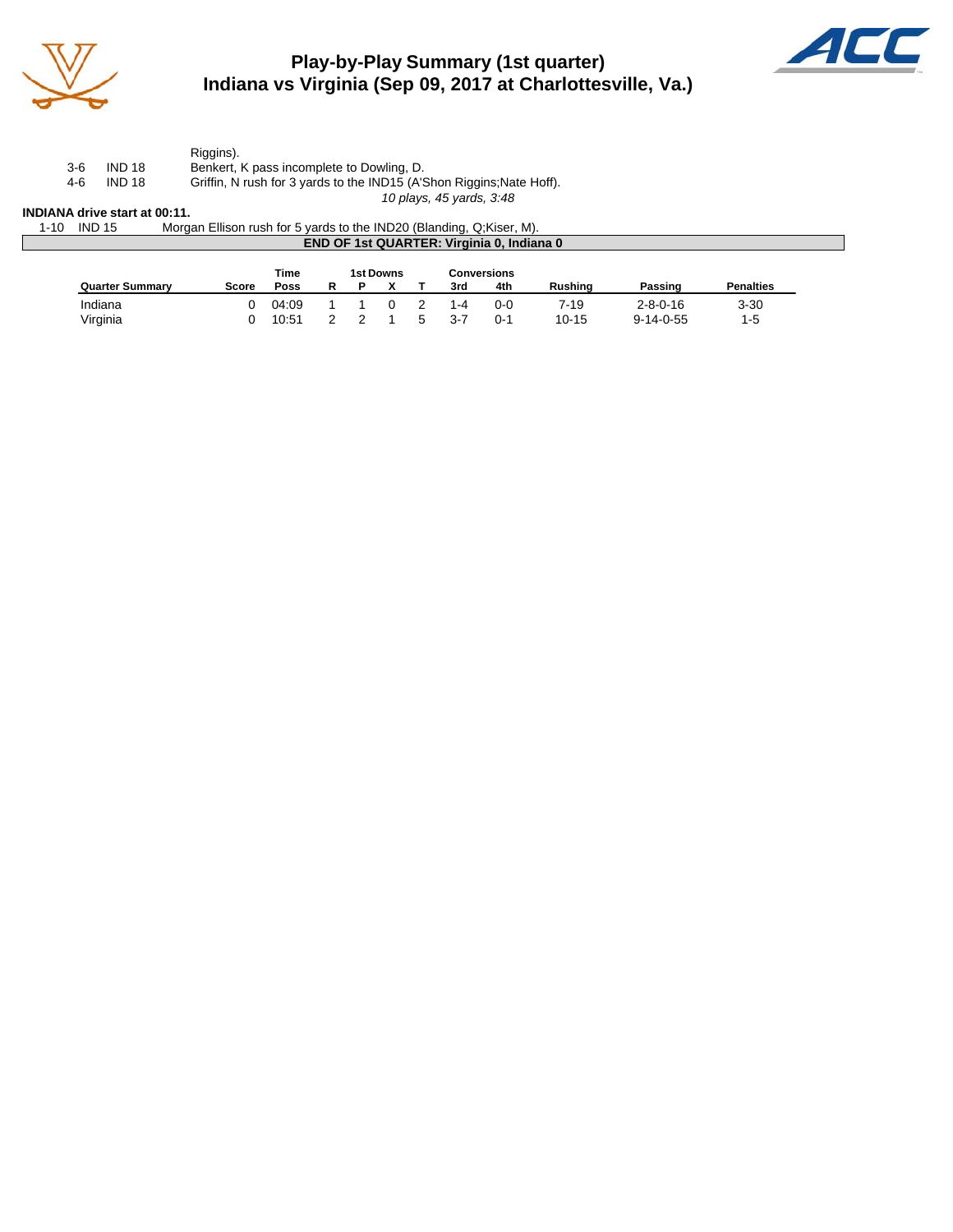# Play-by-Play Summary (1st quarter)
## Indiana vs Virginia (Sep 09, 2017 at Charlottesville, Va.)

| | | |
|---|---|---|
| | | Riggins). |
| 3-6 | IND 18 | Benkert, K pass incomplete to Dowling, D. |
| 4-6 | IND 18 | Griffin, N rush for 3 yards to the IND15 (A'Shon Riggins;Nate Hoff). |
| | | *10 plays, 45 yards, 3:48* |

**INDIANA drive start at 00:11.**

| | | |
|---|---|---|
| 1-10 | IND 15 | Morgan Ellison rush for 5 yards to the IND20 (Blanding, Q;Kiser, M). |

**END OF 1st QUARTER: Virginia 0, Indiana 0**

| Quarter Summary | Score | Time Poss | 1st Downs R | P | X | T | Conversions 3rd | 4th | Rushing | Passing | Penalties |
|---|---|---|---|---|---|---|---|---|---|---|---|
| Indiana | 0 | 04:09 | 1 | 1 | 0 | 2 | 1-4 | 0-0 | 7-19 | 2-8-0-16 | 3-30 |
| Virginia | 0 | 10:51 | 2 | 2 | 1 | 5 | 3-7 | 0-1 | 10-15 | 9-14-0-55 | 1-5 |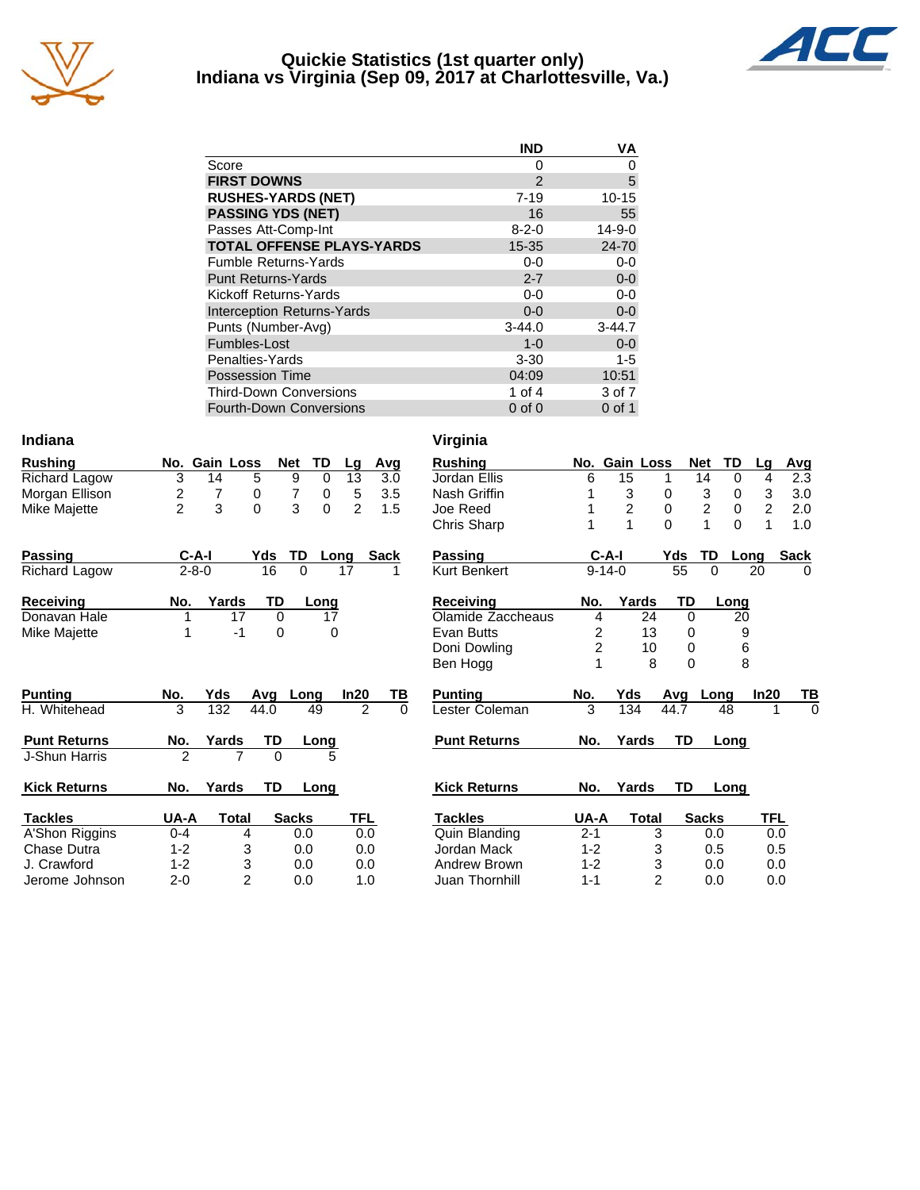# Quickie Statistics (1st quarter only)
## Indiana vs Virginia (Sep 09, 2017 at Charlottesville, Va.)

| | IND | VA |
|---|---|---|
| Score | 0 | 0 |
| **FIRST DOWNS** | 2 | 5 |
| **RUSHES-YARDS (NET)** | 7-19 | 10-15 |
| **PASSING YDS (NET)** | 16 | 55 |
| Passes Att-Comp-Int | 8-2-0 | 14-9-0 |
| **TOTAL OFFENSE PLAYS-YARDS** | 15-35 | 24-70 |
| Fumble Returns-Yards | 0-0 | 0-0 |
| Punt Returns-Yards | 2-7 | 0-0 |
| Kickoff Returns-Yards | 0-0 | 0-0 |
| Interception Returns-Yards | 0-0 | 0-0 |
| Punts (Number-Avg) | 3-44.0 | 3-44.7 |
| Fumbles-Lost | 1-0 | 0-0 |
| Penalties-Yards | 3-30 | 1-5 |
| Possession Time | 04:09 | 10:51 |
| Third-Down Conversions | 1 of 4 | 3 of 7 |
| Fourth-Down Conversions | 0 of 0 | 0 of 1 |

## Indiana

| Rushing | No. | Gain | Loss | Net | TD | Lg | Avg |
|---|---|---|---|---|---|---|---|
| Richard Lagow | 3 | 14 | 5 | 9 | 0 | 13 | 3.0 |
| Morgan Ellison | 2 | 7 | 0 | 7 | 0 | 5 | 3.5 |
| Mike Majette | 2 | 3 | 0 | 3 | 0 | 2 | 1.5 |

| Passing | C-A-I | Yds | TD | Long | Sack |
|---|---|---|---|---|---|
| Richard Lagow | 2-8-0 | 16 | 0 | 17 | 1 |

| Receiving | No. | Yards | TD | Long |
|---|---|---|---|---|
| Donavan Hale | 1 | 17 | 0 | 17 |
| Mike Majette | 1 | -1 | 0 | 0 |

| Punting | No. | Yds | Avg | Long | In20 | TB |
|---|---|---|---|---|---|---|
| H. Whitehead | 3 | 132 | 44.0 | 49 | 2 | 0 |

| Punt Returns | No. | Yards | TD | Long |
|---|---|---|---|---|
| J-Shun Harris | 2 | 7 | 0 | 5 |

| Kick Returns | No. | Yards | TD | Long |
|---|---|---|---|---|

| Tackles | UA-A | Total | Sacks | TFL |
|---|---|---|---|---|
| A'Shon Riggins | 0-4 | 4 | 0.0 | 0.0 |
| Chase Dutra | 1-2 | 3 | 0.0 | 0.0 |
| J. Crawford | 1-2 | 3 | 0.0 | 0.0 |
| Jerome Johnson | 2-0 | 2 | 0.0 | 1.0 |

## Virginia

| Rushing | No. | Gain | Loss | Net | TD | Lg | Avg |
|---|---|---|---|---|---|---|---|
| Jordan Ellis | 6 | 15 | 1 | 14 | 0 | 4 | 2.3 |
| Nash Griffin | 1 | 3 | 0 | 3 | 0 | 3 | 3.0 |
| Joe Reed | 1 | 2 | 0 | 2 | 0 | 2 | 2.0 |
| Chris Sharp | 1 | 1 | 0 | 1 | 0 | 1 | 1.0 |

| Passing | C-A-I | Yds | TD | Long | Sack |
|---|---|---|---|---|---|
| Kurt Benkert | 9-14-0 | 55 | 0 | 20 | 0 |

| Receiving | No. | Yards | TD | Long |
|---|---|---|---|---|
| Olamide Zaccheaus | 4 | 24 | 0 | 20 |
| Evan Butts | 2 | 13 | 0 | 9 |
| Doni Dowling | 2 | 10 | 0 | 6 |
| Ben Hogg | 1 | 8 | 0 | 8 |

| Punting | No. | Yds | Avg | Long | In20 | TB |
|---|---|---|---|---|---|---|
| Lester Coleman | 3 | 134 | 44.7 | 48 | 1 | 0 |

| Punt Returns | No. | Yards | TD | Long |
|---|---|---|---|---|

| Kick Returns | No. | Yards | TD | Long |
|---|---|---|---|---|

| Tackles | UA-A | Total | Sacks | TFL |
|---|---|---|---|---|
| Quin Blanding | 2-1 | 3 | 0.0 | 0.0 |
| Jordan Mack | 1-2 | 3 | 0.5 | 0.5 |
| Andrew Brown | 1-2 | 3 | 0.0 | 0.0 |
| Juan Thornhill | 1-1 | 2 | 0.0 | 0.0 |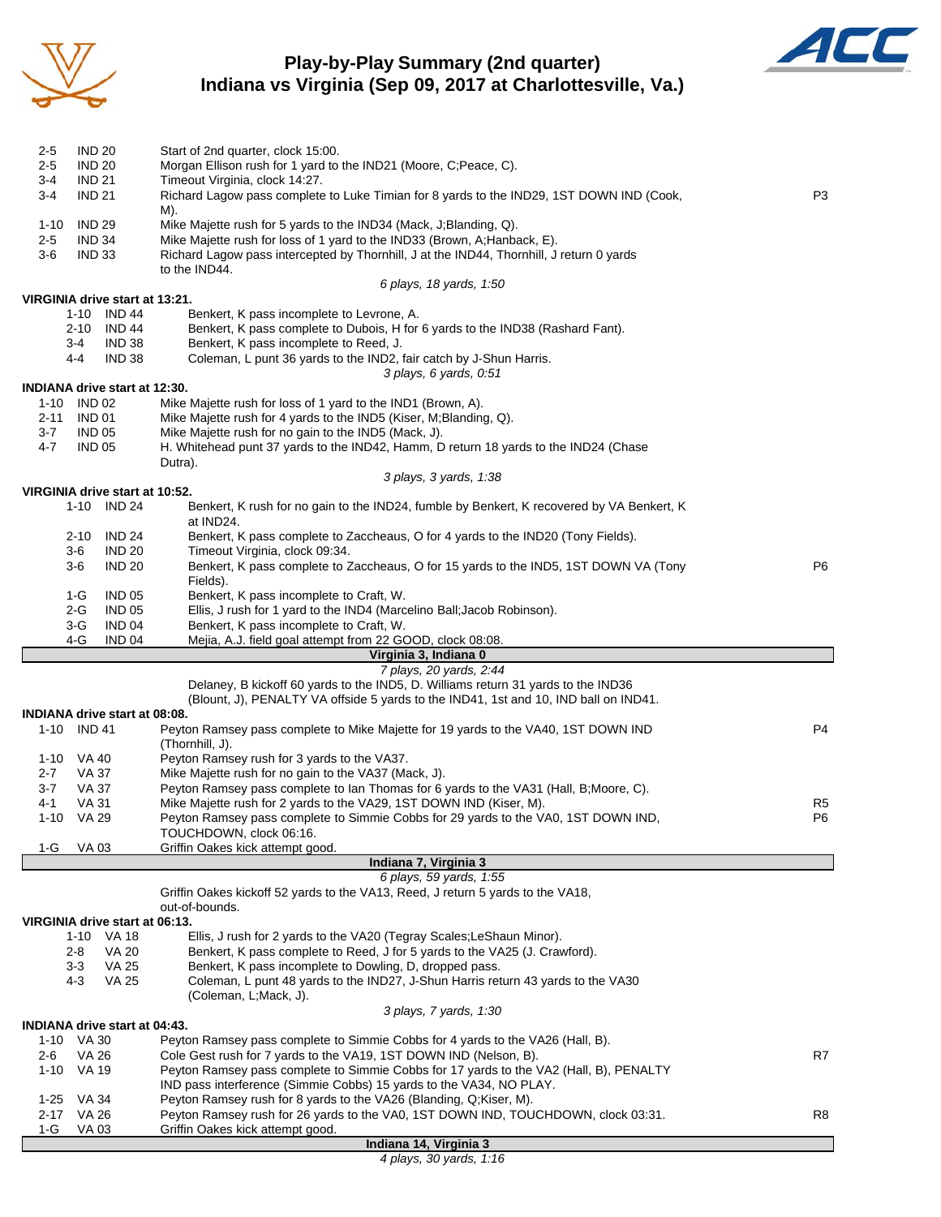# Play-by-Play Summary (2nd quarter)
## Indiana vs Virginia (Sep 09, 2017 at Charlottesville, Va.)

| Down | Spot | Play | |
|---|---|---|---|
| 2-5 | IND 20 | Start of 2nd quarter, clock 15:00. | |
| 2-5 | IND 20 | Morgan Ellison rush for 1 yard to the IND21 (Moore, C;Peace, C). | |
| 3-4 | IND 21 | Timeout Virginia, clock 14:27. | |
| 3-4 | IND 21 | Richard Lagow pass complete to Luke Timian for 8 yards to the IND29, 1ST DOWN IND (Cook, M). | P3 |
| 1-10 | IND 29 | Mike Majette rush for 5 yards to the IND34 (Mack, J;Blanding, Q). | |
| 2-5 | IND 34 | Mike Majette rush for loss of 1 yard to the IND33 (Brown, A;Hanback, E). | |
| 3-6 | IND 33 | Richard Lagow pass intercepted by Thornhill, J at the IND44, Thornhill, J return 0 yards to the IND44. | |

*6 plays, 18 yards, 1:50*

**VIRGINIA drive start at 13:21.**

| Down | Spot | Play | |
|---|---|---|---|
| 1-10 | IND 44 | Benkert, K pass incomplete to Levrone, A. | |
| 2-10 | IND 44 | Benkert, K pass complete to Dubois, H for 6 yards to the IND38 (Rashard Fant). | |
| 3-4 | IND 38 | Benkert, K pass incomplete to Reed, J. | |
| 4-4 | IND 38 | Coleman, L punt 36 yards to the IND2, fair catch by J-Shun Harris. | |

*3 plays, 6 yards, 0:51*

**INDIANA drive start at 12:30.**

| Down | Spot | Play | |
|---|---|---|---|
| 1-10 | IND 02 | Mike Majette rush for loss of 1 yard to the IND1 (Brown, A). | |
| 2-11 | IND 01 | Mike Majette rush for 4 yards to the IND5 (Kiser, M;Blanding, Q). | |
| 3-7 | IND 05 | Mike Majette rush for no gain to the IND5 (Mack, J). | |
| 4-7 | IND 05 | H. Whitehead punt 37 yards to the IND42, Hamm, D return 18 yards to the IND24 (Chase Dutra). | |

*3 plays, 3 yards, 1:38*

**VIRGINIA drive start at 10:52.**

| Down | Spot | Play | |
|---|---|---|---|
| 1-10 | IND 24 | Benkert, K rush for no gain to the IND24, fumble by Benkert, K recovered by VA Benkert, K at IND24. | |
| 2-10 | IND 24 | Benkert, K pass complete to Zaccheaus, O for 4 yards to the IND20 (Tony Fields). | |
| 3-6 | IND 20 | Timeout Virginia, clock 09:34. | |
| 3-6 | IND 20 | Benkert, K pass complete to Zaccheaus, O for 15 yards to the IND5, 1ST DOWN VA (Tony Fields). | P6 |
| 1-G | IND 05 | Benkert, K pass incomplete to Craft, W. | |
| 2-G | IND 05 | Ellis, J rush for 1 yard to the IND4 (Marcelino Ball;Jacob Robinson). | |
| 3-G | IND 04 | Benkert, K pass incomplete to Craft, W. | |
| 4-G | IND 04 | Mejia, A.J. field goal attempt from 22 GOOD, clock 08:08. | |

**Virginia 3, Indiana 0**

*7 plays, 20 yards, 2:44*

Delaney, B kickoff 60 yards to the IND5, D. Williams return 31 yards to the IND36 (Blount, J), PENALTY VA offside 5 yards to the IND41, 1st and 10, IND ball on IND41.

**INDIANA drive start at 08:08.**

| Down | Spot | Play | |
|---|---|---|---|
| 1-10 | IND 41 | Peyton Ramsey pass complete to Mike Majette for 19 yards to the VA40, 1ST DOWN IND (Thornhill, J). | P4 |
| 1-10 | VA 40 | Peyton Ramsey rush for 3 yards to the VA37. | |
| 2-7 | VA 37 | Mike Majette rush for no gain to the VA37 (Mack, J). | |
| 3-7 | VA 37 | Peyton Ramsey pass complete to Ian Thomas for 6 yards to the VA31 (Hall, B;Moore, C). | |
| 4-1 | VA 31 | Mike Majette rush for 2 yards to the VA29, 1ST DOWN IND (Kiser, M). | R5 |
| 1-10 | VA 29 | Peyton Ramsey pass complete to Simmie Cobbs for 29 yards to the VA0, 1ST DOWN IND, TOUCHDOWN, clock 06:16. | P6 |
| 1-G | VA 03 | Griffin Oakes kick attempt good. | |

**Indiana 7, Virginia 3**

*6 plays, 59 yards, 1:55*

Griffin Oakes kickoff 52 yards to the VA13, Reed, J return 5 yards to the VA18, out-of-bounds.

**VIRGINIA drive start at 06:13.**

| Down | Spot | Play | |
|---|---|---|---|
| 1-10 | VA 18 | Ellis, J rush for 2 yards to the VA20 (Tegray Scales;LeShaun Minor). | |
| 2-8 | VA 20 | Benkert, K pass complete to Reed, J for 5 yards to the VA25 (J. Crawford). | |
| 3-3 | VA 25 | Benkert, K pass incomplete to Dowling, D, dropped pass. | |
| 4-3 | VA 25 | Coleman, L punt 48 yards to the IND27, J-Shun Harris return 43 yards to the VA30 (Coleman, L;Mack, J). | |

*3 plays, 7 yards, 1:30*

**INDIANA drive start at 04:43.**

| Down | Spot | Play | |
|---|---|---|---|
| 1-10 | VA 30 | Peyton Ramsey pass complete to Simmie Cobbs for 4 yards to the VA26 (Hall, B). | |
| 2-6 | VA 26 | Cole Gest rush for 7 yards to the VA19, 1ST DOWN IND (Nelson, B). | R7 |
| 1-10 | VA 19 | Peyton Ramsey pass complete to Simmie Cobbs for 17 yards to the VA2 (Hall, B), PENALTY IND pass interference (Simmie Cobbs) 15 yards to the VA34, NO PLAY. | |
| 1-25 | VA 34 | Peyton Ramsey rush for 8 yards to the VA26 (Blanding, Q;Kiser, M). | |
| 2-17 | VA 26 | Peyton Ramsey rush for 26 yards to the VA0, 1ST DOWN IND, TOUCHDOWN, clock 03:31. | R8 |
| 1-G | VA 03 | Griffin Oakes kick attempt good. | |

**Indiana 14, Virginia 3**

*4 plays, 30 yards, 1:16*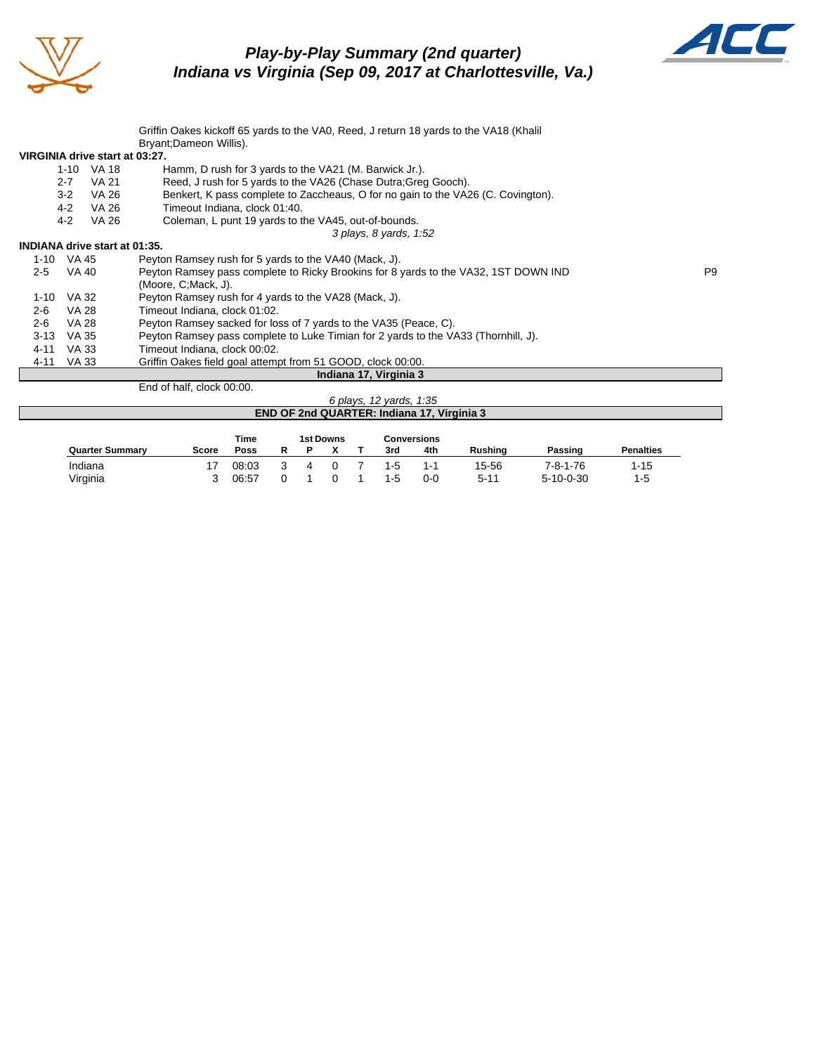# *Play-by-Play Summary (2nd quarter)*
# *Indiana vs Virginia (Sep 09, 2017 at Charlottesville, Va.)*

Griffin Oakes kickoff 65 yards to the VA0, Reed, J return 18 yards to the VA18 (Khalil Bryant;Dameon Willis).

**VIRGINIA drive start at 03:27.**

| | | | |
|---|---|---|---|
| 1-10 | VA 18 | Hamm, D rush for 3 yards to the VA21 (M. Barwick Jr.). | |
| 2-7 | VA 21 | Reed, J rush for 5 yards to the VA26 (Chase Dutra;Greg Gooch). | |
| 3-2 | VA 26 | Benkert, K pass complete to Zaccheaus, O for no gain to the VA26 (C. Covington). | |
| 4-2 | VA 26 | Timeout Indiana, clock 01:40. | |
| 4-2 | VA 26 | Coleman, L punt 19 yards to the VA45, out-of-bounds. | |

*3 plays, 8 yards, 1:52*

**INDIANA drive start at 01:35.**

| | | | |
|---|---|---|---|
| 1-10 | VA 45 | Peyton Ramsey rush for 5 yards to the VA40 (Mack, J). | |
| 2-5 | VA 40 | Peyton Ramsey pass complete to Ricky Brookins for 8 yards to the VA32, 1ST DOWN IND (Moore, C;Mack, J). | P9 |
| 1-10 | VA 32 | Peyton Ramsey rush for 4 yards to the VA28 (Mack, J). | |
| 2-6 | VA 28 | Timeout Indiana, clock 01:02. | |
| 2-6 | VA 28 | Peyton Ramsey sacked for loss of 7 yards to the VA35 (Peace, C). | |
| 3-13 | VA 35 | Peyton Ramsey pass complete to Luke Timian for 2 yards to the VA33 (Thornhill, J). | |
| 4-11 | VA 33 | Timeout Indiana, clock 00:02. | |
| 4-11 | VA 33 | Griffin Oakes field goal attempt from 51 GOOD, clock 00:00. | |

**Indiana 17, Virginia 3**

End of half, clock 00:00.

*6 plays, 12 yards, 1:35*

**END OF 2nd QUARTER: Indiana 17, Virginia 3**

| Quarter Summary | Score | Time Poss | 1st Downs R | 1st Downs P | 1st Downs X | 1st Downs T | Conversions 3rd | Conversions 4th | Rushing | Passing | Penalties |
|---|---|---|---|---|---|---|---|---|---|---|---|
| Indiana | 17 | 08:03 | 3 | 4 | 0 | 7 | 1-5 | 1-1 | 15-56 | 7-8-1-76 | 1-15 |
| Virginia | 3 | 06:57 | 0 | 1 | 0 | 1 | 1-5 | 0-0 | 5-11 | 5-10-0-30 | 1-5 |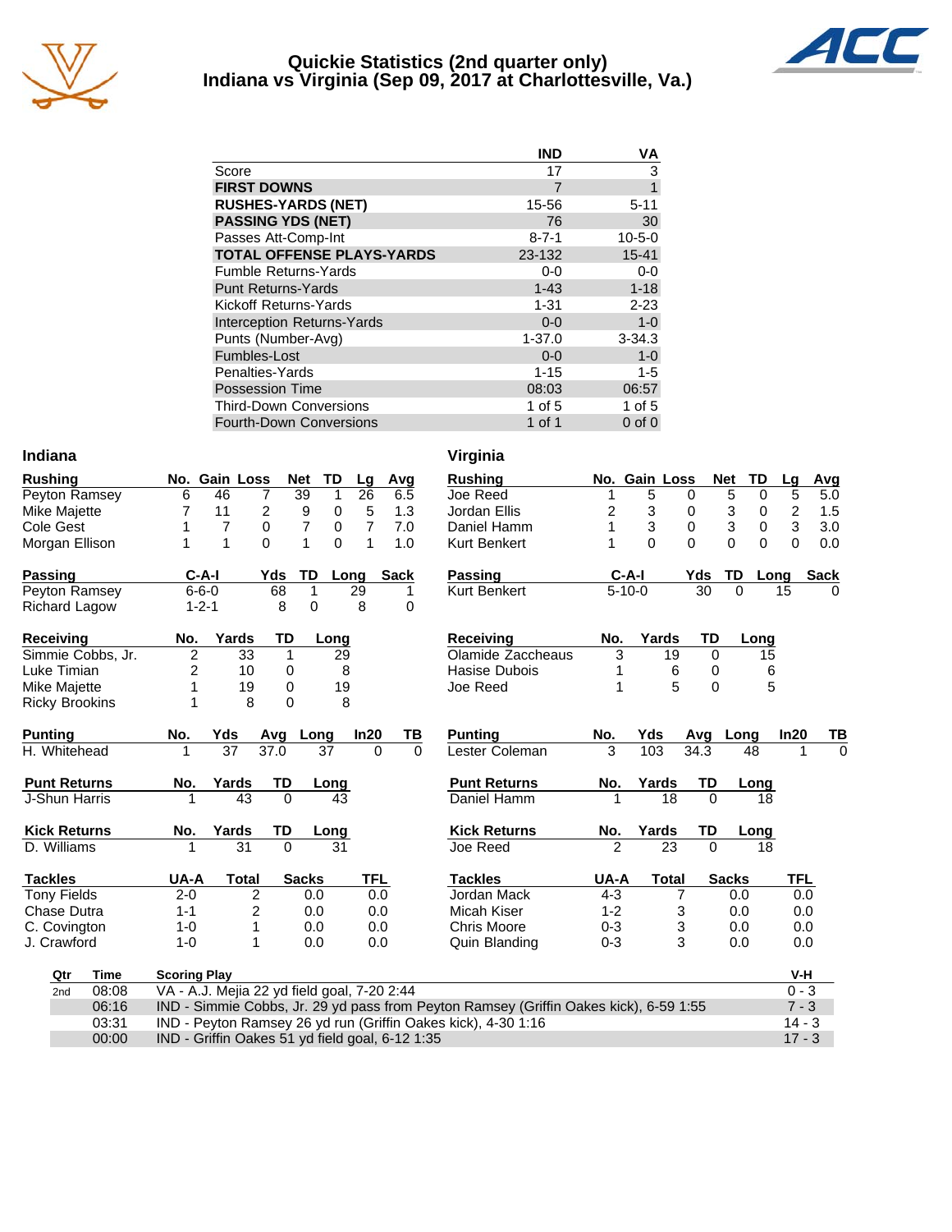# Quickie Statistics (2nd quarter only)
## Indiana vs Virginia (Sep 09, 2017 at Charlottesville, Va.)

| | IND | VA |
|---|---|---|
| Score | 17 | 3 |
| **FIRST DOWNS** | 7 | 1 |
| **RUSHES-YARDS (NET)** | 15-56 | 5-11 |
| **PASSING YDS (NET)** | 76 | 30 |
| Passes Att-Comp-Int | 8-7-1 | 10-5-0 |
| **TOTAL OFFENSE PLAYS-YARDS** | 23-132 | 15-41 |
| Fumble Returns-Yards | 0-0 | 0-0 |
| Punt Returns-Yards | 1-43 | 1-18 |
| Kickoff Returns-Yards | 1-31 | 2-23 |
| Interception Returns-Yards | 0-0 | 1-0 |
| Punts (Number-Avg) | 1-37.0 | 3-34.3 |
| Fumbles-Lost | 0-0 | 1-0 |
| Penalties-Yards | 1-15 | 1-5 |
| Possession Time | 08:03 | 06:57 |
| Third-Down Conversions | 1 of 5 | 1 of 5 |
| Fourth-Down Conversions | 1 of 1 | 0 of 0 |

### Indiana

| Rushing | No. | Gain | Loss | Net | TD | Lg | Avg |
|---|---|---|---|---|---|---|---|
| Peyton Ramsey | 6 | 46 | 7 | 39 | 1 | 26 | 6.5 |
| Mike Majette | 7 | 11 | 2 | 9 | 0 | 5 | 1.3 |
| Cole Gest | 1 | 7 | 0 | 7 | 0 | 7 | 7.0 |
| Morgan Ellison | 1 | 1 | 0 | 1 | 0 | 1 | 1.0 |

| Passing | C-A-I | Yds | TD | Long | Sack |
|---|---|---|---|---|---|
| Peyton Ramsey | 6-6-0 | 68 | 1 | 29 | 1 |
| Richard Lagow | 1-2-1 | 8 | 0 | 8 | 0 |

| Receiving | No. | Yards | TD | Long |
|---|---|---|---|---|
| Simmie Cobbs, Jr. | 2 | 33 | 1 | 29 |
| Luke Timian | 2 | 10 | 0 | 8 |
| Mike Majette | 1 | 19 | 0 | 19 |
| Ricky Brookins | 1 | 8 | 0 | 8 |

| Punting | No. | Yds | Avg | Long | In20 | TB |
|---|---|---|---|---|---|---|
| H. Whitehead | 1 | 37 | 37.0 | 37 | 0 | 0 |

| Punt Returns | No. | Yards | TD | Long |
|---|---|---|---|---|
| J-Shun Harris | 1 | 43 | 0 | 43 |

| Kick Returns | No. | Yards | TD | Long |
|---|---|---|---|---|
| D. Williams | 1 | 31 | 0 | 31 |

| Tackles | UA-A | Total | Sacks | TFL |
|---|---|---|---|---|
| Tony Fields | 2-0 | 2 | 0.0 | 0.0 |
| Chase Dutra | 1-1 | 2 | 0.0 | 0.0 |
| C. Covington | 1-0 | 1 | 0.0 | 0.0 |
| J. Crawford | 1-0 | 1 | 0.0 | 0.0 |

### Virginia

| Rushing | No. | Gain | Loss | Net | TD | Lg | Avg |
|---|---|---|---|---|---|---|---|
| Joe Reed | 1 | 5 | 0 | 5 | 0 | 5 | 5.0 |
| Jordan Ellis | 2 | 3 | 0 | 3 | 0 | 2 | 1.5 |
| Daniel Hamm | 1 | 3 | 0 | 3 | 0 | 3 | 3.0 |
| Kurt Benkert | 1 | 0 | 0 | 0 | 0 | 0 | 0.0 |

| Passing | C-A-I | Yds | TD | Long | Sack |
|---|---|---|---|---|---|
| Kurt Benkert | 5-10-0 | 30 | 0 | 15 | 0 |

| Receiving | No. | Yards | TD | Long |
|---|---|---|---|---|
| Olamide Zaccheaus | 3 | 19 | 0 | 15 |
| Hasise Dubois | 1 | 6 | 0 | 6 |
| Joe Reed | 1 | 5 | 0 | 5 |

| Punting | No. | Yds | Avg | Long | In20 | TB |
|---|---|---|---|---|---|---|
| Lester Coleman | 3 | 103 | 34.3 | 48 | 1 | 0 |

| Punt Returns | No. | Yards | TD | Long |
|---|---|---|---|---|
| Daniel Hamm | 1 | 18 | 0 | 18 |

| Kick Returns | No. | Yards | TD | Long |
|---|---|---|---|---|
| Joe Reed | 2 | 23 | 0 | 18 |

| Tackles | UA-A | Total | Sacks | TFL |
|---|---|---|---|---|
| Jordan Mack | 4-3 | 7 | 0.0 | 0.0 |
| Micah Kiser | 1-2 | 3 | 0.0 | 0.0 |
| Chris Moore | 0-3 | 3 | 0.0 | 0.0 |
| Quin Blanding | 0-3 | 3 | 0.0 | 0.0 |

| Qtr | Time | Scoring Play | V-H |
|---|---|---|---|
| 2nd | 08:08 | VA - A.J. Mejia 22 yd field goal, 7-20 2:44 | 0 - 3 |
| | 06:16 | IND - Simmie Cobbs, Jr. 29 yd pass from Peyton Ramsey (Griffin Oakes kick), 6-59 1:55 | 7 - 3 |
| | 03:31 | IND - Peyton Ramsey 26 yd run (Griffin Oakes kick), 4-30 1:16 | 14 - 3 |
| | 00:00 | IND - Griffin Oakes 51 yd field goal, 6-12 1:35 | 17 - 3 |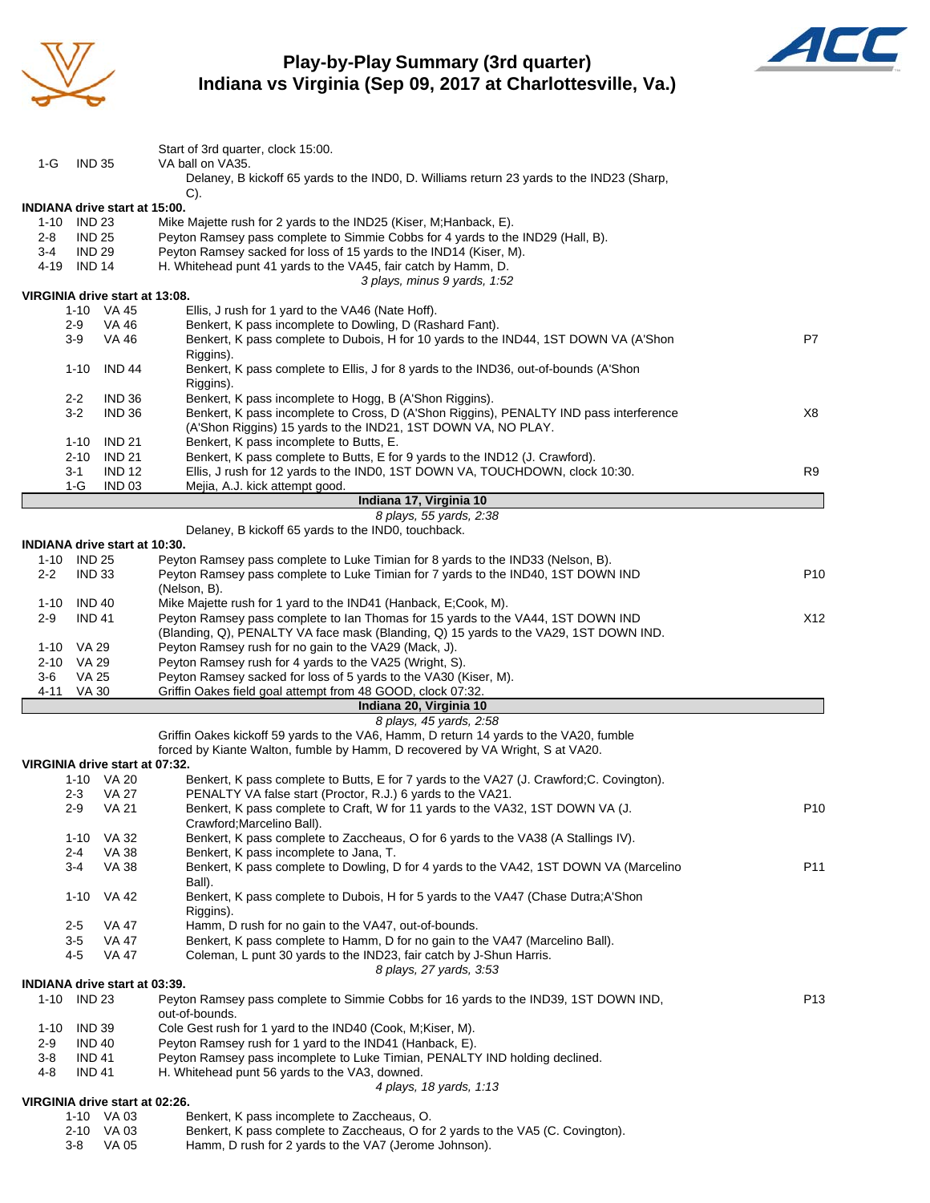# Play-by-Play Summary (3rd quarter)
## Indiana vs Virginia (Sep 09, 2017 at Charlottesville, Va.)

Start of 3rd quarter, clock 15:00.

| Down | Spot | Play | |
|---|---|---|---|
| 1-G | IND 35 | VA ball on VA35. | |
| | | Delaney, B kickoff 65 yards to the IND0, D. Williams return 23 yards to the IND23 (Sharp, C). | |

**INDIANA drive start at 15:00.**

| Down | Spot | Play | |
|---|---|---|---|
| 1-10 | IND 23 | Mike Majette rush for 2 yards to the IND25 (Kiser, M;Hanback, E). | |
| 2-8 | IND 25 | Peyton Ramsey pass complete to Simmie Cobbs for 4 yards to the IND29 (Hall, B). | |
| 3-4 | IND 29 | Peyton Ramsey sacked for loss of 15 yards to the IND14 (Kiser, M). | |
| 4-19 | IND 14 | H. Whitehead punt 41 yards to the VA45, fair catch by Hamm, D. | |

*3 plays, minus 9 yards, 1:52*

**VIRGINIA drive start at 13:08.**

| Down | Spot | Play | |
|---|---|---|---|
| 1-10 | VA 45 | Ellis, J rush for 1 yard to the VA46 (Nate Hoff). | |
| 2-9 | VA 46 | Benkert, K pass incomplete to Dowling, D (Rashard Fant). | |
| 3-9 | VA 46 | Benkert, K pass complete to Dubois, H for 10 yards to the IND44, 1ST DOWN VA (A'Shon Riggins). | P7 |
| 1-10 | IND 44 | Benkert, K pass complete to Ellis, J for 8 yards to the IND36, out-of-bounds (A'Shon Riggins). | |
| 2-2 | IND 36 | Benkert, K pass incomplete to Hogg, B (A'Shon Riggins). | |
| 3-2 | IND 36 | Benkert, K pass incomplete to Cross, D (A'Shon Riggins), PENALTY IND pass interference (A'Shon Riggins) 15 yards to the IND21, 1ST DOWN VA, NO PLAY. | X8 |
| 1-10 | IND 21 | Benkert, K pass incomplete to Butts, E. | |
| 2-10 | IND 21 | Benkert, K pass complete to Butts, E for 9 yards to the IND12 (J. Crawford). | |
| 3-1 | IND 12 | Ellis, J rush for 12 yards to the IND0, 1ST DOWN VA, TOUCHDOWN, clock 10:30. | R9 |
| 1-G | IND 03 | Mejia, A.J. kick attempt good. | |

**Indiana 17, Virginia 10**

*8 plays, 55 yards, 2:38*

Delaney, B kickoff 65 yards to the IND0, touchback.

**INDIANA drive start at 10:30.**

| Down | Spot | Play | |
|---|---|---|---|
| 1-10 | IND 25 | Peyton Ramsey pass complete to Luke Timian for 8 yards to the IND33 (Nelson, B). | |
| 2-2 | IND 33 | Peyton Ramsey pass complete to Luke Timian for 7 yards to the IND40, 1ST DOWN IND (Nelson, B). | P10 |
| 1-10 | IND 40 | Mike Majette rush for 1 yard to the IND41 (Hanback, E;Cook, M). | |
| 2-9 | IND 41 | Peyton Ramsey pass complete to Ian Thomas for 15 yards to the VA44, 1ST DOWN IND (Blanding, Q), PENALTY VA face mask (Blanding, Q) 15 yards to the VA29, 1ST DOWN IND. | X12 |
| 1-10 | VA 29 | Peyton Ramsey rush for no gain to the VA29 (Mack, J). | |
| 2-10 | VA 29 | Peyton Ramsey rush for 4 yards to the VA25 (Wright, S). | |
| 3-6 | VA 25 | Peyton Ramsey sacked for loss of 5 yards to the VA30 (Kiser, M). | |
| 4-11 | VA 30 | Griffin Oakes field goal attempt from 48 GOOD, clock 07:32. | |

**Indiana 20, Virginia 10**

*8 plays, 45 yards, 2:58*

Griffin Oakes kickoff 59 yards to the VA6, Hamm, D return 14 yards to the VA20, fumble forced by Kiante Walton, fumble by Hamm, D recovered by VA Wright, S at VA20.

**VIRGINIA drive start at 07:32.**

| Down | Spot | Play | |
|---|---|---|---|
| 1-10 | VA 20 | Benkert, K pass complete to Butts, E for 7 yards to the VA27 (J. Crawford;C. Covington). | |
| 2-3 | VA 27 | PENALTY VA false start (Proctor, R.J.) 6 yards to the VA21. | |
| 2-9 | VA 21 | Benkert, K pass complete to Craft, W for 11 yards to the VA32, 1ST DOWN VA (J. Crawford;Marcelino Ball). | P10 |
| 1-10 | VA 32 | Benkert, K pass complete to Zaccheaus, O for 6 yards to the VA38 (A Stallings IV). | |
| 2-4 | VA 38 | Benkert, K pass incomplete to Jana, T. | |
| 3-4 | VA 38 | Benkert, K pass complete to Dowling, D for 4 yards to the VA42, 1ST DOWN VA (Marcelino Ball). | P11 |
| 1-10 | VA 42 | Benkert, K pass complete to Dubois, H for 5 yards to the VA47 (Chase Dutra;A'Shon Riggins). | |
| 2-5 | VA 47 | Hamm, D rush for no gain to the VA47, out-of-bounds. | |
| 3-5 | VA 47 | Benkert, K pass complete to Hamm, D for no gain to the VA47 (Marcelino Ball). | |
| 4-5 | VA 47 | Coleman, L punt 30 yards to the IND23, fair catch by J-Shun Harris. | |

*8 plays, 27 yards, 3:53*

**INDIANA drive start at 03:39.**

| Down | Spot | Play | |
|---|---|---|---|
| 1-10 | IND 23 | Peyton Ramsey pass complete to Simmie Cobbs for 16 yards to the IND39, 1ST DOWN IND, out-of-bounds. | P13 |
| 1-10 | IND 39 | Cole Gest rush for 1 yard to the IND40 (Cook, M;Kiser, M). | |
| 2-9 | IND 40 | Peyton Ramsey rush for 1 yard to the IND41 (Hanback, E). | |
| 3-8 | IND 41 | Peyton Ramsey pass incomplete to Luke Timian, PENALTY IND holding declined. | |
| 4-8 | IND 41 | H. Whitehead punt 56 yards to the VA3, downed. | |

*4 plays, 18 yards, 1:13*

**VIRGINIA drive start at 02:26.**

| Down | Spot | Play | |
|---|---|---|---|
| 1-10 | VA 03 | Benkert, K pass incomplete to Zaccheaus, O. | |
| 2-10 | VA 03 | Benkert, K pass complete to Zaccheaus, O for 2 yards to the VA5 (C. Covington). | |
| 3-8 | VA 05 | Hamm, D rush for 2 yards to the VA7 (Jerome Johnson). | |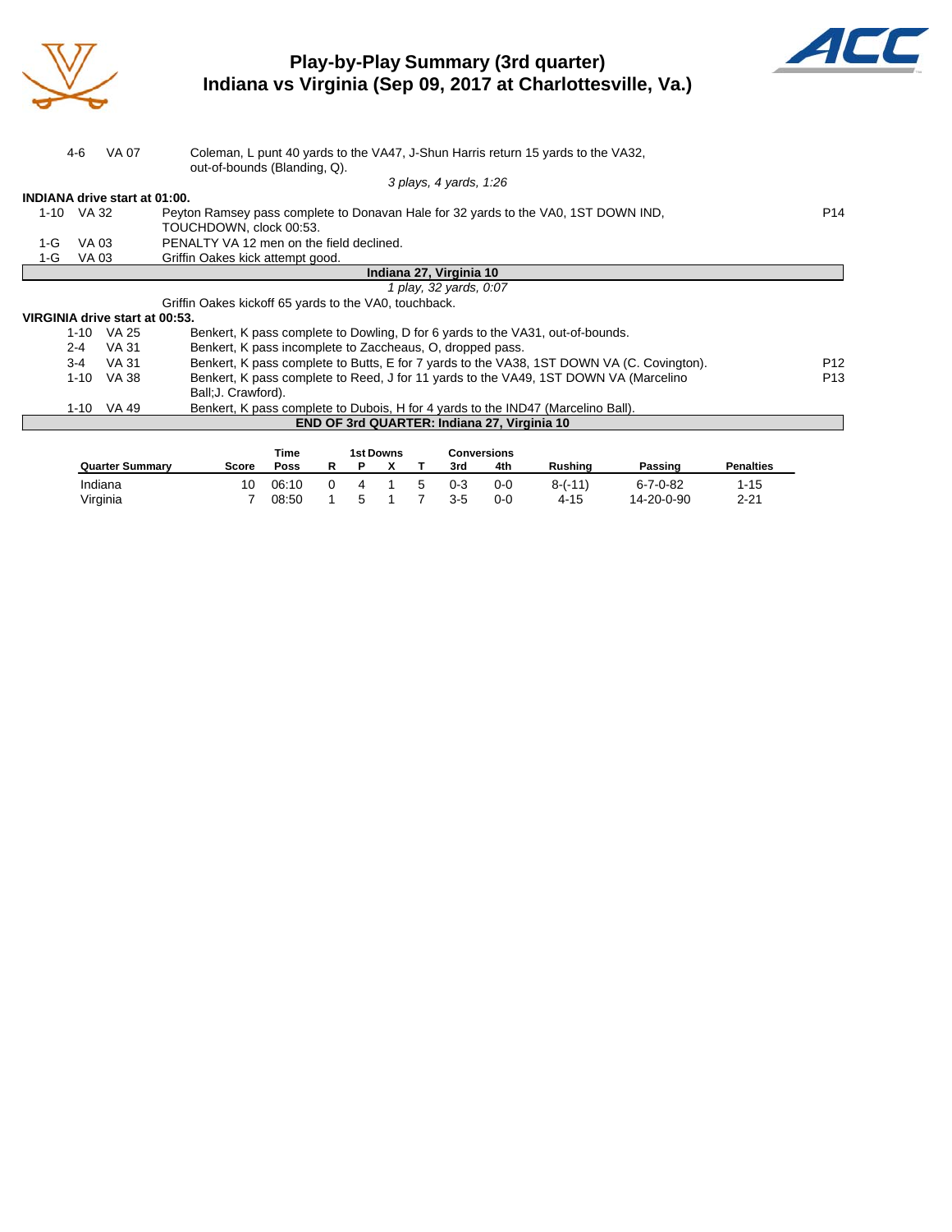# Play-by-Play Summary (3rd quarter)
## Indiana vs Virginia (Sep 09, 2017 at Charlottesville, Va.)

| Down | Spot | Play | |
|---|---|---|---|
| 4-6 | VA 07 | Coleman, L punt 40 yards to the VA47, J-Shun Harris return 15 yards to the VA32, out-of-bounds (Blanding, Q). | |
| | | *3 plays, 4 yards, 1:26* | |

**INDIANA drive start at 01:00.**

| Down | Spot | Play | |
|---|---|---|---|
| 1-10 | VA 32 | Peyton Ramsey pass complete to Donavan Hale for 32 yards to the VA0, 1ST DOWN IND, TOUCHDOWN, clock 00:53. | P14 |
| 1-G | VA 03 | PENALTY VA 12 men on the field declined. | |
| 1-G | VA 03 | Griffin Oakes kick attempt good. | |

**Indiana 27, Virginia 10**

*1 play, 32 yards, 0:07*

Griffin Oakes kickoff 65 yards to the VA0, touchback.

**VIRGINIA drive start at 00:53.**

| Down | Spot | Play | |
|---|---|---|---|
| 1-10 | VA 25 | Benkert, K pass complete to Dowling, D for 6 yards to the VA31, out-of-bounds. | |
| 2-4 | VA 31 | Benkert, K pass incomplete to Zaccheaus, O, dropped pass. | |
| 3-4 | VA 31 | Benkert, K pass complete to Butts, E for 7 yards to the VA38, 1ST DOWN VA (C. Covington). | P12 |
| 1-10 | VA 38 | Benkert, K pass complete to Reed, J for 11 yards to the VA49, 1ST DOWN VA (Marcelino Ball;J. Crawford). | P13 |
| 1-10 | VA 49 | Benkert, K pass complete to Dubois, H for 4 yards to the IND47 (Marcelino Ball). | |

**END OF 3rd QUARTER: Indiana 27, Virginia 10**

| Quarter Summary | Score | Time Poss | 1st Downs R | 1st Downs P | 1st Downs X | 1st Downs T | Conversions 3rd | Conversions 4th | Rushing | Passing | Penalties |
|---|---|---|---|---|---|---|---|---|---|---|---|
| Indiana | 10 | 06:10 | 0 | 4 | 1 | 5 | 0-3 | 0-0 | 8-(-11) | 6-7-0-82 | 1-15 |
| Virginia | 7 | 08:50 | 1 | 5 | 1 | 7 | 3-5 | 0-0 | 4-15 | 14-20-0-90 | 2-21 |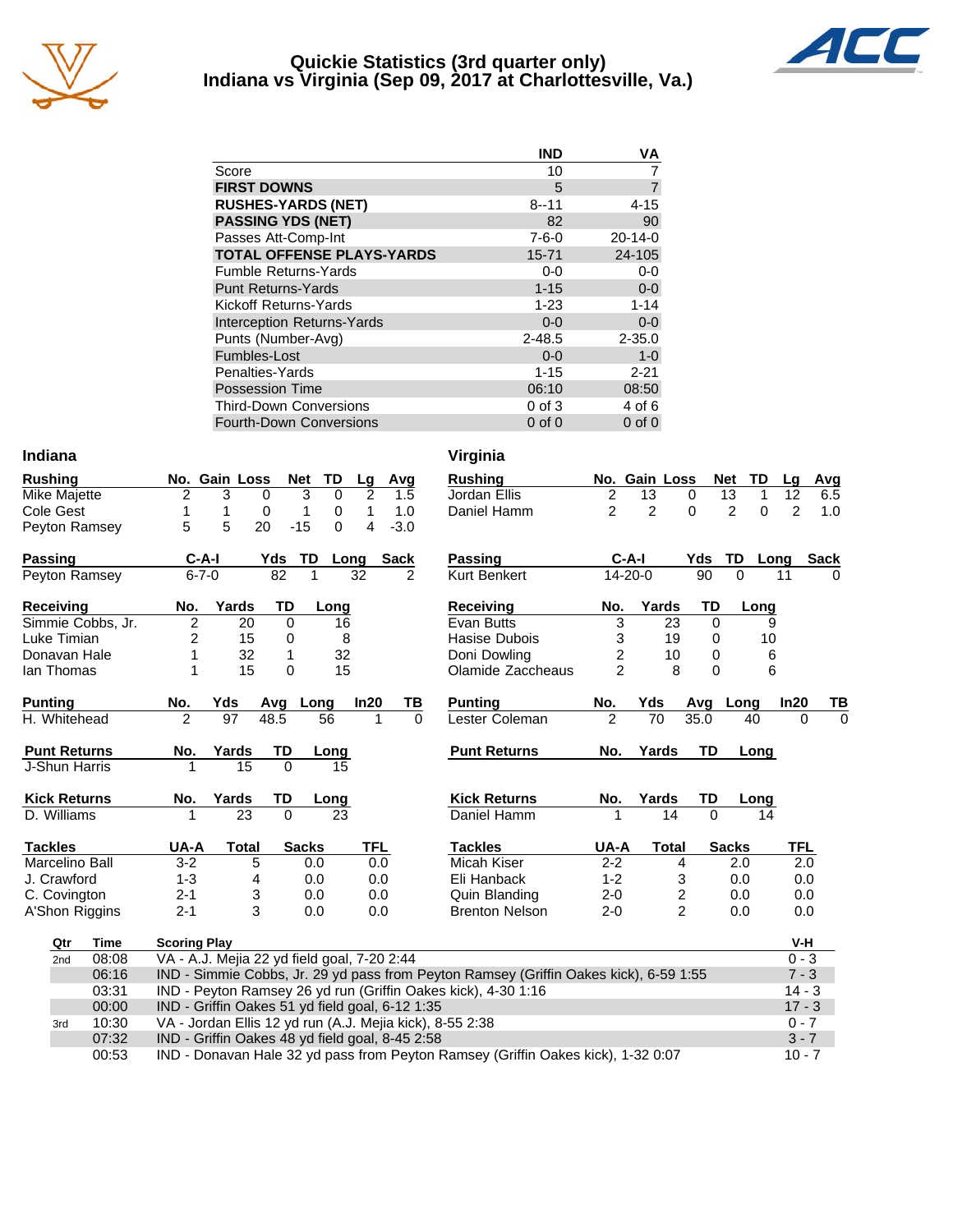# Quickie Statistics (3rd quarter only)
## Indiana vs Virginia (Sep 09, 2017 at Charlottesville, Va.)

| | IND | VA |
|---|---|---|
| Score | 10 | 7 |
| **FIRST DOWNS** | 5 | 7 |
| **RUSHES-YARDS (NET)** | 8--11 | 4-15 |
| **PASSING YDS (NET)** | 82 | 90 |
| Passes Att-Comp-Int | 7-6-0 | 20-14-0 |
| **TOTAL OFFENSE PLAYS-YARDS** | 15-71 | 24-105 |
| Fumble Returns-Yards | 0-0 | 0-0 |
| Punt Returns-Yards | 1-15 | 0-0 |
| Kickoff Returns-Yards | 1-23 | 1-14 |
| Interception Returns-Yards | 0-0 | 0-0 |
| Punts (Number-Avg) | 2-48.5 | 2-35.0 |
| Fumbles-Lost | 0-0 | 1-0 |
| Penalties-Yards | 1-15 | 2-21 |
| Possession Time | 06:10 | 08:50 |
| Third-Down Conversions | 0 of 3 | 4 of 6 |
| Fourth-Down Conversions | 0 of 0 | 0 of 0 |

### Indiana

| Rushing | No. | Gain | Loss | Net | TD | Lg | Avg |
|---|---|---|---|---|---|---|---|
| Mike Majette | 2 | 3 | 0 | 3 | 0 | 2 | 1.5 |
| Cole Gest | 1 | 1 | 0 | 1 | 0 | 1 | 1.0 |
| Peyton Ramsey | 5 | 5 | 20 | -15 | 0 | 4 | -3.0 |

| Passing | C-A-I | Yds | TD | Long | Sack |
|---|---|---|---|---|---|
| Peyton Ramsey | 6-7-0 | 82 | 1 | 32 | 2 |

| Receiving | No. | Yards | TD | Long |
|---|---|---|---|---|
| Simmie Cobbs, Jr. | 2 | 20 | 0 | 16 |
| Luke Timian | 2 | 15 | 0 | 8 |
| Donavan Hale | 1 | 32 | 1 | 32 |
| Ian Thomas | 1 | 15 | 0 | 15 |

| Punting | No. | Yds | Avg | Long | In20 | TB |
|---|---|---|---|---|---|---|
| H. Whitehead | 2 | 97 | 48.5 | 56 | 1 | 0 |

| Punt Returns | No. | Yards | TD | Long |
|---|---|---|---|---|
| J-Shun Harris | 1 | 15 | 0 | 15 |

| Kick Returns | No. | Yards | TD | Long |
|---|---|---|---|---|
| D. Williams | 1 | 23 | 0 | 23 |

| Tackles | UA-A | Total | Sacks | TFL |
|---|---|---|---|---|
| Marcelino Ball | 3-2 | 5 | 0.0 | 0.0 |
| J. Crawford | 1-3 | 4 | 0.0 | 0.0 |
| C. Covington | 2-1 | 3 | 0.0 | 0.0 |
| A'Shon Riggins | 2-1 | 3 | 0.0 | 0.0 |

### Virginia

| Rushing | No. | Gain | Loss | Net | TD | Lg | Avg |
|---|---|---|---|---|---|---|---|
| Jordan Ellis | 2 | 13 | 0 | 13 | 1 | 12 | 6.5 |
| Daniel Hamm | 2 | 2 | 0 | 2 | 0 | 2 | 1.0 |

| Passing | C-A-I | Yds | TD | Long | Sack |
|---|---|---|---|---|---|
| Kurt Benkert | 14-20-0 | 90 | 0 | 11 | 0 |

| Receiving | No. | Yards | TD | Long |
|---|---|---|---|---|
| Evan Butts | 3 | 23 | 0 | 9 |
| Hasise Dubois | 3 | 19 | 0 | 10 |
| Doni Dowling | 2 | 10 | 0 | 6 |
| Olamide Zaccheaus | 2 | 8 | 0 | 6 |

| Punting | No. | Yds | Avg | Long | In20 | TB |
|---|---|---|---|---|---|---|
| Lester Coleman | 2 | 70 | 35.0 | 40 | 0 | 0 |

| Punt Returns | No. | Yards | TD | Long |
|---|---|---|---|---|

| Kick Returns | No. | Yards | TD | Long |
|---|---|---|---|---|
| Daniel Hamm | 1 | 14 | 0 | 14 |

| Tackles | UA-A | Total | Sacks | TFL |
|---|---|---|---|---|
| Micah Kiser | 2-2 | 4 | 2.0 | 2.0 |
| Eli Hanback | 1-2 | 3 | 0.0 | 0.0 |
| Quin Blanding | 2-0 | 2 | 0.0 | 0.0 |
| Brenton Nelson | 2-0 | 2 | 0.0 | 0.0 |

| Qtr | Time | Scoring Play | V-H |
|---|---|---|---|
| 2nd | 08:08 | VA - A.J. Mejia 22 yd field goal, 7-20 2:44 | 0 - 3 |
| | 06:16 | IND - Simmie Cobbs, Jr. 29 yd pass from Peyton Ramsey (Griffin Oakes kick), 6-59 1:55 | 7 - 3 |
| | 03:31 | IND - Peyton Ramsey 26 yd run (Griffin Oakes kick), 4-30 1:16 | 14 - 3 |
| | 00:00 | IND - Griffin Oakes 51 yd field goal, 6-12 1:35 | 17 - 3 |
| 3rd | 10:30 | VA - Jordan Ellis 12 yd run (A.J. Mejia kick), 8-55 2:38 | 0 - 7 |
| | 07:32 | IND - Griffin Oakes 48 yd field goal, 8-45 2:58 | 3 - 7 |
| | 00:53 | IND - Donavan Hale 32 yd pass from Peyton Ramsey (Griffin Oakes kick), 1-32 0:07 | 10 - 7 |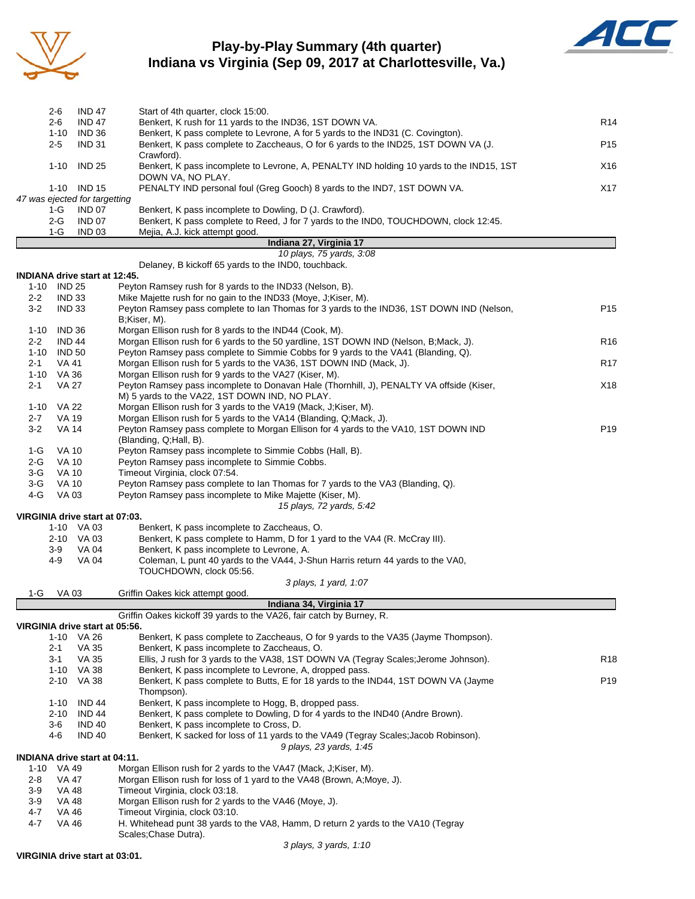# Play-by-Play Summary (4th quarter)
## Indiana vs Virginia (Sep 09, 2017 at Charlottesville, Va.)

| Down | Spot | Play | |
|---|---|---|---|
| 2-6 | IND 47 | Start of 4th quarter, clock 15:00. | |
| 2-6 | IND 47 | Benkert, K rush for 11 yards to the IND36, 1ST DOWN VA. | R14 |
| 1-10 | IND 36 | Benkert, K pass complete to Levrone, A for 5 yards to the IND31 (C. Covington). | |
| 2-5 | IND 31 | Benkert, K pass complete to Zaccheaus, O for 6 yards to the IND25, 1ST DOWN VA (J. Crawford). | P15 |
| 1-10 | IND 25 | Benkert, K pass incomplete to Levrone, A, PENALTY IND holding 10 yards to the IND15, 1ST DOWN VA, NO PLAY. | X16 |
| 1-10 | IND 15 | PENALTY IND personal foul (Greg Gooch) 8 yards to the IND7, 1ST DOWN VA. | X17 |

*47 was ejected for targetting*

| Down | Spot | Play | |
|---|---|---|---|
| 1-G | IND 07 | Benkert, K pass incomplete to Dowling, D (J. Crawford). | |
| 2-G | IND 07 | Benkert, K pass complete to Reed, J for 7 yards to the IND0, TOUCHDOWN, clock 12:45. | |
| 1-G | IND 03 | Mejia, A.J. kick attempt good. | |

**Indiana 27, Virginia 17**

*10 plays, 75 yards, 3:08*

Delaney, B kickoff 65 yards to the IND0, touchback.

**INDIANA drive start at 12:45.**

| Down | Spot | Play | |
|---|---|---|---|
| 1-10 | IND 25 | Peyton Ramsey rush for 8 yards to the IND33 (Nelson, B). | |
| 2-2 | IND 33 | Mike Majette rush for no gain to the IND33 (Moye, J;Kiser, M). | |
| 3-2 | IND 33 | Peyton Ramsey pass complete to Ian Thomas for 3 yards to the IND36, 1ST DOWN IND (Nelson, B;Kiser, M). | P15 |
| 1-10 | IND 36 | Morgan Ellison rush for 8 yards to the IND44 (Cook, M). | |
| 2-2 | IND 44 | Morgan Ellison rush for 6 yards to the 50 yardline, 1ST DOWN IND (Nelson, B;Mack, J). | R16 |
| 1-10 | IND 50 | Peyton Ramsey pass complete to Simmie Cobbs for 9 yards to the VA41 (Blanding, Q). | |
| 2-1 | VA 41 | Morgan Ellison rush for 5 yards to the VA36, 1ST DOWN IND (Mack, J). | R17 |
| 1-10 | VA 36 | Morgan Ellison rush for 9 yards to the VA27 (Kiser, M). | |
| 2-1 | VA 27 | Peyton Ramsey pass incomplete to Donavan Hale (Thornhill, J), PENALTY VA offside (Kiser, M) 5 yards to the VA22, 1ST DOWN IND, NO PLAY. | X18 |
| 1-10 | VA 22 | Morgan Ellison rush for 3 yards to the VA19 (Mack, J;Kiser, M). | |
| 2-7 | VA 19 | Morgan Ellison rush for 5 yards to the VA14 (Blanding, Q;Mack, J). | |
| 3-2 | VA 14 | Peyton Ramsey pass complete to Morgan Ellison for 4 yards to the VA10, 1ST DOWN IND (Blanding, Q;Hall, B). | P19 |
| 1-G | VA 10 | Peyton Ramsey pass incomplete to Simmie Cobbs (Hall, B). | |
| 2-G | VA 10 | Peyton Ramsey pass incomplete to Simmie Cobbs. | |
| 3-G | VA 10 | Timeout Virginia, clock 07:54. | |
| 3-G | VA 10 | Peyton Ramsey pass complete to Ian Thomas for 7 yards to the VA3 (Blanding, Q). | |
| 4-G | VA 03 | Peyton Ramsey pass incomplete to Mike Majette (Kiser, M). | |

*15 plays, 72 yards, 5:42*

**VIRGINIA drive start at 07:03.**

| Down | Spot | Play | |
|---|---|---|---|
| 1-10 | VA 03 | Benkert, K pass incomplete to Zaccheaus, O. | |
| 2-10 | VA 03 | Benkert, K pass complete to Hamm, D for 1 yard to the VA4 (R. McCray III). | |
| 3-9 | VA 04 | Benkert, K pass incomplete to Levrone, A. | |
| 4-9 | VA 04 | Coleman, L punt 40 yards to the VA44, J-Shun Harris return 44 yards to the VA0, TOUCHDOWN, clock 05:56. | |

*3 plays, 1 yard, 1:07*

| Down | Spot | Play | |
|---|---|---|---|
| 1-G | VA 03 | Griffin Oakes kick attempt good. | |

**Indiana 34, Virginia 17**

Griffin Oakes kickoff 39 yards to the VA26, fair catch by Burney, R.

**VIRGINIA drive start at 05:56.**

| Down | Spot | Play | |
|---|---|---|---|
| 1-10 | VA 26 | Benkert, K pass complete to Zaccheaus, O for 9 yards to the VA35 (Jayme Thompson). | |
| 2-1 | VA 35 | Benkert, K pass incomplete to Zaccheaus, O. | |
| 3-1 | VA 35 | Ellis, J rush for 3 yards to the VA38, 1ST DOWN VA (Tegray Scales;Jerome Johnson). | R18 |
| 1-10 | VA 38 | Benkert, K pass incomplete to Levrone, A, dropped pass. | |
| 2-10 | VA 38 | Benkert, K pass complete to Butts, E for 18 yards to the IND44, 1ST DOWN VA (Jayme Thompson). | P19 |
| 1-10 | IND 44 | Benkert, K pass incomplete to Hogg, B, dropped pass. | |
| 2-10 | IND 44 | Benkert, K pass complete to Dowling, D for 4 yards to the IND40 (Andre Brown). | |
| 3-6 | IND 40 | Benkert, K pass incomplete to Cross, D. | |
| 4-6 | IND 40 | Benkert, K sacked for loss of 11 yards to the VA49 (Tegray Scales;Jacob Robinson). | |

*9 plays, 23 yards, 1:45*

**INDIANA drive start at 04:11.**

| Down | Spot | Play | |
|---|---|---|---|
| 1-10 | VA 49 | Morgan Ellison rush for 2 yards to the VA47 (Mack, J;Kiser, M). | |
| 2-8 | VA 47 | Morgan Ellison rush for loss of 1 yard to the VA48 (Brown, A;Moye, J). | |
| 3-9 | VA 48 | Timeout Virginia, clock 03:18. | |
| 3-9 | VA 48 | Morgan Ellison rush for 2 yards to the VA46 (Moye, J). | |
| 4-7 | VA 46 | Timeout Virginia, clock 03:10. | |
| 4-7 | VA 46 | H. Whitehead punt 38 yards to the VA8, Hamm, D return 2 yards to the VA10 (Tegray Scales;Chase Dutra). | |

*3 plays, 3 yards, 1:10*

**VIRGINIA drive start at 03:01.**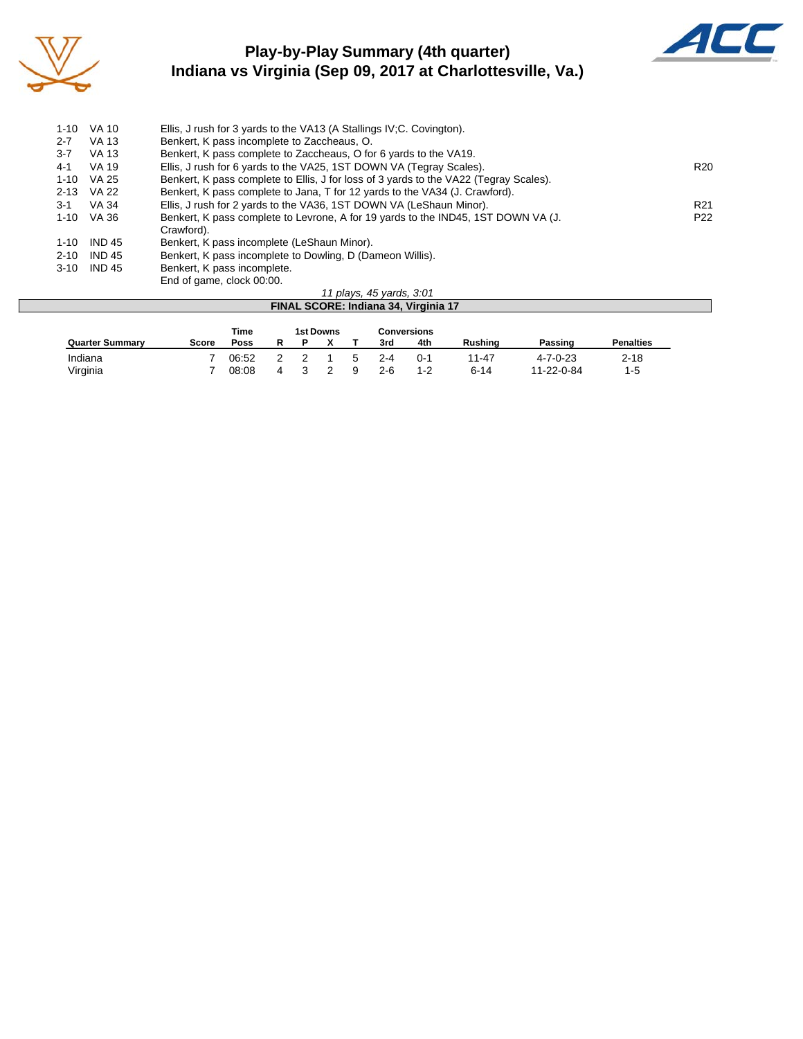# Play-by-Play Summary (4th quarter)
## Indiana vs Virginia (Sep 09, 2017 at Charlottesville, Va.)

| Down | Spot | Play | |
|---|---|---|---|
| 1-10 | VA 10 | Ellis, J rush for 3 yards to the VA13 (A Stallings IV;C. Covington). | |
| 2-7 | VA 13 | Benkert, K pass incomplete to Zaccheaus, O. | |
| 3-7 | VA 13 | Benkert, K pass complete to Zaccheaus, O for 6 yards to the VA19. | |
| 4-1 | VA 19 | Ellis, J rush for 6 yards to the VA25, 1ST DOWN VA (Tegray Scales). | R20 |
| 1-10 | VA 25 | Benkert, K pass complete to Ellis, J for loss of 3 yards to the VA22 (Tegray Scales). | |
| 2-13 | VA 22 | Benkert, K pass complete to Jana, T for 12 yards to the VA34 (J. Crawford). | |
| 3-1 | VA 34 | Ellis, J rush for 2 yards to the VA36, 1ST DOWN VA (LeShaun Minor). | R21 |
| 1-10 | VA 36 | Benkert, K pass complete to Levrone, A for 19 yards to the IND45, 1ST DOWN VA (J. Crawford). | P22 |
| 1-10 | IND 45 | Benkert, K pass incomplete (LeShaun Minor). | |
| 2-10 | IND 45 | Benkert, K pass incomplete to Dowling, D (Dameon Willis). | |
| 3-10 | IND 45 | Benkert, K pass incomplete. | |
| | | End of game, clock 00:00. | |

*11 plays, 45 yards, 3:01*

**FINAL SCORE: Indiana 34, Virginia 17**

| Quarter Summary | Score | Time Poss | 1st Downs R | 1st Downs P | 1st Downs X | 1st Downs T | Conversions 3rd | Conversions 4th | Rushing | Passing | Penalties |
|---|---|---|---|---|---|---|---|---|---|---|---|
| Indiana | 7 | 06:52 | 2 | 2 | 1 | 5 | 2-4 | 0-1 | 11-47 | 4-7-0-23 | 2-18 |
| Virginia | 7 | 08:08 | 4 | 3 | 2 | 9 | 2-6 | 1-2 | 6-14 | 11-22-0-84 | 1-5 |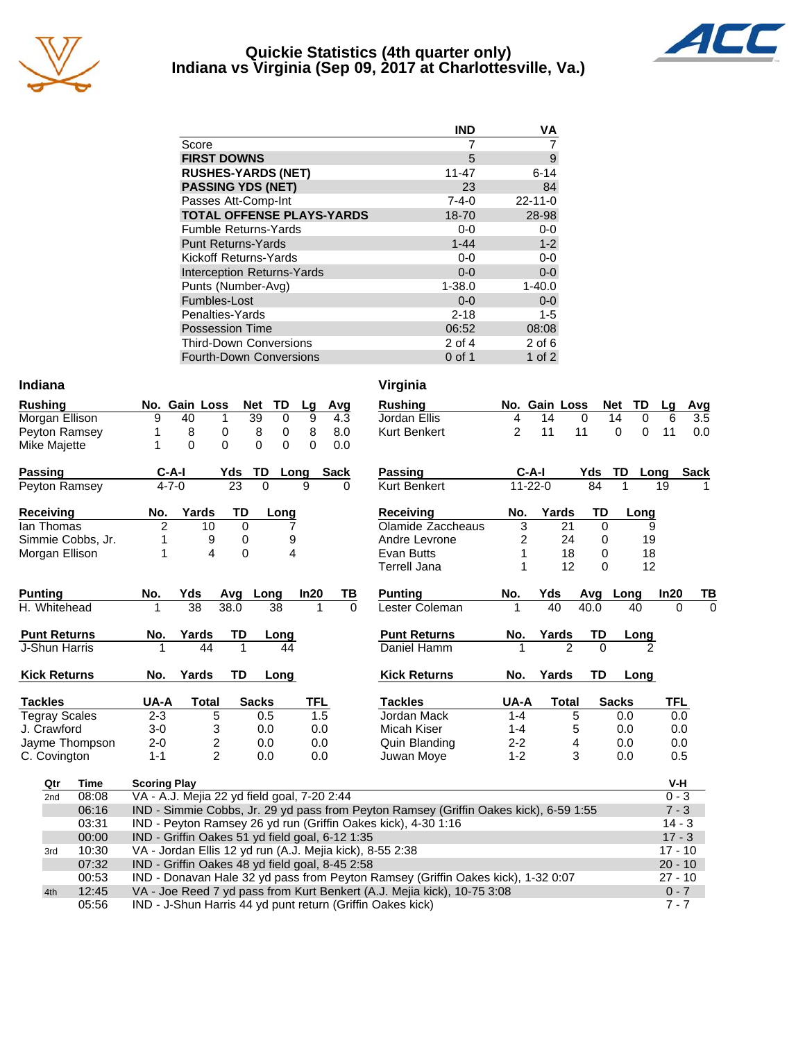# Quickie Statistics (4th quarter only)
## Indiana vs Virginia (Sep 09, 2017 at Charlottesville, Va.)

| | IND | VA |
|---|---|---|
| Score | 7 | 7 |
| **FIRST DOWNS** | 5 | 9 |
| **RUSHES-YARDS (NET)** | 11-47 | 6-14 |
| **PASSING YDS (NET)** | 23 | 84 |
| Passes Att-Comp-Int | 7-4-0 | 22-11-0 |
| **TOTAL OFFENSE PLAYS-YARDS** | 18-70 | 28-98 |
| Fumble Returns-Yards | 0-0 | 0-0 |
| Punt Returns-Yards | 1-44 | 1-2 |
| Kickoff Returns-Yards | 0-0 | 0-0 |
| Interception Returns-Yards | 0-0 | 0-0 |
| Punts (Number-Avg) | 1-38.0 | 1-40.0 |
| Fumbles-Lost | 0-0 | 0-0 |
| Penalties-Yards | 2-18 | 1-5 |
| Possession Time | 06:52 | 08:08 |
| Third-Down Conversions | 2 of 4 | 2 of 6 |
| Fourth-Down Conversions | 0 of 1 | 1 of 2 |

## Indiana

| Rushing | No. | Gain | Loss | Net | TD | Lg | Avg |
|---|---|---|---|---|---|---|---|
| Morgan Ellison | 9 | 40 | 1 | 39 | 0 | 9 | 4.3 |
| Peyton Ramsey | 1 | 8 | 0 | 8 | 0 | 8 | 8.0 |
| Mike Majette | 1 | 0 | 0 | 0 | 0 | 0 | 0.0 |

| Passing | C-A-I | Yds | TD | Long | Sack |
|---|---|---|---|---|---|
| Peyton Ramsey | 4-7-0 | 23 | 0 | 9 | 0 |

| Receiving | No. | Yards | TD | Long |
|---|---|---|---|---|
| Ian Thomas | 2 | 10 | 0 | 7 |
| Simmie Cobbs, Jr. | 1 | 9 | 0 | 9 |
| Morgan Ellison | 1 | 4 | 0 | 4 |

| Punting | No. | Yds | Avg | Long | In20 | TB |
|---|---|---|---|---|---|---|
| H. Whitehead | 1 | 38 | 38.0 | 38 | 1 | 0 |

| Punt Returns | No. | Yards | TD | Long |
|---|---|---|---|---|
| J-Shun Harris | 1 | 44 | 1 | 44 |

| Kick Returns | No. | Yards | TD | Long |
|---|---|---|---|---|

| Tackles | UA-A | Total | Sacks | TFL |
|---|---|---|---|---|
| Tegray Scales | 2-3 | 5 | 0.5 | 1.5 |
| J. Crawford | 3-0 | 3 | 0.0 | 0.0 |
| Jayme Thompson | 2-0 | 2 | 0.0 | 0.0 |
| C. Covington | 1-1 | 2 | 0.0 | 0.0 |

## Virginia

| Rushing | No. | Gain | Loss | Net | TD | Lg | Avg |
|---|---|---|---|---|---|---|---|
| Jordan Ellis | 4 | 14 | 0 | 14 | 0 | 6 | 3.5 |
| Kurt Benkert | 2 | 11 | 11 | 0 | 0 | 11 | 0.0 |

| Passing | C-A-I | Yds | TD | Long | Sack |
|---|---|---|---|---|---|
| Kurt Benkert | 11-22-0 | 84 | 1 | 19 | 1 |

| Receiving | No. | Yards | TD | Long |
|---|---|---|---|---|
| Olamide Zaccheaus | 3 | 21 | 0 | 9 |
| Andre Levrone | 2 | 24 | 0 | 19 |
| Evan Butts | 1 | 18 | 0 | 18 |
| Terrell Jana | 1 | 12 | 0 | 12 |

| Punting | No. | Yds | Avg | Long | In20 | TB |
|---|---|---|---|---|---|---|
| Lester Coleman | 1 | 40 | 40.0 | 40 | 0 | 0 |

| Punt Returns | No. | Yards | TD | Long |
|---|---|---|---|---|
| Daniel Hamm | 1 | 2 | 0 | 2 |

| Kick Returns | No. | Yards | TD | Long |
|---|---|---|---|---|

| Tackles | UA-A | Total | Sacks | TFL |
|---|---|---|---|---|
| Jordan Mack | 1-4 | 5 | 0.0 | 0.0 |
| Micah Kiser | 1-4 | 5 | 0.0 | 0.0 |
| Quin Blanding | 2-2 | 4 | 0.0 | 0.0 |
| Juwan Moye | 1-2 | 3 | 0.0 | 0.5 |

## Scoring Plays

| Qtr | Time | Scoring Play | V-H |
|---|---|---|---|
| 2nd | 08:08 | VA - A.J. Mejia 22 yd field goal, 7-20 2:44 | 0 - 3 |
| | 06:16 | IND - Simmie Cobbs, Jr. 29 yd pass from Peyton Ramsey (Griffin Oakes kick), 6-59 1:55 | 7 - 3 |
| | 03:31 | IND - Peyton Ramsey 26 yd run (Griffin Oakes kick), 4-30 1:16 | 14 - 3 |
| | 00:00 | IND - Griffin Oakes 51 yd field goal, 6-12 1:35 | 17 - 3 |
| 3rd | 10:30 | VA - Jordan Ellis 12 yd run (A.J. Mejia kick), 8-55 2:38 | 17 - 10 |
| | 07:32 | IND - Griffin Oakes 48 yd field goal, 8-45 2:58 | 20 - 10 |
| | 00:53 | IND - Donavan Hale 32 yd pass from Peyton Ramsey (Griffin Oakes kick), 1-32 0:07 | 27 - 10 |
| 4th | 12:45 | VA - Joe Reed 7 yd pass from Kurt Benkert (A.J. Mejia kick), 10-75 3:08 | 0 - 7 |
| | 05:56 | IND - J-Shun Harris 44 yd punt return (Griffin Oakes kick) | 7 - 7 |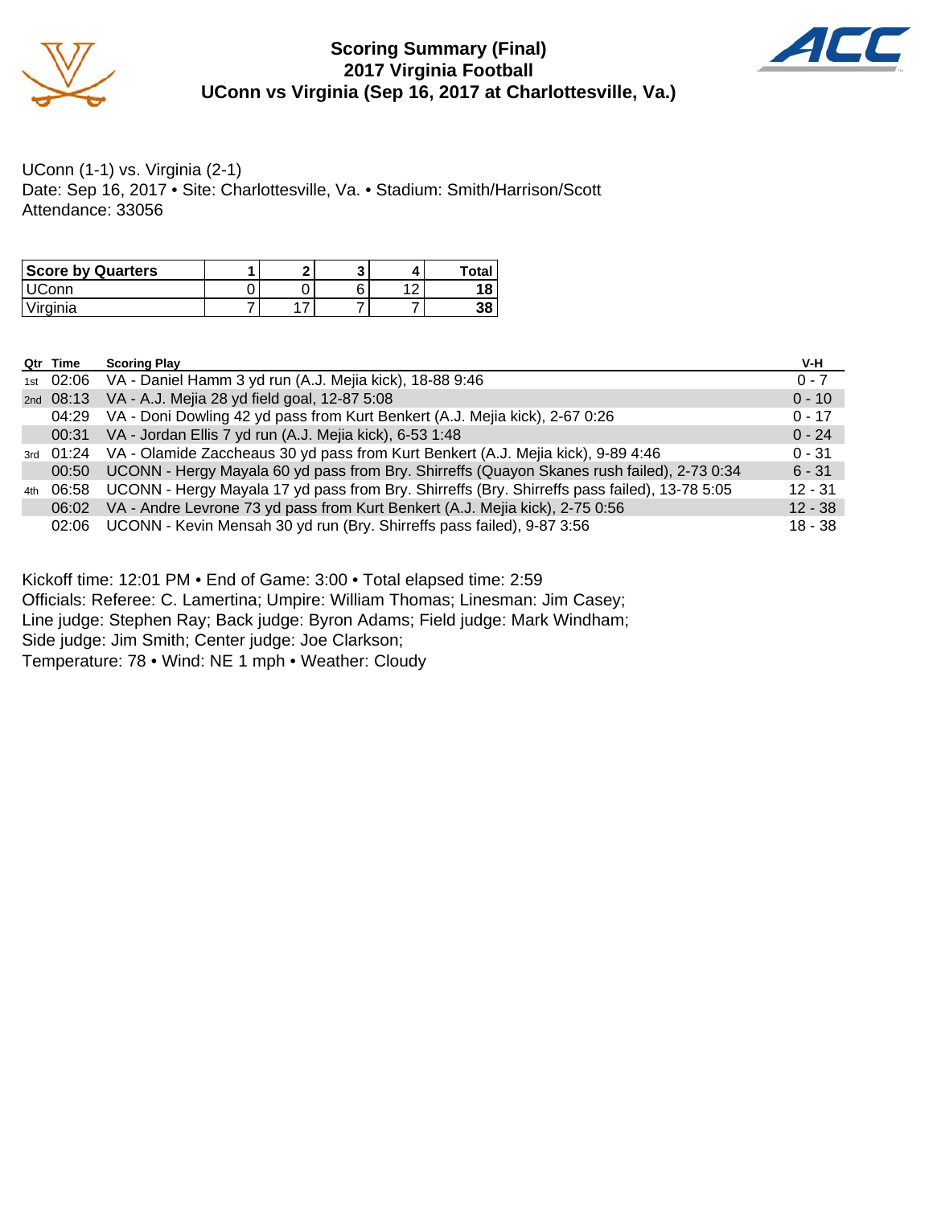# Scoring Summary (Final)
## 2017 Virginia Football
## UConn vs Virginia (Sep 16, 2017 at Charlottesville, Va.)

UConn (1-1) vs. Virginia (2-1)
Date: Sep 16, 2017 • Site: Charlottesville, Va. • Stadium: Smith/Harrison/Scott
Attendance: 33056

| Score by Quarters | 1 | 2 | 3 | 4 | Total |
|---|---|---|---|---|---|
| UConn | 0 | 0 | 6 | 12 | **18** |
| Virginia | 7 | 17 | 7 | 7 | **38** |

| Qtr | Time | Scoring Play | V-H |
|---|---|---|---|
| 1st | 02:06 | VA - Daniel Hamm 3 yd run (A.J. Mejia kick), 18-88 9:46 | 0 - 7 |
| 2nd | 08:13 | VA - A.J. Mejia 28 yd field goal, 12-87 5:08 | 0 - 10 |
| | 04:29 | VA - Doni Dowling 42 yd pass from Kurt Benkert (A.J. Mejia kick), 2-67 0:26 | 0 - 17 |
| | 00:31 | VA - Jordan Ellis 7 yd run (A.J. Mejia kick), 6-53 1:48 | 0 - 24 |
| 3rd | 01:24 | VA - Olamide Zaccheaus 30 yd pass from Kurt Benkert (A.J. Mejia kick), 9-89 4:46 | 0 - 31 |
| | 00:50 | UCONN - Hergy Mayala 60 yd pass from Bry. Shirreffs (Quayon Skanes rush failed), 2-73 0:34 | 6 - 31 |
| 4th | 06:58 | UCONN - Hergy Mayala 17 yd pass from Bry. Shirreffs (Bry. Shirreffs pass failed), 13-78 5:05 | 12 - 31 |
| | 06:02 | VA - Andre Levrone 73 yd pass from Kurt Benkert (A.J. Mejia kick), 2-75 0:56 | 12 - 38 |
| | 02:06 | UCONN - Kevin Mensah 30 yd run (Bry. Shirreffs pass failed), 9-87 3:56 | 18 - 38 |

Kickoff time: 12:01 PM • End of Game: 3:00 • Total elapsed time: 2:59
Officials: Referee: C. Lamertina; Umpire: William Thomas; Linesman: Jim Casey;
Line judge: Stephen Ray; Back judge: Byron Adams; Field judge: Mark Windham;
Side judge: Jim Smith; Center judge: Joe Clarkson;
Temperature: 78 • Wind: NE 1 mph • Weather: Cloudy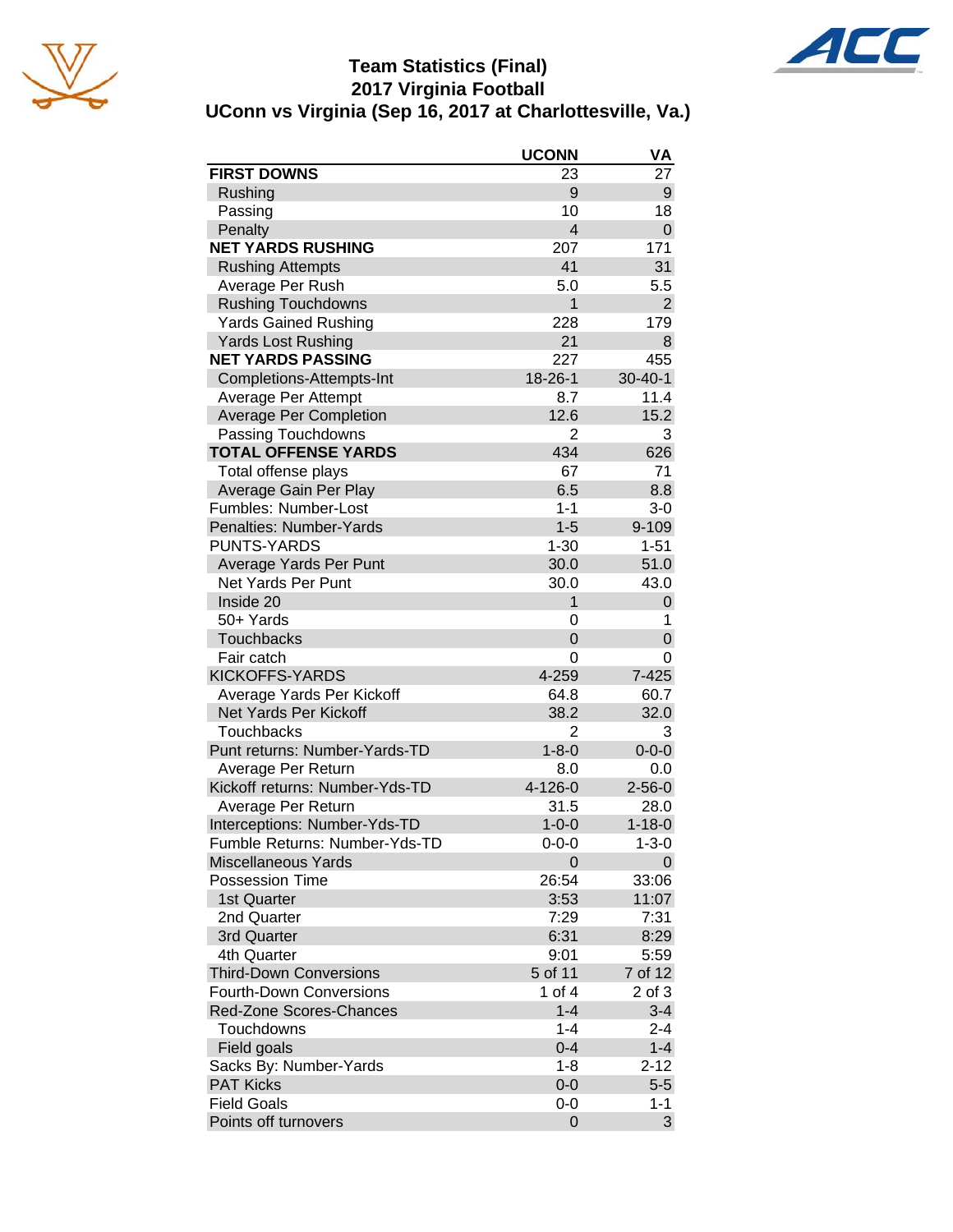# Team Statistics (Final)
## 2017 Virginia Football
## UConn vs Virginia (Sep 16, 2017 at Charlottesville, Va.)

| | UCONN | VA |
|---|---|---|
| **FIRST DOWNS** | 23 | 27 |
| Rushing | 9 | 9 |
| Passing | 10 | 18 |
| Penalty | 4 | 0 |
| **NET YARDS RUSHING** | 207 | 171 |
| Rushing Attempts | 41 | 31 |
| Average Per Rush | 5.0 | 5.5 |
| Rushing Touchdowns | 1 | 2 |
| Yards Gained Rushing | 228 | 179 |
| Yards Lost Rushing | 21 | 8 |
| **NET YARDS PASSING** | 227 | 455 |
| Completions-Attempts-Int | 18-26-1 | 30-40-1 |
| Average Per Attempt | 8.7 | 11.4 |
| Average Per Completion | 12.6 | 15.2 |
| Passing Touchdowns | 2 | 3 |
| **TOTAL OFFENSE YARDS** | 434 | 626 |
| Total offense plays | 67 | 71 |
| Average Gain Per Play | 6.5 | 8.8 |
| Fumbles: Number-Lost | 1-1 | 3-0 |
| Penalties: Number-Yards | 1-5 | 9-109 |
| PUNTS-YARDS | 1-30 | 1-51 |
| Average Yards Per Punt | 30.0 | 51.0 |
| Net Yards Per Punt | 30.0 | 43.0 |
| Inside 20 | 1 | 0 |
| 50+ Yards | 0 | 1 |
| Touchbacks | 0 | 0 |
| Fair catch | 0 | 0 |
| KICKOFFS-YARDS | 4-259 | 7-425 |
| Average Yards Per Kickoff | 64.8 | 60.7 |
| Net Yards Per Kickoff | 38.2 | 32.0 |
| Touchbacks | 2 | 3 |
| Punt returns: Number-Yards-TD | 1-8-0 | 0-0-0 |
| Average Per Return | 8.0 | 0.0 |
| Kickoff returns: Number-Yds-TD | 4-126-0 | 2-56-0 |
| Average Per Return | 31.5 | 28.0 |
| Interceptions: Number-Yds-TD | 1-0-0 | 1-18-0 |
| Fumble Returns: Number-Yds-TD | 0-0-0 | 1-3-0 |
| Miscellaneous Yards | 0 | 0 |
| Possession Time | 26:54 | 33:06 |
| 1st Quarter | 3:53 | 11:07 |
| 2nd Quarter | 7:29 | 7:31 |
| 3rd Quarter | 6:31 | 8:29 |
| 4th Quarter | 9:01 | 5:59 |
| Third-Down Conversions | 5 of 11 | 7 of 12 |
| Fourth-Down Conversions | 1 of 4 | 2 of 3 |
| Red-Zone Scores-Chances | 1-4 | 3-4 |
| Touchdowns | 1-4 | 2-4 |
| Field goals | 0-4 | 1-4 |
| Sacks By: Number-Yards | 1-8 | 2-12 |
| PAT Kicks | 0-0 | 5-5 |
| Field Goals | 0-0 | 1-1 |
| Points off turnovers | 0 | 3 |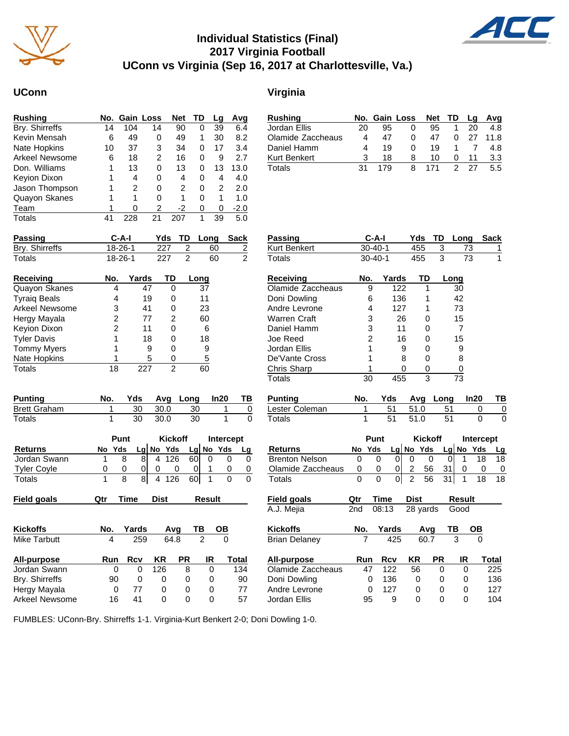# Individual Statistics (Final)
## 2017 Virginia Football
## UConn vs Virginia (Sep 16, 2017 at Charlottesville, Va.)

## UConn

| Rushing | No. | Gain | Loss | Net | TD | Lg | Avg |
|---|---|---|---|---|---|---|---|
| Bry. Shirreffs | 14 | 104 | 14 | 90 | 0 | 39 | 6.4 |
| Kevin Mensah | 6 | 49 | 0 | 49 | 1 | 30 | 8.2 |
| Nate Hopkins | 10 | 37 | 3 | 34 | 0 | 17 | 3.4 |
| Arkeel Newsome | 6 | 18 | 2 | 16 | 0 | 9 | 2.7 |
| Don. Williams | 1 | 13 | 0 | 13 | 0 | 13 | 13.0 |
| Keyion Dixon | 1 | 4 | 0 | 4 | 0 | 4 | 4.0 |
| Jason Thompson | 1 | 2 | 0 | 2 | 0 | 2 | 2.0 |
| Quayon Skanes | 1 | 1 | 0 | 1 | 0 | 1 | 1.0 |
| Team | 1 | 0 | 2 | -2 | 0 | 0 | -2.0 |
| Totals | 41 | 228 | 21 | 207 | 1 | 39 | 5.0 |

| Passing | C-A-I | Yds | TD | Long | Sack |
|---|---|---|---|---|---|
| Bry. Shirreffs | 18-26-1 | 227 | 2 | 60 | 2 |
| Totals | 18-26-1 | 227 | 2 | 60 | 2 |

| Receiving | No. | Yards | TD | Long |
|---|---|---|---|---|
| Quayon Skanes | 4 | 47 | 0 | 37 |
| Tyraiq Beals | 4 | 19 | 0 | 11 |
| Arkeel Newsome | 3 | 41 | 0 | 23 |
| Hergy Mayala | 2 | 77 | 2 | 60 |
| Keyion Dixon | 2 | 11 | 0 | 6 |
| Tyler Davis | 1 | 18 | 0 | 18 |
| Tommy Myers | 1 | 9 | 0 | 9 |
| Nate Hopkins | 1 | 5 | 0 | 5 |
| Totals | 18 | 227 | 2 | 60 |

| Punting | No. | Yds | Avg | Long | In20 | TB |
|---|---|---|---|---|---|---|
| Brett Graham | 1 | 30 | 30.0 | 30 | 1 | 0 |
| Totals | 1 | 30 | 30.0 | 30 | 1 | 0 |

| | Punt | | | Kickoff | | | Intercept | | |
|---|---|---|---|---|---|---|---|---|---|
| Returns | No | Yds | Lg | No | Yds | Lg | No | Yds | Lg |
| Jordan Swann | 1 | 8 | 8 | 4 | 126 | 60 | 0 | 0 | 0 |
| Tyler Coyle | 0 | 0 | 0 | 0 | 0 | 0 | 1 | 0 | 0 |
| Totals | 1 | 8 | 8 | 4 | 126 | 60 | 1 | 0 | 0 |

| Field goals | Qtr | Time | Dist | Result |
|---|---|---|---|---|

| Kickoffs | No. | Yards | Avg | TB | OB |
|---|---|---|---|---|---|
| Mike Tarbutt | 4 | 259 | 64.8 | 2 | 0 |

| All-purpose | Run | Rcv | KR | PR | IR | Total |
|---|---|---|---|---|---|---|
| Jordan Swann | 0 | 0 | 126 | 8 | 0 | 134 |
| Bry. Shirreffs | 90 | 0 | 0 | 0 | 0 | 90 |
| Hergy Mayala | 0 | 77 | 0 | 0 | 0 | 77 |
| Arkeel Newsome | 16 | 41 | 0 | 0 | 0 | 57 |

## Virginia

| Rushing | No. | Gain | Loss | Net | TD | Lg | Avg |
|---|---|---|---|---|---|---|---|
| Jordan Ellis | 20 | 95 | 0 | 95 | 1 | 20 | 4.8 |
| Olamide Zaccheaus | 4 | 47 | 0 | 47 | 0 | 27 | 11.8 |
| Daniel Hamm | 4 | 19 | 0 | 19 | 1 | 7 | 4.8 |
| Kurt Benkert | 3 | 18 | 8 | 10 | 0 | 11 | 3.3 |
| Totals | 31 | 179 | 8 | 171 | 2 | 27 | 5.5 |

| Passing | C-A-I | Yds | TD | Long | Sack |
|---|---|---|---|---|---|
| Kurt Benkert | 30-40-1 | 455 | 3 | 73 | 1 |
| Totals | 30-40-1 | 455 | 3 | 73 | 1 |

| Receiving | No. | Yards | TD | Long |
|---|---|---|---|---|
| Olamide Zaccheaus | 9 | 122 | 1 | 30 |
| Doni Dowling | 6 | 136 | 1 | 42 |
| Andre Levrone | 4 | 127 | 1 | 73 |
| Warren Craft | 3 | 26 | 0 | 15 |
| Daniel Hamm | 3 | 11 | 0 | 7 |
| Joe Reed | 2 | 16 | 0 | 15 |
| Jordan Ellis | 1 | 9 | 0 | 9 |
| De'Vante Cross | 1 | 8 | 0 | 8 |
| Chris Sharp | 1 | 0 | 0 | 0 |
| Totals | 30 | 455 | 3 | 73 |

| Punting | No. | Yds | Avg | Long | In20 | TB |
|---|---|---|---|---|---|---|
| Lester Coleman | 1 | 51 | 51.0 | 51 | 0 | 0 |
| Totals | 1 | 51 | 51.0 | 51 | 0 | 0 |

| | Punt | | | Kickoff | | | Intercept | | |
|---|---|---|---|---|---|---|---|---|---|
| Returns | No | Yds | Lg | No | Yds | Lg | No | Yds | Lg |
| Brenton Nelson | 0 | 0 | 0 | 0 | 0 | 0 | 1 | 18 | 18 |
| Olamide Zaccheaus | 0 | 0 | 0 | 2 | 56 | 31 | 0 | 0 | 0 |
| Totals | 0 | 0 | 0 | 2 | 56 | 31 | 1 | 18 | 18 |

| Field goals | Qtr | Time | Dist | Result |
|---|---|---|---|---|
| A.J. Mejia | 2nd | 08:13 | 28 yards | Good |

| Kickoffs | No. | Yards | Avg | TB | OB |
|---|---|---|---|---|---|
| Brian Delaney | 7 | 425 | 60.7 | 3 | 0 |

| All-purpose | Run | Rcv | KR | PR | IR | Total |
|---|---|---|---|---|---|---|
| Olamide Zaccheaus | 47 | 122 | 56 | 0 | 0 | 225 |
| Doni Dowling | 0 | 136 | 0 | 0 | 0 | 136 |
| Andre Levrone | 0 | 127 | 0 | 0 | 0 | 127 |
| Jordan Ellis | 95 | 9 | 0 | 0 | 0 | 104 |

FUMBLES: UConn-Bry. Shirreffs 1-1. Virginia-Kurt Benkert 2-0; Doni Dowling 1-0.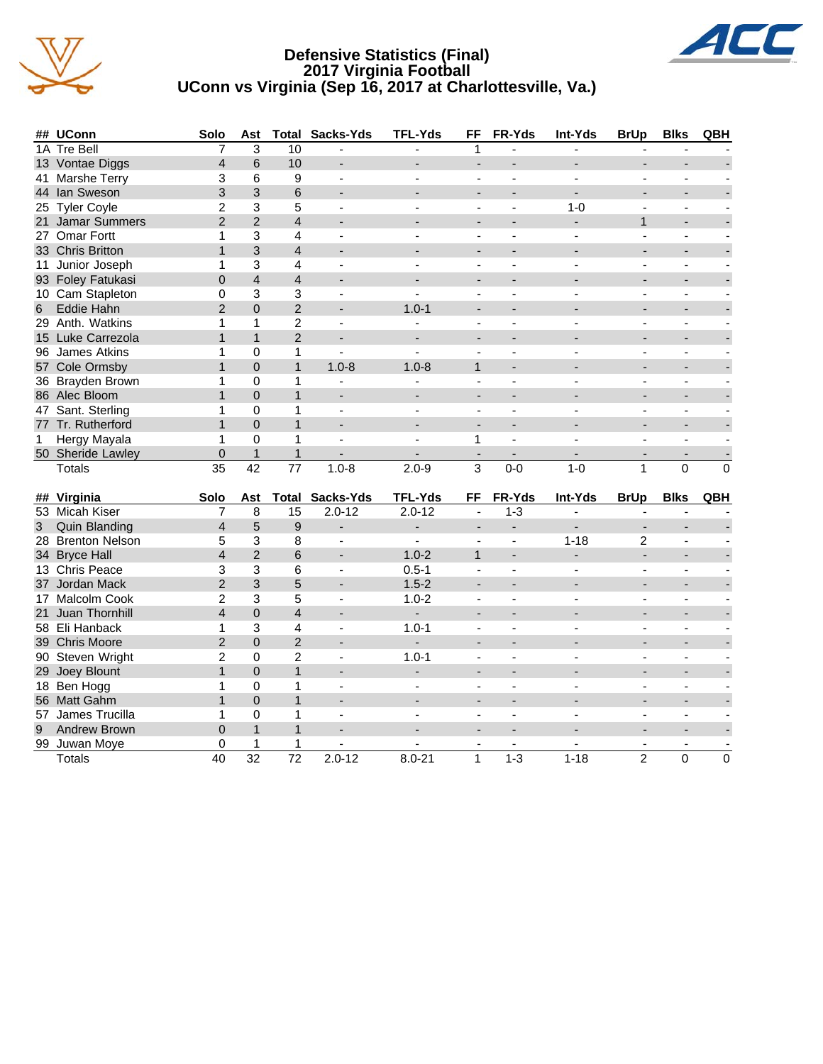# Defensive Statistics (Final)
## 2017 Virginia Football
## UConn vs Virginia (Sep 16, 2017 at Charlottesville, Va.)

| ## | UConn | Solo | Ast | Total | Sacks-Yds | TFL-Yds | FF | FR-Yds | Int-Yds | BrUp | Blks | QBH |
|---|---|---|---|---|---|---|---|---|---|---|---|---|
| 1A | Tre Bell | 7 | 3 | 10 | - | - | 1 | - | - | - | - | - |
| 13 | Vontae Diggs | 4 | 6 | 10 | - | - | - | - | - | - | - | - |
| 41 | Marshe Terry | 3 | 6 | 9 | - | - | - | - | - | - | - | - |
| 44 | Ian Sweson | 3 | 3 | 6 | - | - | - | - | - | - | - | - |
| 25 | Tyler Coyle | 2 | 3 | 5 | - | - | - | - | 1-0 | - | - | - |
| 21 | Jamar Summers | 2 | 2 | 4 | - | - | - | - | - | 1 | - | - |
| 27 | Omar Fortt | 1 | 3 | 4 | - | - | - | - | - | - | - | - |
| 33 | Chris Britton | 1 | 3 | 4 | - | - | - | - | - | - | - | - |
| 11 | Junior Joseph | 1 | 3 | 4 | - | - | - | - | - | - | - | - |
| 93 | Foley Fatukasi | 0 | 4 | 4 | - | - | - | - | - | - | - | - |
| 10 | Cam Stapleton | 0 | 3 | 3 | - | - | - | - | - | - | - | - |
| 6 | Eddie Hahn | 2 | 0 | 2 | - | 1.0-1 | - | - | - | - | - | - |
| 29 | Anth. Watkins | 1 | 1 | 2 | - | - | - | - | - | - | - | - |
| 15 | Luke Carrezola | 1 | 1 | 2 | - | - | - | - | - | - | - | - |
| 96 | James Atkins | 1 | 0 | 1 | - | - | - | - | - | - | - | - |
| 57 | Cole Ormsby | 1 | 0 | 1 | 1.0-8 | 1.0-8 | 1 | - | - | - | - | - |
| 36 | Brayden Brown | 1 | 0 | 1 | - | - | - | - | - | - | - | - |
| 86 | Alec Bloom | 1 | 0 | 1 | - | - | - | - | - | - | - | - |
| 47 | Sant. Sterling | 1 | 0 | 1 | - | - | - | - | - | - | - | - |
| 77 | Tr. Rutherford | 1 | 0 | 1 | - | - | - | - | - | - | - | - |
| 1 | Hergy Mayala | 1 | 0 | 1 | - | - | 1 | - | - | - | - | - |
| 50 | Sheride Lawley | 0 | 1 | 1 | - | - | - | - | - | - | - | - |
| | Totals | 35 | 42 | 77 | 1.0-8 | 2.0-9 | 3 | 0-0 | 1-0 | 1 | 0 | 0 |

| ## | Virginia | Solo | Ast | Total | Sacks-Yds | TFL-Yds | FF | FR-Yds | Int-Yds | BrUp | Blks | QBH |
|---|---|---|---|---|---|---|---|---|---|---|---|---|
| 53 | Micah Kiser | 7 | 8 | 15 | 2.0-12 | 2.0-12 | - | 1-3 | - | - | - | - |
| 3 | Quin Blanding | 4 | 5 | 9 | - | - | - | - | - | - | - | - |
| 28 | Brenton Nelson | 5 | 3 | 8 | - | - | - | - | 1-18 | 2 | - | - |
| 34 | Bryce Hall | 4 | 2 | 6 | - | 1.0-2 | 1 | - | - | - | - | - |
| 13 | Chris Peace | 3 | 3 | 6 | - | 0.5-1 | - | - | - | - | - | - |
| 37 | Jordan Mack | 2 | 3 | 5 | - | 1.5-2 | - | - | - | - | - | - |
| 17 | Malcolm Cook | 2 | 3 | 5 | - | 1.0-2 | - | - | - | - | - | - |
| 21 | Juan Thornhill | 4 | 0 | 4 | - | - | - | - | - | - | - | - |
| 58 | Eli Hanback | 1 | 3 | 4 | - | 1.0-1 | - | - | - | - | - | - |
| 39 | Chris Moore | 2 | 0 | 2 | - | - | - | - | - | - | - | - |
| 90 | Steven Wright | 2 | 0 | 2 | - | 1.0-1 | - | - | - | - | - | - |
| 29 | Joey Blount | 1 | 0 | 1 | - | - | - | - | - | - | - | - |
| 18 | Ben Hogg | 1 | 0 | 1 | - | - | - | - | - | - | - | - |
| 56 | Matt Gahm | 1 | 0 | 1 | - | - | - | - | - | - | - | - |
| 57 | James Trucilla | 1 | 0 | 1 | - | - | - | - | - | - | - | - |
| 9 | Andrew Brown | 0 | 1 | 1 | - | - | - | - | - | - | - | - |
| 99 | Juwan Moye | 0 | 1 | 1 | - | - | - | - | - | - | - | - |
| | Totals | 40 | 32 | 72 | 2.0-12 | 8.0-21 | 1 | 1-3 | 1-18 | 2 | 0 | 0 |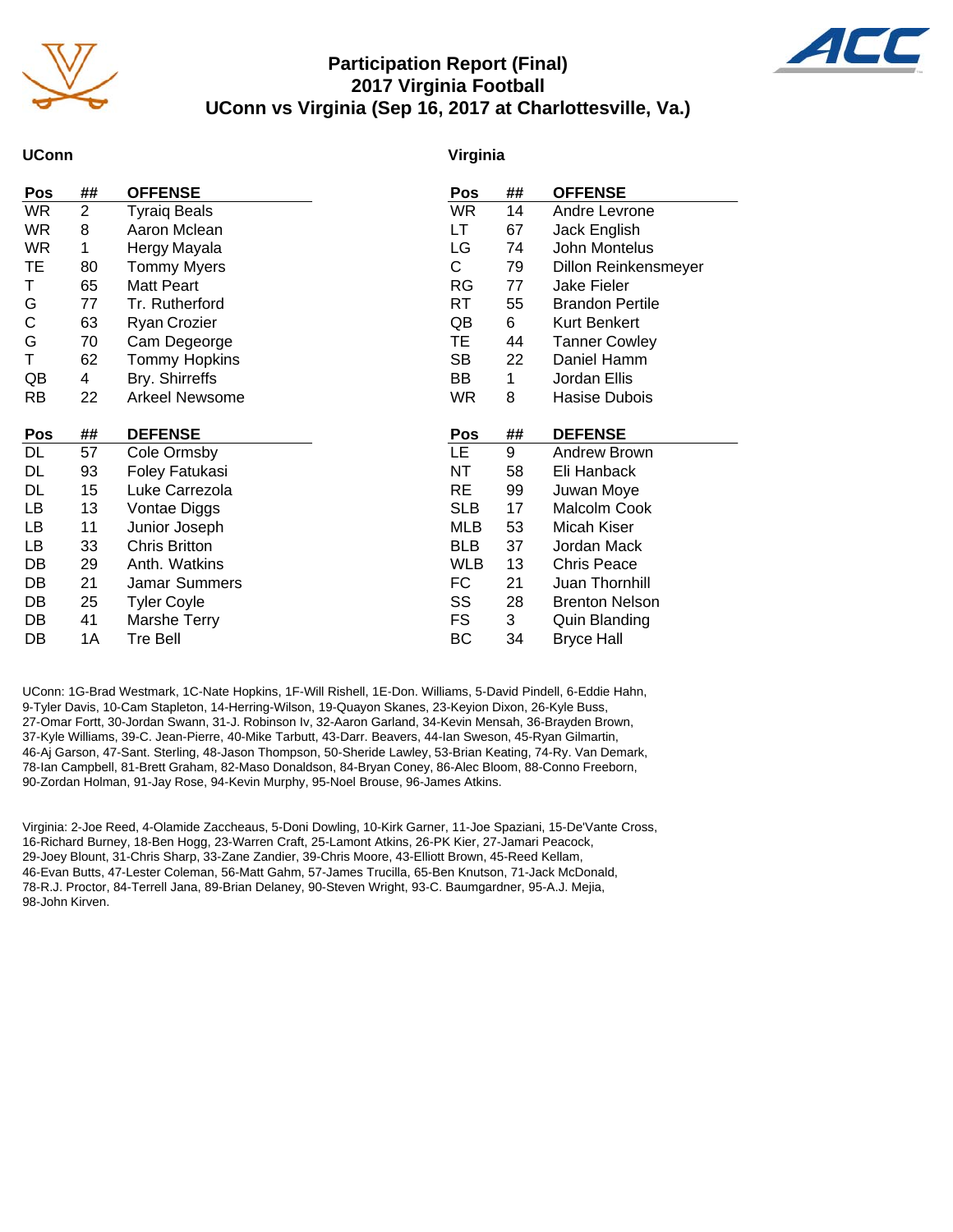# Participation Report (Final)
## 2017 Virginia Football
## UConn vs Virginia (Sep 16, 2017 at Charlottesville, Va.)

### UConn

| Pos | ## | OFFENSE |
|---|---|---|
| WR | 2 | Tyraiq Beals |
| WR | 8 | Aaron Mclean |
| WR | 1 | Hergy Mayala |
| TE | 80 | Tommy Myers |
| T | 65 | Matt Peart |
| G | 77 | Tr. Rutherford |
| C | 63 | Ryan Crozier |
| G | 70 | Cam Degeorge |
| T | 62 | Tommy Hopkins |
| QB | 4 | Bry. Shirreffs |
| RB | 22 | Arkeel Newsome |

| Pos | ## | DEFENSE |
|---|---|---|
| DL | 57 | Cole Ormsby |
| DL | 93 | Foley Fatukasi |
| DL | 15 | Luke Carrezola |
| LB | 13 | Vontae Diggs |
| LB | 11 | Junior Joseph |
| LB | 33 | Chris Britton |
| DB | 29 | Anth. Watkins |
| DB | 21 | Jamar Summers |
| DB | 25 | Tyler Coyle |
| DB | 41 | Marshe Terry |
| DB | 1A | Tre Bell |

### Virginia

| Pos | ## | OFFENSE |
|---|---|---|
| WR | 14 | Andre Levrone |
| LT | 67 | Jack English |
| LG | 74 | John Montelus |
| C | 79 | Dillon Reinkensmeyer |
| RG | 77 | Jake Fieler |
| RT | 55 | Brandon Pertile |
| QB | 6 | Kurt Benkert |
| TE | 44 | Tanner Cowley |
| SB | 22 | Daniel Hamm |
| BB | 1 | Jordan Ellis |
| WR | 8 | Hasise Dubois |

| Pos | ## | DEFENSE |
|---|---|---|
| LE | 9 | Andrew Brown |
| NT | 58 | Eli Hanback |
| RE | 99 | Juwan Moye |
| SLB | 17 | Malcolm Cook |
| MLB | 53 | Micah Kiser |
| BLB | 37 | Jordan Mack |
| WLB | 13 | Chris Peace |
| FC | 21 | Juan Thornhill |
| SS | 28 | Brenton Nelson |
| FS | 3 | Quin Blanding |
| BC | 34 | Bryce Hall |

UConn: 1G-Brad Westmark, 1C-Nate Hopkins, 1F-Will Rishell, 1E-Don. Williams, 5-David Pindell, 6-Eddie Hahn, 9-Tyler Davis, 10-Cam Stapleton, 14-Herring-Wilson, 19-Quayon Skanes, 23-Keyion Dixon, 26-Kyle Buss, 27-Omar Fortt, 30-Jordan Swann, 31-J. Robinson Iv, 32-Aaron Garland, 34-Kevin Mensah, 36-Brayden Brown, 37-Kyle Williams, 39-C. Jean-Pierre, 40-Mike Tarbutt, 43-Darr. Beavers, 44-Ian Sweson, 45-Ryan Gilmartin, 46-Aj Garson, 47-Sant. Sterling, 48-Jason Thompson, 50-Sheride Lawley, 53-Brian Keating, 74-Ry. Van Demark, 78-Ian Campbell, 81-Brett Graham, 82-Maso Donaldson, 84-Bryan Coney, 86-Alec Bloom, 88-Conno Freeborn, 90-Zordan Holman, 91-Jay Rose, 94-Kevin Murphy, 95-Noel Brouse, 96-James Atkins.

Virginia: 2-Joe Reed, 4-Olamide Zaccheaus, 5-Doni Dowling, 10-Kirk Garner, 11-Joe Spaziani, 15-De'Vante Cross, 16-Richard Burney, 18-Ben Hogg, 23-Warren Craft, 25-Lamont Atkins, 26-PK Kier, 27-Jamari Peacock, 29-Joey Blount, 31-Chris Sharp, 33-Zane Zandier, 39-Chris Moore, 43-Elliott Brown, 45-Reed Kellam, 46-Evan Butts, 47-Lester Coleman, 56-Matt Gahm, 57-James Trucilla, 65-Ben Knutson, 71-Jack McDonald, 78-R.J. Proctor, 84-Terrell Jana, 89-Brian Delaney, 90-Steven Wright, 93-C. Baumgardner, 95-A.J. Mejia, 98-John Kirven.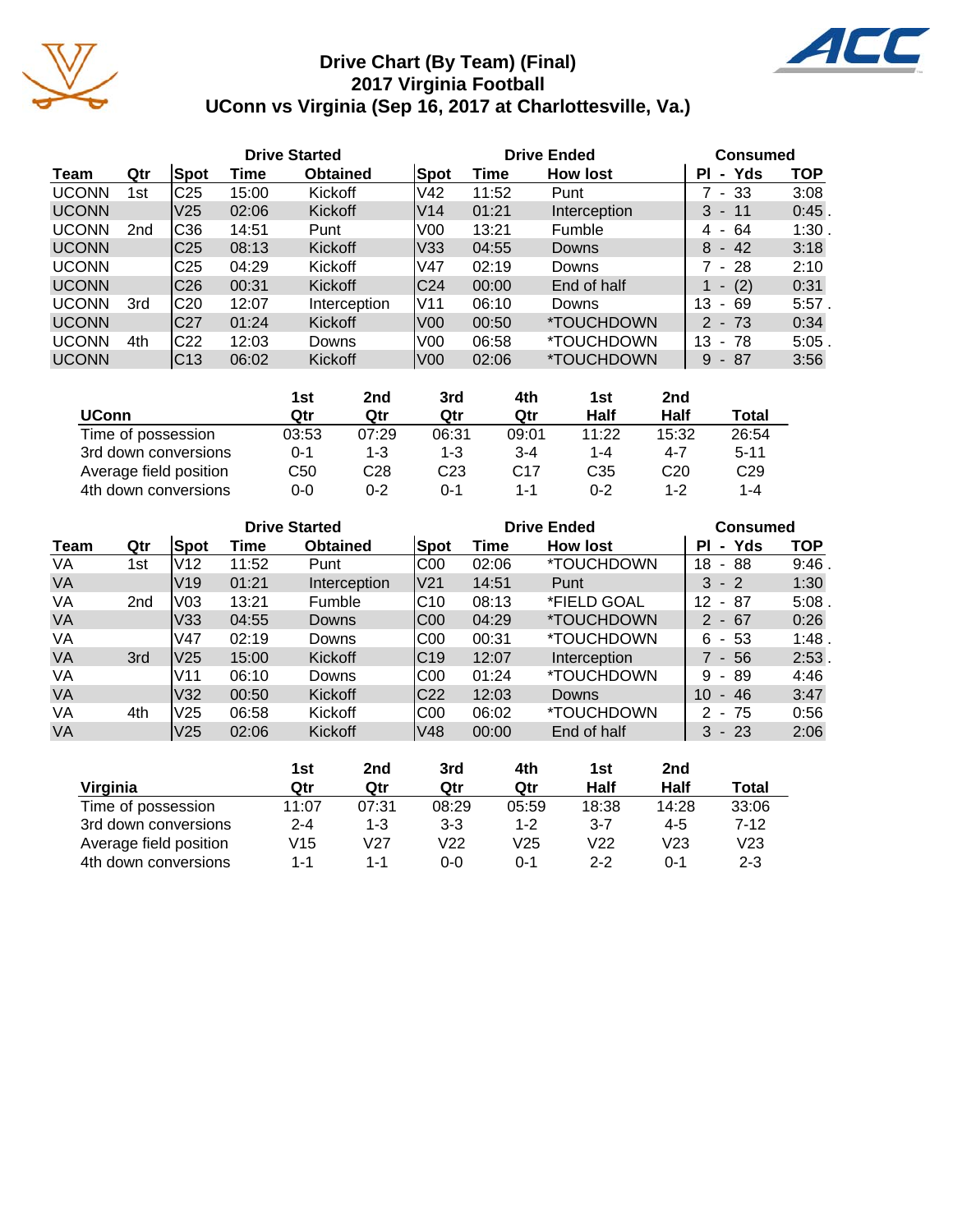# Drive Chart (By Team) (Final)
## 2017 Virginia Football
## UConn vs Virginia (Sep 16, 2017 at Charlottesville, Va.)

| | | Drive Started | | | Drive Ended | | | Consumed | |
|---|---|---|---|---|---|---|---|---|---|
| **Team** | **Qtr** | **Spot** | **Time** | **Obtained** | **Spot** | **Time** | **How lost** | **Pl - Yds** | **TOP** |
| UCONN | 1st | C25 | 15:00 | Kickoff | V42 | 11:52 | Punt | 7 - 33 | 3:08 |
| UCONN | | V25 | 02:06 | Kickoff | V14 | 01:21 | Interception | 3 - 11 | 0:45 . |
| UCONN | 2nd | C36 | 14:51 | Punt | V00 | 13:21 | Fumble | 4 - 64 | 1:30 . |
| UCONN | | C25 | 08:13 | Kickoff | V33 | 04:55 | Downs | 8 - 42 | 3:18 |
| UCONN | | C25 | 04:29 | Kickoff | V47 | 02:19 | Downs | 7 - 28 | 2:10 |
| UCONN | | C26 | 00:31 | Kickoff | C24 | 00:00 | End of half | 1 - (2) | 0:31 |
| UCONN | 3rd | C20 | 12:07 | Interception | V11 | 06:10 | Downs | 13 - 69 | 5:57 . |
| UCONN | | C27 | 01:24 | Kickoff | V00 | 00:50 | *TOUCHDOWN | 2 - 73 | 0:34 |
| UCONN | 4th | C22 | 12:03 | Downs | V00 | 06:58 | *TOUCHDOWN | 13 - 78 | 5:05 . |
| UCONN | | C13 | 06:02 | Kickoff | V00 | 02:06 | *TOUCHDOWN | 9 - 87 | 3:56 |

| UConn | 1st Qtr | 2nd Qtr | 3rd Qtr | 4th Qtr | 1st Half | 2nd Half | Total |
|---|---|---|---|---|---|---|---|
| Time of possession | 03:53 | 07:29 | 06:31 | 09:01 | 11:22 | 15:32 | 26:54 |
| 3rd down conversions | 0-1 | 1-3 | 1-3 | 3-4 | 1-4 | 4-7 | 5-11 |
| Average field position | C50 | C28 | C23 | C17 | C35 | C20 | C29 |
| 4th down conversions | 0-0 | 0-2 | 0-1 | 1-1 | 0-2 | 1-2 | 1-4 |

| | | Drive Started | | | Drive Ended | | | Consumed | |
|---|---|---|---|---|---|---|---|---|---|
| **Team** | **Qtr** | **Spot** | **Time** | **Obtained** | **Spot** | **Time** | **How lost** | **Pl - Yds** | **TOP** |
| VA | 1st | V12 | 11:52 | Punt | C00 | 02:06 | *TOUCHDOWN | 18 - 88 | 9:46 . |
| VA | | V19 | 01:21 | Interception | V21 | 14:51 | Punt | 3 - 2 | 1:30 |
| VA | 2nd | V03 | 13:21 | Fumble | C10 | 08:13 | *FIELD GOAL | 12 - 87 | 5:08 . |
| VA | | V33 | 04:55 | Downs | C00 | 04:29 | *TOUCHDOWN | 2 - 67 | 0:26 |
| VA | | V47 | 02:19 | Downs | C00 | 00:31 | *TOUCHDOWN | 6 - 53 | 1:48 . |
| VA | 3rd | V25 | 15:00 | Kickoff | C19 | 12:07 | Interception | 7 - 56 | 2:53 . |
| VA | | V11 | 06:10 | Downs | C00 | 01:24 | *TOUCHDOWN | 9 - 89 | 4:46 |
| VA | | V32 | 00:50 | Kickoff | C22 | 12:03 | Downs | 10 - 46 | 3:47 |
| VA | 4th | V25 | 06:58 | Kickoff | C00 | 06:02 | *TOUCHDOWN | 2 - 75 | 0:56 |
| VA | | V25 | 02:06 | Kickoff | V48 | 00:00 | End of half | 3 - 23 | 2:06 |

| Virginia | 1st Qtr | 2nd Qtr | 3rd Qtr | 4th Qtr | 1st Half | 2nd Half | Total |
|---|---|---|---|---|---|---|---|
| Time of possession | 11:07 | 07:31 | 08:29 | 05:59 | 18:38 | 14:28 | 33:06 |
| 3rd down conversions | 2-4 | 1-3 | 3-3 | 1-2 | 3-7 | 4-5 | 7-12 |
| Average field position | V15 | V27 | V22 | V25 | V22 | V23 | V23 |
| 4th down conversions | 1-1 | 1-1 | 0-0 | 0-1 | 2-2 | 0-1 | 2-3 |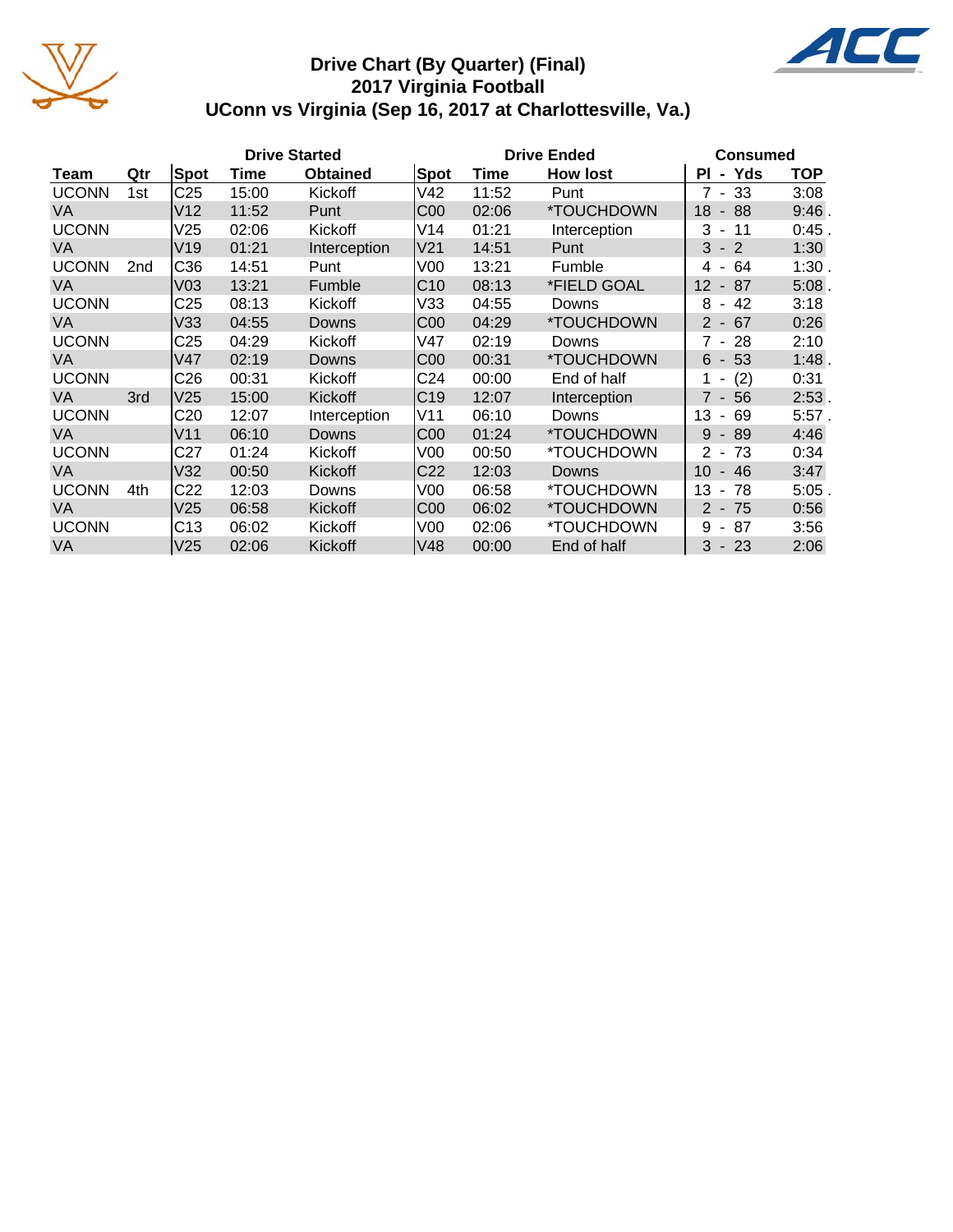# Drive Chart (By Quarter) (Final)
## 2017 Virginia Football
## UConn vs Virginia (Sep 16, 2017 at Charlottesville, Va.)

| | | Drive Started | | | Drive Ended | | | Consumed | |
|---|---|---|---|---|---|---|---|---|---|
| Team | Qtr | Spot | Time | Obtained | Spot | Time | How lost | Pl - Yds | TOP |
| UCONN | 1st | C25 | 15:00 | Kickoff | V42 | 11:52 | Punt | 7 - 33 | 3:08 |
| VA | | V12 | 11:52 | Punt | C00 | 02:06 | *TOUCHDOWN | 18 - 88 | 9:46 . |
| UCONN | | V25 | 02:06 | Kickoff | V14 | 01:21 | Interception | 3 - 11 | 0:45 . |
| VA | | V19 | 01:21 | Interception | V21 | 14:51 | Punt | 3 - 2 | 1:30 |
| UCONN | 2nd | C36 | 14:51 | Punt | V00 | 13:21 | Fumble | 4 - 64 | 1:30 . |
| VA | | V03 | 13:21 | Fumble | C10 | 08:13 | *FIELD GOAL | 12 - 87 | 5:08 . |
| UCONN | | C25 | 08:13 | Kickoff | V33 | 04:55 | Downs | 8 - 42 | 3:18 |
| VA | | V33 | 04:55 | Downs | C00 | 04:29 | *TOUCHDOWN | 2 - 67 | 0:26 |
| UCONN | | C25 | 04:29 | Kickoff | V47 | 02:19 | Downs | 7 - 28 | 2:10 |
| VA | | V47 | 02:19 | Downs | C00 | 00:31 | *TOUCHDOWN | 6 - 53 | 1:48 . |
| UCONN | | C26 | 00:31 | Kickoff | C24 | 00:00 | End of half | 1 - (2) | 0:31 |
| VA | 3rd | V25 | 15:00 | Kickoff | C19 | 12:07 | Interception | 7 - 56 | 2:53 . |
| UCONN | | C20 | 12:07 | Interception | V11 | 06:10 | Downs | 13 - 69 | 5:57 . |
| VA | | V11 | 06:10 | Downs | C00 | 01:24 | *TOUCHDOWN | 9 - 89 | 4:46 |
| UCONN | | C27 | 01:24 | Kickoff | V00 | 00:50 | *TOUCHDOWN | 2 - 73 | 0:34 |
| VA | | V32 | 00:50 | Kickoff | C22 | 12:03 | Downs | 10 - 46 | 3:47 |
| UCONN | 4th | C22 | 12:03 | Downs | V00 | 06:58 | *TOUCHDOWN | 13 - 78 | 5:05 . |
| VA | | V25 | 06:58 | Kickoff | C00 | 06:02 | *TOUCHDOWN | 2 - 75 | 0:56 |
| UCONN | | C13 | 06:02 | Kickoff | V00 | 02:06 | *TOUCHDOWN | 9 - 87 | 3:56 |
| VA | | V25 | 02:06 | Kickoff | V48 | 00:00 | End of half | 3 - 23 | 2:06 |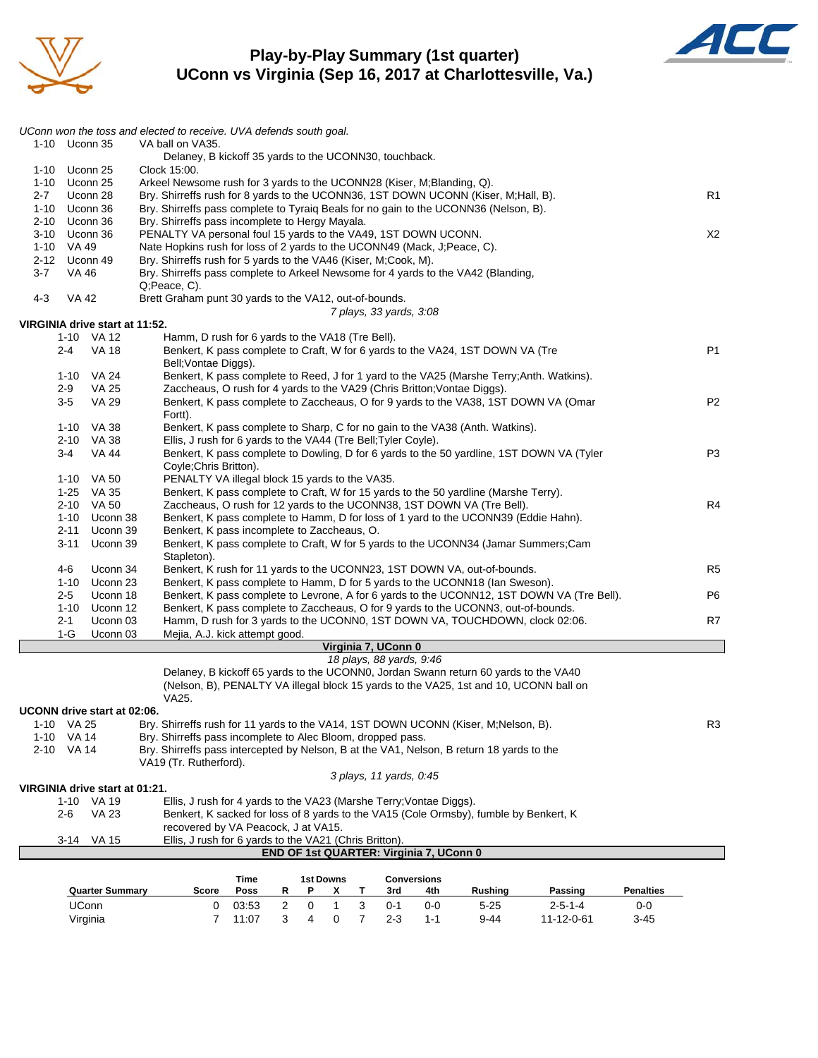# Play-by-Play Summary (1st quarter)
## UConn vs Virginia (Sep 16, 2017 at Charlottesville, Va.)

*UConn won the toss and elected to receive. UVA defends south goal.*

| Down | Spot | Play | |
|---|---|---|---|
| 1-10 | Uconn 35 | VA ball on VA35. | |
| | | Delaney, B kickoff 35 yards to the UCONN30, touchback. | |
| 1-10 | Uconn 25 | Clock 15:00. | |
| 1-10 | Uconn 25 | Arkeel Newsome rush for 3 yards to the UCONN28 (Kiser, M;Blanding, Q). | |
| 2-7 | Uconn 28 | Bry. Shirreffs rush for 8 yards to the UCONN36, 1ST DOWN UCONN (Kiser, M;Hall, B). | R1 |
| 1-10 | Uconn 36 | Bry. Shirreffs pass complete to Tyraiq Beals for no gain to the UCONN36 (Nelson, B). | |
| 2-10 | Uconn 36 | Bry. Shirreffs pass incomplete to Hergy Mayala. | |
| 3-10 | Uconn 36 | PENALTY VA personal foul 15 yards to the VA49, 1ST DOWN UCONN. | X2 |
| 1-10 | VA 49 | Nate Hopkins rush for loss of 2 yards to the UCONN49 (Mack, J;Peace, C). | |
| 2-12 | Uconn 49 | Bry. Shirreffs rush for 5 yards to the VA46 (Kiser, M;Cook, M). | |
| 3-7 | VA 46 | Bry. Shirreffs pass complete to Arkeel Newsome for 4 yards to the VA42 (Blanding, Q;Peace, C). | |
| 4-3 | VA 42 | Brett Graham punt 30 yards to the VA12, out-of-bounds. | |
| | | *7 plays, 33 yards, 3:08* | |

**VIRGINIA drive start at 11:52.**

| Down | Spot | Play | |
|---|---|---|---|
| 1-10 | VA 12 | Hamm, D rush for 6 yards to the VA18 (Tre Bell). | |
| 2-4 | VA 18 | Benkert, K pass complete to Craft, W for 6 yards to the VA24, 1ST DOWN VA (Tre Bell;Vontae Diggs). | P1 |
| 1-10 | VA 24 | Benkert, K pass complete to Reed, J for 1 yard to the VA25 (Marshe Terry;Anth. Watkins). | |
| 2-9 | VA 25 | Zaccheaus, O rush for 4 yards to the VA29 (Chris Britton;Vontae Diggs). | |
| 3-5 | VA 29 | Benkert, K pass complete to Zaccheaus, O for 9 yards to the VA38, 1ST DOWN VA (Omar Fortt). | P2 |
| 1-10 | VA 38 | Benkert, K pass complete to Sharp, C for no gain to the VA38 (Anth. Watkins). | |
| 2-10 | VA 38 | Ellis, J rush for 6 yards to the VA44 (Tre Bell;Tyler Coyle). | |
| 3-4 | VA 44 | Benkert, K pass complete to Dowling, D for 6 yards to the 50 yardline, 1ST DOWN VA (Tyler Coyle;Chris Britton). | P3 |
| 1-10 | VA 50 | PENALTY VA illegal block 15 yards to the VA35. | |
| 1-25 | VA 35 | Benkert, K pass complete to Craft, W for 15 yards to the 50 yardline (Marshe Terry). | |
| 2-10 | VA 50 | Zaccheaus, O rush for 12 yards to the UCONN38, 1ST DOWN VA (Tre Bell). | R4 |
| 1-10 | Uconn 38 | Benkert, K pass complete to Hamm, D for loss of 1 yard to the UCONN39 (Eddie Hahn). | |
| 2-11 | Uconn 39 | Benkert, K pass incomplete to Zaccheaus, O. | |
| 3-11 | Uconn 39 | Benkert, K pass complete to Craft, W for 5 yards to the UCONN34 (Jamar Summers;Cam Stapleton). | |
| 4-6 | Uconn 34 | Benkert, K rush for 11 yards to the UCONN23, 1ST DOWN VA, out-of-bounds. | R5 |
| 1-10 | Uconn 23 | Benkert, K pass complete to Hamm, D for 5 yards to the UCONN18 (Ian Sweson). | |
| 2-5 | Uconn 18 | Benkert, K pass complete to Levrone, A for 6 yards to the UCONN12, 1ST DOWN VA (Tre Bell). | P6 |
| 1-10 | Uconn 12 | Benkert, K pass complete to Zaccheaus, O for 9 yards to the UCONN3, out-of-bounds. | |
| 2-1 | Uconn 03 | Hamm, D rush for 3 yards to the UCONN0, 1ST DOWN VA, TOUCHDOWN, clock 02:06. | R7 |
| 1-G | Uconn 03 | Mejia, A.J. kick attempt good. | |

**Virginia 7, UConn 0**

*18 plays, 88 yards, 9:46*

Delaney, B kickoff 65 yards to the UCONN0, Jordan Swann return 60 yards to the VA40 (Nelson, B), PENALTY VA illegal block 15 yards to the VA25, 1st and 10, UCONN ball on VA25.

**UCONN drive start at 02:06.**

| Down | Spot | Play | |
|---|---|---|---|
| 1-10 | VA 25 | Bry. Shirreffs rush for 11 yards to the VA14, 1ST DOWN UCONN (Kiser, M;Nelson, B). | R3 |
| 1-10 | VA 14 | Bry. Shirreffs pass incomplete to Alec Bloom, dropped pass. | |
| 2-10 | VA 14 | Bry. Shirreffs pass intercepted by Nelson, B at the VA1, Nelson, B return 18 yards to the VA19 (Tr. Rutherford). | |
| | | *3 plays, 11 yards, 0:45* | |

**VIRGINIA drive start at 01:21.**

| Down | Spot | Play | |
|---|---|---|---|
| 1-10 | VA 19 | Ellis, J rush for 4 yards to the VA23 (Marshe Terry;Vontae Diggs). | |
| 2-6 | VA 23 | Benkert, K sacked for loss of 8 yards to the VA15 (Cole Ormsby), fumble by Benkert, K recovered by VA Peacock, J at VA15. | |
| 3-14 | VA 15 | Ellis, J rush for 6 yards to the VA21 (Chris Britton). | |

**END OF 1st QUARTER: Virginia 7, UConn 0**

| Quarter Summary | Score | Time Poss | 1st Downs R | 1st Downs P | 1st Downs X | 1st Downs T | Conversions 3rd | Conversions 4th | Rushing | Passing | Penalties |
|---|---|---|---|---|---|---|---|---|---|---|---|
| UConn | 0 | 03:53 | 2 | 0 | 1 | 3 | 0-1 | 0-0 | 5-25 | 2-5-1-4 | 0-0 |
| Virginia | 7 | 11:07 | 3 | 4 | 0 | 7 | 2-3 | 1-1 | 9-44 | 11-12-0-61 | 3-45 |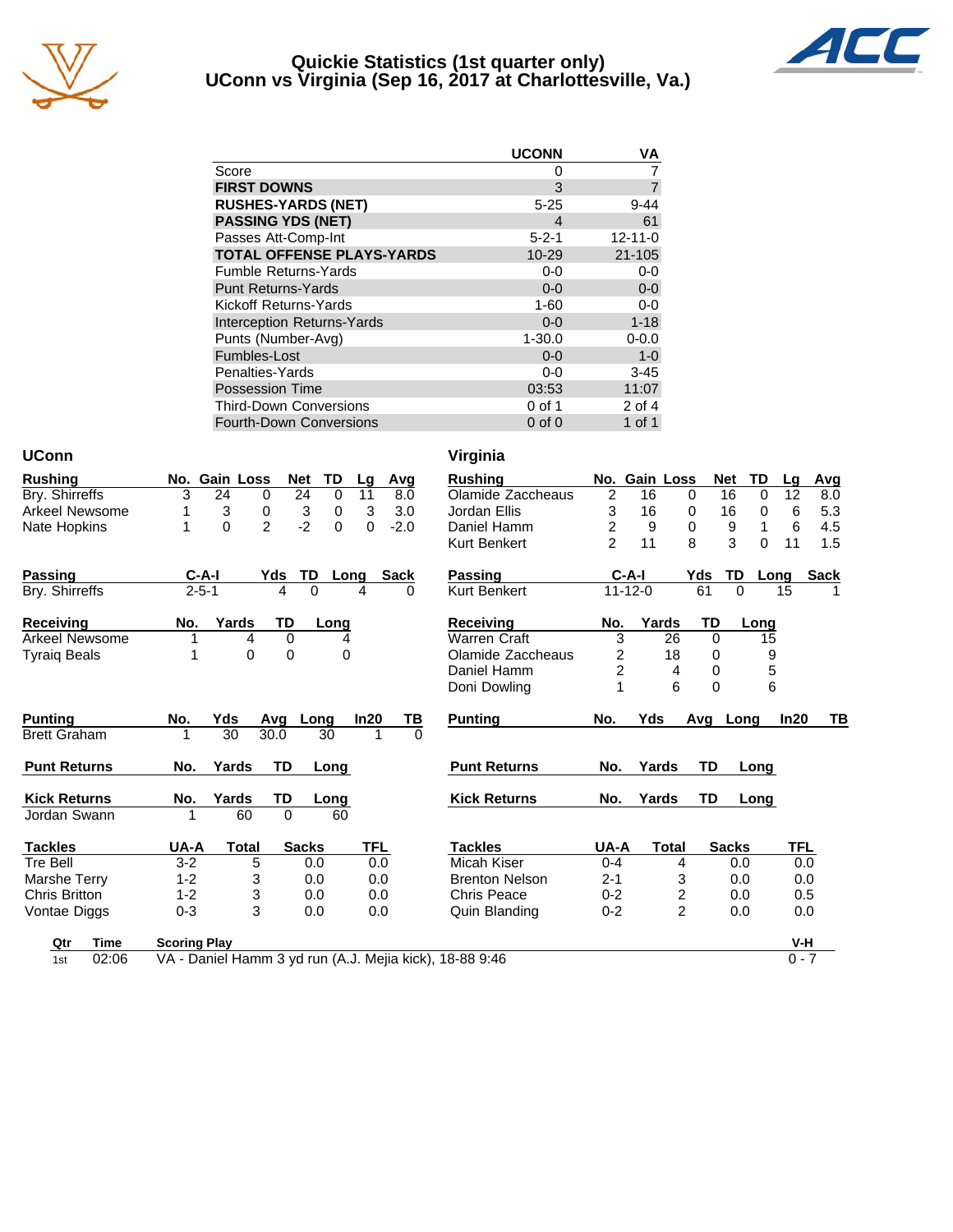# Quickie Statistics (1st quarter only)
## UConn vs Virginia (Sep 16, 2017 at Charlottesville, Va.)

| | UCONN | VA |
|---|---|---|
| Score | 0 | 7 |
| **FIRST DOWNS** | 3 | 7 |
| **RUSHES-YARDS (NET)** | 5-25 | 9-44 |
| **PASSING YDS (NET)** | 4 | 61 |
| Passes Att-Comp-Int | 5-2-1 | 12-11-0 |
| **TOTAL OFFENSE PLAYS-YARDS** | 10-29 | 21-105 |
| Fumble Returns-Yards | 0-0 | 0-0 |
| Punt Returns-Yards | 0-0 | 0-0 |
| Kickoff Returns-Yards | 1-60 | 0-0 |
| Interception Returns-Yards | 0-0 | 1-18 |
| Punts (Number-Avg) | 1-30.0 | 0-0.0 |
| Fumbles-Lost | 0-0 | 1-0 |
| Penalties-Yards | 0-0 | 3-45 |
| Possession Time | 03:53 | 11:07 |
| Third-Down Conversions | 0 of 1 | 2 of 4 |
| Fourth-Down Conversions | 0 of 0 | 1 of 1 |

### UConn

| Rushing | No. | Gain | Loss | Net | TD | Lg | Avg |
|---|---|---|---|---|---|---|---|
| Bry. Shirreffs | 3 | 24 | 0 | 24 | 0 | 11 | 8.0 |
| Arkeel Newsome | 1 | 3 | 0 | 3 | 0 | 3 | 3.0 |
| Nate Hopkins | 1 | 0 | 2 | -2 | 0 | 0 | -2.0 |

| Passing | C-A-I | Yds | TD | Long | Sack |
|---|---|---|---|---|---|
| Bry. Shirreffs | 2-5-1 | 4 | 0 | 4 | 0 |

| Receiving | No. | Yards | TD | Long |
|---|---|---|---|---|
| Arkeel Newsome | 1 | 4 | 0 | 4 |
| Tyraiq Beals | 1 | 0 | 0 | 0 |

| Punting | No. | Yds | Avg | Long | In20 | TB |
|---|---|---|---|---|---|---|
| Brett Graham | 1 | 30 | 30.0 | 30 | 1 | 0 |

| Punt Returns | No. | Yards | TD | Long |
|---|---|---|---|---|

| Kick Returns | No. | Yards | TD | Long |
|---|---|---|---|---|
| Jordan Swann | 1 | 60 | 0 | 60 |

| Tackles | UA-A | Total | Sacks | TFL |
|---|---|---|---|---|
| Tre Bell | 3-2 | 5 | 0.0 | 0.0 |
| Marshe Terry | 1-2 | 3 | 0.0 | 0.0 |
| Chris Britton | 1-2 | 3 | 0.0 | 0.0 |
| Vontae Diggs | 0-3 | 3 | 0.0 | 0.0 |

### Virginia

| Rushing | No. | Gain | Loss | Net | TD | Lg | Avg |
|---|---|---|---|---|---|---|---|
| Olamide Zaccheaus | 2 | 16 | 0 | 16 | 0 | 12 | 8.0 |
| Jordan Ellis | 3 | 16 | 0 | 16 | 0 | 6 | 5.3 |
| Daniel Hamm | 2 | 9 | 0 | 9 | 1 | 6 | 4.5 |
| Kurt Benkert | 2 | 11 | 8 | 3 | 0 | 11 | 1.5 |

| Passing | C-A-I | Yds | TD | Long | Sack |
|---|---|---|---|---|---|
| Kurt Benkert | 11-12-0 | 61 | 0 | 15 | 1 |

| Receiving | No. | Yards | TD | Long |
|---|---|---|---|---|
| Warren Craft | 3 | 26 | 0 | 15 |
| Olamide Zaccheaus | 2 | 18 | 0 | 9 |
| Daniel Hamm | 2 | 4 | 0 | 5 |
| Doni Dowling | 1 | 6 | 0 | 6 |

| Punting | No. | Yds | Avg | Long | In20 | TB |
|---|---|---|---|---|---|---|

| Punt Returns | No. | Yards | TD | Long |
|---|---|---|---|---|

| Kick Returns | No. | Yards | TD | Long |
|---|---|---|---|---|

| Tackles | UA-A | Total | Sacks | TFL |
|---|---|---|---|---|
| Micah Kiser | 0-4 | 4 | 0.0 | 0.0 |
| Brenton Nelson | 2-1 | 3 | 0.0 | 0.0 |
| Chris Peace | 0-2 | 2 | 0.0 | 0.5 |
| Quin Blanding | 0-2 | 2 | 0.0 | 0.0 |

| Qtr | Time | Scoring Play | V-H |
|---|---|---|---|
| 1st | 02:06 | VA - Daniel Hamm 3 yd run (A.J. Mejia kick), 18-88 9:46 | 0 - 7 |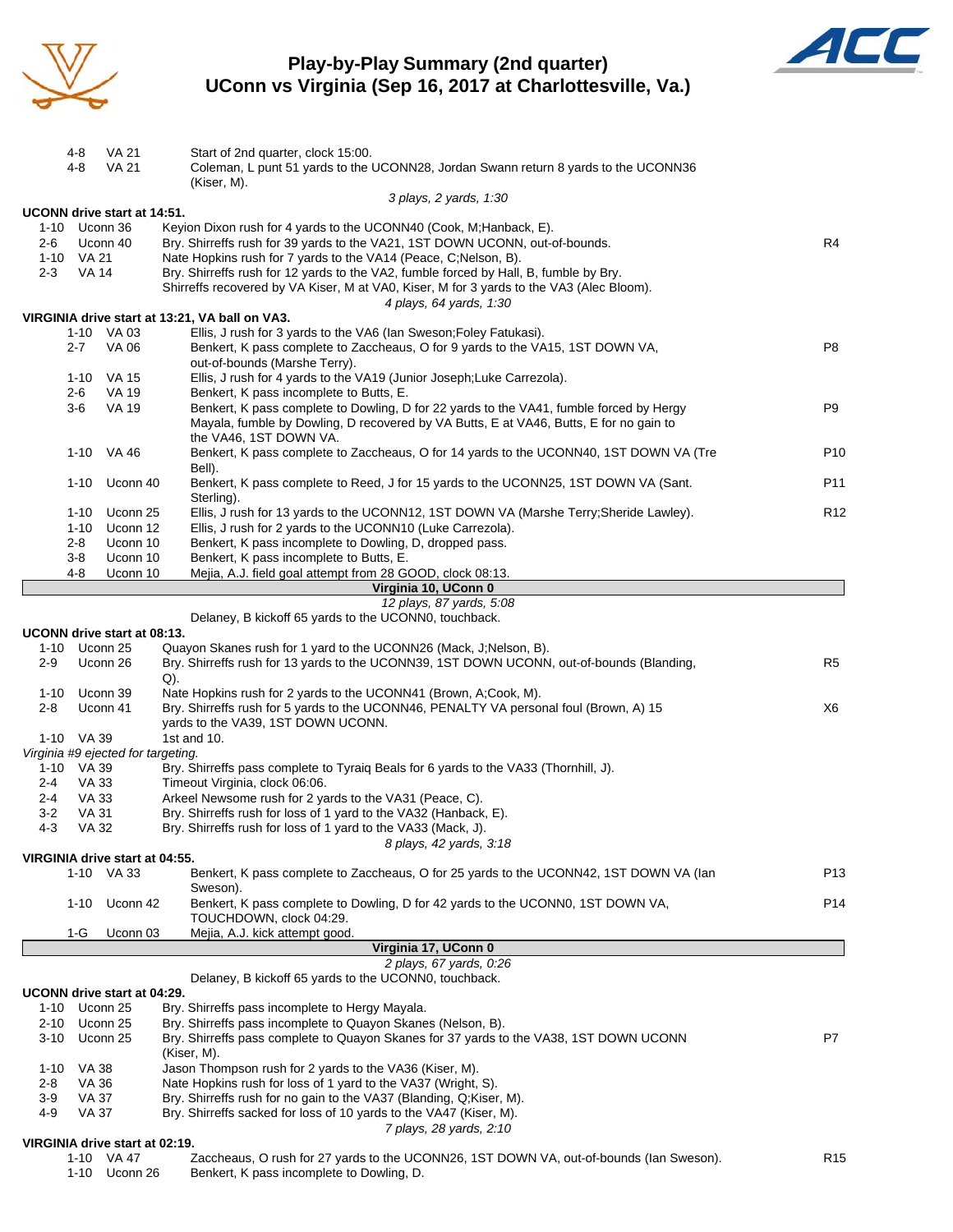# Play-by-Play Summary (2nd quarter)
## UConn vs Virginia (Sep 16, 2017 at Charlottesville, Va.)

| Down | Spot | Play | |
|---|---|---|---|
| 4-8 | VA 21 | Start of 2nd quarter, clock 15:00. | |
| 4-8 | VA 21 | Coleman, L punt 51 yards to the UCONN28, Jordan Swann return 8 yards to the UCONN36 (Kiser, M). | |
| | | *3 plays, 2 yards, 1:30* | |

**UCONN drive start at 14:51.**

| Down | Spot | Play | |
|---|---|---|---|
| 1-10 | Uconn 36 | Keyion Dixon rush for 4 yards to the UCONN40 (Cook, M;Hanback, E). | |
| 2-6 | Uconn 40 | Bry. Shirreffs rush for 39 yards to the VA21, 1ST DOWN UCONN, out-of-bounds. | R4 |
| 1-10 | VA 21 | Nate Hopkins rush for 7 yards to the VA14 (Peace, C;Nelson, B). | |
| 2-3 | VA 14 | Bry. Shirreffs rush for 12 yards to the VA2, fumble forced by Hall, B, fumble by Bry. Shirreffs recovered by VA Kiser, M at VA0, Kiser, M for 3 yards to the VA3 (Alec Bloom). | |
| | | *4 plays, 64 yards, 1:30* | |

**VIRGINIA drive start at 13:21, VA ball on VA3.**

| Down | Spot | Play | |
|---|---|---|---|
| 1-10 | VA 03 | Ellis, J rush for 3 yards to the VA6 (Ian Sweson;Foley Fatukasi). | |
| 2-7 | VA 06 | Benkert, K pass complete to Zaccheaus, O for 9 yards to the VA15, 1ST DOWN VA, out-of-bounds (Marshe Terry). | P8 |
| 1-10 | VA 15 | Ellis, J rush for 4 yards to the VA19 (Junior Joseph;Luke Carrezola). | |
| 2-6 | VA 19 | Benkert, K pass incomplete to Butts, E. | |
| 3-6 | VA 19 | Benkert, K pass complete to Dowling, D for 22 yards to the VA41, fumble forced by Hergy Mayala, fumble by Dowling, D recovered by VA Butts, E at VA46, Butts, E for no gain to the VA46, 1ST DOWN VA. | P9 |
| 1-10 | VA 46 | Benkert, K pass complete to Zaccheaus, O for 14 yards to the UCONN40, 1ST DOWN VA (Tre Bell). | P10 |
| 1-10 | Uconn 40 | Benkert, K pass complete to Reed, J for 15 yards to the UCONN25, 1ST DOWN VA (Sant. Sterling). | P11 |
| 1-10 | Uconn 25 | Ellis, J rush for 13 yards to the UCONN12, 1ST DOWN VA (Marshe Terry;Sheride Lawley). | R12 |
| 1-10 | Uconn 12 | Ellis, J rush for 2 yards to the UCONN10 (Luke Carrezola). | |
| 2-8 | Uconn 10 | Benkert, K pass incomplete to Dowling, D, dropped pass. | |
| 3-8 | Uconn 10 | Benkert, K pass incomplete to Butts, E. | |
| 4-8 | Uconn 10 | Mejia, A.J. field goal attempt from 28 GOOD, clock 08:13. | |
| | | **Virginia 10, UConn 0** | |
| | | *12 plays, 87 yards, 5:08* | |
| | | Delaney, B kickoff 65 yards to the UCONN0, touchback. | |

**UCONN drive start at 08:13.**

| Down | Spot | Play | |
|---|---|---|---|
| 1-10 | Uconn 25 | Quayon Skanes rush for 1 yard to the UCONN26 (Mack, J;Nelson, B). | |
| 2-9 | Uconn 26 | Bry. Shirreffs rush for 13 yards to the UCONN39, 1ST DOWN UCONN, out-of-bounds (Blanding, Q). | R5 |
| 1-10 | Uconn 39 | Nate Hopkins rush for 2 yards to the UCONN41 (Brown, A;Cook, M). | |
| 2-8 | Uconn 41 | Bry. Shirreffs rush for 5 yards to the UCONN46, PENALTY VA personal foul (Brown, A) 15 yards to the VA39, 1ST DOWN UCONN. | X6 |
| 1-10 | VA 39 | 1st and 10. | |

*Virginia #9 ejected for targeting.*

| Down | Spot | Play | |
|---|---|---|---|
| 1-10 | VA 39 | Bry. Shirreffs pass complete to Tyraiq Beals for 6 yards to the VA33 (Thornhill, J). | |
| 2-4 | VA 33 | Timeout Virginia, clock 06:06. | |
| 2-4 | VA 33 | Arkeel Newsome rush for 2 yards to the VA31 (Peace, C). | |
| 3-2 | VA 31 | Bry. Shirreffs rush for loss of 1 yard to the VA32 (Hanback, E). | |
| 4-3 | VA 32 | Bry. Shirreffs rush for loss of 1 yard to the VA33 (Mack, J). | |
| | | *8 plays, 42 yards, 3:18* | |

**VIRGINIA drive start at 04:55.**

| Down | Spot | Play | |
|---|---|---|---|
| 1-10 | VA 33 | Benkert, K pass complete to Zaccheaus, O for 25 yards to the UCONN42, 1ST DOWN VA (Ian Sweson). | P13 |
| 1-10 | Uconn 42 | Benkert, K pass complete to Dowling, D for 42 yards to the UCONN0, 1ST DOWN VA, TOUCHDOWN, clock 04:29. | P14 |
| 1-G | Uconn 03 | Mejia, A.J. kick attempt good. | |
| | | **Virginia 17, UConn 0** | |
| | | *2 plays, 67 yards, 0:26* | |
| | | Delaney, B kickoff 65 yards to the UCONN0, touchback. | |

**UCONN drive start at 04:29.**

| Down | Spot | Play | |
|---|---|---|---|
| 1-10 | Uconn 25 | Bry. Shirreffs pass incomplete to Hergy Mayala. | |
| 2-10 | Uconn 25 | Bry. Shirreffs pass incomplete to Quayon Skanes (Nelson, B). | |
| 3-10 | Uconn 25 | Bry. Shirreffs pass complete to Quayon Skanes for 37 yards to the VA38, 1ST DOWN UCONN (Kiser, M). | P7 |
| 1-10 | VA 38 | Jason Thompson rush for 2 yards to the VA36 (Kiser, M). | |
| 2-8 | VA 36 | Nate Hopkins rush for loss of 1 yard to the VA37 (Wright, S). | |
| 3-9 | VA 37 | Bry. Shirreffs rush for no gain to the VA37 (Blanding, Q;Kiser, M). | |
| 4-9 | VA 37 | Bry. Shirreffs sacked for loss of 10 yards to the VA47 (Kiser, M). | |
| | | *7 plays, 28 yards, 2:10* | |

**VIRGINIA drive start at 02:19.**

| Down | Spot | Play | |
|---|---|---|---|
| 1-10 | VA 47 | Zaccheaus, O rush for 27 yards to the UCONN26, 1ST DOWN VA, out-of-bounds (Ian Sweson). | R15 |
| 1-10 | Uconn 26 | Benkert, K pass incomplete to Dowling, D. | |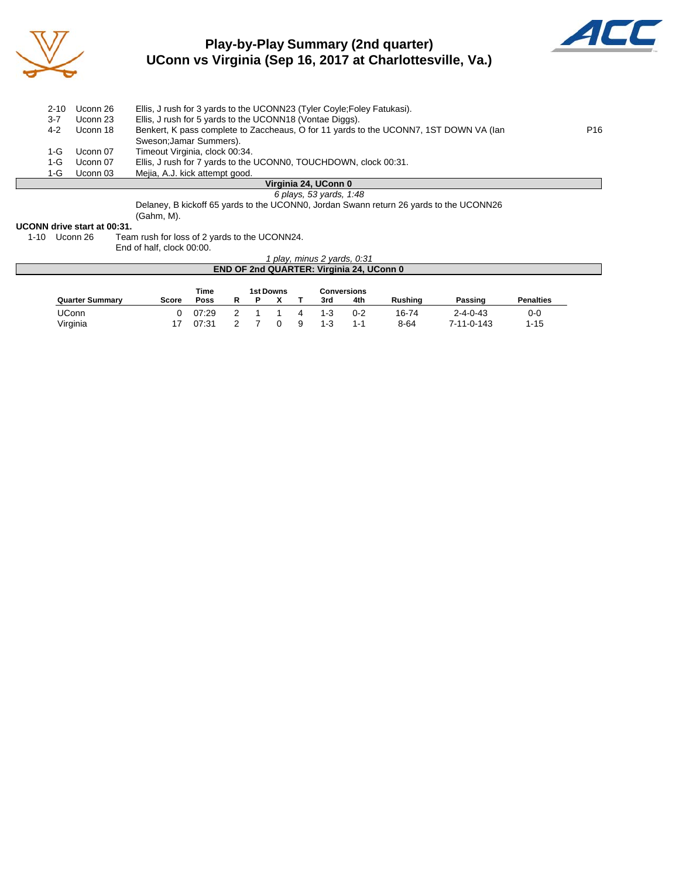## Play-by-Play Summary (2nd quarter)
## UConn vs Virginia (Sep 16, 2017 at Charlottesville, Va.)

| | | | |
|---|---|---|---|
| 2-10 | Uconn 26 | Ellis, J rush for 3 yards to the UCONN23 (Tyler Coyle;Foley Fatukasi). | |
| 3-7 | Uconn 23 | Ellis, J rush for 5 yards to the UCONN18 (Vontae Diggs). | |
| 4-2 | Uconn 18 | Benkert, K pass complete to Zaccheaus, O for 11 yards to the UCONN7, 1ST DOWN VA (Ian Sweson;Jamar Summers). | P16 |
| 1-G | Uconn 07 | Timeout Virginia, clock 00:34. | |
| 1-G | Uconn 07 | Ellis, J rush for 7 yards to the UCONN0, TOUCHDOWN, clock 00:31. | |
| 1-G | Uconn 03 | Mejia, A.J. kick attempt good. | |

**Virginia 24, UConn 0**

*6 plays, 53 yards, 1:48*

Delaney, B kickoff 65 yards to the UCONN0, Jordan Swann return 26 yards to the UCONN26 (Gahm, M).

**UCONN drive start at 00:31.**

| | | |
|---|---|---|
| 1-10 | Uconn 26 | Team rush for loss of 2 yards to the UCONN24. |
| | | End of half, clock 00:00. |

*1 play, minus 2 yards, 0:31*

**END OF 2nd QUARTER: Virginia 24, UConn 0**

| Quarter Summary | Score | Time Poss | 1st Downs R | 1st Downs P | 1st Downs X | 1st Downs T | Conversions 3rd | Conversions 4th | Rushing | Passing | Penalties |
|---|---|---|---|---|---|---|---|---|---|---|---|
| UConn | 0 | 07:29 | 2 | 1 | 1 | 4 | 1-3 | 0-2 | 16-74 | 2-4-0-43 | 0-0 |
| Virginia | 17 | 07:31 | 2 | 7 | 0 | 9 | 1-3 | 1-1 | 8-64 | 7-11-0-143 | 1-15 |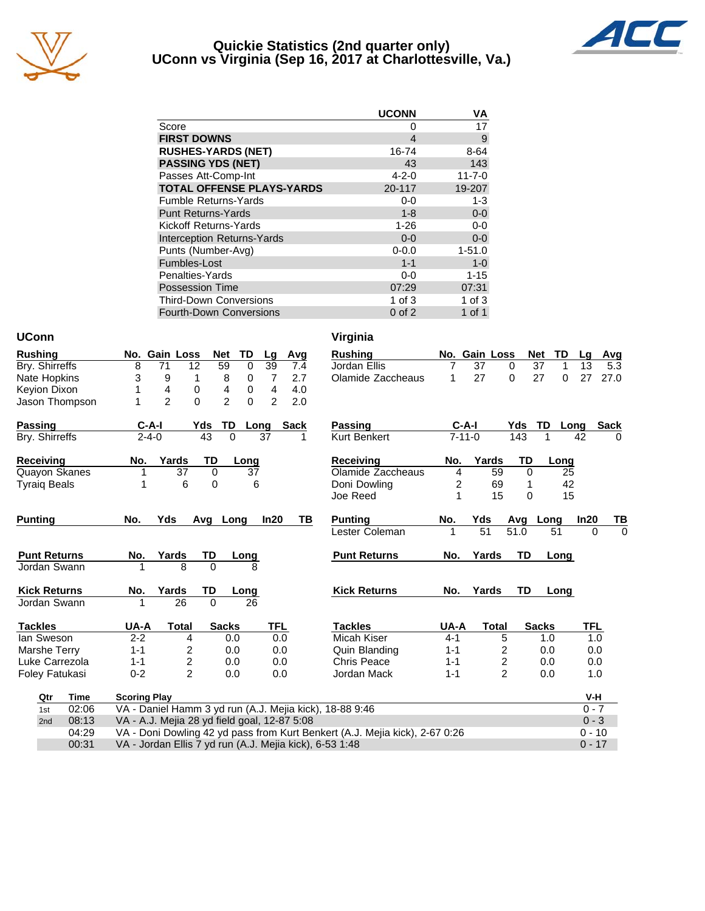# Quickie Statistics (2nd quarter only)
## UConn vs Virginia (Sep 16, 2017 at Charlottesville, Va.)

| | UCONN | VA |
|---|---|---|
| Score | 0 | 17 |
| **FIRST DOWNS** | 4 | 9 |
| **RUSHES-YARDS (NET)** | 16-74 | 8-64 |
| **PASSING YDS (NET)** | 43 | 143 |
| Passes Att-Comp-Int | 4-2-0 | 11-7-0 |
| **TOTAL OFFENSE PLAYS-YARDS** | 20-117 | 19-207 |
| Fumble Returns-Yards | 0-0 | 1-3 |
| Punt Returns-Yards | 1-8 | 0-0 |
| Kickoff Returns-Yards | 1-26 | 0-0 |
| Interception Returns-Yards | 0-0 | 0-0 |
| Punts (Number-Avg) | 0-0.0 | 1-51.0 |
| Fumbles-Lost | 1-1 | 1-0 |
| Penalties-Yards | 0-0 | 1-15 |
| Possession Time | 07:29 | 07:31 |
| Third-Down Conversions | 1 of 3 | 1 of 3 |
| Fourth-Down Conversions | 0 of 2 | 1 of 1 |

## UConn

| Rushing | No. | Gain | Loss | Net | TD | Lg | Avg |
|---|---|---|---|---|---|---|---|
| Bry. Shirreffs | 8 | 71 | 12 | 59 | 0 | 39 | 7.4 |
| Nate Hopkins | 3 | 9 | 1 | 8 | 0 | 7 | 2.7 |
| Keyion Dixon | 1 | 4 | 0 | 4 | 0 | 4 | 4.0 |
| Jason Thompson | 1 | 2 | 0 | 2 | 0 | 2 | 2.0 |

| Passing | C-A-I | Yds | TD | Long | Sack |
|---|---|---|---|---|---|
| Bry. Shirreffs | 2-4-0 | 43 | 0 | 37 | 1 |

| Receiving | No. | Yards | TD | Long |
|---|---|---|---|---|
| Quayon Skanes | 1 | 37 | 0 | 37 |
| Tyraiq Beals | 1 | 6 | 0 | 6 |

| Punting | No. | Yds | Avg | Long | In20 | TB |
|---|---|---|---|---|---|---|

| Punt Returns | No. | Yards | TD | Long |
|---|---|---|---|---|
| Jordan Swann | 1 | 8 | 0 | 8 |

| Kick Returns | No. | Yards | TD | Long |
|---|---|---|---|---|
| Jordan Swann | 1 | 26 | 0 | 26 |

| Tackles | UA-A | Total | Sacks | TFL |
|---|---|---|---|---|
| Ian Sweson | 2-2 | 4 | 0.0 | 0.0 |
| Marshe Terry | 1-1 | 2 | 0.0 | 0.0 |
| Luke Carrezola | 1-1 | 2 | 0.0 | 0.0 |
| Foley Fatukasi | 0-2 | 2 | 0.0 | 0.0 |

## Virginia

| Rushing | No. | Gain | Loss | Net | TD | Lg | Avg |
|---|---|---|---|---|---|---|---|
| Jordan Ellis | 7 | 37 | 0 | 37 | 1 | 13 | 5.3 |
| Olamide Zaccheaus | 1 | 27 | 0 | 27 | 0 | 27 | 27.0 |

| Passing | C-A-I | Yds | TD | Long | Sack |
|---|---|---|---|---|---|
| Kurt Benkert | 7-11-0 | 143 | 1 | 42 | 0 |

| Receiving | No. | Yards | TD | Long |
|---|---|---|---|---|
| Olamide Zaccheaus | 4 | 59 | 0 | 25 |
| Doni Dowling | 2 | 69 | 1 | 42 |
| Joe Reed | 1 | 15 | 0 | 15 |

| Punting | No. | Yds | Avg | Long | In20 | TB |
|---|---|---|---|---|---|---|
| Lester Coleman | 1 | 51 | 51.0 | 51 | 0 | 0 |

| Punt Returns | No. | Yards | TD | Long |
|---|---|---|---|---|

| Kick Returns | No. | Yards | TD | Long |
|---|---|---|---|---|

| Tackles | UA-A | Total | Sacks | TFL |
|---|---|---|---|---|
| Micah Kiser | 4-1 | 5 | 1.0 | 1.0 |
| Quin Blanding | 1-1 | 2 | 0.0 | 0.0 |
| Chris Peace | 1-1 | 2 | 0.0 | 0.0 |
| Jordan Mack | 1-1 | 2 | 0.0 | 1.0 |

| Qtr | Time | Scoring Play | V-H |
|---|---|---|---|
| 1st | 02:06 | VA - Daniel Hamm 3 yd run (A.J. Mejia kick), 18-88 9:46 | 0 - 7 |
| 2nd | 08:13 | VA - A.J. Mejia 28 yd field goal, 12-87 5:08 | 0 - 3 |
| | 04:29 | VA - Doni Dowling 42 yd pass from Kurt Benkert (A.J. Mejia kick), 2-67 0:26 | 0 - 10 |
| | 00:31 | VA - Jordan Ellis 7 yd run (A.J. Mejia kick), 6-53 1:48 | 0 - 17 |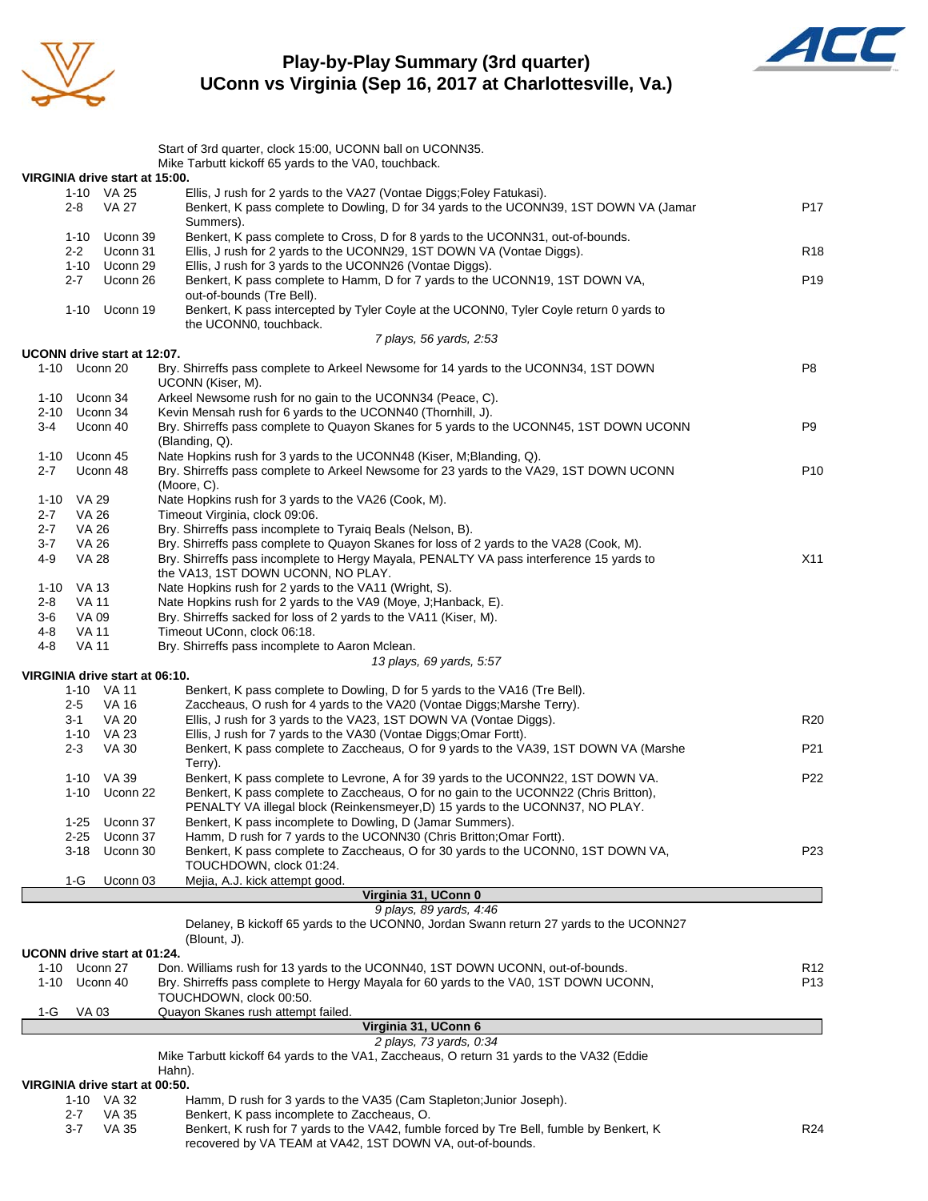# Play-by-Play Summary (3rd quarter)
## UConn vs Virginia (Sep 16, 2017 at Charlottesville, Va.)

Start of 3rd quarter, clock 15:00, UCONN ball on UCONN35.
Mike Tarbutt kickoff 65 yards to the VA0, touchback.

**VIRGINIA drive start at 15:00.**

| Down | Spot | Play | |
|---|---|---|---|
| 1-10 | VA 25 | Ellis, J rush for 2 yards to the VA27 (Vontae Diggs;Foley Fatukasi). | |
| 2-8 | VA 27 | Benkert, K pass complete to Dowling, D for 34 yards to the UCONN39, 1ST DOWN VA (Jamar Summers). | P17 |
| 1-10 | Uconn 39 | Benkert, K pass complete to Cross, D for 8 yards to the UCONN31, out-of-bounds. | |
| 2-2 | Uconn 31 | Ellis, J rush for 2 yards to the UCONN29, 1ST DOWN VA (Vontae Diggs). | R18 |
| 1-10 | Uconn 29 | Ellis, J rush for 3 yards to the UCONN26 (Vontae Diggs). | |
| 2-7 | Uconn 26 | Benkert, K pass complete to Hamm, D for 7 yards to the UCONN19, 1ST DOWN VA, out-of-bounds (Tre Bell). | P19 |
| 1-10 | Uconn 19 | Benkert, K pass intercepted by Tyler Coyle at the UCONN0, Tyler Coyle return 0 yards to the UCONN0, touchback. | |

*7 plays, 56 yards, 2:53*

**UCONN drive start at 12:07.**

| Down | Spot | Play | |
|---|---|---|---|
| 1-10 | Uconn 20 | Bry. Shirreffs pass complete to Arkeel Newsome for 14 yards to the UCONN34, 1ST DOWN UCONN (Kiser, M). | P8 |
| 1-10 | Uconn 34 | Arkeel Newsome rush for no gain to the UCONN34 (Peace, C). | |
| 2-10 | Uconn 34 | Kevin Mensah rush for 6 yards to the UCONN40 (Thornhill, J). | |
| 3-4 | Uconn 40 | Bry. Shirreffs pass complete to Quayon Skanes for 5 yards to the UCONN45, 1ST DOWN UCONN (Blanding, Q). | P9 |
| 1-10 | Uconn 45 | Nate Hopkins rush for 3 yards to the UCONN48 (Kiser, M;Blanding, Q). | |
| 2-7 | Uconn 48 | Bry. Shirreffs pass complete to Arkeel Newsome for 23 yards to the VA29, 1ST DOWN UCONN (Moore, C). | P10 |
| 1-10 | VA 29 | Nate Hopkins rush for 3 yards to the VA26 (Cook, M). | |
| 2-7 | VA 26 | Timeout Virginia, clock 09:06. | |
| 2-7 | VA 26 | Bry. Shirreffs pass incomplete to Tyraiq Beals (Nelson, B). | |
| 3-7 | VA 26 | Bry. Shirreffs pass complete to Quayon Skanes for loss of 2 yards to the VA28 (Cook, M). | |
| 4-9 | VA 28 | Bry. Shirreffs pass incomplete to Hergy Mayala, PENALTY VA pass interference 15 yards to the VA13, 1ST DOWN UCONN, NO PLAY. | X11 |
| 1-10 | VA 13 | Nate Hopkins rush for 2 yards to the VA11 (Wright, S). | |
| 2-8 | VA 11 | Nate Hopkins rush for 2 yards to the VA9 (Moye, J;Hanback, E). | |
| 3-6 | VA 09 | Bry. Shirreffs sacked for loss of 2 yards to the VA11 (Kiser, M). | |
| 4-8 | VA 11 | Timeout UConn, clock 06:18. | |
| 4-8 | VA 11 | Bry. Shirreffs pass incomplete to Aaron Mclean. | |

*13 plays, 69 yards, 5:57*

**VIRGINIA drive start at 06:10.**

| Down | Spot | Play | |
|---|---|---|---|
| 1-10 | VA 11 | Benkert, K pass complete to Dowling, D for 5 yards to the VA16 (Tre Bell). | |
| 2-5 | VA 16 | Zaccheaus, O rush for 4 yards to the VA20 (Vontae Diggs;Marshe Terry). | |
| 3-1 | VA 20 | Ellis, J rush for 3 yards to the VA23, 1ST DOWN VA (Vontae Diggs). | R20 |
| 1-10 | VA 23 | Ellis, J rush for 7 yards to the VA30 (Vontae Diggs;Omar Fortt). | |
| 2-3 | VA 30 | Benkert, K pass complete to Zaccheaus, O for 9 yards to the VA39, 1ST DOWN VA (Marshe Terry). | P21 |
| 1-10 | VA 39 | Benkert, K pass complete to Levrone, A for 39 yards to the UCONN22, 1ST DOWN VA. | P22 |
| 1-10 | Uconn 22 | Benkert, K pass complete to Zaccheaus, O for no gain to the UCONN22 (Chris Britton), PENALTY VA illegal block (Reinkensmeyer,D) 15 yards to the UCONN37, NO PLAY. | |
| 1-25 | Uconn 37 | Benkert, K pass incomplete to Dowling, D (Jamar Summers). | |
| 2-25 | Uconn 37 | Hamm, D rush for 7 yards to the UCONN30 (Chris Britton;Omar Fortt). | |
| 3-18 | Uconn 30 | Benkert, K pass complete to Zaccheaus, O for 30 yards to the UCONN0, 1ST DOWN VA, TOUCHDOWN, clock 01:24. | P23 |
| 1-G | Uconn 03 | Mejia, A.J. kick attempt good. | |

**Virginia 31, UConn 0**

*9 plays, 89 yards, 4:46*

Delaney, B kickoff 65 yards to the UCONN0, Jordan Swann return 27 yards to the UCONN27 (Blount, J).

**UCONN drive start at 01:24.**

| Down | Spot | Play | |
|---|---|---|---|
| 1-10 | Uconn 27 | Don. Williams rush for 13 yards to the UCONN40, 1ST DOWN UCONN, out-of-bounds. | R12 |
| 1-10 | Uconn 40 | Bry. Shirreffs pass complete to Hergy Mayala for 60 yards to the VA0, 1ST DOWN UCONN, TOUCHDOWN, clock 00:50. | P13 |
| 1-G | VA 03 | Quayon Skanes rush attempt failed. | |

**Virginia 31, UConn 6**

*2 plays, 73 yards, 0:34*

Mike Tarbutt kickoff 64 yards to the VA1, Zaccheaus, O return 31 yards to the VA32 (Eddie Hahn).

**VIRGINIA drive start at 00:50.**

| Down | Spot | Play | |
|---|---|---|---|
| 1-10 | VA 32 | Hamm, D rush for 3 yards to the VA35 (Cam Stapleton;Junior Joseph). | |
| 2-7 | VA 35 | Benkert, K pass incomplete to Zaccheaus, O. | |
| 3-7 | VA 35 | Benkert, K rush for 7 yards to the VA42, fumble forced by Tre Bell, fumble by Benkert, K recovered by VA TEAM at VA42, 1ST DOWN VA, out-of-bounds. | R24 |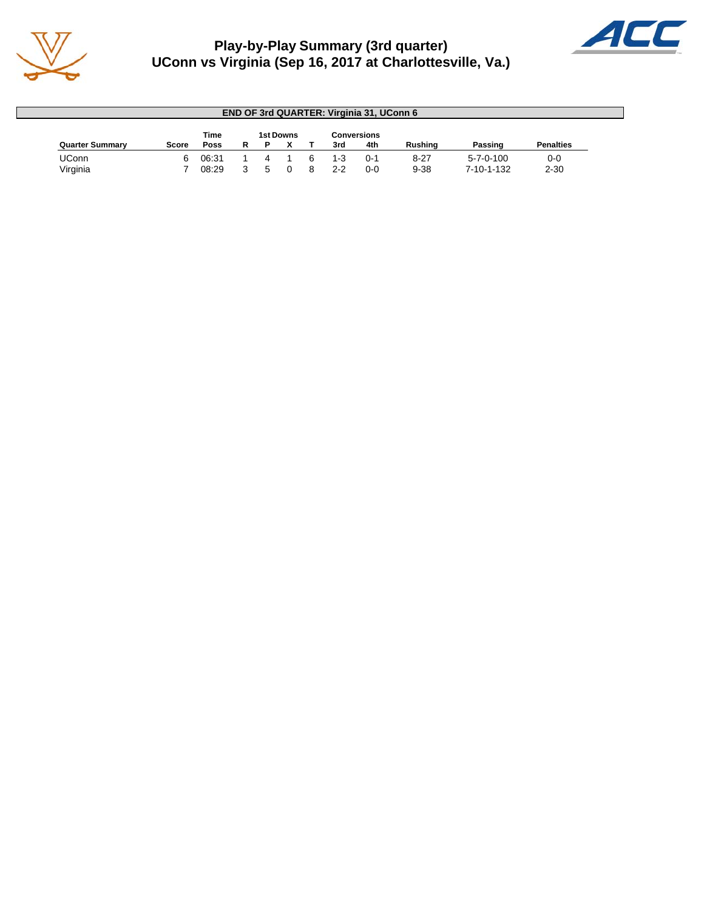# Play-by-Play Summary (3rd quarter)
## UConn vs Virginia (Sep 16, 2017 at Charlottesville, Va.)

**END OF 3rd QUARTER: Virginia 31, UConn 6**

| Quarter Summary | Score | Time Poss | 1st Downs R | P | X | T | Conversions 3rd | 4th | Rushing | Passing | Penalties |
|---|---|---|---|---|---|---|---|---|---|---|---|
| UConn | 6 | 06:31 | 1 | 4 | 1 | 6 | 1-3 | 0-1 | 8-27 | 5-7-0-100 | 0-0 |
| Virginia | 7 | 08:29 | 3 | 5 | 0 | 8 | 2-2 | 0-0 | 9-38 | 7-10-1-132 | 2-30 |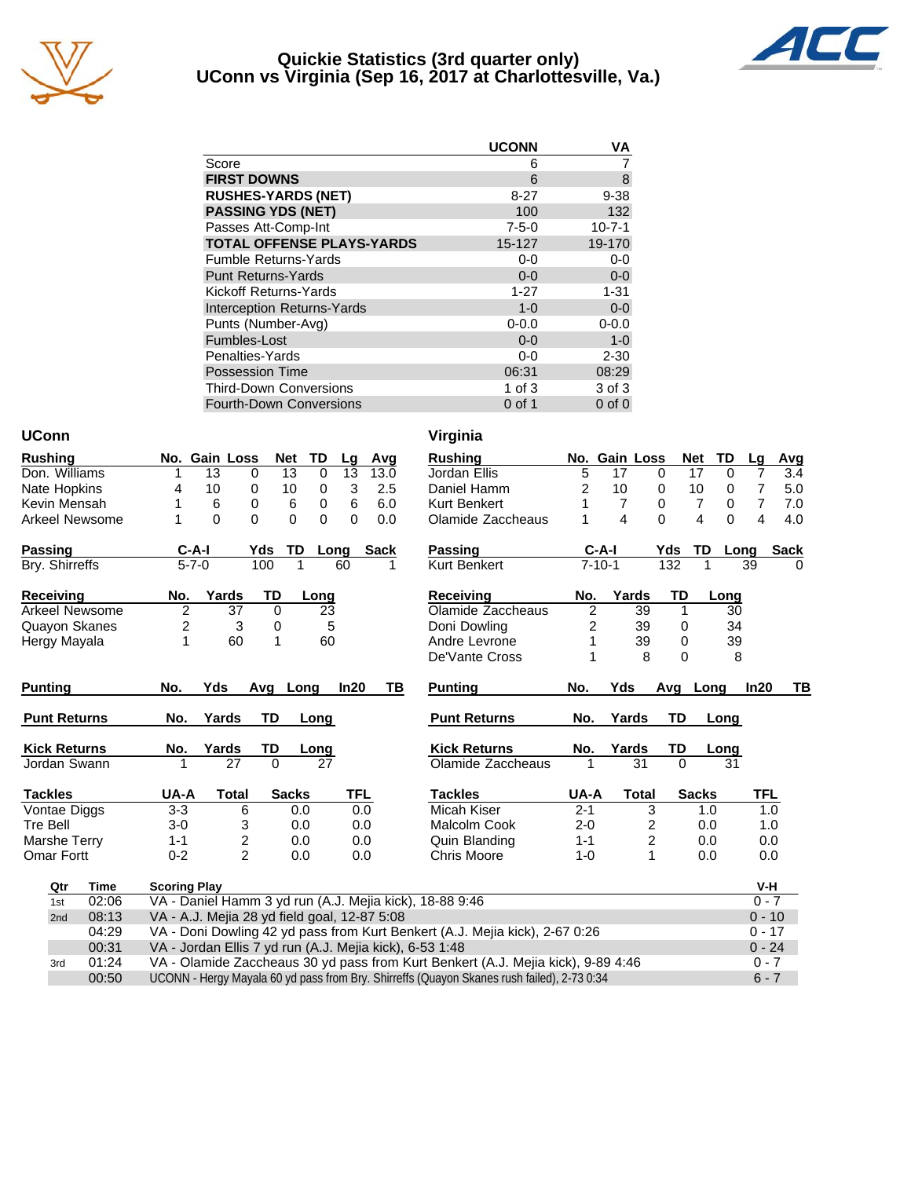# Quickie Statistics (3rd quarter only)
## UConn vs Virginia (Sep 16, 2017 at Charlottesville, Va.)

| | UCONN | VA |
|---|---|---|
| Score | 6 | 7 |
| **FIRST DOWNS** | 6 | 8 |
| **RUSHES-YARDS (NET)** | 8-27 | 9-38 |
| **PASSING YDS (NET)** | 100 | 132 |
| Passes Att-Comp-Int | 7-5-0 | 10-7-1 |
| **TOTAL OFFENSE PLAYS-YARDS** | 15-127 | 19-170 |
| Fumble Returns-Yards | 0-0 | 0-0 |
| Punt Returns-Yards | 0-0 | 0-0 |
| Kickoff Returns-Yards | 1-27 | 1-31 |
| Interception Returns-Yards | 1-0 | 0-0 |
| Punts (Number-Avg) | 0-0.0 | 0-0.0 |
| Fumbles-Lost | 0-0 | 1-0 |
| Penalties-Yards | 0-0 | 2-30 |
| Possession Time | 06:31 | 08:29 |
| Third-Down Conversions | 1 of 3 | 3 of 3 |
| Fourth-Down Conversions | 0 of 1 | 0 of 0 |

### UConn

| Rushing | No. | Gain | Loss | Net | TD | Lg | Avg |
|---|---|---|---|---|---|---|---|
| Don. Williams | 1 | 13 | 0 | 13 | 0 | 13 | 13.0 |
| Nate Hopkins | 4 | 10 | 0 | 10 | 0 | 3 | 2.5 |
| Kevin Mensah | 1 | 6 | 0 | 6 | 0 | 6 | 6.0 |
| Arkeel Newsome | 1 | 0 | 0 | 0 | 0 | 0 | 0.0 |

| Passing | C-A-I | Yds | TD | Long | Sack |
|---|---|---|---|---|---|
| Bry. Shirreffs | 5-7-0 | 100 | 1 | 60 | 1 |

| Receiving | No. | Yards | TD | Long |
|---|---|---|---|---|
| Arkeel Newsome | 2 | 37 | 0 | 23 |
| Quayon Skanes | 2 | 3 | 0 | 5 |
| Hergy Mayala | 1 | 60 | 1 | 60 |

| Punting | No. | Yds | Avg | Long | In20 | TB |
|---|---|---|---|---|---|---|

| Punt Returns | No. | Yards | TD | Long |
|---|---|---|---|---|

| Kick Returns | No. | Yards | TD | Long |
|---|---|---|---|---|
| Jordan Swann | 1 | 27 | 0 | 27 |

| Tackles | UA-A | Total | Sacks | TFL |
|---|---|---|---|---|
| Vontae Diggs | 3-3 | 6 | 0.0 | 0.0 |
| Tre Bell | 3-0 | 3 | 0.0 | 0.0 |
| Marshe Terry | 1-1 | 2 | 0.0 | 0.0 |
| Omar Fortt | 0-2 | 2 | 0.0 | 0.0 |

### Virginia

| Rushing | No. | Gain | Loss | Net | TD | Lg | Avg |
|---|---|---|---|---|---|---|---|
| Jordan Ellis | 5 | 17 | 0 | 17 | 0 | 7 | 3.4 |
| Daniel Hamm | 2 | 10 | 0 | 10 | 0 | 7 | 5.0 |
| Kurt Benkert | 1 | 7 | 0 | 7 | 0 | 7 | 7.0 |
| Olamide Zaccheaus | 1 | 4 | 0 | 4 | 0 | 4 | 4.0 |

| Passing | C-A-I | Yds | TD | Long | Sack |
|---|---|---|---|---|---|
| Kurt Benkert | 7-10-1 | 132 | 1 | 39 | 0 |

| Receiving | No. | Yards | TD | Long |
|---|---|---|---|---|
| Olamide Zaccheaus | 2 | 39 | 1 | 30 |
| Doni Dowling | 2 | 39 | 0 | 34 |
| Andre Levrone | 1 | 39 | 0 | 39 |
| De'Vante Cross | 1 | 8 | 0 | 8 |

| Punting | No. | Yds | Avg | Long | In20 | TB |
|---|---|---|---|---|---|---|

| Punt Returns | No. | Yards | TD | Long |
|---|---|---|---|---|

| Kick Returns | No. | Yards | TD | Long |
|---|---|---|---|---|
| Olamide Zaccheaus | 1 | 31 | 0 | 31 |

| Tackles | UA-A | Total | Sacks | TFL |
|---|---|---|---|---|
| Micah Kiser | 2-1 | 3 | 1.0 | 1.0 |
| Malcolm Cook | 2-0 | 2 | 0.0 | 1.0 |
| Quin Blanding | 1-1 | 2 | 0.0 | 0.0 |
| Chris Moore | 1-0 | 1 | 0.0 | 0.0 |

| Qtr | Time | Scoring Play | V-H |
|---|---|---|---|
| 1st | 02:06 | VA - Daniel Hamm 3 yd run (A.J. Mejia kick), 18-88 9:46 | 0 - 7 |
| 2nd | 08:13 | VA - A.J. Mejia 28 yd field goal, 12-87 5:08 | 0 - 10 |
| | 04:29 | VA - Doni Dowling 42 yd pass from Kurt Benkert (A.J. Mejia kick), 2-67 0:26 | 0 - 17 |
| | 00:31 | VA - Jordan Ellis 7 yd run (A.J. Mejia kick), 6-53 1:48 | 0 - 24 |
| 3rd | 01:24 | VA - Olamide Zaccheaus 30 yd pass from Kurt Benkert (A.J. Mejia kick), 9-89 4:46 | 0 - 7 |
| | 00:50 | UCONN - Hergy Mayala 60 yd pass from Bry. Shirreffs (Quayon Skanes rush failed), 2-73 0:34 | 6 - 7 |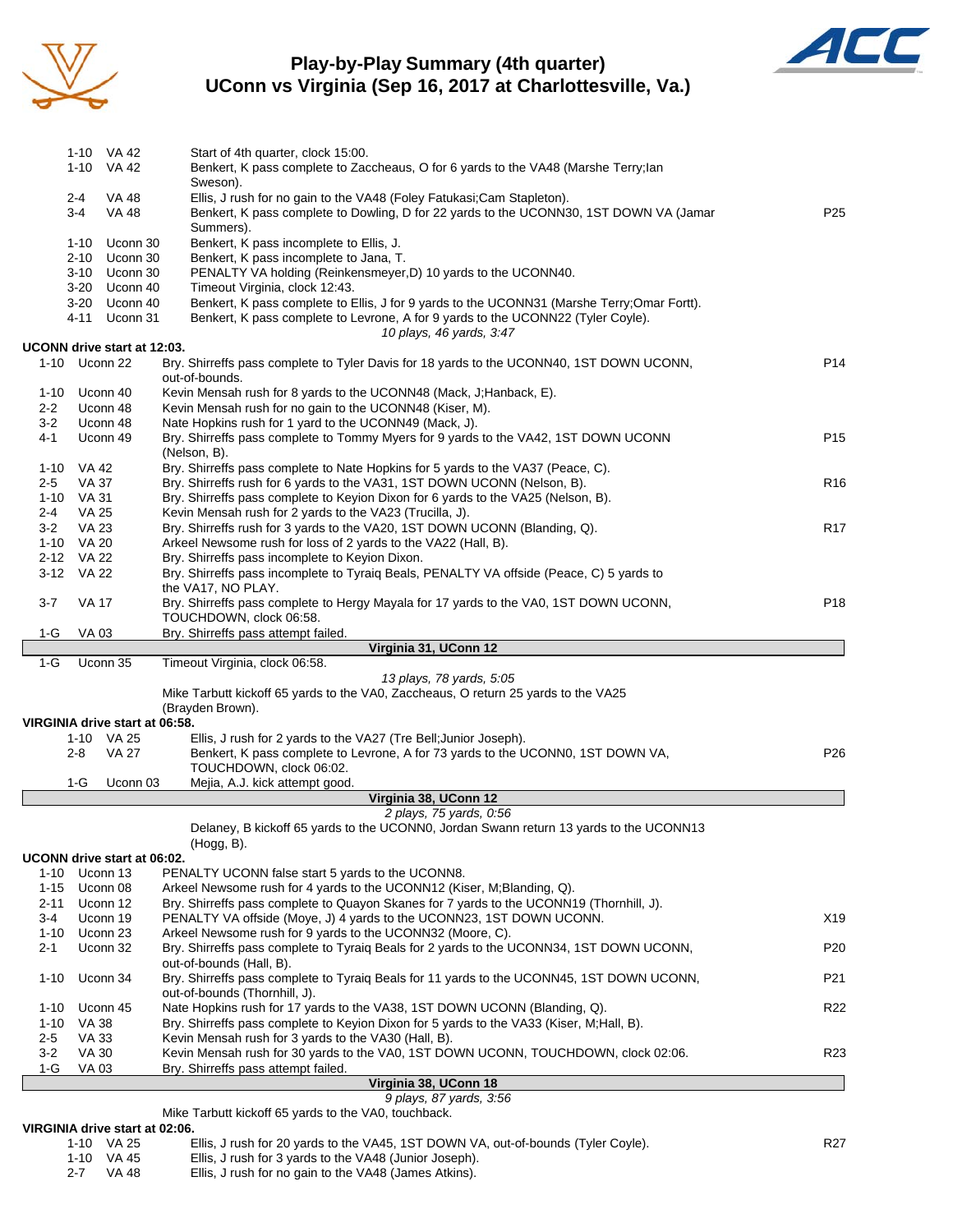# Play-by-Play Summary (4th quarter)
## UConn vs Virginia (Sep 16, 2017 at Charlottesville, Va.)

| Down | Spot | Play | |
|---|---|---|---|
| 1-10 | VA 42 | Start of 4th quarter, clock 15:00. | |
| 1-10 | VA 42 | Benkert, K pass complete to Zaccheaus, O for 6 yards to the VA48 (Marshe Terry;Ian Sweson). | |
| 2-4 | VA 48 | Ellis, J rush for no gain to the VA48 (Foley Fatukasi;Cam Stapleton). | |
| 3-4 | VA 48 | Benkert, K pass complete to Dowling, D for 22 yards to the UCONN30, 1ST DOWN VA (Jamar Summers). | P25 |
| 1-10 | Uconn 30 | Benkert, K pass incomplete to Ellis, J. | |
| 2-10 | Uconn 30 | Benkert, K pass incomplete to Jana, T. | |
| 3-10 | Uconn 30 | PENALTY VA holding (Reinkensmeyer,D) 10 yards to the UCONN40. | |
| 3-20 | Uconn 40 | Timeout Virginia, clock 12:43. | |
| 3-20 | Uconn 40 | Benkert, K pass complete to Ellis, J for 9 yards to the UCONN31 (Marshe Terry;Omar Fortt). | |
| 4-11 | Uconn 31 | Benkert, K pass complete to Levrone, A for 9 yards to the UCONN22 (Tyler Coyle). | |
| | | *10 plays, 46 yards, 3:47* | |

**UCONN drive start at 12:03.**

| Down | Spot | Play | |
|---|---|---|---|
| 1-10 | Uconn 22 | Bry. Shirreffs pass complete to Tyler Davis for 18 yards to the UCONN40, 1ST DOWN UCONN, out-of-bounds. | P14 |
| 1-10 | Uconn 40 | Kevin Mensah rush for 8 yards to the UCONN48 (Mack, J;Hanback, E). | |
| 2-2 | Uconn 48 | Kevin Mensah rush for no gain to the UCONN48 (Kiser, M). | |
| 3-2 | Uconn 48 | Nate Hopkins rush for 1 yard to the UCONN49 (Mack, J). | |
| 4-1 | Uconn 49 | Bry. Shirreffs pass complete to Tommy Myers for 9 yards to the VA42, 1ST DOWN UCONN (Nelson, B). | P15 |
| 1-10 | VA 42 | Bry. Shirreffs pass complete to Nate Hopkins for 5 yards to the VA37 (Peace, C). | |
| 2-5 | VA 37 | Bry. Shirreffs rush for 6 yards to the VA31, 1ST DOWN UCONN (Nelson, B). | R16 |
| 1-10 | VA 31 | Bry. Shirreffs pass complete to Keyion Dixon for 6 yards to the VA25 (Nelson, B). | |
| 2-4 | VA 25 | Kevin Mensah rush for 2 yards to the VA23 (Trucilla, J). | |
| 3-2 | VA 23 | Bry. Shirreffs rush for 3 yards to the VA20, 1ST DOWN UCONN (Blanding, Q). | R17 |
| 1-10 | VA 20 | Arkeel Newsome rush for loss of 2 yards to the VA22 (Hall, B). | |
| 2-12 | VA 22 | Bry. Shirreffs pass incomplete to Keyion Dixon. | |
| 3-12 | VA 22 | Bry. Shirreffs pass incomplete to Tyraiq Beals, PENALTY VA offside (Peace, C) 5 yards to the VA17, NO PLAY. | |
| 3-7 | VA 17 | Bry. Shirreffs pass complete to Hergy Mayala for 17 yards to the VA0, 1ST DOWN UCONN, TOUCHDOWN, clock 06:58. | P18 |
| 1-G | VA 03 | Bry. Shirreffs pass attempt failed. | |
| | | **Virginia 31, UConn 12** | |
| 1-G | Uconn 35 | Timeout Virginia, clock 06:58. | |
| | | *13 plays, 78 yards, 5:05* | |
| | | Mike Tarbutt kickoff 65 yards to the VA0, Zaccheaus, O return 25 yards to the VA25 (Brayden Brown). | |

**VIRGINIA drive start at 06:58.**

| Down | Spot | Play | |
|---|---|---|---|
| 1-10 | VA 25 | Ellis, J rush for 2 yards to the VA27 (Tre Bell;Junior Joseph). | |
| 2-8 | VA 27 | Benkert, K pass complete to Levrone, A for 73 yards to the UCONN0, 1ST DOWN VA, TOUCHDOWN, clock 06:02. | P26 |
| 1-G | Uconn 03 | Mejia, A.J. kick attempt good. | |
| | | **Virginia 38, UConn 12** | |
| | | *2 plays, 75 yards, 0:56* | |
| | | Delaney, B kickoff 65 yards to the UCONN0, Jordan Swann return 13 yards to the UCONN13 (Hogg, B). | |

**UCONN drive start at 06:02.**

| Down | Spot | Play | |
|---|---|---|---|
| 1-10 | Uconn 13 | PENALTY UCONN false start 5 yards to the UCONN8. | |
| 1-15 | Uconn 08 | Arkeel Newsome rush for 4 yards to the UCONN12 (Kiser, M;Blanding, Q). | |
| 2-11 | Uconn 12 | Bry. Shirreffs pass complete to Quayon Skanes for 7 yards to the UCONN19 (Thornhill, J). | |
| 3-4 | Uconn 19 | PENALTY VA offside (Moye, J) 4 yards to the UCONN23, 1ST DOWN UCONN. | X19 |
| 1-10 | Uconn 23 | Arkeel Newsome rush for 9 yards to the UCONN32 (Moore, C). | |
| 2-1 | Uconn 32 | Bry. Shirreffs pass complete to Tyraiq Beals for 2 yards to the UCONN34, 1ST DOWN UCONN, out-of-bounds (Hall, B). | P20 |
| 1-10 | Uconn 34 | Bry. Shirreffs pass complete to Tyraiq Beals for 11 yards to the UCONN45, 1ST DOWN UCONN, out-of-bounds (Thornhill, J). | P21 |
| 1-10 | Uconn 45 | Nate Hopkins rush for 17 yards to the VA38, 1ST DOWN UCONN (Blanding, Q). | R22 |
| 1-10 | VA 38 | Bry. Shirreffs pass complete to Keyion Dixon for 5 yards to the VA33 (Kiser, M;Hall, B). | |
| 2-5 | VA 33 | Kevin Mensah rush for 3 yards to the VA30 (Hall, B). | |
| 3-2 | VA 30 | Kevin Mensah rush for 30 yards to the VA0, 1ST DOWN UCONN, TOUCHDOWN, clock 02:06. | R23 |
| 1-G | VA 03 | Bry. Shirreffs pass attempt failed. | |
| | | **Virginia 38, UConn 18** | |
| | | *9 plays, 87 yards, 3:56* | |
| | | Mike Tarbutt kickoff 65 yards to the VA0, touchback. | |

**VIRGINIA drive start at 02:06.**

| Down | Spot | Play | |
|---|---|---|---|
| 1-10 | VA 25 | Ellis, J rush for 20 yards to the VA45, 1ST DOWN VA, out-of-bounds (Tyler Coyle). | R27 |
| 1-10 | VA 45 | Ellis, J rush for 3 yards to the VA48 (Junior Joseph). | |
| 2-7 | VA 48 | Ellis, J rush for no gain to the VA48 (James Atkins). | |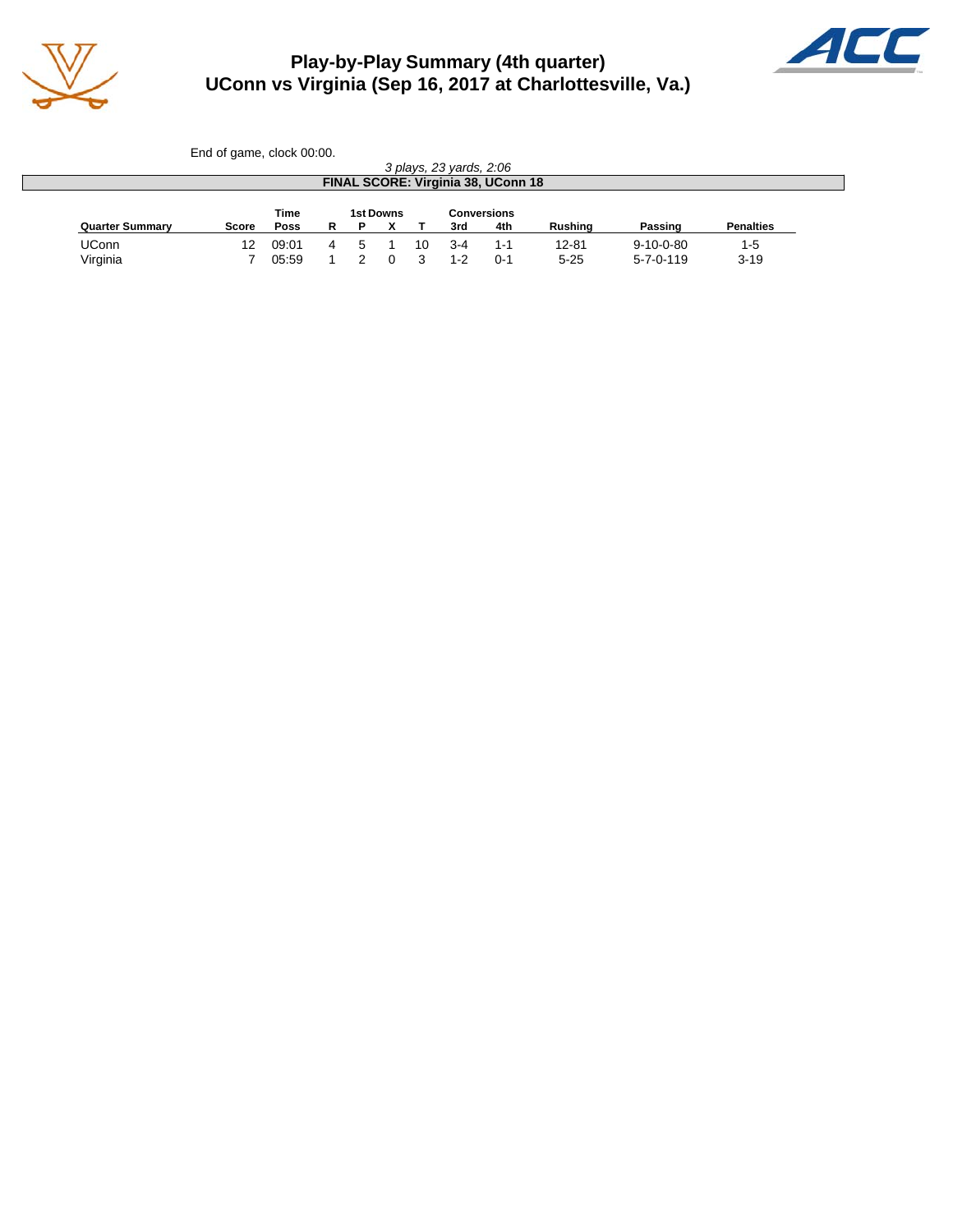# Play-by-Play Summary (4th quarter)
## UConn vs Virginia (Sep 16, 2017 at Charlottesville, Va.)

End of game, clock 00:00.

*3 plays, 23 yards, 2:06*

**FINAL SCORE: Virginia 38, UConn 18**

| Quarter Summary | Score | Time Poss | 1st Downs R | P | X | T | Conversions 3rd | 4th | Rushing | Passing | Penalties |
|---|---|---|---|---|---|---|---|---|---|---|---|
| UConn | 12 | 09:01 | 4 | 5 | 1 | 10 | 3-4 | 1-1 | 12-81 | 9-10-0-80 | 1-5 |
| Virginia | 7 | 05:59 | 1 | 2 | 0 | 3 | 1-2 | 0-1 | 5-25 | 5-7-0-119 | 3-19 |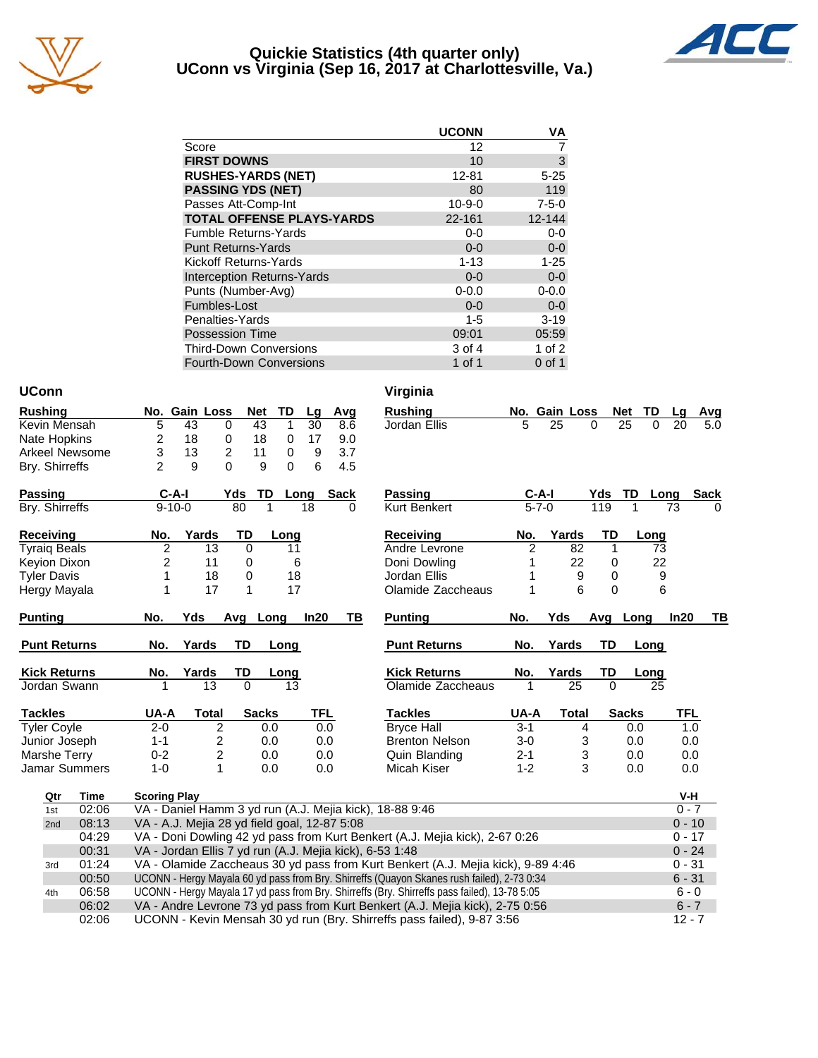# Quickie Statistics (4th quarter only)
## UConn vs Virginia (Sep 16, 2017 at Charlottesville, Va.)

| | UCONN | VA |
|---|---|---|
| Score | 12 | 7 |
| **FIRST DOWNS** | 10 | 3 |
| **RUSHES-YARDS (NET)** | 12-81 | 5-25 |
| **PASSING YDS (NET)** | 80 | 119 |
| Passes Att-Comp-Int | 10-9-0 | 7-5-0 |
| **TOTAL OFFENSE PLAYS-YARDS** | 22-161 | 12-144 |
| Fumble Returns-Yards | 0-0 | 0-0 |
| Punt Returns-Yards | 0-0 | 0-0 |
| Kickoff Returns-Yards | 1-13 | 1-25 |
| Interception Returns-Yards | 0-0 | 0-0 |
| Punts (Number-Avg) | 0-0.0 | 0-0.0 |
| Fumbles-Lost | 0-0 | 0-0 |
| Penalties-Yards | 1-5 | 3-19 |
| Possession Time | 09:01 | 05:59 |
| Third-Down Conversions | 3 of 4 | 1 of 2 |
| Fourth-Down Conversions | 1 of 1 | 0 of 1 |

## UConn

| Rushing | No. | Gain | Loss | Net | TD | Lg | Avg |
|---|---|---|---|---|---|---|---|
| Kevin Mensah | 5 | 43 | 0 | 43 | 1 | 30 | 8.6 |
| Nate Hopkins | 2 | 18 | 0 | 18 | 0 | 17 | 9.0 |
| Arkeel Newsome | 3 | 13 | 2 | 11 | 0 | 9 | 3.7 |
| Bry. Shirreffs | 2 | 9 | 0 | 9 | 0 | 6 | 4.5 |

| Passing | C-A-I | Yds | TD | Long | Sack |
|---|---|---|---|---|---|
| Bry. Shirreffs | 9-10-0 | 80 | 1 | 18 | 0 |

| Receiving | No. | Yards | TD | Long |
|---|---|---|---|---|
| Tyraiq Beals | 2 | 13 | 0 | 11 |
| Keyion Dixon | 2 | 11 | 0 | 6 |
| Tyler Davis | 1 | 18 | 0 | 18 |
| Hergy Mayala | 1 | 17 | 1 | 17 |

| Punting | No. | Yds | Avg | Long | In20 | TB |
|---|---|---|---|---|---|---|

| Punt Returns | No. | Yards | TD | Long |
|---|---|---|---|---|

| Kick Returns | No. | Yards | TD | Long |
|---|---|---|---|---|
| Jordan Swann | 1 | 13 | 0 | 13 |

| Tackles | UA-A | Total | Sacks | TFL |
|---|---|---|---|---|
| Tyler Coyle | 2-0 | 2 | 0.0 | 0.0 |
| Junior Joseph | 1-1 | 2 | 0.0 | 0.0 |
| Marshe Terry | 0-2 | 2 | 0.0 | 0.0 |
| Jamar Summers | 1-0 | 1 | 0.0 | 0.0 |

## Virginia

| Rushing | No. | Gain | Loss | Net | TD | Lg | Avg |
|---|---|---|---|---|---|---|---|
| Jordan Ellis | 5 | 25 | 0 | 25 | 0 | 20 | 5.0 |

| Passing | C-A-I | Yds | TD | Long | Sack |
|---|---|---|---|---|---|
| Kurt Benkert | 5-7-0 | 119 | 1 | 73 | 0 |

| Receiving | No. | Yards | TD | Long |
|---|---|---|---|---|
| Andre Levrone | 2 | 82 | 1 | 73 |
| Doni Dowling | 1 | 22 | 0 | 22 |
| Jordan Ellis | 1 | 9 | 0 | 9 |
| Olamide Zaccheaus | 1 | 6 | 0 | 6 |

| Punting | No. | Yds | Avg | Long | In20 | TB |
|---|---|---|---|---|---|---|

| Punt Returns | No. | Yards | TD | Long |
|---|---|---|---|---|

| Kick Returns | No. | Yards | TD | Long |
|---|---|---|---|---|
| Olamide Zaccheaus | 1 | 25 | 0 | 25 |

| Tackles | UA-A | Total | Sacks | TFL |
|---|---|---|---|---|
| Bryce Hall | 3-1 | 4 | 0.0 | 1.0 |
| Brenton Nelson | 3-0 | 3 | 0.0 | 0.0 |
| Quin Blanding | 2-1 | 3 | 0.0 | 0.0 |
| Micah Kiser | 1-2 | 3 | 0.0 | 0.0 |

| Qtr | Time | Scoring Play | V-H |
|---|---|---|---|
| 1st | 02:06 | VA - Daniel Hamm 3 yd run (A.J. Mejia kick), 18-88 9:46 | 0 - 7 |
| 2nd | 08:13 | VA - A.J. Mejia 28 yd field goal, 12-87 5:08 | 0 - 10 |
| | 04:29 | VA - Doni Dowling 42 yd pass from Kurt Benkert (A.J. Mejia kick), 2-67 0:26 | 0 - 17 |
| | 00:31 | VA - Jordan Ellis 7 yd run (A.J. Mejia kick), 6-53 1:48 | 0 - 24 |
| 3rd | 01:24 | VA - Olamide Zaccheaus 30 yd pass from Kurt Benkert (A.J. Mejia kick), 9-89 4:46 | 0 - 31 |
| | 00:50 | UCONN - Hergy Mayala 60 yd pass from Bry. Shirreffs (Quayon Skanes rush failed), 2-73 0:34 | 6 - 31 |
| 4th | 06:58 | UCONN - Hergy Mayala 17 yd pass from Bry. Shirreffs (Bry. Shirreffs pass failed), 13-78 5:05 | 6 - 0 |
| | 06:02 | VA - Andre Levrone 73 yd pass from Kurt Benkert (A.J. Mejia kick), 2-75 0:56 | 6 - 7 |
| | 02:06 | UCONN - Kevin Mensah 30 yd run (Bry. Shirreffs pass failed), 9-87 3:56 | 12 - 7 |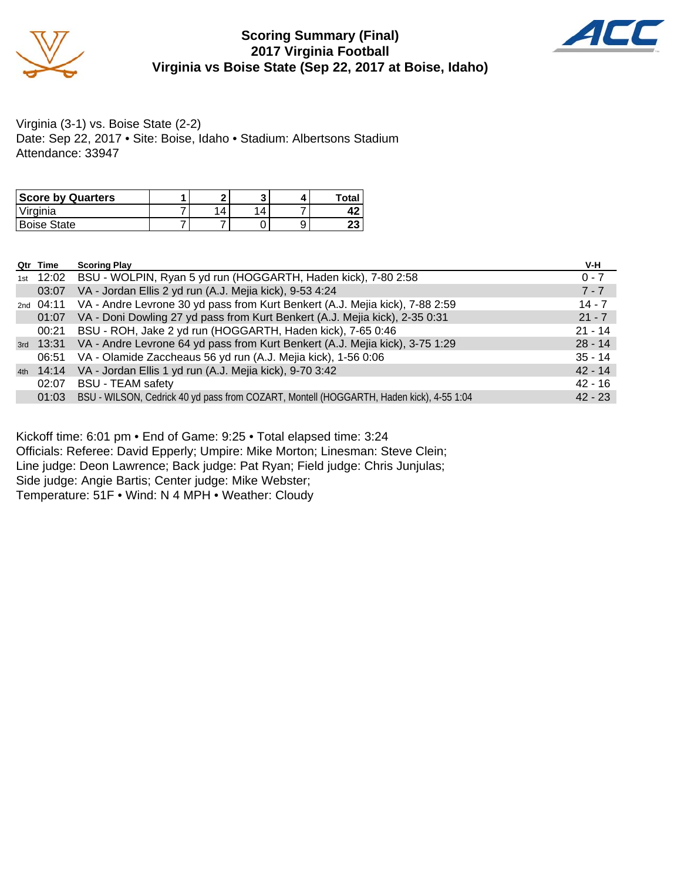# Scoring Summary (Final)
## 2017 Virginia Football
## Virginia vs Boise State (Sep 22, 2017 at Boise, Idaho)

Virginia (3-1) vs. Boise State (2-2)
Date: Sep 22, 2017 • Site: Boise, Idaho • Stadium: Albertsons Stadium
Attendance: 33947

| Score by Quarters | 1 | 2 | 3 | 4 | Total |
|---|---|---|---|---|---|
| Virginia | 7 | 14 | 14 | 7 | 42 |
| Boise State | 7 | 7 | 0 | 9 | 23 |

| Qtr | Time | Scoring Play | V-H |
|---|---|---|---|
| 1st | 12:02 | BSU - WOLPIN, Ryan 5 yd run (HOGGARTH, Haden kick), 7-80 2:58 | 0 - 7 |
| | 03:07 | VA - Jordan Ellis 2 yd run (A.J. Mejia kick), 9-53 4:24 | 7 - 7 |
| 2nd | 04:11 | VA - Andre Levrone 30 yd pass from Kurt Benkert (A.J. Mejia kick), 7-88 2:59 | 14 - 7 |
| | 01:07 | VA - Doni Dowling 27 yd pass from Kurt Benkert (A.J. Mejia kick), 2-35 0:31 | 21 - 7 |
| | 00:21 | BSU - ROH, Jake 2 yd run (HOGGARTH, Haden kick), 7-65 0:46 | 21 - 14 |
| 3rd | 13:31 | VA - Andre Levrone 64 yd pass from Kurt Benkert (A.J. Mejia kick), 3-75 1:29 | 28 - 14 |
| | 06:51 | VA - Olamide Zaccheaus 56 yd run (A.J. Mejia kick), 1-56 0:06 | 35 - 14 |
| 4th | 14:14 | VA - Jordan Ellis 1 yd run (A.J. Mejia kick), 9-70 3:42 | 42 - 14 |
| | 02:07 | BSU - TEAM safety | 42 - 16 |
| | 01:03 | BSU - WILSON, Cedrick 40 yd pass from COZART, Montell (HOGGARTH, Haden kick), 4-55 1:04 | 42 - 23 |

Kickoff time: 6:01 pm • End of Game: 9:25 • Total elapsed time: 3:24
Officials: Referee: David Epperly; Umpire: Mike Morton; Linesman: Steve Clein;
Line judge: Deon Lawrence; Back judge: Pat Ryan; Field judge: Chris Junjulas;
Side judge: Angie Bartis; Center judge: Mike Webster;
Temperature: 51F • Wind: N 4 MPH • Weather: Cloudy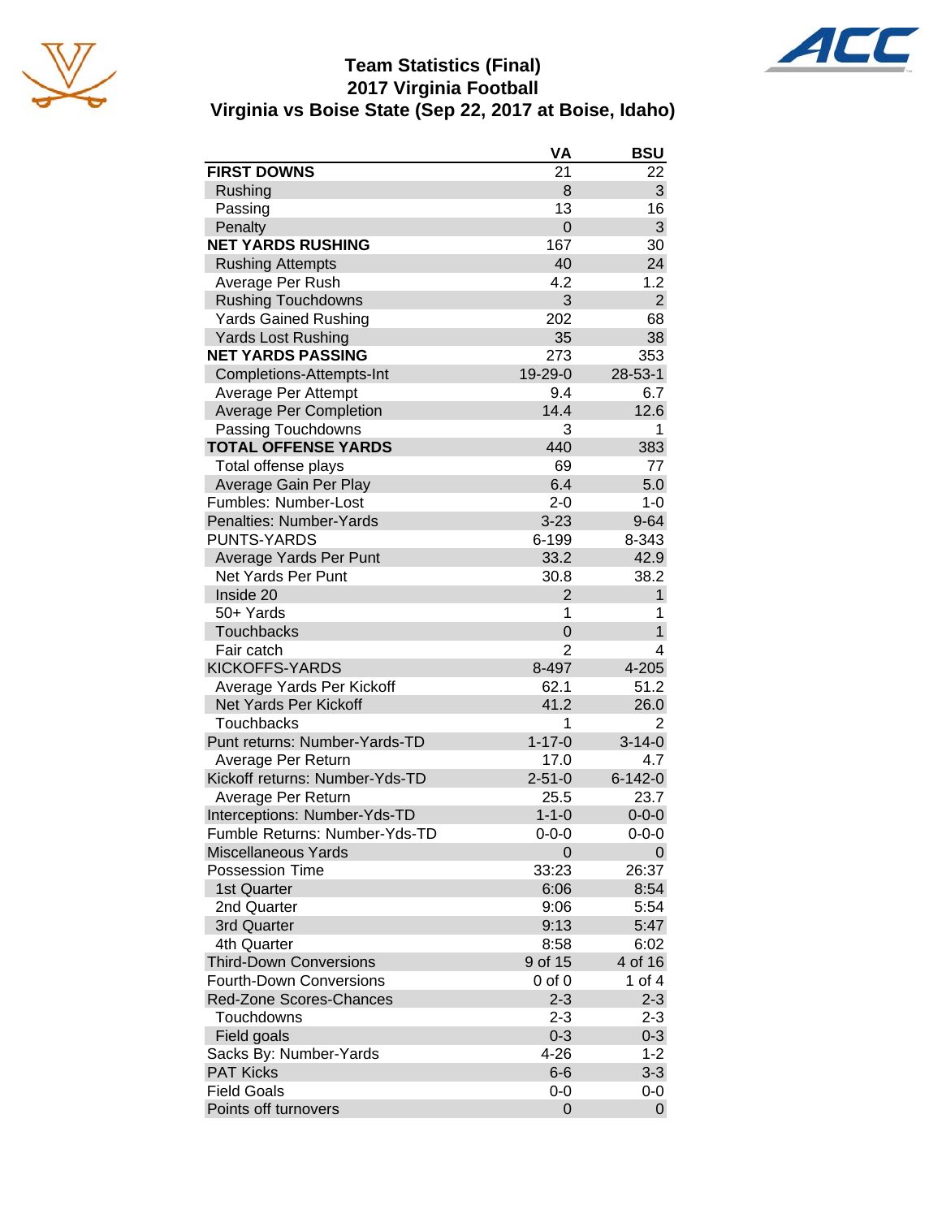# Team Statistics (Final)
## 2017 Virginia Football
## Virginia vs Boise State (Sep 22, 2017 at Boise, Idaho)

| | VA | BSU |
|---|---|---|
| **FIRST DOWNS** | 21 | 22 |
| Rushing | 8 | 3 |
| Passing | 13 | 16 |
| Penalty | 0 | 3 |
| **NET YARDS RUSHING** | 167 | 30 |
| Rushing Attempts | 40 | 24 |
| Average Per Rush | 4.2 | 1.2 |
| Rushing Touchdowns | 3 | 2 |
| Yards Gained Rushing | 202 | 68 |
| Yards Lost Rushing | 35 | 38 |
| **NET YARDS PASSING** | 273 | 353 |
| Completions-Attempts-Int | 19-29-0 | 28-53-1 |
| Average Per Attempt | 9.4 | 6.7 |
| Average Per Completion | 14.4 | 12.6 |
| Passing Touchdowns | 3 | 1 |
| **TOTAL OFFENSE YARDS** | 440 | 383 |
| Total offense plays | 69 | 77 |
| Average Gain Per Play | 6.4 | 5.0 |
| Fumbles: Number-Lost | 2-0 | 1-0 |
| Penalties: Number-Yards | 3-23 | 9-64 |
| PUNTS-YARDS | 6-199 | 8-343 |
| Average Yards Per Punt | 33.2 | 42.9 |
| Net Yards Per Punt | 30.8 | 38.2 |
| Inside 20 | 2 | 1 |
| 50+ Yards | 1 | 1 |
| Touchbacks | 0 | 1 |
| Fair catch | 2 | 4 |
| KICKOFFS-YARDS | 8-497 | 4-205 |
| Average Yards Per Kickoff | 62.1 | 51.2 |
| Net Yards Per Kickoff | 41.2 | 26.0 |
| Touchbacks | 1 | 2 |
| Punt returns: Number-Yards-TD | 1-17-0 | 3-14-0 |
| Average Per Return | 17.0 | 4.7 |
| Kickoff returns: Number-Yds-TD | 2-51-0 | 6-142-0 |
| Average Per Return | 25.5 | 23.7 |
| Interceptions: Number-Yds-TD | 1-1-0 | 0-0-0 |
| Fumble Returns: Number-Yds-TD | 0-0-0 | 0-0-0 |
| Miscellaneous Yards | 0 | 0 |
| Possession Time | 33:23 | 26:37 |
| 1st Quarter | 6:06 | 8:54 |
| 2nd Quarter | 9:06 | 5:54 |
| 3rd Quarter | 9:13 | 5:47 |
| 4th Quarter | 8:58 | 6:02 |
| Third-Down Conversions | 9 of 15 | 4 of 16 |
| Fourth-Down Conversions | 0 of 0 | 1 of 4 |
| Red-Zone Scores-Chances | 2-3 | 2-3 |
| Touchdowns | 2-3 | 2-3 |
| Field goals | 0-3 | 0-3 |
| Sacks By: Number-Yards | 4-26 | 1-2 |
| PAT Kicks | 6-6 | 3-3 |
| Field Goals | 0-0 | 0-0 |
| Points off turnovers | 0 | 0 |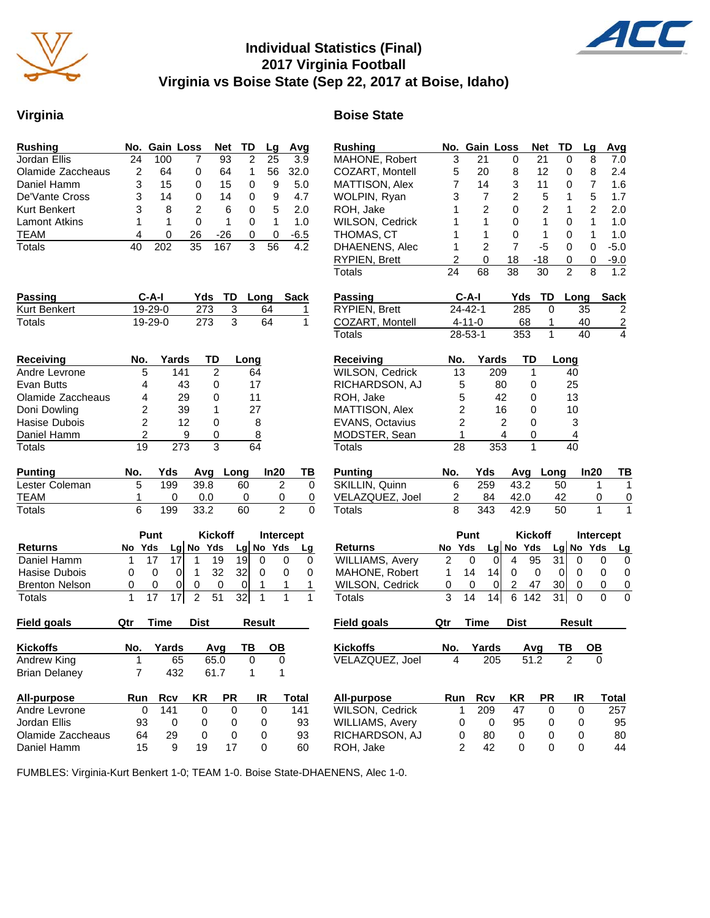# Individual Statistics (Final)
## 2017 Virginia Football
## Virginia vs Boise State (Sep 22, 2017 at Boise, Idaho)

## Virginia

| Rushing | No. | Gain | Loss | Net | TD | Lg | Avg |
|---|---|---|---|---|---|---|---|
| Jordan Ellis | 24 | 100 | 7 | 93 | 2 | 25 | 3.9 |
| Olamide Zaccheaus | 2 | 64 | 0 | 64 | 1 | 56 | 32.0 |
| Daniel Hamm | 3 | 15 | 0 | 15 | 0 | 9 | 5.0 |
| De'Vante Cross | 3 | 14 | 0 | 14 | 0 | 9 | 4.7 |
| Kurt Benkert | 3 | 8 | 2 | 6 | 0 | 5 | 2.0 |
| Lamont Atkins | 1 | 1 | 0 | 1 | 0 | 1 | 1.0 |
| TEAM | 4 | 0 | 26 | -26 | 0 | 0 | -6.5 |
| Totals | 40 | 202 | 35 | 167 | 3 | 56 | 4.2 |

| Passing | C-A-I | Yds | TD | Long | Sack |
|---|---|---|---|---|---|
| Kurt Benkert | 19-29-0 | 273 | 3 | 64 | 1 |
| Totals | 19-29-0 | 273 | 3 | 64 | 1 |

| Receiving | No. | Yards | TD | Long |
|---|---|---|---|---|
| Andre Levrone | 5 | 141 | 2 | 64 |
| Evan Butts | 4 | 43 | 0 | 17 |
| Olamide Zaccheaus | 4 | 29 | 0 | 11 |
| Doni Dowling | 2 | 39 | 1 | 27 |
| Hasise Dubois | 2 | 12 | 0 | 8 |
| Daniel Hamm | 2 | 9 | 0 | 8 |
| Totals | 19 | 273 | 3 | 64 |

| Punting | No. | Yds | Avg | Long | In20 | TB |
|---|---|---|---|---|---|---|
| Lester Coleman | 5 | 199 | 39.8 | 60 | 2 | 0 |
| TEAM | 1 | 0 | 0.0 | 0 | 0 | 0 |
| Totals | 6 | 199 | 33.2 | 60 | 2 | 0 |

| | Punt | | | Kickoff | | | Intercept | | |
|---|---|---|---|---|---|---|---|---|---|
| Returns | No | Yds | Lg | No | Yds | Lg | No | Yds | Lg |
| Daniel Hamm | 1 | 17 | 17 | 1 | 19 | 19 | 0 | 0 | 0 |
| Hasise Dubois | 0 | 0 | 0 | 1 | 32 | 32 | 0 | 0 | 0 |
| Brenton Nelson | 0 | 0 | 0 | 0 | 0 | 0 | 1 | 1 | 1 |
| Totals | 1 | 17 | 17 | 2 | 51 | 32 | 1 | 1 | 1 |

| Field goals | Qtr | Time | Dist | Result |
|---|---|---|---|---|

| Kickoffs | No. | Yards | Avg | TB | OB |
|---|---|---|---|---|---|
| Andrew King | 1 | 65 | 65.0 | 0 | 0 |
| Brian Delaney | 7 | 432 | 61.7 | 1 | 1 |

| All-purpose | Run | Rcv | KR | PR | IR | Total |
|---|---|---|---|---|---|---|
| Andre Levrone | 0 | 141 | 0 | 0 | 0 | 141 |
| Jordan Ellis | 93 | 0 | 0 | 0 | 0 | 93 |
| Olamide Zaccheaus | 64 | 29 | 0 | 0 | 0 | 93 |
| Daniel Hamm | 15 | 9 | 19 | 17 | 0 | 60 |

## Boise State

| Rushing | No. | Gain | Loss | Net | TD | Lg | Avg |
|---|---|---|---|---|---|---|---|
| MAHONE, Robert | 3 | 21 | 0 | 21 | 0 | 8 | 7.0 |
| COZART, Montell | 5 | 20 | 8 | 12 | 0 | 8 | 2.4 |
| MATTISON, Alex | 7 | 14 | 3 | 11 | 0 | 7 | 1.6 |
| WOLPIN, Ryan | 3 | 7 | 2 | 5 | 1 | 5 | 1.7 |
| ROH, Jake | 1 | 2 | 0 | 2 | 1 | 2 | 2.0 |
| WILSON, Cedrick | 1 | 1 | 0 | 1 | 0 | 1 | 1.0 |
| THOMAS, CT | 1 | 1 | 0 | 1 | 0 | 1 | 1.0 |
| DHAENENS, Alec | 1 | 2 | 7 | -5 | 0 | 0 | -5.0 |
| RYPIEN, Brett | 2 | 0 | 18 | -18 | 0 | 0 | -9.0 |
| Totals | 24 | 68 | 38 | 30 | 2 | 8 | 1.2 |

| Passing | C-A-I | Yds | TD | Long | Sack |
|---|---|---|---|---|---|
| RYPIEN, Brett | 24-42-1 | 285 | 0 | 35 | 2 |
| COZART, Montell | 4-11-0 | 68 | 1 | 40 | 2 |
| Totals | 28-53-1 | 353 | 1 | 40 | 4 |

| Receiving | No. | Yards | TD | Long |
|---|---|---|---|---|
| WILSON, Cedrick | 13 | 209 | 1 | 40 |
| RICHARDSON, AJ | 5 | 80 | 0 | 25 |
| ROH, Jake | 5 | 42 | 0 | 13 |
| MATTISON, Alex | 2 | 16 | 0 | 10 |
| EVANS, Octavius | 2 | 2 | 0 | 3 |
| MODSTER, Sean | 1 | 4 | 0 | 4 |
| Totals | 28 | 353 | 1 | 40 |

| Punting | No. | Yds | Avg | Long | In20 | TB |
|---|---|---|---|---|---|---|
| SKILLIN, Quinn | 6 | 259 | 43.2 | 50 | 1 | 1 |
| VELAZQUEZ, Joel | 2 | 84 | 42.0 | 42 | 0 | 0 |
| Totals | 8 | 343 | 42.9 | 50 | 1 | 1 |

| | Punt | | | Kickoff | | | Intercept | | |
|---|---|---|---|---|---|---|---|---|---|
| Returns | No | Yds | Lg | No | Yds | Lg | No | Yds | Lg |
| WILLIAMS, Avery | 2 | 0 | 0 | 4 | 95 | 31 | 0 | 0 | 0 |
| MAHONE, Robert | 1 | 14 | 14 | 0 | 0 | 0 | 0 | 0 | 0 |
| WILSON, Cedrick | 0 | 0 | 0 | 2 | 47 | 30 | 0 | 0 | 0 |
| Totals | 3 | 14 | 14 | 6 | 142 | 31 | 0 | 0 | 0 |

| Field goals | Qtr | Time | Dist | Result |
|---|---|---|---|---|

| Kickoffs | No. | Yards | Avg | TB | OB |
|---|---|---|---|---|---|
| VELAZQUEZ, Joel | 4 | 205 | 51.2 | 2 | 0 |

| All-purpose | Run | Rcv | KR | PR | IR | Total |
|---|---|---|---|---|---|---|
| WILSON, Cedrick | 1 | 209 | 47 | 0 | 0 | 257 |
| WILLIAMS, Avery | 0 | 0 | 95 | 0 | 0 | 95 |
| RICHARDSON, AJ | 0 | 80 | 0 | 0 | 0 | 80 |
| ROH, Jake | 2 | 42 | 0 | 0 | 0 | 44 |

FUMBLES: Virginia-Kurt Benkert 1-0; TEAM 1-0. Boise State-DHAENENS, Alec 1-0.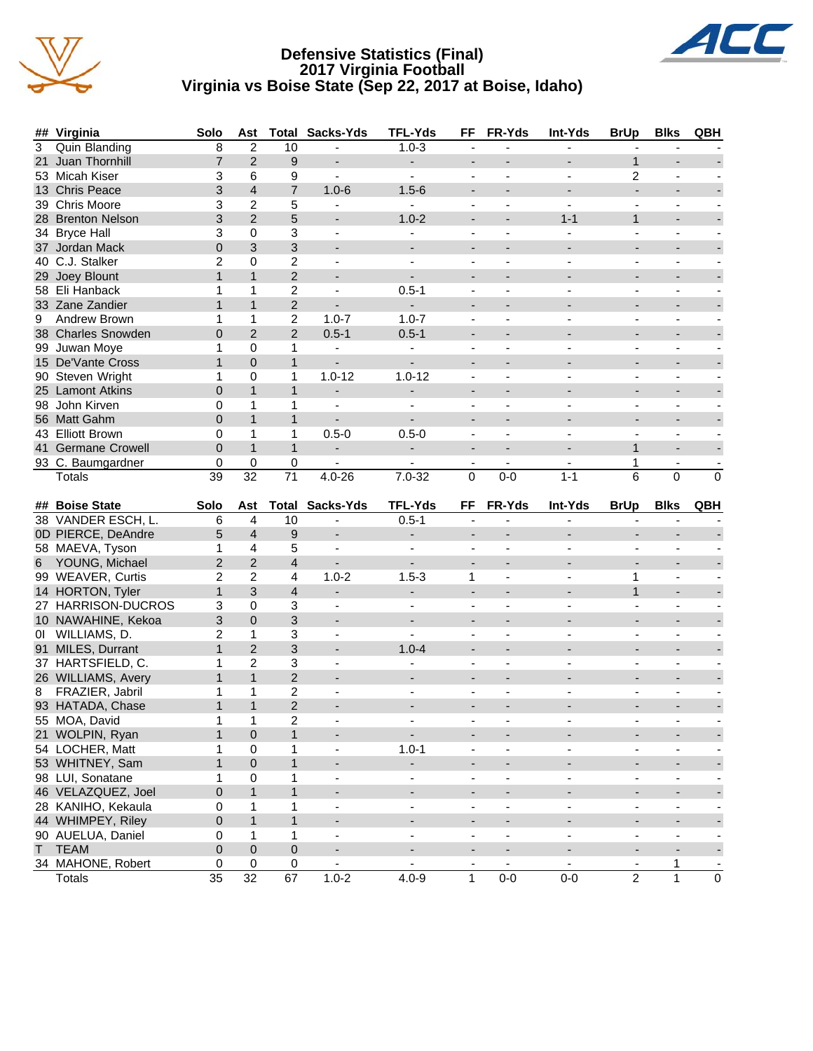# Defensive Statistics (Final)
## 2017 Virginia Football
## Virginia vs Boise State (Sep 22, 2017 at Boise, Idaho)

| ## | Virginia | Solo | Ast | Total | Sacks-Yds | TFL-Yds | FF | FR-Yds | Int-Yds | BrUp | Blks | QBH |
|---|---|---|---|---|---|---|---|---|---|---|---|---|
| 3 | Quin Blanding | 8 | 2 | 10 | - | 1.0-3 | - | - | - | - | - | - |
| 21 | Juan Thornhill | 7 | 2 | 9 | - | - | - | - | - | 1 | - | - |
| 53 | Micah Kiser | 3 | 6 | 9 | - | - | - | - | - | 2 | - | - |
| 13 | Chris Peace | 3 | 4 | 7 | 1.0-6 | 1.5-6 | - | - | - | - | - | - |
| 39 | Chris Moore | 3 | 2 | 5 | - | - | - | - | - | - | - | - |
| 28 | Brenton Nelson | 3 | 2 | 5 | - | 1.0-2 | - | - | 1-1 | 1 | - | - |
| 34 | Bryce Hall | 3 | 0 | 3 | - | - | - | - | - | - | - | - |
| 37 | Jordan Mack | 0 | 3 | 3 | - | - | - | - | - | - | - | - |
| 40 | C.J. Stalker | 2 | 0 | 2 | - | - | - | - | - | - | - | - |
| 29 | Joey Blount | 1 | 1 | 2 | - | - | - | - | - | - | - | - |
| 58 | Eli Hanback | 1 | 1 | 2 | - | 0.5-1 | - | - | - | - | - | - |
| 33 | Zane Zandier | 1 | 1 | 2 | - | - | - | - | - | - | - | - |
| 9 | Andrew Brown | 1 | 1 | 2 | 1.0-7 | 1.0-7 | - | - | - | - | - | - |
| 38 | Charles Snowden | 0 | 2 | 2 | 0.5-1 | 0.5-1 | - | - | - | - | - | - |
| 99 | Juwan Moye | 1 | 0 | 1 | - | - | - | - | - | - | - | - |
| 15 | De'Vante Cross | 1 | 0 | 1 | - | - | - | - | - | - | - | - |
| 90 | Steven Wright | 1 | 0 | 1 | 1.0-12 | 1.0-12 | - | - | - | - | - | - |
| 25 | Lamont Atkins | 0 | 1 | 1 | - | - | - | - | - | - | - | - |
| 98 | John Kirven | 0 | 1 | 1 | - | - | - | - | - | - | - | - |
| 56 | Matt Gahm | 0 | 1 | 1 | - | - | - | - | - | - | - | - |
| 43 | Elliott Brown | 0 | 1 | 1 | 0.5-0 | 0.5-0 | - | - | - | - | - | - |
| 41 | Germane Crowell | 0 | 1 | 1 | - | - | - | - | - | 1 | - | - |
| 93 | C. Baumgardner | 0 | 0 | 0 | - | - | - | - | - | 1 | - | - |
| | Totals | 39 | 32 | 71 | 4.0-26 | 7.0-32 | 0 | 0-0 | 1-1 | 6 | 0 | 0 |

| ## | Boise State | Solo | Ast | Total | Sacks-Yds | TFL-Yds | FF | FR-Yds | Int-Yds | BrUp | Blks | QBH |
|---|---|---|---|---|---|---|---|---|---|---|---|---|
| 38 | VANDER ESCH, L. | 6 | 4 | 10 | - | 0.5-1 | - | - | - | - | - | - |
| 0D | PIERCE, DeAndre | 5 | 4 | 9 | - | - | - | - | - | - | - | - |
| 58 | MAEVA, Tyson | 1 | 4 | 5 | - | - | - | - | - | - | - | - |
| 6 | YOUNG, Michael | 2 | 2 | 4 | - | - | - | - | - | - | - | - |
| 99 | WEAVER, Curtis | 2 | 2 | 4 | 1.0-2 | 1.5-3 | 1 | - | - | 1 | - | - |
| 14 | HORTON, Tyler | 1 | 3 | 4 | - | - | - | - | - | 1 | - | - |
| 27 | HARRISON-DUCROS | 3 | 0 | 3 | - | - | - | - | - | - | - | - |
| 10 | NAWAHINE, Kekoa | 3 | 0 | 3 | - | - | - | - | - | - | - | - |
| 0I | WILLIAMS, D. | 2 | 1 | 3 | - | - | - | - | - | - | - | - |
| 91 | MILES, Durrant | 1 | 2 | 3 | - | 1.0-4 | - | - | - | - | - | - |
| 37 | HARTSFIELD, C. | 1 | 2 | 3 | - | - | - | - | - | - | - | - |
| 26 | WILLIAMS, Avery | 1 | 1 | 2 | - | - | - | - | - | - | - | - |
| 8 | FRAZIER, Jabril | 1 | 1 | 2 | - | - | - | - | - | - | - | - |
| 93 | HATADA, Chase | 1 | 1 | 2 | - | - | - | - | - | - | - | - |
| 55 | MOA, David | 1 | 1 | 2 | - | - | - | - | - | - | - | - |
| 21 | WOLPIN, Ryan | 1 | 0 | 1 | - | - | - | - | - | - | - | - |
| 54 | LOCHER, Matt | 1 | 0 | 1 | - | 1.0-1 | - | - | - | - | - | - |
| 53 | WHITNEY, Sam | 1 | 0 | 1 | - | - | - | - | - | - | - | - |
| 98 | LUI, Sonatane | 1 | 0 | 1 | - | - | - | - | - | - | - | - |
| 46 | VELAZQUEZ, Joel | 0 | 1 | 1 | - | - | - | - | - | - | - | - |
| 28 | KANIHO, Kekaula | 0 | 1 | 1 | - | - | - | - | - | - | - | - |
| 44 | WHIMPEY, Riley | 0 | 1 | 1 | - | - | - | - | - | - | - | - |
| 90 | AUELUA, Daniel | 0 | 1 | 1 | - | - | - | - | - | - | - | - |
| T | TEAM | 0 | 0 | 0 | - | - | - | - | - | - | - | - |
| 34 | MAHONE, Robert | 0 | 0 | 0 | - | - | - | - | - | - | 1 | - |
| | Totals | 35 | 32 | 67 | 1.0-2 | 4.0-9 | 1 | 0-0 | 0-0 | 2 | 1 | 0 |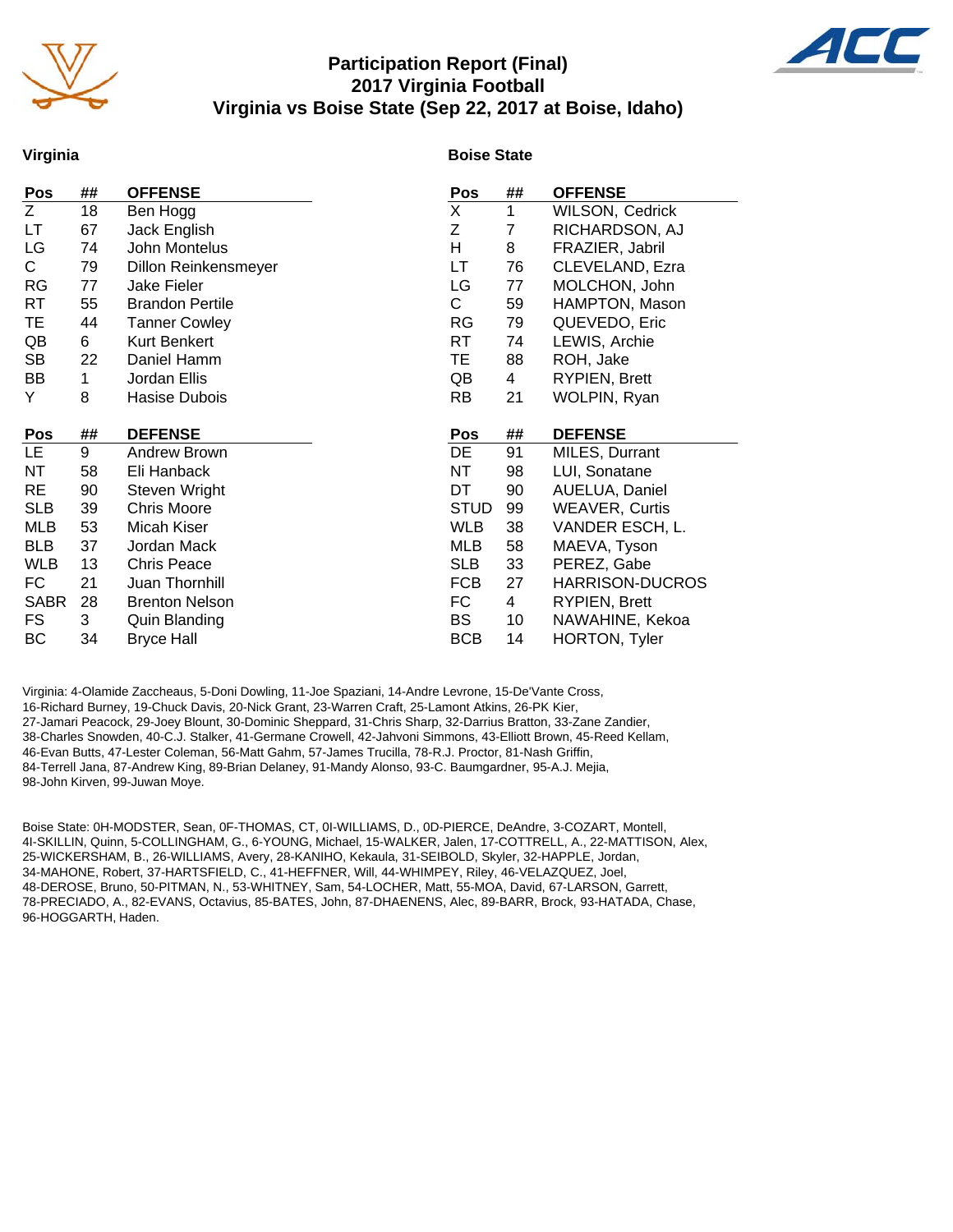# Participation Report (Final)
## 2017 Virginia Football
## Virginia vs Boise State (Sep 22, 2017 at Boise, Idaho)

### Virginia

| Pos | ## | OFFENSE |
|---|---|---|
| Z | 18 | Ben Hogg |
| LT | 67 | Jack English |
| LG | 74 | John Montelus |
| C | 79 | Dillon Reinkensmeyer |
| RG | 77 | Jake Fieler |
| RT | 55 | Brandon Pertile |
| TE | 44 | Tanner Cowley |
| QB | 6 | Kurt Benkert |
| SB | 22 | Daniel Hamm |
| BB | 1 | Jordan Ellis |
| Y | 8 | Hasise Dubois |

| Pos | ## | DEFENSE |
|---|---|---|
| LE | 9 | Andrew Brown |
| NT | 58 | Eli Hanback |
| RE | 90 | Steven Wright |
| SLB | 39 | Chris Moore |
| MLB | 53 | Micah Kiser |
| BLB | 37 | Jordan Mack |
| WLB | 13 | Chris Peace |
| FC | 21 | Juan Thornhill |
| SABR | 28 | Brenton Nelson |
| FS | 3 | Quin Blanding |
| BC | 34 | Bryce Hall |

### Boise State

| Pos | ## | OFFENSE |
|---|---|---|
| X | 1 | WILSON, Cedrick |
| Z | 7 | RICHARDSON, AJ |
| H | 8 | FRAZIER, Jabril |
| LT | 76 | CLEVELAND, Ezra |
| LG | 77 | MOLCHON, John |
| C | 59 | HAMPTON, Mason |
| RG | 79 | QUEVEDO, Eric |
| RT | 74 | LEWIS, Archie |
| TE | 88 | ROH, Jake |
| QB | 4 | RYPIEN, Brett |
| RB | 21 | WOLPIN, Ryan |

| Pos | ## | DEFENSE |
|---|---|---|
| DE | 91 | MILES, Durrant |
| NT | 98 | LUI, Sonatane |
| DT | 90 | AUELUA, Daniel |
| STUD | 99 | WEAVER, Curtis |
| WLB | 38 | VANDER ESCH, L. |
| MLB | 58 | MAEVA, Tyson |
| SLB | 33 | PEREZ, Gabe |
| FCB | 27 | HARRISON-DUCROS |
| FC | 4 | RYPIEN, Brett |
| BS | 10 | NAWAHINE, Kekoa |
| BCB | 14 | HORTON, Tyler |

Virginia: 4-Olamide Zaccheaus, 5-Doni Dowling, 11-Joe Spaziani, 14-Andre Levrone, 15-De'Vante Cross, 16-Richard Burney, 19-Chuck Davis, 20-Nick Grant, 23-Warren Craft, 25-Lamont Atkins, 26-PK Kier, 27-Jamari Peacock, 29-Joey Blount, 30-Dominic Sheppard, 31-Chris Sharp, 32-Darrius Bratton, 33-Zane Zandier, 38-Charles Snowden, 40-C.J. Stalker, 41-Germane Crowell, 42-Jahvoni Simmons, 43-Elliott Brown, 45-Reed Kellam, 46-Evan Butts, 47-Lester Coleman, 56-Matt Gahm, 57-James Trucilla, 78-R.J. Proctor, 81-Nash Griffin, 84-Terrell Jana, 87-Andrew King, 89-Brian Delaney, 91-Mandy Alonso, 93-C. Baumgardner, 95-A.J. Mejia, 98-John Kirven, 99-Juwan Moye.

Boise State: 0H-MODSTER, Sean, 0F-THOMAS, CT, 0I-WILLIAMS, D., 0D-PIERCE, DeAndre, 3-COZART, Montell, 4I-SKILLIN, Quinn, 5-COLLINGHAM, G., 6-YOUNG, Michael, 15-WALKER, Jalen, 17-COTTRELL, A., 22-MATTISON, Alex, 25-WICKERSHAM, B., 26-WILLIAMS, Avery, 28-KANIHO, Kekaula, 31-SEIBOLD, Skyler, 32-HAPPLE, Jordan, 34-MAHONE, Robert, 37-HARTSFIELD, C., 41-HEFFNER, Will, 44-WHIMPEY, Riley, 46-VELAZQUEZ, Joel, 48-DEROSE, Bruno, 50-PITMAN, N., 53-WHITNEY, Sam, 54-LOCHER, Matt, 55-MOA, David, 67-LARSON, Garrett, 78-PRECIADO, A., 82-EVANS, Octavius, 85-BATES, John, 87-DHAENENS, Alec, 89-BARR, Brock, 93-HATADA, Chase, 96-HOGGARTH, Haden.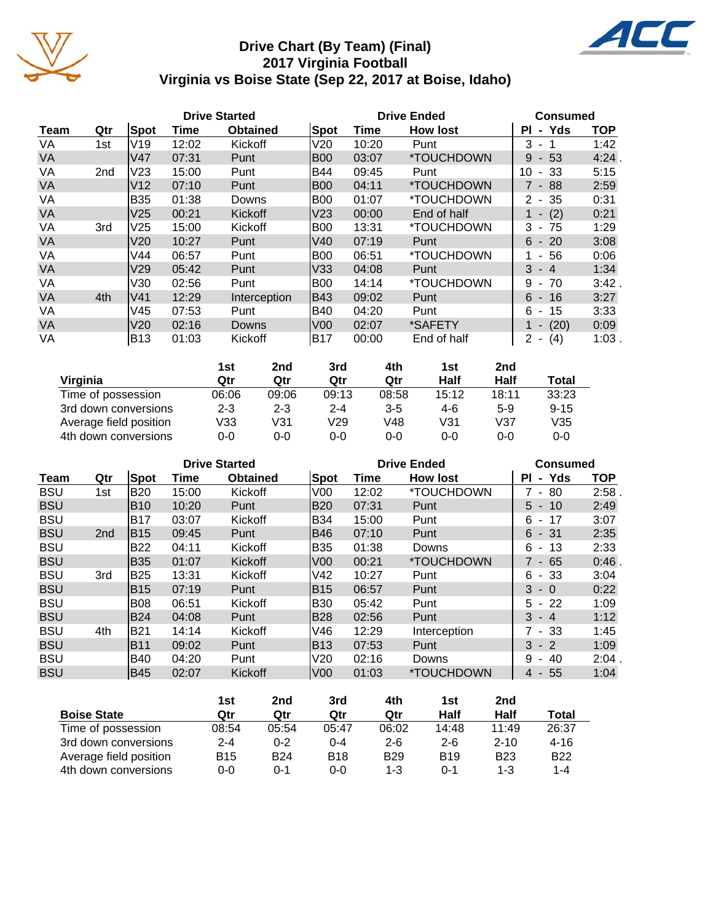# Drive Chart (By Team) (Final)
## 2017 Virginia Football
## Virginia vs Boise State (Sep 22, 2017 at Boise, Idaho)

| | | Drive Started | | | Drive Ended | | | Consumed | |
|---|---|---|---|---|---|---|---|---|---|
| Team | Qtr | Spot | Time | Obtained | Spot | Time | How lost | Pl - Yds | TOP |
| VA | 1st | V19 | 12:02 | Kickoff | V20 | 10:20 | Punt | 3 - 1 | 1:42 |
| VA | | V47 | 07:31 | Punt | B00 | 03:07 | *TOUCHDOWN | 9 - 53 | 4:24 . |
| VA | 2nd | V23 | 15:00 | Punt | B44 | 09:45 | Punt | 10 - 33 | 5:15 |
| VA | | V12 | 07:10 | Punt | B00 | 04:11 | *TOUCHDOWN | 7 - 88 | 2:59 |
| VA | | B35 | 01:38 | Downs | B00 | 01:07 | *TOUCHDOWN | 2 - 35 | 0:31 |
| VA | | V25 | 00:21 | Kickoff | V23 | 00:00 | End of half | 1 - (2) | 0:21 |
| VA | 3rd | V25 | 15:00 | Kickoff | B00 | 13:31 | *TOUCHDOWN | 3 - 75 | 1:29 |
| VA | | V20 | 10:27 | Punt | V40 | 07:19 | Punt | 6 - 20 | 3:08 |
| VA | | V44 | 06:57 | Punt | B00 | 06:51 | *TOUCHDOWN | 1 - 56 | 0:06 |
| VA | | V29 | 05:42 | Punt | V33 | 04:08 | Punt | 3 - 4 | 1:34 |
| VA | | V30 | 02:56 | Punt | B00 | 14:14 | *TOUCHDOWN | 9 - 70 | 3:42 . |
| VA | 4th | V41 | 12:29 | Interception | B43 | 09:02 | Punt | 6 - 16 | 3:27 |
| VA | | V45 | 07:53 | Punt | B40 | 04:20 | Punt | 6 - 15 | 3:33 |
| VA | | V20 | 02:16 | Downs | V00 | 02:07 | *SAFETY | 1 - (20) | 0:09 |
| VA | | B13 | 01:03 | Kickoff | B17 | 00:00 | End of half | 2 - (4) | 1:03 . |

| Virginia | 1st Qtr | 2nd Qtr | 3rd Qtr | 4th Qtr | 1st Half | 2nd Half | Total |
|---|---|---|---|---|---|---|---|
| Time of possession | 06:06 | 09:06 | 09:13 | 08:58 | 15:12 | 18:11 | 33:23 |
| 3rd down conversions | 2-3 | 2-3 | 2-4 | 3-5 | 4-6 | 5-9 | 9-15 |
| Average field position | V33 | V31 | V29 | V48 | V31 | V37 | V35 |
| 4th down conversions | 0-0 | 0-0 | 0-0 | 0-0 | 0-0 | 0-0 | 0-0 |

| | | Drive Started | | | Drive Ended | | | Consumed | |
|---|---|---|---|---|---|---|---|---|---|
| Team | Qtr | Spot | Time | Obtained | Spot | Time | How lost | Pl - Yds | TOP |
| BSU | 1st | B20 | 15:00 | Kickoff | V00 | 12:02 | *TOUCHDOWN | 7 - 80 | 2:58 . |
| BSU | | B10 | 10:20 | Punt | B20 | 07:31 | Punt | 5 - 10 | 2:49 |
| BSU | | B17 | 03:07 | Kickoff | B34 | 15:00 | Punt | 6 - 17 | 3:07 |
| BSU | 2nd | B15 | 09:45 | Punt | B46 | 07:10 | Punt | 6 - 31 | 2:35 |
| BSU | | B22 | 04:11 | Kickoff | B35 | 01:38 | Downs | 6 - 13 | 2:33 |
| BSU | | B35 | 01:07 | Kickoff | V00 | 00:21 | *TOUCHDOWN | 7 - 65 | 0:46 . |
| BSU | 3rd | B25 | 13:31 | Kickoff | V42 | 10:27 | Punt | 6 - 33 | 3:04 |
| BSU | | B15 | 07:19 | Punt | B15 | 06:57 | Punt | 3 - 0 | 0:22 |
| BSU | | B08 | 06:51 | Kickoff | B30 | 05:42 | Punt | 5 - 22 | 1:09 |
| BSU | | B24 | 04:08 | Punt | B28 | 02:56 | Punt | 3 - 4 | 1:12 |
| BSU | 4th | B21 | 14:14 | Kickoff | V46 | 12:29 | Interception | 7 - 33 | 1:45 |
| BSU | | B11 | 09:02 | Punt | B13 | 07:53 | Punt | 3 - 2 | 1:09 |
| BSU | | B40 | 04:20 | Punt | V20 | 02:16 | Downs | 9 - 40 | 2:04 . |
| BSU | | B45 | 02:07 | Kickoff | V00 | 01:03 | *TOUCHDOWN | 4 - 55 | 1:04 |

| Boise State | 1st Qtr | 2nd Qtr | 3rd Qtr | 4th Qtr | 1st Half | 2nd Half | Total |
|---|---|---|---|---|---|---|---|
| Time of possession | 08:54 | 05:54 | 05:47 | 06:02 | 14:48 | 11:49 | 26:37 |
| 3rd down conversions | 2-4 | 0-2 | 0-4 | 2-6 | 2-6 | 2-10 | 4-16 |
| Average field position | B15 | B24 | B18 | B29 | B19 | B23 | B22 |
| 4th down conversions | 0-0 | 0-1 | 0-0 | 1-3 | 0-1 | 1-3 | 1-4 |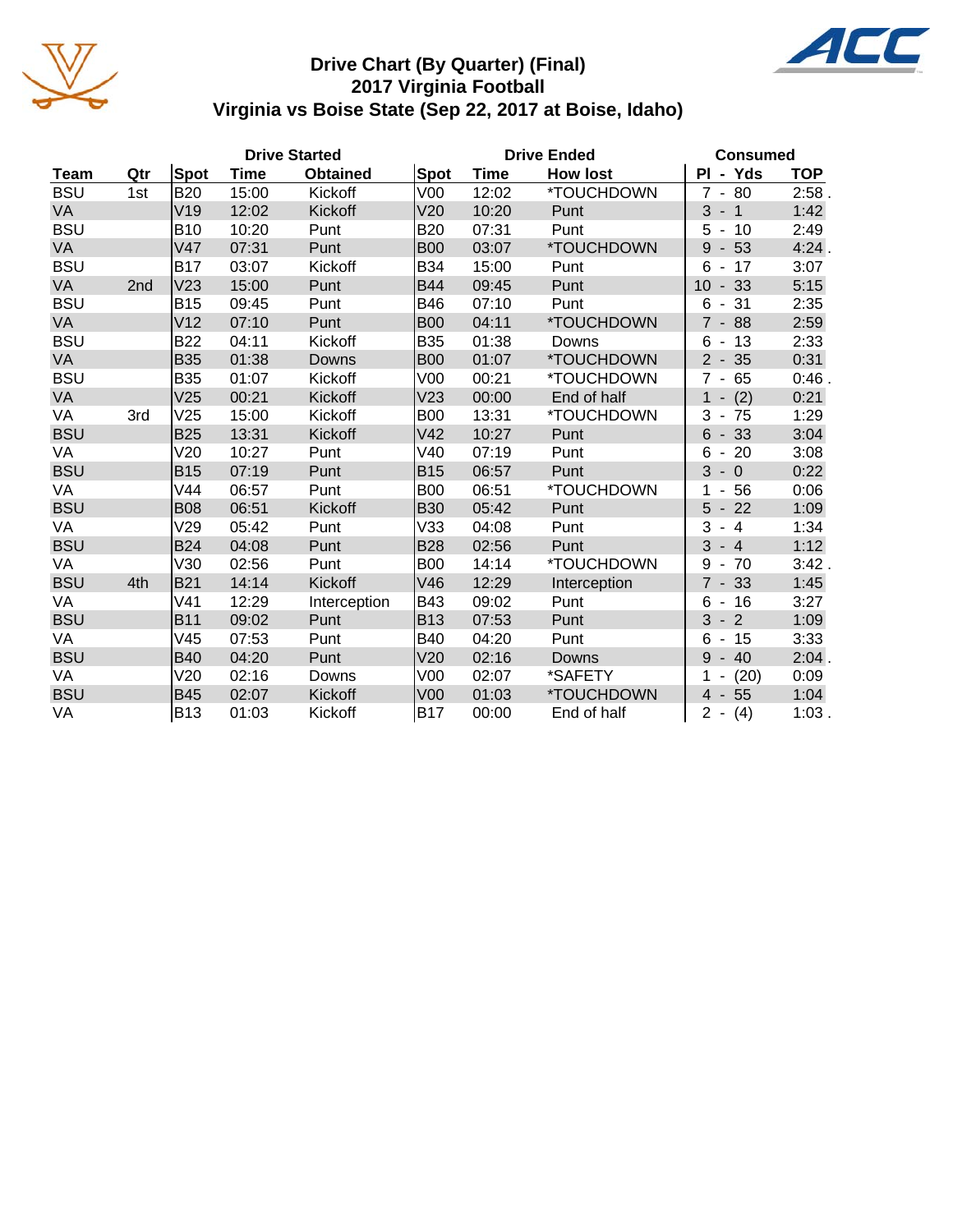# Drive Chart (By Quarter) (Final)
## 2017 Virginia Football
## Virginia vs Boise State (Sep 22, 2017 at Boise, Idaho)

| | | Drive Started | | | Drive Ended | | | Consumed | |
|---|---|---|---|---|---|---|---|---|---|
| **Team** | **Qtr** | **Spot** | **Time** | **Obtained** | **Spot** | **Time** | **How lost** | **Pl - Yds** | **TOP** |
| BSU | 1st | B20 | 15:00 | Kickoff | V00 | 12:02 | *TOUCHDOWN | 7 - 80 | 2:58 . |
| VA | | V19 | 12:02 | Kickoff | V20 | 10:20 | Punt | 3 - 1 | 1:42 |
| BSU | | B10 | 10:20 | Punt | B20 | 07:31 | Punt | 5 - 10 | 2:49 |
| VA | | V47 | 07:31 | Punt | B00 | 03:07 | *TOUCHDOWN | 9 - 53 | 4:24 . |
| BSU | | B17 | 03:07 | Kickoff | B34 | 15:00 | Punt | 6 - 17 | 3:07 |
| VA | 2nd | V23 | 15:00 | Punt | B44 | 09:45 | Punt | 10 - 33 | 5:15 |
| BSU | | B15 | 09:45 | Punt | B46 | 07:10 | Punt | 6 - 31 | 2:35 |
| VA | | V12 | 07:10 | Punt | B00 | 04:11 | *TOUCHDOWN | 7 - 88 | 2:59 |
| BSU | | B22 | 04:11 | Kickoff | B35 | 01:38 | Downs | 6 - 13 | 2:33 |
| VA | | B35 | 01:38 | Downs | B00 | 01:07 | *TOUCHDOWN | 2 - 35 | 0:31 |
| BSU | | B35 | 01:07 | Kickoff | V00 | 00:21 | *TOUCHDOWN | 7 - 65 | 0:46 . |
| VA | | V25 | 00:21 | Kickoff | V23 | 00:00 | End of half | 1 - (2) | 0:21 |
| VA | 3rd | V25 | 15:00 | Kickoff | B00 | 13:31 | *TOUCHDOWN | 3 - 75 | 1:29 |
| BSU | | B25 | 13:31 | Kickoff | V42 | 10:27 | Punt | 6 - 33 | 3:04 |
| VA | | V20 | 10:27 | Punt | V40 | 07:19 | Punt | 6 - 20 | 3:08 |
| BSU | | B15 | 07:19 | Punt | B15 | 06:57 | Punt | 3 - 0 | 0:22 |
| VA | | V44 | 06:57 | Punt | B00 | 06:51 | *TOUCHDOWN | 1 - 56 | 0:06 |
| BSU | | B08 | 06:51 | Kickoff | B30 | 05:42 | Punt | 5 - 22 | 1:09 |
| VA | | V29 | 05:42 | Punt | V33 | 04:08 | Punt | 3 - 4 | 1:34 |
| BSU | | B24 | 04:08 | Punt | B28 | 02:56 | Punt | 3 - 4 | 1:12 |
| VA | | V30 | 02:56 | Punt | B00 | 14:14 | *TOUCHDOWN | 9 - 70 | 3:42 . |
| BSU | 4th | B21 | 14:14 | Kickoff | V46 | 12:29 | Interception | 7 - 33 | 1:45 |
| VA | | V41 | 12:29 | Interception | B43 | 09:02 | Punt | 6 - 16 | 3:27 |
| BSU | | B11 | 09:02 | Punt | B13 | 07:53 | Punt | 3 - 2 | 1:09 |
| VA | | V45 | 07:53 | Punt | B40 | 04:20 | Punt | 6 - 15 | 3:33 |
| BSU | | B40 | 04:20 | Punt | V20 | 02:16 | Downs | 9 - 40 | 2:04 . |
| VA | | V20 | 02:16 | Downs | V00 | 02:07 | *SAFETY | 1 - (20) | 0:09 |
| BSU | | B45 | 02:07 | Kickoff | V00 | 01:03 | *TOUCHDOWN | 4 - 55 | 1:04 |
| VA | | B13 | 01:03 | Kickoff | B17 | 00:00 | End of half | 2 - (4) | 1:03 . |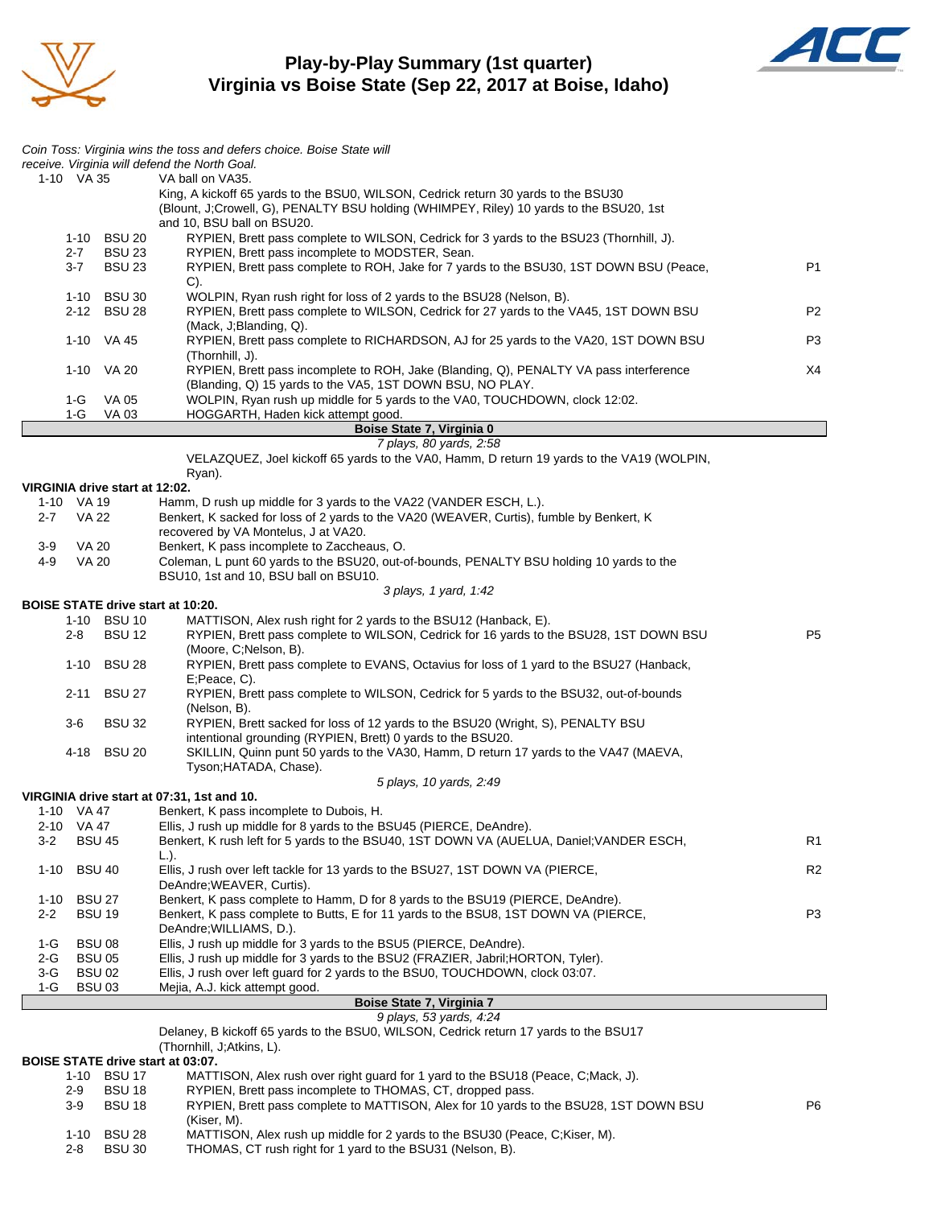# Play-by-Play Summary (1st quarter)
## Virginia vs Boise State (Sep 22, 2017 at Boise, Idaho)

*Coin Toss: Virginia wins the toss and defers choice. Boise State will receive. Virginia will defend the North Goal.*

| Down | Spot | Play | |
|---|---|---|---|
| 1-10 | VA 35 | VA ball on VA35. | |
| | | King, A kickoff 65 yards to the BSU0, WILSON, Cedrick return 30 yards to the BSU30 (Blount, J;Crowell, G), PENALTY BSU holding (WHIMPEY, Riley) 10 yards to the BSU20, 1st and 10, BSU ball on BSU20. | |
| 1-10 | BSU 20 | RYPIEN, Brett pass complete to WILSON, Cedrick for 3 yards to the BSU23 (Thornhill, J). | |
| 2-7 | BSU 23 | RYPIEN, Brett pass incomplete to MODSTER, Sean. | |
| 3-7 | BSU 23 | RYPIEN, Brett pass complete to ROH, Jake for 7 yards to the BSU30, 1ST DOWN BSU (Peace, C). | P1 |
| 1-10 | BSU 30 | WOLPIN, Ryan rush right for loss of 2 yards to the BSU28 (Nelson, B). | |
| 2-12 | BSU 28 | RYPIEN, Brett pass complete to WILSON, Cedrick for 27 yards to the VA45, 1ST DOWN BSU (Mack, J;Blanding, Q). | P2 |
| 1-10 | VA 45 | RYPIEN, Brett pass complete to RICHARDSON, AJ for 25 yards to the VA20, 1ST DOWN BSU (Thornhill, J). | P3 |
| 1-10 | VA 20 | RYPIEN, Brett pass incomplete to ROH, Jake (Blanding, Q), PENALTY VA pass interference (Blanding, Q) 15 yards to the VA5, 1ST DOWN BSU, NO PLAY. | X4 |
| 1-G | VA 05 | WOLPIN, Ryan rush up middle for 5 yards to the VA0, TOUCHDOWN, clock 12:02. | |
| 1-G | VA 03 | HOGGARTH, Haden kick attempt good. | |

**Boise State 7, Virginia 0**

*7 plays, 80 yards, 2:58*

VELAZQUEZ, Joel kickoff 65 yards to the VA0, Hamm, D return 19 yards to the VA19 (WOLPIN, Ryan).

**VIRGINIA drive start at 12:02.**

| Down | Spot | Play | |
|---|---|---|---|
| 1-10 | VA 19 | Hamm, D rush up middle for 3 yards to the VA22 (VANDER ESCH, L.). | |
| 2-7 | VA 22 | Benkert, K sacked for loss of 2 yards to the VA20 (WEAVER, Curtis), fumble by Benkert, K recovered by VA Montelus, J at VA20. | |
| 3-9 | VA 20 | Benkert, K pass incomplete to Zaccheaus, O. | |
| 4-9 | VA 20 | Coleman, L punt 60 yards to the BSU20, out-of-bounds, PENALTY BSU holding 10 yards to the BSU10, 1st and 10, BSU ball on BSU10. | |

*3 plays, 1 yard, 1:42*

**BOISE STATE drive start at 10:20.**

| Down | Spot | Play | |
|---|---|---|---|
| 1-10 | BSU 10 | MATTISON, Alex rush right for 2 yards to the BSU12 (Hanback, E). | |
| 2-8 | BSU 12 | RYPIEN, Brett pass complete to WILSON, Cedrick for 16 yards to the BSU28, 1ST DOWN BSU (Moore, C;Nelson, B). | P5 |
| 1-10 | BSU 28 | RYPIEN, Brett pass complete to EVANS, Octavius for loss of 1 yard to the BSU27 (Hanback, E;Peace, C). | |
| 2-11 | BSU 27 | RYPIEN, Brett pass complete to WILSON, Cedrick for 5 yards to the BSU32, out-of-bounds (Nelson, B). | |
| 3-6 | BSU 32 | RYPIEN, Brett sacked for loss of 12 yards to the BSU20 (Wright, S), PENALTY BSU intentional grounding (RYPIEN, Brett) 0 yards to the BSU20. | |
| 4-18 | BSU 20 | SKILLIN, Quinn punt 50 yards to the VA30, Hamm, D return 17 yards to the VA47 (MAEVA, Tyson;HATADA, Chase). | |

*5 plays, 10 yards, 2:49*

**VIRGINIA drive start at 07:31, 1st and 10.**

| Down | Spot | Play | |
|---|---|---|---|
| 1-10 | VA 47 | Benkert, K pass incomplete to Dubois, H. | |
| 2-10 | VA 47 | Ellis, J rush up middle for 8 yards to the BSU45 (PIERCE, DeAndre). | |
| 3-2 | BSU 45 | Benkert, K rush left for 5 yards to the BSU40, 1ST DOWN VA (AUELUA, Daniel;VANDER ESCH, L.). | R1 |
| 1-10 | BSU 40 | Ellis, J rush over left tackle for 13 yards to the BSU27, 1ST DOWN VA (PIERCE, DeAndre;WEAVER, Curtis). | R2 |
| 1-10 | BSU 27 | Benkert, K pass complete to Hamm, D for 8 yards to the BSU19 (PIERCE, DeAndre). | |
| 2-2 | BSU 19 | Benkert, K pass complete to Butts, E for 11 yards to the BSU8, 1ST DOWN VA (PIERCE, DeAndre;WILLIAMS, D.). | P3 |
| 1-G | BSU 08 | Ellis, J rush up middle for 3 yards to the BSU5 (PIERCE, DeAndre). | |
| 2-G | BSU 05 | Ellis, J rush up middle for 3 yards to the BSU2 (FRAZIER, Jabril;HORTON, Tyler). | |
| 3-G | BSU 02 | Ellis, J rush over left guard for 2 yards to the BSU0, TOUCHDOWN, clock 03:07. | |
| 1-G | BSU 03 | Mejia, A.J. kick attempt good. | |

**Boise State 7, Virginia 7**

*9 plays, 53 yards, 4:24*

Delaney, B kickoff 65 yards to the BSU0, WILSON, Cedrick return 17 yards to the BSU17 (Thornhill, J;Atkins, L).

**BOISE STATE drive start at 03:07.**

| Down | Spot | Play | |
|---|---|---|---|
| 1-10 | BSU 17 | MATTISON, Alex rush over right guard for 1 yard to the BSU18 (Peace, C;Mack, J). | |
| 2-9 | BSU 18 | RYPIEN, Brett pass incomplete to THOMAS, CT, dropped pass. | |
| 3-9 | BSU 18 | RYPIEN, Brett pass complete to MATTISON, Alex for 10 yards to the BSU28, 1ST DOWN BSU (Kiser, M). | P6 |
| 1-10 | BSU 28 | MATTISON, Alex rush up middle for 2 yards to the BSU30 (Peace, C;Kiser, M). | |
| 2-8 | BSU 30 | THOMAS, CT rush right for 1 yard to the BSU31 (Nelson, B). | |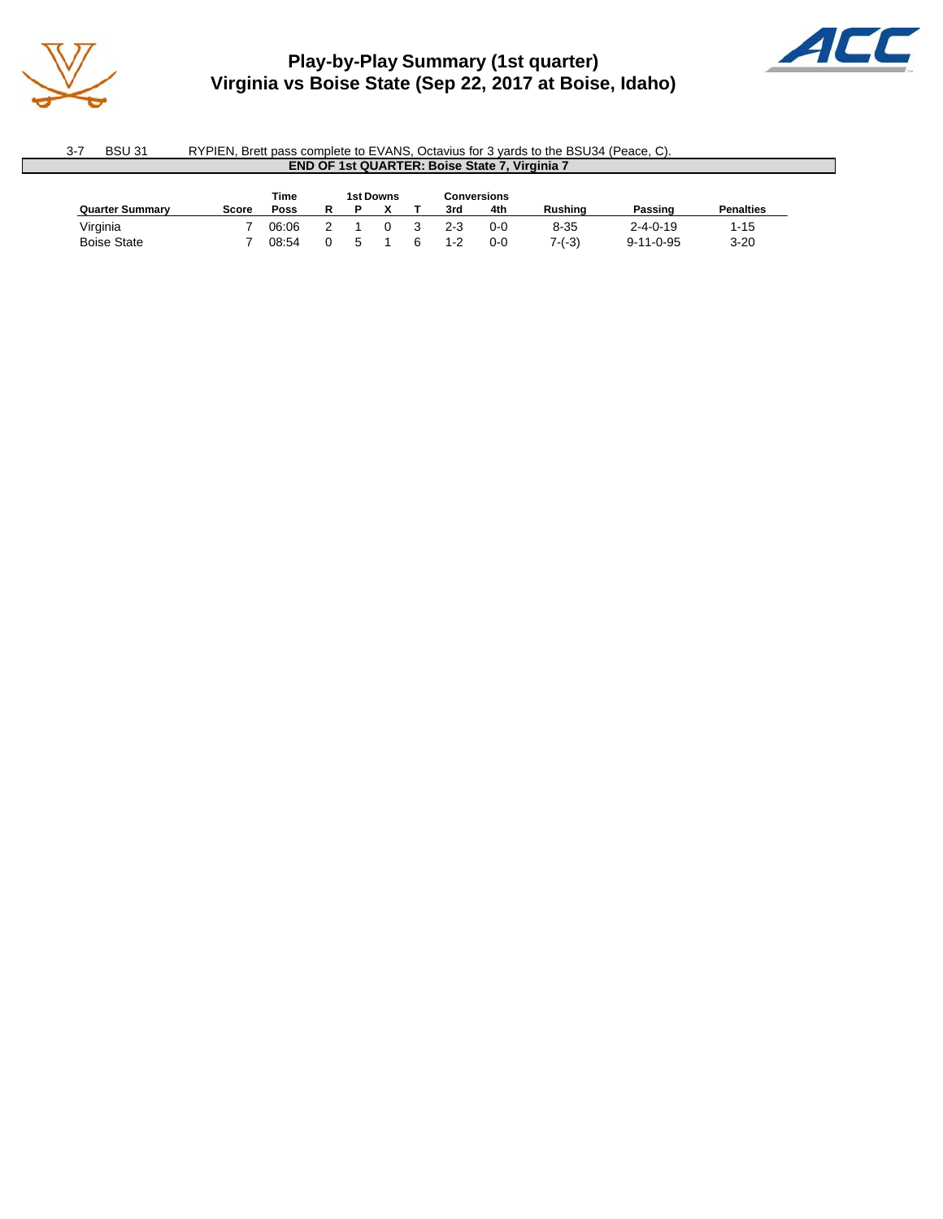# Play-by-Play Summary (1st quarter)
## Virginia vs Boise State (Sep 22, 2017 at Boise, Idaho)

| | | |
|---|---|---|
| 3-7 | BSU 31 | RYPIEN, Brett pass complete to EVANS, Octavius for 3 yards to the BSU34 (Peace, C). |

**END OF 1st QUARTER: Boise State 7, Virginia 7**

| Quarter Summary | Score | Time Poss | 1st Downs R | P | X | T | Conversions 3rd | 4th | Rushing | Passing | Penalties |
|---|---|---|---|---|---|---|---|---|---|---|---|
| Virginia | 7 | 06:06 | 2 | 1 | 0 | 3 | 2-3 | 0-0 | 8-35 | 2-4-0-19 | 1-15 |
| Boise State | 7 | 08:54 | 0 | 5 | 1 | 6 | 1-2 | 0-0 | 7-(-3) | 9-11-0-95 | 3-20 |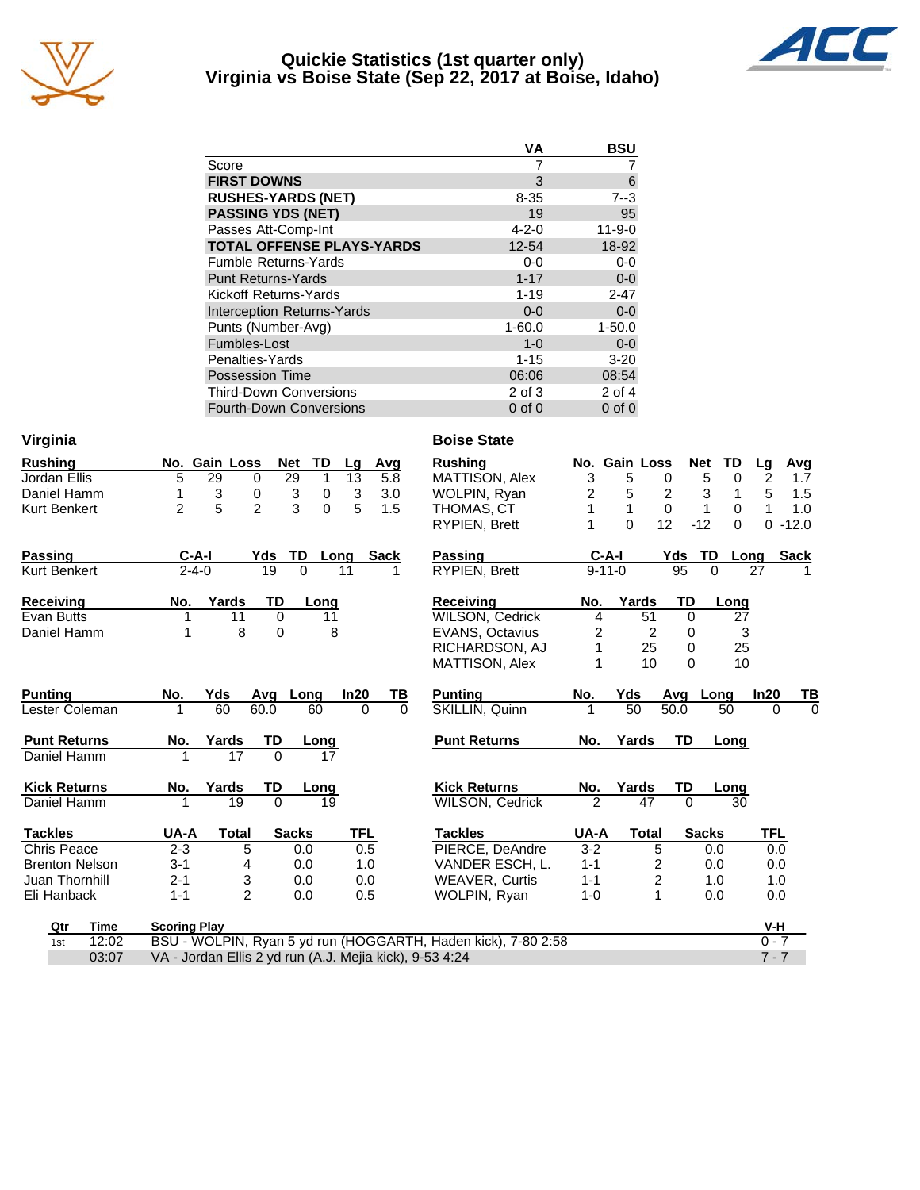# Quickie Statistics (1st quarter only)
## Virginia vs Boise State (Sep 22, 2017 at Boise, Idaho)

| | VA | BSU |
|---|---|---|
| Score | 7 | 7 |
| **FIRST DOWNS** | 3 | 6 |
| **RUSHES-YARDS (NET)** | 8-35 | 7--3 |
| **PASSING YDS (NET)** | 19 | 95 |
| Passes Att-Comp-Int | 4-2-0 | 11-9-0 |
| **TOTAL OFFENSE PLAYS-YARDS** | 12-54 | 18-92 |
| Fumble Returns-Yards | 0-0 | 0-0 |
| Punt Returns-Yards | 1-17 | 0-0 |
| Kickoff Returns-Yards | 1-19 | 2-47 |
| Interception Returns-Yards | 0-0 | 0-0 |
| Punts (Number-Avg) | 1-60.0 | 1-50.0 |
| Fumbles-Lost | 1-0 | 0-0 |
| Penalties-Yards | 1-15 | 3-20 |
| Possession Time | 06:06 | 08:54 |
| Third-Down Conversions | 2 of 3 | 2 of 4 |
| Fourth-Down Conversions | 0 of 0 | 0 of 0 |

## Virginia

| Rushing | No. | Gain | Loss | Net | TD | Lg | Avg |
|---|---|---|---|---|---|---|---|
| Jordan Ellis | 5 | 29 | 0 | 29 | 1 | 13 | 5.8 |
| Daniel Hamm | 1 | 3 | 0 | 3 | 0 | 3 | 3.0 |
| Kurt Benkert | 2 | 5 | 2 | 3 | 0 | 5 | 1.5 |

| Passing | C-A-I | Yds | TD | Long | Sack |
|---|---|---|---|---|---|
| Kurt Benkert | 2-4-0 | 19 | 0 | 11 | 1 |

| Receiving | No. | Yards | TD | Long |
|---|---|---|---|---|
| Evan Butts | 1 | 11 | 0 | 11 |
| Daniel Hamm | 1 | 8 | 0 | 8 |

| Punting | No. | Yds | Avg | Long | In20 | TB |
|---|---|---|---|---|---|---|
| Lester Coleman | 1 | 60 | 60.0 | 60 | 0 | 0 |

| Punt Returns | No. | Yards | TD | Long |
|---|---|---|---|---|
| Daniel Hamm | 1 | 17 | 0 | 17 |

| Kick Returns | No. | Yards | TD | Long |
|---|---|---|---|---|
| Daniel Hamm | 1 | 19 | 0 | 19 |

| Tackles | UA-A | Total | Sacks | TFL |
|---|---|---|---|---|
| Chris Peace | 2-3 | 5 | 0.0 | 0.5 |
| Brenton Nelson | 3-1 | 4 | 0.0 | 1.0 |
| Juan Thornhill | 2-1 | 3 | 0.0 | 0.0 |
| Eli Hanback | 1-1 | 2 | 0.0 | 0.5 |

## Boise State

| Rushing | No. | Gain | Loss | Net | TD | Lg | Avg |
|---|---|---|---|---|---|---|---|
| MATTISON, Alex | 3 | 5 | 0 | 5 | 0 | 2 | 1.7 |
| WOLPIN, Ryan | 2 | 5 | 2 | 3 | 1 | 5 | 1.5 |
| THOMAS, CT | 1 | 1 | 0 | 1 | 0 | 1 | 1.0 |
| RYPIEN, Brett | 1 | 0 | 12 | -12 | 0 | 0 | -12.0 |

| Passing | C-A-I | Yds | TD | Long | Sack |
|---|---|---|---|---|---|
| RYPIEN, Brett | 9-11-0 | 95 | 0 | 27 | 1 |

| Receiving | No. | Yards | TD | Long |
|---|---|---|---|---|
| WILSON, Cedrick | 4 | 51 | 0 | 27 |
| EVANS, Octavius | 2 | 2 | 0 | 3 |
| RICHARDSON, AJ | 1 | 25 | 0 | 25 |
| MATTISON, Alex | 1 | 10 | 0 | 10 |

| Punting | No. | Yds | Avg | Long | In20 | TB |
|---|---|---|---|---|---|---|
| SKILLIN, Quinn | 1 | 50 | 50.0 | 50 | 0 | 0 |

| Punt Returns | No. | Yards | TD | Long |
|---|---|---|---|---|

| Kick Returns | No. | Yards | TD | Long |
|---|---|---|---|---|
| WILSON, Cedrick | 2 | 47 | 0 | 30 |

| Tackles | UA-A | Total | Sacks | TFL |
|---|---|---|---|---|
| PIERCE, DeAndre | 3-2 | 5 | 0.0 | 0.0 |
| VANDER ESCH, L. | 1-1 | 2 | 0.0 | 0.0 |
| WEAVER, Curtis | 1-1 | 2 | 1.0 | 1.0 |
| WOLPIN, Ryan | 1-0 | 1 | 0.0 | 0.0 |

## Scoring Plays

| Qtr | Time | Scoring Play | V-H |
|---|---|---|---|
| 1st | 12:02 | BSU - WOLPIN, Ryan 5 yd run (HOGGARTH, Haden kick), 7-80 2:58 | 0 - 7 |
| | 03:07 | VA - Jordan Ellis 2 yd run (A.J. Mejia kick), 9-53 4:24 | 7 - 7 |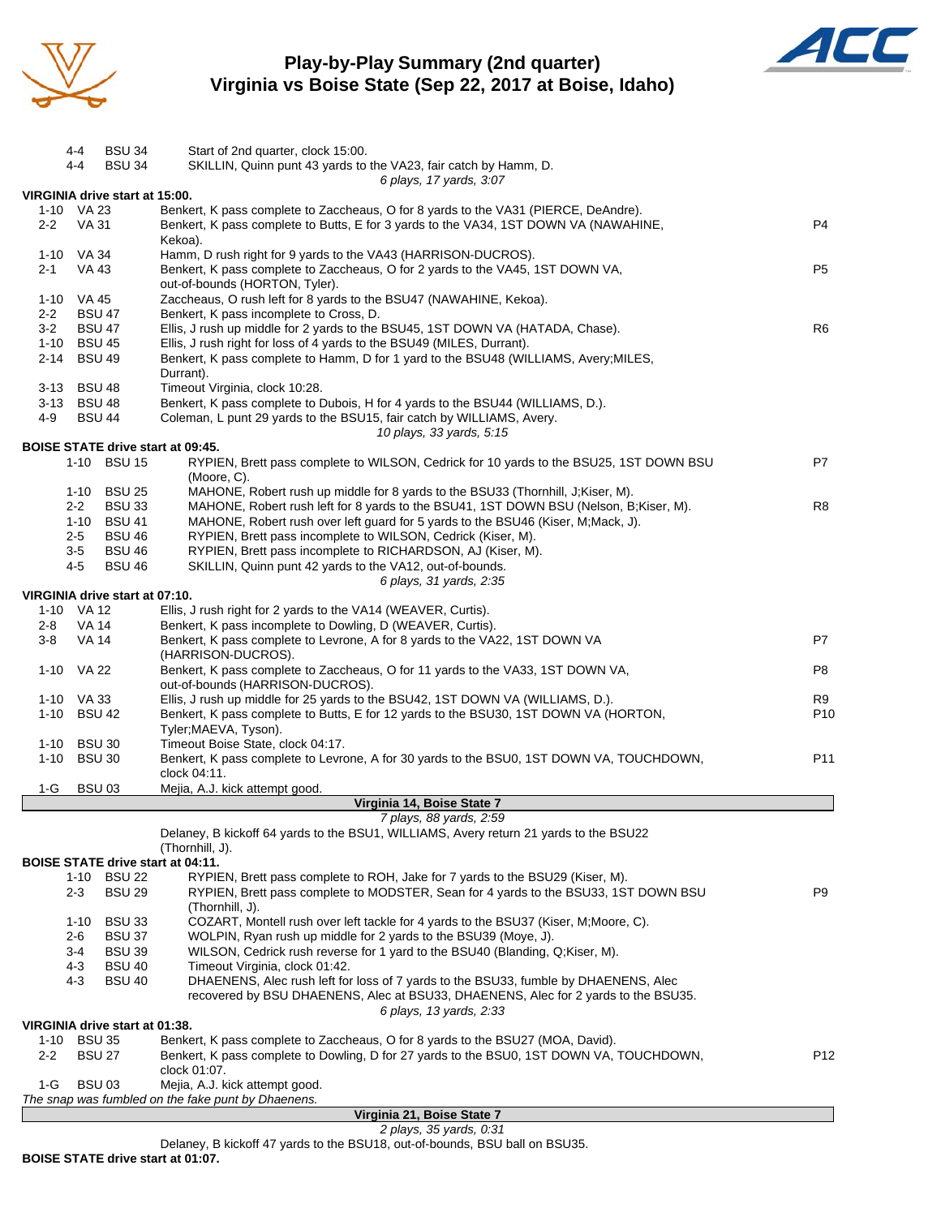# Play-by-Play Summary (2nd quarter)
## Virginia vs Boise State (Sep 22, 2017 at Boise, Idaho)

| Down | Spot | Play | |
|---|---|---|---|
| 4-4 | BSU 34 | Start of 2nd quarter, clock 15:00. | |
| 4-4 | BSU 34 | SKILLIN, Quinn punt 43 yards to the VA23, fair catch by Hamm, D. | |
| | | *6 plays, 17 yards, 3:07* | |

**VIRGINIA drive start at 15:00.**

| Down | Spot | Play | |
|---|---|---|---|
| 1-10 | VA 23 | Benkert, K pass complete to Zaccheaus, O for 8 yards to the VA31 (PIERCE, DeAndre). | |
| 2-2 | VA 31 | Benkert, K pass complete to Butts, E for 3 yards to the VA34, 1ST DOWN VA (NAWAHINE, Kekoa). | P4 |
| 1-10 | VA 34 | Hamm, D rush right for 9 yards to the VA43 (HARRISON-DUCROS). | |
| 2-1 | VA 43 | Benkert, K pass complete to Zaccheaus, O for 2 yards to the VA45, 1ST DOWN VA, out-of-bounds (HORTON, Tyler). | P5 |
| 1-10 | VA 45 | Zaccheaus, O rush left for 8 yards to the BSU47 (NAWAHINE, Kekoa). | |
| 2-2 | BSU 47 | Benkert, K pass incomplete to Cross, D. | |
| 3-2 | BSU 47 | Ellis, J rush up middle for 2 yards to the BSU45, 1ST DOWN VA (HATADA, Chase). | R6 |
| 1-10 | BSU 45 | Ellis, J rush right for loss of 4 yards to the BSU49 (MILES, Durrant). | |
| 2-14 | BSU 49 | Benkert, K pass complete to Hamm, D for 1 yard to the BSU48 (WILLIAMS, Avery;MILES, Durrant). | |
| 3-13 | BSU 48 | Timeout Virginia, clock 10:28. | |
| 3-13 | BSU 48 | Benkert, K pass complete to Dubois, H for 4 yards to the BSU44 (WILLIAMS, D.). | |
| 4-9 | BSU 44 | Coleman, L punt 29 yards to the BSU15, fair catch by WILLIAMS, Avery. | |
| | | *10 plays, 33 yards, 5:15* | |

**BOISE STATE drive start at 09:45.**

| Down | Spot | Play | |
|---|---|---|---|
| 1-10 | BSU 15 | RYPIEN, Brett pass complete to WILSON, Cedrick for 10 yards to the BSU25, 1ST DOWN BSU (Moore, C). | P7 |
| 1-10 | BSU 25 | MAHONE, Robert rush up middle for 8 yards to the BSU33 (Thornhill, J;Kiser, M). | |
| 2-2 | BSU 33 | MAHONE, Robert rush left for 8 yards to the BSU41, 1ST DOWN BSU (Nelson, B;Kiser, M). | R8 |
| 1-10 | BSU 41 | MAHONE, Robert rush over left guard for 5 yards to the BSU46 (Kiser, M;Mack, J). | |
| 2-5 | BSU 46 | RYPIEN, Brett pass incomplete to WILSON, Cedrick (Kiser, M). | |
| 3-5 | BSU 46 | RYPIEN, Brett pass incomplete to RICHARDSON, AJ (Kiser, M). | |
| 4-5 | BSU 46 | SKILLIN, Quinn punt 42 yards to the VA12, out-of-bounds. | |
| | | *6 plays, 31 yards, 2:35* | |

**VIRGINIA drive start at 07:10.**

| Down | Spot | Play | |
|---|---|---|---|
| 1-10 | VA 12 | Ellis, J rush right for 2 yards to the VA14 (WEAVER, Curtis). | |
| 2-8 | VA 14 | Benkert, K pass incomplete to Dowling, D (WEAVER, Curtis). | |
| 3-8 | VA 14 | Benkert, K pass complete to Levrone, A for 8 yards to the VA22, 1ST DOWN VA (HARRISON-DUCROS). | P7 |
| 1-10 | VA 22 | Benkert, K pass complete to Zaccheaus, O for 11 yards to the VA33, 1ST DOWN VA, out-of-bounds (HARRISON-DUCROS). | P8 |
| 1-10 | VA 33 | Ellis, J rush up middle for 25 yards to the BSU42, 1ST DOWN VA (WILLIAMS, D.). | R9 |
| 1-10 | BSU 42 | Benkert, K pass complete to Butts, E for 12 yards to the BSU30, 1ST DOWN VA (HORTON, Tyler;MAEVA, Tyson). | P10 |
| 1-10 | BSU 30 | Timeout Boise State, clock 04:17. | |
| 1-10 | BSU 30 | Benkert, K pass complete to Levrone, A for 30 yards to the BSU0, 1ST DOWN VA, TOUCHDOWN, clock 04:11. | P11 |
| 1-G | BSU 03 | Mejia, A.J. kick attempt good. | |

**Virginia 14, Boise State 7**

*7 plays, 88 yards, 2:59*

Delaney, B kickoff 64 yards to the BSU1, WILLIAMS, Avery return 21 yards to the BSU22 (Thornhill, J).

**BOISE STATE drive start at 04:11.**

| Down | Spot | Play | |
|---|---|---|---|
| 1-10 | BSU 22 | RYPIEN, Brett pass complete to ROH, Jake for 7 yards to the BSU29 (Kiser, M). | |
| 2-3 | BSU 29 | RYPIEN, Brett pass complete to MODSTER, Sean for 4 yards to the BSU33, 1ST DOWN BSU (Thornhill, J). | P9 |
| 1-10 | BSU 33 | COZART, Montell rush over left tackle for 4 yards to the BSU37 (Kiser, M;Moore, C). | |
| 2-6 | BSU 37 | WOLPIN, Ryan rush up middle for 2 yards to the BSU39 (Moye, J). | |
| 3-4 | BSU 39 | WILSON, Cedrick rush reverse for 1 yard to the BSU40 (Blanding, Q;Kiser, M). | |
| 4-3 | BSU 40 | Timeout Virginia, clock 01:42. | |
| 4-3 | BSU 40 | DHAENENS, Alec rush left for loss of 7 yards to the BSU33, fumble by DHAENENS, Alec recovered by BSU DHAENENS, Alec at BSU33, DHAENENS, Alec for 2 yards to the BSU35. | |
| | | *6 plays, 13 yards, 2:33* | |

**VIRGINIA drive start at 01:38.**

| Down | Spot | Play | |
|---|---|---|---|
| 1-10 | BSU 35 | Benkert, K pass complete to Zaccheaus, O for 8 yards to the BSU27 (MOA, David). | |
| 2-2 | BSU 27 | Benkert, K pass complete to Dowling, D for 27 yards to the BSU0, 1ST DOWN VA, TOUCHDOWN, clock 01:07. | P12 |
| 1-G | BSU 03 | Mejia, A.J. kick attempt good. | |

*The snap was fumbled on the fake punt by Dhaenens.*

**Virginia 21, Boise State 7**

*2 plays, 35 yards, 0:31*

Delaney, B kickoff 47 yards to the BSU18, out-of-bounds, BSU ball on BSU35.

**BOISE STATE drive start at 01:07.**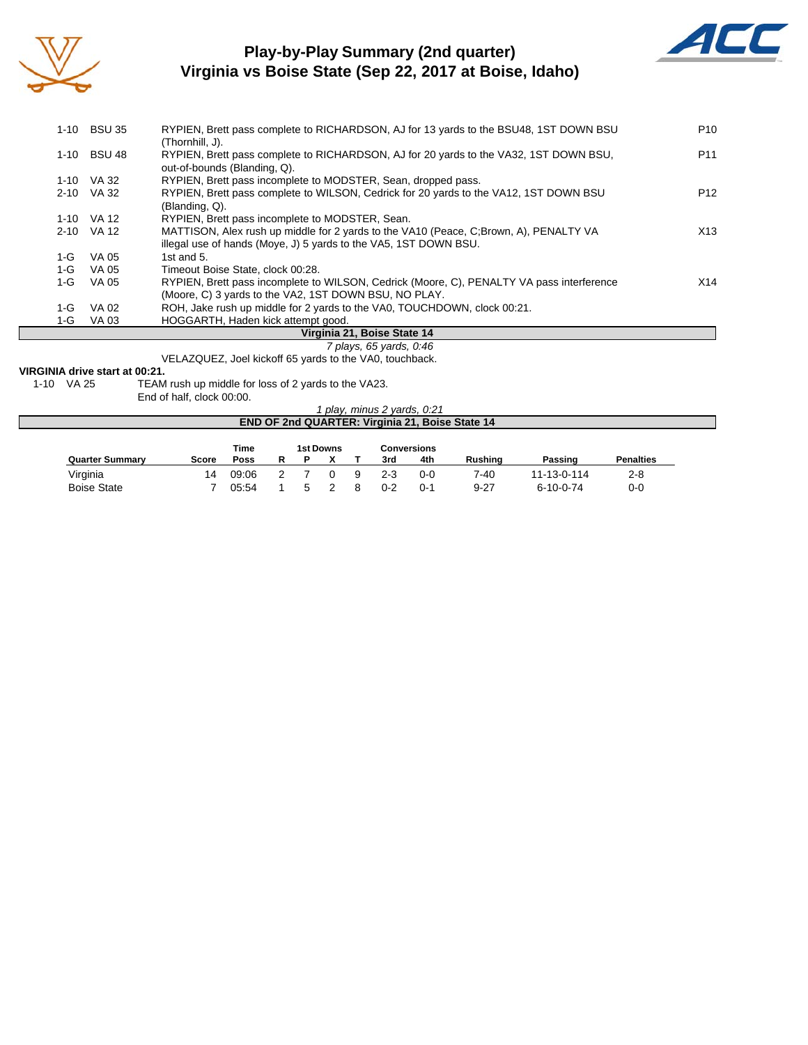# Play-by-Play Summary (2nd quarter)
## Virginia vs Boise State (Sep 22, 2017 at Boise, Idaho)

| | | | |
|---|---|---|---|
| 1-10 | BSU 35 | RYPIEN, Brett pass complete to RICHARDSON, AJ for 13 yards to the BSU48, 1ST DOWN BSU (Thornhill, J). | P10 |
| 1-10 | BSU 48 | RYPIEN, Brett pass complete to RICHARDSON, AJ for 20 yards to the VA32, 1ST DOWN BSU, out-of-bounds (Blanding, Q). | P11 |
| 1-10 | VA 32 | RYPIEN, Brett pass incomplete to MODSTER, Sean, dropped pass. | |
| 2-10 | VA 32 | RYPIEN, Brett pass complete to WILSON, Cedrick for 20 yards to the VA12, 1ST DOWN BSU (Blanding, Q). | P12 |
| 1-10 | VA 12 | RYPIEN, Brett pass incomplete to MODSTER, Sean. | |
| 2-10 | VA 12 | MATTISON, Alex rush up middle for 2 yards to the VA10 (Peace, C;Brown, A), PENALTY VA illegal use of hands (Moye, J) 5 yards to the VA5, 1ST DOWN BSU. | X13 |
| 1-G | VA 05 | 1st and 5. | |
| 1-G | VA 05 | Timeout Boise State, clock 00:28. | |
| 1-G | VA 05 | RYPIEN, Brett pass incomplete to WILSON, Cedrick (Moore, C), PENALTY VA pass interference (Moore, C) 3 yards to the VA2, 1ST DOWN BSU, NO PLAY. | X14 |
| 1-G | VA 02 | ROH, Jake rush up middle for 2 yards to the VA0, TOUCHDOWN, clock 00:21. | |
| 1-G | VA 03 | HOGGARTH, Haden kick attempt good. | |

**Virginia 21, Boise State 14**

*7 plays, 65 yards, 0:46*

VELAZQUEZ, Joel kickoff 65 yards to the VA0, touchback.

**VIRGINIA drive start at 00:21.**

| | | |
|---|---|---|
| 1-10 | VA 25 | TEAM rush up middle for loss of 2 yards to the VA23. |
| | | End of half, clock 00:00. |

*1 play, minus 2 yards, 0:21*

**END OF 2nd QUARTER: Virginia 21, Boise State 14**

| Quarter Summary | Score | Time Poss | 1st Downs R | 1st Downs P | 1st Downs X | 1st Downs T | Conversions 3rd | Conversions 4th | Rushing | Passing | Penalties |
|---|---|---|---|---|---|---|---|---|---|---|---|
| Virginia | 14 | 09:06 | 2 | 7 | 0 | 9 | 2-3 | 0-0 | 7-40 | 11-13-0-114 | 2-8 |
| Boise State | 7 | 05:54 | 1 | 5 | 2 | 8 | 0-2 | 0-1 | 9-27 | 6-10-0-74 | 0-0 |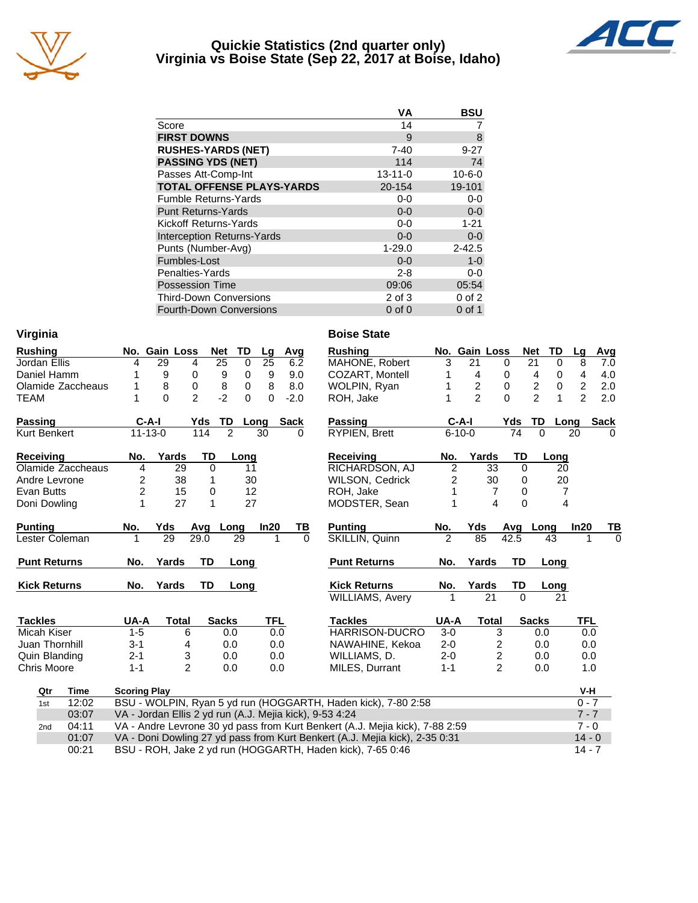# Quickie Statistics (2nd quarter only)
## Virginia vs Boise State (Sep 22, 2017 at Boise, Idaho)

| | VA | BSU |
|---|---|---|
| Score | 14 | 7 |
| **FIRST DOWNS** | 9 | 8 |
| **RUSHES-YARDS (NET)** | 7-40 | 9-27 |
| **PASSING YDS (NET)** | 114 | 74 |
| Passes Att-Comp-Int | 13-11-0 | 10-6-0 |
| **TOTAL OFFENSE PLAYS-YARDS** | 20-154 | 19-101 |
| Fumble Returns-Yards | 0-0 | 0-0 |
| Punt Returns-Yards | 0-0 | 0-0 |
| Kickoff Returns-Yards | 0-0 | 1-21 |
| Interception Returns-Yards | 0-0 | 0-0 |
| Punts (Number-Avg) | 1-29.0 | 2-42.5 |
| Fumbles-Lost | 0-0 | 1-0 |
| Penalties-Yards | 2-8 | 0-0 |
| Possession Time | 09:06 | 05:54 |
| Third-Down Conversions | 2 of 3 | 0 of 2 |
| Fourth-Down Conversions | 0 of 0 | 0 of 1 |

## Virginia

| Rushing | No. | Gain | Loss | Net | TD | Lg | Avg |
|---|---|---|---|---|---|---|---|
| Jordan Ellis | 4 | 29 | 4 | 25 | 0 | 25 | 6.2 |
| Daniel Hamm | 1 | 9 | 0 | 9 | 0 | 9 | 9.0 |
| Olamide Zaccheaus | 1 | 8 | 0 | 8 | 0 | 8 | 8.0 |
| TEAM | 1 | 0 | 2 | -2 | 0 | 0 | -2.0 |

| Passing | C-A-I | Yds | TD | Long | Sack |
|---|---|---|---|---|---|
| Kurt Benkert | 11-13-0 | 114 | 2 | 30 | 0 |

| Receiving | No. | Yards | TD | Long |
|---|---|---|---|---|
| Olamide Zaccheaus | 4 | 29 | 0 | 11 |
| Andre Levrone | 2 | 38 | 1 | 30 |
| Evan Butts | 2 | 15 | 0 | 12 |
| Doni Dowling | 1 | 27 | 1 | 27 |

| Punting | No. | Yds | Avg | Long | In20 | TB |
|---|---|---|---|---|---|---|
| Lester Coleman | 1 | 29 | 29.0 | 29 | 1 | 0 |

| Punt Returns | No. | Yards | TD | Long |
|---|---|---|---|---|

| Kick Returns | No. | Yards | TD | Long |
|---|---|---|---|---|

| Tackles | UA-A | Total | Sacks | TFL |
|---|---|---|---|---|
| Micah Kiser | 1-5 | 6 | 0.0 | 0.0 |
| Juan Thornhill | 3-1 | 4 | 0.0 | 0.0 |
| Quin Blanding | 2-1 | 3 | 0.0 | 0.0 |
| Chris Moore | 1-1 | 2 | 0.0 | 0.0 |

## Boise State

| Rushing | No. | Gain | Loss | Net | TD | Lg | Avg |
|---|---|---|---|---|---|---|---|
| MAHONE, Robert | 3 | 21 | 0 | 21 | 0 | 8 | 7.0 |
| COZART, Montell | 1 | 4 | 0 | 4 | 0 | 4 | 4.0 |
| WOLPIN, Ryan | 1 | 2 | 0 | 2 | 0 | 2 | 2.0 |
| ROH, Jake | 1 | 2 | 0 | 2 | 1 | 2 | 2.0 |

| Passing | C-A-I | Yds | TD | Long | Sack |
|---|---|---|---|---|---|
| RYPIEN, Brett | 6-10-0 | 74 | 0 | 20 | 0 |

| Receiving | No. | Yards | TD | Long |
|---|---|---|---|---|
| RICHARDSON, AJ | 2 | 33 | 0 | 20 |
| WILSON, Cedrick | 2 | 30 | 0 | 20 |
| ROH, Jake | 1 | 7 | 0 | 7 |
| MODSTER, Sean | 1 | 4 | 0 | 4 |

| Punting | No. | Yds | Avg | Long | In20 | TB |
|---|---|---|---|---|---|---|
| SKILLIN, Quinn | 2 | 85 | 42.5 | 43 | 1 | 0 |

| Punt Returns | No. | Yards | TD | Long |
|---|---|---|---|---|

| Kick Returns | No. | Yards | TD | Long |
|---|---|---|---|---|
| WILLIAMS, Avery | 1 | 21 | 0 | 21 |

| Tackles | UA-A | Total | Sacks | TFL |
|---|---|---|---|---|
| HARRISON-DUCRO | 3-0 | 3 | 0.0 | 0.0 |
| NAWAHINE, Kekoa | 2-0 | 2 | 0.0 | 0.0 |
| WILLIAMS, D. | 2-0 | 2 | 0.0 | 0.0 |
| MILES, Durrant | 1-1 | 2 | 0.0 | 1.0 |

| Qtr | Time | Scoring Play | V-H |
|---|---|---|---|
| 1st | 12:02 | BSU - WOLPIN, Ryan 5 yd run (HOGGARTH, Haden kick), 7-80 2:58 | 0 - 7 |
| | 03:07 | VA - Jordan Ellis 2 yd run (A.J. Mejia kick), 9-53 4:24 | 7 - 7 |
| 2nd | 04:11 | VA - Andre Levrone 30 yd pass from Kurt Benkert (A.J. Mejia kick), 7-88 2:59 | 7 - 0 |
| | 01:07 | VA - Doni Dowling 27 yd pass from Kurt Benkert (A.J. Mejia kick), 2-35 0:31 | 14 - 0 |
| | 00:21 | BSU - ROH, Jake 2 yd run (HOGGARTH, Haden kick), 7-65 0:46 | 14 - 7 |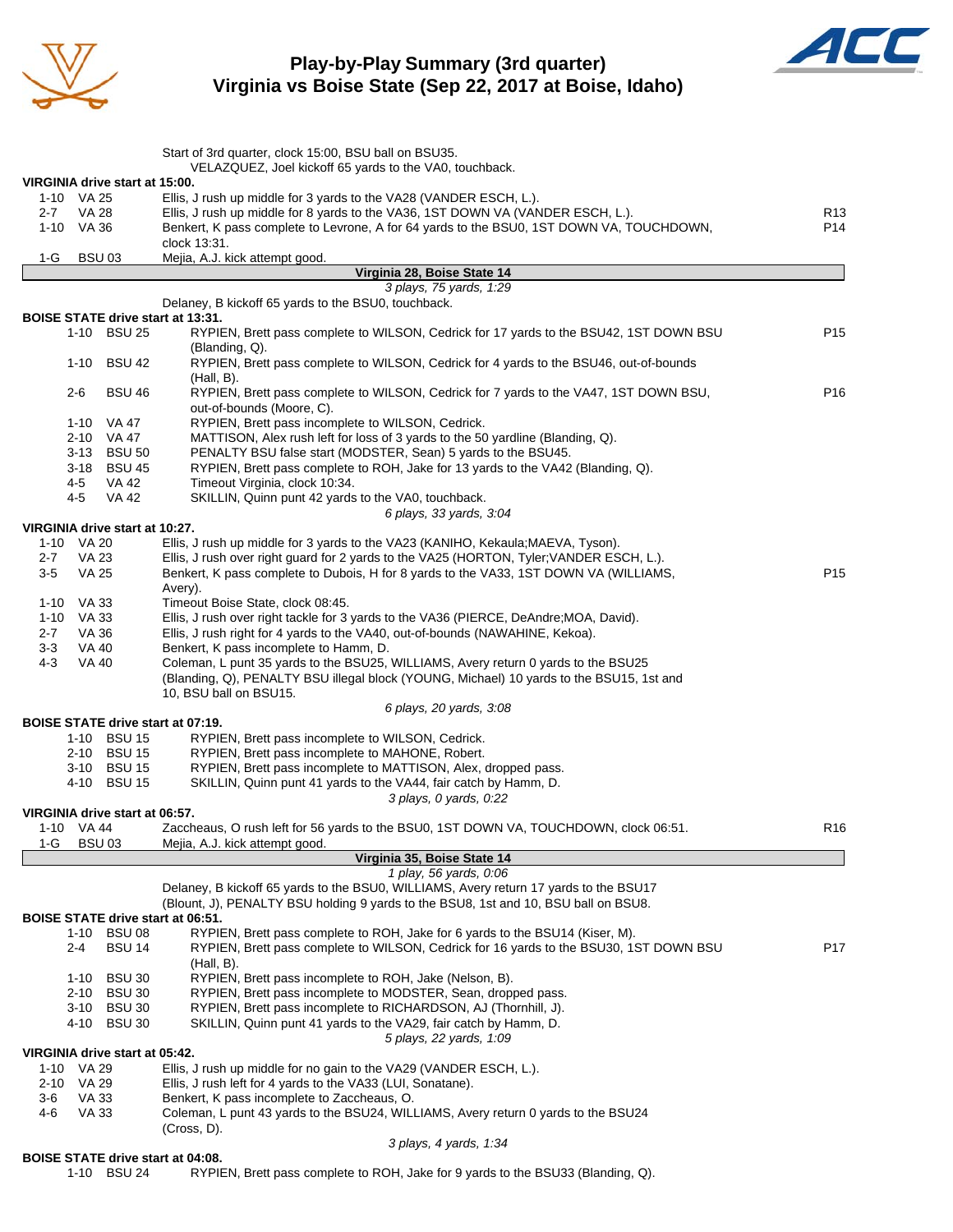# Play-by-Play Summary (3rd quarter)
## Virginia vs Boise State (Sep 22, 2017 at Boise, Idaho)

Start of 3rd quarter, clock 15:00, BSU ball on BSU35.
VELAZQUEZ, Joel kickoff 65 yards to the VA0, touchback.

**VIRGINIA drive start at 15:00.**

| Down | Spot | Play | |
|---|---|---|---|
| 1-10 | VA 25 | Ellis, J rush up middle for 3 yards to the VA28 (VANDER ESCH, L.). | |
| 2-7 | VA 28 | Ellis, J rush up middle for 8 yards to the VA36, 1ST DOWN VA (VANDER ESCH, L.). | R13 |
| 1-10 | VA 36 | Benkert, K pass complete to Levrone, A for 64 yards to the BSU0, 1ST DOWN VA, TOUCHDOWN, clock 13:31. | P14 |
| 1-G | BSU 03 | Mejia, A.J. kick attempt good. | |

**Virginia 28, Boise State 14**

*3 plays, 75 yards, 1:29*

Delaney, B kickoff 65 yards to the BSU0, touchback.

**BOISE STATE drive start at 13:31.**

| Down | Spot | Play | |
|---|---|---|---|
| 1-10 | BSU 25 | RYPIEN, Brett pass complete to WILSON, Cedrick for 17 yards to the BSU42, 1ST DOWN BSU (Blanding, Q). | P15 |
| 1-10 | BSU 42 | RYPIEN, Brett pass complete to WILSON, Cedrick for 4 yards to the BSU46, out-of-bounds (Hall, B). | |
| 2-6 | BSU 46 | RYPIEN, Brett pass complete to WILSON, Cedrick for 7 yards to the VA47, 1ST DOWN BSU, out-of-bounds (Moore, C). | P16 |
| 1-10 | VA 47 | RYPIEN, Brett pass incomplete to WILSON, Cedrick. | |
| 2-10 | VA 47 | MATTISON, Alex rush left for loss of 3 yards to the 50 yardline (Blanding, Q). | |
| 3-13 | BSU 50 | PENALTY BSU false start (MODSTER, Sean) 5 yards to the BSU45. | |
| 3-18 | BSU 45 | RYPIEN, Brett pass complete to ROH, Jake for 13 yards to the VA42 (Blanding, Q). | |
| 4-5 | VA 42 | Timeout Virginia, clock 10:34. | |
| 4-5 | VA 42 | SKILLIN, Quinn punt 42 yards to the VA0, touchback. | |

*6 plays, 33 yards, 3:04*

**VIRGINIA drive start at 10:27.**

| Down | Spot | Play | |
|---|---|---|---|
| 1-10 | VA 20 | Ellis, J rush up middle for 3 yards to the VA23 (KANIHO, Kekaula;MAEVA, Tyson). | |
| 2-7 | VA 23 | Ellis, J rush over right guard for 2 yards to the VA25 (HORTON, Tyler;VANDER ESCH, L.). | |
| 3-5 | VA 25 | Benkert, K pass complete to Dubois, H for 8 yards to the VA33, 1ST DOWN VA (WILLIAMS, Avery). | P15 |
| 1-10 | VA 33 | Timeout Boise State, clock 08:45. | |
| 1-10 | VA 33 | Ellis, J rush over right tackle for 3 yards to the VA36 (PIERCE, DeAndre;MOA, David). | |
| 2-7 | VA 36 | Ellis, J rush right for 4 yards to the VA40, out-of-bounds (NAWAHINE, Kekoa). | |
| 3-3 | VA 40 | Benkert, K pass incomplete to Hamm, D. | |
| 4-3 | VA 40 | Coleman, L punt 35 yards to the BSU25, WILLIAMS, Avery return 0 yards to the BSU25 (Blanding, Q), PENALTY BSU illegal block (YOUNG, Michael) 10 yards to the BSU15, 1st and 10, BSU ball on BSU15. | |

*6 plays, 20 yards, 3:08*

**BOISE STATE drive start at 07:19.**

| Down | Spot | Play | |
|---|---|---|---|
| 1-10 | BSU 15 | RYPIEN, Brett pass incomplete to WILSON, Cedrick. | |
| 2-10 | BSU 15 | RYPIEN, Brett pass incomplete to MAHONE, Robert. | |
| 3-10 | BSU 15 | RYPIEN, Brett pass incomplete to MATTISON, Alex, dropped pass. | |
| 4-10 | BSU 15 | SKILLIN, Quinn punt 41 yards to the VA44, fair catch by Hamm, D. | |

*3 plays, 0 yards, 0:22*

**VIRGINIA drive start at 06:57.**

| Down | Spot | Play | |
|---|---|---|---|
| 1-10 | VA 44 | Zaccheaus, O rush left for 56 yards to the BSU0, 1ST DOWN VA, TOUCHDOWN, clock 06:51. | R16 |
| 1-G | BSU 03 | Mejia, A.J. kick attempt good. | |

**Virginia 35, Boise State 14**

*1 play, 56 yards, 0:06*

Delaney, B kickoff 65 yards to the BSU0, WILLIAMS, Avery return 17 yards to the BSU17 (Blount, J), PENALTY BSU holding 9 yards to the BSU8, 1st and 10, BSU ball on BSU8.

**BOISE STATE drive start at 06:51.**

| Down | Spot | Play | |
|---|---|---|---|
| 1-10 | BSU 08 | RYPIEN, Brett pass complete to ROH, Jake for 6 yards to the BSU14 (Kiser, M). | |
| 2-4 | BSU 14 | RYPIEN, Brett pass complete to WILSON, Cedrick for 16 yards to the BSU30, 1ST DOWN BSU (Hall, B). | P17 |
| 1-10 | BSU 30 | RYPIEN, Brett pass incomplete to ROH, Jake (Nelson, B). | |
| 2-10 | BSU 30 | RYPIEN, Brett pass incomplete to MODSTER, Sean, dropped pass. | |
| 3-10 | BSU 30 | RYPIEN, Brett pass incomplete to RICHARDSON, AJ (Thornhill, J). | |
| 4-10 | BSU 30 | SKILLIN, Quinn punt 41 yards to the VA29, fair catch by Hamm, D. | |

*5 plays, 22 yards, 1:09*

**VIRGINIA drive start at 05:42.**

| Down | Spot | Play | |
|---|---|---|---|
| 1-10 | VA 29 | Ellis, J rush up middle for no gain to the VA29 (VANDER ESCH, L.). | |
| 2-10 | VA 29 | Ellis, J rush left for 4 yards to the VA33 (LUI, Sonatane). | |
| 3-6 | VA 33 | Benkert, K pass incomplete to Zaccheaus, O. | |
| 4-6 | VA 33 | Coleman, L punt 43 yards to the BSU24, WILLIAMS, Avery return 0 yards to the BSU24 (Cross, D). | |

*3 plays, 4 yards, 1:34*

**BOISE STATE drive start at 04:08.**

| Down | Spot | Play | |
|---|---|---|---|
| 1-10 | BSU 24 | RYPIEN, Brett pass complete to ROH, Jake for 9 yards to the BSU33 (Blanding, Q). | |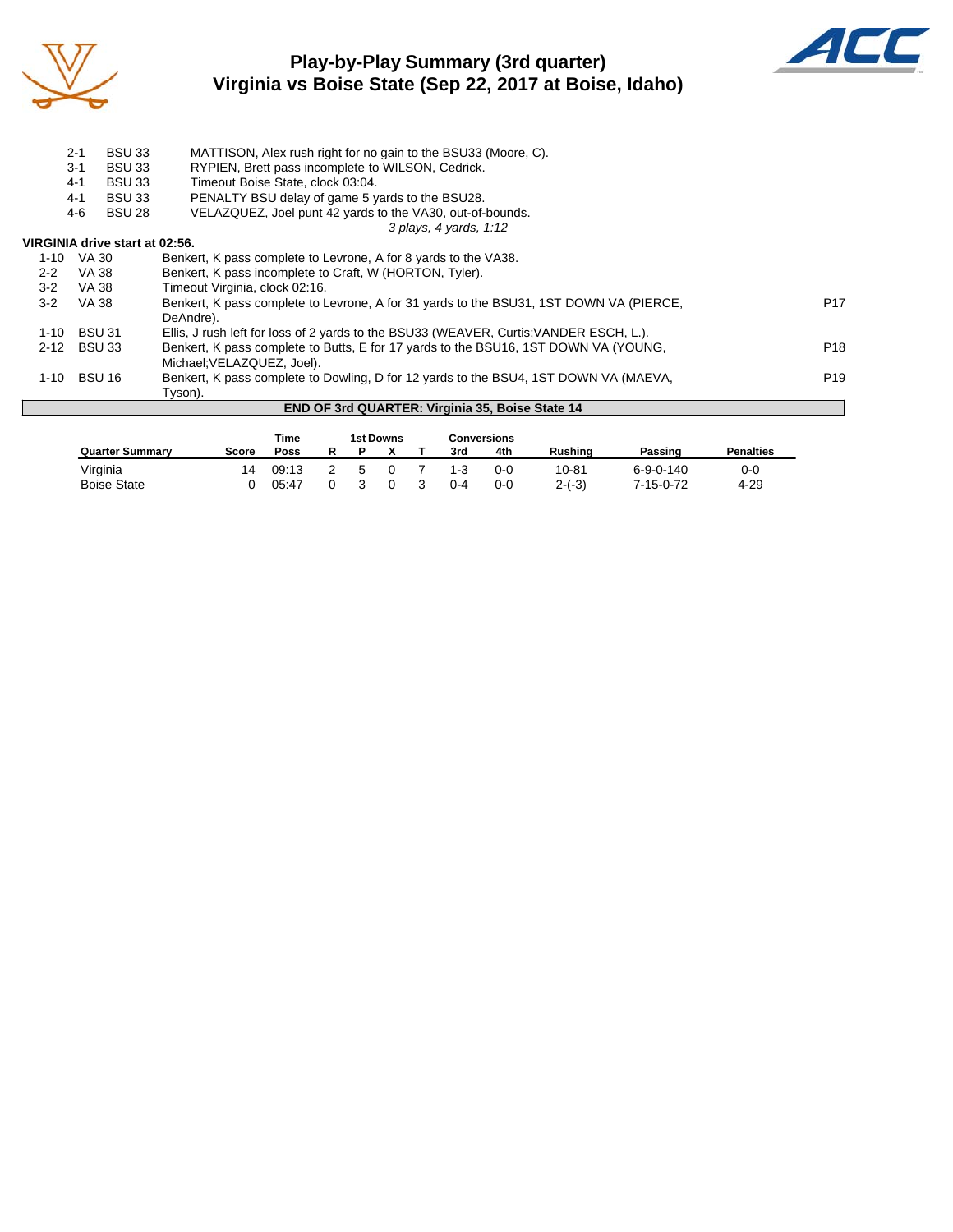# Play-by-Play Summary (3rd quarter)
## Virginia vs Boise State (Sep 22, 2017 at Boise, Idaho)

| | | | |
|---|---|---|---|
| 2-1 | BSU 33 | MATTISON, Alex rush right for no gain to the BSU33 (Moore, C). | |
| 3-1 | BSU 33 | RYPIEN, Brett pass incomplete to WILSON, Cedrick. | |
| 4-1 | BSU 33 | Timeout Boise State, clock 03:04. | |
| 4-1 | BSU 33 | PENALTY BSU delay of game 5 yards to the BSU28. | |
| 4-6 | BSU 28 | VELAZQUEZ, Joel punt 42 yards to the VA30, out-of-bounds. | |
| | | *3 plays, 4 yards, 1:12* | |

**VIRGINIA drive start at 02:56.**

| | | | |
|---|---|---|---|
| 1-10 | VA 30 | Benkert, K pass complete to Levrone, A for 8 yards to the VA38. | |
| 2-2 | VA 38 | Benkert, K pass incomplete to Craft, W (HORTON, Tyler). | |
| 3-2 | VA 38 | Timeout Virginia, clock 02:16. | |
| 3-2 | VA 38 | Benkert, K pass complete to Levrone, A for 31 yards to the BSU31, 1ST DOWN VA (PIERCE, DeAndre). | P17 |
| 1-10 | BSU 31 | Ellis, J rush left for loss of 2 yards to the BSU33 (WEAVER, Curtis;VANDER ESCH, L.). | |
| 2-12 | BSU 33 | Benkert, K pass complete to Butts, E for 17 yards to the BSU16, 1ST DOWN VA (YOUNG, Michael;VELAZQUEZ, Joel). | P18 |
| 1-10 | BSU 16 | Benkert, K pass complete to Dowling, D for 12 yards to the BSU4, 1ST DOWN VA (MAEVA, Tyson). | P19 |

**END OF 3rd QUARTER: Virginia 35, Boise State 14**

| Quarter Summary | Score | Time Poss | 1st Downs R | P | X | T | Conversions 3rd | 4th | Rushing | Passing | Penalties |
|---|---|---|---|---|---|---|---|---|---|---|---|
| Virginia | 14 | 09:13 | 2 | 5 | 0 | 7 | 1-3 | 0-0 | 10-81 | 6-9-0-140 | 0-0 |
| Boise State | 0 | 05:47 | 0 | 3 | 0 | 3 | 0-4 | 0-0 | 2-(-3) | 7-15-0-72 | 4-29 |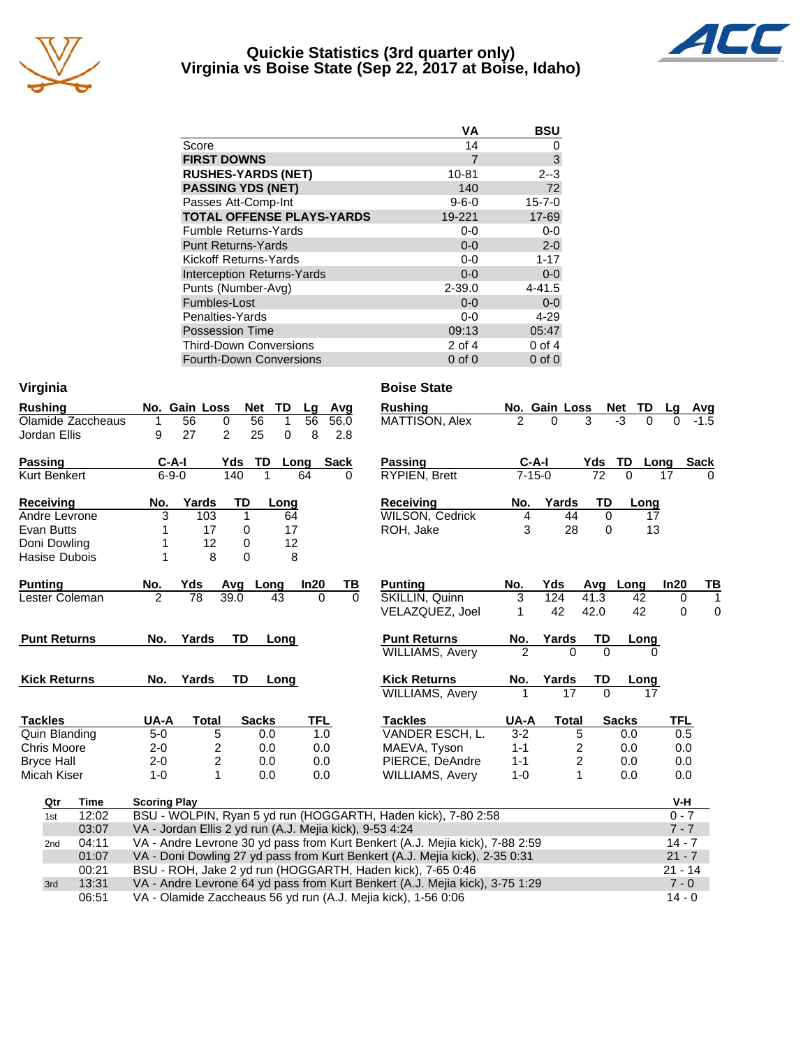# Quickie Statistics (3rd quarter only)
## Virginia vs Boise State (Sep 22, 2017 at Boise, Idaho)

| | VA | BSU |
|---|---|---|
| Score | 14 | 0 |
| **FIRST DOWNS** | 7 | 3 |
| **RUSHES-YARDS (NET)** | 10-81 | 2--3 |
| **PASSING YDS (NET)** | 140 | 72 |
| Passes Att-Comp-Int | 9-6-0 | 15-7-0 |
| **TOTAL OFFENSE PLAYS-YARDS** | 19-221 | 17-69 |
| Fumble Returns-Yards | 0-0 | 0-0 |
| Punt Returns-Yards | 0-0 | 2-0 |
| Kickoff Returns-Yards | 0-0 | 1-17 |
| Interception Returns-Yards | 0-0 | 0-0 |
| Punts (Number-Avg) | 2-39.0 | 4-41.5 |
| Fumbles-Lost | 0-0 | 0-0 |
| Penalties-Yards | 0-0 | 4-29 |
| Possession Time | 09:13 | 05:47 |
| Third-Down Conversions | 2 of 4 | 0 of 4 |
| Fourth-Down Conversions | 0 of 0 | 0 of 0 |

## Virginia

| Rushing | No. | Gain | Loss | Net | TD | Lg | Avg |
|---|---|---|---|---|---|---|---|
| Olamide Zaccheaus | 1 | 56 | 0 | 56 | 1 | 56 | 56.0 |
| Jordan Ellis | 9 | 27 | 2 | 25 | 0 | 8 | 2.8 |

| Passing | C-A-I | Yds | TD | Long | Sack |
|---|---|---|---|---|---|
| Kurt Benkert | 6-9-0 | 140 | 1 | 64 | 0 |

| Receiving | No. | Yards | TD | Long |
|---|---|---|---|---|
| Andre Levrone | 3 | 103 | 1 | 64 |
| Evan Butts | 1 | 17 | 0 | 17 |
| Doni Dowling | 1 | 12 | 0 | 12 |
| Hasise Dubois | 1 | 8 | 0 | 8 |

| Punting | No. | Yds | Avg | Long | In20 | TB |
|---|---|---|---|---|---|---|
| Lester Coleman | 2 | 78 | 39.0 | 43 | 0 | 0 |

| Punt Returns | No. | Yards | TD | Long |
|---|---|---|---|---|

| Kick Returns | No. | Yards | TD | Long |
|---|---|---|---|---|

| Tackles | UA-A | Total | Sacks | TFL |
|---|---|---|---|---|
| Quin Blanding | 5-0 | 5 | 0.0 | 1.0 |
| Chris Moore | 2-0 | 2 | 0.0 | 0.0 |
| Bryce Hall | 2-0 | 2 | 0.0 | 0.0 |
| Micah Kiser | 1-0 | 1 | 0.0 | 0.0 |

## Boise State

| Rushing | No. | Gain | Loss | Net | TD | Lg | Avg |
|---|---|---|---|---|---|---|---|
| MATTISON, Alex | 2 | 0 | 3 | -3 | 0 | 0 | -1.5 |

| Passing | C-A-I | Yds | TD | Long | Sack |
|---|---|---|---|---|---|
| RYPIEN, Brett | 7-15-0 | 72 | 0 | 17 | 0 |

| Receiving | No. | Yards | TD | Long |
|---|---|---|---|---|
| WILSON, Cedrick | 4 | 44 | 0 | 17 |
| ROH, Jake | 3 | 28 | 0 | 13 |

| Punting | No. | Yds | Avg | Long | In20 | TB |
|---|---|---|---|---|---|---|
| SKILLIN, Quinn | 3 | 124 | 41.3 | 42 | 0 | 1 |
| VELAZQUEZ, Joel | 1 | 42 | 42.0 | 42 | 0 | 0 |

| Punt Returns | No. | Yards | TD | Long |
|---|---|---|---|---|
| WILLIAMS, Avery | 2 | 0 | 0 | 0 |

| Kick Returns | No. | Yards | TD | Long |
|---|---|---|---|---|
| WILLIAMS, Avery | 1 | 17 | 0 | 17 |

| Tackles | UA-A | Total | Sacks | TFL |
|---|---|---|---|---|
| VANDER ESCH, L. | 3-2 | 5 | 0.0 | 0.5 |
| MAEVA, Tyson | 1-1 | 2 | 0.0 | 0.0 |
| PIERCE, DeAndre | 1-1 | 2 | 0.0 | 0.0 |
| WILLIAMS, Avery | 1-0 | 1 | 0.0 | 0.0 |

## Scoring

| Qtr | Time | Scoring Play | V-H |
|---|---|---|---|
| 1st | 12:02 | BSU - WOLPIN, Ryan 5 yd run (HOGGARTH, Haden kick), 7-80 2:58 | 0 - 7 |
| | 03:07 | VA - Jordan Ellis 2 yd run (A.J. Mejia kick), 9-53 4:24 | 7 - 7 |
| 2nd | 04:11 | VA - Andre Levrone 30 yd pass from Kurt Benkert (A.J. Mejia kick), 7-88 2:59 | 14 - 7 |
| | 01:07 | VA - Doni Dowling 27 yd pass from Kurt Benkert (A.J. Mejia kick), 2-35 0:31 | 21 - 7 |
| | 00:21 | BSU - ROH, Jake 2 yd run (HOGGARTH, Haden kick), 7-65 0:46 | 21 - 14 |
| 3rd | 13:31 | VA - Andre Levrone 64 yd pass from Kurt Benkert (A.J. Mejia kick), 3-75 1:29 | 7 - 0 |
| | 06:51 | VA - Olamide Zaccheaus 56 yd run (A.J. Mejia kick), 1-56 0:06 | 14 - 0 |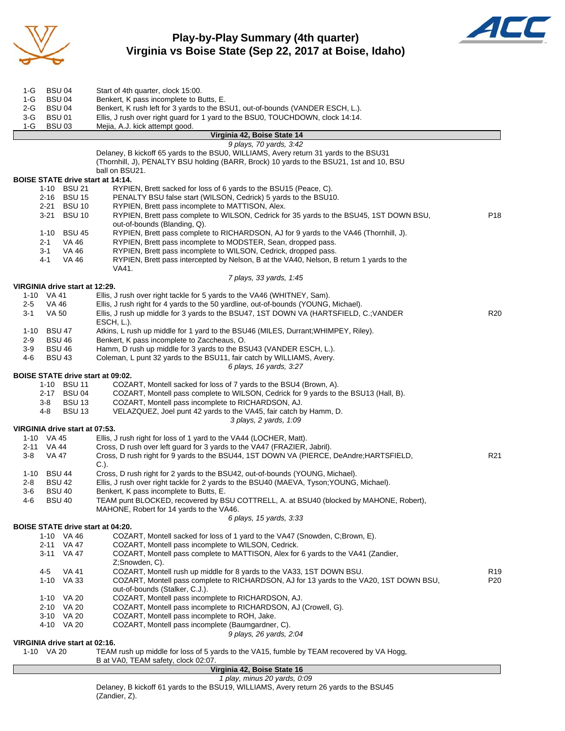# Play-by-Play Summary (4th quarter)
## Virginia vs Boise State (Sep 22, 2017 at Boise, Idaho)

| Down | Spot | Play | |
|---|---|---|---|
| 1-G | BSU 04 | Start of 4th quarter, clock 15:00. | |
| 1-G | BSU 04 | Benkert, K pass incomplete to Butts, E. | |
| 2-G | BSU 04 | Benkert, K rush left for 3 yards to the BSU1, out-of-bounds (VANDER ESCH, L.). | |
| 3-G | BSU 01 | Ellis, J rush over right guard for 1 yard to the BSU0, TOUCHDOWN, clock 14:14. | |
| 1-G | BSU 03 | Mejia, A.J. kick attempt good. | |

**Virginia 42, Boise State 14**

*9 plays, 70 yards, 3:42*

Delaney, B kickoff 65 yards to the BSU0, WILLIAMS, Avery return 31 yards to the BSU31 (Thornhill, J), PENALTY BSU holding (BARR, Brock) 10 yards to the BSU21, 1st and 10, BSU ball on BSU21.

**BOISE STATE drive start at 14:14.**

| Down | Spot | Play | |
|---|---|---|---|
| 1-10 | BSU 21 | RYPIEN, Brett sacked for loss of 6 yards to the BSU15 (Peace, C). | |
| 2-16 | BSU 15 | PENALTY BSU false start (WILSON, Cedrick) 5 yards to the BSU10. | |
| 2-21 | BSU 10 | RYPIEN, Brett pass incomplete to MATTISON, Alex. | |
| 3-21 | BSU 10 | RYPIEN, Brett pass complete to WILSON, Cedrick for 35 yards to the BSU45, 1ST DOWN BSU, out-of-bounds (Blanding, Q). | P18 |
| 1-10 | BSU 45 | RYPIEN, Brett pass complete to RICHARDSON, AJ for 9 yards to the VA46 (Thornhill, J). | |
| 2-1 | VA 46 | RYPIEN, Brett pass incomplete to MODSTER, Sean, dropped pass. | |
| 3-1 | VA 46 | RYPIEN, Brett pass incomplete to WILSON, Cedrick, dropped pass. | |
| 4-1 | VA 46 | RYPIEN, Brett pass intercepted by Nelson, B at the VA40, Nelson, B return 1 yards to the VA41. | |

*7 plays, 33 yards, 1:45*

**VIRGINIA drive start at 12:29.**

| Down | Spot | Play | |
|---|---|---|---|
| 1-10 | VA 41 | Ellis, J rush over right tackle for 5 yards to the VA46 (WHITNEY, Sam). | |
| 2-5 | VA 46 | Ellis, J rush right for 4 yards to the 50 yardline, out-of-bounds (YOUNG, Michael). | |
| 3-1 | VA 50 | Ellis, J rush up middle for 3 yards to the BSU47, 1ST DOWN VA (HARTSFIELD, C.;VANDER ESCH, L.). | R20 |
| 1-10 | BSU 47 | Atkins, L rush up middle for 1 yard to the BSU46 (MILES, Durrant;WHIMPEY, Riley). | |
| 2-9 | BSU 46 | Benkert, K pass incomplete to Zaccheaus, O. | |
| 3-9 | BSU 46 | Hamm, D rush up middle for 3 yards to the BSU43 (VANDER ESCH, L.). | |
| 4-6 | BSU 43 | Coleman, L punt 32 yards to the BSU11, fair catch by WILLIAMS, Avery. | |

*6 plays, 16 yards, 3:27*

**BOISE STATE drive start at 09:02.**

| Down | Spot | Play | |
|---|---|---|---|
| 1-10 | BSU 11 | COZART, Montell sacked for loss of 7 yards to the BSU4 (Brown, A). | |
| 2-17 | BSU 04 | COZART, Montell pass complete to WILSON, Cedrick for 9 yards to the BSU13 (Hall, B). | |
| 3-8 | BSU 13 | COZART, Montell pass incomplete to RICHARDSON, AJ. | |
| 4-8 | BSU 13 | VELAZQUEZ, Joel punt 42 yards to the VA45, fair catch by Hamm, D. | |

*3 plays, 2 yards, 1:09*

**VIRGINIA drive start at 07:53.**

| Down | Spot | Play | |
|---|---|---|---|
| 1-10 | VA 45 | Ellis, J rush right for loss of 1 yard to the VA44 (LOCHER, Matt). | |
| 2-11 | VA 44 | Cross, D rush over left guard for 3 yards to the VA47 (FRAZIER, Jabril). | |
| 3-8 | VA 47 | Cross, D rush right for 9 yards to the BSU44, 1ST DOWN VA (PIERCE, DeAndre;HARTSFIELD, C.). | R21 |
| 1-10 | BSU 44 | Cross, D rush right for 2 yards to the BSU42, out-of-bounds (YOUNG, Michael). | |
| 2-8 | BSU 42 | Ellis, J rush over right tackle for 2 yards to the BSU40 (MAEVA, Tyson;YOUNG, Michael). | |
| 3-6 | BSU 40 | Benkert, K pass incomplete to Butts, E. | |
| 4-6 | BSU 40 | TEAM punt BLOCKED, recovered by BSU COTTRELL, A. at BSU40 (blocked by MAHONE, Robert), MAHONE, Robert for 14 yards to the VA46. | |

*6 plays, 15 yards, 3:33*

**BOISE STATE drive start at 04:20.**

| Down | Spot | Play | |
|---|---|---|---|
| 1-10 | VA 46 | COZART, Montell sacked for loss of 1 yard to the VA47 (Snowden, C;Brown, E). | |
| 2-11 | VA 47 | COZART, Montell pass incomplete to WILSON, Cedrick. | |
| 3-11 | VA 47 | COZART, Montell pass complete to MATTISON, Alex for 6 yards to the VA41 (Zandier, Z;Snowden, C). | |
| 4-5 | VA 41 | COZART, Montell rush up middle for 8 yards to the VA33, 1ST DOWN BSU. | R19 |
| 1-10 | VA 33 | COZART, Montell pass complete to RICHARDSON, AJ for 13 yards to the VA20, 1ST DOWN BSU, out-of-bounds (Stalker, C.J.). | P20 |
| 1-10 | VA 20 | COZART, Montell pass incomplete to RICHARDSON, AJ. | |
| 2-10 | VA 20 | COZART, Montell pass incomplete to RICHARDSON, AJ (Crowell, G). | |
| 3-10 | VA 20 | COZART, Montell pass incomplete to ROH, Jake. | |
| 4-10 | VA 20 | COZART, Montell pass incomplete (Baumgardner, C). | |

*9 plays, 26 yards, 2:04*

**VIRGINIA drive start at 02:16.**

| Down | Spot | Play | |
|---|---|---|---|
| 1-10 | VA 20 | TEAM rush up middle for loss of 5 yards to the VA15, fumble by TEAM recovered by VA Hogg, B at VA0, TEAM safety, clock 02:07. | |

**Virginia 42, Boise State 16**

*1 play, minus 20 yards, 0:09*

Delaney, B kickoff 61 yards to the BSU19, WILLIAMS, Avery return 26 yards to the BSU45 (Zandier, Z).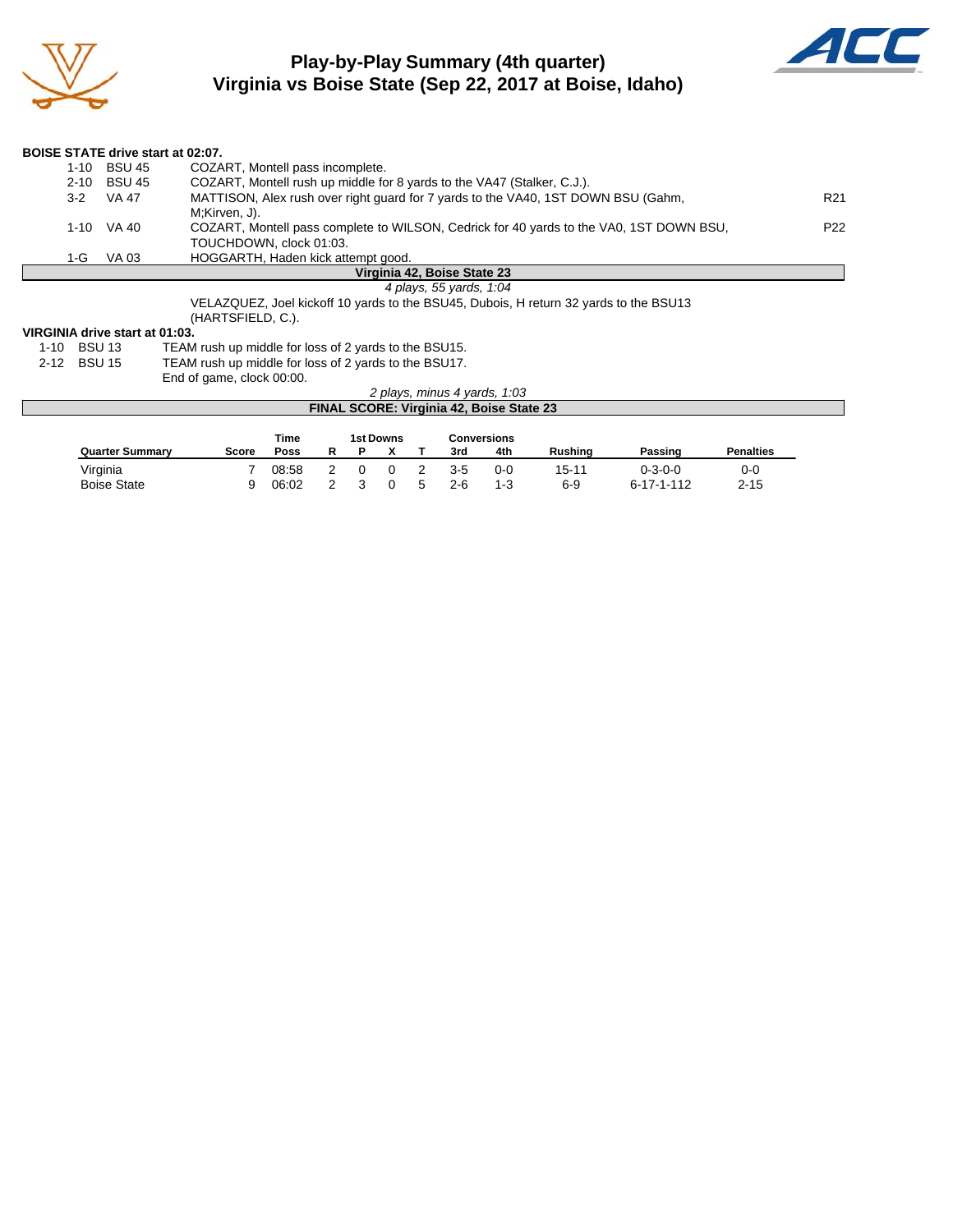# Play-by-Play Summary (4th quarter)
## Virginia vs Boise State (Sep 22, 2017 at Boise, Idaho)

**BOISE STATE drive start at 02:07.**

| Down | Spot | Play | |
|---|---|---|---|
| 1-10 | BSU 45 | COZART, Montell pass incomplete. | |
| 2-10 | BSU 45 | COZART, Montell rush up middle for 8 yards to the VA47 (Stalker, C.J.). | |
| 3-2 | VA 47 | MATTISON, Alex rush over right guard for 7 yards to the VA40, 1ST DOWN BSU (Gahm, M;Kirven, J). | R21 |
| 1-10 | VA 40 | COZART, Montell pass complete to WILSON, Cedrick for 40 yards to the VA0, 1ST DOWN BSU, TOUCHDOWN, clock 01:03. | P22 |
| 1-G | VA 03 | HOGGARTH, Haden kick attempt good. | |

**Virginia 42, Boise State 23**

*4 plays, 55 yards, 1:04*

VELAZQUEZ, Joel kickoff 10 yards to the BSU45, Dubois, H return 32 yards to the BSU13 (HARTSFIELD, C.).

**VIRGINIA drive start at 01:03.**

| Down | Spot | Play |
|---|---|---|
| 1-10 | BSU 13 | TEAM rush up middle for loss of 2 yards to the BSU15. |
| 2-12 | BSU 15 | TEAM rush up middle for loss of 2 yards to the BSU17. |
| | | End of game, clock 00:00. |

*2 plays, minus 4 yards, 1:03*

**FINAL SCORE: Virginia 42, Boise State 23**

| Quarter Summary | Score | Time Poss | 1st Downs R | 1st Downs P | 1st Downs X | 1st Downs T | Conversions 3rd | Conversions 4th | Rushing | Passing | Penalties |
|---|---|---|---|---|---|---|---|---|---|---|---|
| Virginia | 7 | 08:58 | 2 | 0 | 0 | 2 | 3-5 | 0-0 | 15-11 | 0-3-0-0 | 0-0 |
| Boise State | 9 | 06:02 | 2 | 3 | 0 | 5 | 2-6 | 1-3 | 6-9 | 6-17-1-112 | 2-15 |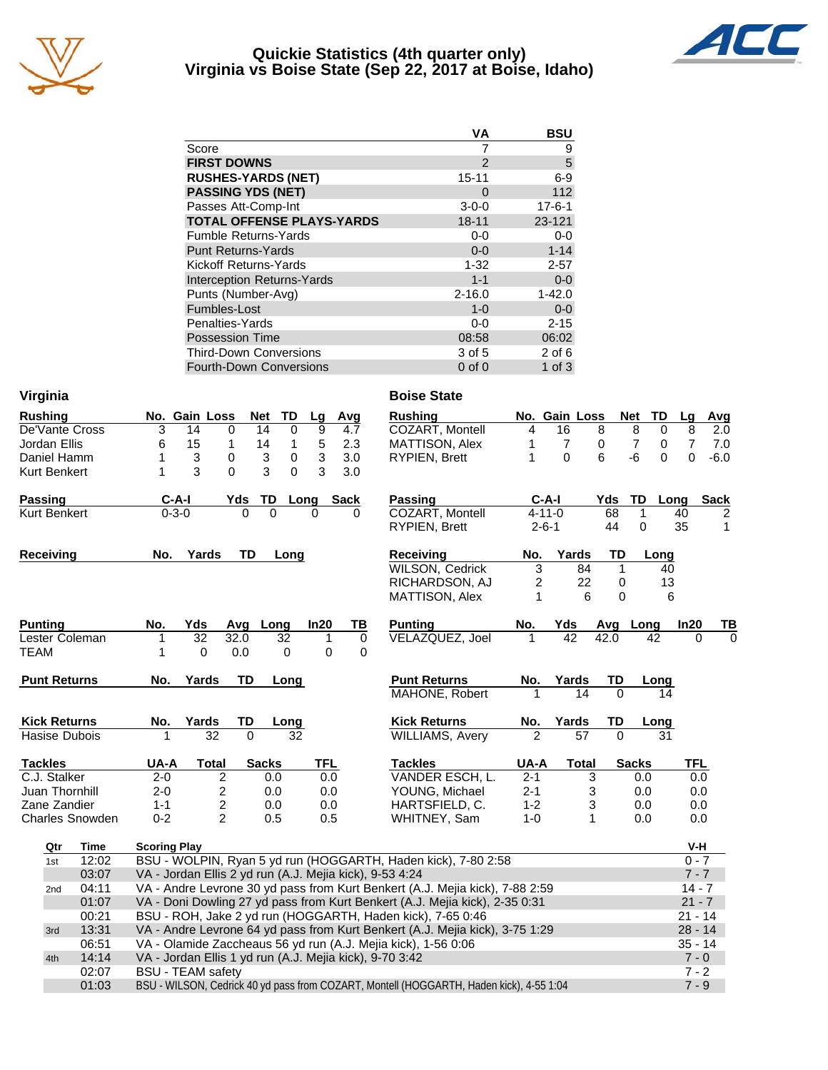# Quickie Statistics (4th quarter only)
## Virginia vs Boise State (Sep 22, 2017 at Boise, Idaho)

| | VA | BSU |
|---|---|---|
| Score | 7 | 9 |
| **FIRST DOWNS** | 2 | 5 |
| **RUSHES-YARDS (NET)** | 15-11 | 6-9 |
| **PASSING YDS (NET)** | 0 | 112 |
| Passes Att-Comp-Int | 3-0-0 | 17-6-1 |
| **TOTAL OFFENSE PLAYS-YARDS** | 18-11 | 23-121 |
| Fumble Returns-Yards | 0-0 | 0-0 |
| Punt Returns-Yards | 0-0 | 1-14 |
| Kickoff Returns-Yards | 1-32 | 2-57 |
| Interception Returns-Yards | 1-1 | 0-0 |
| Punts (Number-Avg) | 2-16.0 | 1-42.0 |
| Fumbles-Lost | 1-0 | 0-0 |
| Penalties-Yards | 0-0 | 2-15 |
| Possession Time | 08:58 | 06:02 |
| Third-Down Conversions | 3 of 5 | 2 of 6 |
| Fourth-Down Conversions | 0 of 0 | 1 of 3 |

### Virginia

| Rushing | No. | Gain | Loss | Net | TD | Lg | Avg |
|---|---|---|---|---|---|---|---|
| De'Vante Cross | 3 | 14 | 0 | 14 | 0 | 9 | 4.7 |
| Jordan Ellis | 6 | 15 | 1 | 14 | 1 | 5 | 2.3 |
| Daniel Hamm | 1 | 3 | 0 | 3 | 0 | 3 | 3.0 |
| Kurt Benkert | 1 | 3 | 0 | 3 | 0 | 3 | 3.0 |

| Passing | C-A-I | Yds | TD | Long | Sack |
|---|---|---|---|---|---|
| Kurt Benkert | 0-3-0 | 0 | 0 | 0 | 0 |

| Receiving | No. | Yards | TD | Long |
|---|---|---|---|---|

| Punting | No. | Yds | Avg | Long | In20 | TB |
|---|---|---|---|---|---|---|
| Lester Coleman | 1 | 32 | 32.0 | 32 | 1 | 0 |
| TEAM | 1 | 0 | 0.0 | 0 | 0 | 0 |

| Punt Returns | No. | Yards | TD | Long |
|---|---|---|---|---|

| Kick Returns | No. | Yards | TD | Long |
|---|---|---|---|---|
| Hasise Dubois | 1 | 32 | 0 | 32 |

| Tackles | UA-A | Total | Sacks | TFL |
|---|---|---|---|---|
| C.J. Stalker | 2-0 | 2 | 0.0 | 0.0 |
| Juan Thornhill | 2-0 | 2 | 0.0 | 0.0 |
| Zane Zandier | 1-1 | 2 | 0.0 | 0.0 |
| Charles Snowden | 0-2 | 2 | 0.5 | 0.5 |

### Boise State

| Rushing | No. | Gain | Loss | Net | TD | Lg | Avg |
|---|---|---|---|---|---|---|---|
| COZART, Montell | 4 | 16 | 8 | 8 | 0 | 8 | 2.0 |
| MATTISON, Alex | 1 | 7 | 0 | 7 | 0 | 7 | 7.0 |
| RYPIEN, Brett | 1 | 0 | 6 | -6 | 0 | 0 | -6.0 |

| Passing | C-A-I | Yds | TD | Long | Sack |
|---|---|---|---|---|---|
| COZART, Montell | 4-11-0 | 68 | 1 | 40 | 2 |
| RYPIEN, Brett | 2-6-1 | 44 | 0 | 35 | 1 |

| Receiving | No. | Yards | TD | Long |
|---|---|---|---|---|
| WILSON, Cedrick | 3 | 84 | 1 | 40 |
| RICHARDSON, AJ | 2 | 22 | 0 | 13 |
| MATTISON, Alex | 1 | 6 | 0 | 6 |

| Punting | No. | Yds | Avg | Long | In20 | TB |
|---|---|---|---|---|---|---|
| VELAZQUEZ, Joel | 1 | 42 | 42.0 | 42 | 0 | 0 |

| Punt Returns | No. | Yards | TD | Long |
|---|---|---|---|---|
| MAHONE, Robert | 1 | 14 | 0 | 14 |

| Kick Returns | No. | Yards | TD | Long |
|---|---|---|---|---|
| WILLIAMS, Avery | 2 | 57 | 0 | 31 |

| Tackles | UA-A | Total | Sacks | TFL |
|---|---|---|---|---|
| VANDER ESCH, L. | 2-1 | 3 | 0.0 | 0.0 |
| YOUNG, Michael | 2-1 | 3 | 0.0 | 0.0 |
| HARTSFIELD, C. | 1-2 | 3 | 0.0 | 0.0 |
| WHITNEY, Sam | 1-0 | 1 | 0.0 | 0.0 |

### Scoring Summary

| Qtr | Time | Scoring Play | V-H |
|---|---|---|---|
| 1st | 12:02 | BSU - WOLPIN, Ryan 5 yd run (HOGGARTH, Haden kick), 7-80 2:58 | 0 - 7 |
| | 03:07 | VA - Jordan Ellis 2 yd run (A.J. Mejia kick), 9-53 4:24 | 7 - 7 |
| 2nd | 04:11 | VA - Andre Levrone 30 yd pass from Kurt Benkert (A.J. Mejia kick), 7-88 2:59 | 14 - 7 |
| | 01:07 | VA - Doni Dowling 27 yd pass from Kurt Benkert (A.J. Mejia kick), 2-35 0:31 | 21 - 7 |
| | 00:21 | BSU - ROH, Jake 2 yd run (HOGGARTH, Haden kick), 7-65 0:46 | 21 - 14 |
| 3rd | 13:31 | VA - Andre Levrone 64 yd pass from Kurt Benkert (A.J. Mejia kick), 3-75 1:29 | 28 - 14 |
| | 06:51 | VA - Olamide Zaccheaus 56 yd run (A.J. Mejia kick), 1-56 0:06 | 35 - 14 |
| 4th | 14:14 | VA - Jordan Ellis 1 yd run (A.J. Mejia kick), 9-70 3:42 | 7 - 0 |
| | 02:07 | BSU - TEAM safety | 7 - 2 |
| | 01:03 | BSU - WILSON, Cedrick 40 yd pass from COZART, Montell (HOGGARTH, Haden kick), 4-55 1:04 | 7 - 9 |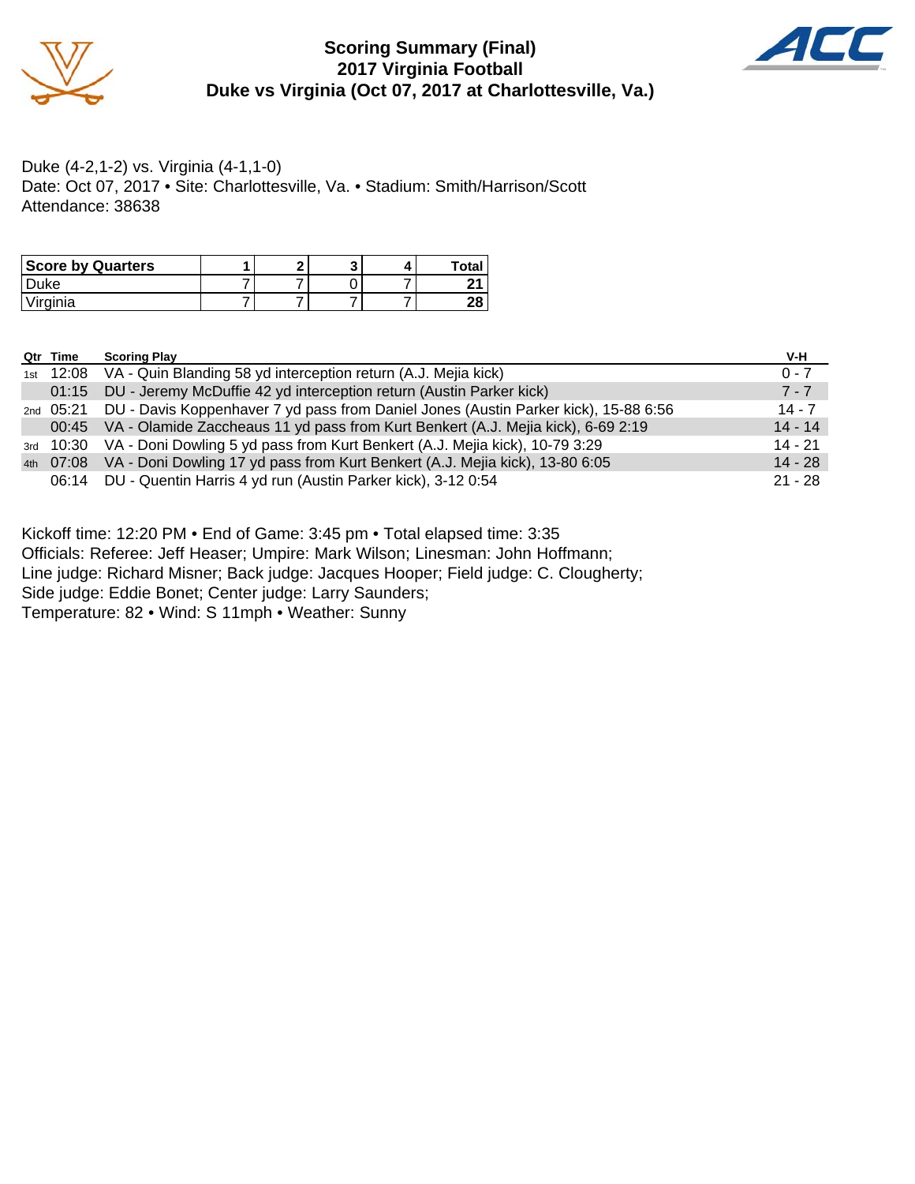# Scoring Summary (Final)
## 2017 Virginia Football
## Duke vs Virginia (Oct 07, 2017 at Charlottesville, Va.)

Duke (4-2,1-2) vs. Virginia (4-1,1-0)
Date: Oct 07, 2017 • Site: Charlottesville, Va. • Stadium: Smith/Harrison/Scott
Attendance: 38638

| Score by Quarters | 1 | 2 | 3 | 4 | Total |
|---|---|---|---|---|---|
| Duke | 7 | 7 | 0 | 7 | **21** |
| Virginia | 7 | 7 | 7 | 7 | **28** |

| Qtr | Time | Scoring Play | V-H |
|---|---|---|---|
| 1st | 12:08 | VA - Quin Blanding 58 yd interception return (A.J. Mejia kick) | 0 - 7 |
| | 01:15 | DU - Jeremy McDuffie 42 yd interception return (Austin Parker kick) | 7 - 7 |
| 2nd | 05:21 | DU - Davis Koppenhaver 7 yd pass from Daniel Jones (Austin Parker kick), 15-88 6:56 | 14 - 7 |
| | 00:45 | VA - Olamide Zaccheaus 11 yd pass from Kurt Benkert (A.J. Mejia kick), 6-69 2:19 | 14 - 14 |
| 3rd | 10:30 | VA - Doni Dowling 5 yd pass from Kurt Benkert (A.J. Mejia kick), 10-79 3:29 | 14 - 21 |
| 4th | 07:08 | VA - Doni Dowling 17 yd pass from Kurt Benkert (A.J. Mejia kick), 13-80 6:05 | 14 - 28 |
| | 06:14 | DU - Quentin Harris 4 yd run (Austin Parker kick), 3-12 0:54 | 21 - 28 |

Kickoff time: 12:20 PM • End of Game: 3:45 pm • Total elapsed time: 3:35
Officials: Referee: Jeff Heaser; Umpire: Mark Wilson; Linesman: John Hoffmann;
Line judge: Richard Misner; Back judge: Jacques Hooper; Field judge: C. Clougherty;
Side judge: Eddie Bonet; Center judge: Larry Saunders;
Temperature: 82 • Wind: S 11mph • Weather: Sunny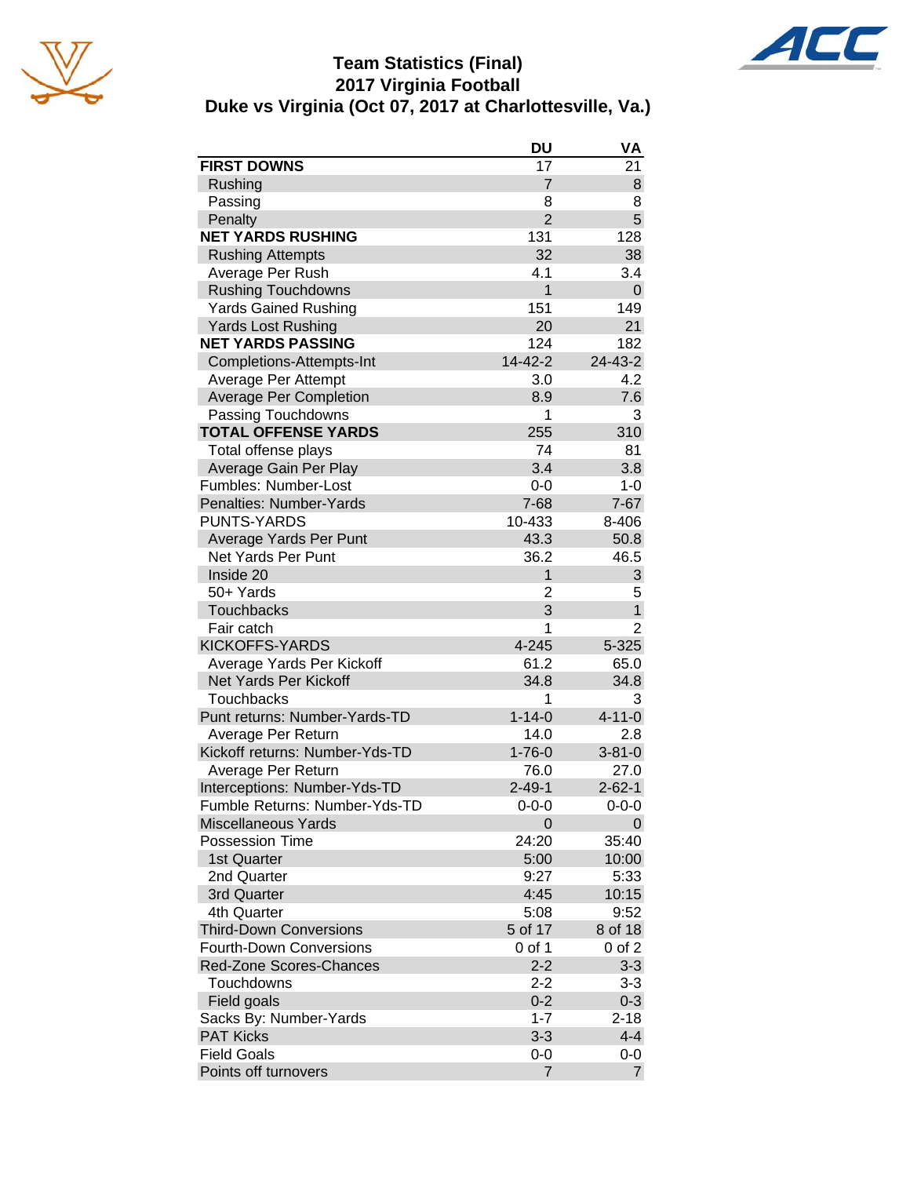# Team Statistics (Final)
## 2017 Virginia Football
## Duke vs Virginia (Oct 07, 2017 at Charlottesville, Va.)

| | DU | VA |
|---|---|---|
| **FIRST DOWNS** | 17 | 21 |
| Rushing | 7 | 8 |
| Passing | 8 | 8 |
| Penalty | 2 | 5 |
| **NET YARDS RUSHING** | 131 | 128 |
| Rushing Attempts | 32 | 38 |
| Average Per Rush | 4.1 | 3.4 |
| Rushing Touchdowns | 1 | 0 |
| Yards Gained Rushing | 151 | 149 |
| Yards Lost Rushing | 20 | 21 |
| **NET YARDS PASSING** | 124 | 182 |
| Completions-Attempts-Int | 14-42-2 | 24-43-2 |
| Average Per Attempt | 3.0 | 4.2 |
| Average Per Completion | 8.9 | 7.6 |
| Passing Touchdowns | 1 | 3 |
| **TOTAL OFFENSE YARDS** | 255 | 310 |
| Total offense plays | 74 | 81 |
| Average Gain Per Play | 3.4 | 3.8 |
| Fumbles: Number-Lost | 0-0 | 1-0 |
| Penalties: Number-Yards | 7-68 | 7-67 |
| PUNTS-YARDS | 10-433 | 8-406 |
| Average Yards Per Punt | 43.3 | 50.8 |
| Net Yards Per Punt | 36.2 | 46.5 |
| Inside 20 | 1 | 3 |
| 50+ Yards | 2 | 5 |
| Touchbacks | 3 | 1 |
| Fair catch | 1 | 2 |
| KICKOFFS-YARDS | 4-245 | 5-325 |
| Average Yards Per Kickoff | 61.2 | 65.0 |
| Net Yards Per Kickoff | 34.8 | 34.8 |
| Touchbacks | 1 | 3 |
| Punt returns: Number-Yards-TD | 1-14-0 | 4-11-0 |
| Average Per Return | 14.0 | 2.8 |
| Kickoff returns: Number-Yds-TD | 1-76-0 | 3-81-0 |
| Average Per Return | 76.0 | 27.0 |
| Interceptions: Number-Yds-TD | 2-49-1 | 2-62-1 |
| Fumble Returns: Number-Yds-TD | 0-0-0 | 0-0-0 |
| Miscellaneous Yards | 0 | 0 |
| Possession Time | 24:20 | 35:40 |
| 1st Quarter | 5:00 | 10:00 |
| 2nd Quarter | 9:27 | 5:33 |
| 3rd Quarter | 4:45 | 10:15 |
| 4th Quarter | 5:08 | 9:52 |
| Third-Down Conversions | 5 of 17 | 8 of 18 |
| Fourth-Down Conversions | 0 of 1 | 0 of 2 |
| Red-Zone Scores-Chances | 2-2 | 3-3 |
| Touchdowns | 2-2 | 3-3 |
| Field goals | 0-2 | 0-3 |
| Sacks By: Number-Yards | 1-7 | 2-18 |
| PAT Kicks | 3-3 | 4-4 |
| Field Goals | 0-0 | 0-0 |
| Points off turnovers | 7 | 7 |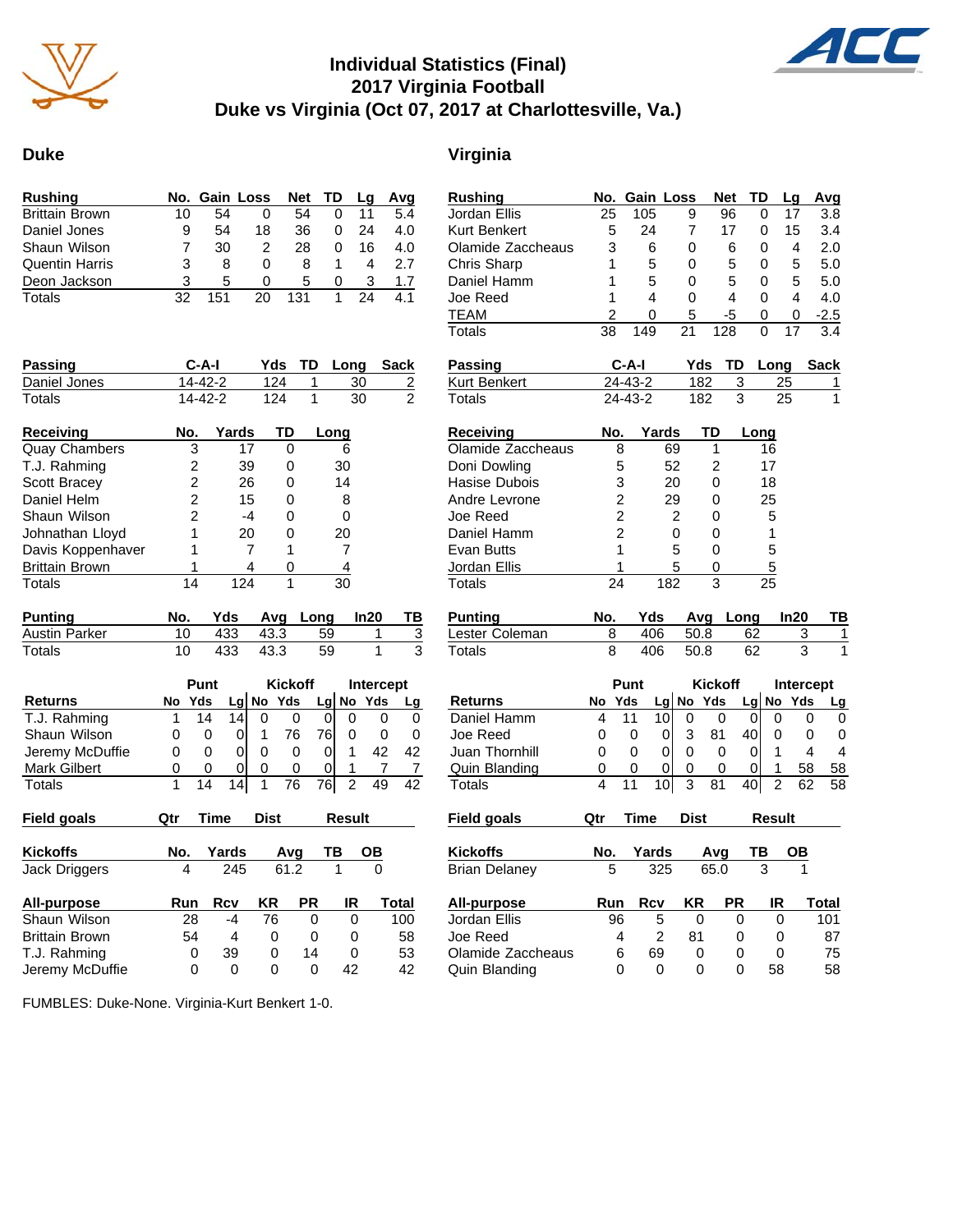# Individual Statistics (Final)
## 2017 Virginia Football
## Duke vs Virginia (Oct 07, 2017 at Charlottesville, Va.)

## Duke

| Rushing | No. | Gain | Loss | Net | TD | Lg | Avg |
|---|---|---|---|---|---|---|---|
| Brittain Brown | 10 | 54 | 0 | 54 | 0 | 11 | 5.4 |
| Daniel Jones | 9 | 54 | 18 | 36 | 0 | 24 | 4.0 |
| Shaun Wilson | 7 | 30 | 2 | 28 | 0 | 16 | 4.0 |
| Quentin Harris | 3 | 8 | 0 | 8 | 1 | 4 | 2.7 |
| Deon Jackson | 3 | 5 | 0 | 5 | 0 | 3 | 1.7 |
| Totals | 32 | 151 | 20 | 131 | 1 | 24 | 4.1 |

| Passing | C-A-I | Yds | TD | Long | Sack |
|---|---|---|---|---|---|
| Daniel Jones | 14-42-2 | 124 | 1 | 30 | 2 |
| Totals | 14-42-2 | 124 | 1 | 30 | 2 |

| Receiving | No. | Yards | TD | Long |
|---|---|---|---|---|
| Quay Chambers | 3 | 17 | 0 | 6 |
| T.J. Rahming | 2 | 39 | 0 | 30 |
| Scott Bracey | 2 | 26 | 0 | 14 |
| Daniel Helm | 2 | 15 | 0 | 8 |
| Shaun Wilson | 2 | -4 | 0 | 0 |
| Johnathan Lloyd | 1 | 20 | 0 | 20 |
| Davis Koppenhaver | 1 | 7 | 1 | 7 |
| Brittain Brown | 1 | 4 | 0 | 4 |
| Totals | 14 | 124 | 1 | 30 |

| Punting | No. | Yds | Avg | Long | In20 | TB |
|---|---|---|---|---|---|---|
| Austin Parker | 10 | 433 | 43.3 | 59 | 1 | 3 |
| Totals | 10 | 433 | 43.3 | 59 | 1 | 3 |

| | Punt | | | Kickoff | | | Intercept | | |
|---|---|---|---|---|---|---|---|---|---|
| Returns | No | Yds | Lg | No | Yds | Lg | No | Yds | Lg |
| T.J. Rahming | 1 | 14 | 14 | 0 | 0 | 0 | 0 | 0 | 0 |
| Shaun Wilson | 0 | 0 | 0 | 1 | 76 | 76 | 0 | 0 | 0 |
| Jeremy McDuffie | 0 | 0 | 0 | 0 | 0 | 0 | 1 | 42 | 42 |
| Mark Gilbert | 0 | 0 | 0 | 0 | 0 | 0 | 1 | 7 | 7 |
| Totals | 1 | 14 | 14 | 1 | 76 | 76 | 2 | 49 | 42 |

| Field goals | Qtr | Time | Dist | Result |
|---|---|---|---|---|

| Kickoffs | No. | Yards | Avg | TB | OB |
|---|---|---|---|---|---|
| Jack Driggers | 4 | 245 | 61.2 | 1 | 0 |

| All-purpose | Run | Rcv | KR | PR | IR | Total |
|---|---|---|---|---|---|---|
| Shaun Wilson | 28 | -4 | 76 | 0 | 0 | 100 |
| Brittain Brown | 54 | 4 | 0 | 0 | 0 | 58 |
| T.J. Rahming | 0 | 39 | 0 | 14 | 0 | 53 |
| Jeremy McDuffie | 0 | 0 | 0 | 0 | 42 | 42 |

## Virginia

| Rushing | No. | Gain | Loss | Net | TD | Lg | Avg |
|---|---|---|---|---|---|---|---|
| Jordan Ellis | 25 | 105 | 9 | 96 | 0 | 17 | 3.8 |
| Kurt Benkert | 5 | 24 | 7 | 17 | 0 | 15 | 3.4 |
| Olamide Zaccheaus | 3 | 6 | 0 | 6 | 0 | 4 | 2.0 |
| Chris Sharp | 1 | 5 | 0 | 5 | 0 | 5 | 5.0 |
| Daniel Hamm | 1 | 5 | 0 | 5 | 0 | 5 | 5.0 |
| Joe Reed | 1 | 4 | 0 | 4 | 0 | 4 | 4.0 |
| TEAM | 2 | 0 | 5 | -5 | 0 | 0 | -2.5 |
| Totals | 38 | 149 | 21 | 128 | 0 | 17 | 3.4 |

| Passing | C-A-I | Yds | TD | Long | Sack |
|---|---|---|---|---|---|
| Kurt Benkert | 24-43-2 | 182 | 3 | 25 | 1 |
| Totals | 24-43-2 | 182 | 3 | 25 | 1 |

| Receiving | No. | Yards | TD | Long |
|---|---|---|---|---|
| Olamide Zaccheaus | 8 | 69 | 1 | 16 |
| Doni Dowling | 5 | 52 | 2 | 17 |
| Hasise Dubois | 3 | 20 | 0 | 18 |
| Andre Levrone | 2 | 29 | 0 | 25 |
| Joe Reed | 2 | 2 | 0 | 5 |
| Daniel Hamm | 2 | 0 | 0 | 1 |
| Evan Butts | 1 | 5 | 0 | 5 |
| Jordan Ellis | 1 | 5 | 0 | 5 |
| Totals | 24 | 182 | 3 | 25 |

| Punting | No. | Yds | Avg | Long | In20 | TB |
|---|---|---|---|---|---|---|
| Lester Coleman | 8 | 406 | 50.8 | 62 | 3 | 1 |
| Totals | 8 | 406 | 50.8 | 62 | 3 | 1 |

| | Punt | | | Kickoff | | | Intercept | | |
|---|---|---|---|---|---|---|---|---|---|
| Returns | No | Yds | Lg | No | Yds | Lg | No | Yds | Lg |
| Daniel Hamm | 4 | 11 | 10 | 0 | 0 | 0 | 0 | 0 | 0 |
| Joe Reed | 0 | 0 | 0 | 3 | 81 | 40 | 0 | 0 | 0 |
| Juan Thornhill | 0 | 0 | 0 | 0 | 0 | 0 | 1 | 4 | 4 |
| Quin Blanding | 0 | 0 | 0 | 0 | 0 | 0 | 1 | 58 | 58 |
| Totals | 4 | 11 | 10 | 3 | 81 | 40 | 2 | 62 | 58 |

| Field goals | Qtr | Time | Dist | Result |
|---|---|---|---|---|

| Kickoffs | No. | Yards | Avg | TB | OB |
|---|---|---|---|---|---|
| Brian Delaney | 5 | 325 | 65.0 | 3 | 1 |

| All-purpose | Run | Rcv | KR | PR | IR | Total |
|---|---|---|---|---|---|---|
| Jordan Ellis | 96 | 5 | 0 | 0 | 0 | 101 |
| Joe Reed | 4 | 2 | 81 | 0 | 0 | 87 |
| Olamide Zaccheaus | 6 | 69 | 0 | 0 | 0 | 75 |
| Quin Blanding | 0 | 0 | 0 | 0 | 58 | 58 |

FUMBLES: Duke-None. Virginia-Kurt Benkert 1-0.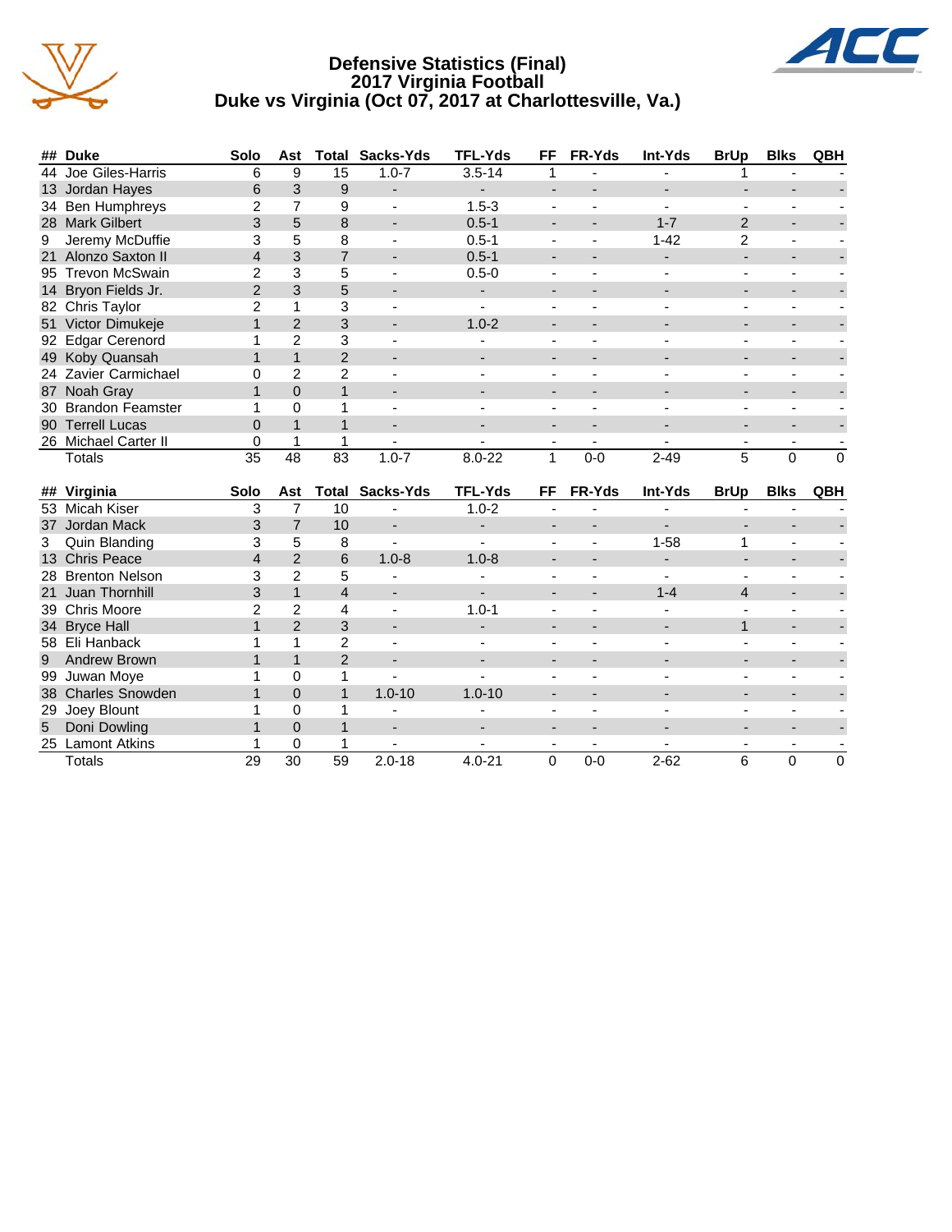# Defensive Statistics (Final)
## 2017 Virginia Football
## Duke vs Virginia (Oct 07, 2017 at Charlottesville, Va.)

| ## | Duke | Solo | Ast | Total | Sacks-Yds | TFL-Yds | FF | FR-Yds | Int-Yds | BrUp | Blks | QBH |
|---|---|---|---|---|---|---|---|---|---|---|---|---|
| 44 | Joe Giles-Harris | 6 | 9 | 15 | 1.0-7 | 3.5-14 | 1 | - | - | 1 | - | - |
| 13 | Jordan Hayes | 6 | 3 | 9 | - | - | - | - | - | - | - | - |
| 34 | Ben Humphreys | 2 | 7 | 9 | - | 1.5-3 | - | - | - | - | - | - |
| 28 | Mark Gilbert | 3 | 5 | 8 | - | 0.5-1 | - | - | 1-7 | 2 | - | - |
| 9 | Jeremy McDuffie | 3 | 5 | 8 | - | 0.5-1 | - | - | 1-42 | 2 | - | - |
| 21 | Alonzo Saxton II | 4 | 3 | 7 | - | 0.5-1 | - | - | - | - | - | - |
| 95 | Trevon McSwain | 2 | 3 | 5 | - | 0.5-0 | - | - | - | - | - | - |
| 14 | Bryon Fields Jr. | 2 | 3 | 5 | - | - | - | - | - | - | - | - |
| 82 | Chris Taylor | 2 | 1 | 3 | - | - | - | - | - | - | - | - |
| 51 | Victor Dimukeje | 1 | 2 | 3 | - | 1.0-2 | - | - | - | - | - | - |
| 92 | Edgar Cerenord | 1 | 2 | 3 | - | - | - | - | - | - | - | - |
| 49 | Koby Quansah | 1 | 1 | 2 | - | - | - | - | - | - | - | - |
| 24 | Zavier Carmichael | 0 | 2 | 2 | - | - | - | - | - | - | - | - |
| 87 | Noah Gray | 1 | 0 | 1 | - | - | - | - | - | - | - | - |
| 30 | Brandon Feamster | 1 | 0 | 1 | - | - | - | - | - | - | - | - |
| 90 | Terrell Lucas | 0 | 1 | 1 | - | - | - | - | - | - | - | - |
| 26 | Michael Carter II | 0 | 1 | 1 | - | - | - | - | - | - | - | - |
| | Totals | 35 | 48 | 83 | 1.0-7 | 8.0-22 | 1 | 0-0 | 2-49 | 5 | 0 | 0 |

| ## | Virginia | Solo | Ast | Total | Sacks-Yds | TFL-Yds | FF | FR-Yds | Int-Yds | BrUp | Blks | QBH |
|---|---|---|---|---|---|---|---|---|---|---|---|---|
| 53 | Micah Kiser | 3 | 7 | 10 | - | 1.0-2 | - | - | - | - | - | - |
| 37 | Jordan Mack | 3 | 7 | 10 | - | - | - | - | - | - | - | - |
| 3 | Quin Blanding | 3 | 5 | 8 | - | - | - | - | 1-58 | 1 | - | - |
| 13 | Chris Peace | 4 | 2 | 6 | 1.0-8 | 1.0-8 | - | - | - | - | - | - |
| 28 | Brenton Nelson | 3 | 2 | 5 | - | - | - | - | - | - | - | - |
| 21 | Juan Thornhill | 3 | 1 | 4 | - | - | - | - | 1-4 | 4 | - | - |
| 39 | Chris Moore | 2 | 2 | 4 | - | 1.0-1 | - | - | - | - | - | - |
| 34 | Bryce Hall | 1 | 2 | 3 | - | - | - | - | - | 1 | - | - |
| 58 | Eli Hanback | 1 | 1 | 2 | - | - | - | - | - | - | - | - |
| 9 | Andrew Brown | 1 | 1 | 2 | - | - | - | - | - | - | - | - |
| 99 | Juwan Moye | 1 | 0 | 1 | - | - | - | - | - | - | - | - |
| 38 | Charles Snowden | 1 | 0 | 1 | 1.0-10 | 1.0-10 | - | - | - | - | - | - |
| 29 | Joey Blount | 1 | 0 | 1 | - | - | - | - | - | - | - | - |
| 5 | Doni Dowling | 1 | 0 | 1 | - | - | - | - | - | - | - | - |
| 25 | Lamont Atkins | 1 | 0 | 1 | - | - | - | - | - | - | - | - |
| | Totals | 29 | 30 | 59 | 2.0-18 | 4.0-21 | 0 | 0-0 | 2-62 | 6 | 0 | 0 |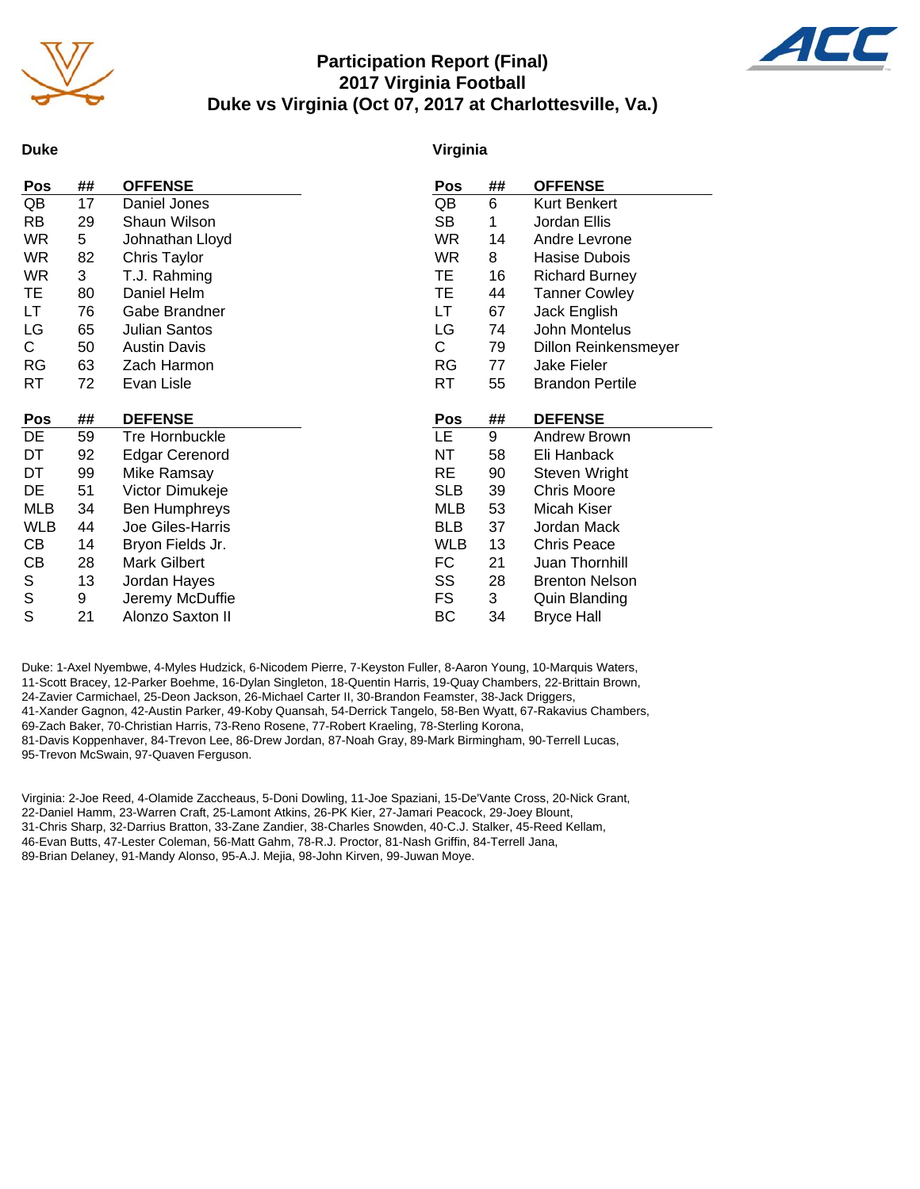# Participation Report (Final)
## 2017 Virginia Football
## Duke vs Virginia (Oct 07, 2017 at Charlottesville, Va.)

### Duke

| Pos | ## | OFFENSE |
|---|---|---|
| QB | 17 | Daniel Jones |
| RB | 29 | Shaun Wilson |
| WR | 5 | Johnathan Lloyd |
| WR | 82 | Chris Taylor |
| WR | 3 | T.J. Rahming |
| TE | 80 | Daniel Helm |
| LT | 76 | Gabe Brandner |
| LG | 65 | Julian Santos |
| C | 50 | Austin Davis |
| RG | 63 | Zach Harmon |
| RT | 72 | Evan Lisle |

| Pos | ## | DEFENSE |
|---|---|---|
| DE | 59 | Tre Hornbuckle |
| DT | 92 | Edgar Cerenord |
| DT | 99 | Mike Ramsay |
| DE | 51 | Victor Dimukeje |
| MLB | 34 | Ben Humphreys |
| WLB | 44 | Joe Giles-Harris |
| CB | 14 | Bryon Fields Jr. |
| CB | 28 | Mark Gilbert |
| S | 13 | Jordan Hayes |
| S | 9 | Jeremy McDuffie |
| S | 21 | Alonzo Saxton II |

### Virginia

| Pos | ## | OFFENSE |
|---|---|---|
| QB | 6 | Kurt Benkert |
| SB | 1 | Jordan Ellis |
| WR | 14 | Andre Levrone |
| WR | 8 | Hasise Dubois |
| TE | 16 | Richard Burney |
| TE | 44 | Tanner Cowley |
| LT | 67 | Jack English |
| LG | 74 | John Montelus |
| C | 79 | Dillon Reinkensmeyer |
| RG | 77 | Jake Fieler |
| RT | 55 | Brandon Pertile |

| Pos | ## | DEFENSE |
|---|---|---|
| LE | 9 | Andrew Brown |
| NT | 58 | Eli Hanback |
| RE | 90 | Steven Wright |
| SLB | 39 | Chris Moore |
| MLB | 53 | Micah Kiser |
| BLB | 37 | Jordan Mack |
| WLB | 13 | Chris Peace |
| FC | 21 | Juan Thornhill |
| SS | 28 | Brenton Nelson |
| FS | 3 | Quin Blanding |
| BC | 34 | Bryce Hall |

Duke: 1-Axel Nyembwe, 4-Myles Hudzick, 6-Nicodem Pierre, 7-Keyston Fuller, 8-Aaron Young, 10-Marquis Waters, 11-Scott Bracey, 12-Parker Boehme, 16-Dylan Singleton, 18-Quentin Harris, 19-Quay Chambers, 22-Brittain Brown, 24-Zavier Carmichael, 25-Deon Jackson, 26-Michael Carter II, 30-Brandon Feamster, 38-Jack Driggers, 41-Xander Gagnon, 42-Austin Parker, 49-Koby Quansah, 54-Derrick Tangelo, 58-Ben Wyatt, 67-Rakavius Chambers, 69-Zach Baker, 70-Christian Harris, 73-Reno Rosene, 77-Robert Kraeling, 78-Sterling Korona, 81-Davis Koppenhaver, 84-Trevon Lee, 86-Drew Jordan, 87-Noah Gray, 89-Mark Birmingham, 90-Terrell Lucas, 95-Trevon McSwain, 97-Quaven Ferguson.

Virginia: 2-Joe Reed, 4-Olamide Zaccheaus, 5-Doni Dowling, 11-Joe Spaziani, 15-De'Vante Cross, 20-Nick Grant, 22-Daniel Hamm, 23-Warren Craft, 25-Lamont Atkins, 26-PK Kier, 27-Jamari Peacock, 29-Joey Blount, 31-Chris Sharp, 32-Darrius Bratton, 33-Zane Zandier, 38-Charles Snowden, 40-C.J. Stalker, 45-Reed Kellam, 46-Evan Butts, 47-Lester Coleman, 56-Matt Gahm, 78-R.J. Proctor, 81-Nash Griffin, 84-Terrell Jana, 89-Brian Delaney, 91-Mandy Alonso, 95-A.J. Mejia, 98-John Kirven, 99-Juwan Moye.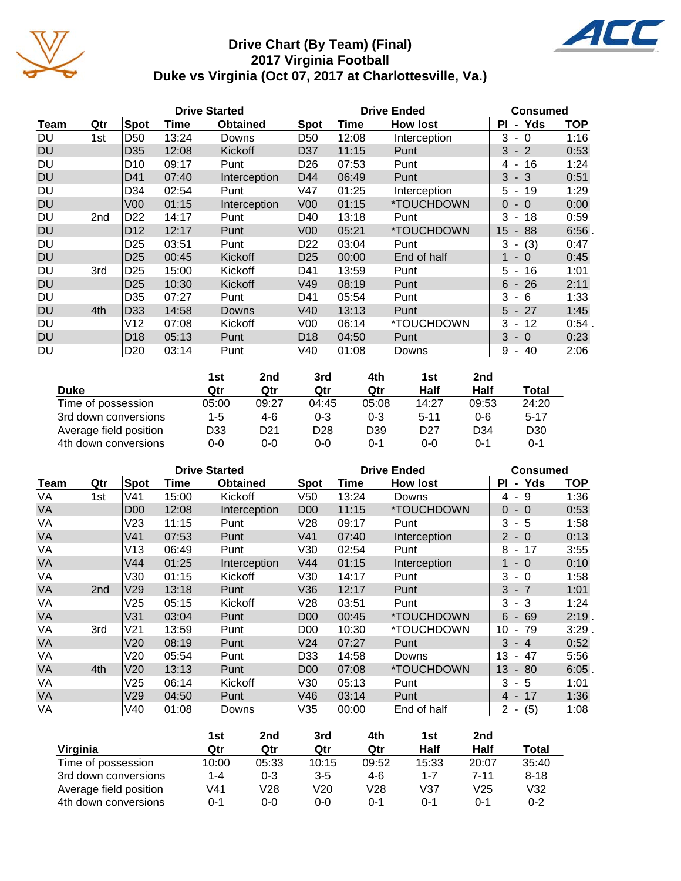# Drive Chart (By Team) (Final)
## 2017 Virginia Football
## Duke vs Virginia (Oct 07, 2017 at Charlottesville, Va.)

| | | Drive Started | | | Drive Ended | | | Consumed | |
|---|---|---|---|---|---|---|---|---|---|
| Team | Qtr | Spot | Time | Obtained | Spot | Time | How lost | Pl - Yds | TOP |
| DU | 1st | D50 | 13:24 | Downs | D50 | 12:08 | Interception | 3 - 0 | 1:16 |
| DU | | D35 | 12:08 | Kickoff | D37 | 11:15 | Punt | 3 - 2 | 0:53 |
| DU | | D10 | 09:17 | Punt | D26 | 07:53 | Punt | 4 - 16 | 1:24 |
| DU | | D41 | 07:40 | Interception | D44 | 06:49 | Punt | 3 - 3 | 0:51 |
| DU | | D34 | 02:54 | Punt | V47 | 01:25 | Interception | 5 - 19 | 1:29 |
| DU | | V00 | 01:15 | Interception | V00 | 01:15 | *TOUCHDOWN | 0 - 0 | 0:00 |
| DU | 2nd | D22 | 14:17 | Punt | D40 | 13:18 | Punt | 3 - 18 | 0:59 |
| DU | | D12 | 12:17 | Punt | V00 | 05:21 | *TOUCHDOWN | 15 - 88 | 6:56 . |
| DU | | D25 | 03:51 | Punt | D22 | 03:04 | Punt | 3 - (3) | 0:47 |
| DU | | D25 | 00:45 | Kickoff | D25 | 00:00 | End of half | 1 - 0 | 0:45 |
| DU | 3rd | D25 | 15:00 | Kickoff | D41 | 13:59 | Punt | 5 - 16 | 1:01 |
| DU | | D25 | 10:30 | Kickoff | V49 | 08:19 | Punt | 6 - 26 | 2:11 |
| DU | | D35 | 07:27 | Punt | D41 | 05:54 | Punt | 3 - 6 | 1:33 |
| DU | 4th | D33 | 14:58 | Downs | V40 | 13:13 | Punt | 5 - 27 | 1:45 |
| DU | | V12 | 07:08 | Kickoff | V00 | 06:14 | *TOUCHDOWN | 3 - 12 | 0:54 . |
| DU | | D18 | 05:13 | Punt | D18 | 04:50 | Punt | 3 - 0 | 0:23 |
| DU | | D20 | 03:14 | Punt | V40 | 01:08 | Downs | 9 - 40 | 2:06 |

| Duke | 1st Qtr | 2nd Qtr | 3rd Qtr | 4th Qtr | 1st Half | 2nd Half | Total |
|---|---|---|---|---|---|---|---|
| Time of possession | 05:00 | 09:27 | 04:45 | 05:08 | 14:27 | 09:53 | 24:20 |
| 3rd down conversions | 1-5 | 4-6 | 0-3 | 0-3 | 5-11 | 0-6 | 5-17 |
| Average field position | D33 | D21 | D28 | D39 | D27 | D34 | D30 |
| 4th down conversions | 0-0 | 0-0 | 0-0 | 0-1 | 0-0 | 0-1 | 0-1 |

| | | Drive Started | | | Drive Ended | | | Consumed | |
|---|---|---|---|---|---|---|---|---|---|
| Team | Qtr | Spot | Time | Obtained | Spot | Time | How lost | Pl - Yds | TOP |
| VA | 1st | V41 | 15:00 | Kickoff | V50 | 13:24 | Downs | 4 - 9 | 1:36 |
| VA | | D00 | 12:08 | Interception | D00 | 11:15 | *TOUCHDOWN | 0 - 0 | 0:53 |
| VA | | V23 | 11:15 | Punt | V28 | 09:17 | Punt | 3 - 5 | 1:58 |
| VA | | V41 | 07:53 | Punt | V41 | 07:40 | Interception | 2 - 0 | 0:13 |
| VA | | V13 | 06:49 | Punt | V30 | 02:54 | Punt | 8 - 17 | 3:55 |
| VA | | V44 | 01:25 | Interception | V44 | 01:15 | Interception | 1 - 0 | 0:10 |
| VA | | V30 | 01:15 | Kickoff | V30 | 14:17 | Punt | 3 - 0 | 1:58 |
| VA | 2nd | V29 | 13:18 | Punt | V36 | 12:17 | Punt | 3 - 7 | 1:01 |
| VA | | V25 | 05:15 | Kickoff | V28 | 03:51 | Punt | 3 - 3 | 1:24 |
| VA | | V31 | 03:04 | Punt | D00 | 00:45 | *TOUCHDOWN | 6 - 69 | 2:19 . |
| VA | 3rd | V21 | 13:59 | Punt | D00 | 10:30 | *TOUCHDOWN | 10 - 79 | 3:29 . |
| VA | | V20 | 08:19 | Punt | V24 | 07:27 | Punt | 3 - 4 | 0:52 |
| VA | | V20 | 05:54 | Punt | D33 | 14:58 | Downs | 13 - 47 | 5:56 |
| VA | 4th | V20 | 13:13 | Punt | D00 | 07:08 | *TOUCHDOWN | 13 - 80 | 6:05 . |
| VA | | V25 | 06:14 | Kickoff | V30 | 05:13 | Punt | 3 - 5 | 1:01 |
| VA | | V29 | 04:50 | Punt | V46 | 03:14 | Punt | 4 - 17 | 1:36 |
| VA | | V40 | 01:08 | Downs | V35 | 00:00 | End of half | 2 - (5) | 1:08 |

| Virginia | 1st Qtr | 2nd Qtr | 3rd Qtr | 4th Qtr | 1st Half | 2nd Half | Total |
|---|---|---|---|---|---|---|---|
| Time of possession | 10:00 | 05:33 | 10:15 | 09:52 | 15:33 | 20:07 | 35:40 |
| 3rd down conversions | 1-4 | 0-3 | 3-5 | 4-6 | 1-7 | 7-11 | 8-18 |
| Average field position | V41 | V28 | V20 | V28 | V37 | V25 | V32 |
| 4th down conversions | 0-1 | 0-0 | 0-0 | 0-1 | 0-1 | 0-1 | 0-2 |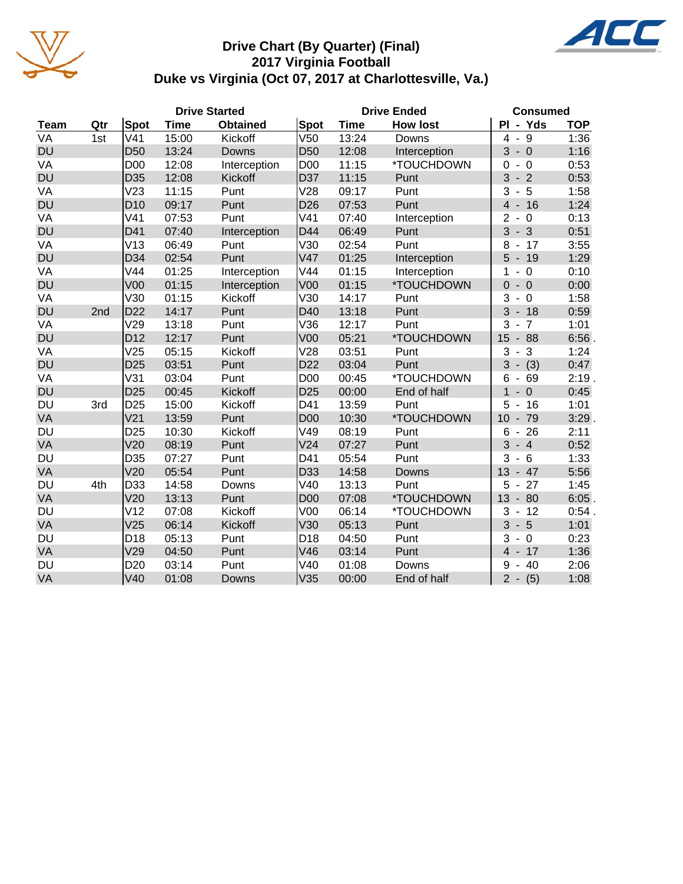# Drive Chart (By Quarter) (Final)
## 2017 Virginia Football
## Duke vs Virginia (Oct 07, 2017 at Charlottesville, Va.)

| | | Drive Started | | | Drive Ended | | | Consumed | |
|---|---|---|---|---|---|---|---|---|---|
| Team | Qtr | Spot | Time | Obtained | Spot | Time | How lost | Pl - Yds | TOP |
| VA | 1st | V41 | 15:00 | Kickoff | V50 | 13:24 | Downs | 4 - 9 | 1:36 |
| DU | | D50 | 13:24 | Downs | D50 | 12:08 | Interception | 3 - 0 | 1:16 |
| VA | | D00 | 12:08 | Interception | D00 | 11:15 | *TOUCHDOWN | 0 - 0 | 0:53 |
| DU | | D35 | 12:08 | Kickoff | D37 | 11:15 | Punt | 3 - 2 | 0:53 |
| VA | | V23 | 11:15 | Punt | V28 | 09:17 | Punt | 3 - 5 | 1:58 |
| DU | | D10 | 09:17 | Punt | D26 | 07:53 | Punt | 4 - 16 | 1:24 |
| VA | | V41 | 07:53 | Punt | V41 | 07:40 | Interception | 2 - 0 | 0:13 |
| DU | | D41 | 07:40 | Interception | D44 | 06:49 | Punt | 3 - 3 | 0:51 |
| VA | | V13 | 06:49 | Punt | V30 | 02:54 | Punt | 8 - 17 | 3:55 |
| DU | | D34 | 02:54 | Punt | V47 | 01:25 | Interception | 5 - 19 | 1:29 |
| VA | | V44 | 01:25 | Interception | V44 | 01:15 | Interception | 1 - 0 | 0:10 |
| DU | | V00 | 01:15 | Interception | V00 | 01:15 | *TOUCHDOWN | 0 - 0 | 0:00 |
| VA | | V30 | 01:15 | Kickoff | V30 | 14:17 | Punt | 3 - 0 | 1:58 |
| DU | 2nd | D22 | 14:17 | Punt | D40 | 13:18 | Punt | 3 - 18 | 0:59 |
| VA | | V29 | 13:18 | Punt | V36 | 12:17 | Punt | 3 - 7 | 1:01 |
| DU | | D12 | 12:17 | Punt | V00 | 05:21 | *TOUCHDOWN | 15 - 88 | 6:56 . |
| VA | | V25 | 05:15 | Kickoff | V28 | 03:51 | Punt | 3 - 3 | 1:24 |
| DU | | D25 | 03:51 | Punt | D22 | 03:04 | Punt | 3 - (3) | 0:47 |
| VA | | V31 | 03:04 | Punt | D00 | 00:45 | *TOUCHDOWN | 6 - 69 | 2:19 . |
| DU | | D25 | 00:45 | Kickoff | D25 | 00:00 | End of half | 1 - 0 | 0:45 |
| DU | 3rd | D25 | 15:00 | Kickoff | D41 | 13:59 | Punt | 5 - 16 | 1:01 |
| VA | | V21 | 13:59 | Punt | D00 | 10:30 | *TOUCHDOWN | 10 - 79 | 3:29 . |
| DU | | D25 | 10:30 | Kickoff | V49 | 08:19 | Punt | 6 - 26 | 2:11 |
| VA | | V20 | 08:19 | Punt | V24 | 07:27 | Punt | 3 - 4 | 0:52 |
| DU | | D35 | 07:27 | Punt | D41 | 05:54 | Punt | 3 - 6 | 1:33 |
| VA | | V20 | 05:54 | Punt | D33 | 14:58 | Downs | 13 - 47 | 5:56 |
| DU | 4th | D33 | 14:58 | Downs | V40 | 13:13 | Punt | 5 - 27 | 1:45 |
| VA | | V20 | 13:13 | Punt | D00 | 07:08 | *TOUCHDOWN | 13 - 80 | 6:05 . |
| DU | | V12 | 07:08 | Kickoff | V00 | 06:14 | *TOUCHDOWN | 3 - 12 | 0:54 . |
| VA | | V25 | 06:14 | Kickoff | V30 | 05:13 | Punt | 3 - 5 | 1:01 |
| DU | | D18 | 05:13 | Punt | D18 | 04:50 | Punt | 3 - 0 | 0:23 |
| VA | | V29 | 04:50 | Punt | V46 | 03:14 | Punt | 4 - 17 | 1:36 |
| DU | | D20 | 03:14 | Punt | V40 | 01:08 | Downs | 9 - 40 | 2:06 |
| VA | | V40 | 01:08 | Downs | V35 | 00:00 | End of half | 2 - (5) | 1:08 |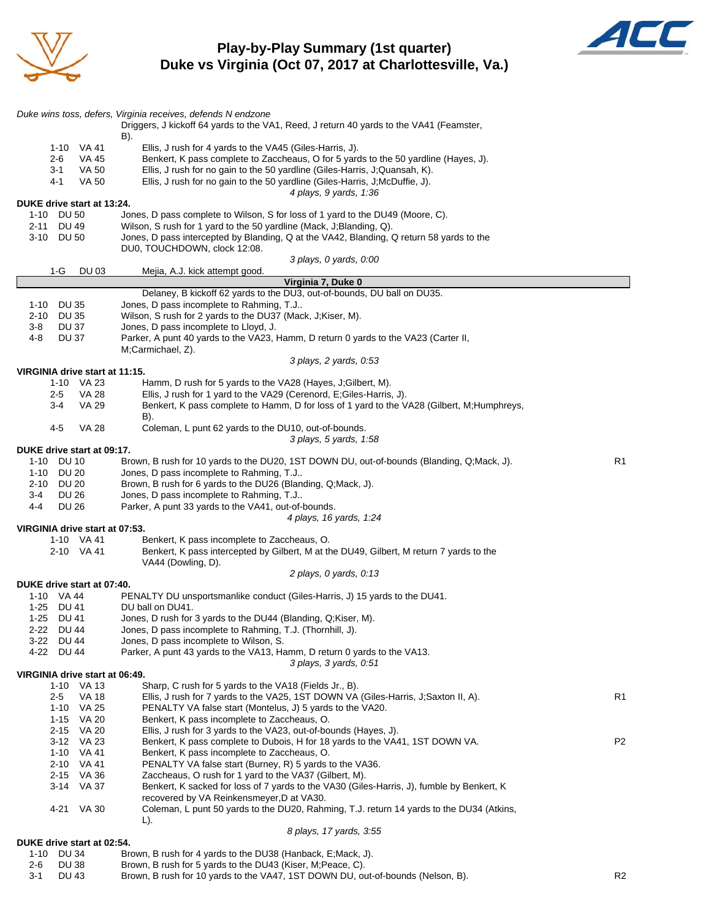# Play-by-Play Summary (1st quarter)
## Duke vs Virginia (Oct 07, 2017 at Charlottesville, Va.)

*Duke wins toss, defers, Virginia receives, defends N endzone*

Driggers, J kickoff 64 yards to the VA1, Reed, J return 40 yards to the VA41 (Feamster, B).

| Down | Spot | Play | |
|---|---|---|---|
| 1-10 | VA 41 | Ellis, J rush for 4 yards to the VA45 (Giles-Harris, J). | |
| 2-6 | VA 45 | Benkert, K pass complete to Zaccheaus, O for 5 yards to the 50 yardline (Hayes, J). | |
| 3-1 | VA 50 | Ellis, J rush for no gain to the 50 yardline (Giles-Harris, J;Quansah, K). | |
| 4-1 | VA 50 | Ellis, J rush for no gain to the 50 yardline (Giles-Harris, J;McDuffie, J). | |

*4 plays, 9 yards, 1:36*

**DUKE drive start at 13:24.**

| Down | Spot | Play | |
|---|---|---|---|
| 1-10 | DU 50 | Jones, D pass complete to Wilson, S for loss of 1 yard to the DU49 (Moore, C). | |
| 2-11 | DU 49 | Wilson, S rush for 1 yard to the 50 yardline (Mack, J;Blanding, Q). | |
| 3-10 | DU 50 | Jones, D pass intercepted by Blanding, Q at the VA42, Blanding, Q return 58 yards to the DU0, TOUCHDOWN, clock 12:08. | |

*3 plays, 0 yards, 0:00*

| Down | Spot | Play | |
|---|---|---|---|
| 1-G | DU 03 | Mejia, A.J. kick attempt good. | |

**Virginia 7, Duke 0**

Delaney, B kickoff 62 yards to the DU3, out-of-bounds, DU ball on DU35.

| Down | Spot | Play | |
|---|---|---|---|
| 1-10 | DU 35 | Jones, D pass incomplete to Rahming, T.J.. | |
| 2-10 | DU 35 | Wilson, S rush for 2 yards to the DU37 (Mack, J;Kiser, M). | |
| 3-8 | DU 37 | Jones, D pass incomplete to Lloyd, J. | |
| 4-8 | DU 37 | Parker, A punt 40 yards to the VA23, Hamm, D return 0 yards to the VA23 (Carter II, M;Carmichael, Z). | |

*3 plays, 2 yards, 0:53*

**VIRGINIA drive start at 11:15.**

| Down | Spot | Play | |
|---|---|---|---|
| 1-10 | VA 23 | Hamm, D rush for 5 yards to the VA28 (Hayes, J;Gilbert, M). | |
| 2-5 | VA 28 | Ellis, J rush for 1 yard to the VA29 (Cerenord, E;Giles-Harris, J). | |
| 3-4 | VA 29 | Benkert, K pass complete to Hamm, D for loss of 1 yard to the VA28 (Gilbert, M;Humphreys, B). | |
| 4-5 | VA 28 | Coleman, L punt 62 yards to the DU10, out-of-bounds. | |

*3 plays, 5 yards, 1:58*

**DUKE drive start at 09:17.**

| Down | Spot | Play | |
|---|---|---|---|
| 1-10 | DU 10 | Brown, B rush for 10 yards to the DU20, 1ST DOWN DU, out-of-bounds (Blanding, Q;Mack, J). | R1 |
| 1-10 | DU 20 | Jones, D pass incomplete to Rahming, T.J.. | |
| 2-10 | DU 20 | Brown, B rush for 6 yards to the DU26 (Blanding, Q;Mack, J). | |
| 3-4 | DU 26 | Jones, D pass incomplete to Rahming, T.J.. | |
| 4-4 | DU 26 | Parker, A punt 33 yards to the VA41, out-of-bounds. | |

*4 plays, 16 yards, 1:24*

**VIRGINIA drive start at 07:53.**

| Down | Spot | Play | |
|---|---|---|---|
| 1-10 | VA 41 | Benkert, K pass incomplete to Zaccheaus, O. | |
| 2-10 | VA 41 | Benkert, K pass intercepted by Gilbert, M at the DU49, Gilbert, M return 7 yards to the VA44 (Dowling, D). | |

*2 plays, 0 yards, 0:13*

**DUKE drive start at 07:40.**

| Down | Spot | Play | |
|---|---|---|---|
| 1-10 | VA 44 | PENALTY DU unsportsmanlike conduct (Giles-Harris, J) 15 yards to the DU41. | |
| 1-25 | DU 41 | DU ball on DU41. | |
| 1-25 | DU 41 | Jones, D rush for 3 yards to the DU44 (Blanding, Q;Kiser, M). | |
| 2-22 | DU 44 | Jones, D pass incomplete to Rahming, T.J. (Thornhill, J). | |
| 3-22 | DU 44 | Jones, D pass incomplete to Wilson, S. | |
| 4-22 | DU 44 | Parker, A punt 43 yards to the VA13, Hamm, D return 0 yards to the VA13. | |

*3 plays, 3 yards, 0:51*

**VIRGINIA drive start at 06:49.**

| Down | Spot | Play | |
|---|---|---|---|
| 1-10 | VA 13 | Sharp, C rush for 5 yards to the VA18 (Fields Jr., B). | |
| 2-5 | VA 18 | Ellis, J rush for 7 yards to the VA25, 1ST DOWN VA (Giles-Harris, J;Saxton II, A). | R1 |
| 1-10 | VA 25 | PENALTY VA false start (Montelus, J) 5 yards to the VA20. | |
| 1-15 | VA 20 | Benkert, K pass incomplete to Zaccheaus, O. | |
| 2-15 | VA 20 | Ellis, J rush for 3 yards to the VA23, out-of-bounds (Hayes, J). | |
| 3-12 | VA 23 | Benkert, K pass complete to Dubois, H for 18 yards to the VA41, 1ST DOWN VA. | P2 |
| 1-10 | VA 41 | Benkert, K pass incomplete to Zaccheaus, O. | |
| 2-10 | VA 41 | PENALTY VA false start (Burney, R) 5 yards to the VA36. | |
| 2-15 | VA 36 | Zaccheaus, O rush for 1 yard to the VA37 (Gilbert, M). | |
| 3-14 | VA 37 | Benkert, K sacked for loss of 7 yards to the VA30 (Giles-Harris, J), fumble by Benkert, K recovered by VA Reinkensmeyer,D at VA30. | |
| 4-21 | VA 30 | Coleman, L punt 50 yards to the DU20, Rahming, T.J. return 14 yards to the DU34 (Atkins, L). | |

*8 plays, 17 yards, 3:55*

**DUKE drive start at 02:54.**

| Down | Spot | Play | |
|---|---|---|---|
| 1-10 | DU 34 | Brown, B rush for 4 yards to the DU38 (Hanback, E;Mack, J). | |
| 2-6 | DU 38 | Brown, B rush for 5 yards to the DU43 (Kiser, M;Peace, C). | |
| 3-1 | DU 43 | Brown, B rush for 10 yards to the VA47, 1ST DOWN DU, out-of-bounds (Nelson, B). | R2 |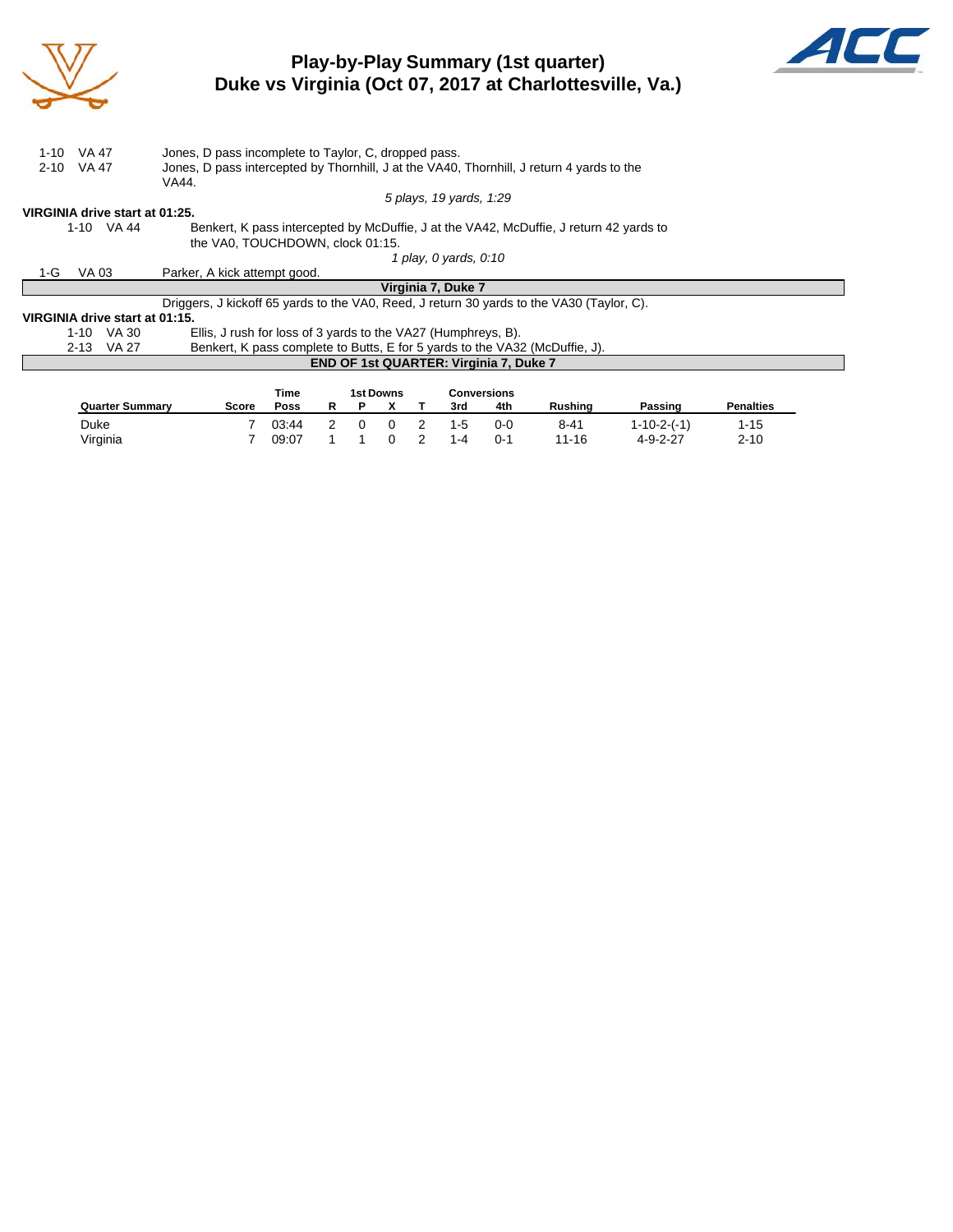## Play-by-Play Summary (1st quarter)
## Duke vs Virginia (Oct 07, 2017 at Charlottesville, Va.)

| | |
|---|---|
| 1-10 VA 47 | Jones, D pass incomplete to Taylor, C, dropped pass. |
| 2-10 VA 47 | Jones, D pass intercepted by Thornhill, J at the VA40, Thornhill, J return 4 yards to the VA44. |

*5 plays, 19 yards, 1:29*

**VIRGINIA drive start at 01:25.**

| | |
|---|---|
| 1-10 VA 44 | Benkert, K pass intercepted by McDuffie, J at the VA42, McDuffie, J return 42 yards to the VA0, TOUCHDOWN, clock 01:15. |

*1 play, 0 yards, 0:10*

| | |
|---|---|
| 1-G VA 03 | Parker, A kick attempt good. |

**Virginia 7, Duke 7**

Driggers, J kickoff 65 yards to the VA0, Reed, J return 30 yards to the VA30 (Taylor, C).

**VIRGINIA drive start at 01:15.**

| | |
|---|---|
| 1-10 VA 30 | Ellis, J rush for loss of 3 yards to the VA27 (Humphreys, B). |
| 2-13 VA 27 | Benkert, K pass complete to Butts, E for 5 yards to the VA32 (McDuffie, J). |

**END OF 1st QUARTER: Virginia 7, Duke 7**

| Quarter Summary | Score | Time Poss | 1st Downs R | P | X | T | Conversions 3rd | 4th | Rushing | Passing | Penalties |
|---|---|---|---|---|---|---|---|---|---|---|---|
| Duke | 7 | 03:44 | 2 | 0 | 0 | 2 | 1-5 | 0-0 | 8-41 | 1-10-2-(-1) | 1-15 |
| Virginia | 7 | 09:07 | 1 | 1 | 0 | 2 | 1-4 | 0-1 | 11-16 | 4-9-2-27 | 2-10 |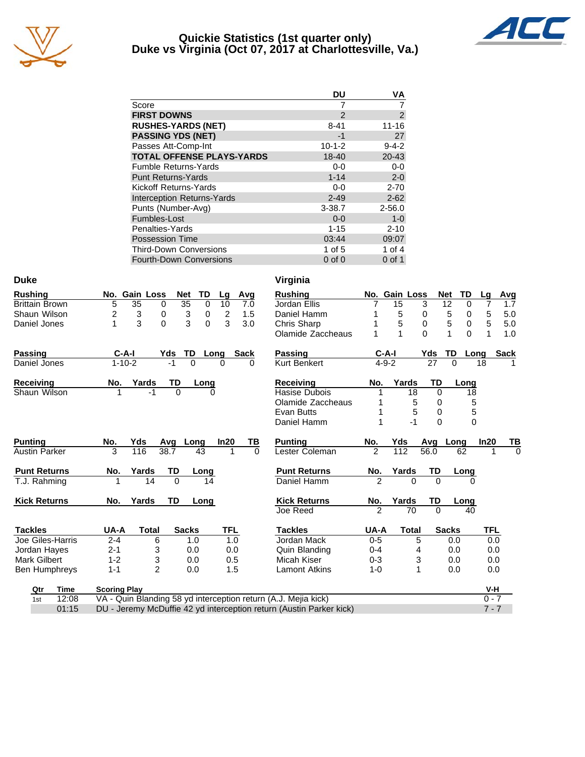# Quickie Statistics (1st quarter only)
## Duke vs Virginia (Oct 07, 2017 at Charlottesville, Va.)

| | DU | VA |
|---|---|---|
| Score | 7 | 7 |
| **FIRST DOWNS** | 2 | 2 |
| **RUSHES-YARDS (NET)** | 8-41 | 11-16 |
| **PASSING YDS (NET)** | -1 | 27 |
| Passes Att-Comp-Int | 10-1-2 | 9-4-2 |
| **TOTAL OFFENSE PLAYS-YARDS** | 18-40 | 20-43 |
| Fumble Returns-Yards | 0-0 | 0-0 |
| Punt Returns-Yards | 1-14 | 2-0 |
| Kickoff Returns-Yards | 0-0 | 2-70 |
| Interception Returns-Yards | 2-49 | 2-62 |
| Punts (Number-Avg) | 3-38.7 | 2-56.0 |
| Fumbles-Lost | 0-0 | 1-0 |
| Penalties-Yards | 1-15 | 2-10 |
| Possession Time | 03:44 | 09:07 |
| Third-Down Conversions | 1 of 5 | 1 of 4 |
| Fourth-Down Conversions | 0 of 0 | 0 of 1 |

### Duke

| Rushing | No. | Gain | Loss | Net | TD | Lg | Avg |
|---|---|---|---|---|---|---|---|
| Brittain Brown | 5 | 35 | 0 | 35 | 0 | 10 | 7.0 |
| Shaun Wilson | 2 | 3 | 0 | 3 | 0 | 2 | 1.5 |
| Daniel Jones | 1 | 3 | 0 | 3 | 0 | 3 | 3.0 |

| Passing | C-A-I | Yds | TD | Long | Sack |
|---|---|---|---|---|---|
| Daniel Jones | 1-10-2 | -1 | 0 | 0 | 0 |

| Receiving | No. | Yards | TD | Long |
|---|---|---|---|---|
| Shaun Wilson | 1 | -1 | 0 | 0 |

| Punting | No. | Yds | Avg | Long | In20 | TB |
|---|---|---|---|---|---|---|
| Austin Parker | 3 | 116 | 38.7 | 43 | 1 | 0 |

| Punt Returns | No. | Yards | TD | Long |
|---|---|---|---|---|
| T.J. Rahming | 1 | 14 | 0 | 14 |

| Kick Returns | No. | Yards | TD | Long |
|---|---|---|---|---|

| Tackles | UA-A | Total | Sacks | TFL |
|---|---|---|---|---|
| Joe Giles-Harris | 2-4 | 6 | 1.0 | 1.0 |
| Jordan Hayes | 2-1 | 3 | 0.0 | 0.0 |
| Mark Gilbert | 1-2 | 3 | 0.0 | 0.5 |
| Ben Humphreys | 1-1 | 2 | 0.0 | 1.5 |

### Virginia

| Rushing | No. | Gain | Loss | Net | TD | Lg | Avg |
|---|---|---|---|---|---|---|---|
| Jordan Ellis | 7 | 15 | 3 | 12 | 0 | 7 | 1.7 |
| Daniel Hamm | 1 | 5 | 0 | 5 | 0 | 5 | 5.0 |
| Chris Sharp | 1 | 5 | 0 | 5 | 0 | 5 | 5.0 |
| Olamide Zaccheaus | 1 | 1 | 0 | 1 | 0 | 1 | 1.0 |

| Passing | C-A-I | Yds | TD | Long | Sack |
|---|---|---|---|---|---|
| Kurt Benkert | 4-9-2 | 27 | 0 | 18 | 1 |

| Receiving | No. | Yards | TD | Long |
|---|---|---|---|---|
| Hasise Dubois | 1 | 18 | 0 | 18 |
| Olamide Zaccheaus | 1 | 5 | 0 | 5 |
| Evan Butts | 1 | 5 | 0 | 5 |
| Daniel Hamm | 1 | -1 | 0 | 0 |

| Punting | No. | Yds | Avg | Long | In20 | TB |
|---|---|---|---|---|---|---|
| Lester Coleman | 2 | 112 | 56.0 | 62 | 1 | 0 |

| Punt Returns | No. | Yards | TD | Long |
|---|---|---|---|---|
| Daniel Hamm | 2 | 0 | 0 | 0 |

| Kick Returns | No. | Yards | TD | Long |
|---|---|---|---|---|
| Joe Reed | 2 | 70 | 0 | 40 |

| Tackles | UA-A | Total | Sacks | TFL |
|---|---|---|---|---|
| Jordan Mack | 0-5 | 5 | 0.0 | 0.0 |
| Quin Blanding | 0-4 | 4 | 0.0 | 0.0 |
| Micah Kiser | 0-3 | 3 | 0.0 | 0.0 |
| Lamont Atkins | 1-0 | 1 | 0.0 | 0.0 |

| Qtr | Time | Scoring Play | V-H |
|---|---|---|---|
| 1st | 12:08 | VA - Quin Blanding 58 yd interception return (A.J. Mejia kick) | 0 - 7 |
| | 01:15 | DU - Jeremy McDuffie 42 yd interception return (Austin Parker kick) | 7 - 7 |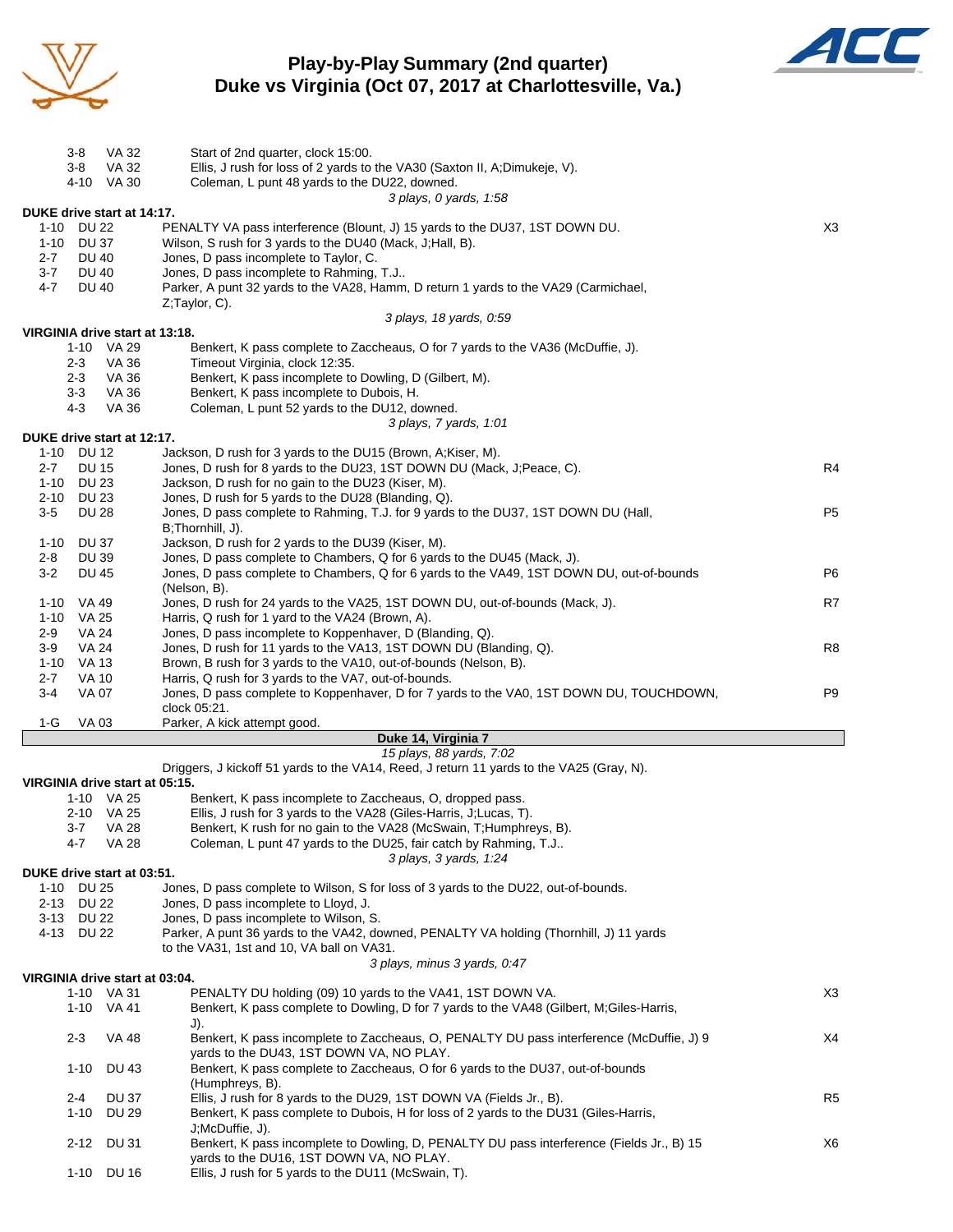# Play-by-Play Summary (2nd quarter)
## Duke vs Virginia (Oct 07, 2017 at Charlottesville, Va.)

| Down | Spot | Play | |
|---|---|---|---|
| 3-8 | VA 32 | Start of 2nd quarter, clock 15:00. | |
| 3-8 | VA 32 | Ellis, J rush for loss of 2 yards to the VA30 (Saxton II, A;Dimukeje, V). | |
| 4-10 | VA 30 | Coleman, L punt 48 yards to the DU22, downed. | |
| | | *3 plays, 0 yards, 1:58* | |

**DUKE drive start at 14:17.**

| Down | Spot | Play | |
|---|---|---|---|
| 1-10 | DU 22 | PENALTY VA pass interference (Blount, J) 15 yards to the DU37, 1ST DOWN DU. | X3 |
| 1-10 | DU 37 | Wilson, S rush for 3 yards to the DU40 (Mack, J;Hall, B). | |
| 2-7 | DU 40 | Jones, D pass incomplete to Taylor, C. | |
| 3-7 | DU 40 | Jones, D pass incomplete to Rahming, T.J.. | |
| 4-7 | DU 40 | Parker, A punt 32 yards to the VA28, Hamm, D return 1 yards to the VA29 (Carmichael, Z;Taylor, C). | |
| | | *3 plays, 18 yards, 0:59* | |

**VIRGINIA drive start at 13:18.**

| Down | Spot | Play | |
|---|---|---|---|
| 1-10 | VA 29 | Benkert, K pass complete to Zaccheaus, O for 7 yards to the VA36 (McDuffie, J). | |
| 2-3 | VA 36 | Timeout Virginia, clock 12:35. | |
| 2-3 | VA 36 | Benkert, K pass incomplete to Dowling, D (Gilbert, M). | |
| 3-3 | VA 36 | Benkert, K pass incomplete to Dubois, H. | |
| 4-3 | VA 36 | Coleman, L punt 52 yards to the DU12, downed. | |
| | | *3 plays, 7 yards, 1:01* | |

**DUKE drive start at 12:17.**

| Down | Spot | Play | |
|---|---|---|---|
| 1-10 | DU 12 | Jackson, D rush for 3 yards to the DU15 (Brown, A;Kiser, M). | |
| 2-7 | DU 15 | Jones, D rush for 8 yards to the DU23, 1ST DOWN DU (Mack, J;Peace, C). | R4 |
| 1-10 | DU 23 | Jackson, D rush for no gain to the DU23 (Kiser, M). | |
| 2-10 | DU 23 | Jones, D rush for 5 yards to the DU28 (Blanding, Q). | |
| 3-5 | DU 28 | Jones, D pass complete to Rahming, T.J. for 9 yards to the DU37, 1ST DOWN DU (Hall, B;Thornhill, J). | P5 |
| 1-10 | DU 37 | Jackson, D rush for 2 yards to the DU39 (Kiser, M). | |
| 2-8 | DU 39 | Jones, D pass complete to Chambers, Q for 6 yards to the DU45 (Mack, J). | |
| 3-2 | DU 45 | Jones, D pass complete to Chambers, Q for 6 yards to the VA49, 1ST DOWN DU, out-of-bounds (Nelson, B). | P6 |
| 1-10 | VA 49 | Jones, D rush for 24 yards to the VA25, 1ST DOWN DU, out-of-bounds (Mack, J). | R7 |
| 1-10 | VA 25 | Harris, Q rush for 1 yard to the VA24 (Brown, A). | |
| 2-9 | VA 24 | Jones, D pass incomplete to Koppenhaver, D (Blanding, Q). | |
| 3-9 | VA 24 | Jones, D rush for 11 yards to the VA13, 1ST DOWN DU (Blanding, Q). | R8 |
| 1-10 | VA 13 | Brown, B rush for 3 yards to the VA10, out-of-bounds (Nelson, B). | |
| 2-7 | VA 10 | Harris, Q rush for 3 yards to the VA7, out-of-bounds. | |
| 3-4 | VA 07 | Jones, D pass complete to Koppenhaver, D for 7 yards to the VA0, 1ST DOWN DU, TOUCHDOWN, clock 05:21. | P9 |
| 1-G | VA 03 | Parker, A kick attempt good. | |
| | | **Duke 14, Virginia 7** | |
| | | *15 plays, 88 yards, 7:02* | |
| | | Driggers, J kickoff 51 yards to the VA14, Reed, J return 11 yards to the VA25 (Gray, N). | |

**VIRGINIA drive start at 05:15.**

| Down | Spot | Play | |
|---|---|---|---|
| 1-10 | VA 25 | Benkert, K pass incomplete to Zaccheaus, O, dropped pass. | |
| 2-10 | VA 25 | Ellis, J rush for 3 yards to the VA28 (Giles-Harris, J;Lucas, T). | |
| 3-7 | VA 28 | Benkert, K rush for no gain to the VA28 (McSwain, T;Humphreys, B). | |
| 4-7 | VA 28 | Coleman, L punt 47 yards to the DU25, fair catch by Rahming, T.J.. | |
| | | *3 plays, 3 yards, 1:24* | |

**DUKE drive start at 03:51.**

| Down | Spot | Play | |
|---|---|---|---|
| 1-10 | DU 25 | Jones, D pass complete to Wilson, S for loss of 3 yards to the DU22, out-of-bounds. | |
| 2-13 | DU 22 | Jones, D pass incomplete to Lloyd, J. | |
| 3-13 | DU 22 | Jones, D pass incomplete to Wilson, S. | |
| 4-13 | DU 22 | Parker, A punt 36 yards to the VA42, downed, PENALTY VA holding (Thornhill, J) 11 yards to the VA31, 1st and 10, VA ball on VA31. | |
| | | *3 plays, minus 3 yards, 0:47* | |

**VIRGINIA drive start at 03:04.**

| Down | Spot | Play | |
|---|---|---|---|
| 1-10 | VA 31 | PENALTY DU holding (09) 10 yards to the VA41, 1ST DOWN VA. | X3 |
| 1-10 | VA 41 | Benkert, K pass complete to Dowling, D for 7 yards to the VA48 (Gilbert, M;Giles-Harris, J). | |
| 2-3 | VA 48 | Benkert, K pass incomplete to Zaccheaus, O, PENALTY DU pass interference (McDuffie, J) 9 yards to the DU43, 1ST DOWN VA, NO PLAY. | X4 |
| 1-10 | DU 43 | Benkert, K pass complete to Zaccheaus, O for 6 yards to the DU37, out-of-bounds (Humphreys, B). | |
| 2-4 | DU 37 | Ellis, J rush for 8 yards to the DU29, 1ST DOWN VA (Fields Jr., B). | R5 |
| 1-10 | DU 29 | Benkert, K pass complete to Dubois, H for loss of 2 yards to the DU31 (Giles-Harris, J;McDuffie, J). | |
| 2-12 | DU 31 | Benkert, K pass incomplete to Dowling, D, PENALTY DU pass interference (Fields Jr., B) 15 yards to the DU16, 1ST DOWN VA, NO PLAY. | X6 |
| 1-10 | DU 16 | Ellis, J rush for 5 yards to the DU11 (McSwain, T). | |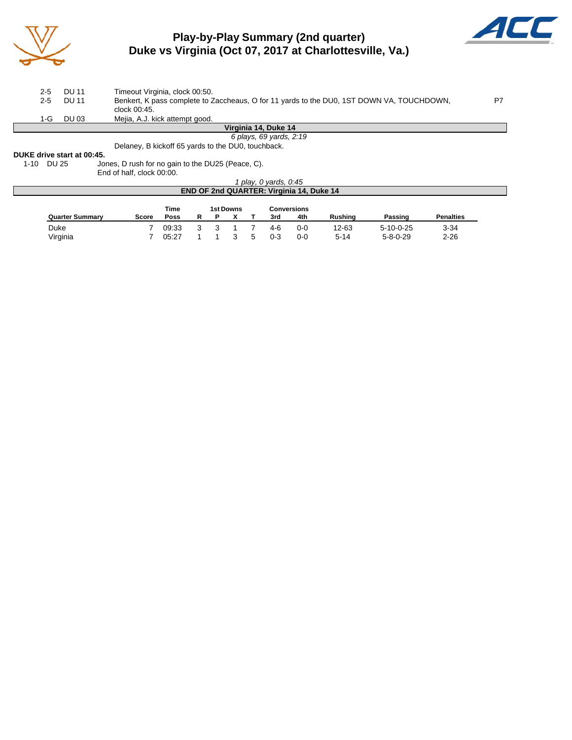# Play-by-Play Summary (2nd quarter)
## Duke vs Virginia (Oct 07, 2017 at Charlottesville, Va.)

| Down | Spot | Play | |
|---|---|---|---|
| 2-5 | DU 11 | Timeout Virginia, clock 00:50. | |
| 2-5 | DU 11 | Benkert, K pass complete to Zaccheaus, O for 11 yards to the DU0, 1ST DOWN VA, TOUCHDOWN, clock 00:45. | P7 |
| 1-G | DU 03 | Mejia, A.J. kick attempt good. | |

**Virginia 14, Duke 14**

*6 plays, 69 yards, 2:19*

Delaney, B kickoff 65 yards to the DU0, touchback.

**DUKE drive start at 00:45.**

| Down | Spot | Play |
|---|---|---|
| 1-10 | DU 25 | Jones, D rush for no gain to the DU25 (Peace, C). |
| | | End of half, clock 00:00. |

*1 play, 0 yards, 0:45*

**END OF 2nd QUARTER: Virginia 14, Duke 14**

| Quarter Summary | Score | Time Poss | 1st Downs R | 1st Downs P | 1st Downs X | 1st Downs T | Conversions 3rd | Conversions 4th | Rushing | Passing | Penalties |
|---|---|---|---|---|---|---|---|---|---|---|---|
| Duke | 7 | 09:33 | 3 | 3 | 1 | 7 | 4-6 | 0-0 | 12-63 | 5-10-0-25 | 3-34 |
| Virginia | 7 | 05:27 | 1 | 1 | 3 | 5 | 0-3 | 0-0 | 5-14 | 5-8-0-29 | 2-26 |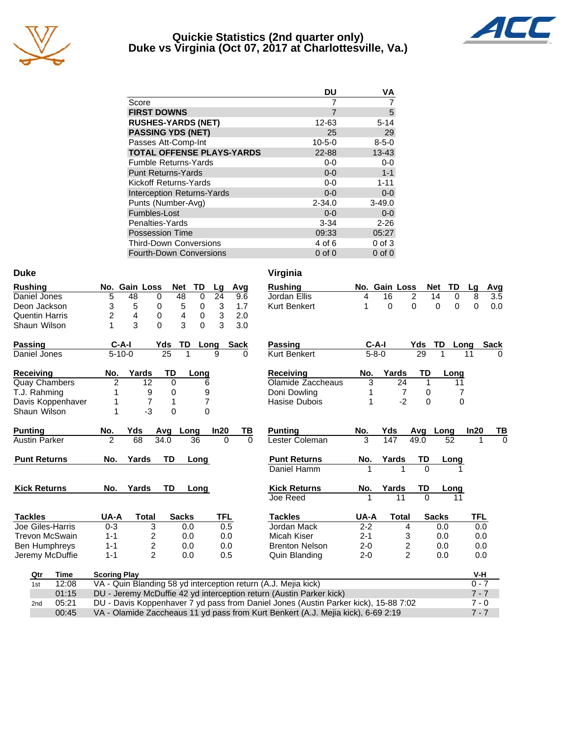# Quickie Statistics (2nd quarter only)
## Duke vs Virginia (Oct 07, 2017 at Charlottesville, Va.)

| | DU | VA |
|---|---|---|
| Score | 7 | 7 |
| **FIRST DOWNS** | 7 | 5 |
| **RUSHES-YARDS (NET)** | 12-63 | 5-14 |
| **PASSING YDS (NET)** | 25 | 29 |
| Passes Att-Comp-Int | 10-5-0 | 8-5-0 |
| **TOTAL OFFENSE PLAYS-YARDS** | 22-88 | 13-43 |
| Fumble Returns-Yards | 0-0 | 0-0 |
| Punt Returns-Yards | 0-0 | 1-1 |
| Kickoff Returns-Yards | 0-0 | 1-11 |
| Interception Returns-Yards | 0-0 | 0-0 |
| Punts (Number-Avg) | 2-34.0 | 3-49.0 |
| Fumbles-Lost | 0-0 | 0-0 |
| Penalties-Yards | 3-34 | 2-26 |
| Possession Time | 09:33 | 05:27 |
| Third-Down Conversions | 4 of 6 | 0 of 3 |
| Fourth-Down Conversions | 0 of 0 | 0 of 0 |

### Duke

| Rushing | No. | Gain | Loss | Net | TD | Lg | Avg |
|---|---|---|---|---|---|---|---|
| Daniel Jones | 5 | 48 | 0 | 48 | 0 | 24 | 9.6 |
| Deon Jackson | 3 | 5 | 0 | 5 | 0 | 3 | 1.7 |
| Quentin Harris | 2 | 4 | 0 | 4 | 0 | 3 | 2.0 |
| Shaun Wilson | 1 | 3 | 0 | 3 | 0 | 3 | 3.0 |

| Passing | C-A-I | Yds | TD | Long | Sack |
|---|---|---|---|---|---|
| Daniel Jones | 5-10-0 | 25 | 1 | 9 | 0 |

| Receiving | No. | Yards | TD | Long |
|---|---|---|---|---|
| Quay Chambers | 2 | 12 | 0 | 6 |
| T.J. Rahming | 1 | 9 | 0 | 9 |
| Davis Koppenhaver | 1 | 7 | 1 | 7 |
| Shaun Wilson | 1 | -3 | 0 | 0 |

| Punting | No. | Yds | Avg | Long | In20 | TB |
|---|---|---|---|---|---|---|
| Austin Parker | 2 | 68 | 34.0 | 36 | 0 | 0 |

| Punt Returns | No. | Yards | TD | Long |
|---|---|---|---|---|

| Kick Returns | No. | Yards | TD | Long |
|---|---|---|---|---|

| Tackles | UA-A | Total | Sacks | TFL |
|---|---|---|---|---|
| Joe Giles-Harris | 0-3 | 3 | 0.0 | 0.5 |
| Trevon McSwain | 1-1 | 2 | 0.0 | 0.0 |
| Ben Humphreys | 1-1 | 2 | 0.0 | 0.0 |
| Jeremy McDuffie | 1-1 | 2 | 0.0 | 0.5 |

### Virginia

| Rushing | No. | Gain | Loss | Net | TD | Lg | Avg |
|---|---|---|---|---|---|---|---|
| Jordan Ellis | 4 | 16 | 2 | 14 | 0 | 8 | 3.5 |
| Kurt Benkert | 1 | 0 | 0 | 0 | 0 | 0 | 0.0 |

| Passing | C-A-I | Yds | TD | Long | Sack |
|---|---|---|---|---|---|
| Kurt Benkert | 5-8-0 | 29 | 1 | 11 | 0 |

| Receiving | No. | Yards | TD | Long |
|---|---|---|---|---|
| Olamide Zaccheaus | 3 | 24 | 1 | 11 |
| Doni Dowling | 1 | 7 | 0 | 7 |
| Hasise Dubois | 1 | -2 | 0 | 0 |

| Punting | No. | Yds | Avg | Long | In20 | TB |
|---|---|---|---|---|---|---|
| Lester Coleman | 3 | 147 | 49.0 | 52 | 1 | 0 |

| Punt Returns | No. | Yards | TD | Long |
|---|---|---|---|---|
| Daniel Hamm | 1 | 1 | 0 | 1 |

| Kick Returns | No. | Yards | TD | Long |
|---|---|---|---|---|
| Joe Reed | 1 | 11 | 0 | 11 |

| Tackles | UA-A | Total | Sacks | TFL |
|---|---|---|---|---|
| Jordan Mack | 2-2 | 4 | 0.0 | 0.0 |
| Micah Kiser | 2-1 | 3 | 0.0 | 0.0 |
| Brenton Nelson | 2-0 | 2 | 0.0 | 0.0 |
| Quin Blanding | 2-0 | 2 | 0.0 | 0.0 |

| Qtr | Time | Scoring Play | V-H |
|---|---|---|---|
| 1st | 12:08 | VA - Quin Blanding 58 yd interception return (A.J. Mejia kick) | 0 - 7 |
| | 01:15 | DU - Jeremy McDuffie 42 yd interception return (Austin Parker kick) | 7 - 7 |
| 2nd | 05:21 | DU - Davis Koppenhaver 7 yd pass from Daniel Jones (Austin Parker kick), 15-88 7:02 | 7 - 0 |
| | 00:45 | VA - Olamide Zaccheaus 11 yd pass from Kurt Benkert (A.J. Mejia kick), 6-69 2:19 | 7 - 7 |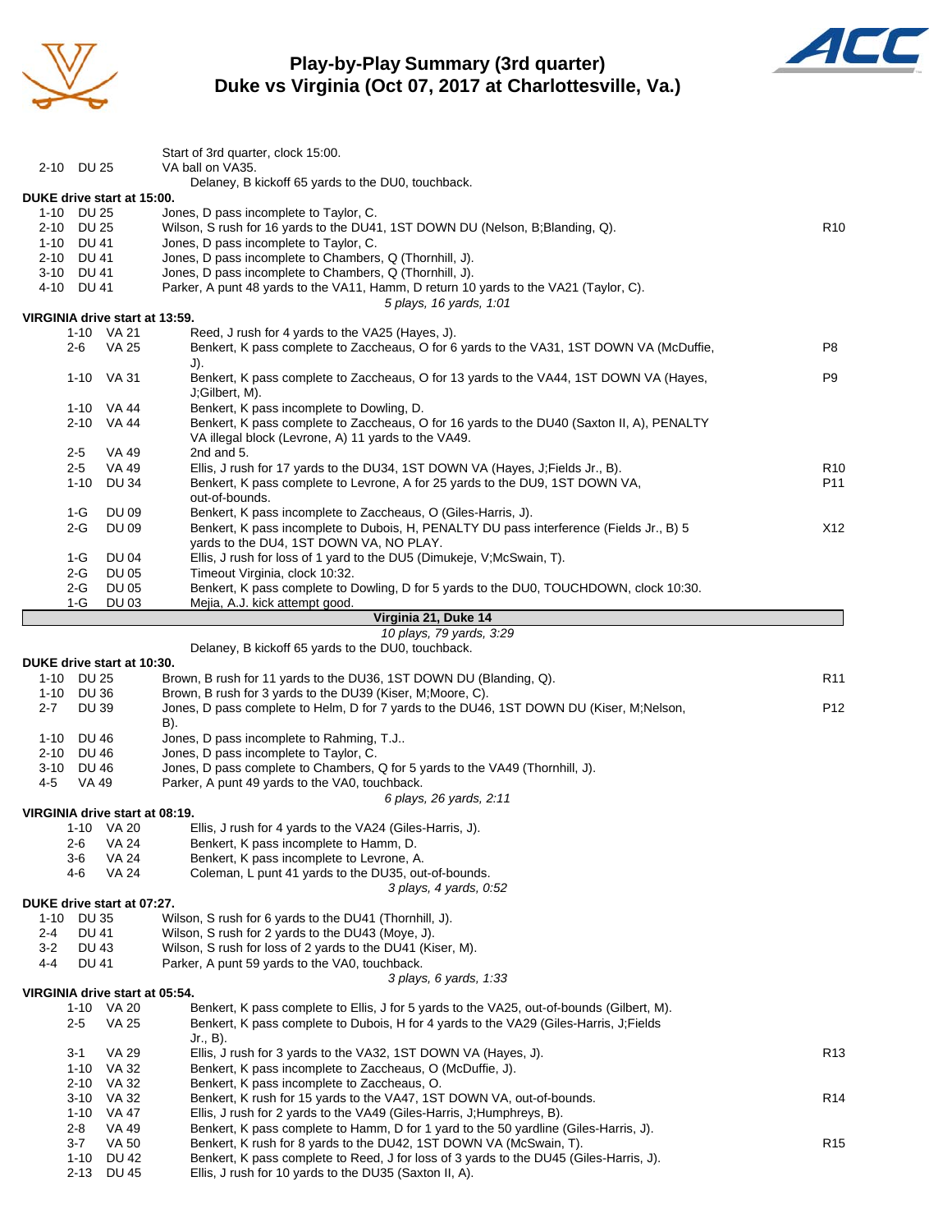# Play-by-Play Summary (3rd quarter)
## Duke vs Virginia (Oct 07, 2017 at Charlottesville, Va.)

| Down | Spot | Play | |
|---|---|---|---|
| | | Start of 3rd quarter, clock 15:00. | |
| 2-10 | DU 25 | VA ball on VA35. | |
| | | Delaney, B kickoff 65 yards to the DU0, touchback. | |

**DUKE drive start at 15:00.**

| Down | Spot | Play | |
|---|---|---|---|
| 1-10 | DU 25 | Jones, D pass incomplete to Taylor, C. | |
| 2-10 | DU 25 | Wilson, S rush for 16 yards to the DU41, 1ST DOWN DU (Nelson, B;Blanding, Q). | R10 |
| 1-10 | DU 41 | Jones, D pass incomplete to Taylor, C. | |
| 2-10 | DU 41 | Jones, D pass incomplete to Chambers, Q (Thornhill, J). | |
| 3-10 | DU 41 | Jones, D pass incomplete to Chambers, Q (Thornhill, J). | |
| 4-10 | DU 41 | Parker, A punt 48 yards to the VA11, Hamm, D return 10 yards to the VA21 (Taylor, C). | |
| | | *5 plays, 16 yards, 1:01* | |

**VIRGINIA drive start at 13:59.**

| Down | Spot | Play | |
|---|---|---|---|
| 1-10 | VA 21 | Reed, J rush for 4 yards to the VA25 (Hayes, J). | |
| 2-6 | VA 25 | Benkert, K pass complete to Zaccheaus, O for 6 yards to the VA31, 1ST DOWN VA (McDuffie, J). | P8 |
| 1-10 | VA 31 | Benkert, K pass complete to Zaccheaus, O for 13 yards to the VA44, 1ST DOWN VA (Hayes, J;Gilbert, M). | P9 |
| 1-10 | VA 44 | Benkert, K pass incomplete to Dowling, D. | |
| 2-10 | VA 44 | Benkert, K pass complete to Zaccheaus, O for 16 yards to the DU40 (Saxton II, A), PENALTY VA illegal block (Levrone, A) 11 yards to the VA49. | |
| 2-5 | VA 49 | 2nd and 5. | |
| 2-5 | VA 49 | Ellis, J rush for 17 yards to the DU34, 1ST DOWN VA (Hayes, J;Fields Jr., B). | R10 |
| 1-10 | DU 34 | Benkert, K pass complete to Levrone, A for 25 yards to the DU9, 1ST DOWN VA, out-of-bounds. | P11 |
| 1-G | DU 09 | Benkert, K pass incomplete to Zaccheaus, O (Giles-Harris, J). | |
| 2-G | DU 09 | Benkert, K pass incomplete to Dubois, H, PENALTY DU pass interference (Fields Jr., B) 5 yards to the DU4, 1ST DOWN VA, NO PLAY. | X12 |
| 1-G | DU 04 | Ellis, J rush for loss of 1 yard to the DU5 (Dimukeje, V;McSwain, T). | |
| 2-G | DU 05 | Timeout Virginia, clock 10:32. | |
| 2-G | DU 05 | Benkert, K pass complete to Dowling, D for 5 yards to the DU0, TOUCHDOWN, clock 10:30. | |
| 1-G | DU 03 | Mejia, A.J. kick attempt good. | |
| | | **Virginia 21, Duke 14** | |
| | | *10 plays, 79 yards, 3:29* | |
| | | Delaney, B kickoff 65 yards to the DU0, touchback. | |

**DUKE drive start at 10:30.**

| Down | Spot | Play | |
|---|---|---|---|
| 1-10 | DU 25 | Brown, B rush for 11 yards to the DU36, 1ST DOWN DU (Blanding, Q). | R11 |
| 1-10 | DU 36 | Brown, B rush for 3 yards to the DU39 (Kiser, M;Moore, C). | |
| 2-7 | DU 39 | Jones, D pass complete to Helm, D for 7 yards to the DU46, 1ST DOWN DU (Kiser, M;Nelson, B). | P12 |
| 1-10 | DU 46 | Jones, D pass incomplete to Rahming, T.J.. | |
| 2-10 | DU 46 | Jones, D pass incomplete to Taylor, C. | |
| 3-10 | DU 46 | Jones, D pass complete to Chambers, Q for 5 yards to the VA49 (Thornhill, J). | |
| 4-5 | VA 49 | Parker, A punt 49 yards to the VA0, touchback. | |
| | | *6 plays, 26 yards, 2:11* | |

**VIRGINIA drive start at 08:19.**

| Down | Spot | Play | |
|---|---|---|---|
| 1-10 | VA 20 | Ellis, J rush for 4 yards to the VA24 (Giles-Harris, J). | |
| 2-6 | VA 24 | Benkert, K pass incomplete to Hamm, D. | |
| 3-6 | VA 24 | Benkert, K pass incomplete to Levrone, A. | |
| 4-6 | VA 24 | Coleman, L punt 41 yards to the DU35, out-of-bounds. | |
| | | *3 plays, 4 yards, 0:52* | |

**DUKE drive start at 07:27.**

| Down | Spot | Play | |
|---|---|---|---|
| 1-10 | DU 35 | Wilson, S rush for 6 yards to the DU41 (Thornhill, J). | |
| 2-4 | DU 41 | Wilson, S rush for 2 yards to the DU43 (Moye, J). | |
| 3-2 | DU 43 | Wilson, S rush for loss of 2 yards to the DU41 (Kiser, M). | |
| 4-4 | DU 41 | Parker, A punt 59 yards to the VA0, touchback. | |
| | | *3 plays, 6 yards, 1:33* | |

**VIRGINIA drive start at 05:54.**

| Down | Spot | Play | |
|---|---|---|---|
| 1-10 | VA 20 | Benkert, K pass complete to Ellis, J for 5 yards to the VA25, out-of-bounds (Gilbert, M). | |
| 2-5 | VA 25 | Benkert, K pass complete to Dubois, H for 4 yards to the VA29 (Giles-Harris, J;Fields Jr., B). | |
| 3-1 | VA 29 | Ellis, J rush for 3 yards to the VA32, 1ST DOWN VA (Hayes, J). | R13 |
| 1-10 | VA 32 | Benkert, K pass incomplete to Zaccheaus, O (McDuffie, J). | |
| 2-10 | VA 32 | Benkert, K pass incomplete to Zaccheaus, O. | |
| 3-10 | VA 32 | Benkert, K rush for 15 yards to the VA47, 1ST DOWN VA, out-of-bounds. | R14 |
| 1-10 | VA 47 | Ellis, J rush for 2 yards to the VA49 (Giles-Harris, J;Humphreys, B). | |
| 2-8 | VA 49 | Benkert, K pass complete to Hamm, D for 1 yard to the 50 yardline (Giles-Harris, J). | |
| 3-7 | VA 50 | Benkert, K rush for 8 yards to the DU42, 1ST DOWN VA (McSwain, T). | R15 |
| 1-10 | DU 42 | Benkert, K pass complete to Reed, J for loss of 3 yards to the DU45 (Giles-Harris, J). | |
| 2-13 | DU 45 | Ellis, J rush for 10 yards to the DU35 (Saxton II, A). | |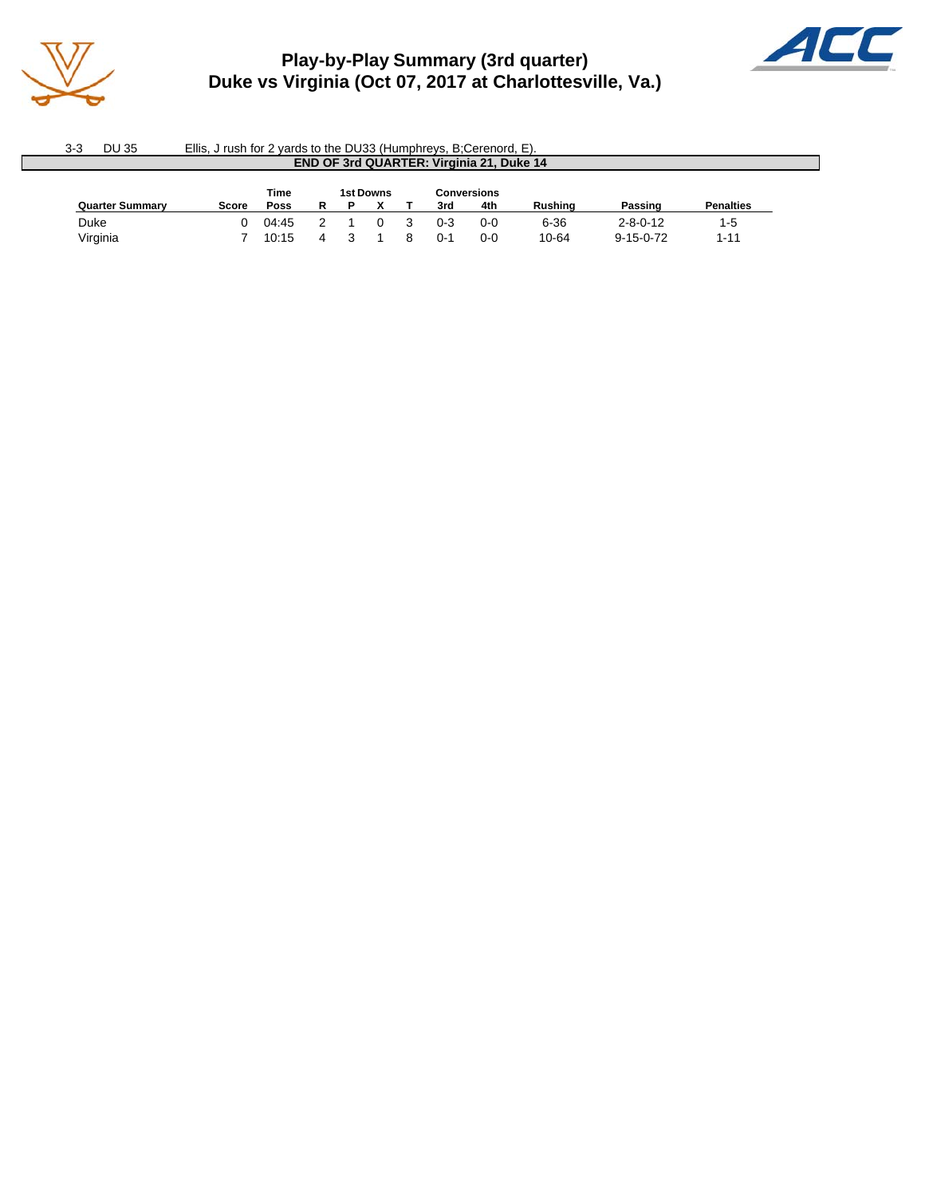# Play-by-Play Summary (3rd quarter)
## Duke vs Virginia (Oct 07, 2017 at Charlottesville, Va.)

| | | |
|---|---|---|
| 3-3 | DU 35 | Ellis, J rush for 2 yards to the DU33 (Humphreys, B;Cerenord, E). |

**END OF 3rd QUARTER: Virginia 21, Duke 14**

| Quarter Summary | Score | Time Poss | 1st Downs R | P | X | T | Conversions 3rd | 4th | Rushing | Passing | Penalties |
|---|---|---|---|---|---|---|---|---|---|---|---|
| Duke | 0 | 04:45 | 2 | 1 | 0 | 3 | 0-3 | 0-0 | 6-36 | 2-8-0-12 | 1-5 |
| Virginia | 7 | 10:15 | 4 | 3 | 1 | 8 | 0-1 | 0-0 | 10-64 | 9-15-0-72 | 1-11 |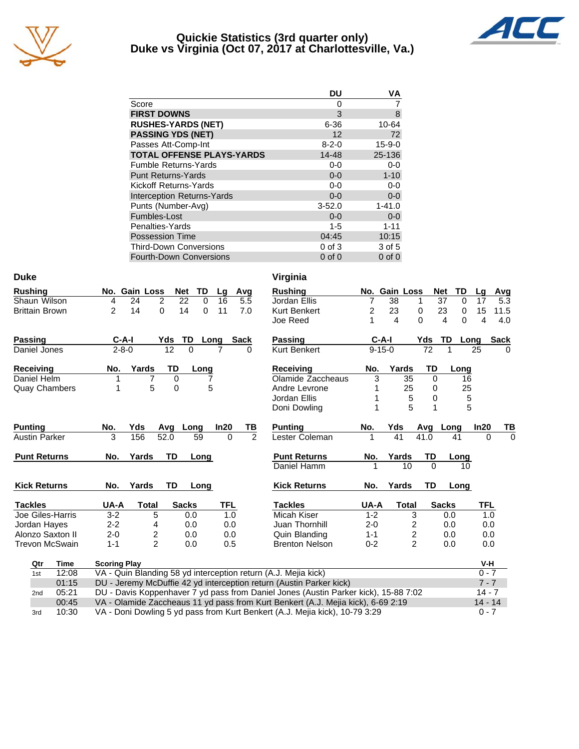# Quickie Statistics (3rd quarter only)
## Duke vs Virginia (Oct 07, 2017 at Charlottesville, Va.)

| | DU | VA |
|---|---|---|
| Score | 0 | 7 |
| **FIRST DOWNS** | 3 | 8 |
| **RUSHES-YARDS (NET)** | 6-36 | 10-64 |
| **PASSING YDS (NET)** | 12 | 72 |
| Passes Att-Comp-Int | 8-2-0 | 15-9-0 |
| **TOTAL OFFENSE PLAYS-YARDS** | 14-48 | 25-136 |
| Fumble Returns-Yards | 0-0 | 0-0 |
| Punt Returns-Yards | 0-0 | 1-10 |
| Kickoff Returns-Yards | 0-0 | 0-0 |
| Interception Returns-Yards | 0-0 | 0-0 |
| Punts (Number-Avg) | 3-52.0 | 1-41.0 |
| Fumbles-Lost | 0-0 | 0-0 |
| Penalties-Yards | 1-5 | 1-11 |
| Possession Time | 04:45 | 10:15 |
| Third-Down Conversions | 0 of 3 | 3 of 5 |
| Fourth-Down Conversions | 0 of 0 | 0 of 0 |

## Duke

| Rushing | No. | Gain | Loss | Net | TD | Lg | Avg |
|---|---|---|---|---|---|---|---|
| Shaun Wilson | 4 | 24 | 2 | 22 | 0 | 16 | 5.5 |
| Brittain Brown | 2 | 14 | 0 | 14 | 0 | 11 | 7.0 |

| Passing | C-A-I | Yds | TD | Long | Sack |
|---|---|---|---|---|---|
| Daniel Jones | 2-8-0 | 12 | 0 | 7 | 0 |

| Receiving | No. | Yards | TD | Long |
|---|---|---|---|---|
| Daniel Helm | 1 | 7 | 0 | 7 |
| Quay Chambers | 1 | 5 | 0 | 5 |

| Punting | No. | Yds | Avg | Long | In20 | TB |
|---|---|---|---|---|---|---|
| Austin Parker | 3 | 156 | 52.0 | 59 | 0 | 2 |

| Punt Returns | No. | Yards | TD | Long |
|---|---|---|---|---|

| Kick Returns | No. | Yards | TD | Long |
|---|---|---|---|---|

| Tackles | UA-A | Total | Sacks | TFL |
|---|---|---|---|---|
| Joe Giles-Harris | 3-2 | 5 | 0.0 | 1.0 |
| Jordan Hayes | 2-2 | 4 | 0.0 | 0.0 |
| Alonzo Saxton II | 2-0 | 2 | 0.0 | 0.0 |
| Trevon McSwain | 1-1 | 2 | 0.0 | 0.5 |

## Virginia

| Rushing | No. | Gain | Loss | Net | TD | Lg | Avg |
|---|---|---|---|---|---|---|---|
| Jordan Ellis | 7 | 38 | 1 | 37 | 0 | 17 | 5.3 |
| Kurt Benkert | 2 | 23 | 0 | 23 | 0 | 15 | 11.5 |
| Joe Reed | 1 | 4 | 0 | 4 | 0 | 4 | 4.0 |

| Passing | C-A-I | Yds | TD | Long | Sack |
|---|---|---|---|---|---|
| Kurt Benkert | 9-15-0 | 72 | 1 | 25 | 0 |

| Receiving | No. | Yards | TD | Long |
|---|---|---|---|---|
| Olamide Zaccheaus | 3 | 35 | 0 | 16 |
| Andre Levrone | 1 | 25 | 0 | 25 |
| Jordan Ellis | 1 | 5 | 0 | 5 |
| Doni Dowling | 1 | 5 | 1 | 5 |

| Punting | No. | Yds | Avg | Long | In20 | TB |
|---|---|---|---|---|---|---|
| Lester Coleman | 1 | 41 | 41.0 | 41 | 0 | 0 |

| Punt Returns | No. | Yards | TD | Long |
|---|---|---|---|---|
| Daniel Hamm | 1 | 10 | 0 | 10 |

| Kick Returns | No. | Yards | TD | Long |
|---|---|---|---|---|

| Tackles | UA-A | Total | Sacks | TFL |
|---|---|---|---|---|
| Micah Kiser | 1-2 | 3 | 0.0 | 1.0 |
| Juan Thornhill | 2-0 | 2 | 0.0 | 0.0 |
| Quin Blanding | 1-1 | 2 | 0.0 | 0.0 |
| Brenton Nelson | 0-2 | 2 | 0.0 | 0.0 |

## Scoring Summary

| Qtr | Time | Scoring Play | V-H |
|---|---|---|---|
| 1st | 12:08 | VA - Quin Blanding 58 yd interception return (A.J. Mejia kick) | 0 - 7 |
| | 01:15 | DU - Jeremy McDuffie 42 yd interception return (Austin Parker kick) | 7 - 7 |
| 2nd | 05:21 | DU - Davis Koppenhaver 7 yd pass from Daniel Jones (Austin Parker kick), 15-88 7:02 | 14 - 7 |
| | 00:45 | VA - Olamide Zaccheaus 11 yd pass from Kurt Benkert (A.J. Mejia kick), 6-69 2:19 | 14 - 14 |
| 3rd | 10:30 | VA - Doni Dowling 5 yd pass from Kurt Benkert (A.J. Mejia kick), 10-79 3:29 | 0 - 7 |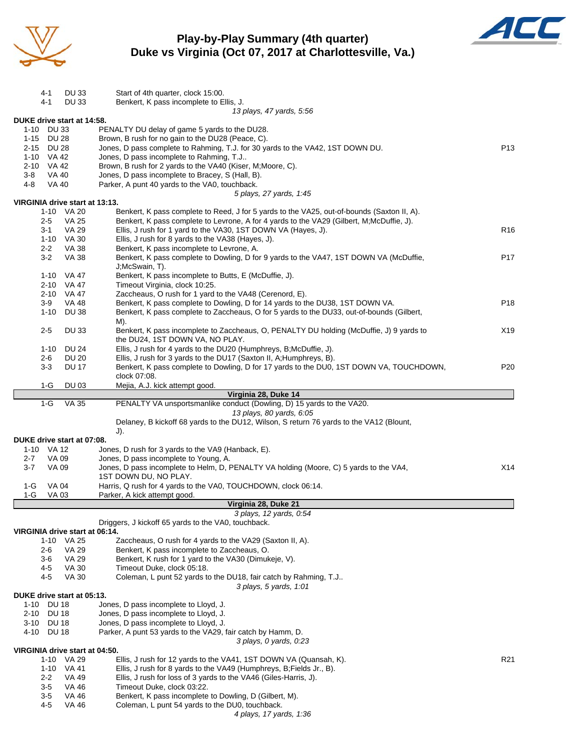# Play-by-Play Summary (4th quarter)
## Duke vs Virginia (Oct 07, 2017 at Charlottesville, Va.)

| Down | Spot | Play | |
|---|---|---|---|
| 4-1 | DU 33 | Start of 4th quarter, clock 15:00. | |
| 4-1 | DU 33 | Benkert, K pass incomplete to Ellis, J. | |
| | | *13 plays, 47 yards, 5:56* | |

**DUKE drive start at 14:58.**

| Down | Spot | Play | |
|---|---|---|---|
| 1-10 | DU 33 | PENALTY DU delay of game 5 yards to the DU28. | |
| 1-15 | DU 28 | Brown, B rush for no gain to the DU28 (Peace, C). | |
| 2-15 | DU 28 | Jones, D pass complete to Rahming, T.J. for 30 yards to the VA42, 1ST DOWN DU. | P13 |
| 1-10 | VA 42 | Jones, D pass incomplete to Rahming, T.J.. | |
| 2-10 | VA 42 | Brown, B rush for 2 yards to the VA40 (Kiser, M;Moore, C). | |
| 3-8 | VA 40 | Jones, D pass incomplete to Bracey, S (Hall, B). | |
| 4-8 | VA 40 | Parker, A punt 40 yards to the VA0, touchback. | |
| | | *5 plays, 27 yards, 1:45* | |

**VIRGINIA drive start at 13:13.**

| Down | Spot | Play | |
|---|---|---|---|
| 1-10 | VA 20 | Benkert, K pass complete to Reed, J for 5 yards to the VA25, out-of-bounds (Saxton II, A). | |
| 2-5 | VA 25 | Benkert, K pass complete to Levrone, A for 4 yards to the VA29 (Gilbert, M;McDuffie, J). | |
| 3-1 | VA 29 | Ellis, J rush for 1 yard to the VA30, 1ST DOWN VA (Hayes, J). | R16 |
| 1-10 | VA 30 | Ellis, J rush for 8 yards to the VA38 (Hayes, J). | |
| 2-2 | VA 38 | Benkert, K pass incomplete to Levrone, A. | |
| 3-2 | VA 38 | Benkert, K pass complete to Dowling, D for 9 yards to the VA47, 1ST DOWN VA (McDuffie, J;McSwain, T). | P17 |
| 1-10 | VA 47 | Benkert, K pass incomplete to Butts, E (McDuffie, J). | |
| 2-10 | VA 47 | Timeout Virginia, clock 10:25. | |
| 2-10 | VA 47 | Zaccheaus, O rush for 1 yard to the VA48 (Cerenord, E). | |
| 3-9 | VA 48 | Benkert, K pass complete to Dowling, D for 14 yards to the DU38, 1ST DOWN VA. | P18 |
| 1-10 | DU 38 | Benkert, K pass complete to Zaccheaus, O for 5 yards to the DU33, out-of-bounds (Gilbert, M). | |
| 2-5 | DU 33 | Benkert, K pass incomplete to Zaccheaus, O, PENALTY DU holding (McDuffie, J) 9 yards to the DU24, 1ST DOWN VA, NO PLAY. | X19 |
| 1-10 | DU 24 | Ellis, J rush for 4 yards to the DU20 (Humphreys, B;McDuffie, J). | |
| 2-6 | DU 20 | Ellis, J rush for 3 yards to the DU17 (Saxton II, A;Humphreys, B). | |
| 3-3 | DU 17 | Benkert, K pass complete to Dowling, D for 17 yards to the DU0, 1ST DOWN VA, TOUCHDOWN, clock 07:08. | P20 |
| 1-G | DU 03 | Mejia, A.J. kick attempt good. | |
| | | **Virginia 28, Duke 14** | |
| 1-G | VA 35 | PENALTY VA unsportsmanlike conduct (Dowling, D) 15 yards to the VA20. | |
| | | *13 plays, 80 yards, 6:05* | |
| | | Delaney, B kickoff 68 yards to the DU12, Wilson, S return 76 yards to the VA12 (Blount, J). | |

**DUKE drive start at 07:08.**

| Down | Spot | Play | |
|---|---|---|---|
| 1-10 | VA 12 | Jones, D rush for 3 yards to the VA9 (Hanback, E). | |
| 2-7 | VA 09 | Jones, D pass incomplete to Young, A. | |
| 3-7 | VA 09 | Jones, D pass incomplete to Helm, D, PENALTY VA holding (Moore, C) 5 yards to the VA4, 1ST DOWN DU, NO PLAY. | X14 |
| 1-G | VA 04 | Harris, Q rush for 4 yards to the VA0, TOUCHDOWN, clock 06:14. | |
| 1-G | VA 03 | Parker, A kick attempt good. | |
| | | **Virginia 28, Duke 21** | |
| | | *3 plays, 12 yards, 0:54* | |
| | | Driggers, J kickoff 65 yards to the VA0, touchback. | |

**VIRGINIA drive start at 06:14.**

| Down | Spot | Play | |
|---|---|---|---|
| 1-10 | VA 25 | Zaccheaus, O rush for 4 yards to the VA29 (Saxton II, A). | |
| 2-6 | VA 29 | Benkert, K pass incomplete to Zaccheaus, O. | |
| 3-6 | VA 29 | Benkert, K rush for 1 yard to the VA30 (Dimukeje, V). | |
| 4-5 | VA 30 | Timeout Duke, clock 05:18. | |
| 4-5 | VA 30 | Coleman, L punt 52 yards to the DU18, fair catch by Rahming, T.J.. | |
| | | *3 plays, 5 yards, 1:01* | |

**DUKE drive start at 05:13.**

| Down | Spot | Play | |
|---|---|---|---|
| 1-10 | DU 18 | Jones, D pass incomplete to Lloyd, J. | |
| 2-10 | DU 18 | Jones, D pass incomplete to Lloyd, J. | |
| 3-10 | DU 18 | Jones, D pass incomplete to Lloyd, J. | |
| 4-10 | DU 18 | Parker, A punt 53 yards to the VA29, fair catch by Hamm, D. | |
| | | *3 plays, 0 yards, 0:23* | |

**VIRGINIA drive start at 04:50.**

| Down | Spot | Play | |
|---|---|---|---|
| 1-10 | VA 29 | Ellis, J rush for 12 yards to the VA41, 1ST DOWN VA (Quansah, K). | R21 |
| 1-10 | VA 41 | Ellis, J rush for 8 yards to the VA49 (Humphreys, B;Fields Jr., B). | |
| 2-2 | VA 49 | Ellis, J rush for loss of 3 yards to the VA46 (Giles-Harris, J). | |
| 3-5 | VA 46 | Timeout Duke, clock 03:22. | |
| 3-5 | VA 46 | Benkert, K pass incomplete to Dowling, D (Gilbert, M). | |
| 4-5 | VA 46 | Coleman, L punt 54 yards to the DU0, touchback. | |
| | | *4 plays, 17 yards, 1:36* | |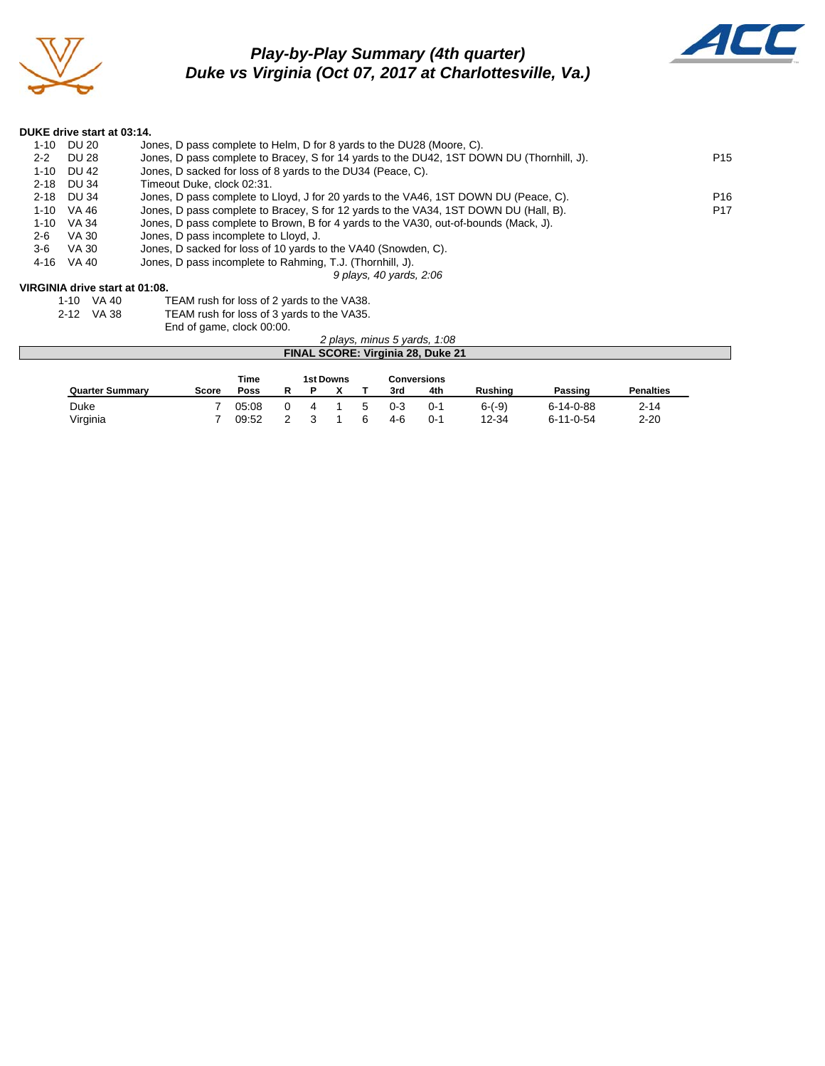# Play-by-Play Summary (4th quarter)
## Duke vs Virginia (Oct 07, 2017 at Charlottesville, Va.)

**DUKE drive start at 03:14.**

| Down | Spot | Play | |
|---|---|---|---|
| 1-10 | DU 20 | Jones, D pass complete to Helm, D for 8 yards to the DU28 (Moore, C). | |
| 2-2 | DU 28 | Jones, D pass complete to Bracey, S for 14 yards to the DU42, 1ST DOWN DU (Thornhill, J). | P15 |
| 1-10 | DU 42 | Jones, D sacked for loss of 8 yards to the DU34 (Peace, C). | |
| 2-18 | DU 34 | Timeout Duke, clock 02:31. | |
| 2-18 | DU 34 | Jones, D pass complete to Lloyd, J for 20 yards to the VA46, 1ST DOWN DU (Peace, C). | P16 |
| 1-10 | VA 46 | Jones, D pass complete to Bracey, S for 12 yards to the VA34, 1ST DOWN DU (Hall, B). | P17 |
| 1-10 | VA 34 | Jones, D pass complete to Brown, B for 4 yards to the VA30, out-of-bounds (Mack, J). | |
| 2-6 | VA 30 | Jones, D pass incomplete to Lloyd, J. | |
| 3-6 | VA 30 | Jones, D sacked for loss of 10 yards to the VA40 (Snowden, C). | |
| 4-16 | VA 40 | Jones, D pass incomplete to Rahming, T.J. (Thornhill, J). | |

*9 plays, 40 yards, 2:06*

**VIRGINIA drive start at 01:08.**

| Down | Spot | Play |
|---|---|---|
| 1-10 | VA 40 | TEAM rush for loss of 2 yards to the VA38. |
| 2-12 | VA 38 | TEAM rush for loss of 3 yards to the VA35. |
| | | End of game, clock 00:00. |

*2 plays, minus 5 yards, 1:08*

**FINAL SCORE: Virginia 28, Duke 21**

| Quarter Summary | Score | Time Poss | 1st Downs R | P | X | T | Conversions 3rd | 4th | Rushing | Passing | Penalties |
|---|---|---|---|---|---|---|---|---|---|---|---|
| Duke | 7 | 05:08 | 0 | 4 | 1 | 5 | 0-3 | 0-1 | 6-(-9) | 6-14-0-88 | 2-14 |
| Virginia | 7 | 09:52 | 2 | 3 | 1 | 6 | 4-6 | 0-1 | 12-34 | 6-11-0-54 | 2-20 |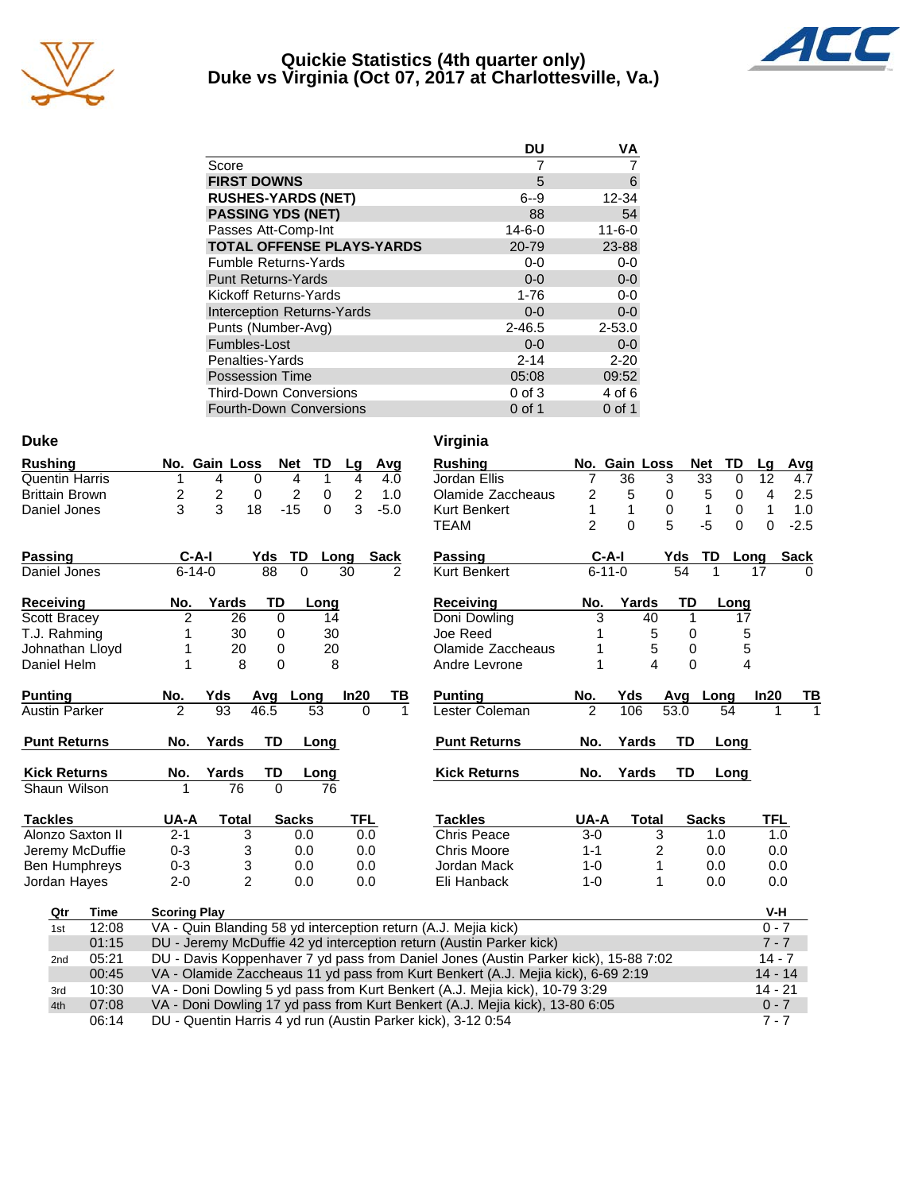# Quickie Statistics (4th quarter only)
## Duke vs Virginia (Oct 07, 2017 at Charlottesville, Va.)

| | DU | VA |
|---|---|---|
| Score | 7 | 7 |
| **FIRST DOWNS** | 5 | 6 |
| **RUSHES-YARDS (NET)** | 6--9 | 12-34 |
| **PASSING YDS (NET)** | 88 | 54 |
| Passes Att-Comp-Int | 14-6-0 | 11-6-0 |
| **TOTAL OFFENSE PLAYS-YARDS** | 20-79 | 23-88 |
| Fumble Returns-Yards | 0-0 | 0-0 |
| Punt Returns-Yards | 0-0 | 0-0 |
| Kickoff Returns-Yards | 1-76 | 0-0 |
| Interception Returns-Yards | 0-0 | 0-0 |
| Punts (Number-Avg) | 2-46.5 | 2-53.0 |
| Fumbles-Lost | 0-0 | 0-0 |
| Penalties-Yards | 2-14 | 2-20 |
| Possession Time | 05:08 | 09:52 |
| Third-Down Conversions | 0 of 3 | 4 of 6 |
| Fourth-Down Conversions | 0 of 1 | 0 of 1 |

## Duke

| Rushing | No. | Gain | Loss | Net | TD | Lg | Avg |
|---|---|---|---|---|---|---|---|
| Quentin Harris | 1 | 4 | 0 | 4 | 1 | 4 | 4.0 |
| Brittain Brown | 2 | 2 | 0 | 2 | 0 | 2 | 1.0 |
| Daniel Jones | 3 | 3 | 18 | -15 | 0 | 3 | -5.0 |

| Passing | C-A-I | Yds | TD | Long | Sack |
|---|---|---|---|---|---|
| Daniel Jones | 6-14-0 | 88 | 0 | 30 | 2 |

| Receiving | No. | Yards | TD | Long |
|---|---|---|---|---|
| Scott Bracey | 2 | 26 | 0 | 14 |
| T.J. Rahming | 1 | 30 | 0 | 30 |
| Johnathan Lloyd | 1 | 20 | 0 | 20 |
| Daniel Helm | 1 | 8 | 0 | 8 |

| Punting | No. | Yds | Avg | Long | In20 | TB |
|---|---|---|---|---|---|---|
| Austin Parker | 2 | 93 | 46.5 | 53 | 0 | 1 |

| Punt Returns | No. | Yards | TD | Long |
|---|---|---|---|---|

| Kick Returns | No. | Yards | TD | Long |
|---|---|---|---|---|
| Shaun Wilson | 1 | 76 | 0 | 76 |

| Tackles | UA-A | Total | Sacks | TFL |
|---|---|---|---|---|
| Alonzo Saxton II | 2-1 | 3 | 0.0 | 0.0 |
| Jeremy McDuffie | 0-3 | 3 | 0.0 | 0.0 |
| Ben Humphreys | 0-3 | 3 | 0.0 | 0.0 |
| Jordan Hayes | 2-0 | 2 | 0.0 | 0.0 |

## Virginia

| Rushing | No. | Gain | Loss | Net | TD | Lg | Avg |
|---|---|---|---|---|---|---|---|
| Jordan Ellis | 7 | 36 | 3 | 33 | 0 | 12 | 4.7 |
| Olamide Zaccheaus | 2 | 5 | 0 | 5 | 0 | 4 | 2.5 |
| Kurt Benkert | 1 | 1 | 0 | 1 | 0 | 1 | 1.0 |
| TEAM | 2 | 0 | 5 | -5 | 0 | 0 | -2.5 |

| Passing | C-A-I | Yds | TD | Long | Sack |
|---|---|---|---|---|---|
| Kurt Benkert | 6-11-0 | 54 | 1 | 17 | 0 |

| Receiving | No. | Yards | TD | Long |
|---|---|---|---|---|
| Doni Dowling | 3 | 40 | 1 | 17 |
| Joe Reed | 1 | 5 | 0 | 5 |
| Olamide Zaccheaus | 1 | 5 | 0 | 5 |
| Andre Levrone | 1 | 4 | 0 | 4 |

| Punting | No. | Yds | Avg | Long | In20 | TB |
|---|---|---|---|---|---|---|
| Lester Coleman | 2 | 106 | 53.0 | 54 | 1 | 1 |

| Punt Returns | No. | Yards | TD | Long |
|---|---|---|---|---|

| Kick Returns | No. | Yards | TD | Long |
|---|---|---|---|---|

| Tackles | UA-A | Total | Sacks | TFL |
|---|---|---|---|---|
| Chris Peace | 3-0 | 3 | 1.0 | 1.0 |
| Chris Moore | 1-1 | 2 | 0.0 | 0.0 |
| Jordan Mack | 1-0 | 1 | 0.0 | 0.0 |
| Eli Hanback | 1-0 | 1 | 0.0 | 0.0 |

## Scoring Plays

| Qtr | Time | Scoring Play | V-H |
|---|---|---|---|
| 1st | 12:08 | VA - Quin Blanding 58 yd interception return (A.J. Mejia kick) | 0 - 7 |
| | 01:15 | DU - Jeremy McDuffie 42 yd interception return (Austin Parker kick) | 7 - 7 |
| 2nd | 05:21 | DU - Davis Koppenhaver 7 yd pass from Daniel Jones (Austin Parker kick), 15-88 7:02 | 14 - 7 |
| | 00:45 | VA - Olamide Zaccheaus 11 yd pass from Kurt Benkert (A.J. Mejia kick), 6-69 2:19 | 14 - 14 |
| 3rd | 10:30 | VA - Doni Dowling 5 yd pass from Kurt Benkert (A.J. Mejia kick), 10-79 3:29 | 14 - 21 |
| 4th | 07:08 | VA - Doni Dowling 17 yd pass from Kurt Benkert (A.J. Mejia kick), 13-80 6:05 | 0 - 7 |
| | 06:14 | DU - Quentin Harris 4 yd run (Austin Parker kick), 3-12 0:54 | 7 - 7 |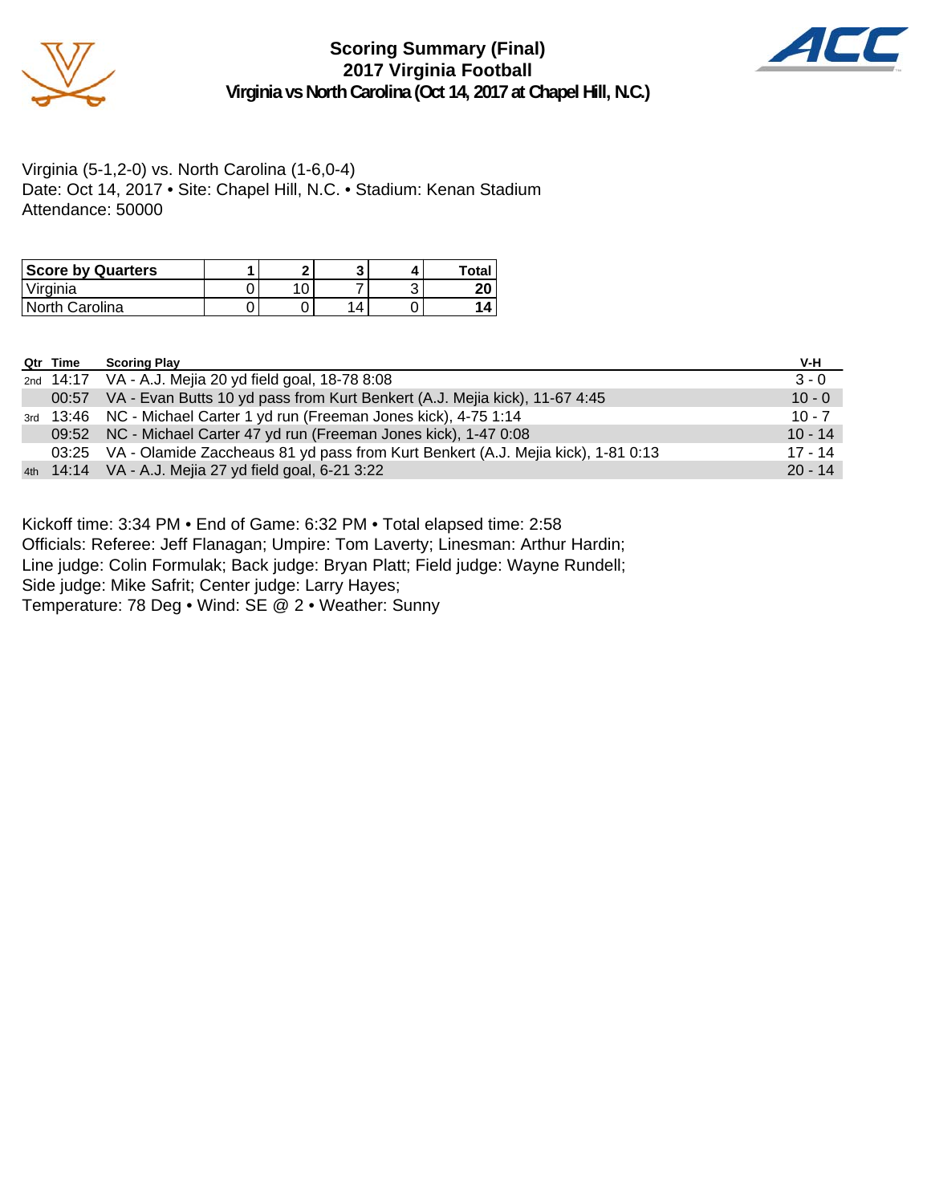# Scoring Summary (Final)
## 2017 Virginia Football
### Virginia vs North Carolina (Oct 14, 2017 at Chapel Hill, N.C.)

Virginia (5-1,2-0) vs. North Carolina (1-6,0-4)
Date: Oct 14, 2017 • Site: Chapel Hill, N.C. • Stadium: Kenan Stadium
Attendance: 50000

| Score by Quarters | 1 | 2 | 3 | 4 | Total |
|---|---|---|---|---|---|
| Virginia | 0 | 10 | 7 | 3 | **20** |
| North Carolina | 0 | 0 | 14 | 0 | **14** |

| Qtr | Time | Scoring Play | V-H |
|---|---|---|---|
| 2nd | 14:17 | VA - A.J. Mejia 20 yd field goal, 18-78 8:08 | 3 - 0 |
| | 00:57 | VA - Evan Butts 10 yd pass from Kurt Benkert (A.J. Mejia kick), 11-67 4:45 | 10 - 0 |
| 3rd | 13:46 | NC - Michael Carter 1 yd run (Freeman Jones kick), 4-75 1:14 | 10 - 7 |
| | 09:52 | NC - Michael Carter 47 yd run (Freeman Jones kick), 1-47 0:08 | 10 - 14 |
| | 03:25 | VA - Olamide Zaccheaus 81 yd pass from Kurt Benkert (A.J. Mejia kick), 1-81 0:13 | 17 - 14 |
| 4th | 14:14 | VA - A.J. Mejia 27 yd field goal, 6-21 3:22 | 20 - 14 |

Kickoff time: 3:34 PM • End of Game: 6:32 PM • Total elapsed time: 2:58
Officials: Referee: Jeff Flanagan; Umpire: Tom Laverty; Linesman: Arthur Hardin;
Line judge: Colin Formulak; Back judge: Bryan Platt; Field judge: Wayne Rundell;
Side judge: Mike Safrit; Center judge: Larry Hayes;
Temperature: 78 Deg • Wind: SE @ 2 • Weather: Sunny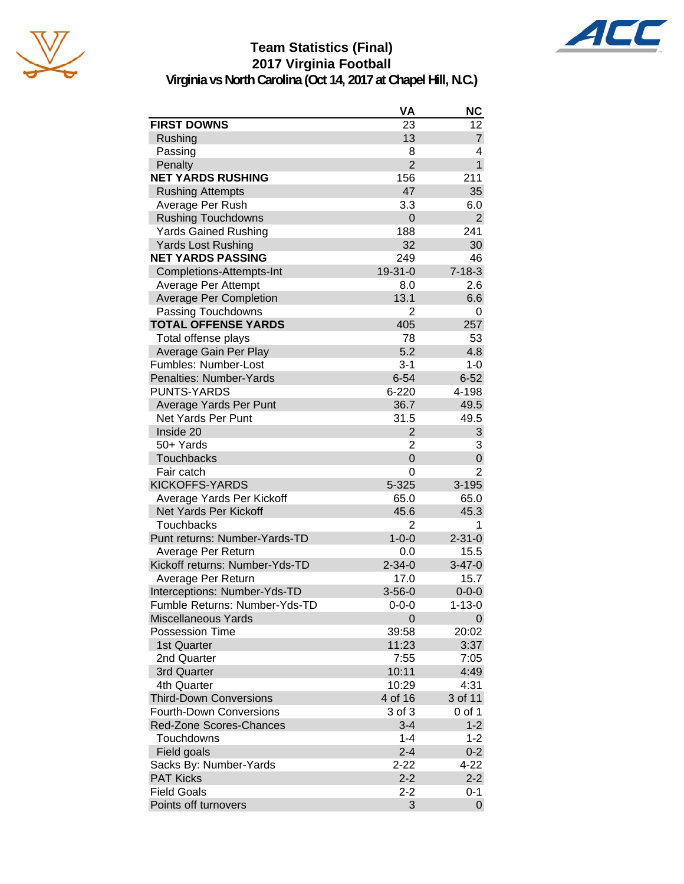# Team Statistics (Final)
## 2017 Virginia Football
### Virginia vs North Carolina (Oct 14, 2017 at Chapel Hill, N.C.)

| | VA | NC |
|---|---|---|
| **FIRST DOWNS** | 23 | 12 |
| Rushing | 13 | 7 |
| Passing | 8 | 4 |
| Penalty | 2 | 1 |
| **NET YARDS RUSHING** | 156 | 211 |
| Rushing Attempts | 47 | 35 |
| Average Per Rush | 3.3 | 6.0 |
| Rushing Touchdowns | 0 | 2 |
| Yards Gained Rushing | 188 | 241 |
| Yards Lost Rushing | 32 | 30 |
| **NET YARDS PASSING** | 249 | 46 |
| Completions-Attempts-Int | 19-31-0 | 7-18-3 |
| Average Per Attempt | 8.0 | 2.6 |
| Average Per Completion | 13.1 | 6.6 |
| Passing Touchdowns | 2 | 0 |
| **TOTAL OFFENSE YARDS** | 405 | 257 |
| Total offense plays | 78 | 53 |
| Average Gain Per Play | 5.2 | 4.8 |
| Fumbles: Number-Lost | 3-1 | 1-0 |
| Penalties: Number-Yards | 6-54 | 6-52 |
| PUNTS-YARDS | 6-220 | 4-198 |
| Average Yards Per Punt | 36.7 | 49.5 |
| Net Yards Per Punt | 31.5 | 49.5 |
| Inside 20 | 2 | 3 |
| 50+ Yards | 2 | 3 |
| Touchbacks | 0 | 0 |
| Fair catch | 0 | 2 |
| KICKOFFS-YARDS | 5-325 | 3-195 |
| Average Yards Per Kickoff | 65.0 | 65.0 |
| Net Yards Per Kickoff | 45.6 | 45.3 |
| Touchbacks | 2 | 1 |
| Punt returns: Number-Yards-TD | 1-0-0 | 2-31-0 |
| Average Per Return | 0.0 | 15.5 |
| Kickoff returns: Number-Yds-TD | 2-34-0 | 3-47-0 |
| Average Per Return | 17.0 | 15.7 |
| Interceptions: Number-Yds-TD | 3-56-0 | 0-0-0 |
| Fumble Returns: Number-Yds-TD | 0-0-0 | 1-13-0 |
| Miscellaneous Yards | 0 | 0 |
| Possession Time | 39:58 | 20:02 |
| 1st Quarter | 11:23 | 3:37 |
| 2nd Quarter | 7:55 | 7:05 |
| 3rd Quarter | 10:11 | 4:49 |
| 4th Quarter | 10:29 | 4:31 |
| Third-Down Conversions | 4 of 16 | 3 of 11 |
| Fourth-Down Conversions | 3 of 3 | 0 of 1 |
| Red-Zone Scores-Chances | 3-4 | 1-2 |
| Touchdowns | 1-4 | 1-2 |
| Field goals | 2-4 | 0-2 |
| Sacks By: Number-Yards | 2-22 | 4-22 |
| PAT Kicks | 2-2 | 2-2 |
| Field Goals | 2-2 | 0-1 |
| Points off turnovers | 3 | 0 |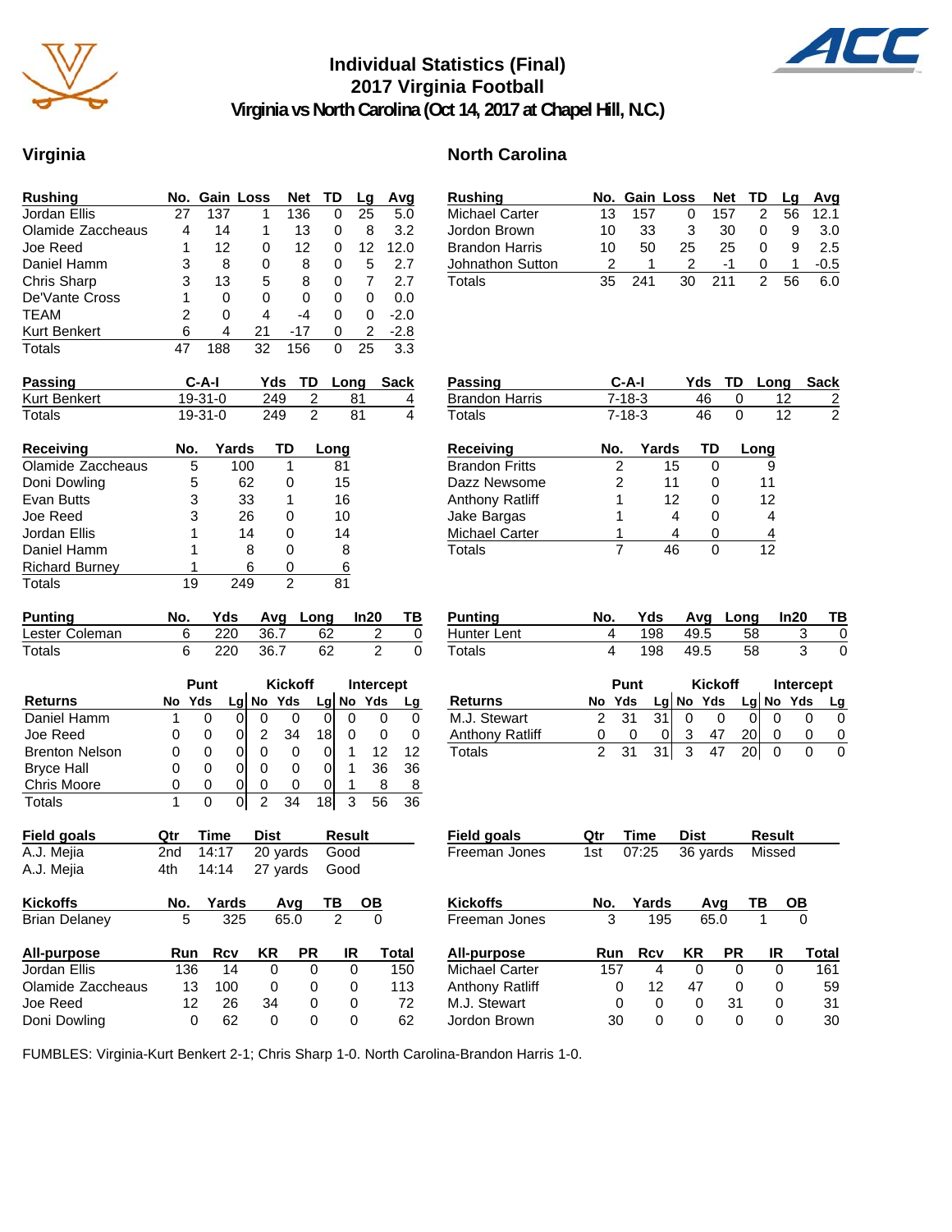# Individual Statistics (Final)
## 2017 Virginia Football
## Virginia vs North Carolina (Oct 14, 2017 at Chapel Hill, N.C.)

## Virginia

| Rushing | No. | Gain | Loss | Net | TD | Lg | Avg |
|---|---|---|---|---|---|---|---|
| Jordan Ellis | 27 | 137 | 1 | 136 | 0 | 25 | 5.0 |
| Olamide Zaccheaus | 4 | 14 | 1 | 13 | 0 | 8 | 3.2 |
| Joe Reed | 1 | 12 | 0 | 12 | 0 | 12 | 12.0 |
| Daniel Hamm | 3 | 8 | 0 | 8 | 0 | 5 | 2.7 |
| Chris Sharp | 3 | 13 | 5 | 8 | 0 | 7 | 2.7 |
| De'Vante Cross | 1 | 0 | 0 | 0 | 0 | 0 | 0.0 |
| TEAM | 2 | 0 | 4 | -4 | 0 | 0 | -2.0 |
| Kurt Benkert | 6 | 4 | 21 | -17 | 0 | 2 | -2.8 |
| Totals | 47 | 188 | 32 | 156 | 0 | 25 | 3.3 |

| Passing | C-A-I | Yds | TD | Long | Sack |
|---|---|---|---|---|---|
| Kurt Benkert | 19-31-0 | 249 | 2 | 81 | 4 |
| Totals | 19-31-0 | 249 | 2 | 81 | 4 |

| Receiving | No. | Yards | TD | Long |
|---|---|---|---|---|
| Olamide Zaccheaus | 5 | 100 | 1 | 81 |
| Doni Dowling | 5 | 62 | 0 | 15 |
| Evan Butts | 3 | 33 | 1 | 16 |
| Joe Reed | 3 | 26 | 0 | 10 |
| Jordan Ellis | 1 | 14 | 0 | 14 |
| Daniel Hamm | 1 | 8 | 0 | 8 |
| Richard Burney | 1 | 6 | 0 | 6 |
| Totals | 19 | 249 | 2 | 81 |

| Punting | No. | Yds | Avg | Long | In20 | TB |
|---|---|---|---|---|---|---|
| Lester Coleman | 6 | 220 | 36.7 | 62 | 2 | 0 |
| Totals | 6 | 220 | 36.7 | 62 | 2 | 0 |

| | Punt | | | Kickoff | | | Intercept | | |
|---|---|---|---|---|---|---|---|---|---|
| Returns | No | Yds | Lg | No | Yds | Lg | No | Yds | Lg |
| Daniel Hamm | 1 | 0 | 0 | 0 | 0 | 0 | 0 | 0 | 0 |
| Joe Reed | 0 | 0 | 0 | 2 | 34 | 18 | 0 | 0 | 0 |
| Brenton Nelson | 0 | 0 | 0 | 0 | 0 | 0 | 1 | 12 | 12 |
| Bryce Hall | 0 | 0 | 0 | 0 | 0 | 0 | 1 | 36 | 36 |
| Chris Moore | 0 | 0 | 0 | 0 | 0 | 0 | 1 | 8 | 8 |
| Totals | 1 | 0 | 0 | 2 | 34 | 18 | 3 | 56 | 36 |

| Field goals | Qtr | Time | Dist | Result |
|---|---|---|---|---|
| A.J. Mejia | 2nd | 14:17 | 20 yards | Good |
| A.J. Mejia | 4th | 14:14 | 27 yards | Good |

| Kickoffs | No. | Yards | Avg | TB | OB |
|---|---|---|---|---|---|
| Brian Delaney | 5 | 325 | 65.0 | 2 | 0 |

| All-purpose | Run | Rcv | KR | PR | IR | Total |
|---|---|---|---|---|---|---|
| Jordan Ellis | 136 | 14 | 0 | 0 | 0 | 150 |
| Olamide Zaccheaus | 13 | 100 | 0 | 0 | 0 | 113 |
| Joe Reed | 12 | 26 | 34 | 0 | 0 | 72 |
| Doni Dowling | 0 | 62 | 0 | 0 | 0 | 62 |

## North Carolina

| Rushing | No. | Gain | Loss | Net | TD | Lg | Avg |
|---|---|---|---|---|---|---|---|
| Michael Carter | 13 | 157 | 0 | 157 | 2 | 56 | 12.1 |
| Jordon Brown | 10 | 33 | 3 | 30 | 0 | 9 | 3.0 |
| Brandon Harris | 10 | 50 | 25 | 25 | 0 | 9 | 2.5 |
| Johnathon Sutton | 2 | 1 | 2 | -1 | 0 | 1 | -0.5 |
| Totals | 35 | 241 | 30 | 211 | 2 | 56 | 6.0 |

| Passing | C-A-I | Yds | TD | Long | Sack |
|---|---|---|---|---|---|
| Brandon Harris | 7-18-3 | 46 | 0 | 12 | 2 |
| Totals | 7-18-3 | 46 | 0 | 12 | 2 |

| Receiving | No. | Yards | TD | Long |
|---|---|---|---|---|
| Brandon Fritts | 2 | 15 | 0 | 9 |
| Dazz Newsome | 2 | 11 | 0 | 11 |
| Anthony Ratliff | 1 | 12 | 0 | 12 |
| Jake Bargas | 1 | 4 | 0 | 4 |
| Michael Carter | 1 | 4 | 0 | 4 |
| Totals | 7 | 46 | 0 | 12 |

| Punting | No. | Yds | Avg | Long | In20 | TB |
|---|---|---|---|---|---|---|
| Hunter Lent | 4 | 198 | 49.5 | 58 | 3 | 0 |
| Totals | 4 | 198 | 49.5 | 58 | 3 | 0 |

| | Punt | | | Kickoff | | | Intercept | | |
|---|---|---|---|---|---|---|---|---|---|
| Returns | No | Yds | Lg | No | Yds | Lg | No | Yds | Lg |
| M.J. Stewart | 2 | 31 | 31 | 0 | 0 | 0 | 0 | 0 | 0 |
| Anthony Ratliff | 0 | 0 | 0 | 3 | 47 | 20 | 0 | 0 | 0 |
| Totals | 2 | 31 | 31 | 3 | 47 | 20 | 0 | 0 | 0 |

| Field goals | Qtr | Time | Dist | Result |
|---|---|---|---|---|
| Freeman Jones | 1st | 07:25 | 36 yards | Missed |

| Kickoffs | No. | Yards | Avg | TB | OB |
|---|---|---|---|---|---|
| Freeman Jones | 3 | 195 | 65.0 | 1 | 0 |

| All-purpose | Run | Rcv | KR | PR | IR | Total |
|---|---|---|---|---|---|---|
| Michael Carter | 157 | 4 | 0 | 0 | 0 | 161 |
| Anthony Ratliff | 0 | 12 | 47 | 0 | 0 | 59 |
| M.J. Stewart | 0 | 0 | 0 | 31 | 0 | 31 |
| Jordon Brown | 30 | 0 | 0 | 0 | 0 | 30 |

FUMBLES: Virginia-Kurt Benkert 2-1; Chris Sharp 1-0. North Carolina-Brandon Harris 1-0.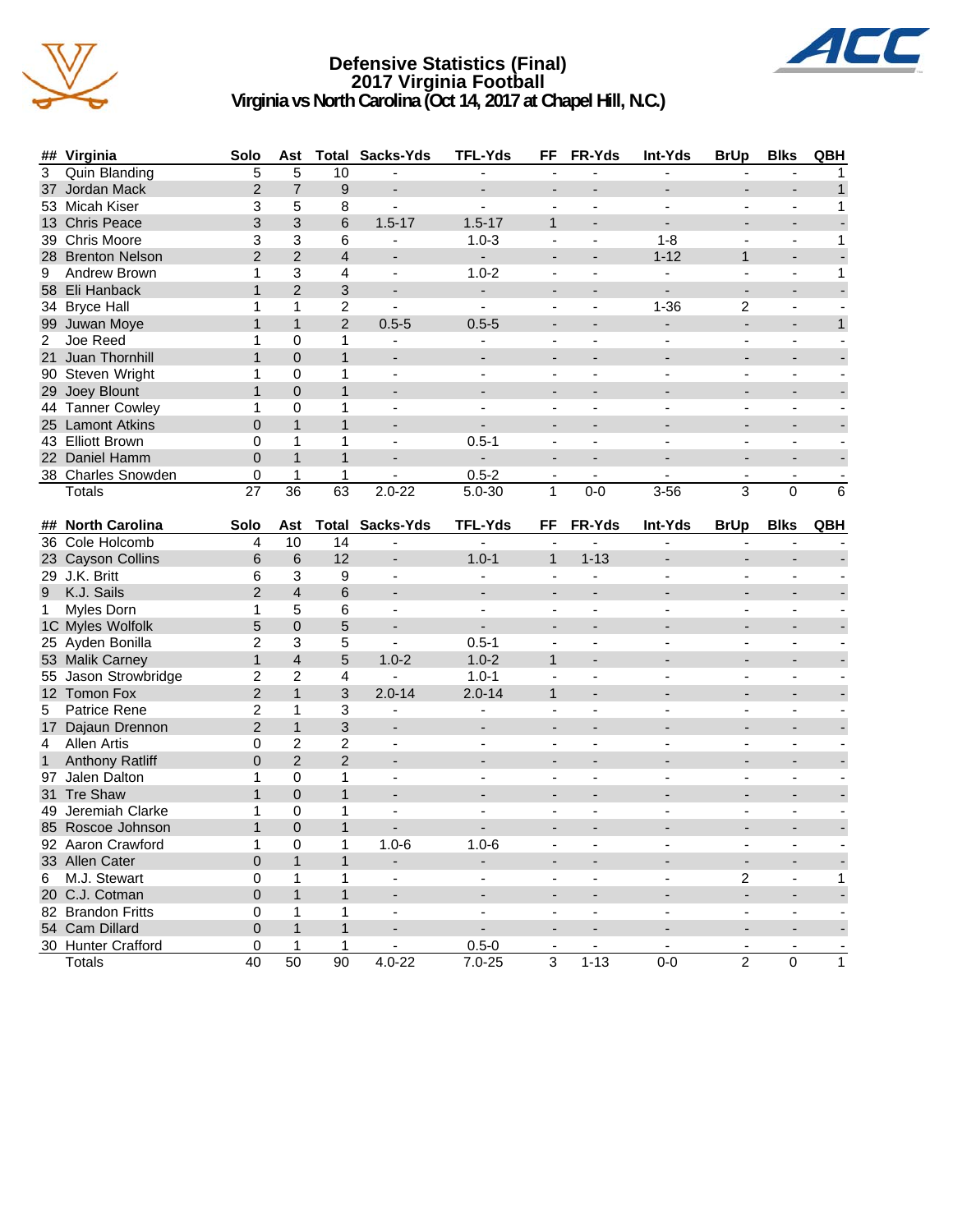# Defensive Statistics (Final)
## 2017 Virginia Football
### Virginia vs North Carolina (Oct 14, 2017 at Chapel Hill, N.C.)

| ## | Virginia | Solo | Ast | Total | Sacks-Yds | TFL-Yds | FF | FR-Yds | Int-Yds | BrUp | Blks | QBH |
|---|---|---|---|---|---|---|---|---|---|---|---|---|
| 3 | Quin Blanding | 5 | 5 | 10 | - | - | - | - | - | - | - | 1 |
| 37 | Jordan Mack | 2 | 7 | 9 | - | - | - | - | - | - | - | 1 |
| 53 | Micah Kiser | 3 | 5 | 8 | - | - | - | - | - | - | - | 1 |
| 13 | Chris Peace | 3 | 3 | 6 | 1.5-17 | 1.5-17 | 1 | - | - | - | - | - |
| 39 | Chris Moore | 3 | 3 | 6 | - | 1.0-3 | - | - | 1-8 | - | - | 1 |
| 28 | Brenton Nelson | 2 | 2 | 4 | - | - | - | - | 1-12 | 1 | - | - |
| 9 | Andrew Brown | 1 | 3 | 4 | - | 1.0-2 | - | - | - | - | - | 1 |
| 58 | Eli Hanback | 1 | 2 | 3 | - | - | - | - | - | - | - | - |
| 34 | Bryce Hall | 1 | 1 | 2 | - | - | - | - | 1-36 | 2 | - | - |
| 99 | Juwan Moye | 1 | 1 | 2 | 0.5-5 | 0.5-5 | - | - | - | - | - | 1 |
| 2 | Joe Reed | 1 | 0 | 1 | - | - | - | - | - | - | - | - |
| 21 | Juan Thornhill | 1 | 0 | 1 | - | - | - | - | - | - | - | - |
| 90 | Steven Wright | 1 | 0 | 1 | - | - | - | - | - | - | - | - |
| 29 | Joey Blount | 1 | 0 | 1 | - | - | - | - | - | - | - | - |
| 44 | Tanner Cowley | 1 | 0 | 1 | - | - | - | - | - | - | - | - |
| 25 | Lamont Atkins | 0 | 1 | 1 | - | - | - | - | - | - | - | - |
| 43 | Elliott Brown | 0 | 1 | 1 | - | 0.5-1 | - | - | - | - | - | - |
| 22 | Daniel Hamm | 0 | 1 | 1 | - | - | - | - | - | - | - | - |
| 38 | Charles Snowden | 0 | 1 | 1 | - | 0.5-2 | - | - | - | - | - | - |
| | Totals | 27 | 36 | 63 | 2.0-22 | 5.0-30 | 1 | 0-0 | 3-56 | 3 | 0 | 6 |

| ## | North Carolina | Solo | Ast | Total | Sacks-Yds | TFL-Yds | FF | FR-Yds | Int-Yds | BrUp | Blks | QBH |
|---|---|---|---|---|---|---|---|---|---|---|---|---|
| 36 | Cole Holcomb | 4 | 10 | 14 | - | - | - | - | - | - | - | - |
| 23 | Cayson Collins | 6 | 6 | 12 | - | 1.0-1 | 1 | 1-13 | - | - | - | - |
| 29 | J.K. Britt | 6 | 3 | 9 | - | - | - | - | - | - | - | - |
| 9 | K.J. Sails | 2 | 4 | 6 | - | - | - | - | - | - | - | - |
| 1 | Myles Dorn | 1 | 5 | 6 | - | - | - | - | - | - | - | - |
| 1C | Myles Wolfolk | 5 | 0 | 5 | - | - | - | - | - | - | - | - |
| 25 | Ayden Bonilla | 2 | 3 | 5 | - | 0.5-1 | - | - | - | - | - | - |
| 53 | Malik Carney | 1 | 4 | 5 | 1.0-2 | 1.0-2 | 1 | - | - | - | - | - |
| 55 | Jason Strowbridge | 2 | 2 | 4 | - | 1.0-1 | - | - | - | - | - | - |
| 12 | Tomon Fox | 2 | 1 | 3 | 2.0-14 | 2.0-14 | 1 | - | - | - | - | - |
| 5 | Patrice Rene | 2 | 1 | 3 | - | - | - | - | - | - | - | - |
| 17 | Dajaun Drennon | 2 | 1 | 3 | - | - | - | - | - | - | - | - |
| 4 | Allen Artis | 0 | 2 | 2 | - | - | - | - | - | - | - | - |
| 1 | Anthony Ratliff | 0 | 2 | 2 | - | - | - | - | - | - | - | - |
| 97 | Jalen Dalton | 1 | 0 | 1 | - | - | - | - | - | - | - | - |
| 31 | Tre Shaw | 1 | 0 | 1 | - | - | - | - | - | - | - | - |
| 49 | Jeremiah Clarke | 1 | 0 | 1 | - | - | - | - | - | - | - | - |
| 85 | Roscoe Johnson | 1 | 0 | 1 | - | - | - | - | - | - | - | - |
| 92 | Aaron Crawford | 1 | 0 | 1 | 1.0-6 | 1.0-6 | - | - | - | - | - | - |
| 33 | Allen Cater | 0 | 1 | 1 | - | - | - | - | - | - | - | - |
| 6 | M.J. Stewart | 0 | 1 | 1 | - | - | - | - | - | 2 | - | 1 |
| 20 | C.J. Cotman | 0 | 1 | 1 | - | - | - | - | - | - | - | - |
| 82 | Brandon Fritts | 0 | 1 | 1 | - | - | - | - | - | - | - | - |
| 54 | Cam Dillard | 0 | 1 | 1 | - | - | - | - | - | - | - | - |
| 30 | Hunter Crafford | 0 | 1 | 1 | - | 0.5-0 | - | - | - | - | - | - |
| | Totals | 40 | 50 | 90 | 4.0-22 | 7.0-25 | 3 | 1-13 | 0-0 | 2 | 0 | 1 |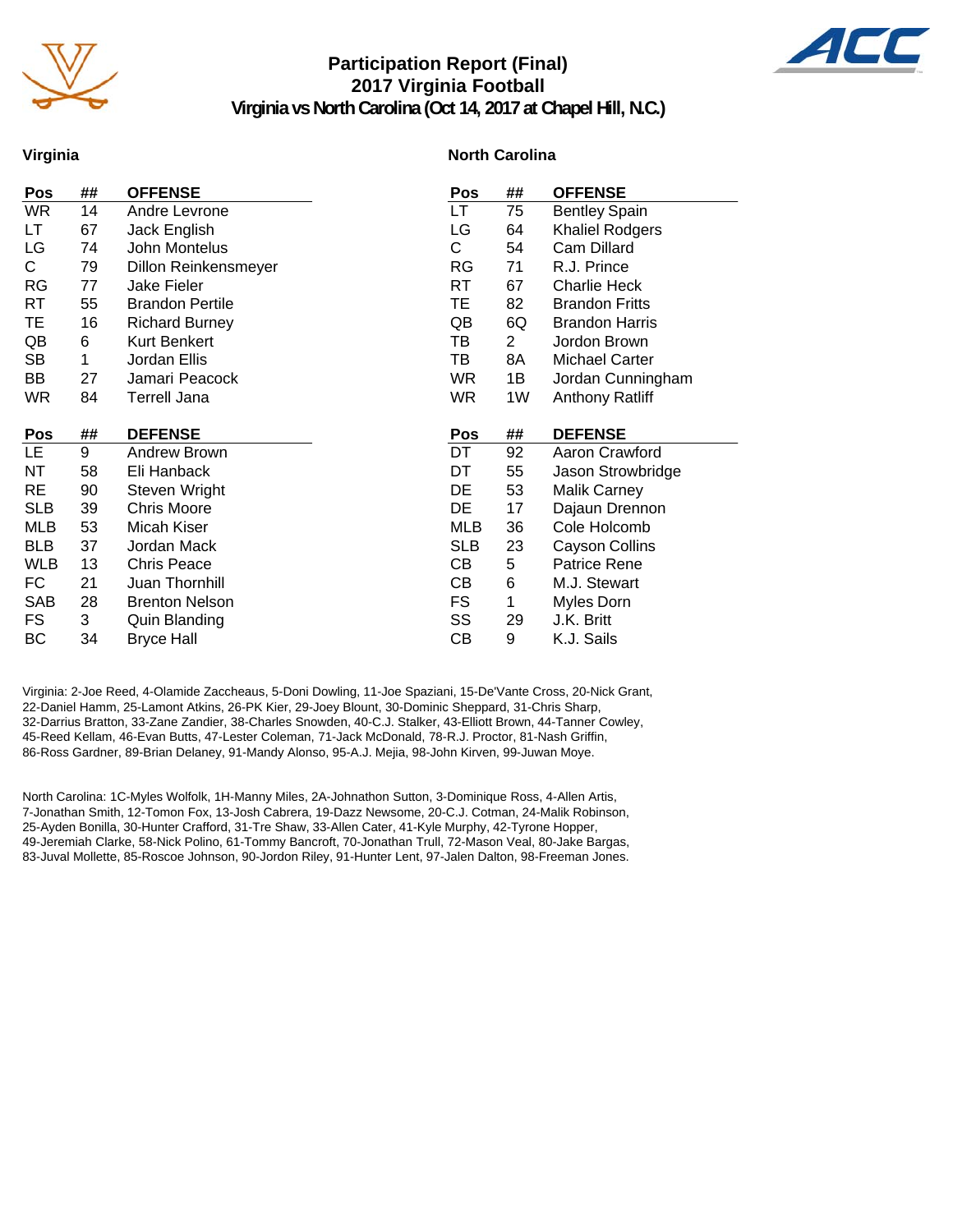# Participation Report (Final)
## 2017 Virginia Football
### Virginia vs North Carolina (Oct 14, 2017 at Chapel Hill, N.C.)

## Virginia

| Pos | ## | OFFENSE |
|---|---|---|
| WR | 14 | Andre Levrone |
| LT | 67 | Jack English |
| LG | 74 | John Montelus |
| C | 79 | Dillon Reinkensmeyer |
| RG | 77 | Jake Fieler |
| RT | 55 | Brandon Pertile |
| TE | 16 | Richard Burney |
| QB | 6 | Kurt Benkert |
| SB | 1 | Jordan Ellis |
| BB | 27 | Jamari Peacock |
| WR | 84 | Terrell Jana |

| Pos | ## | DEFENSE |
|---|---|---|
| LE | 9 | Andrew Brown |
| NT | 58 | Eli Hanback |
| RE | 90 | Steven Wright |
| SLB | 39 | Chris Moore |
| MLB | 53 | Micah Kiser |
| BLB | 37 | Jordan Mack |
| WLB | 13 | Chris Peace |
| FC | 21 | Juan Thornhill |
| SAB | 28 | Brenton Nelson |
| FS | 3 | Quin Blanding |
| BC | 34 | Bryce Hall |

## North Carolina

| Pos | ## | OFFENSE |
|---|---|---|
| LT | 75 | Bentley Spain |
| LG | 64 | Khaliel Rodgers |
| C | 54 | Cam Dillard |
| RG | 71 | R.J. Prince |
| RT | 67 | Charlie Heck |
| TE | 82 | Brandon Fritts |
| QB | 6Q | Brandon Harris |
| TB | 2 | Jordon Brown |
| TB | 8A | Michael Carter |
| WR | 1B | Jordan Cunningham |
| WR | 1W | Anthony Ratliff |

| Pos | ## | DEFENSE |
|---|---|---|
| DT | 92 | Aaron Crawford |
| DT | 55 | Jason Strowbridge |
| DE | 53 | Malik Carney |
| DE | 17 | Dajaun Drennon |
| MLB | 36 | Cole Holcomb |
| SLB | 23 | Cayson Collins |
| CB | 5 | Patrice Rene |
| CB | 6 | M.J. Stewart |
| FS | 1 | Myles Dorn |
| SS | 29 | J.K. Britt |
| CB | 9 | K.J. Sails |

Virginia: 2-Joe Reed, 4-Olamide Zaccheaus, 5-Doni Dowling, 11-Joe Spaziani, 15-De'Vante Cross, 20-Nick Grant, 22-Daniel Hamm, 25-Lamont Atkins, 26-PK Kier, 29-Joey Blount, 30-Dominic Sheppard, 31-Chris Sharp, 32-Darrius Bratton, 33-Zane Zandier, 38-Charles Snowden, 40-C.J. Stalker, 43-Elliott Brown, 44-Tanner Cowley, 45-Reed Kellam, 46-Evan Butts, 47-Lester Coleman, 71-Jack McDonald, 78-R.J. Proctor, 81-Nash Griffin, 86-Ross Gardner, 89-Brian Delaney, 91-Mandy Alonso, 95-A.J. Mejia, 98-John Kirven, 99-Juwan Moye.

North Carolina: 1C-Myles Wolfolk, 1H-Manny Miles, 2A-Johnathon Sutton, 3-Dominique Ross, 4-Allen Artis, 7-Jonathan Smith, 12-Tomon Fox, 13-Josh Cabrera, 19-Dazz Newsome, 20-C.J. Cotman, 24-Malik Robinson, 25-Ayden Bonilla, 30-Hunter Crafford, 31-Tre Shaw, 33-Allen Cater, 41-Kyle Murphy, 42-Tyrone Hopper, 49-Jeremiah Clarke, 58-Nick Polino, 61-Tommy Bancroft, 70-Jonathan Trull, 72-Mason Veal, 80-Jake Bargas, 83-Juval Mollette, 85-Roscoe Johnson, 90-Jordon Riley, 91-Hunter Lent, 97-Jalen Dalton, 98-Freeman Jones.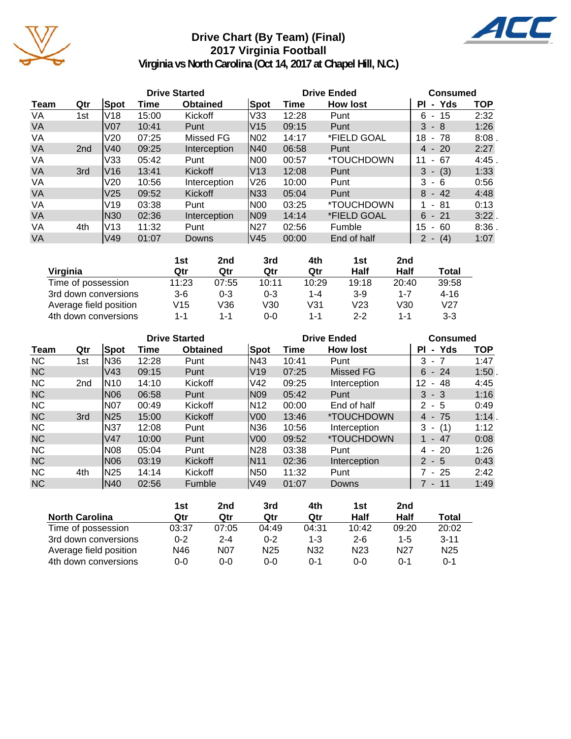# Drive Chart (By Team) (Final)
## 2017 Virginia Football
### Virginia vs North Carolina (Oct 14, 2017 at Chapel Hill, N.C.)

| | | Drive Started | | | Drive Ended | | | Consumed | |
|---|---|---|---|---|---|---|---|---|---|
| Team | Qtr | Spot | Time | Obtained | Spot | Time | How lost | Pl - Yds | TOP |
| VA | 1st | V18 | 15:00 | Kickoff | V33 | 12:28 | Punt | 6 - 15 | 2:32 |
| VA | | V07 | 10:41 | Punt | V15 | 09:15 | Punt | 3 - 8 | 1:26 |
| VA | | V20 | 07:25 | Missed FG | N02 | 14:17 | *FIELD GOAL | 18 - 78 | 8:08 . |
| VA | 2nd | V40 | 09:25 | Interception | N40 | 06:58 | Punt | 4 - 20 | 2:27 |
| VA | | V33 | 05:42 | Punt | N00 | 00:57 | *TOUCHDOWN | 11 - 67 | 4:45 . |
| VA | 3rd | V16 | 13:41 | Kickoff | V13 | 12:08 | Punt | 3 - (3) | 1:33 |
| VA | | V20 | 10:56 | Interception | V26 | 10:00 | Punt | 3 - 6 | 0:56 |
| VA | | V25 | 09:52 | Kickoff | N33 | 05:04 | Punt | 8 - 42 | 4:48 |
| VA | | V19 | 03:38 | Punt | N00 | 03:25 | *TOUCHDOWN | 1 - 81 | 0:13 |
| VA | | N30 | 02:36 | Interception | N09 | 14:14 | *FIELD GOAL | 6 - 21 | 3:22 . |
| VA | 4th | V13 | 11:32 | Punt | N27 | 02:56 | Fumble | 15 - 60 | 8:36 . |
| VA | | V49 | 01:07 | Downs | V45 | 00:00 | End of half | 2 - (4) | 1:07 |

| Virginia | 1st Qtr | 2nd Qtr | 3rd Qtr | 4th Qtr | 1st Half | 2nd Half | Total |
|---|---|---|---|---|---|---|---|
| Time of possession | 11:23 | 07:55 | 10:11 | 10:29 | 19:18 | 20:40 | 39:58 |
| 3rd down conversions | 3-6 | 0-3 | 0-3 | 1-4 | 3-9 | 1-7 | 4-16 |
| Average field position | V15 | V36 | V30 | V31 | V23 | V30 | V27 |
| 4th down conversions | 1-1 | 1-1 | 0-0 | 1-1 | 2-2 | 1-1 | 3-3 |

| | | Drive Started | | | Drive Ended | | | Consumed | |
|---|---|---|---|---|---|---|---|---|---|
| Team | Qtr | Spot | Time | Obtained | Spot | Time | How lost | Pl - Yds | TOP |
| NC | 1st | N36 | 12:28 | Punt | N43 | 10:41 | Punt | 3 - 7 | 1:47 |
| NC | | V43 | 09:15 | Punt | V19 | 07:25 | Missed FG | 6 - 24 | 1:50 . |
| NC | 2nd | N10 | 14:10 | Kickoff | V42 | 09:25 | Interception | 12 - 48 | 4:45 |
| NC | | N06 | 06:58 | Punt | N09 | 05:42 | Punt | 3 - 3 | 1:16 |
| NC | | N07 | 00:49 | Kickoff | N12 | 00:00 | End of half | 2 - 5 | 0:49 |
| NC | 3rd | N25 | 15:00 | Kickoff | V00 | 13:46 | *TOUCHDOWN | 4 - 75 | 1:14 . |
| NC | | N37 | 12:08 | Punt | N36 | 10:56 | Interception | 3 - (1) | 1:12 |
| NC | | V47 | 10:00 | Punt | V00 | 09:52 | *TOUCHDOWN | 1 - 47 | 0:08 |
| NC | | N08 | 05:04 | Punt | N28 | 03:38 | Punt | 4 - 20 | 1:26 |
| NC | | N06 | 03:19 | Kickoff | N11 | 02:36 | Interception | 2 - 5 | 0:43 |
| NC | 4th | N25 | 14:14 | Kickoff | N50 | 11:32 | Punt | 7 - 25 | 2:42 |
| NC | | N40 | 02:56 | Fumble | V49 | 01:07 | Downs | 7 - 11 | 1:49 |

| North Carolina | 1st Qtr | 2nd Qtr | 3rd Qtr | 4th Qtr | 1st Half | 2nd Half | Total |
|---|---|---|---|---|---|---|---|
| Time of possession | 03:37 | 07:05 | 04:49 | 04:31 | 10:42 | 09:20 | 20:02 |
| 3rd down conversions | 0-2 | 2-4 | 0-2 | 1-3 | 2-6 | 1-5 | 3-11 |
| Average field position | N46 | N07 | N25 | N32 | N23 | N27 | N25 |
| 4th down conversions | 0-0 | 0-0 | 0-0 | 0-1 | 0-0 | 0-1 | 0-1 |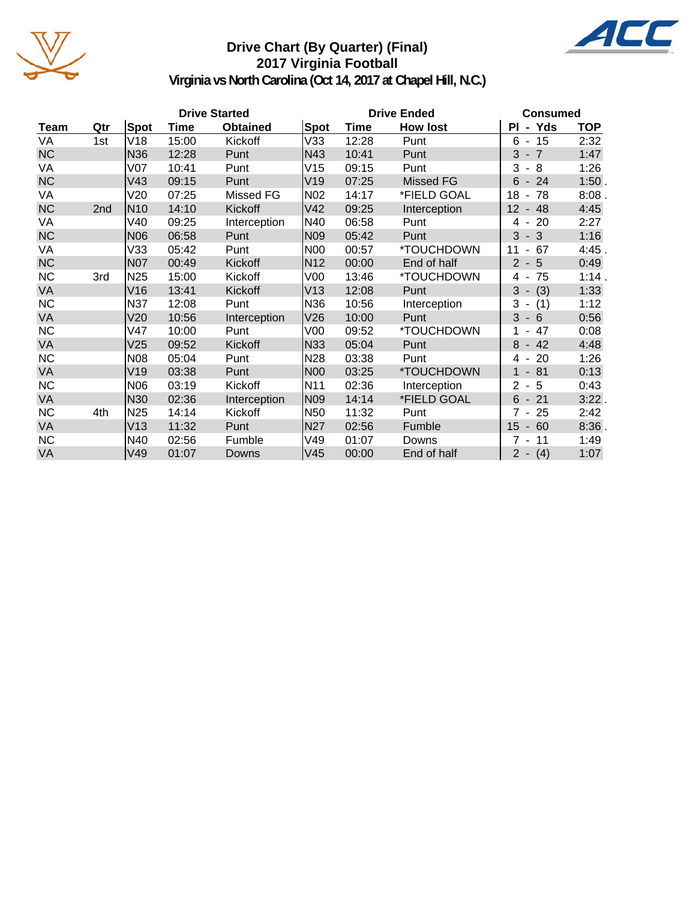# Drive Chart (By Quarter) (Final)
## 2017 Virginia Football
### Virginia vs North Carolina (Oct 14, 2017 at Chapel Hill, N.C.)

| | | Drive Started | | | Drive Ended | | | Consumed | |
|---|---|---|---|---|---|---|---|---|---|
| **Team** | **Qtr** | **Spot** | **Time** | **Obtained** | **Spot** | **Time** | **How lost** | **Pl - Yds** | **TOP** |
| VA | 1st | V18 | 15:00 | Kickoff | V33 | 12:28 | Punt | 6 - 15 | 2:32 |
| NC | | N36 | 12:28 | Punt | N43 | 10:41 | Punt | 3 - 7 | 1:47 |
| VA | | V07 | 10:41 | Punt | V15 | 09:15 | Punt | 3 - 8 | 1:26 |
| NC | | V43 | 09:15 | Punt | V19 | 07:25 | Missed FG | 6 - 24 | 1:50 . |
| VA | | V20 | 07:25 | Missed FG | N02 | 14:17 | *FIELD GOAL | 18 - 78 | 8:08 . |
| NC | 2nd | N10 | 14:10 | Kickoff | V42 | 09:25 | Interception | 12 - 48 | 4:45 |
| VA | | V40 | 09:25 | Interception | N40 | 06:58 | Punt | 4 - 20 | 2:27 |
| NC | | N06 | 06:58 | Punt | N09 | 05:42 | Punt | 3 - 3 | 1:16 |
| VA | | V33 | 05:42 | Punt | N00 | 00:57 | *TOUCHDOWN | 11 - 67 | 4:45 . |
| NC | | N07 | 00:49 | Kickoff | N12 | 00:00 | End of half | 2 - 5 | 0:49 |
| NC | 3rd | N25 | 15:00 | Kickoff | V00 | 13:46 | *TOUCHDOWN | 4 - 75 | 1:14 . |
| VA | | V16 | 13:41 | Kickoff | V13 | 12:08 | Punt | 3 - (3) | 1:33 |
| NC | | N37 | 12:08 | Punt | N36 | 10:56 | Interception | 3 - (1) | 1:12 |
| VA | | V20 | 10:56 | Interception | V26 | 10:00 | Punt | 3 - 6 | 0:56 |
| NC | | V47 | 10:00 | Punt | V00 | 09:52 | *TOUCHDOWN | 1 - 47 | 0:08 |
| VA | | V25 | 09:52 | Kickoff | N33 | 05:04 | Punt | 8 - 42 | 4:48 |
| NC | | N08 | 05:04 | Punt | N28 | 03:38 | Punt | 4 - 20 | 1:26 |
| VA | | V19 | 03:38 | Punt | N00 | 03:25 | *TOUCHDOWN | 1 - 81 | 0:13 |
| NC | | N06 | 03:19 | Kickoff | N11 | 02:36 | Interception | 2 - 5 | 0:43 |
| VA | | N30 | 02:36 | Interception | N09 | 14:14 | *FIELD GOAL | 6 - 21 | 3:22 . |
| NC | 4th | N25 | 14:14 | Kickoff | N50 | 11:32 | Punt | 7 - 25 | 2:42 |
| VA | | V13 | 11:32 | Punt | N27 | 02:56 | Fumble | 15 - 60 | 8:36 . |
| NC | | N40 | 02:56 | Fumble | V49 | 01:07 | Downs | 7 - 11 | 1:49 |
| VA | | V49 | 01:07 | Downs | V45 | 00:00 | End of half | 2 - (4) | 1:07 |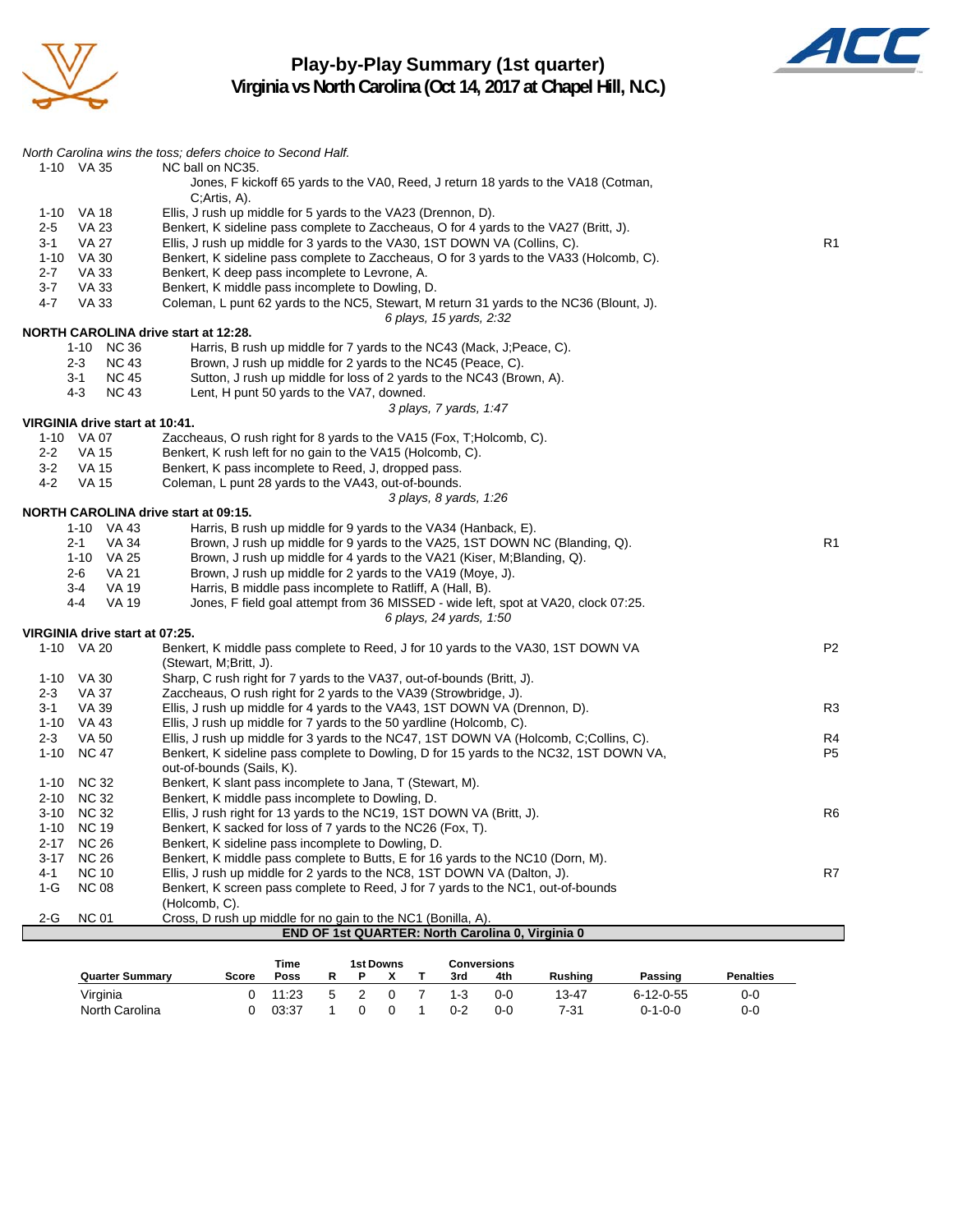# Play-by-Play Summary (1st quarter)
## Virginia vs North Carolina (Oct 14, 2017 at Chapel Hill, N.C.)

*North Carolina wins the toss; defers choice to Second Half.*

| Down | Spot | Play | |
|---|---|---|---|
| 1-10 | VA 35 | NC ball on NC35. Jones, F kickoff 65 yards to the VA0, Reed, J return 18 yards to the VA18 (Cotman, C;Artis, A). | |
| 1-10 | VA 18 | Ellis, J rush up middle for 5 yards to the VA23 (Drennon, D). | |
| 2-5 | VA 23 | Benkert, K sideline pass complete to Zaccheaus, O for 4 yards to the VA27 (Britt, J). | |
| 3-1 | VA 27 | Ellis, J rush up middle for 3 yards to the VA30, 1ST DOWN VA (Collins, C). | R1 |
| 1-10 | VA 30 | Benkert, K sideline pass complete to Zaccheaus, O for 3 yards to the VA33 (Holcomb, C). | |
| 2-7 | VA 33 | Benkert, K deep pass incomplete to Levrone, A. | |
| 3-7 | VA 33 | Benkert, K middle pass incomplete to Dowling, D. | |
| 4-7 | VA 33 | Coleman, L punt 62 yards to the NC5, Stewart, M return 31 yards to the NC36 (Blount, J). | |
| | | *6 plays, 15 yards, 2:32* | |

**NORTH CAROLINA drive start at 12:28.**

| Down | Spot | Play | |
|---|---|---|---|
| 1-10 | NC 36 | Harris, B rush up middle for 7 yards to the NC43 (Mack, J;Peace, C). | |
| 2-3 | NC 43 | Brown, J rush up middle for 2 yards to the NC45 (Peace, C). | |
| 3-1 | NC 45 | Sutton, J rush up middle for loss of 2 yards to the NC43 (Brown, A). | |
| 4-3 | NC 43 | Lent, H punt 50 yards to the VA7, downed. | |
| | | *3 plays, 7 yards, 1:47* | |

**VIRGINIA drive start at 10:41.**

| Down | Spot | Play | |
|---|---|---|---|
| 1-10 | VA 07 | Zaccheaus, O rush right for 8 yards to the VA15 (Fox, T;Holcomb, C). | |
| 2-2 | VA 15 | Benkert, K rush left for no gain to the VA15 (Holcomb, C). | |
| 3-2 | VA 15 | Benkert, K pass incomplete to Reed, J, dropped pass. | |
| 4-2 | VA 15 | Coleman, L punt 28 yards to the VA43, out-of-bounds. | |
| | | *3 plays, 8 yards, 1:26* | |

**NORTH CAROLINA drive start at 09:15.**

| Down | Spot | Play | |
|---|---|---|---|
| 1-10 | VA 43 | Harris, B rush up middle for 9 yards to the VA34 (Hanback, E). | |
| 2-1 | VA 34 | Brown, J rush up middle for 9 yards to the VA25, 1ST DOWN NC (Blanding, Q). | R1 |
| 1-10 | VA 25 | Brown, J rush up middle for 4 yards to the VA21 (Kiser, M;Blanding, Q). | |
| 2-6 | VA 21 | Brown, J rush up middle for 2 yards to the VA19 (Moye, J). | |
| 3-4 | VA 19 | Harris, B middle pass incomplete to Ratliff, A (Hall, B). | |
| 4-4 | VA 19 | Jones, F field goal attempt from 36 MISSED - wide left, spot at VA20, clock 07:25. | |
| | | *6 plays, 24 yards, 1:50* | |

**VIRGINIA drive start at 07:25.**

| Down | Spot | Play | |
|---|---|---|---|
| 1-10 | VA 20 | Benkert, K middle pass complete to Reed, J for 10 yards to the VA30, 1ST DOWN VA (Stewart, M;Britt, J). | P2 |
| 1-10 | VA 30 | Sharp, C rush right for 7 yards to the VA37, out-of-bounds (Britt, J). | |
| 2-3 | VA 37 | Zaccheaus, O rush right for 2 yards to the VA39 (Strowbridge, J). | |
| 3-1 | VA 39 | Ellis, J rush up middle for 4 yards to the VA43, 1ST DOWN VA (Drennon, D). | R3 |
| 1-10 | VA 43 | Ellis, J rush up middle for 7 yards to the 50 yardline (Holcomb, C). | |
| 2-3 | VA 50 | Ellis, J rush up middle for 3 yards to the NC47, 1ST DOWN VA (Holcomb, C;Collins, C). | R4 |
| 1-10 | NC 47 | Benkert, K sideline pass complete to Dowling, D for 15 yards to the NC32, 1ST DOWN VA, out-of-bounds (Sails, K). | P5 |
| 1-10 | NC 32 | Benkert, K slant pass incomplete to Jana, T (Stewart, M). | |
| 2-10 | NC 32 | Benkert, K middle pass incomplete to Dowling, D. | |
| 3-10 | NC 32 | Ellis, J rush right for 13 yards to the NC19, 1ST DOWN VA (Britt, J). | R6 |
| 1-10 | NC 19 | Benkert, K sacked for loss of 7 yards to the NC26 (Fox, T). | |
| 2-17 | NC 26 | Benkert, K sideline pass incomplete to Dowling, D. | |
| 3-17 | NC 26 | Benkert, K middle pass complete to Butts, E for 16 yards to the NC10 (Dorn, M). | |
| 4-1 | NC 10 | Ellis, J rush up middle for 2 yards to the NC8, 1ST DOWN VA (Dalton, J). | R7 |
| 1-G | NC 08 | Benkert, K screen pass complete to Reed, J for 7 yards to the NC1, out-of-bounds (Holcomb, C). | |
| 2-G | NC 01 | Cross, D rush up middle for no gain to the NC1 (Bonilla, A). | |

**END OF 1st QUARTER: North Carolina 0, Virginia 0**

| Quarter Summary | Score | Time Poss | 1st Downs R | P | X | T | Conversions 3rd | 4th | Rushing | Passing | Penalties |
|---|---|---|---|---|---|---|---|---|---|---|---|
| Virginia | 0 | 11:23 | 5 | 2 | 0 | 7 | 1-3 | 0-0 | 13-47 | 6-12-0-55 | 0-0 |
| North Carolina | 0 | 03:37 | 1 | 0 | 0 | 1 | 0-2 | 0-0 | 7-31 | 0-1-0-0 | 0-0 |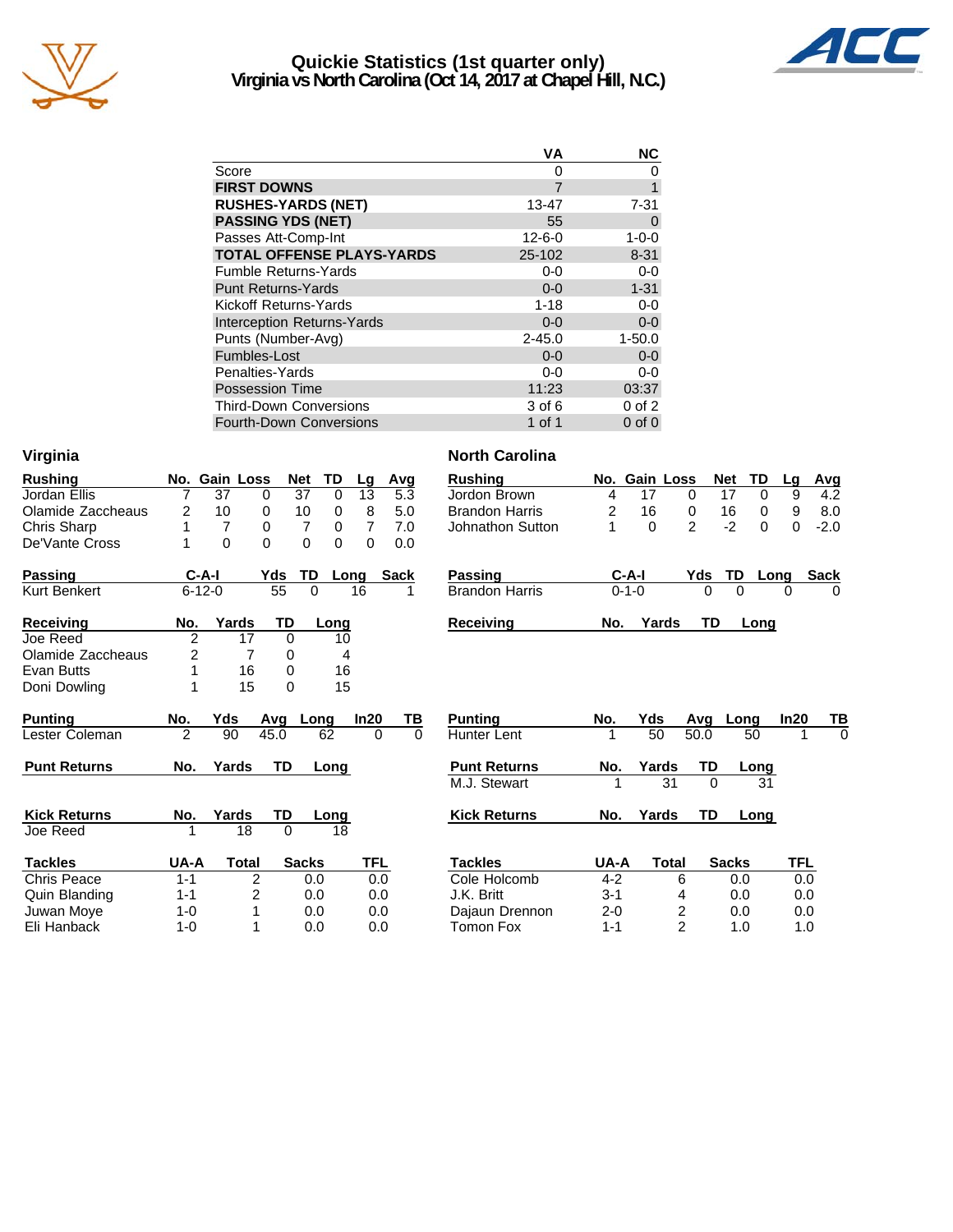# Quickie Statistics (1st quarter only)
## Virginia vs North Carolina (Oct 14, 2017 at Chapel Hill, N.C.)

| | VA | NC |
|---|---|---|
| Score | 0 | 0 |
| **FIRST DOWNS** | 7 | 1 |
| **RUSHES-YARDS (NET)** | 13-47 | 7-31 |
| **PASSING YDS (NET)** | 55 | 0 |
| Passes Att-Comp-Int | 12-6-0 | 1-0-0 |
| **TOTAL OFFENSE PLAYS-YARDS** | 25-102 | 8-31 |
| Fumble Returns-Yards | 0-0 | 0-0 |
| Punt Returns-Yards | 0-0 | 1-31 |
| Kickoff Returns-Yards | 1-18 | 0-0 |
| Interception Returns-Yards | 0-0 | 0-0 |
| Punts (Number-Avg) | 2-45.0 | 1-50.0 |
| Fumbles-Lost | 0-0 | 0-0 |
| Penalties-Yards | 0-0 | 0-0 |
| Possession Time | 11:23 | 03:37 |
| Third-Down Conversions | 3 of 6 | 0 of 2 |
| Fourth-Down Conversions | 1 of 1 | 0 of 0 |

### Virginia

| Rushing | No. | Gain | Loss | Net | TD | Lg | Avg |
|---|---|---|---|---|---|---|---|
| Jordan Ellis | 7 | 37 | 0 | 37 | 0 | 13 | 5.3 |
| Olamide Zaccheaus | 2 | 10 | 0 | 10 | 0 | 8 | 5.0 |
| Chris Sharp | 1 | 7 | 0 | 7 | 0 | 7 | 7.0 |
| De'Vante Cross | 1 | 0 | 0 | 0 | 0 | 0 | 0.0 |

| Passing | C-A-I | Yds | TD | Long | Sack |
|---|---|---|---|---|---|
| Kurt Benkert | 6-12-0 | 55 | 0 | 16 | 1 |

| Receiving | No. | Yards | TD | Long |
|---|---|---|---|---|
| Joe Reed | 2 | 17 | 0 | 10 |
| Olamide Zaccheaus | 2 | 7 | 0 | 4 |
| Evan Butts | 1 | 16 | 0 | 16 |
| Doni Dowling | 1 | 15 | 0 | 15 |

| Punting | No. | Yds | Avg | Long | In20 | TB |
|---|---|---|---|---|---|---|
| Lester Coleman | 2 | 90 | 45.0 | 62 | 0 | 0 |

| Punt Returns | No. | Yards | TD | Long |
|---|---|---|---|---|

| Kick Returns | No. | Yards | TD | Long |
|---|---|---|---|---|
| Joe Reed | 1 | 18 | 0 | 18 |

| Tackles | UA-A | Total | Sacks | TFL |
|---|---|---|---|---|
| Chris Peace | 1-1 | 2 | 0.0 | 0.0 |
| Quin Blanding | 1-1 | 2 | 0.0 | 0.0 |
| Juwan Moye | 1-0 | 1 | 0.0 | 0.0 |
| Eli Hanback | 1-0 | 1 | 0.0 | 0.0 |

### North Carolina

| Rushing | No. | Gain | Loss | Net | TD | Lg | Avg |
|---|---|---|---|---|---|---|---|
| Jordon Brown | 4 | 17 | 0 | 17 | 0 | 9 | 4.2 |
| Brandon Harris | 2 | 16 | 0 | 16 | 0 | 9 | 8.0 |
| Johnathon Sutton | 1 | 0 | 2 | -2 | 0 | 0 | -2.0 |

| Passing | C-A-I | Yds | TD | Long | Sack |
|---|---|---|---|---|---|
| Brandon Harris | 0-1-0 | 0 | 0 | 0 | 0 |

| Receiving | No. | Yards | TD | Long |
|---|---|---|---|---|

| Punting | No. | Yds | Avg | Long | In20 | TB |
|---|---|---|---|---|---|---|
| Hunter Lent | 1 | 50 | 50.0 | 50 | 1 | 0 |

| Punt Returns | No. | Yards | TD | Long |
|---|---|---|---|---|
| M.J. Stewart | 1 | 31 | 0 | 31 |

| Kick Returns | No. | Yards | TD | Long |
|---|---|---|---|---|

| Tackles | UA-A | Total | Sacks | TFL |
|---|---|---|---|---|
| Cole Holcomb | 4-2 | 6 | 0.0 | 0.0 |
| J.K. Britt | 3-1 | 4 | 0.0 | 0.0 |
| Dajaun Drennon | 2-0 | 2 | 0.0 | 0.0 |
| Tomon Fox | 1-1 | 2 | 1.0 | 1.0 |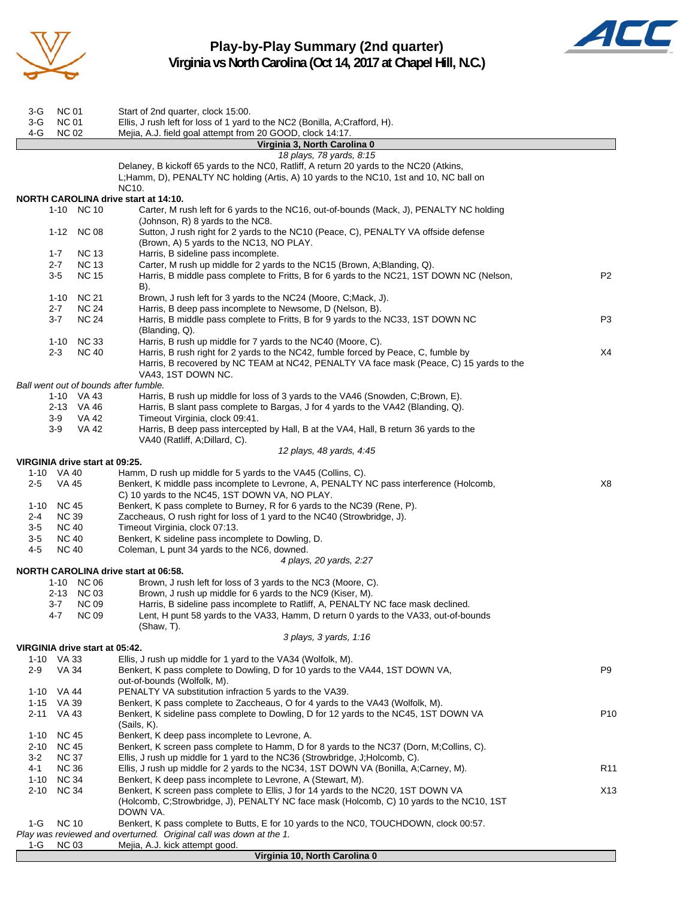# Play-by-Play Summary (2nd quarter)
## Virginia vs North Carolina (Oct 14, 2017 at Chapel Hill, N.C.)

| Down | Spot | Play | |
|---|---|---|---|
| 3-G | NC 01 | Start of 2nd quarter, clock 15:00. | |
| 3-G | NC 01 | Ellis, J rush left for loss of 1 yard to the NC2 (Bonilla, A;Crafford, H). | |
| 4-G | NC 02 | Mejia, A.J. field goal attempt from 20 GOOD, clock 14:17. | |

**Virginia 3, North Carolina 0**

*18 plays, 78 yards, 8:15*

Delaney, B kickoff 65 yards to the NC0, Ratliff, A return 20 yards to the NC20 (Atkins, L;Hamm, D), PENALTY NC holding (Artis, A) 10 yards to the NC10, 1st and 10, NC ball on NC10.

**NORTH CAROLINA drive start at 14:10.**

| Down | Spot | Play | |
|---|---|---|---|
| 1-10 | NC 10 | Carter, M rush left for 6 yards to the NC16, out-of-bounds (Mack, J), PENALTY NC holding (Johnson, R) 8 yards to the NC8. | |
| 1-12 | NC 08 | Sutton, J rush right for 2 yards to the NC10 (Peace, C), PENALTY VA offside defense (Brown, A) 5 yards to the NC13, NO PLAY. | |
| 1-7 | NC 13 | Harris, B sideline pass incomplete. | |
| 2-7 | NC 13 | Carter, M rush up middle for 2 yards to the NC15 (Brown, A;Blanding, Q). | |
| 3-5 | NC 15 | Harris, B middle pass complete to Fritts, B for 6 yards to the NC21, 1ST DOWN NC (Nelson, B). | P2 |
| 1-10 | NC 21 | Brown, J rush left for 3 yards to the NC24 (Moore, C;Mack, J). | |
| 2-7 | NC 24 | Harris, B deep pass incomplete to Newsome, D (Nelson, B). | |
| 3-7 | NC 24 | Harris, B middle pass complete to Fritts, B for 9 yards to the NC33, 1ST DOWN NC (Blanding, Q). | P3 |
| 1-10 | NC 33 | Harris, B rush up middle for 7 yards to the NC40 (Moore, C). | |
| 2-3 | NC 40 | Harris, B rush right for 2 yards to the NC42, fumble forced by Peace, C, fumble by Harris, B recovered by NC TEAM at NC42, PENALTY VA face mask (Peace, C) 15 yards to the VA43, 1ST DOWN NC. | X4 |

*Ball went out of bounds after fumble.*

| Down | Spot | Play | |
|---|---|---|---|
| 1-10 | VA 43 | Harris, B rush up middle for loss of 3 yards to the VA46 (Snowden, C;Brown, E). | |
| 2-13 | VA 46 | Harris, B slant pass complete to Bargas, J for 4 yards to the VA42 (Blanding, Q). | |
| 3-9 | VA 42 | Timeout Virginia, clock 09:41. | |
| 3-9 | VA 42 | Harris, B deep pass intercepted by Hall, B at the VA4, Hall, B return 36 yards to the VA40 (Ratliff, A;Dillard, C). | |

*12 plays, 48 yards, 4:45*

**VIRGINIA drive start at 09:25.**

| Down | Spot | Play | |
|---|---|---|---|
| 1-10 | VA 40 | Hamm, D rush up middle for 5 yards to the VA45 (Collins, C). | |
| 2-5 | VA 45 | Benkert, K middle pass incomplete to Levrone, A, PENALTY NC pass interference (Holcomb, C) 10 yards to the NC45, 1ST DOWN VA, NO PLAY. | X8 |
| 1-10 | NC 45 | Benkert, K pass complete to Burney, R for 6 yards to the NC39 (Rene, P). | |
| 2-4 | NC 39 | Zaccheaus, O rush right for loss of 1 yard to the NC40 (Strowbridge, J). | |
| 3-5 | NC 40 | Timeout Virginia, clock 07:13. | |
| 3-5 | NC 40 | Benkert, K sideline pass incomplete to Dowling, D. | |
| 4-5 | NC 40 | Coleman, L punt 34 yards to the NC6, downed. | |

*4 plays, 20 yards, 2:27*

**NORTH CAROLINA drive start at 06:58.**

| Down | Spot | Play | |
|---|---|---|---|
| 1-10 | NC 06 | Brown, J rush left for loss of 3 yards to the NC3 (Moore, C). | |
| 2-13 | NC 03 | Brown, J rush up middle for 6 yards to the NC9 (Kiser, M). | |
| 3-7 | NC 09 | Harris, B sideline pass incomplete to Ratliff, A, PENALTY NC face mask declined. | |
| 4-7 | NC 09 | Lent, H punt 58 yards to the VA33, Hamm, D return 0 yards to the VA33, out-of-bounds (Shaw, T). | |

*3 plays, 3 yards, 1:16*

**VIRGINIA drive start at 05:42.**

| Down | Spot | Play | |
|---|---|---|---|
| 1-10 | VA 33 | Ellis, J rush up middle for 1 yard to the VA34 (Wolfolk, M). | |
| 2-9 | VA 34 | Benkert, K pass complete to Dowling, D for 10 yards to the VA44, 1ST DOWN VA, out-of-bounds (Wolfolk, M). | P9 |
| 1-10 | VA 44 | PENALTY VA substitution infraction 5 yards to the VA39. | |
| 1-15 | VA 39 | Benkert, K pass complete to Zaccheaus, O for 4 yards to the VA43 (Wolfolk, M). | |
| 2-11 | VA 43 | Benkert, K sideline pass complete to Dowling, D for 12 yards to the NC45, 1ST DOWN VA (Sails, K). | P10 |
| 1-10 | NC 45 | Benkert, K deep pass incomplete to Levrone, A. | |
| 2-10 | NC 45 | Benkert, K screen pass complete to Hamm, D for 8 yards to the NC37 (Dorn, M;Collins, C). | |
| 3-2 | NC 37 | Ellis, J rush up middle for 1 yard to the NC36 (Strowbridge, J;Holcomb, C). | |
| 4-1 | NC 36 | Ellis, J rush up middle for 2 yards to the NC34, 1ST DOWN VA (Bonilla, A;Carney, M). | R11 |
| 1-10 | NC 34 | Benkert, K deep pass incomplete to Levrone, A (Stewart, M). | |
| 2-10 | NC 34 | Benkert, K screen pass complete to Ellis, J for 14 yards to the NC20, 1ST DOWN VA (Holcomb, C;Strowbridge, J), PENALTY NC face mask (Holcomb, C) 10 yards to the NC10, 1ST DOWN VA. | X13 |
| 1-G | NC 10 | Benkert, K pass complete to Butts, E for 10 yards to the NC0, TOUCHDOWN, clock 00:57. | |

*Play was reviewed and overturned. Original call was down at the 1.*

| Down | Spot | Play | |
|---|---|---|---|
| 1-G | NC 03 | Mejia, A.J. kick attempt good. | |

**Virginia 10, North Carolina 0**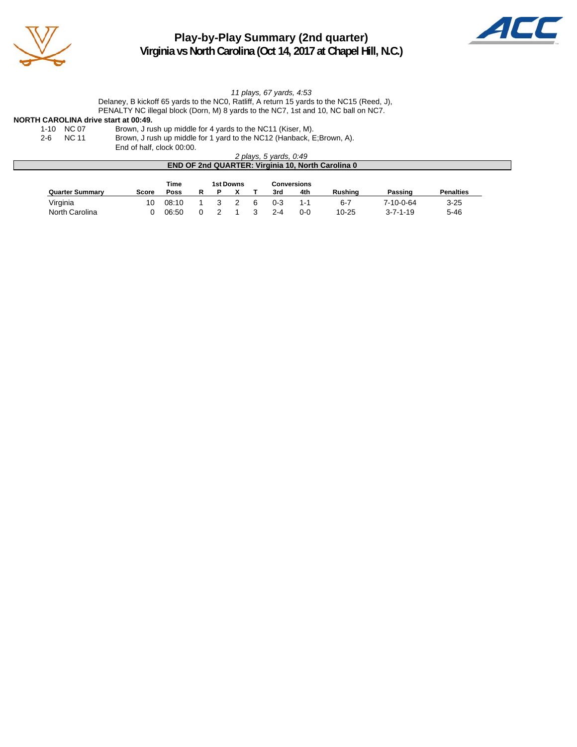# Play-by-Play Summary (2nd quarter)
## Virginia vs North Carolina (Oct 14, 2017 at Chapel Hill, N.C.)

*11 plays, 67 yards, 4:53*

Delaney, B kickoff 65 yards to the NC0, Ratliff, A return 15 yards to the NC15 (Reed, J), PENALTY NC illegal block (Dorn, M) 8 yards to the NC7, 1st and 10, NC ball on NC7.

**NORTH CAROLINA drive start at 00:49.**

| | | |
|---|---|---|
| 1-10 | NC 07 | Brown, J rush up middle for 4 yards to the NC11 (Kiser, M). |
| 2-6 | NC 11 | Brown, J rush up middle for 1 yard to the NC12 (Hanback, E;Brown, A). |
| | | End of half, clock 00:00. |

*2 plays, 5 yards, 0:49*

**END OF 2nd QUARTER: Virginia 10, North Carolina 0**

| Quarter Summary | Score | Time Poss | 1st Downs R | P | X | T | Conversions 3rd | 4th | Rushing | Passing | Penalties |
|---|---|---|---|---|---|---|---|---|---|---|---|
| Virginia | 10 | 08:10 | 1 | 3 | 2 | 6 | 0-3 | 1-1 | 6-7 | 7-10-0-64 | 3-25 |
| North Carolina | 0 | 06:50 | 0 | 2 | 1 | 3 | 2-4 | 0-0 | 10-25 | 3-7-1-19 | 5-46 |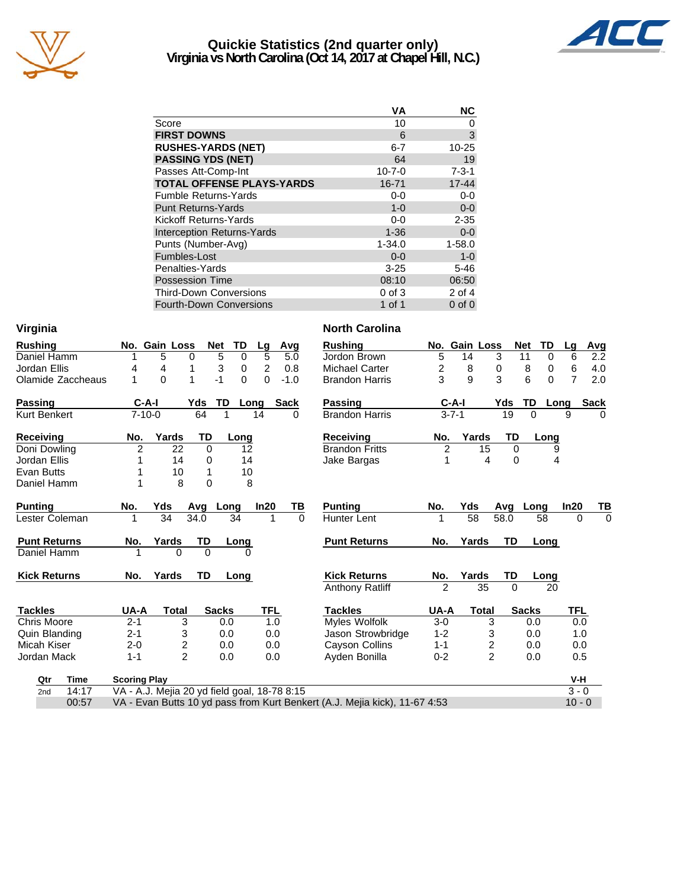# Quickie Statistics (2nd quarter only)
## Virginia vs North Carolina (Oct 14, 2017 at Chapel Hill, N.C.)

| | VA | NC |
|---|---|---|
| Score | 10 | 0 |
| **FIRST DOWNS** | 6 | 3 |
| **RUSHES-YARDS (NET)** | 6-7 | 10-25 |
| **PASSING YDS (NET)** | 64 | 19 |
| Passes Att-Comp-Int | 10-7-0 | 7-3-1 |
| **TOTAL OFFENSE PLAYS-YARDS** | 16-71 | 17-44 |
| Fumble Returns-Yards | 0-0 | 0-0 |
| Punt Returns-Yards | 1-0 | 0-0 |
| Kickoff Returns-Yards | 0-0 | 2-35 |
| Interception Returns-Yards | 1-36 | 0-0 |
| Punts (Number-Avg) | 1-34.0 | 1-58.0 |
| Fumbles-Lost | 0-0 | 1-0 |
| Penalties-Yards | 3-25 | 5-46 |
| Possession Time | 08:10 | 06:50 |
| Third-Down Conversions | 0 of 3 | 2 of 4 |
| Fourth-Down Conversions | 1 of 1 | 0 of 0 |

## Virginia

| Rushing | No. | Gain | Loss | Net | TD | Lg | Avg |
|---|---|---|---|---|---|---|---|
| Daniel Hamm | 1 | 5 | 0 | 5 | 0 | 5 | 5.0 |
| Jordan Ellis | 4 | 4 | 1 | 3 | 0 | 2 | 0.8 |
| Olamide Zaccheaus | 1 | 0 | 1 | -1 | 0 | 0 | -1.0 |

| Passing | C-A-I | Yds | TD | Long | Sack |
|---|---|---|---|---|---|
| Kurt Benkert | 7-10-0 | 64 | 1 | 14 | 0 |

| Receiving | No. | Yards | TD | Long |
|---|---|---|---|---|
| Doni Dowling | 2 | 22 | 0 | 12 |
| Jordan Ellis | 1 | 14 | 0 | 14 |
| Evan Butts | 1 | 10 | 1 | 10 |
| Daniel Hamm | 1 | 8 | 0 | 8 |

| Punting | No. | Yds | Avg | Long | In20 | TB |
|---|---|---|---|---|---|---|
| Lester Coleman | 1 | 34 | 34.0 | 34 | 1 | 0 |

| Punt Returns | No. | Yards | TD | Long |
|---|---|---|---|---|
| Daniel Hamm | 1 | 0 | 0 | 0 |

| Kick Returns | No. | Yards | TD | Long |
|---|---|---|---|---|

| Tackles | UA-A | Total | Sacks | TFL |
|---|---|---|---|---|
| Chris Moore | 2-1 | 3 | 0.0 | 1.0 |
| Quin Blanding | 2-1 | 3 | 0.0 | 0.0 |
| Micah Kiser | 2-0 | 2 | 0.0 | 0.0 |
| Jordan Mack | 1-1 | 2 | 0.0 | 0.0 |

## North Carolina

| Rushing | No. | Gain | Loss | Net | TD | Lg | Avg |
|---|---|---|---|---|---|---|---|
| Jordon Brown | 5 | 14 | 3 | 11 | 0 | 6 | 2.2 |
| Michael Carter | 2 | 8 | 0 | 8 | 0 | 6 | 4.0 |
| Brandon Harris | 3 | 9 | 3 | 6 | 0 | 7 | 2.0 |

| Passing | C-A-I | Yds | TD | Long | Sack |
|---|---|---|---|---|---|
| Brandon Harris | 3-7-1 | 19 | 0 | 9 | 0 |

| Receiving | No. | Yards | TD | Long |
|---|---|---|---|---|
| Brandon Fritts | 2 | 15 | 0 | 9 |
| Jake Bargas | 1 | 4 | 0 | 4 |

| Punting | No. | Yds | Avg | Long | In20 | TB |
|---|---|---|---|---|---|---|
| Hunter Lent | 1 | 58 | 58.0 | 58 | 0 | 0 |

| Punt Returns | No. | Yards | TD | Long |
|---|---|---|---|---|

| Kick Returns | No. | Yards | TD | Long |
|---|---|---|---|---|
| Anthony Ratliff | 2 | 35 | 0 | 20 |

| Tackles | UA-A | Total | Sacks | TFL |
|---|---|---|---|---|
| Myles Wolfolk | 3-0 | 3 | 0.0 | 0.0 |
| Jason Strowbridge | 1-2 | 3 | 0.0 | 1.0 |
| Cayson Collins | 1-1 | 2 | 0.0 | 0.0 |
| Ayden Bonilla | 0-2 | 2 | 0.0 | 0.5 |

| Qtr | Time | Scoring Play | V-H |
|---|---|---|---|
| 2nd | 14:17 | VA - A.J. Mejia 20 yd field goal, 18-78 8:15 | 3 - 0 |
| | 00:57 | VA - Evan Butts 10 yd pass from Kurt Benkert (A.J. Mejia kick), 11-67 4:53 | 10 - 0 |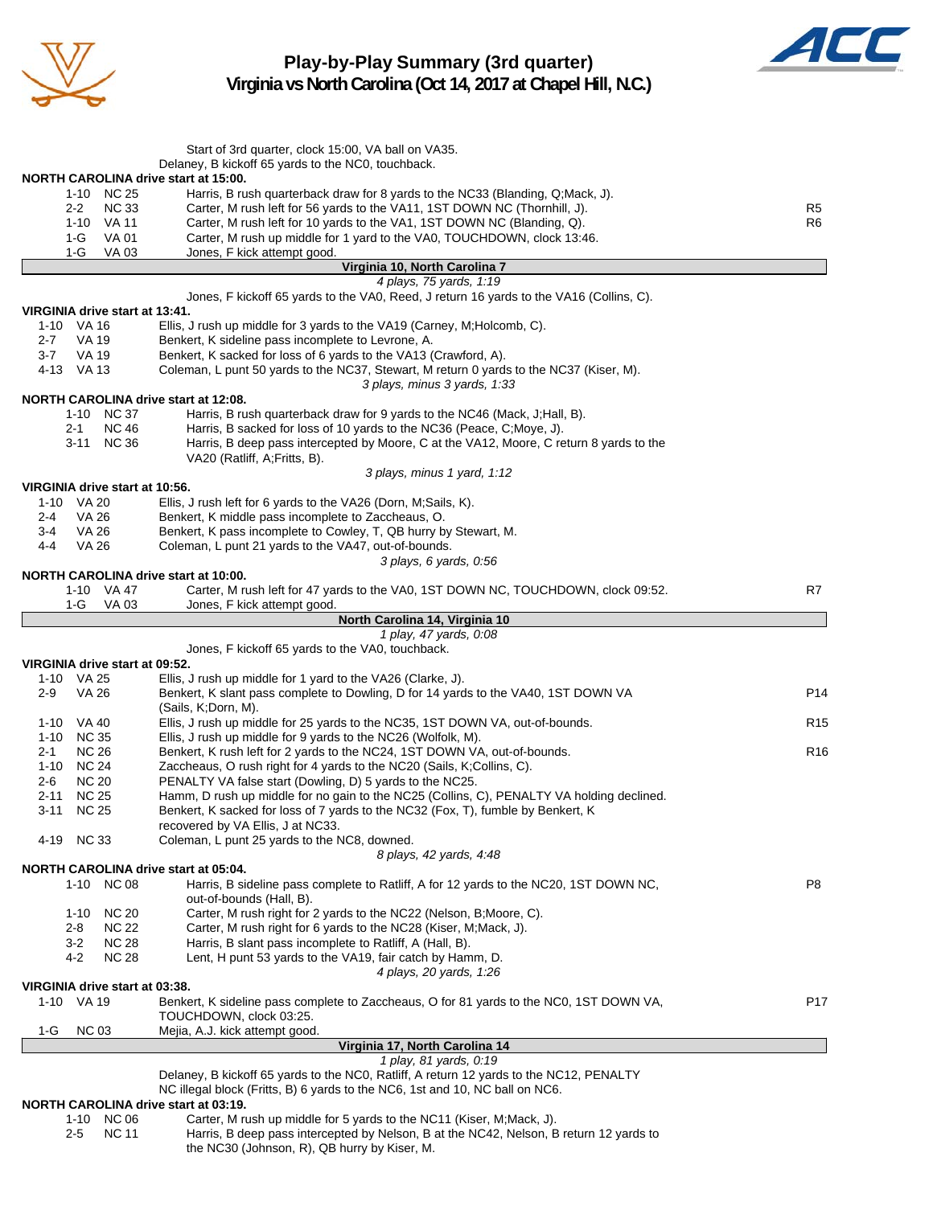# Play-by-Play Summary (3rd quarter)
## Virginia vs North Carolina (Oct 14, 2017 at Chapel Hill, N.C.)

Start of 3rd quarter, clock 15:00, VA ball on VA35.
Delaney, B kickoff 65 yards to the NC0, touchback.

**NORTH CAROLINA drive start at 15:00.**

| Down | Spot | Play | |
|---|---|---|---|
| 1-10 | NC 25 | Harris, B rush quarterback draw for 8 yards to the NC33 (Blanding, Q;Mack, J). | |
| 2-2 | NC 33 | Carter, M rush left for 56 yards to the VA11, 1ST DOWN NC (Thornhill, J). | R5 |
| 1-10 | VA 11 | Carter, M rush left for 10 yards to the VA1, 1ST DOWN NC (Blanding, Q). | R6 |
| 1-G | VA 01 | Carter, M rush up middle for 1 yard to the VA0, TOUCHDOWN, clock 13:46. | |
| 1-G | VA 03 | Jones, F kick attempt good. | |

**Virginia 10, North Carolina 7**

*4 plays, 75 yards, 1:19*

Jones, F kickoff 65 yards to the VA0, Reed, J return 16 yards to the VA16 (Collins, C).

**VIRGINIA drive start at 13:41.**

| Down | Spot | Play | |
|---|---|---|---|
| 1-10 | VA 16 | Ellis, J rush up middle for 3 yards to the VA19 (Carney, M;Holcomb, C). | |
| 2-7 | VA 19 | Benkert, K sideline pass incomplete to Levrone, A. | |
| 3-7 | VA 19 | Benkert, K sacked for loss of 6 yards to the VA13 (Crawford, A). | |
| 4-13 | VA 13 | Coleman, L punt 50 yards to the NC37, Stewart, M return 0 yards to the NC37 (Kiser, M). | |

*3 plays, minus 3 yards, 1:33*

**NORTH CAROLINA drive start at 12:08.**

| Down | Spot | Play | |
|---|---|---|---|
| 1-10 | NC 37 | Harris, B rush quarterback draw for 9 yards to the NC46 (Mack, J;Hall, B). | |
| 2-1 | NC 46 | Harris, B sacked for loss of 10 yards to the NC36 (Peace, C;Moye, J). | |
| 3-11 | NC 36 | Harris, B deep pass intercepted by Moore, C at the VA12, Moore, C return 8 yards to the VA20 (Ratliff, A;Fritts, B). | |

*3 plays, minus 1 yard, 1:12*

**VIRGINIA drive start at 10:56.**

| Down | Spot | Play | |
|---|---|---|---|
| 1-10 | VA 20 | Ellis, J rush left for 6 yards to the VA26 (Dorn, M;Sails, K). | |
| 2-4 | VA 26 | Benkert, K middle pass incomplete to Zaccheaus, O. | |
| 3-4 | VA 26 | Benkert, K pass incomplete to Cowley, T, QB hurry by Stewart, M. | |
| 4-4 | VA 26 | Coleman, L punt 21 yards to the VA47, out-of-bounds. | |

*3 plays, 6 yards, 0:56*

**NORTH CAROLINA drive start at 10:00.**

| Down | Spot | Play | |
|---|---|---|---|
| 1-10 | VA 47 | Carter, M rush left for 47 yards to the VA0, 1ST DOWN NC, TOUCHDOWN, clock 09:52. | R7 |
| 1-G | VA 03 | Jones, F kick attempt good. | |

**North Carolina 14, Virginia 10**

*1 play, 47 yards, 0:08*

Jones, F kickoff 65 yards to the VA0, touchback.

**VIRGINIA drive start at 09:52.**

| Down | Spot | Play | |
|---|---|---|---|
| 1-10 | VA 25 | Ellis, J rush up middle for 1 yard to the VA26 (Clarke, J). | |
| 2-9 | VA 26 | Benkert, K slant pass complete to Dowling, D for 14 yards to the VA40, 1ST DOWN VA (Sails, K;Dorn, M). | P14 |
| 1-10 | VA 40 | Ellis, J rush up middle for 25 yards to the NC35, 1ST DOWN VA, out-of-bounds. | R15 |
| 1-10 | NC 35 | Ellis, J rush up middle for 9 yards to the NC26 (Wolfolk, M). | |
| 2-1 | NC 26 | Benkert, K rush left for 2 yards to the NC24, 1ST DOWN VA, out-of-bounds. | R16 |
| 1-10 | NC 24 | Zaccheaus, O rush right for 4 yards to the NC20 (Sails, K;Collins, C). | |
| 2-6 | NC 20 | PENALTY VA false start (Dowling, D) 5 yards to the NC25. | |
| 2-11 | NC 25 | Hamm, D rush up middle for no gain to the NC25 (Collins, C), PENALTY VA holding declined. | |
| 3-11 | NC 25 | Benkert, K sacked for loss of 7 yards to the NC32 (Fox, T), fumble by Benkert, K recovered by VA Ellis, J at NC33. | |
| 4-19 | NC 33 | Coleman, L punt 25 yards to the NC8, downed. | |

*8 plays, 42 yards, 4:48*

**NORTH CAROLINA drive start at 05:04.**

| Down | Spot | Play | |
|---|---|---|---|
| 1-10 | NC 08 | Harris, B sideline pass complete to Ratliff, A for 12 yards to the NC20, 1ST DOWN NC, out-of-bounds (Hall, B). | P8 |
| 1-10 | NC 20 | Carter, M rush right for 2 yards to the NC22 (Nelson, B;Moore, C). | |
| 2-8 | NC 22 | Carter, M rush right for 6 yards to the NC28 (Kiser, M;Mack, J). | |
| 3-2 | NC 28 | Harris, B slant pass incomplete to Ratliff, A (Hall, B). | |
| 4-2 | NC 28 | Lent, H punt 53 yards to the VA19, fair catch by Hamm, D. | |

*4 plays, 20 yards, 1:26*

**VIRGINIA drive start at 03:38.**

| Down | Spot | Play | |
|---|---|---|---|
| 1-10 | VA 19 | Benkert, K sideline pass complete to Zaccheaus, O for 81 yards to the NC0, 1ST DOWN VA, TOUCHDOWN, clock 03:25. | P17 |
| 1-G | NC 03 | Mejia, A.J. kick attempt good. | |

**Virginia 17, North Carolina 14**

*1 play, 81 yards, 0:19*

Delaney, B kickoff 65 yards to the NC0, Ratliff, A return 12 yards to the NC12, PENALTY NC illegal block (Fritts, B) 6 yards to the NC6, 1st and 10, NC ball on NC6.

**NORTH CAROLINA drive start at 03:19.**

| Down | Spot | Play | |
|---|---|---|---|
| 1-10 | NC 06 | Carter, M rush up middle for 5 yards to the NC11 (Kiser, M;Mack, J). | |
| 2-5 | NC 11 | Harris, B deep pass intercepted by Nelson, B at the NC42, Nelson, B return 12 yards to the NC30 (Johnson, R), QB hurry by Kiser, M. | |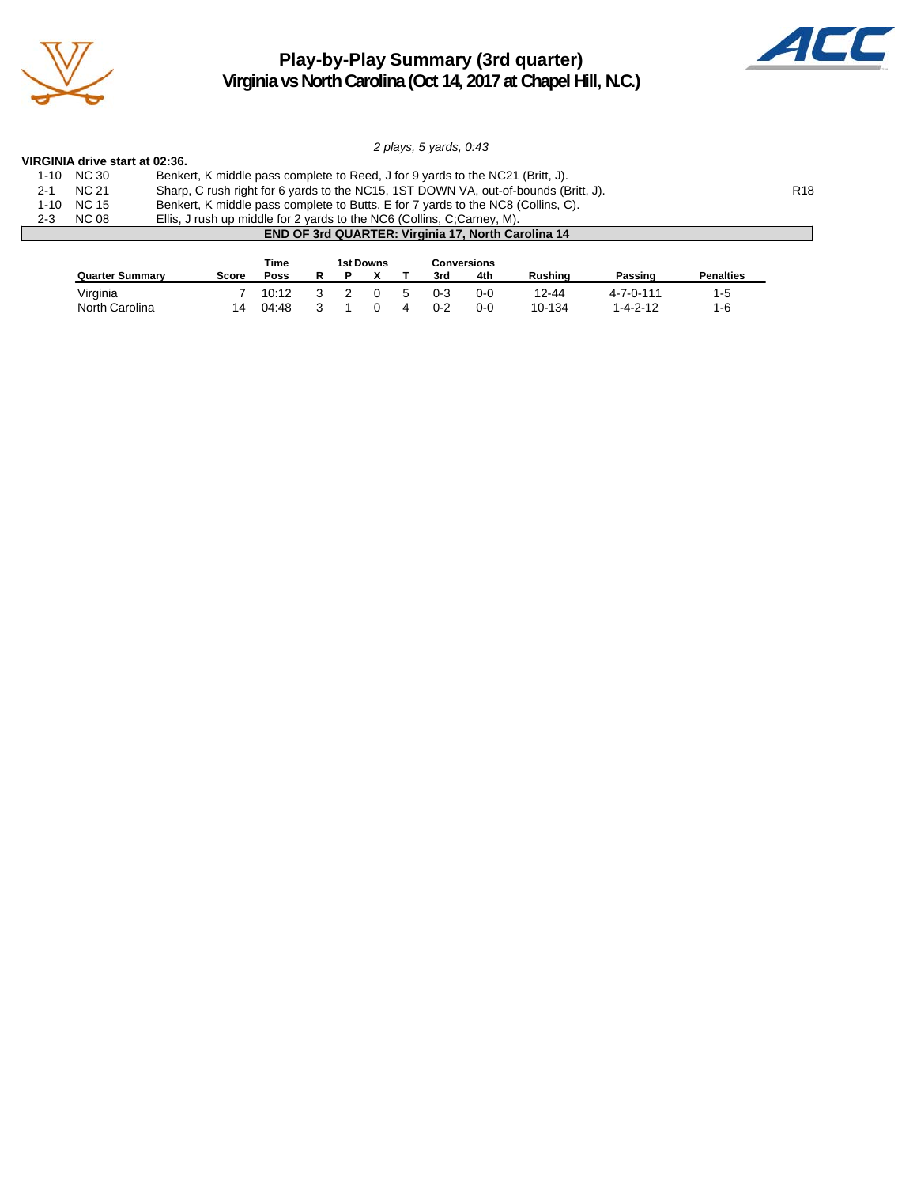# Play-by-Play Summary (3rd quarter)
## Virginia vs North Carolina (Oct 14, 2017 at Chapel Hill, N.C.)

*2 plays, 5 yards, 0:43*

**VIRGINIA drive start at 02:36.**

| | | | |
|---|---|---|---|
| 1-10 | NC 30 | Benkert, K middle pass complete to Reed, J for 9 yards to the NC21 (Britt, J). | |
| 2-1 | NC 21 | Sharp, C rush right for 6 yards to the NC15, 1ST DOWN VA, out-of-bounds (Britt, J). | R18 |
| 1-10 | NC 15 | Benkert, K middle pass complete to Butts, E for 7 yards to the NC8 (Collins, C). | |
| 2-3 | NC 08 | Ellis, J rush up middle for 2 yards to the NC6 (Collins, C;Carney, M). | |

**END OF 3rd QUARTER: Virginia 17, North Carolina 14**

| Quarter Summary | Score | Time Poss | 1st Downs R | P | X | T | Conversions 3rd | 4th | Rushing | Passing | Penalties |
|---|---|---|---|---|---|---|---|---|---|---|---|
| Virginia | 7 | 10:12 | 3 | 2 | 0 | 5 | 0-3 | 0-0 | 12-44 | 4-7-0-111 | 1-5 |
| North Carolina | 14 | 04:48 | 3 | 1 | 0 | 4 | 0-2 | 0-0 | 10-134 | 1-4-2-12 | 1-6 |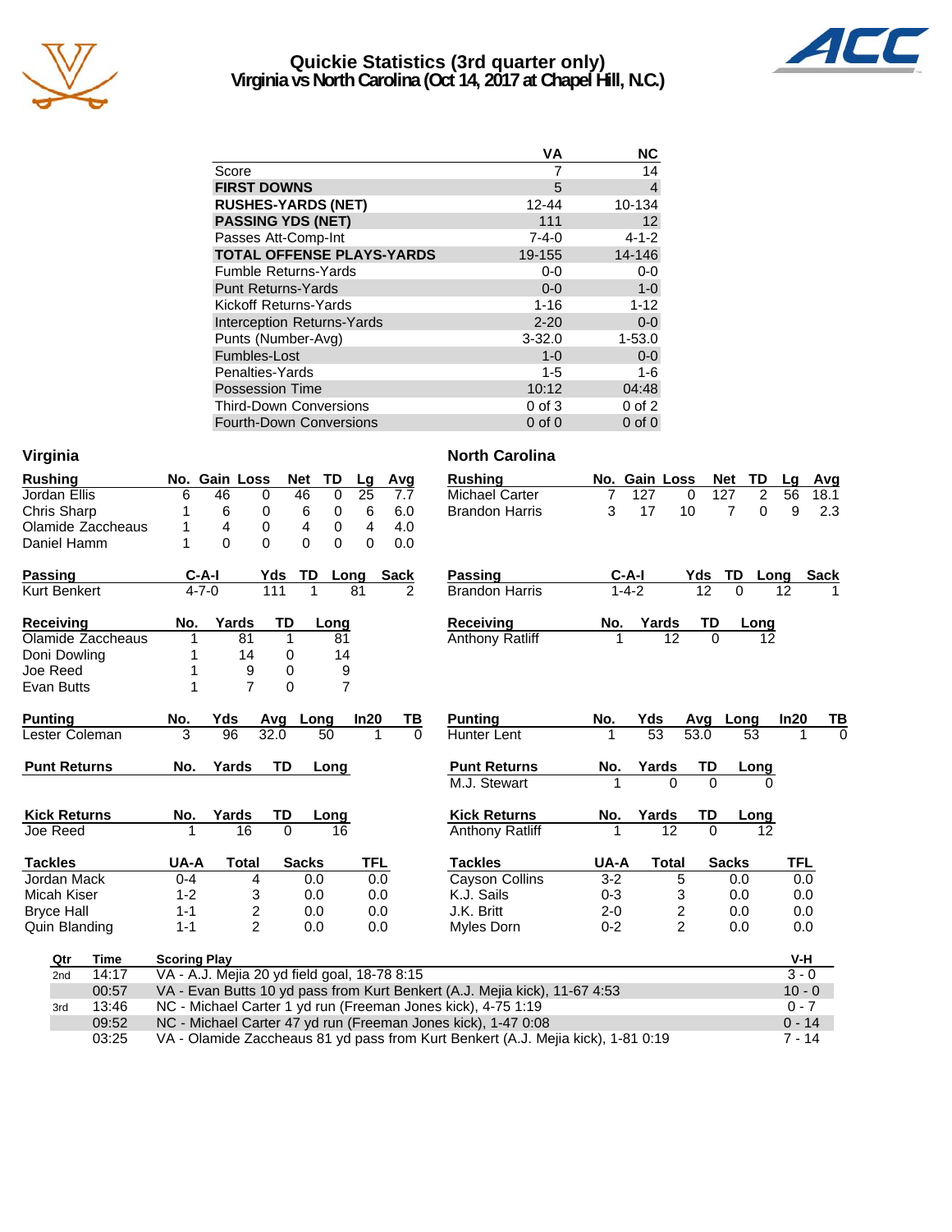# Quickie Statistics (3rd quarter only)
## Virginia vs North Carolina (Oct 14, 2017 at Chapel Hill, N.C.)

| | VA | NC |
|---|---|---|
| Score | 7 | 14 |
| **FIRST DOWNS** | 5 | 4 |
| **RUSHES-YARDS (NET)** | 12-44 | 10-134 |
| **PASSING YDS (NET)** | 111 | 12 |
| Passes Att-Comp-Int | 7-4-0 | 4-1-2 |
| **TOTAL OFFENSE PLAYS-YARDS** | 19-155 | 14-146 |
| Fumble Returns-Yards | 0-0 | 0-0 |
| Punt Returns-Yards | 0-0 | 1-0 |
| Kickoff Returns-Yards | 1-16 | 1-12 |
| Interception Returns-Yards | 2-20 | 0-0 |
| Punts (Number-Avg) | 3-32.0 | 1-53.0 |
| Fumbles-Lost | 1-0 | 0-0 |
| Penalties-Yards | 1-5 | 1-6 |
| Possession Time | 10:12 | 04:48 |
| Third-Down Conversions | 0 of 3 | 0 of 2 |
| Fourth-Down Conversions | 0 of 0 | 0 of 0 |

### Virginia

| Rushing | No. | Gain | Loss | Net | TD | Lg | Avg |
|---|---|---|---|---|---|---|---|
| Jordan Ellis | 6 | 46 | 0 | 46 | 0 | 25 | 7.7 |
| Chris Sharp | 1 | 6 | 0 | 6 | 0 | 6 | 6.0 |
| Olamide Zaccheaus | 1 | 4 | 0 | 4 | 0 | 4 | 4.0 |
| Daniel Hamm | 1 | 0 | 0 | 0 | 0 | 0 | 0.0 |

| Passing | C-A-I | Yds | TD | Long | Sack |
|---|---|---|---|---|---|
| Kurt Benkert | 4-7-0 | 111 | 1 | 81 | 2 |

| Receiving | No. | Yards | TD | Long |
|---|---|---|---|---|
| Olamide Zaccheaus | 1 | 81 | 1 | 81 |
| Doni Dowling | 1 | 14 | 0 | 14 |
| Joe Reed | 1 | 9 | 0 | 9 |
| Evan Butts | 1 | 7 | 0 | 7 |

| Punting | No. | Yds | Avg | Long | In20 | TB |
|---|---|---|---|---|---|---|
| Lester Coleman | 3 | 96 | 32.0 | 50 | 1 | 0 |

| Punt Returns | No. | Yards | TD | Long |
|---|---|---|---|---|

| Kick Returns | No. | Yards | TD | Long |
|---|---|---|---|---|
| Joe Reed | 1 | 16 | 0 | 16 |

| Tackles | UA-A | Total | Sacks | TFL |
|---|---|---|---|---|
| Jordan Mack | 0-4 | 4 | 0.0 | 0.0 |
| Micah Kiser | 1-2 | 3 | 0.0 | 0.0 |
| Bryce Hall | 1-1 | 2 | 0.0 | 0.0 |
| Quin Blanding | 1-1 | 2 | 0.0 | 0.0 |

### North Carolina

| Rushing | No. | Gain | Loss | Net | TD | Lg | Avg |
|---|---|---|---|---|---|---|---|
| Michael Carter | 7 | 127 | 0 | 127 | 2 | 56 | 18.1 |
| Brandon Harris | 3 | 17 | 10 | 7 | 0 | 9 | 2.3 |

| Passing | C-A-I | Yds | TD | Long | Sack |
|---|---|---|---|---|---|
| Brandon Harris | 1-4-2 | 12 | 0 | 12 | 1 |

| Receiving | No. | Yards | TD | Long |
|---|---|---|---|---|
| Anthony Ratliff | 1 | 12 | 0 | 12 |

| Punting | No. | Yds | Avg | Long | In20 | TB |
|---|---|---|---|---|---|---|
| Hunter Lent | 1 | 53 | 53.0 | 53 | 1 | 0 |

| Punt Returns | No. | Yards | TD | Long |
|---|---|---|---|---|
| M.J. Stewart | 1 | 0 | 0 | 0 |

| Kick Returns | No. | Yards | TD | Long |
|---|---|---|---|---|
| Anthony Ratliff | 1 | 12 | 0 | 12 |

| Tackles | UA-A | Total | Sacks | TFL |
|---|---|---|---|---|
| Cayson Collins | 3-2 | 5 | 0.0 | 0.0 |
| K.J. Sails | 0-3 | 3 | 0.0 | 0.0 |
| J.K. Britt | 2-0 | 2 | 0.0 | 0.0 |
| Myles Dorn | 0-2 | 2 | 0.0 | 0.0 |

| Qtr | Time | Scoring Play | V-H |
|---|---|---|---|
| 2nd | 14:17 | VA - A.J. Mejia 20 yd field goal, 18-78 8:15 | 3 - 0 |
| | 00:57 | VA - Evan Butts 10 yd pass from Kurt Benkert (A.J. Mejia kick), 11-67 4:53 | 10 - 0 |
| 3rd | 13:46 | NC - Michael Carter 1 yd run (Freeman Jones kick), 4-75 1:19 | 0 - 7 |
| | 09:52 | NC - Michael Carter 47 yd run (Freeman Jones kick), 1-47 0:08 | 0 - 14 |
| | 03:25 | VA - Olamide Zaccheaus 81 yd pass from Kurt Benkert (A.J. Mejia kick), 1-81 0:19 | 7 - 14 |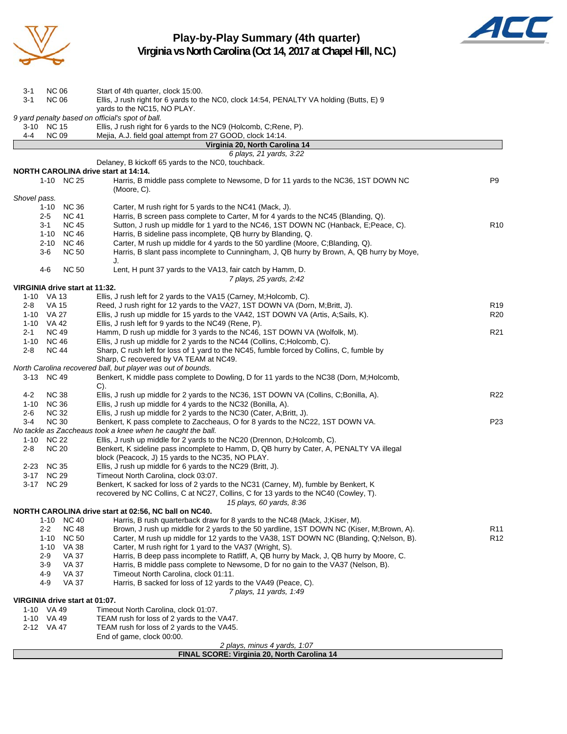# Play-by-Play Summary (4th quarter)
## Virginia vs North Carolina (Oct 14, 2017 at Chapel Hill, N.C.)

| Down | Spot | Play | |
|---|---|---|---|
| 3-1 | NC 06 | Start of 4th quarter, clock 15:00. | |
| 3-1 | NC 06 | Ellis, J rush right for 6 yards to the NC0, clock 14:54, PENALTY VA holding (Butts, E) 9 yards to the NC15, NO PLAY. | |

*9 yard penalty based on official's spot of ball.*

| Down | Spot | Play | |
|---|---|---|---|
| 3-10 | NC 15 | Ellis, J rush right for 6 yards to the NC9 (Holcomb, C;Rene, P). | |
| 4-4 | NC 09 | Mejia, A.J. field goal attempt from 27 GOOD, clock 14:14. | |

**Virginia 20, North Carolina 14**

*6 plays, 21 yards, 3:22*

Delaney, B kickoff 65 yards to the NC0, touchback.

**NORTH CAROLINA drive start at 14:14.**

| Down | Spot | Play | |
|---|---|---|---|
| 1-10 | NC 25 | Harris, B middle pass complete to Newsome, D for 11 yards to the NC36, 1ST DOWN NC (Moore, C). | P9 |

*Shovel pass.*

| Down | Spot | Play | |
|---|---|---|---|
| 1-10 | NC 36 | Carter, M rush right for 5 yards to the NC41 (Mack, J). | |
| 2-5 | NC 41 | Harris, B screen pass complete to Carter, M for 4 yards to the NC45 (Blanding, Q). | |
| 3-1 | NC 45 | Sutton, J rush up middle for 1 yard to the NC46, 1ST DOWN NC (Hanback, E;Peace, C). | R10 |
| 1-10 | NC 46 | Harris, B sideline pass incomplete, QB hurry by Blanding, Q. | |
| 2-10 | NC 46 | Carter, M rush up middle for 4 yards to the 50 yardline (Moore, C;Blanding, Q). | |
| 3-6 | NC 50 | Harris, B slant pass incomplete to Cunningham, J, QB hurry by Brown, A, QB hurry by Moye, J. | |
| 4-6 | NC 50 | Lent, H punt 37 yards to the VA13, fair catch by Hamm, D. | |

*7 plays, 25 yards, 2:42*

**VIRGINIA drive start at 11:32.**

| Down | Spot | Play | |
|---|---|---|---|
| 1-10 | VA 13 | Ellis, J rush left for 2 yards to the VA15 (Carney, M;Holcomb, C). | |
| 2-8 | VA 15 | Reed, J rush right for 12 yards to the VA27, 1ST DOWN VA (Dorn, M;Britt, J). | R19 |
| 1-10 | VA 27 | Ellis, J rush up middle for 15 yards to the VA42, 1ST DOWN VA (Artis, A;Sails, K). | R20 |
| 1-10 | VA 42 | Ellis, J rush left for 9 yards to the NC49 (Rene, P). | |
| 2-1 | NC 49 | Hamm, D rush up middle for 3 yards to the NC46, 1ST DOWN VA (Wolfolk, M). | R21 |
| 1-10 | NC 46 | Ellis, J rush up middle for 2 yards to the NC44 (Collins, C;Holcomb, C). | |
| 2-8 | NC 44 | Sharp, C rush left for loss of 1 yard to the NC45, fumble forced by Collins, C, fumble by Sharp, C recovered by VA TEAM at NC49. | |

*North Carolina recovered ball, but player was out of bounds.*

| Down | Spot | Play | |
|---|---|---|---|
| 3-13 | NC 49 | Benkert, K middle pass complete to Dowling, D for 11 yards to the NC38 (Dorn, M;Holcomb, C). | |
| 4-2 | NC 38 | Ellis, J rush up middle for 2 yards to the NC36, 1ST DOWN VA (Collins, C;Bonilla, A). | R22 |
| 1-10 | NC 36 | Ellis, J rush up middle for 4 yards to the NC32 (Bonilla, A). | |
| 2-6 | NC 32 | Ellis, J rush up middle for 2 yards to the NC30 (Cater, A;Britt, J). | |
| 3-4 | NC 30 | Benkert, K pass complete to Zaccheaus, O for 8 yards to the NC22, 1ST DOWN VA. | P23 |

*No tackle as Zaccheaus took a knee when he caught the ball.*

| Down | Spot | Play | |
|---|---|---|---|
| 1-10 | NC 22 | Ellis, J rush up middle for 2 yards to the NC20 (Drennon, D;Holcomb, C). | |
| 2-8 | NC 20 | Benkert, K sideline pass incomplete to Hamm, D, QB hurry by Cater, A, PENALTY VA illegal block (Peacock, J) 15 yards to the NC35, NO PLAY. | |
| 2-23 | NC 35 | Ellis, J rush up middle for 6 yards to the NC29 (Britt, J). | |
| 3-17 | NC 29 | Timeout North Carolina, clock 03:07. | |
| 3-17 | NC 29 | Benkert, K sacked for loss of 2 yards to the NC31 (Carney, M), fumble by Benkert, K recovered by NC Collins, C at NC27, Collins, C for 13 yards to the NC40 (Cowley, T). | |

*15 plays, 60 yards, 8:36*

**NORTH CAROLINA drive start at 02:56, NC ball on NC40.**

| Down | Spot | Play | |
|---|---|---|---|
| 1-10 | NC 40 | Harris, B rush quarterback draw for 8 yards to the NC48 (Mack, J;Kiser, M). | |
| 2-2 | NC 48 | Brown, J rush up middle for 2 yards to the 50 yardline, 1ST DOWN NC (Kiser, M;Brown, A). | R11 |
| 1-10 | NC 50 | Carter, M rush up middle for 12 yards to the VA38, 1ST DOWN NC (Blanding, Q;Nelson, B). | R12 |
| 1-10 | VA 38 | Carter, M rush right for 1 yard to the VA37 (Wright, S). | |
| 2-9 | VA 37 | Harris, B deep pass incomplete to Ratliff, A, QB hurry by Mack, J, QB hurry by Moore, C. | |
| 3-9 | VA 37 | Harris, B middle pass complete to Newsome, D for no gain to the VA37 (Nelson, B). | |
| 4-9 | VA 37 | Timeout North Carolina, clock 01:11. | |
| 4-9 | VA 37 | Harris, B sacked for loss of 12 yards to the VA49 (Peace, C). | |

*7 plays, 11 yards, 1:49*

**VIRGINIA drive start at 01:07.**

| Down | Spot | Play | |
|---|---|---|---|
| 1-10 | VA 49 | Timeout North Carolina, clock 01:07. | |
| 1-10 | VA 49 | TEAM rush for loss of 2 yards to the VA47. | |
| 2-12 | VA 47 | TEAM rush for loss of 2 yards to the VA45. | |
| | | End of game, clock 00:00. | |

*2 plays, minus 4 yards, 1:07*

**FINAL SCORE: Virginia 20, North Carolina 14**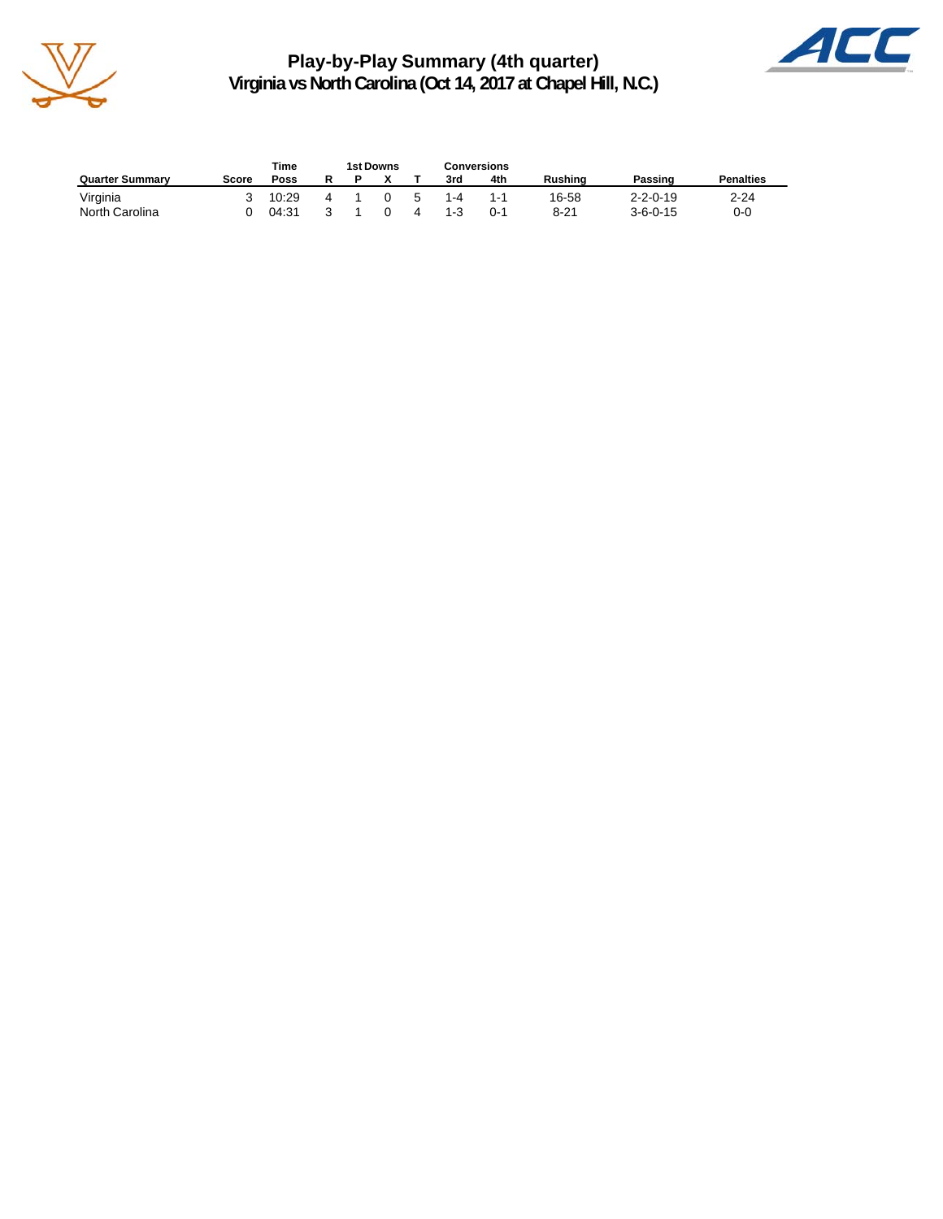# Play-by-Play Summary (4th quarter)

## Virginia vs North Carolina (Oct 14, 2017 at Chapel Hill, N.C.)

| Quarter Summary | Score | Time Poss | 1st Downs R | P | X | T | Conversions 3rd | 4th | Rushing | Passing | Penalties |
|---|---|---|---|---|---|---|---|---|---|---|---|
| Virginia | 3 | 10:29 | 4 | 1 | 0 | 5 | 1-4 | 1-1 | 16-58 | 2-2-0-19 | 2-24 |
| North Carolina | 0 | 04:31 | 3 | 1 | 0 | 4 | 1-3 | 0-1 | 8-21 | 3-6-0-15 | 0-0 |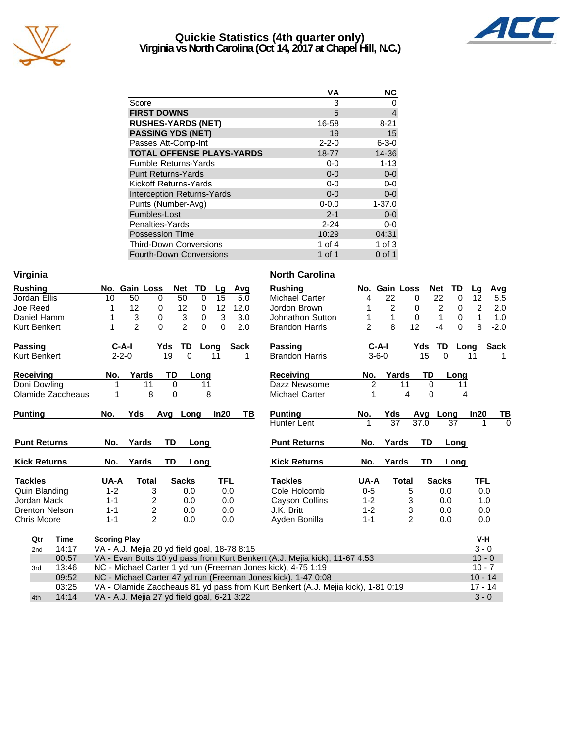# Quickie Statistics (4th quarter only)
## Virginia vs North Carolina (Oct 14, 2017 at Chapel Hill, N.C.)

| | VA | NC |
|---|---|---|
| Score | 3 | 0 |
| **FIRST DOWNS** | 5 | 4 |
| **RUSHES-YARDS (NET)** | 16-58 | 8-21 |
| **PASSING YDS (NET)** | 19 | 15 |
| Passes Att-Comp-Int | 2-2-0 | 6-3-0 |
| **TOTAL OFFENSE PLAYS-YARDS** | 18-77 | 14-36 |
| Fumble Returns-Yards | 0-0 | 1-13 |
| Punt Returns-Yards | 0-0 | 0-0 |
| Kickoff Returns-Yards | 0-0 | 0-0 |
| Interception Returns-Yards | 0-0 | 0-0 |
| Punts (Number-Avg) | 0-0.0 | 1-37.0 |
| Fumbles-Lost | 2-1 | 0-0 |
| Penalties-Yards | 2-24 | 0-0 |
| Possession Time | 10:29 | 04:31 |
| Third-Down Conversions | 1 of 4 | 1 of 3 |
| Fourth-Down Conversions | 1 of 1 | 0 of 1 |

### Virginia

| Rushing | No. | Gain | Loss | Net | TD | Lg | Avg |
|---|---|---|---|---|---|---|---|
| Jordan Ellis | 10 | 50 | 0 | 50 | 0 | 15 | 5.0 |
| Joe Reed | 1 | 12 | 0 | 12 | 0 | 12 | 12.0 |
| Daniel Hamm | 1 | 3 | 0 | 3 | 0 | 3 | 3.0 |
| Kurt Benkert | 1 | 2 | 0 | 2 | 0 | 0 | 2.0 |

| Passing | C-A-I | Yds | TD | Long | Sack |
|---|---|---|---|---|---|
| Kurt Benkert | 2-2-0 | 19 | 0 | 11 | 1 |

| Receiving | No. | Yards | TD | Long |
|---|---|---|---|---|
| Doni Dowling | 1 | 11 | 0 | 11 |
| Olamide Zaccheaus | 1 | 8 | 0 | 8 |

| Punting | No. | Yds | Avg | Long | In20 | TB |
|---|---|---|---|---|---|---|

| Punt Returns | No. | Yards | TD | Long |
|---|---|---|---|---|

| Kick Returns | No. | Yards | TD | Long |
|---|---|---|---|---|

| Tackles | UA-A | Total | Sacks | TFL |
|---|---|---|---|---|
| Quin Blanding | 1-2 | 3 | 0.0 | 0.0 |
| Jordan Mack | 1-1 | 2 | 0.0 | 0.0 |
| Brenton Nelson | 1-1 | 2 | 0.0 | 0.0 |
| Chris Moore | 1-1 | 2 | 0.0 | 0.0 |

### North Carolina

| Rushing | No. | Gain | Loss | Net | TD | Lg | Avg |
|---|---|---|---|---|---|---|---|
| Michael Carter | 4 | 22 | 0 | 22 | 0 | 12 | 5.5 |
| Jordon Brown | 1 | 2 | 0 | 2 | 0 | 2 | 2.0 |
| Johnathon Sutton | 1 | 1 | 0 | 1 | 0 | 1 | 1.0 |
| Brandon Harris | 2 | 8 | 12 | -4 | 0 | 8 | -2.0 |

| Passing | C-A-I | Yds | TD | Long | Sack |
|---|---|---|---|---|---|
| Brandon Harris | 3-6-0 | 15 | 0 | 11 | 1 |

| Receiving | No. | Yards | TD | Long |
|---|---|---|---|---|
| Dazz Newsome | 2 | 11 | 0 | 11 |
| Michael Carter | 1 | 4 | 0 | 4 |

| Punting | No. | Yds | Avg | Long | In20 | TB |
|---|---|---|---|---|---|---|
| Hunter Lent | 1 | 37 | 37.0 | 37 | 1 | 0 |

| Punt Returns | No. | Yards | TD | Long |
|---|---|---|---|---|

| Kick Returns | No. | Yards | TD | Long |
|---|---|---|---|---|

| Tackles | UA-A | Total | Sacks | TFL |
|---|---|---|---|---|
| Cole Holcomb | 0-5 | 5 | 0.0 | 0.0 |
| Cayson Collins | 1-2 | 3 | 0.0 | 1.0 |
| J.K. Britt | 1-2 | 3 | 0.0 | 0.0 |
| Ayden Bonilla | 1-1 | 2 | 0.0 | 0.0 |

| Qtr | Time | Scoring Play | V-H |
|---|---|---|---|
| 2nd | 14:17 | VA - A.J. Mejia 20 yd field goal, 18-78 8:15 | 3 - 0 |
| | 00:57 | VA - Evan Butts 10 yd pass from Kurt Benkert (A.J. Mejia kick), 11-67 4:53 | 10 - 0 |
| 3rd | 13:46 | NC - Michael Carter 1 yd run (Freeman Jones kick), 4-75 1:19 | 10 - 7 |
| | 09:52 | NC - Michael Carter 47 yd run (Freeman Jones kick), 1-47 0:08 | 10 - 14 |
| | 03:25 | VA - Olamide Zaccheaus 81 yd pass from Kurt Benkert (A.J. Mejia kick), 1-81 0:19 | 17 - 14 |
| 4th | 14:14 | VA - A.J. Mejia 27 yd field goal, 6-21 3:22 | 3 - 0 |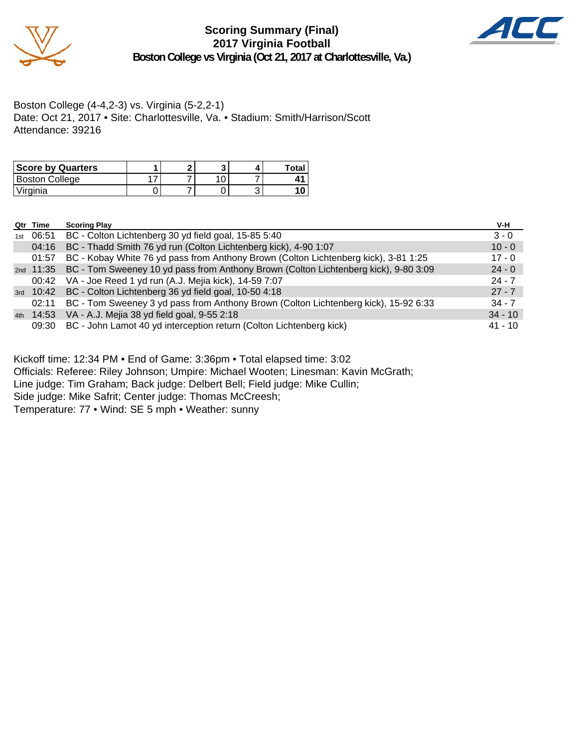# Scoring Summary (Final)
## 2017 Virginia Football
### Boston College vs Virginia (Oct 21, 2017 at Charlottesville, Va.)

Boston College (4-4,2-3) vs. Virginia (5-2,2-1)
Date: Oct 21, 2017 • Site: Charlottesville, Va. • Stadium: Smith/Harrison/Scott
Attendance: 39216

| Score by Quarters | 1 | 2 | 3 | 4 | Total |
|---|---|---|---|---|---|
| Boston College | 17 | 7 | 10 | 7 | **41** |
| Virginia | 0 | 7 | 0 | 3 | **10** |

| Qtr | Time | Scoring Play | V-H |
|---|---|---|---|
| 1st | 06:51 | BC - Colton Lichtenberg 30 yd field goal, 15-85 5:40 | 3 - 0 |
| | 04:16 | BC - Thadd Smith 76 yd run (Colton Lichtenberg kick), 4-90 1:07 | 10 - 0 |
| | 01:57 | BC - Kobay White 76 yd pass from Anthony Brown (Colton Lichtenberg kick), 3-81 1:25 | 17 - 0 |
| 2nd | 11:35 | BC - Tom Sweeney 10 yd pass from Anthony Brown (Colton Lichtenberg kick), 9-80 3:09 | 24 - 0 |
| | 00:42 | VA - Joe Reed 1 yd run (A.J. Mejia kick), 14-59 7:07 | 24 - 7 |
| 3rd | 10:42 | BC - Colton Lichtenberg 36 yd field goal, 10-50 4:18 | 27 - 7 |
| | 02:11 | BC - Tom Sweeney 3 yd pass from Anthony Brown (Colton Lichtenberg kick), 15-92 6:33 | 34 - 7 |
| 4th | 14:53 | VA - A.J. Mejia 38 yd field goal, 9-55 2:18 | 34 - 10 |
| | 09:30 | BC - John Lamot 40 yd interception return (Colton Lichtenberg kick) | 41 - 10 |

Kickoff time: 12:34 PM • End of Game: 3:36pm • Total elapsed time: 3:02
Officials: Referee: Riley Johnson; Umpire: Michael Wooten; Linesman: Kavin McGrath;
Line judge: Tim Graham; Back judge: Delbert Bell; Field judge: Mike Cullin;
Side judge: Mike Safrit; Center judge: Thomas McCreesh;
Temperature: 77 • Wind: SE 5 mph • Weather: sunny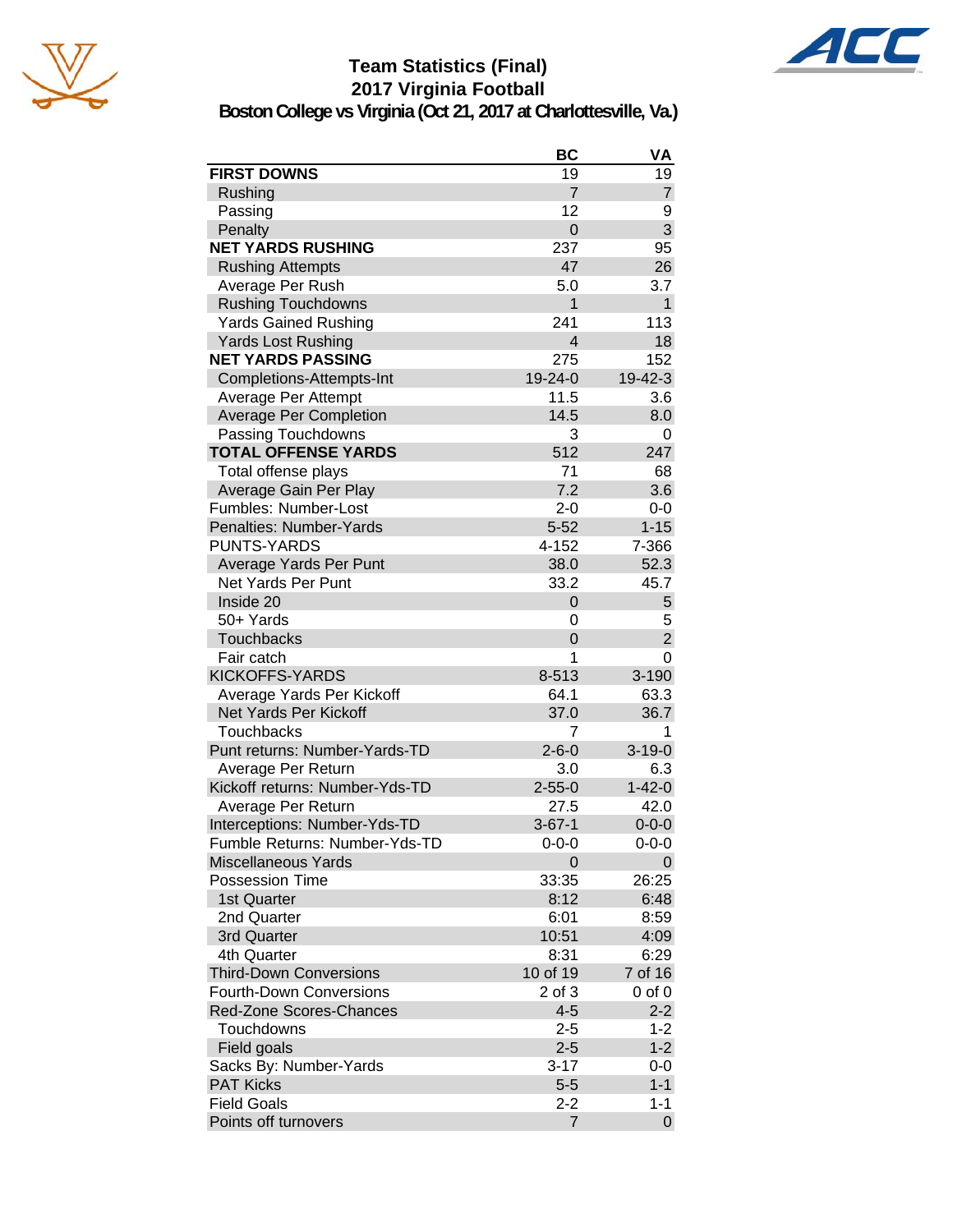# Team Statistics (Final)
## 2017 Virginia Football
### Boston College vs Virginia (Oct 21, 2017 at Charlottesville, Va.)

| | BC | VA |
|---|---|---|
| **FIRST DOWNS** | 19 | 19 |
| Rushing | 7 | 7 |
| Passing | 12 | 9 |
| Penalty | 0 | 3 |
| **NET YARDS RUSHING** | 237 | 95 |
| Rushing Attempts | 47 | 26 |
| Average Per Rush | 5.0 | 3.7 |
| Rushing Touchdowns | 1 | 1 |
| Yards Gained Rushing | 241 | 113 |
| Yards Lost Rushing | 4 | 18 |
| **NET YARDS PASSING** | 275 | 152 |
| Completions-Attempts-Int | 19-24-0 | 19-42-3 |
| Average Per Attempt | 11.5 | 3.6 |
| Average Per Completion | 14.5 | 8.0 |
| Passing Touchdowns | 3 | 0 |
| **TOTAL OFFENSE YARDS** | 512 | 247 |
| Total offense plays | 71 | 68 |
| Average Gain Per Play | 7.2 | 3.6 |
| Fumbles: Number-Lost | 2-0 | 0-0 |
| Penalties: Number-Yards | 5-52 | 1-15 |
| PUNTS-YARDS | 4-152 | 7-366 |
| Average Yards Per Punt | 38.0 | 52.3 |
| Net Yards Per Punt | 33.2 | 45.7 |
| Inside 20 | 0 | 5 |
| 50+ Yards | 0 | 5 |
| Touchbacks | 0 | 2 |
| Fair catch | 1 | 0 |
| KICKOFFS-YARDS | 8-513 | 3-190 |
| Average Yards Per Kickoff | 64.1 | 63.3 |
| Net Yards Per Kickoff | 37.0 | 36.7 |
| Touchbacks | 7 | 1 |
| Punt returns: Number-Yards-TD | 2-6-0 | 3-19-0 |
| Average Per Return | 3.0 | 6.3 |
| Kickoff returns: Number-Yds-TD | 2-55-0 | 1-42-0 |
| Average Per Return | 27.5 | 42.0 |
| Interceptions: Number-Yds-TD | 3-67-1 | 0-0-0 |
| Fumble Returns: Number-Yds-TD | 0-0-0 | 0-0-0 |
| Miscellaneous Yards | 0 | 0 |
| Possession Time | 33:35 | 26:25 |
| 1st Quarter | 8:12 | 6:48 |
| 2nd Quarter | 6:01 | 8:59 |
| 3rd Quarter | 10:51 | 4:09 |
| 4th Quarter | 8:31 | 6:29 |
| Third-Down Conversions | 10 of 19 | 7 of 16 |
| Fourth-Down Conversions | 2 of 3 | 0 of 0 |
| Red-Zone Scores-Chances | 4-5 | 2-2 |
| Touchdowns | 2-5 | 1-2 |
| Field goals | 2-5 | 1-2 |
| Sacks By: Number-Yards | 3-17 | 0-0 |
| PAT Kicks | 5-5 | 1-1 |
| Field Goals | 2-2 | 1-1 |
| Points off turnovers | 7 | 0 |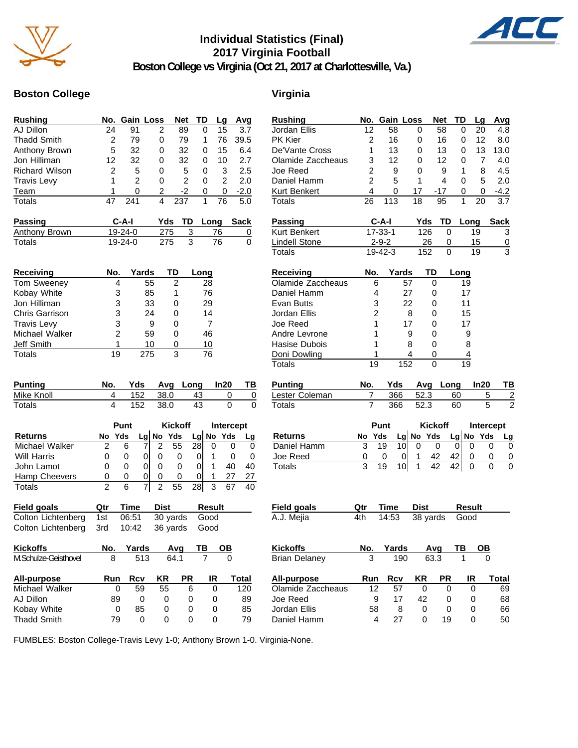# Individual Statistics (Final)
## 2017 Virginia Football
### Boston College vs Virginia (Oct 21, 2017 at Charlottesville, Va.)

## Boston College

| Rushing | No. | Gain | Loss | Net | TD | Lg | Avg |
|---|---|---|---|---|---|---|---|
| AJ Dillon | 24 | 91 | 2 | 89 | 0 | 15 | 3.7 |
| Thadd Smith | 2 | 79 | 0 | 79 | 1 | 76 | 39.5 |
| Anthony Brown | 5 | 32 | 0 | 32 | 0 | 15 | 6.4 |
| Jon Hilliman | 12 | 32 | 0 | 32 | 0 | 10 | 2.7 |
| Richard Wilson | 2 | 5 | 0 | 5 | 0 | 3 | 2.5 |
| Travis Levy | 1 | 2 | 0 | 2 | 0 | 2 | 2.0 |
| Team | 1 | 0 | 2 | -2 | 0 | 0 | -2.0 |
| Totals | 47 | 241 | 4 | 237 | 1 | 76 | 5.0 |

| Passing | C-A-I | Yds | TD | Long | Sack |
|---|---|---|---|---|---|
| Anthony Brown | 19-24-0 | 275 | 3 | 76 | 0 |
| Totals | 19-24-0 | 275 | 3 | 76 | 0 |

| Receiving | No. | Yards | TD | Long |
|---|---|---|---|---|
| Tom Sweeney | 4 | 55 | 2 | 28 |
| Kobay White | 3 | 85 | 1 | 76 |
| Jon Hilliman | 3 | 33 | 0 | 29 |
| Chris Garrison | 3 | 24 | 0 | 14 |
| Travis Levy | 3 | 9 | 0 | 7 |
| Michael Walker | 2 | 59 | 0 | 46 |
| Jeff Smith | 1 | 10 | 0 | 10 |
| Totals | 19 | 275 | 3 | 76 |

| Punting | No. | Yds | Avg | Long | In20 | TB |
|---|---|---|---|---|---|---|
| Mike Knoll | 4 | 152 | 38.0 | 43 | 0 | 0 |
| Totals | 4 | 152 | 38.0 | 43 | 0 | 0 |

| | Punt | | | Kickoff | | | Intercept | | |
|---|---|---|---|---|---|---|---|---|---|
| Returns | No | Yds | Lg | No | Yds | Lg | No | Yds | Lg |
| Michael Walker | 2 | 6 | 7 | 2 | 55 | 28 | 0 | 0 | 0 |
| Will Harris | 0 | 0 | 0 | 0 | 0 | 0 | 1 | 0 | 0 |
| John Lamot | 0 | 0 | 0 | 0 | 0 | 0 | 1 | 40 | 40 |
| Hamp Cheevers | 0 | 0 | 0 | 0 | 0 | 0 | 1 | 27 | 27 |
| Totals | 2 | 6 | 7 | 2 | 55 | 28 | 3 | 67 | 40 |

| Field goals | Qtr | Time | Dist | Result |
|---|---|---|---|---|
| Colton Lichtenberg | 1st | 06:51 | 30 yards | Good |
| Colton Lichtenberg | 3rd | 10:42 | 36 yards | Good |

| Kickoffs | No. | Yards | Avg | TB | OB |
|---|---|---|---|---|---|
| M.Schulze-Geisthovel | 8 | 513 | 64.1 | 7 | 0 |

| All-purpose | Run | Rcv | KR | PR | IR | Total |
|---|---|---|---|---|---|---|
| Michael Walker | 0 | 59 | 55 | 6 | 0 | 120 |
| AJ Dillon | 89 | 0 | 0 | 0 | 0 | 89 |
| Kobay White | 0 | 85 | 0 | 0 | 0 | 85 |
| Thadd Smith | 79 | 0 | 0 | 0 | 0 | 79 |

## Virginia

| Rushing | No. | Gain | Loss | Net | TD | Lg | Avg |
|---|---|---|---|---|---|---|---|
| Jordan Ellis | 12 | 58 | 0 | 58 | 0 | 20 | 4.8 |
| PK Kier | 2 | 16 | 0 | 16 | 0 | 12 | 8.0 |
| De'Vante Cross | 1 | 13 | 0 | 13 | 0 | 13 | 13.0 |
| Olamide Zaccheaus | 3 | 12 | 0 | 12 | 0 | 7 | 4.0 |
| Joe Reed | 2 | 9 | 0 | 9 | 1 | 8 | 4.5 |
| Daniel Hamm | 2 | 5 | 1 | 4 | 0 | 5 | 2.0 |
| Kurt Benkert | 4 | 0 | 17 | -17 | 0 | 0 | -4.2 |
| Totals | 26 | 113 | 18 | 95 | 1 | 20 | 3.7 |

| Passing | C-A-I | Yds | TD | Long | Sack |
|---|---|---|---|---|---|
| Kurt Benkert | 17-33-1 | 126 | 0 | 19 | 3 |
| Lindell Stone | 2-9-2 | 26 | 0 | 15 | 0 |
| Totals | 19-42-3 | 152 | 0 | 19 | 3 |

| Receiving | No. | Yards | TD | Long |
|---|---|---|---|---|
| Olamide Zaccheaus | 6 | 57 | 0 | 19 |
| Daniel Hamm | 4 | 27 | 0 | 17 |
| Evan Butts | 3 | 22 | 0 | 11 |
| Jordan Ellis | 2 | 8 | 0 | 15 |
| Joe Reed | 1 | 17 | 0 | 17 |
| Andre Levrone | 1 | 9 | 0 | 9 |
| Hasise Dubois | 1 | 8 | 0 | 8 |
| Doni Dowling | 1 | 4 | 0 | 4 |
| Totals | 19 | 152 | 0 | 19 |

| Punting | No. | Yds | Avg | Long | In20 | TB |
|---|---|---|---|---|---|---|
| Lester Coleman | 7 | 366 | 52.3 | 60 | 5 | 2 |
| Totals | 7 | 366 | 52.3 | 60 | 5 | 2 |

| | Punt | | | Kickoff | | | Intercept | | |
|---|---|---|---|---|---|---|---|---|---|
| Returns | No | Yds | Lg | No | Yds | Lg | No | Yds | Lg |
| Daniel Hamm | 3 | 19 | 10 | 0 | 0 | 0 | 0 | 0 | 0 |
| Joe Reed | 0 | 0 | 0 | 1 | 42 | 42 | 0 | 0 | 0 |
| Totals | 3 | 19 | 10 | 1 | 42 | 42 | 0 | 0 | 0 |

| Field goals | Qtr | Time | Dist | Result |
|---|---|---|---|---|
| A.J. Mejia | 4th | 14:53 | 38 yards | Good |

| Kickoffs | No. | Yards | Avg | TB | OB |
|---|---|---|---|---|---|
| Brian Delaney | 3 | 190 | 63.3 | 1 | 0 |

| All-purpose | Run | Rcv | KR | PR | IR | Total |
|---|---|---|---|---|---|---|
| Olamide Zaccheaus | 12 | 57 | 0 | 0 | 0 | 69 |
| Joe Reed | 9 | 17 | 42 | 0 | 0 | 68 |
| Jordan Ellis | 58 | 8 | 0 | 0 | 0 | 66 |
| Daniel Hamm | 4 | 27 | 0 | 19 | 0 | 50 |

FUMBLES: Boston College-Travis Levy 1-0; Anthony Brown 1-0. Virginia-None.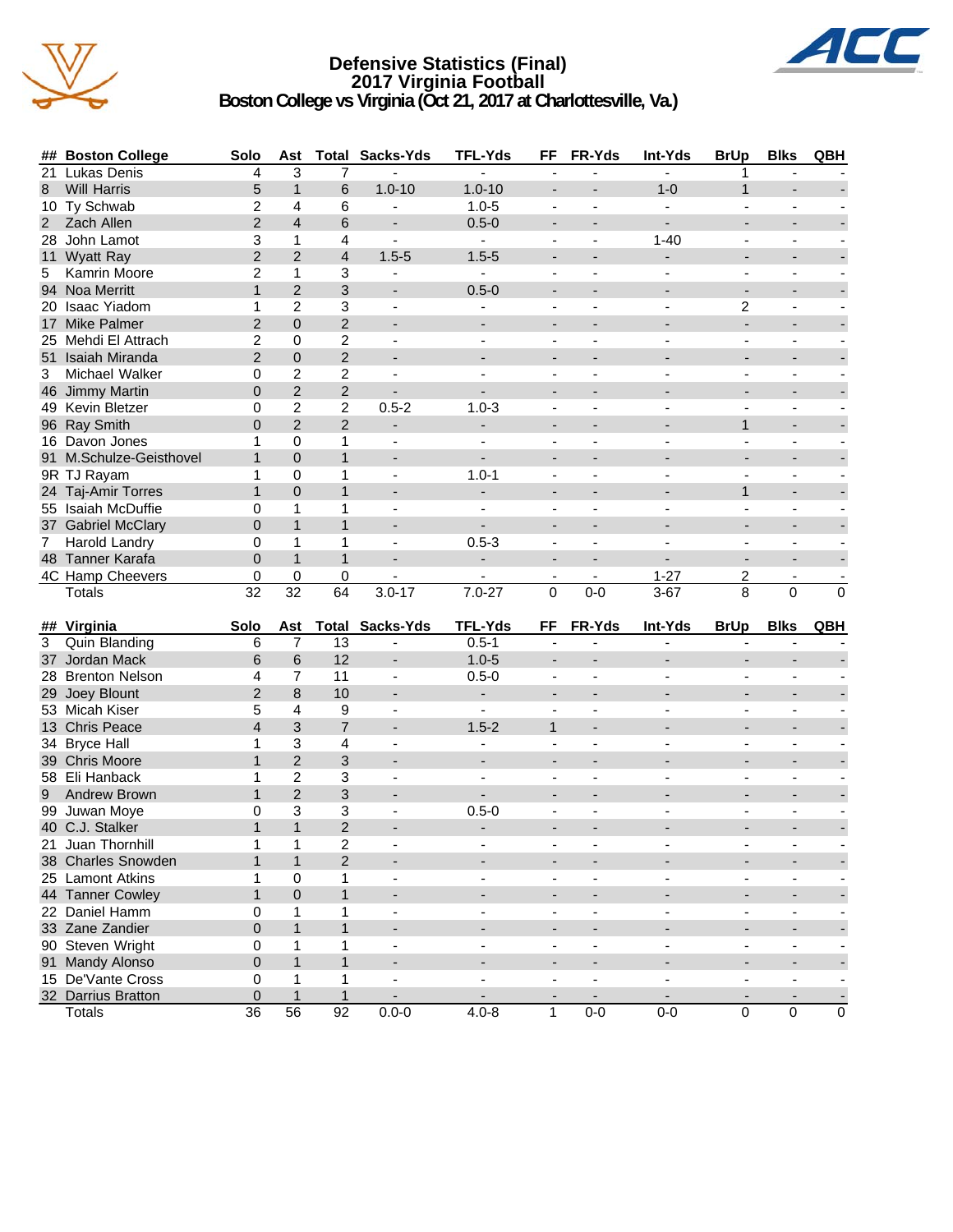# Defensive Statistics (Final)
## 2017 Virginia Football
### Boston College vs Virginia (Oct 21, 2017 at Charlottesville, Va.)

| ## | Boston College | Solo | Ast | Total | Sacks-Yds | TFL-Yds | FF | FR-Yds | Int-Yds | BrUp | Blks | QBH |
|---|---|---|---|---|---|---|---|---|---|---|---|---|
| 21 | Lukas Denis | 4 | 3 | 7 | - | - | - | - | - | 1 | - | - |
| 8 | Will Harris | 5 | 1 | 6 | 1.0-10 | 1.0-10 | - | - | 1-0 | 1 | - | - |
| 10 | Ty Schwab | 2 | 4 | 6 | - | 1.0-5 | - | - | - | - | - | - |
| 2 | Zach Allen | 2 | 4 | 6 | - | 0.5-0 | - | - | - | - | - | - |
| 28 | John Lamot | 3 | 1 | 4 | - | - | - | - | 1-40 | - | - | - |
| 11 | Wyatt Ray | 2 | 2 | 4 | 1.5-5 | 1.5-5 | - | - | - | - | - | - |
| 5 | Kamrin Moore | 2 | 1 | 3 | - | - | - | - | - | - | - | - |
| 94 | Noa Merritt | 1 | 2 | 3 | - | 0.5-0 | - | - | - | - | - | - |
| 20 | Isaac Yiadom | 1 | 2 | 3 | - | - | - | - | - | 2 | - | - |
| 17 | Mike Palmer | 2 | 0 | 2 | - | - | - | - | - | - | - | - |
| 25 | Mehdi El Attrach | 2 | 0 | 2 | - | - | - | - | - | - | - | - |
| 51 | Isaiah Miranda | 2 | 0 | 2 | - | - | - | - | - | - | - | - |
| 3 | Michael Walker | 0 | 2 | 2 | - | - | - | - | - | - | - | - |
| 46 | Jimmy Martin | 0 | 2 | 2 | - | - | - | - | - | - | - | - |
| 49 | Kevin Bletzer | 0 | 2 | 2 | 0.5-2 | 1.0-3 | - | - | - | - | - | - |
| 96 | Ray Smith | 0 | 2 | 2 | - | - | - | - | - | 1 | - | - |
| 16 | Davon Jones | 1 | 0 | 1 | - | - | - | - | - | - | - | - |
| 91 | M.Schulze-Geisthovel | 1 | 0 | 1 | - | - | - | - | - | - | - | - |
| 9R | TJ Rayam | 1 | 0 | 1 | - | 1.0-1 | - | - | - | - | - | - |
| 24 | Taj-Amir Torres | 1 | 0 | 1 | - | - | - | - | - | 1 | - | - |
| 55 | Isaiah McDuffie | 0 | 1 | 1 | - | - | - | - | - | - | - | - |
| 37 | Gabriel McClary | 0 | 1 | 1 | - | - | - | - | - | - | - | - |
| 7 | Harold Landry | 0 | 1 | 1 | - | 0.5-3 | - | - | - | - | - | - |
| 48 | Tanner Karafa | 0 | 1 | 1 | - | - | - | - | - | - | - | - |
| 4C | Hamp Cheevers | 0 | 0 | 0 | - | - | - | - | 1-27 | 2 | - | - |
| | Totals | 32 | 32 | 64 | 3.0-17 | 7.0-27 | 0 | 0-0 | 3-67 | 8 | 0 | 0 |

| ## | Virginia | Solo | Ast | Total | Sacks-Yds | TFL-Yds | FF | FR-Yds | Int-Yds | BrUp | Blks | QBH |
|---|---|---|---|---|---|---|---|---|---|---|---|---|
| 3 | Quin Blanding | 6 | 7 | 13 | - | 0.5-1 | - | - | - | - | - | - |
| 37 | Jordan Mack | 6 | 6 | 12 | - | 1.0-5 | - | - | - | - | - | - |
| 28 | Brenton Nelson | 4 | 7 | 11 | - | 0.5-0 | - | - | - | - | - | - |
| 29 | Joey Blount | 2 | 8 | 10 | - | - | - | - | - | - | - | - |
| 53 | Micah Kiser | 5 | 4 | 9 | - | - | - | - | - | - | - | - |
| 13 | Chris Peace | 4 | 3 | 7 | - | 1.5-2 | 1 | - | - | - | - | - |
| 34 | Bryce Hall | 1 | 3 | 4 | - | - | - | - | - | - | - | - |
| 39 | Chris Moore | 1 | 2 | 3 | - | - | - | - | - | - | - | - |
| 58 | Eli Hanback | 1 | 2 | 3 | - | - | - | - | - | - | - | - |
| 9 | Andrew Brown | 1 | 2 | 3 | - | - | - | - | - | - | - | - |
| 99 | Juwan Moye | 0 | 3 | 3 | - | 0.5-0 | - | - | - | - | - | - |
| 40 | C.J. Stalker | 1 | 1 | 2 | - | - | - | - | - | - | - | - |
| 21 | Juan Thornhill | 1 | 1 | 2 | - | - | - | - | - | - | - | - |
| 38 | Charles Snowden | 1 | 1 | 2 | - | - | - | - | - | - | - | - |
| 25 | Lamont Atkins | 1 | 0 | 1 | - | - | - | - | - | - | - | - |
| 44 | Tanner Cowley | 1 | 0 | 1 | - | - | - | - | - | - | - | - |
| 22 | Daniel Hamm | 0 | 1 | 1 | - | - | - | - | - | - | - | - |
| 33 | Zane Zandier | 0 | 1 | 1 | - | - | - | - | - | - | - | - |
| 90 | Steven Wright | 0 | 1 | 1 | - | - | - | - | - | - | - | - |
| 91 | Mandy Alonso | 0 | 1 | 1 | - | - | - | - | - | - | - | - |
| 15 | De'Vante Cross | 0 | 1 | 1 | - | - | - | - | - | - | - | - |
| 32 | Darrius Bratton | 0 | 1 | 1 | - | - | - | - | - | - | - | - |
| | Totals | 36 | 56 | 92 | 0.0-0 | 4.0-8 | 1 | 0-0 | 0-0 | 0 | 0 | 0 |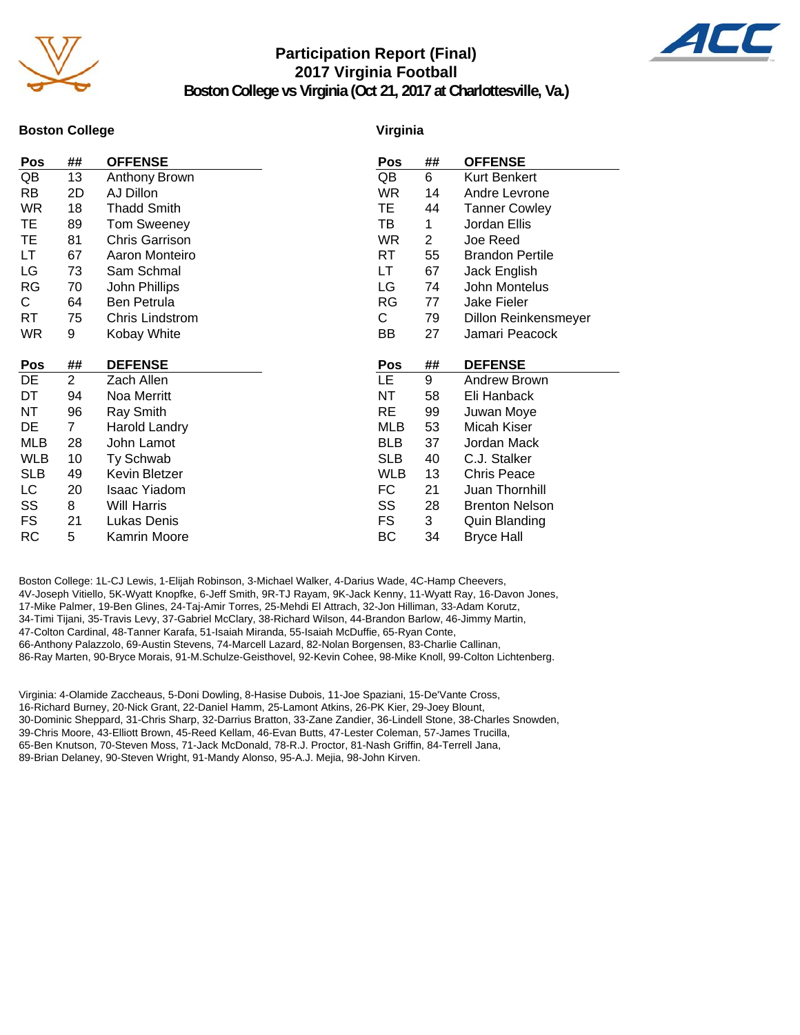# Participation Report (Final)
## 2017 Virginia Football
### Boston College vs Virginia (Oct 21, 2017 at Charlottesville, Va.)

**Boston College**

| Pos | ## | OFFENSE |
|---|---|---|
| QB | 13 | Anthony Brown |
| RB | 2D | AJ Dillon |
| WR | 18 | Thadd Smith |
| TE | 89 | Tom Sweeney |
| TE | 81 | Chris Garrison |
| LT | 67 | Aaron Monteiro |
| LG | 73 | Sam Schmal |
| RG | 70 | John Phillips |
| C | 64 | Ben Petrula |
| RT | 75 | Chris Lindstrom |
| WR | 9 | Kobay White |

| Pos | ## | DEFENSE |
|---|---|---|
| DE | 2 | Zach Allen |
| DT | 94 | Noa Merritt |
| NT | 96 | Ray Smith |
| DE | 7 | Harold Landry |
| MLB | 28 | John Lamot |
| WLB | 10 | Ty Schwab |
| SLB | 49 | Kevin Bletzer |
| LC | 20 | Isaac Yiadom |
| SS | 8 | Will Harris |
| FS | 21 | Lukas Denis |
| RC | 5 | Kamrin Moore |

**Virginia**

| Pos | ## | OFFENSE |
|---|---|---|
| QB | 6 | Kurt Benkert |
| WR | 14 | Andre Levrone |
| TE | 44 | Tanner Cowley |
| TB | 1 | Jordan Ellis |
| WR | 2 | Joe Reed |
| RT | 55 | Brandon Pertile |
| LT | 67 | Jack English |
| LG | 74 | John Montelus |
| RG | 77 | Jake Fieler |
| C | 79 | Dillon Reinkensmeyer |
| BB | 27 | Jamari Peacock |

| Pos | ## | DEFENSE |
|---|---|---|
| LE | 9 | Andrew Brown |
| NT | 58 | Eli Hanback |
| RE | 99 | Juwan Moye |
| MLB | 53 | Micah Kiser |
| BLB | 37 | Jordan Mack |
| SLB | 40 | C.J. Stalker |
| WLB | 13 | Chris Peace |
| FC | 21 | Juan Thornhill |
| SS | 28 | Brenton Nelson |
| FS | 3 | Quin Blanding |
| BC | 34 | Bryce Hall |

Boston College: 1L-CJ Lewis, 1-Elijah Robinson, 3-Michael Walker, 4-Darius Wade, 4C-Hamp Cheevers, 4V-Joseph Vitiello, 5K-Wyatt Knopfke, 6-Jeff Smith, 9R-TJ Rayam, 9K-Jack Kenny, 11-Wyatt Ray, 16-Davon Jones, 17-Mike Palmer, 19-Ben Glines, 24-Taj-Amir Torres, 25-Mehdi El Attrach, 32-Jon Hilliman, 33-Adam Korutz, 34-Timi Tijani, 35-Travis Levy, 37-Gabriel McClary, 38-Richard Wilson, 44-Brandon Barlow, 46-Jimmy Martin, 47-Colton Cardinal, 48-Tanner Karafa, 51-Isaiah Miranda, 55-Isaiah McDuffie, 65-Ryan Conte, 66-Anthony Palazzolo, 69-Austin Stevens, 74-Marcell Lazard, 82-Nolan Borgensen, 83-Charlie Callinan, 86-Ray Marten, 90-Bryce Morais, 91-M.Schulze-Geisthovel, 92-Kevin Cohee, 98-Mike Knoll, 99-Colton Lichtenberg.

Virginia: 4-Olamide Zaccheaus, 5-Doni Dowling, 8-Hasise Dubois, 11-Joe Spaziani, 15-De'Vante Cross, 16-Richard Burney, 20-Nick Grant, 22-Daniel Hamm, 25-Lamont Atkins, 26-PK Kier, 29-Joey Blount, 30-Dominic Sheppard, 31-Chris Sharp, 32-Darrius Bratton, 33-Zane Zandier, 36-Lindell Stone, 38-Charles Snowden, 39-Chris Moore, 43-Elliott Brown, 45-Reed Kellam, 46-Evan Butts, 47-Lester Coleman, 57-James Trucilla, 65-Ben Knutson, 70-Steven Moss, 71-Jack McDonald, 78-R.J. Proctor, 81-Nash Griffin, 84-Terrell Jana, 89-Brian Delaney, 90-Steven Wright, 91-Mandy Alonso, 95-A.J. Mejia, 98-John Kirven.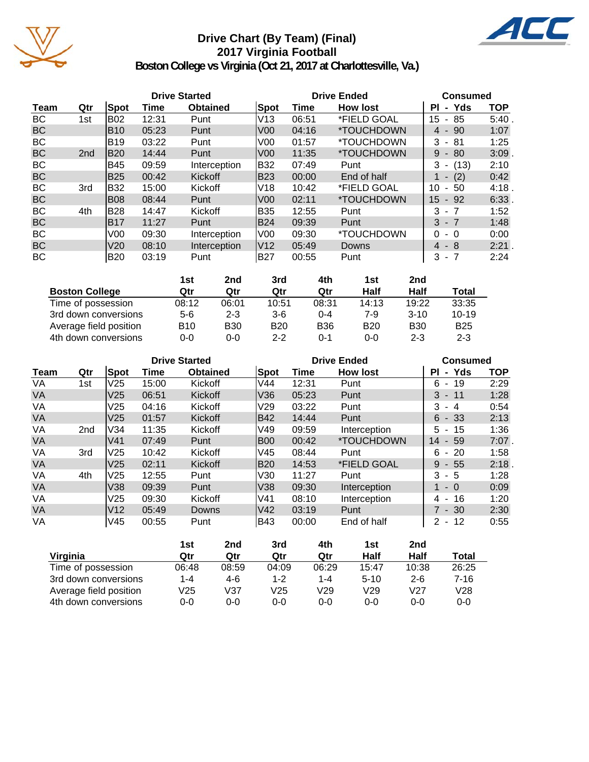# Drive Chart (By Team) (Final)
## 2017 Virginia Football
### Boston College vs Virginia (Oct 21, 2017 at Charlottesville, Va.)

| | | Drive Started | | | Drive Ended | | | Consumed | |
|---|---|---|---|---|---|---|---|---|---|
| Team | Qtr | Spot | Time | Obtained | Spot | Time | How lost | Pl - Yds | TOP |
| BC | 1st | B02 | 12:31 | Punt | V13 | 06:51 | *FIELD GOAL | 15 - 85 | 5:40 . |
| BC | | B10 | 05:23 | Punt | V00 | 04:16 | *TOUCHDOWN | 4 - 90 | 1:07 |
| BC | | B19 | 03:22 | Punt | V00 | 01:57 | *TOUCHDOWN | 3 - 81 | 1:25 |
| BC | 2nd | B20 | 14:44 | Punt | V00 | 11:35 | *TOUCHDOWN | 9 - 80 | 3:09 . |
| BC | | B45 | 09:59 | Interception | B32 | 07:49 | Punt | 3 - (13) | 2:10 |
| BC | | B25 | 00:42 | Kickoff | B23 | 00:00 | End of half | 1 - (2) | 0:42 |
| BC | 3rd | B32 | 15:00 | Kickoff | V18 | 10:42 | *FIELD GOAL | 10 - 50 | 4:18 . |
| BC | | B08 | 08:44 | Punt | V00 | 02:11 | *TOUCHDOWN | 15 - 92 | 6:33 . |
| BC | 4th | B28 | 14:47 | Kickoff | B35 | 12:55 | Punt | 3 - 7 | 1:52 |
| BC | | B17 | 11:27 | Punt | B24 | 09:39 | Punt | 3 - 7 | 1:48 |
| BC | | V00 | 09:30 | Interception | V00 | 09:30 | *TOUCHDOWN | 0 - 0 | 0:00 |
| BC | | V20 | 08:10 | Interception | V12 | 05:49 | Downs | 4 - 8 | 2:21 . |
| BC | | B20 | 03:19 | Punt | B27 | 00:55 | Punt | 3 - 7 | 2:24 |

| Boston College | 1st Qtr | 2nd Qtr | 3rd Qtr | 4th Qtr | 1st Half | 2nd Half | Total |
|---|---|---|---|---|---|---|---|
| Time of possession | 08:12 | 06:01 | 10:51 | 08:31 | 14:13 | 19:22 | 33:35 |
| 3rd down conversions | 5-6 | 2-3 | 3-6 | 0-4 | 7-9 | 3-10 | 10-19 |
| Average field position | B10 | B30 | B20 | B36 | B20 | B30 | B25 |
| 4th down conversions | 0-0 | 0-0 | 2-2 | 0-1 | 0-0 | 2-3 | 2-3 |

| | | Drive Started | | | Drive Ended | | | Consumed | |
|---|---|---|---|---|---|---|---|---|---|
| Team | Qtr | Spot | Time | Obtained | Spot | Time | How lost | Pl - Yds | TOP |
| VA | 1st | V25 | 15:00 | Kickoff | V44 | 12:31 | Punt | 6 - 19 | 2:29 |
| VA | | V25 | 06:51 | Kickoff | V36 | 05:23 | Punt | 3 - 11 | 1:28 |
| VA | | V25 | 04:16 | Kickoff | V29 | 03:22 | Punt | 3 - 4 | 0:54 |
| VA | | V25 | 01:57 | Kickoff | B42 | 14:44 | Punt | 6 - 33 | 2:13 |
| VA | 2nd | V34 | 11:35 | Kickoff | V49 | 09:59 | Interception | 5 - 15 | 1:36 |
| VA | | V41 | 07:49 | Punt | B00 | 00:42 | *TOUCHDOWN | 14 - 59 | 7:07 . |
| VA | 3rd | V25 | 10:42 | Kickoff | V45 | 08:44 | Punt | 6 - 20 | 1:58 |
| VA | | V25 | 02:11 | Kickoff | B20 | 14:53 | *FIELD GOAL | 9 - 55 | 2:18 . |
| VA | 4th | V25 | 12:55 | Punt | V30 | 11:27 | Punt | 3 - 5 | 1:28 |
| VA | | V38 | 09:39 | Punt | V38 | 09:30 | Interception | 1 - 0 | 0:09 |
| VA | | V25 | 09:30 | Kickoff | V41 | 08:10 | Interception | 4 - 16 | 1:20 |
| VA | | V12 | 05:49 | Downs | V42 | 03:19 | Punt | 7 - 30 | 2:30 |
| VA | | V45 | 00:55 | Punt | B43 | 00:00 | End of half | 2 - 12 | 0:55 |

| Virginia | 1st Qtr | 2nd Qtr | 3rd Qtr | 4th Qtr | 1st Half | 2nd Half | Total |
|---|---|---|---|---|---|---|---|
| Time of possession | 06:48 | 08:59 | 04:09 | 06:29 | 15:47 | 10:38 | 26:25 |
| 3rd down conversions | 1-4 | 4-6 | 1-2 | 1-4 | 5-10 | 2-6 | 7-16 |
| Average field position | V25 | V37 | V25 | V29 | V29 | V27 | V28 |
| 4th down conversions | 0-0 | 0-0 | 0-0 | 0-0 | 0-0 | 0-0 | 0-0 |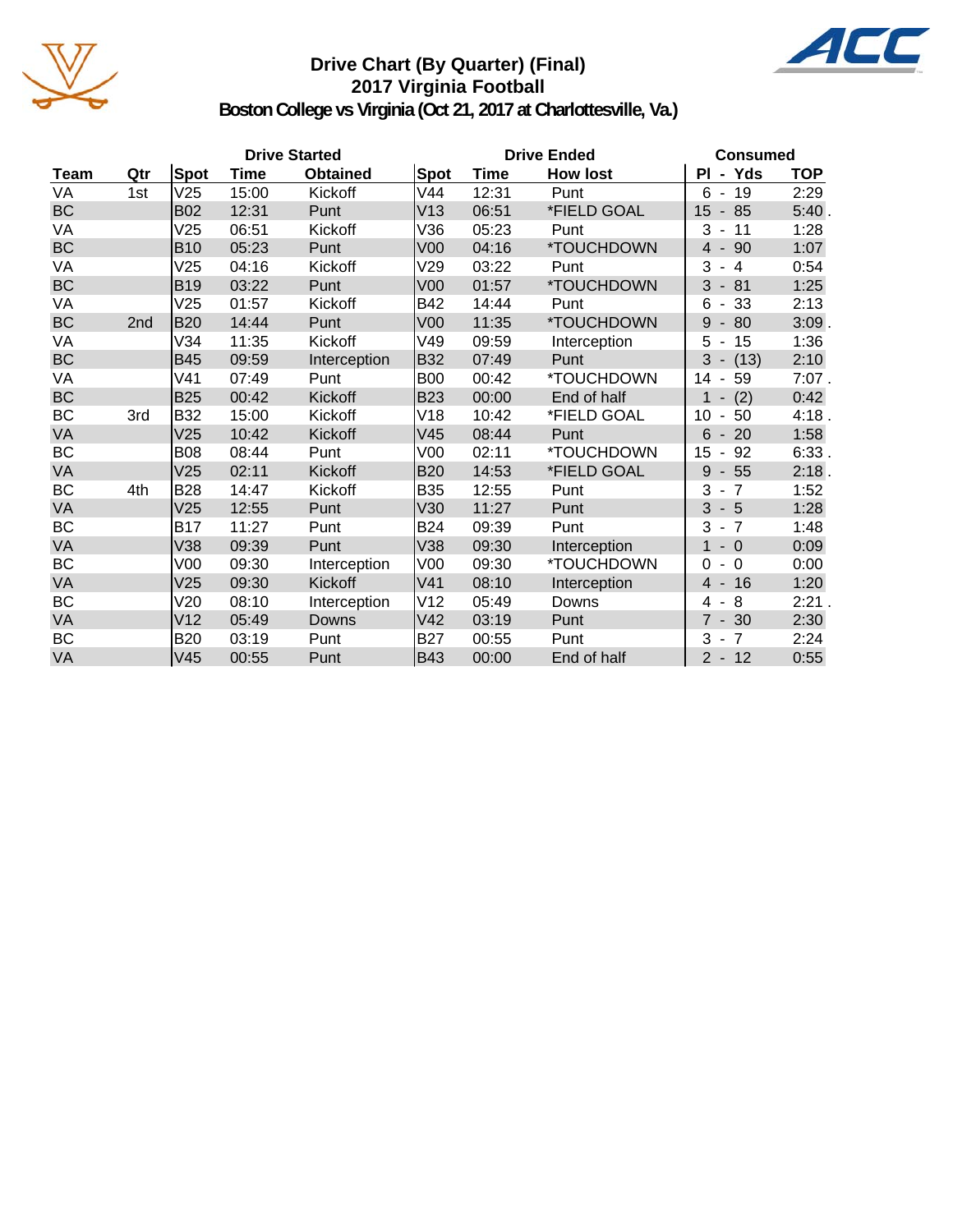# Drive Chart (By Quarter) (Final)
## 2017 Virginia Football
### Boston College vs Virginia (Oct 21, 2017 at Charlottesville, Va.)

| Team | Qtr | Drive Started | | | Drive Ended | | | Consumed | |
|---|---|---|---|---|---|---|---|---|---|
| | | Spot | Time | Obtained | Spot | Time | How lost | Pl - Yds | TOP |
| VA | 1st | V25 | 15:00 | Kickoff | V44 | 12:31 | Punt | 6 - 19 | 2:29 |
| BC | | B02 | 12:31 | Punt | V13 | 06:51 | *FIELD GOAL | 15 - 85 | 5:40 . |
| VA | | V25 | 06:51 | Kickoff | V36 | 05:23 | Punt | 3 - 11 | 1:28 |
| BC | | B10 | 05:23 | Punt | V00 | 04:16 | *TOUCHDOWN | 4 - 90 | 1:07 |
| VA | | V25 | 04:16 | Kickoff | V29 | 03:22 | Punt | 3 - 4 | 0:54 |
| BC | | B19 | 03:22 | Punt | V00 | 01:57 | *TOUCHDOWN | 3 - 81 | 1:25 |
| VA | | V25 | 01:57 | Kickoff | B42 | 14:44 | Punt | 6 - 33 | 2:13 |
| BC | 2nd | B20 | 14:44 | Punt | V00 | 11:35 | *TOUCHDOWN | 9 - 80 | 3:09 . |
| VA | | V34 | 11:35 | Kickoff | V49 | 09:59 | Interception | 5 - 15 | 1:36 |
| BC | | B45 | 09:59 | Interception | B32 | 07:49 | Punt | 3 - (13) | 2:10 |
| VA | | V41 | 07:49 | Punt | B00 | 00:42 | *TOUCHDOWN | 14 - 59 | 7:07 . |
| BC | | B25 | 00:42 | Kickoff | B23 | 00:00 | End of half | 1 - (2) | 0:42 |
| BC | 3rd | B32 | 15:00 | Kickoff | V18 | 10:42 | *FIELD GOAL | 10 - 50 | 4:18 . |
| VA | | V25 | 10:42 | Kickoff | V45 | 08:44 | Punt | 6 - 20 | 1:58 |
| BC | | B08 | 08:44 | Punt | V00 | 02:11 | *TOUCHDOWN | 15 - 92 | 6:33 . |
| VA | | V25 | 02:11 | Kickoff | B20 | 14:53 | *FIELD GOAL | 9 - 55 | 2:18 . |
| BC | 4th | B28 | 14:47 | Kickoff | B35 | 12:55 | Punt | 3 - 7 | 1:52 |
| VA | | V25 | 12:55 | Punt | V30 | 11:27 | Punt | 3 - 5 | 1:28 |
| BC | | B17 | 11:27 | Punt | B24 | 09:39 | Punt | 3 - 7 | 1:48 |
| VA | | V38 | 09:39 | Punt | V38 | 09:30 | Interception | 1 - 0 | 0:09 |
| BC | | V00 | 09:30 | Interception | V00 | 09:30 | *TOUCHDOWN | 0 - 0 | 0:00 |
| VA | | V25 | 09:30 | Kickoff | V41 | 08:10 | Interception | 4 - 16 | 1:20 |
| BC | | V20 | 08:10 | Interception | V12 | 05:49 | Downs | 4 - 8 | 2:21 . |
| VA | | V12 | 05:49 | Downs | V42 | 03:19 | Punt | 7 - 30 | 2:30 |
| BC | | B20 | 03:19 | Punt | B27 | 00:55 | Punt | 3 - 7 | 2:24 |
| VA | | V45 | 00:55 | Punt | B43 | 00:00 | End of half | 2 - 12 | 0:55 |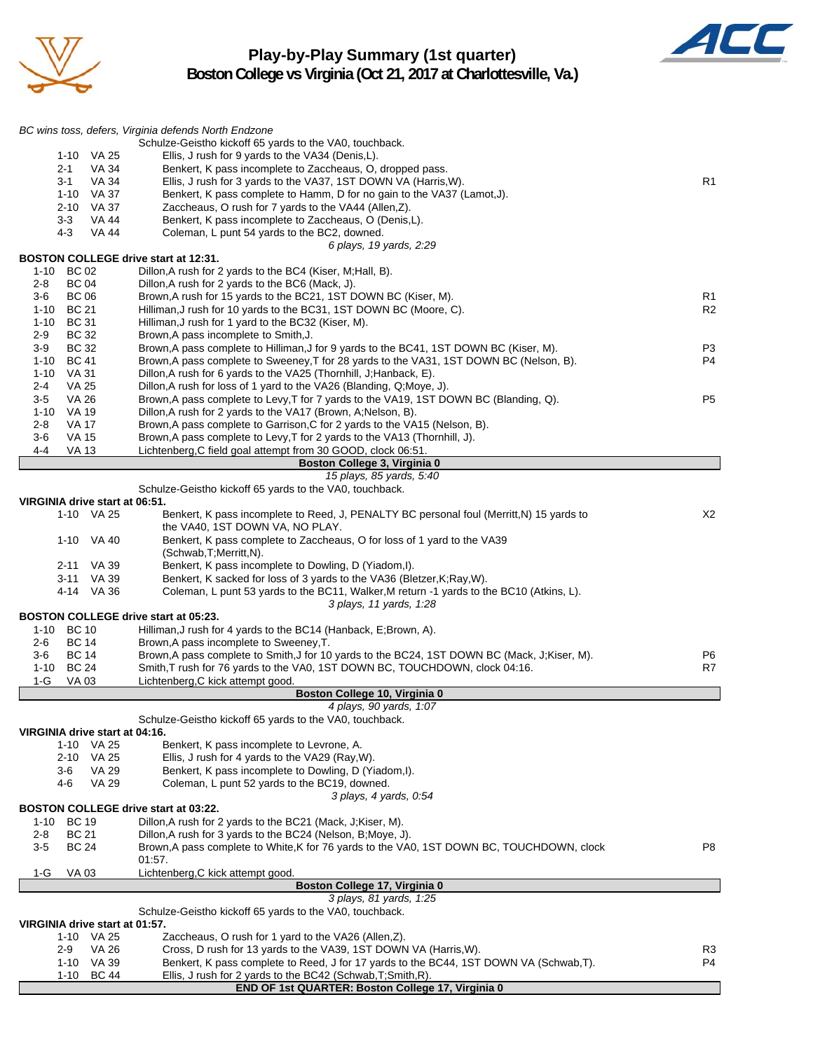# Play-by-Play Summary (1st quarter)

## Boston College vs Virginia (Oct 21, 2017 at Charlottesville, Va.)

*BC wins toss, defers, Virginia defends North Endzone*

Schulze-Geistho kickoff 65 yards to the VA0, touchback.

| Down | Spot | Play | |
|---|---|---|---|
| 1-10 | VA 25 | Ellis, J rush for 9 yards to the VA34 (Denis,L). | |
| 2-1 | VA 34 | Benkert, K pass incomplete to Zaccheaus, O, dropped pass. | |
| 3-1 | VA 34 | Ellis, J rush for 3 yards to the VA37, 1ST DOWN VA (Harris,W). | R1 |
| 1-10 | VA 37 | Benkert, K pass complete to Hamm, D for no gain to the VA37 (Lamot,J). | |
| 2-10 | VA 37 | Zaccheaus, O rush for 7 yards to the VA44 (Allen,Z). | |
| 3-3 | VA 44 | Benkert, K pass incomplete to Zaccheaus, O (Denis,L). | |
| 4-3 | VA 44 | Coleman, L punt 54 yards to the BC2, downed. | |

*6 plays, 19 yards, 2:29*

**BOSTON COLLEGE drive start at 12:31.**

| Down | Spot | Play | |
|---|---|---|---|
| 1-10 | BC 02 | Dillon,A rush for 2 yards to the BC4 (Kiser, M;Hall, B). | |
| 2-8 | BC 04 | Dillon,A rush for 2 yards to the BC6 (Mack, J). | |
| 3-6 | BC 06 | Brown,A rush for 15 yards to the BC21, 1ST DOWN BC (Kiser, M). | R1 |
| 1-10 | BC 21 | Hilliman,J rush for 10 yards to the BC31, 1ST DOWN BC (Moore, C). | R2 |
| 1-10 | BC 31 | Hilliman,J rush for 1 yard to the BC32 (Kiser, M). | |
| 2-9 | BC 32 | Brown,A pass incomplete to Smith,J. | |
| 3-9 | BC 32 | Brown,A pass complete to Hilliman,J for 9 yards to the BC41, 1ST DOWN BC (Kiser, M). | P3 |
| 1-10 | BC 41 | Brown,A pass complete to Sweeney,T for 28 yards to the VA31, 1ST DOWN BC (Nelson, B). | P4 |
| 1-10 | VA 31 | Dillon,A rush for 6 yards to the VA25 (Thornhill, J;Hanback, E). | |
| 2-4 | VA 25 | Dillon,A rush for loss of 1 yard to the VA26 (Blanding, Q;Moye, J). | |
| 3-5 | VA 26 | Brown,A pass complete to Levy,T for 7 yards to the VA19, 1ST DOWN BC (Blanding, Q). | P5 |
| 1-10 | VA 19 | Dillon,A rush for 2 yards to the VA17 (Brown, A;Nelson, B). | |
| 2-8 | VA 17 | Brown,A pass complete to Garrison,C for 2 yards to the VA15 (Nelson, B). | |
| 3-6 | VA 15 | Brown,A pass complete to Levy,T for 2 yards to the VA13 (Thornhill, J). | |
| 4-4 | VA 13 | Lichtenberg,C field goal attempt from 30 GOOD, clock 06:51. | |

**Boston College 3, Virginia 0**

*15 plays, 85 yards, 5:40*

Schulze-Geistho kickoff 65 yards to the VA0, touchback.

**VIRGINIA drive start at 06:51.**

| Down | Spot | Play | |
|---|---|---|---|
| 1-10 | VA 25 | Benkert, K pass incomplete to Reed, J, PENALTY BC personal foul (Merritt,N) 15 yards to the VA40, 1ST DOWN VA, NO PLAY. | X2 |
| 1-10 | VA 40 | Benkert, K pass complete to Zaccheaus, O for loss of 1 yard to the VA39 (Schwab,T;Merritt,N). | |
| 2-11 | VA 39 | Benkert, K pass incomplete to Dowling, D (Yiadom,I). | |
| 3-11 | VA 39 | Benkert, K sacked for loss of 3 yards to the VA36 (Bletzer,K;Ray,W). | |
| 4-14 | VA 36 | Coleman, L punt 53 yards to the BC11, Walker,M return -1 yards to the BC10 (Atkins, L). | |

*3 plays, 11 yards, 1:28*

**BOSTON COLLEGE drive start at 05:23.**

| Down | Spot | Play | |
|---|---|---|---|
| 1-10 | BC 10 | Hilliman,J rush for 4 yards to the BC14 (Hanback, E;Brown, A). | |
| 2-6 | BC 14 | Brown,A pass incomplete to Sweeney,T. | |
| 3-6 | BC 14 | Brown,A pass complete to Smith,J for 10 yards to the BC24, 1ST DOWN BC (Mack, J;Kiser, M). | P6 |
| 1-10 | BC 24 | Smith,T rush for 76 yards to the VA0, 1ST DOWN BC, TOUCHDOWN, clock 04:16. | R7 |
| 1-G | VA 03 | Lichtenberg,C kick attempt good. | |

**Boston College 10, Virginia 0**

*4 plays, 90 yards, 1:07*

Schulze-Geistho kickoff 65 yards to the VA0, touchback.

**VIRGINIA drive start at 04:16.**

| Down | Spot | Play | |
|---|---|---|---|
| 1-10 | VA 25 | Benkert, K pass incomplete to Levrone, A. | |
| 2-10 | VA 25 | Ellis, J rush for 4 yards to the VA29 (Ray,W). | |
| 3-6 | VA 29 | Benkert, K pass incomplete to Dowling, D (Yiadom,I). | |
| 4-6 | VA 29 | Coleman, L punt 52 yards to the BC19, downed. | |

*3 plays, 4 yards, 0:54*

**BOSTON COLLEGE drive start at 03:22.**

| Down | Spot | Play | |
|---|---|---|---|
| 1-10 | BC 19 | Dillon,A rush for 2 yards to the BC21 (Mack, J;Kiser, M). | |
| 2-8 | BC 21 | Dillon,A rush for 3 yards to the BC24 (Nelson, B;Moye, J). | |
| 3-5 | BC 24 | Brown,A pass complete to White,K for 76 yards to the VA0, 1ST DOWN BC, TOUCHDOWN, clock 01:57. | P8 |
| 1-G | VA 03 | Lichtenberg,C kick attempt good. | |

**Boston College 17, Virginia 0**

*3 plays, 81 yards, 1:25*

Schulze-Geistho kickoff 65 yards to the VA0, touchback.

**VIRGINIA drive start at 01:57.**

| Down | Spot | Play | |
|---|---|---|---|
| 1-10 | VA 25 | Zaccheaus, O rush for 1 yard to the VA26 (Allen,Z). | |
| 2-9 | VA 26 | Cross, D rush for 13 yards to the VA39, 1ST DOWN VA (Harris,W). | R3 |
| 1-10 | VA 39 | Benkert, K pass complete to Reed, J for 17 yards to the BC44, 1ST DOWN VA (Schwab,T). | P4 |
| 1-10 | BC 44 | Ellis, J rush for 2 yards to the BC42 (Schwab,T;Smith,R). | |

**END OF 1st QUARTER: Boston College 17, Virginia 0**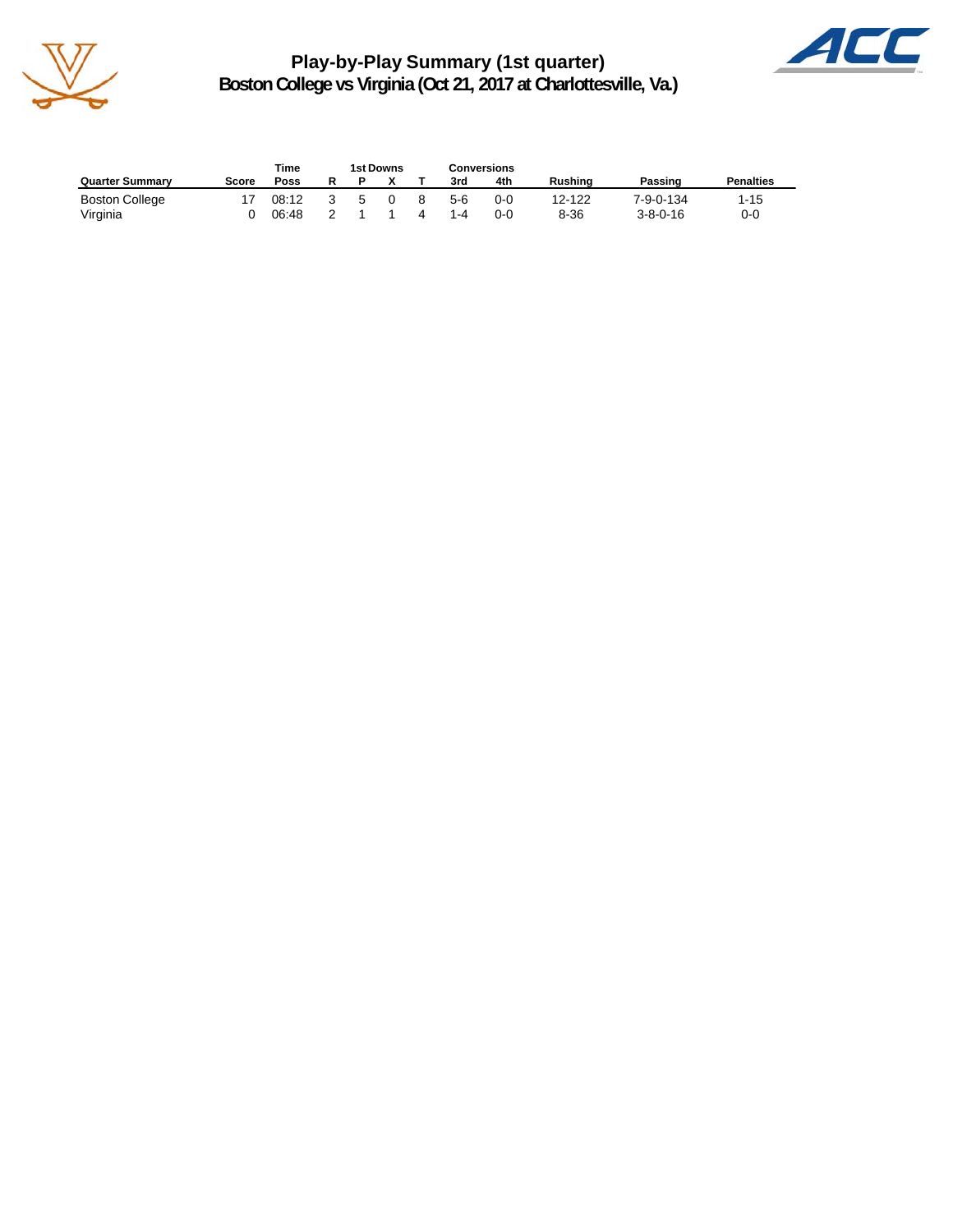# Play-by-Play Summary (1st quarter)
## Boston College vs Virginia (Oct 21, 2017 at Charlottesville, Va.)

| Quarter Summary | Score | Time Poss | 1st Downs R | P | X | T | Conversions 3rd | 4th | Rushing | Passing | Penalties |
|---|---|---|---|---|---|---|---|---|---|---|---|
| Boston College | 17 | 08:12 | 3 | 5 | 0 | 8 | 5-6 | 0-0 | 12-122 | 7-9-0-134 | 1-15 |
| Virginia | 0 | 06:48 | 2 | 1 | 1 | 4 | 1-4 | 0-0 | 8-36 | 3-8-0-16 | 0-0 |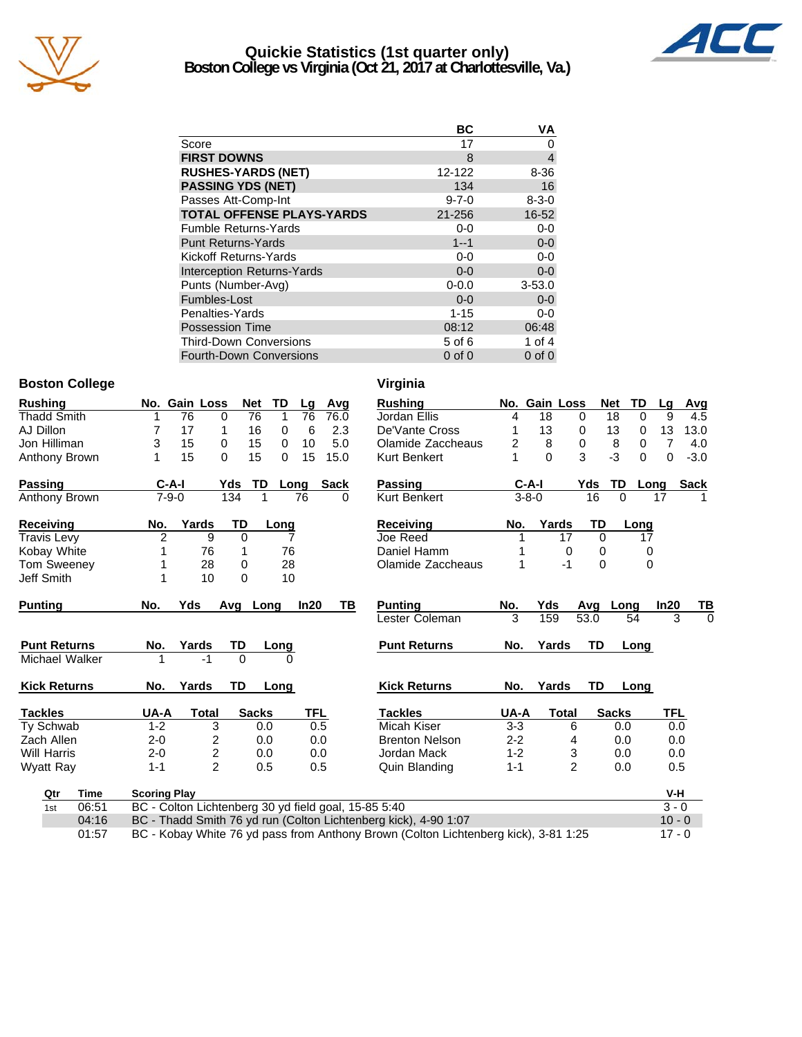# Quickie Statistics (1st quarter only)
## Boston College vs Virginia (Oct 21, 2017 at Charlottesville, Va.)

| | BC | VA |
|---|---|---|
| Score | 17 | 0 |
| **FIRST DOWNS** | 8 | 4 |
| **RUSHES-YARDS (NET)** | 12-122 | 8-36 |
| **PASSING YDS (NET)** | 134 | 16 |
| Passes Att-Comp-Int | 9-7-0 | 8-3-0 |
| **TOTAL OFFENSE PLAYS-YARDS** | 21-256 | 16-52 |
| Fumble Returns-Yards | 0-0 | 0-0 |
| Punt Returns-Yards | 1--1 | 0-0 |
| Kickoff Returns-Yards | 0-0 | 0-0 |
| Interception Returns-Yards | 0-0 | 0-0 |
| Punts (Number-Avg) | 0-0.0 | 3-53.0 |
| Fumbles-Lost | 0-0 | 0-0 |
| Penalties-Yards | 1-15 | 0-0 |
| Possession Time | 08:12 | 06:48 |
| Third-Down Conversions | 5 of 6 | 1 of 4 |
| Fourth-Down Conversions | 0 of 0 | 0 of 0 |

### Boston College

| Rushing | No. | Gain | Loss | Net | TD | Lg | Avg |
|---|---|---|---|---|---|---|---|
| Thadd Smith | 1 | 76 | 0 | 76 | 1 | 76 | 76.0 |
| AJ Dillon | 7 | 17 | 1 | 16 | 0 | 6 | 2.3 |
| Jon Hilliman | 3 | 15 | 0 | 15 | 0 | 10 | 5.0 |
| Anthony Brown | 1 | 15 | 0 | 15 | 0 | 15 | 15.0 |

| Passing | C-A-I | Yds | TD | Long | Sack |
|---|---|---|---|---|---|
| Anthony Brown | 7-9-0 | 134 | 1 | 76 | 0 |

| Receiving | No. | Yards | TD | Long |
|---|---|---|---|---|
| Travis Levy | 2 | 9 | 0 | 7 |
| Kobay White | 1 | 76 | 1 | 76 |
| Tom Sweeney | 1 | 28 | 0 | 28 |
| Jeff Smith | 1 | 10 | 0 | 10 |

| Punting | No. | Yds | Avg | Long | In20 | TB |
|---|---|---|---|---|---|---|

| Punt Returns | No. | Yards | TD | Long |
|---|---|---|---|---|
| Michael Walker | 1 | -1 | 0 | 0 |

| Kick Returns | No. | Yards | TD | Long |
|---|---|---|---|---|

| Tackles | UA-A | Total | Sacks | TFL |
|---|---|---|---|---|
| Ty Schwab | 1-2 | 3 | 0.0 | 0.5 |
| Zach Allen | 2-0 | 2 | 0.0 | 0.0 |
| Will Harris | 2-0 | 2 | 0.0 | 0.0 |
| Wyatt Ray | 1-1 | 2 | 0.5 | 0.5 |

### Virginia

| Rushing | No. | Gain | Loss | Net | TD | Lg | Avg |
|---|---|---|---|---|---|---|---|
| Jordan Ellis | 4 | 18 | 0 | 18 | 0 | 9 | 4.5 |
| De'Vante Cross | 1 | 13 | 0 | 13 | 0 | 13 | 13.0 |
| Olamide Zaccheaus | 2 | 8 | 0 | 8 | 0 | 7 | 4.0 |
| Kurt Benkert | 1 | 0 | 3 | -3 | 0 | 0 | -3.0 |

| Passing | C-A-I | Yds | TD | Long | Sack |
|---|---|---|---|---|---|
| Kurt Benkert | 3-8-0 | 16 | 0 | 17 | 1 |

| Receiving | No. | Yards | TD | Long |
|---|---|---|---|---|
| Joe Reed | 1 | 17 | 0 | 17 |
| Daniel Hamm | 1 | 0 | 0 | 0 |
| Olamide Zaccheaus | 1 | -1 | 0 | 0 |

| Punting | No. | Yds | Avg | Long | In20 | TB |
|---|---|---|---|---|---|---|
| Lester Coleman | 3 | 159 | 53.0 | 54 | 3 | 0 |

| Punt Returns | No. | Yards | TD | Long |
|---|---|---|---|---|

| Kick Returns | No. | Yards | TD | Long |
|---|---|---|---|---|

| Tackles | UA-A | Total | Sacks | TFL |
|---|---|---|---|---|
| Micah Kiser | 3-3 | 6 | 0.0 | 0.0 |
| Brenton Nelson | 2-2 | 4 | 0.0 | 0.0 |
| Jordan Mack | 1-2 | 3 | 0.0 | 0.0 |
| Quin Blanding | 1-1 | 2 | 0.0 | 0.5 |

### Scoring Plays

| Qtr | Time | Scoring Play | V-H |
|---|---|---|---|
| 1st | 06:51 | BC - Colton Lichtenberg 30 yd field goal, 15-85 5:40 | 3 - 0 |
| | 04:16 | BC - Thadd Smith 76 yd run (Colton Lichtenberg kick), 4-90 1:07 | 10 - 0 |
| | 01:57 | BC - Kobay White 76 yd pass from Anthony Brown (Colton Lichtenberg kick), 3-81 1:25 | 17 - 0 |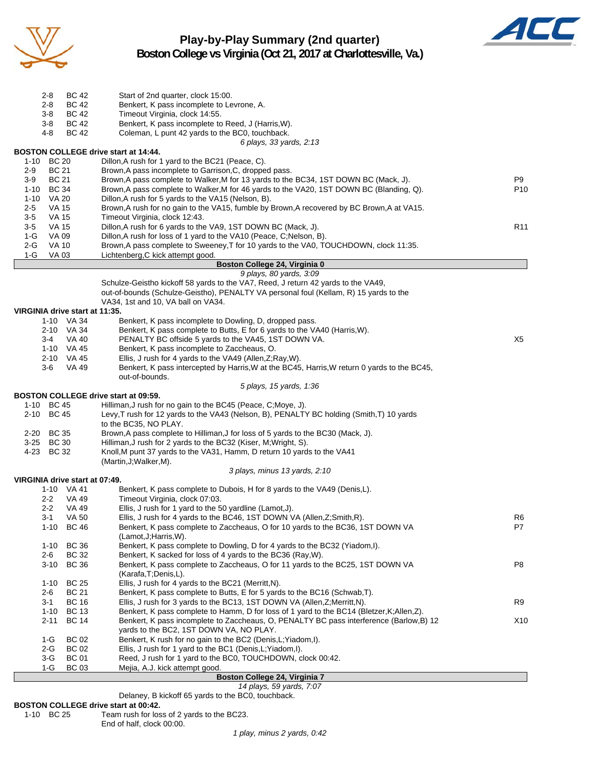# Play-by-Play Summary (2nd quarter)

## Boston College vs Virginia (Oct 21, 2017 at Charlottesville, Va.)

| Down | Spot | Play | |
|---|---|---|---|
| 2-8 | BC 42 | Start of 2nd quarter, clock 15:00. | |
| 2-8 | BC 42 | Benkert, K pass incomplete to Levrone, A. | |
| 3-8 | BC 42 | Timeout Virginia, clock 14:55. | |
| 3-8 | BC 42 | Benkert, K pass incomplete to Reed, J (Harris,W). | |
| 4-8 | BC 42 | Coleman, L punt 42 yards to the BC0, touchback. | |
| | | *6 plays, 33 yards, 2:13* | |

**BOSTON COLLEGE drive start at 14:44.**

| Down | Spot | Play | |
|---|---|---|---|
| 1-10 | BC 20 | Dillon,A rush for 1 yard to the BC21 (Peace, C). | |
| 2-9 | BC 21 | Brown,A pass incomplete to Garrison,C, dropped pass. | |
| 3-9 | BC 21 | Brown,A pass complete to Walker,M for 13 yards to the BC34, 1ST DOWN BC (Mack, J). | P9 |
| 1-10 | BC 34 | Brown,A pass complete to Walker,M for 46 yards to the VA20, 1ST DOWN BC (Blanding, Q). | P10 |
| 1-10 | VA 20 | Dillon,A rush for 5 yards to the VA15 (Nelson, B). | |
| 2-5 | VA 15 | Brown,A rush for no gain to the VA15, fumble by Brown,A recovered by BC Brown,A at VA15. | |
| 3-5 | VA 15 | Timeout Virginia, clock 12:43. | |
| 3-5 | VA 15 | Dillon,A rush for 6 yards to the VA9, 1ST DOWN BC (Mack, J). | R11 |
| 1-G | VA 09 | Dillon,A rush for loss of 1 yard to the VA10 (Peace, C;Nelson, B). | |
| 2-G | VA 10 | Brown,A pass complete to Sweeney,T for 10 yards to the VA0, TOUCHDOWN, clock 11:35. | |
| 1-G | VA 03 | Lichtenberg,C kick attempt good. | |

**Boston College 24, Virginia 0**

*9 plays, 80 yards, 3:09*

Schulze-Geistho kickoff 58 yards to the VA7, Reed, J return 42 yards to the VA49, out-of-bounds (Schulze-Geistho), PENALTY VA personal foul (Kellam, R) 15 yards to the VA34, 1st and 10, VA ball on VA34.

**VIRGINIA drive start at 11:35.**

| Down | Spot | Play | |
|---|---|---|---|
| 1-10 | VA 34 | Benkert, K pass incomplete to Dowling, D, dropped pass. | |
| 2-10 | VA 34 | Benkert, K pass complete to Butts, E for 6 yards to the VA40 (Harris,W). | |
| 3-4 | VA 40 | PENALTY BC offside 5 yards to the VA45, 1ST DOWN VA. | X5 |
| 1-10 | VA 45 | Benkert, K pass incomplete to Zaccheaus, O. | |
| 2-10 | VA 45 | Ellis, J rush for 4 yards to the VA49 (Allen,Z;Ray,W). | |
| 3-6 | VA 49 | Benkert, K pass intercepted by Harris,W at the BC45, Harris,W return 0 yards to the BC45, out-of-bounds. | |
| | | *5 plays, 15 yards, 1:36* | |

**BOSTON COLLEGE drive start at 09:59.**

| Down | Spot | Play | |
|---|---|---|---|
| 1-10 | BC 45 | Hilliman,J rush for no gain to the BC45 (Peace, C;Moye, J). | |
| 2-10 | BC 45 | Levy,T rush for 12 yards to the VA43 (Nelson, B), PENALTY BC holding (Smith,T) 10 yards to the BC35, NO PLAY. | |
| 2-20 | BC 35 | Brown,A pass complete to Hilliman,J for loss of 5 yards to the BC30 (Mack, J). | |
| 3-25 | BC 30 | Hilliman,J rush for 2 yards to the BC32 (Kiser, M;Wright, S). | |
| 4-23 | BC 32 | Knoll,M punt 37 yards to the VA31, Hamm, D return 10 yards to the VA41 (Martin,J;Walker,M). | |
| | | *3 plays, minus 13 yards, 2:10* | |

**VIRGINIA drive start at 07:49.**

| Down | Spot | Play | |
|---|---|---|---|
| 1-10 | VA 41 | Benkert, K pass complete to Dubois, H for 8 yards to the VA49 (Denis,L). | |
| 2-2 | VA 49 | Timeout Virginia, clock 07:03. | |
| 2-2 | VA 49 | Ellis, J rush for 1 yard to the 50 yardline (Lamot,J). | |
| 3-1 | VA 50 | Ellis, J rush for 4 yards to the BC46, 1ST DOWN VA (Allen,Z;Smith,R). | R6 |
| 1-10 | BC 46 | Benkert, K pass complete to Zaccheaus, O for 10 yards to the BC36, 1ST DOWN VA (Lamot,J;Harris,W). | P7 |
| 1-10 | BC 36 | Benkert, K pass complete to Dowling, D for 4 yards to the BC32 (Yiadom,I). | |
| 2-6 | BC 32 | Benkert, K sacked for loss of 4 yards to the BC36 (Ray,W). | |
| 3-10 | BC 36 | Benkert, K pass complete to Zaccheaus, O for 11 yards to the BC25, 1ST DOWN VA (Karafa,T;Denis,L). | P8 |
| 1-10 | BC 25 | Ellis, J rush for 4 yards to the BC21 (Merritt,N). | |
| 2-6 | BC 21 | Benkert, K pass complete to Butts, E for 5 yards to the BC16 (Schwab,T). | |
| 3-1 | BC 16 | Ellis, J rush for 3 yards to the BC13, 1ST DOWN VA (Allen,Z;Merritt,N). | R9 |
| 1-10 | BC 13 | Benkert, K pass complete to Hamm, D for loss of 1 yard to the BC14 (Bletzer,K;Allen,Z). | |
| 2-11 | BC 14 | Benkert, K pass incomplete to Zaccheaus, O, PENALTY BC pass interference (Barlow,B) 12 yards to the BC2, 1ST DOWN VA, NO PLAY. | X10 |
| 1-G | BC 02 | Benkert, K rush for no gain to the BC2 (Denis,L;Yiadom,I). | |
| 2-G | BC 02 | Ellis, J rush for 1 yard to the BC1 (Denis,L;Yiadom,I). | |
| 3-G | BC 01 | Reed, J rush for 1 yard to the BC0, TOUCHDOWN, clock 00:42. | |
| 1-G | BC 03 | Mejia, A.J. kick attempt good. | |

**Boston College 24, Virginia 7**

*14 plays, 59 yards, 7:07*

Delaney, B kickoff 65 yards to the BC0, touchback.

**BOSTON COLLEGE drive start at 00:42.**

| Down | Spot | Play | |
|---|---|---|---|
| 1-10 | BC 25 | Team rush for loss of 2 yards to the BC23. | |
| | | End of half, clock 00:00. | |
| | | *1 play, minus 2 yards, 0:42* | |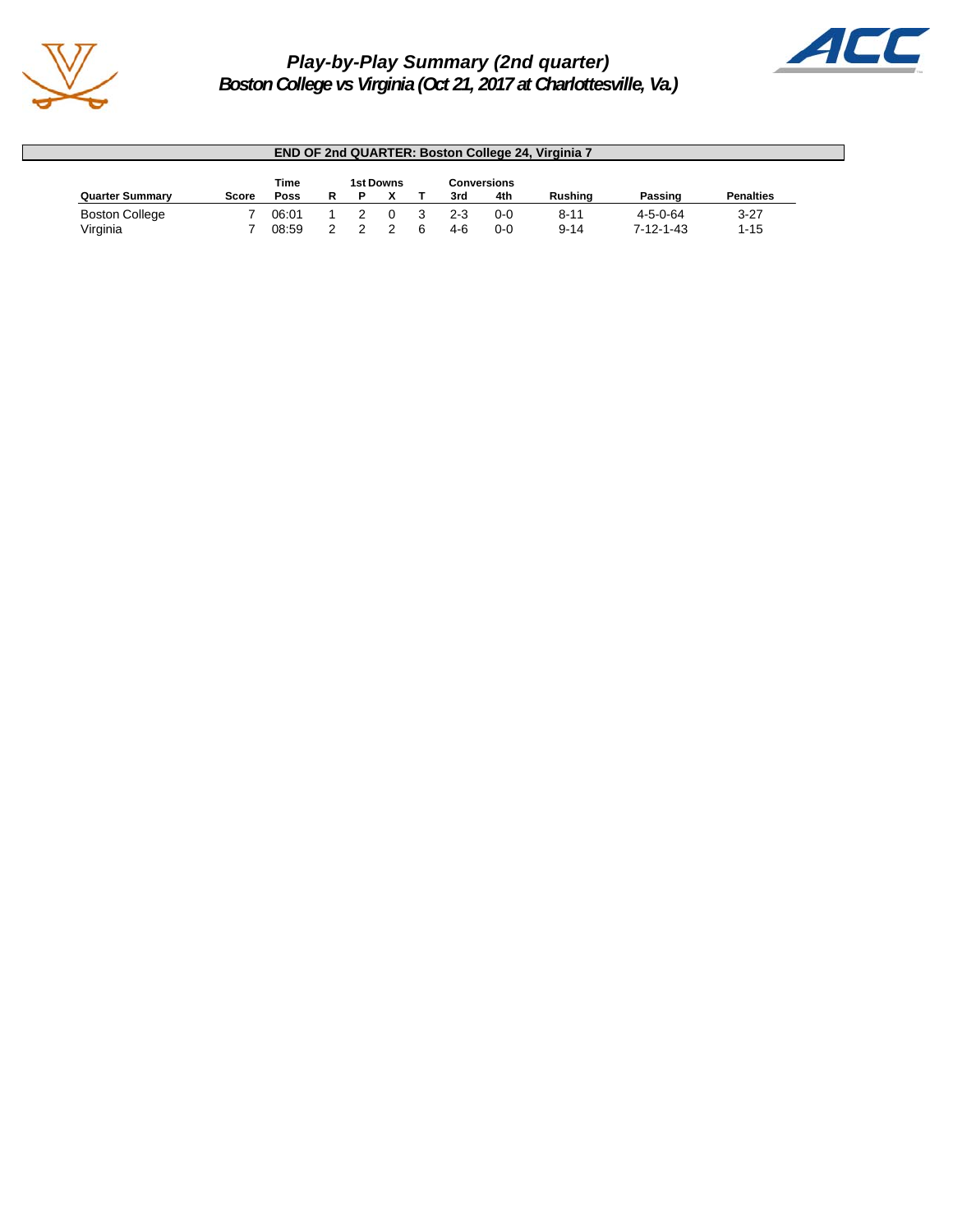# Play-by-Play Summary (2nd quarter)
## Boston College vs Virginia (Oct 21, 2017 at Charlottesville, Va.)

**END OF 2nd QUARTER: Boston College 24, Virginia 7**

| Quarter Summary | Score | Time Poss | 1st Downs R | P | X | T | Conversions 3rd | 4th | Rushing | Passing | Penalties |
|---|---|---|---|---|---|---|---|---|---|---|---|
| Boston College | 7 | 06:01 | 1 | 2 | 0 | 3 | 2-3 | 0-0 | 8-11 | 4-5-0-64 | 3-27 |
| Virginia | 7 | 08:59 | 2 | 2 | 2 | 6 | 4-6 | 0-0 | 9-14 | 7-12-1-43 | 1-15 |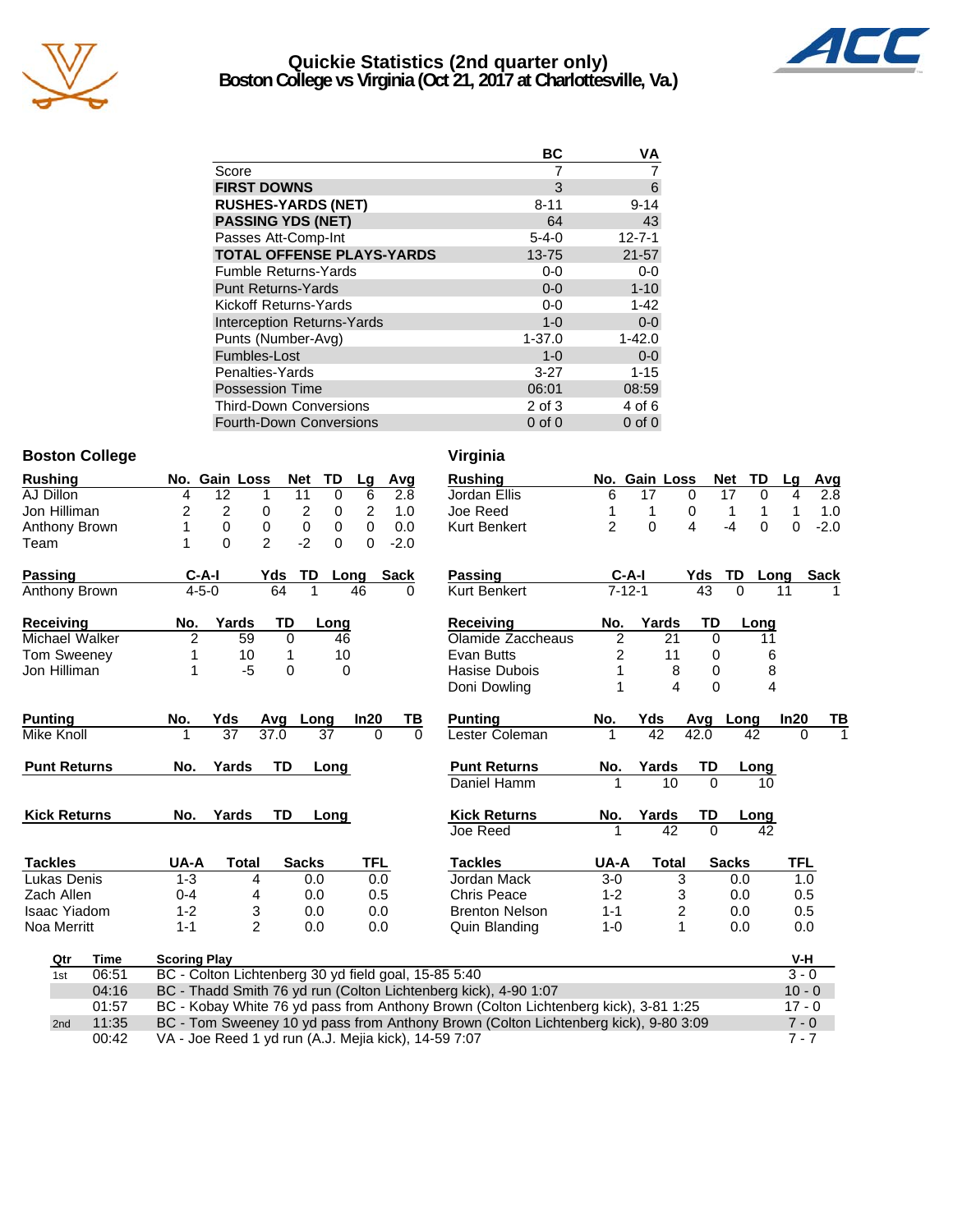# Quickie Statistics (2nd quarter only)
## Boston College vs Virginia (Oct 21, 2017 at Charlottesville, Va.)

| | BC | VA |
|---|---|---|
| Score | 7 | 7 |
| **FIRST DOWNS** | 3 | 6 |
| **RUSHES-YARDS (NET)** | 8-11 | 9-14 |
| **PASSING YDS (NET)** | 64 | 43 |
| Passes Att-Comp-Int | 5-4-0 | 12-7-1 |
| **TOTAL OFFENSE PLAYS-YARDS** | 13-75 | 21-57 |
| Fumble Returns-Yards | 0-0 | 0-0 |
| Punt Returns-Yards | 0-0 | 1-10 |
| Kickoff Returns-Yards | 0-0 | 1-42 |
| Interception Returns-Yards | 1-0 | 0-0 |
| Punts (Number-Avg) | 1-37.0 | 1-42.0 |
| Fumbles-Lost | 1-0 | 0-0 |
| Penalties-Yards | 3-27 | 1-15 |
| Possession Time | 06:01 | 08:59 |
| Third-Down Conversions | 2 of 3 | 4 of 6 |
| Fourth-Down Conversions | 0 of 0 | 0 of 0 |

### Boston College

| Rushing | No. | Gain | Loss | Net | TD | Lg | Avg |
|---|---|---|---|---|---|---|---|
| AJ Dillon | 4 | 12 | 1 | 11 | 0 | 6 | 2.8 |
| Jon Hilliman | 2 | 2 | 0 | 2 | 0 | 2 | 1.0 |
| Anthony Brown | 1 | 0 | 0 | 0 | 0 | 0 | 0.0 |
| Team | 1 | 0 | 2 | -2 | 0 | 0 | -2.0 |

| Passing | C-A-I | Yds | TD | Long | Sack |
|---|---|---|---|---|---|
| Anthony Brown | 4-5-0 | 64 | 1 | 46 | 0 |

| Receiving | No. | Yards | TD | Long |
|---|---|---|---|---|
| Michael Walker | 2 | 59 | 0 | 46 |
| Tom Sweeney | 1 | 10 | 1 | 10 |
| Jon Hilliman | 1 | -5 | 0 | 0 |

| Punting | No. | Yds | Avg | Long | In20 | TB |
|---|---|---|---|---|---|---|
| Mike Knoll | 1 | 37 | 37.0 | 37 | 0 | 0 |

| Punt Returns | No. | Yards | TD | Long |
|---|---|---|---|---|

| Kick Returns | No. | Yards | TD | Long |
|---|---|---|---|---|

| Tackles | UA-A | Total | Sacks | TFL |
|---|---|---|---|---|
| Lukas Denis | 1-3 | 4 | 0.0 | 0.0 |
| Zach Allen | 0-4 | 4 | 0.0 | 0.5 |
| Isaac Yiadom | 1-2 | 3 | 0.0 | 0.0 |
| Noa Merritt | 1-1 | 2 | 0.0 | 0.0 |

### Virginia

| Rushing | No. | Gain | Loss | Net | TD | Lg | Avg |
|---|---|---|---|---|---|---|---|
| Jordan Ellis | 6 | 17 | 0 | 17 | 0 | 4 | 2.8 |
| Joe Reed | 1 | 1 | 0 | 1 | 1 | 1 | 1.0 |
| Kurt Benkert | 2 | 0 | 4 | -4 | 0 | 0 | -2.0 |

| Passing | C-A-I | Yds | TD | Long | Sack |
|---|---|---|---|---|---|
| Kurt Benkert | 7-12-1 | 43 | 0 | 11 | 1 |

| Receiving | No. | Yards | TD | Long |
|---|---|---|---|---|
| Olamide Zaccheaus | 2 | 21 | 0 | 11 |
| Evan Butts | 2 | 11 | 0 | 6 |
| Hasise Dubois | 1 | 8 | 0 | 8 |
| Doni Dowling | 1 | 4 | 0 | 4 |

| Punting | No. | Yds | Avg | Long | In20 | TB |
|---|---|---|---|---|---|---|
| Lester Coleman | 1 | 42 | 42.0 | 42 | 0 | 1 |

| Punt Returns | No. | Yards | TD | Long |
|---|---|---|---|---|
| Daniel Hamm | 1 | 10 | 0 | 10 |

| Kick Returns | No. | Yards | TD | Long |
|---|---|---|---|---|
| Joe Reed | 1 | 42 | 0 | 42 |

| Tackles | UA-A | Total | Sacks | TFL |
|---|---|---|---|---|
| Jordan Mack | 3-0 | 3 | 0.0 | 1.0 |
| Chris Peace | 1-2 | 3 | 0.0 | 0.5 |
| Brenton Nelson | 1-1 | 2 | 0.0 | 0.5 |
| Quin Blanding | 1-0 | 1 | 0.0 | 0.0 |

| Qtr | Time | Scoring Play | V-H |
|---|---|---|---|
| 1st | 06:51 | BC - Colton Lichtenberg 30 yd field goal, 15-85 5:40 | 3 - 0 |
| | 04:16 | BC - Thadd Smith 76 yd run (Colton Lichtenberg kick), 4-90 1:07 | 10 - 0 |
| | 01:57 | BC - Kobay White 76 yd pass from Anthony Brown (Colton Lichtenberg kick), 3-81 1:25 | 17 - 0 |
| 2nd | 11:35 | BC - Tom Sweeney 10 yd pass from Anthony Brown (Colton Lichtenberg kick), 9-80 3:09 | 7 - 0 |
| | 00:42 | VA - Joe Reed 1 yd run (A.J. Mejia kick), 14-59 7:07 | 7 - 7 |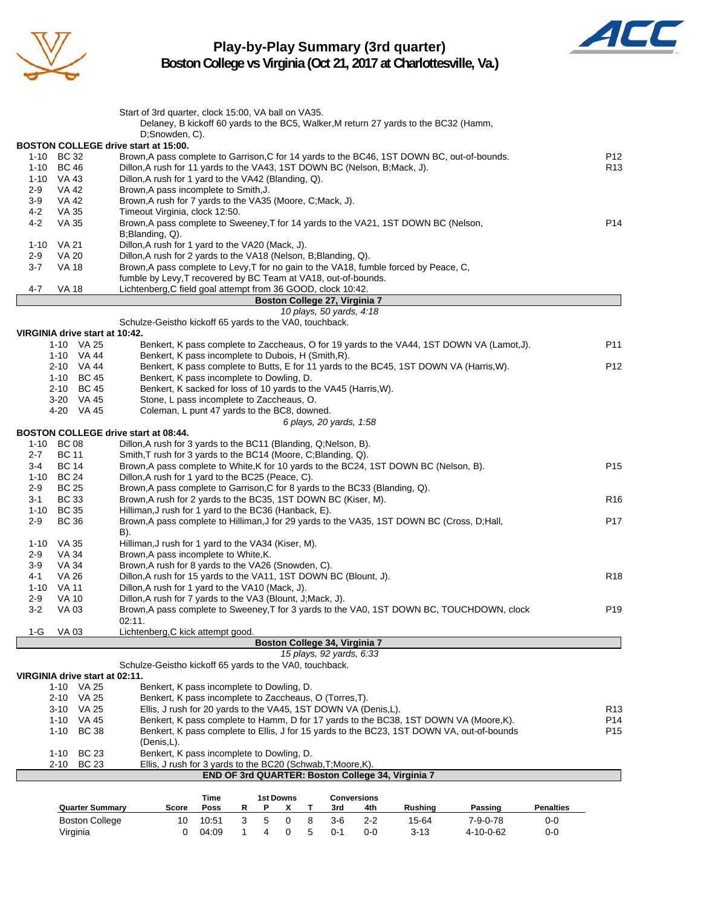# Play-by-Play Summary (3rd quarter)

## Boston College vs Virginia (Oct 21, 2017 at Charlottesville, Va.)

Start of 3rd quarter, clock 15:00, VA ball on VA35.
Delaney, B kickoff 60 yards to the BC5, Walker,M return 27 yards to the BC32 (Hamm, D;Snowden, C).

**BOSTON COLLEGE drive start at 15:00.**

| Down | Spot | Play | |
|---|---|---|---|
| 1-10 | BC 32 | Brown,A pass complete to Garrison,C for 14 yards to the BC46, 1ST DOWN BC, out-of-bounds. | P12 |
| 1-10 | BC 46 | Dillon,A rush for 11 yards to the VA43, 1ST DOWN BC (Nelson, B;Mack, J). | R13 |
| 1-10 | VA 43 | Dillon,A rush for 1 yard to the VA42 (Blanding, Q). | |
| 2-9 | VA 42 | Brown,A pass incomplete to Smith,J. | |
| 3-9 | VA 42 | Brown,A rush for 7 yards to the VA35 (Moore, C;Mack, J). | |
| 4-2 | VA 35 | Timeout Virginia, clock 12:50. | |
| 4-2 | VA 35 | Brown,A pass complete to Sweeney,T for 14 yards to the VA21, 1ST DOWN BC (Nelson, B;Blanding, Q). | P14 |
| 1-10 | VA 21 | Dillon,A rush for 1 yard to the VA20 (Mack, J). | |
| 2-9 | VA 20 | Dillon,A rush for 2 yards to the VA18 (Nelson, B;Blanding, Q). | |
| 3-7 | VA 18 | Brown,A pass complete to Levy,T for no gain to the VA18, fumble forced by Peace, C, fumble by Levy,T recovered by BC Team at VA18, out-of-bounds. | |
| 4-7 | VA 18 | Lichtenberg,C field goal attempt from 36 GOOD, clock 10:42. | |

**Boston College 27, Virginia 7**

*10 plays, 50 yards, 4:18*

Schulze-Geistho kickoff 65 yards to the VA0, touchback.

**VIRGINIA drive start at 10:42.**

| Down | Spot | Play | |
|---|---|---|---|
| 1-10 | VA 25 | Benkert, K pass complete to Zaccheaus, O for 19 yards to the VA44, 1ST DOWN VA (Lamot,J). | P11 |
| 1-10 | VA 44 | Benkert, K pass incomplete to Dubois, H (Smith,R). | |
| 2-10 | VA 44 | Benkert, K pass complete to Butts, E for 11 yards to the BC45, 1ST DOWN VA (Harris,W). | P12 |
| 1-10 | BC 45 | Benkert, K pass incomplete to Dowling, D. | |
| 2-10 | BC 45 | Benkert, K sacked for loss of 10 yards to the VA45 (Harris,W). | |
| 3-20 | VA 45 | Stone, L pass incomplete to Zaccheaus, O. | |
| 4-20 | VA 45 | Coleman, L punt 47 yards to the BC8, downed. | |

*6 plays, 20 yards, 1:58*

**BOSTON COLLEGE drive start at 08:44.**

| Down | Spot | Play | |
|---|---|---|---|
| 1-10 | BC 08 | Dillon,A rush for 3 yards to the BC11 (Blanding, Q;Nelson, B). | |
| 2-7 | BC 11 | Smith,T rush for 3 yards to the BC14 (Moore, C;Blanding, Q). | |
| 3-4 | BC 14 | Brown,A pass complete to White,K for 10 yards to the BC24, 1ST DOWN BC (Nelson, B). | P15 |
| 1-10 | BC 24 | Dillon,A rush for 1 yard to the BC25 (Peace, C). | |
| 2-9 | BC 25 | Brown,A pass complete to Garrison,C for 8 yards to the BC33 (Blanding, Q). | |
| 3-1 | BC 33 | Brown,A rush for 2 yards to the BC35, 1ST DOWN BC (Kiser, M). | R16 |
| 1-10 | BC 35 | Hilliman,J rush for 1 yard to the BC36 (Hanback, E). | |
| 2-9 | BC 36 | Brown,A pass complete to Hilliman,J for 29 yards to the VA35, 1ST DOWN BC (Cross, D;Hall, B). | P17 |
| 1-10 | VA 35 | Hilliman,J rush for 1 yard to the VA34 (Kiser, M). | |
| 2-9 | VA 34 | Brown,A pass incomplete to White,K. | |
| 3-9 | VA 34 | Brown,A rush for 8 yards to the VA26 (Snowden, C). | |
| 4-1 | VA 26 | Dillon,A rush for 15 yards to the VA11, 1ST DOWN BC (Blount, J). | R18 |
| 1-10 | VA 11 | Dillon,A rush for 1 yard to the VA10 (Mack, J). | |
| 2-9 | VA 10 | Dillon,A rush for 7 yards to the VA3 (Blount, J;Mack, J). | |
| 3-2 | VA 03 | Brown,A pass complete to Sweeney,T for 3 yards to the VA0, 1ST DOWN BC, TOUCHDOWN, clock 02:11. | P19 |
| 1-G | VA 03 | Lichtenberg,C kick attempt good. | |

**Boston College 34, Virginia 7**

*15 plays, 92 yards, 6:33*

Schulze-Geistho kickoff 65 yards to the VA0, touchback.

**VIRGINIA drive start at 02:11.**

| Down | Spot | Play | |
|---|---|---|---|
| 1-10 | VA 25 | Benkert, K pass incomplete to Dowling, D. | |
| 2-10 | VA 25 | Benkert, K pass incomplete to Zaccheaus, O (Torres,T). | |
| 3-10 | VA 25 | Ellis, J rush for 20 yards to the VA45, 1ST DOWN VA (Denis,L). | R13 |
| 1-10 | VA 45 | Benkert, K pass complete to Hamm, D for 17 yards to the BC38, 1ST DOWN VA (Moore,K). | P14 |
| 1-10 | BC 38 | Benkert, K pass complete to Ellis, J for 15 yards to the BC23, 1ST DOWN VA, out-of-bounds (Denis,L). | P15 |
| 1-10 | BC 23 | Benkert, K pass incomplete to Dowling, D. | |
| 2-10 | BC 23 | Ellis, J rush for 3 yards to the BC20 (Schwab,T;Moore,K). | |

**END OF 3rd QUARTER: Boston College 34, Virginia 7**

| Quarter Summary | Score | Time Poss | 1st Downs R | P | X | T | Conversions 3rd | 4th | Rushing | Passing | Penalties |
|---|---|---|---|---|---|---|---|---|---|---|---|
| Boston College | 10 | 10:51 | 3 | 5 | 0 | 8 | 3-6 | 2-2 | 15-64 | 7-9-0-78 | 0-0 |
| Virginia | 0 | 04:09 | 1 | 4 | 0 | 5 | 0-1 | 0-0 | 3-13 | 4-10-0-62 | 0-0 |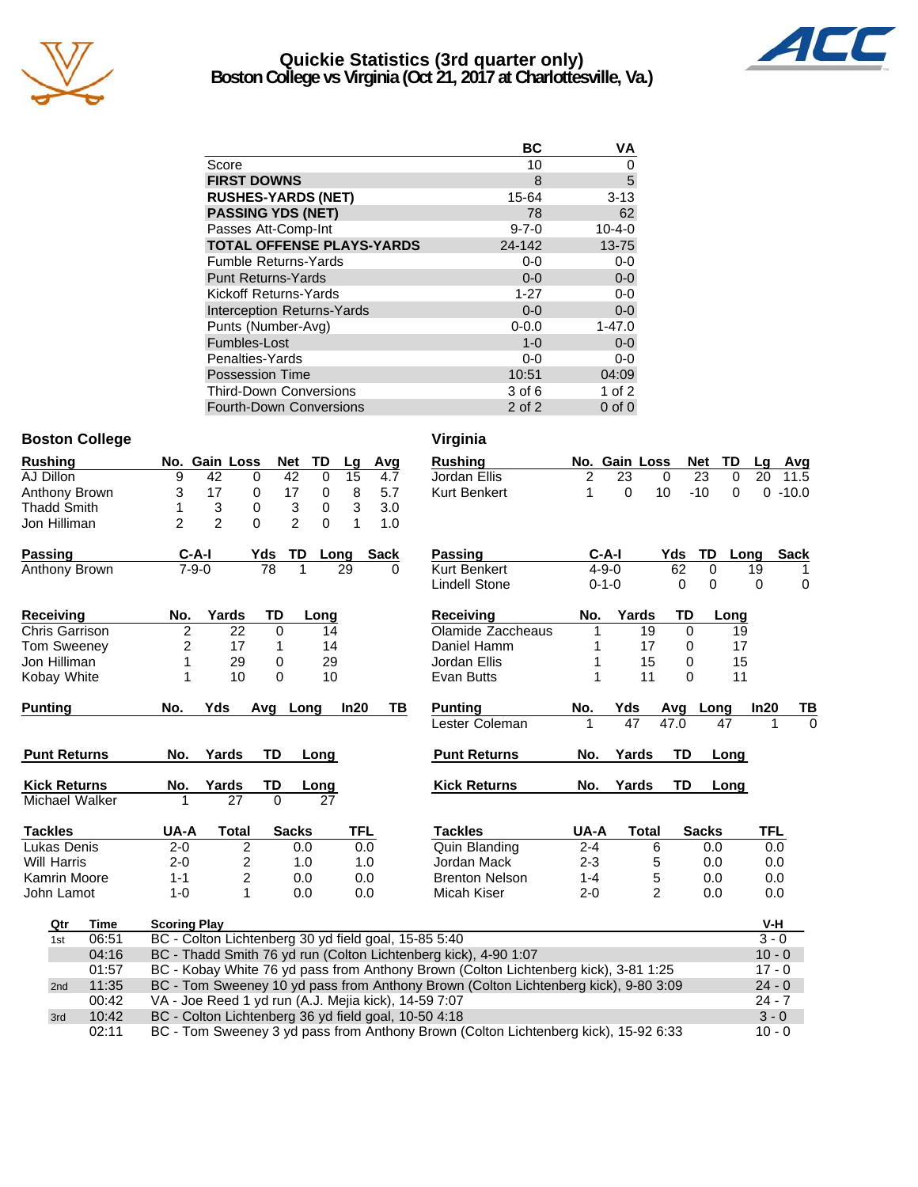# Quickie Statistics (3rd quarter only)

## Boston College vs Virginia (Oct 21, 2017 at Charlottesville, Va.)

| | BC | VA |
|---|---|---|
| Score | 10 | 0 |
| **FIRST DOWNS** | 8 | 5 |
| **RUSHES-YARDS (NET)** | 15-64 | 3-13 |
| **PASSING YDS (NET)** | 78 | 62 |
| Passes Att-Comp-Int | 9-7-0 | 10-4-0 |
| **TOTAL OFFENSE PLAYS-YARDS** | 24-142 | 13-75 |
| Fumble Returns-Yards | 0-0 | 0-0 |
| Punt Returns-Yards | 0-0 | 0-0 |
| Kickoff Returns-Yards | 1-27 | 0-0 |
| Interception Returns-Yards | 0-0 | 0-0 |
| Punts (Number-Avg) | 0-0.0 | 1-47.0 |
| Fumbles-Lost | 1-0 | 0-0 |
| Penalties-Yards | 0-0 | 0-0 |
| Possession Time | 10:51 | 04:09 |
| Third-Down Conversions | 3 of 6 | 1 of 2 |
| Fourth-Down Conversions | 2 of 2 | 0 of 0 |

### Boston College

| Rushing | No. | Gain | Loss | Net | TD | Lg | Avg |
|---|---|---|---|---|---|---|---|
| AJ Dillon | 9 | 42 | 0 | 42 | 0 | 15 | 4.7 |
| Anthony Brown | 3 | 17 | 0 | 17 | 0 | 8 | 5.7 |
| Thadd Smith | 1 | 3 | 0 | 3 | 0 | 3 | 3.0 |
| Jon Hilliman | 2 | 2 | 0 | 2 | 0 | 1 | 1.0 |

| Passing | C-A-I | Yds | TD | Long | Sack |
|---|---|---|---|---|---|
| Anthony Brown | 7-9-0 | 78 | 1 | 29 | 0 |

| Receiving | No. | Yards | TD | Long |
|---|---|---|---|---|
| Chris Garrison | 2 | 22 | 0 | 14 |
| Tom Sweeney | 2 | 17 | 1 | 14 |
| Jon Hilliman | 1 | 29 | 0 | 29 |
| Kobay White | 1 | 10 | 0 | 10 |

| Punting | No. | Yds | Avg | Long | In20 | TB |
|---|---|---|---|---|---|---|

| Punt Returns | No. | Yards | TD | Long |
|---|---|---|---|---|

| Kick Returns | No. | Yards | TD | Long |
|---|---|---|---|---|
| Michael Walker | 1 | 27 | 0 | 27 |

| Tackles | UA-A | Total | Sacks | TFL |
|---|---|---|---|---|
| Lukas Denis | 2-0 | 2 | 0.0 | 0.0 |
| Will Harris | 2-0 | 2 | 1.0 | 1.0 |
| Kamrin Moore | 1-1 | 2 | 0.0 | 0.0 |
| John Lamot | 1-0 | 1 | 0.0 | 0.0 |

### Virginia

| Rushing | No. | Gain | Loss | Net | TD | Lg | Avg |
|---|---|---|---|---|---|---|---|
| Jordan Ellis | 2 | 23 | 0 | 23 | 0 | 20 | 11.5 |
| Kurt Benkert | 1 | 0 | 10 | -10 | 0 | 0 | -10.0 |

| Passing | C-A-I | Yds | TD | Long | Sack |
|---|---|---|---|---|---|
| Kurt Benkert | 4-9-0 | 62 | 0 | 19 | 1 |
| Lindell Stone | 0-1-0 | 0 | 0 | 0 | 0 |

| Receiving | No. | Yards | TD | Long |
|---|---|---|---|---|
| Olamide Zaccheaus | 1 | 19 | 0 | 19 |
| Daniel Hamm | 1 | 17 | 0 | 17 |
| Jordan Ellis | 1 | 15 | 0 | 15 |
| Evan Butts | 1 | 11 | 0 | 11 |

| Punting | No. | Yds | Avg | Long | In20 | TB |
|---|---|---|---|---|---|---|
| Lester Coleman | 1 | 47 | 47.0 | 47 | 1 | 0 |

| Punt Returns | No. | Yards | TD | Long |
|---|---|---|---|---|

| Kick Returns | No. | Yards | TD | Long |
|---|---|---|---|---|

| Tackles | UA-A | Total | Sacks | TFL |
|---|---|---|---|---|
| Quin Blanding | 2-4 | 6 | 0.0 | 0.0 |
| Jordan Mack | 2-3 | 5 | 0.0 | 0.0 |
| Brenton Nelson | 1-4 | 5 | 0.0 | 0.0 |
| Micah Kiser | 2-0 | 2 | 0.0 | 0.0 |

### Scoring Summary

| Qtr | Time | Scoring Play | V-H |
|---|---|---|---|
| 1st | 06:51 | BC - Colton Lichtenberg 30 yd field goal, 15-85 5:40 | 3 - 0 |
| | 04:16 | BC - Thadd Smith 76 yd run (Colton Lichtenberg kick), 4-90 1:07 | 10 - 0 |
| | 01:57 | BC - Kobay White 76 yd pass from Anthony Brown (Colton Lichtenberg kick), 3-81 1:25 | 17 - 0 |
| 2nd | 11:35 | BC - Tom Sweeney 10 yd pass from Anthony Brown (Colton Lichtenberg kick), 9-80 3:09 | 24 - 0 |
| | 00:42 | VA - Joe Reed 1 yd run (A.J. Mejia kick), 14-59 7:07 | 24 - 7 |
| 3rd | 10:42 | BC - Colton Lichtenberg 36 yd field goal, 10-50 4:18 | 3 - 0 |
| | 02:11 | BC - Tom Sweeney 3 yd pass from Anthony Brown (Colton Lichtenberg kick), 15-92 6:33 | 10 - 0 |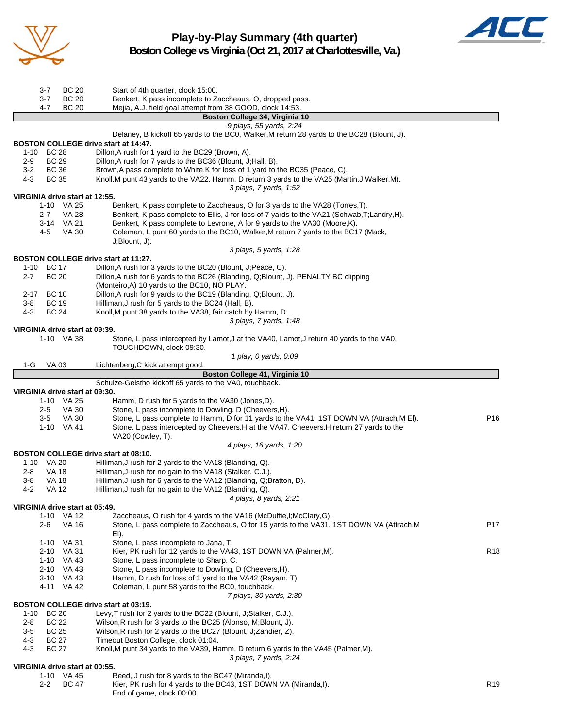# Play-by-Play Summary (4th quarter)
## Boston College vs Virginia (Oct 21, 2017 at Charlottesville, Va.)

| | | | |
|---|---|---|---|
| 3-7 | BC 20 | Start of 4th quarter, clock 15:00. | |
| 3-7 | BC 20 | Benkert, K pass incomplete to Zaccheaus, O, dropped pass. | |
| 4-7 | BC 20 | Mejia, A.J. field goal attempt from 38 GOOD, clock 14:53. | |

**Boston College 34, Virginia 10**

*9 plays, 55 yards, 2:24*

Delaney, B kickoff 65 yards to the BC0, Walker,M return 28 yards to the BC28 (Blount, J).

**BOSTON COLLEGE drive start at 14:47.**

| | | | |
|---|---|---|---|
| 1-10 | BC 28 | Dillon,A rush for 1 yard to the BC29 (Brown, A). | |
| 2-9 | BC 29 | Dillon,A rush for 7 yards to the BC36 (Blount, J;Hall, B). | |
| 3-2 | BC 36 | Brown,A pass complete to White,K for loss of 1 yard to the BC35 (Peace, C). | |
| 4-3 | BC 35 | Knoll,M punt 43 yards to the VA22, Hamm, D return 3 yards to the VA25 (Martin,J;Walker,M). | |

*3 plays, 7 yards, 1:52*

**VIRGINIA drive start at 12:55.**

| | | | |
|---|---|---|---|
| 1-10 | VA 25 | Benkert, K pass complete to Zaccheaus, O for 3 yards to the VA28 (Torres,T). | |
| 2-7 | VA 28 | Benkert, K pass complete to Ellis, J for loss of 7 yards to the VA21 (Schwab,T;Landry,H). | |
| 3-14 | VA 21 | Benkert, K pass complete to Levrone, A for 9 yards to the VA30 (Moore,K). | |
| 4-5 | VA 30 | Coleman, L punt 60 yards to the BC10, Walker,M return 7 yards to the BC17 (Mack, J;Blount, J). | |

*3 plays, 5 yards, 1:28*

**BOSTON COLLEGE drive start at 11:27.**

| | | | |
|---|---|---|---|
| 1-10 | BC 17 | Dillon,A rush for 3 yards to the BC20 (Blount, J;Peace, C). | |
| 2-7 | BC 20 | Dillon,A rush for 6 yards to the BC26 (Blanding, Q;Blount, J), PENALTY BC clipping (Monteiro,A) 10 yards to the BC10, NO PLAY. | |
| 2-17 | BC 10 | Dillon,A rush for 9 yards to the BC19 (Blanding, Q;Blount, J). | |
| 3-8 | BC 19 | Hilliman,J rush for 5 yards to the BC24 (Hall, B). | |
| 4-3 | BC 24 | Knoll,M punt 38 yards to the VA38, fair catch by Hamm, D. | |

*3 plays, 7 yards, 1:48*

**VIRGINIA drive start at 09:39.**

| | | | |
|---|---|---|---|
| 1-10 | VA 38 | Stone, L pass intercepted by Lamot,J at the VA40, Lamot,J return 40 yards to the VA0, TOUCHDOWN, clock 09:30. | |

*1 play, 0 yards, 0:09*

| | | | |
|---|---|---|---|
| 1-G | VA 03 | Lichtenberg,C kick attempt good. | |

**Boston College 41, Virginia 10**

Schulze-Geistho kickoff 65 yards to the VA0, touchback.

**VIRGINIA drive start at 09:30.**

| | | | |
|---|---|---|---|
| 1-10 | VA 25 | Hamm, D rush for 5 yards to the VA30 (Jones,D). | |
| 2-5 | VA 30 | Stone, L pass incomplete to Dowling, D (Cheevers,H). | |
| 3-5 | VA 30 | Stone, L pass complete to Hamm, D for 11 yards to the VA41, 1ST DOWN VA (Attrach,M El). | P16 |
| 1-10 | VA 41 | Stone, L pass intercepted by Cheevers,H at the VA47, Cheevers,H return 27 yards to the VA20 (Cowley, T). | |

*4 plays, 16 yards, 1:20*

**BOSTON COLLEGE drive start at 08:10.**

| | | | |
|---|---|---|---|
| 1-10 | VA 20 | Hilliman,J rush for 2 yards to the VA18 (Blanding, Q). | |
| 2-8 | VA 18 | Hilliman,J rush for no gain to the VA18 (Stalker, C.J.). | |
| 3-8 | VA 18 | Hilliman,J rush for 6 yards to the VA12 (Blanding, Q;Bratton, D). | |
| 4-2 | VA 12 | Hilliman,J rush for no gain to the VA12 (Blanding, Q). | |

*4 plays, 8 yards, 2:21*

**VIRGINIA drive start at 05:49.**

| | | | |
|---|---|---|---|
| 1-10 | VA 12 | Zaccheaus, O rush for 4 yards to the VA16 (McDuffie,I;McClary,G). | |
| 2-6 | VA 16 | Stone, L pass complete to Zaccheaus, O for 15 yards to the VA31, 1ST DOWN VA (Attrach,M El). | P17 |
| 1-10 | VA 31 | Stone, L pass incomplete to Jana, T. | |
| 2-10 | VA 31 | Kier, PK rush for 12 yards to the VA43, 1ST DOWN VA (Palmer,M). | R18 |
| 1-10 | VA 43 | Stone, L pass incomplete to Sharp, C. | |
| 2-10 | VA 43 | Stone, L pass incomplete to Dowling, D (Cheevers,H). | |
| 3-10 | VA 43 | Hamm, D rush for loss of 1 yard to the VA42 (Rayam, T). | |
| 4-11 | VA 42 | Coleman, L punt 58 yards to the BC0, touchback. | |

*7 plays, 30 yards, 2:30*

**BOSTON COLLEGE drive start at 03:19.**

| | | | |
|---|---|---|---|
| 1-10 | BC 20 | Levy,T rush for 2 yards to the BC22 (Blount, J;Stalker, C.J.). | |
| 2-8 | BC 22 | Wilson,R rush for 3 yards to the BC25 (Alonso, M;Blount, J). | |
| 3-5 | BC 25 | Wilson,R rush for 2 yards to the BC27 (Blount, J;Zandier, Z). | |
| 4-3 | BC 27 | Timeout Boston College, clock 01:04. | |
| 4-3 | BC 27 | Knoll,M punt 34 yards to the VA39, Hamm, D return 6 yards to the VA45 (Palmer,M). | |

*3 plays, 7 yards, 2:24*

**VIRGINIA drive start at 00:55.**

| | | | |
|---|---|---|---|
| 1-10 | VA 45 | Reed, J rush for 8 yards to the BC47 (Miranda,I). | |
| 2-2 | BC 47 | Kier, PK rush for 4 yards to the BC43, 1ST DOWN VA (Miranda,I). | R19 |
| | | End of game, clock 00:00. | |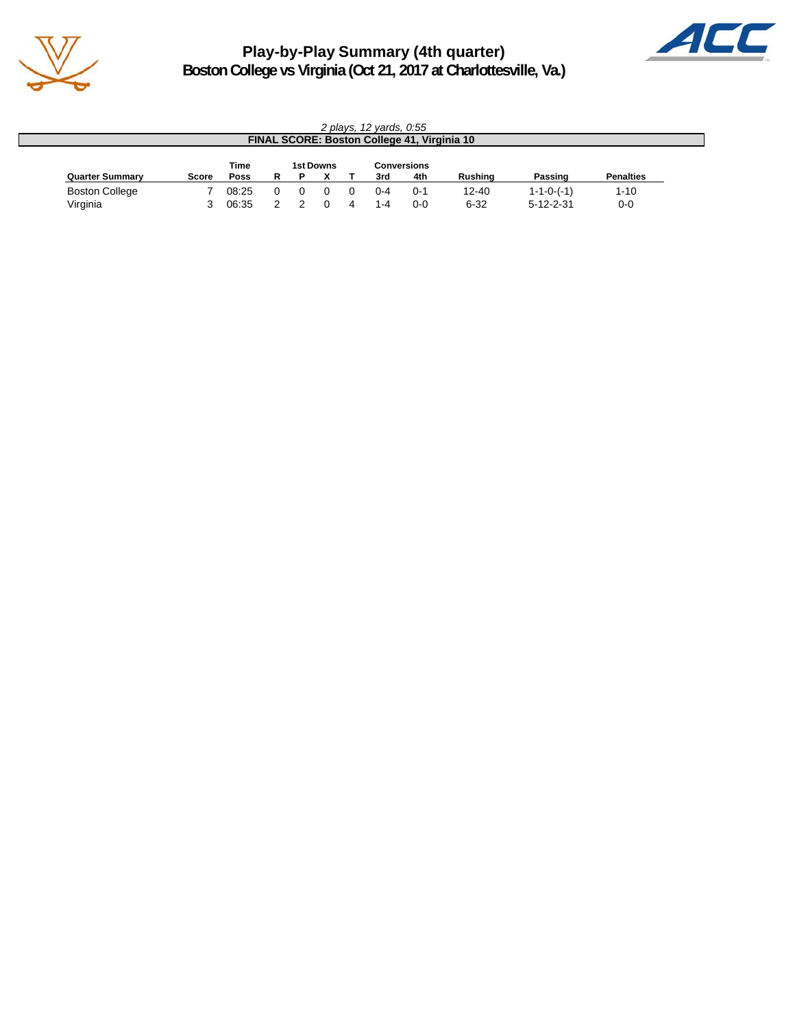# Play-by-Play Summary (4th quarter)
## Boston College vs Virginia (Oct 21, 2017 at Charlottesville, Va.)

*2 plays, 12 yards, 0:55*

**FINAL SCORE: Boston College 41, Virginia 10**

| Quarter Summary | Score | Time Poss | 1st Downs R | P | X | T | Conversions 3rd | 4th | Rushing | Passing | Penalties |
|---|---|---|---|---|---|---|---|---|---|---|---|
| Boston College | 7 | 08:25 | 0 | 0 | 0 | 0 | 0-4 | 0-1 | 12-40 | 1-1-0-(-1) | 1-10 |
| Virginia | 3 | 06:35 | 2 | 2 | 0 | 4 | 1-4 | 0-0 | 6-32 | 5-12-2-31 | 0-0 |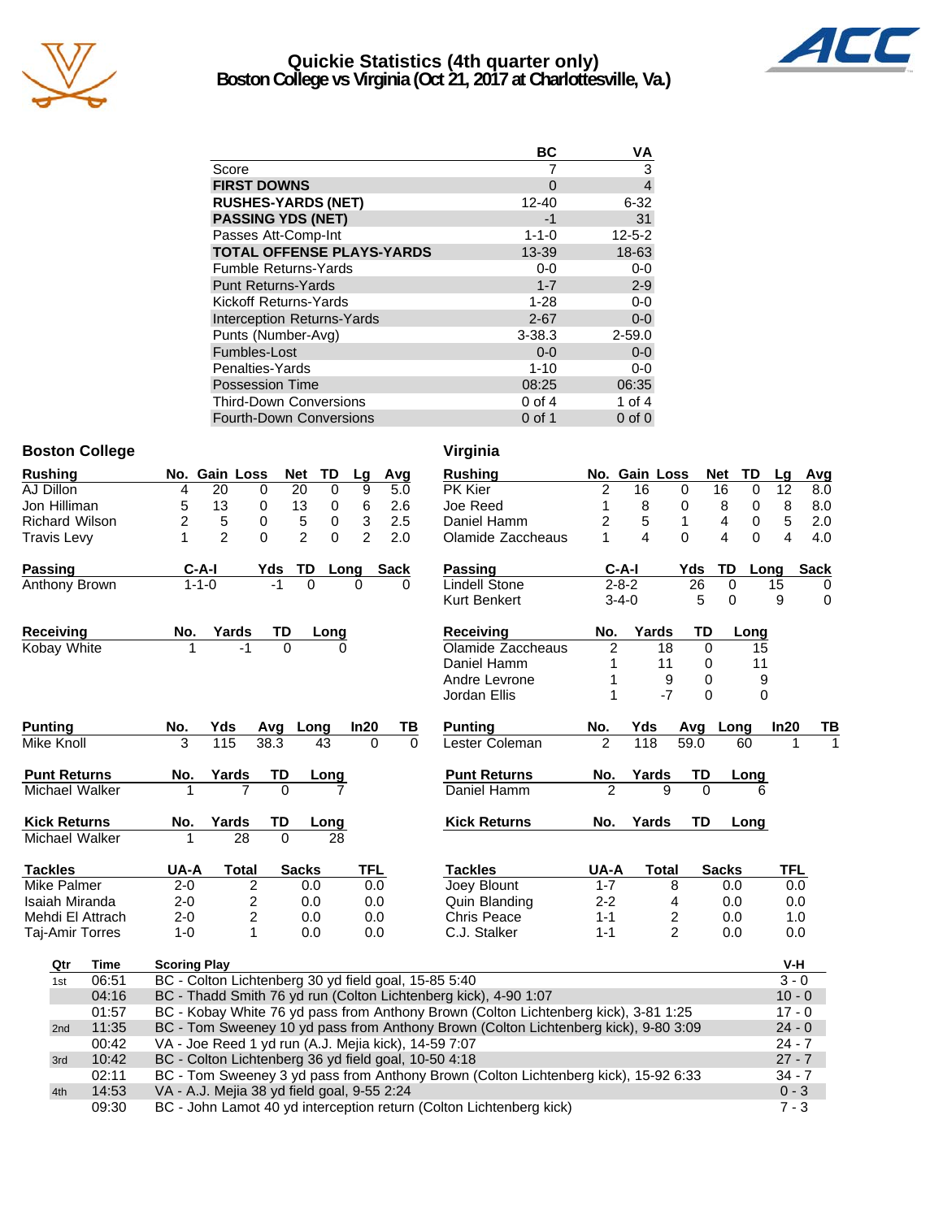# Quickie Statistics (4th quarter only)
## Boston College vs Virginia (Oct 21, 2017 at Charlottesville, Va.)

| | BC | VA |
|---|---|---|
| Score | 7 | 3 |
| **FIRST DOWNS** | 0 | 4 |
| **RUSHES-YARDS (NET)** | 12-40 | 6-32 |
| **PASSING YDS (NET)** | -1 | 31 |
| Passes Att-Comp-Int | 1-1-0 | 12-5-2 |
| **TOTAL OFFENSE PLAYS-YARDS** | 13-39 | 18-63 |
| Fumble Returns-Yards | 0-0 | 0-0 |
| Punt Returns-Yards | 1-7 | 2-9 |
| Kickoff Returns-Yards | 1-28 | 0-0 |
| Interception Returns-Yards | 2-67 | 0-0 |
| Punts (Number-Avg) | 3-38.3 | 2-59.0 |
| Fumbles-Lost | 0-0 | 0-0 |
| Penalties-Yards | 1-10 | 0-0 |
| Possession Time | 08:25 | 06:35 |
| Third-Down Conversions | 0 of 4 | 1 of 4 |
| Fourth-Down Conversions | 0 of 1 | 0 of 0 |

### Boston College

| Rushing | No. | Gain | Loss | Net | TD | Lg | Avg |
|---|---|---|---|---|---|---|---|
| AJ Dillon | 4 | 20 | 0 | 20 | 0 | 9 | 5.0 |
| Jon Hilliman | 5 | 13 | 0 | 13 | 0 | 6 | 2.6 |
| Richard Wilson | 2 | 5 | 0 | 5 | 0 | 3 | 2.5 |
| Travis Levy | 1 | 2 | 0 | 2 | 0 | 2 | 2.0 |

| Passing | C-A-I | Yds | TD | Long | Sack |
|---|---|---|---|---|---|
| Anthony Brown | 1-1-0 | -1 | 0 | 0 | 0 |

| Receiving | No. | Yards | TD | Long |
|---|---|---|---|---|
| Kobay White | 1 | -1 | 0 | 0 |

| Punting | No. | Yds | Avg | Long | In20 | TB |
|---|---|---|---|---|---|---|
| Mike Knoll | 3 | 115 | 38.3 | 43 | 0 | 0 |

| Punt Returns | No. | Yards | TD | Long |
|---|---|---|---|---|
| Michael Walker | 1 | 7 | 0 | 7 |

| Kick Returns | No. | Yards | TD | Long |
|---|---|---|---|---|
| Michael Walker | 1 | 28 | 0 | 28 |

| Tackles | UA-A | Total | Sacks | TFL |
|---|---|---|---|---|
| Mike Palmer | 2-0 | 2 | 0.0 | 0.0 |
| Isaiah Miranda | 2-0 | 2 | 0.0 | 0.0 |
| Mehdi El Attrach | 2-0 | 2 | 0.0 | 0.0 |
| Taj-Amir Torres | 1-0 | 1 | 0.0 | 0.0 |

### Virginia

| Rushing | No. | Gain | Loss | Net | TD | Lg | Avg |
|---|---|---|---|---|---|---|---|
| PK Kier | 2 | 16 | 0 | 16 | 0 | 12 | 8.0 |
| Joe Reed | 1 | 8 | 0 | 8 | 0 | 8 | 8.0 |
| Daniel Hamm | 2 | 5 | 1 | 4 | 0 | 5 | 2.0 |
| Olamide Zaccheaus | 1 | 4 | 0 | 4 | 0 | 4 | 4.0 |

| Passing | C-A-I | Yds | TD | Long | Sack |
|---|---|---|---|---|---|
| Lindell Stone | 2-8-2 | 26 | 0 | 15 | 0 |
| Kurt Benkert | 3-4-0 | 5 | 0 | 9 | 0 |

| Receiving | No. | Yards | TD | Long |
|---|---|---|---|---|
| Olamide Zaccheaus | 2 | 18 | 0 | 15 |
| Daniel Hamm | 1 | 11 | 0 | 11 |
| Andre Levrone | 1 | 9 | 0 | 9 |
| Jordan Ellis | 1 | -7 | 0 | 0 |

| Punting | No. | Yds | Avg | Long | In20 | TB |
|---|---|---|---|---|---|---|
| Lester Coleman | 2 | 118 | 59.0 | 60 | 1 | 1 |

| Punt Returns | No. | Yards | TD | Long |
|---|---|---|---|---|
| Daniel Hamm | 2 | 9 | 0 | 6 |

| Kick Returns | No. | Yards | TD | Long |
|---|---|---|---|---|

| Tackles | UA-A | Total | Sacks | TFL |
|---|---|---|---|---|
| Joey Blount | 1-7 | 8 | 0.0 | 0.0 |
| Quin Blanding | 2-2 | 4 | 0.0 | 0.0 |
| Chris Peace | 1-1 | 2 | 0.0 | 1.0 |
| C.J. Stalker | 1-1 | 2 | 0.0 | 0.0 |

| Qtr | Time | Scoring Play | V-H |
|---|---|---|---|
| 1st | 06:51 | BC - Colton Lichtenberg 30 yd field goal, 15-85 5:40 | 3 - 0 |
| | 04:16 | BC - Thadd Smith 76 yd run (Colton Lichtenberg kick), 4-90 1:07 | 10 - 0 |
| | 01:57 | BC - Kobay White 76 yd pass from Anthony Brown (Colton Lichtenberg kick), 3-81 1:25 | 17 - 0 |
| 2nd | 11:35 | BC - Tom Sweeney 10 yd pass from Anthony Brown (Colton Lichtenberg kick), 9-80 3:09 | 24 - 0 |
| | 00:42 | VA - Joe Reed 1 yd run (A.J. Mejia kick), 14-59 7:07 | 24 - 7 |
| 3rd | 10:42 | BC - Colton Lichtenberg 36 yd field goal, 10-50 4:18 | 27 - 7 |
| | 02:11 | BC - Tom Sweeney 3 yd pass from Anthony Brown (Colton Lichtenberg kick), 15-92 6:33 | 34 - 7 |
| 4th | 14:53 | VA - A.J. Mejia 38 yd field goal, 9-55 2:24 | 0 - 3 |
| | 09:30 | BC - John Lamot 40 yd interception return (Colton Lichtenberg kick) | 7 - 3 |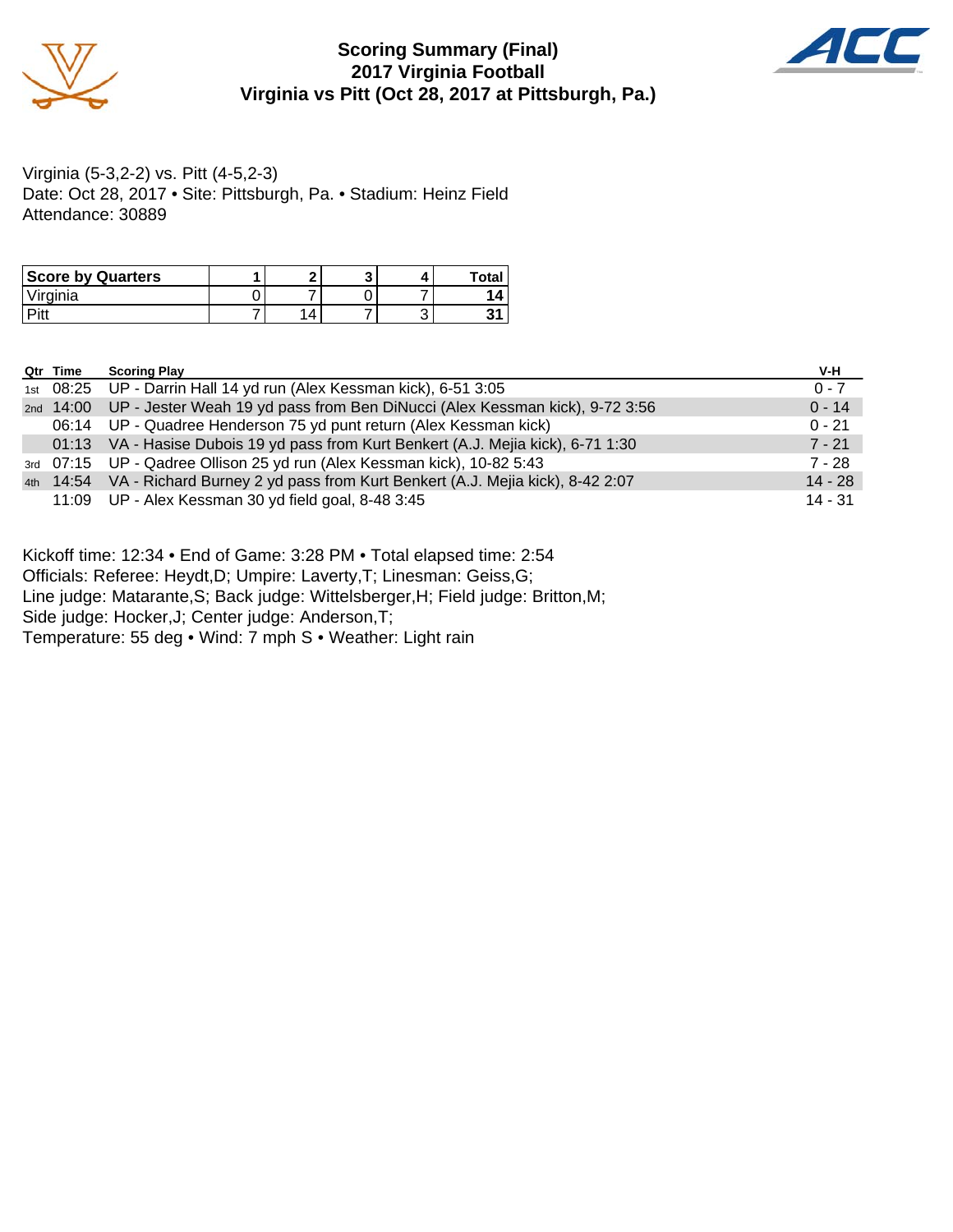# Scoring Summary (Final)
## 2017 Virginia Football
## Virginia vs Pitt (Oct 28, 2017 at Pittsburgh, Pa.)

Virginia (5-3,2-2) vs. Pitt (4-5,2-3)
Date: Oct 28, 2017 • Site: Pittsburgh, Pa. • Stadium: Heinz Field
Attendance: 30889

| Score by Quarters | 1 | 2 | 3 | 4 | Total |
|---|---|---|---|---|---|
| Virginia | 0 | 7 | 0 | 7 | **14** |
| Pitt | 7 | 14 | 7 | 3 | **31** |

| Qtr | Time | Scoring Play | V-H |
|---|---|---|---|
| 1st | 08:25 | UP - Darrin Hall 14 yd run (Alex Kessman kick), 6-51 3:05 | 0 - 7 |
| 2nd | 14:00 | UP - Jester Weah 19 yd pass from Ben DiNucci (Alex Kessman kick), 9-72 3:56 | 0 - 14 |
| | 06:14 | UP - Quadree Henderson 75 yd punt return (Alex Kessman kick) | 0 - 21 |
| | 01:13 | VA - Hasise Dubois 19 yd pass from Kurt Benkert (A.J. Mejia kick), 6-71 1:30 | 7 - 21 |
| 3rd | 07:15 | UP - Qadree Ollison 25 yd run (Alex Kessman kick), 10-82 5:43 | 7 - 28 |
| 4th | 14:54 | VA - Richard Burney 2 yd pass from Kurt Benkert (A.J. Mejia kick), 8-42 2:07 | 14 - 28 |
| | 11:09 | UP - Alex Kessman 30 yd field goal, 8-48 3:45 | 14 - 31 |

Kickoff time: 12:34 • End of Game: 3:28 PM • Total elapsed time: 2:54
Officials: Referee: Heydt,D; Umpire: Laverty,T; Linesman: Geiss,G;
Line judge: Matarante,S; Back judge: Wittelsberger,H; Field judge: Britton,M;
Side judge: Hocker,J; Center judge: Anderson,T;
Temperature: 55 deg • Wind: 7 mph S • Weather: Light rain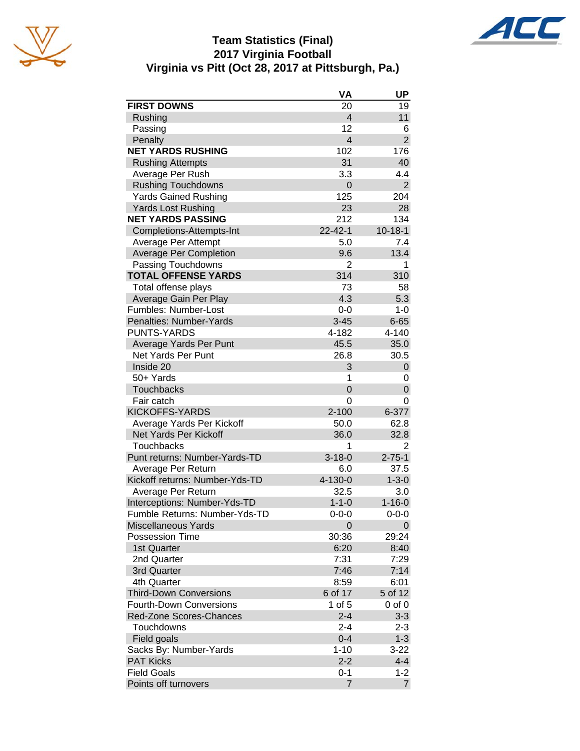# Team Statistics (Final)
## 2017 Virginia Football
## Virginia vs Pitt (Oct 28, 2017 at Pittsburgh, Pa.)

| | VA | UP |
|---|---|---|
| **FIRST DOWNS** | 20 | 19 |
| Rushing | 4 | 11 |
| Passing | 12 | 6 |
| Penalty | 4 | 2 |
| **NET YARDS RUSHING** | 102 | 176 |
| Rushing Attempts | 31 | 40 |
| Average Per Rush | 3.3 | 4.4 |
| Rushing Touchdowns | 0 | 2 |
| Yards Gained Rushing | 125 | 204 |
| Yards Lost Rushing | 23 | 28 |
| **NET YARDS PASSING** | 212 | 134 |
| Completions-Attempts-Int | 22-42-1 | 10-18-1 |
| Average Per Attempt | 5.0 | 7.4 |
| Average Per Completion | 9.6 | 13.4 |
| Passing Touchdowns | 2 | 1 |
| **TOTAL OFFENSE YARDS** | 314 | 310 |
| Total offense plays | 73 | 58 |
| Average Gain Per Play | 4.3 | 5.3 |
| Fumbles: Number-Lost | 0-0 | 1-0 |
| Penalties: Number-Yards | 3-45 | 6-65 |
| PUNTS-YARDS | 4-182 | 4-140 |
| Average Yards Per Punt | 45.5 | 35.0 |
| Net Yards Per Punt | 26.8 | 30.5 |
| Inside 20 | 3 | 0 |
| 50+ Yards | 1 | 0 |
| Touchbacks | 0 | 0 |
| Fair catch | 0 | 0 |
| KICKOFFS-YARDS | 2-100 | 6-377 |
| Average Yards Per Kickoff | 50.0 | 62.8 |
| Net Yards Per Kickoff | 36.0 | 32.8 |
| Touchbacks | 1 | 2 |
| Punt returns: Number-Yards-TD | 3-18-0 | 2-75-1 |
| Average Per Return | 6.0 | 37.5 |
| Kickoff returns: Number-Yds-TD | 4-130-0 | 1-3-0 |
| Average Per Return | 32.5 | 3.0 |
| Interceptions: Number-Yds-TD | 1-1-0 | 1-16-0 |
| Fumble Returns: Number-Yds-TD | 0-0-0 | 0-0-0 |
| Miscellaneous Yards | 0 | 0 |
| Possession Time | 30:36 | 29:24 |
| 1st Quarter | 6:20 | 8:40 |
| 2nd Quarter | 7:31 | 7:29 |
| 3rd Quarter | 7:46 | 7:14 |
| 4th Quarter | 8:59 | 6:01 |
| Third-Down Conversions | 6 of 17 | 5 of 12 |
| Fourth-Down Conversions | 1 of 5 | 0 of 0 |
| Red-Zone Scores-Chances | 2-4 | 3-3 |
| Touchdowns | 2-4 | 2-3 |
| Field goals | 0-4 | 1-3 |
| Sacks By: Number-Yards | 1-10 | 3-22 |
| PAT Kicks | 2-2 | 4-4 |
| Field Goals | 0-1 | 1-2 |
| Points off turnovers | 7 | 7 |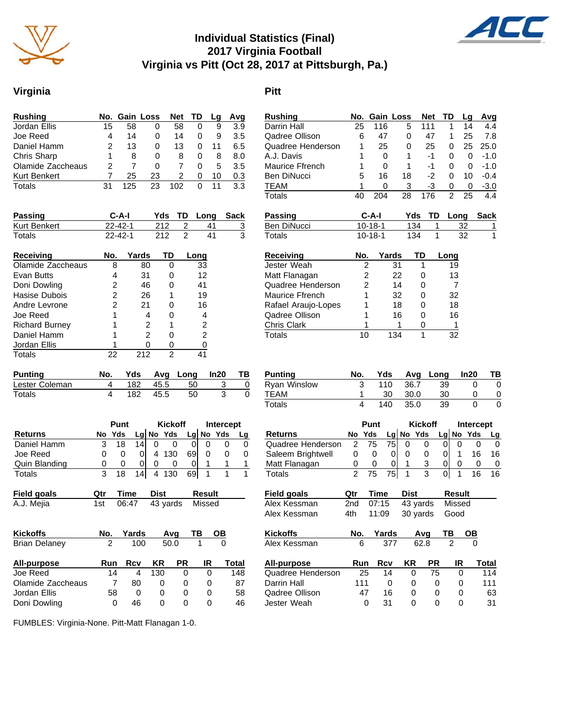# Individual Statistics (Final)
## 2017 Virginia Football
## Virginia vs Pitt (Oct 28, 2017 at Pittsburgh, Pa.)

## Virginia

| Rushing | No. | Gain | Loss | Net | TD | Lg | Avg |
|---|---|---|---|---|---|---|---|
| Jordan Ellis | 15 | 58 | 0 | 58 | 0 | 9 | 3.9 |
| Joe Reed | 4 | 14 | 0 | 14 | 0 | 9 | 3.5 |
| Daniel Hamm | 2 | 13 | 0 | 13 | 0 | 11 | 6.5 |
| Chris Sharp | 1 | 8 | 0 | 8 | 0 | 8 | 8.0 |
| Olamide Zaccheaus | 2 | 7 | 0 | 7 | 0 | 5 | 3.5 |
| Kurt Benkert | 7 | 25 | 23 | 2 | 0 | 10 | 0.3 |
| Totals | 31 | 125 | 23 | 102 | 0 | 11 | 3.3 |

| Passing | C-A-I | Yds | TD | Long | Sack |
|---|---|---|---|---|---|
| Kurt Benkert | 22-42-1 | 212 | 2 | 41 | 3 |
| Totals | 22-42-1 | 212 | 2 | 41 | 3 |

| Receiving | No. | Yards | TD | Long |
|---|---|---|---|---|
| Olamide Zaccheaus | 8 | 80 | 0 | 33 |
| Evan Butts | 4 | 31 | 0 | 12 |
| Doni Dowling | 2 | 46 | 0 | 41 |
| Hasise Dubois | 2 | 26 | 1 | 19 |
| Andre Levrone | 2 | 21 | 0 | 16 |
| Joe Reed | 1 | 4 | 0 | 4 |
| Richard Burney | 1 | 2 | 1 | 2 |
| Daniel Hamm | 1 | 2 | 0 | 2 |
| Jordan Ellis | 1 | 0 | 0 | 0 |
| Totals | 22 | 212 | 2 | 41 |

| Punting | No. | Yds | Avg | Long | In20 | TB |
|---|---|---|---|---|---|---|
| Lester Coleman | 4 | 182 | 45.5 | 50 | 3 | 0 |
| Totals | 4 | 182 | 45.5 | 50 | 3 | 0 |

| | Punt | | | Kickoff | | | Intercept | | |
|---|---|---|---|---|---|---|---|---|---|
| Returns | No | Yds | Lg | No | Yds | Lg | No | Yds | Lg |
| Daniel Hamm | 3 | 18 | 14 | 0 | 0 | 0 | 0 | 0 | 0 |
| Joe Reed | 0 | 0 | 0 | 4 | 130 | 69 | 0 | 0 | 0 |
| Quin Blanding | 0 | 0 | 0 | 0 | 0 | 0 | 1 | 1 | 1 |
| Totals | 3 | 18 | 14 | 4 | 130 | 69 | 1 | 1 | 1 |

| Field goals | Qtr | Time | Dist | Result |
|---|---|---|---|---|
| A.J. Mejia | 1st | 06:47 | 43 yards | Missed |

| Kickoffs | No. | Yards | Avg | TB | OB |
|---|---|---|---|---|---|
| Brian Delaney | 2 | 100 | 50.0 | 1 | 0 |

| All-purpose | Run | Rcv | KR | PR | IR | Total |
|---|---|---|---|---|---|---|
| Joe Reed | 14 | 4 | 130 | 0 | 0 | 148 |
| Olamide Zaccheaus | 7 | 80 | 0 | 0 | 0 | 87 |
| Jordan Ellis | 58 | 0 | 0 | 0 | 0 | 58 |
| Doni Dowling | 0 | 46 | 0 | 0 | 0 | 46 |

## Pitt

| Rushing | No. | Gain | Loss | Net | TD | Lg | Avg |
|---|---|---|---|---|---|---|---|
| Darrin Hall | 25 | 116 | 5 | 111 | 1 | 14 | 4.4 |
| Qadree Ollison | 6 | 47 | 0 | 47 | 1 | 25 | 7.8 |
| Quadree Henderson | 1 | 25 | 0 | 25 | 0 | 25 | 25.0 |
| A.J. Davis | 1 | 0 | 1 | -1 | 0 | 0 | -1.0 |
| Maurice Ffrench | 1 | 0 | 1 | -1 | 0 | 0 | -1.0 |
| Ben DiNucci | 5 | 16 | 18 | -2 | 0 | 10 | -0.4 |
| TEAM | 1 | 0 | 3 | -3 | 0 | 0 | -3.0 |
| Totals | 40 | 204 | 28 | 176 | 2 | 25 | 4.4 |

| Passing | C-A-I | Yds | TD | Long | Sack |
|---|---|---|---|---|---|
| Ben DiNucci | 10-18-1 | 134 | 1 | 32 | 1 |
| Totals | 10-18-1 | 134 | 1 | 32 | 1 |

| Receiving | No. | Yards | TD | Long |
|---|---|---|---|---|
| Jester Weah | 2 | 31 | 1 | 19 |
| Matt Flanagan | 2 | 22 | 0 | 13 |
| Quadree Henderson | 2 | 14 | 0 | 7 |
| Maurice Ffrench | 1 | 32 | 0 | 32 |
| Rafael Araujo-Lopes | 1 | 18 | 0 | 18 |
| Qadree Ollison | 1 | 16 | 0 | 16 |
| Chris Clark | 1 | 1 | 0 | 1 |
| Totals | 10 | 134 | 1 | 32 |

| Punting | No. | Yds | Avg | Long | In20 | TB |
|---|---|---|---|---|---|---|
| Ryan Winslow | 3 | 110 | 36.7 | 39 | 0 | 0 |
| TEAM | 1 | 30 | 30.0 | 30 | 0 | 0 |
| Totals | 4 | 140 | 35.0 | 39 | 0 | 0 |

| | Punt | | | Kickoff | | | Intercept | | |
|---|---|---|---|---|---|---|---|---|---|
| Returns | No | Yds | Lg | No | Yds | Lg | No | Yds | Lg |
| Quadree Henderson | 2 | 75 | 75 | 0 | 0 | 0 | 0 | 0 | 0 |
| Saleem Brightwell | 0 | 0 | 0 | 0 | 0 | 0 | 1 | 16 | 16 |
| Matt Flanagan | 0 | 0 | 0 | 1 | 3 | 0 | 0 | 0 | 0 |
| Totals | 2 | 75 | 75 | 1 | 3 | 0 | 1 | 16 | 16 |

| Field goals | Qtr | Time | Dist | Result |
|---|---|---|---|---|
| Alex Kessman | 2nd | 07:15 | 43 yards | Missed |
| Alex Kessman | 4th | 11:09 | 30 yards | Good |

| Kickoffs | No. | Yards | Avg | TB | OB |
|---|---|---|---|---|---|
| Alex Kessman | 6 | 377 | 62.8 | 2 | 0 |

| All-purpose | Run | Rcv | KR | PR | IR | Total |
|---|---|---|---|---|---|---|
| Quadree Henderson | 25 | 14 | 0 | 75 | 0 | 114 |
| Darrin Hall | 111 | 0 | 0 | 0 | 0 | 111 |
| Qadree Ollison | 47 | 16 | 0 | 0 | 0 | 63 |
| Jester Weah | 0 | 31 | 0 | 0 | 0 | 31 |

FUMBLES: Virginia-None. Pitt-Matt Flanagan 1-0.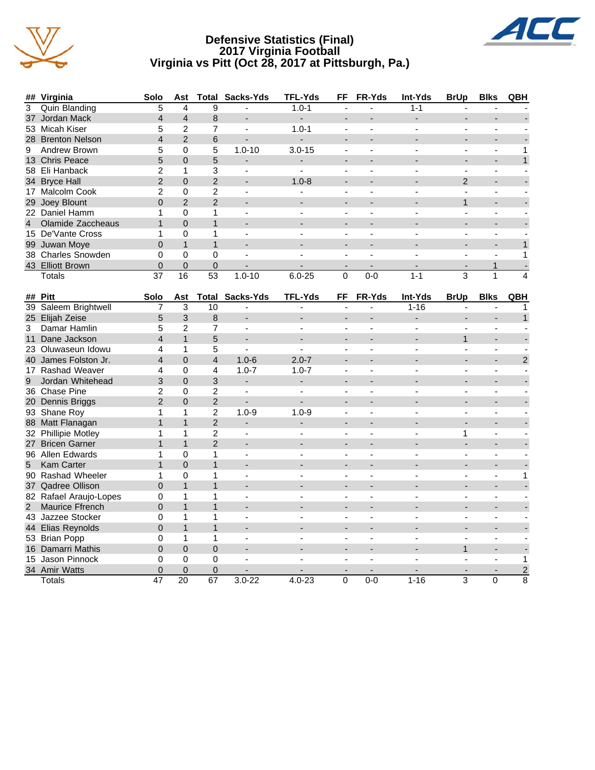# Defensive Statistics (Final)
## 2017 Virginia Football
## Virginia vs Pitt (Oct 28, 2017 at Pittsburgh, Pa.)

| ## | Virginia | Solo | Ast | Total | Sacks-Yds | TFL-Yds | FF | FR-Yds | Int-Yds | BrUp | Blks | QBH |
|---|---|---|---|---|---|---|---|---|---|---|---|---|
| 3 | Quin Blanding | 5 | 4 | 9 | - | 1.0-1 | - | - | 1-1 | - | - | - |
| 37 | Jordan Mack | 4 | 4 | 8 | - | - | - | - | - | - | - | - |
| 53 | Micah Kiser | 5 | 2 | 7 | - | 1.0-1 | - | - | - | - | - | - |
| 28 | Brenton Nelson | 4 | 2 | 6 | - | - | - | - | - | - | - | - |
| 9 | Andrew Brown | 5 | 0 | 5 | 1.0-10 | 3.0-15 | - | - | - | - | - | 1 |
| 13 | Chris Peace | 5 | 0 | 5 | - | - | - | - | - | - | - | 1 |
| 58 | Eli Hanback | 2 | 1 | 3 | - | - | - | - | - | - | - | - |
| 34 | Bryce Hall | 2 | 0 | 2 | - | 1.0-8 | - | - | - | 2 | - | - |
| 17 | Malcolm Cook | 2 | 0 | 2 | - | - | - | - | - | - | - | - |
| 29 | Joey Blount | 0 | 2 | 2 | - | - | - | - | - | 1 | - | - |
| 22 | Daniel Hamm | 1 | 0 | 1 | - | - | - | - | - | - | - | - |
| 4 | Olamide Zaccheaus | 1 | 0 | 1 | - | - | - | - | - | - | - | - |
| 15 | De'Vante Cross | 1 | 0 | 1 | - | - | - | - | - | - | - | - |
| 99 | Juwan Moye | 0 | 1 | 1 | - | - | - | - | - | - | - | 1 |
| 38 | Charles Snowden | 0 | 0 | 0 | - | - | - | - | - | - | - | 1 |
| 43 | Elliott Brown | 0 | 0 | 0 | - | - | - | - | - | - | 1 | - |
| | Totals | 37 | 16 | 53 | 1.0-10 | 6.0-25 | 0 | 0-0 | 1-1 | 3 | 1 | 4 |

| ## | Pitt | Solo | Ast | Total | Sacks-Yds | TFL-Yds | FF | FR-Yds | Int-Yds | BrUp | Blks | QBH |
|---|---|---|---|---|---|---|---|---|---|---|---|---|
| 39 | Saleem Brightwell | 7 | 3 | 10 | - | - | - | - | 1-16 | - | - | 1 |
| 25 | Elijah Zeise | 5 | 3 | 8 | - | - | - | - | - | - | - | 1 |
| 3 | Damar Hamlin | 5 | 2 | 7 | - | - | - | - | - | - | - | - |
| 11 | Dane Jackson | 4 | 1 | 5 | - | - | - | - | - | 1 | - | - |
| 23 | Oluwaseun Idowu | 4 | 1 | 5 | - | - | - | - | - | - | - | - |
| 40 | James Folston Jr. | 4 | 0 | 4 | 1.0-6 | 2.0-7 | - | - | - | - | - | 2 |
| 17 | Rashad Weaver | 4 | 0 | 4 | 1.0-7 | 1.0-7 | - | - | - | - | - | - |
| 9 | Jordan Whitehead | 3 | 0 | 3 | - | - | - | - | - | - | - | - |
| 36 | Chase Pine | 2 | 0 | 2 | - | - | - | - | - | - | - | - |
| 20 | Dennis Briggs | 2 | 0 | 2 | - | - | - | - | - | - | - | - |
| 93 | Shane Roy | 1 | 1 | 2 | 1.0-9 | 1.0-9 | - | - | - | - | - | - |
| 88 | Matt Flanagan | 1 | 1 | 2 | - | - | - | - | - | - | - | - |
| 32 | Phillipie Motley | 1 | 1 | 2 | - | - | - | - | - | 1 | - | - |
| 27 | Bricen Garner | 1 | 1 | 2 | - | - | - | - | - | - | - | - |
| 96 | Allen Edwards | 1 | 0 | 1 | - | - | - | - | - | - | - | - |
| 5 | Kam Carter | 1 | 0 | 1 | - | - | - | - | - | - | - | - |
| 90 | Rashad Wheeler | 1 | 0 | 1 | - | - | - | - | - | - | - | 1 |
| 37 | Qadree Ollison | 0 | 1 | 1 | - | - | - | - | - | - | - | - |
| 82 | Rafael Araujo-Lopes | 0 | 1 | 1 | - | - | - | - | - | - | - | - |
| 2 | Maurice Ffrench | 0 | 1 | 1 | - | - | - | - | - | - | - | - |
| 43 | Jazzee Stocker | 0 | 1 | 1 | - | - | - | - | - | - | - | - |
| 44 | Elias Reynolds | 0 | 1 | 1 | - | - | - | - | - | - | - | - |
| 53 | Brian Popp | 0 | 1 | 1 | - | - | - | - | - | - | - | - |
| 16 | Damarri Mathis | 0 | 0 | 0 | - | - | - | - | - | 1 | - | - |
| 15 | Jason Pinnock | 0 | 0 | 0 | - | - | - | - | - | - | - | 1 |
| 34 | Amir Watts | 0 | 0 | 0 | - | - | - | - | - | - | - | 2 |
| | Totals | 47 | 20 | 67 | 3.0-22 | 4.0-23 | 0 | 0-0 | 1-16 | 3 | 0 | 8 |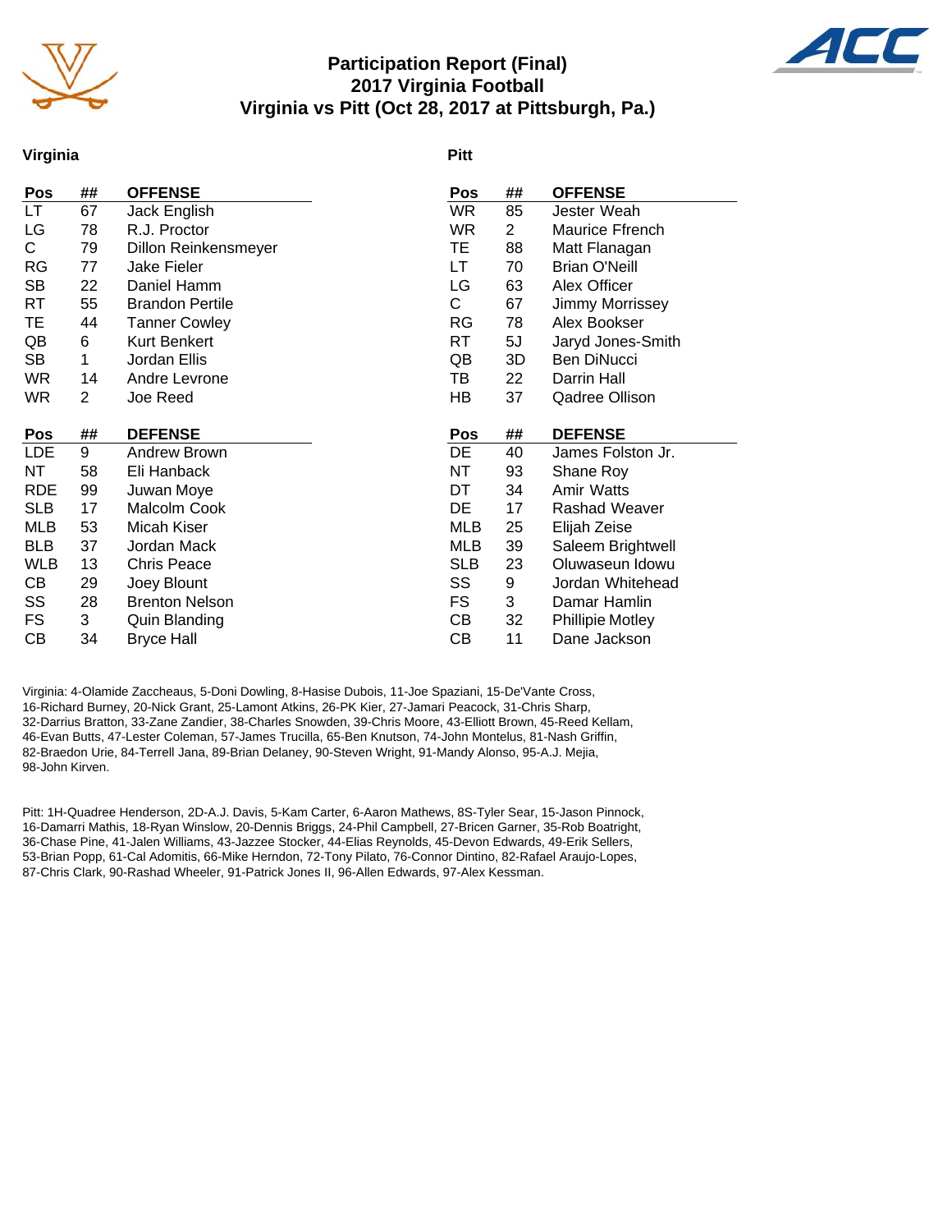# Participation Report (Final)
## 2017 Virginia Football
## Virginia vs Pitt (Oct 28, 2017 at Pittsburgh, Pa.)

### Virginia

| Pos | ## | OFFENSE |
|---|---|---|
| LT | 67 | Jack English |
| LG | 78 | R.J. Proctor |
| C | 79 | Dillon Reinkensmeyer |
| RG | 77 | Jake Fieler |
| SB | 22 | Daniel Hamm |
| RT | 55 | Brandon Pertile |
| TE | 44 | Tanner Cowley |
| QB | 6 | Kurt Benkert |
| SB | 1 | Jordan Ellis |
| WR | 14 | Andre Levrone |
| WR | 2 | Joe Reed |

| Pos | ## | DEFENSE |
|---|---|---|
| LDE | 9 | Andrew Brown |
| NT | 58 | Eli Hanback |
| RDE | 99 | Juwan Moye |
| SLB | 17 | Malcolm Cook |
| MLB | 53 | Micah Kiser |
| BLB | 37 | Jordan Mack |
| WLB | 13 | Chris Peace |
| CB | 29 | Joey Blount |
| SS | 28 | Brenton Nelson |
| FS | 3 | Quin Blanding |
| CB | 34 | Bryce Hall |

### Pitt

| Pos | ## | OFFENSE |
|---|---|---|
| WR | 85 | Jester Weah |
| WR | 2 | Maurice Ffrench |
| TE | 88 | Matt Flanagan |
| LT | 70 | Brian O'Neill |
| LG | 63 | Alex Officer |
| C | 67 | Jimmy Morrissey |
| RG | 78 | Alex Bookser |
| RT | 5J | Jaryd Jones-Smith |
| QB | 3D | Ben DiNucci |
| TB | 22 | Darrin Hall |
| HB | 37 | Qadree Ollison |

| Pos | ## | DEFENSE |
|---|---|---|
| DE | 40 | James Folston Jr. |
| NT | 93 | Shane Roy |
| DT | 34 | Amir Watts |
| DE | 17 | Rashad Weaver |
| MLB | 25 | Elijah Zeise |
| MLB | 39 | Saleem Brightwell |
| SLB | 23 | Oluwaseun Idowu |
| SS | 9 | Jordan Whitehead |
| FS | 3 | Damar Hamlin |
| CB | 32 | Phillipie Motley |
| CB | 11 | Dane Jackson |

Virginia: 4-Olamide Zaccheaus, 5-Doni Dowling, 8-Hasise Dubois, 11-Joe Spaziani, 15-De'Vante Cross, 16-Richard Burney, 20-Nick Grant, 25-Lamont Atkins, 26-PK Kier, 27-Jamari Peacock, 31-Chris Sharp, 32-Darrius Bratton, 33-Zane Zandier, 38-Charles Snowden, 39-Chris Moore, 43-Elliott Brown, 45-Reed Kellam, 46-Evan Butts, 47-Lester Coleman, 57-James Trucilla, 65-Ben Knutson, 74-John Montelus, 81-Nash Griffin, 82-Braedon Urie, 84-Terrell Jana, 89-Brian Delaney, 90-Steven Wright, 91-Mandy Alonso, 95-A.J. Mejia, 98-John Kirven.

Pitt: 1H-Quadree Henderson, 2D-A.J. Davis, 5-Kam Carter, 6-Aaron Mathews, 8S-Tyler Sear, 15-Jason Pinnock, 16-Damarri Mathis, 18-Ryan Winslow, 20-Dennis Briggs, 24-Phil Campbell, 27-Bricen Garner, 35-Rob Boatright, 36-Chase Pine, 41-Jalen Williams, 43-Jazzee Stocker, 44-Elias Reynolds, 45-Devon Edwards, 49-Erik Sellers, 53-Brian Popp, 61-Cal Adomitis, 66-Mike Herndon, 72-Tony Pilato, 76-Connor Dintino, 82-Rafael Araujo-Lopes, 87-Chris Clark, 90-Rashad Wheeler, 91-Patrick Jones II, 96-Allen Edwards, 97-Alex Kessman.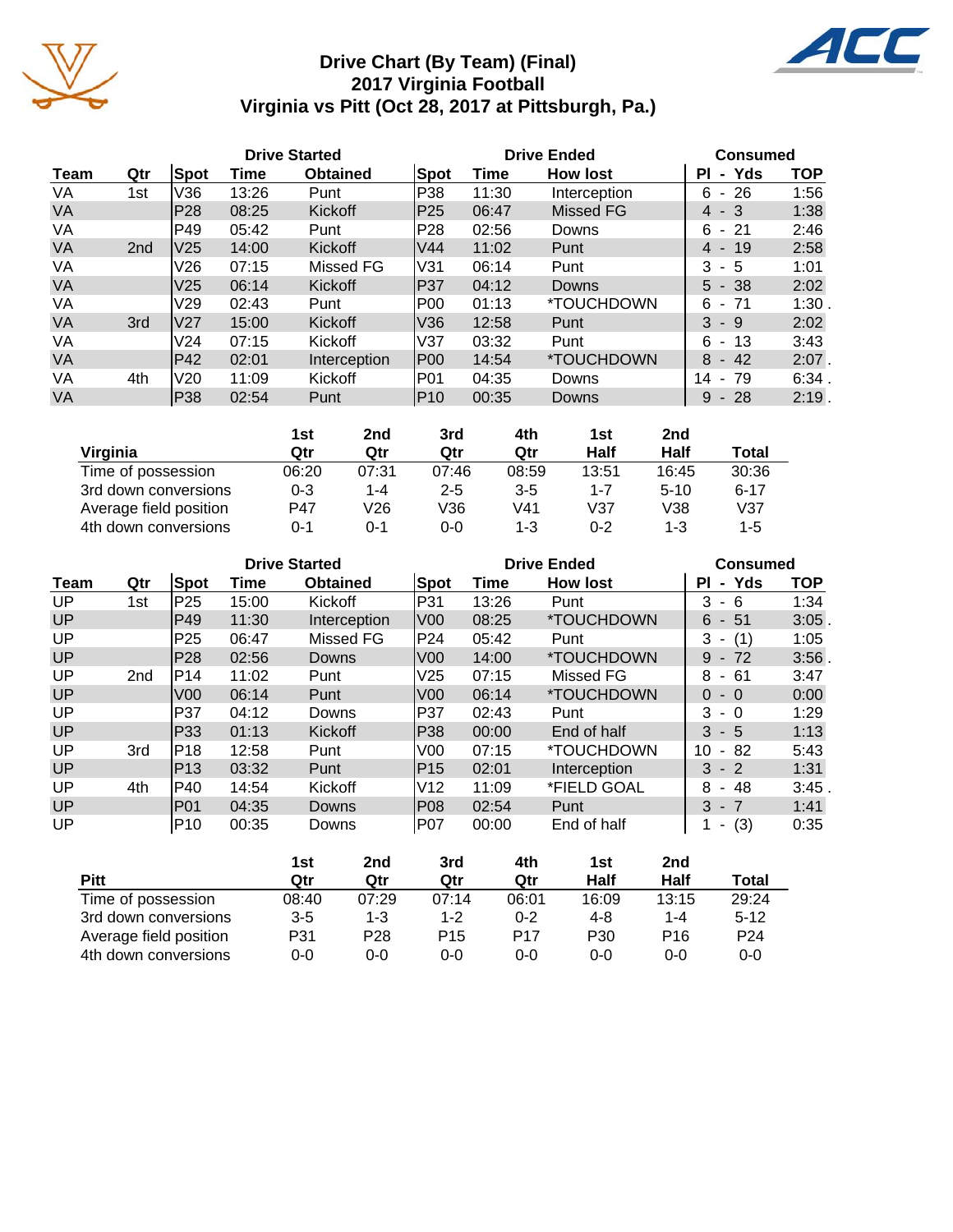# Drive Chart (By Team) (Final)
## 2017 Virginia Football
## Virginia vs Pitt (Oct 28, 2017 at Pittsburgh, Pa.)

| | | Drive Started | | | Drive Ended | | | Consumed | |
|---|---|---|---|---|---|---|---|---|---|
| Team | Qtr | Spot | Time | Obtained | Spot | Time | How lost | Pl - Yds | TOP |
| VA | 1st | V36 | 13:26 | Punt | P38 | 11:30 | Interception | 6 - 26 | 1:56 |
| VA | | P28 | 08:25 | Kickoff | P25 | 06:47 | Missed FG | 4 - 3 | 1:38 |
| VA | | P49 | 05:42 | Punt | P28 | 02:56 | Downs | 6 - 21 | 2:46 |
| VA | 2nd | V25 | 14:00 | Kickoff | V44 | 11:02 | Punt | 4 - 19 | 2:58 |
| VA | | V26 | 07:15 | Missed FG | V31 | 06:14 | Punt | 3 - 5 | 1:01 |
| VA | | V25 | 06:14 | Kickoff | P37 | 04:12 | Downs | 5 - 38 | 2:02 |
| VA | | V29 | 02:43 | Punt | P00 | 01:13 | *TOUCHDOWN | 6 - 71 | 1:30 . |
| VA | 3rd | V27 | 15:00 | Kickoff | V36 | 12:58 | Punt | 3 - 9 | 2:02 |
| VA | | V24 | 07:15 | Kickoff | V37 | 03:32 | Punt | 6 - 13 | 3:43 |
| VA | | P42 | 02:01 | Interception | P00 | 14:54 | *TOUCHDOWN | 8 - 42 | 2:07 . |
| VA | 4th | V20 | 11:09 | Kickoff | P01 | 04:35 | Downs | 14 - 79 | 6:34 . |
| VA | | P38 | 02:54 | Punt | P10 | 00:35 | Downs | 9 - 28 | 2:19 . |

| Virginia | 1st Qtr | 2nd Qtr | 3rd Qtr | 4th Qtr | 1st Half | 2nd Half | Total |
|---|---|---|---|---|---|---|---|
| Time of possession | 06:20 | 07:31 | 07:46 | 08:59 | 13:51 | 16:45 | 30:36 |
| 3rd down conversions | 0-3 | 1-4 | 2-5 | 3-5 | 1-7 | 5-10 | 6-17 |
| Average field position | P47 | V26 | V36 | V41 | V37 | V38 | V37 |
| 4th down conversions | 0-1 | 0-1 | 0-0 | 1-3 | 0-2 | 1-3 | 1-5 |

| | | Drive Started | | | Drive Ended | | | Consumed | |
|---|---|---|---|---|---|---|---|---|---|
| Team | Qtr | Spot | Time | Obtained | Spot | Time | How lost | Pl - Yds | TOP |
| UP | 1st | P25 | 15:00 | Kickoff | P31 | 13:26 | Punt | 3 - 6 | 1:34 |
| UP | | P49 | 11:30 | Interception | V00 | 08:25 | *TOUCHDOWN | 6 - 51 | 3:05 . |
| UP | | P25 | 06:47 | Missed FG | P24 | 05:42 | Punt | 3 - (1) | 1:05 |
| UP | | P28 | 02:56 | Downs | V00 | 14:00 | *TOUCHDOWN | 9 - 72 | 3:56 . |
| UP | 2nd | P14 | 11:02 | Punt | V25 | 07:15 | Missed FG | 8 - 61 | 3:47 |
| UP | | V00 | 06:14 | Punt | V00 | 06:14 | *TOUCHDOWN | 0 - 0 | 0:00 |
| UP | | P37 | 04:12 | Downs | P37 | 02:43 | Punt | 3 - 0 | 1:29 |
| UP | | P33 | 01:13 | Kickoff | P38 | 00:00 | End of half | 3 - 5 | 1:13 |
| UP | 3rd | P18 | 12:58 | Punt | V00 | 07:15 | *TOUCHDOWN | 10 - 82 | 5:43 |
| UP | | P13 | 03:32 | Punt | P15 | 02:01 | Interception | 3 - 2 | 1:31 |
| UP | 4th | P40 | 14:54 | Kickoff | V12 | 11:09 | *FIELD GOAL | 8 - 48 | 3:45 . |
| UP | | P01 | 04:35 | Downs | P08 | 02:54 | Punt | 3 - 7 | 1:41 |
| UP | | P10 | 00:35 | Downs | P07 | 00:00 | End of half | 1 - (3) | 0:35 |

| Pitt | 1st Qtr | 2nd Qtr | 3rd Qtr | 4th Qtr | 1st Half | 2nd Half | Total |
|---|---|---|---|---|---|---|---|
| Time of possession | 08:40 | 07:29 | 07:14 | 06:01 | 16:09 | 13:15 | 29:24 |
| 3rd down conversions | 3-5 | 1-3 | 1-2 | 0-2 | 4-8 | 1-4 | 5-12 |
| Average field position | P31 | P28 | P15 | P17 | P30 | P16 | P24 |
| 4th down conversions | 0-0 | 0-0 | 0-0 | 0-0 | 0-0 | 0-0 | 0-0 |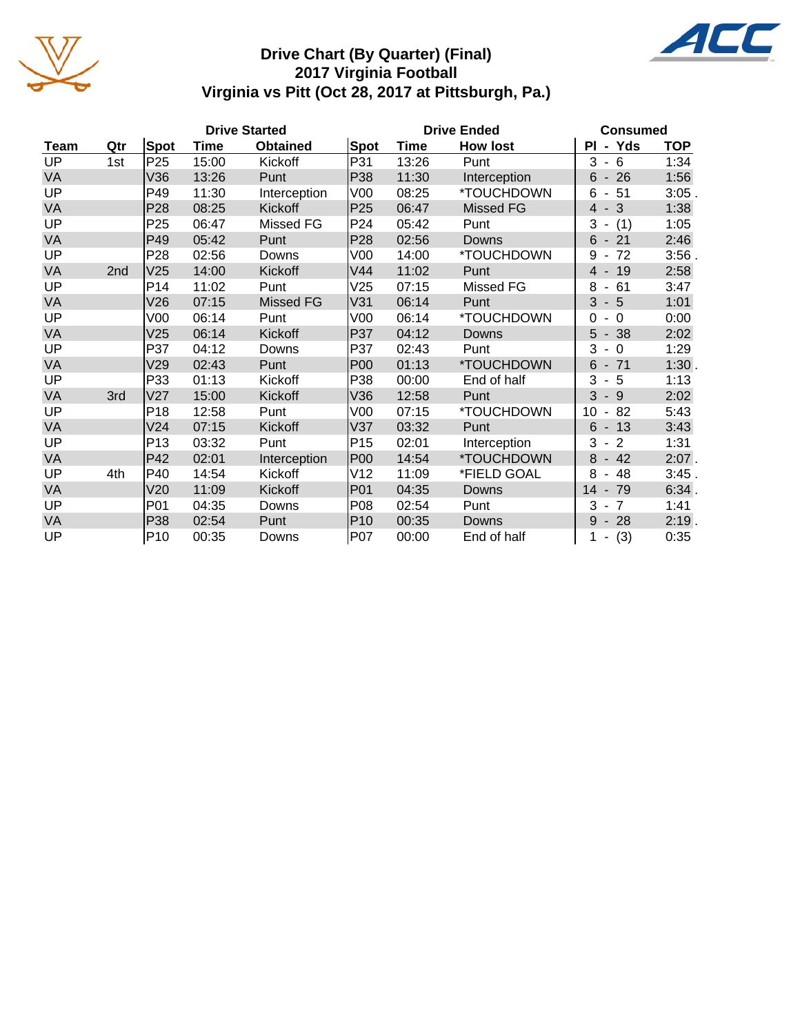# Drive Chart (By Quarter) (Final)
## 2017 Virginia Football
## Virginia vs Pitt (Oct 28, 2017 at Pittsburgh, Pa.)

| | | Drive Started | | | Drive Ended | | | Consumed | |
|---|---|---|---|---|---|---|---|---|---|
| Team | Qtr | Spot | Time | Obtained | Spot | Time | How lost | Pl - Yds | TOP |
| UP | 1st | P25 | 15:00 | Kickoff | P31 | 13:26 | Punt | 3 - 6 | 1:34 |
| VA | | V36 | 13:26 | Punt | P38 | 11:30 | Interception | 6 - 26 | 1:56 |
| UP | | P49 | 11:30 | Interception | V00 | 08:25 | *TOUCHDOWN | 6 - 51 | 3:05 . |
| VA | | P28 | 08:25 | Kickoff | P25 | 06:47 | Missed FG | 4 - 3 | 1:38 |
| UP | | P25 | 06:47 | Missed FG | P24 | 05:42 | Punt | 3 - (1) | 1:05 |
| VA | | P49 | 05:42 | Punt | P28 | 02:56 | Downs | 6 - 21 | 2:46 |
| UP | | P28 | 02:56 | Downs | V00 | 14:00 | *TOUCHDOWN | 9 - 72 | 3:56 . |
| VA | 2nd | V25 | 14:00 | Kickoff | V44 | 11:02 | Punt | 4 - 19 | 2:58 |
| UP | | P14 | 11:02 | Punt | V25 | 07:15 | Missed FG | 8 - 61 | 3:47 |
| VA | | V26 | 07:15 | Missed FG | V31 | 06:14 | Punt | 3 - 5 | 1:01 |
| UP | | V00 | 06:14 | Punt | V00 | 06:14 | *TOUCHDOWN | 0 - 0 | 0:00 |
| VA | | V25 | 06:14 | Kickoff | P37 | 04:12 | Downs | 5 - 38 | 2:02 |
| UP | | P37 | 04:12 | Downs | P37 | 02:43 | Punt | 3 - 0 | 1:29 |
| VA | | V29 | 02:43 | Punt | P00 | 01:13 | *TOUCHDOWN | 6 - 71 | 1:30 . |
| UP | | P33 | 01:13 | Kickoff | P38 | 00:00 | End of half | 3 - 5 | 1:13 |
| VA | 3rd | V27 | 15:00 | Kickoff | V36 | 12:58 | Punt | 3 - 9 | 2:02 |
| UP | | P18 | 12:58 | Punt | V00 | 07:15 | *TOUCHDOWN | 10 - 82 | 5:43 |
| VA | | V24 | 07:15 | Kickoff | V37 | 03:32 | Punt | 6 - 13 | 3:43 |
| UP | | P13 | 03:32 | Punt | P15 | 02:01 | Interception | 3 - 2 | 1:31 |
| VA | | P42 | 02:01 | Interception | P00 | 14:54 | *TOUCHDOWN | 8 - 42 | 2:07 . |
| UP | 4th | P40 | 14:54 | Kickoff | V12 | 11:09 | *FIELD GOAL | 8 - 48 | 3:45 . |
| VA | | V20 | 11:09 | Kickoff | P01 | 04:35 | Downs | 14 - 79 | 6:34 . |
| UP | | P01 | 04:35 | Downs | P08 | 02:54 | Punt | 3 - 7 | 1:41 |
| VA | | P38 | 02:54 | Punt | P10 | 00:35 | Downs | 9 - 28 | 2:19 . |
| UP | | P10 | 00:35 | Downs | P07 | 00:00 | End of half | 1 - (3) | 0:35 |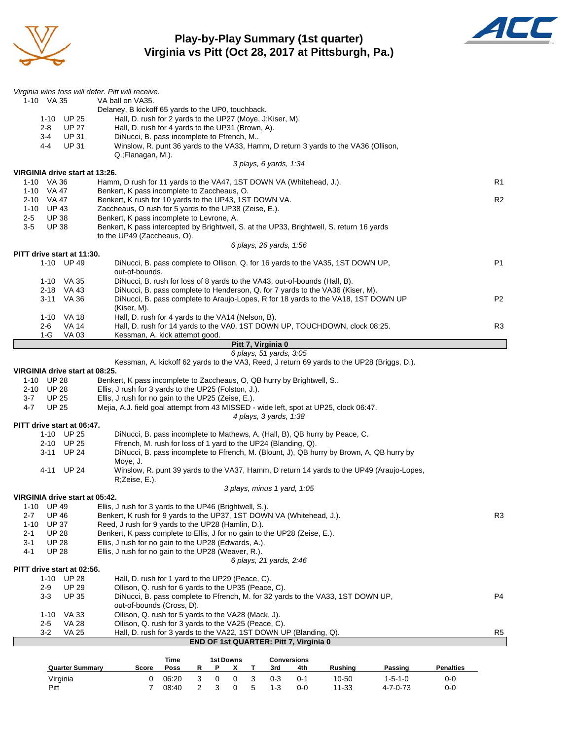# Play-by-Play Summary (1st quarter)
## Virginia vs Pitt (Oct 28, 2017 at Pittsburgh, Pa.)

*Virginia wins toss will defer. Pitt will receive.*

1-10 VA 35 — VA ball on VA35.
Delaney, B kickoff 65 yards to the UP0, touchback.

| Down | Spot | Play | |
|---|---|---|---|
| 1-10 | UP 25 | Hall, D. rush for 2 yards to the UP27 (Moye, J;Kiser, M). | |
| 2-8 | UP 27 | Hall, D. rush for 4 yards to the UP31 (Brown, A). | |
| 3-4 | UP 31 | DiNucci, B. pass incomplete to Ffrench, M.. | |
| 4-4 | UP 31 | Winslow, R. punt 36 yards to the VA33, Hamm, D return 3 yards to the VA36 (Ollison, Q.;Flanagan, M.). | |

*3 plays, 6 yards, 1:34*

**VIRGINIA drive start at 13:26.**

| Down | Spot | Play | |
|---|---|---|---|
| 1-10 | VA 36 | Hamm, D rush for 11 yards to the VA47, 1ST DOWN VA (Whitehead, J.). | R1 |
| 1-10 | VA 47 | Benkert, K pass incomplete to Zaccheaus, O. | |
| 2-10 | VA 47 | Benkert, K rush for 10 yards to the UP43, 1ST DOWN VA. | R2 |
| 1-10 | UP 43 | Zaccheaus, O rush for 5 yards to the UP38 (Zeise, E.). | |
| 2-5 | UP 38 | Benkert, K pass incomplete to Levrone, A. | |
| 3-5 | UP 38 | Benkert, K pass intercepted by Brightwell, S. at the UP33, Brightwell, S. return 16 yards to the UP49 (Zaccheaus, O). | |

*6 plays, 26 yards, 1:56*

**PITT drive start at 11:30.**

| Down | Spot | Play | |
|---|---|---|---|
| 1-10 | UP 49 | DiNucci, B. pass complete to Ollison, Q. for 16 yards to the VA35, 1ST DOWN UP, out-of-bounds. | P1 |
| 1-10 | VA 35 | DiNucci, B. rush for loss of 8 yards to the VA43, out-of-bounds (Hall, B). | |
| 2-18 | VA 43 | DiNucci, B. pass complete to Henderson, Q. for 7 yards to the VA36 (Kiser, M). | |
| 3-11 | VA 36 | DiNucci, B. pass complete to Araujo-Lopes, R for 18 yards to the VA18, 1ST DOWN UP (Kiser, M). | P2 |
| 1-10 | VA 18 | Hall, D. rush for 4 yards to the VA14 (Nelson, B). | |
| 2-6 | VA 14 | Hall, D. rush for 14 yards to the VA0, 1ST DOWN UP, TOUCHDOWN, clock 08:25. | R3 |
| 1-G | VA 03 | Kessman, A. kick attempt good. | |

**Pitt 7, Virginia 0**

*6 plays, 51 yards, 3:05*

Kessman, A. kickoff 62 yards to the VA3, Reed, J return 69 yards to the UP28 (Briggs, D.).

**VIRGINIA drive start at 08:25.**

| Down | Spot | Play | |
|---|---|---|---|
| 1-10 | UP 28 | Benkert, K pass incomplete to Zaccheaus, O, QB hurry by Brightwell, S.. | |
| 2-10 | UP 28 | Ellis, J rush for 3 yards to the UP25 (Folston, J.). | |
| 3-7 | UP 25 | Ellis, J rush for no gain to the UP25 (Zeise, E.). | |
| 4-7 | UP 25 | Mejia, A.J. field goal attempt from 43 MISSED - wide left, spot at UP25, clock 06:47. | |

*4 plays, 3 yards, 1:38*

**PITT drive start at 06:47.**

| Down | Spot | Play | |
|---|---|---|---|
| 1-10 | UP 25 | DiNucci, B. pass incomplete to Mathews, A. (Hall, B), QB hurry by Peace, C. | |
| 2-10 | UP 25 | Ffrench, M. rush for loss of 1 yard to the UP24 (Blanding, Q). | |
| 3-11 | UP 24 | DiNucci, B. pass incomplete to Ffrench, M. (Blount, J), QB hurry by Brown, A, QB hurry by Moye, J. | |
| 4-11 | UP 24 | Winslow, R. punt 39 yards to the VA37, Hamm, D return 14 yards to the UP49 (Araujo-Lopes, R;Zeise, E.). | |

*3 plays, minus 1 yard, 1:05*

**VIRGINIA drive start at 05:42.**

| Down | Spot | Play | |
|---|---|---|---|
| 1-10 | UP 49 | Ellis, J rush for 3 yards to the UP46 (Brightwell, S.). | |
| 2-7 | UP 46 | Benkert, K rush for 9 yards to the UP37, 1ST DOWN VA (Whitehead, J.). | R3 |
| 1-10 | UP 37 | Reed, J rush for 9 yards to the UP28 (Hamlin, D.). | |
| 2-1 | UP 28 | Benkert, K pass complete to Ellis, J for no gain to the UP28 (Zeise, E.). | |
| 3-1 | UP 28 | Ellis, J rush for no gain to the UP28 (Edwards, A.). | |
| 4-1 | UP 28 | Ellis, J rush for no gain to the UP28 (Weaver, R.). | |

*6 plays, 21 yards, 2:46*

**PITT drive start at 02:56.**

| Down | Spot | Play | |
|---|---|---|---|
| 1-10 | UP 28 | Hall, D. rush for 1 yard to the UP29 (Peace, C). | |
| 2-9 | UP 29 | Ollison, Q. rush for 6 yards to the UP35 (Peace, C). | |
| 3-3 | UP 35 | DiNucci, B. pass complete to Ffrench, M. for 32 yards to the VA33, 1ST DOWN UP, out-of-bounds (Cross, D). | P4 |
| 1-10 | VA 33 | Ollison, Q. rush for 5 yards to the VA28 (Mack, J). | |
| 2-5 | VA 28 | Ollison, Q. rush for 3 yards to the VA25 (Peace, C). | |
| 3-2 | VA 25 | Hall, D. rush for 3 yards to the VA22, 1ST DOWN UP (Blanding, Q). | R5 |

**END OF 1st QUARTER: Pitt 7, Virginia 0**

| Quarter Summary | Score | Time Poss | 1st Downs R | P | X | T | Conversions 3rd | 4th | Rushing | Passing | Penalties |
|---|---|---|---|---|---|---|---|---|---|---|---|
| Virginia | 0 | 06:20 | 3 | 0 | 0 | 3 | 0-3 | 0-1 | 10-50 | 1-5-1-0 | 0-0 |
| Pitt | 7 | 08:40 | 2 | 3 | 0 | 5 | 1-3 | 0-0 | 11-33 | 4-7-0-73 | 0-0 |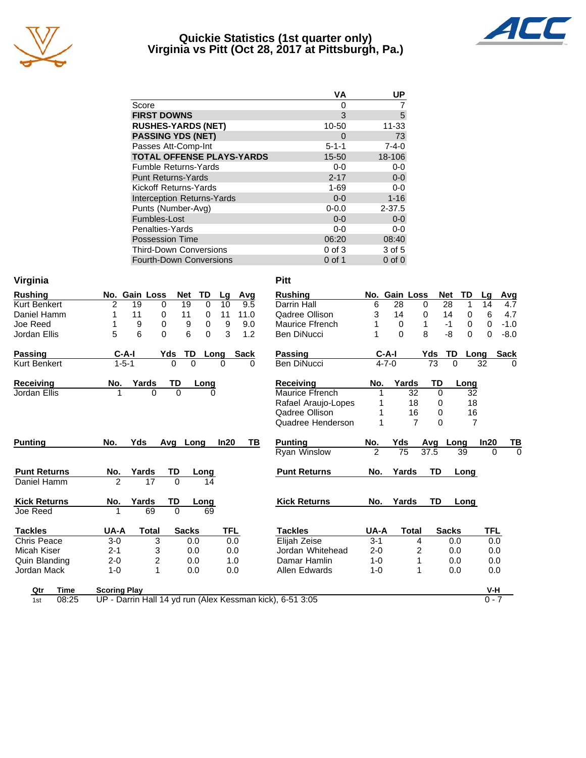# Quickie Statistics (1st quarter only)
## Virginia vs Pitt (Oct 28, 2017 at Pittsburgh, Pa.)

| | VA | UP |
|---|---|---|
| Score | 0 | 7 |
| **FIRST DOWNS** | 3 | 5 |
| **RUSHES-YARDS (NET)** | 10-50 | 11-33 |
| **PASSING YDS (NET)** | 0 | 73 |
| Passes Att-Comp-Int | 5-1-1 | 7-4-0 |
| **TOTAL OFFENSE PLAYS-YARDS** | 15-50 | 18-106 |
| Fumble Returns-Yards | 0-0 | 0-0 |
| Punt Returns-Yards | 2-17 | 0-0 |
| Kickoff Returns-Yards | 1-69 | 0-0 |
| Interception Returns-Yards | 0-0 | 1-16 |
| Punts (Number-Avg) | 0-0.0 | 2-37.5 |
| Fumbles-Lost | 0-0 | 0-0 |
| Penalties-Yards | 0-0 | 0-0 |
| Possession Time | 06:20 | 08:40 |
| Third-Down Conversions | 0 of 3 | 3 of 5 |
| Fourth-Down Conversions | 0 of 1 | 0 of 0 |

## Virginia

| Rushing | No. | Gain | Loss | Net | TD | Lg | Avg |
|---|---|---|---|---|---|---|---|
| Kurt Benkert | 2 | 19 | 0 | 19 | 0 | 10 | 9.5 |
| Daniel Hamm | 1 | 11 | 0 | 11 | 0 | 11 | 11.0 |
| Joe Reed | 1 | 9 | 0 | 9 | 0 | 9 | 9.0 |
| Jordan Ellis | 5 | 6 | 0 | 6 | 0 | 3 | 1.2 |

| Passing | C-A-I | Yds | TD | Long | Sack |
|---|---|---|---|---|---|
| Kurt Benkert | 1-5-1 | 0 | 0 | 0 | 0 |

| Receiving | No. | Yards | TD | Long |
|---|---|---|---|---|
| Jordan Ellis | 1 | 0 | 0 | 0 |

| Punting | No. | Yds | Avg | Long | In20 | TB |
|---|---|---|---|---|---|---|

| Punt Returns | No. | Yards | TD | Long |
|---|---|---|---|---|
| Daniel Hamm | 2 | 17 | 0 | 14 |

| Kick Returns | No. | Yards | TD | Long |
|---|---|---|---|---|
| Joe Reed | 1 | 69 | 0 | 69 |

| Tackles | UA-A | Total | Sacks | TFL |
|---|---|---|---|---|
| Chris Peace | 3-0 | 3 | 0.0 | 0.0 |
| Micah Kiser | 2-1 | 3 | 0.0 | 0.0 |
| Quin Blanding | 2-0 | 2 | 0.0 | 1.0 |
| Jordan Mack | 1-0 | 1 | 0.0 | 0.0 |

## Pitt

| Rushing | No. | Gain | Loss | Net | TD | Lg | Avg |
|---|---|---|---|---|---|---|---|
| Darrin Hall | 6 | 28 | 0 | 28 | 1 | 14 | 4.7 |
| Qadree Ollison | 3 | 14 | 0 | 14 | 0 | 6 | 4.7 |
| Maurice Ffrench | 1 | 0 | 1 | -1 | 0 | 0 | -1.0 |
| Ben DiNucci | 1 | 0 | 8 | -8 | 0 | 0 | -8.0 |

| Passing | C-A-I | Yds | TD | Long | Sack |
|---|---|---|---|---|---|
| Ben DiNucci | 4-7-0 | 73 | 0 | 32 | 0 |

| Receiving | No. | Yards | TD | Long |
|---|---|---|---|---|
| Maurice Ffrench | 1 | 32 | 0 | 32 |
| Rafael Araujo-Lopes | 1 | 18 | 0 | 18 |
| Qadree Ollison | 1 | 16 | 0 | 16 |
| Quadree Henderson | 1 | 7 | 0 | 7 |

| Punting | No. | Yds | Avg | Long | In20 | TB |
|---|---|---|---|---|---|---|
| Ryan Winslow | 2 | 75 | 37.5 | 39 | 0 | 0 |

| Punt Returns | No. | Yards | TD | Long |
|---|---|---|---|---|

| Kick Returns | No. | Yards | TD | Long |
|---|---|---|---|---|

| Tackles | UA-A | Total | Sacks | TFL |
|---|---|---|---|---|
| Elijah Zeise | 3-1 | 4 | 0.0 | 0.0 |
| Jordan Whitehead | 2-0 | 2 | 0.0 | 0.0 |
| Damar Hamlin | 1-0 | 1 | 0.0 | 0.0 |
| Allen Edwards | 1-0 | 1 | 0.0 | 0.0 |

| Qtr | Time | Scoring Play | V-H |
|---|---|---|---|
| 1st | 08:25 | UP - Darrin Hall 14 yd run (Alex Kessman kick), 6-51 3:05 | 0 - 7 |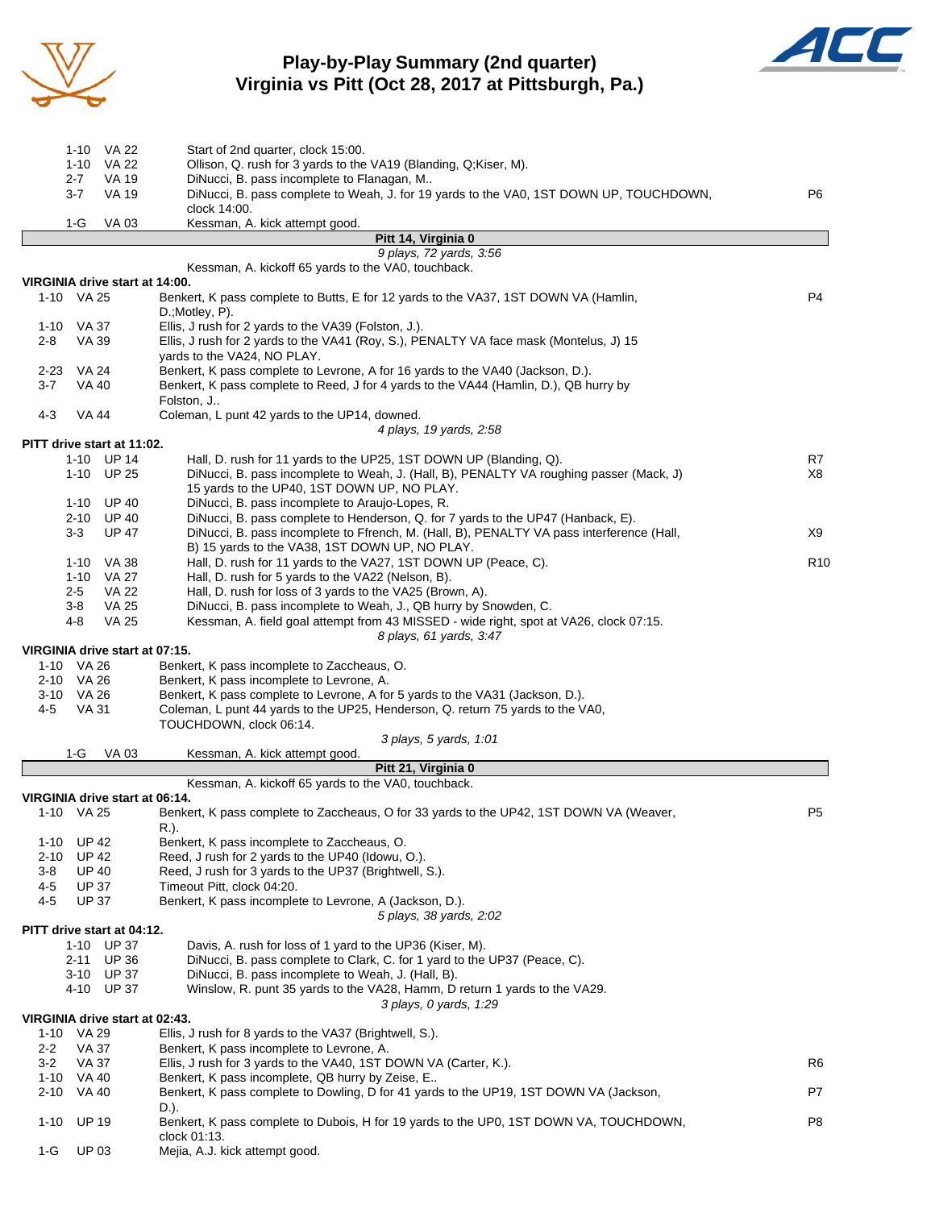# Play-by-Play Summary (2nd quarter)
## Virginia vs Pitt (Oct 28, 2017 at Pittsburgh, Pa.)

| Down | Spot | Play | |
|---|---|---|---|
| 1-10 | VA 22 | Start of 2nd quarter, clock 15:00. | |
| 1-10 | VA 22 | Ollison, Q. rush for 3 yards to the VA19 (Blanding, Q;Kiser, M). | |
| 2-7 | VA 19 | DiNucci, B. pass incomplete to Flanagan, M.. | |
| 3-7 | VA 19 | DiNucci, B. pass complete to Weah, J. for 19 yards to the VA0, 1ST DOWN UP, TOUCHDOWN, clock 14:00. | P6 |
| 1-G | VA 03 | Kessman, A. kick attempt good. | |

**Pitt 14, Virginia 0**

*9 plays, 72 yards, 3:56*

Kessman, A. kickoff 65 yards to the VA0, touchback.

**VIRGINIA drive start at 14:00.**

| Down | Spot | Play | |
|---|---|---|---|
| 1-10 | VA 25 | Benkert, K pass complete to Butts, E for 12 yards to the VA37, 1ST DOWN VA (Hamlin, D.;Motley, P). | P4 |
| 1-10 | VA 37 | Ellis, J rush for 2 yards to the VA39 (Folston, J.). | |
| 2-8 | VA 39 | Ellis, J rush for 2 yards to the VA41 (Roy, S.), PENALTY VA face mask (Montelus, J) 15 yards to the VA24, NO PLAY. | |
| 2-23 | VA 24 | Benkert, K pass complete to Levrone, A for 16 yards to the VA40 (Jackson, D.). | |
| 3-7 | VA 40 | Benkert, K pass complete to Reed, J for 4 yards to the VA44 (Hamlin, D.), QB hurry by Folston, J.. | |
| 4-3 | VA 44 | Coleman, L punt 42 yards to the UP14, downed. | |

*4 plays, 19 yards, 2:58*

**PITT drive start at 11:02.**

| Down | Spot | Play | |
|---|---|---|---|
| 1-10 | UP 14 | Hall, D. rush for 11 yards to the UP25, 1ST DOWN UP (Blanding, Q). | R7 |
| 1-10 | UP 25 | DiNucci, B. pass incomplete to Weah, J. (Hall, B), PENALTY VA roughing passer (Mack, J) 15 yards to the UP40, 1ST DOWN UP, NO PLAY. | X8 |
| 1-10 | UP 40 | DiNucci, B. pass incomplete to Araujo-Lopes, R. | |
| 2-10 | UP 40 | DiNucci, B. pass complete to Henderson, Q. for 7 yards to the UP47 (Hanback, E). | |
| 3-3 | UP 47 | DiNucci, B. pass incomplete to Ffrench, M. (Hall, B), PENALTY VA pass interference (Hall, B) 15 yards to the VA38, 1ST DOWN UP, NO PLAY. | X9 |
| 1-10 | VA 38 | Hall, D. rush for 11 yards to the VA27, 1ST DOWN UP (Peace, C). | R10 |
| 1-10 | VA 27 | Hall, D. rush for 5 yards to the VA22 (Nelson, B). | |
| 2-5 | VA 22 | Hall, D. rush for loss of 3 yards to the VA25 (Brown, A). | |
| 3-8 | VA 25 | DiNucci, B. pass incomplete to Weah, J., QB hurry by Snowden, C. | |
| 4-8 | VA 25 | Kessman, A. field goal attempt from 43 MISSED - wide right, spot at VA26, clock 07:15. | |

*8 plays, 61 yards, 3:47*

**VIRGINIA drive start at 07:15.**

| Down | Spot | Play | |
|---|---|---|---|
| 1-10 | VA 26 | Benkert, K pass incomplete to Zaccheaus, O. | |
| 2-10 | VA 26 | Benkert, K pass incomplete to Levrone, A. | |
| 3-10 | VA 26 | Benkert, K pass complete to Levrone, A for 5 yards to the VA31 (Jackson, D.). | |
| 4-5 | VA 31 | Coleman, L punt 44 yards to the UP25, Henderson, Q. return 75 yards to the VA0, TOUCHDOWN, clock 06:14. | |

*3 plays, 5 yards, 1:01*

| Down | Spot | Play | |
|---|---|---|---|
| 1-G | VA 03 | Kessman, A. kick attempt good. | |

**Pitt 21, Virginia 0**

Kessman, A. kickoff 65 yards to the VA0, touchback.

**VIRGINIA drive start at 06:14.**

| Down | Spot | Play | |
|---|---|---|---|
| 1-10 | VA 25 | Benkert, K pass complete to Zaccheaus, O for 33 yards to the UP42, 1ST DOWN VA (Weaver, R.). | P5 |
| 1-10 | UP 42 | Benkert, K pass incomplete to Zaccheaus, O. | |
| 2-10 | UP 42 | Reed, J rush for 2 yards to the UP40 (Idowu, O.). | |
| 3-8 | UP 40 | Reed, J rush for 3 yards to the UP37 (Brightwell, S.). | |
| 4-5 | UP 37 | Timeout Pitt, clock 04:20. | |
| 4-5 | UP 37 | Benkert, K pass incomplete to Levrone, A (Jackson, D.). | |

*5 plays, 38 yards, 2:02*

**PITT drive start at 04:12.**

| Down | Spot | Play | |
|---|---|---|---|
| 1-10 | UP 37 | Davis, A. rush for loss of 1 yard to the UP36 (Kiser, M). | |
| 2-11 | UP 36 | DiNucci, B. pass complete to Clark, C. for 1 yard to the UP37 (Peace, C). | |
| 3-10 | UP 37 | DiNucci, B. pass incomplete to Weah, J. (Hall, B). | |
| 4-10 | UP 37 | Winslow, R. punt 35 yards to the VA28, Hamm, D return 1 yards to the VA29. | |

*3 plays, 0 yards, 1:29*

**VIRGINIA drive start at 02:43.**

| Down | Spot | Play | |
|---|---|---|---|
| 1-10 | VA 29 | Ellis, J rush for 8 yards to the VA37 (Brightwell, S.). | |
| 2-2 | VA 37 | Benkert, K pass incomplete to Levrone, A. | |
| 3-2 | VA 37 | Ellis, J rush for 3 yards to the VA40, 1ST DOWN VA (Carter, K.). | R6 |
| 1-10 | VA 40 | Benkert, K pass incomplete, QB hurry by Zeise, E.. | |
| 2-10 | VA 40 | Benkert, K pass complete to Dowling, D for 41 yards to the UP19, 1ST DOWN VA (Jackson, D.). | P7 |
| 1-10 | UP 19 | Benkert, K pass complete to Dubois, H for 19 yards to the UP0, 1ST DOWN VA, TOUCHDOWN, clock 01:13. | P8 |
| 1-G | UP 03 | Mejia, A.J. kick attempt good. | |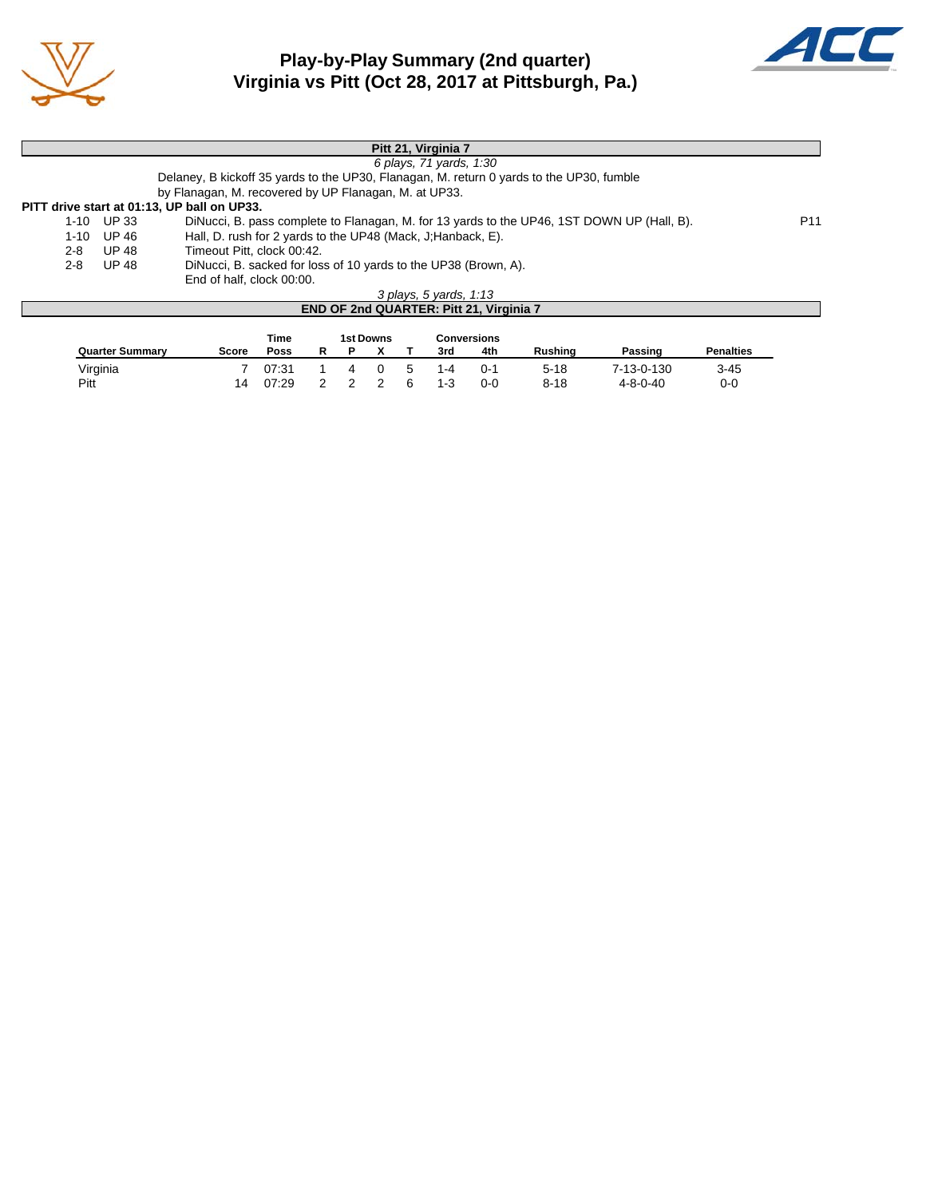# Play-by-Play Summary (2nd quarter)
## Virginia vs Pitt (Oct 28, 2017 at Pittsburgh, Pa.)

**Pitt 21, Virginia 7**

*6 plays, 71 yards, 1:30*

Delaney, B kickoff 35 yards to the UP30, Flanagan, M. return 0 yards to the UP30, fumble by Flanagan, M. recovered by UP Flanagan, M. at UP33.

**PITT drive start at 01:13, UP ball on UP33.**

| | | | |
|---|---|---|---|
| 1-10 | UP 33 | DiNucci, B. pass complete to Flanagan, M. for 13 yards to the UP46, 1ST DOWN UP (Hall, B). | P11 |
| 1-10 | UP 46 | Hall, D. rush for 2 yards to the UP48 (Mack, J;Hanback, E). | |
| 2-8 | UP 48 | Timeout Pitt, clock 00:42. | |
| 2-8 | UP 48 | DiNucci, B. sacked for loss of 10 yards to the UP38 (Brown, A). | |
| | | End of half, clock 00:00. | |

*3 plays, 5 yards, 1:13*

**END OF 2nd QUARTER: Pitt 21, Virginia 7**

| Quarter Summary | Score | Time Poss | 1st Downs R | P | X | T | Conversions 3rd | 4th | Rushing | Passing | Penalties |
|---|---|---|---|---|---|---|---|---|---|---|---|
| Virginia | 7 | 07:31 | 1 | 4 | 0 | 5 | 1-4 | 0-1 | 5-18 | 7-13-0-130 | 3-45 |
| Pitt | 14 | 07:29 | 2 | 2 | 2 | 6 | 1-3 | 0-0 | 8-18 | 4-8-0-40 | 0-0 |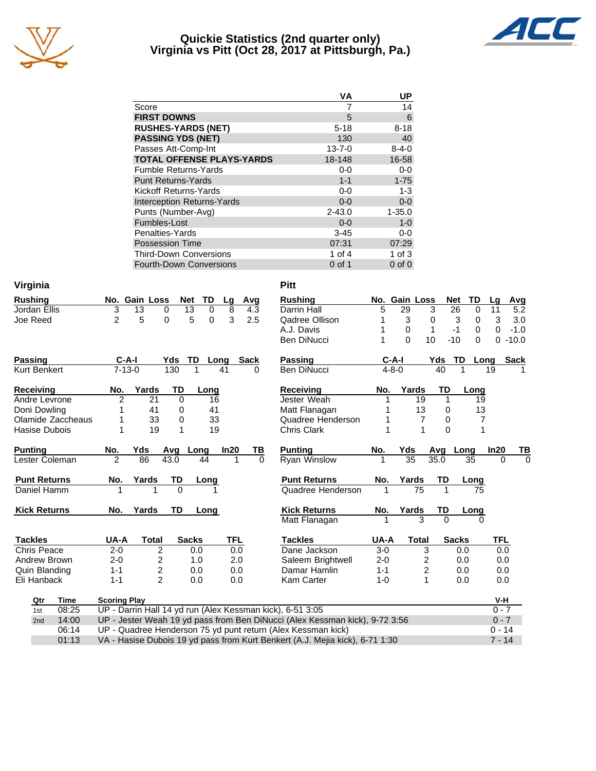# Quickie Statistics (2nd quarter only)
## Virginia vs Pitt (Oct 28, 2017 at Pittsburgh, Pa.)

| | VA | UP |
|---|---|---|
| Score | 7 | 14 |
| **FIRST DOWNS** | 5 | 6 |
| **RUSHES-YARDS (NET)** | 5-18 | 8-18 |
| **PASSING YDS (NET)** | 130 | 40 |
| Passes Att-Comp-Int | 13-7-0 | 8-4-0 |
| **TOTAL OFFENSE PLAYS-YARDS** | 18-148 | 16-58 |
| Fumble Returns-Yards | 0-0 | 0-0 |
| Punt Returns-Yards | 1-1 | 1-75 |
| Kickoff Returns-Yards | 0-0 | 1-3 |
| Interception Returns-Yards | 0-0 | 0-0 |
| Punts (Number-Avg) | 2-43.0 | 1-35.0 |
| Fumbles-Lost | 0-0 | 1-0 |
| Penalties-Yards | 3-45 | 0-0 |
| Possession Time | 07:31 | 07:29 |
| Third-Down Conversions | 1 of 4 | 1 of 3 |
| Fourth-Down Conversions | 0 of 1 | 0 of 0 |

### Virginia

| Rushing | No. | Gain | Loss | Net | TD | Lg | Avg |
|---|---|---|---|---|---|---|---|
| Jordan Ellis | 3 | 13 | 0 | 13 | 0 | 8 | 4.3 |
| Joe Reed | 2 | 5 | 0 | 5 | 0 | 3 | 2.5 |

| Passing | C-A-I | Yds | TD | Long | Sack |
|---|---|---|---|---|---|
| Kurt Benkert | 7-13-0 | 130 | 1 | 41 | 0 |

| Receiving | No. | Yards | TD | Long |
|---|---|---|---|---|
| Andre Levrone | 2 | 21 | 0 | 16 |
| Doni Dowling | 1 | 41 | 0 | 41 |
| Olamide Zaccheaus | 1 | 33 | 0 | 33 |
| Hasise Dubois | 1 | 19 | 1 | 19 |

| Punting | No. | Yds | Avg | Long | In20 | TB |
|---|---|---|---|---|---|---|
| Lester Coleman | 2 | 86 | 43.0 | 44 | 1 | 0 |

| Punt Returns | No. | Yards | TD | Long |
|---|---|---|---|---|
| Daniel Hamm | 1 | 1 | 0 | 1 |

| Kick Returns | No. | Yards | TD | Long |
|---|---|---|---|---|

| Tackles | UA-A | Total | Sacks | TFL |
|---|---|---|---|---|
| Chris Peace | 2-0 | 2 | 0.0 | 0.0 |
| Andrew Brown | 2-0 | 2 | 1.0 | 2.0 |
| Quin Blanding | 1-1 | 2 | 0.0 | 0.0 |
| Eli Hanback | 1-1 | 2 | 0.0 | 0.0 |

### Pitt

| Rushing | No. | Gain | Loss | Net | TD | Lg | Avg |
|---|---|---|---|---|---|---|---|
| Darrin Hall | 5 | 29 | 3 | 26 | 0 | 11 | 5.2 |
| Qadree Ollison | 1 | 3 | 0 | 3 | 0 | 3 | 3.0 |
| A.J. Davis | 1 | 0 | 1 | -1 | 0 | 0 | -1.0 |
| Ben DiNucci | 1 | 0 | 10 | -10 | 0 | 0 | -10.0 |

| Passing | C-A-I | Yds | TD | Long | Sack |
|---|---|---|---|---|---|
| Ben DiNucci | 4-8-0 | 40 | 1 | 19 | 1 |

| Receiving | No. | Yards | TD | Long |
|---|---|---|---|---|
| Jester Weah | 1 | 19 | 1 | 19 |
| Matt Flanagan | 1 | 13 | 0 | 13 |
| Quadree Henderson | 1 | 7 | 0 | 7 |
| Chris Clark | 1 | 1 | 0 | 1 |

| Punting | No. | Yds | Avg | Long | In20 | TB |
|---|---|---|---|---|---|---|
| Ryan Winslow | 1 | 35 | 35.0 | 35 | 0 | 0 |

| Punt Returns | No. | Yards | TD | Long |
|---|---|---|---|---|
| Quadree Henderson | 1 | 75 | 1 | 75 |

| Kick Returns | No. | Yards | TD | Long |
|---|---|---|---|---|
| Matt Flanagan | 1 | 3 | 0 | 0 |

| Tackles | UA-A | Total | Sacks | TFL |
|---|---|---|---|---|
| Dane Jackson | 3-0 | 3 | 0.0 | 0.0 |
| Saleem Brightwell | 2-0 | 2 | 0.0 | 0.0 |
| Damar Hamlin | 1-1 | 2 | 0.0 | 0.0 |
| Kam Carter | 1-0 | 1 | 0.0 | 0.0 |

| Qtr | Time | Scoring Play | V-H |
|---|---|---|---|
| 1st | 08:25 | UP - Darrin Hall 14 yd run (Alex Kessman kick), 6-51 3:05 | 0 - 7 |
| 2nd | 14:00 | UP - Jester Weah 19 yd pass from Ben DiNucci (Alex Kessman kick), 9-72 3:56 | 0 - 7 |
| | 06:14 | UP - Quadree Henderson 75 yd punt return (Alex Kessman kick) | 0 - 14 |
| | 01:13 | VA - Hasise Dubois 19 yd pass from Kurt Benkert (A.J. Mejia kick), 6-71 1:30 | 7 - 14 |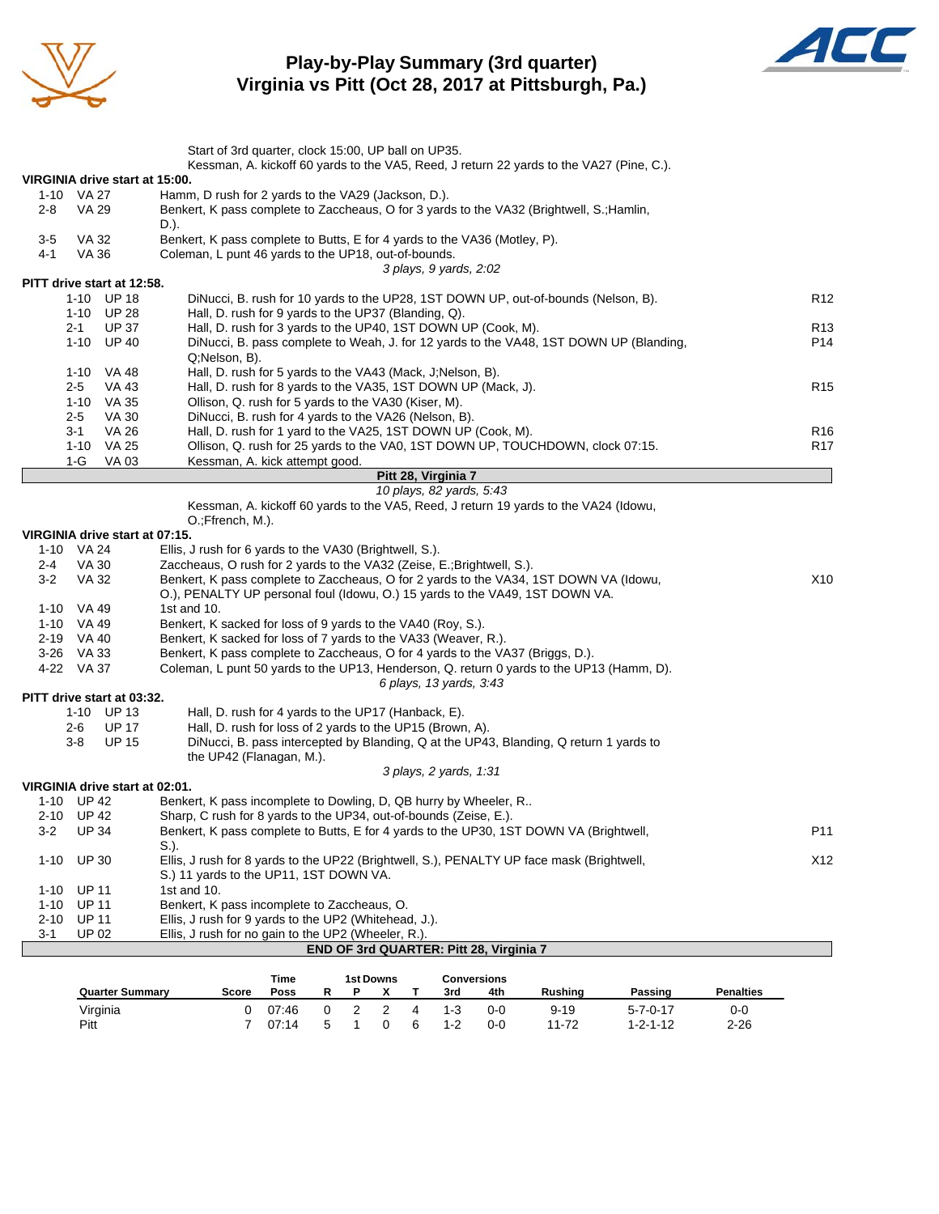# Play-by-Play Summary (3rd quarter)
## Virginia vs Pitt (Oct 28, 2017 at Pittsburgh, Pa.)

Start of 3rd quarter, clock 15:00, UP ball on UP35.
Kessman, A. kickoff 60 yards to the VA5, Reed, J return 22 yards to the VA27 (Pine, C.).

**VIRGINIA drive start at 15:00.**

| Down | Spot | Play | |
|---|---|---|---|
| 1-10 | VA 27 | Hamm, D rush for 2 yards to the VA29 (Jackson, D.). | |
| 2-8 | VA 29 | Benkert, K pass complete to Zaccheaus, O for 3 yards to the VA32 (Brightwell, S.;Hamlin, D.). | |
| 3-5 | VA 32 | Benkert, K pass complete to Butts, E for 4 yards to the VA36 (Motley, P). | |
| 4-1 | VA 36 | Coleman, L punt 46 yards to the UP18, out-of-bounds. | |
| | | *3 plays, 9 yards, 2:02* | |

**PITT drive start at 12:58.**

| Down | Spot | Play | |
|---|---|---|---|
| 1-10 | UP 18 | DiNucci, B. rush for 10 yards to the UP28, 1ST DOWN UP, out-of-bounds (Nelson, B). | R12 |
| 1-10 | UP 28 | Hall, D. rush for 9 yards to the UP37 (Blanding, Q). | |
| 2-1 | UP 37 | Hall, D. rush for 3 yards to the UP40, 1ST DOWN UP (Cook, M). | R13 |
| 1-10 | UP 40 | DiNucci, B. pass complete to Weah, J. for 12 yards to the VA48, 1ST DOWN UP (Blanding, Q;Nelson, B). | P14 |
| 1-10 | VA 48 | Hall, D. rush for 5 yards to the VA43 (Mack, J;Nelson, B). | |
| 2-5 | VA 43 | Hall, D. rush for 8 yards to the VA35, 1ST DOWN UP (Mack, J). | R15 |
| 1-10 | VA 35 | Ollison, Q. rush for 5 yards to the VA30 (Kiser, M). | |
| 2-5 | VA 30 | DiNucci, B. rush for 4 yards to the VA26 (Nelson, B). | |
| 3-1 | VA 26 | Hall, D. rush for 1 yard to the VA25, 1ST DOWN UP (Cook, M). | R16 |
| 1-10 | VA 25 | Ollison, Q. rush for 25 yards to the VA0, 1ST DOWN UP, TOUCHDOWN, clock 07:15. | R17 |
| 1-G | VA 03 | Kessman, A. kick attempt good. | |

**Pitt 28, Virginia 7**

*10 plays, 82 yards, 5:43*

Kessman, A. kickoff 60 yards to the VA5, Reed, J return 19 yards to the VA24 (Idowu, O.;Ffrench, M.).

**VIRGINIA drive start at 07:15.**

| Down | Spot | Play | |
|---|---|---|---|
| 1-10 | VA 24 | Ellis, J rush for 6 yards to the VA30 (Brightwell, S.). | |
| 2-4 | VA 30 | Zaccheaus, O rush for 2 yards to the VA32 (Zeise, E.;Brightwell, S.). | |
| 3-2 | VA 32 | Benkert, K pass complete to Zaccheaus, O for 2 yards to the VA34, 1ST DOWN VA (Idowu, O.), PENALTY UP personal foul (Idowu, O.) 15 yards to the VA49, 1ST DOWN VA. | X10 |
| 1-10 | VA 49 | 1st and 10. | |
| 1-10 | VA 49 | Benkert, K sacked for loss of 9 yards to the VA40 (Roy, S.). | |
| 2-19 | VA 40 | Benkert, K sacked for loss of 7 yards to the VA33 (Weaver, R.). | |
| 3-26 | VA 33 | Benkert, K pass complete to Zaccheaus, O for 4 yards to the VA37 (Briggs, D.). | |
| 4-22 | VA 37 | Coleman, L punt 50 yards to the UP13, Henderson, Q. return 0 yards to the UP13 (Hamm, D). | |
| | | *6 plays, 13 yards, 3:43* | |

**PITT drive start at 03:32.**

| Down | Spot | Play | |
|---|---|---|---|
| 1-10 | UP 13 | Hall, D. rush for 4 yards to the UP17 (Hanback, E). | |
| 2-6 | UP 17 | Hall, D. rush for loss of 2 yards to the UP15 (Brown, A). | |
| 3-8 | UP 15 | DiNucci, B. pass intercepted by Blanding, Q at the UP43, Blanding, Q return 1 yards to the UP42 (Flanagan, M.). | |
| | | *3 plays, 2 yards, 1:31* | |

**VIRGINIA drive start at 02:01.**

| Down | Spot | Play | |
|---|---|---|---|
| 1-10 | UP 42 | Benkert, K pass incomplete to Dowling, D, QB hurry by Wheeler, R.. | |
| 2-10 | UP 42 | Sharp, C rush for 8 yards to the UP34, out-of-bounds (Zeise, E.). | |
| 3-2 | UP 34 | Benkert, K pass complete to Butts, E for 4 yards to the UP30, 1ST DOWN VA (Brightwell, S.). | P11 |
| 1-10 | UP 30 | Ellis, J rush for 8 yards to the UP22 (Brightwell, S.), PENALTY UP face mask (Brightwell, S.) 11 yards to the UP11, 1ST DOWN VA. | X12 |
| 1-10 | UP 11 | 1st and 10. | |
| 1-10 | UP 11 | Benkert, K pass incomplete to Zaccheaus, O. | |
| 2-10 | UP 11 | Ellis, J rush for 9 yards to the UP2 (Whitehead, J.). | |
| 3-1 | UP 02 | Ellis, J rush for no gain to the UP2 (Wheeler, R.). | |

**END OF 3rd QUARTER: Pitt 28, Virginia 7**

| Quarter Summary | Score | Time Poss | 1st Downs R | P | X | T | Conversions 3rd | 4th | Rushing | Passing | Penalties |
|---|---|---|---|---|---|---|---|---|---|---|---|
| Virginia | 0 | 07:46 | 0 | 2 | 2 | 4 | 1-3 | 0-0 | 9-19 | 5-7-0-17 | 0-0 |
| Pitt | 7 | 07:14 | 5 | 1 | 0 | 6 | 1-2 | 0-0 | 11-72 | 1-2-1-12 | 2-26 |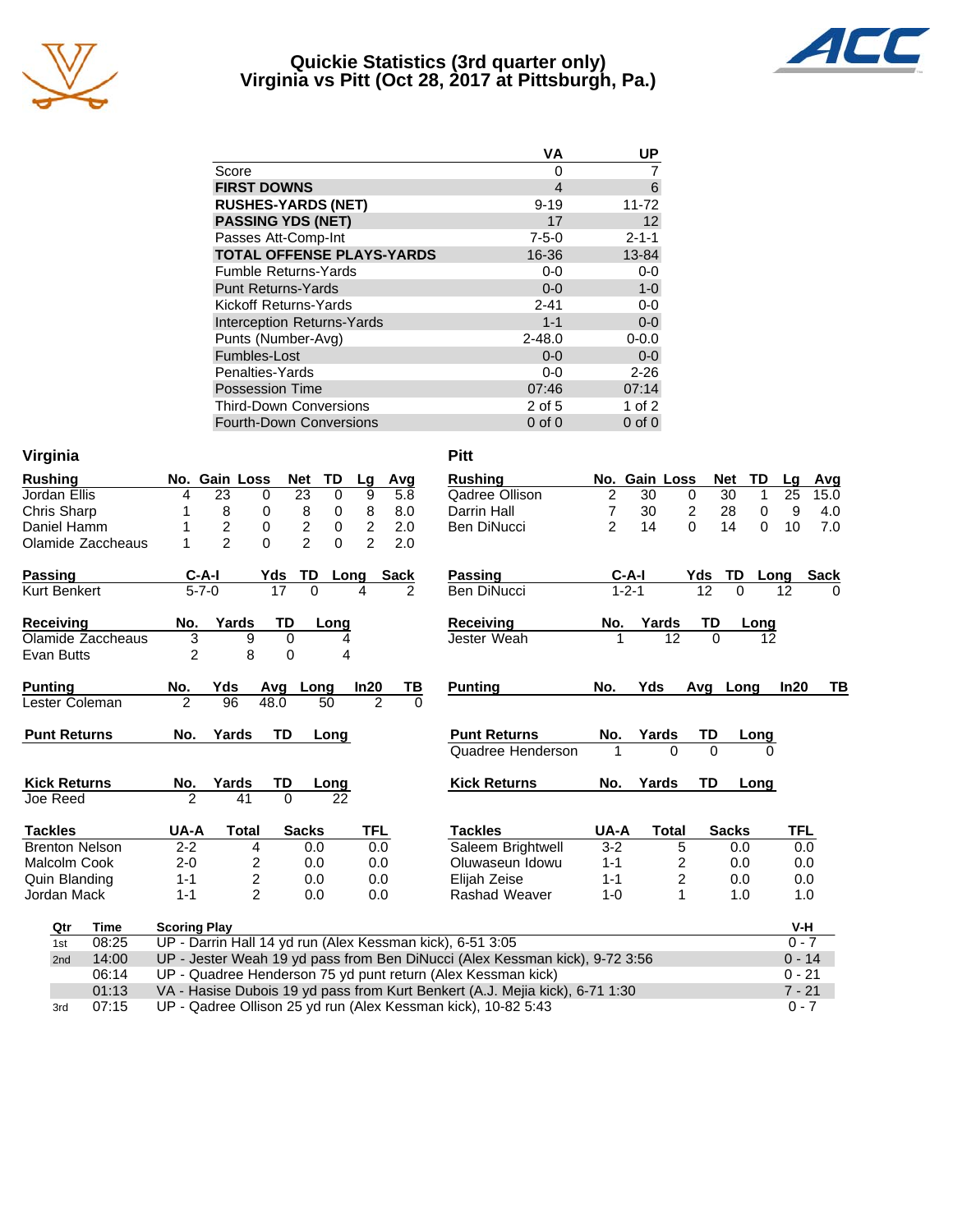# Quickie Statistics (3rd quarter only)
## Virginia vs Pitt (Oct 28, 2017 at Pittsburgh, Pa.)

| | VA | UP |
|---|---|---|
| Score | 0 | 7 |
| **FIRST DOWNS** | 4 | 6 |
| **RUSHES-YARDS (NET)** | 9-19 | 11-72 |
| **PASSING YDS (NET)** | 17 | 12 |
| Passes Att-Comp-Int | 7-5-0 | 2-1-1 |
| **TOTAL OFFENSE PLAYS-YARDS** | 16-36 | 13-84 |
| Fumble Returns-Yards | 0-0 | 0-0 |
| Punt Returns-Yards | 0-0 | 1-0 |
| Kickoff Returns-Yards | 2-41 | 0-0 |
| Interception Returns-Yards | 1-1 | 0-0 |
| Punts (Number-Avg) | 2-48.0 | 0-0.0 |
| Fumbles-Lost | 0-0 | 0-0 |
| Penalties-Yards | 0-0 | 2-26 |
| Possession Time | 07:46 | 07:14 |
| Third-Down Conversions | 2 of 5 | 1 of 2 |
| Fourth-Down Conversions | 0 of 0 | 0 of 0 |

## Virginia

| Rushing | No. | Gain | Loss | Net | TD | Lg | Avg |
|---|---|---|---|---|---|---|---|
| Jordan Ellis | 4 | 23 | 0 | 23 | 0 | 9 | 5.8 |
| Chris Sharp | 1 | 8 | 0 | 8 | 0 | 8 | 8.0 |
| Daniel Hamm | 1 | 2 | 0 | 2 | 0 | 2 | 2.0 |
| Olamide Zaccheaus | 1 | 2 | 0 | 2 | 0 | 2 | 2.0 |

| Passing | C-A-I | Yds | TD | Long | Sack |
|---|---|---|---|---|---|
| Kurt Benkert | 5-7-0 | 17 | 0 | 4 | 2 |

| Receiving | No. | Yards | TD | Long |
|---|---|---|---|---|
| Olamide Zaccheaus | 3 | 9 | 0 | 4 |
| Evan Butts | 2 | 8 | 0 | 4 |

| Punting | No. | Yds | Avg | Long | In20 | TB |
|---|---|---|---|---|---|---|
| Lester Coleman | 2 | 96 | 48.0 | 50 | 2 | 0 |

| Punt Returns | No. | Yards | TD | Long |
|---|---|---|---|---|

| Kick Returns | No. | Yards | TD | Long |
|---|---|---|---|---|
| Joe Reed | 2 | 41 | 0 | 22 |

| Tackles | UA-A | Total | Sacks | TFL |
|---|---|---|---|---|
| Brenton Nelson | 2-2 | 4 | 0.0 | 0.0 |
| Malcolm Cook | 2-0 | 2 | 0.0 | 0.0 |
| Quin Blanding | 1-1 | 2 | 0.0 | 0.0 |
| Jordan Mack | 1-1 | 2 | 0.0 | 0.0 |

## Pitt

| Rushing | No. | Gain | Loss | Net | TD | Lg | Avg |
|---|---|---|---|---|---|---|---|
| Qadree Ollison | 2 | 30 | 0 | 30 | 1 | 25 | 15.0 |
| Darrin Hall | 7 | 30 | 2 | 28 | 0 | 9 | 4.0 |
| Ben DiNucci | 2 | 14 | 0 | 14 | 0 | 10 | 7.0 |

| Passing | C-A-I | Yds | TD | Long | Sack |
|---|---|---|---|---|---|
| Ben DiNucci | 1-2-1 | 12 | 0 | 12 | 0 |

| Receiving | No. | Yards | TD | Long |
|---|---|---|---|---|
| Jester Weah | 1 | 12 | 0 | 12 |

| Punting | No. | Yds | Avg | Long | In20 | TB |
|---|---|---|---|---|---|---|

| Punt Returns | No. | Yards | TD | Long |
|---|---|---|---|---|
| Quadree Henderson | 1 | 0 | 0 | 0 |

| Kick Returns | No. | Yards | TD | Long |
|---|---|---|---|---|

| Tackles | UA-A | Total | Sacks | TFL |
|---|---|---|---|---|
| Saleem Brightwell | 3-2 | 5 | 0.0 | 0.0 |
| Oluwaseun Idowu | 1-1 | 2 | 0.0 | 0.0 |
| Elijah Zeise | 1-1 | 2 | 0.0 | 0.0 |
| Rashad Weaver | 1-0 | 1 | 1.0 | 1.0 |

## Scoring Plays

| Qtr | Time | Scoring Play | V-H |
|---|---|---|---|
| 1st | 08:25 | UP - Darrin Hall 14 yd run (Alex Kessman kick), 6-51 3:05 | 0 - 7 |
| 2nd | 14:00 | UP - Jester Weah 19 yd pass from Ben DiNucci (Alex Kessman kick), 9-72 3:56 | 0 - 14 |
| | 06:14 | UP - Quadree Henderson 75 yd punt return (Alex Kessman kick) | 0 - 21 |
| | 01:13 | VA - Hasise Dubois 19 yd pass from Kurt Benkert (A.J. Mejia kick), 6-71 1:30 | 7 - 21 |
| 3rd | 07:15 | UP - Qadree Ollison 25 yd run (Alex Kessman kick), 10-82 5:43 | 0 - 7 |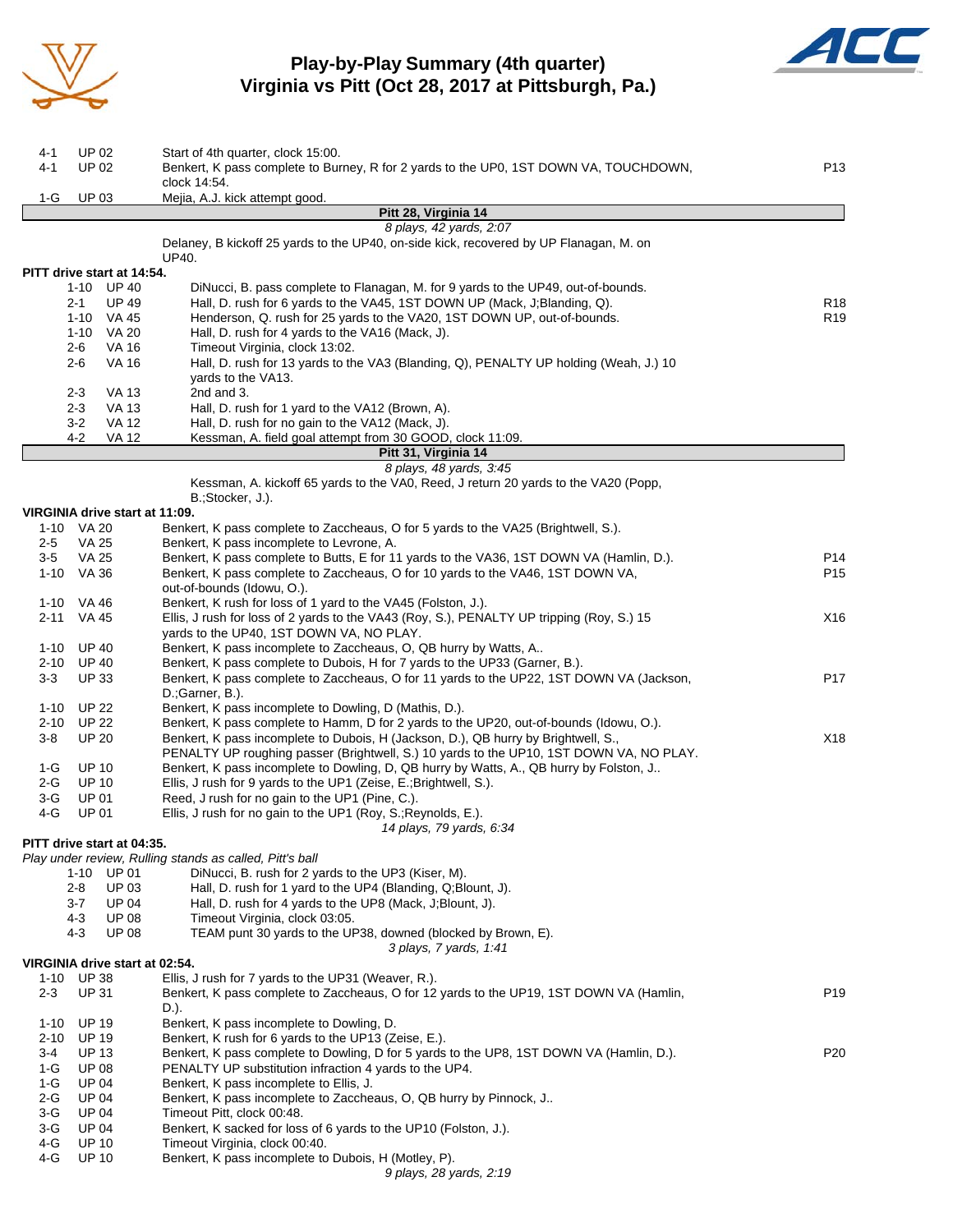# Play-by-Play Summary (4th quarter)
## Virginia vs Pitt (Oct 28, 2017 at Pittsburgh, Pa.)

| Down | Spot | Play | |
|---|---|---|---|
| 4-1 | UP 02 | Start of 4th quarter, clock 15:00. | |
| 4-1 | UP 02 | Benkert, K pass complete to Burney, R for 2 yards to the UP0, 1ST DOWN VA, TOUCHDOWN, clock 14:54. | P13 |
| 1-G | UP 03 | Mejia, A.J. kick attempt good. | |

**Pitt 28, Virginia 14**

*8 plays, 42 yards, 2:07*

Delaney, B kickoff 25 yards to the UP40, on-side kick, recovered by UP Flanagan, M. on UP40.

**PITT drive start at 14:54.**

| Down | Spot | Play | |
|---|---|---|---|
| 1-10 | UP 40 | DiNucci, B. pass complete to Flanagan, M. for 9 yards to the UP49, out-of-bounds. | |
| 2-1 | UP 49 | Hall, D. rush for 6 yards to the VA45, 1ST DOWN UP (Mack, J;Blanding, Q). | R18 |
| 1-10 | VA 45 | Henderson, Q. rush for 25 yards to the VA20, 1ST DOWN UP, out-of-bounds. | R19 |
| 1-10 | VA 20 | Hall, D. rush for 4 yards to the VA16 (Mack, J). | |
| 2-6 | VA 16 | Timeout Virginia, clock 13:02. | |
| 2-6 | VA 16 | Hall, D. rush for 13 yards to the VA3 (Blanding, Q), PENALTY UP holding (Weah, J.) 10 yards to the VA13. | |
| 2-3 | VA 13 | 2nd and 3. | |
| 2-3 | VA 13 | Hall, D. rush for 1 yard to the VA12 (Brown, A). | |
| 3-2 | VA 12 | Hall, D. rush for no gain to the VA12 (Mack, J). | |
| 4-2 | VA 12 | Kessman, A. field goal attempt from 30 GOOD, clock 11:09. | |

**Pitt 31, Virginia 14**

*8 plays, 48 yards, 3:45*

Kessman, A. kickoff 65 yards to the VA0, Reed, J return 20 yards to the VA20 (Popp, B.;Stocker, J.).

**VIRGINIA drive start at 11:09.**

| Down | Spot | Play | |
|---|---|---|---|
| 1-10 | VA 20 | Benkert, K pass complete to Zaccheaus, O for 5 yards to the VA25 (Brightwell, S.). | |
| 2-5 | VA 25 | Benkert, K pass incomplete to Levrone, A. | |
| 3-5 | VA 25 | Benkert, K pass complete to Butts, E for 11 yards to the VA36, 1ST DOWN VA (Hamlin, D.). | P14 |
| 1-10 | VA 36 | Benkert, K pass complete to Zaccheaus, O for 10 yards to the VA46, 1ST DOWN VA, out-of-bounds (Idowu, O.). | P15 |
| 1-10 | VA 46 | Benkert, K rush for loss of 1 yard to the VA45 (Folston, J.). | |
| 2-11 | VA 45 | Ellis, J rush for loss of 2 yards to the VA43 (Roy, S.), PENALTY UP tripping (Roy, S.) 15 yards to the UP40, 1ST DOWN VA, NO PLAY. | X16 |
| 1-10 | UP 40 | Benkert, K pass incomplete to Zaccheaus, O, QB hurry by Watts, A.. | |
| 2-10 | UP 40 | Benkert, K pass complete to Dubois, H for 7 yards to the UP33 (Garner, B.). | |
| 3-3 | UP 33 | Benkert, K pass complete to Zaccheaus, O for 11 yards to the UP22, 1ST DOWN VA (Jackson, D.;Garner, B.). | P17 |
| 1-10 | UP 22 | Benkert, K pass incomplete to Dowling, D (Mathis, D.). | |
| 2-10 | UP 22 | Benkert, K pass complete to Hamm, D for 2 yards to the UP20, out-of-bounds (Idowu, O.). | |
| 3-8 | UP 20 | Benkert, K pass incomplete to Dubois, H (Jackson, D.), QB hurry by Brightwell, S., PENALTY UP roughing passer (Brightwell, S.) 10 yards to the UP10, 1ST DOWN VA, NO PLAY. | X18 |
| 1-G | UP 10 | Benkert, K pass incomplete to Dowling, D, QB hurry by Watts, A., QB hurry by Folston, J.. | |
| 2-G | UP 10 | Ellis, J rush for 9 yards to the UP1 (Zeise, E.;Brightwell, S.). | |
| 3-G | UP 01 | Reed, J rush for no gain to the UP1 (Pine, C.). | |
| 4-G | UP 01 | Ellis, J rush for no gain to the UP1 (Roy, S.;Reynolds, E.). | |

*14 plays, 79 yards, 6:34*

**PITT drive start at 04:35.**

*Play under review, Rulling stands as called, Pitt's ball*

| Down | Spot | Play | |
|---|---|---|---|
| 1-10 | UP 01 | DiNucci, B. rush for 2 yards to the UP3 (Kiser, M). | |
| 2-8 | UP 03 | Hall, D. rush for 1 yard to the UP4 (Blanding, Q;Blount, J). | |
| 3-7 | UP 04 | Hall, D. rush for 4 yards to the UP8 (Mack, J;Blount, J). | |
| 4-3 | UP 08 | Timeout Virginia, clock 03:05. | |
| 4-3 | UP 08 | TEAM punt 30 yards to the UP38, downed (blocked by Brown, E). | |

*3 plays, 7 yards, 1:41*

**VIRGINIA drive start at 02:54.**

| Down | Spot | Play | |
|---|---|---|---|
| 1-10 | UP 38 | Ellis, J rush for 7 yards to the UP31 (Weaver, R.). | |
| 2-3 | UP 31 | Benkert, K pass complete to Zaccheaus, O for 12 yards to the UP19, 1ST DOWN VA (Hamlin, D.). | P19 |
| 1-10 | UP 19 | Benkert, K pass incomplete to Dowling, D. | |
| 2-10 | UP 19 | Benkert, K rush for 6 yards to the UP13 (Zeise, E.). | |
| 3-4 | UP 13 | Benkert, K pass complete to Dowling, D for 5 yards to the UP8, 1ST DOWN VA (Hamlin, D.). | P20 |
| 1-G | UP 08 | PENALTY UP substitution infraction 4 yards to the UP4. | |
| 1-G | UP 04 | Benkert, K pass incomplete to Ellis, J. | |
| 2-G | UP 04 | Benkert, K pass incomplete to Zaccheaus, O, QB hurry by Pinnock, J.. | |
| 3-G | UP 04 | Timeout Pitt, clock 00:48. | |
| 3-G | UP 04 | Benkert, K sacked for loss of 6 yards to the UP10 (Folston, J.). | |
| 4-G | UP 10 | Timeout Virginia, clock 00:40. | |
| 4-G | UP 10 | Benkert, K pass incomplete to Dubois, H (Motley, P). | |

*9 plays, 28 yards, 2:19*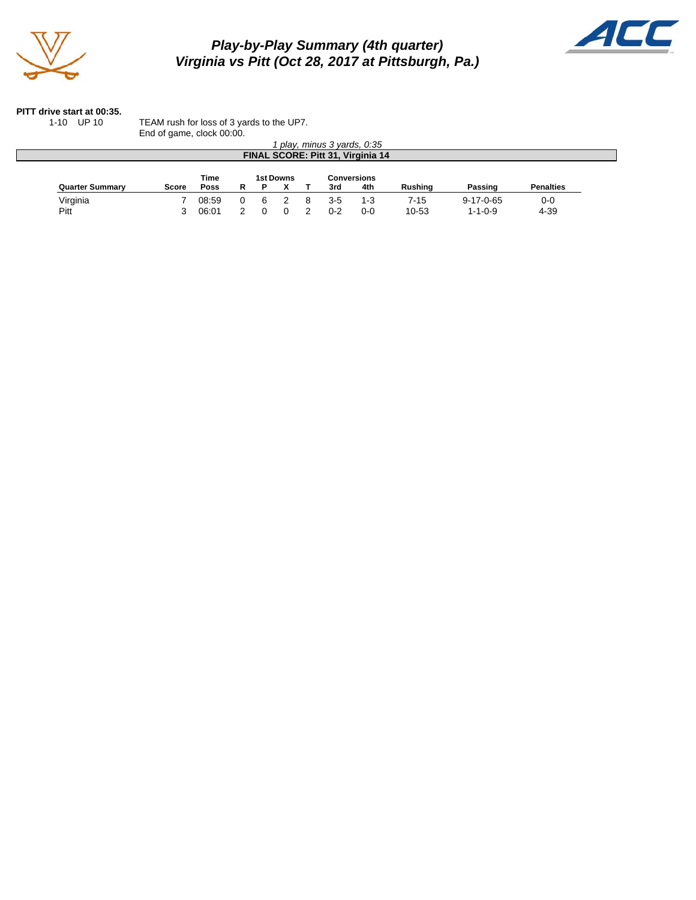# *Play-by-Play Summary (4th quarter)*
# *Virginia vs Pitt (Oct 28, 2017 at Pittsburgh, Pa.)*

**PITT drive start at 00:35.**

| | |
|---|---|
| 1-10 UP 10 | TEAM rush for loss of 3 yards to the UP7. |
| | End of game, clock 00:00. |

*1 play, minus 3 yards, 0:35*

**FINAL SCORE: Pitt 31, Virginia 14**

| Quarter Summary | Score | Time Poss | 1st Downs R | 1st Downs P | 1st Downs X | 1st Downs T | Conversions 3rd | Conversions 4th | Rushing | Passing | Penalties |
|---|---|---|---|---|---|---|---|---|---|---|---|
| Virginia | 7 | 08:59 | 0 | 6 | 2 | 8 | 3-5 | 1-3 | 7-15 | 9-17-0-65 | 0-0 |
| Pitt | 3 | 06:01 | 2 | 0 | 0 | 2 | 0-2 | 0-0 | 10-53 | 1-1-0-9 | 4-39 |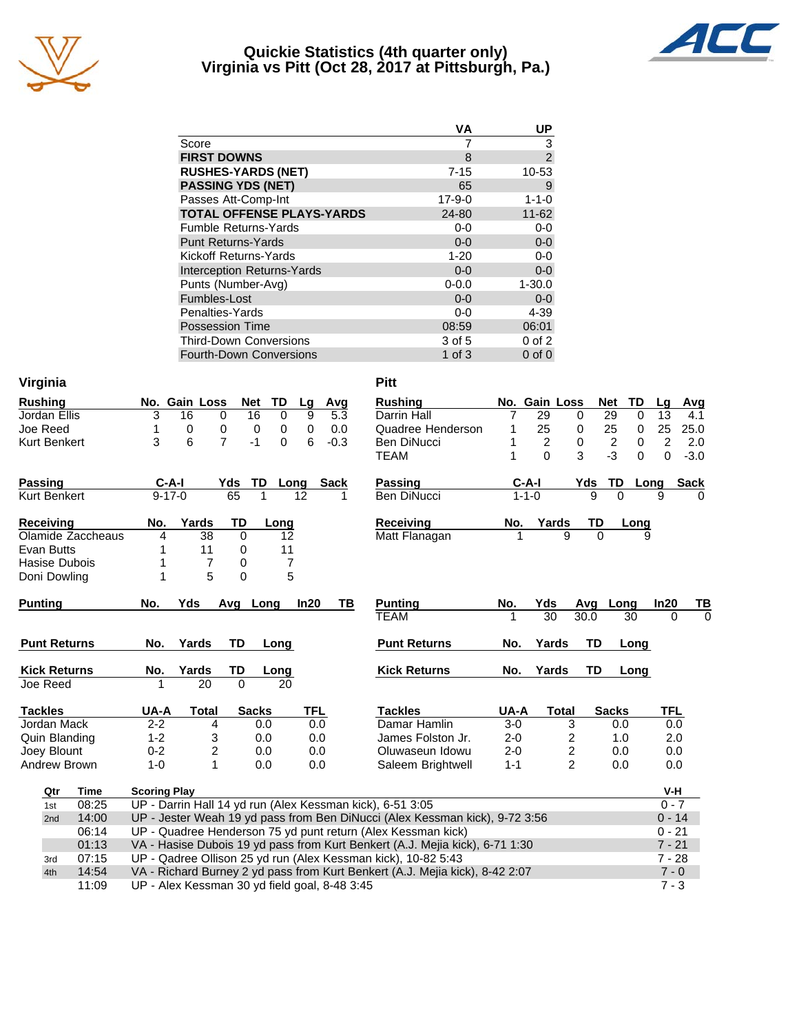# Quickie Statistics (4th quarter only)
# Virginia vs Pitt (Oct 28, 2017 at Pittsburgh, Pa.)

| | VA | UP |
|---|---|---|
| Score | 7 | 3 |
| **FIRST DOWNS** | 8 | 2 |
| **RUSHES-YARDS (NET)** | 7-15 | 10-53 |
| **PASSING YDS (NET)** | 65 | 9 |
| Passes Att-Comp-Int | 17-9-0 | 1-1-0 |
| **TOTAL OFFENSE PLAYS-YARDS** | 24-80 | 11-62 |
| Fumble Returns-Yards | 0-0 | 0-0 |
| Punt Returns-Yards | 0-0 | 0-0 |
| Kickoff Returns-Yards | 1-20 | 0-0 |
| Interception Returns-Yards | 0-0 | 0-0 |
| Punts (Number-Avg) | 0-0.0 | 1-30.0 |
| Fumbles-Lost | 0-0 | 0-0 |
| Penalties-Yards | 0-0 | 4-39 |
| Possession Time | 08:59 | 06:01 |
| Third-Down Conversions | 3 of 5 | 0 of 2 |
| Fourth-Down Conversions | 1 of 3 | 0 of 0 |

## Virginia

| Rushing | No. | Gain | Loss | Net | TD | Lg | Avg |
|---|---|---|---|---|---|---|---|
| Jordan Ellis | 3 | 16 | 0 | 16 | 0 | 9 | 5.3 |
| Joe Reed | 1 | 0 | 0 | 0 | 0 | 0 | 0.0 |
| Kurt Benkert | 3 | 6 | 7 | -1 | 0 | 6 | -0.3 |

| Passing | C-A-I | Yds | TD | Long | Sack |
|---|---|---|---|---|---|
| Kurt Benkert | 9-17-0 | 65 | 1 | 12 | 1 |

| Receiving | No. | Yards | TD | Long |
|---|---|---|---|---|
| Olamide Zaccheaus | 4 | 38 | 0 | 12 |
| Evan Butts | 1 | 11 | 0 | 11 |
| Hasise Dubois | 1 | 7 | 0 | 7 |
| Doni Dowling | 1 | 5 | 0 | 5 |

| Punting | No. | Yds | Avg | Long | In20 | TB |
|---|---|---|---|---|---|---|

| Punt Returns | No. | Yards | TD | Long |
|---|---|---|---|---|

| Kick Returns | No. | Yards | TD | Long |
|---|---|---|---|---|
| Joe Reed | 1 | 20 | 0 | 20 |

| Tackles | UA-A | Total | Sacks | TFL |
|---|---|---|---|---|
| Jordan Mack | 2-2 | 4 | 0.0 | 0.0 |
| Quin Blanding | 1-2 | 3 | 0.0 | 0.0 |
| Joey Blount | 0-2 | 2 | 0.0 | 0.0 |
| Andrew Brown | 1-0 | 1 | 0.0 | 0.0 |

## Pitt

| Rushing | No. | Gain | Loss | Net | TD | Lg | Avg |
|---|---|---|---|---|---|---|---|
| Darrin Hall | 7 | 29 | 0 | 29 | 0 | 13 | 4.1 |
| Quadree Henderson | 1 | 25 | 0 | 25 | 0 | 25 | 25.0 |
| Ben DiNucci | 1 | 2 | 0 | 2 | 0 | 2 | 2.0 |
| TEAM | 1 | 0 | 3 | -3 | 0 | 0 | -3.0 |

| Passing | C-A-I | Yds | TD | Long | Sack |
|---|---|---|---|---|---|
| Ben DiNucci | 1-1-0 | 9 | 0 | 9 | 0 |

| Receiving | No. | Yards | TD | Long |
|---|---|---|---|---|
| Matt Flanagan | 1 | 9 | 0 | 9 |

| Punting | No. | Yds | Avg | Long | In20 | TB |
|---|---|---|---|---|---|---|
| TEAM | 1 | 30 | 30.0 | 30 | 0 | 0 |

| Punt Returns | No. | Yards | TD | Long |
|---|---|---|---|---|

| Kick Returns | No. | Yards | TD | Long |
|---|---|---|---|---|

| Tackles | UA-A | Total | Sacks | TFL |
|---|---|---|---|---|
| Damar Hamlin | 3-0 | 3 | 0.0 | 0.0 |
| James Folston Jr. | 2-0 | 2 | 1.0 | 2.0 |
| Oluwaseun Idowu | 2-0 | 2 | 0.0 | 0.0 |
| Saleem Brightwell | 1-1 | 2 | 0.0 | 0.0 |

## Scoring Plays

| Qtr | Time | Scoring Play | V-H |
|---|---|---|---|
| 1st | 08:25 | UP - Darrin Hall 14 yd run (Alex Kessman kick), 6-51 3:05 | 0 - 7 |
| 2nd | 14:00 | UP - Jester Weah 19 yd pass from Ben DiNucci (Alex Kessman kick), 9-72 3:56 | 0 - 14 |
| | 06:14 | UP - Quadree Henderson 75 yd punt return (Alex Kessman kick) | 0 - 21 |
| | 01:13 | VA - Hasise Dubois 19 yd pass from Kurt Benkert (A.J. Mejia kick), 6-71 1:30 | 7 - 21 |
| 3rd | 07:15 | UP - Qadree Ollison 25 yd run (Alex Kessman kick), 10-82 5:43 | 7 - 28 |
| 4th | 14:54 | VA - Richard Burney 2 yd pass from Kurt Benkert (A.J. Mejia kick), 8-42 2:07 | 7 - 0 |
| | 11:09 | UP - Alex Kessman 30 yd field goal, 8-48 3:45 | 7 - 3 |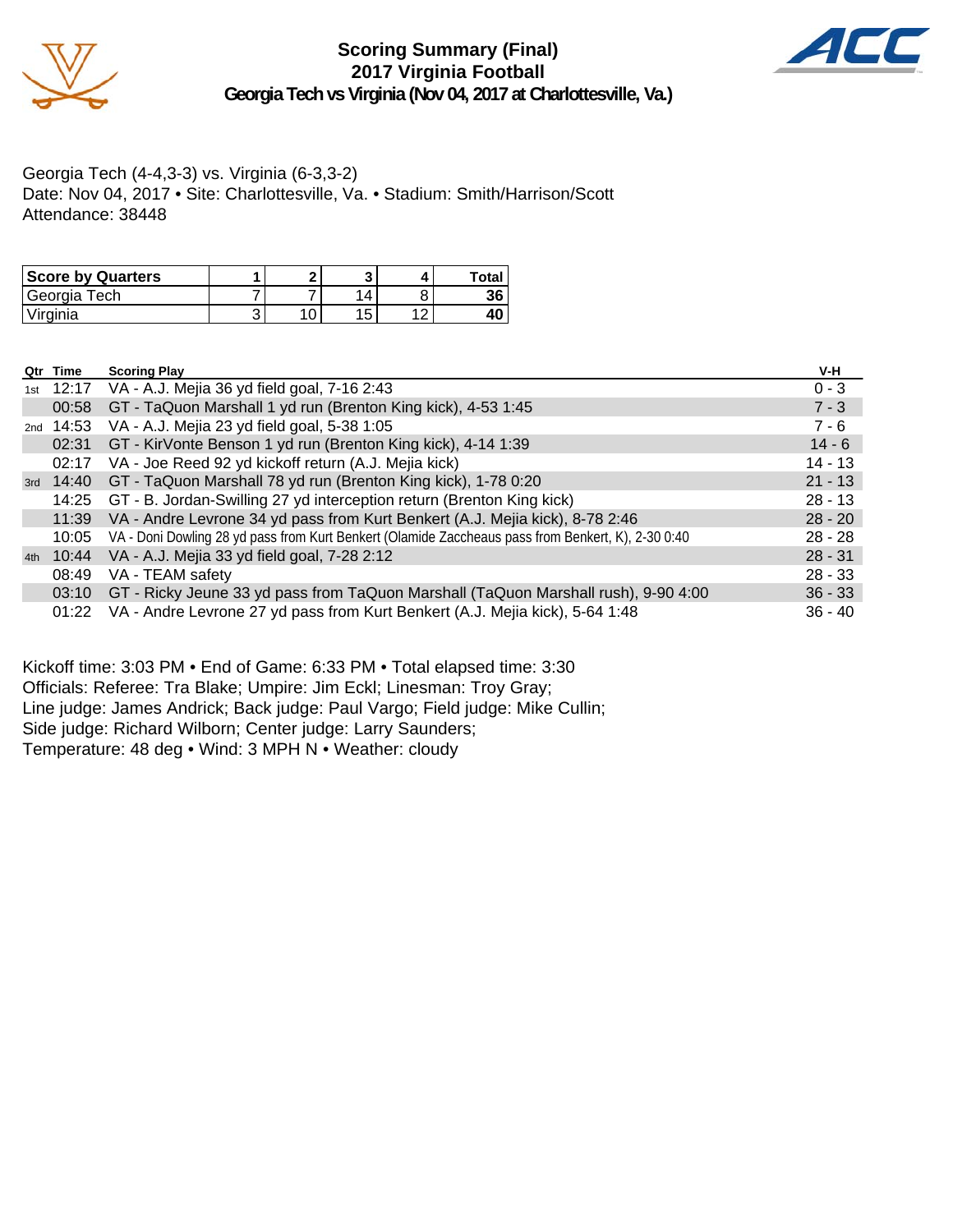# Scoring Summary (Final)
## 2017 Virginia Football
### Georgia Tech vs Virginia (Nov 04, 2017 at Charlottesville, Va.)

Georgia Tech (4-4,3-3) vs. Virginia (6-3,3-2)
Date: Nov 04, 2017 • Site: Charlottesville, Va. • Stadium: Smith/Harrison/Scott
Attendance: 38448

| Score by Quarters | 1 | 2 | 3 | 4 | Total |
|---|---|---|---|---|---|
| Georgia Tech | 7 | 7 | 14 | 8 | 36 |
| Virginia | 3 | 10 | 15 | 12 | 40 |

| Qtr | Time | Scoring Play | V-H |
|---|---|---|---|
| 1st | 12:17 | VA - A.J. Mejia 36 yd field goal, 7-16 2:43 | 0 - 3 |
| | 00:58 | GT - TaQuon Marshall 1 yd run (Brenton King kick), 4-53 1:45 | 7 - 3 |
| 2nd | 14:53 | VA - A.J. Mejia 23 yd field goal, 5-38 1:05 | 7 - 6 |
| | 02:31 | GT - KirVonte Benson 1 yd run (Brenton King kick), 4-14 1:39 | 14 - 6 |
| | 02:17 | VA - Joe Reed 92 yd kickoff return (A.J. Mejia kick) | 14 - 13 |
| 3rd | 14:40 | GT - TaQuon Marshall 78 yd run (Brenton King kick), 1-78 0:20 | 21 - 13 |
| | 14:25 | GT - B. Jordan-Swilling 27 yd interception return (Brenton King kick) | 28 - 13 |
| | 11:39 | VA - Andre Levrone 34 yd pass from Kurt Benkert (A.J. Mejia kick), 8-78 2:46 | 28 - 20 |
| | 10:05 | VA - Doni Dowling 28 yd pass from Kurt Benkert (Olamide Zaccheaus pass from Benkert, K), 2-30 0:40 | 28 - 28 |
| 4th | 10:44 | VA - A.J. Mejia 33 yd field goal, 7-28 2:12 | 28 - 31 |
| | 08:49 | VA - TEAM safety | 28 - 33 |
| | 03:10 | GT - Ricky Jeune 33 yd pass from TaQuon Marshall (TaQuon Marshall rush), 9-90 4:00 | 36 - 33 |
| | 01:22 | VA - Andre Levrone 27 yd pass from Kurt Benkert (A.J. Mejia kick), 5-64 1:48 | 36 - 40 |

Kickoff time: 3:03 PM • End of Game: 6:33 PM • Total elapsed time: 3:30
Officials: Referee: Tra Blake; Umpire: Jim Eckl; Linesman: Troy Gray;
Line judge: James Andrick; Back judge: Paul Vargo; Field judge: Mike Cullin;
Side judge: Richard Wilborn; Center judge: Larry Saunders;
Temperature: 48 deg • Wind: 3 MPH N • Weather: cloudy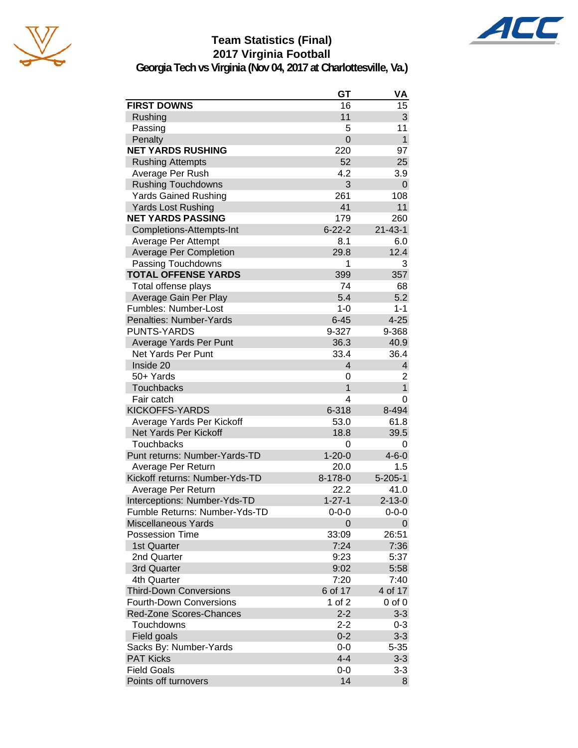# Team Statistics (Final)
## 2017 Virginia Football
### Georgia Tech vs Virginia (Nov 04, 2017 at Charlottesville, Va.)

| | GT | VA |
|---|---|---|
| **FIRST DOWNS** | 16 | 15 |
| Rushing | 11 | 3 |
| Passing | 5 | 11 |
| Penalty | 0 | 1 |
| **NET YARDS RUSHING** | 220 | 97 |
| Rushing Attempts | 52 | 25 |
| Average Per Rush | 4.2 | 3.9 |
| Rushing Touchdowns | 3 | 0 |
| Yards Gained Rushing | 261 | 108 |
| Yards Lost Rushing | 41 | 11 |
| **NET YARDS PASSING** | 179 | 260 |
| Completions-Attempts-Int | 6-22-2 | 21-43-1 |
| Average Per Attempt | 8.1 | 6.0 |
| Average Per Completion | 29.8 | 12.4 |
| Passing Touchdowns | 1 | 3 |
| **TOTAL OFFENSE YARDS** | 399 | 357 |
| Total offense plays | 74 | 68 |
| Average Gain Per Play | 5.4 | 5.2 |
| Fumbles: Number-Lost | 1-0 | 1-1 |
| Penalties: Number-Yards | 6-45 | 4-25 |
| PUNTS-YARDS | 9-327 | 9-368 |
| Average Yards Per Punt | 36.3 | 40.9 |
| Net Yards Per Punt | 33.4 | 36.4 |
| Inside 20 | 4 | 4 |
| 50+ Yards | 0 | 2 |
| Touchbacks | 1 | 1 |
| Fair catch | 4 | 0 |
| KICKOFFS-YARDS | 6-318 | 8-494 |
| Average Yards Per Kickoff | 53.0 | 61.8 |
| Net Yards Per Kickoff | 18.8 | 39.5 |
| Touchbacks | 0 | 0 |
| Punt returns: Number-Yards-TD | 1-20-0 | 4-6-0 |
| Average Per Return | 20.0 | 1.5 |
| Kickoff returns: Number-Yds-TD | 8-178-0 | 5-205-1 |
| Average Per Return | 22.2 | 41.0 |
| Interceptions: Number-Yds-TD | 1-27-1 | 2-13-0 |
| Fumble Returns: Number-Yds-TD | 0-0-0 | 0-0-0 |
| Miscellaneous Yards | 0 | 0 |
| Possession Time | 33:09 | 26:51 |
| 1st Quarter | 7:24 | 7:36 |
| 2nd Quarter | 9:23 | 5:37 |
| 3rd Quarter | 9:02 | 5:58 |
| 4th Quarter | 7:20 | 7:40 |
| Third-Down Conversions | 6 of 17 | 4 of 17 |
| Fourth-Down Conversions | 1 of 2 | 0 of 0 |
| Red-Zone Scores-Chances | 2-2 | 3-3 |
| Touchdowns | 2-2 | 0-3 |
| Field goals | 0-2 | 3-3 |
| Sacks By: Number-Yards | 0-0 | 5-35 |
| PAT Kicks | 4-4 | 3-3 |
| Field Goals | 0-0 | 3-3 |
| Points off turnovers | 14 | 8 |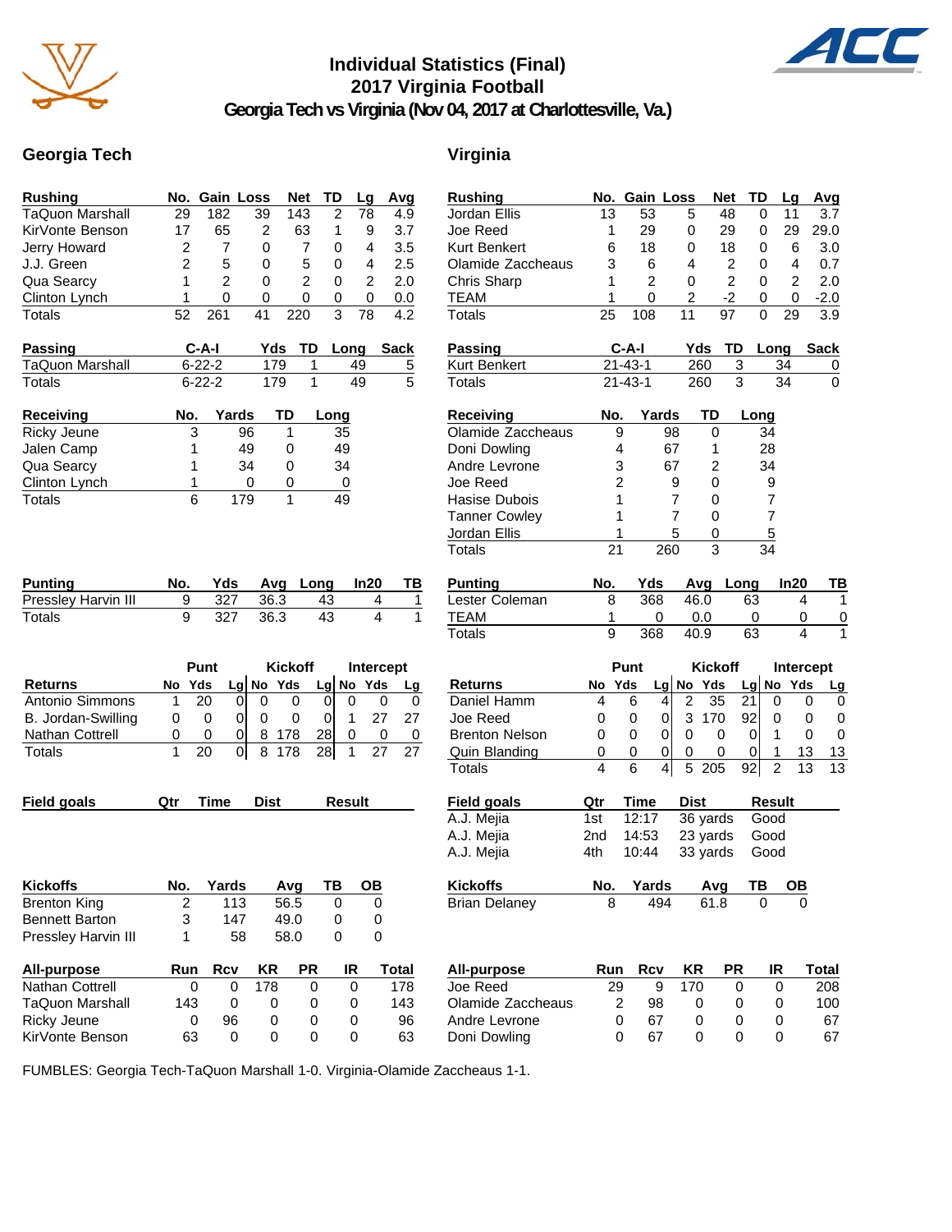# Individual Statistics (Final)
## 2017 Virginia Football
### Georgia Tech vs Virginia (Nov 04, 2017 at Charlottesville, Va.)

## Georgia Tech

| Rushing | No. | Gain | Loss | Net | TD | Lg | Avg |
|---|---|---|---|---|---|---|---|
| TaQuon Marshall | 29 | 182 | 39 | 143 | 2 | 78 | 4.9 |
| KirVonte Benson | 17 | 65 | 2 | 63 | 1 | 9 | 3.7 |
| Jerry Howard | 2 | 7 | 0 | 7 | 0 | 4 | 3.5 |
| J.J. Green | 2 | 5 | 0 | 5 | 0 | 4 | 2.5 |
| Qua Searcy | 1 | 2 | 0 | 2 | 0 | 2 | 2.0 |
| Clinton Lynch | 1 | 0 | 0 | 0 | 0 | 0 | 0.0 |
| Totals | 52 | 261 | 41 | 220 | 3 | 78 | 4.2 |

| Passing | C-A-I | Yds | TD | Long | Sack |
|---|---|---|---|---|---|
| TaQuon Marshall | 6-22-2 | 179 | 1 | 49 | 5 |
| Totals | 6-22-2 | 179 | 1 | 49 | 5 |

| Receiving | No. | Yards | TD | Long |
|---|---|---|---|---|
| Ricky Jeune | 3 | 96 | 1 | 35 |
| Jalen Camp | 1 | 49 | 0 | 49 |
| Qua Searcy | 1 | 34 | 0 | 34 |
| Clinton Lynch | 1 | 0 | 0 | 0 |
| Totals | 6 | 179 | 1 | 49 |

| Punting | No. | Yds | Avg | Long | In20 | TB |
|---|---|---|---|---|---|---|
| Pressley Harvin III | 9 | 327 | 36.3 | 43 | 4 | 1 |
| Totals | 9 | 327 | 36.3 | 43 | 4 | 1 |

| | Punt | | | Kickoff | | | Intercept | | |
|---|---|---|---|---|---|---|---|---|---|
| Returns | No | Yds | Lg | No | Yds | Lg | No | Yds | Lg |
| Antonio Simmons | 1 | 20 | 0 | 0 | 0 | 0 | 0 | 0 | 0 |
| B. Jordan-Swilling | 0 | 0 | 0 | 0 | 0 | 0 | 1 | 27 | 27 |
| Nathan Cottrell | 0 | 0 | 0 | 8 | 178 | 28 | 0 | 0 | 0 |
| Totals | 1 | 20 | 0 | 8 | 178 | 28 | 1 | 27 | 27 |

| Field goals | Qtr | Time | Dist | Result |
|---|---|---|---|---|

| Kickoffs | No. | Yards | Avg | TB | OB |
|---|---|---|---|---|---|
| Brenton King | 2 | 113 | 56.5 | 0 | 0 |
| Bennett Barton | 3 | 147 | 49.0 | 0 | 0 |
| Pressley Harvin III | 1 | 58 | 58.0 | 0 | 0 |

| All-purpose | Run | Rcv | KR | PR | IR | Total |
|---|---|---|---|---|---|---|
| Nathan Cottrell | 0 | 0 | 178 | 0 | 0 | 178 |
| TaQuon Marshall | 143 | 0 | 0 | 0 | 0 | 143 |
| Ricky Jeune | 0 | 96 | 0 | 0 | 0 | 96 |
| KirVonte Benson | 63 | 0 | 0 | 0 | 0 | 63 |

## Virginia

| Rushing | No. | Gain | Loss | Net | TD | Lg | Avg |
|---|---|---|---|---|---|---|---|
| Jordan Ellis | 13 | 53 | 5 | 48 | 0 | 11 | 3.7 |
| Joe Reed | 1 | 29 | 0 | 29 | 0 | 29 | 29.0 |
| Kurt Benkert | 6 | 18 | 0 | 18 | 0 | 6 | 3.0 |
| Olamide Zaccheaus | 3 | 6 | 4 | 2 | 0 | 4 | 0.7 |
| Chris Sharp | 1 | 2 | 0 | 2 | 0 | 2 | 2.0 |
| TEAM | 1 | 0 | 2 | -2 | 0 | 0 | -2.0 |
| Totals | 25 | 108 | 11 | 97 | 0 | 29 | 3.9 |

| Passing | C-A-I | Yds | TD | Long | Sack |
|---|---|---|---|---|---|
| Kurt Benkert | 21-43-1 | 260 | 3 | 34 | 0 |
| Totals | 21-43-1 | 260 | 3 | 34 | 0 |

| Receiving | No. | Yards | TD | Long |
|---|---|---|---|---|
| Olamide Zaccheaus | 9 | 98 | 0 | 34 |
| Doni Dowling | 4 | 67 | 1 | 28 |
| Andre Levrone | 3 | 67 | 2 | 34 |
| Joe Reed | 2 | 9 | 0 | 9 |
| Hasise Dubois | 1 | 7 | 0 | 7 |
| Tanner Cowley | 1 | 7 | 0 | 7 |
| Jordan Ellis | 1 | 5 | 0 | 5 |
| Totals | 21 | 260 | 3 | 34 |

| Punting | No. | Yds | Avg | Long | In20 | TB |
|---|---|---|---|---|---|---|
| Lester Coleman | 8 | 368 | 46.0 | 63 | 4 | 1 |
| TEAM | 1 | 0 | 0.0 | 0 | 0 | 0 |
| Totals | 9 | 368 | 40.9 | 63 | 4 | 1 |

| | Punt | | | Kickoff | | | Intercept | | |
|---|---|---|---|---|---|---|---|---|---|
| Returns | No | Yds | Lg | No | Yds | Lg | No | Yds | Lg |
| Daniel Hamm | 4 | 6 | 4 | 2 | 35 | 21 | 0 | 0 | 0 |
| Joe Reed | 0 | 0 | 0 | 3 | 170 | 92 | 0 | 0 | 0 |
| Brenton Nelson | 0 | 0 | 0 | 0 | 0 | 0 | 1 | 0 | 0 |
| Quin Blanding | 0 | 0 | 0 | 0 | 0 | 0 | 1 | 13 | 13 |
| Totals | 4 | 6 | 4 | 5 | 205 | 92 | 2 | 13 | 13 |

| Field goals | Qtr | Time | Dist | Result |
|---|---|---|---|---|
| A.J. Mejia | 1st | 12:17 | 36 yards | Good |
| A.J. Mejia | 2nd | 14:53 | 23 yards | Good |
| A.J. Mejia | 4th | 10:44 | 33 yards | Good |

| Kickoffs | No. | Yards | Avg | TB | OB |
|---|---|---|---|---|---|
| Brian Delaney | 8 | 494 | 61.8 | 0 | 0 |

| All-purpose | Run | Rcv | KR | PR | IR | Total |
|---|---|---|---|---|---|---|
| Joe Reed | 29 | 9 | 170 | 0 | 0 | 208 |
| Olamide Zaccheaus | 2 | 98 | 0 | 0 | 0 | 100 |
| Andre Levrone | 0 | 67 | 0 | 0 | 0 | 67 |
| Doni Dowling | 0 | 67 | 0 | 0 | 0 | 67 |

FUMBLES: Georgia Tech-TaQuon Marshall 1-0. Virginia-Olamide Zaccheaus 1-1.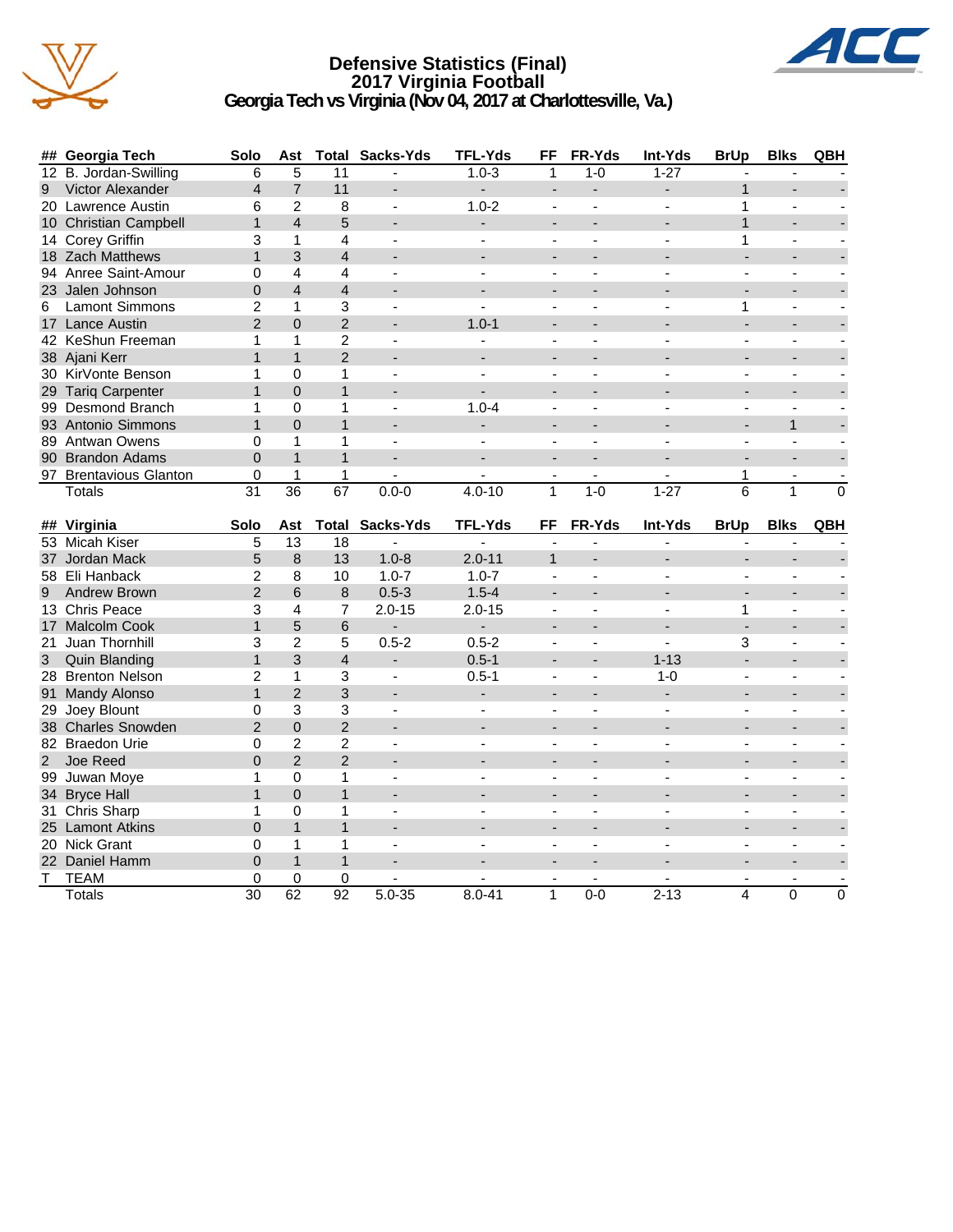# Defensive Statistics (Final)
## 2017 Virginia Football
### Georgia Tech vs Virginia (Nov 04, 2017 at Charlottesville, Va.)

| ## | Georgia Tech | Solo | Ast | Total | Sacks-Yds | TFL-Yds | FF | FR-Yds | Int-Yds | BrUp | Blks | QBH |
|---|---|---|---|---|---|---|---|---|---|---|---|---|
| 12 | B. Jordan-Swilling | 6 | 5 | 11 | - | 1.0-3 | 1 | 1-0 | 1-27 | - | - | - |
| 9 | Victor Alexander | 4 | 7 | 11 | - | - | - | - | - | 1 | - | - |
| 20 | Lawrence Austin | 6 | 2 | 8 | - | 1.0-2 | - | - | - | 1 | - | - |
| 10 | Christian Campbell | 1 | 4 | 5 | - | - | - | - | - | 1 | - | - |
| 14 | Corey Griffin | 3 | 1 | 4 | - | - | - | - | - | 1 | - | - |
| 18 | Zach Matthews | 1 | 3 | 4 | - | - | - | - | - | - | - | - |
| 94 | Anree Saint-Amour | 0 | 4 | 4 | - | - | - | - | - | - | - | - |
| 23 | Jalen Johnson | 0 | 4 | 4 | - | - | - | - | - | - | - | - |
| 6 | Lamont Simmons | 2 | 1 | 3 | - | - | - | - | - | 1 | - | - |
| 17 | Lance Austin | 2 | 0 | 2 | - | 1.0-1 | - | - | - | - | - | - |
| 42 | KeShun Freeman | 1 | 1 | 2 | - | - | - | - | - | - | - | - |
| 38 | Ajani Kerr | 1 | 1 | 2 | - | - | - | - | - | - | - | - |
| 30 | KirVonte Benson | 1 | 0 | 1 | - | - | - | - | - | - | - | - |
| 29 | Tariq Carpenter | 1 | 0 | 1 | - | - | - | - | - | - | - | - |
| 99 | Desmond Branch | 1 | 0 | 1 | - | 1.0-4 | - | - | - | - | - | - |
| 93 | Antonio Simmons | 1 | 0 | 1 | - | - | - | - | - | - | 1 | - |
| 89 | Antwan Owens | 0 | 1 | 1 | - | - | - | - | - | - | - | - |
| 90 | Brandon Adams | 0 | 1 | 1 | - | - | - | - | - | - | - | - |
| 97 | Brentavious Glanton | 0 | 1 | 1 | - | - | - | - | - | 1 | - | - |
| | Totals | 31 | 36 | 67 | 0.0-0 | 4.0-10 | 1 | 1-0 | 1-27 | 6 | 1 | 0 |

| ## | Virginia | Solo | Ast | Total | Sacks-Yds | TFL-Yds | FF | FR-Yds | Int-Yds | BrUp | Blks | QBH |
|---|---|---|---|---|---|---|---|---|---|---|---|---|
| 53 | Micah Kiser | 5 | 13 | 18 | - | - | - | - | - | - | - | - |
| 37 | Jordan Mack | 5 | 8 | 13 | 1.0-8 | 2.0-11 | 1 | - | - | - | - | - |
| 58 | Eli Hanback | 2 | 8 | 10 | 1.0-7 | 1.0-7 | - | - | - | - | - | - |
| 9 | Andrew Brown | 2 | 6 | 8 | 0.5-3 | 1.5-4 | - | - | - | - | - | - |
| 13 | Chris Peace | 3 | 4 | 7 | 2.0-15 | 2.0-15 | - | - | - | 1 | - | - |
| 17 | Malcolm Cook | 1 | 5 | 6 | - | - | - | - | - | - | - | - |
| 21 | Juan Thornhill | 3 | 2 | 5 | 0.5-2 | 0.5-2 | - | - | - | 3 | - | - |
| 3 | Quin Blanding | 1 | 3 | 4 | - | 0.5-1 | - | - | 1-13 | - | - | - |
| 28 | Brenton Nelson | 2 | 1 | 3 | - | 0.5-1 | - | - | 1-0 | - | - | - |
| 91 | Mandy Alonso | 1 | 2 | 3 | - | - | - | - | - | - | - | - |
| 29 | Joey Blount | 0 | 3 | 3 | - | - | - | - | - | - | - | - |
| 38 | Charles Snowden | 2 | 0 | 2 | - | - | - | - | - | - | - | - |
| 82 | Braedon Urie | 0 | 2 | 2 | - | - | - | - | - | - | - | - |
| 2 | Joe Reed | 0 | 2 | 2 | - | - | - | - | - | - | - | - |
| 99 | Juwan Moye | 1 | 0 | 1 | - | - | - | - | - | - | - | - |
| 34 | Bryce Hall | 1 | 0 | 1 | - | - | - | - | - | - | - | - |
| 31 | Chris Sharp | 1 | 0 | 1 | - | - | - | - | - | - | - | - |
| 25 | Lamont Atkins | 0 | 1 | 1 | - | - | - | - | - | - | - | - |
| 20 | Nick Grant | 0 | 1 | 1 | - | - | - | - | - | - | - | - |
| 22 | Daniel Hamm | 0 | 1 | 1 | - | - | - | - | - | - | - | - |
| T | TEAM | 0 | 0 | 0 | - | - | - | - | - | - | - | - |
| | Totals | 30 | 62 | 92 | 5.0-35 | 8.0-41 | 1 | 0-0 | 2-13 | 4 | 0 | 0 |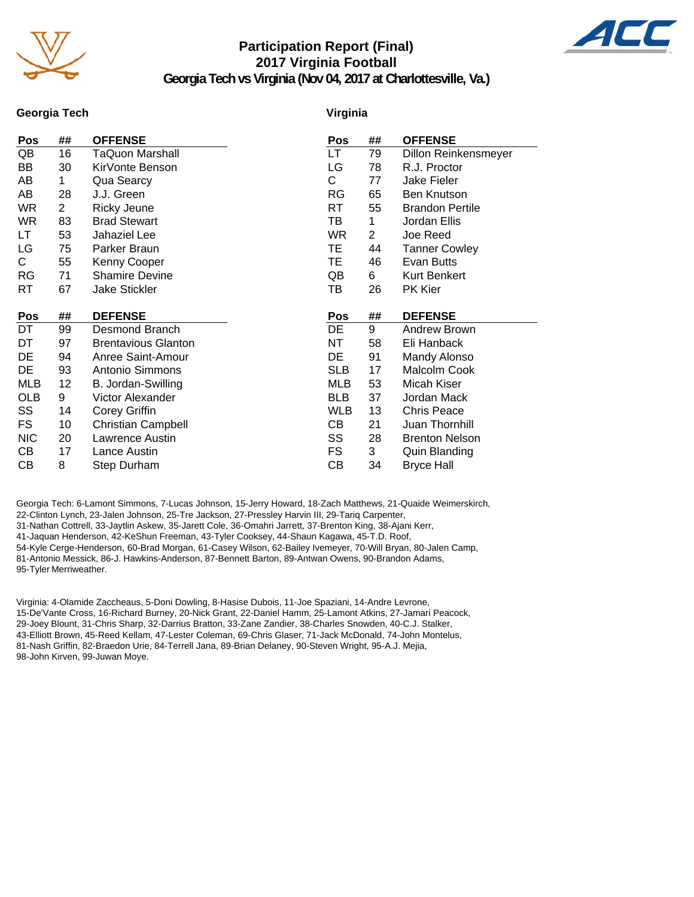# Participation Report (Final)
## 2017 Virginia Football
### Georgia Tech vs Virginia (Nov 04, 2017 at Charlottesville, Va.)

## Georgia Tech

| Pos | ## | OFFENSE |
|---|---|---|
| QB | 16 | TaQuon Marshall |
| BB | 30 | KirVonte Benson |
| AB | 1 | Qua Searcy |
| AB | 28 | J.J. Green |
| WR | 2 | Ricky Jeune |
| WR | 83 | Brad Stewart |
| LT | 53 | Jahaziel Lee |
| LG | 75 | Parker Braun |
| C | 55 | Kenny Cooper |
| RG | 71 | Shamire Devine |
| RT | 67 | Jake Stickler |

| Pos | ## | DEFENSE |
|---|---|---|
| DT | 99 | Desmond Branch |
| DT | 97 | Brentavious Glanton |
| DE | 94 | Anree Saint-Amour |
| DE | 93 | Antonio Simmons |
| MLB | 12 | B. Jordan-Swilling |
| OLB | 9 | Victor Alexander |
| SS | 14 | Corey Griffin |
| FS | 10 | Christian Campbell |
| NIC | 20 | Lawrence Austin |
| CB | 17 | Lance Austin |
| CB | 8 | Step Durham |

## Virginia

| Pos | ## | OFFENSE |
|---|---|---|
| LT | 79 | Dillon Reinkensmeyer |
| LG | 78 | R.J. Proctor |
| C | 77 | Jake Fieler |
| RG | 65 | Ben Knutson |
| RT | 55 | Brandon Pertile |
| TB | 1 | Jordan Ellis |
| WR | 2 | Joe Reed |
| TE | 44 | Tanner Cowley |
| TE | 46 | Evan Butts |
| QB | 6 | Kurt Benkert |
| TB | 26 | PK Kier |

| Pos | ## | DEFENSE |
|---|---|---|
| DE | 9 | Andrew Brown |
| NT | 58 | Eli Hanback |
| DE | 91 | Mandy Alonso |
| SLB | 17 | Malcolm Cook |
| MLB | 53 | Micah Kiser |
| BLB | 37 | Jordan Mack |
| WLB | 13 | Chris Peace |
| CB | 21 | Juan Thornhill |
| SS | 28 | Brenton Nelson |
| FS | 3 | Quin Blanding |
| CB | 34 | Bryce Hall |

Georgia Tech: 6-Lamont Simmons, 7-Lucas Johnson, 15-Jerry Howard, 18-Zach Matthews, 21-Quaide Weimerskirch, 22-Clinton Lynch, 23-Jalen Johnson, 25-Tre Jackson, 27-Pressley Harvin III, 29-Tariq Carpenter, 31-Nathan Cottrell, 33-Jaytlin Askew, 35-Jarett Cole, 36-Omahri Jarrett, 37-Brenton King, 38-Ajani Kerr, 41-Jaquan Henderson, 42-KeShun Freeman, 43-Tyler Cooksey, 44-Shaun Kagawa, 45-T.D. Roof, 54-Kyle Cerge-Henderson, 60-Brad Morgan, 61-Casey Wilson, 62-Bailey Ivemeyer, 70-Will Bryan, 80-Jalen Camp, 81-Antonio Messick, 86-J. Hawkins-Anderson, 87-Bennett Barton, 89-Antwan Owens, 90-Brandon Adams, 95-Tyler Merriweather.

Virginia: 4-Olamide Zaccheaus, 5-Doni Dowling, 8-Hasise Dubois, 11-Joe Spaziani, 14-Andre Levrone, 15-De'Vante Cross, 16-Richard Burney, 20-Nick Grant, 22-Daniel Hamm, 25-Lamont Atkins, 27-Jamari Peacock, 29-Joey Blount, 31-Chris Sharp, 32-Darrius Bratton, 33-Zane Zandier, 38-Charles Snowden, 40-C.J. Stalker, 43-Elliott Brown, 45-Reed Kellam, 47-Lester Coleman, 69-Chris Glaser, 71-Jack McDonald, 74-John Montelus, 81-Nash Griffin, 82-Braedon Urie, 84-Terrell Jana, 89-Brian Delaney, 90-Steven Wright, 95-A.J. Mejia, 98-John Kirven, 99-Juwan Moye.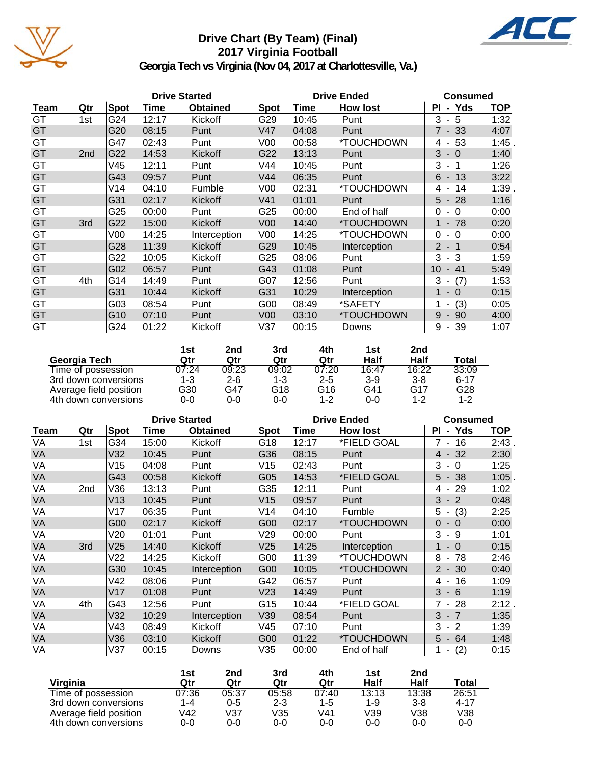# Drive Chart (By Team) (Final)
## 2017 Virginia Football
### Georgia Tech vs Virginia (Nov 04, 2017 at Charlottesville, Va.)

| | | Drive Started | | | Drive Ended | | | Consumed | |
|---|---|---|---|---|---|---|---|---|---|
| **Team** | **Qtr** | **Spot** | **Time** | **Obtained** | **Spot** | **Time** | **How lost** | **Pl - Yds** | **TOP** |
| GT | 1st | G24 | 12:17 | Kickoff | G29 | 10:45 | Punt | 3 - 5 | 1:32 |
| GT | | G20 | 08:15 | Punt | V47 | 04:08 | Punt | 7 - 33 | 4:07 |
| GT | | G47 | 02:43 | Punt | V00 | 00:58 | *TOUCHDOWN | 4 - 53 | 1:45 . |
| GT | 2nd | G22 | 14:53 | Kickoff | G22 | 13:13 | Punt | 3 - 0 | 1:40 |
| GT | | V45 | 12:11 | Punt | V44 | 10:45 | Punt | 3 - 1 | 1:26 |
| GT | | G43 | 09:57 | Punt | V44 | 06:35 | Punt | 6 - 13 | 3:22 |
| GT | | V14 | 04:10 | Fumble | V00 | 02:31 | *TOUCHDOWN | 4 - 14 | 1:39 . |
| GT | | G31 | 02:17 | Kickoff | V41 | 01:01 | Punt | 5 - 28 | 1:16 |
| GT | | G25 | 00:00 | Punt | G25 | 00:00 | End of half | 0 - 0 | 0:00 |
| GT | 3rd | G22 | 15:00 | Kickoff | V00 | 14:40 | *TOUCHDOWN | 1 - 78 | 0:20 |
| GT | | V00 | 14:25 | Interception | V00 | 14:25 | *TOUCHDOWN | 0 - 0 | 0:00 |
| GT | | G28 | 11:39 | Kickoff | G29 | 10:45 | Interception | 2 - 1 | 0:54 |
| GT | | G22 | 10:05 | Kickoff | G25 | 08:06 | Punt | 3 - 3 | 1:59 |
| GT | | G02 | 06:57 | Punt | G43 | 01:08 | Punt | 10 - 41 | 5:49 |
| GT | 4th | G14 | 14:49 | Punt | G07 | 12:56 | Punt | 3 - (7) | 1:53 |
| GT | | G31 | 10:44 | Kickoff | G31 | 10:29 | Interception | 1 - 0 | 0:15 |
| GT | | G03 | 08:54 | Punt | G00 | 08:49 | *SAFETY | 1 - (3) | 0:05 |
| GT | | G10 | 07:10 | Punt | V00 | 03:10 | *TOUCHDOWN | 9 - 90 | 4:00 |
| GT | | G24 | 01:22 | Kickoff | V37 | 00:15 | Downs | 9 - 39 | 1:07 |

| Georgia Tech | 1st Qtr | 2nd Qtr | 3rd Qtr | 4th Qtr | 1st Half | 2nd Half | Total |
|---|---|---|---|---|---|---|---|
| Time of possession | 07:24 | 09:23 | 09:02 | 07:20 | 16:47 | 16:22 | 33:09 |
| 3rd down conversions | 1-3 | 2-6 | 1-3 | 2-5 | 3-9 | 3-8 | 6-17 |
| Average field position | G30 | G47 | G18 | G16 | G41 | G17 | G28 |
| 4th down conversions | 0-0 | 0-0 | 0-0 | 1-2 | 0-0 | 1-2 | 1-2 |

| | | Drive Started | | | Drive Ended | | | Consumed | |
|---|---|---|---|---|---|---|---|---|---|
| **Team** | **Qtr** | **Spot** | **Time** | **Obtained** | **Spot** | **Time** | **How lost** | **Pl - Yds** | **TOP** |
| VA | 1st | G34 | 15:00 | Kickoff | G18 | 12:17 | *FIELD GOAL | 7 - 16 | 2:43 . |
| VA | | V32 | 10:45 | Punt | G36 | 08:15 | Punt | 4 - 32 | 2:30 |
| VA | | V15 | 04:08 | Punt | V15 | 02:43 | Punt | 3 - 0 | 1:25 |
| VA | | G43 | 00:58 | Kickoff | G05 | 14:53 | *FIELD GOAL | 5 - 38 | 1:05 . |
| VA | 2nd | V36 | 13:13 | Punt | G35 | 12:11 | Punt | 4 - 29 | 1:02 |
| VA | | V13 | 10:45 | Punt | V15 | 09:57 | Punt | 3 - 2 | 0:48 |
| VA | | V17 | 06:35 | Punt | V14 | 04:10 | Fumble | 5 - (3) | 2:25 |
| VA | | G00 | 02:17 | Kickoff | G00 | 02:17 | *TOUCHDOWN | 0 - 0 | 0:00 |
| VA | | V20 | 01:01 | Punt | V29 | 00:00 | Punt | 3 - 9 | 1:01 |
| VA | 3rd | V25 | 14:40 | Kickoff | V25 | 14:25 | Interception | 1 - 0 | 0:15 |
| VA | | V22 | 14:25 | Kickoff | G00 | 11:39 | *TOUCHDOWN | 8 - 78 | 2:46 |
| VA | | G30 | 10:45 | Interception | G00 | 10:05 | *TOUCHDOWN | 2 - 30 | 0:40 |
| VA | | V42 | 08:06 | Punt | G42 | 06:57 | Punt | 4 - 16 | 1:09 |
| VA | | V17 | 01:08 | Punt | V23 | 14:49 | Punt | 3 - 6 | 1:19 |
| VA | 4th | G43 | 12:56 | Punt | G15 | 10:44 | *FIELD GOAL | 7 - 28 | 2:12 . |
| VA | | V32 | 10:29 | Interception | V39 | 08:54 | Punt | 3 - 7 | 1:35 |
| VA | | V43 | 08:49 | Kickoff | V45 | 07:10 | Punt | 3 - 2 | 1:39 |
| VA | | V36 | 03:10 | Kickoff | G00 | 01:22 | *TOUCHDOWN | 5 - 64 | 1:48 |
| VA | | V37 | 00:15 | Downs | V35 | 00:00 | End of half | 1 - (2) | 0:15 |

| Virginia | 1st Qtr | 2nd Qtr | 3rd Qtr | 4th Qtr | 1st Half | 2nd Half | Total |
|---|---|---|---|---|---|---|---|
| Time of possession | 07:36 | 05:37 | 05:58 | 07:40 | 13:13 | 13:38 | 26:51 |
| 3rd down conversions | 1-4 | 0-5 | 2-3 | 1-5 | 1-9 | 3-8 | 4-17 |
| Average field position | V42 | V37 | V35 | V41 | V39 | V38 | V38 |
| 4th down conversions | 0-0 | 0-0 | 0-0 | 0-0 | 0-0 | 0-0 | 0-0 |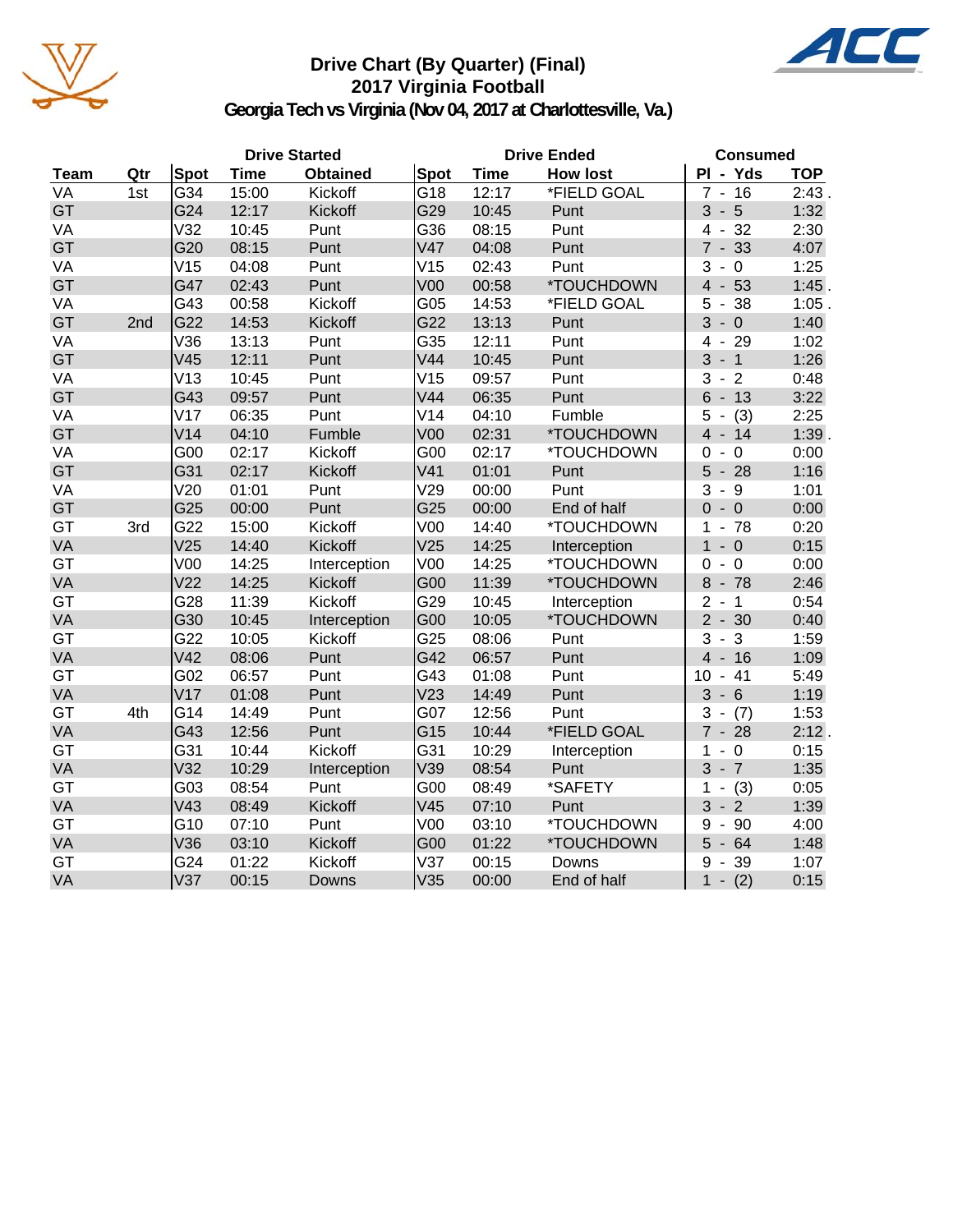# Drive Chart (By Quarter) (Final)
## 2017 Virginia Football
### Georgia Tech vs Virginia (Nov 04, 2017 at Charlottesville, Va.)

| | | Drive Started | | | Drive Ended | | | Consumed | |
|---|---|---|---|---|---|---|---|---|---|
| Team | Qtr | Spot | Time | Obtained | Spot | Time | How lost | Pl - Yds | TOP |
| VA | 1st | G34 | 15:00 | Kickoff | G18 | 12:17 | *FIELD GOAL | 7 - 16 | 2:43 |
| GT | | G24 | 12:17 | Kickoff | G29 | 10:45 | Punt | 3 - 5 | 1:32 |
| VA | | V32 | 10:45 | Punt | G36 | 08:15 | Punt | 4 - 32 | 2:30 |
| GT | | G20 | 08:15 | Punt | V47 | 04:08 | Punt | 7 - 33 | 4:07 |
| VA | | V15 | 04:08 | Punt | V15 | 02:43 | Punt | 3 - 0 | 1:25 |
| GT | | G47 | 02:43 | Punt | V00 | 00:58 | *TOUCHDOWN | 4 - 53 | 1:45 |
| VA | | G43 | 00:58 | Kickoff | G05 | 14:53 | *FIELD GOAL | 5 - 38 | 1:05 |
| GT | 2nd | G22 | 14:53 | Kickoff | G22 | 13:13 | Punt | 3 - 0 | 1:40 |
| VA | | V36 | 13:13 | Punt | G35 | 12:11 | Punt | 4 - 29 | 1:02 |
| GT | | V45 | 12:11 | Punt | V44 | 10:45 | Punt | 3 - 1 | 1:26 |
| VA | | V13 | 10:45 | Punt | V15 | 09:57 | Punt | 3 - 2 | 0:48 |
| GT | | G43 | 09:57 | Punt | V44 | 06:35 | Punt | 6 - 13 | 3:22 |
| VA | | V17 | 06:35 | Punt | V14 | 04:10 | Fumble | 5 - (3) | 2:25 |
| GT | | V14 | 04:10 | Fumble | V00 | 02:31 | *TOUCHDOWN | 4 - 14 | 1:39 |
| VA | | G00 | 02:17 | Kickoff | G00 | 02:17 | *TOUCHDOWN | 0 - 0 | 0:00 |
| GT | | G31 | 02:17 | Kickoff | V41 | 01:01 | Punt | 5 - 28 | 1:16 |
| VA | | V20 | 01:01 | Punt | V29 | 00:00 | Punt | 3 - 9 | 1:01 |
| GT | | G25 | 00:00 | Punt | G25 | 00:00 | End of half | 0 - 0 | 0:00 |
| GT | 3rd | G22 | 15:00 | Kickoff | V00 | 14:40 | *TOUCHDOWN | 1 - 78 | 0:20 |
| VA | | V25 | 14:40 | Kickoff | V25 | 14:25 | Interception | 1 - 0 | 0:15 |
| GT | | V00 | 14:25 | Interception | V00 | 14:25 | *TOUCHDOWN | 0 - 0 | 0:00 |
| VA | | V22 | 14:25 | Kickoff | G00 | 11:39 | *TOUCHDOWN | 8 - 78 | 2:46 |
| GT | | G28 | 11:39 | Kickoff | G29 | 10:45 | Interception | 2 - 1 | 0:54 |
| VA | | G30 | 10:45 | Interception | G00 | 10:05 | *TOUCHDOWN | 2 - 30 | 0:40 |
| GT | | G22 | 10:05 | Kickoff | G25 | 08:06 | Punt | 3 - 3 | 1:59 |
| VA | | V42 | 08:06 | Punt | G42 | 06:57 | Punt | 4 - 16 | 1:09 |
| GT | | G02 | 06:57 | Punt | G43 | 01:08 | Punt | 10 - 41 | 5:49 |
| VA | | V17 | 01:08 | Punt | V23 | 14:49 | Punt | 3 - 6 | 1:19 |
| GT | 4th | G14 | 14:49 | Punt | G07 | 12:56 | Punt | 3 - (7) | 1:53 |
| VA | | G43 | 12:56 | Punt | G15 | 10:44 | *FIELD GOAL | 7 - 28 | 2:12 |
| GT | | G31 | 10:44 | Kickoff | G31 | 10:29 | Interception | 1 - 0 | 0:15 |
| VA | | V32 | 10:29 | Interception | V39 | 08:54 | Punt | 3 - 7 | 1:35 |
| GT | | G03 | 08:54 | Punt | G00 | 08:49 | *SAFETY | 1 - (3) | 0:05 |
| VA | | V43 | 08:49 | Kickoff | V45 | 07:10 | Punt | 3 - 2 | 1:39 |
| GT | | G10 | 07:10 | Punt | V00 | 03:10 | *TOUCHDOWN | 9 - 90 | 4:00 |
| VA | | V36 | 03:10 | Kickoff | G00 | 01:22 | *TOUCHDOWN | 5 - 64 | 1:48 |
| GT | | G24 | 01:22 | Kickoff | V37 | 00:15 | Downs | 9 - 39 | 1:07 |
| VA | | V37 | 00:15 | Downs | V35 | 00:00 | End of half | 1 - (2) | 0:15 |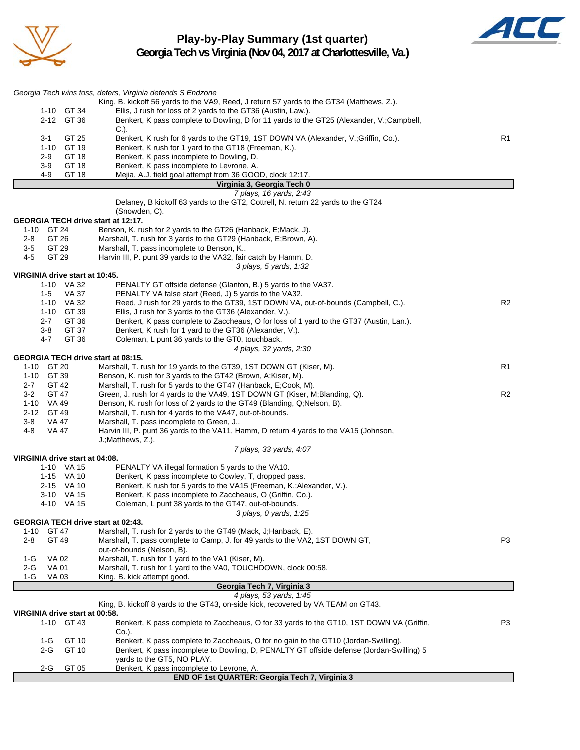# Play-by-Play Summary (1st quarter)
## Georgia Tech vs Virginia (Nov 04, 2017 at Charlottesville, Va.)

*Georgia Tech wins toss, defers, Virginia defends S Endzone*

King, B. kickoff 56 yards to the VA9, Reed, J return 57 yards to the GT34 (Matthews, Z.).

| Down | Spot | Play | |
|---|---|---|---|
| 1-10 | GT 34 | Ellis, J rush for loss of 2 yards to the GT36 (Austin, Law.). | |
| 2-12 | GT 36 | Benkert, K pass complete to Dowling, D for 11 yards to the GT25 (Alexander, V.;Campbell, C.). | |
| 3-1 | GT 25 | Benkert, K rush for 6 yards to the GT19, 1ST DOWN VA (Alexander, V.;Griffin, Co.). | R1 |
| 1-10 | GT 19 | Benkert, K rush for 1 yard to the GT18 (Freeman, K.). | |
| 2-9 | GT 18 | Benkert, K pass incomplete to Dowling, D. | |
| 3-9 | GT 18 | Benkert, K pass incomplete to Levrone, A. | |
| 4-9 | GT 18 | Mejia, A.J. field goal attempt from 36 GOOD, clock 12:17. | |

**Virginia 3, Georgia Tech 0**

*7 plays, 16 yards, 2:43*

Delaney, B kickoff 63 yards to the GT2, Cottrell, N. return 22 yards to the GT24 (Snowden, C).

**GEORGIA TECH drive start at 12:17.**

| Down | Spot | Play | |
|---|---|---|---|
| 1-10 | GT 24 | Benson, K. rush for 2 yards to the GT26 (Hanback, E;Mack, J). | |
| 2-8 | GT 26 | Marshall, T. rush for 3 yards to the GT29 (Hanback, E;Brown, A). | |
| 3-5 | GT 29 | Marshall, T. pass incomplete to Benson, K.. | |
| 4-5 | GT 29 | Harvin III, P. punt 39 yards to the VA32, fair catch by Hamm, D. | |

*3 plays, 5 yards, 1:32*

**VIRGINIA drive start at 10:45.**

| Down | Spot | Play | |
|---|---|---|---|
| 1-10 | VA 32 | PENALTY GT offside defense (Glanton, B.) 5 yards to the VA37. | |
| 1-5 | VA 37 | PENALTY VA false start (Reed, J) 5 yards to the VA32. | |
| 1-10 | VA 32 | Reed, J rush for 29 yards to the GT39, 1ST DOWN VA, out-of-bounds (Campbell, C.). | R2 |
| 1-10 | GT 39 | Ellis, J rush for 3 yards to the GT36 (Alexander, V.). | |
| 2-7 | GT 36 | Benkert, K pass complete to Zaccheaus, O for loss of 1 yard to the GT37 (Austin, Lan.). | |
| 3-8 | GT 37 | Benkert, K rush for 1 yard to the GT36 (Alexander, V.). | |
| 4-7 | GT 36 | Coleman, L punt 36 yards to the GT0, touchback. | |

*4 plays, 32 yards, 2:30*

**GEORGIA TECH drive start at 08:15.**

| Down | Spot | Play | |
|---|---|---|---|
| 1-10 | GT 20 | Marshall, T. rush for 19 yards to the GT39, 1ST DOWN GT (Kiser, M). | R1 |
| 1-10 | GT 39 | Benson, K. rush for 3 yards to the GT42 (Brown, A;Kiser, M). | |
| 2-7 | GT 42 | Marshall, T. rush for 5 yards to the GT47 (Hanback, E;Cook, M). | |
| 3-2 | GT 47 | Green, J. rush for 4 yards to the VA49, 1ST DOWN GT (Kiser, M;Blanding, Q). | R2 |
| 1-10 | VA 49 | Benson, K. rush for loss of 2 yards to the GT49 (Blanding, Q;Nelson, B). | |
| 2-12 | GT 49 | Marshall, T. rush for 4 yards to the VA47, out-of-bounds. | |
| 3-8 | VA 47 | Marshall, T. pass incomplete to Green, J.. | |
| 4-8 | VA 47 | Harvin III, P. punt 36 yards to the VA11, Hamm, D return 4 yards to the VA15 (Johnson, J.;Matthews, Z.). | |

*7 plays, 33 yards, 4:07*

**VIRGINIA drive start at 04:08.**

| Down | Spot | Play | |
|---|---|---|---|
| 1-10 | VA 15 | PENALTY VA illegal formation 5 yards to the VA10. | |
| 1-15 | VA 10 | Benkert, K pass incomplete to Cowley, T, dropped pass. | |
| 2-15 | VA 10 | Benkert, K rush for 5 yards to the VA15 (Freeman, K.;Alexander, V.). | |
| 3-10 | VA 15 | Benkert, K pass incomplete to Zaccheaus, O (Griffin, Co.). | |
| 4-10 | VA 15 | Coleman, L punt 38 yards to the GT47, out-of-bounds. | |

*3 plays, 0 yards, 1:25*

**GEORGIA TECH drive start at 02:43.**

| Down | Spot | Play | |
|---|---|---|---|
| 1-10 | GT 47 | Marshall, T. rush for 2 yards to the GT49 (Mack, J;Hanback, E). | |
| 2-8 | GT 49 | Marshall, T. pass complete to Camp, J. for 49 yards to the VA2, 1ST DOWN GT, out-of-bounds (Nelson, B). | P3 |
| 1-G | VA 02 | Marshall, T. rush for 1 yard to the VA1 (Kiser, M). | |
| 2-G | VA 01 | Marshall, T. rush for 1 yard to the VA0, TOUCHDOWN, clock 00:58. | |
| 1-G | VA 03 | King, B. kick attempt good. | |

**Georgia Tech 7, Virginia 3**

*4 plays, 53 yards, 1:45*

King, B. kickoff 8 yards to the GT43, on-side kick, recovered by VA TEAM on GT43.

**VIRGINIA drive start at 00:58.**

| Down | Spot | Play | |
|---|---|---|---|
| 1-10 | GT 43 | Benkert, K pass complete to Zaccheaus, O for 33 yards to the GT10, 1ST DOWN VA (Griffin, Co.). | P3 |
| 1-G | GT 10 | Benkert, K pass complete to Zaccheaus, O for no gain to the GT10 (Jordan-Swilling). | |
| 2-G | GT 10 | Benkert, K pass incomplete to Dowling, D, PENALTY GT offside defense (Jordan-Swilling) 5 yards to the GT5, NO PLAY. | |
| 2-G | GT 05 | Benkert, K pass incomplete to Levrone, A. | |

**END OF 1st QUARTER: Georgia Tech 7, Virginia 3**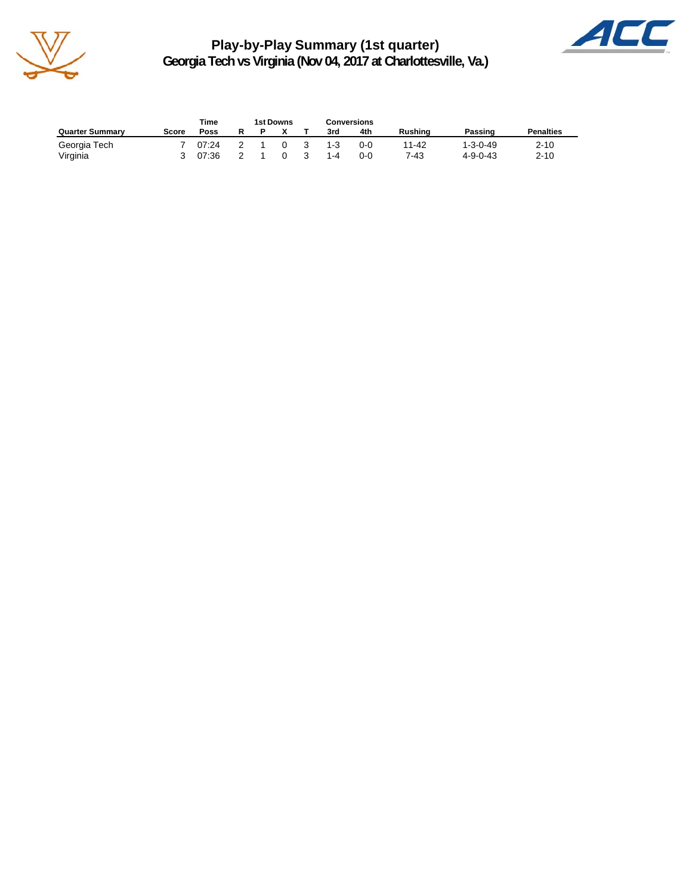# Play-by-Play Summary (1st quarter)

## Georgia Tech vs Virginia (Nov 04, 2017 at Charlottesville, Va.)

| Quarter Summary | Score | Time Poss | 1st Downs R | P | X | T | Conversions 3rd | 4th | Rushing | Passing | Penalties |
|---|---|---|---|---|---|---|---|---|---|---|---|
| Georgia Tech | 7 | 07:24 | 2 | 1 | 0 | 3 | 1-3 | 0-0 | 11-42 | 1-3-0-49 | 2-10 |
| Virginia | 3 | 07:36 | 2 | 1 | 0 | 3 | 1-4 | 0-0 | 7-43 | 4-9-0-43 | 2-10 |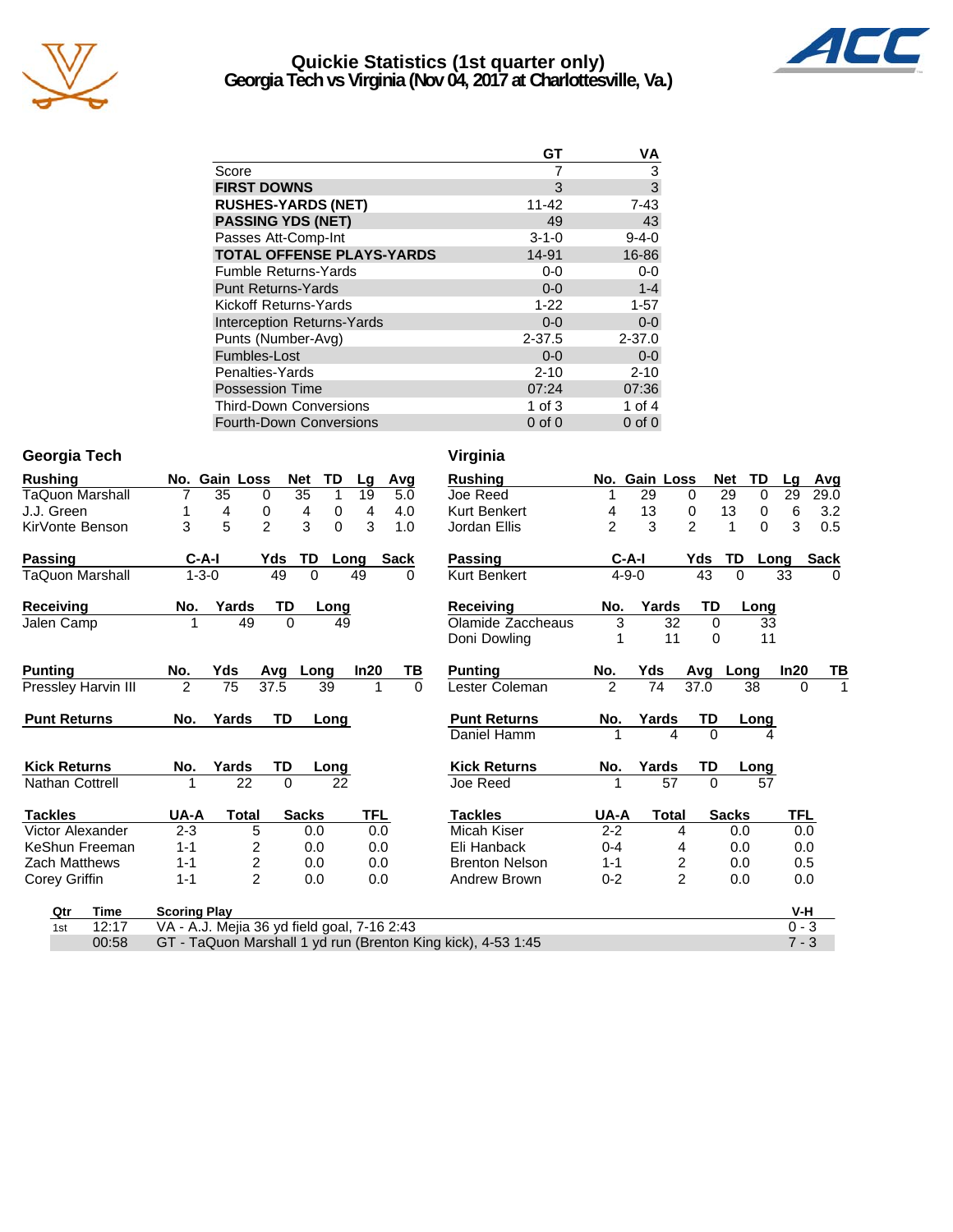# Quickie Statistics (1st quarter only)
## Georgia Tech vs Virginia (Nov 04, 2017 at Charlottesville, Va.)

| | GT | VA |
|---|---|---|
| Score | 7 | 3 |
| **FIRST DOWNS** | 3 | 3 |
| **RUSHES-YARDS (NET)** | 11-42 | 7-43 |
| **PASSING YDS (NET)** | 49 | 43 |
| Passes Att-Comp-Int | 3-1-0 | 9-4-0 |
| **TOTAL OFFENSE PLAYS-YARDS** | 14-91 | 16-86 |
| Fumble Returns-Yards | 0-0 | 0-0 |
| Punt Returns-Yards | 0-0 | 1-4 |
| Kickoff Returns-Yards | 1-22 | 1-57 |
| Interception Returns-Yards | 0-0 | 0-0 |
| Punts (Number-Avg) | 2-37.5 | 2-37.0 |
| Fumbles-Lost | 0-0 | 0-0 |
| Penalties-Yards | 2-10 | 2-10 |
| Possession Time | 07:24 | 07:36 |
| Third-Down Conversions | 1 of 3 | 1 of 4 |
| Fourth-Down Conversions | 0 of 0 | 0 of 0 |

### Georgia Tech

| Rushing | No. | Gain | Loss | Net | TD | Lg | Avg |
|---|---|---|---|---|---|---|---|
| TaQuon Marshall | 7 | 35 | 0 | 35 | 1 | 19 | 5.0 |
| J.J. Green | 1 | 4 | 0 | 4 | 0 | 4 | 4.0 |
| KirVonte Benson | 3 | 5 | 2 | 3 | 0 | 3 | 1.0 |

| Passing | C-A-I | Yds | TD | Long | Sack |
|---|---|---|---|---|---|
| TaQuon Marshall | 1-3-0 | 49 | 0 | 49 | 0 |

| Receiving | No. | Yards | TD | Long |
|---|---|---|---|---|
| Jalen Camp | 1 | 49 | 0 | 49 |

| Punting | No. | Yds | Avg | Long | In20 | TB |
|---|---|---|---|---|---|---|
| Pressley Harvin III | 2 | 75 | 37.5 | 39 | 1 | 0 |

| Punt Returns | No. | Yards | TD | Long |
|---|---|---|---|---|

| Kick Returns | No. | Yards | TD | Long |
|---|---|---|---|---|
| Nathan Cottrell | 1 | 22 | 0 | 22 |

| Tackles | UA-A | Total | Sacks | TFL |
|---|---|---|---|---|
| Victor Alexander | 2-3 | 5 | 0.0 | 0.0 |
| KeShun Freeman | 1-1 | 2 | 0.0 | 0.0 |
| Zach Matthews | 1-1 | 2 | 0.0 | 0.0 |
| Corey Griffin | 1-1 | 2 | 0.0 | 0.0 |

### Virginia

| Rushing | No. | Gain | Loss | Net | TD | Lg | Avg |
|---|---|---|---|---|---|---|---|
| Joe Reed | 1 | 29 | 0 | 29 | 0 | 29 | 29.0 |
| Kurt Benkert | 4 | 13 | 0 | 13 | 0 | 6 | 3.2 |
| Jordan Ellis | 2 | 3 | 2 | 1 | 0 | 3 | 0.5 |

| Passing | C-A-I | Yds | TD | Long | Sack |
|---|---|---|---|---|---|
| Kurt Benkert | 4-9-0 | 43 | 0 | 33 | 0 |

| Receiving | No. | Yards | TD | Long |
|---|---|---|---|---|
| Olamide Zaccheaus | 3 | 32 | 0 | 33 |
| Doni Dowling | 1 | 11 | 0 | 11 |

| Punting | No. | Yds | Avg | Long | In20 | TB |
|---|---|---|---|---|---|---|
| Lester Coleman | 2 | 74 | 37.0 | 38 | 0 | 1 |

| Punt Returns | No. | Yards | TD | Long |
|---|---|---|---|---|
| Daniel Hamm | 1 | 4 | 0 | 4 |

| Kick Returns | No. | Yards | TD | Long |
|---|---|---|---|---|
| Joe Reed | 1 | 57 | 0 | 57 |

| Tackles | UA-A | Total | Sacks | TFL |
|---|---|---|---|---|
| Micah Kiser | 2-2 | 4 | 0.0 | 0.0 |
| Eli Hanback | 0-4 | 4 | 0.0 | 0.0 |
| Brenton Nelson | 1-1 | 2 | 0.0 | 0.5 |
| Andrew Brown | 0-2 | 2 | 0.0 | 0.0 |

| Qtr | Time | Scoring Play | V-H |
|---|---|---|---|
| 1st | 12:17 | VA - A.J. Mejia 36 yd field goal, 7-16 2:43 | 0 - 3 |
| | 00:58 | GT - TaQuon Marshall 1 yd run (Brenton King kick), 4-53 1:45 | 7 - 3 |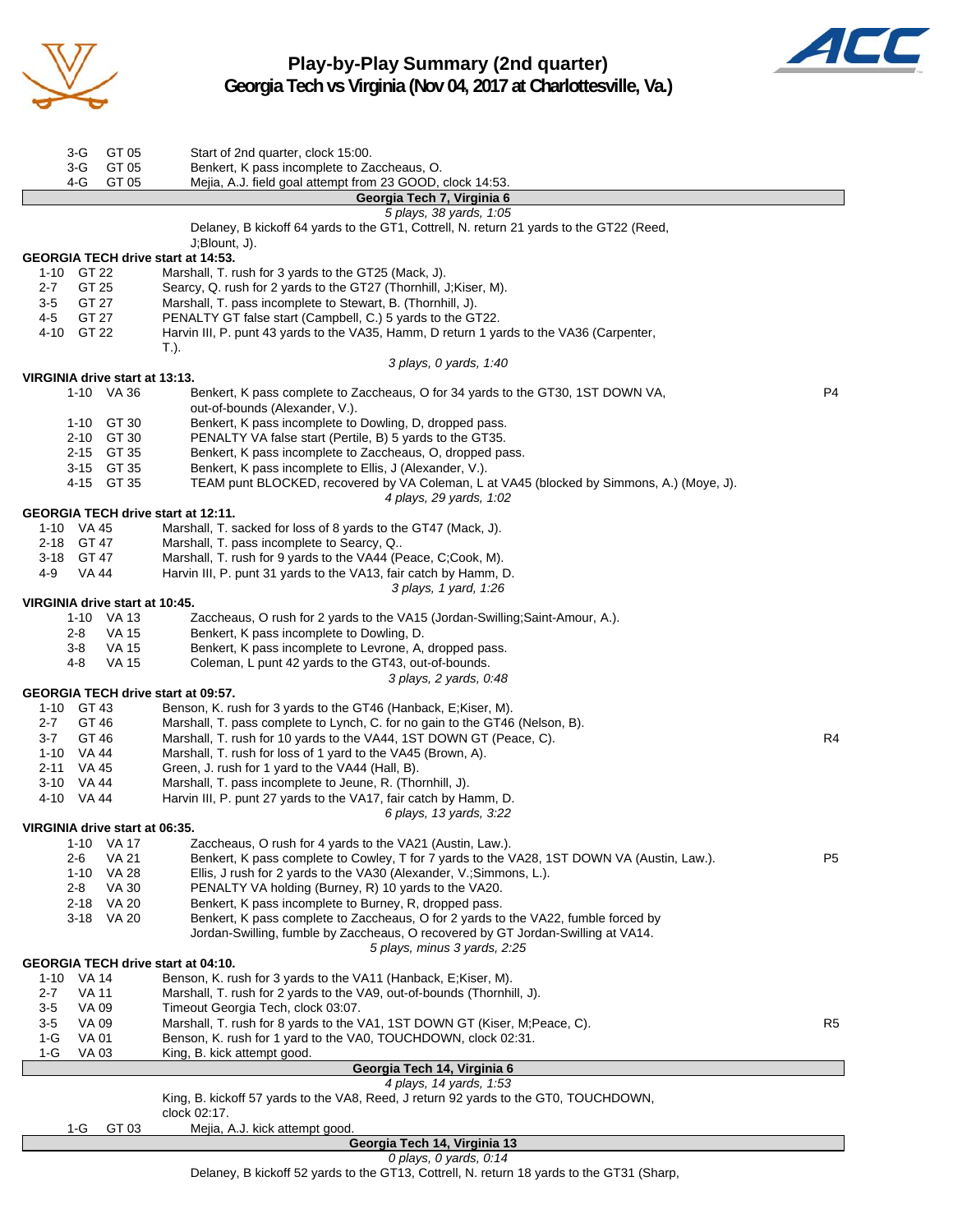# Play-by-Play Summary (2nd quarter)
## Georgia Tech vs Virginia (Nov 04, 2017 at Charlottesville, Va.)

| | | | |
|---|---|---|---|
| 3-G | GT 05 | Start of 2nd quarter, clock 15:00. | |
| 3-G | GT 05 | Benkert, K pass incomplete to Zaccheaus, O. | |
| 4-G | GT 05 | Mejia, A.J. field goal attempt from 23 GOOD, clock 14:53. | |

**Georgia Tech 7, Virginia 6**

*5 plays, 38 yards, 1:05*

Delaney, B kickoff 64 yards to the GT1, Cottrell, N. return 21 yards to the GT22 (Reed, J;Blount, J).

**GEORGIA TECH drive start at 14:53.**

| | | | |
|---|---|---|---|
| 1-10 | GT 22 | Marshall, T. rush for 3 yards to the GT25 (Mack, J). | |
| 2-7 | GT 25 | Searcy, Q. rush for 2 yards to the GT27 (Thornhill, J;Kiser, M). | |
| 3-5 | GT 27 | Marshall, T. pass incomplete to Stewart, B. (Thornhill, J). | |
| 4-5 | GT 27 | PENALTY GT false start (Campbell, C.) 5 yards to the GT22. | |
| 4-10 | GT 22 | Harvin III, P. punt 43 yards to the VA35, Hamm, D return 1 yards to the VA36 (Carpenter, T.). | |

*3 plays, 0 yards, 1:40*

**VIRGINIA drive start at 13:13.**

| | | | |
|---|---|---|---|
| 1-10 | VA 36 | Benkert, K pass complete to Zaccheaus, O for 34 yards to the GT30, 1ST DOWN VA, out-of-bounds (Alexander, V.). | P4 |
| 1-10 | GT 30 | Benkert, K pass incomplete to Dowling, D, dropped pass. | |
| 2-10 | GT 30 | PENALTY VA false start (Pertile, B) 5 yards to the GT35. | |
| 2-15 | GT 35 | Benkert, K pass incomplete to Zaccheaus, O, dropped pass. | |
| 3-15 | GT 35 | Benkert, K pass incomplete to Ellis, J (Alexander, V.). | |
| 4-15 | GT 35 | TEAM punt BLOCKED, recovered by VA Coleman, L at VA45 (blocked by Simmons, A.) (Moye, J). | |

*4 plays, 29 yards, 1:02*

**GEORGIA TECH drive start at 12:11.**

| | | | |
|---|---|---|---|
| 1-10 | VA 45 | Marshall, T. sacked for loss of 8 yards to the GT47 (Mack, J). | |
| 2-18 | GT 47 | Marshall, T. pass incomplete to Searcy, Q.. | |
| 3-18 | GT 47 | Marshall, T. rush for 9 yards to the VA44 (Peace, C;Cook, M). | |
| 4-9 | VA 44 | Harvin III, P. punt 31 yards to the VA13, fair catch by Hamm, D. | |

*3 plays, 1 yard, 1:26*

**VIRGINIA drive start at 10:45.**

| | | | |
|---|---|---|---|
| 1-10 | VA 13 | Zaccheaus, O rush for 2 yards to the VA15 (Jordan-Swilling;Saint-Amour, A.). | |
| 2-8 | VA 15 | Benkert, K pass incomplete to Dowling, D. | |
| 3-8 | VA 15 | Benkert, K pass incomplete to Levrone, A, dropped pass. | |
| 4-8 | VA 15 | Coleman, L punt 42 yards to the GT43, out-of-bounds. | |

*3 plays, 2 yards, 0:48*

**GEORGIA TECH drive start at 09:57.**

| | | | |
|---|---|---|---|
| 1-10 | GT 43 | Benson, K. rush for 3 yards to the GT46 (Hanback, E;Kiser, M). | |
| 2-7 | GT 46 | Marshall, T. pass complete to Lynch, C. for no gain to the GT46 (Nelson, B). | |
| 3-7 | GT 46 | Marshall, T. rush for 10 yards to the VA44, 1ST DOWN GT (Peace, C). | R4 |
| 1-10 | VA 44 | Marshall, T. rush for loss of 1 yard to the VA45 (Brown, A). | |
| 2-11 | VA 45 | Green, J. rush for 1 yard to the VA44 (Hall, B). | |
| 3-10 | VA 44 | Marshall, T. pass incomplete to Jeune, R. (Thornhill, J). | |
| 4-10 | VA 44 | Harvin III, P. punt 27 yards to the VA17, fair catch by Hamm, D. | |

*6 plays, 13 yards, 3:22*

**VIRGINIA drive start at 06:35.**

| | | | |
|---|---|---|---|
| 1-10 | VA 17 | Zaccheaus, O rush for 4 yards to the VA21 (Austin, Law.). | |
| 2-6 | VA 21 | Benkert, K pass complete to Cowley, T for 7 yards to the VA28, 1ST DOWN VA (Austin, Law.). | P5 |
| 1-10 | VA 28 | Ellis, J rush for 2 yards to the VA30 (Alexander, V.;Simmons, L.). | |
| 2-8 | VA 30 | PENALTY VA holding (Burney, R) 10 yards to the VA20. | |
| 2-18 | VA 20 | Benkert, K pass incomplete to Burney, R, dropped pass. | |
| 3-18 | VA 20 | Benkert, K pass complete to Zaccheaus, O for 2 yards to the VA22, fumble forced by Jordan-Swilling, fumble by Zaccheaus, O recovered by GT Jordan-Swilling at VA14. | |

*5 plays, minus 3 yards, 2:25*

**GEORGIA TECH drive start at 04:10.**

| | | | |
|---|---|---|---|
| 1-10 | VA 14 | Benson, K. rush for 3 yards to the VA11 (Hanback, E;Kiser, M). | |
| 2-7 | VA 11 | Marshall, T. rush for 2 yards to the VA9, out-of-bounds (Thornhill, J). | |
| 3-5 | VA 09 | Timeout Georgia Tech, clock 03:07. | |
| 3-5 | VA 09 | Marshall, T. rush for 8 yards to the VA1, 1ST DOWN GT (Kiser, M;Peace, C). | R5 |
| 1-G | VA 01 | Benson, K. rush for 1 yard to the VA0, TOUCHDOWN, clock 02:31. | |
| 1-G | VA 03 | King, B. kick attempt good. | |

**Georgia Tech 14, Virginia 6**

*4 plays, 14 yards, 1:53*

King, B. kickoff 57 yards to the VA8, Reed, J return 92 yards to the GT0, TOUCHDOWN, clock 02:17.

| | | | |
|---|---|---|---|
| 1-G | GT 03 | Mejia, A.J. kick attempt good. | |

**Georgia Tech 14, Virginia 13**

*0 plays, 0 yards, 0:14*

Delaney, B kickoff 52 yards to the GT13, Cottrell, N. return 18 yards to the GT31 (Sharp,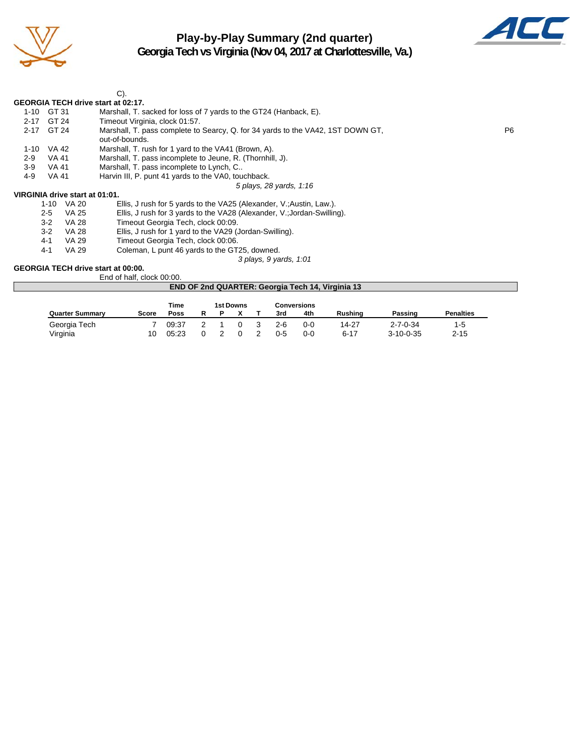# Play-by-Play Summary (2nd quarter)
## Georgia Tech vs Virginia (Nov 04, 2017 at Charlottesville, Va.)

C).

**GEORGIA TECH drive start at 02:17.**

| | | | |
|---|---|---|---|
| 1-10 | GT 31 | Marshall, T. sacked for loss of 7 yards to the GT24 (Hanback, E). | |
| 2-17 | GT 24 | Timeout Virginia, clock 01:57. | |
| 2-17 | GT 24 | Marshall, T. pass complete to Searcy, Q. for 34 yards to the VA42, 1ST DOWN GT, out-of-bounds. | P6 |
| 1-10 | VA 42 | Marshall, T. rush for 1 yard to the VA41 (Brown, A). | |
| 2-9 | VA 41 | Marshall, T. pass incomplete to Jeune, R. (Thornhill, J). | |
| 3-9 | VA 41 | Marshall, T. pass incomplete to Lynch, C.. | |
| 4-9 | VA 41 | Harvin III, P. punt 41 yards to the VA0, touchback. | |

*5 plays, 28 yards, 1:16*

**VIRGINIA drive start at 01:01.**

| | | |
|---|---|---|
| 1-10 | VA 20 | Ellis, J rush for 5 yards to the VA25 (Alexander, V.;Austin, Law.). |
| 2-5 | VA 25 | Ellis, J rush for 3 yards to the VA28 (Alexander, V.;Jordan-Swilling). |
| 3-2 | VA 28 | Timeout Georgia Tech, clock 00:09. |
| 3-2 | VA 28 | Ellis, J rush for 1 yard to the VA29 (Jordan-Swilling). |
| 4-1 | VA 29 | Timeout Georgia Tech, clock 00:06. |
| 4-1 | VA 29 | Coleman, L punt 46 yards to the GT25, downed. |

*3 plays, 9 yards, 1:01*

**GEORGIA TECH drive start at 00:00.**

End of half, clock 00:00.

**END OF 2nd QUARTER: Georgia Tech 14, Virginia 13**

| Quarter Summary | Score | Time Poss | 1st Downs R | P | X | T | Conversions 3rd | 4th | Rushing | Passing | Penalties |
|---|---|---|---|---|---|---|---|---|---|---|---|
| Georgia Tech | 7 | 09:37 | 2 | 1 | 0 | 3 | 2-6 | 0-0 | 14-27 | 2-7-0-34 | 1-5 |
| Virginia | 10 | 05:23 | 0 | 2 | 0 | 2 | 0-5 | 0-0 | 6-17 | 3-10-0-35 | 2-15 |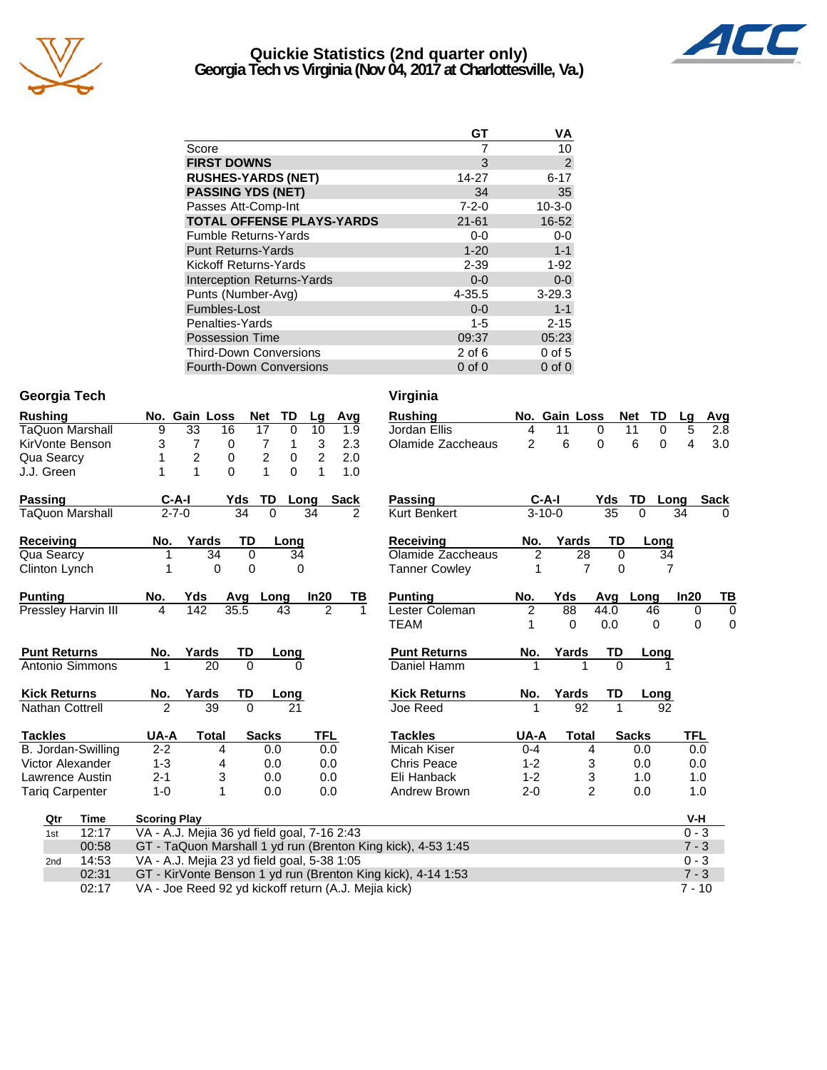# Quickie Statistics (2nd quarter only)
## Georgia Tech vs Virginia (Nov 04, 2017 at Charlottesville, Va.)

| | GT | VA |
|---|---|---|
| Score | 7 | 10 |
| **FIRST DOWNS** | 3 | 2 |
| **RUSHES-YARDS (NET)** | 14-27 | 6-17 |
| **PASSING YDS (NET)** | 34 | 35 |
| Passes Att-Comp-Int | 7-2-0 | 10-3-0 |
| **TOTAL OFFENSE PLAYS-YARDS** | 21-61 | 16-52 |
| Fumble Returns-Yards | 0-0 | 0-0 |
| Punt Returns-Yards | 1-20 | 1-1 |
| Kickoff Returns-Yards | 2-39 | 1-92 |
| Interception Returns-Yards | 0-0 | 0-0 |
| Punts (Number-Avg) | 4-35.5 | 3-29.3 |
| Fumbles-Lost | 0-0 | 1-1 |
| Penalties-Yards | 1-5 | 2-15 |
| Possession Time | 09:37 | 05:23 |
| Third-Down Conversions | 2 of 6 | 0 of 5 |
| Fourth-Down Conversions | 0 of 0 | 0 of 0 |

## Georgia Tech

| Rushing | No. | Gain | Loss | Net | TD | Lg | Avg |
|---|---|---|---|---|---|---|---|
| TaQuon Marshall | 9 | 33 | 16 | 17 | 0 | 10 | 1.9 |
| KirVonte Benson | 3 | 7 | 0 | 7 | 1 | 3 | 2.3 |
| Qua Searcy | 1 | 2 | 0 | 2 | 0 | 2 | 2.0 |
| J.J. Green | 1 | 1 | 0 | 1 | 0 | 1 | 1.0 |

| Passing | C-A-I | Yds | TD | Long | Sack |
|---|---|---|---|---|---|
| TaQuon Marshall | 2-7-0 | 34 | 0 | 34 | 2 |

| Receiving | No. | Yards | TD | Long |
|---|---|---|---|---|
| Qua Searcy | 1 | 34 | 0 | 34 |
| Clinton Lynch | 1 | 0 | 0 | 0 |

| Punting | No. | Yds | Avg | Long | In20 | TB |
|---|---|---|---|---|---|---|
| Pressley Harvin III | 4 | 142 | 35.5 | 43 | 2 | 1 |

| Punt Returns | No. | Yards | TD | Long |
|---|---|---|---|---|
| Antonio Simmons | 1 | 20 | 0 | 0 |

| Kick Returns | No. | Yards | TD | Long |
|---|---|---|---|---|
| Nathan Cottrell | 2 | 39 | 0 | 21 |

| Tackles | UA-A | Total | Sacks | TFL |
|---|---|---|---|---|
| B. Jordan-Swilling | 2-2 | 4 | 0.0 | 0.0 |
| Victor Alexander | 1-3 | 4 | 0.0 | 0.0 |
| Lawrence Austin | 2-1 | 3 | 0.0 | 0.0 |
| Tariq Carpenter | 1-0 | 1 | 0.0 | 0.0 |

## Virginia

| Rushing | No. | Gain | Loss | Net | TD | Lg | Avg |
|---|---|---|---|---|---|---|---|
| Jordan Ellis | 4 | 11 | 0 | 11 | 0 | 5 | 2.8 |
| Olamide Zaccheaus | 2 | 6 | 0 | 6 | 0 | 4 | 3.0 |

| Passing | C-A-I | Yds | TD | Long | Sack |
|---|---|---|---|---|---|
| Kurt Benkert | 3-10-0 | 35 | 0 | 34 | 0 |

| Receiving | No. | Yards | TD | Long |
|---|---|---|---|---|
| Olamide Zaccheaus | 2 | 28 | 0 | 34 |
| Tanner Cowley | 1 | 7 | 0 | 7 |

| Punting | No. | Yds | Avg | Long | In20 | TB |
|---|---|---|---|---|---|---|
| Lester Coleman | 2 | 88 | 44.0 | 46 | 0 | 0 |
| TEAM | 1 | 0 | 0.0 | 0 | 0 | 0 |

| Punt Returns | No. | Yards | TD | Long |
|---|---|---|---|---|
| Daniel Hamm | 1 | 1 | 0 | 1 |

| Kick Returns | No. | Yards | TD | Long |
|---|---|---|---|---|
| Joe Reed | 1 | 92 | 1 | 92 |

| Tackles | UA-A | Total | Sacks | TFL |
|---|---|---|---|---|
| Micah Kiser | 0-4 | 4 | 0.0 | 0.0 |
| Chris Peace | 1-2 | 3 | 0.0 | 0.0 |
| Eli Hanback | 1-2 | 3 | 1.0 | 1.0 |
| Andrew Brown | 2-0 | 2 | 0.0 | 1.0 |

| Qtr | Time | Scoring Play | V-H |
|---|---|---|---|
| 1st | 12:17 | VA - A.J. Mejia 36 yd field goal, 7-16 2:43 | 0 - 3 |
| | 00:58 | GT - TaQuon Marshall 1 yd run (Brenton King kick), 4-53 1:45 | 7 - 3 |
| 2nd | 14:53 | VA - A.J. Mejia 23 yd field goal, 5-38 1:05 | 0 - 3 |
| | 02:31 | GT - KirVonte Benson 1 yd run (Brenton King kick), 4-14 1:53 | 7 - 3 |
| | 02:17 | VA - Joe Reed 92 yd kickoff return (A.J. Mejia kick) | 7 - 10 |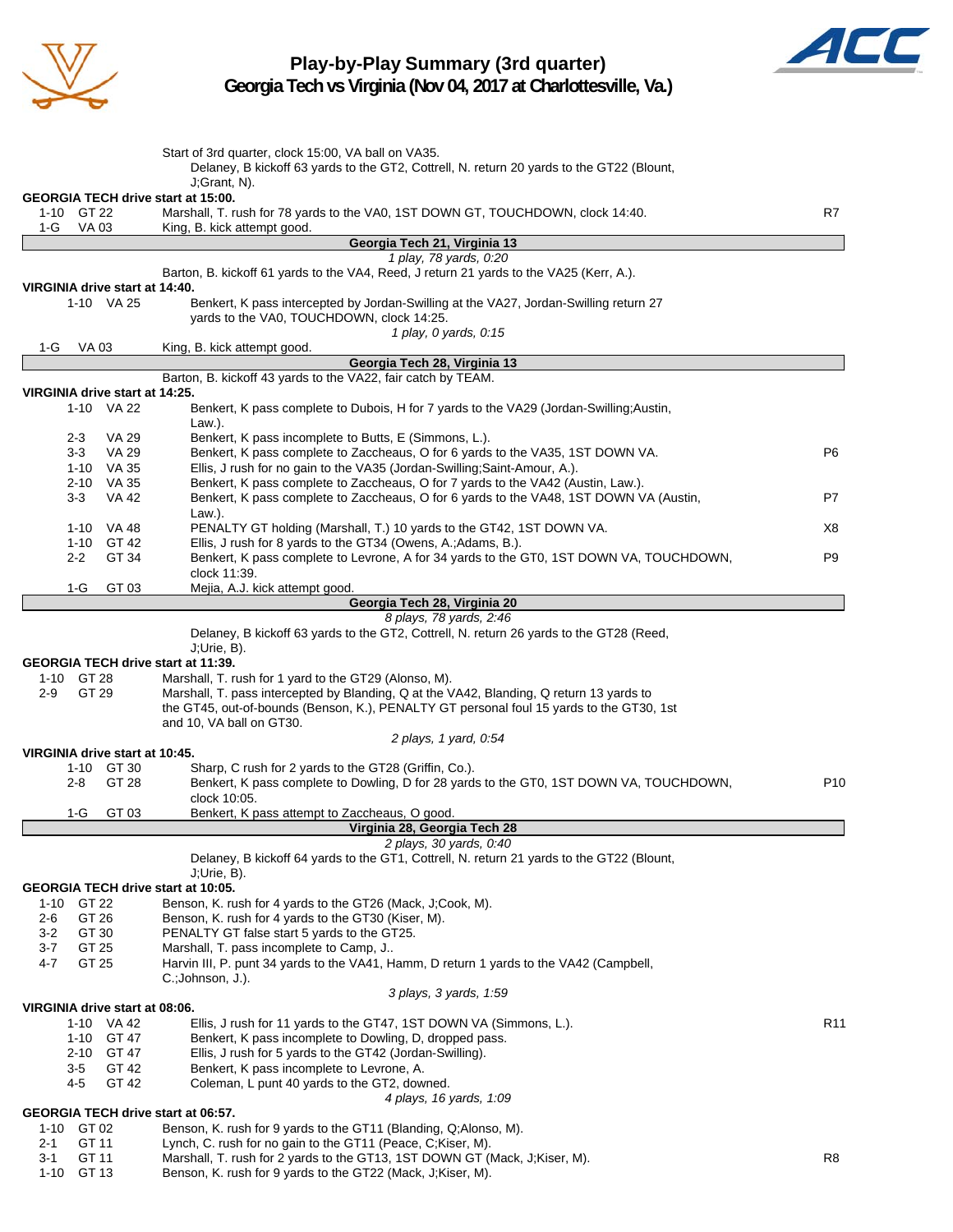# Play-by-Play Summary (3rd quarter)

## Georgia Tech vs Virginia (Nov 04, 2017 at Charlottesville, Va.)

Start of 3rd quarter, clock 15:00, VA ball on VA35.

Delaney, B kickoff 63 yards to the GT2, Cottrell, N. return 20 yards to the GT22 (Blount, J;Grant, N).

**GEORGIA TECH drive start at 15:00.**

| Down | Spot | Play | |
|---|---|---|---|
| 1-10 | GT 22 | Marshall, T. rush for 78 yards to the VA0, 1ST DOWN GT, TOUCHDOWN, clock 14:40. | R7 |
| 1-G | VA 03 | King, B. kick attempt good. | |

**Georgia Tech 21, Virginia 13**

*1 play, 78 yards, 0:20*

Barton, B. kickoff 61 yards to the VA4, Reed, J return 21 yards to the VA25 (Kerr, A.).

**VIRGINIA drive start at 14:40.**

| Down | Spot | Play | |
|---|---|---|---|
| 1-10 | VA 25 | Benkert, K pass intercepted by Jordan-Swilling at the VA27, Jordan-Swilling return 27 yards to the VA0, TOUCHDOWN, clock 14:25. | |
| | | *1 play, 0 yards, 0:15* | |
| 1-G | VA 03 | King, B. kick attempt good. | |

**Georgia Tech 28, Virginia 13**

Barton, B. kickoff 43 yards to the VA22, fair catch by TEAM.

**VIRGINIA drive start at 14:25.**

| Down | Spot | Play | |
|---|---|---|---|
| 1-10 | VA 22 | Benkert, K pass complete to Dubois, H for 7 yards to the VA29 (Jordan-Swilling;Austin, Law.). | |
| 2-3 | VA 29 | Benkert, K pass incomplete to Butts, E (Simmons, L.). | |
| 3-3 | VA 29 | Benkert, K pass complete to Zaccheaus, O for 6 yards to the VA35, 1ST DOWN VA. | P6 |
| 1-10 | VA 35 | Ellis, J rush for no gain to the VA35 (Jordan-Swilling;Saint-Amour, A.). | |
| 2-10 | VA 35 | Benkert, K pass complete to Zaccheaus, O for 7 yards to the VA42 (Austin, Law.). | |
| 3-3 | VA 42 | Benkert, K pass complete to Zaccheaus, O for 6 yards to the VA48, 1ST DOWN VA (Austin, Law.). | P7 |
| 1-10 | VA 48 | PENALTY GT holding (Marshall, T.) 10 yards to the GT42, 1ST DOWN VA. | X8 |
| 1-10 | GT 42 | Ellis, J rush for 8 yards to the GT34 (Owens, A.;Adams, B.). | |
| 2-2 | GT 34 | Benkert, K pass complete to Levrone, A for 34 yards to the GT0, 1ST DOWN VA, TOUCHDOWN, clock 11:39. | P9 |
| 1-G | GT 03 | Mejia, A.J. kick attempt good. | |

**Georgia Tech 28, Virginia 20**

*8 plays, 78 yards, 2:46*

Delaney, B kickoff 63 yards to the GT2, Cottrell, N. return 26 yards to the GT28 (Reed, J;Urie, B).

**GEORGIA TECH drive start at 11:39.**

| Down | Spot | Play | |
|---|---|---|---|
| 1-10 | GT 28 | Marshall, T. rush for 1 yard to the GT29 (Alonso, M). | |
| 2-9 | GT 29 | Marshall, T. pass intercepted by Blanding, Q at the VA42, Blanding, Q return 13 yards to the GT45, out-of-bounds (Benson, K.), PENALTY GT personal foul 15 yards to the GT30, 1st and 10, VA ball on GT30. | |
| | | *2 plays, 1 yard, 0:54* | |

**VIRGINIA drive start at 10:45.**

| Down | Spot | Play | |
|---|---|---|---|
| 1-10 | GT 30 | Sharp, C rush for 2 yards to the GT28 (Griffin, Co.). | |
| 2-8 | GT 28 | Benkert, K pass complete to Dowling, D for 28 yards to the GT0, 1ST DOWN VA, TOUCHDOWN, clock 10:05. | P10 |
| 1-G | GT 03 | Benkert, K pass attempt to Zaccheaus, O good. | |

**Virginia 28, Georgia Tech 28**

*2 plays, 30 yards, 0:40*

Delaney, B kickoff 64 yards to the GT1, Cottrell, N. return 21 yards to the GT22 (Blount, J;Urie, B).

**GEORGIA TECH drive start at 10:05.**

| Down | Spot | Play | |
|---|---|---|---|
| 1-10 | GT 22 | Benson, K. rush for 4 yards to the GT26 (Mack, J;Cook, M). | |
| 2-6 | GT 26 | Benson, K. rush for 4 yards to the GT30 (Kiser, M). | |
| 3-2 | GT 30 | PENALTY GT false start 5 yards to the GT25. | |
| 3-7 | GT 25 | Marshall, T. pass incomplete to Camp, J.. | |
| 4-7 | GT 25 | Harvin III, P. punt 34 yards to the VA41, Hamm, D return 1 yards to the VA42 (Campbell, C.;Johnson, J.). | |
| | | *3 plays, 3 yards, 1:59* | |

**VIRGINIA drive start at 08:06.**

| Down | Spot | Play | |
|---|---|---|---|
| 1-10 | VA 42 | Ellis, J rush for 11 yards to the GT47, 1ST DOWN VA (Simmons, L.). | R11 |
| 1-10 | GT 47 | Benkert, K pass incomplete to Dowling, D, dropped pass. | |
| 2-10 | GT 47 | Ellis, J rush for 5 yards to the GT42 (Jordan-Swilling). | |
| 3-5 | GT 42 | Benkert, K pass incomplete to Levrone, A. | |
| 4-5 | GT 42 | Coleman, L punt 40 yards to the GT2, downed. | |
| | | *4 plays, 16 yards, 1:09* | |

**GEORGIA TECH drive start at 06:57.**

| Down | Spot | Play | |
|---|---|---|---|
| 1-10 | GT 02 | Benson, K. rush for 9 yards to the GT11 (Blanding, Q;Alonso, M). | |
| 2-1 | GT 11 | Lynch, C. rush for no gain to the GT11 (Peace, C;Kiser, M). | |
| 3-1 | GT 11 | Marshall, T. rush for 2 yards to the GT13, 1ST DOWN GT (Mack, J;Kiser, M). | R8 |
| 1-10 | GT 13 | Benson, K. rush for 9 yards to the GT22 (Mack, J;Kiser, M). | |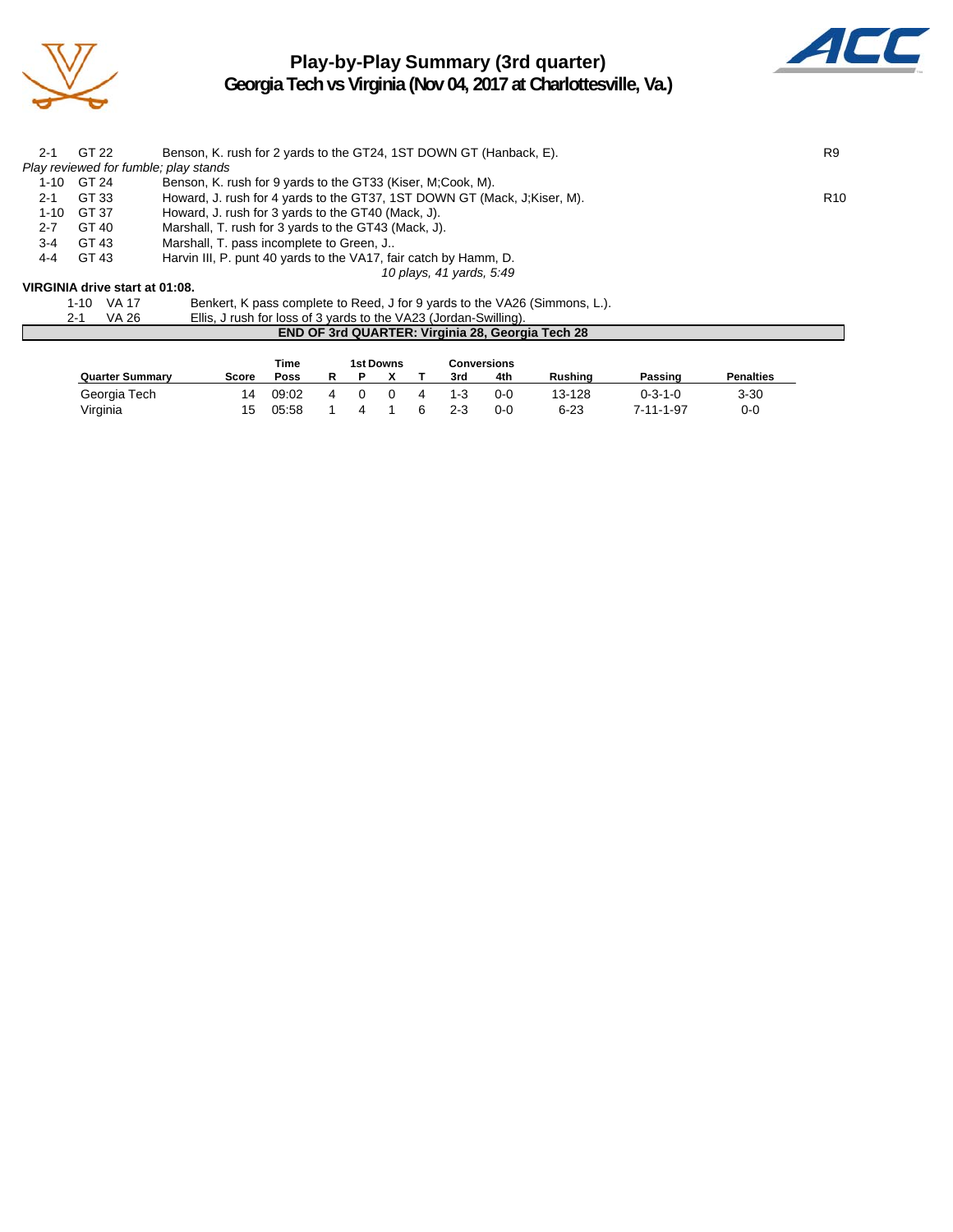# Play-by-Play Summary (3rd quarter)

## Georgia Tech vs Virginia (Nov 04, 2017 at Charlottesville, Va.)

| | | | |
|---|---|---|---|
| 2-1 | GT 22 | Benson, K. rush for 2 yards to the GT24, 1ST DOWN GT (Hanback, E). | R9 |

*Play reviewed for fumble; play stands*

| | | | |
|---|---|---|---|
| 1-10 | GT 24 | Benson, K. rush for 9 yards to the GT33 (Kiser, M;Cook, M). | |
| 2-1 | GT 33 | Howard, J. rush for 4 yards to the GT37, 1ST DOWN GT (Mack, J;Kiser, M). | R10 |
| 1-10 | GT 37 | Howard, J. rush for 3 yards to the GT40 (Mack, J). | |
| 2-7 | GT 40 | Marshall, T. rush for 3 yards to the GT43 (Mack, J). | |
| 3-4 | GT 43 | Marshall, T. pass incomplete to Green, J.. | |
| 4-4 | GT 43 | Harvin III, P. punt 40 yards to the VA17, fair catch by Hamm, D. | |

*10 plays, 41 yards, 5:49*

**VIRGINIA drive start at 01:08.**

| | | |
|---|---|---|
| 1-10 | VA 17 | Benkert, K pass complete to Reed, J for 9 yards to the VA26 (Simmons, L.). |
| 2-1 | VA 26 | Ellis, J rush for loss of 3 yards to the VA23 (Jordan-Swilling). |

**END OF 3rd QUARTER: Virginia 28, Georgia Tech 28**

| Quarter Summary | Score | Time Poss | 1st Downs R | 1st Downs P | 1st Downs X | 1st Downs T | Conversions 3rd | Conversions 4th | Rushing | Passing | Penalties |
|---|---|---|---|---|---|---|---|---|---|---|---|
| Georgia Tech | 14 | 09:02 | 4 | 0 | 0 | 4 | 1-3 | 0-0 | 13-128 | 0-3-1-0 | 3-30 |
| Virginia | 15 | 05:58 | 1 | 4 | 1 | 6 | 2-3 | 0-0 | 6-23 | 7-11-1-97 | 0-0 |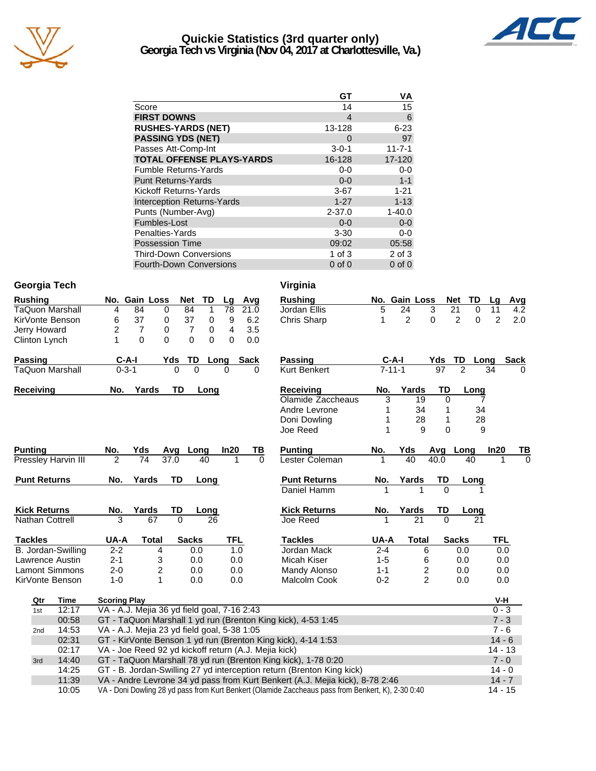# Quickie Statistics (3rd quarter only)
## Georgia Tech vs Virginia (Nov 04, 2017 at Charlottesville, Va.)

| | GT | VA |
|---|---|---|
| Score | 14 | 15 |
| **FIRST DOWNS** | 4 | 6 |
| **RUSHES-YARDS (NET)** | 13-128 | 6-23 |
| **PASSING YDS (NET)** | 0 | 97 |
| Passes Att-Comp-Int | 3-0-1 | 11-7-1 |
| **TOTAL OFFENSE PLAYS-YARDS** | 16-128 | 17-120 |
| Fumble Returns-Yards | 0-0 | 0-0 |
| Punt Returns-Yards | 0-0 | 1-1 |
| Kickoff Returns-Yards | 3-67 | 1-21 |
| Interception Returns-Yards | 1-27 | 1-13 |
| Punts (Number-Avg) | 2-37.0 | 1-40.0 |
| Fumbles-Lost | 0-0 | 0-0 |
| Penalties-Yards | 3-30 | 0-0 |
| Possession Time | 09:02 | 05:58 |
| Third-Down Conversions | 1 of 3 | 2 of 3 |
| Fourth-Down Conversions | 0 of 0 | 0 of 0 |

## Georgia Tech

| Rushing | No. | Gain | Loss | Net | TD | Lg | Avg |
|---|---|---|---|---|---|---|---|
| TaQuon Marshall | 4 | 84 | 0 | 84 | 1 | 78 | 21.0 |
| KirVonte Benson | 6 | 37 | 0 | 37 | 0 | 9 | 6.2 |
| Jerry Howard | 2 | 7 | 0 | 7 | 0 | 4 | 3.5 |
| Clinton Lynch | 1 | 0 | 0 | 0 | 0 | 0 | 0.0 |

| Passing | C-A-I | Yds | TD | Long | Sack |
|---|---|---|---|---|---|
| TaQuon Marshall | 0-3-1 | 0 | 0 | 0 | 0 |

| Receiving | No. | Yards | TD | Long |
|---|---|---|---|---|

| Punting | No. | Yds | Avg | Long | In20 | TB |
|---|---|---|---|---|---|---|
| Pressley Harvin III | 2 | 74 | 37.0 | 40 | 1 | 0 |

| Punt Returns | No. | Yards | TD | Long |
|---|---|---|---|---|

| Kick Returns | No. | Yards | TD | Long |
|---|---|---|---|---|
| Nathan Cottrell | 3 | 67 | 0 | 26 |

| Tackles | UA-A | Total | Sacks | TFL |
|---|---|---|---|---|
| B. Jordan-Swilling | 2-2 | 4 | 0.0 | 1.0 |
| Lawrence Austin | 2-1 | 3 | 0.0 | 0.0 |
| Lamont Simmons | 2-0 | 2 | 0.0 | 0.0 |
| KirVonte Benson | 1-0 | 1 | 0.0 | 0.0 |

## Virginia

| Rushing | No. | Gain | Loss | Net | TD | Lg | Avg |
|---|---|---|---|---|---|---|---|
| Jordan Ellis | 5 | 24 | 3 | 21 | 0 | 11 | 4.2 |
| Chris Sharp | 1 | 2 | 0 | 2 | 0 | 2 | 2.0 |

| Passing | C-A-I | Yds | TD | Long | Sack |
|---|---|---|---|---|---|
| Kurt Benkert | 7-11-1 | 97 | 2 | 34 | 0 |

| Receiving | No. | Yards | TD | Long |
|---|---|---|---|---|
| Olamide Zaccheaus | 3 | 19 | 0 | 7 |
| Andre Levrone | 1 | 34 | 1 | 34 |
| Doni Dowling | 1 | 28 | 1 | 28 |
| Joe Reed | 1 | 9 | 0 | 9 |

| Punting | No. | Yds | Avg | Long | In20 | TB |
|---|---|---|---|---|---|---|
| Lester Coleman | 1 | 40 | 40.0 | 40 | 1 | 0 |

| Punt Returns | No. | Yards | TD | Long |
|---|---|---|---|---|
| Daniel Hamm | 1 | 1 | 0 | 1 |

| Kick Returns | No. | Yards | TD | Long |
|---|---|---|---|---|
| Joe Reed | 1 | 21 | 0 | 21 |

| Tackles | UA-A | Total | Sacks | TFL |
|---|---|---|---|---|
| Jordan Mack | 2-4 | 6 | 0.0 | 0.0 |
| Micah Kiser | 1-5 | 6 | 0.0 | 0.0 |
| Mandy Alonso | 1-1 | 2 | 0.0 | 0.0 |
| Malcolm Cook | 0-2 | 2 | 0.0 | 0.0 |

| Qtr | Time | Scoring Play | V-H |
|---|---|---|---|
| 1st | 12:17 | VA - A.J. Mejia 36 yd field goal, 7-16 2:43 | 0 - 3 |
| | 00:58 | GT - TaQuon Marshall 1 yd run (Brenton King kick), 4-53 1:45 | 7 - 3 |
| 2nd | 14:53 | VA - A.J. Mejia 23 yd field goal, 5-38 1:05 | 7 - 6 |
| | 02:31 | GT - KirVonte Benson 1 yd run (Brenton King kick), 4-14 1:53 | 14 - 6 |
| | 02:17 | VA - Joe Reed 92 yd kickoff return (A.J. Mejia kick) | 14 - 13 |
| 3rd | 14:40 | GT - TaQuon Marshall 78 yd run (Brenton King kick), 1-78 0:20 | 7 - 0 |
| | 14:25 | GT - B. Jordan-Swilling 27 yd interception return (Brenton King kick) | 14 - 0 |
| | 11:39 | VA - Andre Levrone 34 yd pass from Kurt Benkert (A.J. Mejia kick), 8-78 2:46 | 14 - 7 |
| | 10:05 | VA - Doni Dowling 28 yd pass from Kurt Benkert (Olamide Zaccheaus pass from Benkert, K), 2-30 0:40 | 14 - 15 |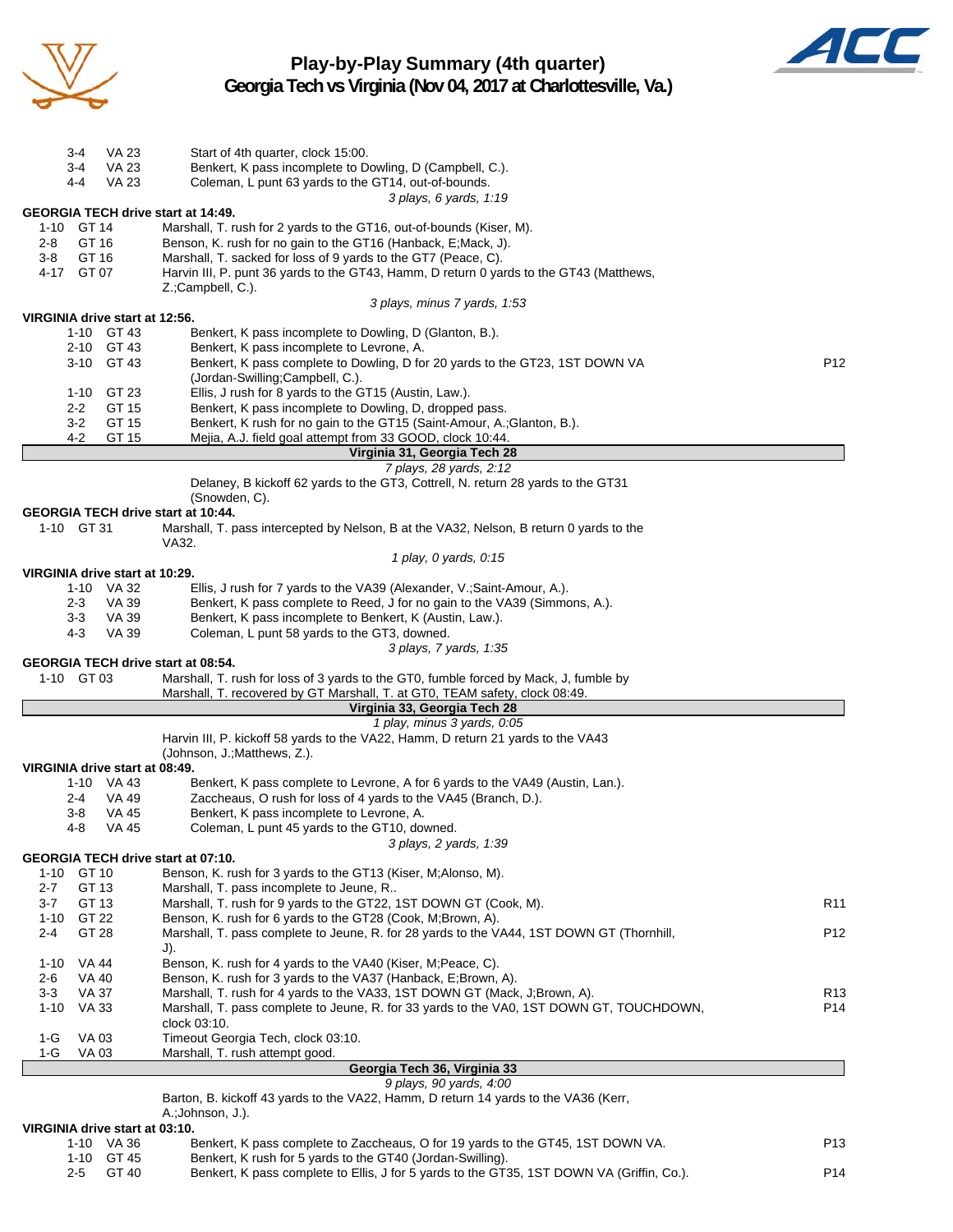# Play-by-Play Summary (4th quarter)
## Georgia Tech vs Virginia (Nov 04, 2017 at Charlottesville, Va.)

| | | | |
|---|---|---|---|
| 3-4 | VA 23 | Start of 4th quarter, clock 15:00. | |
| 3-4 | VA 23 | Benkert, K pass incomplete to Dowling, D (Campbell, C.). | |
| 4-4 | VA 23 | Coleman, L punt 63 yards to the GT14, out-of-bounds. | |
| | | *3 plays, 6 yards, 1:19* | |

**GEORGIA TECH drive start at 14:49.**

| | | | |
|---|---|---|---|
| 1-10 | GT 14 | Marshall, T. rush for 2 yards to the GT16, out-of-bounds (Kiser, M). | |
| 2-8 | GT 16 | Benson, K. rush for no gain to the GT16 (Hanback, E;Mack, J). | |
| 3-8 | GT 16 | Marshall, T. sacked for loss of 9 yards to the GT7 (Peace, C). | |
| 4-17 | GT 07 | Harvin III, P. punt 36 yards to the GT43, Hamm, D return 0 yards to the GT43 (Matthews, Z.;Campbell, C.). | |
| | | *3 plays, minus 7 yards, 1:53* | |

**VIRGINIA drive start at 12:56.**

| | | | |
|---|---|---|---|
| 1-10 | GT 43 | Benkert, K pass incomplete to Dowling, D (Glanton, B.). | |
| 2-10 | GT 43 | Benkert, K pass incomplete to Levrone, A. | |
| 3-10 | GT 43 | Benkert, K pass complete to Dowling, D for 20 yards to the GT23, 1ST DOWN VA (Jordan-Swilling;Campbell, C.). | P12 |
| 1-10 | GT 23 | Ellis, J rush for 8 yards to the GT15 (Austin, Law.). | |
| 2-2 | GT 15 | Benkert, K pass incomplete to Dowling, D, dropped pass. | |
| 3-2 | GT 15 | Benkert, K rush for no gain to the GT15 (Saint-Amour, A.;Glanton, B.). | |
| 4-2 | GT 15 | Mejia, A.J. field goal attempt from 33 GOOD, clock 10:44. | |

**Virginia 31, Georgia Tech 28**

*7 plays, 28 yards, 2:12*

Delaney, B kickoff 62 yards to the GT3, Cottrell, N. return 28 yards to the GT31 (Snowden, C).

**GEORGIA TECH drive start at 10:44.**

| | | | |
|---|---|---|---|
| 1-10 | GT 31 | Marshall, T. pass intercepted by Nelson, B at the VA32, Nelson, B return 0 yards to the VA32. | |
| | | *1 play, 0 yards, 0:15* | |

**VIRGINIA drive start at 10:29.**

| | | | |
|---|---|---|---|
| 1-10 | VA 32 | Ellis, J rush for 7 yards to the VA39 (Alexander, V.;Saint-Amour, A.). | |
| 2-3 | VA 39 | Benkert, K pass complete to Reed, J for no gain to the VA39 (Simmons, A.). | |
| 3-3 | VA 39 | Benkert, K pass incomplete to Benkert, K (Austin, Law.). | |
| 4-3 | VA 39 | Coleman, L punt 58 yards to the GT3, downed. | |
| | | *3 plays, 7 yards, 1:35* | |

**GEORGIA TECH drive start at 08:54.**

| | | | |
|---|---|---|---|
| 1-10 | GT 03 | Marshall, T. rush for loss of 3 yards to the GT0, fumble forced by Mack, J, fumble by Marshall, T. recovered by GT Marshall, T. at GT0, TEAM safety, clock 08:49. | |

**Virginia 33, Georgia Tech 28**

*1 play, minus 3 yards, 0:05*

Harvin III, P. kickoff 58 yards to the VA22, Hamm, D return 21 yards to the VA43 (Johnson, J.;Matthews, Z.).

**VIRGINIA drive start at 08:49.**

| | | | |
|---|---|---|---|
| 1-10 | VA 43 | Benkert, K pass complete to Levrone, A for 6 yards to the VA49 (Austin, Lan.). | |
| 2-4 | VA 49 | Zaccheaus, O rush for loss of 4 yards to the VA45 (Branch, D.). | |
| 3-8 | VA 45 | Benkert, K pass incomplete to Levrone, A. | |
| 4-8 | VA 45 | Coleman, L punt 45 yards to the GT10, downed. | |
| | | *3 plays, 2 yards, 1:39* | |

**GEORGIA TECH drive start at 07:10.**

| | | | |
|---|---|---|---|
| 1-10 | GT 10 | Benson, K. rush for 3 yards to the GT13 (Kiser, M;Alonso, M). | |
| 2-7 | GT 13 | Marshall, T. pass incomplete to Jeune, R.. | |
| 3-7 | GT 13 | Marshall, T. rush for 9 yards to the GT22, 1ST DOWN GT (Cook, M). | R11 |
| 1-10 | GT 22 | Benson, K. rush for 6 yards to the GT28 (Cook, M;Brown, A). | |
| 2-4 | GT 28 | Marshall, T. pass complete to Jeune, R. for 28 yards to the VA44, 1ST DOWN GT (Thornhill, J). | P12 |
| 1-10 | VA 44 | Benson, K. rush for 4 yards to the VA40 (Kiser, M;Peace, C). | |
| 2-6 | VA 40 | Benson, K. rush for 3 yards to the VA37 (Hanback, E;Brown, A). | |
| 3-3 | VA 37 | Marshall, T. rush for 4 yards to the VA33, 1ST DOWN GT (Mack, J;Brown, A). | R13 |
| 1-10 | VA 33 | Marshall, T. pass complete to Jeune, R. for 33 yards to the VA0, 1ST DOWN GT, TOUCHDOWN, clock 03:10. | P14 |
| 1-G | VA 03 | Timeout Georgia Tech, clock 03:10. | |
| 1-G | VA 03 | Marshall, T. rush attempt good. | |

**Georgia Tech 36, Virginia 33**

*9 plays, 90 yards, 4:00*

Barton, B. kickoff 43 yards to the VA22, Hamm, D return 14 yards to the VA36 (Kerr, A.;Johnson, J.).

**VIRGINIA drive start at 03:10.**

| | | | |
|---|---|---|---|
| 1-10 | VA 36 | Benkert, K pass complete to Zaccheaus, O for 19 yards to the GT45, 1ST DOWN VA. | P13 |
| 1-10 | GT 45 | Benkert, K rush for 5 yards to the GT40 (Jordan-Swilling). | |
| 2-5 | GT 40 | Benkert, K pass complete to Ellis, J for 5 yards to the GT35, 1ST DOWN VA (Griffin, Co.). | P14 |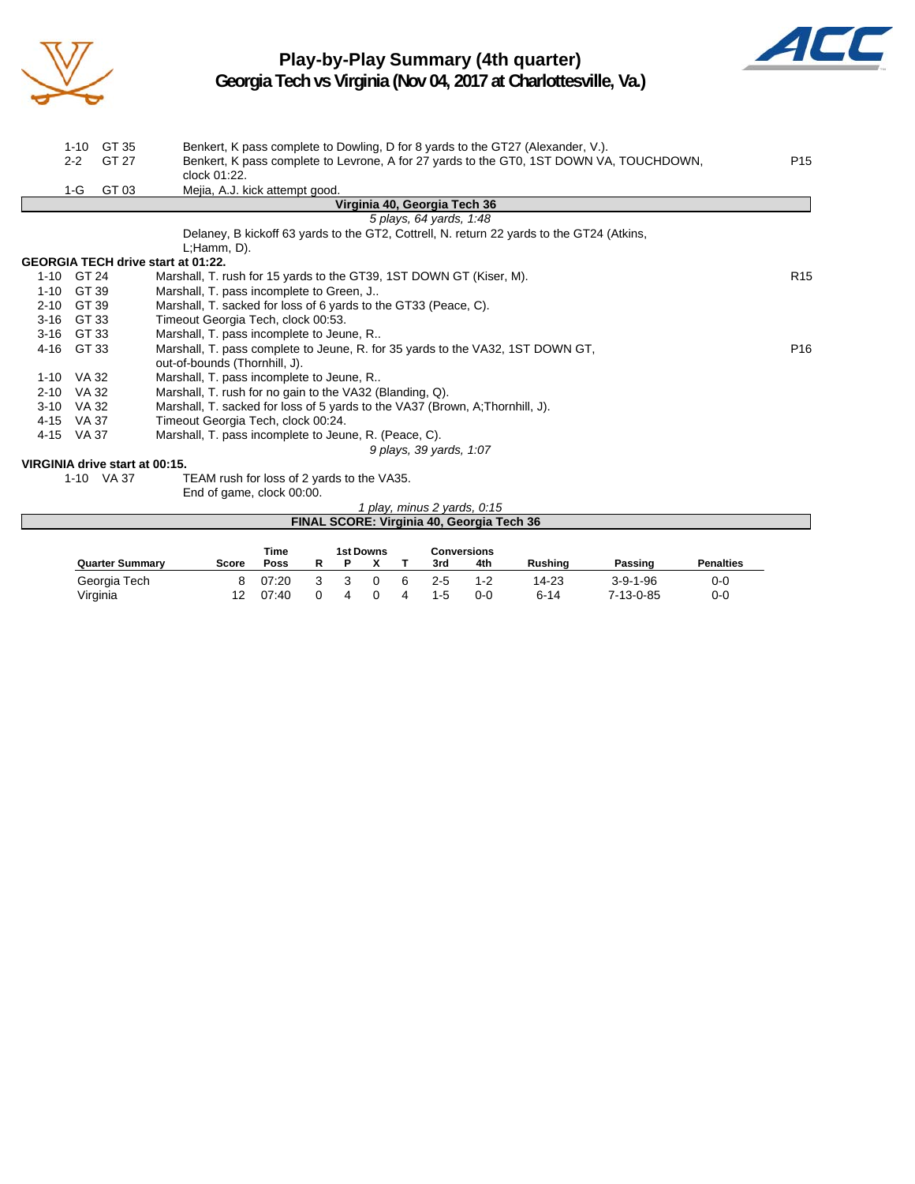# Play-by-Play Summary (4th quarter)

## Georgia Tech vs Virginia (Nov 04, 2017 at Charlottesville, Va.)

| Down | Spot | Play | |
|---|---|---|---|
| 1-10 | GT 35 | Benkert, K pass complete to Dowling, D for 8 yards to the GT27 (Alexander, V.). | |
| 2-2 | GT 27 | Benkert, K pass complete to Levrone, A for 27 yards to the GT0, 1ST DOWN VA, TOUCHDOWN, clock 01:22. | P15 |
| 1-G | GT 03 | Mejia, A.J. kick attempt good. | |

**Virginia 40, Georgia Tech 36**

*5 plays, 64 yards, 1:48*

Delaney, B kickoff 63 yards to the GT2, Cottrell, N. return 22 yards to the GT24 (Atkins, L;Hamm, D).

**GEORGIA TECH drive start at 01:22.**

| Down | Spot | Play | |
|---|---|---|---|
| 1-10 | GT 24 | Marshall, T. rush for 15 yards to the GT39, 1ST DOWN GT (Kiser, M). | R15 |
| 1-10 | GT 39 | Marshall, T. pass incomplete to Green, J.. | |
| 2-10 | GT 39 | Marshall, T. sacked for loss of 6 yards to the GT33 (Peace, C). | |
| 3-16 | GT 33 | Timeout Georgia Tech, clock 00:53. | |
| 3-16 | GT 33 | Marshall, T. pass incomplete to Jeune, R.. | |
| 4-16 | GT 33 | Marshall, T. pass complete to Jeune, R. for 35 yards to the VA32, 1ST DOWN GT, out-of-bounds (Thornhill, J). | P16 |
| 1-10 | VA 32 | Marshall, T. pass incomplete to Jeune, R.. | |
| 2-10 | VA 32 | Marshall, T. rush for no gain to the VA32 (Blanding, Q). | |
| 3-10 | VA 32 | Marshall, T. sacked for loss of 5 yards to the VA37 (Brown, A;Thornhill, J). | |
| 4-15 | VA 37 | Timeout Georgia Tech, clock 00:24. | |
| 4-15 | VA 37 | Marshall, T. pass incomplete to Jeune, R. (Peace, C). | |

*9 plays, 39 yards, 1:07*

**VIRGINIA drive start at 00:15.**

| Down | Spot | Play |
|---|---|---|
| 1-10 | VA 37 | TEAM rush for loss of 2 yards to the VA35. |
| | | End of game, clock 00:00. |

*1 play, minus 2 yards, 0:15*

**FINAL SCORE: Virginia 40, Georgia Tech 36**

| Quarter Summary | Score | Time Poss | 1st Downs R | P | X | T | Conversions 3rd | 4th | Rushing | Passing | Penalties |
|---|---|---|---|---|---|---|---|---|---|---|---|
| Georgia Tech | 8 | 07:20 | 3 | 3 | 0 | 6 | 2-5 | 1-2 | 14-23 | 3-9-1-96 | 0-0 |
| Virginia | 12 | 07:40 | 0 | 4 | 0 | 4 | 1-5 | 0-0 | 6-14 | 7-13-0-85 | 0-0 |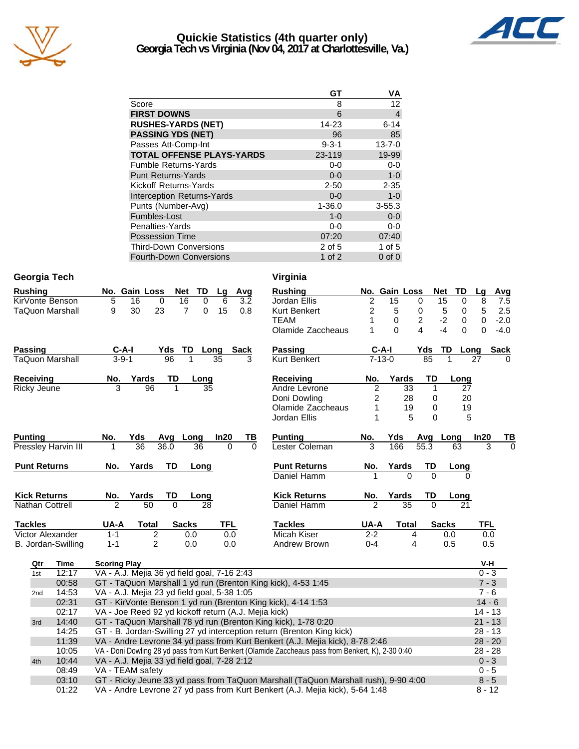# Quickie Statistics (4th quarter only)

## Georgia Tech vs Virginia (Nov 04, 2017 at Charlottesville, Va.)

| | GT | VA |
|---|---|---|
| Score | 8 | 12 |
| **FIRST DOWNS** | 6 | 4 |
| **RUSHES-YARDS (NET)** | 14-23 | 6-14 |
| **PASSING YDS (NET)** | 96 | 85 |
| Passes Att-Comp-Int | 9-3-1 | 13-7-0 |
| **TOTAL OFFENSE PLAYS-YARDS** | 23-119 | 19-99 |
| Fumble Returns-Yards | 0-0 | 0-0 |
| Punt Returns-Yards | 0-0 | 1-0 |
| Kickoff Returns-Yards | 2-50 | 2-35 |
| Interception Returns-Yards | 0-0 | 1-0 |
| Punts (Number-Avg) | 1-36.0 | 3-55.3 |
| Fumbles-Lost | 1-0 | 0-0 |
| Penalties-Yards | 0-0 | 0-0 |
| Possession Time | 07:20 | 07:40 |
| Third-Down Conversions | 2 of 5 | 1 of 5 |
| Fourth-Down Conversions | 1 of 2 | 0 of 0 |

## Georgia Tech

| Rushing | No. | Gain | Loss | Net | TD | Lg | Avg |
|---|---|---|---|---|---|---|---|
| KirVonte Benson | 5 | 16 | 0 | 16 | 0 | 6 | 3.2 |
| TaQuon Marshall | 9 | 30 | 23 | 7 | 0 | 15 | 0.8 |

| Passing | C-A-I | Yds | TD | Long | Sack |
|---|---|---|---|---|---|
| TaQuon Marshall | 3-9-1 | 96 | 1 | 35 | 3 |

| Receiving | No. | Yards | TD | Long |
|---|---|---|---|---|
| Ricky Jeune | 3 | 96 | 1 | 35 |

| Punting | No. | Yds | Avg | Long | In20 | TB |
|---|---|---|---|---|---|---|
| Pressley Harvin III | 1 | 36 | 36.0 | 36 | 0 | 0 |

| Punt Returns | No. | Yards | TD | Long |
|---|---|---|---|---|

| Kick Returns | No. | Yards | TD | Long |
|---|---|---|---|---|
| Nathan Cottrell | 2 | 50 | 0 | 28 |

| Tackles | UA-A | Total | Sacks | TFL |
|---|---|---|---|---|
| Victor Alexander | 1-1 | 2 | 0.0 | 0.0 |
| B. Jordan-Swilling | 1-1 | 2 | 0.0 | 0.0 |

## Virginia

| Rushing | No. | Gain | Loss | Net | TD | Lg | Avg |
|---|---|---|---|---|---|---|---|
| Jordan Ellis | 2 | 15 | 0 | 15 | 0 | 8 | 7.5 |
| Kurt Benkert | 2 | 5 | 0 | 5 | 0 | 5 | 2.5 |
| TEAM | 1 | 0 | 2 | -2 | 0 | 0 | -2.0 |
| Olamide Zaccheaus | 1 | 0 | 4 | -4 | 0 | 0 | -4.0 |

| Passing | C-A-I | Yds | TD | Long | Sack |
|---|---|---|---|---|---|
| Kurt Benkert | 7-13-0 | 85 | 1 | 27 | 0 |

| Receiving | No. | Yards | TD | Long |
|---|---|---|---|---|
| Andre Levrone | 2 | 33 | 1 | 27 |
| Doni Dowling | 2 | 28 | 0 | 20 |
| Olamide Zaccheaus | 1 | 19 | 0 | 19 |
| Jordan Ellis | 1 | 5 | 0 | 5 |

| Punting | No. | Yds | Avg | Long | In20 | TB |
|---|---|---|---|---|---|---|
| Lester Coleman | 3 | 166 | 55.3 | 63 | 3 | 0 |

| Punt Returns | No. | Yards | TD | Long |
|---|---|---|---|---|
| Daniel Hamm | 1 | 0 | 0 | 0 |

| Kick Returns | No. | Yards | TD | Long |
|---|---|---|---|---|
| Daniel Hamm | 2 | 35 | 0 | 21 |

| Tackles | UA-A | Total | Sacks | TFL |
|---|---|---|---|---|
| Micah Kiser | 2-2 | 4 | 0.0 | 0.0 |
| Andrew Brown | 0-4 | 4 | 0.5 | 0.5 |

## Scoring Plays

| Qtr | Time | Scoring Play | V-H |
|---|---|---|---|
| 1st | 12:17 | VA - A.J. Mejia 36 yd field goal, 7-16 2:43 | 0 - 3 |
| | 00:58 | GT - TaQuon Marshall 1 yd run (Brenton King kick), 4-53 1:45 | 7 - 3 |
| 2nd | 14:53 | VA - A.J. Mejia 23 yd field goal, 5-38 1:05 | 7 - 6 |
| | 02:31 | GT - KirVonte Benson 1 yd run (Brenton King kick), 4-14 1:53 | 14 - 6 |
| | 02:17 | VA - Joe Reed 92 yd kickoff return (A.J. Mejia kick) | 14 - 13 |
| 3rd | 14:40 | GT - TaQuon Marshall 78 yd run (Brenton King kick), 1-78 0:20 | 21 - 13 |
| | 14:25 | GT - B. Jordan-Swilling 27 yd interception return (Brenton King kick) | 28 - 13 |
| | 11:39 | VA - Andre Levrone 34 yd pass from Kurt Benkert (A.J. Mejia kick), 8-78 2:46 | 28 - 20 |
| | 10:05 | VA - Doni Dowling 28 yd pass from Kurt Benkert (Olamide Zaccheaus pass from Benkert, K), 2-30 0:40 | 28 - 28 |
| 4th | 10:44 | VA - A.J. Mejia 33 yd field goal, 7-28 2:12 | 0 - 3 |
| | 08:49 | VA - TEAM safety | 0 - 5 |
| | 03:10 | GT - Ricky Jeune 33 yd pass from TaQuon Marshall (TaQuon Marshall rush), 9-90 4:00 | 8 - 5 |
| | 01:22 | VA - Andre Levrone 27 yd pass from Kurt Benkert (A.J. Mejia kick), 5-64 1:48 | 8 - 12 |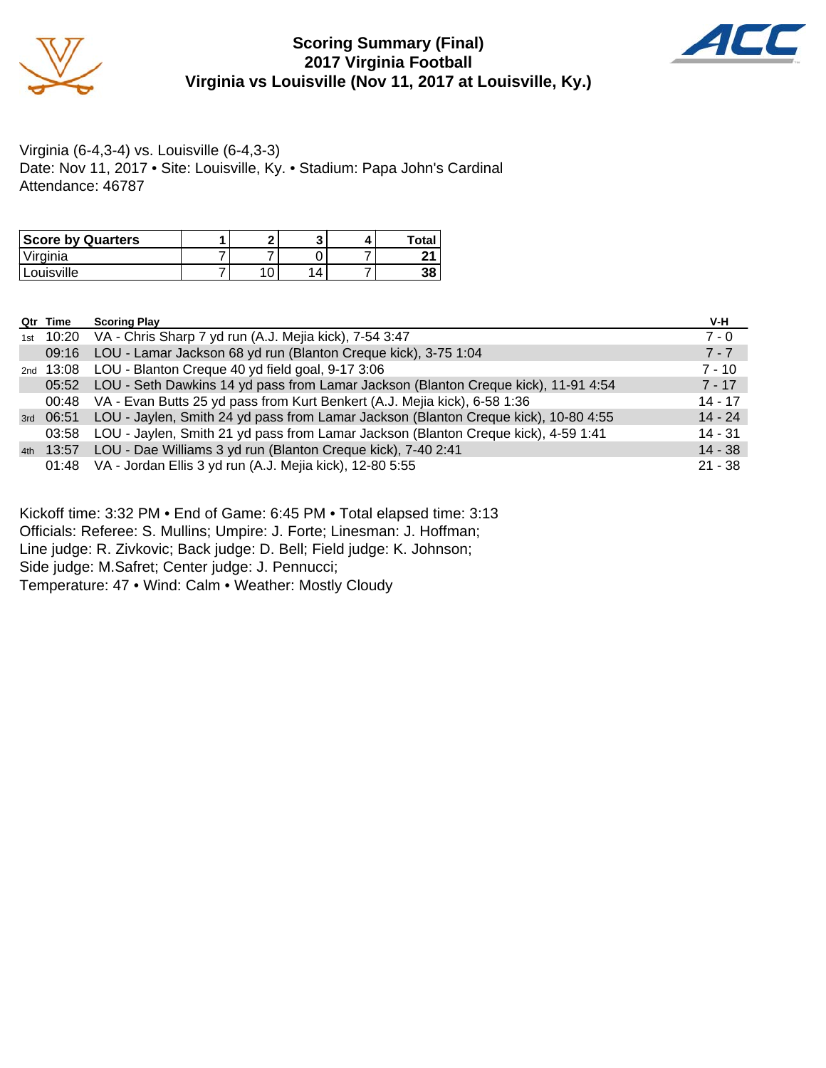# Scoring Summary (Final)
# 2017 Virginia Football
# Virginia vs Louisville (Nov 11, 2017 at Louisville, Ky.)

Virginia (6-4,3-4) vs. Louisville (6-4,3-3)
Date: Nov 11, 2017 • Site: Louisville, Ky. • Stadium: Papa John's Cardinal
Attendance: 46787

| Score by Quarters | 1 | 2 | 3 | 4 | Total |
|---|---|---|---|---|---|
| Virginia | 7 | 7 | 0 | 7 | 21 |
| Louisville | 7 | 10 | 14 | 7 | 38 |

| Qtr | Time | Scoring Play | V-H |
|---|---|---|---|
| 1st | 10:20 | VA - Chris Sharp 7 yd run (A.J. Mejia kick), 7-54 3:47 | 7 - 0 |
| | 09:16 | LOU - Lamar Jackson 68 yd run (Blanton Creque kick), 3-75 1:04 | 7 - 7 |
| 2nd | 13:08 | LOU - Blanton Creque 40 yd field goal, 9-17 3:06 | 7 - 10 |
| | 05:52 | LOU - Seth Dawkins 14 yd pass from Lamar Jackson (Blanton Creque kick), 11-91 4:54 | 7 - 17 |
| | 00:48 | VA - Evan Butts 25 yd pass from Kurt Benkert (A.J. Mejia kick), 6-58 1:36 | 14 - 17 |
| 3rd | 06:51 | LOU - Jaylen, Smith 24 yd pass from Lamar Jackson (Blanton Creque kick), 10-80 4:55 | 14 - 24 |
| | 03:58 | LOU - Jaylen, Smith 21 yd pass from Lamar Jackson (Blanton Creque kick), 4-59 1:41 | 14 - 31 |
| 4th | 13:57 | LOU - Dae Williams 3 yd run (Blanton Creque kick), 7-40 2:41 | 14 - 38 |
| | 01:48 | VA - Jordan Ellis 3 yd run (A.J. Mejia kick), 12-80 5:55 | 21 - 38 |

Kickoff time: 3:32 PM • End of Game: 6:45 PM • Total elapsed time: 3:13
Officials: Referee: S. Mullins; Umpire: J. Forte; Linesman: J. Hoffman;
Line judge: R. Zivkovic; Back judge: D. Bell; Field judge: K. Johnson;
Side judge: M.Safret; Center judge: J. Pennucci;
Temperature: 47 • Wind: Calm • Weather: Mostly Cloudy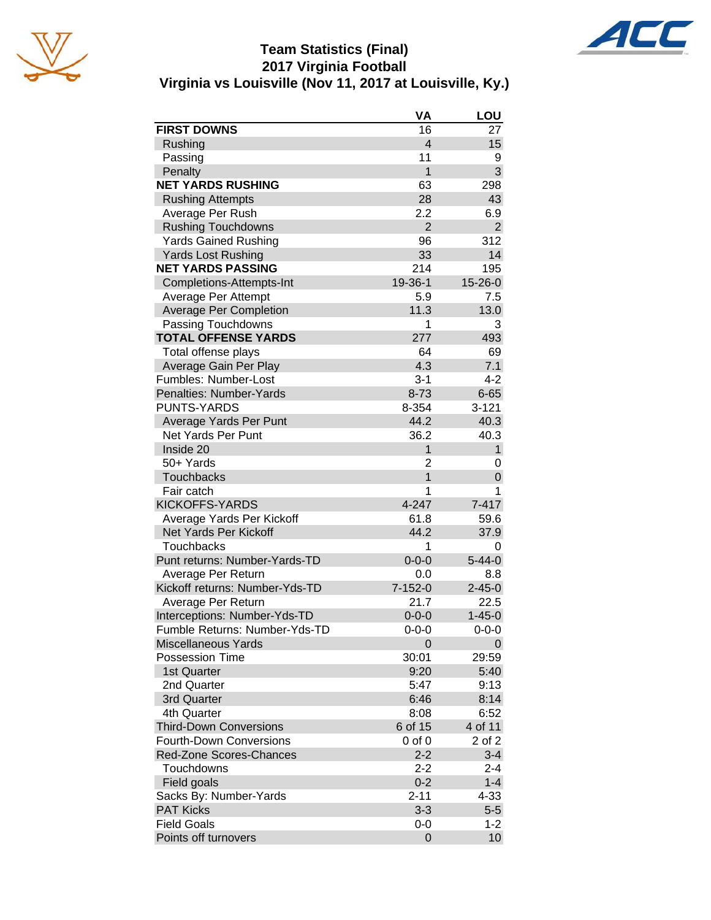# Team Statistics (Final)
## 2017 Virginia Football
### Virginia vs Louisville (Nov 11, 2017 at Louisville, Ky.)

| | VA | LOU |
|---|---|---|
| **FIRST DOWNS** | 16 | 27 |
| Rushing | 4 | 15 |
| Passing | 11 | 9 |
| Penalty | 1 | 3 |
| **NET YARDS RUSHING** | 63 | 298 |
| Rushing Attempts | 28 | 43 |
| Average Per Rush | 2.2 | 6.9 |
| Rushing Touchdowns | 2 | 2 |
| Yards Gained Rushing | 96 | 312 |
| Yards Lost Rushing | 33 | 14 |
| **NET YARDS PASSING** | 214 | 195 |
| Completions-Attempts-Int | 19-36-1 | 15-26-0 |
| Average Per Attempt | 5.9 | 7.5 |
| Average Per Completion | 11.3 | 13.0 |
| Passing Touchdowns | 1 | 3 |
| **TOTAL OFFENSE YARDS** | 277 | 493 |
| Total offense plays | 64 | 69 |
| Average Gain Per Play | 4.3 | 7.1 |
| Fumbles: Number-Lost | 3-1 | 4-2 |
| Penalties: Number-Yards | 8-73 | 6-65 |
| PUNTS-YARDS | 8-354 | 3-121 |
| Average Yards Per Punt | 44.2 | 40.3 |
| Net Yards Per Punt | 36.2 | 40.3 |
| Inside 20 | 1 | 1 |
| 50+ Yards | 2 | 0 |
| Touchbacks | 1 | 0 |
| Fair catch | 1 | 1 |
| KICKOFFS-YARDS | 4-247 | 7-417 |
| Average Yards Per Kickoff | 61.8 | 59.6 |
| Net Yards Per Kickoff | 44.2 | 37.9 |
| Touchbacks | 1 | 0 |
| Punt returns: Number-Yards-TD | 0-0-0 | 5-44-0 |
| Average Per Return | 0.0 | 8.8 |
| Kickoff returns: Number-Yds-TD | 7-152-0 | 2-45-0 |
| Average Per Return | 21.7 | 22.5 |
| Interceptions: Number-Yds-TD | 0-0-0 | 1-45-0 |
| Fumble Returns: Number-Yds-TD | 0-0-0 | 0-0-0 |
| Miscellaneous Yards | 0 | 0 |
| Possession Time | 30:01 | 29:59 |
| 1st Quarter | 9:20 | 5:40 |
| 2nd Quarter | 5:47 | 9:13 |
| 3rd Quarter | 6:46 | 8:14 |
| 4th Quarter | 8:08 | 6:52 |
| Third-Down Conversions | 6 of 15 | 4 of 11 |
| Fourth-Down Conversions | 0 of 0 | 2 of 2 |
| Red-Zone Scores-Chances | 2-2 | 3-4 |
| Touchdowns | 2-2 | 2-4 |
| Field goals | 0-2 | 1-4 |
| Sacks By: Number-Yards | 2-11 | 4-33 |
| PAT Kicks | 3-3 | 5-5 |
| Field Goals | 0-0 | 1-2 |
| Points off turnovers | 0 | 10 |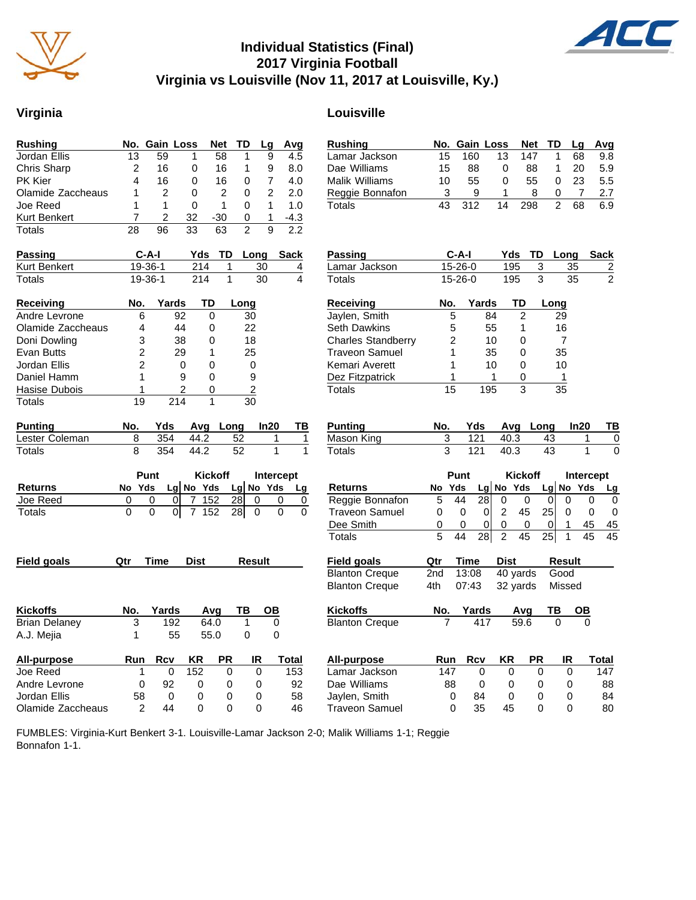# Individual Statistics (Final)
## 2017 Virginia Football
## Virginia vs Louisville (Nov 11, 2017 at Louisville, Ky.)

## Virginia

| Rushing | No. | Gain | Loss | Net | TD | Lg | Avg |
|---|---|---|---|---|---|---|---|
| Jordan Ellis | 13 | 59 | 1 | 58 | 1 | 9 | 4.5 |
| Chris Sharp | 2 | 16 | 0 | 16 | 1 | 9 | 8.0 |
| PK Kier | 4 | 16 | 0 | 16 | 0 | 7 | 4.0 |
| Olamide Zaccheaus | 1 | 2 | 0 | 2 | 0 | 2 | 2.0 |
| Joe Reed | 1 | 1 | 0 | 1 | 0 | 1 | 1.0 |
| Kurt Benkert | 7 | 2 | 32 | -30 | 0 | 1 | -4.3 |
| Totals | 28 | 96 | 33 | 63 | 2 | 9 | 2.2 |

| Passing | C-A-I | Yds | TD | Long | Sack |
|---|---|---|---|---|---|
| Kurt Benkert | 19-36-1 | 214 | 1 | 30 | 4 |
| Totals | 19-36-1 | 214 | 1 | 30 | 4 |

| Receiving | No. | Yards | TD | Long |
|---|---|---|---|---|
| Andre Levrone | 6 | 92 | 0 | 30 |
| Olamide Zaccheaus | 4 | 44 | 0 | 22 |
| Doni Dowling | 3 | 38 | 0 | 18 |
| Evan Butts | 2 | 29 | 1 | 25 |
| Jordan Ellis | 2 | 0 | 0 | 0 |
| Daniel Hamm | 1 | 9 | 0 | 9 |
| Hasise Dubois | 1 | 2 | 0 | 2 |
| Totals | 19 | 214 | 1 | 30 |

| Punting | No. | Yds | Avg | Long | In20 | TB |
|---|---|---|---|---|---|---|
| Lester Coleman | 8 | 354 | 44.2 | 52 | 1 | 1 |
| Totals | 8 | 354 | 44.2 | 52 | 1 | 1 |

| | Punt | | | Kickoff | | | Intercept | | |
|---|---|---|---|---|---|---|---|---|---|
| Returns | No | Yds | Lg | No | Yds | Lg | No | Yds | Lg |
| Joe Reed | 0 | 0 | 0 | 7 | 152 | 28 | 0 | 0 | 0 |
| Totals | 0 | 0 | 0 | 7 | 152 | 28 | 0 | 0 | 0 |

| Field goals | Qtr | Time | Dist | Result |
|---|---|---|---|---|

| Kickoffs | No. | Yards | Avg | TB | OB |
|---|---|---|---|---|---|
| Brian Delaney | 3 | 192 | 64.0 | 1 | 0 |
| A.J. Mejia | 1 | 55 | 55.0 | 0 | 0 |

| All-purpose | Run | Rcv | KR | PR | IR | Total |
|---|---|---|---|---|---|---|
| Joe Reed | 1 | 0 | 152 | 0 | 0 | 153 |
| Andre Levrone | 0 | 92 | 0 | 0 | 0 | 92 |
| Jordan Ellis | 58 | 0 | 0 | 0 | 0 | 58 |
| Olamide Zaccheaus | 2 | 44 | 0 | 0 | 0 | 46 |

## Louisville

| Rushing | No. | Gain | Loss | Net | TD | Lg | Avg |
|---|---|---|---|---|---|---|---|
| Lamar Jackson | 15 | 160 | 13 | 147 | 1 | 68 | 9.8 |
| Dae Williams | 15 | 88 | 0 | 88 | 1 | 20 | 5.9 |
| Malik Williams | 10 | 55 | 0 | 55 | 0 | 23 | 5.5 |
| Reggie Bonnafon | 3 | 9 | 1 | 8 | 0 | 7 | 2.7 |
| Totals | 43 | 312 | 14 | 298 | 2 | 68 | 6.9 |

| Passing | C-A-I | Yds | TD | Long | Sack |
|---|---|---|---|---|---|
| Lamar Jackson | 15-26-0 | 195 | 3 | 35 | 2 |
| Totals | 15-26-0 | 195 | 3 | 35 | 2 |

| Receiving | No. | Yards | TD | Long |
|---|---|---|---|---|
| Jaylen, Smith | 5 | 84 | 2 | 29 |
| Seth Dawkins | 5 | 55 | 1 | 16 |
| Charles Standberry | 2 | 10 | 0 | 7 |
| Traveon Samuel | 1 | 35 | 0 | 35 |
| Kemari Averett | 1 | 10 | 0 | 10 |
| Dez Fitzpatrick | 1 | 1 | 0 | 1 |
| Totals | 15 | 195 | 3 | 35 |

| Punting | No. | Yds | Avg | Long | In20 | TB |
|---|---|---|---|---|---|---|
| Mason King | 3 | 121 | 40.3 | 43 | 1 | 0 |
| Totals | 3 | 121 | 40.3 | 43 | 1 | 0 |

| | Punt | | | Kickoff | | | Intercept | | |
|---|---|---|---|---|---|---|---|---|---|
| Returns | No | Yds | Lg | No | Yds | Lg | No | Yds | Lg |
| Reggie Bonnafon | 5 | 44 | 28 | 0 | 0 | 0 | 0 | 0 | 0 |
| Traveon Samuel | 0 | 0 | 0 | 2 | 45 | 25 | 0 | 0 | 0 |
| Dee Smith | 0 | 0 | 0 | 0 | 0 | 0 | 1 | 45 | 45 |
| Totals | 5 | 44 | 28 | 2 | 45 | 25 | 1 | 45 | 45 |

| Field goals | Qtr | Time | Dist | Result |
|---|---|---|---|---|
| Blanton Creque | 2nd | 13:08 | 40 yards | Good |
| Blanton Creque | 4th | 07:43 | 32 yards | Missed |

| Kickoffs | No. | Yards | Avg | TB | OB |
|---|---|---|---|---|---|
| Blanton Creque | 7 | 417 | 59.6 | 0 | 0 |

| All-purpose | Run | Rcv | KR | PR | IR | Total |
|---|---|---|---|---|---|---|
| Lamar Jackson | 147 | 0 | 0 | 0 | 0 | 147 |
| Dae Williams | 88 | 0 | 0 | 0 | 0 | 88 |
| Jaylen, Smith | 0 | 84 | 0 | 0 | 0 | 84 |
| Traveon Samuel | 0 | 35 | 45 | 0 | 0 | 80 |

FUMBLES: Virginia-Kurt Benkert 3-1. Louisville-Lamar Jackson 2-0; Malik Williams 1-1; Reggie Bonnafon 1-1.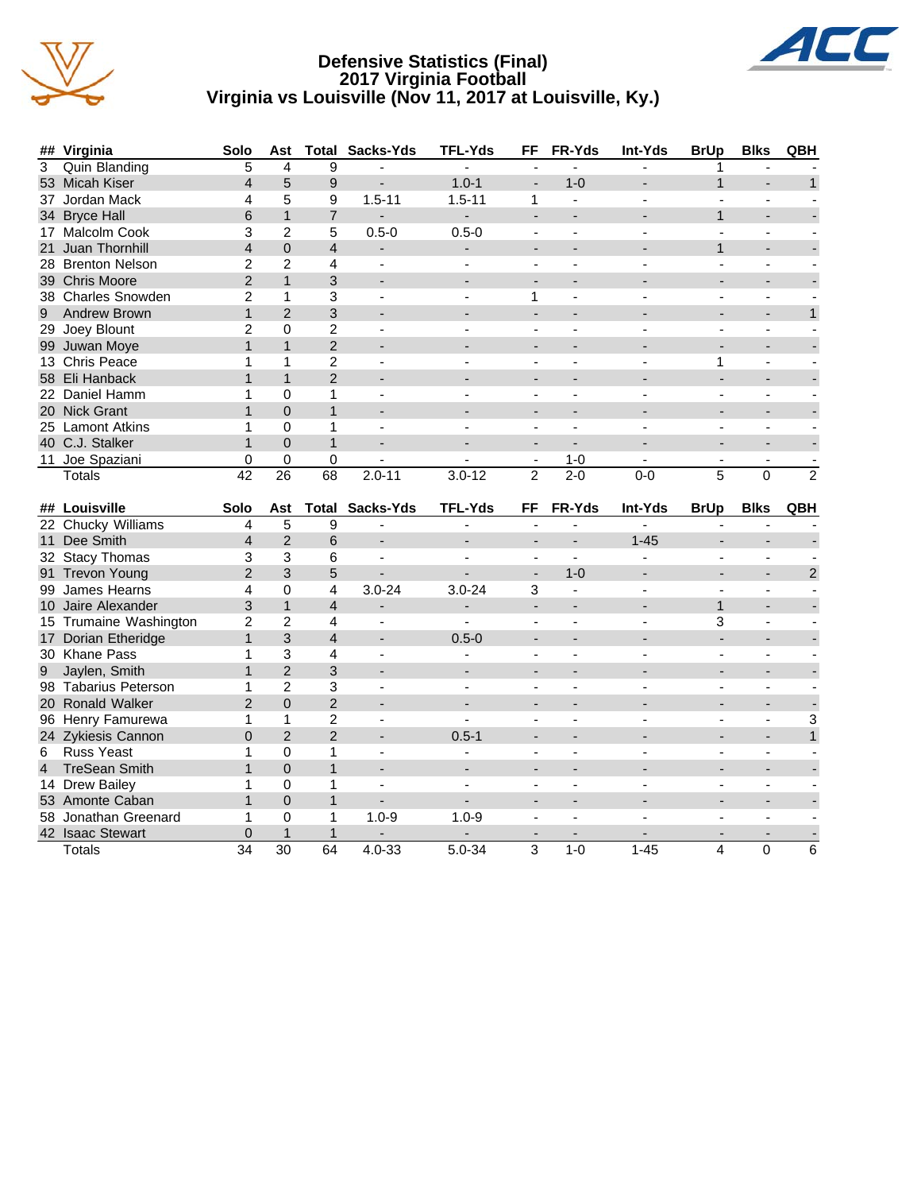# Defensive Statistics (Final)
## 2017 Virginia Football
## Virginia vs Louisville (Nov 11, 2017 at Louisville, Ky.)

| ## | Virginia | Solo | Ast | Total | Sacks-Yds | TFL-Yds | FF | FR-Yds | Int-Yds | BrUp | Blks | QBH |
|---|---|---|---|---|---|---|---|---|---|---|---|---|
| 3 | Quin Blanding | 5 | 4 | 9 | - | - | - | - | - | 1 | - | - |
| 53 | Micah Kiser | 4 | 5 | 9 | - | 1.0-1 | - | 1-0 | - | 1 | - | 1 |
| 37 | Jordan Mack | 4 | 5 | 9 | 1.5-11 | 1.5-11 | 1 | - | - | - | - | - |
| 34 | Bryce Hall | 6 | 1 | 7 | - | - | - | - | - | 1 | - | - |
| 17 | Malcolm Cook | 3 | 2 | 5 | 0.5-0 | 0.5-0 | - | - | - | - | - | - |
| 21 | Juan Thornhill | 4 | 0 | 4 | - | - | - | - | - | 1 | - | - |
| 28 | Brenton Nelson | 2 | 2 | 4 | - | - | - | - | - | - | - | - |
| 39 | Chris Moore | 2 | 1 | 3 | - | - | - | - | - | - | - | - |
| 38 | Charles Snowden | 2 | 1 | 3 | - | - | 1 | - | - | - | - | - |
| 9 | Andrew Brown | 1 | 2 | 3 | - | - | - | - | - | - | - | 1 |
| 29 | Joey Blount | 2 | 0 | 2 | - | - | - | - | - | - | - | - |
| 99 | Juwan Moye | 1 | 1 | 2 | - | - | - | - | - | - | - | - |
| 13 | Chris Peace | 1 | 1 | 2 | - | - | - | - | - | 1 | - | - |
| 58 | Eli Hanback | 1 | 1 | 2 | - | - | - | - | - | - | - | - |
| 22 | Daniel Hamm | 1 | 0 | 1 | - | - | - | - | - | - | - | - |
| 20 | Nick Grant | 1 | 0 | 1 | - | - | - | - | - | - | - | - |
| 25 | Lamont Atkins | 1 | 0 | 1 | - | - | - | - | - | - | - | - |
| 40 | C.J. Stalker | 1 | 0 | 1 | - | - | - | - | - | - | - | - |
| 11 | Joe Spaziani | 0 | 0 | 0 | - | - | - | 1-0 | - | - | - | - |
| | Totals | 42 | 26 | 68 | 2.0-11 | 3.0-12 | 2 | 2-0 | 0-0 | 5 | 0 | 2 |

| ## | Louisville | Solo | Ast | Total | Sacks-Yds | TFL-Yds | FF | FR-Yds | Int-Yds | BrUp | Blks | QBH |
|---|---|---|---|---|---|---|---|---|---|---|---|---|
| 22 | Chucky Williams | 4 | 5 | 9 | - | - | - | - | - | - | - | - |
| 11 | Dee Smith | 4 | 2 | 6 | - | - | - | - | 1-45 | - | - | - |
| 32 | Stacy Thomas | 3 | 3 | 6 | - | - | - | - | - | - | - | - |
| 91 | Trevon Young | 2 | 3 | 5 | - | - | - | 1-0 | - | - | - | 2 |
| 99 | James Hearns | 4 | 0 | 4 | 3.0-24 | 3.0-24 | 3 | - | - | - | - | - |
| 10 | Jaire Alexander | 3 | 1 | 4 | - | - | - | - | - | 1 | - | - |
| 15 | Trumaine Washington | 2 | 2 | 4 | - | - | - | - | - | 3 | - | - |
| 17 | Dorian Etheridge | 1 | 3 | 4 | - | 0.5-0 | - | - | - | - | - | - |
| 30 | Khane Pass | 1 | 3 | 4 | - | - | - | - | - | - | - | - |
| 9 | Jaylen, Smith | 1 | 2 | 3 | - | - | - | - | - | - | - | - |
| 98 | Tabarius Peterson | 1 | 2 | 3 | - | - | - | - | - | - | - | - |
| 20 | Ronald Walker | 2 | 0 | 2 | - | - | - | - | - | - | - | - |
| 96 | Henry Famurewa | 1 | 1 | 2 | - | - | - | - | - | - | - | 3 |
| 24 | Zykiesis Cannon | 0 | 2 | 2 | - | 0.5-1 | - | - | - | - | - | 1 |
| 6 | Russ Yeast | 1 | 0 | 1 | - | - | - | - | - | - | - | - |
| 4 | TreSean Smith | 1 | 0 | 1 | - | - | - | - | - | - | - | - |
| 14 | Drew Bailey | 1 | 0 | 1 | - | - | - | - | - | - | - | - |
| 53 | Amonte Caban | 1 | 0 | 1 | - | - | - | - | - | - | - | - |
| 58 | Jonathan Greenard | 1 | 0 | 1 | 1.0-9 | 1.0-9 | - | - | - | - | - | - |
| 42 | Isaac Stewart | 0 | 1 | 1 | - | - | - | - | - | - | - | - |
| | Totals | 34 | 30 | 64 | 4.0-33 | 5.0-34 | 3 | 1-0 | 1-45 | 4 | 0 | 6 |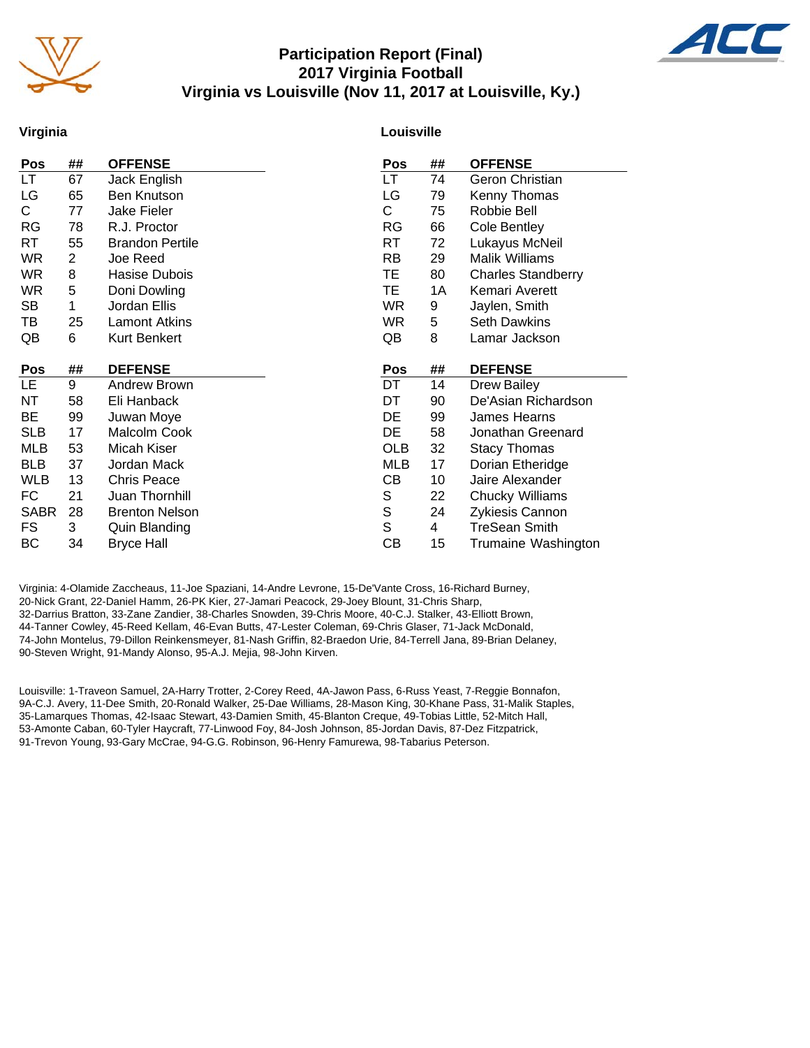# Participation Report (Final)
## 2017 Virginia Football
## Virginia vs Louisville (Nov 11, 2017 at Louisville, Ky.)

### Virginia

| Pos | ## | OFFENSE |
|---|---|---|
| LT | 67 | Jack English |
| LG | 65 | Ben Knutson |
| C | 77 | Jake Fieler |
| RG | 78 | R.J. Proctor |
| RT | 55 | Brandon Pertile |
| WR | 2 | Joe Reed |
| WR | 8 | Hasise Dubois |
| WR | 5 | Doni Dowling |
| SB | 1 | Jordan Ellis |
| TB | 25 | Lamont Atkins |
| QB | 6 | Kurt Benkert |

| Pos | ## | DEFENSE |
|---|---|---|
| LE | 9 | Andrew Brown |
| NT | 58 | Eli Hanback |
| BE | 99 | Juwan Moye |
| SLB | 17 | Malcolm Cook |
| MLB | 53 | Micah Kiser |
| BLB | 37 | Jordan Mack |
| WLB | 13 | Chris Peace |
| FC | 21 | Juan Thornhill |
| SABR | 28 | Brenton Nelson |
| FS | 3 | Quin Blanding |
| BC | 34 | Bryce Hall |

### Louisville

| Pos | ## | OFFENSE |
|---|---|---|
| LT | 74 | Geron Christian |
| LG | 79 | Kenny Thomas |
| C | 75 | Robbie Bell |
| RG | 66 | Cole Bentley |
| RT | 72 | Lukayus McNeil |
| RB | 29 | Malik Williams |
| TE | 80 | Charles Standberry |
| TE | 1A | Kemari Averett |
| WR | 9 | Jaylen, Smith |
| WR | 5 | Seth Dawkins |
| QB | 8 | Lamar Jackson |

| Pos | ## | DEFENSE |
|---|---|---|
| DT | 14 | Drew Bailey |
| DT | 90 | De'Asian Richardson |
| DE | 99 | James Hearns |
| DE | 58 | Jonathan Greenard |
| OLB | 32 | Stacy Thomas |
| MLB | 17 | Dorian Etheridge |
| CB | 10 | Jaire Alexander |
| S | 22 | Chucky Williams |
| S | 24 | Zykiesis Cannon |
| S | 4 | TreSean Smith |
| CB | 15 | Trumaine Washington |

Virginia: 4-Olamide Zaccheaus, 11-Joe Spaziani, 14-Andre Levrone, 15-De'Vante Cross, 16-Richard Burney, 20-Nick Grant, 22-Daniel Hamm, 26-PK Kier, 27-Jamari Peacock, 29-Joey Blount, 31-Chris Sharp, 32-Darrius Bratton, 33-Zane Zandier, 38-Charles Snowden, 39-Chris Moore, 40-C.J. Stalker, 43-Elliott Brown, 44-Tanner Cowley, 45-Reed Kellam, 46-Evan Butts, 47-Lester Coleman, 69-Chris Glaser, 71-Jack McDonald, 74-John Montelus, 79-Dillon Reinkensmeyer, 81-Nash Griffin, 82-Braedon Urie, 84-Terrell Jana, 89-Brian Delaney, 90-Steven Wright, 91-Mandy Alonso, 95-A.J. Mejia, 98-John Kirven.

Louisville: 1-Traveon Samuel, 2A-Harry Trotter, 2-Corey Reed, 4A-Jawon Pass, 6-Russ Yeast, 7-Reggie Bonnafon, 9A-C.J. Avery, 11-Dee Smith, 20-Ronald Walker, 25-Dae Williams, 28-Mason King, 30-Khane Pass, 31-Malik Staples, 35-Lamarques Thomas, 42-Isaac Stewart, 43-Damien Smith, 45-Blanton Creque, 49-Tobias Little, 52-Mitch Hall, 53-Amonte Caban, 60-Tyler Haycraft, 77-Linwood Foy, 84-Josh Johnson, 85-Jordan Davis, 87-Dez Fitzpatrick, 91-Trevon Young, 93-Gary McCrae, 94-G.G. Robinson, 96-Henry Famurewa, 98-Tabarius Peterson.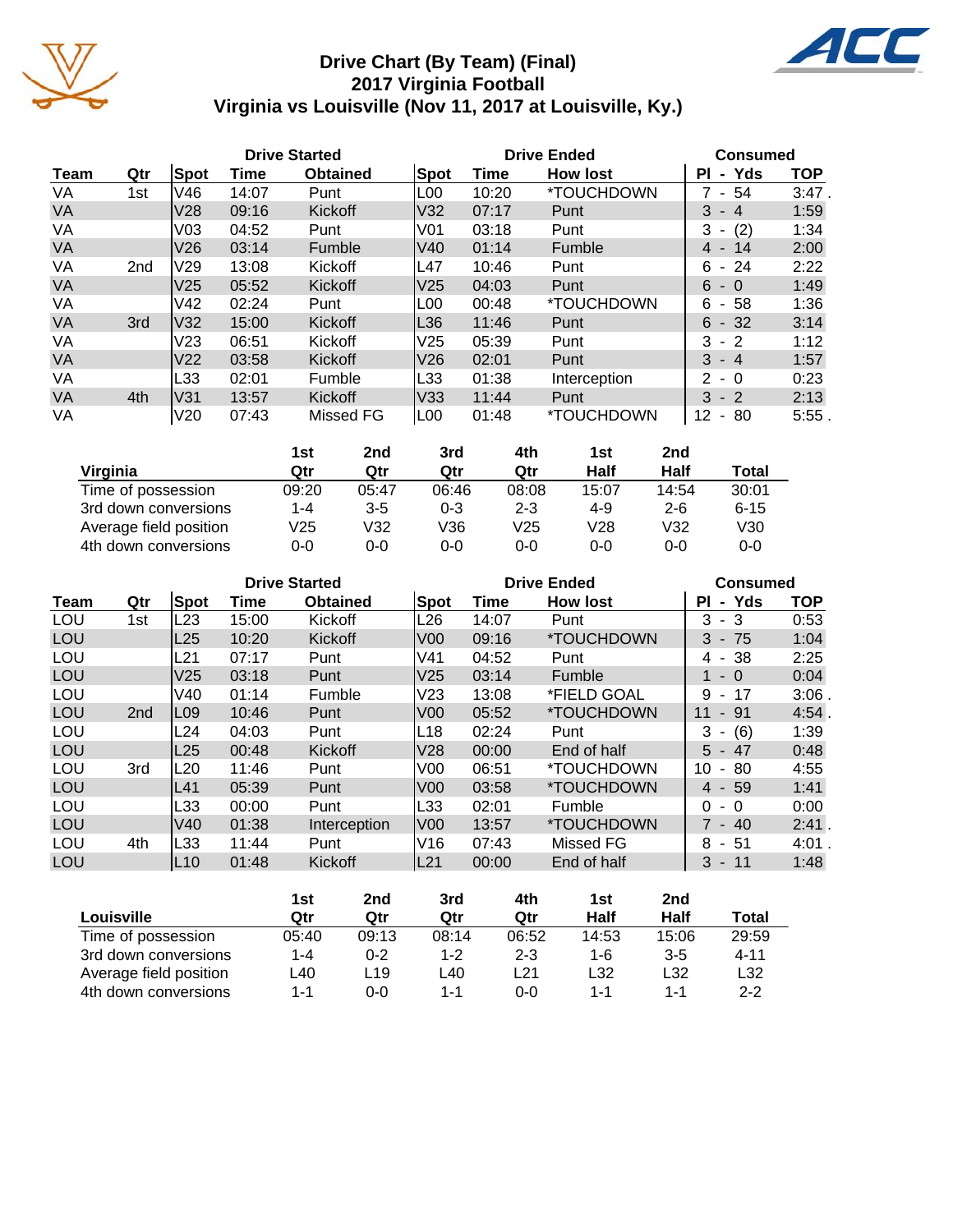# Drive Chart (By Team) (Final)
## 2017 Virginia Football
## Virginia vs Louisville (Nov 11, 2017 at Louisville, Ky.)

| | | Drive Started | | | Drive Ended | | | Consumed | |
|---|---|---|---|---|---|---|---|---|---|
| Team | Qtr | Spot | Time | Obtained | Spot | Time | How lost | Pl - Yds | TOP |
| VA | 1st | V46 | 14:07 | Punt | L00 | 10:20 | *TOUCHDOWN | 7 - 54 | 3:47 . |
| VA | | V28 | 09:16 | Kickoff | V32 | 07:17 | Punt | 3 - 4 | 1:59 |
| VA | | V03 | 04:52 | Punt | V01 | 03:18 | Punt | 3 - (2) | 1:34 |
| VA | | V26 | 03:14 | Fumble | V40 | 01:14 | Fumble | 4 - 14 | 2:00 |
| VA | 2nd | V29 | 13:08 | Kickoff | L47 | 10:46 | Punt | 6 - 24 | 2:22 |
| VA | | V25 | 05:52 | Kickoff | V25 | 04:03 | Punt | 6 - 0 | 1:49 |
| VA | | V42 | 02:24 | Punt | L00 | 00:48 | *TOUCHDOWN | 6 - 58 | 1:36 |
| VA | 3rd | V32 | 15:00 | Kickoff | L36 | 11:46 | Punt | 6 - 32 | 3:14 |
| VA | | V23 | 06:51 | Kickoff | V25 | 05:39 | Punt | 3 - 2 | 1:12 |
| VA | | V22 | 03:58 | Kickoff | V26 | 02:01 | Punt | 3 - 4 | 1:57 |
| VA | | L33 | 02:01 | Fumble | L33 | 01:38 | Interception | 2 - 0 | 0:23 |
| VA | 4th | V31 | 13:57 | Kickoff | V33 | 11:44 | Punt | 3 - 2 | 2:13 |
| VA | | V20 | 07:43 | Missed FG | L00 | 01:48 | *TOUCHDOWN | 12 - 80 | 5:55 . |

| Virginia | 1st Qtr | 2nd Qtr | 3rd Qtr | 4th Qtr | 1st Half | 2nd Half | Total |
|---|---|---|---|---|---|---|---|
| Time of possession | 09:20 | 05:47 | 06:46 | 08:08 | 15:07 | 14:54 | 30:01 |
| 3rd down conversions | 1-4 | 3-5 | 0-3 | 2-3 | 4-9 | 2-6 | 6-15 |
| Average field position | V25 | V32 | V36 | V25 | V28 | V32 | V30 |
| 4th down conversions | 0-0 | 0-0 | 0-0 | 0-0 | 0-0 | 0-0 | 0-0 |

| | | Drive Started | | | Drive Ended | | | Consumed | |
|---|---|---|---|---|---|---|---|---|---|
| Team | Qtr | Spot | Time | Obtained | Spot | Time | How lost | Pl - Yds | TOP |
| LOU | 1st | L23 | 15:00 | Kickoff | L26 | 14:07 | Punt | 3 - 3 | 0:53 |
| LOU | | L25 | 10:20 | Kickoff | V00 | 09:16 | *TOUCHDOWN | 3 - 75 | 1:04 |
| LOU | | L21 | 07:17 | Punt | V41 | 04:52 | Punt | 4 - 38 | 2:25 |
| LOU | | V25 | 03:18 | Punt | V25 | 03:14 | Fumble | 1 - 0 | 0:04 |
| LOU | | V40 | 01:14 | Fumble | V23 | 13:08 | *FIELD GOAL | 9 - 17 | 3:06 . |
| LOU | 2nd | L09 | 10:46 | Punt | V00 | 05:52 | *TOUCHDOWN | 11 - 91 | 4:54 . |
| LOU | | L24 | 04:03 | Punt | L18 | 02:24 | Punt | 3 - (6) | 1:39 |
| LOU | | L25 | 00:48 | Kickoff | V28 | 00:00 | End of half | 5 - 47 | 0:48 |
| LOU | 3rd | L20 | 11:46 | Punt | V00 | 06:51 | *TOUCHDOWN | 10 - 80 | 4:55 |
| LOU | | L41 | 05:39 | Punt | V00 | 03:58 | *TOUCHDOWN | 4 - 59 | 1:41 |
| LOU | | L33 | 00:00 | Punt | L33 | 02:01 | Fumble | 0 - 0 | 0:00 |
| LOU | | V40 | 01:38 | Interception | V00 | 13:57 | *TOUCHDOWN | 7 - 40 | 2:41 . |
| LOU | 4th | L33 | 11:44 | Punt | V16 | 07:43 | Missed FG | 8 - 51 | 4:01 . |
| LOU | | L10 | 01:48 | Kickoff | L21 | 00:00 | End of half | 3 - 11 | 1:48 |

| Louisville | 1st Qtr | 2nd Qtr | 3rd Qtr | 4th Qtr | 1st Half | 2nd Half | Total |
|---|---|---|---|---|---|---|---|
| Time of possession | 05:40 | 09:13 | 08:14 | 06:52 | 14:53 | 15:06 | 29:59 |
| 3rd down conversions | 1-4 | 0-2 | 1-2 | 2-3 | 1-6 | 3-5 | 4-11 |
| Average field position | L40 | L19 | L40 | L21 | L32 | L32 | L32 |
| 4th down conversions | 1-1 | 0-0 | 1-1 | 0-0 | 1-1 | 1-1 | 2-2 |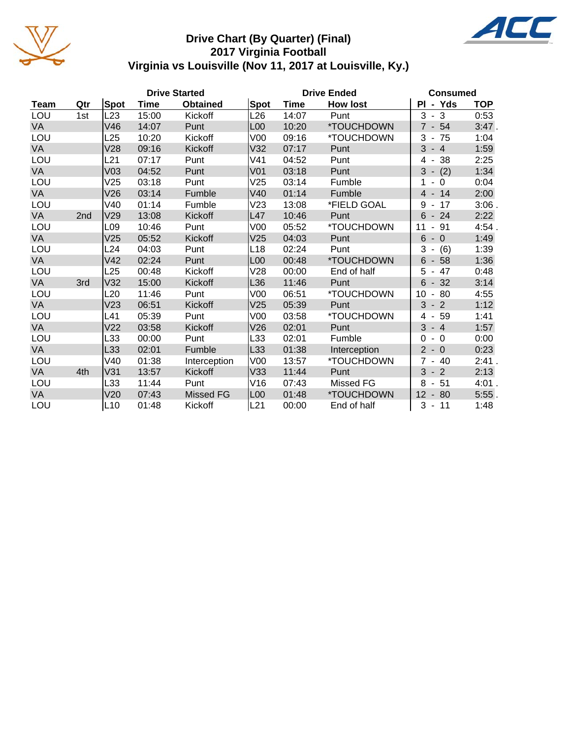# Drive Chart (By Quarter) (Final)
## 2017 Virginia Football
## Virginia vs Louisville (Nov 11, 2017 at Louisville, Ky.)

| | | Drive Started | | | Drive Ended | | | Consumed | |
|---|---|---|---|---|---|---|---|---|---|
| Team | Qtr | Spot | Time | Obtained | Spot | Time | How lost | Pl - Yds | TOP |
| LOU | 1st | L23 | 15:00 | Kickoff | L26 | 14:07 | Punt | 3 - 3 | 0:53 |
| VA | | V46 | 14:07 | Punt | L00 | 10:20 | *TOUCHDOWN | 7 - 54 | 3:47 . |
| LOU | | L25 | 10:20 | Kickoff | V00 | 09:16 | *TOUCHDOWN | 3 - 75 | 1:04 |
| VA | | V28 | 09:16 | Kickoff | V32 | 07:17 | Punt | 3 - 4 | 1:59 |
| LOU | | L21 | 07:17 | Punt | V41 | 04:52 | Punt | 4 - 38 | 2:25 |
| VA | | V03 | 04:52 | Punt | V01 | 03:18 | Punt | 3 - (2) | 1:34 |
| LOU | | V25 | 03:18 | Punt | V25 | 03:14 | Fumble | 1 - 0 | 0:04 |
| VA | | V26 | 03:14 | Fumble | V40 | 01:14 | Fumble | 4 - 14 | 2:00 |
| LOU | | V40 | 01:14 | Fumble | V23 | 13:08 | *FIELD GOAL | 9 - 17 | 3:06 . |
| VA | 2nd | V29 | 13:08 | Kickoff | L47 | 10:46 | Punt | 6 - 24 | 2:22 |
| LOU | | L09 | 10:46 | Punt | V00 | 05:52 | *TOUCHDOWN | 11 - 91 | 4:54 . |
| VA | | V25 | 05:52 | Kickoff | V25 | 04:03 | Punt | 6 - 0 | 1:49 |
| LOU | | L24 | 04:03 | Punt | L18 | 02:24 | Punt | 3 - (6) | 1:39 |
| VA | | V42 | 02:24 | Punt | L00 | 00:48 | *TOUCHDOWN | 6 - 58 | 1:36 |
| LOU | | L25 | 00:48 | Kickoff | V28 | 00:00 | End of half | 5 - 47 | 0:48 |
| VA | 3rd | V32 | 15:00 | Kickoff | L36 | 11:46 | Punt | 6 - 32 | 3:14 |
| LOU | | L20 | 11:46 | Punt | V00 | 06:51 | *TOUCHDOWN | 10 - 80 | 4:55 |
| VA | | V23 | 06:51 | Kickoff | V25 | 05:39 | Punt | 3 - 2 | 1:12 |
| LOU | | L41 | 05:39 | Punt | V00 | 03:58 | *TOUCHDOWN | 4 - 59 | 1:41 |
| VA | | V22 | 03:58 | Kickoff | V26 | 02:01 | Punt | 3 - 4 | 1:57 |
| LOU | | L33 | 00:00 | Punt | L33 | 02:01 | Fumble | 0 - 0 | 0:00 |
| VA | | L33 | 02:01 | Fumble | L33 | 01:38 | Interception | 2 - 0 | 0:23 |
| LOU | | V40 | 01:38 | Interception | V00 | 13:57 | *TOUCHDOWN | 7 - 40 | 2:41 . |
| VA | 4th | V31 | 13:57 | Kickoff | V33 | 11:44 | Punt | 3 - 2 | 2:13 |
| LOU | | L33 | 11:44 | Punt | V16 | 07:43 | Missed FG | 8 - 51 | 4:01 . |
| VA | | V20 | 07:43 | Missed FG | L00 | 01:48 | *TOUCHDOWN | 12 - 80 | 5:55 . |
| LOU | | L10 | 01:48 | Kickoff | L21 | 00:00 | End of half | 3 - 11 | 1:48 |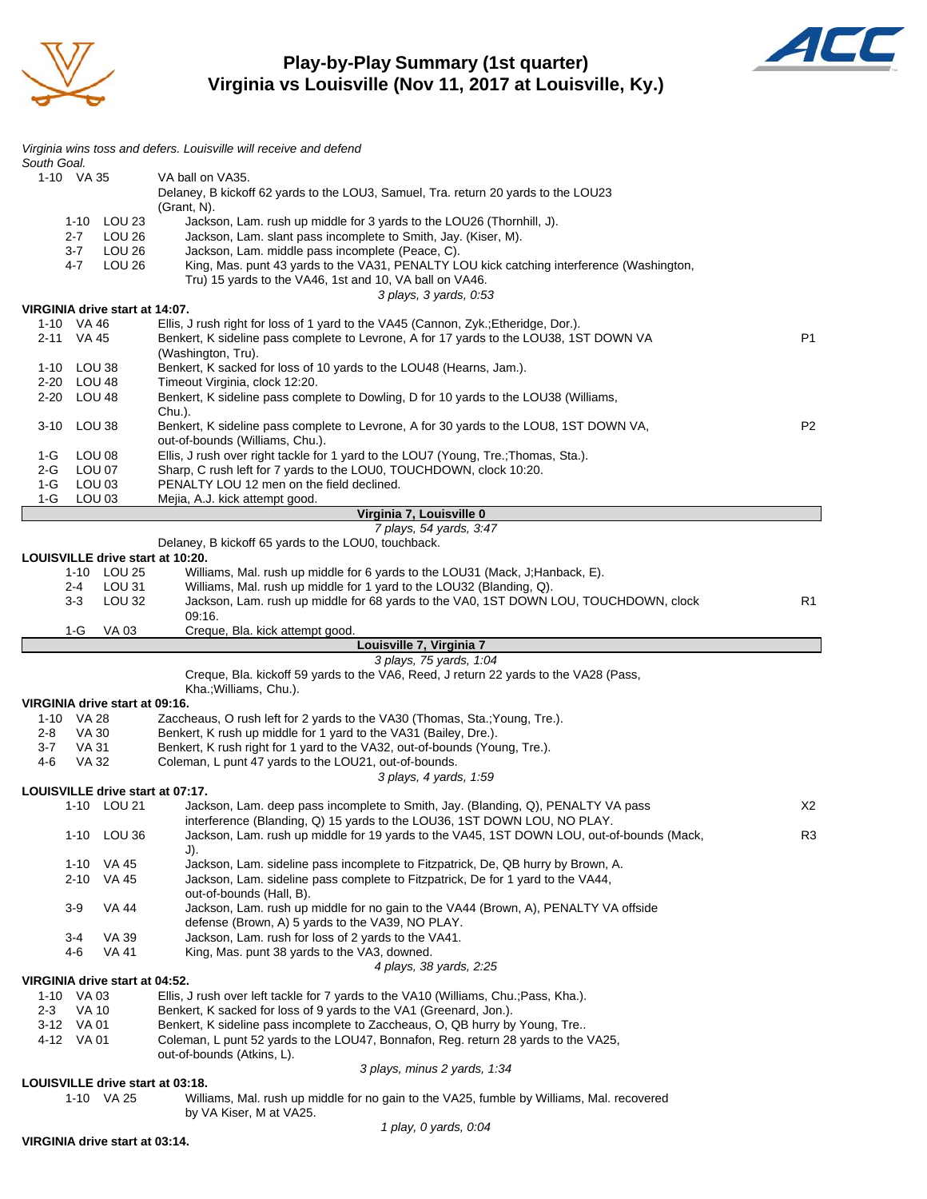# Play-by-Play Summary (1st quarter)
## Virginia vs Louisville (Nov 11, 2017 at Louisville, Ky.)

*Virginia wins toss and defers. Louisville will receive and defend South Goal.*

| Down | Spot | Play | |
|---|---|---|---|
| 1-10 | VA 35 | VA ball on VA35. | |
| | | Delaney, B kickoff 62 yards to the LOU3, Samuel, Tra. return 20 yards to the LOU23 (Grant, N). | |
| 1-10 | LOU 23 | Jackson, Lam. rush up middle for 3 yards to the LOU26 (Thornhill, J). | |
| 2-7 | LOU 26 | Jackson, Lam. slant pass incomplete to Smith, Jay. (Kiser, M). | |
| 3-7 | LOU 26 | Jackson, Lam. middle pass incomplete (Peace, C). | |
| 4-7 | LOU 26 | King, Mas. punt 43 yards to the VA31, PENALTY LOU kick catching interference (Washington, Tru) 15 yards to the VA46, 1st and 10, VA ball on VA46. | |
| | | *3 plays, 3 yards, 0:53* | |

**VIRGINIA drive start at 14:07.**

| Down | Spot | Play | |
|---|---|---|---|
| 1-10 | VA 46 | Ellis, J rush right for loss of 1 yard to the VA45 (Cannon, Zyk.;Etheridge, Dor.). | |
| 2-11 | VA 45 | Benkert, K sideline pass complete to Levrone, A for 17 yards to the LOU38, 1ST DOWN VA (Washington, Tru). | P1 |
| 1-10 | LOU 38 | Benkert, K sacked for loss of 10 yards to the LOU48 (Hearns, Jam.). | |
| 2-20 | LOU 48 | Timeout Virginia, clock 12:20. | |
| 2-20 | LOU 48 | Benkert, K sideline pass complete to Dowling, D for 10 yards to the LOU38 (Williams, Chu.). | |
| 3-10 | LOU 38 | Benkert, K sideline pass complete to Levrone, A for 30 yards to the LOU8, 1ST DOWN VA, out-of-bounds (Williams, Chu.). | P2 |
| 1-G | LOU 08 | Ellis, J rush over right tackle for 1 yard to the LOU7 (Young, Tre.;Thomas, Sta.). | |
| 2-G | LOU 07 | Sharp, C rush left for 7 yards to the LOU0, TOUCHDOWN, clock 10:20. | |
| 1-G | LOU 03 | PENALTY LOU 12 men on the field declined. | |
| 1-G | LOU 03 | Mejia, A.J. kick attempt good. | |

**Virginia 7, Louisville 0**

*7 plays, 54 yards, 3:47*

Delaney, B kickoff 65 yards to the LOU0, touchback.

**LOUISVILLE drive start at 10:20.**

| Down | Spot | Play | |
|---|---|---|---|
| 1-10 | LOU 25 | Williams, Mal. rush up middle for 6 yards to the LOU31 (Mack, J;Hanback, E). | |
| 2-4 | LOU 31 | Williams, Mal. rush up middle for 1 yard to the LOU32 (Blanding, Q). | |
| 3-3 | LOU 32 | Jackson, Lam. rush up middle for 68 yards to the VA0, 1ST DOWN LOU, TOUCHDOWN, clock 09:16. | R1 |
| 1-G | VA 03 | Creque, Bla. kick attempt good. | |

**Louisville 7, Virginia 7**

*3 plays, 75 yards, 1:04*

Creque, Bla. kickoff 59 yards to the VA6, Reed, J return 22 yards to the VA28 (Pass, Kha.;Williams, Chu.).

**VIRGINIA drive start at 09:16.**

| Down | Spot | Play | |
|---|---|---|---|
| 1-10 | VA 28 | Zaccheaus, O rush left for 2 yards to the VA30 (Thomas, Sta.;Young, Tre.). | |
| 2-8 | VA 30 | Benkert, K rush up middle for 1 yard to the VA31 (Bailey, Dre.). | |
| 3-7 | VA 31 | Benkert, K rush right for 1 yard to the VA32, out-of-bounds (Young, Tre.). | |
| 4-6 | VA 32 | Coleman, L punt 47 yards to the LOU21, out-of-bounds. | |
| | | *3 plays, 4 yards, 1:59* | |

**LOUISVILLE drive start at 07:17.**

| Down | Spot | Play | |
|---|---|---|---|
| 1-10 | LOU 21 | Jackson, Lam. deep pass incomplete to Smith, Jay. (Blanding, Q), PENALTY VA pass interference (Blanding, Q) 15 yards to the LOU36, 1ST DOWN LOU, NO PLAY. | X2 |
| 1-10 | LOU 36 | Jackson, Lam. rush up middle for 19 yards to the VA45, 1ST DOWN LOU, out-of-bounds (Mack, J). | R3 |
| 1-10 | VA 45 | Jackson, Lam. sideline pass incomplete to Fitzpatrick, De, QB hurry by Brown, A. | |
| 2-10 | VA 45 | Jackson, Lam. sideline pass complete to Fitzpatrick, De for 1 yard to the VA44, out-of-bounds (Hall, B). | |
| 3-9 | VA 44 | Jackson, Lam. rush up middle for no gain to the VA44 (Brown, A), PENALTY VA offside defense (Brown, A) 5 yards to the VA39, NO PLAY. | |
| 3-4 | VA 39 | Jackson, Lam. rush for loss of 2 yards to the VA41. | |
| 4-6 | VA 41 | King, Mas. punt 38 yards to the VA3, downed. | |
| | | *4 plays, 38 yards, 2:25* | |

**VIRGINIA drive start at 04:52.**

| Down | Spot | Play | |
|---|---|---|---|
| 1-10 | VA 03 | Ellis, J rush over left tackle for 7 yards to the VA10 (Williams, Chu.;Pass, Kha.). | |
| 2-3 | VA 10 | Benkert, K sacked for loss of 9 yards to the VA1 (Greenard, Jon.). | |
| 3-12 | VA 01 | Benkert, K sideline pass incomplete to Zaccheaus, O, QB hurry by Young, Tre.. | |
| 4-12 | VA 01 | Coleman, L punt 52 yards to the LOU47, Bonnafon, Reg. return 28 yards to the VA25, out-of-bounds (Atkins, L). | |
| | | *3 plays, minus 2 yards, 1:34* | |

**LOUISVILLE drive start at 03:18.**

| Down | Spot | Play | |
|---|---|---|---|
| 1-10 | VA 25 | Williams, Mal. rush up middle for no gain to the VA25, fumble by Williams, Mal. recovered by VA Kiser, M at VA25. | |
| | | *1 play, 0 yards, 0:04* | |

**VIRGINIA drive start at 03:14.**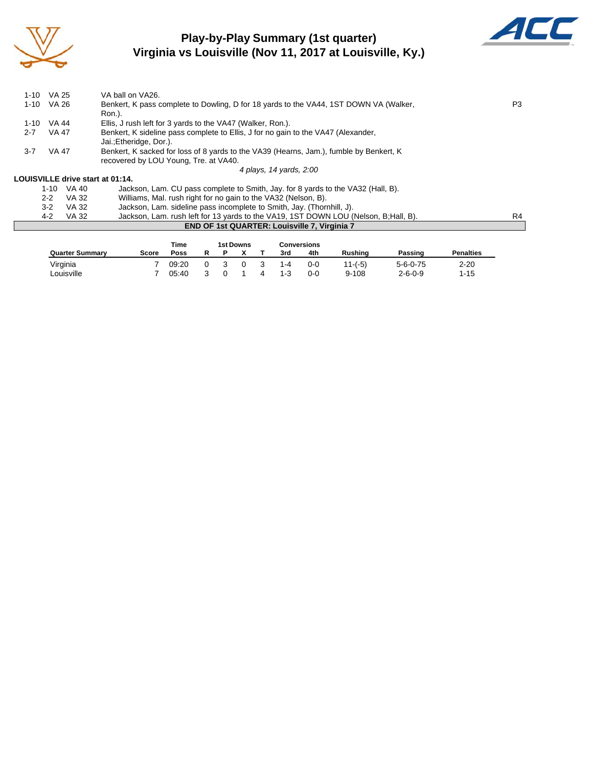# Play-by-Play Summary (1st quarter)

## Virginia vs Louisville (Nov 11, 2017 at Louisville, Ky.)

| Down | Spot | Play | |
|---|---|---|---|
| 1-10 | VA 25 | VA ball on VA26. | |
| 1-10 | VA 26 | Benkert, K pass complete to Dowling, D for 18 yards to the VA44, 1ST DOWN VA (Walker, Ron.). | P3 |
| 1-10 | VA 44 | Ellis, J rush left for 3 yards to the VA47 (Walker, Ron.). | |
| 2-7 | VA 47 | Benkert, K sideline pass complete to Ellis, J for no gain to the VA47 (Alexander, Jai.;Etheridge, Dor.). | |
| 3-7 | VA 47 | Benkert, K sacked for loss of 8 yards to the VA39 (Hearns, Jam.), fumble by Benkert, K recovered by LOU Young, Tre. at VA40. | |

*4 plays, 14 yards, 2:00*

**LOUISVILLE drive start at 01:14.**

| Down | Spot | Play | |
|---|---|---|---|
| 1-10 | VA 40 | Jackson, Lam. CU pass complete to Smith, Jay. for 8 yards to the VA32 (Hall, B). | |
| 2-2 | VA 32 | Williams, Mal. rush right for no gain to the VA32 (Nelson, B). | |
| 3-2 | VA 32 | Jackson, Lam. sideline pass incomplete to Smith, Jay. (Thornhill, J). | |
| 4-2 | VA 32 | Jackson, Lam. rush left for 13 yards to the VA19, 1ST DOWN LOU (Nelson, B;Hall, B). | R4 |

**END OF 1st QUARTER: Louisville 7, Virginia 7**

| Quarter Summary | Score | Time Poss | 1st Downs R | P | X | T | Conversions 3rd | 4th | Rushing | Passing | Penalties |
|---|---|---|---|---|---|---|---|---|---|---|---|
| Virginia | 7 | 09:20 | 0 | 3 | 0 | 3 | 1-4 | 0-0 | 11-(-5) | 5-6-0-75 | 2-20 |
| Louisville | 7 | 05:40 | 3 | 0 | 1 | 4 | 1-3 | 0-0 | 9-108 | 2-6-0-9 | 1-15 |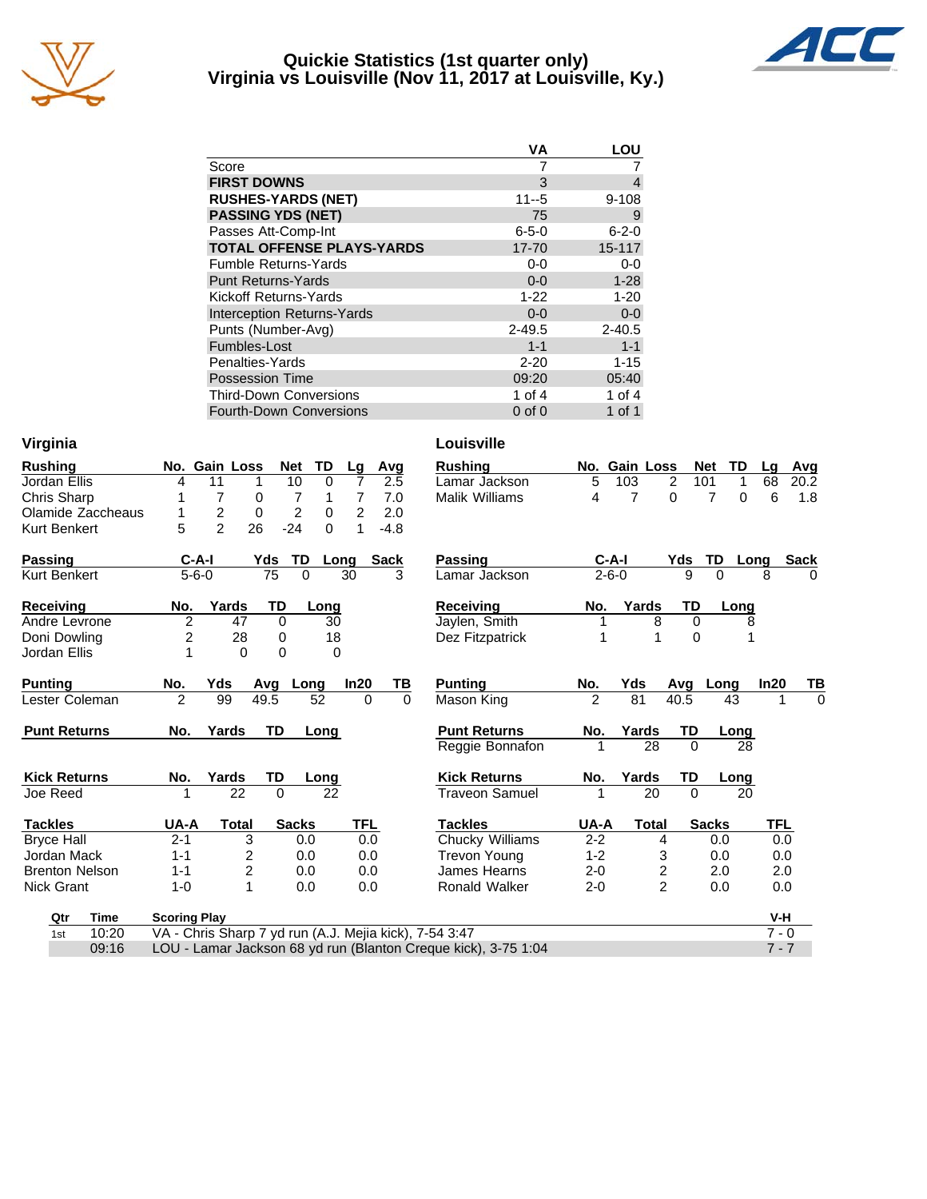# Quickie Statistics (1st quarter only)
## Virginia vs Louisville (Nov 11, 2017 at Louisville, Ky.)

| | VA | LOU |
|---|---|---|
| Score | 7 | 7 |
| **FIRST DOWNS** | 3 | 4 |
| **RUSHES-YARDS (NET)** | 11--5 | 9-108 |
| **PASSING YDS (NET)** | 75 | 9 |
| Passes Att-Comp-Int | 6-5-0 | 6-2-0 |
| **TOTAL OFFENSE PLAYS-YARDS** | 17-70 | 15-117 |
| Fumble Returns-Yards | 0-0 | 0-0 |
| Punt Returns-Yards | 0-0 | 1-28 |
| Kickoff Returns-Yards | 1-22 | 1-20 |
| Interception Returns-Yards | 0-0 | 0-0 |
| Punts (Number-Avg) | 2-49.5 | 2-40.5 |
| Fumbles-Lost | 1-1 | 1-1 |
| Penalties-Yards | 2-20 | 1-15 |
| Possession Time | 09:20 | 05:40 |
| Third-Down Conversions | 1 of 4 | 1 of 4 |
| Fourth-Down Conversions | 0 of 0 | 1 of 1 |

## Virginia

| Rushing | No. | Gain | Loss | Net | TD | Lg | Avg |
|---|---|---|---|---|---|---|---|
| Jordan Ellis | 4 | 11 | 1 | 10 | 0 | 7 | 2.5 |
| Chris Sharp | 1 | 7 | 0 | 7 | 1 | 7 | 7.0 |
| Olamide Zaccheaus | 1 | 2 | 0 | 2 | 0 | 2 | 2.0 |
| Kurt Benkert | 5 | 2 | 26 | -24 | 0 | 1 | -4.8 |

| Passing | C-A-I | Yds | TD | Long | Sack |
|---|---|---|---|---|---|
| Kurt Benkert | 5-6-0 | 75 | 0 | 30 | 3 |

| Receiving | No. | Yards | TD | Long |
|---|---|---|---|---|
| Andre Levrone | 2 | 47 | 0 | 30 |
| Doni Dowling | 2 | 28 | 0 | 18 |
| Jordan Ellis | 1 | 0 | 0 | 0 |

| Punting | No. | Yds | Avg | Long | In20 | TB |
|---|---|---|---|---|---|---|
| Lester Coleman | 2 | 99 | 49.5 | 52 | 0 | 0 |

| Punt Returns | No. | Yards | TD | Long |
|---|---|---|---|---|

| Kick Returns | No. | Yards | TD | Long |
|---|---|---|---|---|
| Joe Reed | 1 | 22 | 0 | 22 |

| Tackles | UA-A | Total | Sacks | TFL |
|---|---|---|---|---|
| Bryce Hall | 2-1 | 3 | 0.0 | 0.0 |
| Jordan Mack | 1-1 | 2 | 0.0 | 0.0 |
| Brenton Nelson | 1-1 | 2 | 0.0 | 0.0 |
| Nick Grant | 1-0 | 1 | 0.0 | 0.0 |

## Louisville

| Rushing | No. | Gain | Loss | Net | TD | Lg | Avg |
|---|---|---|---|---|---|---|---|
| Lamar Jackson | 5 | 103 | 2 | 101 | 1 | 68 | 20.2 |
| Malik Williams | 4 | 7 | 0 | 7 | 0 | 6 | 1.8 |

| Passing | C-A-I | Yds | TD | Long | Sack |
|---|---|---|---|---|---|
| Lamar Jackson | 2-6-0 | 9 | 0 | 8 | 0 |

| Receiving | No. | Yards | TD | Long |
|---|---|---|---|---|
| Jaylen, Smith | 1 | 8 | 0 | 8 |
| Dez Fitzpatrick | 1 | 1 | 0 | 1 |

| Punting | No. | Yds | Avg | Long | In20 | TB |
|---|---|---|---|---|---|---|
| Mason King | 2 | 81 | 40.5 | 43 | 1 | 0 |

| Punt Returns | No. | Yards | TD | Long |
|---|---|---|---|---|
| Reggie Bonnafon | 1 | 28 | 0 | 28 |

| Kick Returns | No. | Yards | TD | Long |
|---|---|---|---|---|
| Traveon Samuel | 1 | 20 | 0 | 20 |

| Tackles | UA-A | Total | Sacks | TFL |
|---|---|---|---|---|
| Chucky Williams | 2-2 | 4 | 0.0 | 0.0 |
| Trevon Young | 1-2 | 3 | 0.0 | 0.0 |
| James Hearns | 2-0 | 2 | 2.0 | 2.0 |
| Ronald Walker | 2-0 | 2 | 0.0 | 0.0 |

## Scoring Summary

| Qtr | Time | Scoring Play | V-H |
|---|---|---|---|
| 1st | 10:20 | VA - Chris Sharp 7 yd run (A.J. Mejia kick), 7-54 3:47 | 7 - 0 |
| | 09:16 | LOU - Lamar Jackson 68 yd run (Blanton Creque kick), 3-75 1:04 | 7 - 7 |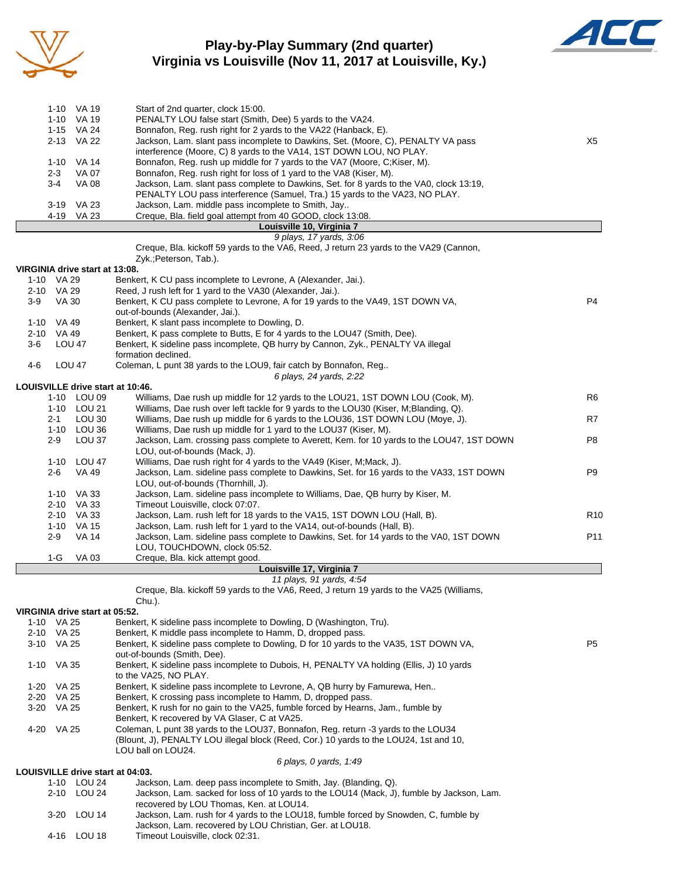# Play-by-Play Summary (2nd quarter)
## Virginia vs Louisville (Nov 11, 2017 at Louisville, Ky.)

| Down | Spot | Play | |
|---|---|---|---|
| 1-10 | VA 19 | Start of 2nd quarter, clock 15:00. | |
| 1-10 | VA 19 | PENALTY LOU false start (Smith, Dee) 5 yards to the VA24. | |
| 1-15 | VA 24 | Bonnafon, Reg. rush right for 2 yards to the VA22 (Hanback, E). | |
| 2-13 | VA 22 | Jackson, Lam. slant pass incomplete to Dawkins, Set. (Moore, C), PENALTY VA pass interference (Moore, C) 8 yards to the VA14, 1ST DOWN LOU, NO PLAY. | X5 |
| 1-10 | VA 14 | Bonnafon, Reg. rush up middle for 7 yards to the VA7 (Moore, C;Kiser, M). | |
| 2-3 | VA 07 | Bonnafon, Reg. rush right for loss of 1 yard to the VA8 (Kiser, M). | |
| 3-4 | VA 08 | Jackson, Lam. slant pass complete to Dawkins, Set. for 8 yards to the VA0, clock 13:19, PENALTY LOU pass interference (Samuel, Tra.) 15 yards to the VA23, NO PLAY. | |
| 3-19 | VA 23 | Jackson, Lam. middle pass incomplete to Smith, Jay.. | |
| 4-19 | VA 23 | Creque, Bla. field goal attempt from 40 GOOD, clock 13:08. | |

**Louisville 10, Virginia 7**

*9 plays, 17 yards, 3:06*

Creque, Bla. kickoff 59 yards to the VA6, Reed, J return 23 yards to the VA29 (Cannon, Zyk.;Peterson, Tab.).

**VIRGINIA drive start at 13:08.**

| Down | Spot | Play | |
|---|---|---|---|
| 1-10 | VA 29 | Benkert, K CU pass incomplete to Levrone, A (Alexander, Jai.). | |
| 2-10 | VA 29 | Reed, J rush left for 1 yard to the VA30 (Alexander, Jai.). | |
| 3-9 | VA 30 | Benkert, K CU pass complete to Levrone, A for 19 yards to the VA49, 1ST DOWN VA, out-of-bounds (Alexander, Jai.). | P4 |
| 1-10 | VA 49 | Benkert, K slant pass incomplete to Dowling, D. | |
| 2-10 | VA 49 | Benkert, K pass complete to Butts, E for 4 yards to the LOU47 (Smith, Dee). | |
| 3-6 | LOU 47 | Benkert, K sideline pass incomplete, QB hurry by Cannon, Zyk., PENALTY VA illegal formation declined. | |
| 4-6 | LOU 47 | Coleman, L punt 38 yards to the LOU9, fair catch by Bonnafon, Reg.. | |

*6 plays, 24 yards, 2:22*

**LOUISVILLE drive start at 10:46.**

| Down | Spot | Play | |
|---|---|---|---|
| 1-10 | LOU 09 | Williams, Dae rush up middle for 12 yards to the LOU21, 1ST DOWN LOU (Cook, M). | R6 |
| 1-10 | LOU 21 | Williams, Dae rush over left tackle for 9 yards to the LOU30 (Kiser, M;Blanding, Q). | |
| 2-1 | LOU 30 | Williams, Dae rush up middle for 6 yards to the LOU36, 1ST DOWN LOU (Moye, J). | R7 |
| 1-10 | LOU 36 | Williams, Dae rush up middle for 1 yard to the LOU37 (Kiser, M). | |
| 2-9 | LOU 37 | Jackson, Lam. crossing pass complete to Averett, Kem. for 10 yards to the LOU47, 1ST DOWN LOU, out-of-bounds (Mack, J). | P8 |
| 1-10 | LOU 47 | Williams, Dae rush right for 4 yards to the VA49 (Kiser, M;Mack, J). | |
| 2-6 | VA 49 | Jackson, Lam. sideline pass complete to Dawkins, Set. for 16 yards to the VA33, 1ST DOWN LOU, out-of-bounds (Thornhill, J). | P9 |
| 1-10 | VA 33 | Jackson, Lam. sideline pass incomplete to Williams, Dae, QB hurry by Kiser, M. | |
| 2-10 | VA 33 | Timeout Louisville, clock 07:07. | |
| 2-10 | VA 33 | Jackson, Lam. rush left for 18 yards to the VA15, 1ST DOWN LOU (Hall, B). | R10 |
| 1-10 | VA 15 | Jackson, Lam. rush left for 1 yard to the VA14, out-of-bounds (Hall, B). | |
| 2-9 | VA 14 | Jackson, Lam. sideline pass complete to Dawkins, Set. for 14 yards to the VA0, 1ST DOWN LOU, TOUCHDOWN, clock 05:52. | P11 |
| 1-G | VA 03 | Creque, Bla. kick attempt good. | |

**Louisville 17, Virginia 7**

*11 plays, 91 yards, 4:54*

Creque, Bla. kickoff 59 yards to the VA6, Reed, J return 19 yards to the VA25 (Williams, Chu.).

**VIRGINIA drive start at 05:52.**

| Down | Spot | Play | |
|---|---|---|---|
| 1-10 | VA 25 | Benkert, K sideline pass incomplete to Dowling, D (Washington, Tru). | |
| 2-10 | VA 25 | Benkert, K middle pass incomplete to Hamm, D, dropped pass. | |
| 3-10 | VA 25 | Benkert, K sideline pass complete to Dowling, D for 10 yards to the VA35, 1ST DOWN VA, out-of-bounds (Smith, Dee). | P5 |
| 1-10 | VA 35 | Benkert, K sideline pass incomplete to Dubois, H, PENALTY VA holding (Ellis, J) 10 yards to the VA25, NO PLAY. | |
| 1-20 | VA 25 | Benkert, K sideline pass incomplete to Levrone, A, QB hurry by Famurewa, Hen.. | |
| 2-20 | VA 25 | Benkert, K crossing pass incomplete to Hamm, D, dropped pass. | |
| 3-20 | VA 25 | Benkert, K rush for no gain to the VA25, fumble forced by Hearns, Jam., fumble by Benkert, K recovered by VA Glaser, C at VA25. | |
| 4-20 | VA 25 | Coleman, L punt 38 yards to the LOU37, Bonnafon, Reg. return -3 yards to the LOU34 (Blount, J), PENALTY LOU illegal block (Reed, Cor.) 10 yards to the LOU24, 1st and 10, LOU ball on LOU24. | |

*6 plays, 0 yards, 1:49*

**LOUISVILLE drive start at 04:03.**

| Down | Spot | Play | |
|---|---|---|---|
| 1-10 | LOU 24 | Jackson, Lam. deep pass incomplete to Smith, Jay. (Blanding, Q). | |
| 2-10 | LOU 24 | Jackson, Lam. sacked for loss of 10 yards to the LOU14 (Mack, J), fumble by Jackson, Lam. recovered by LOU Thomas, Ken. at LOU14. | |
| 3-20 | LOU 14 | Jackson, Lam. rush for 4 yards to the LOU18, fumble forced by Snowden, C, fumble by Jackson, Lam. recovered by LOU Christian, Ger. at LOU18. | |
| 4-16 | LOU 18 | Timeout Louisville, clock 02:31. | |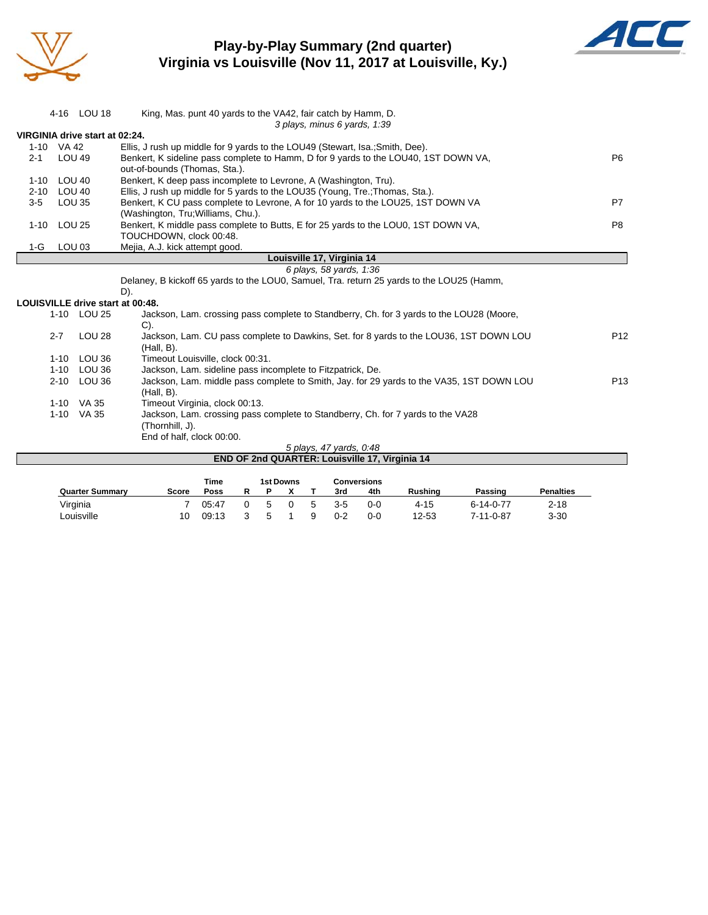# Play-by-Play Summary (2nd quarter)
## Virginia vs Louisville (Nov 11, 2017 at Louisville, Ky.)

| Down | Spot | Play | |
|---|---|---|---|
| 4-16 | LOU 18 | King, Mas. punt 40 yards to the VA42, fair catch by Hamm, D. | |
| | | *3 plays, minus 6 yards, 1:39* | |

**VIRGINIA drive start at 02:24.**

| Down | Spot | Play | |
|---|---|---|---|
| 1-10 | VA 42 | Ellis, J rush up middle for 9 yards to the LOU49 (Stewart, Isa.;Smith, Dee). | |
| 2-1 | LOU 49 | Benkert, K sideline pass complete to Hamm, D for 9 yards to the LOU40, 1ST DOWN VA, out-of-bounds (Thomas, Sta.). | P6 |
| 1-10 | LOU 40 | Benkert, K deep pass incomplete to Levrone, A (Washington, Tru). | |
| 2-10 | LOU 40 | Ellis, J rush up middle for 5 yards to the LOU35 (Young, Tre.;Thomas, Sta.). | |
| 3-5 | LOU 35 | Benkert, K CU pass complete to Levrone, A for 10 yards to the LOU25, 1ST DOWN VA (Washington, Tru;Williams, Chu.). | P7 |
| 1-10 | LOU 25 | Benkert, K middle pass complete to Butts, E for 25 yards to the LOU0, 1ST DOWN VA, TOUCHDOWN, clock 00:48. | P8 |
| 1-G | LOU 03 | Mejia, A.J. kick attempt good. | |

**Louisville 17, Virginia 14**

*6 plays, 58 yards, 1:36*

Delaney, B kickoff 65 yards to the LOU0, Samuel, Tra. return 25 yards to the LOU25 (Hamm, D).

**LOUISVILLE drive start at 00:48.**

| Down | Spot | Play | |
|---|---|---|---|
| 1-10 | LOU 25 | Jackson, Lam. crossing pass complete to Standberry, Ch. for 3 yards to the LOU28 (Moore, C). | |
| 2-7 | LOU 28 | Jackson, Lam. CU pass complete to Dawkins, Set. for 8 yards to the LOU36, 1ST DOWN LOU (Hall, B). | P12 |
| 1-10 | LOU 36 | Timeout Louisville, clock 00:31. | |
| 1-10 | LOU 36 | Jackson, Lam. sideline pass incomplete to Fitzpatrick, De. | |
| 2-10 | LOU 36 | Jackson, Lam. middle pass complete to Smith, Jay. for 29 yards to the VA35, 1ST DOWN LOU (Hall, B). | P13 |
| 1-10 | VA 35 | Timeout Virginia, clock 00:13. | |
| 1-10 | VA 35 | Jackson, Lam. crossing pass complete to Standberry, Ch. for 7 yards to the VA28 (Thornhill, J). End of half, clock 00:00. | |

*5 plays, 47 yards, 0:48*

**END OF 2nd QUARTER: Louisville 17, Virginia 14**

| Quarter Summary | Score | Time Poss | 1st Downs R | 1st Downs P | 1st Downs X | 1st Downs T | Conversions 3rd | Conversions 4th | Rushing | Passing | Penalties |
|---|---|---|---|---|---|---|---|---|---|---|---|
| Virginia | 7 | 05:47 | 0 | 5 | 0 | 5 | 3-5 | 0-0 | 4-15 | 6-14-0-77 | 2-18 |
| Louisville | 10 | 09:13 | 3 | 5 | 1 | 9 | 0-2 | 0-0 | 12-53 | 7-11-0-87 | 3-30 |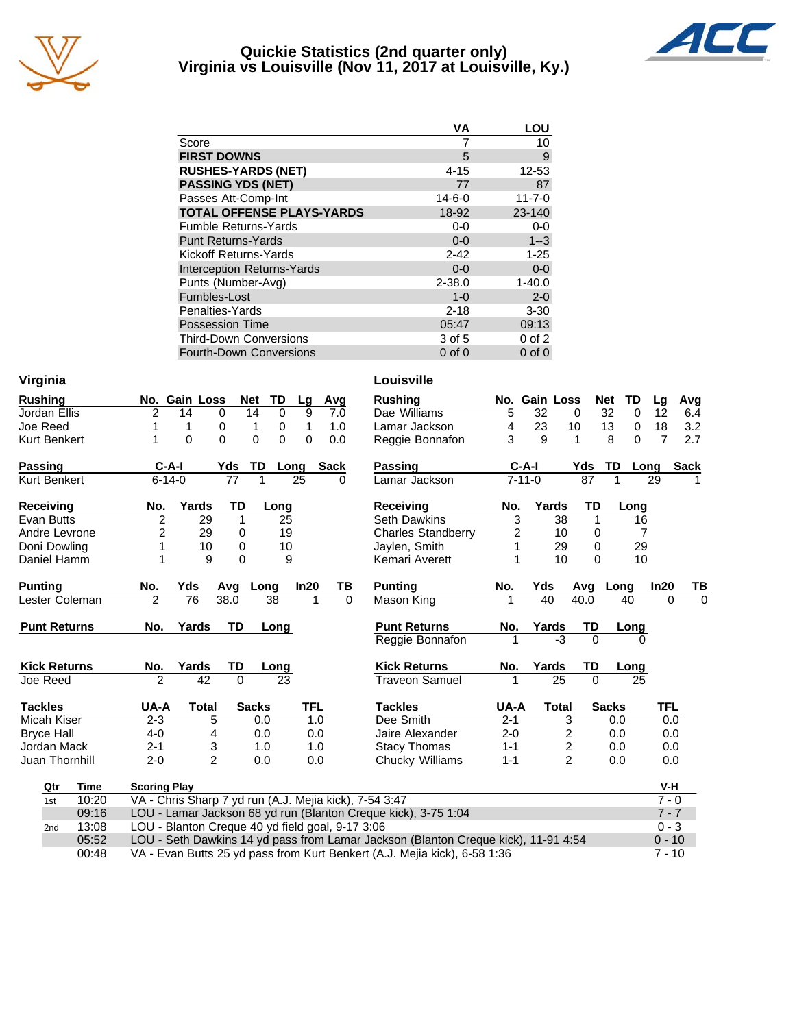# Quickie Statistics (2nd quarter only)
## Virginia vs Louisville (Nov 11, 2017 at Louisville, Ky.)

| | VA | LOU |
|---|---|---|
| Score | 7 | 10 |
| **FIRST DOWNS** | 5 | 9 |
| **RUSHES-YARDS (NET)** | 4-15 | 12-53 |
| **PASSING YDS (NET)** | 77 | 87 |
| Passes Att-Comp-Int | 14-6-0 | 11-7-0 |
| **TOTAL OFFENSE PLAYS-YARDS** | 18-92 | 23-140 |
| Fumble Returns-Yards | 0-0 | 0-0 |
| Punt Returns-Yards | 0-0 | 1--3 |
| Kickoff Returns-Yards | 2-42 | 1-25 |
| Interception Returns-Yards | 0-0 | 0-0 |
| Punts (Number-Avg) | 2-38.0 | 1-40.0 |
| Fumbles-Lost | 1-0 | 2-0 |
| Penalties-Yards | 2-18 | 3-30 |
| Possession Time | 05:47 | 09:13 |
| Third-Down Conversions | 3 of 5 | 0 of 2 |
| Fourth-Down Conversions | 0 of 0 | 0 of 0 |

## Virginia

| Rushing | No. | Gain | Loss | Net | TD | Lg | Avg |
|---|---|---|---|---|---|---|---|
| Jordan Ellis | 2 | 14 | 0 | 14 | 0 | 9 | 7.0 |
| Joe Reed | 1 | 1 | 0 | 1 | 0 | 1 | 1.0 |
| Kurt Benkert | 1 | 0 | 0 | 0 | 0 | 0 | 0.0 |

| Passing | C-A-I | Yds | TD | Long | Sack |
|---|---|---|---|---|---|
| Kurt Benkert | 6-14-0 | 77 | 1 | 25 | 0 |

| Receiving | No. | Yards | TD | Long |
|---|---|---|---|---|
| Evan Butts | 2 | 29 | 1 | 25 |
| Andre Levrone | 2 | 29 | 0 | 19 |
| Doni Dowling | 1 | 10 | 0 | 10 |
| Daniel Hamm | 1 | 9 | 0 | 9 |

| Punting | No. | Yds | Avg | Long | In20 | TB |
|---|---|---|---|---|---|---|
| Lester Coleman | 2 | 76 | 38.0 | 38 | 1 | 0 |

| Punt Returns | No. | Yards | TD | Long |
|---|---|---|---|---|

| Kick Returns | No. | Yards | TD | Long |
|---|---|---|---|---|
| Joe Reed | 2 | 42 | 0 | 23 |

| Tackles | UA-A | Total | Sacks | TFL |
|---|---|---|---|---|
| Micah Kiser | 2-3 | 5 | 0.0 | 1.0 |
| Bryce Hall | 4-0 | 4 | 0.0 | 0.0 |
| Jordan Mack | 2-1 | 3 | 1.0 | 1.0 |
| Juan Thornhill | 2-0 | 2 | 0.0 | 0.0 |

## Louisville

| Rushing | No. | Gain | Loss | Net | TD | Lg | Avg |
|---|---|---|---|---|---|---|---|
| Dae Williams | 5 | 32 | 0 | 32 | 0 | 12 | 6.4 |
| Lamar Jackson | 4 | 23 | 10 | 13 | 0 | 18 | 3.2 |
| Reggie Bonnafon | 3 | 9 | 1 | 8 | 0 | 7 | 2.7 |

| Passing | C-A-I | Yds | TD | Long | Sack |
|---|---|---|---|---|---|
| Lamar Jackson | 7-11-0 | 87 | 1 | 29 | 1 |

| Receiving | No. | Yards | TD | Long |
|---|---|---|---|---|
| Seth Dawkins | 3 | 38 | 1 | 16 |
| Charles Standberry | 2 | 10 | 0 | 7 |
| Jaylen, Smith | 1 | 29 | 0 | 29 |
| Kemari Averett | 1 | 10 | 0 | 10 |

| Punting | No. | Yds | Avg | Long | In20 | TB |
|---|---|---|---|---|---|---|
| Mason King | 1 | 40 | 40.0 | 40 | 0 | 0 |

| Punt Returns | No. | Yards | TD | Long |
|---|---|---|---|---|
| Reggie Bonnafon | 1 | -3 | 0 | 0 |

| Kick Returns | No. | Yards | TD | Long |
|---|---|---|---|---|
| Traveon Samuel | 1 | 25 | 0 | 25 |

| Tackles | UA-A | Total | Sacks | TFL |
|---|---|---|---|---|
| Dee Smith | 2-1 | 3 | 0.0 | 0.0 |
| Jaire Alexander | 2-0 | 2 | 0.0 | 0.0 |
| Stacy Thomas | 1-1 | 2 | 0.0 | 0.0 |
| Chucky Williams | 1-1 | 2 | 0.0 | 0.0 |

## Scoring Summary

| Qtr | Time | Scoring Play | V-H |
|---|---|---|---|
| 1st | 10:20 | VA - Chris Sharp 7 yd run (A.J. Mejia kick), 7-54 3:47 | 7 - 0 |
| | 09:16 | LOU - Lamar Jackson 68 yd run (Blanton Creque kick), 3-75 1:04 | 7 - 7 |
| 2nd | 13:08 | LOU - Blanton Creque 40 yd field goal, 9-17 3:06 | 0 - 3 |
| | 05:52 | LOU - Seth Dawkins 14 yd pass from Lamar Jackson (Blanton Creque kick), 11-91 4:54 | 0 - 10 |
| | 00:48 | VA - Evan Butts 25 yd pass from Kurt Benkert (A.J. Mejia kick), 6-58 1:36 | 7 - 10 |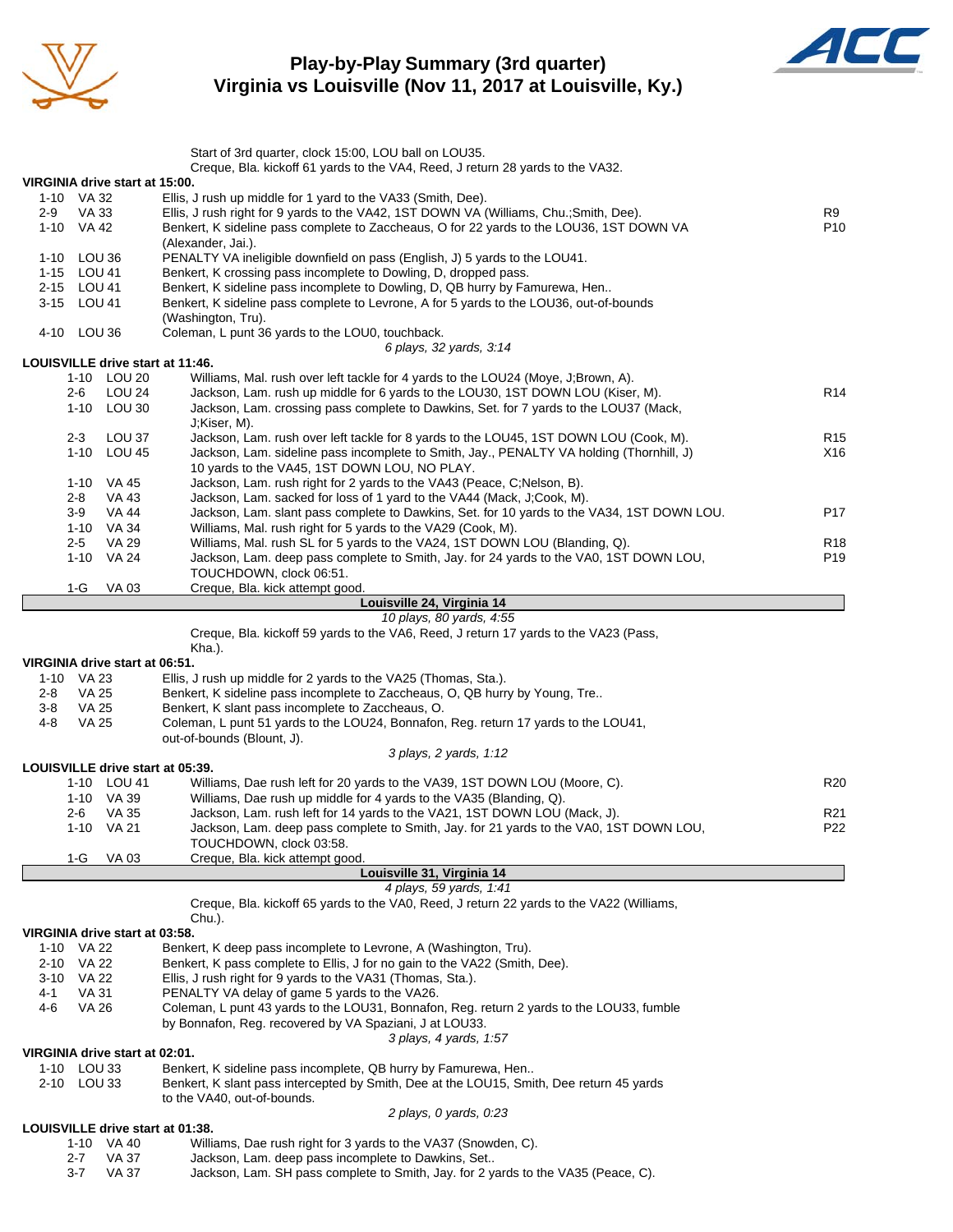# Play-by-Play Summary (3rd quarter)
## Virginia vs Louisville (Nov 11, 2017 at Louisville, Ky.)

Start of 3rd quarter, clock 15:00, LOU ball on LOU35.
Creque, Bla. kickoff 61 yards to the VA4, Reed, J return 28 yards to the VA32.

**VIRGINIA drive start at 15:00.**

| Down | Spot | Play | |
|---|---|---|---|
| 1-10 | VA 32 | Ellis, J rush up middle for 1 yard to the VA33 (Smith, Dee). | |
| 2-9 | VA 33 | Ellis, J rush right for 9 yards to the VA42, 1ST DOWN VA (Williams, Chu.;Smith, Dee). | R9 |
| 1-10 | VA 42 | Benkert, K sideline pass complete to Zaccheaus, O for 22 yards to the LOU36, 1ST DOWN VA (Alexander, Jai.). | P10 |
| 1-10 | LOU 36 | PENALTY VA ineligible downfield on pass (English, J) 5 yards to the LOU41. | |
| 1-15 | LOU 41 | Benkert, K crossing pass incomplete to Dowling, D, dropped pass. | |
| 2-15 | LOU 41 | Benkert, K sideline pass incomplete to Dowling, D, QB hurry by Famurewa, Hen.. | |
| 3-15 | LOU 41 | Benkert, K sideline pass complete to Levrone, A for 5 yards to the LOU36, out-of-bounds (Washington, Tru). | |
| 4-10 | LOU 36 | Coleman, L punt 36 yards to the LOU0, touchback. | |

*6 plays, 32 yards, 3:14*

**LOUISVILLE drive start at 11:46.**

| Down | Spot | Play | |
|---|---|---|---|
| 1-10 | LOU 20 | Williams, Mal. rush over left tackle for 4 yards to the LOU24 (Moye, J;Brown, A). | |
| 2-6 | LOU 24 | Jackson, Lam. rush up middle for 6 yards to the LOU30, 1ST DOWN LOU (Kiser, M). | R14 |
| 1-10 | LOU 30 | Jackson, Lam. crossing pass complete to Dawkins, Set. for 7 yards to the LOU37 (Mack, J;Kiser, M). | |
| 2-3 | LOU 37 | Jackson, Lam. rush over left tackle for 8 yards to the LOU45, 1ST DOWN LOU (Cook, M). | R15 |
| 1-10 | LOU 45 | Jackson, Lam. sideline pass incomplete to Smith, Jay., PENALTY VA holding (Thornhill, J) 10 yards to the VA45, 1ST DOWN LOU, NO PLAY. | X16 |
| 1-10 | VA 45 | Jackson, Lam. rush right for 2 yards to the VA43 (Peace, C;Nelson, B). | |
| 2-8 | VA 43 | Jackson, Lam. sacked for loss of 1 yard to the VA44 (Mack, J;Cook, M). | |
| 3-9 | VA 44 | Jackson, Lam. slant pass complete to Dawkins, Set. for 10 yards to the VA34, 1ST DOWN LOU. | P17 |
| 1-10 | VA 34 | Williams, Mal. rush right for 5 yards to the VA29 (Cook, M). | |
| 2-5 | VA 29 | Williams, Mal. rush SL for 5 yards to the VA24, 1ST DOWN LOU (Blanding, Q). | R18 |
| 1-10 | VA 24 | Jackson, Lam. deep pass complete to Smith, Jay. for 24 yards to the VA0, 1ST DOWN LOU, TOUCHDOWN, clock 06:51. | P19 |
| 1-G | VA 03 | Creque, Bla. kick attempt good. | |

**Louisville 24, Virginia 14**

*10 plays, 80 yards, 4:55*

Creque, Bla. kickoff 59 yards to the VA6, Reed, J return 17 yards to the VA23 (Pass, Kha.).

**VIRGINIA drive start at 06:51.**

| Down | Spot | Play | |
|---|---|---|---|
| 1-10 | VA 23 | Ellis, J rush up middle for 2 yards to the VA25 (Thomas, Sta.). | |
| 2-8 | VA 25 | Benkert, K sideline pass incomplete to Zaccheaus, O, QB hurry by Young, Tre.. | |
| 3-8 | VA 25 | Benkert, K slant pass incomplete to Zaccheaus, O. | |
| 4-8 | VA 25 | Coleman, L punt 51 yards to the LOU24, Bonnafon, Reg. return 17 yards to the LOU41, out-of-bounds (Blount, J). | |

*3 plays, 2 yards, 1:12*

**LOUISVILLE drive start at 05:39.**

| Down | Spot | Play | |
|---|---|---|---|
| 1-10 | LOU 41 | Williams, Dae rush left for 20 yards to the VA39, 1ST DOWN LOU (Moore, C). | R20 |
| 1-10 | VA 39 | Williams, Dae rush up middle for 4 yards to the VA35 (Blanding, Q). | |
| 2-6 | VA 35 | Jackson, Lam. rush left for 14 yards to the VA21, 1ST DOWN LOU (Mack, J). | R21 |
| 1-10 | VA 21 | Jackson, Lam. deep pass complete to Smith, Jay. for 21 yards to the VA0, 1ST DOWN LOU, TOUCHDOWN, clock 03:58. | P22 |
| 1-G | VA 03 | Creque, Bla. kick attempt good. | |

**Louisville 31, Virginia 14**

*4 plays, 59 yards, 1:41*

Creque, Bla. kickoff 65 yards to the VA0, Reed, J return 22 yards to the VA22 (Williams, Chu.).

**VIRGINIA drive start at 03:58.**

| Down | Spot | Play | |
|---|---|---|---|
| 1-10 | VA 22 | Benkert, K deep pass incomplete to Levrone, A (Washington, Tru). | |
| 2-10 | VA 22 | Benkert, K pass complete to Ellis, J for no gain to the VA22 (Smith, Dee). | |
| 3-10 | VA 22 | Ellis, J rush right for 9 yards to the VA31 (Thomas, Sta.). | |
| 4-1 | VA 31 | PENALTY VA delay of game 5 yards to the VA26. | |
| 4-6 | VA 26 | Coleman, L punt 43 yards to the LOU31, Bonnafon, Reg. return 2 yards to the LOU33, fumble by Bonnafon, Reg. recovered by VA Spaziani, J at LOU33. | |

*3 plays, 4 yards, 1:57*

**VIRGINIA drive start at 02:01.**

| Down | Spot | Play | |
|---|---|---|---|
| 1-10 | LOU 33 | Benkert, K sideline pass incomplete, QB hurry by Famurewa, Hen.. | |
| 2-10 | LOU 33 | Benkert, K slant pass intercepted by Smith, Dee at the LOU15, Smith, Dee return 45 yards to the VA40, out-of-bounds. | |

*2 plays, 0 yards, 0:23*

**LOUISVILLE drive start at 01:38.**

| Down | Spot | Play | |
|---|---|---|---|
| 1-10 | VA 40 | Williams, Dae rush right for 3 yards to the VA37 (Snowden, C). | |
| 2-7 | VA 37 | Jackson, Lam. deep pass incomplete to Dawkins, Set.. | |
| 3-7 | VA 37 | Jackson, Lam. SH pass complete to Smith, Jay. for 2 yards to the VA35 (Peace, C). | |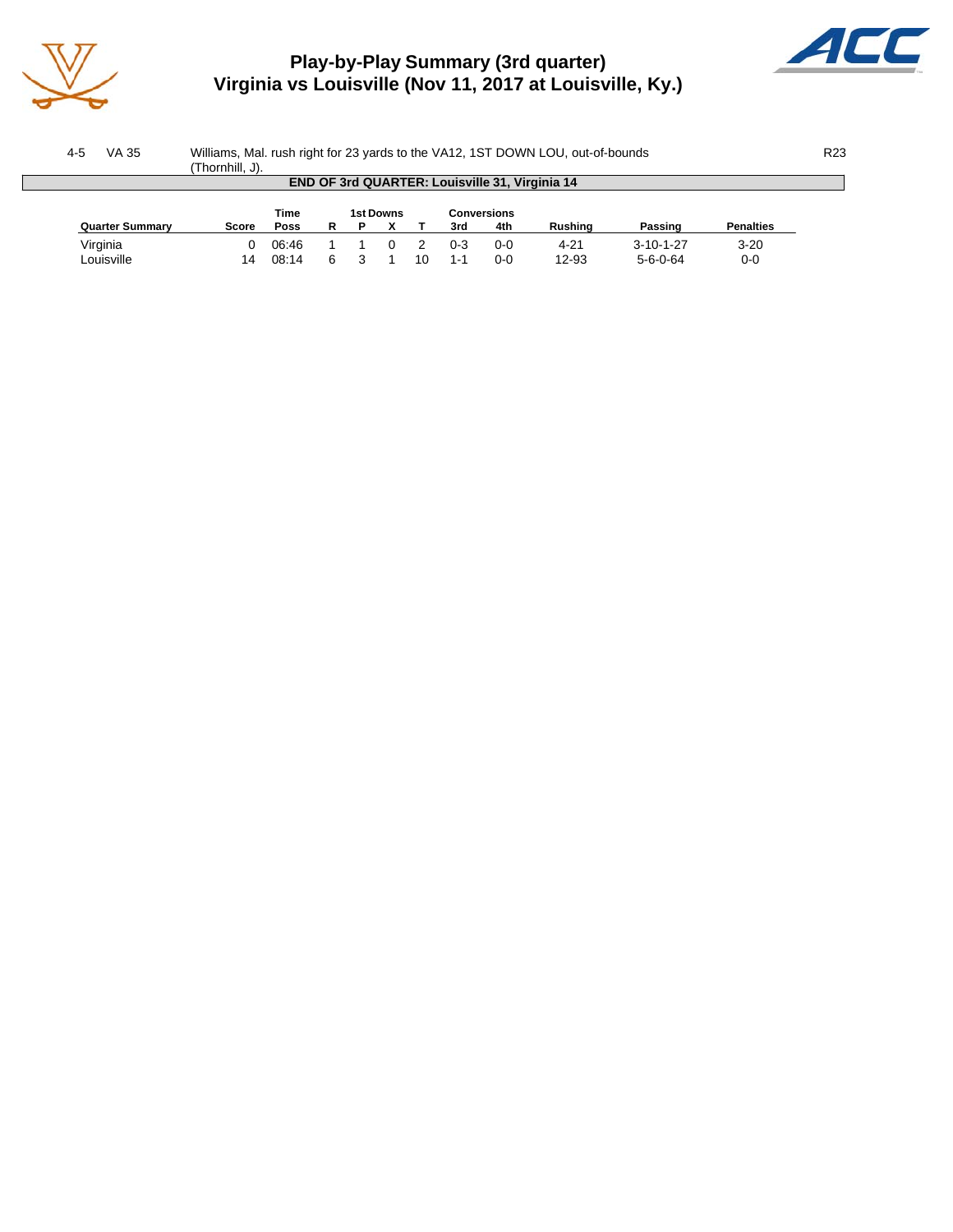# Play-by-Play Summary (3rd quarter)
## Virginia vs Louisville (Nov 11, 2017 at Louisville, Ky.)

| | | | |
|---|---|---|---|
| 4-5 | VA 35 | Williams, Mal. rush right for 23 yards to the VA12, 1ST DOWN LOU, out-of-bounds (Thornhill, J). | R23 |

**END OF 3rd QUARTER: Louisville 31, Virginia 14**

| Quarter Summary | Score | Time Poss | 1st Downs R | P | X | T | Conversions 3rd | 4th | Rushing | Passing | Penalties |
|---|---|---|---|---|---|---|---|---|---|---|---|
| Virginia | 0 | 06:46 | 1 | 1 | 0 | 2 | 0-3 | 0-0 | 4-21 | 3-10-1-27 | 3-20 |
| Louisville | 14 | 08:14 | 6 | 3 | 1 | 10 | 1-1 | 0-0 | 12-93 | 5-6-0-64 | 0-0 |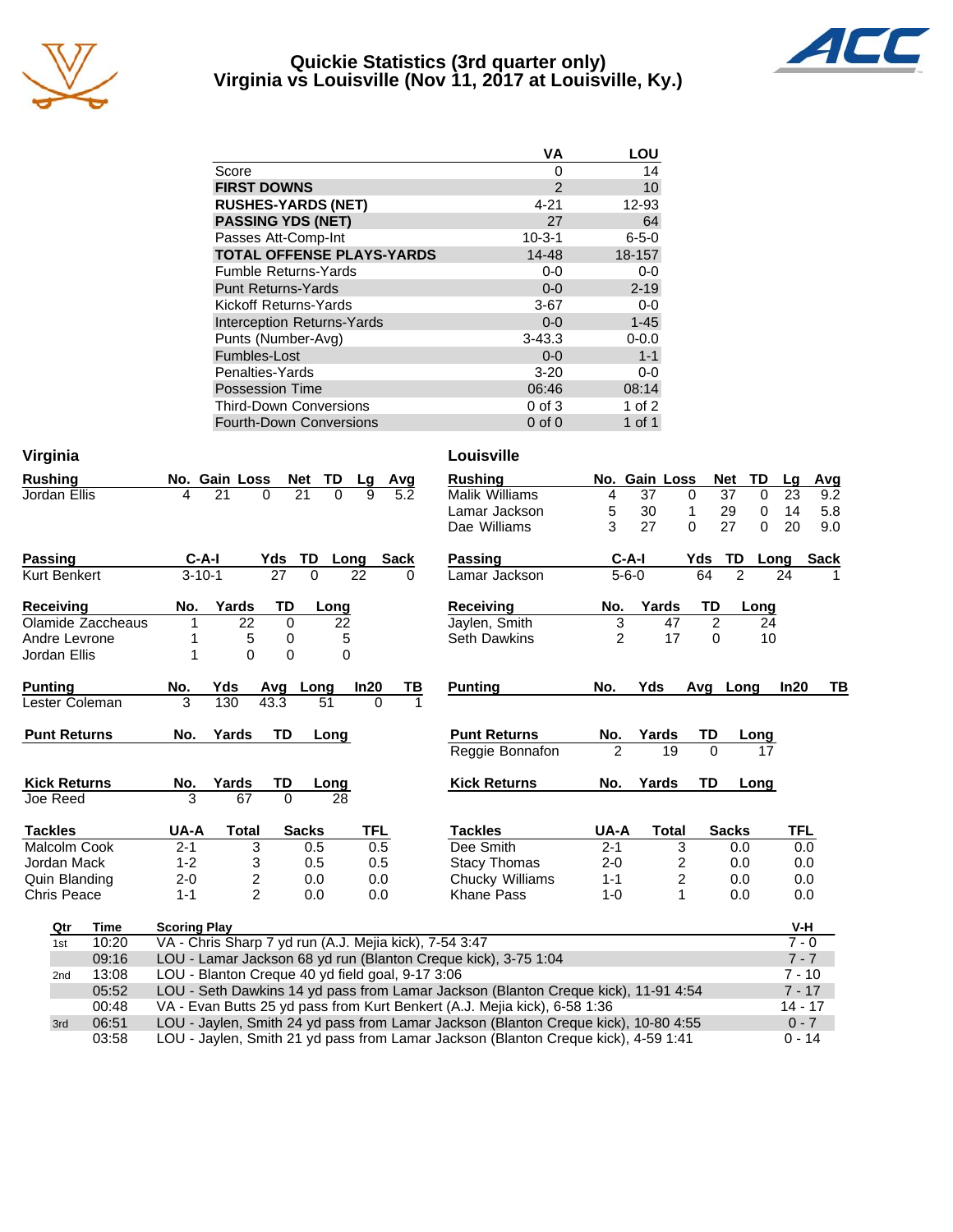# Quickie Statistics (3rd quarter only)
## Virginia vs Louisville (Nov 11, 2017 at Louisville, Ky.)

| | VA | LOU |
|---|---|---|
| Score | 0 | 14 |
| **FIRST DOWNS** | 2 | 10 |
| **RUSHES-YARDS (NET)** | 4-21 | 12-93 |
| **PASSING YDS (NET)** | 27 | 64 |
| Passes Att-Comp-Int | 10-3-1 | 6-5-0 |
| **TOTAL OFFENSE PLAYS-YARDS** | 14-48 | 18-157 |
| Fumble Returns-Yards | 0-0 | 0-0 |
| Punt Returns-Yards | 0-0 | 2-19 |
| Kickoff Returns-Yards | 3-67 | 0-0 |
| Interception Returns-Yards | 0-0 | 1-45 |
| Punts (Number-Avg) | 3-43.3 | 0-0.0 |
| Fumbles-Lost | 0-0 | 1-1 |
| Penalties-Yards | 3-20 | 0-0 |
| Possession Time | 06:46 | 08:14 |
| Third-Down Conversions | 0 of 3 | 1 of 2 |
| Fourth-Down Conversions | 0 of 0 | 1 of 1 |

### Virginia

| Rushing | No. | Gain | Loss | Net | TD | Lg | Avg |
|---|---|---|---|---|---|---|---|
| Jordan Ellis | 4 | 21 | 0 | 21 | 0 | 9 | 5.2 |

| Passing | C-A-I | Yds | TD | Long | Sack |
|---|---|---|---|---|---|
| Kurt Benkert | 3-10-1 | 27 | 0 | 22 | 0 |

| Receiving | No. | Yards | TD | Long |
|---|---|---|---|---|
| Olamide Zaccheaus | 1 | 22 | 0 | 22 |
| Andre Levrone | 1 | 5 | 0 | 5 |
| Jordan Ellis | 1 | 0 | 0 | 0 |

| Punting | No. | Yds | Avg | Long | In20 | TB |
|---|---|---|---|---|---|---|
| Lester Coleman | 3 | 130 | 43.3 | 51 | 0 | 1 |

| Punt Returns | No. | Yards | TD | Long |
|---|---|---|---|---|

| Kick Returns | No. | Yards | TD | Long |
|---|---|---|---|---|
| Joe Reed | 3 | 67 | 0 | 28 |

| Tackles | UA-A | Total | Sacks | TFL |
|---|---|---|---|---|
| Malcolm Cook | 2-1 | 3 | 0.5 | 0.5 |
| Jordan Mack | 1-2 | 3 | 0.5 | 0.5 |
| Quin Blanding | 2-0 | 2 | 0.0 | 0.0 |
| Chris Peace | 1-1 | 2 | 0.0 | 0.0 |

### Louisville

| Rushing | No. | Gain | Loss | Net | TD | Lg | Avg |
|---|---|---|---|---|---|---|---|
| Malik Williams | 4 | 37 | 0 | 37 | 0 | 23 | 9.2 |
| Lamar Jackson | 5 | 30 | 1 | 29 | 0 | 14 | 5.8 |
| Dae Williams | 3 | 27 | 0 | 27 | 0 | 20 | 9.0 |

| Passing | C-A-I | Yds | TD | Long | Sack |
|---|---|---|---|---|---|
| Lamar Jackson | 5-6-0 | 64 | 2 | 24 | 1 |

| Receiving | No. | Yards | TD | Long |
|---|---|---|---|---|
| Jaylen, Smith | 3 | 47 | 2 | 24 |
| Seth Dawkins | 2 | 17 | 0 | 10 |

| Punting | No. | Yds | Avg | Long | In20 | TB |
|---|---|---|---|---|---|---|

| Punt Returns | No. | Yards | TD | Long |
|---|---|---|---|---|
| Reggie Bonnafon | 2 | 19 | 0 | 17 |

| Kick Returns | No. | Yards | TD | Long |
|---|---|---|---|---|

| Tackles | UA-A | Total | Sacks | TFL |
|---|---|---|---|---|
| Dee Smith | 2-1 | 3 | 0.0 | 0.0 |
| Stacy Thomas | 2-0 | 2 | 0.0 | 0.0 |
| Chucky Williams | 1-1 | 2 | 0.0 | 0.0 |
| Khane Pass | 1-0 | 1 | 0.0 | 0.0 |

| Qtr | Time | Scoring Play | V-H |
|---|---|---|---|
| 1st | 10:20 | VA - Chris Sharp 7 yd run (A.J. Mejia kick), 7-54 3:47 | 7 - 0 |
| | 09:16 | LOU - Lamar Jackson 68 yd run (Blanton Creque kick), 3-75 1:04 | 7 - 7 |
| 2nd | 13:08 | LOU - Blanton Creque 40 yd field goal, 9-17 3:06 | 7 - 10 |
| | 05:52 | LOU - Seth Dawkins 14 yd pass from Lamar Jackson (Blanton Creque kick), 11-91 4:54 | 7 - 17 |
| | 00:48 | VA - Evan Butts 25 yd pass from Kurt Benkert (A.J. Mejia kick), 6-58 1:36 | 14 - 17 |
| 3rd | 06:51 | LOU - Jaylen, Smith 24 yd pass from Lamar Jackson (Blanton Creque kick), 10-80 4:55 | 0 - 7 |
| | 03:58 | LOU - Jaylen, Smith 21 yd pass from Lamar Jackson (Blanton Creque kick), 4-59 1:41 | 0 - 14 |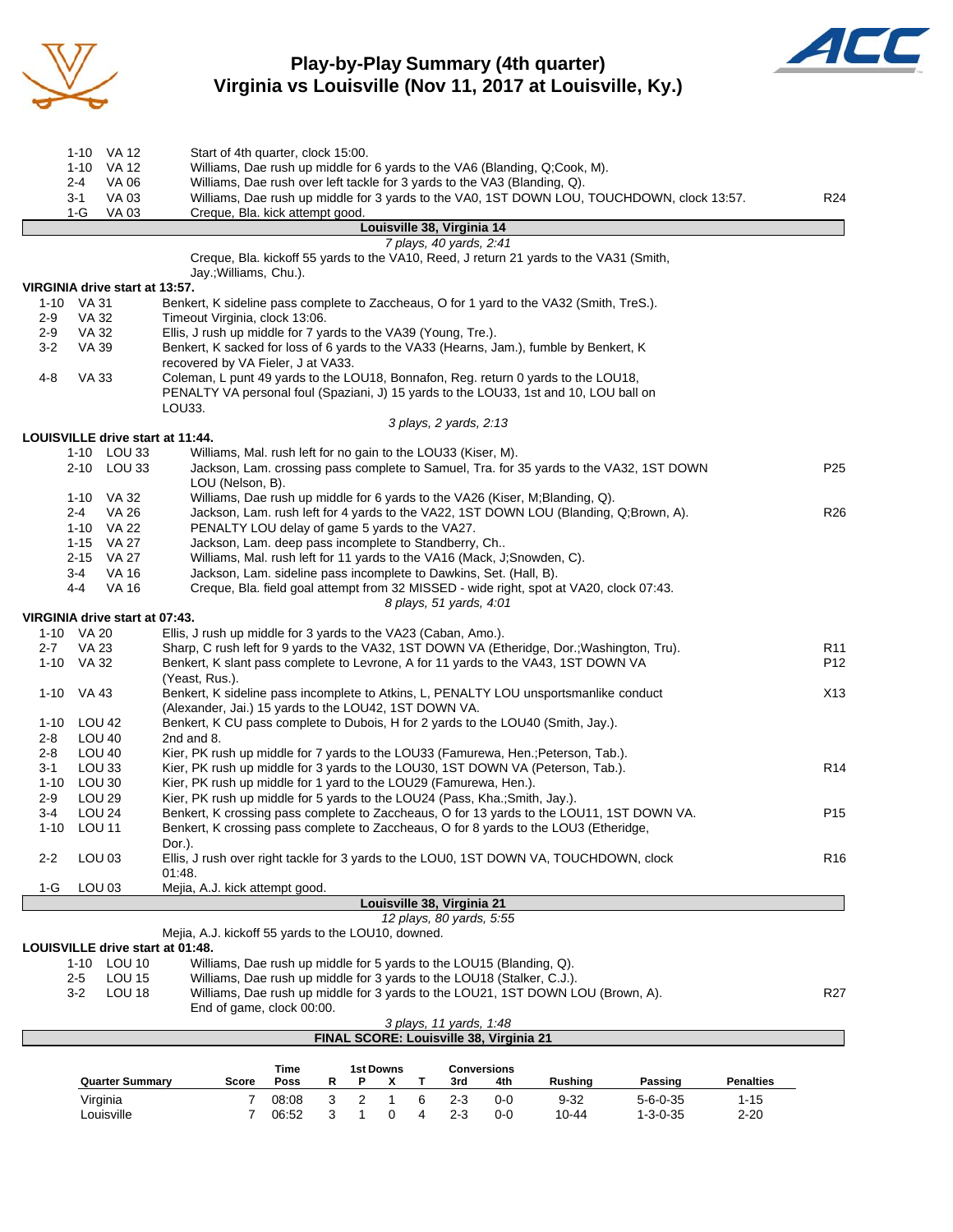# Play-by-Play Summary (4th quarter)
## Virginia vs Louisville (Nov 11, 2017 at Louisville, Ky.)

| Down | Spot | Play | |
|---|---|---|---|
| 1-10 | VA 12 | Start of 4th quarter, clock 15:00. | |
| 1-10 | VA 12 | Williams, Dae rush up middle for 6 yards to the VA6 (Blanding, Q;Cook, M). | |
| 2-4 | VA 06 | Williams, Dae rush over left tackle for 3 yards to the VA3 (Blanding, Q). | |
| 3-1 | VA 03 | Williams, Dae rush up middle for 3 yards to the VA0, 1ST DOWN LOU, TOUCHDOWN, clock 13:57. | R24 |
| 1-G | VA 03 | Creque, Bla. kick attempt good. | |

**Louisville 38, Virginia 14**

*7 plays, 40 yards, 2:41*

Creque, Bla. kickoff 55 yards to the VA10, Reed, J return 21 yards to the VA31 (Smith, Jay.;Williams, Chu.).

**VIRGINIA drive start at 13:57.**

| Down | Spot | Play | |
|---|---|---|---|
| 1-10 | VA 31 | Benkert, K sideline pass complete to Zaccheaus, O for 1 yard to the VA32 (Smith, TreS.). | |
| 2-9 | VA 32 | Timeout Virginia, clock 13:06. | |
| 2-9 | VA 32 | Ellis, J rush up middle for 7 yards to the VA39 (Young, Tre.). | |
| 3-2 | VA 39 | Benkert, K sacked for loss of 6 yards to the VA33 (Hearns, Jam.), fumble by Benkert, K recovered by VA Fieler, J at VA33. | |
| 4-8 | VA 33 | Coleman, L punt 49 yards to the LOU18, Bonnafon, Reg. return 0 yards to the LOU18, PENALTY VA personal foul (Spaziani, J) 15 yards to the LOU33, 1st and 10, LOU ball on LOU33. | |

*3 plays, 2 yards, 2:13*

**LOUISVILLE drive start at 11:44.**

| Down | Spot | Play | |
|---|---|---|---|
| 1-10 | LOU 33 | Williams, Mal. rush left for no gain to the LOU33 (Kiser, M). | |
| 2-10 | LOU 33 | Jackson, Lam. crossing pass complete to Samuel, Tra. for 35 yards to the VA32, 1ST DOWN LOU (Nelson, B). | P25 |
| 1-10 | VA 32 | Williams, Dae rush up middle for 6 yards to the VA26 (Kiser, M;Blanding, Q). | |
| 2-4 | VA 26 | Jackson, Lam. rush left for 4 yards to the VA22, 1ST DOWN LOU (Blanding, Q;Brown, A). | R26 |
| 1-10 | VA 22 | PENALTY LOU delay of game 5 yards to the VA27. | |
| 1-15 | VA 27 | Jackson, Lam. deep pass incomplete to Standberry, Ch.. | |
| 2-15 | VA 27 | Williams, Mal. rush left for 11 yards to the VA16 (Mack, J;Snowden, C). | |
| 3-4 | VA 16 | Jackson, Lam. sideline pass incomplete to Dawkins, Set. (Hall, B). | |
| 4-4 | VA 16 | Creque, Bla. field goal attempt from 32 MISSED - wide right, spot at VA20, clock 07:43. | |

*8 plays, 51 yards, 4:01*

**VIRGINIA drive start at 07:43.**

| Down | Spot | Play | |
|---|---|---|---|
| 1-10 | VA 20 | Ellis, J rush up middle for 3 yards to the VA23 (Caban, Amo.). | |
| 2-7 | VA 23 | Sharp, C rush left for 9 yards to the VA32, 1ST DOWN VA (Etheridge, Dor.;Washington, Tru). | R11 |
| 1-10 | VA 32 | Benkert, K slant pass complete to Levrone, A for 11 yards to the VA43, 1ST DOWN VA (Yeast, Rus.). | P12 |
| 1-10 | VA 43 | Benkert, K sideline pass incomplete to Atkins, L, PENALTY LOU unsportsmanlike conduct (Alexander, Jai.) 15 yards to the LOU42, 1ST DOWN VA. | X13 |
| 1-10 | LOU 42 | Benkert, K CU pass complete to Dubois, H for 2 yards to the LOU40 (Smith, Jay.). | |
| 2-8 | LOU 40 | 2nd and 8. | |
| 2-8 | LOU 40 | Kier, PK rush up middle for 7 yards to the LOU33 (Famurewa, Hen.;Peterson, Tab.). | |
| 3-1 | LOU 33 | Kier, PK rush up middle for 3 yards to the LOU30, 1ST DOWN VA (Peterson, Tab.). | R14 |
| 1-10 | LOU 30 | Kier, PK rush up middle for 1 yard to the LOU29 (Famurewa, Hen.). | |
| 2-9 | LOU 29 | Kier, PK rush up middle for 5 yards to the LOU24 (Pass, Kha.;Smith, Jay.). | |
| 3-4 | LOU 24 | Benkert, K crossing pass complete to Zaccheaus, O for 13 yards to the LOU11, 1ST DOWN VA. | P15 |
| 1-10 | LOU 11 | Benkert, K crossing pass complete to Zaccheaus, O for 8 yards to the LOU3 (Etheridge, Dor.). | |
| 2-2 | LOU 03 | Ellis, J rush over right tackle for 3 yards to the LOU0, 1ST DOWN VA, TOUCHDOWN, clock 01:48. | R16 |
| 1-G | LOU 03 | Mejia, A.J. kick attempt good. | |

**Louisville 38, Virginia 21**

*12 plays, 80 yards, 5:55*

Mejia, A.J. kickoff 55 yards to the LOU10, downed.

**LOUISVILLE drive start at 01:48.**

| Down | Spot | Play | |
|---|---|---|---|
| 1-10 | LOU 10 | Williams, Dae rush up middle for 5 yards to the LOU15 (Blanding, Q). | |
| 2-5 | LOU 15 | Williams, Dae rush up middle for 3 yards to the LOU18 (Stalker, C.J.). | |
| 3-2 | LOU 18 | Williams, Dae rush up middle for 3 yards to the LOU21, 1ST DOWN LOU (Brown, A). | R27 |
| | | End of game, clock 00:00. | |

*3 plays, 11 yards, 1:48*

**FINAL SCORE: Louisville 38, Virginia 21**

| Quarter Summary | Score | Time Poss | 1st Downs R | P | X | T | Conversions 3rd | 4th | Rushing | Passing | Penalties |
|---|---|---|---|---|---|---|---|---|---|---|---|
| Virginia | 7 | 08:08 | 3 | 2 | 1 | 6 | 2-3 | 0-0 | 9-32 | 5-6-0-35 | 1-15 |
| Louisville | 7 | 06:52 | 3 | 1 | 0 | 4 | 2-3 | 0-0 | 10-44 | 1-3-0-35 | 2-20 |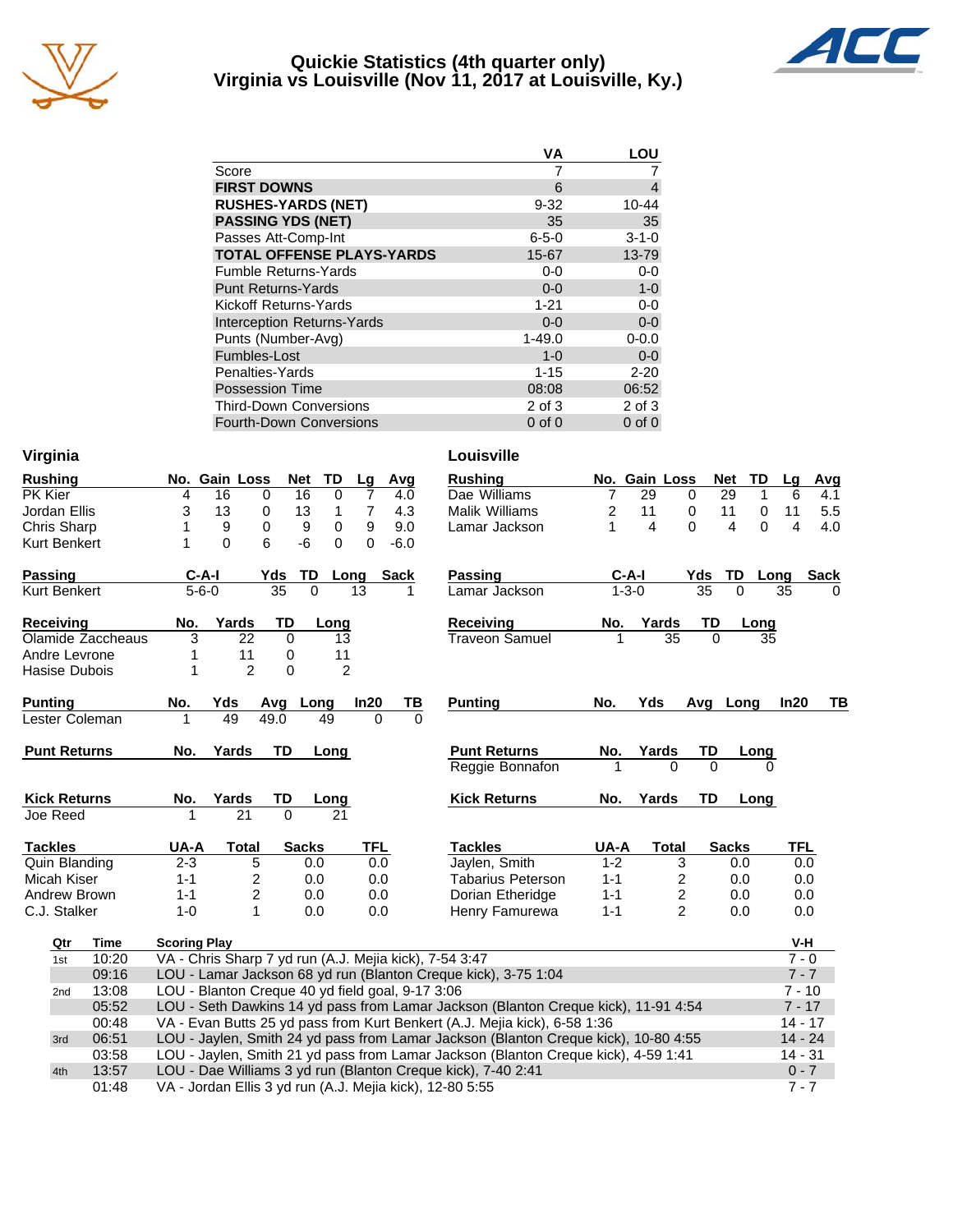# Quickie Statistics (4th quarter only)
## Virginia vs Louisville (Nov 11, 2017 at Louisville, Ky.)

| | VA | LOU |
|---|---|---|
| Score | 7 | 7 |
| **FIRST DOWNS** | 6 | 4 |
| **RUSHES-YARDS (NET)** | 9-32 | 10-44 |
| **PASSING YDS (NET)** | 35 | 35 |
| Passes Att-Comp-Int | 6-5-0 | 3-1-0 |
| **TOTAL OFFENSE PLAYS-YARDS** | 15-67 | 13-79 |
| Fumble Returns-Yards | 0-0 | 0-0 |
| Punt Returns-Yards | 0-0 | 1-0 |
| Kickoff Returns-Yards | 1-21 | 0-0 |
| Interception Returns-Yards | 0-0 | 0-0 |
| Punts (Number-Avg) | 1-49.0 | 0-0.0 |
| Fumbles-Lost | 1-0 | 0-0 |
| Penalties-Yards | 1-15 | 2-20 |
| Possession Time | 08:08 | 06:52 |
| Third-Down Conversions | 2 of 3 | 2 of 3 |
| Fourth-Down Conversions | 0 of 0 | 0 of 0 |

### Virginia

| Rushing | No. | Gain | Loss | Net | TD | Lg | Avg |
|---|---|---|---|---|---|---|---|
| PK Kier | 4 | 16 | 0 | 16 | 0 | 7 | 4.0 |
| Jordan Ellis | 3 | 13 | 0 | 13 | 1 | 7 | 4.3 |
| Chris Sharp | 1 | 9 | 0 | 9 | 0 | 9 | 9.0 |
| Kurt Benkert | 1 | 0 | 6 | -6 | 0 | 0 | -6.0 |

| Passing | C-A-I | Yds | TD | Long | Sack |
|---|---|---|---|---|---|
| Kurt Benkert | 5-6-0 | 35 | 0 | 13 | 1 |

| Receiving | No. | Yards | TD | Long |
|---|---|---|---|---|
| Olamide Zaccheaus | 3 | 22 | 0 | 13 |
| Andre Levrone | 1 | 11 | 0 | 11 |
| Hasise Dubois | 1 | 2 | 0 | 2 |

| Punting | No. | Yds | Avg | Long | In20 | TB |
|---|---|---|---|---|---|---|
| Lester Coleman | 1 | 49 | 49.0 | 49 | 0 | 0 |

| Punt Returns | No. | Yards | TD | Long |
|---|---|---|---|---|

| Kick Returns | No. | Yards | TD | Long |
|---|---|---|---|---|
| Joe Reed | 1 | 21 | 0 | 21 |

| Tackles | UA-A | Total | Sacks | TFL |
|---|---|---|---|---|
| Quin Blanding | 2-3 | 5 | 0.0 | 0.0 |
| Micah Kiser | 1-1 | 2 | 0.0 | 0.0 |
| Andrew Brown | 1-1 | 2 | 0.0 | 0.0 |
| C.J. Stalker | 1-0 | 1 | 0.0 | 0.0 |

### Louisville

| Rushing | No. | Gain | Loss | Net | TD | Lg | Avg |
|---|---|---|---|---|---|---|---|
| Dae Williams | 7 | 29 | 0 | 29 | 1 | 6 | 4.1 |
| Malik Williams | 2 | 11 | 0 | 11 | 0 | 11 | 5.5 |
| Lamar Jackson | 1 | 4 | 0 | 4 | 0 | 4 | 4.0 |

| Passing | C-A-I | Yds | TD | Long | Sack |
|---|---|---|---|---|---|
| Lamar Jackson | 1-3-0 | 35 | 0 | 35 | 0 |

| Receiving | No. | Yards | TD | Long |
|---|---|---|---|---|
| Traveon Samuel | 1 | 35 | 0 | 35 |

| Punting | No. | Yds | Avg | Long | In20 | TB |
|---|---|---|---|---|---|---|

| Punt Returns | No. | Yards | TD | Long |
|---|---|---|---|---|
| Reggie Bonnafon | 1 | 0 | 0 | 0 |

| Kick Returns | No. | Yards | TD | Long |
|---|---|---|---|---|

| Tackles | UA-A | Total | Sacks | TFL |
|---|---|---|---|---|
| Jaylen, Smith | 1-2 | 3 | 0.0 | 0.0 |
| Tabarius Peterson | 1-1 | 2 | 0.0 | 0.0 |
| Dorian Etheridge | 1-1 | 2 | 0.0 | 0.0 |
| Henry Famurewa | 1-1 | 2 | 0.0 | 0.0 |

| Qtr | Time | Scoring Play | V-H |
|---|---|---|---|
| 1st | 10:20 | VA - Chris Sharp 7 yd run (A.J. Mejia kick), 7-54 3:47 | 7 - 0 |
| | 09:16 | LOU - Lamar Jackson 68 yd run (Blanton Creque kick), 3-75 1:04 | 7 - 7 |
| 2nd | 13:08 | LOU - Blanton Creque 40 yd field goal, 9-17 3:06 | 7 - 10 |
| | 05:52 | LOU - Seth Dawkins 14 yd pass from Lamar Jackson (Blanton Creque kick), 11-91 4:54 | 7 - 17 |
| | 00:48 | VA - Evan Butts 25 yd pass from Kurt Benkert (A.J. Mejia kick), 6-58 1:36 | 14 - 17 |
| 3rd | 06:51 | LOU - Jaylen, Smith 24 yd pass from Lamar Jackson (Blanton Creque kick), 10-80 4:55 | 14 - 24 |
| | 03:58 | LOU - Jaylen, Smith 21 yd pass from Lamar Jackson (Blanton Creque kick), 4-59 1:41 | 14 - 31 |
| 4th | 13:57 | LOU - Dae Williams 3 yd run (Blanton Creque kick), 7-40 2:41 | 0 - 7 |
| | 01:48 | VA - Jordan Ellis 3 yd run (A.J. Mejia kick), 12-80 5:55 | 7 - 7 |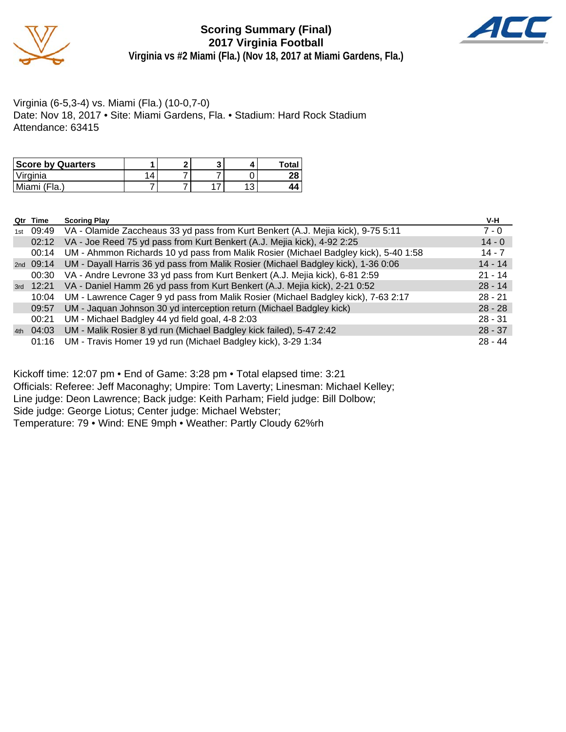# Scoring Summary (Final)
## 2017 Virginia Football
### Virginia vs #2 Miami (Fla.) (Nov 18, 2017 at Miami Gardens, Fla.)

Virginia (6-5,3-4) vs. Miami (Fla.) (10-0,7-0)
Date: Nov 18, 2017 • Site: Miami Gardens, Fla. • Stadium: Hard Rock Stadium
Attendance: 63415

| Score by Quarters | 1 | 2 | 3 | 4 | Total |
|---|---|---|---|---|---|
| Virginia | 14 | 7 | 7 | 0 | **28** |
| Miami (Fla.) | 7 | 7 | 17 | 13 | **44** |

| Qtr | Time | Scoring Play | V-H |
|---|---|---|---|
| 1st | 09:49 | VA - Olamide Zaccheaus 33 yd pass from Kurt Benkert (A.J. Mejia kick), 9-75 5:11 | 7 - 0 |
| | 02:12 | VA - Joe Reed 75 yd pass from Kurt Benkert (A.J. Mejia kick), 4-92 2:25 | 14 - 0 |
| | 00:14 | UM - Ahmmon Richards 10 yd pass from Malik Rosier (Michael Badgley kick), 5-40 1:58 | 14 - 7 |
| 2nd | 09:14 | UM - Dayall Harris 36 yd pass from Malik Rosier (Michael Badgley kick), 1-36 0:06 | 14 - 14 |
| | 00:30 | VA - Andre Levrone 33 yd pass from Kurt Benkert (A.J. Mejia kick), 6-81 2:59 | 21 - 14 |
| 3rd | 12:21 | VA - Daniel Hamm 26 yd pass from Kurt Benkert (A.J. Mejia kick), 2-21 0:52 | 28 - 14 |
| | 10:04 | UM - Lawrence Cager 9 yd pass from Malik Rosier (Michael Badgley kick), 7-63 2:17 | 28 - 21 |
| | 09:57 | UM - Jaquan Johnson 30 yd interception return (Michael Badgley kick) | 28 - 28 |
| | 00:21 | UM - Michael Badgley 44 yd field goal, 4-8 2:03 | 28 - 31 |
| 4th | 04:03 | UM - Malik Rosier 8 yd run (Michael Badgley kick failed), 5-47 2:42 | 28 - 37 |
| | 01:16 | UM - Travis Homer 19 yd run (Michael Badgley kick), 3-29 1:34 | 28 - 44 |

Kickoff time: 12:07 pm • End of Game: 3:28 pm • Total elapsed time: 3:21
Officials: Referee: Jeff Maconaghy; Umpire: Tom Laverty; Linesman: Michael Kelley;
Line judge: Deon Lawrence; Back judge: Keith Parham; Field judge: Bill Dolbow;
Side judge: George Liotus; Center judge: Michael Webster;
Temperature: 79 • Wind: ENE 9mph • Weather: Partly Cloudy 62%rh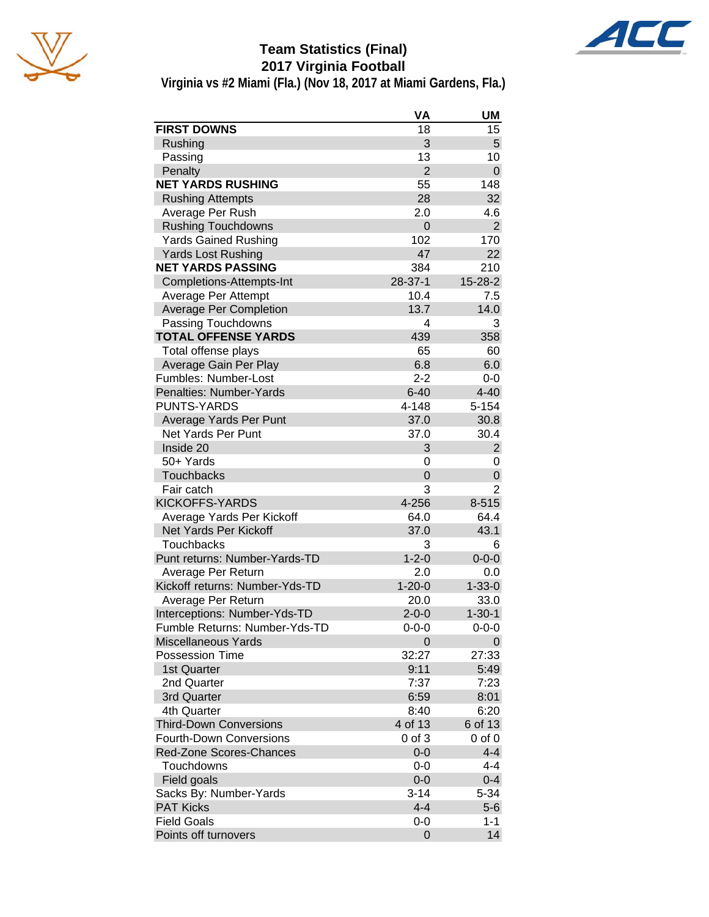# Team Statistics (Final)
## 2017 Virginia Football
### Virginia vs #2 Miami (Fla.) (Nov 18, 2017 at Miami Gardens, Fla.)

| | VA | UM |
|---|---|---|
| **FIRST DOWNS** | 18 | 15 |
| Rushing | 3 | 5 |
| Passing | 13 | 10 |
| Penalty | 2 | 0 |
| **NET YARDS RUSHING** | 55 | 148 |
| Rushing Attempts | 28 | 32 |
| Average Per Rush | 2.0 | 4.6 |
| Rushing Touchdowns | 0 | 2 |
| Yards Gained Rushing | 102 | 170 |
| Yards Lost Rushing | 47 | 22 |
| **NET YARDS PASSING** | 384 | 210 |
| Completions-Attempts-Int | 28-37-1 | 15-28-2 |
| Average Per Attempt | 10.4 | 7.5 |
| Average Per Completion | 13.7 | 14.0 |
| Passing Touchdowns | 4 | 3 |
| **TOTAL OFFENSE YARDS** | 439 | 358 |
| Total offense plays | 65 | 60 |
| Average Gain Per Play | 6.8 | 6.0 |
| Fumbles: Number-Lost | 2-2 | 0-0 |
| Penalties: Number-Yards | 6-40 | 4-40 |
| PUNTS-YARDS | 4-148 | 5-154 |
| Average Yards Per Punt | 37.0 | 30.8 |
| Net Yards Per Punt | 37.0 | 30.4 |
| Inside 20 | 3 | 2 |
| 50+ Yards | 0 | 0 |
| Touchbacks | 0 | 0 |
| Fair catch | 3 | 2 |
| KICKOFFS-YARDS | 4-256 | 8-515 |
| Average Yards Per Kickoff | 64.0 | 64.4 |
| Net Yards Per Kickoff | 37.0 | 43.1 |
| Touchbacks | 3 | 6 |
| Punt returns: Number-Yards-TD | 1-2-0 | 0-0-0 |
| Average Per Return | 2.0 | 0.0 |
| Kickoff returns: Number-Yds-TD | 1-20-0 | 1-33-0 |
| Average Per Return | 20.0 | 33.0 |
| Interceptions: Number-Yds-TD | 2-0-0 | 1-30-1 |
| Fumble Returns: Number-Yds-TD | 0-0-0 | 0-0-0 |
| Miscellaneous Yards | 0 | 0 |
| Possession Time | 32:27 | 27:33 |
| 1st Quarter | 9:11 | 5:49 |
| 2nd Quarter | 7:37 | 7:23 |
| 3rd Quarter | 6:59 | 8:01 |
| 4th Quarter | 8:40 | 6:20 |
| Third-Down Conversions | 4 of 13 | 6 of 13 |
| Fourth-Down Conversions | 0 of 3 | 0 of 0 |
| Red-Zone Scores-Chances | 0-0 | 4-4 |
| Touchdowns | 0-0 | 4-4 |
| Field goals | 0-0 | 0-4 |
| Sacks By: Number-Yards | 3-14 | 5-34 |
| PAT Kicks | 4-4 | 5-6 |
| Field Goals | 0-0 | 1-1 |
| Points off turnovers | 0 | 14 |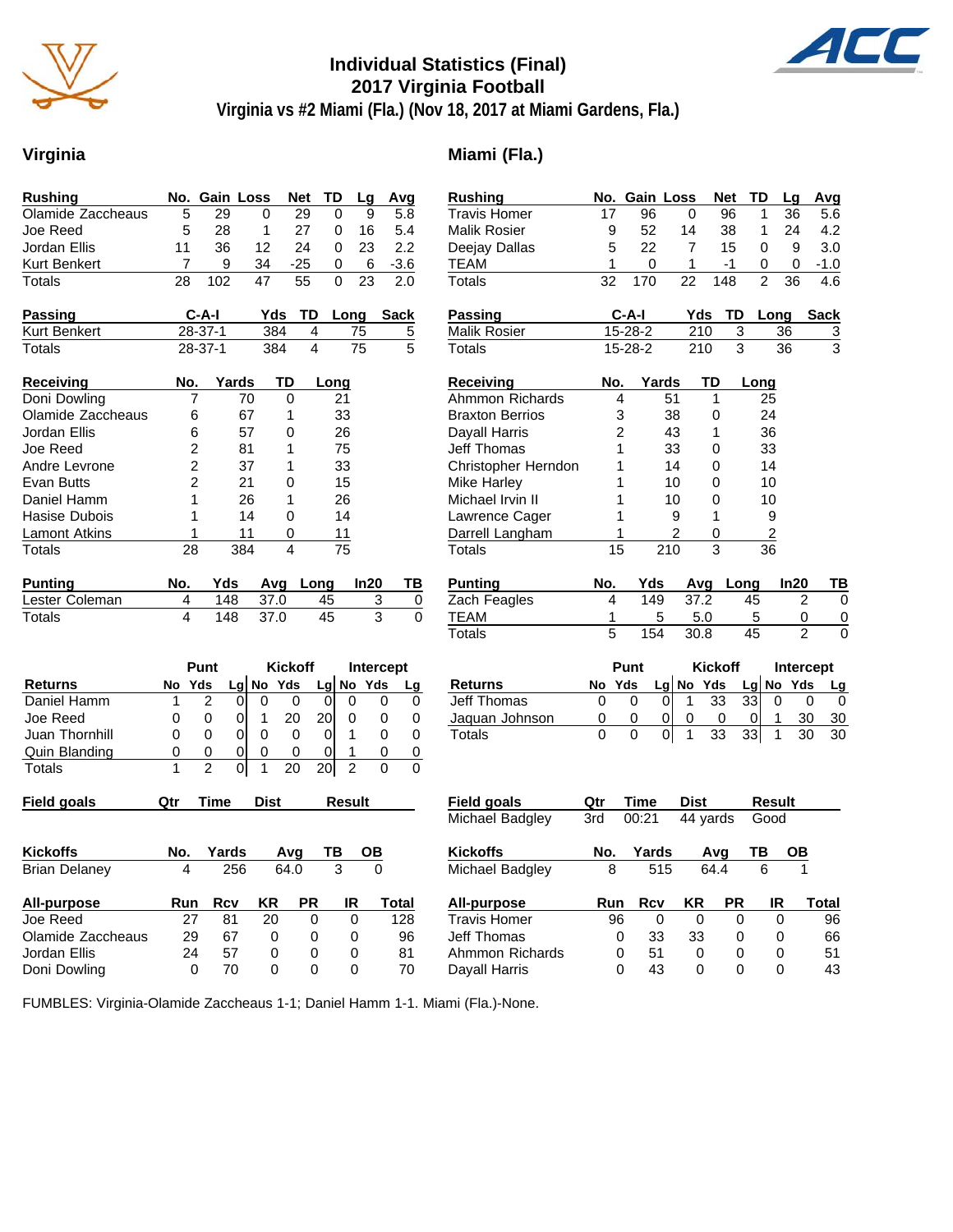# Individual Statistics (Final)
## 2017 Virginia Football
### Virginia vs #2 Miami (Fla.) (Nov 18, 2017 at Miami Gardens, Fla.)

## Virginia

| Rushing | No. | Gain | Loss | Net | TD | Lg | Avg |
|---|---|---|---|---|---|---|---|
| Olamide Zaccheaus | 5 | 29 | 0 | 29 | 0 | 9 | 5.8 |
| Joe Reed | 5 | 28 | 1 | 27 | 0 | 16 | 5.4 |
| Jordan Ellis | 11 | 36 | 12 | 24 | 0 | 23 | 2.2 |
| Kurt Benkert | 7 | 9 | 34 | -25 | 0 | 6 | -3.6 |
| Totals | 28 | 102 | 47 | 55 | 0 | 23 | 2.0 |

| Passing | C-A-I | Yds | TD | Long | Sack |
|---|---|---|---|---|---|
| Kurt Benkert | 28-37-1 | 384 | 4 | 75 | 5 |
| Totals | 28-37-1 | 384 | 4 | 75 | 5 |

| Receiving | No. | Yards | TD | Long |
|---|---|---|---|---|
| Doni Dowling | 7 | 70 | 0 | 21 |
| Olamide Zaccheaus | 6 | 67 | 1 | 33 |
| Jordan Ellis | 6 | 57 | 0 | 26 |
| Joe Reed | 2 | 81 | 1 | 75 |
| Andre Levrone | 2 | 37 | 1 | 33 |
| Evan Butts | 2 | 21 | 0 | 15 |
| Daniel Hamm | 1 | 26 | 1 | 26 |
| Hasise Dubois | 1 | 14 | 0 | 14 |
| Lamont Atkins | 1 | 11 | 0 | 11 |
| Totals | 28 | 384 | 4 | 75 |

| Punting | No. | Yds | Avg | Long | In20 | TB |
|---|---|---|---|---|---|---|
| Lester Coleman | 4 | 148 | 37.0 | 45 | 3 | 0 |
| Totals | 4 | 148 | 37.0 | 45 | 3 | 0 |

| | Punt | | | Kickoff | | | Intercept | | |
|---|---|---|---|---|---|---|---|---|---|
| Returns | No | Yds | Lg | No | Yds | Lg | No | Yds | Lg |
| Daniel Hamm | 1 | 2 | 0 | 0 | 0 | 0 | 0 | 0 | 0 |
| Joe Reed | 0 | 0 | 0 | 1 | 20 | 20 | 0 | 0 | 0 |
| Juan Thornhill | 0 | 0 | 0 | 0 | 0 | 0 | 1 | 0 | 0 |
| Quin Blanding | 0 | 0 | 0 | 0 | 0 | 0 | 1 | 0 | 0 |
| Totals | 1 | 2 | 0 | 1 | 20 | 20 | 2 | 0 | 0 |

| Field goals | Qtr | Time | Dist | Result |
|---|---|---|---|---|

| Kickoffs | No. | Yards | Avg | TB | OB |
|---|---|---|---|---|---|
| Brian Delaney | 4 | 256 | 64.0 | 3 | 0 |

| All-purpose | Run | Rcv | KR | PR | IR | Total |
|---|---|---|---|---|---|---|
| Joe Reed | 27 | 81 | 20 | 0 | 0 | 128 |
| Olamide Zaccheaus | 29 | 67 | 0 | 0 | 0 | 96 |
| Jordan Ellis | 24 | 57 | 0 | 0 | 0 | 81 |
| Doni Dowling | 0 | 70 | 0 | 0 | 0 | 70 |

## Miami (Fla.)

| Rushing | No. | Gain | Loss | Net | TD | Lg | Avg |
|---|---|---|---|---|---|---|---|
| Travis Homer | 17 | 96 | 0 | 96 | 1 | 36 | 5.6 |
| Malik Rosier | 9 | 52 | 14 | 38 | 1 | 24 | 4.2 |
| Deejay Dallas | 5 | 22 | 7 | 15 | 0 | 9 | 3.0 |
| TEAM | 1 | 0 | 1 | -1 | 0 | 0 | -1.0 |
| Totals | 32 | 170 | 22 | 148 | 2 | 36 | 4.6 |

| Passing | C-A-I | Yds | TD | Long | Sack |
|---|---|---|---|---|---|
| Malik Rosier | 15-28-2 | 210 | 3 | 36 | 3 |
| Totals | 15-28-2 | 210 | 3 | 36 | 3 |

| Receiving | No. | Yards | TD | Long |
|---|---|---|---|---|
| Ahmmon Richards | 4 | 51 | 1 | 25 |
| Braxton Berrios | 3 | 38 | 0 | 24 |
| Dayall Harris | 2 | 43 | 1 | 36 |
| Jeff Thomas | 1 | 33 | 0 | 33 |
| Christopher Herndon | 1 | 14 | 0 | 14 |
| Mike Harley | 1 | 10 | 0 | 10 |
| Michael Irvin II | 1 | 10 | 0 | 10 |
| Lawrence Cager | 1 | 9 | 1 | 9 |
| Darrell Langham | 1 | 2 | 0 | 2 |
| Totals | 15 | 210 | 3 | 36 |

| Punting | No. | Yds | Avg | Long | In20 | TB |
|---|---|---|---|---|---|---|
| Zach Feagles | 4 | 149 | 37.2 | 45 | 2 | 0 |
| TEAM | 1 | 5 | 5.0 | 5 | 0 | 0 |
| Totals | 5 | 154 | 30.8 | 45 | 2 | 0 |

| | Punt | | | Kickoff | | | Intercept | | |
|---|---|---|---|---|---|---|---|---|---|
| Returns | No | Yds | Lg | No | Yds | Lg | No | Yds | Lg |
| Jeff Thomas | 0 | 0 | 0 | 1 | 33 | 33 | 0 | 0 | 0 |
| Jaquan Johnson | 0 | 0 | 0 | 0 | 0 | 0 | 1 | 30 | 30 |
| Totals | 0 | 0 | 0 | 1 | 33 | 33 | 1 | 30 | 30 |

| Field goals | Qtr | Time | Dist | Result |
|---|---|---|---|---|
| Michael Badgley | 3rd | 00:21 | 44 yards | Good |

| Kickoffs | No. | Yards | Avg | TB | OB |
|---|---|---|---|---|---|
| Michael Badgley | 8 | 515 | 64.4 | 6 | 1 |

| All-purpose | Run | Rcv | KR | PR | IR | Total |
|---|---|---|---|---|---|---|
| Travis Homer | 96 | 0 | 0 | 0 | 0 | 96 |
| Jeff Thomas | 0 | 33 | 33 | 0 | 0 | 66 |
| Ahmmon Richards | 0 | 51 | 0 | 0 | 0 | 51 |
| Dayall Harris | 0 | 43 | 0 | 0 | 0 | 43 |

FUMBLES: Virginia-Olamide Zaccheaus 1-1; Daniel Hamm 1-1. Miami (Fla.)-None.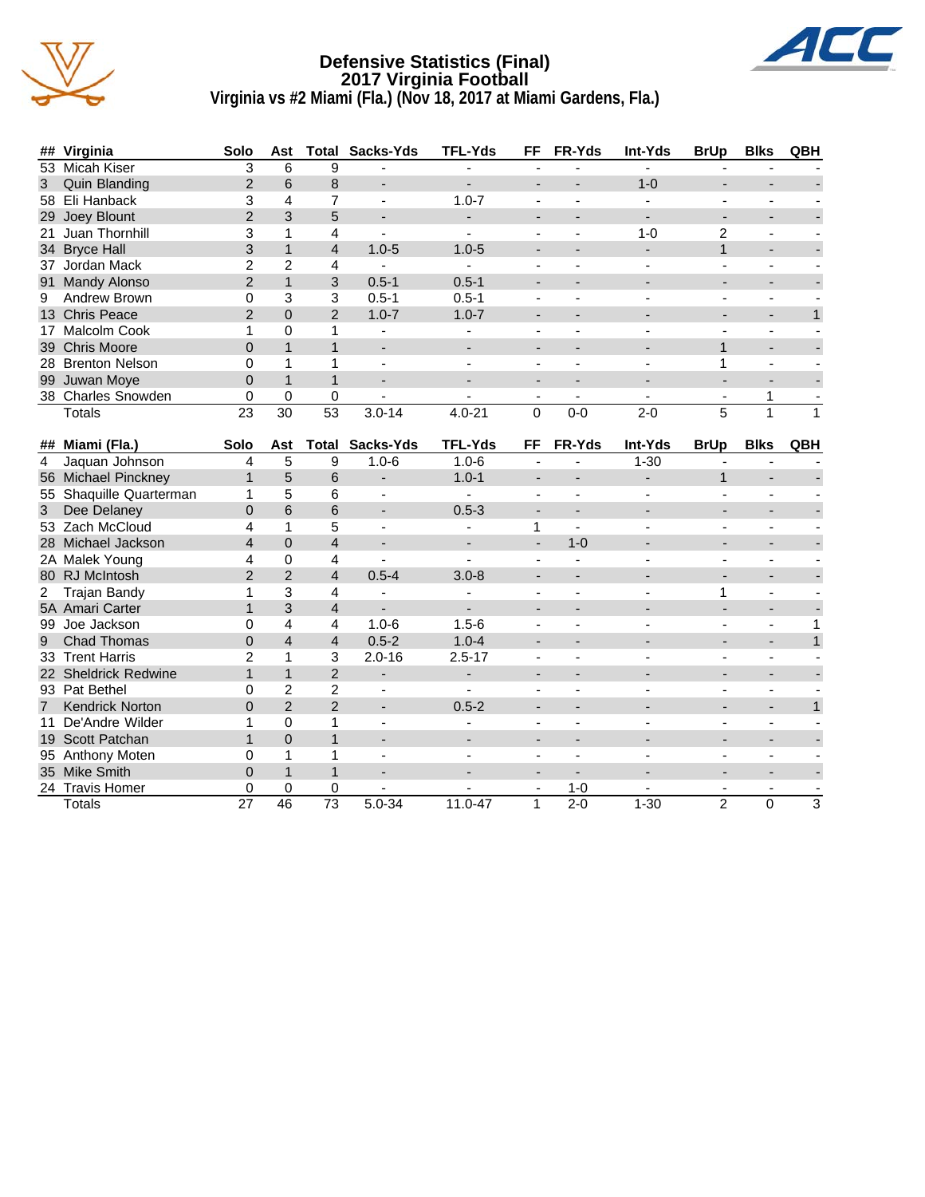# Defensive Statistics (Final)
## 2017 Virginia Football
### Virginia vs #2 Miami (Fla.) (Nov 18, 2017 at Miami Gardens, Fla.)

| ## | Virginia | Solo | Ast | Total | Sacks-Yds | TFL-Yds | FF | FR-Yds | Int-Yds | BrUp | Blks | QBH |
|---|---|---|---|---|---|---|---|---|---|---|---|---|
| 53 | Micah Kiser | 3 | 6 | 9 | - | - | - | - | - | - | - | - |
| 3 | Quin Blanding | 2 | 6 | 8 | - | - | - | - | 1-0 | - | - | - |
| 58 | Eli Hanback | 3 | 4 | 7 | - | 1.0-7 | - | - | - | - | - | - |
| 29 | Joey Blount | 2 | 3 | 5 | - | - | - | - | - | - | - | - |
| 21 | Juan Thornhill | 3 | 1 | 4 | - | - | - | - | 1-0 | 2 | - | - |
| 34 | Bryce Hall | 3 | 1 | 4 | 1.0-5 | 1.0-5 | - | - | - | 1 | - | - |
| 37 | Jordan Mack | 2 | 2 | 4 | - | - | - | - | - | - | - | - |
| 91 | Mandy Alonso | 2 | 1 | 3 | 0.5-1 | 0.5-1 | - | - | - | - | - | - |
| 9 | Andrew Brown | 0 | 3 | 3 | 0.5-1 | 0.5-1 | - | - | - | - | - | - |
| 13 | Chris Peace | 2 | 0 | 2 | 1.0-7 | 1.0-7 | - | - | - | - | - | 1 |
| 17 | Malcolm Cook | 1 | 0 | 1 | - | - | - | - | - | - | - | - |
| 39 | Chris Moore | 0 | 1 | 1 | - | - | - | - | - | 1 | - | - |
| 28 | Brenton Nelson | 0 | 1 | 1 | - | - | - | - | - | 1 | - | - |
| 99 | Juwan Moye | 0 | 1 | 1 | - | - | - | - | - | - | - | - |
| 38 | Charles Snowden | 0 | 0 | 0 | - | - | - | - | - | - | 1 | - |
| | Totals | 23 | 30 | 53 | 3.0-14 | 4.0-21 | 0 | 0-0 | 2-0 | 5 | 1 | 1 |

| ## | Miami (Fla.) | Solo | Ast | Total | Sacks-Yds | TFL-Yds | FF | FR-Yds | Int-Yds | BrUp | Blks | QBH |
|---|---|---|---|---|---|---|---|---|---|---|---|---|
| 4 | Jaquan Johnson | 4 | 5 | 9 | 1.0-6 | 1.0-6 | - | - | 1-30 | - | - | - |
| 56 | Michael Pinckney | 1 | 5 | 6 | - | 1.0-1 | - | - | - | 1 | - | - |
| 55 | Shaquille Quarterman | 1 | 5 | 6 | - | - | - | - | - | - | - | - |
| 3 | Dee Delaney | 0 | 6 | 6 | - | 0.5-3 | - | - | - | - | - | - |
| 53 | Zach McCloud | 4 | 1 | 5 | - | - | 1 | - | - | - | - | - |
| 28 | Michael Jackson | 4 | 0 | 4 | - | - | - | 1-0 | - | - | - | - |
| 2A | Malek Young | 4 | 0 | 4 | - | - | - | - | - | - | - | - |
| 80 | RJ McIntosh | 2 | 2 | 4 | 0.5-4 | 3.0-8 | - | - | - | - | - | - |
| 2 | Trajan Bandy | 1 | 3 | 4 | - | - | - | - | - | 1 | - | - |
| 5A | Amari Carter | 1 | 3 | 4 | - | - | - | - | - | - | - | - |
| 99 | Joe Jackson | 0 | 4 | 4 | 1.0-6 | 1.5-6 | - | - | - | - | - | 1 |
| 9 | Chad Thomas | 0 | 4 | 4 | 0.5-2 | 1.0-4 | - | - | - | - | - | 1 |
| 33 | Trent Harris | 2 | 1 | 3 | 2.0-16 | 2.5-17 | - | - | - | - | - | - |
| 22 | Sheldrick Redwine | 1 | 1 | 2 | - | - | - | - | - | - | - | - |
| 93 | Pat Bethel | 0 | 2 | 2 | - | - | - | - | - | - | - | - |
| 7 | Kendrick Norton | 0 | 2 | 2 | - | 0.5-2 | - | - | - | - | - | 1 |
| 11 | De'Andre Wilder | 1 | 0 | 1 | - | - | - | - | - | - | - | - |
| 19 | Scott Patchan | 1 | 0 | 1 | - | - | - | - | - | - | - | - |
| 95 | Anthony Moten | 0 | 1 | 1 | - | - | - | - | - | - | - | - |
| 35 | Mike Smith | 0 | 1 | 1 | - | - | - | - | - | - | - | - |
| 24 | Travis Homer | 0 | 0 | 0 | - | - | - | 1-0 | - | - | - | - |
| | Totals | 27 | 46 | 73 | 5.0-34 | 11.0-47 | 1 | 2-0 | 1-30 | 2 | 0 | 3 |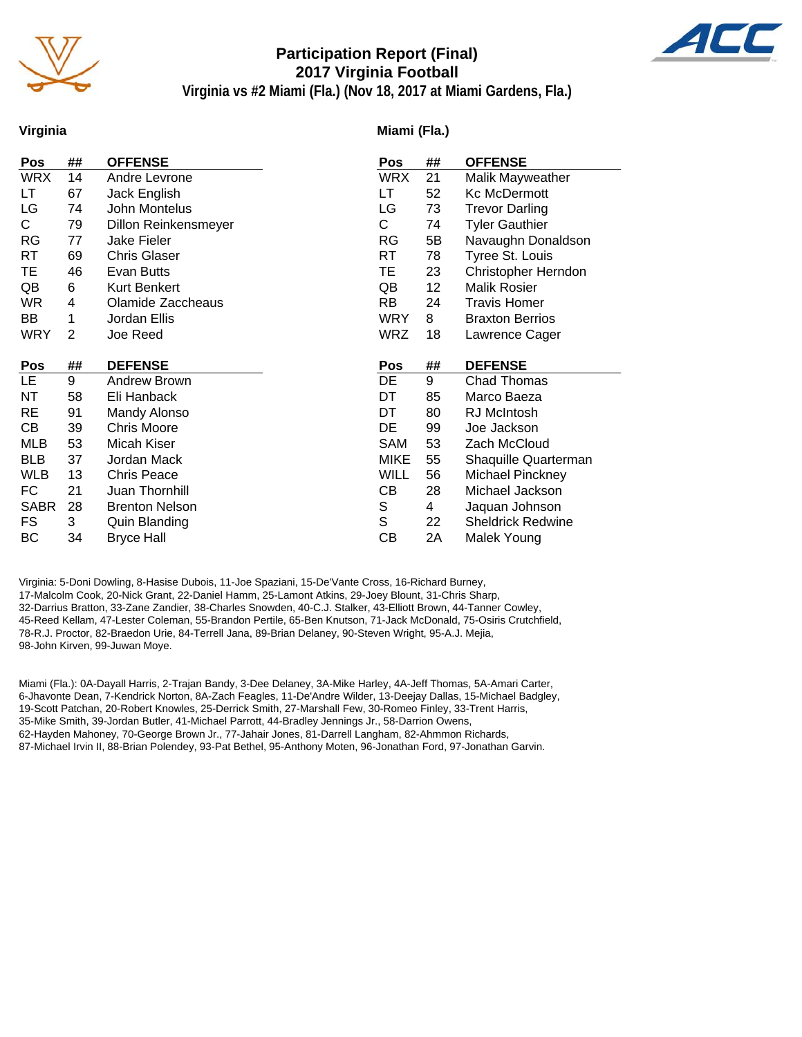# Participation Report (Final)
## 2017 Virginia Football
### Virginia vs #2 Miami (Fla.) (Nov 18, 2017 at Miami Gardens, Fla.)

## Virginia

| Pos | ## | OFFENSE |
|---|---|---|
| WRX | 14 | Andre Levrone |
| LT | 67 | Jack English |
| LG | 74 | John Montelus |
| C | 79 | Dillon Reinkensmeyer |
| RG | 77 | Jake Fieler |
| RT | 69 | Chris Glaser |
| TE | 46 | Evan Butts |
| QB | 6 | Kurt Benkert |
| WR | 4 | Olamide Zaccheaus |
| BB | 1 | Jordan Ellis |
| WRY | 2 | Joe Reed |

| Pos | ## | DEFENSE |
|---|---|---|
| LE | 9 | Andrew Brown |
| NT | 58 | Eli Hanback |
| RE | 91 | Mandy Alonso |
| CB | 39 | Chris Moore |
| MLB | 53 | Micah Kiser |
| BLB | 37 | Jordan Mack |
| WLB | 13 | Chris Peace |
| FC | 21 | Juan Thornhill |
| SABR | 28 | Brenton Nelson |
| FS | 3 | Quin Blanding |
| BC | 34 | Bryce Hall |

## Miami (Fla.)

| Pos | ## | OFFENSE |
|---|---|---|
| WRX | 21 | Malik Mayweather |
| LT | 52 | Kc McDermott |
| LG | 73 | Trevor Darling |
| C | 74 | Tyler Gauthier |
| RG | 5B | Navaughn Donaldson |
| RT | 78 | Tyree St. Louis |
| TE | 23 | Christopher Herndon |
| QB | 12 | Malik Rosier |
| RB | 24 | Travis Homer |
| WRY | 8 | Braxton Berrios |
| WRZ | 18 | Lawrence Cager |

| Pos | ## | DEFENSE |
|---|---|---|
| DE | 9 | Chad Thomas |
| DT | 85 | Marco Baeza |
| DT | 80 | RJ McIntosh |
| DE | 99 | Joe Jackson |
| SAM | 53 | Zach McCloud |
| MIKE | 55 | Shaquille Quarterman |
| WILL | 56 | Michael Pinckney |
| CB | 28 | Michael Jackson |
| S | 4 | Jaquan Johnson |
| S | 22 | Sheldrick Redwine |
| CB | 2A | Malek Young |

Virginia: 5-Doni Dowling, 8-Hasise Dubois, 11-Joe Spaziani, 15-De'Vante Cross, 16-Richard Burney, 17-Malcolm Cook, 20-Nick Grant, 22-Daniel Hamm, 25-Lamont Atkins, 29-Joey Blount, 31-Chris Sharp, 32-Darrius Bratton, 33-Zane Zandier, 38-Charles Snowden, 40-C.J. Stalker, 43-Elliott Brown, 44-Tanner Cowley, 45-Reed Kellam, 47-Lester Coleman, 55-Brandon Pertile, 65-Ben Knutson, 71-Jack McDonald, 75-Osiris Crutchfield, 78-R.J. Proctor, 82-Braedon Urie, 84-Terrell Jana, 89-Brian Delaney, 90-Steven Wright, 95-A.J. Mejia, 98-John Kirven, 99-Juwan Moye.

Miami (Fla.): 0A-Dayall Harris, 2-Trajan Bandy, 3-Dee Delaney, 3A-Mike Harley, 4A-Jeff Thomas, 5A-Amari Carter, 6-Jhavonte Dean, 7-Kendrick Norton, 8A-Zach Feagles, 11-De'Andre Wilder, 13-Deejay Dallas, 15-Michael Badgley, 19-Scott Patchan, 20-Robert Knowles, 25-Derrick Smith, 27-Marshall Few, 30-Romeo Finley, 33-Trent Harris, 35-Mike Smith, 39-Jordan Butler, 41-Michael Parrott, 44-Bradley Jennings Jr., 58-Darrion Owens, 62-Hayden Mahoney, 70-George Brown Jr., 77-Jahair Jones, 81-Darrell Langham, 82-Ahmmon Richards, 87-Michael Irvin II, 88-Brian Polendey, 93-Pat Bethel, 95-Anthony Moten, 96-Jonathan Ford, 97-Jonathan Garvin.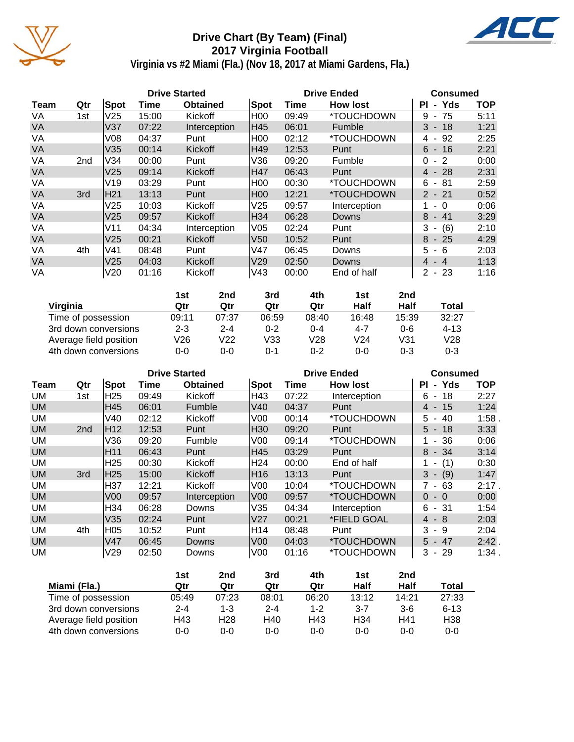# Drive Chart (By Team) (Final)
## 2017 Virginia Football
### Virginia vs #2 Miami (Fla.) (Nov 18, 2017 at Miami Gardens, Fla.)

| | | Drive Started | | | Drive Ended | | | Consumed | |
|---|---|---|---|---|---|---|---|---|---|
| **Team** | **Qtr** | **Spot** | **Time** | **Obtained** | **Spot** | **Time** | **How lost** | **Pl - Yds** | **TOP** |
| VA | 1st | V25 | 15:00 | Kickoff | H00 | 09:49 | *TOUCHDOWN | 9 - 75 | 5:11 |
| VA | | V37 | 07:22 | Interception | H45 | 06:01 | Fumble | 3 - 18 | 1:21 |
| VA | | V08 | 04:37 | Punt | H00 | 02:12 | *TOUCHDOWN | 4 - 92 | 2:25 |
| VA | | V35 | 00:14 | Kickoff | H49 | 12:53 | Punt | 6 - 16 | 2:21 |
| VA | 2nd | V34 | 00:00 | Punt | V36 | 09:20 | Fumble | 0 - 2 | 0:00 |
| VA | | V25 | 09:14 | Kickoff | H47 | 06:43 | Punt | 4 - 28 | 2:31 |
| VA | | V19 | 03:29 | Punt | H00 | 00:30 | *TOUCHDOWN | 6 - 81 | 2:59 |
| VA | 3rd | H21 | 13:13 | Punt | H00 | 12:21 | *TOUCHDOWN | 2 - 21 | 0:52 |
| VA | | V25 | 10:03 | Kickoff | V25 | 09:57 | Interception | 1 - 0 | 0:06 |
| VA | | V25 | 09:57 | Kickoff | H34 | 06:28 | Downs | 8 - 41 | 3:29 |
| VA | | V11 | 04:34 | Interception | V05 | 02:24 | Punt | 3 - (6) | 2:10 |
| VA | | V25 | 00:21 | Kickoff | V50 | 10:52 | Punt | 8 - 25 | 4:29 |
| VA | 4th | V41 | 08:48 | Punt | V47 | 06:45 | Downs | 5 - 6 | 2:03 |
| VA | | V25 | 04:03 | Kickoff | V29 | 02:50 | Downs | 4 - 4 | 1:13 |
| VA | | V20 | 01:16 | Kickoff | V43 | 00:00 | End of half | 2 - 23 | 1:16 |

| Virginia | 1st Qtr | 2nd Qtr | 3rd Qtr | 4th Qtr | 1st Half | 2nd Half | Total |
|---|---|---|---|---|---|---|---|
| Time of possession | 09:11 | 07:37 | 06:59 | 08:40 | 16:48 | 15:39 | 32:27 |
| 3rd down conversions | 2-3 | 2-4 | 0-2 | 0-4 | 4-7 | 0-6 | 4-13 |
| Average field position | V26 | V22 | V33 | V28 | V24 | V31 | V28 |
| 4th down conversions | 0-0 | 0-0 | 0-1 | 0-2 | 0-0 | 0-3 | 0-3 |

| | | Drive Started | | | Drive Ended | | | Consumed | |
|---|---|---|---|---|---|---|---|---|---|
| **Team** | **Qtr** | **Spot** | **Time** | **Obtained** | **Spot** | **Time** | **How lost** | **Pl - Yds** | **TOP** |
| UM | 1st | H25 | 09:49 | Kickoff | H43 | 07:22 | Interception | 6 - 18 | 2:27 |
| UM | | H45 | 06:01 | Fumble | V40 | 04:37 | Punt | 4 - 15 | 1:24 |
| UM | | V40 | 02:12 | Kickoff | V00 | 00:14 | *TOUCHDOWN | 5 - 40 | 1:58 . |
| UM | 2nd | H12 | 12:53 | Punt | H30 | 09:20 | Punt | 5 - 18 | 3:33 |
| UM | | V36 | 09:20 | Fumble | V00 | 09:14 | *TOUCHDOWN | 1 - 36 | 0:06 |
| UM | | H11 | 06:43 | Punt | H45 | 03:29 | Punt | 8 - 34 | 3:14 |
| UM | | H25 | 00:30 | Kickoff | H24 | 00:00 | End of half | 1 - (1) | 0:30 |
| UM | 3rd | H25 | 15:00 | Kickoff | H16 | 13:13 | Punt | 3 - (9) | 1:47 |
| UM | | H37 | 12:21 | Kickoff | V00 | 10:04 | *TOUCHDOWN | 7 - 63 | 2:17 . |
| UM | | V00 | 09:57 | Interception | V00 | 09:57 | *TOUCHDOWN | 0 - 0 | 0:00 |
| UM | | H34 | 06:28 | Downs | V35 | 04:34 | Interception | 6 - 31 | 1:54 |
| UM | | V35 | 02:24 | Punt | V27 | 00:21 | *FIELD GOAL | 4 - 8 | 2:03 |
| UM | 4th | H05 | 10:52 | Punt | H14 | 08:48 | Punt | 3 - 9 | 2:04 |
| UM | | V47 | 06:45 | Downs | V00 | 04:03 | *TOUCHDOWN | 5 - 47 | 2:42 . |
| UM | | V29 | 02:50 | Downs | V00 | 01:16 | *TOUCHDOWN | 3 - 29 | 1:34 . |

| Miami (Fla.) | 1st Qtr | 2nd Qtr | 3rd Qtr | 4th Qtr | 1st Half | 2nd Half | Total |
|---|---|---|---|---|---|---|---|
| Time of possession | 05:49 | 07:23 | 08:01 | 06:20 | 13:12 | 14:21 | 27:33 |
| 3rd down conversions | 2-4 | 1-3 | 2-4 | 1-2 | 3-7 | 3-6 | 6-13 |
| Average field position | H43 | H28 | H40 | H43 | H34 | H41 | H38 |
| 4th down conversions | 0-0 | 0-0 | 0-0 | 0-0 | 0-0 | 0-0 | 0-0 |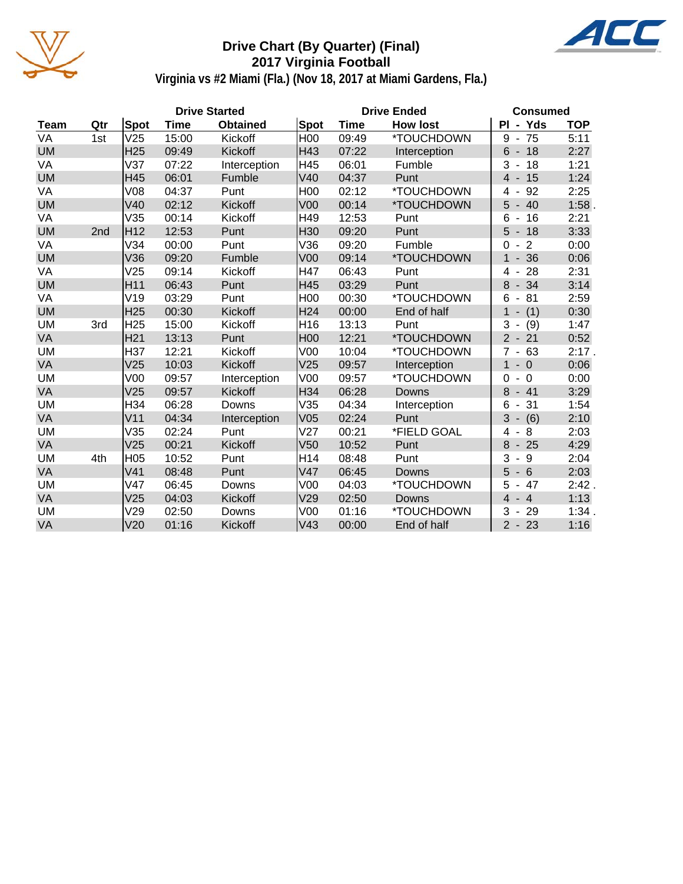# Drive Chart (By Quarter) (Final)
## 2017 Virginia Football
### Virginia vs #2 Miami (Fla.) (Nov 18, 2017 at Miami Gardens, Fla.)

| | | Drive Started | | | Drive Ended | | | Consumed | |
|---|---|---|---|---|---|---|---|---|---|
| Team | Qtr | Spot | Time | Obtained | Spot | Time | How lost | Pl - Yds | TOP |
| VA | 1st | V25 | 15:00 | Kickoff | H00 | 09:49 | *TOUCHDOWN | 9 - 75 | 5:11 |
| UM | | H25 | 09:49 | Kickoff | H43 | 07:22 | Interception | 6 - 18 | 2:27 |
| VA | | V37 | 07:22 | Interception | H45 | 06:01 | Fumble | 3 - 18 | 1:21 |
| UM | | H45 | 06:01 | Fumble | V40 | 04:37 | Punt | 4 - 15 | 1:24 |
| VA | | V08 | 04:37 | Punt | H00 | 02:12 | *TOUCHDOWN | 4 - 92 | 2:25 |
| UM | | V40 | 02:12 | Kickoff | V00 | 00:14 | *TOUCHDOWN | 5 - 40 | 1:58 . |
| VA | | V35 | 00:14 | Kickoff | H49 | 12:53 | Punt | 6 - 16 | 2:21 |
| UM | 2nd | H12 | 12:53 | Punt | H30 | 09:20 | Punt | 5 - 18 | 3:33 |
| VA | | V34 | 00:00 | Punt | V36 | 09:20 | Fumble | 0 - 2 | 0:00 |
| UM | | V36 | 09:20 | Fumble | V00 | 09:14 | *TOUCHDOWN | 1 - 36 | 0:06 |
| VA | | V25 | 09:14 | Kickoff | H47 | 06:43 | Punt | 4 - 28 | 2:31 |
| UM | | H11 | 06:43 | Punt | H45 | 03:29 | Punt | 8 - 34 | 3:14 |
| VA | | V19 | 03:29 | Punt | H00 | 00:30 | *TOUCHDOWN | 6 - 81 | 2:59 |
| UM | | H25 | 00:30 | Kickoff | H24 | 00:00 | End of half | 1 - (1) | 0:30 |
| UM | 3rd | H25 | 15:00 | Kickoff | H16 | 13:13 | Punt | 3 - (9) | 1:47 |
| VA | | H21 | 13:13 | Punt | H00 | 12:21 | *TOUCHDOWN | 2 - 21 | 0:52 |
| UM | | H37 | 12:21 | Kickoff | V00 | 10:04 | *TOUCHDOWN | 7 - 63 | 2:17 . |
| VA | | V25 | 10:03 | Kickoff | V25 | 09:57 | Interception | 1 - 0 | 0:06 |
| UM | | V00 | 09:57 | Interception | V00 | 09:57 | *TOUCHDOWN | 0 - 0 | 0:00 |
| VA | | V25 | 09:57 | Kickoff | H34 | 06:28 | Downs | 8 - 41 | 3:29 |
| UM | | H34 | 06:28 | Downs | V35 | 04:34 | Interception | 6 - 31 | 1:54 |
| VA | | V11 | 04:34 | Interception | V05 | 02:24 | Punt | 3 - (6) | 2:10 |
| UM | | V35 | 02:24 | Punt | V27 | 00:21 | *FIELD GOAL | 4 - 8 | 2:03 |
| VA | | V25 | 00:21 | Kickoff | V50 | 10:52 | Punt | 8 - 25 | 4:29 |
| UM | 4th | H05 | 10:52 | Punt | H14 | 08:48 | Punt | 3 - 9 | 2:04 |
| VA | | V41 | 08:48 | Punt | V47 | 06:45 | Downs | 5 - 6 | 2:03 |
| UM | | V47 | 06:45 | Downs | V00 | 04:03 | *TOUCHDOWN | 5 - 47 | 2:42 . |
| VA | | V25 | 04:03 | Kickoff | V29 | 02:50 | Downs | 4 - 4 | 1:13 |
| UM | | V29 | 02:50 | Downs | V00 | 01:16 | *TOUCHDOWN | 3 - 29 | 1:34 . |
| VA | | V20 | 01:16 | Kickoff | V43 | 00:00 | End of half | 2 - 23 | 1:16 |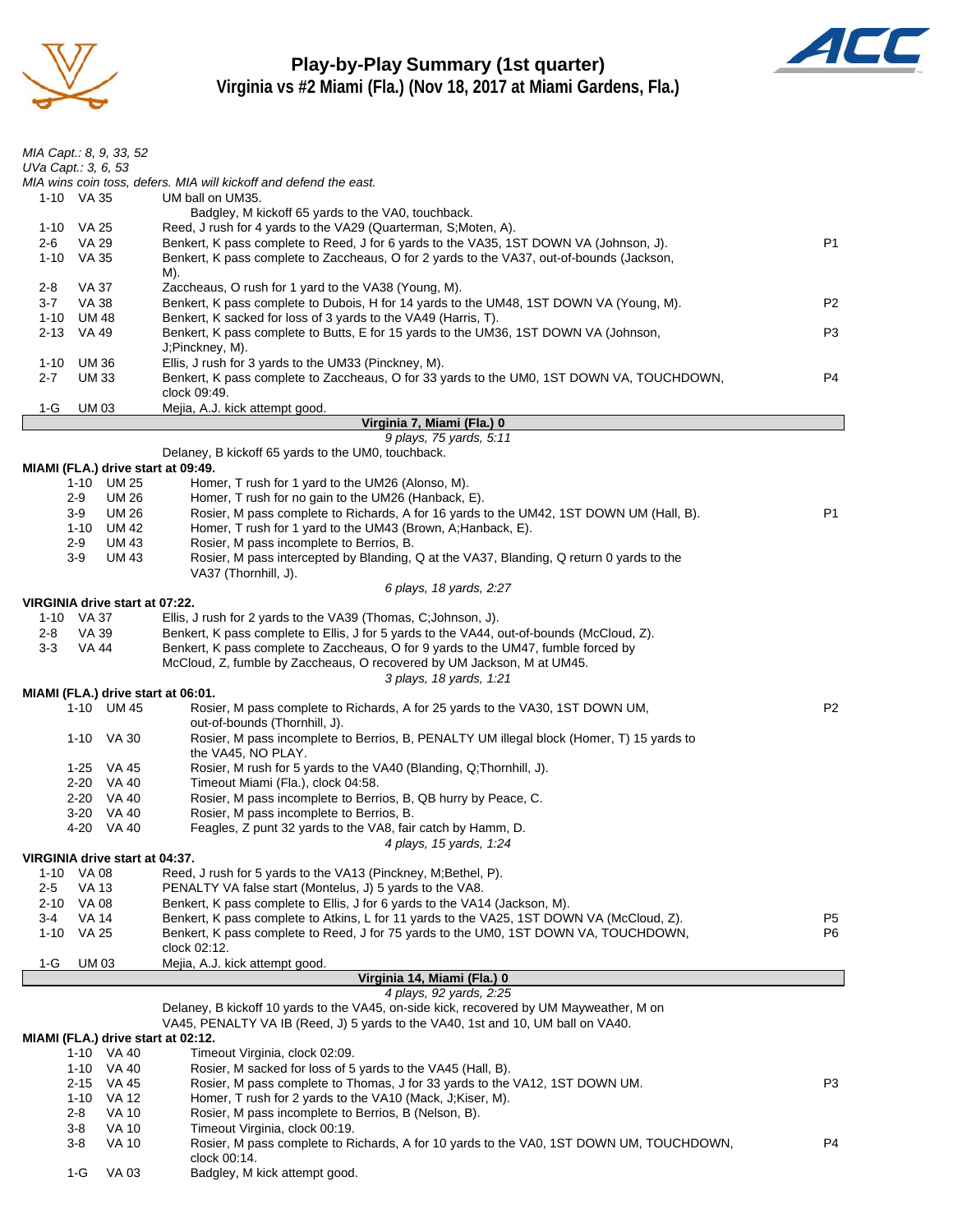# Play-by-Play Summary (1st quarter)

## Virginia vs #2 Miami (Fla.) (Nov 18, 2017 at Miami Gardens, Fla.)

*MIA Capt.: 8, 9, 33, 52*
*UVa Capt.: 3, 6, 53*
*MIA wins coin toss, defers. MIA will kickoff and defend the east.*

| Down | Spot | Play | |
|---|---|---|---|
| 1-10 | VA 35 | UM ball on UM35. | |
| | | Badgley, M kickoff 65 yards to the VA0, touchback. | |
| 1-10 | VA 25 | Reed, J rush for 4 yards to the VA29 (Quarterman, S;Moten, A). | |
| 2-6 | VA 29 | Benkert, K pass complete to Reed, J for 6 yards to the VA35, 1ST DOWN VA (Johnson, J). | P1 |
| 1-10 | VA 35 | Benkert, K pass complete to Zaccheaus, O for 2 yards to the VA37, out-of-bounds (Jackson, M). | |
| 2-8 | VA 37 | Zaccheaus, O rush for 1 yard to the VA38 (Young, M). | |
| 3-7 | VA 38 | Benkert, K pass complete to Dubois, H for 14 yards to the UM48, 1ST DOWN VA (Young, M). | P2 |
| 1-10 | UM 48 | Benkert, K sacked for loss of 3 yards to the VA49 (Harris, T). | |
| 2-13 | VA 49 | Benkert, K pass complete to Butts, E for 15 yards to the UM36, 1ST DOWN VA (Johnson, J;Pinckney, M). | P3 |
| 1-10 | UM 36 | Ellis, J rush for 3 yards to the UM33 (Pinckney, M). | |
| 2-7 | UM 33 | Benkert, K pass complete to Zaccheaus, O for 33 yards to the UM0, 1ST DOWN VA, TOUCHDOWN, clock 09:49. | P4 |
| 1-G | UM 03 | Mejia, A.J. kick attempt good. | |

**Virginia 7, Miami (Fla.) 0**

*9 plays, 75 yards, 5:11*

Delaney, B kickoff 65 yards to the UM0, touchback.

**MIAMI (FLA.) drive start at 09:49.**

| Down | Spot | Play | |
|---|---|---|---|
| 1-10 | UM 25 | Homer, T rush for 1 yard to the UM26 (Alonso, M). | |
| 2-9 | UM 26 | Homer, T rush for no gain to the UM26 (Hanback, E). | |
| 3-9 | UM 26 | Rosier, M pass complete to Richards, A for 16 yards to the UM42, 1ST DOWN UM (Hall, B). | P1 |
| 1-10 | UM 42 | Homer, T rush for 1 yard to the UM43 (Brown, A;Hanback, E). | |
| 2-9 | UM 43 | Rosier, M pass incomplete to Berrios, B. | |
| 3-9 | UM 43 | Rosier, M pass intercepted by Blanding, Q at the VA37, Blanding, Q return 0 yards to the VA37 (Thornhill, J). | |

*6 plays, 18 yards, 2:27*

**VIRGINIA drive start at 07:22.**

| Down | Spot | Play | |
|---|---|---|---|
| 1-10 | VA 37 | Ellis, J rush for 2 yards to the VA39 (Thomas, C;Johnson, J). | |
| 2-8 | VA 39 | Benkert, K pass complete to Ellis, J for 5 yards to the VA44, out-of-bounds (McCloud, Z). | |
| 3-3 | VA 44 | Benkert, K pass complete to Zaccheaus, O for 9 yards to the UM47, fumble forced by McCloud, Z, fumble by Zaccheaus, O recovered by UM Jackson, M at UM45. | |

*3 plays, 18 yards, 1:21*

**MIAMI (FLA.) drive start at 06:01.**

| Down | Spot | Play | |
|---|---|---|---|
| 1-10 | UM 45 | Rosier, M pass complete to Richards, A for 25 yards to the VA30, 1ST DOWN UM, out-of-bounds (Thornhill, J). | P2 |
| 1-10 | VA 30 | Rosier, M pass incomplete to Berrios, B, PENALTY UM illegal block (Homer, T) 15 yards to the VA45, NO PLAY. | |
| 1-25 | VA 45 | Rosier, M rush for 5 yards to the VA40 (Blanding, Q;Thornhill, J). | |
| 2-20 | VA 40 | Timeout Miami (Fla.), clock 04:58. | |
| 2-20 | VA 40 | Rosier, M pass incomplete to Berrios, B, QB hurry by Peace, C. | |
| 3-20 | VA 40 | Rosier, M pass incomplete to Berrios, B. | |
| 4-20 | VA 40 | Feagles, Z punt 32 yards to the VA8, fair catch by Hamm, D. | |

*4 plays, 15 yards, 1:24*

**VIRGINIA drive start at 04:37.**

| Down | Spot | Play | |
|---|---|---|---|
| 1-10 | VA 08 | Reed, J rush for 5 yards to the VA13 (Pinckney, M;Bethel, P). | |
| 2-5 | VA 13 | PENALTY VA false start (Montelus, J) 5 yards to the VA8. | |
| 2-10 | VA 08 | Benkert, K pass complete to Ellis, J for 6 yards to the VA14 (Jackson, M). | |
| 3-4 | VA 14 | Benkert, K pass complete to Atkins, L for 11 yards to the VA25, 1ST DOWN VA (McCloud, Z). | P5 |
| 1-10 | VA 25 | Benkert, K pass complete to Reed, J for 75 yards to the UM0, 1ST DOWN VA, TOUCHDOWN, clock 02:12. | P6 |
| 1-G | UM 03 | Mejia, A.J. kick attempt good. | |

**Virginia 14, Miami (Fla.) 0**

*4 plays, 92 yards, 2:25*

Delaney, B kickoff 10 yards to the VA45, on-side kick, recovered by UM Mayweather, M on VA45, PENALTY VA IB (Reed, J) 5 yards to the VA40, 1st and 10, UM ball on VA40.

**MIAMI (FLA.) drive start at 02:12.**

| Down | Spot | Play | |
|---|---|---|---|
| 1-10 | VA 40 | Timeout Virginia, clock 02:09. | |
| 1-10 | VA 40 | Rosier, M sacked for loss of 5 yards to the VA45 (Hall, B). | |
| 2-15 | VA 45 | Rosier, M pass complete to Thomas, J for 33 yards to the VA12, 1ST DOWN UM. | P3 |
| 1-10 | VA 12 | Homer, T rush for 2 yards to the VA10 (Mack, J;Kiser, M). | |
| 2-8 | VA 10 | Rosier, M pass incomplete to Berrios, B (Nelson, B). | |
| 3-8 | VA 10 | Timeout Virginia, clock 00:19. | |
| 3-8 | VA 10 | Rosier, M pass complete to Richards, A for 10 yards to the VA0, 1ST DOWN UM, TOUCHDOWN, clock 00:14. | P4 |
| 1-G | VA 03 | Badgley, M kick attempt good. | |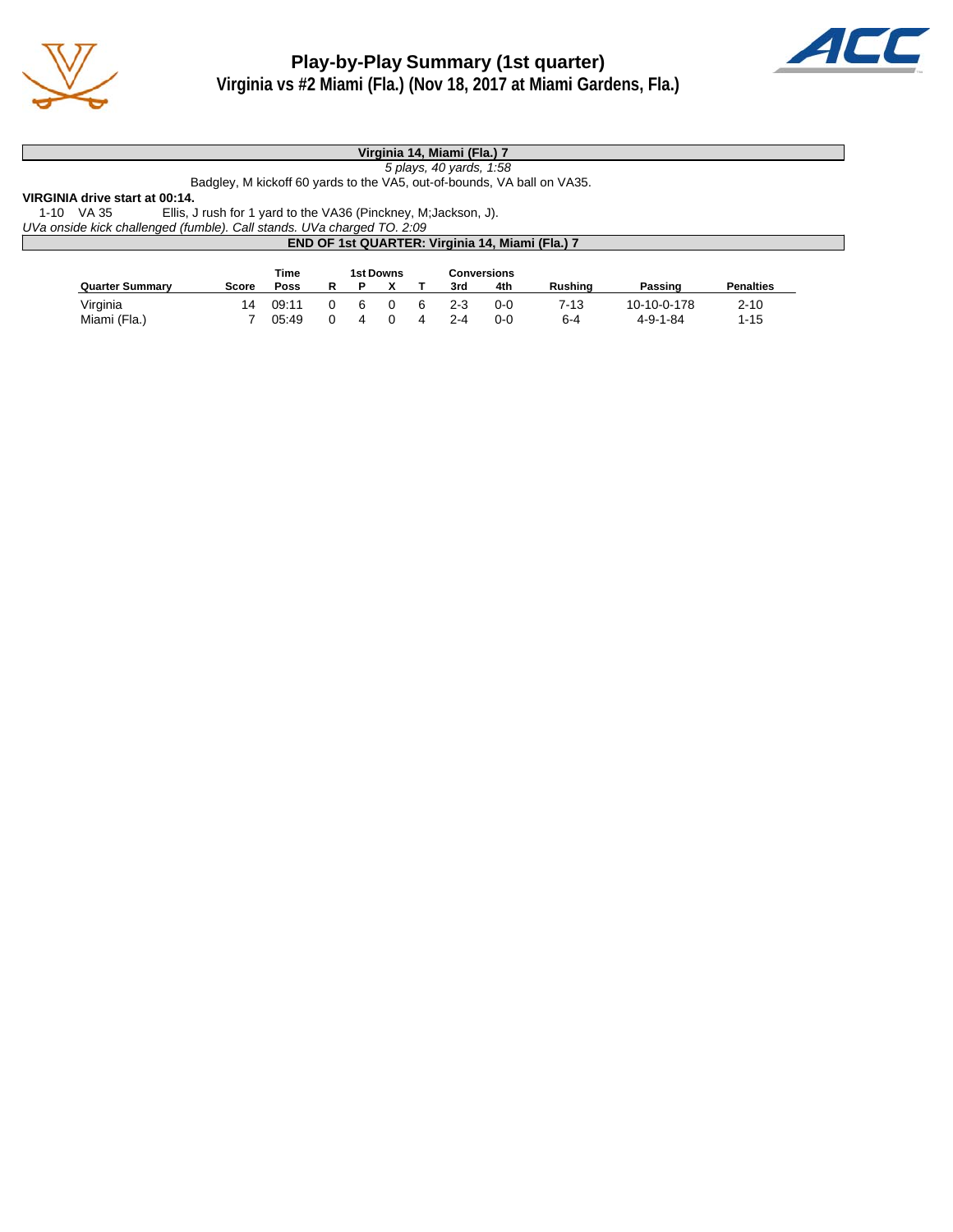# Play-by-Play Summary (1st quarter)

## Virginia vs #2 Miami (Fla.) (Nov 18, 2017 at Miami Gardens, Fla.)

**Virginia 14, Miami (Fla.) 7**

*5 plays, 40 yards, 1:58*

Badgley, M kickoff 60 yards to the VA5, out-of-bounds, VA ball on VA35.

**VIRGINIA drive start at 00:14.**

1-10 VA 35 Ellis, J rush for 1 yard to the VA36 (Pinckney, M;Jackson, J).

*UVa onside kick challenged (fumble). Call stands. UVa charged TO. 2:09*

**END OF 1st QUARTER: Virginia 14, Miami (Fla.) 7**

| Quarter Summary | Score | Time Poss | 1st Downs R | P | X | T | Conversions 3rd | 4th | Rushing | Passing | Penalties |
|---|---|---|---|---|---|---|---|---|---|---|---|
| Virginia | 14 | 09:11 | 0 | 6 | 0 | 6 | 2-3 | 0-0 | 7-13 | 10-10-0-178 | 2-10 |
| Miami (Fla.) | 7 | 05:49 | 0 | 4 | 0 | 4 | 2-4 | 0-0 | 6-4 | 4-9-1-84 | 1-15 |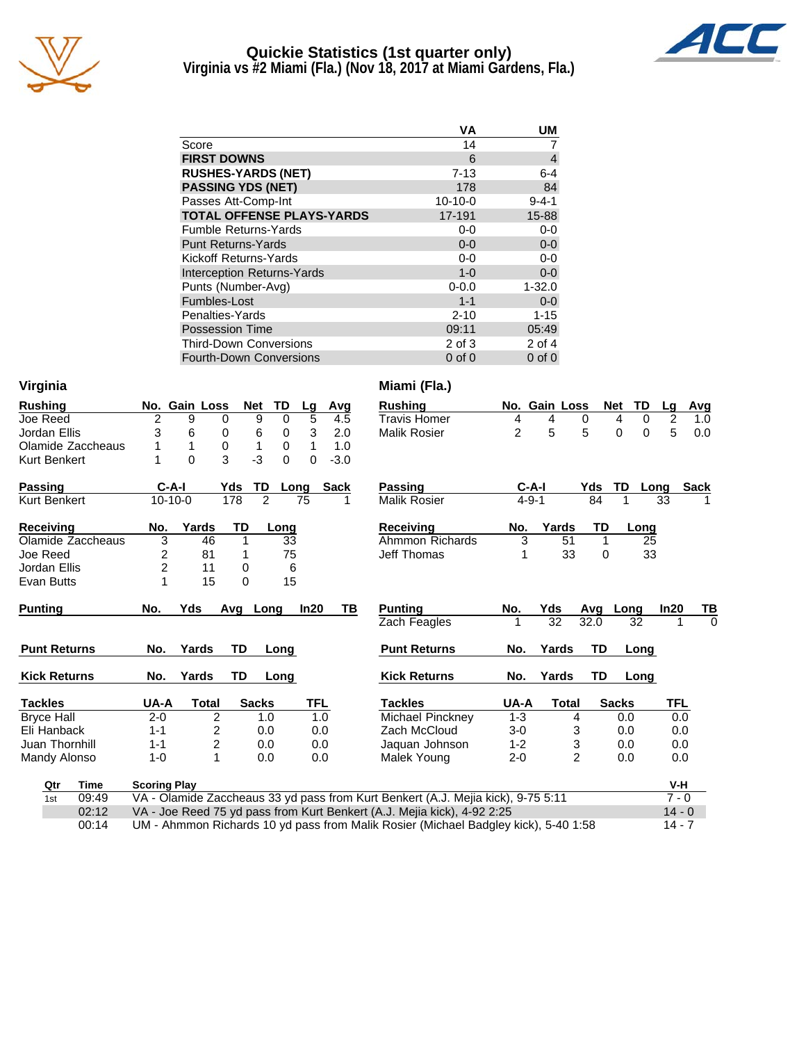# Quickie Statistics (1st quarter only)
## Virginia vs #2 Miami (Fla.) (Nov 18, 2017 at Miami Gardens, Fla.)

| | VA | UM |
|---|---|---|
| Score | 14 | 7 |
| **FIRST DOWNS** | 6 | 4 |
| **RUSHES-YARDS (NET)** | 7-13 | 6-4 |
| **PASSING YDS (NET)** | 178 | 84 |
| Passes Att-Comp-Int | 10-10-0 | 9-4-1 |
| **TOTAL OFFENSE PLAYS-YARDS** | 17-191 | 15-88 |
| Fumble Returns-Yards | 0-0 | 0-0 |
| Punt Returns-Yards | 0-0 | 0-0 |
| Kickoff Returns-Yards | 0-0 | 0-0 |
| Interception Returns-Yards | 1-0 | 0-0 |
| Punts (Number-Avg) | 0-0.0 | 1-32.0 |
| Fumbles-Lost | 1-1 | 0-0 |
| Penalties-Yards | 2-10 | 1-15 |
| Possession Time | 09:11 | 05:49 |
| Third-Down Conversions | 2 of 3 | 2 of 4 |
| Fourth-Down Conversions | 0 of 0 | 0 of 0 |

### Virginia

| Rushing | No. | Gain | Loss | Net | TD | Lg | Avg |
|---|---|---|---|---|---|---|---|
| Joe Reed | 2 | 9 | 0 | 9 | 0 | 5 | 4.5 |
| Jordan Ellis | 3 | 6 | 0 | 6 | 0 | 3 | 2.0 |
| Olamide Zaccheaus | 1 | 1 | 0 | 1 | 0 | 1 | 1.0 |
| Kurt Benkert | 1 | 0 | 3 | -3 | 0 | 0 | -3.0 |

| Passing | C-A-I | Yds | TD | Long | Sack |
|---|---|---|---|---|---|
| Kurt Benkert | 10-10-0 | 178 | 2 | 75 | 1 |

| Receiving | No. | Yards | TD | Long |
|---|---|---|---|---|
| Olamide Zaccheaus | 3 | 46 | 1 | 33 |
| Joe Reed | 2 | 81 | 1 | 75 |
| Jordan Ellis | 2 | 11 | 0 | 6 |
| Evan Butts | 1 | 15 | 0 | 15 |

| Punting | No. | Yds | Avg | Long | In20 | TB |
|---|---|---|---|---|---|---|

| Punt Returns | No. | Yards | TD | Long |
|---|---|---|---|---|

| Kick Returns | No. | Yards | TD | Long |
|---|---|---|---|---|

| Tackles | UA-A | Total | Sacks | TFL |
|---|---|---|---|---|
| Bryce Hall | 2-0 | 2 | 1.0 | 1.0 |
| Eli Hanback | 1-1 | 2 | 0.0 | 0.0 |
| Juan Thornhill | 1-1 | 2 | 0.0 | 0.0 |
| Mandy Alonso | 1-0 | 1 | 0.0 | 0.0 |

### Miami (Fla.)

| Rushing | No. | Gain | Loss | Net | TD | Lg | Avg |
|---|---|---|---|---|---|---|---|
| Travis Homer | 4 | 4 | 0 | 4 | 0 | 2 | 1.0 |
| Malik Rosier | 2 | 5 | 5 | 0 | 0 | 5 | 0.0 |

| Passing | C-A-I | Yds | TD | Long | Sack |
|---|---|---|---|---|---|
| Malik Rosier | 4-9-1 | 84 | 1 | 33 | 1 |

| Receiving | No. | Yards | TD | Long |
|---|---|---|---|---|
| Ahmmon Richards | 3 | 51 | 1 | 25 |
| Jeff Thomas | 1 | 33 | 0 | 33 |

| Punting | No. | Yds | Avg | Long | In20 | TB |
|---|---|---|---|---|---|---|
| Zach Feagles | 1 | 32 | 32.0 | 32 | 1 | 0 |

| Punt Returns | No. | Yards | TD | Long |
|---|---|---|---|---|

| Kick Returns | No. | Yards | TD | Long |
|---|---|---|---|---|

| Tackles | UA-A | Total | Sacks | TFL |
|---|---|---|---|---|
| Michael Pinckney | 1-3 | 4 | 0.0 | 0.0 |
| Zach McCloud | 3-0 | 3 | 0.0 | 0.0 |
| Jaquan Johnson | 1-2 | 3 | 0.0 | 0.0 |
| Malek Young | 2-0 | 2 | 0.0 | 0.0 |

| Qtr | Time | Scoring Play | V-H |
|---|---|---|---|
| 1st | 09:49 | VA - Olamide Zaccheaus 33 yd pass from Kurt Benkert (A.J. Mejia kick), 9-75 5:11 | 7 - 0 |
| | 02:12 | VA - Joe Reed 75 yd pass from Kurt Benkert (A.J. Mejia kick), 4-92 2:25 | 14 - 0 |
| | 00:14 | UM - Ahmmon Richards 10 yd pass from Malik Rosier (Michael Badgley kick), 5-40 1:58 | 14 - 7 |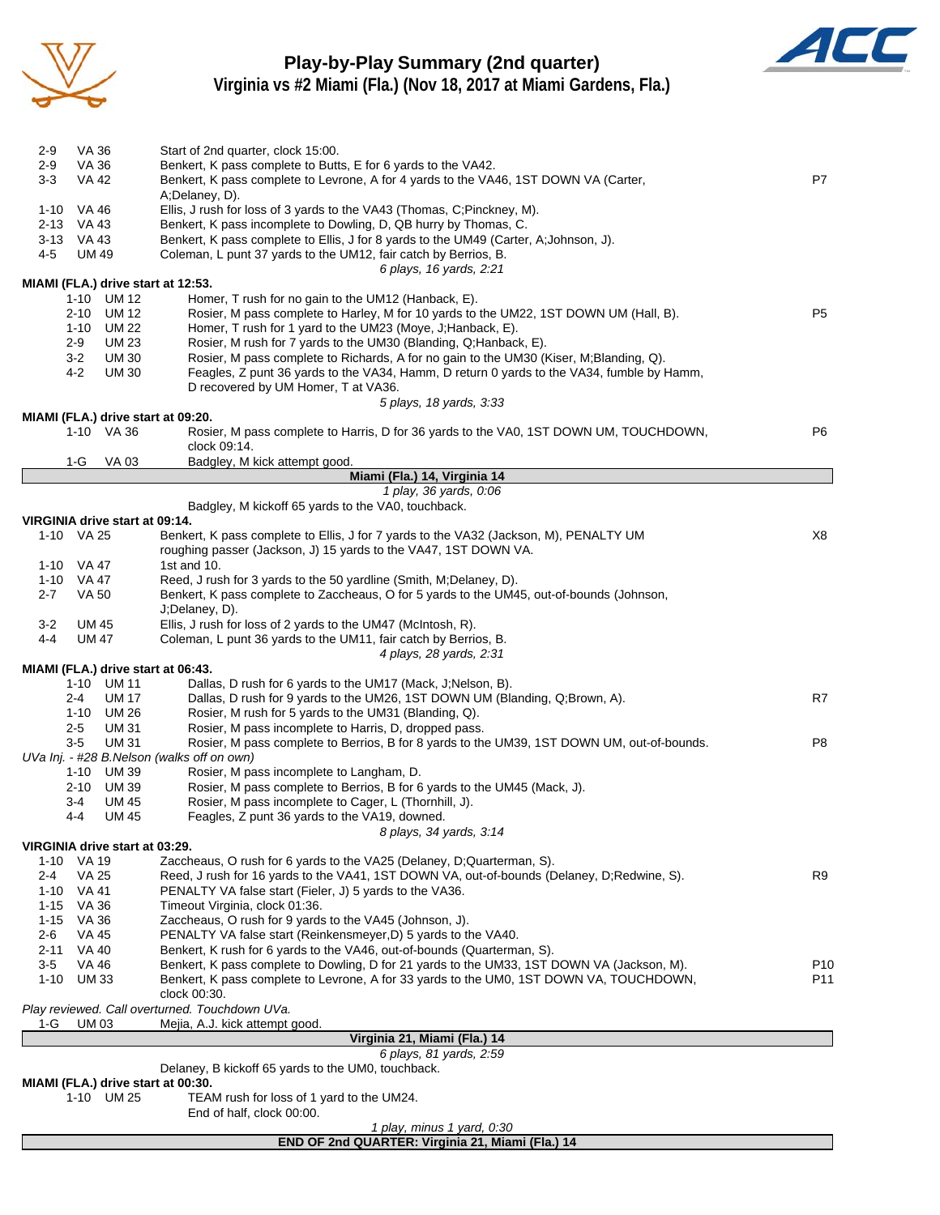# Play-by-Play Summary (2nd quarter)

## Virginia vs #2 Miami (Fla.) (Nov 18, 2017 at Miami Gardens, Fla.)

| Down | Spot | Play | |
|---|---|---|---|
| 2-9 | VA 36 | Start of 2nd quarter, clock 15:00. | |
| 2-9 | VA 36 | Benkert, K pass complete to Butts, E for 6 yards to the VA42. | |
| 3-3 | VA 42 | Benkert, K pass complete to Levrone, A for 4 yards to the VA46, 1ST DOWN VA (Carter, A;Delaney, D). | P7 |
| 1-10 | VA 46 | Ellis, J rush for loss of 3 yards to the VA43 (Thomas, C;Pinckney, M). | |
| 2-13 | VA 43 | Benkert, K pass incomplete to Dowling, D, QB hurry by Thomas, C. | |
| 3-13 | VA 43 | Benkert, K pass complete to Ellis, J for 8 yards to the UM49 (Carter, A;Johnson, J). | |
| 4-5 | UM 49 | Coleman, L punt 37 yards to the UM12, fair catch by Berrios, B. | |
| | | *6 plays, 16 yards, 2:21* | |

**MIAMI (FLA.) drive start at 12:53.**

| Down | Spot | Play | |
|---|---|---|---|
| 1-10 | UM 12 | Homer, T rush for no gain to the UM12 (Hanback, E). | |
| 2-10 | UM 12 | Rosier, M pass complete to Harley, M for 10 yards to the UM22, 1ST DOWN UM (Hall, B). | P5 |
| 1-10 | UM 22 | Homer, T rush for 1 yard to the UM23 (Moye, J;Hanback, E). | |
| 2-9 | UM 23 | Rosier, M rush for 7 yards to the UM30 (Blanding, Q;Hanback, E). | |
| 3-2 | UM 30 | Rosier, M pass complete to Richards, A for no gain to the UM30 (Kiser, M;Blanding, Q). | |
| 4-2 | UM 30 | Feagles, Z punt 36 yards to the VA34, Hamm, D return 0 yards to the VA34, fumble by Hamm, D recovered by UM Homer, T at VA36. | |
| | | *5 plays, 18 yards, 3:33* | |

**MIAMI (FLA.) drive start at 09:20.**

| Down | Spot | Play | |
|---|---|---|---|
| 1-10 | VA 36 | Rosier, M pass complete to Harris, D for 36 yards to the VA0, 1ST DOWN UM, TOUCHDOWN, clock 09:14. | P6 |
| 1-G | VA 03 | Badgley, M kick attempt good. | |
| | | **Miami (Fla.) 14, Virginia 14** | |
| | | *1 play, 36 yards, 0:06* | |
| | | Badgley, M kickoff 65 yards to the VA0, touchback. | |

**VIRGINIA drive start at 09:14.**

| Down | Spot | Play | |
|---|---|---|---|
| 1-10 | VA 25 | Benkert, K pass complete to Ellis, J for 7 yards to the VA32 (Jackson, M), PENALTY UM roughing passer (Jackson, J) 15 yards to the VA47, 1ST DOWN VA. | X8 |
| 1-10 | VA 47 | 1st and 10. | |
| 1-10 | VA 47 | Reed, J rush for 3 yards to the 50 yardline (Smith, M;Delaney, D). | |
| 2-7 | VA 50 | Benkert, K pass complete to Zaccheaus, O for 5 yards to the UM45, out-of-bounds (Johnson, J;Delaney, D). | |
| 3-2 | UM 45 | Ellis, J rush for loss of 2 yards to the UM47 (McIntosh, R). | |
| 4-4 | UM 47 | Coleman, L punt 36 yards to the UM11, fair catch by Berrios, B. | |
| | | *4 plays, 28 yards, 2:31* | |

**MIAMI (FLA.) drive start at 06:43.**

| Down | Spot | Play | |
|---|---|---|---|
| 1-10 | UM 11 | Dallas, D rush for 6 yards to the UM17 (Mack, J;Nelson, B). | |
| 2-4 | UM 17 | Dallas, D rush for 9 yards to the UM26, 1ST DOWN UM (Blanding, Q;Brown, A). | R7 |
| 1-10 | UM 26 | Rosier, M rush for 5 yards to the UM31 (Blanding, Q). | |
| 2-5 | UM 31 | Rosier, M pass incomplete to Harris, D, dropped pass. | |
| 3-5 | UM 31 | Rosier, M pass complete to Berrios, B for 8 yards to the UM39, 1ST DOWN UM, out-of-bounds. | P8 |
| | | *UVa Inj. - #28 B.Nelson (walks off on own)* | |
| 1-10 | UM 39 | Rosier, M pass incomplete to Langham, D. | |
| 2-10 | UM 39 | Rosier, M pass complete to Berrios, B for 6 yards to the UM45 (Mack, J). | |
| 3-4 | UM 45 | Rosier, M pass incomplete to Cager, L (Thornhill, J). | |
| 4-4 | UM 45 | Feagles, Z punt 36 yards to the VA19, downed. | |
| | | *8 plays, 34 yards, 3:14* | |

**VIRGINIA drive start at 03:29.**

| Down | Spot | Play | |
|---|---|---|---|
| 1-10 | VA 19 | Zaccheaus, O rush for 6 yards to the VA25 (Delaney, D;Quarterman, S). | |
| 2-4 | VA 25 | Reed, J rush for 16 yards to the VA41, 1ST DOWN VA, out-of-bounds (Delaney, D;Redwine, S). | R9 |
| 1-10 | VA 41 | PENALTY VA false start (Fieler, J) 5 yards to the VA36. | |
| 1-15 | VA 36 | Timeout Virginia, clock 01:36. | |
| 1-15 | VA 36 | Zaccheaus, O rush for 9 yards to the VA45 (Johnson, J). | |
| 2-6 | VA 45 | PENALTY VA false start (Reinkensmeyer,D) 5 yards to the VA40. | |
| 2-11 | VA 40 | Benkert, K rush for 6 yards to the VA46, out-of-bounds (Quarterman, S). | |
| 3-5 | VA 46 | Benkert, K pass complete to Dowling, D for 21 yards to the UM33, 1ST DOWN VA (Jackson, M). | P10 |
| 1-10 | UM 33 | Benkert, K pass complete to Levrone, A for 33 yards to the UM0, 1ST DOWN VA, TOUCHDOWN, clock 00:30. | P11 |
| | | *Play reviewed. Call overturned. Touchdown UVa.* | |
| 1-G | UM 03 | Mejia, A.J. kick attempt good. | |
| | | **Virginia 21, Miami (Fla.) 14** | |
| | | *6 plays, 81 yards, 2:59* | |
| | | Delaney, B kickoff 65 yards to the UM0, touchback. | |

**MIAMI (FLA.) drive start at 00:30.**

| Down | Spot | Play | |
|---|---|---|---|
| 1-10 | UM 25 | TEAM rush for loss of 1 yard to the UM24. | |
| | | End of half, clock 00:00. | |
| | | *1 play, minus 1 yard, 0:30* | |

**END OF 2nd QUARTER: Virginia 21, Miami (Fla.) 14**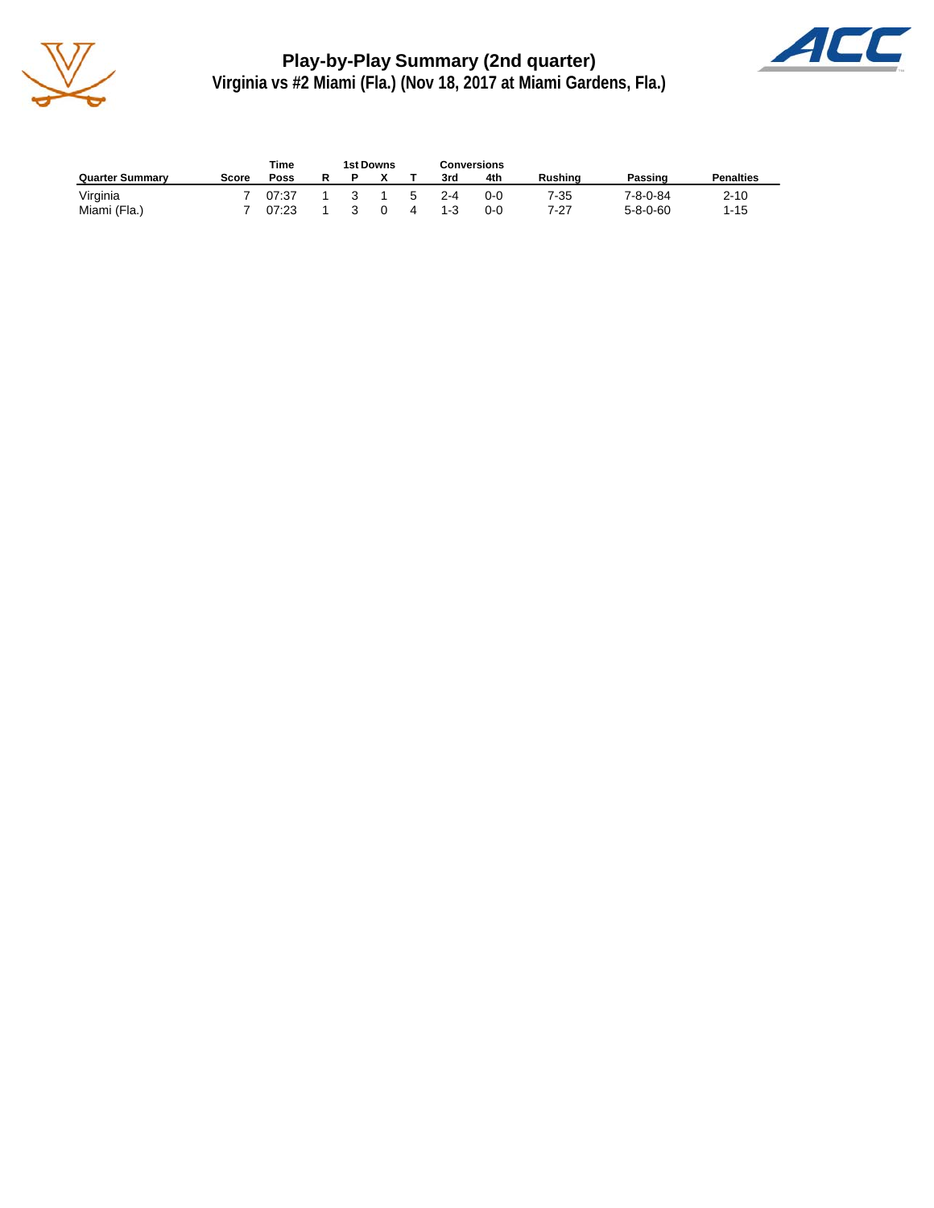## Play-by-Play Summary (2nd quarter)

### Virginia vs #2 Miami (Fla.) (Nov 18, 2017 at Miami Gardens, Fla.)

| Quarter Summary | Score | Time Poss | 1st Downs R | P | X | T | Conversions 3rd | 4th | Rushing | Passing | Penalties |
|---|---|---|---|---|---|---|---|---|---|---|---|
| Virginia | 7 | 07:37 | 1 | 3 | 1 | 5 | 2-4 | 0-0 | 7-35 | 7-8-0-84 | 2-10 |
| Miami (Fla.) | 7 | 07:23 | 1 | 3 | 0 | 4 | 1-3 | 0-0 | 7-27 | 5-8-0-60 | 1-15 |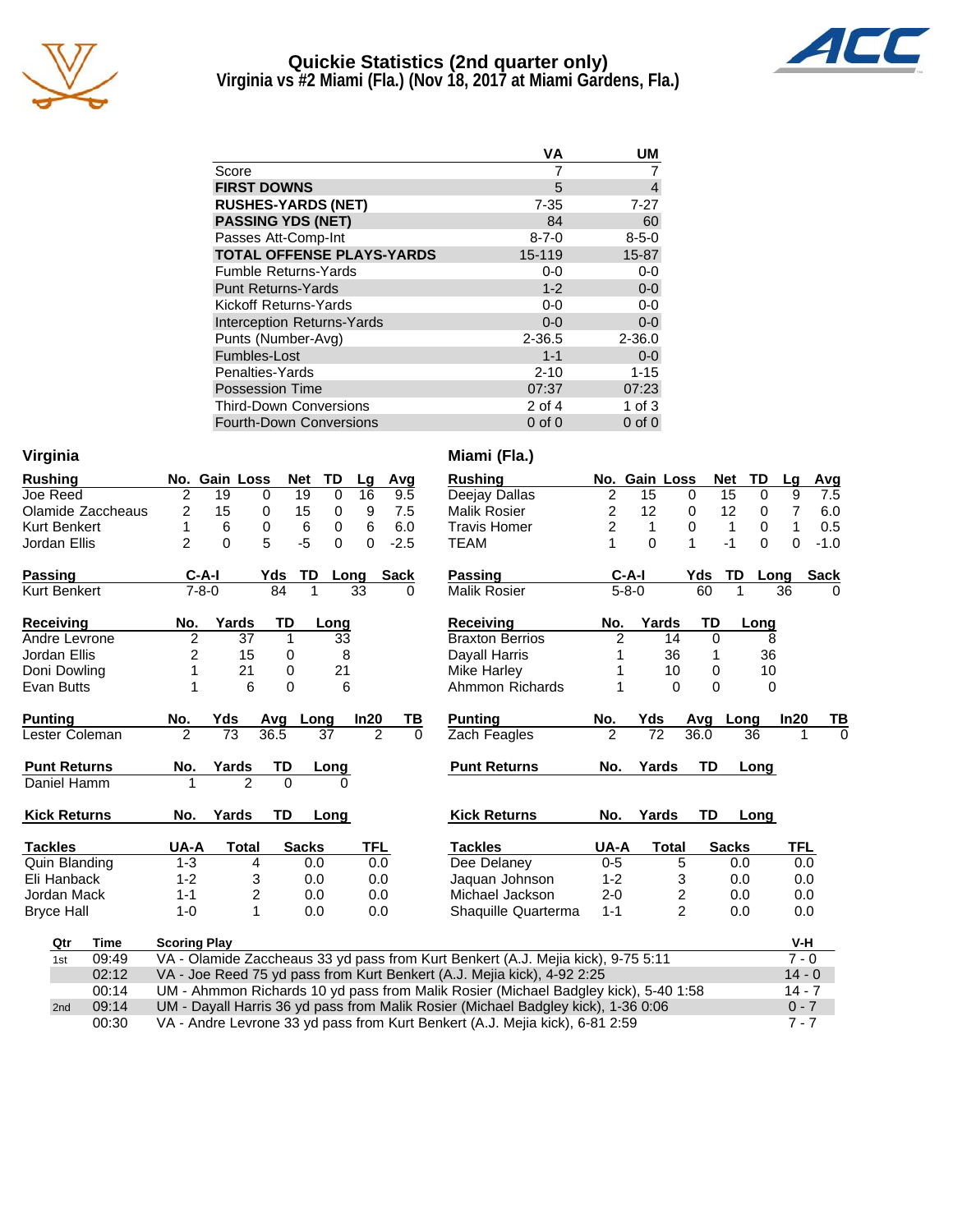# Quickie Statistics (2nd quarter only)

## Virginia vs #2 Miami (Fla.) (Nov 18, 2017 at Miami Gardens, Fla.)

| | VA | UM |
|---|---|---|
| Score | 7 | 7 |
| **FIRST DOWNS** | 5 | 4 |
| **RUSHES-YARDS (NET)** | 7-35 | 7-27 |
| **PASSING YDS (NET)** | 84 | 60 |
| Passes Att-Comp-Int | 8-7-0 | 8-5-0 |
| **TOTAL OFFENSE PLAYS-YARDS** | 15-119 | 15-87 |
| Fumble Returns-Yards | 0-0 | 0-0 |
| Punt Returns-Yards | 1-2 | 0-0 |
| Kickoff Returns-Yards | 0-0 | 0-0 |
| Interception Returns-Yards | 0-0 | 0-0 |
| Punts (Number-Avg) | 2-36.5 | 2-36.0 |
| Fumbles-Lost | 1-1 | 0-0 |
| Penalties-Yards | 2-10 | 1-15 |
| Possession Time | 07:37 | 07:23 |
| Third-Down Conversions | 2 of 4 | 1 of 3 |
| Fourth-Down Conversions | 0 of 0 | 0 of 0 |

### Virginia

| Rushing | No. | Gain | Loss | Net | TD | Lg | Avg |
|---|---|---|---|---|---|---|---|
| Joe Reed | 2 | 19 | 0 | 19 | 0 | 16 | 9.5 |
| Olamide Zaccheaus | 2 | 15 | 0 | 15 | 0 | 9 | 7.5 |
| Kurt Benkert | 1 | 6 | 0 | 6 | 0 | 6 | 6.0 |
| Jordan Ellis | 2 | 0 | 5 | -5 | 0 | 0 | -2.5 |

| Passing | C-A-I | Yds | TD | Long | Sack |
|---|---|---|---|---|---|
| Kurt Benkert | 7-8-0 | 84 | 1 | 33 | 0 |

| Receiving | No. | Yards | TD | Long |
|---|---|---|---|---|
| Andre Levrone | 2 | 37 | 1 | 33 |
| Jordan Ellis | 2 | 15 | 0 | 8 |
| Doni Dowling | 1 | 21 | 0 | 21 |
| Evan Butts | 1 | 6 | 0 | 6 |

| Punting | No. | Yds | Avg | Long | In20 | TB |
|---|---|---|---|---|---|---|
| Lester Coleman | 2 | 73 | 36.5 | 37 | 2 | 0 |

| Punt Returns | No. | Yards | TD | Long |
|---|---|---|---|---|
| Daniel Hamm | 1 | 2 | 0 | 0 |

| Kick Returns | No. | Yards | TD | Long |
|---|---|---|---|---|

| Tackles | UA-A | Total | Sacks | TFL |
|---|---|---|---|---|
| Quin Blanding | 1-3 | 4 | 0.0 | 0.0 |
| Eli Hanback | 1-2 | 3 | 0.0 | 0.0 |
| Jordan Mack | 1-1 | 2 | 0.0 | 0.0 |
| Bryce Hall | 1-0 | 1 | 0.0 | 0.0 |

### Miami (Fla.)

| Rushing | No. | Gain | Loss | Net | TD | Lg | Avg |
|---|---|---|---|---|---|---|---|
| Deejay Dallas | 2 | 15 | 0 | 15 | 0 | 9 | 7.5 |
| Malik Rosier | 2 | 12 | 0 | 12 | 0 | 7 | 6.0 |
| Travis Homer | 2 | 1 | 0 | 1 | 0 | 1 | 0.5 |
| TEAM | 1 | 0 | 1 | -1 | 0 | 0 | -1.0 |

| Passing | C-A-I | Yds | TD | Long | Sack |
|---|---|---|---|---|---|
| Malik Rosier | 5-8-0 | 60 | 1 | 36 | 0 |

| Receiving | No. | Yards | TD | Long |
|---|---|---|---|---|
| Braxton Berrios | 2 | 14 | 0 | 8 |
| Dayall Harris | 1 | 36 | 1 | 36 |
| Mike Harley | 1 | 10 | 0 | 10 |
| Ahmmon Richards | 1 | 0 | 0 | 0 |

| Punting | No. | Yds | Avg | Long | In20 | TB |
|---|---|---|---|---|---|---|
| Zach Feagles | 2 | 72 | 36.0 | 36 | 1 | 0 |

| Punt Returns | No. | Yards | TD | Long |
|---|---|---|---|---|

| Kick Returns | No. | Yards | TD | Long |
|---|---|---|---|---|

| Tackles | UA-A | Total | Sacks | TFL |
|---|---|---|---|---|
| Dee Delaney | 0-5 | 5 | 0.0 | 0.0 |
| Jaquan Johnson | 1-2 | 3 | 0.0 | 0.0 |
| Michael Jackson | 2-0 | 2 | 0.0 | 0.0 |
| Shaquille Quarterma | 1-1 | 2 | 0.0 | 0.0 |

### Scoring Plays

| Qtr | Time | Scoring Play | V-H |
|---|---|---|---|
| 1st | 09:49 | VA - Olamide Zaccheaus 33 yd pass from Kurt Benkert (A.J. Mejia kick), 9-75 5:11 | 7 - 0 |
| | 02:12 | VA - Joe Reed 75 yd pass from Kurt Benkert (A.J. Mejia kick), 4-92 2:25 | 14 - 0 |
| | 00:14 | UM - Ahmmon Richards 10 yd pass from Malik Rosier (Michael Badgley kick), 5-40 1:58 | 14 - 7 |
| 2nd | 09:14 | UM - Dayall Harris 36 yd pass from Malik Rosier (Michael Badgley kick), 1-36 0:06 | 0 - 7 |
| | 00:30 | VA - Andre Levrone 33 yd pass from Kurt Benkert (A.J. Mejia kick), 6-81 2:59 | 7 - 7 |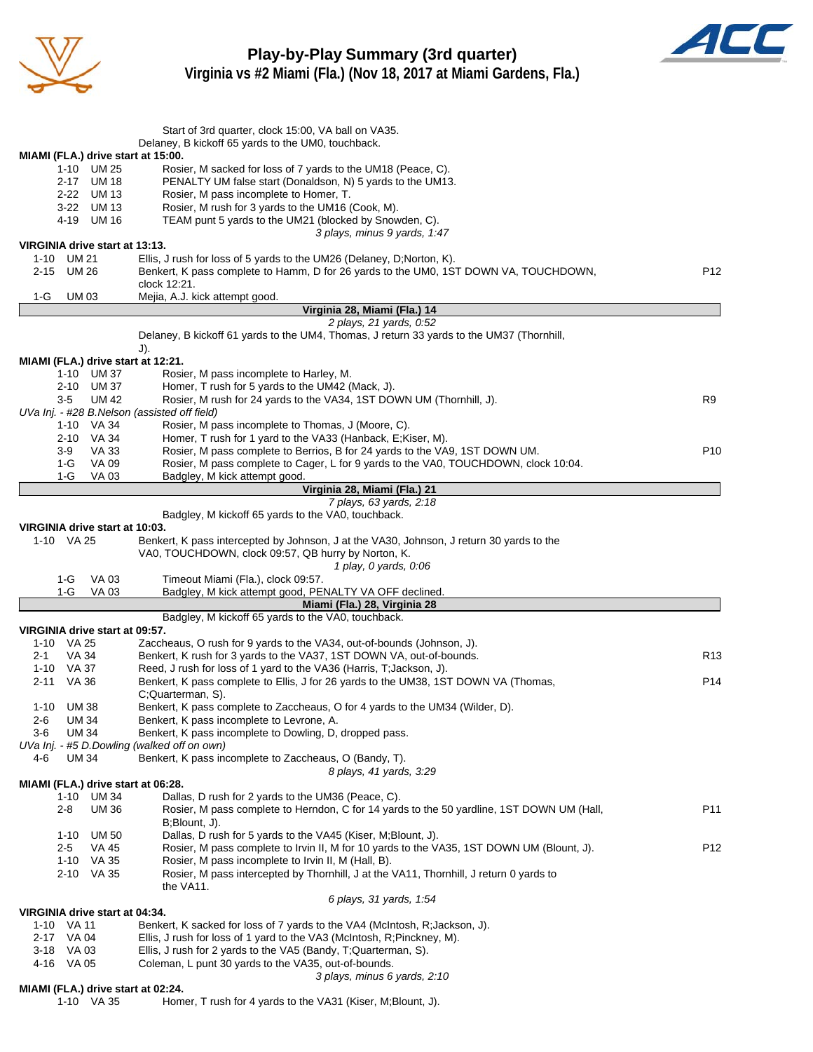# Play-by-Play Summary (3rd quarter)
## Virginia vs #2 Miami (Fla.) (Nov 18, 2017 at Miami Gardens, Fla.)

Start of 3rd quarter, clock 15:00, VA ball on VA35.
Delaney, B kickoff 65 yards to the UM0, touchback.

**MIAMI (FLA.) drive start at 15:00.**

| Down | Spot | Play | |
|---|---|---|---|
| 1-10 | UM 25 | Rosier, M sacked for loss of 7 yards to the UM18 (Peace, C). | |
| 2-17 | UM 18 | PENALTY UM false start (Donaldson, N) 5 yards to the UM13. | |
| 2-22 | UM 13 | Rosier, M pass incomplete to Homer, T. | |
| 3-22 | UM 13 | Rosier, M rush for 3 yards to the UM16 (Cook, M). | |
| 4-19 | UM 16 | TEAM punt 5 yards to the UM21 (blocked by Snowden, C). | |

*3 plays, minus 9 yards, 1:47*

**VIRGINIA drive start at 13:13.**

| Down | Spot | Play | |
|---|---|---|---|
| 1-10 | UM 21 | Ellis, J rush for loss of 5 yards to the UM26 (Delaney, D;Norton, K). | |
| 2-15 | UM 26 | Benkert, K pass complete to Hamm, D for 26 yards to the UM0, 1ST DOWN VA, TOUCHDOWN, clock 12:21. | P12 |
| 1-G | UM 03 | Mejia, A.J. kick attempt good. | |

**Virginia 28, Miami (Fla.) 14**

*2 plays, 21 yards, 0:52*

Delaney, B kickoff 61 yards to the UM4, Thomas, J return 33 yards to the UM37 (Thornhill, J).

**MIAMI (FLA.) drive start at 12:21.**

| Down | Spot | Play | |
|---|---|---|---|
| 1-10 | UM 37 | Rosier, M pass incomplete to Harley, M. | |
| 2-10 | UM 37 | Homer, T rush for 5 yards to the UM42 (Mack, J). | |
| 3-5 | UM 42 | Rosier, M rush for 24 yards to the VA34, 1ST DOWN UM (Thornhill, J). | R9 |
| | | *UVa Inj. - #28 B.Nelson (assisted off field)* | |
| 1-10 | VA 34 | Rosier, M pass incomplete to Thomas, J (Moore, C). | |
| 2-10 | VA 34 | Homer, T rush for 1 yard to the VA33 (Hanback, E;Kiser, M). | |
| 3-9 | VA 33 | Rosier, M pass complete to Berrios, B for 24 yards to the VA9, 1ST DOWN UM. | P10 |
| 1-G | VA 09 | Rosier, M pass complete to Cager, L for 9 yards to the VA0, TOUCHDOWN, clock 10:04. | |
| 1-G | VA 03 | Badgley, M kick attempt good. | |

**Virginia 28, Miami (Fla.) 21**

*7 plays, 63 yards, 2:18*

Badgley, M kickoff 65 yards to the VA0, touchback.

**VIRGINIA drive start at 10:03.**

| Down | Spot | Play | |
|---|---|---|---|
| 1-10 | VA 25 | Benkert, K pass intercepted by Johnson, J at the VA30, Johnson, J return 30 yards to the VA0, TOUCHDOWN, clock 09:57, QB hurry by Norton, K. | |

*1 play, 0 yards, 0:06*

| Down | Spot | Play |
|---|---|---|
| 1-G | VA 03 | Timeout Miami (Fla.), clock 09:57. |
| 1-G | VA 03 | Badgley, M kick attempt good, PENALTY VA OFF declined. |

**Miami (Fla.) 28, Virginia 28**

Badgley, M kickoff 65 yards to the VA0, touchback.

**VIRGINIA drive start at 09:57.**

| Down | Spot | Play | |
|---|---|---|---|
| 1-10 | VA 25 | Zaccheaus, O rush for 9 yards to the VA34, out-of-bounds (Johnson, J). | |
| 2-1 | VA 34 | Benkert, K rush for 3 yards to the VA37, 1ST DOWN VA, out-of-bounds. | R13 |
| 1-10 | VA 37 | Reed, J rush for loss of 1 yard to the VA36 (Harris, T;Jackson, J). | |
| 2-11 | VA 36 | Benkert, K pass complete to Ellis, J for 26 yards to the UM38, 1ST DOWN VA (Thomas, C;Quarterman, S). | P14 |
| 1-10 | UM 38 | Benkert, K pass complete to Zaccheaus, O for 4 yards to the UM34 (Wilder, D). | |
| 2-6 | UM 34 | Benkert, K pass incomplete to Levrone, A. | |
| 3-6 | UM 34 | Benkert, K pass incomplete to Dowling, D, dropped pass. | |
| | | *UVa Inj. - #5 D.Dowling (walked off on own)* | |
| 4-6 | UM 34 | Benkert, K pass incomplete to Zaccheaus, O (Bandy, T). | |

*8 plays, 41 yards, 3:29*

**MIAMI (FLA.) drive start at 06:28.**

| Down | Spot | Play | |
|---|---|---|---|
| 1-10 | UM 34 | Dallas, D rush for 2 yards to the UM36 (Peace, C). | |
| 2-8 | UM 36 | Rosier, M pass complete to Herndon, C for 14 yards to the 50 yardline, 1ST DOWN UM (Hall, B;Blount, J). | P11 |
| 1-10 | UM 50 | Dallas, D rush for 5 yards to the VA45 (Kiser, M;Blount, J). | |
| 2-5 | VA 45 | Rosier, M pass complete to Irvin II, M for 10 yards to the VA35, 1ST DOWN UM (Blount, J). | P12 |
| 1-10 | VA 35 | Rosier, M pass incomplete to Irvin II, M (Hall, B). | |
| 2-10 | VA 35 | Rosier, M pass intercepted by Thornhill, J at the VA11, Thornhill, J return 0 yards to the VA11. | |

*6 plays, 31 yards, 1:54*

**VIRGINIA drive start at 04:34.**

| Down | Spot | Play |
|---|---|---|
| 1-10 | VA 11 | Benkert, K sacked for loss of 7 yards to the VA4 (McIntosh, R;Jackson, J). |
| 2-17 | VA 04 | Ellis, J rush for loss of 1 yard to the VA3 (McIntosh, R;Pinckney, M). |
| 3-18 | VA 03 | Ellis, J rush for 2 yards to the VA5 (Bandy, T;Quarterman, S). |
| 4-16 | VA 05 | Coleman, L punt 30 yards to the VA35, out-of-bounds. |

*3 plays, minus 6 yards, 2:10*

**MIAMI (FLA.) drive start at 02:24.**

| Down | Spot | Play |
|---|---|---|
| 1-10 | VA 35 | Homer, T rush for 4 yards to the VA31 (Kiser, M;Blount, J). |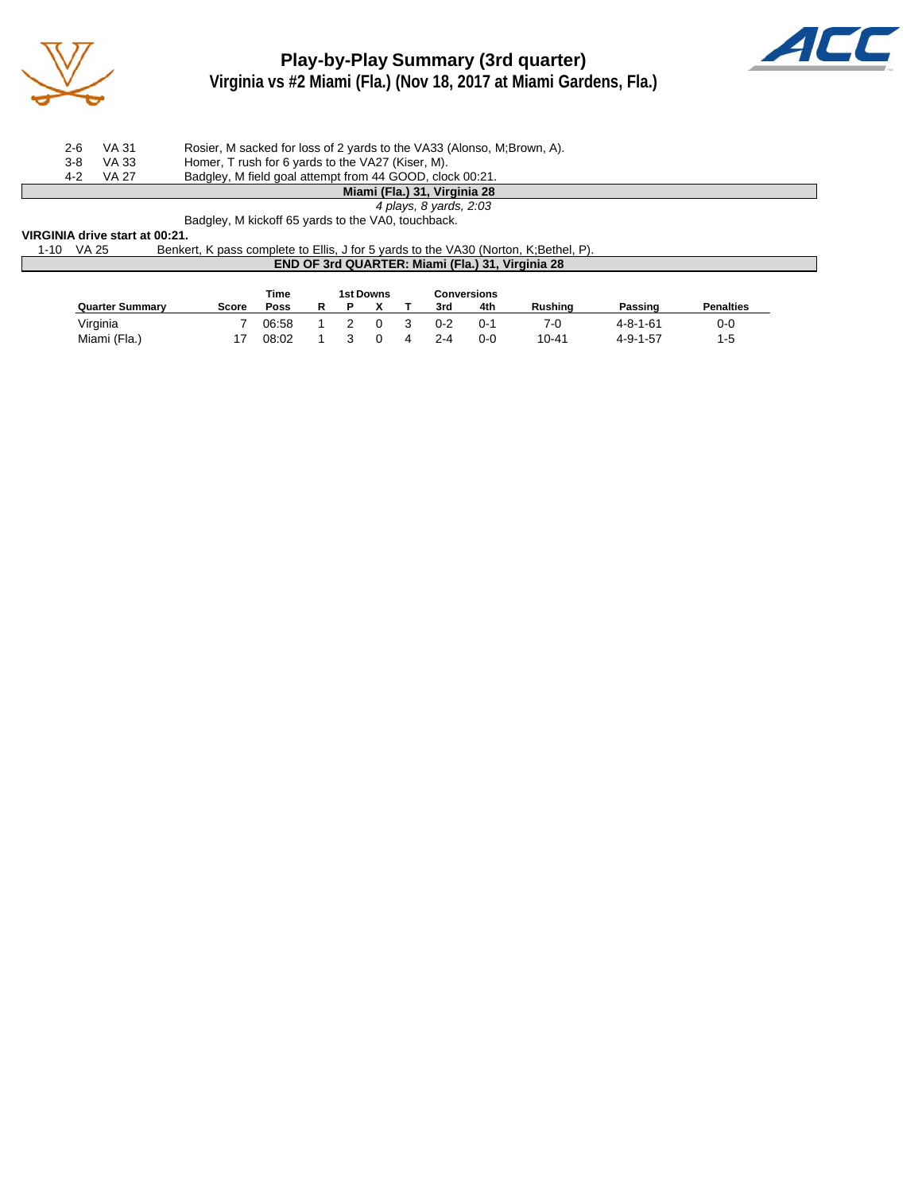# Play-by-Play Summary (3rd quarter)

## Virginia vs #2 Miami (Fla.) (Nov 18, 2017 at Miami Gardens, Fla.)

| | | |
|---|---|---|
| 2-6 | VA 31 | Rosier, M sacked for loss of 2 yards to the VA33 (Alonso, M;Brown, A). |
| 3-8 | VA 33 | Homer, T rush for 6 yards to the VA27 (Kiser, M). |
| 4-2 | VA 27 | Badgley, M field goal attempt from 44 GOOD, clock 00:21. |

**Miami (Fla.) 31, Virginia 28**

*4 plays, 8 yards, 2:03*

Badgley, M kickoff 65 yards to the VA0, touchback.

**VIRGINIA drive start at 00:21.**

| | | |
|---|---|---|
| 1-10 | VA 25 | Benkert, K pass complete to Ellis, J for 5 yards to the VA30 (Norton, K;Bethel, P). |

**END OF 3rd QUARTER: Miami (Fla.) 31, Virginia 28**

| Quarter Summary | Score | Time Poss | 1st Downs R | 1st Downs P | 1st Downs X | 1st Downs T | Conversions 3rd | Conversions 4th | Rushing | Passing | Penalties |
|---|---|---|---|---|---|---|---|---|---|---|---|
| Virginia | 7 | 06:58 | 1 | 2 | 0 | 3 | 0-2 | 0-1 | 7-0 | 4-8-1-61 | 0-0 |
| Miami (Fla.) | 17 | 08:02 | 1 | 3 | 0 | 4 | 2-4 | 0-0 | 10-41 | 4-9-1-57 | 1-5 |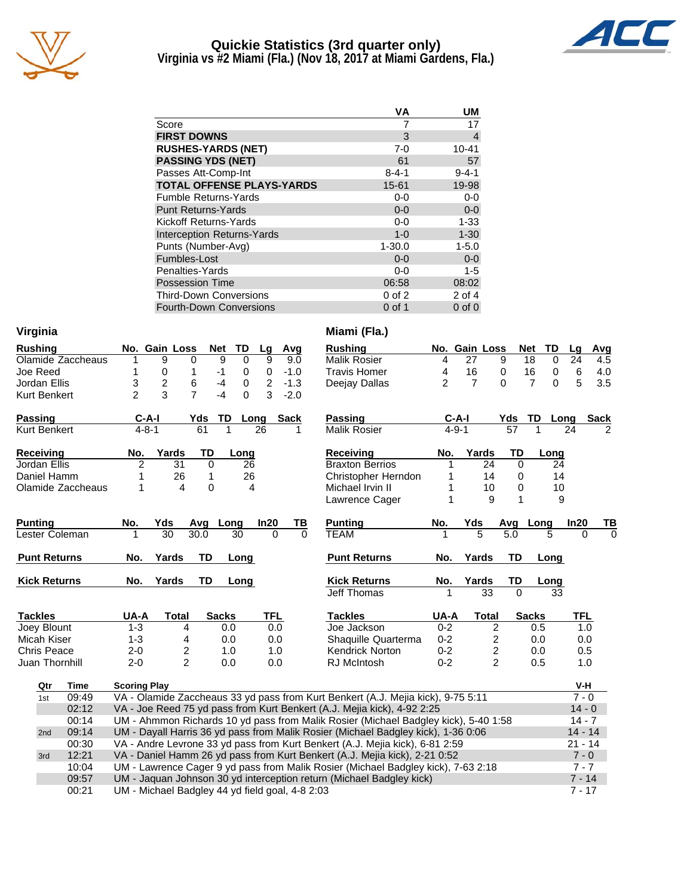# Quickie Statistics (3rd quarter only)
## Virginia vs #2 Miami (Fla.) (Nov 18, 2017 at Miami Gardens, Fla.)

| | VA | UM |
|---|---|---|
| Score | 7 | 17 |
| **FIRST DOWNS** | 3 | 4 |
| **RUSHES-YARDS (NET)** | 7-0 | 10-41 |
| **PASSING YDS (NET)** | 61 | 57 |
| Passes Att-Comp-Int | 8-4-1 | 9-4-1 |
| **TOTAL OFFENSE PLAYS-YARDS** | 15-61 | 19-98 |
| Fumble Returns-Yards | 0-0 | 0-0 |
| Punt Returns-Yards | 0-0 | 0-0 |
| Kickoff Returns-Yards | 0-0 | 1-33 |
| Interception Returns-Yards | 1-0 | 1-30 |
| Punts (Number-Avg) | 1-30.0 | 1-5.0 |
| Fumbles-Lost | 0-0 | 0-0 |
| Penalties-Yards | 0-0 | 1-5 |
| Possession Time | 06:58 | 08:02 |
| Third-Down Conversions | 0 of 2 | 2 of 4 |
| Fourth-Down Conversions | 0 of 1 | 0 of 0 |

### Virginia

| Rushing | No. | Gain | Loss | Net | TD | Lg | Avg |
|---|---|---|---|---|---|---|---|
| Olamide Zaccheaus | 1 | 9 | 0 | 9 | 0 | 9 | 9.0 |
| Joe Reed | 1 | 0 | 1 | -1 | 0 | 0 | -1.0 |
| Jordan Ellis | 3 | 2 | 6 | -4 | 0 | 2 | -1.3 |
| Kurt Benkert | 2 | 3 | 7 | -4 | 0 | 3 | -2.0 |

| Passing | C-A-I | Yds | TD | Long | Sack |
|---|---|---|---|---|---|
| Kurt Benkert | 4-8-1 | 61 | 1 | 26 | 1 |

| Receiving | No. | Yards | TD | Long |
|---|---|---|---|---|
| Jordan Ellis | 2 | 31 | 0 | 26 |
| Daniel Hamm | 1 | 26 | 1 | 26 |
| Olamide Zaccheaus | 1 | 4 | 0 | 4 |

| Punting | No. | Yds | Avg | Long | In20 | TB |
|---|---|---|---|---|---|---|
| Lester Coleman | 1 | 30 | 30.0 | 30 | 0 | 0 |

| Punt Returns | No. | Yards | TD | Long |
|---|---|---|---|---|

| Kick Returns | No. | Yards | TD | Long |
|---|---|---|---|---|

| Tackles | UA-A | Total | Sacks | TFL |
|---|---|---|---|---|
| Joey Blount | 1-3 | 4 | 0.0 | 0.0 |
| Micah Kiser | 1-3 | 4 | 0.0 | 0.0 |
| Chris Peace | 2-0 | 2 | 1.0 | 1.0 |
| Juan Thornhill | 2-0 | 2 | 0.0 | 0.0 |

### Miami (Fla.)

| Rushing | No. | Gain | Loss | Net | TD | Lg | Avg |
|---|---|---|---|---|---|---|---|
| Malik Rosier | 4 | 27 | 9 | 18 | 0 | 24 | 4.5 |
| Travis Homer | 4 | 16 | 0 | 16 | 0 | 6 | 4.0 |
| Deejay Dallas | 2 | 7 | 0 | 7 | 0 | 5 | 3.5 |

| Passing | C-A-I | Yds | TD | Long | Sack |
|---|---|---|---|---|---|
| Malik Rosier | 4-9-1 | 57 | 1 | 24 | 2 |

| Receiving | No. | Yards | TD | Long |
|---|---|---|---|---|
| Braxton Berrios | 1 | 24 | 0 | 24 |
| Christopher Herndon | 1 | 14 | 0 | 14 |
| Michael Irvin II | 1 | 10 | 0 | 10 |
| Lawrence Cager | 1 | 9 | 1 | 9 |

| Punting | No. | Yds | Avg | Long | In20 | TB |
|---|---|---|---|---|---|---|
| TEAM | 1 | 5 | 5.0 | 5 | 0 | 0 |

| Punt Returns | No. | Yards | TD | Long |
|---|---|---|---|---|

| Kick Returns | No. | Yards | TD | Long |
|---|---|---|---|---|
| Jeff Thomas | 1 | 33 | 0 | 33 |

| Tackles | UA-A | Total | Sacks | TFL |
|---|---|---|---|---|
| Joe Jackson | 0-2 | 2 | 0.5 | 1.0 |
| Shaquille Quarterma | 0-2 | 2 | 0.0 | 0.0 |
| Kendrick Norton | 0-2 | 2 | 0.0 | 0.5 |
| RJ McIntosh | 0-2 | 2 | 0.5 | 1.0 |

| Qtr | Time | Scoring Play | V-H |
|---|---|---|---|
| 1st | 09:49 | VA - Olamide Zaccheaus 33 yd pass from Kurt Benkert (A.J. Mejia kick), 9-75 5:11 | 7 - 0 |
| | 02:12 | VA - Joe Reed 75 yd pass from Kurt Benkert (A.J. Mejia kick), 4-92 2:25 | 14 - 0 |
| | 00:14 | UM - Ahmmon Richards 10 yd pass from Malik Rosier (Michael Badgley kick), 5-40 1:58 | 14 - 7 |
| 2nd | 09:14 | UM - Dayall Harris 36 yd pass from Malik Rosier (Michael Badgley kick), 1-36 0:06 | 14 - 14 |
| | 00:30 | VA - Andre Levrone 33 yd pass from Kurt Benkert (A.J. Mejia kick), 6-81 2:59 | 21 - 14 |
| 3rd | 12:21 | VA - Daniel Hamm 26 yd pass from Kurt Benkert (A.J. Mejia kick), 2-21 0:52 | 7 - 0 |
| | 10:04 | UM - Lawrence Cager 9 yd pass from Malik Rosier (Michael Badgley kick), 7-63 2:18 | 7 - 7 |
| | 09:57 | UM - Jaquan Johnson 30 yd interception return (Michael Badgley kick) | 7 - 14 |
| | 00:21 | UM - Michael Badgley 44 yd field goal, 4-8 2:03 | 7 - 17 |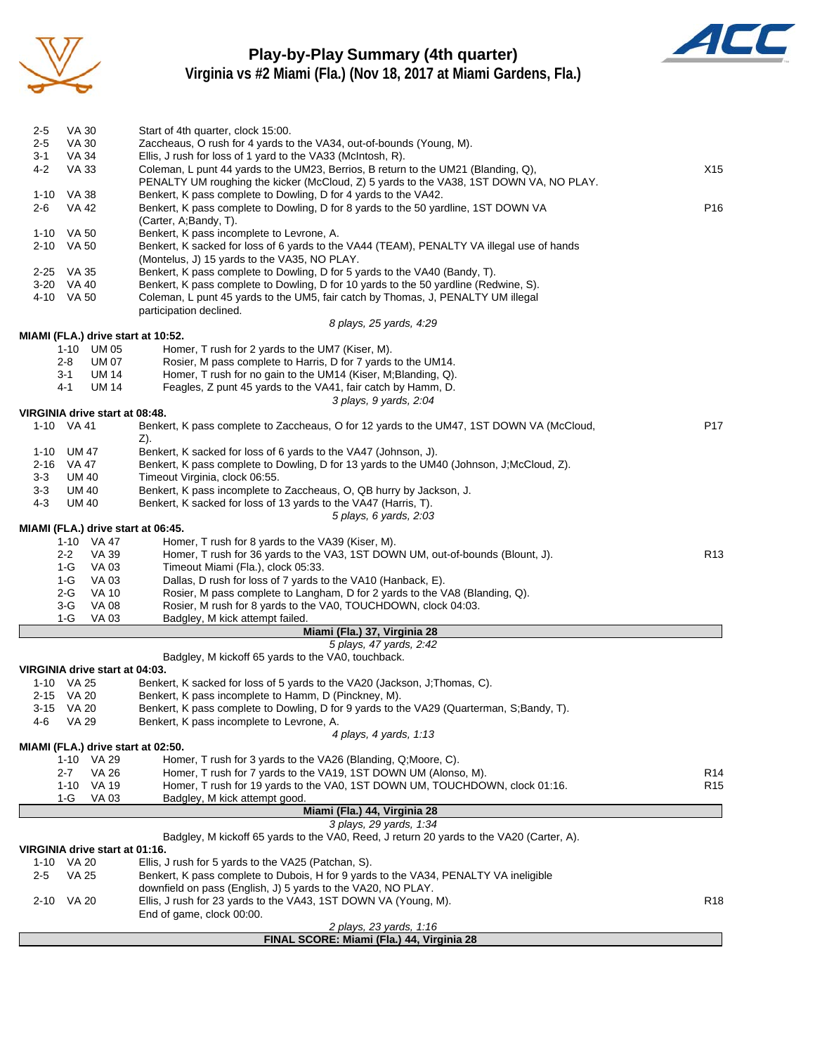# Play-by-Play Summary (4th quarter)

## Virginia vs #2 Miami (Fla.) (Nov 18, 2017 at Miami Gardens, Fla.)

| Down | Spot | Play | |
|---|---|---|---|
| 2-5 | VA 30 | Start of 4th quarter, clock 15:00. | |
| 2-5 | VA 30 | Zaccheaus, O rush for 4 yards to the VA34, out-of-bounds (Young, M). | |
| 3-1 | VA 34 | Ellis, J rush for loss of 1 yard to the VA33 (McIntosh, R). | |
| 4-2 | VA 33 | Coleman, L punt 44 yards to the UM23, Berrios, B return to the UM21 (Blanding, Q), PENALTY UM roughing the kicker (McCloud, Z) 5 yards to the VA38, 1ST DOWN VA, NO PLAY. | X15 |
| 1-10 | VA 38 | Benkert, K pass complete to Dowling, D for 4 yards to the VA42. | |
| 2-6 | VA 42 | Benkert, K pass complete to Dowling, D for 8 yards to the 50 yardline, 1ST DOWN VA (Carter, A;Bandy, T). | P16 |
| 1-10 | VA 50 | Benkert, K pass incomplete to Levrone, A. | |
| 2-10 | VA 50 | Benkert, K sacked for loss of 6 yards to the VA44 (TEAM), PENALTY VA illegal use of hands (Montelus, J) 15 yards to the VA35, NO PLAY. | |
| 2-25 | VA 35 | Benkert, K pass complete to Dowling, D for 5 yards to the VA40 (Bandy, T). | |
| 3-20 | VA 40 | Benkert, K pass complete to Dowling, D for 10 yards to the 50 yardline (Redwine, S). | |
| 4-10 | VA 50 | Coleman, L punt 45 yards to the UM5, fair catch by Thomas, J, PENALTY UM illegal participation declined. | |
| | | *8 plays, 25 yards, 4:29* | |

**MIAMI (FLA.) drive start at 10:52.**

| Down | Spot | Play | |
|---|---|---|---|
| 1-10 | UM 05 | Homer, T rush for 2 yards to the UM7 (Kiser, M). | |
| 2-8 | UM 07 | Rosier, M pass complete to Harris, D for 7 yards to the UM14. | |
| 3-1 | UM 14 | Homer, T rush for no gain to the UM14 (Kiser, M;Blanding, Q). | |
| 4-1 | UM 14 | Feagles, Z punt 45 yards to the VA41, fair catch by Hamm, D. | |
| | | *3 plays, 9 yards, 2:04* | |

**VIRGINIA drive start at 08:48.**

| Down | Spot | Play | |
|---|---|---|---|
| 1-10 | VA 41 | Benkert, K pass complete to Zaccheaus, O for 12 yards to the UM47, 1ST DOWN VA (McCloud, Z). | P17 |
| 1-10 | UM 47 | Benkert, K sacked for loss of 6 yards to the VA47 (Johnson, J). | |
| 2-16 | VA 47 | Benkert, K pass complete to Dowling, D for 13 yards to the UM40 (Johnson, J;McCloud, Z). | |
| 3-3 | UM 40 | Timeout Virginia, clock 06:55. | |
| 3-3 | UM 40 | Benkert, K pass incomplete to Zaccheaus, O, QB hurry by Jackson, J. | |
| 4-3 | UM 40 | Benkert, K sacked for loss of 13 yards to the VA47 (Harris, T). | |
| | | *5 plays, 6 yards, 2:03* | |

**MIAMI (FLA.) drive start at 06:45.**

| Down | Spot | Play | |
|---|---|---|---|
| 1-10 | VA 47 | Homer, T rush for 8 yards to the VA39 (Kiser, M). | |
| 2-2 | VA 39 | Homer, T rush for 36 yards to the VA3, 1ST DOWN UM, out-of-bounds (Blount, J). | R13 |
| 1-G | VA 03 | Timeout Miami (Fla.), clock 05:33. | |
| 1-G | VA 03 | Dallas, D rush for loss of 7 yards to the VA10 (Hanback, E). | |
| 2-G | VA 10 | Rosier, M pass complete to Langham, D for 2 yards to the VA8 (Blanding, Q). | |
| 3-G | VA 08 | Rosier, M rush for 8 yards to the VA0, TOUCHDOWN, clock 04:03. | |
| 1-G | VA 03 | Badgley, M kick attempt failed. | |
| | | **Miami (Fla.) 37, Virginia 28** | |
| | | *5 plays, 47 yards, 2:42* | |
| | | Badgley, M kickoff 65 yards to the VA0, touchback. | |

**VIRGINIA drive start at 04:03.**

| Down | Spot | Play | |
|---|---|---|---|
| 1-10 | VA 25 | Benkert, K sacked for loss of 5 yards to the VA20 (Jackson, J;Thomas, C). | |
| 2-15 | VA 20 | Benkert, K pass incomplete to Hamm, D (Pinckney, M). | |
| 3-15 | VA 20 | Benkert, K pass complete to Dowling, D for 9 yards to the VA29 (Quarterman, S;Bandy, T). | |
| 4-6 | VA 29 | Benkert, K pass incomplete to Levrone, A. | |
| | | *4 plays, 4 yards, 1:13* | |

**MIAMI (FLA.) drive start at 02:50.**

| Down | Spot | Play | |
|---|---|---|---|
| 1-10 | VA 29 | Homer, T rush for 3 yards to the VA26 (Blanding, Q;Moore, C). | |
| 2-7 | VA 26 | Homer, T rush for 7 yards to the VA19, 1ST DOWN UM (Alonso, M). | R14 |
| 1-10 | VA 19 | Homer, T rush for 19 yards to the VA0, 1ST DOWN UM, TOUCHDOWN, clock 01:16. | R15 |
| 1-G | VA 03 | Badgley, M kick attempt good. | |
| | | **Miami (Fla.) 44, Virginia 28** | |
| | | *3 plays, 29 yards, 1:34* | |
| | | Badgley, M kickoff 65 yards to the VA0, Reed, J return 20 yards to the VA20 (Carter, A). | |

**VIRGINIA drive start at 01:16.**

| Down | Spot | Play | |
|---|---|---|---|
| 1-10 | VA 20 | Ellis, J rush for 5 yards to the VA25 (Patchan, S). | |
| 2-5 | VA 25 | Benkert, K pass complete to Dubois, H for 9 yards to the VA34, PENALTY VA ineligible downfield on pass (English, J) 5 yards to the VA20, NO PLAY. | |
| 2-10 | VA 20 | Ellis, J rush for 23 yards to the VA43, 1ST DOWN VA (Young, M). | R18 |
| | | End of game, clock 00:00. | |
| | | *2 plays, 23 yards, 1:16* | |

**FINAL SCORE: Miami (Fla.) 44, Virginia 28**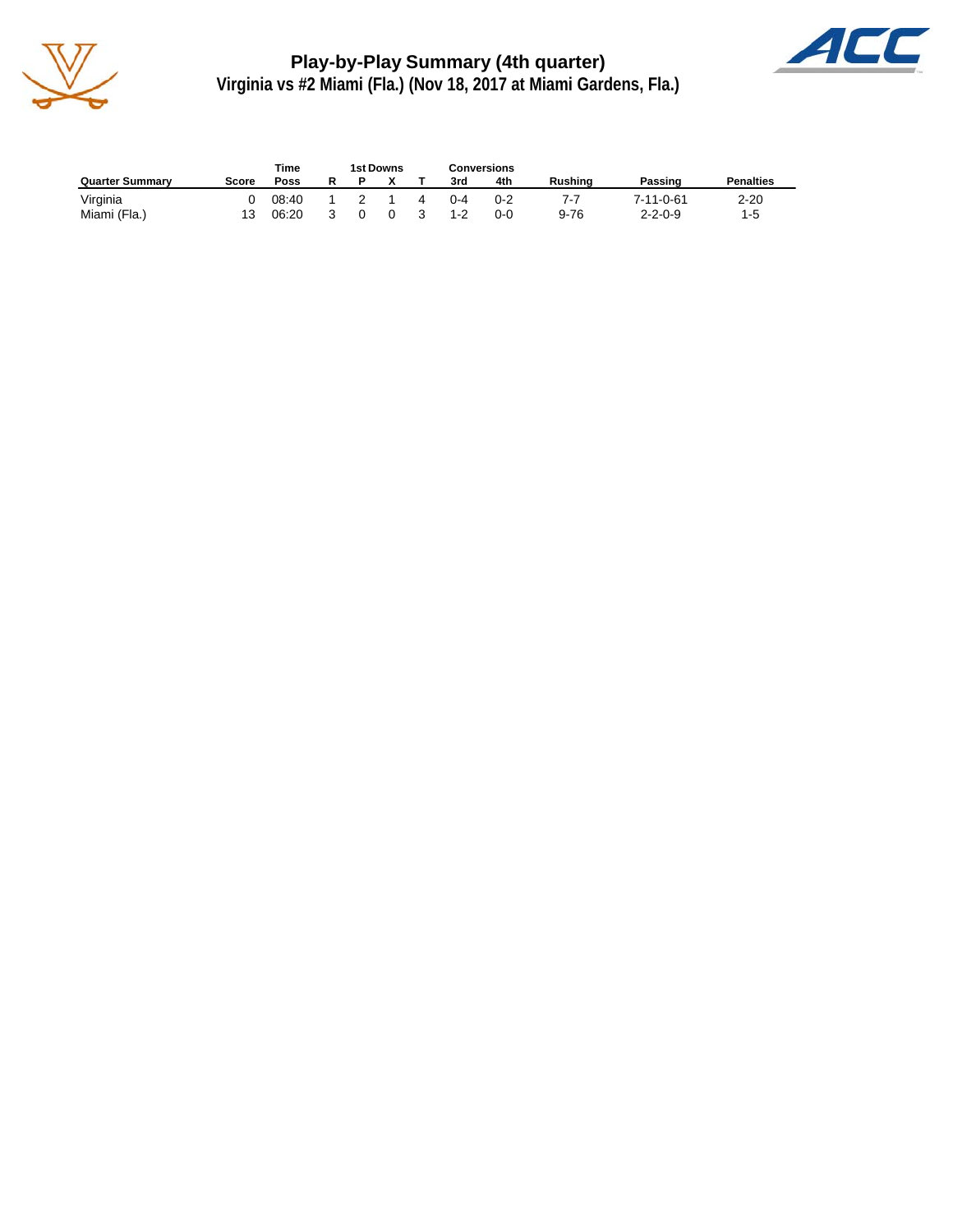# Play-by-Play Summary (4th quarter)

## Virginia vs #2 Miami (Fla.) (Nov 18, 2017 at Miami Gardens, Fla.)

| | | Time | 1st Downs | | | | Conversions | | | | |
|---|---|---|---|---|---|---|---|---|---|---|---|
| Quarter Summary | Score | Poss | R | P | X | T | 3rd | 4th | Rushing | Passing | Penalties |
| Virginia | 0 | 08:40 | 1 | 2 | 1 | 4 | 0-4 | 0-2 | 7-7 | 7-11-0-61 | 2-20 |
| Miami (Fla.) | 13 | 06:20 | 3 | 0 | 0 | 3 | 1-2 | 0-0 | 9-76 | 2-2-0-9 | 1-5 |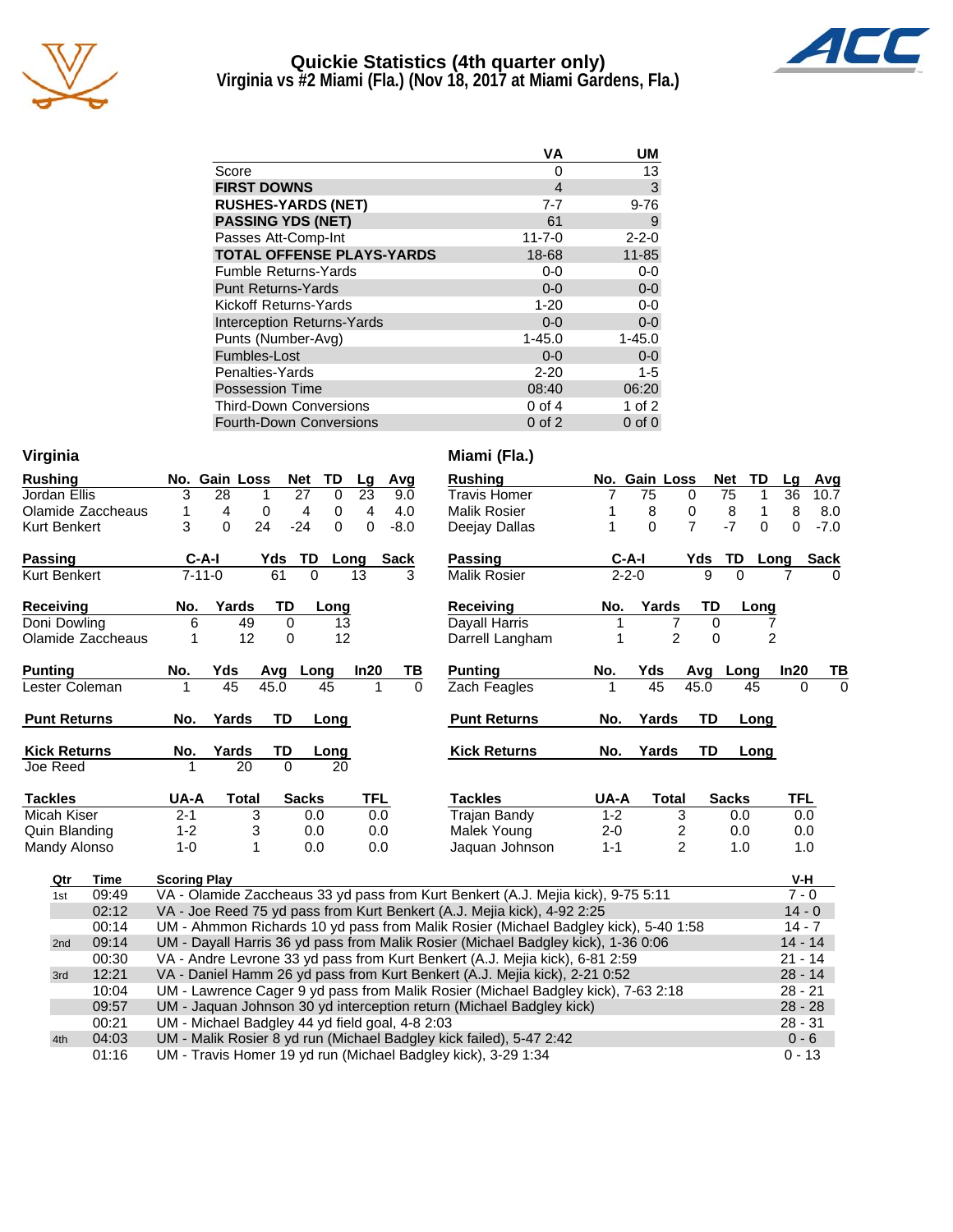# Quickie Statistics (4th quarter only)

## Virginia vs #2 Miami (Fla.) (Nov 18, 2017 at Miami Gardens, Fla.)

| | VA | UM |
|---|---|---|
| Score | 0 | 13 |
| **FIRST DOWNS** | 4 | 3 |
| **RUSHES-YARDS (NET)** | 7-7 | 9-76 |
| **PASSING YDS (NET)** | 61 | 9 |
| Passes Att-Comp-Int | 11-7-0 | 2-2-0 |
| **TOTAL OFFENSE PLAYS-YARDS** | 18-68 | 11-85 |
| Fumble Returns-Yards | 0-0 | 0-0 |
| Punt Returns-Yards | 0-0 | 0-0 |
| Kickoff Returns-Yards | 1-20 | 0-0 |
| Interception Returns-Yards | 0-0 | 0-0 |
| Punts (Number-Avg) | 1-45.0 | 1-45.0 |
| Fumbles-Lost | 0-0 | 0-0 |
| Penalties-Yards | 2-20 | 1-5 |
| Possession Time | 08:40 | 06:20 |
| Third-Down Conversions | 0 of 4 | 1 of 2 |
| Fourth-Down Conversions | 0 of 2 | 0 of 0 |

### Virginia

| Rushing | No. | Gain | Loss | Net | TD | Lg | Avg |
|---|---|---|---|---|---|---|---|
| Jordan Ellis | 3 | 28 | 1 | 27 | 0 | 23 | 9.0 |
| Olamide Zaccheaus | 1 | 4 | 0 | 4 | 0 | 4 | 4.0 |
| Kurt Benkert | 3 | 0 | 24 | -24 | 0 | 0 | -8.0 |

| Passing | C-A-I | Yds | TD | Long | Sack |
|---|---|---|---|---|---|
| Kurt Benkert | 7-11-0 | 61 | 0 | 13 | 3 |

| Receiving | No. | Yards | TD | Long |
|---|---|---|---|---|
| Doni Dowling | 6 | 49 | 0 | 13 |
| Olamide Zaccheaus | 1 | 12 | 0 | 12 |

| Punting | No. | Yds | Avg | Long | In20 | TB |
|---|---|---|---|---|---|---|
| Lester Coleman | 1 | 45 | 45.0 | 45 | 1 | 0 |

| Punt Returns | No. | Yards | TD | Long |
|---|---|---|---|---|

| Kick Returns | No. | Yards | TD | Long |
|---|---|---|---|---|
| Joe Reed | 1 | 20 | 0 | 20 |

| Tackles | UA-A | Total | Sacks | TFL |
|---|---|---|---|---|
| Micah Kiser | 2-1 | 3 | 0.0 | 0.0 |
| Quin Blanding | 1-2 | 3 | 0.0 | 0.0 |
| Mandy Alonso | 1-0 | 1 | 0.0 | 0.0 |

### Miami (Fla.)

| Rushing | No. | Gain | Loss | Net | TD | Lg | Avg |
|---|---|---|---|---|---|---|---|
| Travis Homer | 7 | 75 | 0 | 75 | 1 | 36 | 10.7 |
| Malik Rosier | 1 | 8 | 0 | 8 | 1 | 8 | 8.0 |
| Deejay Dallas | 1 | 0 | 7 | -7 | 0 | 0 | -7.0 |

| Passing | C-A-I | Yds | TD | Long | Sack |
|---|---|---|---|---|---|
| Malik Rosier | 2-2-0 | 9 | 0 | 7 | 0 |

| Receiving | No. | Yards | TD | Long |
|---|---|---|---|---|
| Dayall Harris | 1 | 7 | 0 | 7 |
| Darrell Langham | 1 | 2 | 0 | 2 |

| Punting | No. | Yds | Avg | Long | In20 | TB |
|---|---|---|---|---|---|---|
| Zach Feagles | 1 | 45 | 45.0 | 45 | 0 | 0 |

| Punt Returns | No. | Yards | TD | Long |
|---|---|---|---|---|

| Kick Returns | No. | Yards | TD | Long |
|---|---|---|---|---|

| Tackles | UA-A | Total | Sacks | TFL |
|---|---|---|---|---|
| Trajan Bandy | 1-2 | 3 | 0.0 | 0.0 |
| Malek Young | 2-0 | 2 | 0.0 | 0.0 |
| Jaquan Johnson | 1-1 | 2 | 1.0 | 1.0 |

### Scoring Plays

| Qtr | Time | Scoring Play | V-H |
|---|---|---|---|
| 1st | 09:49 | VA - Olamide Zaccheaus 33 yd pass from Kurt Benkert (A.J. Mejia kick), 9-75 5:11 | 7 - 0 |
| | 02:12 | VA - Joe Reed 75 yd pass from Kurt Benkert (A.J. Mejia kick), 4-92 2:25 | 14 - 0 |
| | 00:14 | UM - Ahmmon Richards 10 yd pass from Malik Rosier (Michael Badgley kick), 5-40 1:58 | 14 - 7 |
| 2nd | 09:14 | UM - Dayall Harris 36 yd pass from Malik Rosier (Michael Badgley kick), 1-36 0:06 | 14 - 14 |
| | 00:30 | VA - Andre Levrone 33 yd pass from Kurt Benkert (A.J. Mejia kick), 6-81 2:59 | 21 - 14 |
| 3rd | 12:21 | VA - Daniel Hamm 26 yd pass from Kurt Benkert (A.J. Mejia kick), 2-21 0:52 | 28 - 14 |
| | 10:04 | UM - Lawrence Cager 9 yd pass from Malik Rosier (Michael Badgley kick), 7-63 2:18 | 28 - 21 |
| | 09:57 | UM - Jaquan Johnson 30 yd interception return (Michael Badgley kick) | 28 - 28 |
| | 00:21 | UM - Michael Badgley 44 yd field goal, 4-8 2:03 | 28 - 31 |
| 4th | 04:03 | UM - Malik Rosier 8 yd run (Michael Badgley kick failed), 5-47 2:42 | 0 - 6 |
| | 01:16 | UM - Travis Homer 19 yd run (Michael Badgley kick), 3-29 1:34 | 0 - 13 |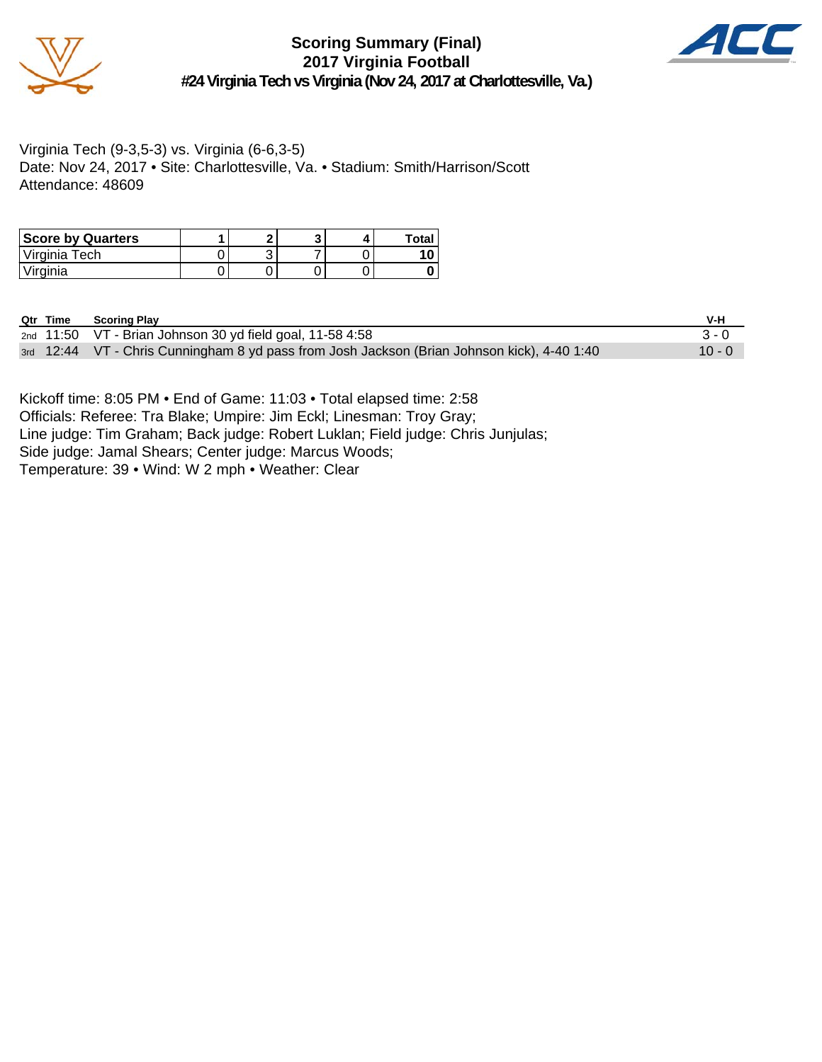# Scoring Summary (Final)
## 2017 Virginia Football
### #24 Virginia Tech vs Virginia (Nov 24, 2017 at Charlottesville, Va.)

Virginia Tech (9-3,5-3) vs. Virginia (6-6,3-5)
Date: Nov 24, 2017 • Site: Charlottesville, Va. • Stadium: Smith/Harrison/Scott
Attendance: 48609

| Score by Quarters | 1 | 2 | 3 | 4 | Total |
|---|---|---|---|---|---|
| Virginia Tech | 0 | 3 | 7 | 0 | **10** |
| Virginia | 0 | 0 | 0 | 0 | **0** |

| Qtr | Time | Scoring Play | V-H |
|---|---|---|---|
| 2nd | 11:50 | VT - Brian Johnson 30 yd field goal, 11-58 4:58 | 3 - 0 |
| 3rd | 12:44 | VT - Chris Cunningham 8 yd pass from Josh Jackson (Brian Johnson kick), 4-40 1:40 | 10 - 0 |

Kickoff time: 8:05 PM • End of Game: 11:03 • Total elapsed time: 2:58
Officials: Referee: Tra Blake; Umpire: Jim Eckl; Linesman: Troy Gray;
Line judge: Tim Graham; Back judge: Robert Luklan; Field judge: Chris Junjulas;
Side judge: Jamal Shears; Center judge: Marcus Woods;
Temperature: 39 • Wind: W 2 mph • Weather: Clear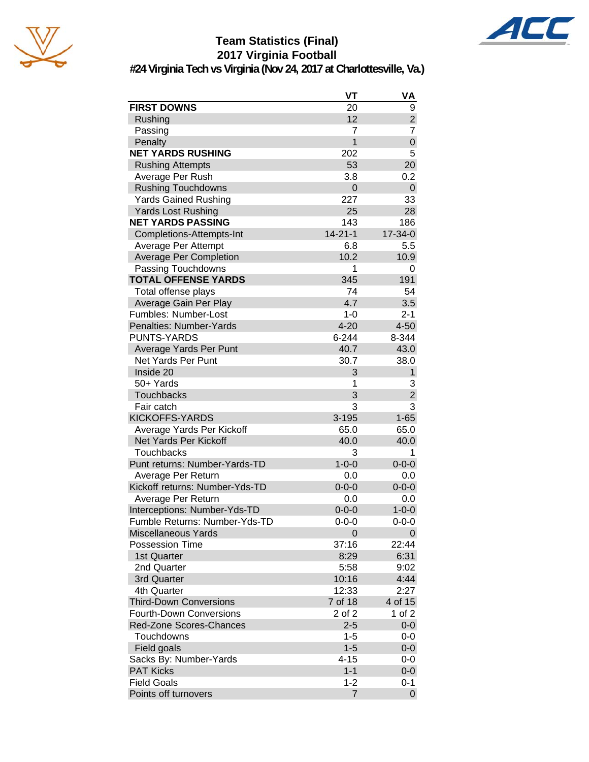# Team Statistics (Final)
## 2017 Virginia Football
### #24 Virginia Tech vs Virginia (Nov 24, 2017 at Charlottesville, Va.)

| | VT | VA |
|---|---|---|
| **FIRST DOWNS** | 20 | 9 |
| Rushing | 12 | 2 |
| Passing | 7 | 7 |
| Penalty | 1 | 0 |
| **NET YARDS RUSHING** | 202 | 5 |
| Rushing Attempts | 53 | 20 |
| Average Per Rush | 3.8 | 0.2 |
| Rushing Touchdowns | 0 | 0 |
| Yards Gained Rushing | 227 | 33 |
| Yards Lost Rushing | 25 | 28 |
| **NET YARDS PASSING** | 143 | 186 |
| Completions-Attempts-Int | 14-21-1 | 17-34-0 |
| Average Per Attempt | 6.8 | 5.5 |
| Average Per Completion | 10.2 | 10.9 |
| Passing Touchdowns | 1 | 0 |
| **TOTAL OFFENSE YARDS** | 345 | 191 |
| Total offense plays | 74 | 54 |
| Average Gain Per Play | 4.7 | 3.5 |
| Fumbles: Number-Lost | 1-0 | 2-1 |
| Penalties: Number-Yards | 4-20 | 4-50 |
| PUNTS-YARDS | 6-244 | 8-344 |
| Average Yards Per Punt | 40.7 | 43.0 |
| Net Yards Per Punt | 30.7 | 38.0 |
| Inside 20 | 3 | 1 |
| 50+ Yards | 1 | 3 |
| Touchbacks | 3 | 2 |
| Fair catch | 3 | 3 |
| KICKOFFS-YARDS | 3-195 | 1-65 |
| Average Yards Per Kickoff | 65.0 | 65.0 |
| Net Yards Per Kickoff | 40.0 | 40.0 |
| Touchbacks | 3 | 1 |
| Punt returns: Number-Yards-TD | 1-0-0 | 0-0-0 |
| Average Per Return | 0.0 | 0.0 |
| Kickoff returns: Number-Yds-TD | 0-0-0 | 0-0-0 |
| Average Per Return | 0.0 | 0.0 |
| Interceptions: Number-Yds-TD | 0-0-0 | 1-0-0 |
| Fumble Returns: Number-Yds-TD | 0-0-0 | 0-0-0 |
| Miscellaneous Yards | 0 | 0 |
| Possession Time | 37:16 | 22:44 |
| 1st Quarter | 8:29 | 6:31 |
| 2nd Quarter | 5:58 | 9:02 |
| 3rd Quarter | 10:16 | 4:44 |
| 4th Quarter | 12:33 | 2:27 |
| Third-Down Conversions | 7 of 18 | 4 of 15 |
| Fourth-Down Conversions | 2 of 2 | 1 of 2 |
| Red-Zone Scores-Chances | 2-5 | 0-0 |
| Touchdowns | 1-5 | 0-0 |
| Field goals | 1-5 | 0-0 |
| Sacks By: Number-Yards | 4-15 | 0-0 |
| PAT Kicks | 1-1 | 0-0 |
| Field Goals | 1-2 | 0-1 |
| Points off turnovers | 7 | 0 |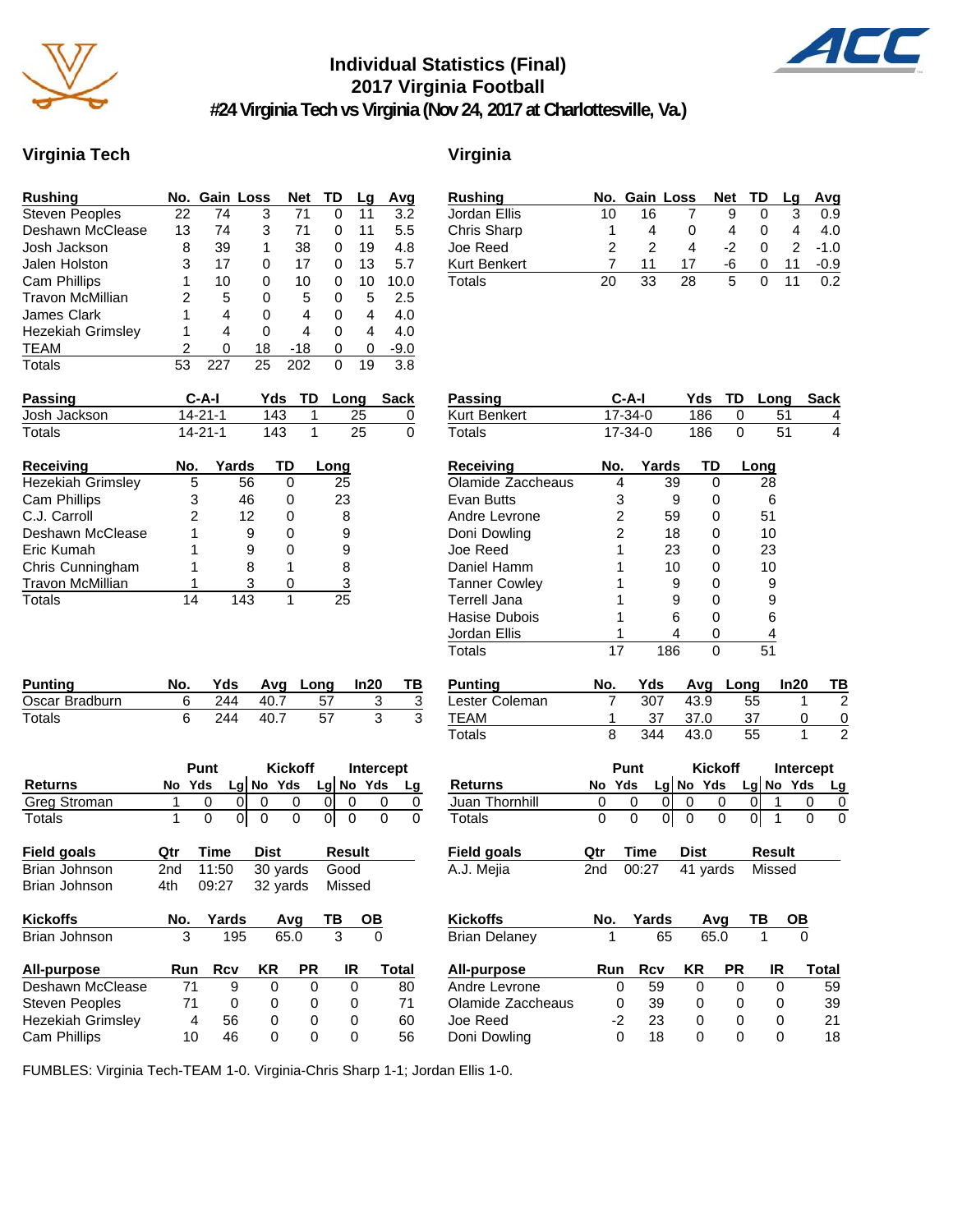# Individual Statistics (Final)
## 2017 Virginia Football
### #24 Virginia Tech vs Virginia (Nov 24, 2017 at Charlottesville, Va.)

## Virginia Tech

| Rushing | No. | Gain | Loss | Net | TD | Lg | Avg |
|---|---|---|---|---|---|---|---|
| Steven Peoples | 22 | 74 | 3 | 71 | 0 | 11 | 3.2 |
| Deshawn McClease | 13 | 74 | 3 | 71 | 0 | 11 | 5.5 |
| Josh Jackson | 8 | 39 | 1 | 38 | 0 | 19 | 4.8 |
| Jalen Holston | 3 | 17 | 0 | 17 | 0 | 13 | 5.7 |
| Cam Phillips | 1 | 10 | 0 | 10 | 0 | 10 | 10.0 |
| Travon McMillian | 2 | 5 | 0 | 5 | 0 | 5 | 2.5 |
| James Clark | 1 | 4 | 0 | 4 | 0 | 4 | 4.0 |
| Hezekiah Grimsley | 1 | 4 | 0 | 4 | 0 | 4 | 4.0 |
| TEAM | 2 | 0 | 18 | -18 | 0 | 0 | -9.0 |
| Totals | 53 | 227 | 25 | 202 | 0 | 19 | 3.8 |

| Passing | C-A-I | Yds | TD | Long | Sack |
|---|---|---|---|---|---|
| Josh Jackson | 14-21-1 | 143 | 1 | 25 | 0 |
| Totals | 14-21-1 | 143 | 1 | 25 | 0 |

| Receiving | No. | Yards | TD | Long |
|---|---|---|---|---|
| Hezekiah Grimsley | 5 | 56 | 0 | 25 |
| Cam Phillips | 3 | 46 | 0 | 23 |
| C.J. Carroll | 2 | 12 | 0 | 8 |
| Deshawn McClease | 1 | 9 | 0 | 9 |
| Eric Kumah | 1 | 9 | 0 | 9 |
| Chris Cunningham | 1 | 8 | 1 | 8 |
| Travon McMillian | 1 | 3 | 0 | 3 |
| Totals | 14 | 143 | 1 | 25 |

| Punting | No. | Yds | Avg | Long | In20 | TB |
|---|---|---|---|---|---|---|
| Oscar Bradburn | 6 | 244 | 40.7 | 57 | 3 | 3 |
| Totals | 6 | 244 | 40.7 | 57 | 3 | 3 |

| | Punt | | | Kickoff | | | Intercept | | |
|---|---|---|---|---|---|---|---|---|---|
| Returns | No | Yds | Lg | No | Yds | Lg | No | Yds | Lg |
| Greg Stroman | 1 | 0 | 0 | 0 | 0 | 0 | 0 | 0 | 0 |
| Totals | 1 | 0 | 0 | 0 | 0 | 0 | 0 | 0 | 0 |

| Field goals | Qtr | Time | Dist | Result |
|---|---|---|---|---|
| Brian Johnson | 2nd | 11:50 | 30 yards | Good |
| Brian Johnson | 4th | 09:27 | 32 yards | Missed |

| Kickoffs | No. | Yards | Avg | TB | OB |
|---|---|---|---|---|---|
| Brian Johnson | 3 | 195 | 65.0 | 3 | 0 |

| All-purpose | Run | Rcv | KR | PR | IR | Total |
|---|---|---|---|---|---|---|
| Deshawn McClease | 71 | 9 | 0 | 0 | 0 | 80 |
| Steven Peoples | 71 | 0 | 0 | 0 | 0 | 71 |
| Hezekiah Grimsley | 4 | 56 | 0 | 0 | 0 | 60 |
| Cam Phillips | 10 | 46 | 0 | 0 | 0 | 56 |

## Virginia

| Rushing | No. | Gain | Loss | Net | TD | Lg | Avg |
|---|---|---|---|---|---|---|---|
| Jordan Ellis | 10 | 16 | 7 | 9 | 0 | 3 | 0.9 |
| Chris Sharp | 1 | 4 | 0 | 4 | 0 | 4 | 4.0 |
| Joe Reed | 2 | 2 | 4 | -2 | 0 | 2 | -1.0 |
| Kurt Benkert | 7 | 11 | 17 | -6 | 0 | 11 | -0.9 |
| Totals | 20 | 33 | 28 | 5 | 0 | 11 | 0.2 |

| Passing | C-A-I | Yds | TD | Long | Sack |
|---|---|---|---|---|---|
| Kurt Benkert | 17-34-0 | 186 | 0 | 51 | 4 |
| Totals | 17-34-0 | 186 | 0 | 51 | 4 |

| Receiving | No. | Yards | TD | Long |
|---|---|---|---|---|
| Olamide Zaccheaus | 4 | 39 | 0 | 28 |
| Evan Butts | 3 | 9 | 0 | 6 |
| Andre Levrone | 2 | 59 | 0 | 51 |
| Doni Dowling | 2 | 18 | 0 | 10 |
| Joe Reed | 1 | 23 | 0 | 23 |
| Daniel Hamm | 1 | 10 | 0 | 10 |
| Tanner Cowley | 1 | 9 | 0 | 9 |
| Terrell Jana | 1 | 9 | 0 | 9 |
| Hasise Dubois | 1 | 6 | 0 | 6 |
| Jordan Ellis | 1 | 4 | 0 | 4 |
| Totals | 17 | 186 | 0 | 51 |

| Punting | No. | Yds | Avg | Long | In20 | TB |
|---|---|---|---|---|---|---|
| Lester Coleman | 7 | 307 | 43.9 | 55 | 1 | 2 |
| TEAM | 1 | 37 | 37.0 | 37 | 0 | 0 |
| Totals | 8 | 344 | 43.0 | 55 | 1 | 2 |

| | Punt | | | Kickoff | | | Intercept | | |
|---|---|---|---|---|---|---|---|---|---|
| Returns | No | Yds | Lg | No | Yds | Lg | No | Yds | Lg |
| Juan Thornhill | 0 | 0 | 0 | 0 | 0 | 0 | 1 | 0 | 0 |
| Totals | 0 | 0 | 0 | 0 | 0 | 0 | 1 | 0 | 0 |

| Field goals | Qtr | Time | Dist | Result |
|---|---|---|---|---|
| A.J. Mejia | 2nd | 00:27 | 41 yards | Missed |

| Kickoffs | No. | Yards | Avg | TB | OB |
|---|---|---|---|---|---|
| Brian Delaney | 1 | 65 | 65.0 | 1 | 0 |

| All-purpose | Run | Rcv | KR | PR | IR | Total |
|---|---|---|---|---|---|---|
| Andre Levrone | 0 | 59 | 0 | 0 | 0 | 59 |
| Olamide Zaccheaus | 0 | 39 | 0 | 0 | 0 | 39 |
| Joe Reed | -2 | 23 | 0 | 0 | 0 | 21 |
| Doni Dowling | 0 | 18 | 0 | 0 | 0 | 18 |

FUMBLES: Virginia Tech-TEAM 1-0. Virginia-Chris Sharp 1-1; Jordan Ellis 1-0.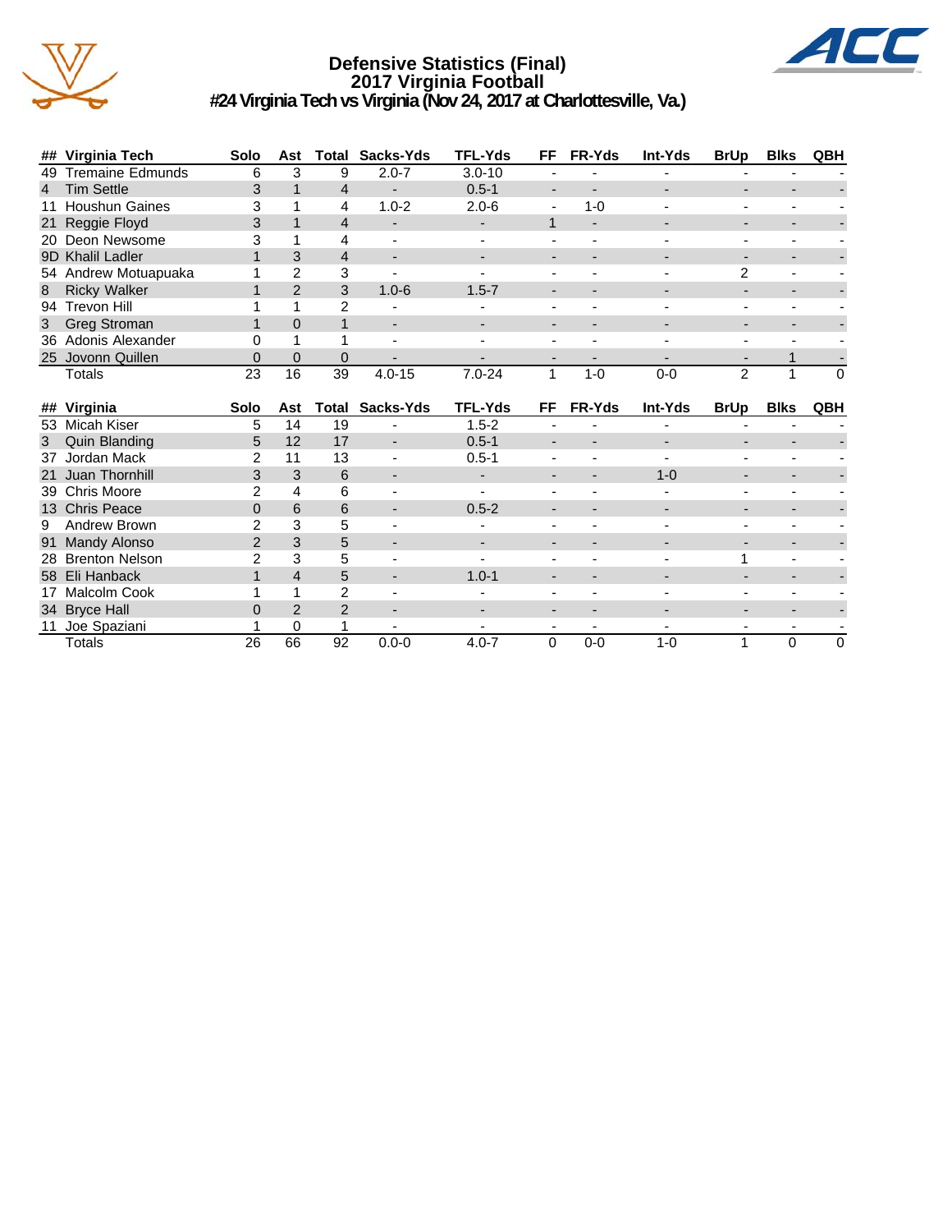# Defensive Statistics (Final)
## 2017 Virginia Football
### #24 Virginia Tech vs Virginia (Nov 24, 2017 at Charlottesville, Va.)

| ## | Virginia Tech | Solo | Ast | Total | Sacks-Yds | TFL-Yds | FF | FR-Yds | Int-Yds | BrUp | Blks | QBH |
|---|---|---|---|---|---|---|---|---|---|---|---|---|
| 49 | Tremaine Edmunds | 6 | 3 | 9 | 2.0-7 | 3.0-10 | - | - | - | - | - | - |
| 4 | Tim Settle | 3 | 1 | 4 | - | 0.5-1 | - | - | - | - | - | - |
| 11 | Houshun Gaines | 3 | 1 | 4 | 1.0-2 | 2.0-6 | - | 1-0 | - | - | - | - |
| 21 | Reggie Floyd | 3 | 1 | 4 | - | - | 1 | - | - | - | - | - |
| 20 | Deon Newsome | 3 | 1 | 4 | - | - | - | - | - | - | - | - |
| 9D | Khalil Ladler | 1 | 3 | 4 | - | - | - | - | - | - | - | - |
| 54 | Andrew Motuapuaka | 1 | 2 | 3 | - | - | - | - | - | 2 | - | - |
| 8 | Ricky Walker | 1 | 2 | 3 | 1.0-6 | 1.5-7 | - | - | - | - | - | - |
| 94 | Trevon Hill | 1 | 1 | 2 | - | - | - | - | - | - | - | - |
| 3 | Greg Stroman | 1 | 0 | 1 | - | - | - | - | - | - | - | - |
| 36 | Adonis Alexander | 0 | 1 | 1 | - | - | - | - | - | - | - | - |
| 25 | Jovonn Quillen | 0 | 0 | 0 | - | - | - | - | - | - | 1 | - |
| | Totals | 23 | 16 | 39 | 4.0-15 | 7.0-24 | 1 | 1-0 | 0-0 | 2 | 1 | 0 |

| ## | Virginia | Solo | Ast | Total | Sacks-Yds | TFL-Yds | FF | FR-Yds | Int-Yds | BrUp | Blks | QBH |
|---|---|---|---|---|---|---|---|---|---|---|---|---|
| 53 | Micah Kiser | 5 | 14 | 19 | - | 1.5-2 | - | - | - | - | - | - |
| 3 | Quin Blanding | 5 | 12 | 17 | - | 0.5-1 | - | - | - | - | - | - |
| 37 | Jordan Mack | 2 | 11 | 13 | - | 0.5-1 | - | - | - | - | - | - |
| 21 | Juan Thornhill | 3 | 3 | 6 | - | - | - | - | 1-0 | - | - | - |
| 39 | Chris Moore | 2 | 4 | 6 | - | - | - | - | - | - | - | - |
| 13 | Chris Peace | 0 | 6 | 6 | - | 0.5-2 | - | - | - | - | - | - |
| 9 | Andrew Brown | 2 | 3 | 5 | - | - | - | - | - | - | - | - |
| 91 | Mandy Alonso | 2 | 3 | 5 | - | - | - | - | - | - | - | - |
| 28 | Brenton Nelson | 2 | 3 | 5 | - | - | - | - | - | 1 | - | - |
| 58 | Eli Hanback | 1 | 4 | 5 | - | 1.0-1 | - | - | - | - | - | - |
| 17 | Malcolm Cook | 1 | 1 | 2 | - | - | - | - | - | - | - | - |
| 34 | Bryce Hall | 0 | 2 | 2 | - | - | - | - | - | - | - | - |
| 11 | Joe Spaziani | 1 | 0 | 1 | - | - | - | - | - | - | - | - |
| | Totals | 26 | 66 | 92 | 0.0-0 | 4.0-7 | 0 | 0-0 | 1-0 | 1 | 0 | 0 |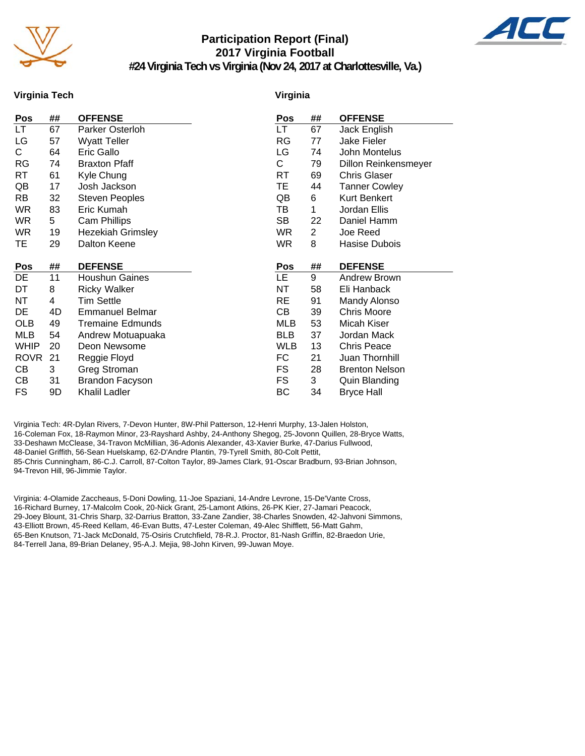# Participation Report (Final)
## 2017 Virginia Football
### #24 Virginia Tech vs Virginia (Nov 24, 2017 at Charlottesville, Va.)

**Virginia Tech**

| Pos | ## | OFFENSE |
|---|---|---|
| LT | 67 | Parker Osterloh |
| LG | 57 | Wyatt Teller |
| C | 64 | Eric Gallo |
| RG | 74 | Braxton Pfaff |
| RT | 61 | Kyle Chung |
| QB | 17 | Josh Jackson |
| RB | 32 | Steven Peoples |
| WR | 83 | Eric Kumah |
| WR | 5 | Cam Phillips |
| WR | 19 | Hezekiah Grimsley |
| TE | 29 | Dalton Keene |

| Pos | ## | DEFENSE |
|---|---|---|
| DE | 11 | Houshun Gaines |
| DT | 8 | Ricky Walker |
| NT | 4 | Tim Settle |
| DE | 4D | Emmanuel Belmar |
| OLB | 49 | Tremaine Edmunds |
| MLB | 54 | Andrew Motuapuaka |
| WHIP | 20 | Deon Newsome |
| ROVR | 21 | Reggie Floyd |
| CB | 3 | Greg Stroman |
| CB | 31 | Brandon Facyson |
| FS | 9D | Khalil Ladler |

**Virginia**

| Pos | ## | OFFENSE |
|---|---|---|
| LT | 67 | Jack English |
| RG | 77 | Jake Fieler |
| LG | 74 | John Montelus |
| C | 79 | Dillon Reinkensmeyer |
| RT | 69 | Chris Glaser |
| TE | 44 | Tanner Cowley |
| QB | 6 | Kurt Benkert |
| TB | 1 | Jordan Ellis |
| SB | 22 | Daniel Hamm |
| WR | 2 | Joe Reed |
| WR | 8 | Hasise Dubois |

| Pos | ## | DEFENSE |
|---|---|---|
| LE | 9 | Andrew Brown |
| NT | 58 | Eli Hanback |
| RE | 91 | Mandy Alonso |
| CB | 39 | Chris Moore |
| MLB | 53 | Micah Kiser |
| BLB | 37 | Jordan Mack |
| WLB | 13 | Chris Peace |
| FC | 21 | Juan Thornhill |
| FS | 28 | Brenton Nelson |
| FS | 3 | Quin Blanding |
| BC | 34 | Bryce Hall |

Virginia Tech: 4R-Dylan Rivers, 7-Devon Hunter, 8W-Phil Patterson, 12-Henri Murphy, 13-Jalen Holston, 16-Coleman Fox, 18-Raymon Minor, 23-Rayshard Ashby, 24-Anthony Shegog, 25-Jovonn Quillen, 28-Bryce Watts, 33-Deshawn McClease, 34-Travon McMillian, 36-Adonis Alexander, 43-Xavier Burke, 47-Darius Fullwood, 48-Daniel Griffith, 56-Sean Huelskamp, 62-D'Andre Plantin, 79-Tyrell Smith, 80-Colt Pettit, 85-Chris Cunningham, 86-C.J. Carroll, 87-Colton Taylor, 89-James Clark, 91-Oscar Bradburn, 93-Brian Johnson, 94-Trevon Hill, 96-Jimmie Taylor.

Virginia: 4-Olamide Zaccheaus, 5-Doni Dowling, 11-Joe Spaziani, 14-Andre Levrone, 15-De'Vante Cross, 16-Richard Burney, 17-Malcolm Cook, 20-Nick Grant, 25-Lamont Atkins, 26-PK Kier, 27-Jamari Peacock, 29-Joey Blount, 31-Chris Sharp, 32-Darrius Bratton, 33-Zane Zandier, 38-Charles Snowden, 42-Jahvoni Simmons, 43-Elliott Brown, 45-Reed Kellam, 46-Evan Butts, 47-Lester Coleman, 49-Alec Shifflett, 56-Matt Gahm, 65-Ben Knutson, 71-Jack McDonald, 75-Osiris Crutchfield, 78-R.J. Proctor, 81-Nash Griffin, 82-Braedon Urie, 84-Terrell Jana, 89-Brian Delaney, 95-A.J. Mejia, 98-John Kirven, 99-Juwan Moye.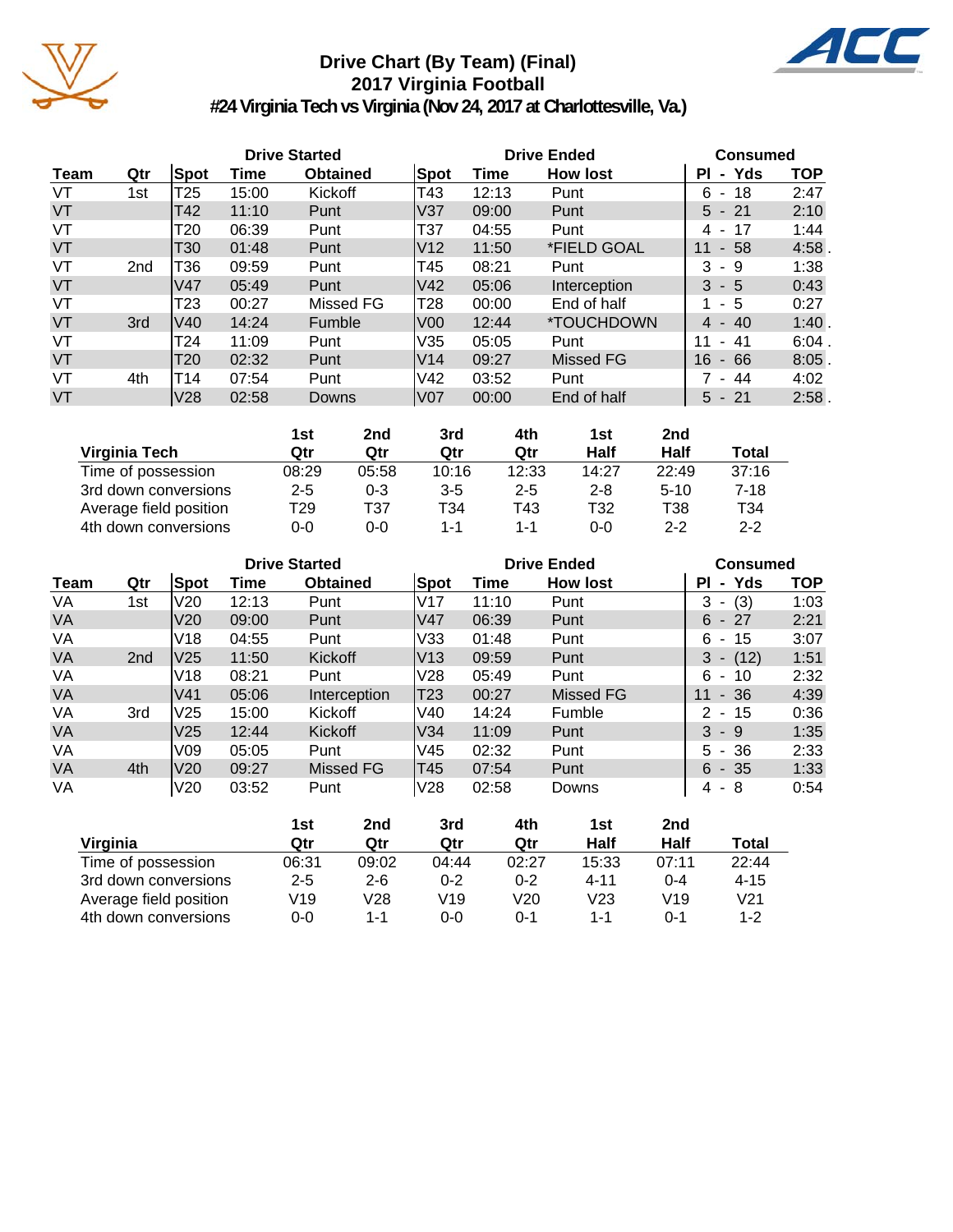# Drive Chart (By Team) (Final)
## 2017 Virginia Football
### #24 Virginia Tech vs Virginia (Nov 24, 2017 at Charlottesville, Va.)

| | | Drive Started | | | Drive Ended | | | Consumed | |
|---|---|---|---|---|---|---|---|---|---|
| Team | Qtr | Spot | Time | Obtained | Spot | Time | How lost | Pl - Yds | TOP |
| VT | 1st | T25 | 15:00 | Kickoff | T43 | 12:13 | Punt | 6 - 18 | 2:47 |
| VT | | T42 | 11:10 | Punt | V37 | 09:00 | Punt | 5 - 21 | 2:10 |
| VT | | T20 | 06:39 | Punt | T37 | 04:55 | Punt | 4 - 17 | 1:44 |
| VT | | T30 | 01:48 | Punt | V12 | 11:50 | *FIELD GOAL | 11 - 58 | 4:58 . |
| VT | 2nd | T36 | 09:59 | Punt | T45 | 08:21 | Punt | 3 - 9 | 1:38 |
| VT | | V47 | 05:49 | Punt | V42 | 05:06 | Interception | 3 - 5 | 0:43 |
| VT | | T23 | 00:27 | Missed FG | T28 | 00:00 | End of half | 1 - 5 | 0:27 |
| VT | 3rd | V40 | 14:24 | Fumble | V00 | 12:44 | *TOUCHDOWN | 4 - 40 | 1:40 . |
| VT | | T24 | 11:09 | Punt | V35 | 05:05 | Punt | 11 - 41 | 6:04 . |
| VT | | T20 | 02:32 | Punt | V14 | 09:27 | Missed FG | 16 - 66 | 8:05 . |
| VT | 4th | T14 | 07:54 | Punt | V42 | 03:52 | Punt | 7 - 44 | 4:02 |
| VT | | V28 | 02:58 | Downs | V07 | 00:00 | End of half | 5 - 21 | 2:58 . |

| Virginia Tech | 1st Qtr | 2nd Qtr | 3rd Qtr | 4th Qtr | 1st Half | 2nd Half | Total |
|---|---|---|---|---|---|---|---|
| Time of possession | 08:29 | 05:58 | 10:16 | 12:33 | 14:27 | 22:49 | 37:16 |
| 3rd down conversions | 2-5 | 0-3 | 3-5 | 2-5 | 2-8 | 5-10 | 7-18 |
| Average field position | T29 | T37 | T34 | T43 | T32 | T38 | T34 |
| 4th down conversions | 0-0 | 0-0 | 1-1 | 1-1 | 0-0 | 2-2 | 2-2 |

| | | Drive Started | | | Drive Ended | | | Consumed | |
|---|---|---|---|---|---|---|---|---|---|
| Team | Qtr | Spot | Time | Obtained | Spot | Time | How lost | Pl - Yds | TOP |
| VA | 1st | V20 | 12:13 | Punt | V17 | 11:10 | Punt | 3 - (3) | 1:03 |
| VA | | V20 | 09:00 | Punt | V47 | 06:39 | Punt | 6 - 27 | 2:21 |
| VA | | V18 | 04:55 | Punt | V33 | 01:48 | Punt | 6 - 15 | 3:07 |
| VA | 2nd | V25 | 11:50 | Kickoff | V13 | 09:59 | Punt | 3 - (12) | 1:51 |
| VA | | V18 | 08:21 | Punt | V28 | 05:49 | Punt | 6 - 10 | 2:32 |
| VA | | V41 | 05:06 | Interception | T23 | 00:27 | Missed FG | 11 - 36 | 4:39 |
| VA | 3rd | V25 | 15:00 | Kickoff | V40 | 14:24 | Fumble | 2 - 15 | 0:36 |
| VA | | V25 | 12:44 | Kickoff | V34 | 11:09 | Punt | 3 - 9 | 1:35 |
| VA | | V09 | 05:05 | Punt | V45 | 02:32 | Punt | 5 - 36 | 2:33 |
| VA | 4th | V20 | 09:27 | Missed FG | T45 | 07:54 | Punt | 6 - 35 | 1:33 |
| VA | | V20 | 03:52 | Punt | V28 | 02:58 | Downs | 4 - 8 | 0:54 |

| Virginia | 1st Qtr | 2nd Qtr | 3rd Qtr | 4th Qtr | 1st Half | 2nd Half | Total |
|---|---|---|---|---|---|---|---|
| Time of possession | 06:31 | 09:02 | 04:44 | 02:27 | 15:33 | 07:11 | 22:44 |
| 3rd down conversions | 2-5 | 2-6 | 0-2 | 0-2 | 4-11 | 0-4 | 4-15 |
| Average field position | V19 | V28 | V19 | V20 | V23 | V19 | V21 |
| 4th down conversions | 0-0 | 1-1 | 0-0 | 0-1 | 1-1 | 0-1 | 1-2 |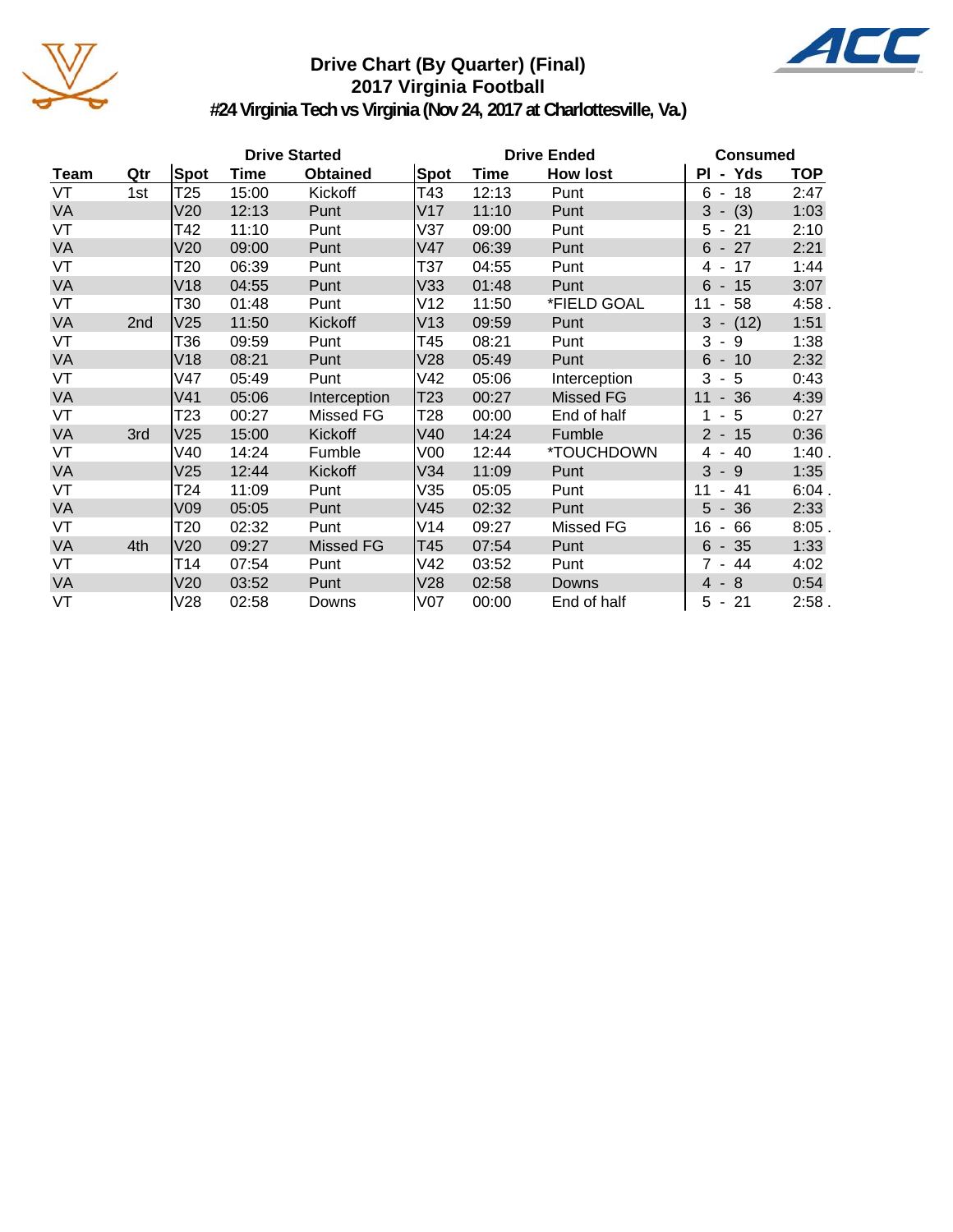# Drive Chart (By Quarter) (Final)
## 2017 Virginia Football
### #24 Virginia Tech vs Virginia (Nov 24, 2017 at Charlottesville, Va.)

| | | Drive Started | | | Drive Ended | | | Consumed | |
|---|---|---|---|---|---|---|---|---|---|
| Team | Qtr | Spot | Time | Obtained | Spot | Time | How lost | Pl - Yds | TOP |
| VT | 1st | T25 | 15:00 | Kickoff | T43 | 12:13 | Punt | 6 - 18 | 2:47 |
| VA | | V20 | 12:13 | Punt | V17 | 11:10 | Punt | 3 - (3) | 1:03 |
| VT | | T42 | 11:10 | Punt | V37 | 09:00 | Punt | 5 - 21 | 2:10 |
| VA | | V20 | 09:00 | Punt | V47 | 06:39 | Punt | 6 - 27 | 2:21 |
| VT | | T20 | 06:39 | Punt | T37 | 04:55 | Punt | 4 - 17 | 1:44 |
| VA | | V18 | 04:55 | Punt | V33 | 01:48 | Punt | 6 - 15 | 3:07 |
| VT | | T30 | 01:48 | Punt | V12 | 11:50 | *FIELD GOAL | 11 - 58 | 4:58 . |
| VA | 2nd | V25 | 11:50 | Kickoff | V13 | 09:59 | Punt | 3 - (12) | 1:51 |
| VT | | T36 | 09:59 | Punt | T45 | 08:21 | Punt | 3 - 9 | 1:38 |
| VA | | V18 | 08:21 | Punt | V28 | 05:49 | Punt | 6 - 10 | 2:32 |
| VT | | V47 | 05:49 | Punt | V42 | 05:06 | Interception | 3 - 5 | 0:43 |
| VA | | V41 | 05:06 | Interception | T23 | 00:27 | Missed FG | 11 - 36 | 4:39 |
| VT | | T23 | 00:27 | Missed FG | T28 | 00:00 | End of half | 1 - 5 | 0:27 |
| VA | 3rd | V25 | 15:00 | Kickoff | V40 | 14:24 | Fumble | 2 - 15 | 0:36 |
| VT | | V40 | 14:24 | Fumble | V00 | 12:44 | *TOUCHDOWN | 4 - 40 | 1:40 . |
| VA | | V25 | 12:44 | Kickoff | V34 | 11:09 | Punt | 3 - 9 | 1:35 |
| VT | | T24 | 11:09 | Punt | V35 | 05:05 | Punt | 11 - 41 | 6:04 . |
| VA | | V09 | 05:05 | Punt | V45 | 02:32 | Punt | 5 - 36 | 2:33 |
| VT | | T20 | 02:32 | Punt | V14 | 09:27 | Missed FG | 16 - 66 | 8:05 . |
| VA | 4th | V20 | 09:27 | Missed FG | T45 | 07:54 | Punt | 6 - 35 | 1:33 |
| VT | | T14 | 07:54 | Punt | V42 | 03:52 | Punt | 7 - 44 | 4:02 |
| VA | | V20 | 03:52 | Punt | V28 | 02:58 | Downs | 4 - 8 | 0:54 |
| VT | | V28 | 02:58 | Downs | V07 | 00:00 | End of half | 5 - 21 | 2:58 . |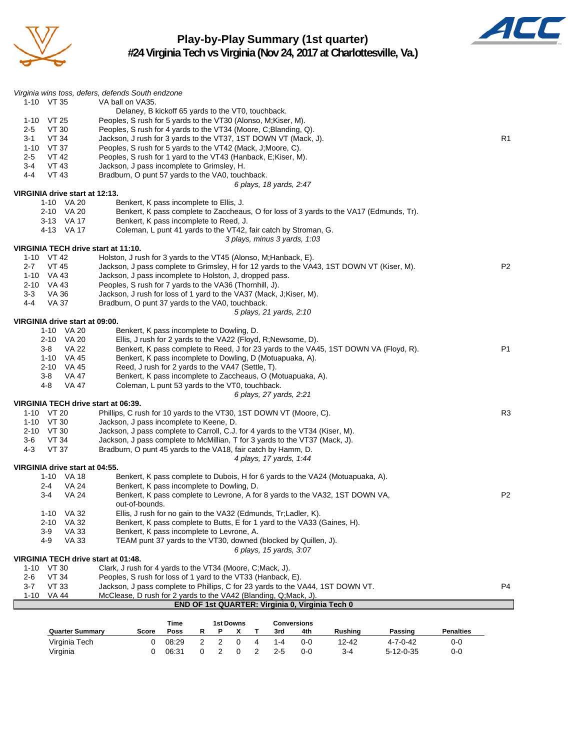# Play-by-Play Summary (1st quarter)
## #24 Virginia Tech vs Virginia (Nov 24, 2017 at Charlottesville, Va.)

*Virginia wins toss, defers, defends South endzone*

| Down | Spot | Play | |
|---|---|---|---|
| 1-10 | VT 35 | VA ball on VA35. | |
| | | Delaney, B kickoff 65 yards to the VT0, touchback. | |
| 1-10 | VT 25 | Peoples, S rush for 5 yards to the VT30 (Alonso, M;Kiser, M). | |
| 2-5 | VT 30 | Peoples, S rush for 4 yards to the VT34 (Moore, C;Blanding, Q). | |
| 3-1 | VT 34 | Jackson, J rush for 3 yards to the VT37, 1ST DOWN VT (Mack, J). | R1 |
| 1-10 | VT 37 | Peoples, S rush for 5 yards to the VT42 (Mack, J;Moore, C). | |
| 2-5 | VT 42 | Peoples, S rush for 1 yard to the VT43 (Hanback, E;Kiser, M). | |
| 3-4 | VT 43 | Jackson, J pass incomplete to Grimsley, H. | |
| 4-4 | VT 43 | Bradburn, O punt 57 yards to the VA0, touchback. | |
| | | *6 plays, 18 yards, 2:47* | |

**VIRGINIA drive start at 12:13.**

| Down | Spot | Play | |
|---|---|---|---|
| 1-10 | VA 20 | Benkert, K pass incomplete to Ellis, J. | |
| 2-10 | VA 20 | Benkert, K pass complete to Zaccheaus, O for loss of 3 yards to the VA17 (Edmunds, Tr). | |
| 3-13 | VA 17 | Benkert, K pass incomplete to Reed, J. | |
| 4-13 | VA 17 | Coleman, L punt 41 yards to the VT42, fair catch by Stroman, G. | |
| | | *3 plays, minus 3 yards, 1:03* | |

**VIRGINIA TECH drive start at 11:10.**

| Down | Spot | Play | |
|---|---|---|---|
| 1-10 | VT 42 | Holston, J rush for 3 yards to the VT45 (Alonso, M;Hanback, E). | |
| 2-7 | VT 45 | Jackson, J pass complete to Grimsley, H for 12 yards to the VA43, 1ST DOWN VT (Kiser, M). | P2 |
| 1-10 | VA 43 | Jackson, J pass incomplete to Holston, J, dropped pass. | |
| 2-10 | VA 43 | Peoples, S rush for 7 yards to the VA36 (Thornhill, J). | |
| 3-3 | VA 36 | Jackson, J rush for loss of 1 yard to the VA37 (Mack, J;Kiser, M). | |
| 4-4 | VA 37 | Bradburn, O punt 37 yards to the VA0, touchback. | |
| | | *5 plays, 21 yards, 2:10* | |

**VIRGINIA drive start at 09:00.**

| Down | Spot | Play | |
|---|---|---|---|
| 1-10 | VA 20 | Benkert, K pass incomplete to Dowling, D. | |
| 2-10 | VA 20 | Ellis, J rush for 2 yards to the VA22 (Floyd, R;Newsome, D). | |
| 3-8 | VA 22 | Benkert, K pass complete to Reed, J for 23 yards to the VA45, 1ST DOWN VA (Floyd, R). | P1 |
| 1-10 | VA 45 | Benkert, K pass incomplete to Dowling, D (Motuapuaka, A). | |
| 2-10 | VA 45 | Reed, J rush for 2 yards to the VA47 (Settle, T). | |
| 3-8 | VA 47 | Benkert, K pass incomplete to Zaccheaus, O (Motuapuaka, A). | |
| 4-8 | VA 47 | Coleman, L punt 53 yards to the VT0, touchback. | |
| | | *6 plays, 27 yards, 2:21* | |

**VIRGINIA TECH drive start at 06:39.**

| Down | Spot | Play | |
|---|---|---|---|
| 1-10 | VT 20 | Phillips, C rush for 10 yards to the VT30, 1ST DOWN VT (Moore, C). | R3 |
| 1-10 | VT 30 | Jackson, J pass incomplete to Keene, D. | |
| 2-10 | VT 30 | Jackson, J pass complete to Carroll, C.J. for 4 yards to the VT34 (Kiser, M). | |
| 3-6 | VT 34 | Jackson, J pass complete to McMillian, T for 3 yards to the VT37 (Mack, J). | |
| 4-3 | VT 37 | Bradburn, O punt 45 yards to the VA18, fair catch by Hamm, D. | |
| | | *4 plays, 17 yards, 1:44* | |

**VIRGINIA drive start at 04:55.**

| Down | Spot | Play | |
|---|---|---|---|
| 1-10 | VA 18 | Benkert, K pass complete to Dubois, H for 6 yards to the VA24 (Motuapuaka, A). | |
| 2-4 | VA 24 | Benkert, K pass incomplete to Dowling, D. | |
| 3-4 | VA 24 | Benkert, K pass complete to Levrone, A for 8 yards to the VA32, 1ST DOWN VA, out-of-bounds. | P2 |
| 1-10 | VA 32 | Ellis, J rush for no gain to the VA32 (Edmunds, Tr;Ladler, K). | |
| 2-10 | VA 32 | Benkert, K pass complete to Butts, E for 1 yard to the VA33 (Gaines, H). | |
| 3-9 | VA 33 | Benkert, K pass incomplete to Levrone, A. | |
| 4-9 | VA 33 | TEAM punt 37 yards to the VT30, downed (blocked by Quillen, J). | |
| | | *6 plays, 15 yards, 3:07* | |

**VIRGINIA TECH drive start at 01:48.**

| Down | Spot | Play | |
|---|---|---|---|
| 1-10 | VT 30 | Clark, J rush for 4 yards to the VT34 (Moore, C;Mack, J). | |
| 2-6 | VT 34 | Peoples, S rush for loss of 1 yard to the VT33 (Hanback, E). | |
| 3-7 | VT 33 | Jackson, J pass complete to Phillips, C for 23 yards to the VA44, 1ST DOWN VT. | P4 |
| 1-10 | VA 44 | McClease, D rush for 2 yards to the VA42 (Blanding, Q;Mack, J). | |

**END OF 1st QUARTER: Virginia 0, Virginia Tech 0**

| Quarter Summary | Score | Time Poss | 1st Downs R | P | X | T | Conversions 3rd | 4th | Rushing | Passing | Penalties |
|---|---|---|---|---|---|---|---|---|---|---|---|
| Virginia Tech | 0 | 08:29 | 2 | 2 | 0 | 4 | 1-4 | 0-0 | 12-42 | 4-7-0-42 | 0-0 |
| Virginia | 0 | 06:31 | 0 | 2 | 0 | 2 | 2-5 | 0-0 | 3-4 | 5-12-0-35 | 0-0 |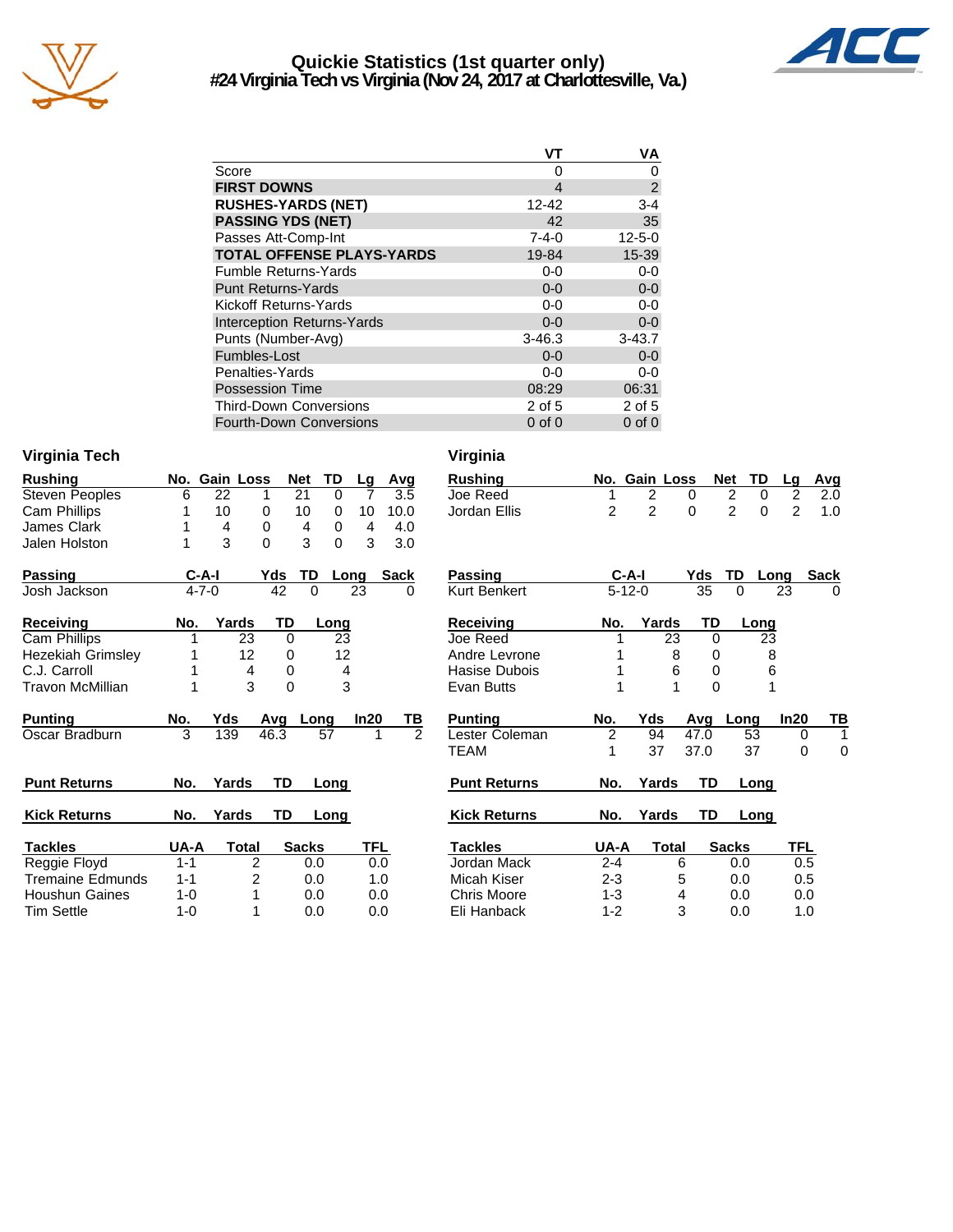# Quickie Statistics (1st quarter only)
## #24 Virginia Tech vs Virginia (Nov 24, 2017 at Charlottesville, Va.)

| | VT | VA |
|---|---|---|
| Score | 0 | 0 |
| **FIRST DOWNS** | 4 | 2 |
| **RUSHES-YARDS (NET)** | 12-42 | 3-4 |
| **PASSING YDS (NET)** | 42 | 35 |
| Passes Att-Comp-Int | 7-4-0 | 12-5-0 |
| **TOTAL OFFENSE PLAYS-YARDS** | 19-84 | 15-39 |
| Fumble Returns-Yards | 0-0 | 0-0 |
| Punt Returns-Yards | 0-0 | 0-0 |
| Kickoff Returns-Yards | 0-0 | 0-0 |
| Interception Returns-Yards | 0-0 | 0-0 |
| Punts (Number-Avg) | 3-46.3 | 3-43.7 |
| Fumbles-Lost | 0-0 | 0-0 |
| Penalties-Yards | 0-0 | 0-0 |
| Possession Time | 08:29 | 06:31 |
| Third-Down Conversions | 2 of 5 | 2 of 5 |
| Fourth-Down Conversions | 0 of 0 | 0 of 0 |

### Virginia Tech

| Rushing | No. | Gain | Loss | Net | TD | Lg | Avg |
|---|---|---|---|---|---|---|---|
| Steven Peoples | 6 | 22 | 1 | 21 | 0 | 7 | 3.5 |
| Cam Phillips | 1 | 10 | 0 | 10 | 0 | 10 | 10.0 |
| James Clark | 1 | 4 | 0 | 4 | 0 | 4 | 4.0 |
| Jalen Holston | 1 | 3 | 0 | 3 | 0 | 3 | 3.0 |

| Passing | C-A-I | Yds | TD | Long | Sack |
|---|---|---|---|---|---|
| Josh Jackson | 4-7-0 | 42 | 0 | 23 | 0 |

| Receiving | No. | Yards | TD | Long |
|---|---|---|---|---|
| Cam Phillips | 1 | 23 | 0 | 23 |
| Hezekiah Grimsley | 1 | 12 | 0 | 12 |
| C.J. Carroll | 1 | 4 | 0 | 4 |
| Travon McMillian | 1 | 3 | 0 | 3 |

| Punting | No. | Yds | Avg | Long | In20 | TB |
|---|---|---|---|---|---|---|
| Oscar Bradburn | 3 | 139 | 46.3 | 57 | 1 | 2 |

| Punt Returns | No. | Yards | TD | Long |
|---|---|---|---|---|

| Kick Returns | No. | Yards | TD | Long |
|---|---|---|---|---|

| Tackles | UA-A | Total | Sacks | TFL |
|---|---|---|---|---|
| Reggie Floyd | 1-1 | 2 | 0.0 | 0.0 |
| Tremaine Edmunds | 1-1 | 2 | 0.0 | 1.0 |
| Houshun Gaines | 1-0 | 1 | 0.0 | 0.0 |
| Tim Settle | 1-0 | 1 | 0.0 | 0.0 |

### Virginia

| Rushing | No. | Gain | Loss | Net | TD | Lg | Avg |
|---|---|---|---|---|---|---|---|
| Joe Reed | 1 | 2 | 0 | 2 | 0 | 2 | 2.0 |
| Jordan Ellis | 2 | 2 | 0 | 2 | 0 | 2 | 1.0 |

| Passing | C-A-I | Yds | TD | Long | Sack |
|---|---|---|---|---|---|
| Kurt Benkert | 5-12-0 | 35 | 0 | 23 | 0 |

| Receiving | No. | Yards | TD | Long |
|---|---|---|---|---|
| Joe Reed | 1 | 23 | 0 | 23 |
| Andre Levrone | 1 | 8 | 0 | 8 |
| Hasise Dubois | 1 | 6 | 0 | 6 |
| Evan Butts | 1 | 1 | 0 | 1 |

| Punting | No. | Yds | Avg | Long | In20 | TB |
|---|---|---|---|---|---|---|
| Lester Coleman | 2 | 94 | 47.0 | 53 | 0 | 1 |
| TEAM | 1 | 37 | 37.0 | 37 | 0 | 0 |

| Punt Returns | No. | Yards | TD | Long |
|---|---|---|---|---|

| Kick Returns | No. | Yards | TD | Long |
|---|---|---|---|---|

| Tackles | UA-A | Total | Sacks | TFL |
|---|---|---|---|---|
| Jordan Mack | 2-4 | 6 | 0.0 | 0.5 |
| Micah Kiser | 2-3 | 5 | 0.0 | 0.5 |
| Chris Moore | 1-3 | 4 | 0.0 | 0.0 |
| Eli Hanback | 1-2 | 3 | 0.0 | 1.0 |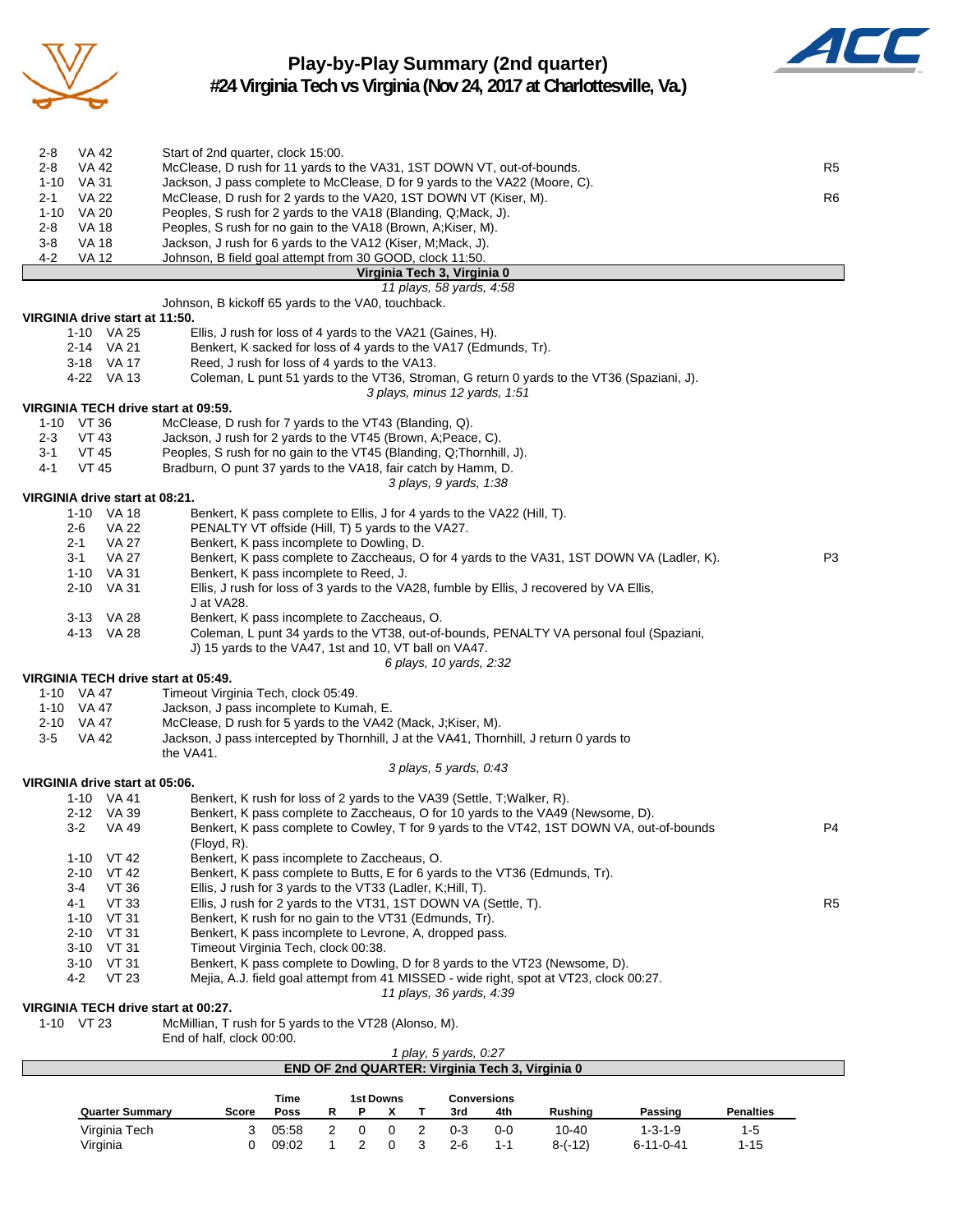# Play-by-Play Summary (2nd quarter)

## #24 Virginia Tech vs Virginia (Nov 24, 2017 at Charlottesville, Va.)

| | | | |
|---|---|---|---|
| 2-8 | VA 42 | Start of 2nd quarter, clock 15:00. | |
| 2-8 | VA 42 | McClease, D rush for 11 yards to the VA31, 1ST DOWN VT, out-of-bounds. | R5 |
| 1-10 | VA 31 | Jackson, J pass complete to McClease, D for 9 yards to the VA22 (Moore, C). | |
| 2-1 | VA 22 | McClease, D rush for 2 yards to the VA20, 1ST DOWN VT (Kiser, M). | R6 |
| 1-10 | VA 20 | Peoples, S rush for 2 yards to the VA18 (Blanding, Q;Mack, J). | |
| 2-8 | VA 18 | Peoples, S rush for no gain to the VA18 (Brown, A;Kiser, M). | |
| 3-8 | VA 18 | Jackson, J rush for 6 yards to the VA12 (Kiser, M;Mack, J). | |
| 4-2 | VA 12 | Johnson, B field goal attempt from 30 GOOD, clock 11:50. | |

**Virginia Tech 3, Virginia 0**

*11 plays, 58 yards, 4:58*

Johnson, B kickoff 65 yards to the VA0, touchback.

**VIRGINIA drive start at 11:50.**

| | | | |
|---|---|---|---|
| 1-10 | VA 25 | Ellis, J rush for loss of 4 yards to the VA21 (Gaines, H). | |
| 2-14 | VA 21 | Benkert, K sacked for loss of 4 yards to the VA17 (Edmunds, Tr). | |
| 3-18 | VA 17 | Reed, J rush for loss of 4 yards to the VA13. | |
| 4-22 | VA 13 | Coleman, L punt 51 yards to the VT36, Stroman, G return 0 yards to the VT36 (Spaziani, J). | |

*3 plays, minus 12 yards, 1:51*

**VIRGINIA TECH drive start at 09:59.**

| | | | |
|---|---|---|---|
| 1-10 | VT 36 | McClease, D rush for 7 yards to the VT43 (Blanding, Q). | |
| 2-3 | VT 43 | Jackson, J rush for 2 yards to the VT45 (Brown, A;Peace, C). | |
| 3-1 | VT 45 | Peoples, S rush for no gain to the VT45 (Blanding, Q;Thornhill, J). | |
| 4-1 | VT 45 | Bradburn, O punt 37 yards to the VA18, fair catch by Hamm, D. | |

*3 plays, 9 yards, 1:38*

**VIRGINIA drive start at 08:21.**

| | | | |
|---|---|---|---|
| 1-10 | VA 18 | Benkert, K pass complete to Ellis, J for 4 yards to the VA22 (Hill, T). | |
| 2-6 | VA 22 | PENALTY VT offside (Hill, T) 5 yards to the VA27. | |
| 2-1 | VA 27 | Benkert, K pass incomplete to Dowling, D. | |
| 3-1 | VA 27 | Benkert, K pass complete to Zaccheaus, O for 4 yards to the VA31, 1ST DOWN VA (Ladler, K). | P3 |
| 1-10 | VA 31 | Benkert, K pass incomplete to Reed, J. | |
| 2-10 | VA 31 | Ellis, J rush for loss of 3 yards to the VA28, fumble by Ellis, J recovered by VA Ellis, J at VA28. | |
| 3-13 | VA 28 | Benkert, K pass incomplete to Zaccheaus, O. | |
| 4-13 | VA 28 | Coleman, L punt 34 yards to the VT38, out-of-bounds, PENALTY VA personal foul (Spaziani, J) 15 yards to the VA47, 1st and 10, VT ball on VA47. | |

*6 plays, 10 yards, 2:32*

**VIRGINIA TECH drive start at 05:49.**

| | | | |
|---|---|---|---|
| 1-10 | VA 47 | Timeout Virginia Tech, clock 05:49. | |
| 1-10 | VA 47 | Jackson, J pass incomplete to Kumah, E. | |
| 2-10 | VA 47 | McClease, D rush for 5 yards to the VA42 (Mack, J;Kiser, M). | |
| 3-5 | VA 42 | Jackson, J pass intercepted by Thornhill, J at the VA41, Thornhill, J return 0 yards to the VA41. | |

*3 plays, 5 yards, 0:43*

**VIRGINIA drive start at 05:06.**

| | | | |
|---|---|---|---|
| 1-10 | VA 41 | Benkert, K rush for loss of 2 yards to the VA39 (Settle, T;Walker, R). | |
| 2-12 | VA 39 | Benkert, K pass complete to Zaccheaus, O for 10 yards to the VA49 (Newsome, D). | |
| 3-2 | VA 49 | Benkert, K pass complete to Cowley, T for 9 yards to the VT42, 1ST DOWN VA, out-of-bounds (Floyd, R). | P4 |
| 1-10 | VT 42 | Benkert, K pass incomplete to Zaccheaus, O. | |
| 2-10 | VT 42 | Benkert, K pass complete to Butts, E for 6 yards to the VT36 (Edmunds, Tr). | |
| 3-4 | VT 36 | Ellis, J rush for 3 yards to the VT33 (Ladler, K;Hill, T). | |
| 4-1 | VT 33 | Ellis, J rush for 2 yards to the VT31, 1ST DOWN VA (Settle, T). | R5 |
| 1-10 | VT 31 | Benkert, K rush for no gain to the VT31 (Edmunds, Tr). | |
| 2-10 | VT 31 | Benkert, K pass incomplete to Levrone, A, dropped pass. | |
| 3-10 | VT 31 | Timeout Virginia Tech, clock 00:38. | |
| 3-10 | VT 31 | Benkert, K pass complete to Dowling, D for 8 yards to the VT23 (Newsome, D). | |
| 4-2 | VT 23 | Mejia, A.J. field goal attempt from 41 MISSED - wide right, spot at VT23, clock 00:27. | |

*11 plays, 36 yards, 4:39*

**VIRGINIA TECH drive start at 00:27.**

| | | | |
|---|---|---|---|
| 1-10 | VT 23 | McMillian, T rush for 5 yards to the VT28 (Alonso, M). | |
| | | End of half, clock 00:00. | |

*1 play, 5 yards, 0:27*

**END OF 2nd QUARTER: Virginia Tech 3, Virginia 0**

| Quarter Summary | Score | Time Poss | 1st Downs R | 1st Downs P | 1st Downs X | 1st Downs T | Conversions 3rd | Conversions 4th | Rushing | Passing | Penalties |
|---|---|---|---|---|---|---|---|---|---|---|---|
| Virginia Tech | 3 | 05:58 | 2 | 0 | 0 | 2 | 0-3 | 0-0 | 10-40 | 1-3-1-9 | 1-5 |
| Virginia | 0 | 09:02 | 1 | 2 | 0 | 3 | 2-6 | 1-1 | 8-(-12) | 6-11-0-41 | 1-15 |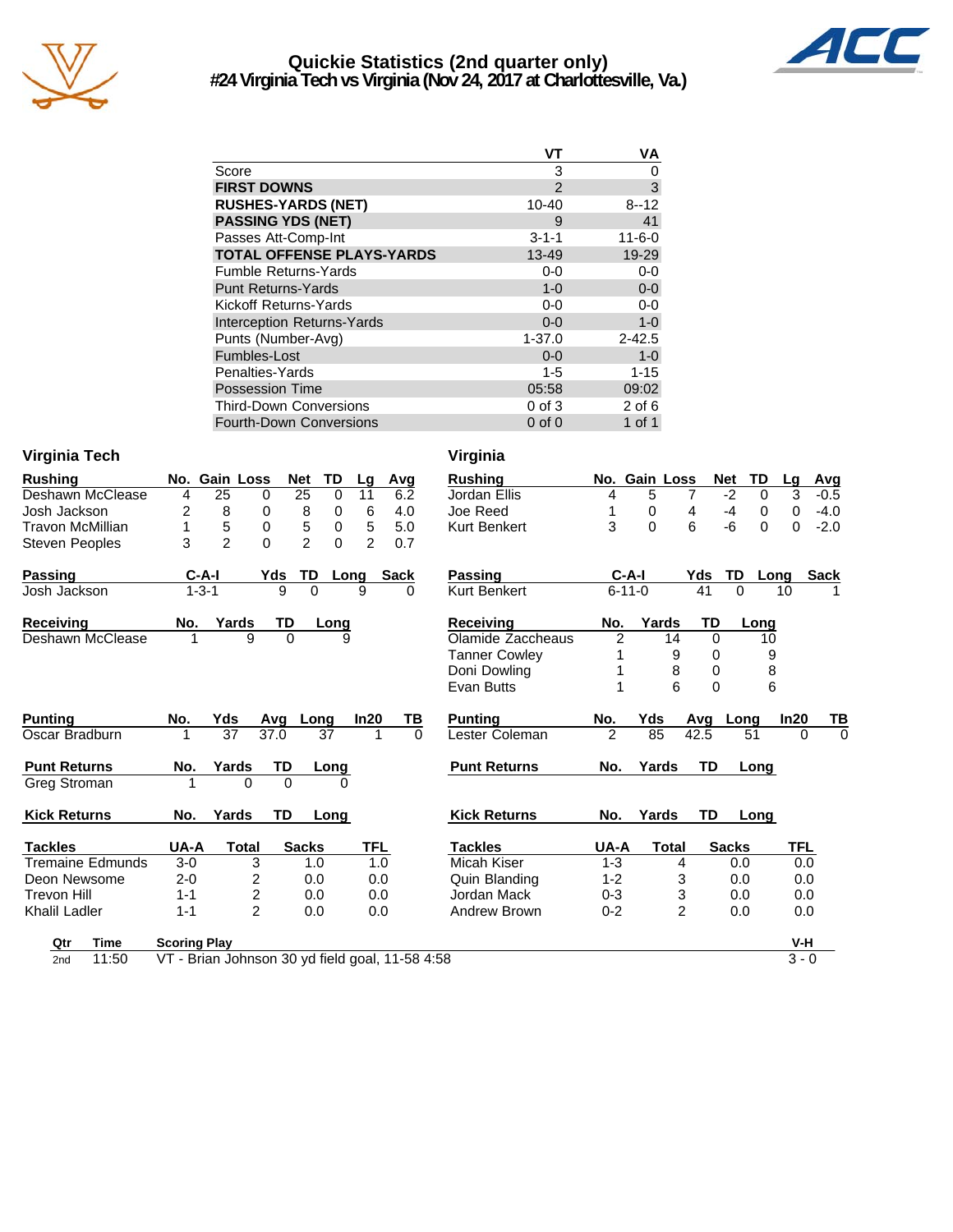# Quickie Statistics (2nd quarter only)
## #24 Virginia Tech vs Virginia (Nov 24, 2017 at Charlottesville, Va.)

| | VT | VA |
|---|---|---|
| Score | 3 | 0 |
| **FIRST DOWNS** | 2 | 3 |
| **RUSHES-YARDS (NET)** | 10-40 | 8--12 |
| **PASSING YDS (NET)** | 9 | 41 |
| Passes Att-Comp-Int | 3-1-1 | 11-6-0 |
| **TOTAL OFFENSE PLAYS-YARDS** | 13-49 | 19-29 |
| Fumble Returns-Yards | 0-0 | 0-0 |
| Punt Returns-Yards | 1-0 | 0-0 |
| Kickoff Returns-Yards | 0-0 | 0-0 |
| Interception Returns-Yards | 0-0 | 1-0 |
| Punts (Number-Avg) | 1-37.0 | 2-42.5 |
| Fumbles-Lost | 0-0 | 1-0 |
| Penalties-Yards | 1-5 | 1-15 |
| Possession Time | 05:58 | 09:02 |
| Third-Down Conversions | 0 of 3 | 2 of 6 |
| Fourth-Down Conversions | 0 of 0 | 1 of 1 |

### Virginia Tech

| Rushing | No. | Gain | Loss | Net | TD | Lg | Avg |
|---|---|---|---|---|---|---|---|
| Deshawn McClease | 4 | 25 | 0 | 25 | 0 | 11 | 6.2 |
| Josh Jackson | 2 | 8 | 0 | 8 | 0 | 6 | 4.0 |
| Travon McMillian | 1 | 5 | 0 | 5 | 0 | 5 | 5.0 |
| Steven Peoples | 3 | 2 | 0 | 2 | 0 | 2 | 0.7 |

| Passing | C-A-I | Yds | TD | Long | Sack |
|---|---|---|---|---|---|
| Josh Jackson | 1-3-1 | 9 | 0 | 9 | 0 |

| Receiving | No. | Yards | TD | Long |
|---|---|---|---|---|
| Deshawn McClease | 1 | 9 | 0 | 9 |

| Punting | No. | Yds | Avg | Long | In20 | TB |
|---|---|---|---|---|---|---|
| Oscar Bradburn | 1 | 37 | 37.0 | 37 | 1 | 0 |

| Punt Returns | No. | Yards | TD | Long |
|---|---|---|---|---|
| Greg Stroman | 1 | 0 | 0 | 0 |

| Kick Returns | No. | Yards | TD | Long |
|---|---|---|---|---|

| Tackles | UA-A | Total | Sacks | TFL |
|---|---|---|---|---|
| Tremaine Edmunds | 3-0 | 3 | 1.0 | 1.0 |
| Deon Newsome | 2-0 | 2 | 0.0 | 0.0 |
| Trevon Hill | 1-1 | 2 | 0.0 | 0.0 |
| Khalil Ladler | 1-1 | 2 | 0.0 | 0.0 |

### Virginia

| Rushing | No. | Gain | Loss | Net | TD | Lg | Avg |
|---|---|---|---|---|---|---|---|
| Jordan Ellis | 4 | 5 | 7 | -2 | 0 | 3 | -0.5 |
| Joe Reed | 1 | 0 | 4 | -4 | 0 | 0 | -4.0 |
| Kurt Benkert | 3 | 0 | 6 | -6 | 0 | 0 | -2.0 |

| Passing | C-A-I | Yds | TD | Long | Sack |
|---|---|---|---|---|---|
| Kurt Benkert | 6-11-0 | 41 | 0 | 10 | 1 |

| Receiving | No. | Yards | TD | Long |
|---|---|---|---|---|
| Olamide Zaccheaus | 2 | 14 | 0 | 10 |
| Tanner Cowley | 1 | 9 | 0 | 9 |
| Doni Dowling | 1 | 8 | 0 | 8 |
| Evan Butts | 1 | 6 | 0 | 6 |

| Punting | No. | Yds | Avg | Long | In20 | TB |
|---|---|---|---|---|---|---|
| Lester Coleman | 2 | 85 | 42.5 | 51 | 0 | 0 |

| Punt Returns | No. | Yards | TD | Long |
|---|---|---|---|---|

| Kick Returns | No. | Yards | TD | Long |
|---|---|---|---|---|

| Tackles | UA-A | Total | Sacks | TFL |
|---|---|---|---|---|
| Micah Kiser | 1-3 | 4 | 0.0 | 0.0 |
| Quin Blanding | 1-2 | 3 | 0.0 | 0.0 |
| Jordan Mack | 0-3 | 3 | 0.0 | 0.0 |
| Andrew Brown | 0-2 | 2 | 0.0 | 0.0 |

| Qtr | Time | Scoring Play | V-H |
|---|---|---|---|
| 2nd | 11:50 | VT - Brian Johnson 30 yd field goal, 11-58 4:58 | 3 - 0 |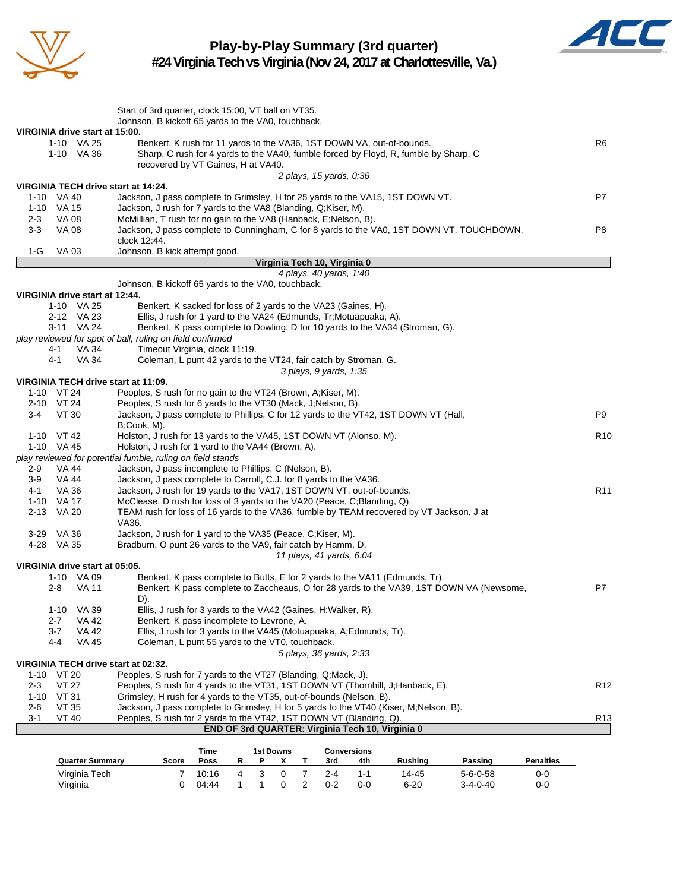# Play-by-Play Summary (3rd quarter)

## #24 Virginia Tech vs Virginia (Nov 24, 2017 at Charlottesville, Va.)

Start of 3rd quarter, clock 15:00, VT ball on VT35.
Johnson, B kickoff 65 yards to the VA0, touchback.

**VIRGINIA drive start at 15:00.**

| Down | Spot | Play | |
|---|---|---|---|
| 1-10 | VA 25 | Benkert, K rush for 11 yards to the VA36, 1ST DOWN VA, out-of-bounds. | R6 |
| 1-10 | VA 36 | Sharp, C rush for 4 yards to the VA40, fumble forced by Floyd, R, fumble by Sharp, C recovered by VT Gaines, H at VA40. | |

*2 plays, 15 yards, 0:36*

**VIRGINIA TECH drive start at 14:24.**

| Down | Spot | Play | |
|---|---|---|---|
| 1-10 | VA 40 | Jackson, J pass complete to Grimsley, H for 25 yards to the VA15, 1ST DOWN VT. | P7 |
| 1-10 | VA 15 | Jackson, J rush for 7 yards to the VA8 (Blanding, Q;Kiser, M). | |
| 2-3 | VA 08 | McMillian, T rush for no gain to the VA8 (Hanback, E;Nelson, B). | |
| 3-3 | VA 08 | Jackson, J pass complete to Cunningham, C for 8 yards to the VA0, 1ST DOWN VT, TOUCHDOWN, clock 12:44. | P8 |
| 1-G | VA 03 | Johnson, B kick attempt good. | |

**Virginia Tech 10, Virginia 0**

*4 plays, 40 yards, 1:40*

Johnson, B kickoff 65 yards to the VA0, touchback.

**VIRGINIA drive start at 12:44.**

| Down | Spot | Play | |
|---|---|---|---|
| 1-10 | VA 25 | Benkert, K sacked for loss of 2 yards to the VA23 (Gaines, H). | |
| 2-12 | VA 23 | Ellis, J rush for 1 yard to the VA24 (Edmunds, Tr;Motuapuaka, A). | |
| 3-11 | VA 24 | Benkert, K pass complete to Dowling, D for 10 yards to the VA34 (Stroman, G). | |

*play reviewed for spot of ball, ruling on field confirmed*

| Down | Spot | Play | |
|---|---|---|---|
| 4-1 | VA 34 | Timeout Virginia, clock 11:19. | |
| 4-1 | VA 34 | Coleman, L punt 42 yards to the VT24, fair catch by Stroman, G. | |

*3 plays, 9 yards, 1:35*

**VIRGINIA TECH drive start at 11:09.**

| Down | Spot | Play | |
|---|---|---|---|
| 1-10 | VT 24 | Peoples, S rush for no gain to the VT24 (Brown, A;Kiser, M). | |
| 2-10 | VT 24 | Peoples, S rush for 6 yards to the VT30 (Mack, J;Nelson, B). | |
| 3-4 | VT 30 | Jackson, J pass complete to Phillips, C for 12 yards to the VT42, 1ST DOWN VT (Hall, B;Cook, M). | P9 |
| 1-10 | VT 42 | Holston, J rush for 13 yards to the VA45, 1ST DOWN VT (Alonso, M). | R10 |
| 1-10 | VA 45 | Holston, J rush for 1 yard to the VA44 (Brown, A). | |

*play reviewed for potential fumble, ruling on field stands*

| Down | Spot | Play | |
|---|---|---|---|
| 2-9 | VA 44 | Jackson, J pass incomplete to Phillips, C (Nelson, B). | |
| 3-9 | VA 44 | Jackson, J pass complete to Carroll, C.J. for 8 yards to the VA36. | |
| 4-1 | VA 36 | Jackson, J rush for 19 yards to the VA17, 1ST DOWN VT, out-of-bounds. | R11 |
| 1-10 | VA 17 | McClease, D rush for loss of 3 yards to the VA20 (Peace, C;Blanding, Q). | |
| 2-13 | VA 20 | TEAM rush for loss of 16 yards to the VA36, fumble by TEAM recovered by VT Jackson, J at VA36. | |
| 3-29 | VA 36 | Jackson, J rush for 1 yard to the VA35 (Peace, C;Kiser, M). | |
| 4-28 | VA 35 | Bradburn, O punt 26 yards to the VA9, fair catch by Hamm, D. | |

*11 plays, 41 yards, 6:04*

**VIRGINIA drive start at 05:05.**

| Down | Spot | Play | |
|---|---|---|---|
| 1-10 | VA 09 | Benkert, K pass complete to Butts, E for 2 yards to the VA11 (Edmunds, Tr). | |
| 2-8 | VA 11 | Benkert, K pass complete to Zaccheaus, O for 28 yards to the VA39, 1ST DOWN VA (Newsome, D). | P7 |
| 1-10 | VA 39 | Ellis, J rush for 3 yards to the VA42 (Gaines, H;Walker, R). | |
| 2-7 | VA 42 | Benkert, K pass incomplete to Levrone, A. | |
| 3-7 | VA 42 | Ellis, J rush for 3 yards to the VA45 (Motuapuaka, A;Edmunds, Tr). | |
| 4-4 | VA 45 | Coleman, L punt 55 yards to the VT0, touchback. | |

*5 plays, 36 yards, 2:33*

**VIRGINIA TECH drive start at 02:32.**

| Down | Spot | Play | |
|---|---|---|---|
| 1-10 | VT 20 | Peoples, S rush for 7 yards to the VT27 (Blanding, Q;Mack, J). | |
| 2-3 | VT 27 | Peoples, S rush for 4 yards to the VT31, 1ST DOWN VT (Thornhill, J;Hanback, E). | R12 |
| 1-10 | VT 31 | Grimsley, H rush for 4 yards to the VT35, out-of-bounds (Nelson, B). | |
| 2-6 | VT 35 | Jackson, J pass complete to Grimsley, H for 5 yards to the VT40 (Kiser, M;Nelson, B). | |
| 3-1 | VT 40 | Peoples, S rush for 2 yards to the VT42, 1ST DOWN VT (Blanding, Q). | R13 |

**END OF 3rd QUARTER: Virginia Tech 10, Virginia 0**

| Quarter Summary | Score | Time Poss | 1st Downs R | 1st Downs P | 1st Downs X | 1st Downs T | Conversions 3rd | Conversions 4th | Rushing | Passing | Penalties |
|---|---|---|---|---|---|---|---|---|---|---|---|
| Virginia Tech | 7 | 10:16 | 4 | 3 | 0 | 7 | 2-4 | 1-1 | 14-45 | 5-6-0-58 | 0-0 |
| Virginia | 0 | 04:44 | 1 | 1 | 0 | 2 | 0-2 | 0-0 | 6-20 | 3-4-0-40 | 0-0 |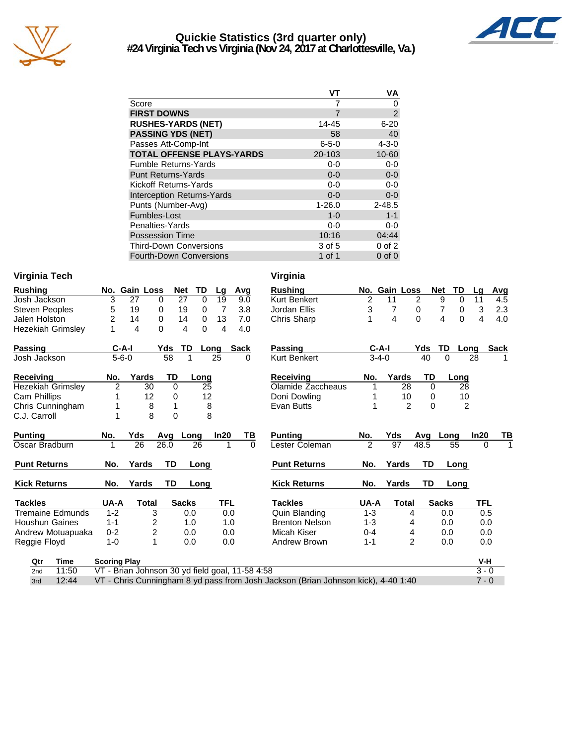# Quickie Statistics (3rd quarter only)
## #24 Virginia Tech vs Virginia (Nov 24, 2017 at Charlottesville, Va.)

| | VT | VA |
|---|---|---|
| Score | 7 | 0 |
| **FIRST DOWNS** | 7 | 2 |
| **RUSHES-YARDS (NET)** | 14-45 | 6-20 |
| **PASSING YDS (NET)** | 58 | 40 |
| Passes Att-Comp-Int | 6-5-0 | 4-3-0 |
| **TOTAL OFFENSE PLAYS-YARDS** | 20-103 | 10-60 |
| Fumble Returns-Yards | 0-0 | 0-0 |
| Punt Returns-Yards | 0-0 | 0-0 |
| Kickoff Returns-Yards | 0-0 | 0-0 |
| Interception Returns-Yards | 0-0 | 0-0 |
| Punts (Number-Avg) | 1-26.0 | 2-48.5 |
| Fumbles-Lost | 1-0 | 1-1 |
| Penalties-Yards | 0-0 | 0-0 |
| Possession Time | 10:16 | 04:44 |
| Third-Down Conversions | 3 of 5 | 0 of 2 |
| Fourth-Down Conversions | 1 of 1 | 0 of 0 |

### Virginia Tech

| Rushing | No. | Gain | Loss | Net | TD | Lg | Avg |
|---|---|---|---|---|---|---|---|
| Josh Jackson | 3 | 27 | 0 | 27 | 0 | 19 | 9.0 |
| Steven Peoples | 5 | 19 | 0 | 19 | 0 | 7 | 3.8 |
| Jalen Holston | 2 | 14 | 0 | 14 | 0 | 13 | 7.0 |
| Hezekiah Grimsley | 1 | 4 | 0 | 4 | 0 | 4 | 4.0 |

| Passing | C-A-I | Yds | TD | Long | Sack |
|---|---|---|---|---|---|
| Josh Jackson | 5-6-0 | 58 | 1 | 25 | 0 |

| Receiving | No. | Yards | TD | Long |
|---|---|---|---|---|
| Hezekiah Grimsley | 2 | 30 | 0 | 25 |
| Cam Phillips | 1 | 12 | 0 | 12 |
| Chris Cunningham | 1 | 8 | 1 | 8 |
| C.J. Carroll | 1 | 8 | 0 | 8 |

| Punting | No. | Yds | Avg | Long | In20 | TB |
|---|---|---|---|---|---|---|
| Oscar Bradburn | 1 | 26 | 26.0 | 26 | 1 | 0 |

| Punt Returns | No. | Yards | TD | Long |
|---|---|---|---|---|

| Kick Returns | No. | Yards | TD | Long |
|---|---|---|---|---|

| Tackles | UA-A | Total | Sacks | TFL |
|---|---|---|---|---|
| Tremaine Edmunds | 1-2 | 3 | 0.0 | 0.0 |
| Houshun Gaines | 1-1 | 2 | 1.0 | 1.0 |
| Andrew Motuapuaka | 0-2 | 2 | 0.0 | 0.0 |
| Reggie Floyd | 1-0 | 1 | 0.0 | 0.0 |

### Virginia

| Rushing | No. | Gain | Loss | Net | TD | Lg | Avg |
|---|---|---|---|---|---|---|---|
| Kurt Benkert | 2 | 11 | 2 | 9 | 0 | 11 | 4.5 |
| Jordan Ellis | 3 | 7 | 0 | 7 | 0 | 3 | 2.3 |
| Chris Sharp | 1 | 4 | 0 | 4 | 0 | 4 | 4.0 |

| Passing | C-A-I | Yds | TD | Long | Sack |
|---|---|---|---|---|---|
| Kurt Benkert | 3-4-0 | 40 | 0 | 28 | 1 |

| Receiving | No. | Yards | TD | Long |
|---|---|---|---|---|
| Olamide Zaccheaus | 1 | 28 | 0 | 28 |
| Doni Dowling | 1 | 10 | 0 | 10 |
| Evan Butts | 1 | 2 | 0 | 2 |

| Punting | No. | Yds | Avg | Long | In20 | TB |
|---|---|---|---|---|---|---|
| Lester Coleman | 2 | 97 | 48.5 | 55 | 0 | 1 |

| Punt Returns | No. | Yards | TD | Long |
|---|---|---|---|---|

| Kick Returns | No. | Yards | TD | Long |
|---|---|---|---|---|

| Tackles | UA-A | Total | Sacks | TFL |
|---|---|---|---|---|
| Quin Blanding | 1-3 | 4 | 0.0 | 0.5 |
| Brenton Nelson | 1-3 | 4 | 0.0 | 0.0 |
| Micah Kiser | 0-4 | 4 | 0.0 | 0.0 |
| Andrew Brown | 1-1 | 2 | 0.0 | 0.0 |

| Qtr | Time | Scoring Play | V-H |
|---|---|---|---|
| 2nd | 11:50 | VT - Brian Johnson 30 yd field goal, 11-58 4:58 | 3 - 0 |
| 3rd | 12:44 | VT - Chris Cunningham 8 yd pass from Josh Jackson (Brian Johnson kick), 4-40 1:40 | 7 - 0 |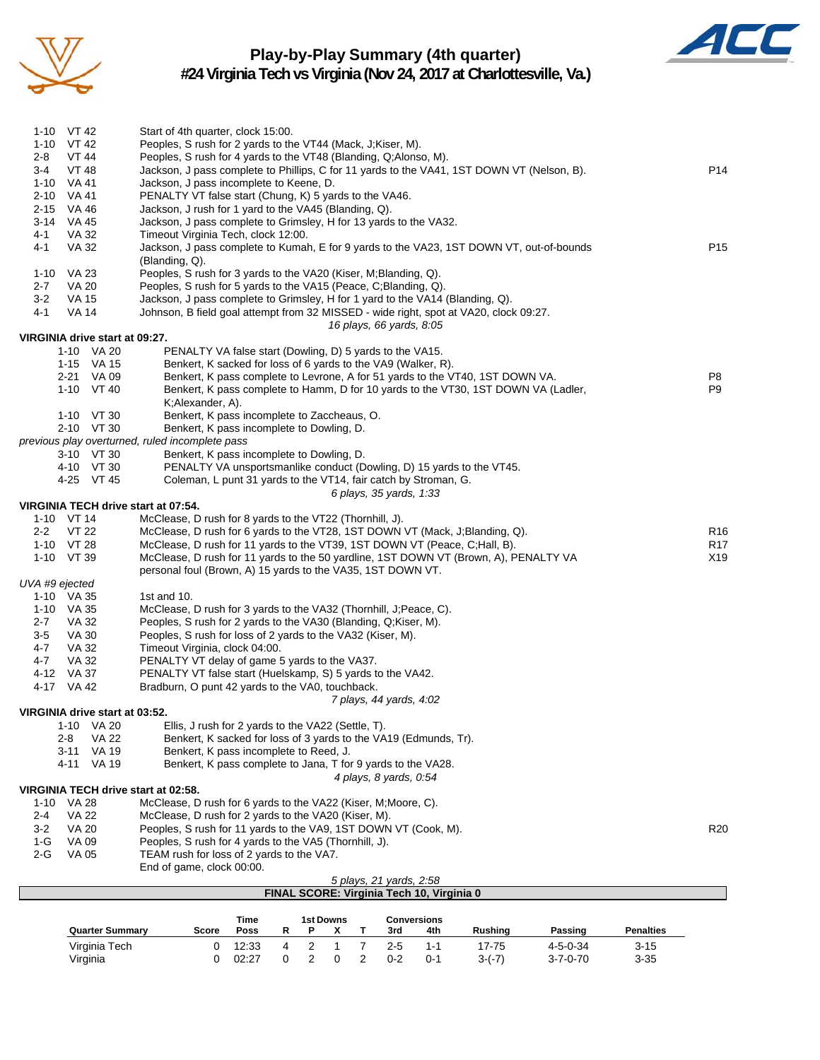# Play-by-Play Summary (4th quarter)

## #24 Virginia Tech vs Virginia (Nov 24, 2017 at Charlottesville, Va.)

| Down | Spot | Play | |
|---|---|---|---|
| 1-10 | VT 42 | Start of 4th quarter, clock 15:00. | |
| 1-10 | VT 42 | Peoples, S rush for 2 yards to the VT44 (Mack, J;Kiser, M). | |
| 2-8 | VT 44 | Peoples, S rush for 4 yards to the VT48 (Blanding, Q;Alonso, M). | |
| 3-4 | VT 48 | Jackson, J pass complete to Phillips, C for 11 yards to the VA41, 1ST DOWN VT (Nelson, B). | P14 |
| 1-10 | VA 41 | Jackson, J pass incomplete to Keene, D. | |
| 2-10 | VA 41 | PENALTY VT false start (Chung, K) 5 yards to the VA46. | |
| 2-15 | VA 46 | Jackson, J rush for 1 yard to the VA45 (Blanding, Q). | |
| 3-14 | VA 45 | Jackson, J pass complete to Grimsley, H for 13 yards to the VA32. | |
| 4-1 | VA 32 | Timeout Virginia Tech, clock 12:00. | |
| 4-1 | VA 32 | Jackson, J pass complete to Kumah, E for 9 yards to the VA23, 1ST DOWN VT, out-of-bounds (Blanding, Q). | P15 |
| 1-10 | VA 23 | Peoples, S rush for 3 yards to the VA20 (Kiser, M;Blanding, Q). | |
| 2-7 | VA 20 | Peoples, S rush for 5 yards to the VA15 (Peace, C;Blanding, Q). | |
| 3-2 | VA 15 | Jackson, J pass complete to Grimsley, H for 1 yard to the VA14 (Blanding, Q). | |
| 4-1 | VA 14 | Johnson, B field goal attempt from 32 MISSED - wide right, spot at VA20, clock 09:27. | |

*16 plays, 66 yards, 8:05*

**VIRGINIA drive start at 09:27.**

| Down | Spot | Play | |
|---|---|---|---|
| 1-10 | VA 20 | PENALTY VA false start (Dowling, D) 5 yards to the VA15. | |
| 1-15 | VA 15 | Benkert, K sacked for loss of 6 yards to the VA9 (Walker, R). | |
| 2-21 | VA 09 | Benkert, K pass complete to Levrone, A for 51 yards to the VT40, 1ST DOWN VA. | P8 |
| 1-10 | VT 40 | Benkert, K pass complete to Hamm, D for 10 yards to the VT30, 1ST DOWN VA (Ladler, K;Alexander, A). | P9 |
| 1-10 | VT 30 | Benkert, K pass incomplete to Zaccheaus, O. | |
| 2-10 | VT 30 | Benkert, K pass incomplete to Dowling, D. | |

*previous play overturned, ruled incomplete pass*

| Down | Spot | Play | |
|---|---|---|---|
| 3-10 | VT 30 | Benkert, K pass incomplete to Dowling, D. | |
| 4-10 | VT 30 | PENALTY VA unsportsmanlike conduct (Dowling, D) 15 yards to the VT45. | |
| 4-25 | VT 45 | Coleman, L punt 31 yards to the VT14, fair catch by Stroman, G. | |

*6 plays, 35 yards, 1:33*

**VIRGINIA TECH drive start at 07:54.**

| Down | Spot | Play | |
|---|---|---|---|
| 1-10 | VT 14 | McClease, D rush for 8 yards to the VT22 (Thornhill, J). | |
| 2-2 | VT 22 | McClease, D rush for 6 yards to the VT28, 1ST DOWN VT (Mack, J;Blanding, Q). | R16 |
| 1-10 | VT 28 | McClease, D rush for 11 yards to the VT39, 1ST DOWN VT (Peace, C;Hall, B). | R17 |
| 1-10 | VT 39 | McClease, D rush for 11 yards to the 50 yardline, 1ST DOWN VT (Brown, A), PENALTY VA personal foul (Brown, A) 15 yards to the VA35, 1ST DOWN VT. | X19 |

*UVA #9 ejected*

| Down | Spot | Play | |
|---|---|---|---|
| 1-10 | VA 35 | 1st and 10. | |
| 1-10 | VA 35 | McClease, D rush for 3 yards to the VA32 (Thornhill, J;Peace, C). | |
| 2-7 | VA 32 | Peoples, S rush for 2 yards to the VA30 (Blanding, Q;Kiser, M). | |
| 3-5 | VA 30 | Peoples, S rush for loss of 2 yards to the VA32 (Kiser, M). | |
| 4-7 | VA 32 | Timeout Virginia, clock 04:00. | |
| 4-7 | VA 32 | PENALTY VT delay of game 5 yards to the VA37. | |
| 4-12 | VA 37 | PENALTY VT false start (Huelskamp, S) 5 yards to the VA42. | |
| 4-17 | VA 42 | Bradburn, O punt 42 yards to the VA0, touchback. | |

*7 plays, 44 yards, 4:02*

**VIRGINIA drive start at 03:52.**

| Down | Spot | Play | |
|---|---|---|---|
| 1-10 | VA 20 | Ellis, J rush for 2 yards to the VA22 (Settle, T). | |
| 2-8 | VA 22 | Benkert, K sacked for loss of 3 yards to the VA19 (Edmunds, Tr). | |
| 3-11 | VA 19 | Benkert, K pass incomplete to Reed, J. | |
| 4-11 | VA 19 | Benkert, K pass complete to Jana, T for 9 yards to the VA28. | |

*4 plays, 8 yards, 0:54*

**VIRGINIA TECH drive start at 02:58.**

| Down | Spot | Play | |
|---|---|---|---|
| 1-10 | VA 28 | McClease, D rush for 6 yards to the VA22 (Kiser, M;Moore, C). | |
| 2-4 | VA 22 | McClease, D rush for 2 yards to the VA20 (Kiser, M). | |
| 3-2 | VA 20 | Peoples, S rush for 11 yards to the VA9, 1ST DOWN VT (Cook, M). | R20 |
| 1-G | VA 09 | Peoples, S rush for 4 yards to the VA5 (Thornhill, J). | |
| 2-G | VA 05 | TEAM rush for loss of 2 yards to the VA7. | |
| | | End of game, clock 00:00. | |

*5 plays, 21 yards, 2:58*

**FINAL SCORE: Virginia Tech 10, Virginia 0**

| Quarter Summary | Score | Time Poss | 1st Downs R | P | X | T | Conversions 3rd | 4th | Rushing | Passing | Penalties |
|---|---|---|---|---|---|---|---|---|---|---|---|
| Virginia Tech | 0 | 12:33 | 4 | 2 | 1 | 7 | 2-5 | 1-1 | 17-75 | 4-5-0-34 | 3-15 |
| Virginia | 0 | 02:27 | 0 | 2 | 0 | 2 | 0-2 | 0-1 | 3-(-7) | 3-7-0-70 | 3-35 |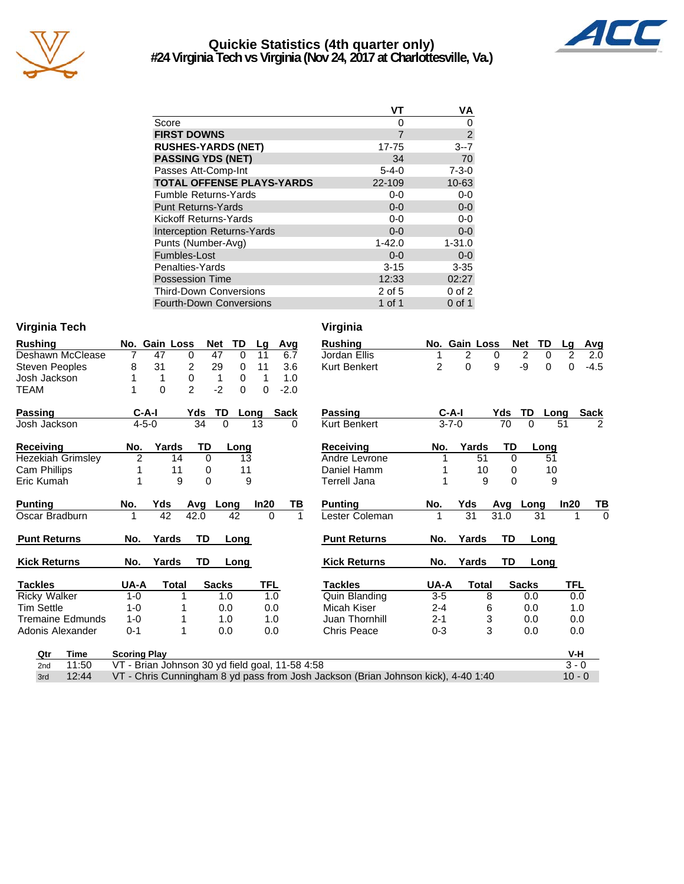# Quickie Statistics (4th quarter only)
## #24 Virginia Tech vs Virginia (Nov 24, 2017 at Charlottesville, Va.)

| | VT | VA |
|---|---|---|
| Score | 0 | 0 |
| **FIRST DOWNS** | 7 | 2 |
| **RUSHES-YARDS (NET)** | 17-75 | 3--7 |
| **PASSING YDS (NET)** | 34 | 70 |
| Passes Att-Comp-Int | 5-4-0 | 7-3-0 |
| **TOTAL OFFENSE PLAYS-YARDS** | 22-109 | 10-63 |
| Fumble Returns-Yards | 0-0 | 0-0 |
| Punt Returns-Yards | 0-0 | 0-0 |
| Kickoff Returns-Yards | 0-0 | 0-0 |
| Interception Returns-Yards | 0-0 | 0-0 |
| Punts (Number-Avg) | 1-42.0 | 1-31.0 |
| Fumbles-Lost | 0-0 | 0-0 |
| Penalties-Yards | 3-15 | 3-35 |
| Possession Time | 12:33 | 02:27 |
| Third-Down Conversions | 2 of 5 | 0 of 2 |
| Fourth-Down Conversions | 1 of 1 | 0 of 1 |

### Virginia Tech

| Rushing | No. | Gain | Loss | Net | TD | Lg | Avg |
|---|---|---|---|---|---|---|---|
| Deshawn McClease | 7 | 47 | 0 | 47 | 0 | 11 | 6.7 |
| Steven Peoples | 8 | 31 | 2 | 29 | 0 | 11 | 3.6 |
| Josh Jackson | 1 | 1 | 0 | 1 | 0 | 1 | 1.0 |
| TEAM | 1 | 0 | 2 | -2 | 0 | 0 | -2.0 |

| Passing | C-A-I | Yds | TD | Long | Sack |
|---|---|---|---|---|---|
| Josh Jackson | 4-5-0 | 34 | 0 | 13 | 0 |

| Receiving | No. | Yards | TD | Long |
|---|---|---|---|---|
| Hezekiah Grimsley | 2 | 14 | 0 | 13 |
| Cam Phillips | 1 | 11 | 0 | 11 |
| Eric Kumah | 1 | 9 | 0 | 9 |

| Punting | No. | Yds | Avg | Long | In20 | TB |
|---|---|---|---|---|---|---|
| Oscar Bradburn | 1 | 42 | 42.0 | 42 | 0 | 1 |

| Punt Returns | No. | Yards | TD | Long |
|---|---|---|---|---|

| Kick Returns | No. | Yards | TD | Long |
|---|---|---|---|---|

| Tackles | UA-A | Total | Sacks | TFL |
|---|---|---|---|---|
| Ricky Walker | 1-0 | 1 | 1.0 | 1.0 |
| Tim Settle | 1-0 | 1 | 0.0 | 0.0 |
| Tremaine Edmunds | 1-0 | 1 | 1.0 | 1.0 |
| Adonis Alexander | 0-1 | 1 | 0.0 | 0.0 |

### Virginia

| Rushing | No. | Gain | Loss | Net | TD | Lg | Avg |
|---|---|---|---|---|---|---|---|
| Jordan Ellis | 1 | 2 | 0 | 2 | 0 | 2 | 2.0 |
| Kurt Benkert | 2 | 0 | 9 | -9 | 0 | 0 | -4.5 |

| Passing | C-A-I | Yds | TD | Long | Sack |
|---|---|---|---|---|---|
| Kurt Benkert | 3-7-0 | 70 | 0 | 51 | 2 |

| Receiving | No. | Yards | TD | Long |
|---|---|---|---|---|
| Andre Levrone | 1 | 51 | 0 | 51 |
| Daniel Hamm | 1 | 10 | 0 | 10 |
| Terrell Jana | 1 | 9 | 0 | 9 |

| Punting | No. | Yds | Avg | Long | In20 | TB |
|---|---|---|---|---|---|---|
| Lester Coleman | 1 | 31 | 31.0 | 31 | 1 | 0 |

| Punt Returns | No. | Yards | TD | Long |
|---|---|---|---|---|

| Kick Returns | No. | Yards | TD | Long |
|---|---|---|---|---|

| Tackles | UA-A | Total | Sacks | TFL |
|---|---|---|---|---|
| Quin Blanding | 3-5 | 8 | 0.0 | 0.0 |
| Micah Kiser | 2-4 | 6 | 0.0 | 1.0 |
| Juan Thornhill | 2-1 | 3 | 0.0 | 0.0 |
| Chris Peace | 0-3 | 3 | 0.0 | 0.0 |

| Qtr | Time | Scoring Play | V-H |
|---|---|---|---|
| 2nd | 11:50 | VT - Brian Johnson 30 yd field goal, 11-58 4:58 | 3 - 0 |
| 3rd | 12:44 | VT - Chris Cunningham 8 yd pass from Josh Jackson (Brian Johnson kick), 4-40 1:40 | 10 - 0 |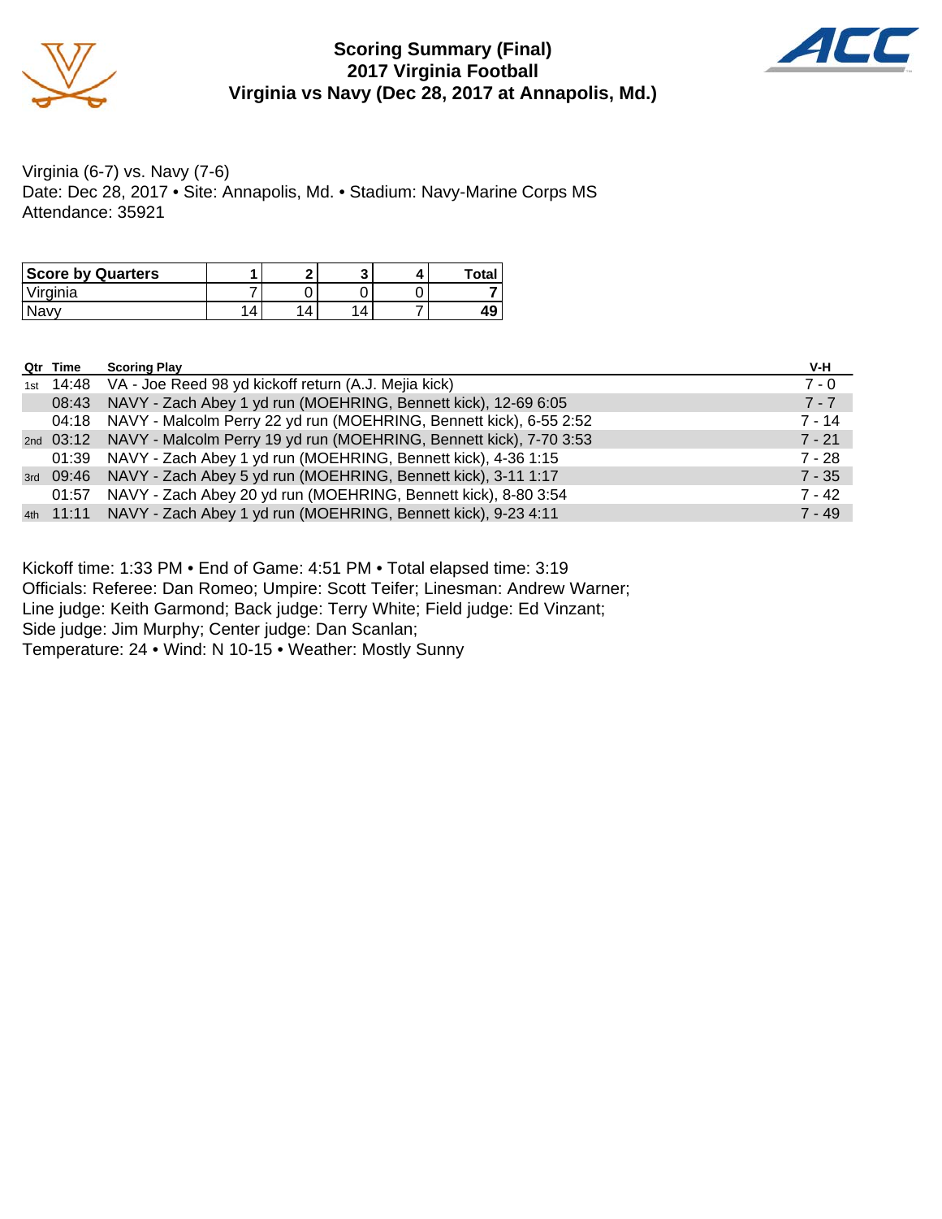# Scoring Summary (Final)
# 2017 Virginia Football
# Virginia vs Navy (Dec 28, 2017 at Annapolis, Md.)

Virginia (6-7) vs. Navy (7-6)
Date: Dec 28, 2017 • Site: Annapolis, Md. • Stadium: Navy-Marine Corps MS
Attendance: 35921

| Score by Quarters | 1 | 2 | 3 | 4 | Total |
|---|---|---|---|---|---|
| Virginia | 7 | 0 | 0 | 0 | **7** |
| Navy | 14 | 14 | 14 | 7 | **49** |

| Qtr | Time | Scoring Play | V-H |
|---|---|---|---|
| 1st | 14:48 | VA - Joe Reed 98 yd kickoff return (A.J. Mejia kick) | 7 - 0 |
| | 08:43 | NAVY - Zach Abey 1 yd run (MOEHRING, Bennett kick), 12-69 6:05 | 7 - 7 |
| | 04:18 | NAVY - Malcolm Perry 22 yd run (MOEHRING, Bennett kick), 6-55 2:52 | 7 - 14 |
| 2nd | 03:12 | NAVY - Malcolm Perry 19 yd run (MOEHRING, Bennett kick), 7-70 3:53 | 7 - 21 |
| | 01:39 | NAVY - Zach Abey 1 yd run (MOEHRING, Bennett kick), 4-36 1:15 | 7 - 28 |
| 3rd | 09:46 | NAVY - Zach Abey 5 yd run (MOEHRING, Bennett kick), 3-11 1:17 | 7 - 35 |
| | 01:57 | NAVY - Zach Abey 20 yd run (MOEHRING, Bennett kick), 8-80 3:54 | 7 - 42 |
| 4th | 11:11 | NAVY - Zach Abey 1 yd run (MOEHRING, Bennett kick), 9-23 4:11 | 7 - 49 |

Kickoff time: 1:33 PM • End of Game: 4:51 PM • Total elapsed time: 3:19
Officials: Referee: Dan Romeo; Umpire: Scott Teifer; Linesman: Andrew Warner;
Line judge: Keith Garmond; Back judge: Terry White; Field judge: Ed Vinzant;
Side judge: Jim Murphy; Center judge: Dan Scanlan;
Temperature: 24 • Wind: N 10-15 • Weather: Mostly Sunny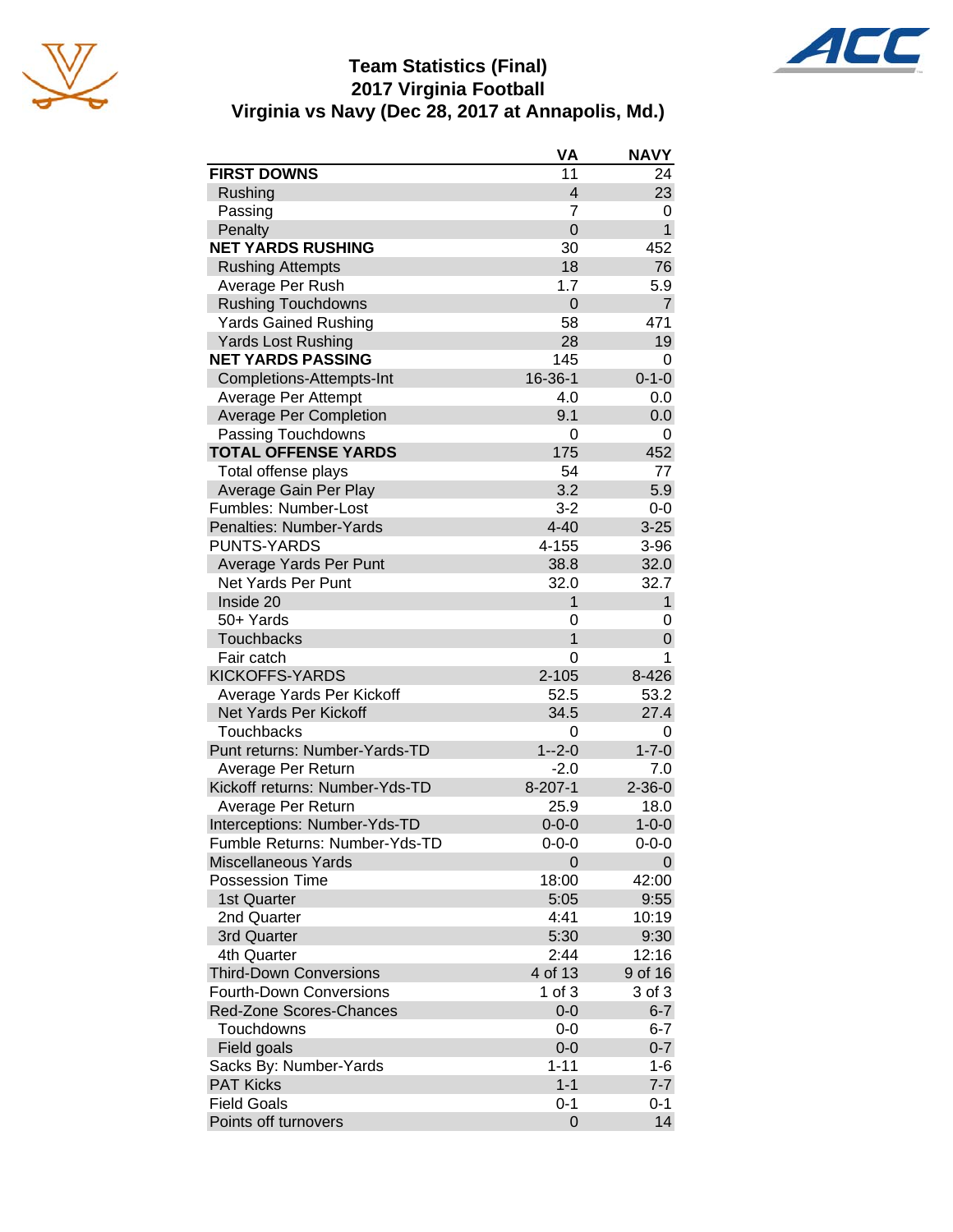# Team Statistics (Final)
## 2017 Virginia Football
### Virginia vs Navy (Dec 28, 2017 at Annapolis, Md.)

| | VA | NAVY |
|---|---|---|
| **FIRST DOWNS** | 11 | 24 |
| Rushing | 4 | 23 |
| Passing | 7 | 0 |
| Penalty | 0 | 1 |
| **NET YARDS RUSHING** | 30 | 452 |
| Rushing Attempts | 18 | 76 |
| Average Per Rush | 1.7 | 5.9 |
| Rushing Touchdowns | 0 | 7 |
| Yards Gained Rushing | 58 | 471 |
| Yards Lost Rushing | 28 | 19 |
| **NET YARDS PASSING** | 145 | 0 |
| Completions-Attempts-Int | 16-36-1 | 0-1-0 |
| Average Per Attempt | 4.0 | 0.0 |
| Average Per Completion | 9.1 | 0.0 |
| Passing Touchdowns | 0 | 0 |
| **TOTAL OFFENSE YARDS** | 175 | 452 |
| Total offense plays | 54 | 77 |
| Average Gain Per Play | 3.2 | 5.9 |
| Fumbles: Number-Lost | 3-2 | 0-0 |
| Penalties: Number-Yards | 4-40 | 3-25 |
| PUNTS-YARDS | 4-155 | 3-96 |
| Average Yards Per Punt | 38.8 | 32.0 |
| Net Yards Per Punt | 32.0 | 32.7 |
| Inside 20 | 1 | 1 |
| 50+ Yards | 0 | 0 |
| Touchbacks | 1 | 0 |
| Fair catch | 0 | 1 |
| KICKOFFS-YARDS | 2-105 | 8-426 |
| Average Yards Per Kickoff | 52.5 | 53.2 |
| Net Yards Per Kickoff | 34.5 | 27.4 |
| Touchbacks | 0 | 0 |
| Punt returns: Number-Yards-TD | 1--2-0 | 1-7-0 |
| Average Per Return | -2.0 | 7.0 |
| Kickoff returns: Number-Yds-TD | 8-207-1 | 2-36-0 |
| Average Per Return | 25.9 | 18.0 |
| Interceptions: Number-Yds-TD | 0-0-0 | 1-0-0 |
| Fumble Returns: Number-Yds-TD | 0-0-0 | 0-0-0 |
| Miscellaneous Yards | 0 | 0 |
| Possession Time | 18:00 | 42:00 |
| 1st Quarter | 5:05 | 9:55 |
| 2nd Quarter | 4:41 | 10:19 |
| 3rd Quarter | 5:30 | 9:30 |
| 4th Quarter | 2:44 | 12:16 |
| Third-Down Conversions | 4 of 13 | 9 of 16 |
| Fourth-Down Conversions | 1 of 3 | 3 of 3 |
| Red-Zone Scores-Chances | 0-0 | 6-7 |
| Touchdowns | 0-0 | 6-7 |
| Field goals | 0-0 | 0-7 |
| Sacks By: Number-Yards | 1-11 | 1-6 |
| PAT Kicks | 1-1 | 7-7 |
| Field Goals | 0-1 | 0-1 |
| Points off turnovers | 0 | 14 |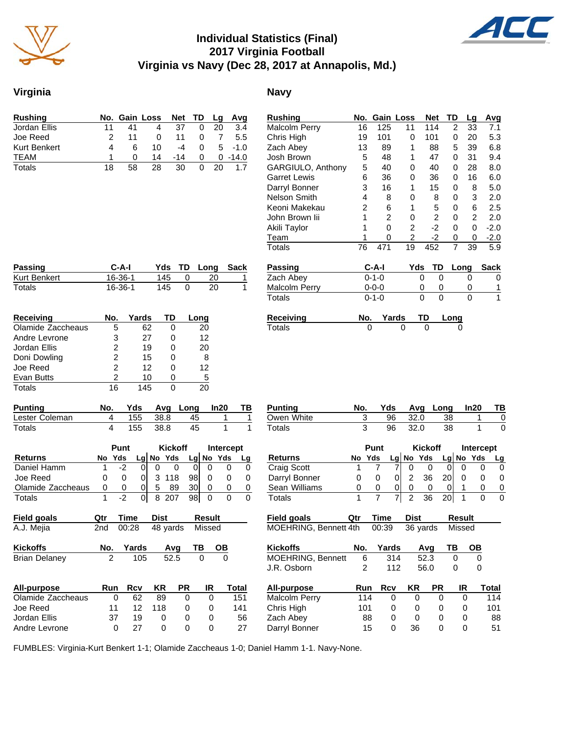# Individual Statistics (Final)
## 2017 Virginia Football
## Virginia vs Navy (Dec 28, 2017 at Annapolis, Md.)

## Virginia

| Rushing | No. | Gain | Loss | Net | TD | Lg | Avg |
|---|---|---|---|---|---|---|---|
| Jordan Ellis | 11 | 41 | 4 | 37 | 0 | 20 | 3.4 |
| Joe Reed | 2 | 11 | 0 | 11 | 0 | 7 | 5.5 |
| Kurt Benkert | 4 | 6 | 10 | -4 | 0 | 5 | -1.0 |
| TEAM | 1 | 0 | 14 | -14 | 0 | 0 | -14.0 |
| Totals | 18 | 58 | 28 | 30 | 0 | 20 | 1.7 |

| Passing | C-A-I | Yds | TD | Long | Sack |
|---|---|---|---|---|---|
| Kurt Benkert | 16-36-1 | 145 | 0 | 20 | 1 |
| Totals | 16-36-1 | 145 | 0 | 20 | 1 |

| Receiving | No. | Yards | TD | Long |
|---|---|---|---|---|
| Olamide Zaccheaus | 5 | 62 | 0 | 20 |
| Andre Levrone | 3 | 27 | 0 | 12 |
| Jordan Ellis | 2 | 19 | 0 | 20 |
| Doni Dowling | 2 | 15 | 0 | 8 |
| Joe Reed | 2 | 12 | 0 | 12 |
| Evan Butts | 2 | 10 | 0 | 5 |
| Totals | 16 | 145 | 0 | 20 |

| Punting | No. | Yds | Avg | Long | In20 | TB |
|---|---|---|---|---|---|---|
| Lester Coleman | 4 | 155 | 38.8 | 45 | 1 | 1 |
| Totals | 4 | 155 | 38.8 | 45 | 1 | 1 |

| | Punt | | | Kickoff | | | Intercept | | |
|---|---|---|---|---|---|---|---|---|---|
| Returns | No | Yds | Lg | No | Yds | Lg | No | Yds | Lg |
| Daniel Hamm | 1 | -2 | 0 | 0 | 0 | 0 | 0 | 0 | 0 |
| Joe Reed | 0 | 0 | 0 | 3 | 118 | 98 | 0 | 0 | 0 |
| Olamide Zaccheaus | 0 | 0 | 0 | 5 | 89 | 30 | 0 | 0 | 0 |
| Totals | 1 | -2 | 0 | 8 | 207 | 98 | 0 | 0 | 0 |

| Field goals | Qtr | Time | Dist | Result |
|---|---|---|---|---|
| A.J. Mejia | 2nd | 00:28 | 48 yards | Missed |

| Kickoffs | No. | Yards | Avg | TB | OB |
|---|---|---|---|---|---|
| Brian Delaney | 2 | 105 | 52.5 | 0 | 0 |

| All-purpose | Run | Rcv | KR | PR | IR | Total |
|---|---|---|---|---|---|---|
| Olamide Zaccheaus | 0 | 62 | 89 | 0 | 0 | 151 |
| Joe Reed | 11 | 12 | 118 | 0 | 0 | 141 |
| Jordan Ellis | 37 | 19 | 0 | 0 | 0 | 56 |
| Andre Levrone | 0 | 27 | 0 | 0 | 0 | 27 |

## Navy

| Rushing | No. | Gain | Loss | Net | TD | Lg | Avg |
|---|---|---|---|---|---|---|---|
| Malcolm Perry | 16 | 125 | 11 | 114 | 2 | 33 | 7.1 |
| Chris High | 19 | 101 | 0 | 101 | 0 | 20 | 5.3 |
| Zach Abey | 13 | 89 | 1 | 88 | 5 | 39 | 6.8 |
| Josh Brown | 5 | 48 | 1 | 47 | 0 | 31 | 9.4 |
| GARGIULO, Anthony | 5 | 40 | 0 | 40 | 0 | 28 | 8.0 |
| Garret Lewis | 6 | 36 | 0 | 36 | 0 | 16 | 6.0 |
| Darryl Bonner | 3 | 16 | 1 | 15 | 0 | 8 | 5.0 |
| Nelson Smith | 4 | 8 | 0 | 8 | 0 | 3 | 2.0 |
| Keoni Makekau | 2 | 6 | 1 | 5 | 0 | 6 | 2.5 |
| John Brown Iii | 1 | 2 | 0 | 2 | 0 | 2 | 2.0 |
| Akili Taylor | 1 | 0 | 2 | -2 | 0 | 0 | -2.0 |
| Team | 1 | 0 | 2 | -2 | 0 | 0 | -2.0 |
| Totals | 76 | 471 | 19 | 452 | 7 | 39 | 5.9 |

| Passing | C-A-I | Yds | TD | Long | Sack |
|---|---|---|---|---|---|
| Zach Abey | 0-1-0 | 0 | 0 | 0 | 0 |
| Malcolm Perry | 0-0-0 | 0 | 0 | 0 | 1 |
| Totals | 0-1-0 | 0 | 0 | 0 | 1 |

| Receiving | No. | Yards | TD | Long |
|---|---|---|---|---|
| Totals | 0 | 0 | 0 | 0 |

| Punting | No. | Yds | Avg | Long | In20 | TB |
|---|---|---|---|---|---|---|
| Owen White | 3 | 96 | 32.0 | 38 | 1 | 0 |
| Totals | 3 | 96 | 32.0 | 38 | 1 | 0 |

| | Punt | | | Kickoff | | | Intercept | | |
|---|---|---|---|---|---|---|---|---|---|
| Returns | No | Yds | Lg | No | Yds | Lg | No | Yds | Lg |
| Craig Scott | 1 | 7 | 7 | 0 | 0 | 0 | 0 | 0 | 0 |
| Darryl Bonner | 0 | 0 | 0 | 2 | 36 | 20 | 0 | 0 | 0 |
| Sean Williams | 0 | 0 | 0 | 0 | 0 | 0 | 1 | 0 | 0 |
| Totals | 1 | 7 | 7 | 2 | 36 | 20 | 1 | 0 | 0 |

| Field goals | Qtr | Time | Dist | Result |
|---|---|---|---|---|
| MOEHRING, Bennett | 4th | 00:39 | 36 yards | Missed |

| Kickoffs | No. | Yards | Avg | TB | OB |
|---|---|---|---|---|---|
| MOEHRING, Bennett | 6 | 314 | 52.3 | 0 | 0 |
| J.R. Osborn | 2 | 112 | 56.0 | 0 | 0 |

| All-purpose | Run | Rcv | KR | PR | IR | Total |
|---|---|---|---|---|---|---|
| Malcolm Perry | 114 | 0 | 0 | 0 | 0 | 114 |
| Chris High | 101 | 0 | 0 | 0 | 0 | 101 |
| Zach Abey | 88 | 0 | 0 | 0 | 0 | 88 |
| Darryl Bonner | 15 | 0 | 36 | 0 | 0 | 51 |

FUMBLES: Virginia-Kurt Benkert 1-1; Olamide Zaccheaus 1-0; Daniel Hamm 1-1. Navy-None.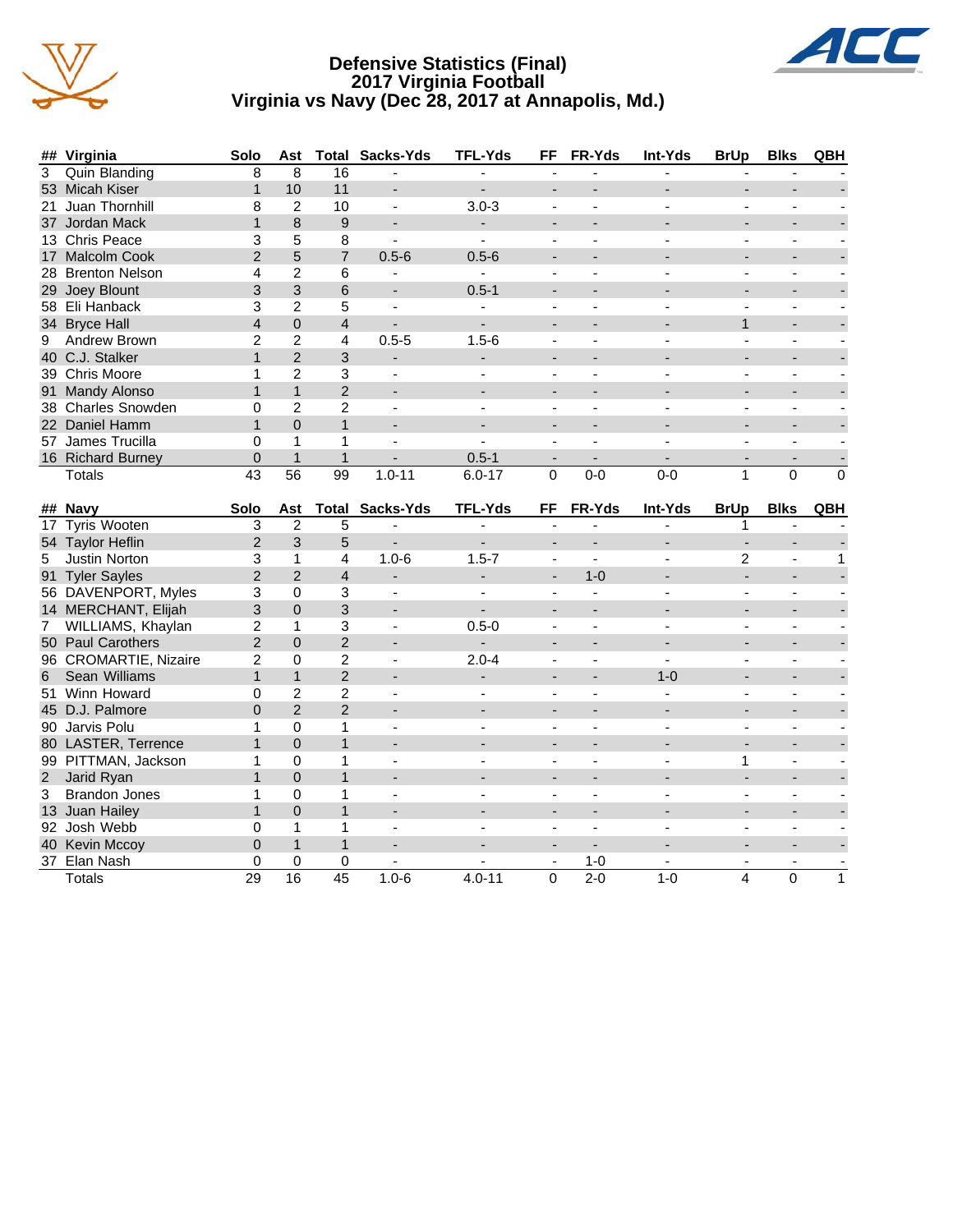# Defensive Statistics (Final)
## 2017 Virginia Football
## Virginia vs Navy (Dec 28, 2017 at Annapolis, Md.)

| ## | Virginia | Solo | Ast | Total | Sacks-Yds | TFL-Yds | FF | FR-Yds | Int-Yds | BrUp | Blks | QBH |
|---|---|---|---|---|---|---|---|---|---|---|---|---|
| 3 | Quin Blanding | 8 | 8 | 16 | - | - | - | - | - | - | - | - |
| 53 | Micah Kiser | 1 | 10 | 11 | - | - | - | - | - | - | - | - |
| 21 | Juan Thornhill | 8 | 2 | 10 | - | 3.0-3 | - | - | - | - | - | - |
| 37 | Jordan Mack | 1 | 8 | 9 | - | - | - | - | - | - | - | - |
| 13 | Chris Peace | 3 | 5 | 8 | - | - | - | - | - | - | - | - |
| 17 | Malcolm Cook | 2 | 5 | 7 | 0.5-6 | 0.5-6 | - | - | - | - | - | - |
| 28 | Brenton Nelson | 4 | 2 | 6 | - | - | - | - | - | - | - | - |
| 29 | Joey Blount | 3 | 3 | 6 | - | 0.5-1 | - | - | - | - | - | - |
| 58 | Eli Hanback | 3 | 2 | 5 | - | - | - | - | - | - | - | - |
| 34 | Bryce Hall | 4 | 0 | 4 | - | - | - | - | - | 1 | - | - |
| 9 | Andrew Brown | 2 | 2 | 4 | 0.5-5 | 1.5-6 | - | - | - | - | - | - |
| 40 | C.J. Stalker | 1 | 2 | 3 | - | - | - | - | - | - | - | - |
| 39 | Chris Moore | 1 | 2 | 3 | - | - | - | - | - | - | - | - |
| 91 | Mandy Alonso | 1 | 1 | 2 | - | - | - | - | - | - | - | - |
| 38 | Charles Snowden | 0 | 2 | 2 | - | - | - | - | - | - | - | - |
| 22 | Daniel Hamm | 1 | 0 | 1 | - | - | - | - | - | - | - | - |
| 57 | James Trucilla | 0 | 1 | 1 | - | - | - | - | - | - | - | - |
| 16 | Richard Burney | 0 | 1 | 1 | - | 0.5-1 | - | - | - | - | - | - |
| | Totals | 43 | 56 | 99 | 1.0-11 | 6.0-17 | 0 | 0-0 | 0-0 | 1 | 0 | 0 |

| ## | Navy | Solo | Ast | Total | Sacks-Yds | TFL-Yds | FF | FR-Yds | Int-Yds | BrUp | Blks | QBH |
|---|---|---|---|---|---|---|---|---|---|---|---|---|
| 17 | Tyris Wooten | 3 | 2 | 5 | - | - | - | - | - | 1 | - | - |
| 54 | Taylor Heflin | 2 | 3 | 5 | - | - | - | - | - | - | - | - |
| 5 | Justin Norton | 3 | 1 | 4 | 1.0-6 | 1.5-7 | - | - | - | 2 | - | 1 |
| 91 | Tyler Sayles | 2 | 2 | 4 | - | - | - | 1-0 | - | - | - | - |
| 56 | DAVENPORT, Myles | 3 | 0 | 3 | - | - | - | - | - | - | - | - |
| 14 | MERCHANT, Elijah | 3 | 0 | 3 | - | - | - | - | - | - | - | - |
| 7 | WILLIAMS, Khaylan | 2 | 1 | 3 | - | 0.5-0 | - | - | - | - | - | - |
| 50 | Paul Carothers | 2 | 0 | 2 | - | - | - | - | - | - | - | - |
| 96 | CROMARTIE, Nizaire | 2 | 0 | 2 | - | 2.0-4 | - | - | - | - | - | - |
| 6 | Sean Williams | 1 | 1 | 2 | - | - | - | - | 1-0 | - | - | - |
| 51 | Winn Howard | 0 | 2 | 2 | - | - | - | - | - | - | - | - |
| 45 | D.J. Palmore | 0 | 2 | 2 | - | - | - | - | - | - | - | - |
| 90 | Jarvis Polu | 1 | 0 | 1 | - | - | - | - | - | - | - | - |
| 80 | LASTER, Terrence | 1 | 0 | 1 | - | - | - | - | - | - | - | - |
| 99 | PITTMAN, Jackson | 1 | 0 | 1 | - | - | - | - | - | 1 | - | - |
| 2 | Jarid Ryan | 1 | 0 | 1 | - | - | - | - | - | - | - | - |
| 3 | Brandon Jones | 1 | 0 | 1 | - | - | - | - | - | - | - | - |
| 13 | Juan Hailey | 1 | 0 | 1 | - | - | - | - | - | - | - | - |
| 92 | Josh Webb | 0 | 1 | 1 | - | - | - | - | - | - | - | - |
| 40 | Kevin Mccoy | 0 | 1 | 1 | - | - | - | - | - | - | - | - |
| 37 | Elan Nash | 0 | 0 | 0 | - | - | - | 1-0 | - | - | - | - |
| | Totals | 29 | 16 | 45 | 1.0-6 | 4.0-11 | 0 | 2-0 | 1-0 | 4 | 0 | 1 |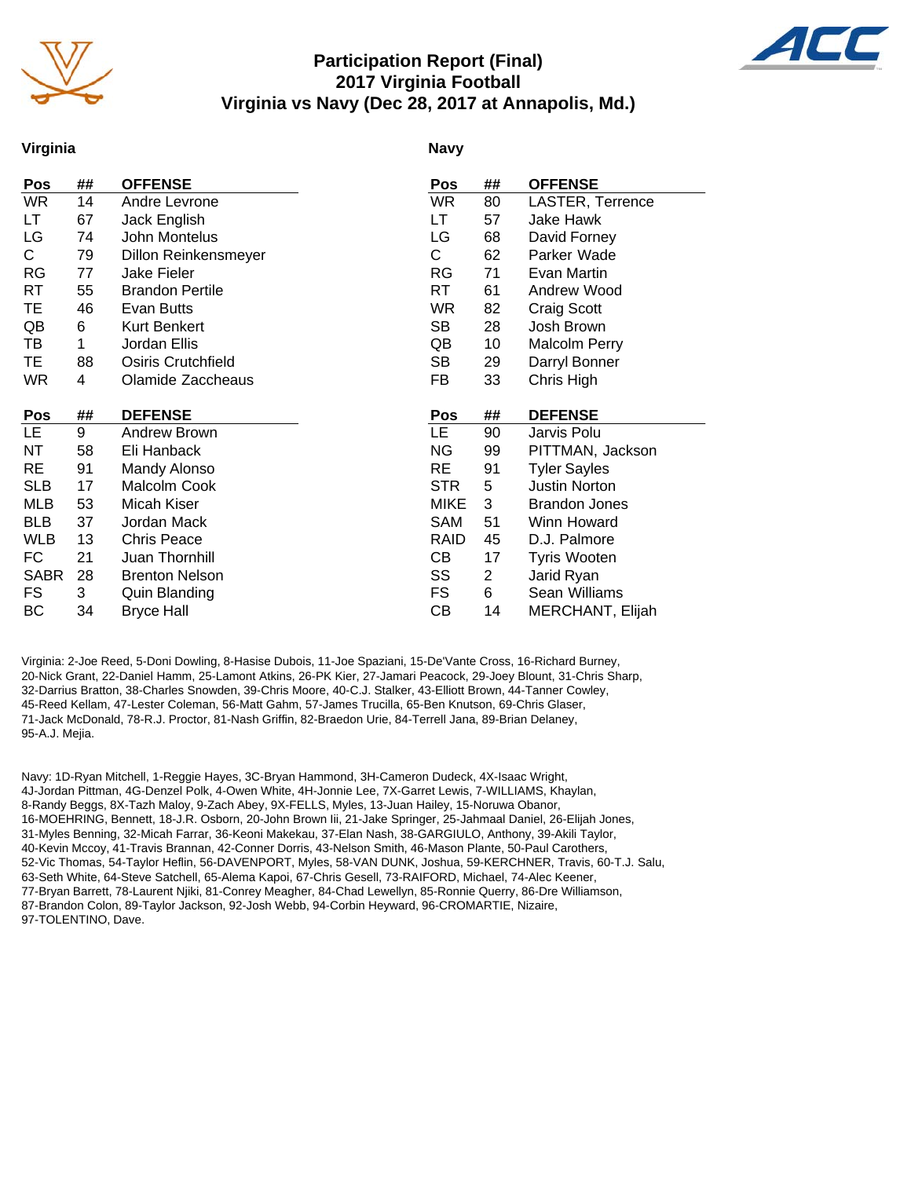# Participation Report (Final)
## 2017 Virginia Football
## Virginia vs Navy (Dec 28, 2017 at Annapolis, Md.)

### Virginia

| Pos | ## | OFFENSE |
|---|---|---|
| WR | 14 | Andre Levrone |
| LT | 67 | Jack English |
| LG | 74 | John Montelus |
| C | 79 | Dillon Reinkensmeyer |
| RG | 77 | Jake Fieler |
| RT | 55 | Brandon Pertile |
| TE | 46 | Evan Butts |
| QB | 6 | Kurt Benkert |
| TB | 1 | Jordan Ellis |
| TE | 88 | Osiris Crutchfield |
| WR | 4 | Olamide Zaccheaus |

| Pos | ## | DEFENSE |
|---|---|---|
| LE | 9 | Andrew Brown |
| NT | 58 | Eli Hanback |
| RE | 91 | Mandy Alonso |
| SLB | 17 | Malcolm Cook |
| MLB | 53 | Micah Kiser |
| BLB | 37 | Jordan Mack |
| WLB | 13 | Chris Peace |
| FC | 21 | Juan Thornhill |
| SABR | 28 | Brenton Nelson |
| FS | 3 | Quin Blanding |
| BC | 34 | Bryce Hall |

### Navy

| Pos | ## | OFFENSE |
|---|---|---|
| WR | 80 | LASTER, Terrence |
| LT | 57 | Jake Hawk |
| LG | 68 | David Forney |
| C | 62 | Parker Wade |
| RG | 71 | Evan Martin |
| RT | 61 | Andrew Wood |
| WR | 82 | Craig Scott |
| SB | 28 | Josh Brown |
| QB | 10 | Malcolm Perry |
| SB | 29 | Darryl Bonner |
| FB | 33 | Chris High |

| Pos | ## | DEFENSE |
|---|---|---|
| LE | 90 | Jarvis Polu |
| NG | 99 | PITTMAN, Jackson |
| RE | 91 | Tyler Sayles |
| STR | 5 | Justin Norton |
| MIKE | 3 | Brandon Jones |
| SAM | 51 | Winn Howard |
| RAID | 45 | D.J. Palmore |
| CB | 17 | Tyris Wooten |
| SS | 2 | Jarid Ryan |
| FS | 6 | Sean Williams |
| CB | 14 | MERCHANT, Elijah |

Virginia: 2-Joe Reed, 5-Doni Dowling, 8-Hasise Dubois, 11-Joe Spaziani, 15-De'Vante Cross, 16-Richard Burney, 20-Nick Grant, 22-Daniel Hamm, 25-Lamont Atkins, 26-PK Kier, 27-Jamari Peacock, 29-Joey Blount, 31-Chris Sharp, 32-Darrius Bratton, 38-Charles Snowden, 39-Chris Moore, 40-C.J. Stalker, 43-Elliott Brown, 44-Tanner Cowley, 45-Reed Kellam, 47-Lester Coleman, 56-Matt Gahm, 57-James Trucilla, 65-Ben Knutson, 69-Chris Glaser, 71-Jack McDonald, 78-R.J. Proctor, 81-Nash Griffin, 82-Braedon Urie, 84-Terrell Jana, 89-Brian Delaney, 95-A.J. Mejia.

Navy: 1D-Ryan Mitchell, 1-Reggie Hayes, 3C-Bryan Hammond, 3H-Cameron Dudeck, 4X-Isaac Wright, 4J-Jordan Pittman, 4G-Denzel Polk, 4-Owen White, 4H-Jonnie Lee, 7X-Garret Lewis, 7-WILLIAMS, Khaylan, 8-Randy Beggs, 8X-Tazh Maloy, 9-Zach Abey, 9X-FELLS, Myles, 13-Juan Hailey, 15-Noruwa Obanor, 16-MOEHRING, Bennett, 18-J.R. Osborn, 20-John Brown Iii, 21-Jake Springer, 25-Jahmaal Daniel, 26-Elijah Jones, 31-Myles Benning, 32-Micah Farrar, 36-Keoni Makekau, 37-Elan Nash, 38-GARGIULO, Anthony, 39-Akili Taylor, 40-Kevin Mccoy, 41-Travis Brannan, 42-Conner Dorris, 43-Nelson Smith, 46-Mason Plante, 50-Paul Carothers, 52-Vic Thomas, 54-Taylor Heflin, 56-DAVENPORT, Myles, 58-VAN DUNK, Joshua, 59-KERCHNER, Travis, 60-T.J. Salu, 63-Seth White, 64-Steve Satchell, 65-Alema Kapoi, 67-Chris Gesell, 73-RAIFORD, Michael, 74-Alec Keener, 77-Bryan Barrett, 78-Laurent Njiki, 81-Conrey Meagher, 84-Chad Lewellyn, 85-Ronnie Querry, 86-Dre Williamson, 87-Brandon Colon, 89-Taylor Jackson, 92-Josh Webb, 94-Corbin Heyward, 96-CROMARTIE, Nizaire, 97-TOLENTINO, Dave.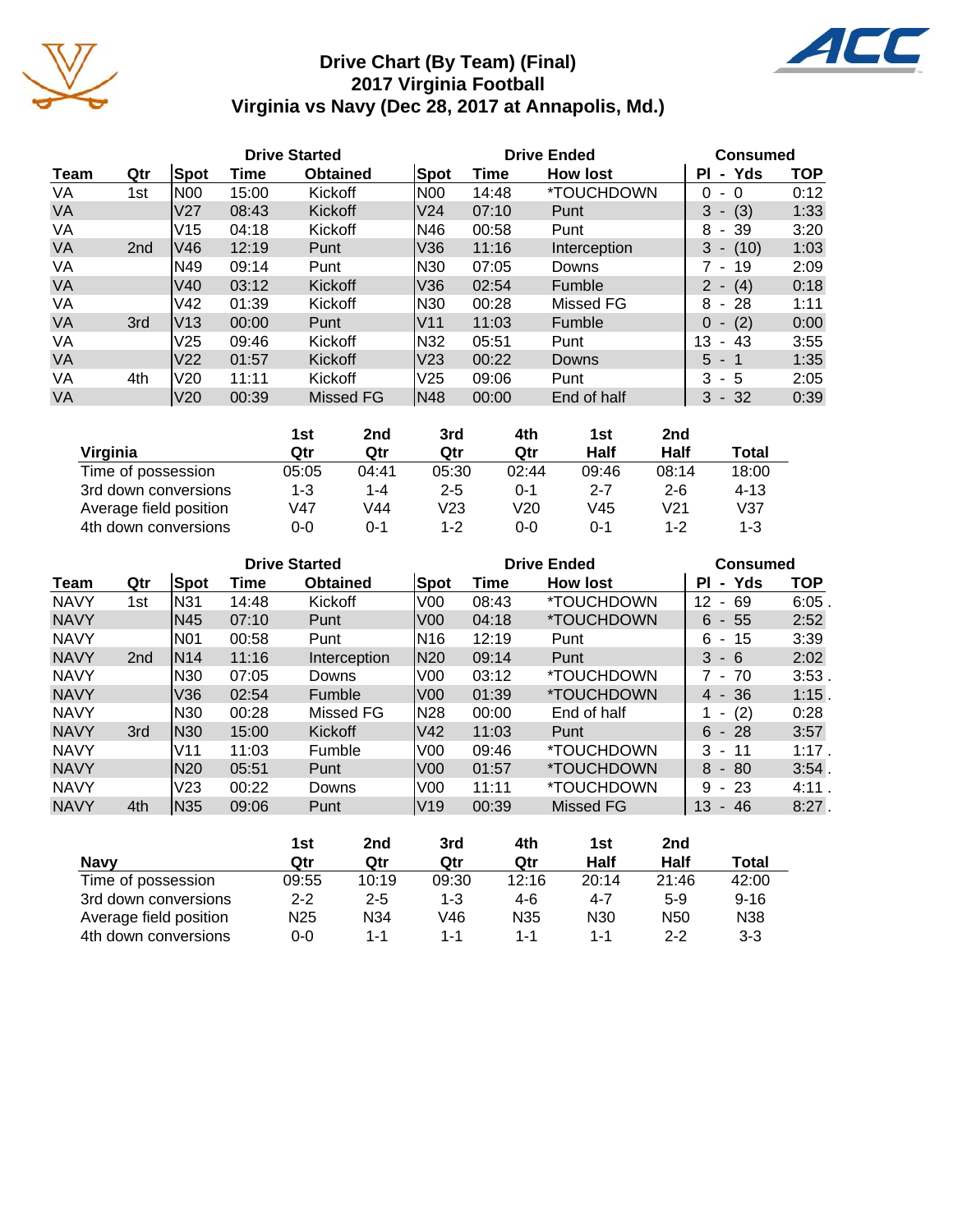# Drive Chart (By Team) (Final)
## 2017 Virginia Football
## Virginia vs Navy (Dec 28, 2017 at Annapolis, Md.)

| | | Drive Started | | | Drive Ended | | | Consumed | |
|---|---|---|---|---|---|---|---|---|---|
| Team | Qtr | Spot | Time | Obtained | Spot | Time | How lost | Pl - Yds | TOP |
| VA | 1st | N00 | 15:00 | Kickoff | N00 | 14:48 | *TOUCHDOWN | 0 - 0 | 0:12 |
| VA | | V27 | 08:43 | Kickoff | V24 | 07:10 | Punt | 3 - (3) | 1:33 |
| VA | | V15 | 04:18 | Kickoff | N46 | 00:58 | Punt | 8 - 39 | 3:20 |
| VA | 2nd | V46 | 12:19 | Punt | V36 | 11:16 | Interception | 3 - (10) | 1:03 |
| VA | | N49 | 09:14 | Punt | N30 | 07:05 | Downs | 7 - 19 | 2:09 |
| VA | | V40 | 03:12 | Kickoff | V36 | 02:54 | Fumble | 2 - (4) | 0:18 |
| VA | | V42 | 01:39 | Kickoff | N30 | 00:28 | Missed FG | 8 - 28 | 1:11 |
| VA | 3rd | V13 | 00:00 | Punt | V11 | 11:03 | Fumble | 0 - (2) | 0:00 |
| VA | | V25 | 09:46 | Kickoff | N32 | 05:51 | Punt | 13 - 43 | 3:55 |
| VA | | V22 | 01:57 | Kickoff | V23 | 00:22 | Downs | 5 - 1 | 1:35 |
| VA | 4th | V20 | 11:11 | Kickoff | V25 | 09:06 | Punt | 3 - 5 | 2:05 |
| VA | | V20 | 00:39 | Missed FG | N48 | 00:00 | End of half | 3 - 32 | 0:39 |

| Virginia | 1st Qtr | 2nd Qtr | 3rd Qtr | 4th Qtr | 1st Half | 2nd Half | Total |
|---|---|---|---|---|---|---|---|
| Time of possession | 05:05 | 04:41 | 05:30 | 02:44 | 09:46 | 08:14 | 18:00 |
| 3rd down conversions | 1-3 | 1-4 | 2-5 | 0-1 | 2-7 | 2-6 | 4-13 |
| Average field position | V47 | V44 | V23 | V20 | V45 | V21 | V37 |
| 4th down conversions | 0-0 | 0-1 | 1-2 | 0-0 | 0-1 | 1-2 | 1-3 |

| | | Drive Started | | | Drive Ended | | | Consumed | |
|---|---|---|---|---|---|---|---|---|---|
| Team | Qtr | Spot | Time | Obtained | Spot | Time | How lost | Pl - Yds | TOP |
| NAVY | 1st | N31 | 14:48 | Kickoff | V00 | 08:43 | *TOUCHDOWN | 12 - 69 | 6:05 . |
| NAVY | | N45 | 07:10 | Punt | V00 | 04:18 | *TOUCHDOWN | 6 - 55 | 2:52 |
| NAVY | | N01 | 00:58 | Punt | N16 | 12:19 | Punt | 6 - 15 | 3:39 |
| NAVY | 2nd | N14 | 11:16 | Interception | N20 | 09:14 | Punt | 3 - 6 | 2:02 |
| NAVY | | N30 | 07:05 | Downs | V00 | 03:12 | *TOUCHDOWN | 7 - 70 | 3:53 . |
| NAVY | | V36 | 02:54 | Fumble | V00 | 01:39 | *TOUCHDOWN | 4 - 36 | 1:15 . |
| NAVY | | N30 | 00:28 | Missed FG | N28 | 00:00 | End of half | 1 - (2) | 0:28 |
| NAVY | 3rd | N30 | 15:00 | Kickoff | V42 | 11:03 | Punt | 6 - 28 | 3:57 |
| NAVY | | V11 | 11:03 | Fumble | V00 | 09:46 | *TOUCHDOWN | 3 - 11 | 1:17 . |
| NAVY | | N20 | 05:51 | Punt | V00 | 01:57 | *TOUCHDOWN | 8 - 80 | 3:54 . |
| NAVY | | V23 | 00:22 | Downs | V00 | 11:11 | *TOUCHDOWN | 9 - 23 | 4:11 . |
| NAVY | 4th | N35 | 09:06 | Punt | V19 | 00:39 | Missed FG | 13 - 46 | 8:27 . |

| Navy | 1st Qtr | 2nd Qtr | 3rd Qtr | 4th Qtr | 1st Half | 2nd Half | Total |
|---|---|---|---|---|---|---|---|
| Time of possession | 09:55 | 10:19 | 09:30 | 12:16 | 20:14 | 21:46 | 42:00 |
| 3rd down conversions | 2-2 | 2-5 | 1-3 | 4-6 | 4-7 | 5-9 | 9-16 |
| Average field position | N25 | N34 | V46 | N35 | N30 | N50 | N38 |
| 4th down conversions | 0-0 | 1-1 | 1-1 | 1-1 | 1-1 | 2-2 | 3-3 |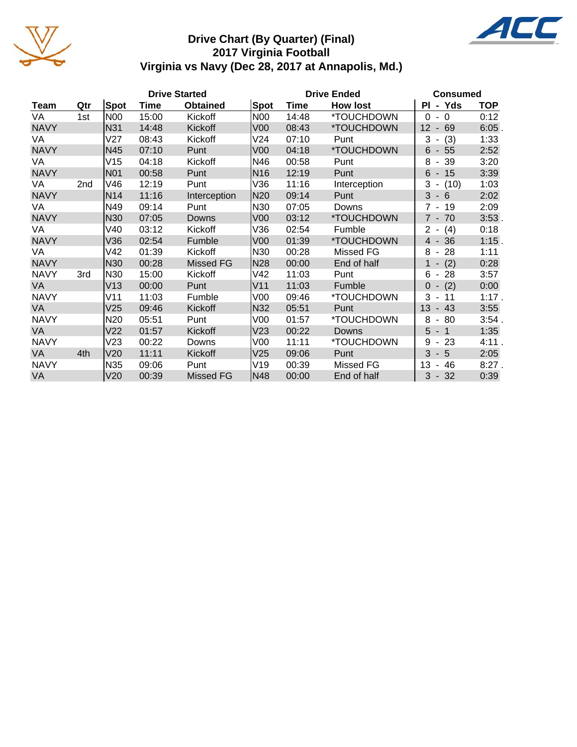# Drive Chart (By Quarter) (Final)
## 2017 Virginia Football
## Virginia vs Navy (Dec 28, 2017 at Annapolis, Md.)

| | | Drive Started | | | Drive Ended | | | Consumed | |
|---|---|---|---|---|---|---|---|---|---|
| Team | Qtr | Spot | Time | Obtained | Spot | Time | How lost | Pl - Yds | TOP |
| VA | 1st | N00 | 15:00 | Kickoff | N00 | 14:48 | *TOUCHDOWN | 0 - 0 | 0:12 |
| NAVY | | N31 | 14:48 | Kickoff | V00 | 08:43 | *TOUCHDOWN | 12 - 69 | 6:05 . |
| VA | | V27 | 08:43 | Kickoff | V24 | 07:10 | Punt | 3 - (3) | 1:33 |
| NAVY | | N45 | 07:10 | Punt | V00 | 04:18 | *TOUCHDOWN | 6 - 55 | 2:52 |
| VA | | V15 | 04:18 | Kickoff | N46 | 00:58 | Punt | 8 - 39 | 3:20 |
| NAVY | | N01 | 00:58 | Punt | N16 | 12:19 | Punt | 6 - 15 | 3:39 |
| VA | 2nd | V46 | 12:19 | Punt | V36 | 11:16 | Interception | 3 - (10) | 1:03 |
| NAVY | | N14 | 11:16 | Interception | N20 | 09:14 | Punt | 3 - 6 | 2:02 |
| VA | | N49 | 09:14 | Punt | N30 | 07:05 | Downs | 7 - 19 | 2:09 |
| NAVY | | N30 | 07:05 | Downs | V00 | 03:12 | *TOUCHDOWN | 7 - 70 | 3:53 . |
| VA | | V40 | 03:12 | Kickoff | V36 | 02:54 | Fumble | 2 - (4) | 0:18 |
| NAVY | | V36 | 02:54 | Fumble | V00 | 01:39 | *TOUCHDOWN | 4 - 36 | 1:15 . |
| VA | | V42 | 01:39 | Kickoff | N30 | 00:28 | Missed FG | 8 - 28 | 1:11 |
| NAVY | | N30 | 00:28 | Missed FG | N28 | 00:00 | End of half | 1 - (2) | 0:28 |
| NAVY | 3rd | N30 | 15:00 | Kickoff | V42 | 11:03 | Punt | 6 - 28 | 3:57 |
| VA | | V13 | 00:00 | Punt | V11 | 11:03 | Fumble | 0 - (2) | 0:00 |
| NAVY | | V11 | 11:03 | Fumble | V00 | 09:46 | *TOUCHDOWN | 3 - 11 | 1:17 . |
| VA | | V25 | 09:46 | Kickoff | N32 | 05:51 | Punt | 13 - 43 | 3:55 |
| NAVY | | N20 | 05:51 | Punt | V00 | 01:57 | *TOUCHDOWN | 8 - 80 | 3:54 . |
| VA | | V22 | 01:57 | Kickoff | V23 | 00:22 | Downs | 5 - 1 | 1:35 |
| NAVY | | V23 | 00:22 | Downs | V00 | 11:11 | *TOUCHDOWN | 9 - 23 | 4:11 . |
| VA | 4th | V20 | 11:11 | Kickoff | V25 | 09:06 | Punt | 3 - 5 | 2:05 |
| NAVY | | N35 | 09:06 | Punt | V19 | 00:39 | Missed FG | 13 - 46 | 8:27 . |
| VA | | V20 | 00:39 | Missed FG | N48 | 00:00 | End of half | 3 - 32 | 0:39 |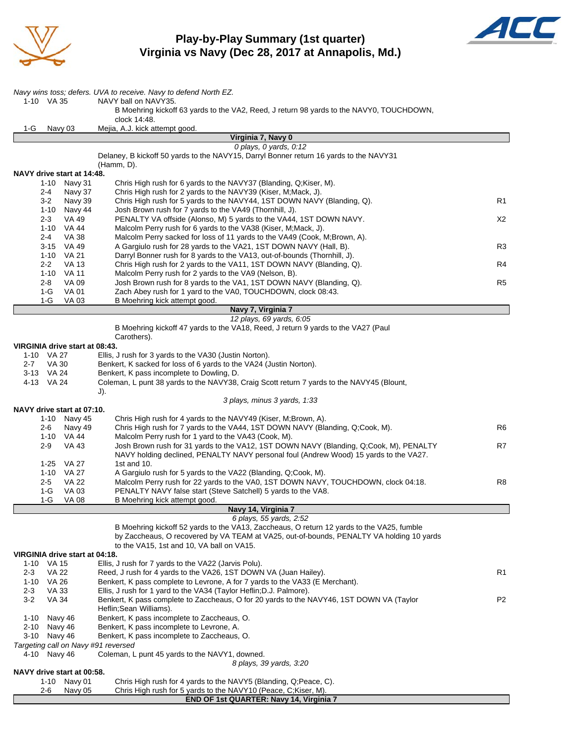# Play-by-Play Summary (1st quarter)
## Virginia vs Navy (Dec 28, 2017 at Annapolis, Md.)

*Navy wins toss; defers. UVA to receive. Navy to defend North EZ.*

| Down | Spot | Play | |
|---|---|---|---|
| 1-10 | VA 35 | NAVY ball on NAVY35. | |
| | | B Moehring kickoff 63 yards to the VA2, Reed, J return 98 yards to the NAVY0, TOUCHDOWN, clock 14:48. | |
| 1-G | Navy 03 | Mejia, A.J. kick attempt good. | |

**Virginia 7, Navy 0**

*0 plays, 0 yards, 0:12*

Delaney, B kickoff 50 yards to the NAVY15, Darryl Bonner return 16 yards to the NAVY31 (Hamm, D).

**NAVY drive start at 14:48.**

| Down | Spot | Play | |
|---|---|---|---|
| 1-10 | Navy 31 | Chris High rush for 6 yards to the NAVY37 (Blanding, Q;Kiser, M). | |
| 2-4 | Navy 37 | Chris High rush for 2 yards to the NAVY39 (Kiser, M;Mack, J). | |
| 3-2 | Navy 39 | Chris High rush for 5 yards to the NAVY44, 1ST DOWN NAVY (Blanding, Q). | R1 |
| 1-10 | Navy 44 | Josh Brown rush for 7 yards to the VA49 (Thornhill, J). | |
| 2-3 | VA 49 | PENALTY VA offside (Alonso, M) 5 yards to the VA44, 1ST DOWN NAVY. | X2 |
| 1-10 | VA 44 | Malcolm Perry rush for 6 yards to the VA38 (Kiser, M;Mack, J). | |
| 2-4 | VA 38 | Malcolm Perry sacked for loss of 11 yards to the VA49 (Cook, M;Brown, A). | |
| 3-15 | VA 49 | A Gargiulo rush for 28 yards to the VA21, 1ST DOWN NAVY (Hall, B). | R3 |
| 1-10 | VA 21 | Darryl Bonner rush for 8 yards to the VA13, out-of-bounds (Thornhill, J). | |
| 2-2 | VA 13 | Chris High rush for 2 yards to the VA11, 1ST DOWN NAVY (Blanding, Q). | R4 |
| 1-10 | VA 11 | Malcolm Perry rush for 2 yards to the VA9 (Nelson, B). | |
| 2-8 | VA 09 | Josh Brown rush for 8 yards to the VA1, 1ST DOWN NAVY (Blanding, Q). | R5 |
| 1-G | VA 01 | Zach Abey rush for 1 yard to the VA0, TOUCHDOWN, clock 08:43. | |
| 1-G | VA 03 | B Moehring kick attempt good. | |

**Navy 7, Virginia 7**

*12 plays, 69 yards, 6:05*

B Moehring kickoff 47 yards to the VA18, Reed, J return 9 yards to the VA27 (Paul Carothers).

**VIRGINIA drive start at 08:43.**

| Down | Spot | Play |
|---|---|---|
| 1-10 | VA 27 | Ellis, J rush for 3 yards to the VA30 (Justin Norton). |
| 2-7 | VA 30 | Benkert, K sacked for loss of 6 yards to the VA24 (Justin Norton). |
| 3-13 | VA 24 | Benkert, K pass incomplete to Dowling, D. |
| 4-13 | VA 24 | Coleman, L punt 38 yards to the NAVY38, Craig Scott return 7 yards to the NAVY45 (Blount, J). |

*3 plays, minus 3 yards, 1:33*

**NAVY drive start at 07:10.**

| Down | Spot | Play | |
|---|---|---|---|
| 1-10 | Navy 45 | Chris High rush for 4 yards to the NAVY49 (Kiser, M;Brown, A). | |
| 2-6 | Navy 49 | Chris High rush for 7 yards to the VA44, 1ST DOWN NAVY (Blanding, Q;Cook, M). | R6 |
| 1-10 | VA 44 | Malcolm Perry rush for 1 yard to the VA43 (Cook, M). | |
| 2-9 | VA 43 | Josh Brown rush for 31 yards to the VA12, 1ST DOWN NAVY (Blanding, Q;Cook, M), PENALTY NAVY holding declined, PENALTY NAVY personal foul (Andrew Wood) 15 yards to the VA27. | R7 |
| 1-25 | VA 27 | 1st and 10. | |
| 1-10 | VA 27 | A Gargiulo rush for 5 yards to the VA22 (Blanding, Q;Cook, M). | |
| 2-5 | VA 22 | Malcolm Perry rush for 22 yards to the VA0, 1ST DOWN NAVY, TOUCHDOWN, clock 04:18. | R8 |
| 1-G | VA 03 | PENALTY NAVY false start (Steve Satchell) 5 yards to the VA8. | |
| 1-G | VA 08 | B Moehring kick attempt good. | |

**Navy 14, Virginia 7**

*6 plays, 55 yards, 2:52*

B Moehring kickoff 52 yards to the VA13, Zaccheaus, O return 12 yards to the VA25, fumble by Zaccheaus, O recovered by VA TEAM at VA25, out-of-bounds, PENALTY VA holding 10 yards to the VA15, 1st and 10, VA ball on VA15.

**VIRGINIA drive start at 04:18.**

| Down | Spot | Play | |
|---|---|---|---|
| 1-10 | VA 15 | Ellis, J rush for 7 yards to the VA22 (Jarvis Polu). | |
| 2-3 | VA 22 | Reed, J rush for 4 yards to the VA26, 1ST DOWN VA (Juan Hailey). | R1 |
| 1-10 | VA 26 | Benkert, K pass complete to Levrone, A for 7 yards to the VA33 (E Merchant). | |
| 2-3 | VA 33 | Ellis, J rush for 1 yard to the VA34 (Taylor Heflin;D.J. Palmore). | |
| 3-2 | VA 34 | Benkert, K pass complete to Zaccheaus, O for 20 yards to the NAVY46, 1ST DOWN VA (Taylor Heflin;Sean Williams). | P2 |
| 1-10 | Navy 46 | Benkert, K pass incomplete to Zaccheaus, O. | |
| 2-10 | Navy 46 | Benkert, K pass incomplete to Levrone, A. | |
| 3-10 | Navy 46 | Benkert, K pass incomplete to Zaccheaus, O. | |

*Targeting call on Navy #91 reversed*

| Down | Spot | Play |
|---|---|---|
| 4-10 | Navy 46 | Coleman, L punt 45 yards to the NAVY1, downed. |

*8 plays, 39 yards, 3:20*

**NAVY drive start at 00:58.**

| Down | Spot | Play |
|---|---|---|
| 1-10 | Navy 01 | Chris High rush for 4 yards to the NAVY5 (Blanding, Q;Peace, C). |
| 2-6 | Navy 05 | Chris High rush for 5 yards to the NAVY10 (Peace, C;Kiser, M). |

**END OF 1st QUARTER: Navy 14, Virginia 7**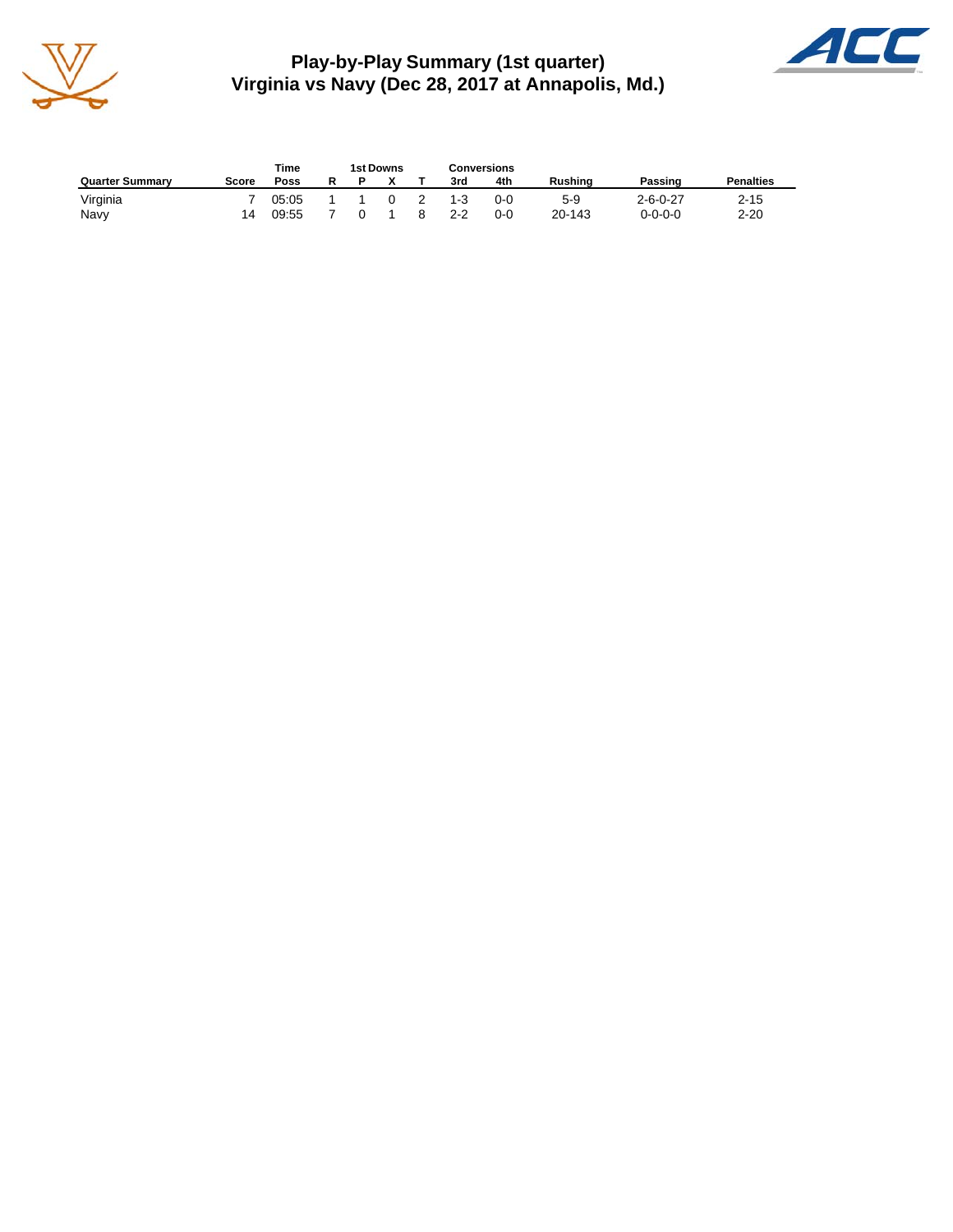## Play-by-Play Summary (1st quarter)
## Virginia vs Navy (Dec 28, 2017 at Annapolis, Md.)

| Quarter Summary | Score | Time Poss | 1st Downs R | P | X | T | Conversions 3rd | 4th | Rushing | Passing | Penalties |
|---|---|---|---|---|---|---|---|---|---|---|---|
| Virginia | 7 | 05:05 | 1 | 1 | 0 | 2 | 1-3 | 0-0 | 5-9 | 2-6-0-27 | 2-15 |
| Navy | 14 | 09:55 | 7 | 0 | 1 | 8 | 2-2 | 0-0 | 20-143 | 0-0-0-0 | 2-20 |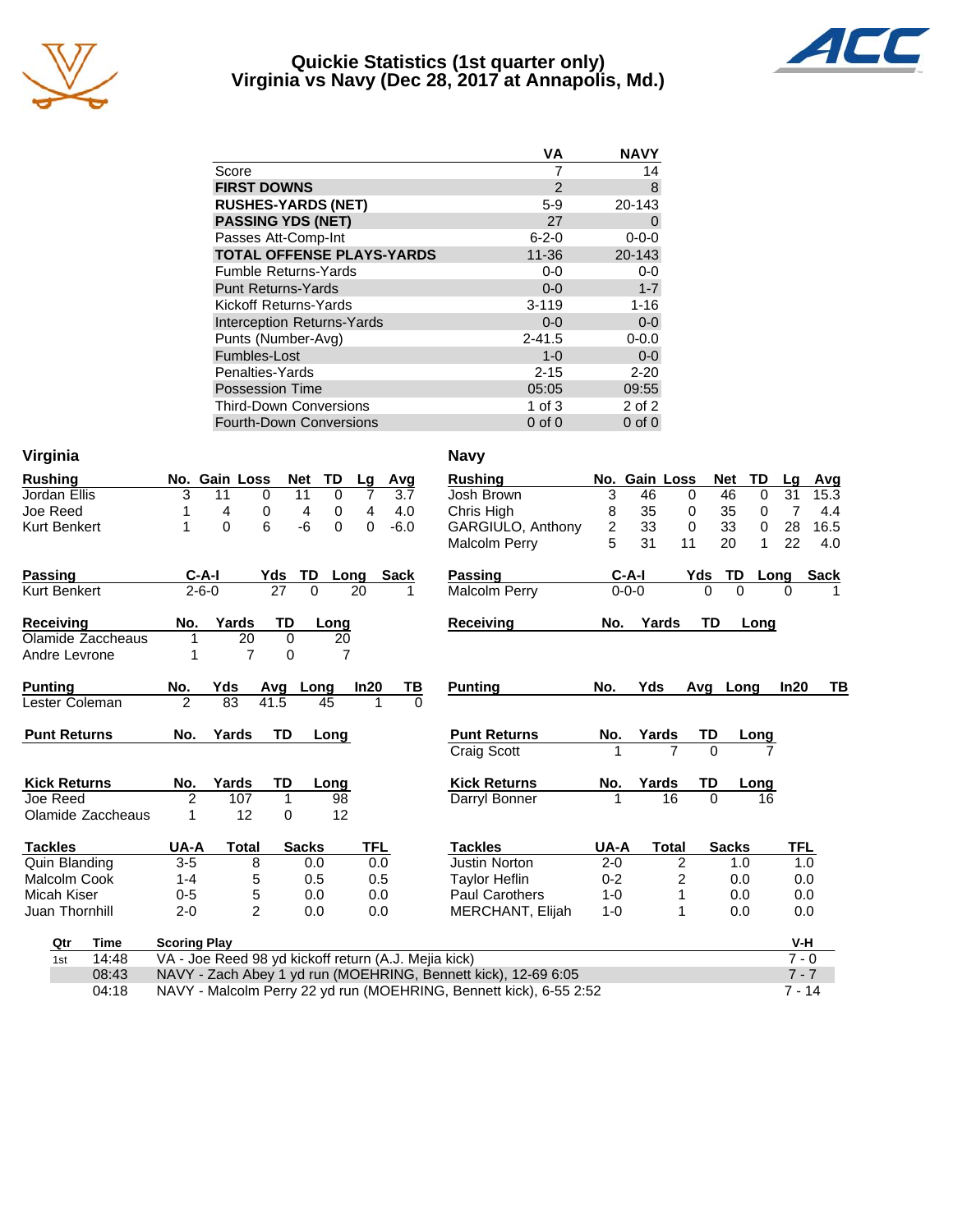# Quickie Statistics (1st quarter only)
## Virginia vs Navy (Dec 28, 2017 at Annapolis, Md.)

| | VA | NAVY |
|---|---|---|
| Score | 7 | 14 |
| **FIRST DOWNS** | 2 | 8 |
| **RUSHES-YARDS (NET)** | 5-9 | 20-143 |
| **PASSING YDS (NET)** | 27 | 0 |
| Passes Att-Comp-Int | 6-2-0 | 0-0-0 |
| **TOTAL OFFENSE PLAYS-YARDS** | 11-36 | 20-143 |
| Fumble Returns-Yards | 0-0 | 0-0 |
| Punt Returns-Yards | 0-0 | 1-7 |
| Kickoff Returns-Yards | 3-119 | 1-16 |
| Interception Returns-Yards | 0-0 | 0-0 |
| Punts (Number-Avg) | 2-41.5 | 0-0.0 |
| Fumbles-Lost | 1-0 | 0-0 |
| Penalties-Yards | 2-15 | 2-20 |
| Possession Time | 05:05 | 09:55 |
| Third-Down Conversions | 1 of 3 | 2 of 2 |
| Fourth-Down Conversions | 0 of 0 | 0 of 0 |

### Virginia

| Rushing | No. | Gain | Loss | Net | TD | Lg | Avg |
|---|---|---|---|---|---|---|---|
| Jordan Ellis | 3 | 11 | 0 | 11 | 0 | 7 | 3.7 |
| Joe Reed | 1 | 4 | 0 | 4 | 0 | 4 | 4.0 |
| Kurt Benkert | 1 | 0 | 6 | -6 | 0 | 0 | -6.0 |

| Passing | C-A-I | Yds | TD | Long | Sack |
|---|---|---|---|---|---|
| Kurt Benkert | 2-6-0 | 27 | 0 | 20 | 1 |

| Receiving | No. | Yards | TD | Long |
|---|---|---|---|---|
| Olamide Zaccheaus | 1 | 20 | 0 | 20 |
| Andre Levrone | 1 | 7 | 0 | 7 |

| Punting | No. | Yds | Avg | Long | In20 | TB |
|---|---|---|---|---|---|---|
| Lester Coleman | 2 | 83 | 41.5 | 45 | 1 | 0 |

| Punt Returns | No. | Yards | TD | Long |
|---|---|---|---|---|

| Kick Returns | No. | Yards | TD | Long |
|---|---|---|---|---|
| Joe Reed | 2 | 107 | 1 | 98 |
| Olamide Zaccheaus | 1 | 12 | 0 | 12 |

| Tackles | UA-A | Total | Sacks | TFL |
|---|---|---|---|---|
| Quin Blanding | 3-5 | 8 | 0.0 | 0.0 |
| Malcolm Cook | 1-4 | 5 | 0.5 | 0.5 |
| Micah Kiser | 0-5 | 5 | 0.0 | 0.0 |
| Juan Thornhill | 2-0 | 2 | 0.0 | 0.0 |

### Navy

| Rushing | No. | Gain | Loss | Net | TD | Lg | Avg |
|---|---|---|---|---|---|---|---|
| Josh Brown | 3 | 46 | 0 | 46 | 0 | 31 | 15.3 |
| Chris High | 8 | 35 | 0 | 35 | 0 | 7 | 4.4 |
| GARGIULO, Anthony | 2 | 33 | 0 | 33 | 0 | 28 | 16.5 |
| Malcolm Perry | 5 | 31 | 11 | 20 | 1 | 22 | 4.0 |

| Passing | C-A-I | Yds | TD | Long | Sack |
|---|---|---|---|---|---|
| Malcolm Perry | 0-0-0 | 0 | 0 | 0 | 1 |

| Receiving | No. | Yards | TD | Long |
|---|---|---|---|---|

| Punting | No. | Yds | Avg | Long | In20 | TB |
|---|---|---|---|---|---|---|

| Punt Returns | No. | Yards | TD | Long |
|---|---|---|---|---|
| Craig Scott | 1 | 7 | 0 | 7 |

| Kick Returns | No. | Yards | TD | Long |
|---|---|---|---|---|
| Darryl Bonner | 1 | 16 | 0 | 16 |

| Tackles | UA-A | Total | Sacks | TFL |
|---|---|---|---|---|
| Justin Norton | 2-0 | 2 | 1.0 | 1.0 |
| Taylor Heflin | 0-2 | 2 | 0.0 | 0.0 |
| Paul Carothers | 1-0 | 1 | 0.0 | 0.0 |
| MERCHANT, Elijah | 1-0 | 1 | 0.0 | 0.0 |

| Qtr | Time | Scoring Play | V-H |
|---|---|---|---|
| 1st | 14:48 | VA - Joe Reed 98 yd kickoff return (A.J. Mejia kick) | 7 - 0 |
| | 08:43 | NAVY - Zach Abey 1 yd run (MOEHRING, Bennett kick), 12-69 6:05 | 7 - 7 |
| | 04:18 | NAVY - Malcolm Perry 22 yd run (MOEHRING, Bennett kick), 6-55 2:52 | 7 - 14 |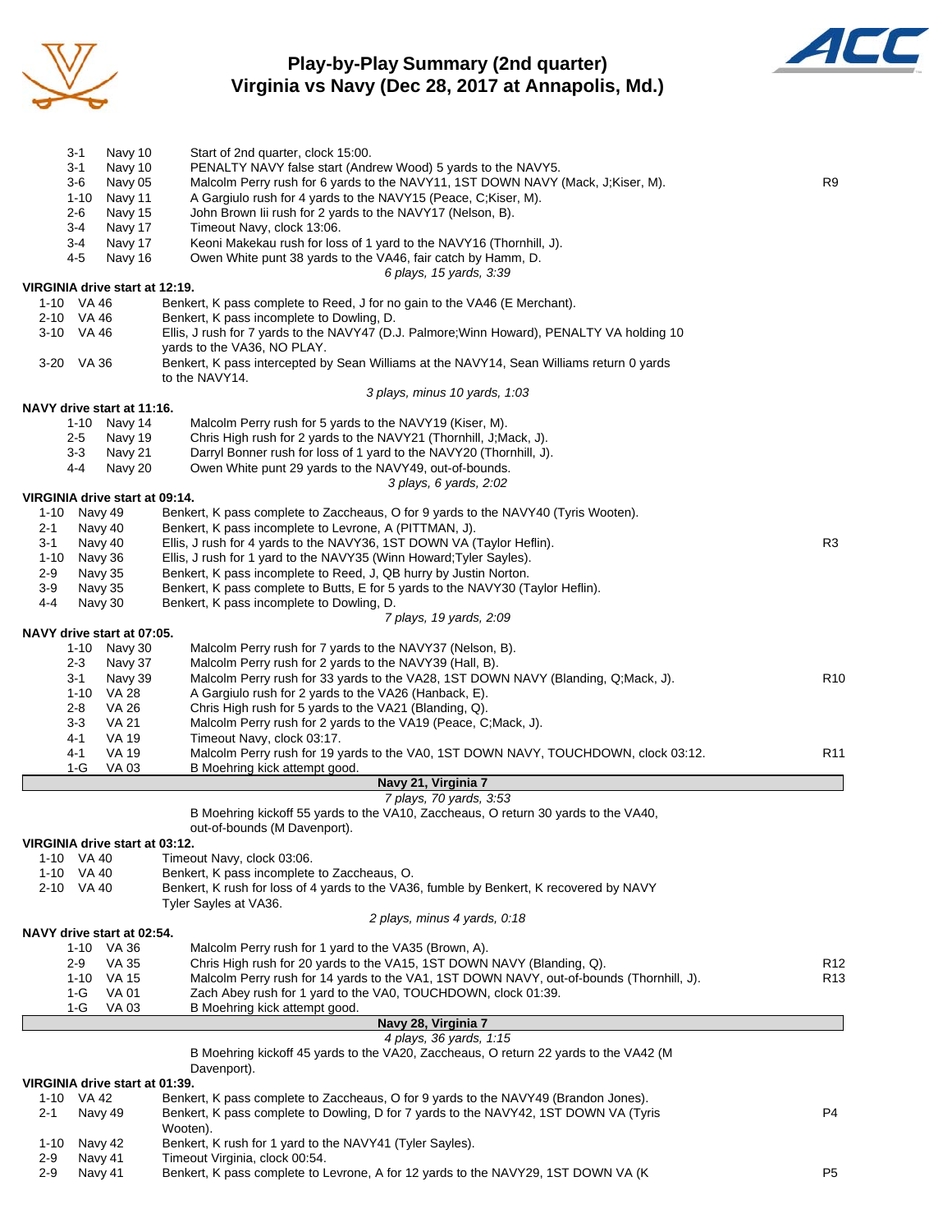# Play-by-Play Summary (2nd quarter)
## Virginia vs Navy (Dec 28, 2017 at Annapolis, Md.)

| | | | |
|---|---|---|---|
| 3-1 | Navy 10 | Start of 2nd quarter, clock 15:00. | |
| 3-1 | Navy 10 | PENALTY NAVY false start (Andrew Wood) 5 yards to the NAVY5. | |
| 3-6 | Navy 05 | Malcolm Perry rush for 6 yards to the NAVY11, 1ST DOWN NAVY (Mack, J;Kiser, M). | R9 |
| 1-10 | Navy 11 | A Gargiulo rush for 4 yards to the NAVY15 (Peace, C;Kiser, M). | |
| 2-6 | Navy 15 | John Brown Iii rush for 2 yards to the NAVY17 (Nelson, B). | |
| 3-4 | Navy 17 | Timeout Navy, clock 13:06. | |
| 3-4 | Navy 17 | Keoni Makekau rush for loss of 1 yard to the NAVY16 (Thornhill, J). | |
| 4-5 | Navy 16 | Owen White punt 38 yards to the VA46, fair catch by Hamm, D. | |
| | | *6 plays, 15 yards, 3:39* | |

**VIRGINIA drive start at 12:19.**

| | | | |
|---|---|---|---|
| 1-10 | VA 46 | Benkert, K pass complete to Reed, J for no gain to the VA46 (E Merchant). | |
| 2-10 | VA 46 | Benkert, K pass incomplete to Dowling, D. | |
| 3-10 | VA 46 | Ellis, J rush for 7 yards to the NAVY47 (D.J. Palmore;Winn Howard), PENALTY VA holding 10 yards to the VA36, NO PLAY. | |
| 3-20 | VA 36 | Benkert, K pass intercepted by Sean Williams at the NAVY14, Sean Williams return 0 yards to the NAVY14. | |
| | | *3 plays, minus 10 yards, 1:03* | |

**NAVY drive start at 11:16.**

| | | | |
|---|---|---|---|
| 1-10 | Navy 14 | Malcolm Perry rush for 5 yards to the NAVY19 (Kiser, M). | |
| 2-5 | Navy 19 | Chris High rush for 2 yards to the NAVY21 (Thornhill, J;Mack, J). | |
| 3-3 | Navy 21 | Darryl Bonner rush for loss of 1 yard to the NAVY20 (Thornhill, J). | |
| 4-4 | Navy 20 | Owen White punt 29 yards to the NAVY49, out-of-bounds. | |
| | | *3 plays, 6 yards, 2:02* | |

**VIRGINIA drive start at 09:14.**

| | | | |
|---|---|---|---|
| 1-10 | Navy 49 | Benkert, K pass complete to Zaccheaus, O for 9 yards to the NAVY40 (Tyris Wooten). | |
| 2-1 | Navy 40 | Benkert, K pass incomplete to Levrone, A (PITTMAN, J). | |
| 3-1 | Navy 40 | Ellis, J rush for 4 yards to the NAVY36, 1ST DOWN VA (Taylor Heflin). | R3 |
| 1-10 | Navy 36 | Ellis, J rush for 1 yard to the NAVY35 (Winn Howard;Tyler Sayles). | |
| 2-9 | Navy 35 | Benkert, K pass incomplete to Reed, J, QB hurry by Justin Norton. | |
| 3-9 | Navy 35 | Benkert, K pass complete to Butts, E for 5 yards to the NAVY30 (Taylor Heflin). | |
| 4-4 | Navy 30 | Benkert, K pass incomplete to Dowling, D. | |
| | | *7 plays, 19 yards, 2:09* | |

**NAVY drive start at 07:05.**

| | | | |
|---|---|---|---|
| 1-10 | Navy 30 | Malcolm Perry rush for 7 yards to the NAVY37 (Nelson, B). | |
| 2-3 | Navy 37 | Malcolm Perry rush for 2 yards to the NAVY39 (Hall, B). | |
| 3-1 | Navy 39 | Malcolm Perry rush for 33 yards to the VA28, 1ST DOWN NAVY (Blanding, Q;Mack, J). | R10 |
| 1-10 | VA 28 | A Gargiulo rush for 2 yards to the VA26 (Hanback, E). | |
| 2-8 | VA 26 | Chris High rush for 5 yards to the VA21 (Blanding, Q). | |
| 3-3 | VA 21 | Malcolm Perry rush for 2 yards to the VA19 (Peace, C;Mack, J). | |
| 4-1 | VA 19 | Timeout Navy, clock 03:17. | |
| 4-1 | VA 19 | Malcolm Perry rush for 19 yards to the VA0, 1ST DOWN NAVY, TOUCHDOWN, clock 03:12. | R11 |
| 1-G | VA 03 | B Moehring kick attempt good. | |

**Navy 21, Virginia 7**

*7 plays, 70 yards, 3:53*

B Moehring kickoff 55 yards to the VA10, Zaccheaus, O return 30 yards to the VA40, out-of-bounds (M Davenport).

**VIRGINIA drive start at 03:12.**

| | | | |
|---|---|---|---|
| 1-10 | VA 40 | Timeout Navy, clock 03:06. | |
| 1-10 | VA 40 | Benkert, K pass incomplete to Zaccheaus, O. | |
| 2-10 | VA 40 | Benkert, K rush for loss of 4 yards to the VA36, fumble by Benkert, K recovered by NAVY Tyler Sayles at VA36. | |
| | | *2 plays, minus 4 yards, 0:18* | |

**NAVY drive start at 02:54.**

| | | | |
|---|---|---|---|
| 1-10 | VA 36 | Malcolm Perry rush for 1 yard to the VA35 (Brown, A). | |
| 2-9 | VA 35 | Chris High rush for 20 yards to the VA15, 1ST DOWN NAVY (Blanding, Q). | R12 |
| 1-10 | VA 15 | Malcolm Perry rush for 14 yards to the VA1, 1ST DOWN NAVY, out-of-bounds (Thornhill, J). | R13 |
| 1-G | VA 01 | Zach Abey rush for 1 yard to the VA0, TOUCHDOWN, clock 01:39. | |
| 1-G | VA 03 | B Moehring kick attempt good. | |

**Navy 28, Virginia 7**

*4 plays, 36 yards, 1:15*

B Moehring kickoff 45 yards to the VA20, Zaccheaus, O return 22 yards to the VA42 (M Davenport).

**VIRGINIA drive start at 01:39.**

| | | | |
|---|---|---|---|
| 1-10 | VA 42 | Benkert, K pass complete to Zaccheaus, O for 9 yards to the NAVY49 (Brandon Jones). | |
| 2-1 | Navy 49 | Benkert, K pass complete to Dowling, D for 7 yards to the NAVY42, 1ST DOWN VA (Tyris Wooten). | P4 |
| 1-10 | Navy 42 | Benkert, K rush for 1 yard to the NAVY41 (Tyler Sayles). | |
| 2-9 | Navy 41 | Timeout Virginia, clock 00:54. | |
| 2-9 | Navy 41 | Benkert, K pass complete to Levrone, A for 12 yards to the NAVY29, 1ST DOWN VA (K | P5 |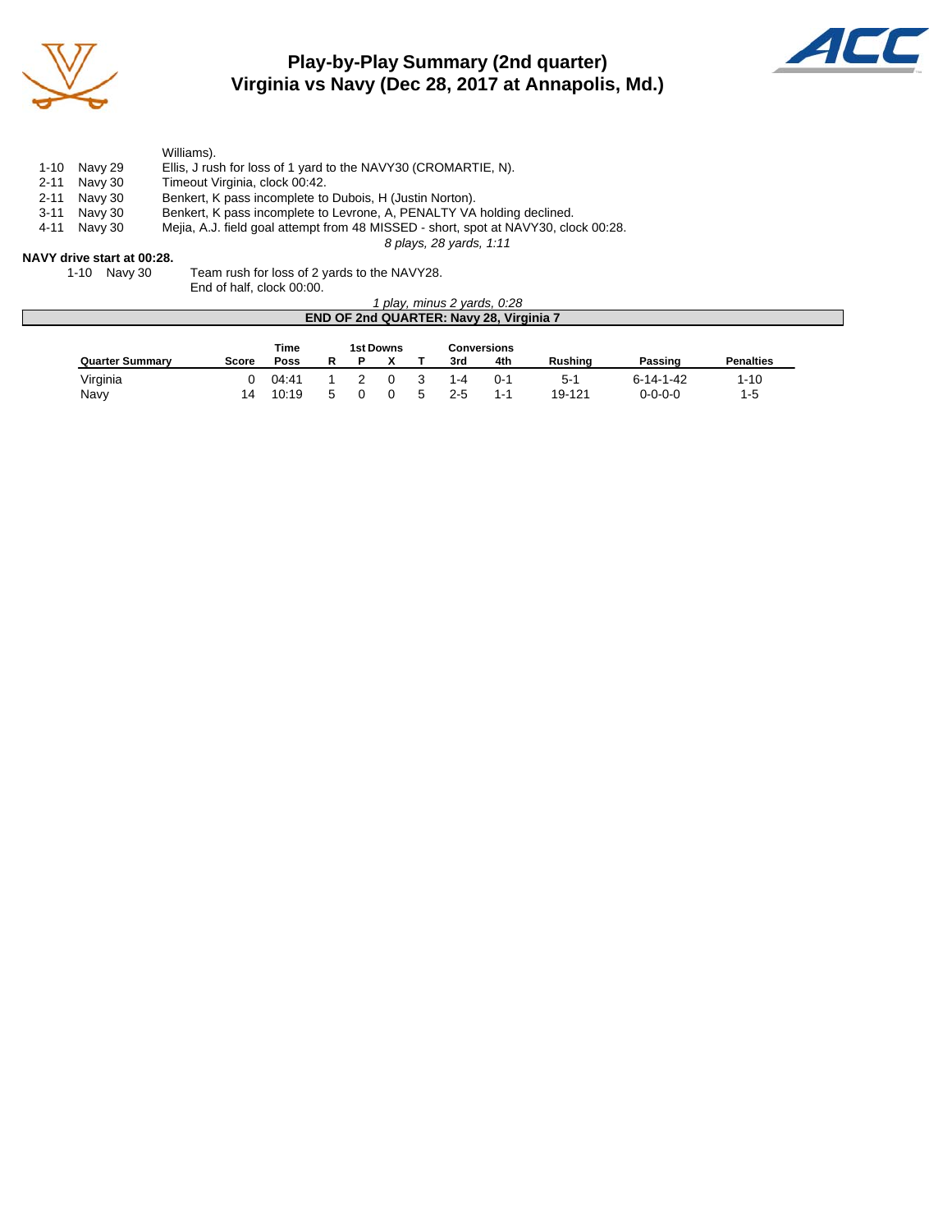# Play-by-Play Summary (2nd quarter)
## Virginia vs Navy (Dec 28, 2017 at Annapolis, Md.)

| | | |
|---|---|---|
| | | Williams). |
| 1-10 | Navy 29 | Ellis, J rush for loss of 1 yard to the NAVY30 (CROMARTIE, N). |
| 2-11 | Navy 30 | Timeout Virginia, clock 00:42. |
| 2-11 | Navy 30 | Benkert, K pass incomplete to Dubois, H (Justin Norton). |
| 3-11 | Navy 30 | Benkert, K pass incomplete to Levrone, A, PENALTY VA holding declined. |
| 4-11 | Navy 30 | Mejia, A.J. field goal attempt from 48 MISSED - short, spot at NAVY30, clock 00:28. |

*8 plays, 28 yards, 1:11*

**NAVY drive start at 00:28.**

| | | |
|---|---|---|
| 1-10 | Navy 30 | Team rush for loss of 2 yards to the NAVY28. |
| | | End of half, clock 00:00. |

*1 play, minus 2 yards, 0:28*

**END OF 2nd QUARTER: Navy 28, Virginia 7**

| Quarter Summary | Score | Time Poss | 1st Downs R | 1st Downs P | 1st Downs X | 1st Downs T | Conversions 3rd | Conversions 4th | Rushing | Passing | Penalties |
|---|---|---|---|---|---|---|---|---|---|---|---|
| Virginia | 0 | 04:41 | 1 | 2 | 0 | 3 | 1-4 | 0-1 | 5-1 | 6-14-1-42 | 1-10 |
| Navy | 14 | 10:19 | 5 | 0 | 0 | 5 | 2-5 | 1-1 | 19-121 | 0-0-0-0 | 1-5 |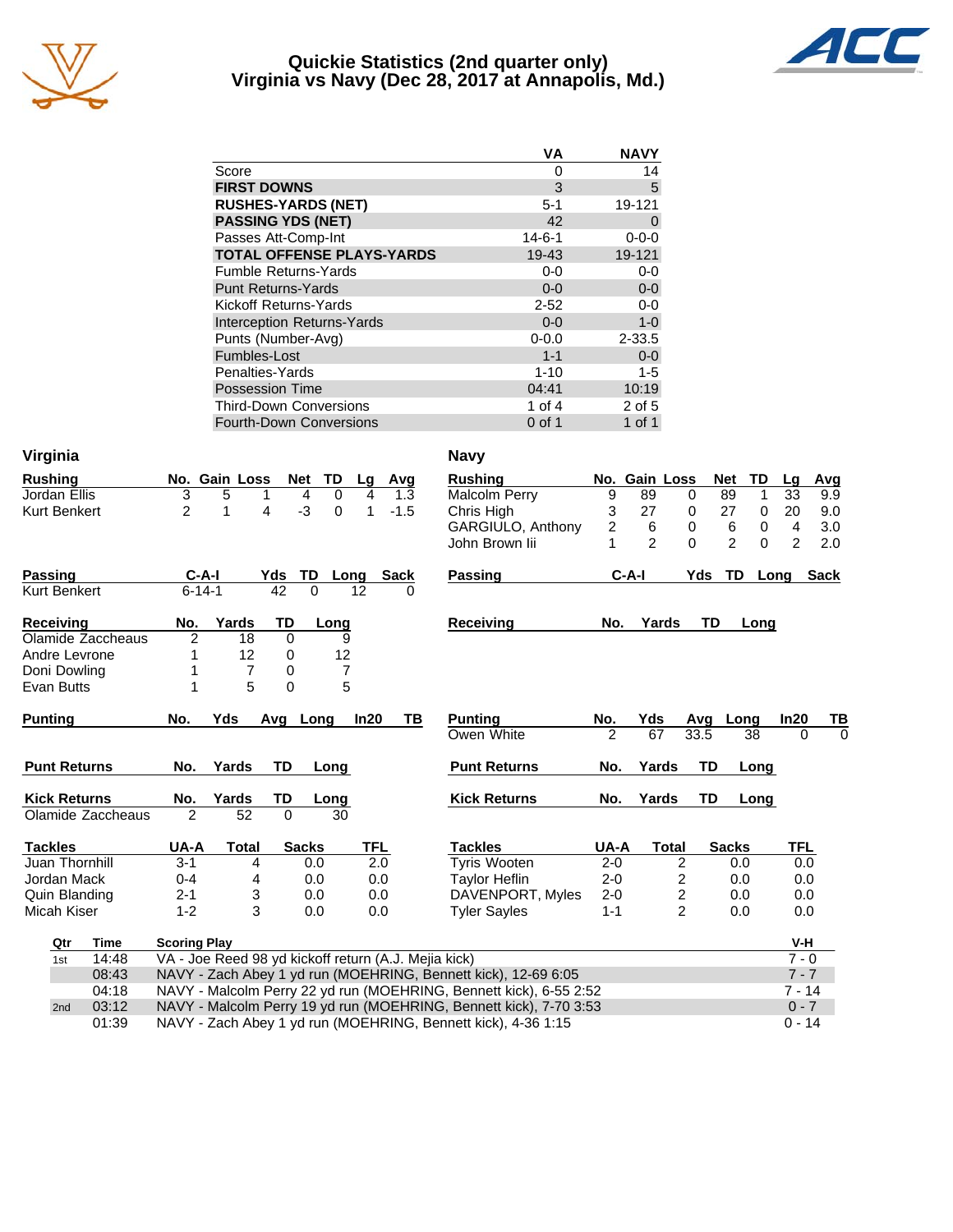# Quickie Statistics (2nd quarter only)
## Virginia vs Navy (Dec 28, 2017 at Annapolis, Md.)

| | VA | NAVY |
|---|---|---|
| Score | 0 | 14 |
| **FIRST DOWNS** | 3 | 5 |
| **RUSHES-YARDS (NET)** | 5-1 | 19-121 |
| **PASSING YDS (NET)** | 42 | 0 |
| Passes Att-Comp-Int | 14-6-1 | 0-0-0 |
| **TOTAL OFFENSE PLAYS-YARDS** | 19-43 | 19-121 |
| Fumble Returns-Yards | 0-0 | 0-0 |
| Punt Returns-Yards | 0-0 | 0-0 |
| Kickoff Returns-Yards | 2-52 | 0-0 |
| Interception Returns-Yards | 0-0 | 1-0 |
| Punts (Number-Avg) | 0-0.0 | 2-33.5 |
| Fumbles-Lost | 1-1 | 0-0 |
| Penalties-Yards | 1-10 | 1-5 |
| Possession Time | 04:41 | 10:19 |
| Third-Down Conversions | 1 of 4 | 2 of 5 |
| Fourth-Down Conversions | 0 of 1 | 1 of 1 |

### Virginia

| Rushing | No. | Gain | Loss | Net | TD | Lg | Avg |
|---|---|---|---|---|---|---|---|
| Jordan Ellis | 3 | 5 | 1 | 4 | 0 | 4 | 1.3 |
| Kurt Benkert | 2 | 1 | 4 | -3 | 0 | 1 | -1.5 |

| Passing | C-A-I | Yds | TD | Long | Sack |
|---|---|---|---|---|---|
| Kurt Benkert | 6-14-1 | 42 | 0 | 12 | 0 |

| Receiving | No. | Yards | TD | Long |
|---|---|---|---|---|
| Olamide Zaccheaus | 2 | 18 | 0 | 9 |
| Andre Levrone | 1 | 12 | 0 | 12 |
| Doni Dowling | 1 | 7 | 0 | 7 |
| Evan Butts | 1 | 5 | 0 | 5 |

| Punting | No. | Yds | Avg | Long | In20 | TB |
|---|---|---|---|---|---|---|

| Punt Returns | No. | Yards | TD | Long |
|---|---|---|---|---|

| Kick Returns | No. | Yards | TD | Long |
|---|---|---|---|---|
| Olamide Zaccheaus | 2 | 52 | 0 | 30 |

| Tackles | UA-A | Total | Sacks | TFL |
|---|---|---|---|---|
| Juan Thornhill | 3-1 | 4 | 0.0 | 2.0 |
| Jordan Mack | 0-4 | 4 | 0.0 | 0.0 |
| Quin Blanding | 2-1 | 3 | 0.0 | 0.0 |
| Micah Kiser | 1-2 | 3 | 0.0 | 0.0 |

### Navy

| Rushing | No. | Gain | Loss | Net | TD | Lg | Avg |
|---|---|---|---|---|---|---|---|
| Malcolm Perry | 9 | 89 | 0 | 89 | 1 | 33 | 9.9 |
| Chris High | 3 | 27 | 0 | 27 | 0 | 20 | 9.0 |
| GARGIULO, Anthony | 2 | 6 | 0 | 6 | 0 | 4 | 3.0 |
| John Brown Iii | 1 | 2 | 0 | 2 | 0 | 2 | 2.0 |

| Passing | C-A-I | Yds | TD | Long | Sack |
|---|---|---|---|---|---|

| Receiving | No. | Yards | TD | Long |
|---|---|---|---|---|

| Punting | No. | Yds | Avg | Long | In20 | TB |
|---|---|---|---|---|---|---|
| Owen White | 2 | 67 | 33.5 | 38 | 0 | 0 |

| Punt Returns | No. | Yards | TD | Long |
|---|---|---|---|---|

| Kick Returns | No. | Yards | TD | Long |
|---|---|---|---|---|

| Tackles | UA-A | Total | Sacks | TFL |
|---|---|---|---|---|
| Tyris Wooten | 2-0 | 2 | 0.0 | 0.0 |
| Taylor Heflin | 2-0 | 2 | 0.0 | 0.0 |
| DAVENPORT, Myles | 2-0 | 2 | 0.0 | 0.0 |
| Tyler Sayles | 1-1 | 2 | 0.0 | 0.0 |

### Scoring

| Qtr | Time | Scoring Play | V-H |
|---|---|---|---|
| 1st | 14:48 | VA - Joe Reed 98 yd kickoff return (A.J. Mejia kick) | 7 - 0 |
| | 08:43 | NAVY - Zach Abey 1 yd run (MOEHRING, Bennett kick), 12-69 6:05 | 7 - 7 |
| | 04:18 | NAVY - Malcolm Perry 22 yd run (MOEHRING, Bennett kick), 6-55 2:52 | 7 - 14 |
| 2nd | 03:12 | NAVY - Malcolm Perry 19 yd run (MOEHRING, Bennett kick), 7-70 3:53 | 0 - 7 |
| | 01:39 | NAVY - Zach Abey 1 yd run (MOEHRING, Bennett kick), 4-36 1:15 | 0 - 14 |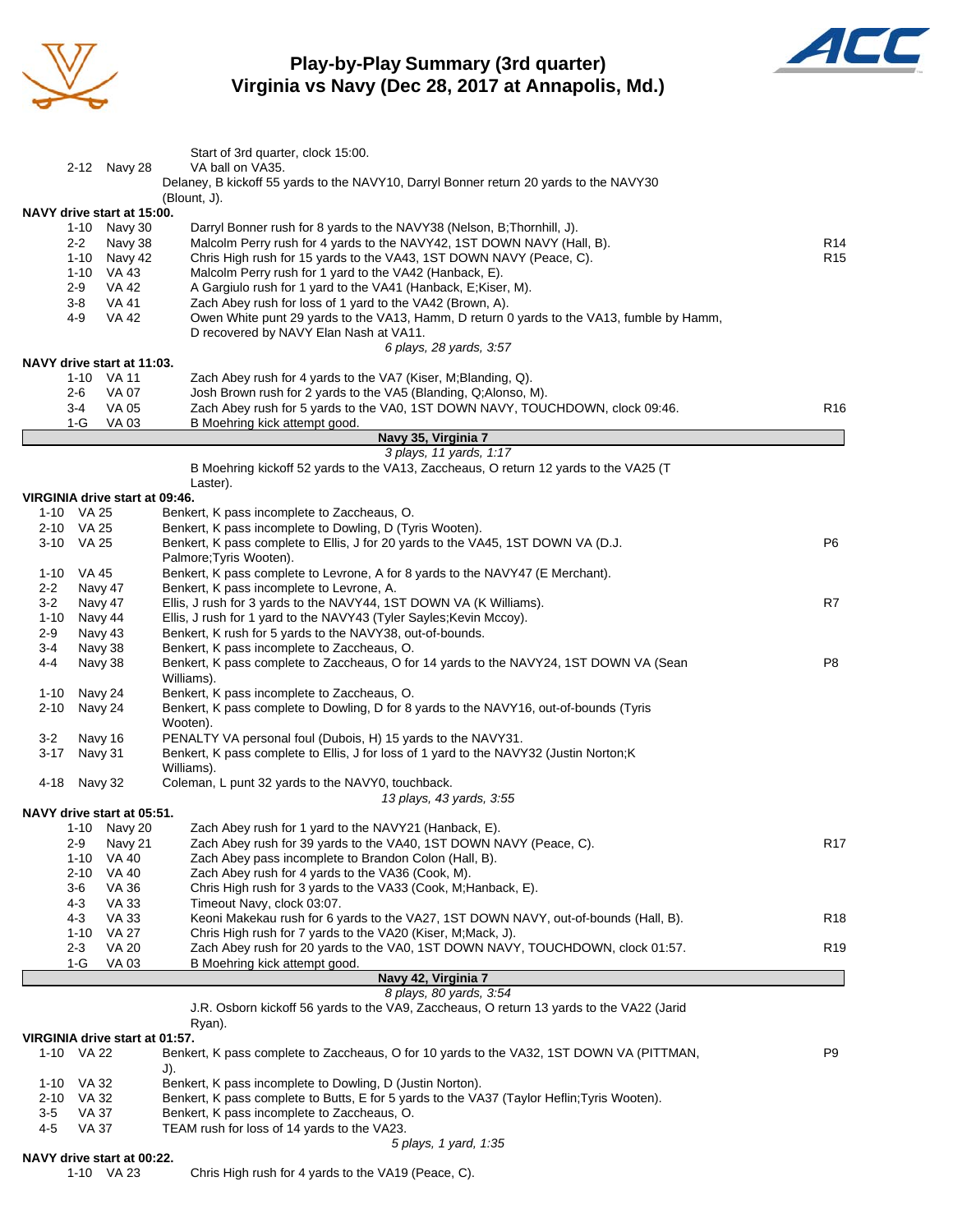# Play-by-Play Summary (3rd quarter)
## Virginia vs Navy (Dec 28, 2017 at Annapolis, Md.)

| Down | Spot | Play | |
|---|---|---|---|
| | | Start of 3rd quarter, clock 15:00. | |
| 2-12 | Navy 28 | VA ball on VA35. | |
| | | Delaney, B kickoff 55 yards to the NAVY10, Darryl Bonner return 20 yards to the NAVY30 (Blount, J). | |
| **NAVY drive start at 15:00.** | | | |
| 1-10 | Navy 30 | Darryl Bonner rush for 8 yards to the NAVY38 (Nelson, B;Thornhill, J). | |
| 2-2 | Navy 38 | Malcolm Perry rush for 4 yards to the NAVY42, 1ST DOWN NAVY (Hall, B). | R14 |
| 1-10 | Navy 42 | Chris High rush for 15 yards to the VA43, 1ST DOWN NAVY (Peace, C). | R15 |
| 1-10 | VA 43 | Malcolm Perry rush for 1 yard to the VA42 (Hanback, E). | |
| 2-9 | VA 42 | A Gargiulo rush for 1 yard to the VA41 (Hanback, E;Kiser, M). | |
| 3-8 | VA 41 | Zach Abey rush for loss of 1 yard to the VA42 (Brown, A). | |
| 4-9 | VA 42 | Owen White punt 29 yards to the VA13, Hamm, D return 0 yards to the VA13, fumble by Hamm, D recovered by NAVY Elan Nash at VA11. | |
| | | *6 plays, 28 yards, 3:57* | |
| **NAVY drive start at 11:03.** | | | |
| 1-10 | VA 11 | Zach Abey rush for 4 yards to the VA7 (Kiser, M;Blanding, Q). | |
| 2-6 | VA 07 | Josh Brown rush for 2 yards to the VA5 (Blanding, Q;Alonso, M). | |
| 3-4 | VA 05 | Zach Abey rush for 5 yards to the VA0, 1ST DOWN NAVY, TOUCHDOWN, clock 09:46. | R16 |
| 1-G | VA 03 | B Moehring kick attempt good. | |
| | | **Navy 35, Virginia 7** | |
| | | *3 plays, 11 yards, 1:17* | |
| | | B Moehring kickoff 52 yards to the VA13, Zaccheaus, O return 12 yards to the VA25 (T Laster). | |
| **VIRGINIA drive start at 09:46.** | | | |
| 1-10 | VA 25 | Benkert, K pass incomplete to Zaccheaus, O. | |
| 2-10 | VA 25 | Benkert, K pass incomplete to Dowling, D (Tyris Wooten). | |
| 3-10 | VA 25 | Benkert, K pass complete to Ellis, J for 20 yards to the VA45, 1ST DOWN VA (D.J. Palmore;Tyris Wooten). | P6 |
| 1-10 | VA 45 | Benkert, K pass complete to Levrone, A for 8 yards to the NAVY47 (E Merchant). | |
| 2-2 | Navy 47 | Benkert, K pass incomplete to Levrone, A. | |
| 3-2 | Navy 47 | Ellis, J rush for 3 yards to the NAVY44, 1ST DOWN VA (K Williams). | R7 |
| 1-10 | Navy 44 | Ellis, J rush for 1 yard to the NAVY43 (Tyler Sayles;Kevin Mccoy). | |
| 2-9 | Navy 43 | Benkert, K rush for 5 yards to the NAVY38, out-of-bounds. | |
| 3-4 | Navy 38 | Benkert, K pass incomplete to Zaccheaus, O. | |
| 4-4 | Navy 38 | Benkert, K pass complete to Zaccheaus, O for 14 yards to the NAVY24, 1ST DOWN VA (Sean Williams). | P8 |
| 1-10 | Navy 24 | Benkert, K pass incomplete to Zaccheaus, O. | |
| 2-10 | Navy 24 | Benkert, K pass complete to Dowling, D for 8 yards to the NAVY16, out-of-bounds (Tyris Wooten). | |
| 3-2 | Navy 16 | PENALTY VA personal foul (Dubois, H) 15 yards to the NAVY31. | |
| 3-17 | Navy 31 | Benkert, K pass complete to Ellis, J for loss of 1 yard to the NAVY32 (Justin Norton;K Williams). | |
| 4-18 | Navy 32 | Coleman, L punt 32 yards to the NAVY0, touchback. | |
| | | *13 plays, 43 yards, 3:55* | |
| **NAVY drive start at 05:51.** | | | |
| 1-10 | Navy 20 | Zach Abey rush for 1 yard to the NAVY21 (Hanback, E). | |
| 2-9 | Navy 21 | Zach Abey rush for 39 yards to the VA40, 1ST DOWN NAVY (Peace, C). | R17 |
| 1-10 | VA 40 | Zach Abey pass incomplete to Brandon Colon (Hall, B). | |
| 2-10 | VA 40 | Zach Abey rush for 4 yards to the VA36 (Cook, M). | |
| 3-6 | VA 36 | Chris High rush for 3 yards to the VA33 (Cook, M;Hanback, E). | |
| 4-3 | VA 33 | Timeout Navy, clock 03:07. | |
| 4-3 | VA 33 | Keoni Makekau rush for 6 yards to the VA27, 1ST DOWN NAVY, out-of-bounds (Hall, B). | R18 |
| 1-10 | VA 27 | Chris High rush for 7 yards to the VA20 (Kiser, M;Mack, J). | |
| 2-3 | VA 20 | Zach Abey rush for 20 yards to the VA0, 1ST DOWN NAVY, TOUCHDOWN, clock 01:57. | R19 |
| 1-G | VA 03 | B Moehring kick attempt good. | |
| | | **Navy 42, Virginia 7** | |
| | | *8 plays, 80 yards, 3:54* | |
| | | J.R. Osborn kickoff 56 yards to the VA9, Zaccheaus, O return 13 yards to the VA22 (Jarid Ryan). | |
| **VIRGINIA drive start at 01:57.** | | | |
| 1-10 | VA 22 | Benkert, K pass complete to Zaccheaus, O for 10 yards to the VA32, 1ST DOWN VA (PITTMAN, J). | P9 |
| 1-10 | VA 32 | Benkert, K pass incomplete to Dowling, D (Justin Norton). | |
| 2-10 | VA 32 | Benkert, K pass complete to Butts, E for 5 yards to the VA37 (Taylor Heflin;Tyris Wooten). | |
| 3-5 | VA 37 | Benkert, K pass incomplete to Zaccheaus, O. | |
| 4-5 | VA 37 | TEAM rush for loss of 14 yards to the VA23. | |
| | | *5 plays, 1 yard, 1:35* | |
| **NAVY drive start at 00:22.** | | | |
| 1-10 | VA 23 | Chris High rush for 4 yards to the VA19 (Peace, C). | |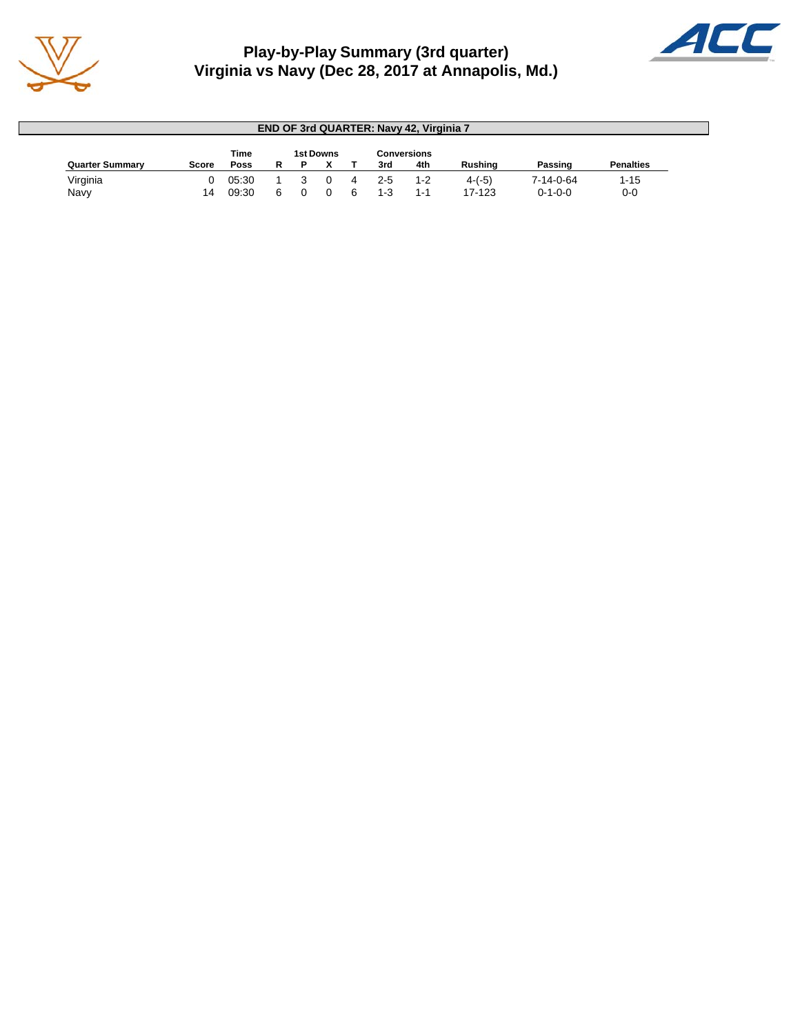# Play-by-Play Summary (3rd quarter)
## Virginia vs Navy (Dec 28, 2017 at Annapolis, Md.)

**END OF 3rd QUARTER: Navy 42, Virginia 7**

| Quarter Summary | Score | Time Poss | 1st Downs R | 1st Downs P | 1st Downs X | 1st Downs T | Conversions 3rd | Conversions 4th | Rushing | Passing | Penalties |
|---|---|---|---|---|---|---|---|---|---|---|---|
| Virginia | 0 | 05:30 | 1 | 3 | 0 | 4 | 2-5 | 1-2 | 4-(-5) | 7-14-0-64 | 1-15 |
| Navy | 14 | 09:30 | 6 | 0 | 0 | 6 | 1-3 | 1-1 | 17-123 | 0-1-0-0 | 0-0 |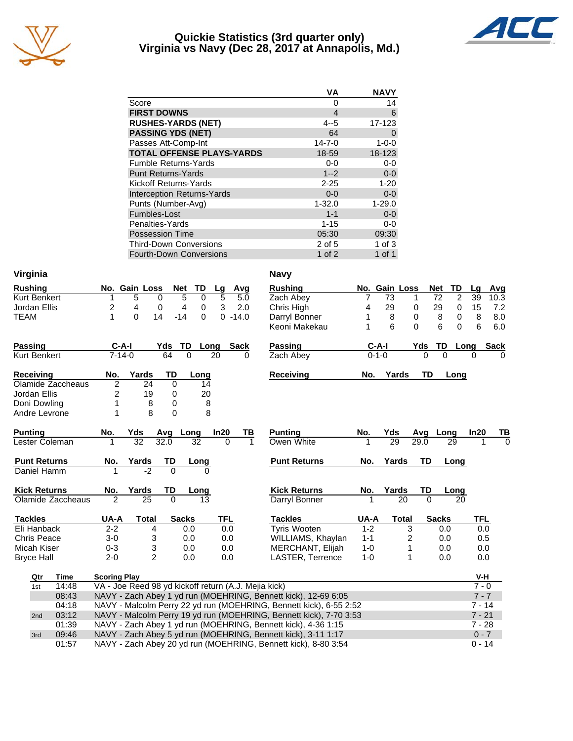# Quickie Statistics (3rd quarter only)
## Virginia vs Navy (Dec 28, 2017 at Annapolis, Md.)

| | VA | NAVY |
|---|---|---|
| Score | 0 | 14 |
| **FIRST DOWNS** | 4 | 6 |
| **RUSHES-YARDS (NET)** | 4--5 | 17-123 |
| **PASSING YDS (NET)** | 64 | 0 |
| Passes Att-Comp-Int | 14-7-0 | 1-0-0 |
| **TOTAL OFFENSE PLAYS-YARDS** | 18-59 | 18-123 |
| Fumble Returns-Yards | 0-0 | 0-0 |
| Punt Returns-Yards | 1--2 | 0-0 |
| Kickoff Returns-Yards | 2-25 | 1-20 |
| Interception Returns-Yards | 0-0 | 0-0 |
| Punts (Number-Avg) | 1-32.0 | 1-29.0 |
| Fumbles-Lost | 1-1 | 0-0 |
| Penalties-Yards | 1-15 | 0-0 |
| Possession Time | 05:30 | 09:30 |
| Third-Down Conversions | 2 of 5 | 1 of 3 |
| Fourth-Down Conversions | 1 of 2 | 1 of 1 |

## Virginia

| Rushing | No. | Gain | Loss | Net | TD | Lg | Avg |
|---|---|---|---|---|---|---|---|
| Kurt Benkert | 1 | 5 | 0 | 5 | 0 | 5 | 5.0 |
| Jordan Ellis | 2 | 4 | 0 | 4 | 0 | 3 | 2.0 |
| TEAM | 1 | 0 | 14 | -14 | 0 | 0 | -14.0 |

| Passing | C-A-I | Yds | TD | Long | Sack |
|---|---|---|---|---|---|
| Kurt Benkert | 7-14-0 | 64 | 0 | 20 | 0 |

| Receiving | No. | Yards | TD | Long |
|---|---|---|---|---|
| Olamide Zaccheaus | 2 | 24 | 0 | 14 |
| Jordan Ellis | 2 | 19 | 0 | 20 |
| Doni Dowling | 1 | 8 | 0 | 8 |
| Andre Levrone | 1 | 8 | 0 | 8 |

| Punting | No. | Yds | Avg | Long | In20 | TB |
|---|---|---|---|---|---|---|
| Lester Coleman | 1 | 32 | 32.0 | 32 | 0 | 1 |

| Punt Returns | No. | Yards | TD | Long |
|---|---|---|---|---|
| Daniel Hamm | 1 | -2 | 0 | 0 |

| Kick Returns | No. | Yards | TD | Long |
|---|---|---|---|---|
| Olamide Zaccheaus | 2 | 25 | 0 | 13 |

| Tackles | UA-A | Total | Sacks | TFL |
|---|---|---|---|---|
| Eli Hanback | 2-2 | 4 | 0.0 | 0.0 |
| Chris Peace | 3-0 | 3 | 0.0 | 0.0 |
| Micah Kiser | 0-3 | 3 | 0.0 | 0.0 |
| Bryce Hall | 2-0 | 2 | 0.0 | 0.0 |

## Navy

| Rushing | No. | Gain | Loss | Net | TD | Lg | Avg |
|---|---|---|---|---|---|---|---|
| Zach Abey | 7 | 73 | 1 | 72 | 2 | 39 | 10.3 |
| Chris High | 4 | 29 | 0 | 29 | 0 | 15 | 7.2 |
| Darryl Bonner | 1 | 8 | 0 | 8 | 0 | 8 | 8.0 |
| Keoni Makekau | 1 | 6 | 0 | 6 | 0 | 6 | 6.0 |

| Passing | C-A-I | Yds | TD | Long | Sack |
|---|---|---|---|---|---|
| Zach Abey | 0-1-0 | 0 | 0 | 0 | 0 |

| Receiving | No. | Yards | TD | Long |
|---|---|---|---|---|

| Punting | No. | Yds | Avg | Long | In20 | TB |
|---|---|---|---|---|---|---|
| Owen White | 1 | 29 | 29.0 | 29 | 1 | 0 |

| Punt Returns | No. | Yards | TD | Long |
|---|---|---|---|---|

| Kick Returns | No. | Yards | TD | Long |
|---|---|---|---|---|
| Darryl Bonner | 1 | 20 | 0 | 20 |

| Tackles | UA-A | Total | Sacks | TFL |
|---|---|---|---|---|
| Tyris Wooten | 1-2 | 3 | 0.0 | 0.0 |
| WILLIAMS, Khaylan | 1-1 | 2 | 0.0 | 0.5 |
| MERCHANT, Elijah | 1-0 | 1 | 0.0 | 0.0 |
| LASTER, Terrence | 1-0 | 1 | 0.0 | 0.0 |

## Scoring

| Qtr | Time | Scoring Play | V-H |
|---|---|---|---|
| 1st | 14:48 | VA - Joe Reed 98 yd kickoff return (A.J. Mejia kick) | 7 - 0 |
| | 08:43 | NAVY - Zach Abey 1 yd run (MOEHRING, Bennett kick), 12-69 6:05 | 7 - 7 |
| | 04:18 | NAVY - Malcolm Perry 22 yd run (MOEHRING, Bennett kick), 6-55 2:52 | 7 - 14 |
| 2nd | 03:12 | NAVY - Malcolm Perry 19 yd run (MOEHRING, Bennett kick), 7-70 3:53 | 7 - 21 |
| | 01:39 | NAVY - Zach Abey 1 yd run (MOEHRING, Bennett kick), 4-36 1:15 | 7 - 28 |
| 3rd | 09:46 | NAVY - Zach Abey 5 yd run (MOEHRING, Bennett kick), 3-11 1:17 | 0 - 7 |
| | 01:57 | NAVY - Zach Abey 20 yd run (MOEHRING, Bennett kick), 8-80 3:54 | 0 - 14 |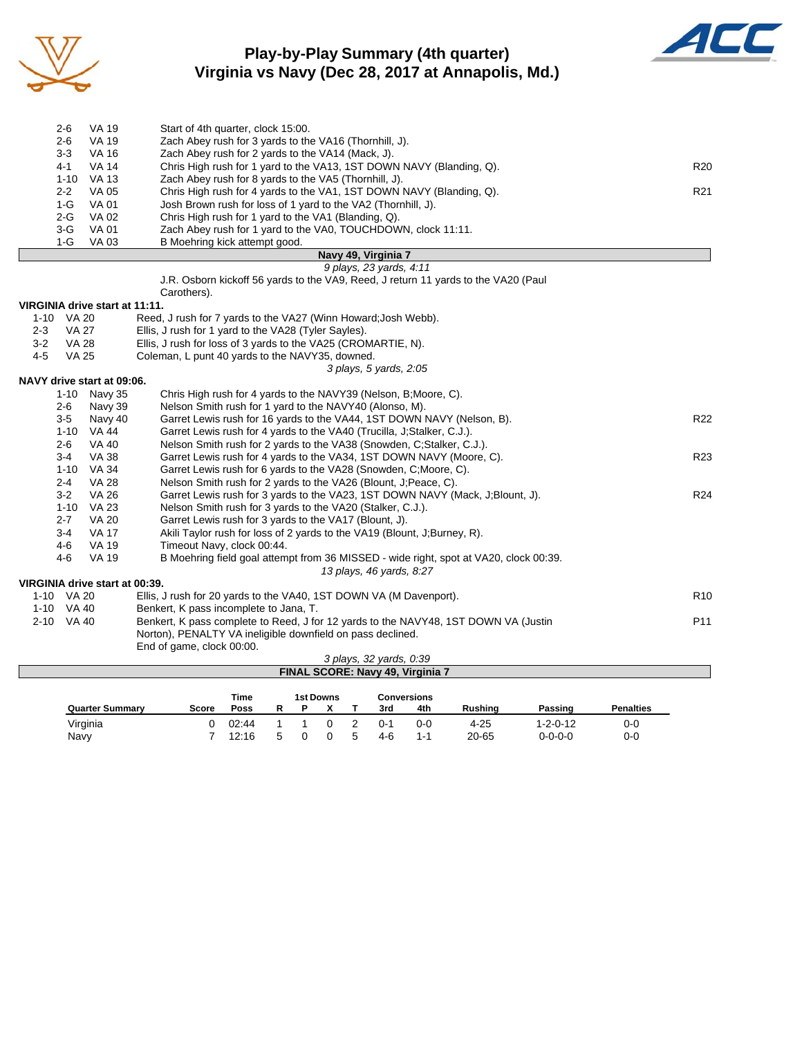# Play-by-Play Summary (4th quarter)
## Virginia vs Navy (Dec 28, 2017 at Annapolis, Md.)

| Down | Spot | Play | |
|---|---|---|---|
| 2-6 | VA 19 | Start of 4th quarter, clock 15:00. | |
| 2-6 | VA 19 | Zach Abey rush for 3 yards to the VA16 (Thornhill, J). | |
| 3-3 | VA 16 | Zach Abey rush for 2 yards to the VA14 (Mack, J). | |
| 4-1 | VA 14 | Chris High rush for 1 yard to the VA13, 1ST DOWN NAVY (Blanding, Q). | R20 |
| 1-10 | VA 13 | Zach Abey rush for 8 yards to the VA5 (Thornhill, J). | |
| 2-2 | VA 05 | Chris High rush for 4 yards to the VA1, 1ST DOWN NAVY (Blanding, Q). | R21 |
| 1-G | VA 01 | Josh Brown rush for loss of 1 yard to the VA2 (Thornhill, J). | |
| 2-G | VA 02 | Chris High rush for 1 yard to the VA1 (Blanding, Q). | |
| 3-G | VA 01 | Zach Abey rush for 1 yard to the VA0, TOUCHDOWN, clock 11:11. | |
| 1-G | VA 03 | B Moehring kick attempt good. | |

**Navy 49, Virginia 7**

*9 plays, 23 yards, 4:11*

J.R. Osborn kickoff 56 yards to the VA9, Reed, J return 11 yards to the VA20 (Paul Carothers).

**VIRGINIA drive start at 11:11.**

| Down | Spot | Play | |
|---|---|---|---|
| 1-10 | VA 20 | Reed, J rush for 7 yards to the VA27 (Winn Howard;Josh Webb). | |
| 2-3 | VA 27 | Ellis, J rush for 1 yard to the VA28 (Tyler Sayles). | |
| 3-2 | VA 28 | Ellis, J rush for loss of 3 yards to the VA25 (CROMARTIE, N). | |
| 4-5 | VA 25 | Coleman, L punt 40 yards to the NAVY35, downed. | |

*3 plays, 5 yards, 2:05*

**NAVY drive start at 09:06.**

| Down | Spot | Play | |
|---|---|---|---|
| 1-10 | Navy 35 | Chris High rush for 4 yards to the NAVY39 (Nelson, B;Moore, C). | |
| 2-6 | Navy 39 | Nelson Smith rush for 1 yard to the NAVY40 (Alonso, M). | |
| 3-5 | Navy 40 | Garret Lewis rush for 16 yards to the VA44, 1ST DOWN NAVY (Nelson, B). | R22 |
| 1-10 | VA 44 | Garret Lewis rush for 4 yards to the VA40 (Trucilla, J;Stalker, C.J.). | |
| 2-6 | VA 40 | Nelson Smith rush for 2 yards to the VA38 (Snowden, C;Stalker, C.J.). | |
| 3-4 | VA 38 | Garret Lewis rush for 4 yards to the VA34, 1ST DOWN NAVY (Moore, C). | R23 |
| 1-10 | VA 34 | Garret Lewis rush for 6 yards to the VA28 (Snowden, C;Moore, C). | |
| 2-4 | VA 28 | Nelson Smith rush for 2 yards to the VA26 (Blount, J;Peace, C). | |
| 3-2 | VA 26 | Garret Lewis rush for 3 yards to the VA23, 1ST DOWN NAVY (Mack, J;Blount, J). | R24 |
| 1-10 | VA 23 | Nelson Smith rush for 3 yards to the VA20 (Stalker, C.J.). | |
| 2-7 | VA 20 | Garret Lewis rush for 3 yards to the VA17 (Blount, J). | |
| 3-4 | VA 17 | Akili Taylor rush for loss of 2 yards to the VA19 (Blount, J;Burney, R). | |
| 4-6 | VA 19 | Timeout Navy, clock 00:44. | |
| 4-6 | VA 19 | B Moehring field goal attempt from 36 MISSED - wide right, spot at VA20, clock 00:39. | |

*13 plays, 46 yards, 8:27*

**VIRGINIA drive start at 00:39.**

| Down | Spot | Play | |
|---|---|---|---|
| 1-10 | VA 20 | Ellis, J rush for 20 yards to the VA40, 1ST DOWN VA (M Davenport). | R10 |
| 1-10 | VA 40 | Benkert, K pass incomplete to Jana, T. | |
| 2-10 | VA 40 | Benkert, K pass complete to Reed, J for 12 yards to the NAVY48, 1ST DOWN VA (Justin Norton), PENALTY VA ineligible downfield on pass declined. | P11 |
| | | End of game, clock 00:00. | |

*3 plays, 32 yards, 0:39*

**FINAL SCORE: Navy 49, Virginia 7**

| Quarter Summary | Score | Time Poss | 1st Downs R | 1st Downs P | 1st Downs X | 1st Downs T | Conversions 3rd | Conversions 4th | Rushing | Passing | Penalties |
|---|---|---|---|---|---|---|---|---|---|---|---|
| Virginia | 0 | 02:44 | 1 | 1 | 0 | 2 | 0-1 | 0-0 | 4-25 | 1-2-0-12 | 0-0 |
| Navy | 7 | 12:16 | 5 | 0 | 0 | 5 | 4-6 | 1-1 | 20-65 | 0-0-0-0 | 0-0 |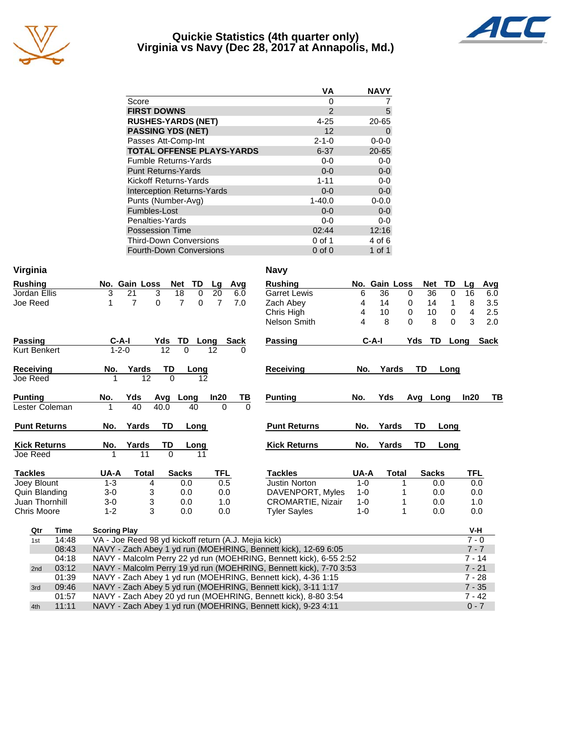# Quickie Statistics (4th quarter only)
## Virginia vs Navy (Dec 28, 2017 at Annapolis, Md.)

| | VA | NAVY |
|---|---|---|
| Score | 0 | 7 |
| **FIRST DOWNS** | 2 | 5 |
| **RUSHES-YARDS (NET)** | 4-25 | 20-65 |
| **PASSING YDS (NET)** | 12 | 0 |
| Passes Att-Comp-Int | 2-1-0 | 0-0-0 |
| **TOTAL OFFENSE PLAYS-YARDS** | 6-37 | 20-65 |
| Fumble Returns-Yards | 0-0 | 0-0 |
| Punt Returns-Yards | 0-0 | 0-0 |
| Kickoff Returns-Yards | 1-11 | 0-0 |
| Interception Returns-Yards | 0-0 | 0-0 |
| Punts (Number-Avg) | 1-40.0 | 0-0.0 |
| Fumbles-Lost | 0-0 | 0-0 |
| Penalties-Yards | 0-0 | 0-0 |
| Possession Time | 02:44 | 12:16 |
| Third-Down Conversions | 0 of 1 | 4 of 6 |
| Fourth-Down Conversions | 0 of 0 | 1 of 1 |

## Virginia

| Rushing | No. | Gain | Loss | Net | TD | Lg | Avg |
|---|---|---|---|---|---|---|---|
| Jordan Ellis | 3 | 21 | 3 | 18 | 0 | 20 | 6.0 |
| Joe Reed | 1 | 7 | 0 | 7 | 0 | 7 | 7.0 |

| Passing | C-A-I | Yds | TD | Long | Sack |
|---|---|---|---|---|---|
| Kurt Benkert | 1-2-0 | 12 | 0 | 12 | 0 |

| Receiving | No. | Yards | TD | Long |
|---|---|---|---|---|
| Joe Reed | 1 | 12 | 0 | 12 |

| Punting | No. | Yds | Avg | Long | In20 | TB |
|---|---|---|---|---|---|---|
| Lester Coleman | 1 | 40 | 40.0 | 40 | 0 | 0 |

| Punt Returns | No. | Yards | TD | Long |
|---|---|---|---|---|

| Kick Returns | No. | Yards | TD | Long |
|---|---|---|---|---|
| Joe Reed | 1 | 11 | 0 | 11 |

| Tackles | UA-A | Total | Sacks | TFL |
|---|---|---|---|---|
| Joey Blount | 1-3 | 4 | 0.0 | 0.5 |
| Quin Blanding | 3-0 | 3 | 0.0 | 0.0 |
| Juan Thornhill | 3-0 | 3 | 0.0 | 1.0 |
| Chris Moore | 1-2 | 3 | 0.0 | 0.0 |

## Navy

| Rushing | No. | Gain | Loss | Net | TD | Lg | Avg |
|---|---|---|---|---|---|---|---|
| Garret Lewis | 6 | 36 | 0 | 36 | 0 | 16 | 6.0 |
| Zach Abey | 4 | 14 | 0 | 14 | 1 | 8 | 3.5 |
| Chris High | 4 | 10 | 0 | 10 | 0 | 4 | 2.5 |
| Nelson Smith | 4 | 8 | 0 | 8 | 0 | 3 | 2.0 |

| Passing | C-A-I | Yds | TD | Long | Sack |
|---|---|---|---|---|---|

| Receiving | No. | Yards | TD | Long |
|---|---|---|---|---|

| Punting | No. | Yds | Avg | Long | In20 | TB |
|---|---|---|---|---|---|---|

| Punt Returns | No. | Yards | TD | Long |
|---|---|---|---|---|

| Kick Returns | No. | Yards | TD | Long |
|---|---|---|---|---|

| Tackles | UA-A | Total | Sacks | TFL |
|---|---|---|---|---|
| Justin Norton | 1-0 | 1 | 0.0 | 0.0 |
| DAVENPORT, Myles | 1-0 | 1 | 0.0 | 0.0 |
| CROMARTIE, Nizair | 1-0 | 1 | 0.0 | 1.0 |
| Tyler Sayles | 1-0 | 1 | 0.0 | 0.0 |

| Qtr | Time | Scoring Play | V-H |
|---|---|---|---|
| 1st | 14:48 | VA - Joe Reed 98 yd kickoff return (A.J. Mejia kick) | 7 - 0 |
| | 08:43 | NAVY - Zach Abey 1 yd run (MOEHRING, Bennett kick), 12-69 6:05 | 7 - 7 |
| | 04:18 | NAVY - Malcolm Perry 22 yd run (MOEHRING, Bennett kick), 6-55 2:52 | 7 - 14 |
| 2nd | 03:12 | NAVY - Malcolm Perry 19 yd run (MOEHRING, Bennett kick), 7-70 3:53 | 7 - 21 |
| | 01:39 | NAVY - Zach Abey 1 yd run (MOEHRING, Bennett kick), 4-36 1:15 | 7 - 28 |
| 3rd | 09:46 | NAVY - Zach Abey 5 yd run (MOEHRING, Bennett kick), 3-11 1:17 | 7 - 35 |
| | 01:57 | NAVY - Zach Abey 20 yd run (MOEHRING, Bennett kick), 8-80 3:54 | 7 - 42 |
| 4th | 11:11 | NAVY - Zach Abey 1 yd run (MOEHRING, Bennett kick), 9-23 4:11 | 0 - 7 |